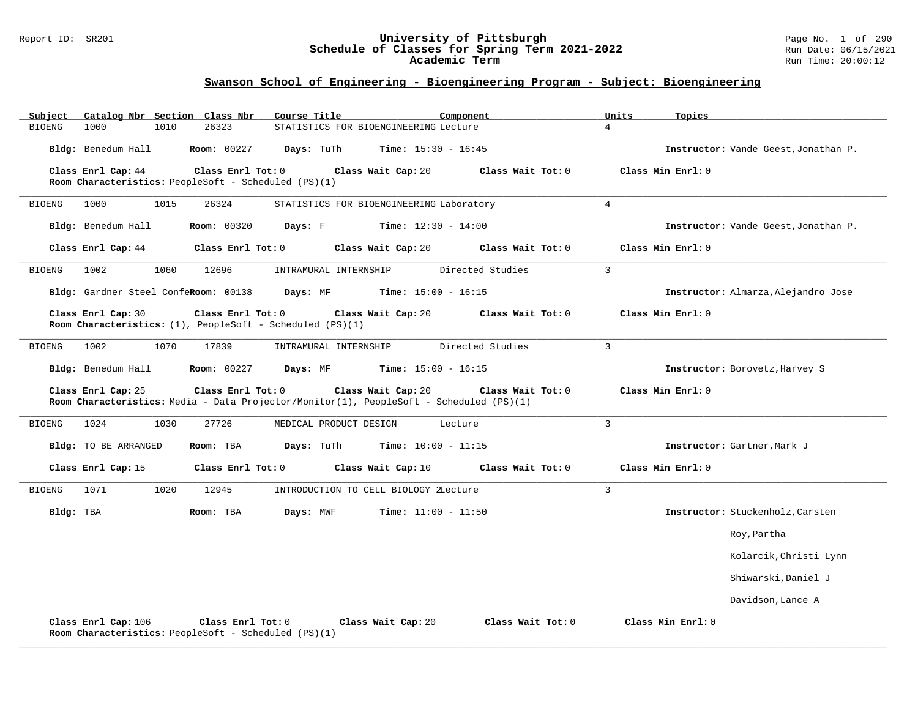# University of Pittsburgh
## Schedule of Classes for Spring Term 2021-2022
### Academic Term

Report ID: SR201

Run Date: 06/15/2021
Run Time: 20:00:12

## Swanson School of Engineering - Bioengineering Program - Subject: Bioengineering

| Subject | Catalog Nbr | Section | Class Nbr | Course Title | Component | Units | Topics |
|---|---|---|---|---|---|---|---|
| BIOENG | 1000 | 1010 | 26323 | STATISTICS FOR BIOENGINEERING | Lecture | 4 | |

**Bldg:** Benedum Hall **Room:** 00227 **Days:** TuTh **Time:** 15:30 - 16:45 **Instructor:** Vande Geest,Jonathan P.

**Class Enrl Cap:** 44 **Class Enrl Tot:** 0 **Class Wait Cap:** 20 **Class Wait Tot:** 0 **Class Min Enrl:** 0
**Room Characteristics:** PeopleSoft - Scheduled (PS)(1)

---

| Subject | Catalog Nbr | Section | Class Nbr | Course Title | Component | Units | Topics |
|---|---|---|---|---|---|---|---|
| BIOENG | 1000 | 1015 | 26324 | STATISTICS FOR BIOENGINEERING | Laboratory | 4 | |

**Bldg:** Benedum Hall **Room:** 00320 **Days:** F **Time:** 12:30 - 14:00 **Instructor:** Vande Geest,Jonathan P.

**Class Enrl Cap:** 44 **Class Enrl Tot:** 0 **Class Wait Cap:** 20 **Class Wait Tot:** 0 **Class Min Enrl:** 0

---

| Subject | Catalog Nbr | Section | Class Nbr | Course Title | Component | Units | Topics |
|---|---|---|---|---|---|---|---|
| BIOENG | 1002 | 1060 | 12696 | INTRAMURAL INTERNSHIP | Directed Studies | 3 | |

**Bldg:** Gardner Steel Confe **Room:** 00138 **Days:** MF **Time:** 15:00 - 16:15 **Instructor:** Almarza,Alejandro Jose

**Class Enrl Cap:** 30 **Class Enrl Tot:** 0 **Class Wait Cap:** 20 **Class Wait Tot:** 0 **Class Min Enrl:** 0
**Room Characteristics:** (1), PeopleSoft - Scheduled (PS)(1)

---

| Subject | Catalog Nbr | Section | Class Nbr | Course Title | Component | Units | Topics |
|---|---|---|---|---|---|---|---|
| BIOENG | 1002 | 1070 | 17839 | INTRAMURAL INTERNSHIP | Directed Studies | 3 | |

**Bldg:** Benedum Hall **Room:** 00227 **Days:** MF **Time:** 15:00 - 16:15 **Instructor:** Borovetz,Harvey S

**Class Enrl Cap:** 25 **Class Enrl Tot:** 0 **Class Wait Cap:** 20 **Class Wait Tot:** 0 **Class Min Enrl:** 0
**Room Characteristics:** Media - Data Projector/Monitor(1), PeopleSoft - Scheduled (PS)(1)

---

| Subject | Catalog Nbr | Section | Class Nbr | Course Title | Component | Units | Topics |
|---|---|---|---|---|---|---|---|
| BIOENG | 1024 | 1030 | 27726 | MEDICAL PRODUCT DESIGN | Lecture | 3 | |

**Bldg:** TO BE ARRANGED **Room:** TBA **Days:** TuTh **Time:** 10:00 - 11:15 **Instructor:** Gartner,Mark J

**Class Enrl Cap:** 15 **Class Enrl Tot:** 0 **Class Wait Cap:** 10 **Class Wait Tot:** 0 **Class Min Enrl:** 0

---

| Subject | Catalog Nbr | Section | Class Nbr | Course Title | Component | Units | Topics |
|---|---|---|---|---|---|---|---|
| BIOENG | 1071 | 1020 | 12945 | INTRODUCTION TO CELL BIOLOGY 2 | Lecture | 3 | |

**Bldg:** TBA **Room:** TBA **Days:** MWF **Time:** 11:00 - 11:50 **Instructor:** Stuckenholz,Carsten
Roy,Partha
Kolarcik,Christi Lynn
Shiwarski,Daniel J
Davidson,Lance A

**Class Enrl Cap:** 106 **Class Enrl Tot:** 0 **Class Wait Cap:** 20 **Class Wait Tot:** 0 **Class Min Enrl:** 0
**Room Characteristics:** PeopleSoft - Scheduled (PS)(1)

---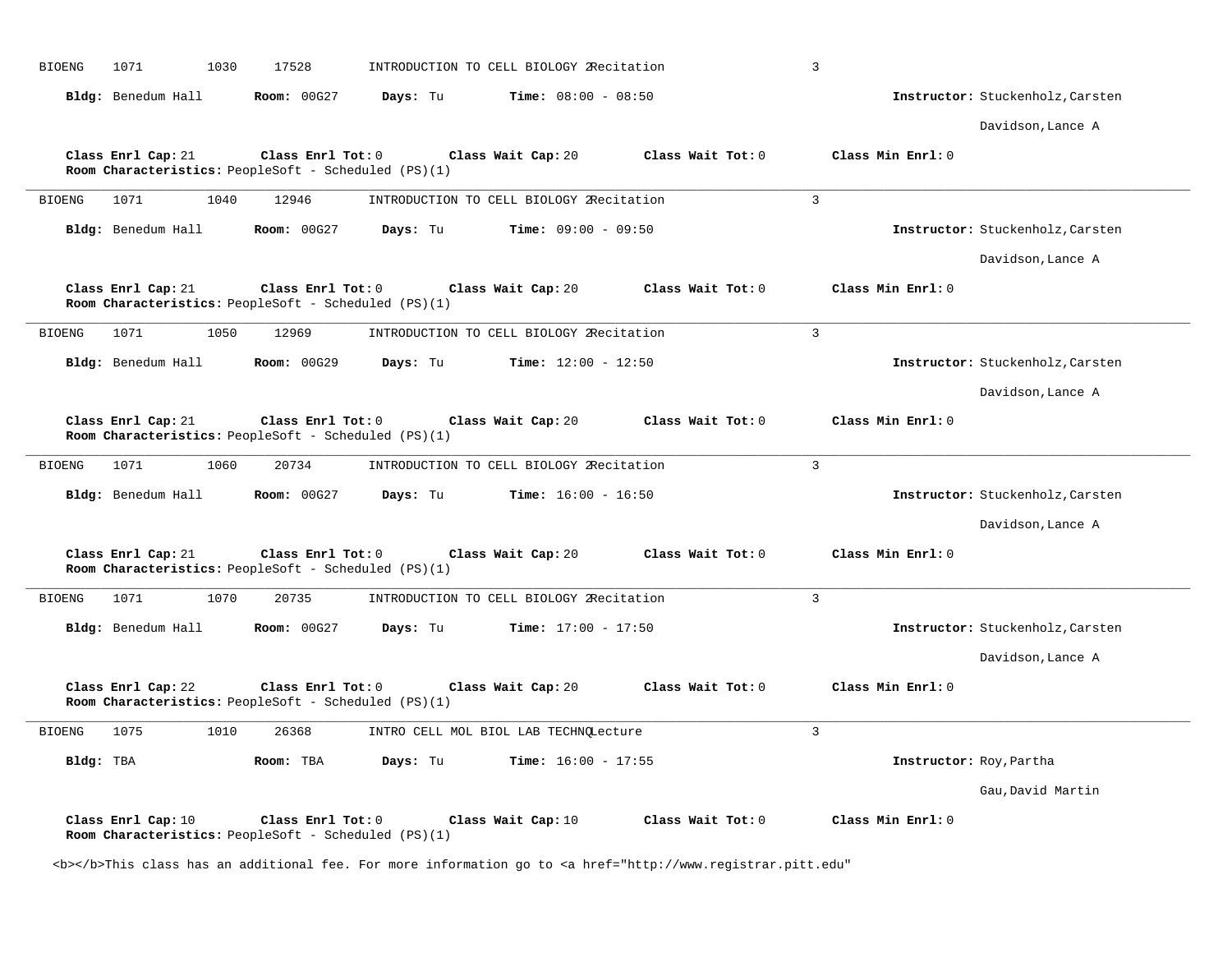BIOENG 1071 1030 17528 INTRODUCTION TO CELL BIOLOGY 2 Recitation 3

**Bldg:** Benedum Hall **Room:** 00G27 **Days:** Tu **Time:** 08:00 - 08:50 **Instructor:** Stuckenholz,Carsten

Davidson,Lance A

**Class Enrl Cap:** 21 **Class Enrl Tot:** 0 **Class Wait Cap:** 20 **Class Wait Tot:** 0 **Class Min Enrl:** 0

**Room Characteristics:** PeopleSoft - Scheduled (PS)(1)

---

BIOENG 1071 1040 12946 INTRODUCTION TO CELL BIOLOGY 2 Recitation 3

**Bldg:** Benedum Hall **Room:** 00G27 **Days:** Tu **Time:** 09:00 - 09:50 **Instructor:** Stuckenholz,Carsten

Davidson,Lance A

**Class Enrl Cap:** 21 **Class Enrl Tot:** 0 **Class Wait Cap:** 20 **Class Wait Tot:** 0 **Class Min Enrl:** 0

**Room Characteristics:** PeopleSoft - Scheduled (PS)(1)

---

BIOENG 1071 1050 12969 INTRODUCTION TO CELL BIOLOGY 2 Recitation 3

**Bldg:** Benedum Hall **Room:** 00G29 **Days:** Tu **Time:** 12:00 - 12:50 **Instructor:** Stuckenholz,Carsten

Davidson,Lance A

**Class Enrl Cap:** 21 **Class Enrl Tot:** 0 **Class Wait Cap:** 20 **Class Wait Tot:** 0 **Class Min Enrl:** 0

**Room Characteristics:** PeopleSoft - Scheduled (PS)(1)

---

BIOENG 1071 1060 20734 INTRODUCTION TO CELL BIOLOGY 2 Recitation 3

**Bldg:** Benedum Hall **Room:** 00G27 **Days:** Tu **Time:** 16:00 - 16:50 **Instructor:** Stuckenholz,Carsten

Davidson,Lance A

**Class Enrl Cap:** 21 **Class Enrl Tot:** 0 **Class Wait Cap:** 20 **Class Wait Tot:** 0 **Class Min Enrl:** 0

**Room Characteristics:** PeopleSoft - Scheduled (PS)(1)

---

BIOENG 1071 1070 20735 INTRODUCTION TO CELL BIOLOGY 2 Recitation 3

**Bldg:** Benedum Hall **Room:** 00G27 **Days:** Tu **Time:** 17:00 - 17:50 **Instructor:** Stuckenholz,Carsten

Davidson,Lance A

**Class Enrl Cap:** 22 **Class Enrl Tot:** 0 **Class Wait Cap:** 20 **Class Wait Tot:** 0 **Class Min Enrl:** 0

**Room Characteristics:** PeopleSoft - Scheduled (PS)(1)

---

BIOENG 1075 1010 26368 INTRO CELL MOL BIOL LAB TECHNQ Lecture 3

**Bldg:** TBA **Room:** TBA **Days:** Tu **Time:** 16:00 - 17:55 **Instructor:** Roy,Partha

Gau,David Martin

**Class Enrl Cap:** 10 **Class Enrl Tot:** 0 **Class Wait Cap:** 10 **Class Wait Tot:** 0 **Class Min Enrl:** 0

**Room Characteristics:** PeopleSoft - Scheduled (PS)(1)

<b></b>This class has an additional fee. For more information go to <a href="http://www.registrar.pitt.edu"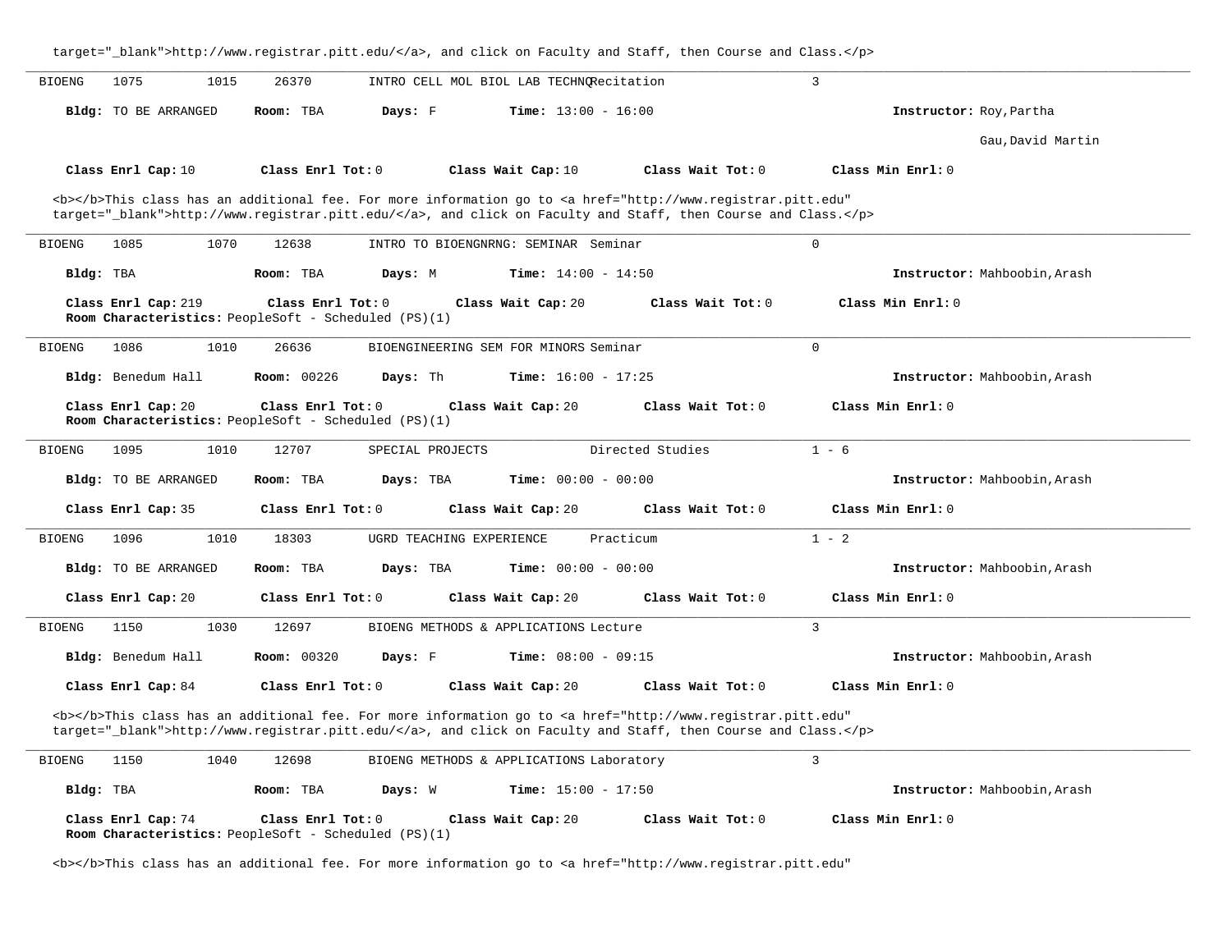target="_blank">http://www.registrar.pitt.edu/</a>, and click on Faculty and Staff, then Course and Class.</p>

---

BIOENG 1075 1015 26370 INTRO CELL MOL BIOL LAB TECHNQ Recitation 3

**Bldg:** TO BE ARRANGED **Room:** TBA **Days:** F **Time:** 13:00 - 16:00 **Instructor:** Roy,Partha

Gau,David Martin

**Class Enrl Cap:** 10 **Class Enrl Tot:** 0 **Class Wait Cap:** 10 **Class Wait Tot:** 0 **Class Min Enrl:** 0

<b></b>This class has an additional fee. For more information go to <a href="http://www.registrar.pitt.edu" target="_blank">http://www.registrar.pitt.edu/</a>, and click on Faculty and Staff, then Course and Class.</p>

---

BIOENG 1085 1070 12638 INTRO TO BIOENGNRNG: SEMINAR Seminar 0

**Bldg:** TBA **Room:** TBA **Days:** M **Time:** 14:00 - 14:50 **Instructor:** Mahboobin,Arash

**Class Enrl Cap:** 219 **Class Enrl Tot:** 0 **Class Wait Cap:** 20 **Class Wait Tot:** 0 **Class Min Enrl:** 0
**Room Characteristics:** PeopleSoft - Scheduled (PS)(1)

---

BIOENG 1086 1010 26636 BIOENGINEERING SEM FOR MINORS Seminar 0

**Bldg:** Benedum Hall **Room:** 00226 **Days:** Th **Time:** 16:00 - 17:25 **Instructor:** Mahboobin,Arash

**Class Enrl Cap:** 20 **Class Enrl Tot:** 0 **Class Wait Cap:** 20 **Class Wait Tot:** 0 **Class Min Enrl:** 0
**Room Characteristics:** PeopleSoft - Scheduled (PS)(1)

---

BIOENG 1095 1010 12707 SPECIAL PROJECTS Directed Studies 1 - 6

**Bldg:** TO BE ARRANGED **Room:** TBA **Days:** TBA **Time:** 00:00 - 00:00 **Instructor:** Mahboobin,Arash

**Class Enrl Cap:** 35 **Class Enrl Tot:** 0 **Class Wait Cap:** 20 **Class Wait Tot:** 0 **Class Min Enrl:** 0

---

BIOENG 1096 1010 18303 UGRD TEACHING EXPERIENCE Practicum 1 - 2

**Bldg:** TO BE ARRANGED **Room:** TBA **Days:** TBA **Time:** 00:00 - 00:00 **Instructor:** Mahboobin,Arash

**Class Enrl Cap:** 20 **Class Enrl Tot:** 0 **Class Wait Cap:** 20 **Class Wait Tot:** 0 **Class Min Enrl:** 0

---

BIOENG 1150 1030 12697 BIOENG METHODS & APPLICATIONS Lecture 3

**Bldg:** Benedum Hall **Room:** 00320 **Days:** F **Time:** 08:00 - 09:15 **Instructor:** Mahboobin,Arash

**Class Enrl Cap:** 84 **Class Enrl Tot:** 0 **Class Wait Cap:** 20 **Class Wait Tot:** 0 **Class Min Enrl:** 0

<b></b>This class has an additional fee. For more information go to <a href="http://www.registrar.pitt.edu" target="_blank">http://www.registrar.pitt.edu/</a>, and click on Faculty and Staff, then Course and Class.</p>

---

BIOENG 1150 1040 12698 BIOENG METHODS & APPLICATIONS Laboratory 3

**Bldg:** TBA **Room:** TBA **Days:** W **Time:** 15:00 - 17:50 **Instructor:** Mahboobin,Arash

**Class Enrl Cap:** 74 **Class Enrl Tot:** 0 **Class Wait Cap:** 20 **Class Wait Tot:** 0 **Class Min Enrl:** 0
**Room Characteristics:** PeopleSoft - Scheduled (PS)(1)

<b></b>This class has an additional fee. For more information go to <a href="http://www.registrar.pitt.edu"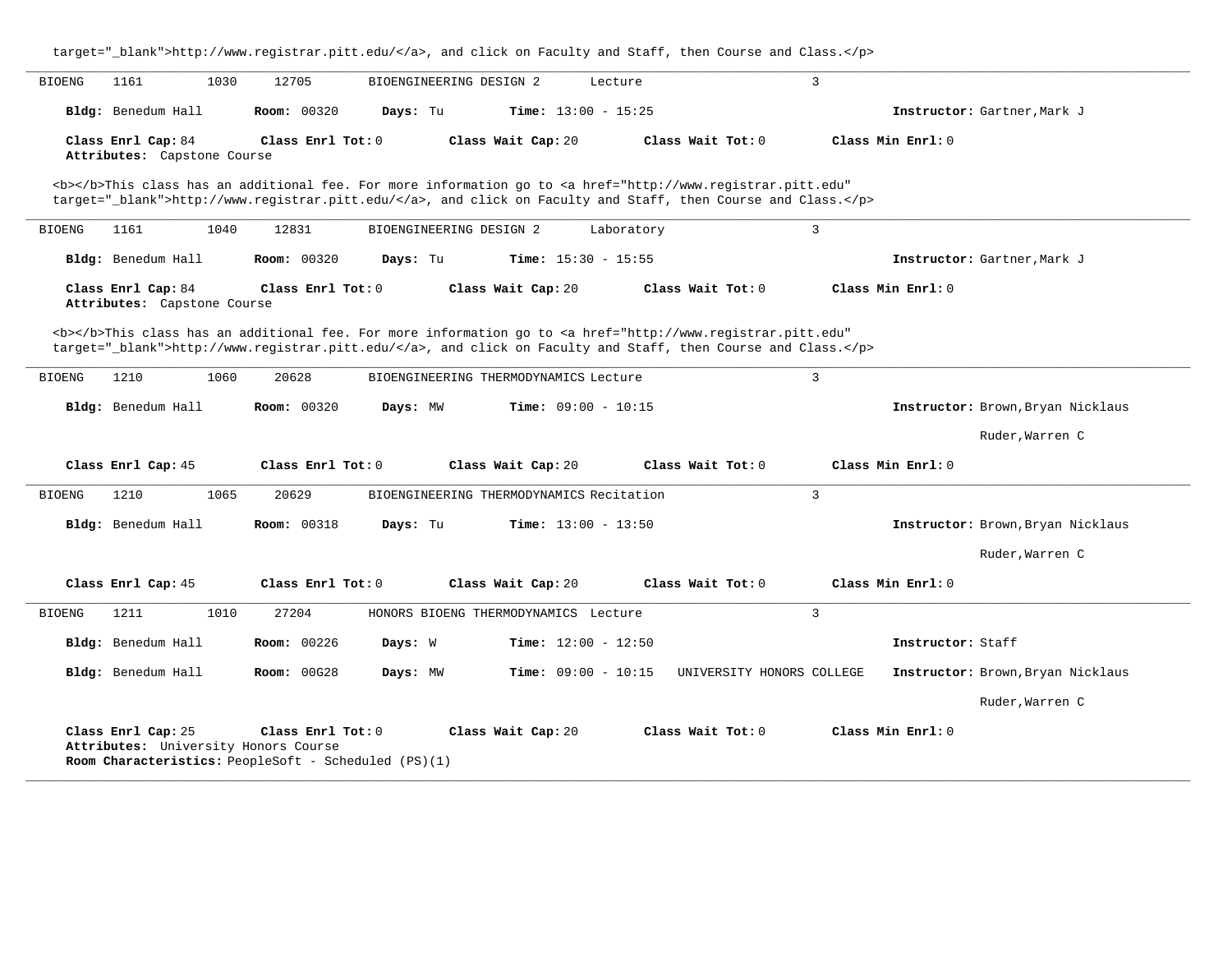target="_blank">http://www.registrar.pitt.edu/</a>, and click on Faculty and Staff, then Course and Class.</p>

---

BIOENG 1161 1030 12705 BIOENGINEERING DESIGN 2 Lecture 3

**Bldg:** Benedum Hall **Room:** 00320 **Days:** Tu **Time:** 13:00 - 15:25 **Instructor:** Gartner,Mark J

**Class Enrl Cap:** 84 **Class Enrl Tot:** 0 **Class Wait Cap:** 20 **Class Wait Tot:** 0 **Class Min Enrl:** 0
**Attributes:** Capstone Course

<b></b>This class has an additional fee. For more information go to <a href="http://www.registrar.pitt.edu" target="_blank">http://www.registrar.pitt.edu/</a>, and click on Faculty and Staff, then Course and Class.</p>

---

BIOENG 1161 1040 12831 BIOENGINEERING DESIGN 2 Laboratory 3

**Bldg:** Benedum Hall **Room:** 00320 **Days:** Tu **Time:** 15:30 - 15:55 **Instructor:** Gartner,Mark J

**Class Enrl Cap:** 84 **Class Enrl Tot:** 0 **Class Wait Cap:** 20 **Class Wait Tot:** 0 **Class Min Enrl:** 0
**Attributes:** Capstone Course

<b></b>This class has an additional fee. For more information go to <a href="http://www.registrar.pitt.edu" target="_blank">http://www.registrar.pitt.edu/</a>, and click on Faculty and Staff, then Course and Class.</p>

---

BIOENG 1210 1060 20628 BIOENGINEERING THERMODYNAMICS Lecture 3

**Bldg:** Benedum Hall **Room:** 00320 **Days:** MW **Time:** 09:00 - 10:15 **Instructor:** Brown,Bryan Nicklaus
Ruder,Warren C

**Class Enrl Cap:** 45 **Class Enrl Tot:** 0 **Class Wait Cap:** 20 **Class Wait Tot:** 0 **Class Min Enrl:** 0

---

BIOENG 1210 1065 20629 BIOENGINEERING THERMODYNAMICS Recitation 3

**Bldg:** Benedum Hall **Room:** 00318 **Days:** Tu **Time:** 13:00 - 13:50 **Instructor:** Brown,Bryan Nicklaus
Ruder,Warren C

**Class Enrl Cap:** 45 **Class Enrl Tot:** 0 **Class Wait Cap:** 20 **Class Wait Tot:** 0 **Class Min Enrl:** 0

---

BIOENG 1211 1010 27204 HONORS BIOENG THERMODYNAMICS Lecture 3

**Bldg:** Benedum Hall **Room:** 00226 **Days:** W **Time:** 12:00 - 12:50 **Instructor:** Staff

**Bldg:** Benedum Hall **Room:** 00G28 **Days:** MW **Time:** 09:00 - 10:15 UNIVERSITY HONORS COLLEGE **Instructor:** Brown,Bryan Nicklaus
Ruder,Warren C

**Class Enrl Cap:** 25 **Class Enrl Tot:** 0 **Class Wait Cap:** 20 **Class Wait Tot:** 0 **Class Min Enrl:** 0
**Attributes:** University Honors Course
**Room Characteristics:** PeopleSoft - Scheduled (PS)(1)

---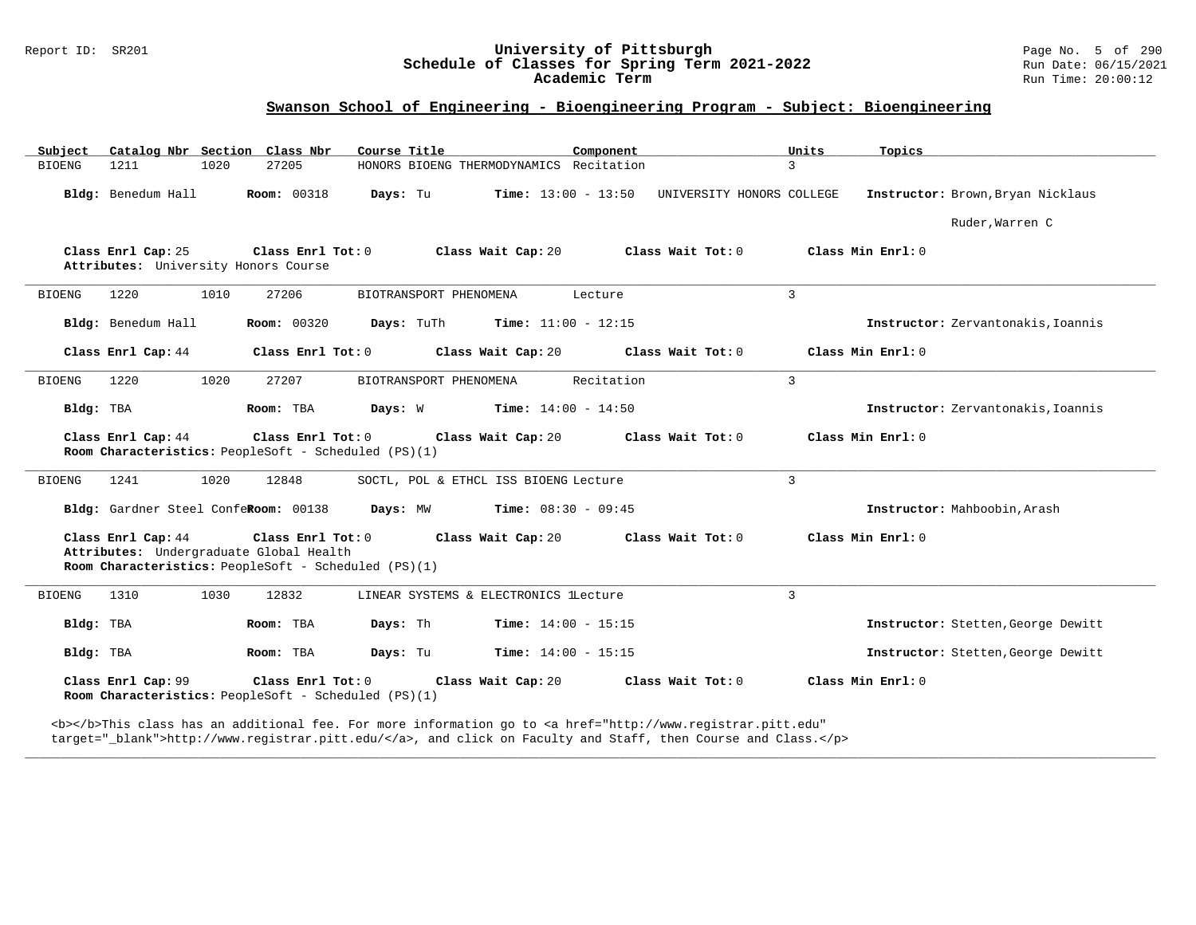## Swanson School of Engineering - Bioengineering Program - Subject: Bioengineering

| Subject | Catalog Nbr | Section | Class Nbr | Course Title | Component | Units | Topics |
|---|---|---|---|---|---|---|---|
| BIOENG | 1211 | 1020 | 27205 | HONORS BIOENG THERMODYNAMICS | Recitation | 3 | |

**Bldg:** Benedum Hall **Room:** 00318 **Days:** Tu **Time:** 13:00 - 13:50 UNIVERSITY HONORS COLLEGE **Instructor:** Brown,Bryan Nicklaus

Ruder,Warren C

**Class Enrl Cap:** 25 **Class Enrl Tot:** 0 **Class Wait Cap:** 20 **Class Wait Tot:** 0 **Class Min Enrl:** 0
**Attributes:** University Honors Course

---

| Subject | Catalog Nbr | Section | Class Nbr | Course Title | Component | Units | Topics |
|---|---|---|---|---|---|---|---|
| BIOENG | 1220 | 1010 | 27206 | BIOTRANSPORT PHENOMENA | Lecture | 3 | |

**Bldg:** Benedum Hall **Room:** 00320 **Days:** TuTh **Time:** 11:00 - 12:15 **Instructor:** Zervantonakis,Ioannis

**Class Enrl Cap:** 44 **Class Enrl Tot:** 0 **Class Wait Cap:** 20 **Class Wait Tot:** 0 **Class Min Enrl:** 0

---

| Subject | Catalog Nbr | Section | Class Nbr | Course Title | Component | Units | Topics |
|---|---|---|---|---|---|---|---|
| BIOENG | 1220 | 1020 | 27207 | BIOTRANSPORT PHENOMENA | Recitation | 3 | |

**Bldg:** TBA **Room:** TBA **Days:** W **Time:** 14:00 - 14:50 **Instructor:** Zervantonakis,Ioannis

**Class Enrl Cap:** 44 **Class Enrl Tot:** 0 **Class Wait Cap:** 20 **Class Wait Tot:** 0 **Class Min Enrl:** 0
**Room Characteristics:** PeopleSoft - Scheduled (PS)(1)

---

| Subject | Catalog Nbr | Section | Class Nbr | Course Title | Component | Units | Topics |
|---|---|---|---|---|---|---|---|
| BIOENG | 1241 | 1020 | 12848 | SOCTL, POL & ETHCL ISS BIOENG | Lecture | 3 | |

**Bldg:** Gardner Steel Confe **Room:** 00138 **Days:** MW **Time:** 08:30 - 09:45 **Instructor:** Mahboobin,Arash

**Class Enrl Cap:** 44 **Class Enrl Tot:** 0 **Class Wait Cap:** 20 **Class Wait Tot:** 0 **Class Min Enrl:** 0
**Attributes:** Undergraduate Global Health
**Room Characteristics:** PeopleSoft - Scheduled (PS)(1)

---

| Subject | Catalog Nbr | Section | Class Nbr | Course Title | Component | Units | Topics |
|---|---|---|---|---|---|---|---|
| BIOENG | 1310 | 1030 | 12832 | LINEAR SYSTEMS & ELECTRONICS 1 | Lecture | 3 | |

**Bldg:** TBA **Room:** TBA **Days:** Th **Time:** 14:00 - 15:15 **Instructor:** Stetten,George Dewitt

**Bldg:** TBA **Room:** TBA **Days:** Tu **Time:** 14:00 - 15:15 **Instructor:** Stetten,George Dewitt

**Class Enrl Cap:** 99 **Class Enrl Tot:** 0 **Class Wait Cap:** 20 **Class Wait Tot:** 0 **Class Min Enrl:** 0
**Room Characteristics:** PeopleSoft - Scheduled (PS)(1)

<b></b>This class has an additional fee. For more information go to <a href="http://www.registrar.pitt.edu" target="_blank">http://www.registrar.pitt.edu/</a>, and click on Faculty and Staff, then Course and Class.</p>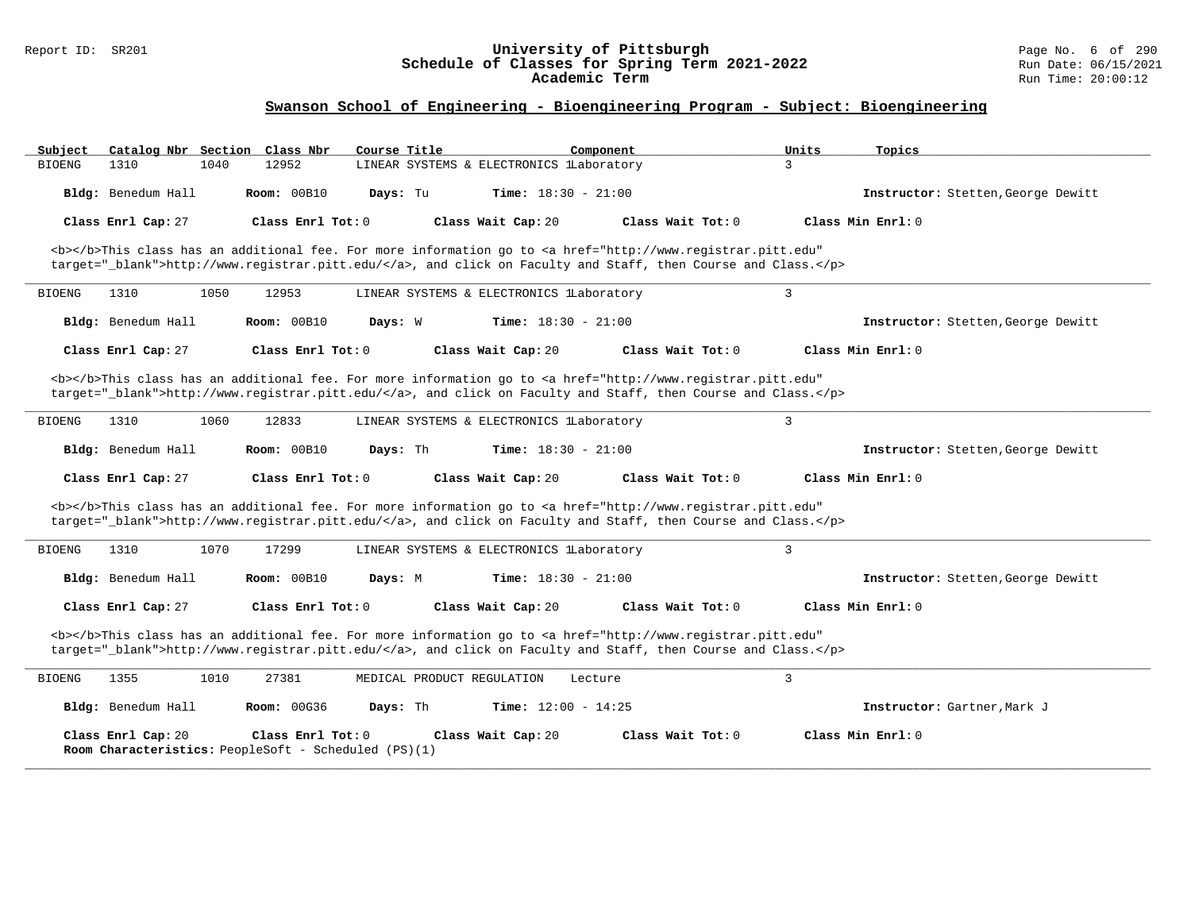## Swanson School of Engineering - Bioengineering Program - Subject: Bioengineering

| Subject | Catalog Nbr | Section | Class Nbr | Course Title | Component | Units | Topics |
|---|---|---|---|---|---|---|---|
| BIOENG | 1310 | 1040 | 12952 | LINEAR SYSTEMS & ELECTRONICS 1 | Laboratory | 3 | |

**Bldg:** Benedum Hall **Room:** 00B10 **Days:** Tu **Time:** 18:30 - 21:00 **Instructor:** Stetten,George Dewitt

**Class Enrl Cap:** 27 **Class Enrl Tot:** 0 **Class Wait Cap:** 20 **Class Wait Tot:** 0 **Class Min Enrl:** 0

<b></b>This class has an additional fee. For more information go to <a href="http://www.registrar.pitt.edu" target="_blank">http://www.registrar.pitt.edu/</a>, and click on Faculty and Staff, then Course and Class.</p>

---

| Subject | Catalog Nbr | Section | Class Nbr | Course Title | Component | Units | Topics |
|---|---|---|---|---|---|---|---|
| BIOENG | 1310 | 1050 | 12953 | LINEAR SYSTEMS & ELECTRONICS 1 | Laboratory | 3 | |

**Bldg:** Benedum Hall **Room:** 00B10 **Days:** W **Time:** 18:30 - 21:00 **Instructor:** Stetten,George Dewitt

**Class Enrl Cap:** 27 **Class Enrl Tot:** 0 **Class Wait Cap:** 20 **Class Wait Tot:** 0 **Class Min Enrl:** 0

<b></b>This class has an additional fee. For more information go to <a href="http://www.registrar.pitt.edu" target="_blank">http://www.registrar.pitt.edu/</a>, and click on Faculty and Staff, then Course and Class.</p>

---

| Subject | Catalog Nbr | Section | Class Nbr | Course Title | Component | Units | Topics |
|---|---|---|---|---|---|---|---|
| BIOENG | 1310 | 1060 | 12833 | LINEAR SYSTEMS & ELECTRONICS 1 | Laboratory | 3 | |

**Bldg:** Benedum Hall **Room:** 00B10 **Days:** Th **Time:** 18:30 - 21:00 **Instructor:** Stetten,George Dewitt

**Class Enrl Cap:** 27 **Class Enrl Tot:** 0 **Class Wait Cap:** 20 **Class Wait Tot:** 0 **Class Min Enrl:** 0

<b></b>This class has an additional fee. For more information go to <a href="http://www.registrar.pitt.edu" target="_blank">http://www.registrar.pitt.edu/</a>, and click on Faculty and Staff, then Course and Class.</p>

---

| Subject | Catalog Nbr | Section | Class Nbr | Course Title | Component | Units | Topics |
|---|---|---|---|---|---|---|---|
| BIOENG | 1310 | 1070 | 17299 | LINEAR SYSTEMS & ELECTRONICS 1 | Laboratory | 3 | |

**Bldg:** Benedum Hall **Room:** 00B10 **Days:** M **Time:** 18:30 - 21:00 **Instructor:** Stetten,George Dewitt

**Class Enrl Cap:** 27 **Class Enrl Tot:** 0 **Class Wait Cap:** 20 **Class Wait Tot:** 0 **Class Min Enrl:** 0

<b></b>This class has an additional fee. For more information go to <a href="http://www.registrar.pitt.edu" target="_blank">http://www.registrar.pitt.edu/</a>, and click on Faculty and Staff, then Course and Class.</p>

---

| Subject | Catalog Nbr | Section | Class Nbr | Course Title | Component | Units | Topics |
|---|---|---|---|---|---|---|---|
| BIOENG | 1355 | 1010 | 27381 | MEDICAL PRODUCT REGULATION | Lecture | 3 | |

**Bldg:** Benedum Hall **Room:** 00G36 **Days:** Th **Time:** 12:00 - 14:25 **Instructor:** Gartner,Mark J

**Class Enrl Cap:** 20 **Class Enrl Tot:** 0 **Class Wait Cap:** 20 **Class Wait Tot:** 0 **Class Min Enrl:** 0

**Room Characteristics:** PeopleSoft - Scheduled (PS)(1)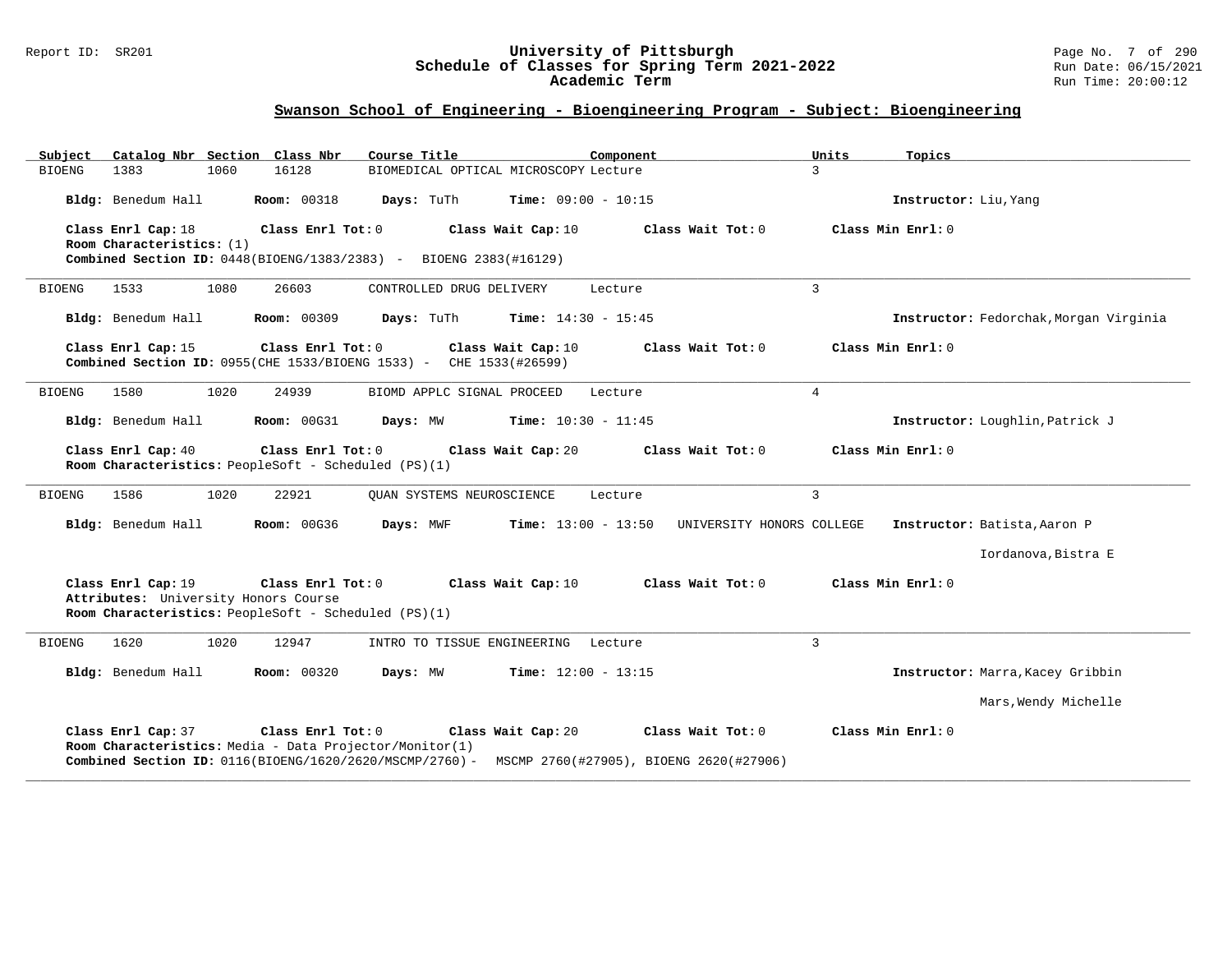## Swanson School of Engineering - Bioengineering Program - Subject: Bioengineering

| Subject | Catalog Nbr | Section | Class Nbr | Course Title | Component | Units | Topics |
|---|---|---|---|---|---|---|---|
| BIOENG | 1383 | 1060 | 16128 | BIOMEDICAL OPTICAL MICROSCOPY | Lecture | 3 | |

**Bldg:** Benedum Hall **Room:** 00318 **Days:** TuTh **Time:** 09:00 - 10:15 **Instructor:** Liu,Yang

**Class Enrl Cap:** 18 **Class Enrl Tot:** 0 **Class Wait Cap:** 10 **Class Wait Tot:** 0 **Class Min Enrl:** 0
**Room Characteristics:** (1)
**Combined Section ID:** 0448(BIOENG/1383/2383) - BIOENG 2383(#16129)

---

| Subject | Catalog Nbr | Section | Class Nbr | Course Title | Component | Units | Topics |
|---|---|---|---|---|---|---|---|
| BIOENG | 1533 | 1080 | 26603 | CONTROLLED DRUG DELIVERY | Lecture | 3 | |

**Bldg:** Benedum Hall **Room:** 00309 **Days:** TuTh **Time:** 14:30 - 15:45 **Instructor:** Fedorchak,Morgan Virginia

**Class Enrl Cap:** 15 **Class Enrl Tot:** 0 **Class Wait Cap:** 10 **Class Wait Tot:** 0 **Class Min Enrl:** 0
**Combined Section ID:** 0955(CHE 1533/BIOENG 1533) - CHE 1533(#26599)

---

| Subject | Catalog Nbr | Section | Class Nbr | Course Title | Component | Units | Topics |
|---|---|---|---|---|---|---|---|
| BIOENG | 1580 | 1020 | 24939 | BIOMD APPLC SIGNAL PROCEED | Lecture | 4 | |

**Bldg:** Benedum Hall **Room:** 00G31 **Days:** MW **Time:** 10:30 - 11:45 **Instructor:** Loughlin,Patrick J

**Class Enrl Cap:** 40 **Class Enrl Tot:** 0 **Class Wait Cap:** 20 **Class Wait Tot:** 0 **Class Min Enrl:** 0
**Room Characteristics:** PeopleSoft - Scheduled (PS)(1)

---

| Subject | Catalog Nbr | Section | Class Nbr | Course Title | Component | Units | Topics |
|---|---|---|---|---|---|---|---|
| BIOENG | 1586 | 1020 | 22921 | QUAN SYSTEMS NEUROSCIENCE | Lecture | 3 | |

**Bldg:** Benedum Hall **Room:** 00G36 **Days:** MWF **Time:** 13:00 - 13:50 UNIVERSITY HONORS COLLEGE **Instructor:** Batista,Aaron P
Iordanova,Bistra E

**Class Enrl Cap:** 19 **Class Enrl Tot:** 0 **Class Wait Cap:** 10 **Class Wait Tot:** 0 **Class Min Enrl:** 0
**Attributes:** University Honors Course
**Room Characteristics:** PeopleSoft - Scheduled (PS)(1)

---

| Subject | Catalog Nbr | Section | Class Nbr | Course Title | Component | Units | Topics |
|---|---|---|---|---|---|---|---|
| BIOENG | 1620 | 1020 | 12947 | INTRO TO TISSUE ENGINEERING | Lecture | 3 | |

**Bldg:** Benedum Hall **Room:** 00320 **Days:** MW **Time:** 12:00 - 13:15 **Instructor:** Marra,Kacey Gribbin
Mars,Wendy Michelle

**Class Enrl Cap:** 37 **Class Enrl Tot:** 0 **Class Wait Cap:** 20 **Class Wait Tot:** 0 **Class Min Enrl:** 0
**Room Characteristics:** Media - Data Projector/Monitor(1)
**Combined Section ID:** 0116(BIOENG/1620/2620/MSCMP/2760) - MSCMP 2760(#27905), BIOENG 2620(#27906)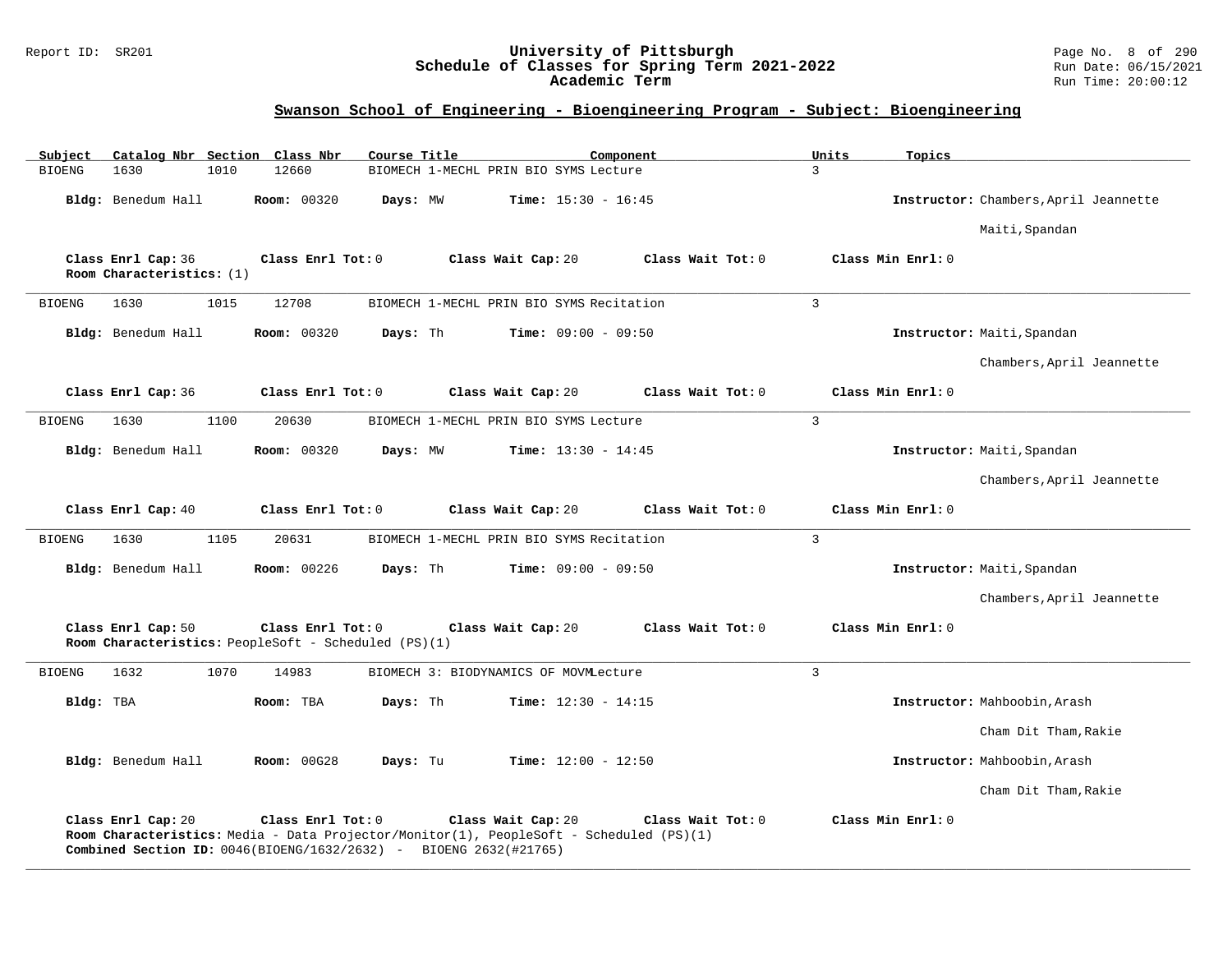## Swanson School of Engineering - Bioengineering Program - Subject: Bioengineering

| Subject | Catalog Nbr | Section | Class Nbr | Course Title | Component | Units | Topics |
|---|---|---|---|---|---|---|---|
| BIOENG | 1630 | 1010 | 12660 | BIOMECH 1-MECHL PRIN BIO SYMS | Lecture | 3 | |

**Bldg:** Benedum Hall **Room:** 00320 **Days:** MW **Time:** 15:30 - 16:45 **Instructor:** Chambers,April Jeannette; Maiti,Spandan

**Class Enrl Cap:** 36 **Class Enrl Tot:** 0 **Class Wait Cap:** 20 **Class Wait Tot:** 0 **Class Min Enrl:** 0
**Room Characteristics:** (1)

---

| Subject | Catalog Nbr | Section | Class Nbr | Course Title | Component | Units | Topics |
|---|---|---|---|---|---|---|---|
| BIOENG | 1630 | 1015 | 12708 | BIOMECH 1-MECHL PRIN BIO SYMS | Recitation | 3 | |

**Bldg:** Benedum Hall **Room:** 00320 **Days:** Th **Time:** 09:00 - 09:50 **Instructor:** Maiti,Spandan; Chambers,April Jeannette

**Class Enrl Cap:** 36 **Class Enrl Tot:** 0 **Class Wait Cap:** 20 **Class Wait Tot:** 0 **Class Min Enrl:** 0

---

| Subject | Catalog Nbr | Section | Class Nbr | Course Title | Component | Units | Topics |
|---|---|---|---|---|---|---|---|
| BIOENG | 1630 | 1100 | 20630 | BIOMECH 1-MECHL PRIN BIO SYMS | Lecture | 3 | |

**Bldg:** Benedum Hall **Room:** 00320 **Days:** MW **Time:** 13:30 - 14:45 **Instructor:** Maiti,Spandan; Chambers,April Jeannette

**Class Enrl Cap:** 40 **Class Enrl Tot:** 0 **Class Wait Cap:** 20 **Class Wait Tot:** 0 **Class Min Enrl:** 0

---

| Subject | Catalog Nbr | Section | Class Nbr | Course Title | Component | Units | Topics |
|---|---|---|---|---|---|---|---|
| BIOENG | 1630 | 1105 | 20631 | BIOMECH 1-MECHL PRIN BIO SYMS | Recitation | 3 | |

**Bldg:** Benedum Hall **Room:** 00226 **Days:** Th **Time:** 09:00 - 09:50 **Instructor:** Maiti,Spandan; Chambers,April Jeannette

**Class Enrl Cap:** 50 **Class Enrl Tot:** 0 **Class Wait Cap:** 20 **Class Wait Tot:** 0 **Class Min Enrl:** 0
**Room Characteristics:** PeopleSoft - Scheduled (PS)(1)

---

| Subject | Catalog Nbr | Section | Class Nbr | Course Title | Component | Units | Topics |
|---|---|---|---|---|---|---|---|
| BIOENG | 1632 | 1070 | 14983 | BIOMECH 3: BIODYNAMICS OF MOVM | Lecture | 3 | |

**Bldg:** TBA **Room:** TBA **Days:** Th **Time:** 12:30 - 14:15 **Instructor:** Mahboobin,Arash; Cham Dit Tham,Rakie

**Bldg:** Benedum Hall **Room:** 00G28 **Days:** Tu **Time:** 12:00 - 12:50 **Instructor:** Mahboobin,Arash; Cham Dit Tham,Rakie

**Class Enrl Cap:** 20 **Class Enrl Tot:** 0 **Class Wait Cap:** 20 **Class Wait Tot:** 0 **Class Min Enrl:** 0
**Room Characteristics:** Media - Data Projector/Monitor(1), PeopleSoft - Scheduled (PS)(1)
**Combined Section ID:** 0046(BIOENG/1632/2632) - BIOENG 2632(#21765)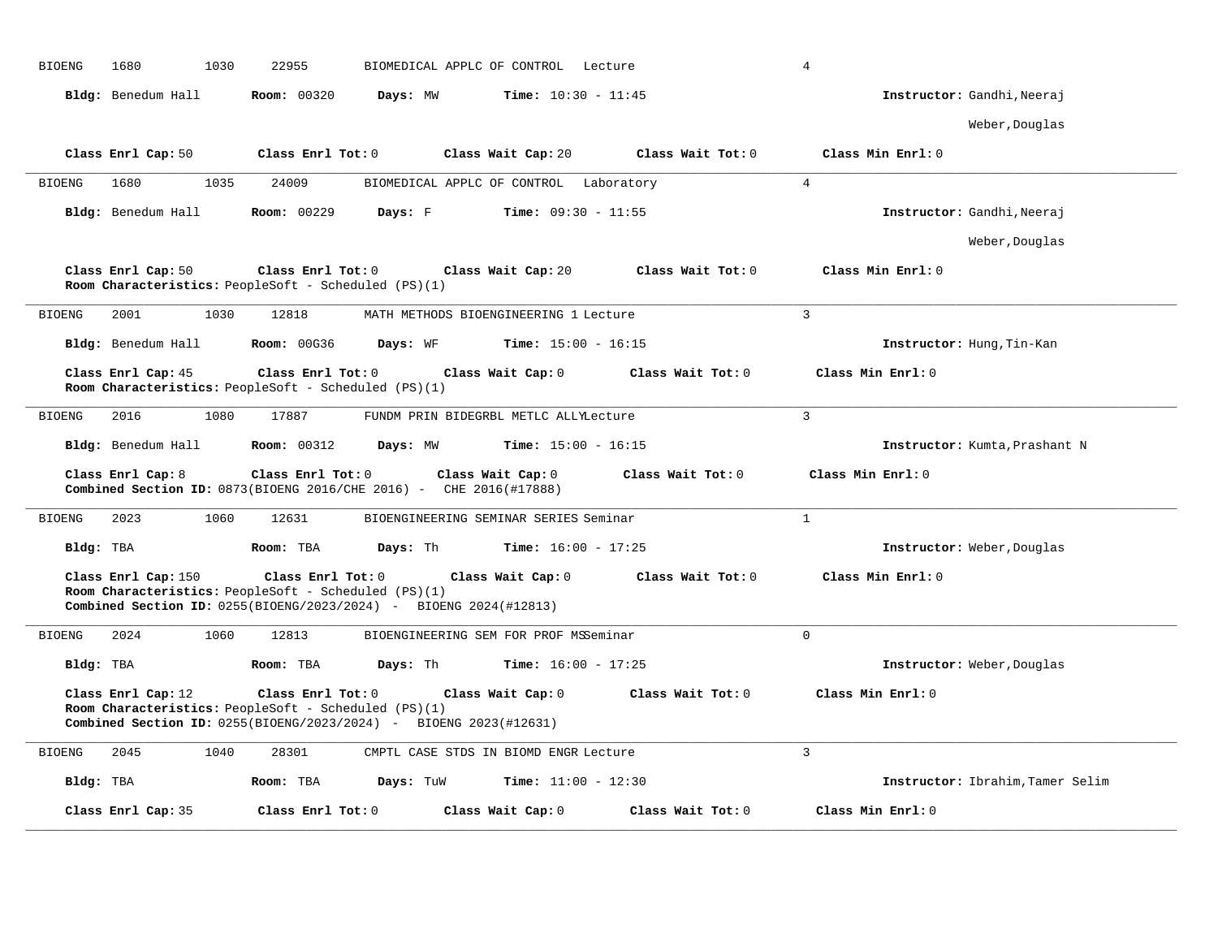BIOENG 1680 1030 22955 BIOMEDICAL APPLC OF CONTROL Lecture 4

**Bldg:** Benedum Hall **Room:** 00320 **Days:** MW **Time:** 10:30 - 11:45 **Instructor:** Gandhi,Neeraj
Weber,Douglas

**Class Enrl Cap:** 50 **Class Enrl Tot:** 0 **Class Wait Cap:** 20 **Class Wait Tot:** 0 **Class Min Enrl:** 0

---

BIOENG 1680 1035 24009 BIOMEDICAL APPLC OF CONTROL Laboratory 4

**Bldg:** Benedum Hall **Room:** 00229 **Days:** F **Time:** 09:30 - 11:55 **Instructor:** Gandhi,Neeraj
Weber,Douglas

**Class Enrl Cap:** 50 **Class Enrl Tot:** 0 **Class Wait Cap:** 20 **Class Wait Tot:** 0 **Class Min Enrl:** 0
**Room Characteristics:** PeopleSoft - Scheduled (PS)(1)

---

BIOENG 2001 1030 12818 MATH METHODS BIOENGINEERING 1 Lecture 3

**Bldg:** Benedum Hall **Room:** 00G36 **Days:** WF **Time:** 15:00 - 16:15 **Instructor:** Hung,Tin-Kan

**Class Enrl Cap:** 45 **Class Enrl Tot:** 0 **Class Wait Cap:** 0 **Class Wait Tot:** 0 **Class Min Enrl:** 0
**Room Characteristics:** PeopleSoft - Scheduled (PS)(1)

---

BIOENG 2016 1080 17887 FUNDM PRIN BIDEGRBL METLC ALLYLecture 3

**Bldg:** Benedum Hall **Room:** 00312 **Days:** MW **Time:** 15:00 - 16:15 **Instructor:** Kumta,Prashant N

**Class Enrl Cap:** 8 **Class Enrl Tot:** 0 **Class Wait Cap:** 0 **Class Wait Tot:** 0 **Class Min Enrl:** 0
**Combined Section ID:** 0873(BIOENG 2016/CHE 2016) - CHE 2016(#17888)

---

BIOENG 2023 1060 12631 BIOENGINEERING SEMINAR SERIES Seminar 1

**Bldg:** TBA **Room:** TBA **Days:** Th **Time:** 16:00 - 17:25 **Instructor:** Weber,Douglas

**Class Enrl Cap:** 150 **Class Enrl Tot:** 0 **Class Wait Cap:** 0 **Class Wait Tot:** 0 **Class Min Enrl:** 0
**Room Characteristics:** PeopleSoft - Scheduled (PS)(1)
**Combined Section ID:** 0255(BIOENG/2023/2024) - BIOENG 2024(#12813)

---

BIOENG 2024 1060 12813 BIOENGINEERING SEM FOR PROF MSSeminar 0

**Bldg:** TBA **Room:** TBA **Days:** Th **Time:** 16:00 - 17:25 **Instructor:** Weber,Douglas

**Class Enrl Cap:** 12 **Class Enrl Tot:** 0 **Class Wait Cap:** 0 **Class Wait Tot:** 0 **Class Min Enrl:** 0
**Room Characteristics:** PeopleSoft - Scheduled (PS)(1)
**Combined Section ID:** 0255(BIOENG/2023/2024) - BIOENG 2023(#12631)

---

BIOENG 2045 1040 28301 CMPTL CASE STDS IN BIOMD ENGR Lecture 3

**Bldg:** TBA **Room:** TBA **Days:** TuW **Time:** 11:00 - 12:30 **Instructor:** Ibrahim,Tamer Selim

**Class Enrl Cap:** 35 **Class Enrl Tot:** 0 **Class Wait Cap:** 0 **Class Wait Tot:** 0 **Class Min Enrl:** 0

---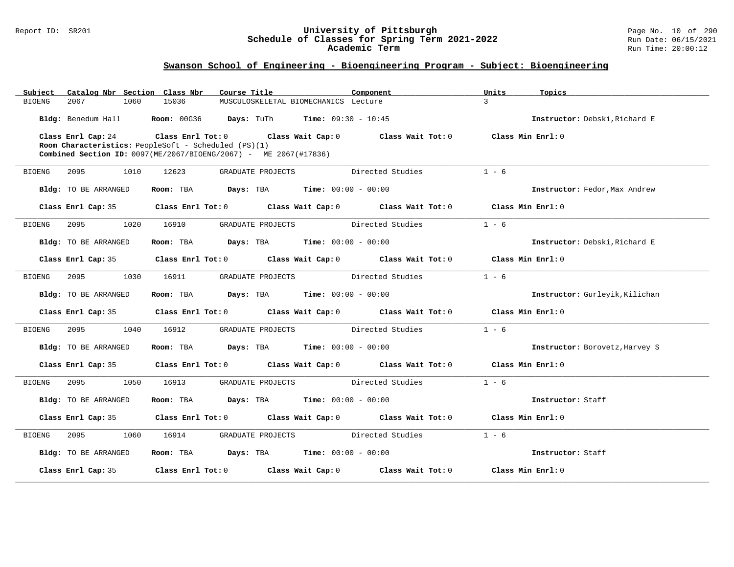## Swanson School of Engineering - Bioengineering Program - Subject: Bioengineering

| Subject | Catalog Nbr | Section | Class Nbr | Course Title | Component | Units | Topics |
|---|---|---|---|---|---|---|---|
| BIOENG | 2067 | 1060 | 15036 | MUSCULOSKELETAL BIOMECHANICS | Lecture | 3 | |

**Bldg:** Benedum Hall **Room:** 00G36 **Days:** TuTh **Time:** 09:30 - 10:45 **Instructor:** Debski,Richard E

**Class Enrl Cap:** 24 **Class Enrl Tot:** 0 **Class Wait Cap:** 0 **Class Wait Tot:** 0 **Class Min Enrl:** 0

**Room Characteristics:** PeopleSoft - Scheduled (PS)(1)

**Combined Section ID:** 0097(ME/2067/BIOENG/2067) - ME 2067(#17836)

---

| Subject | Catalog Nbr | Section | Class Nbr | Course Title | Component | Units | Topics |
|---|---|---|---|---|---|---|---|
| BIOENG | 2095 | 1010 | 12623 | GRADUATE PROJECTS | Directed Studies | 1 - 6 | |

**Bldg:** TO BE ARRANGED **Room:** TBA **Days:** TBA **Time:** 00:00 - 00:00 **Instructor:** Fedor,Max Andrew

**Class Enrl Cap:** 35 **Class Enrl Tot:** 0 **Class Wait Cap:** 0 **Class Wait Tot:** 0 **Class Min Enrl:** 0

---

| Subject | Catalog Nbr | Section | Class Nbr | Course Title | Component | Units | Topics |
|---|---|---|---|---|---|---|---|
| BIOENG | 2095 | 1020 | 16910 | GRADUATE PROJECTS | Directed Studies | 1 - 6 | |

**Bldg:** TO BE ARRANGED **Room:** TBA **Days:** TBA **Time:** 00:00 - 00:00 **Instructor:** Debski,Richard E

**Class Enrl Cap:** 35 **Class Enrl Tot:** 0 **Class Wait Cap:** 0 **Class Wait Tot:** 0 **Class Min Enrl:** 0

---

| Subject | Catalog Nbr | Section | Class Nbr | Course Title | Component | Units | Topics |
|---|---|---|---|---|---|---|---|
| BIOENG | 2095 | 1030 | 16911 | GRADUATE PROJECTS | Directed Studies | 1 - 6 | |

**Bldg:** TO BE ARRANGED **Room:** TBA **Days:** TBA **Time:** 00:00 - 00:00 **Instructor:** Gurleyik,Kilichan

**Class Enrl Cap:** 35 **Class Enrl Tot:** 0 **Class Wait Cap:** 0 **Class Wait Tot:** 0 **Class Min Enrl:** 0

---

| Subject | Catalog Nbr | Section | Class Nbr | Course Title | Component | Units | Topics |
|---|---|---|---|---|---|---|---|
| BIOENG | 2095 | 1040 | 16912 | GRADUATE PROJECTS | Directed Studies | 1 - 6 | |

**Bldg:** TO BE ARRANGED **Room:** TBA **Days:** TBA **Time:** 00:00 - 00:00 **Instructor:** Borovetz,Harvey S

**Class Enrl Cap:** 35 **Class Enrl Tot:** 0 **Class Wait Cap:** 0 **Class Wait Tot:** 0 **Class Min Enrl:** 0

---

| Subject | Catalog Nbr | Section | Class Nbr | Course Title | Component | Units | Topics |
|---|---|---|---|---|---|---|---|
| BIOENG | 2095 | 1050 | 16913 | GRADUATE PROJECTS | Directed Studies | 1 - 6 | |

**Bldg:** TO BE ARRANGED **Room:** TBA **Days:** TBA **Time:** 00:00 - 00:00 **Instructor:** Staff

**Class Enrl Cap:** 35 **Class Enrl Tot:** 0 **Class Wait Cap:** 0 **Class Wait Tot:** 0 **Class Min Enrl:** 0

---

| Subject | Catalog Nbr | Section | Class Nbr | Course Title | Component | Units | Topics |
|---|---|---|---|---|---|---|---|
| BIOENG | 2095 | 1060 | 16914 | GRADUATE PROJECTS | Directed Studies | 1 - 6 | |

**Bldg:** TO BE ARRANGED **Room:** TBA **Days:** TBA **Time:** 00:00 - 00:00 **Instructor:** Staff

**Class Enrl Cap:** 35 **Class Enrl Tot:** 0 **Class Wait Cap:** 0 **Class Wait Tot:** 0 **Class Min Enrl:** 0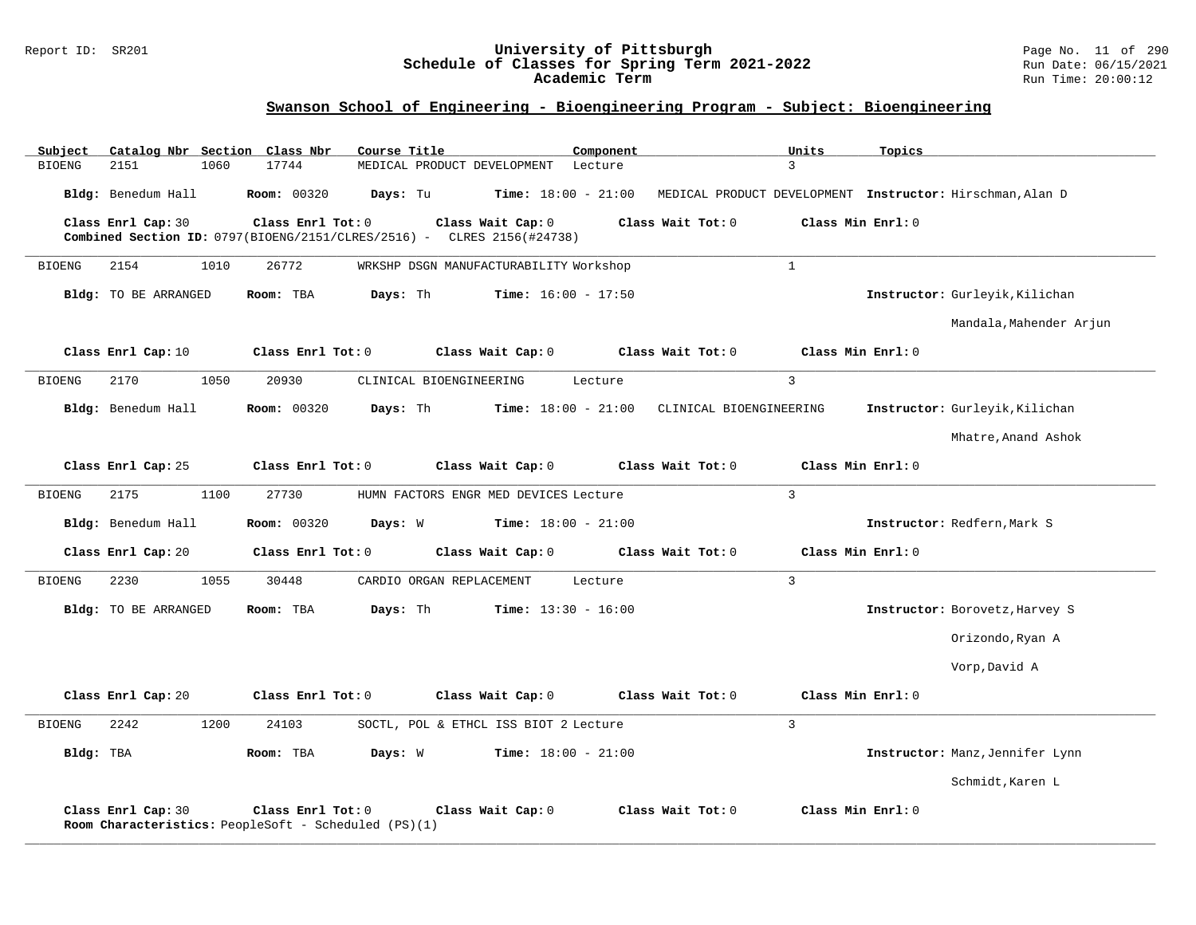## Swanson School of Engineering - Bioengineering Program - Subject: Bioengineering

| Subject | Catalog Nbr | Section | Class Nbr | Course Title | Component | Units | Topics |
|---|---|---|---|---|---|---|---|
| BIOENG | 2151 | 1060 | 17744 | MEDICAL PRODUCT DEVELOPMENT | Lecture | 3 | |

**Bldg:** Benedum Hall **Room:** 00320 **Days:** Tu **Time:** 18:00 - 21:00 MEDICAL PRODUCT DEVELOPMENT **Instructor:** Hirschman,Alan D

**Class Enrl Cap:** 30 **Class Enrl Tot:** 0 **Class Wait Cap:** 0 **Class Wait Tot:** 0 **Class Min Enrl:** 0
**Combined Section ID:** 0797(BIOENG/2151/CLRES/2516) - CLRES 2156(#24738)

---

| Subject | Catalog Nbr | Section | Class Nbr | Course Title | Component | Units | Topics |
|---|---|---|---|---|---|---|---|
| BIOENG | 2154 | 1010 | 26772 | WRKSHP DSGN MANUFACTURABILITY | Workshop | 1 | |

**Bldg:** TO BE ARRANGED **Room:** TBA **Days:** Th **Time:** 16:00 - 17:50 **Instructor:** Gurleyik,Kilichan
Mandala,Mahender Arjun

**Class Enrl Cap:** 10 **Class Enrl Tot:** 0 **Class Wait Cap:** 0 **Class Wait Tot:** 0 **Class Min Enrl:** 0

---

| Subject | Catalog Nbr | Section | Class Nbr | Course Title | Component | Units | Topics |
|---|---|---|---|---|---|---|---|
| BIOENG | 2170 | 1050 | 20930 | CLINICAL BIOENGINEERING | Lecture | 3 | |

**Bldg:** Benedum Hall **Room:** 00320 **Days:** Th **Time:** 18:00 - 21:00 CLINICAL BIOENGINEERING **Instructor:** Gurleyik,Kilichan
Mhatre,Anand Ashok

**Class Enrl Cap:** 25 **Class Enrl Tot:** 0 **Class Wait Cap:** 0 **Class Wait Tot:** 0 **Class Min Enrl:** 0

---

| Subject | Catalog Nbr | Section | Class Nbr | Course Title | Component | Units | Topics |
|---|---|---|---|---|---|---|---|
| BIOENG | 2175 | 1100 | 27730 | HUMN FACTORS ENGR MED DEVICES | Lecture | 3 | |

**Bldg:** Benedum Hall **Room:** 00320 **Days:** W **Time:** 18:00 - 21:00 **Instructor:** Redfern,Mark S

**Class Enrl Cap:** 20 **Class Enrl Tot:** 0 **Class Wait Cap:** 0 **Class Wait Tot:** 0 **Class Min Enrl:** 0

---

| Subject | Catalog Nbr | Section | Class Nbr | Course Title | Component | Units | Topics |
|---|---|---|---|---|---|---|---|
| BIOENG | 2230 | 1055 | 30448 | CARDIO ORGAN REPLACEMENT | Lecture | 3 | |

**Bldg:** TO BE ARRANGED **Room:** TBA **Days:** Th **Time:** 13:30 - 16:00 **Instructor:** Borovetz,Harvey S
Orizondo,Ryan A
Vorp,David A

**Class Enrl Cap:** 20 **Class Enrl Tot:** 0 **Class Wait Cap:** 0 **Class Wait Tot:** 0 **Class Min Enrl:** 0

---

| Subject | Catalog Nbr | Section | Class Nbr | Course Title | Component | Units | Topics |
|---|---|---|---|---|---|---|---|
| BIOENG | 2242 | 1200 | 24103 | SOCTL, POL & ETHCL ISS BIOT 2 | Lecture | 3 | |

**Bldg:** TBA **Room:** TBA **Days:** W **Time:** 18:00 - 21:00 **Instructor:** Manz,Jennifer Lynn
Schmidt,Karen L

**Class Enrl Cap:** 30 **Class Enrl Tot:** 0 **Class Wait Cap:** 0 **Class Wait Tot:** 0 **Class Min Enrl:** 0
**Room Characteristics:** PeopleSoft - Scheduled (PS)(1)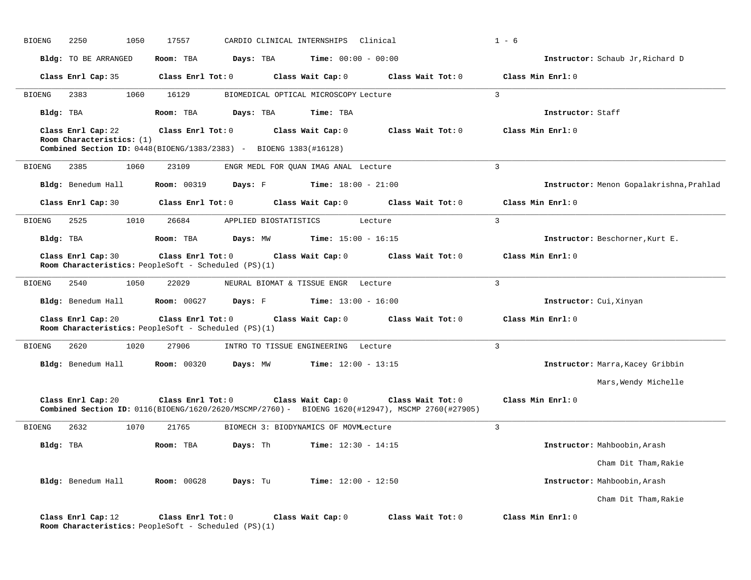BIOENG 2250 1050 17557 CARDIO CLINICAL INTERNSHIPS Clinical 1 - 6

**Bldg:** TO BE ARRANGED **Room:** TBA **Days:** TBA **Time:** 00:00 - 00:00 **Instructor:** Schaub Jr,Richard D

**Class Enrl Cap:** 35 **Class Enrl Tot:** 0 **Class Wait Cap:** 0 **Class Wait Tot:** 0 **Class Min Enrl:** 0

---

BIOENG 2383 1060 16129 BIOMEDICAL OPTICAL MICROSCOPY Lecture 3

**Bldg:** TBA **Room:** TBA **Days:** TBA **Time:** TBA **Instructor:** Staff

**Class Enrl Cap:** 22 **Class Enrl Tot:** 0 **Class Wait Cap:** 0 **Class Wait Tot:** 0 **Class Min Enrl:** 0
**Room Characteristics:** (1)
**Combined Section ID:** 0448(BIOENG/1383/2383) - BIOENG 1383(#16128)

---

BIOENG 2385 1060 23109 ENGR MEDL FOR QUAN IMAG ANAL Lecture 3

**Bldg:** Benedum Hall **Room:** 00319 **Days:** F **Time:** 18:00 - 21:00 **Instructor:** Menon Gopalakrishna,Prahlad

**Class Enrl Cap:** 30 **Class Enrl Tot:** 0 **Class Wait Cap:** 0 **Class Wait Tot:** 0 **Class Min Enrl:** 0

---

BIOENG 2525 1010 26684 APPLIED BIOSTATISTICS Lecture 3

**Bldg:** TBA **Room:** TBA **Days:** MW **Time:** 15:00 - 16:15 **Instructor:** Beschorner,Kurt E.

**Class Enrl Cap:** 30 **Class Enrl Tot:** 0 **Class Wait Cap:** 0 **Class Wait Tot:** 0 **Class Min Enrl:** 0
**Room Characteristics:** PeopleSoft - Scheduled (PS)(1)

---

BIOENG 2540 1050 22029 NEURAL BIOMAT & TISSUE ENGR Lecture 3

**Bldg:** Benedum Hall **Room:** 00G27 **Days:** F **Time:** 13:00 - 16:00 **Instructor:** Cui,Xinyan

**Class Enrl Cap:** 20 **Class Enrl Tot:** 0 **Class Wait Cap:** 0 **Class Wait Tot:** 0 **Class Min Enrl:** 0
**Room Characteristics:** PeopleSoft - Scheduled (PS)(1)

---

BIOENG 2620 1020 27906 INTRO TO TISSUE ENGINEERING Lecture 3

**Bldg:** Benedum Hall **Room:** 00320 **Days:** MW **Time:** 12:00 - 13:15 **Instructor:** Marra,Kacey Gribbin
Mars,Wendy Michelle

**Class Enrl Cap:** 20 **Class Enrl Tot:** 0 **Class Wait Cap:** 0 **Class Wait Tot:** 0 **Class Min Enrl:** 0
**Combined Section ID:** 0116(BIOENG/1620/2620/MSCMP/2760) - BIOENG 1620(#12947), MSCMP 2760(#27905)

---

BIOENG 2632 1070 21765 BIOMECH 3: BIODYNAMICS OF MOVM Lecture 3

**Bldg:** TBA **Room:** TBA **Days:** Th **Time:** 12:30 - 14:15 **Instructor:** Mahboobin,Arash
Cham Dit Tham,Rakie

**Bldg:** Benedum Hall **Room:** 00G28 **Days:** Tu **Time:** 12:00 - 12:50 **Instructor:** Mahboobin,Arash
Cham Dit Tham,Rakie

**Class Enrl Cap:** 12 **Class Enrl Tot:** 0 **Class Wait Cap:** 0 **Class Wait Tot:** 0 **Class Min Enrl:** 0
**Room Characteristics:** PeopleSoft - Scheduled (PS)(1)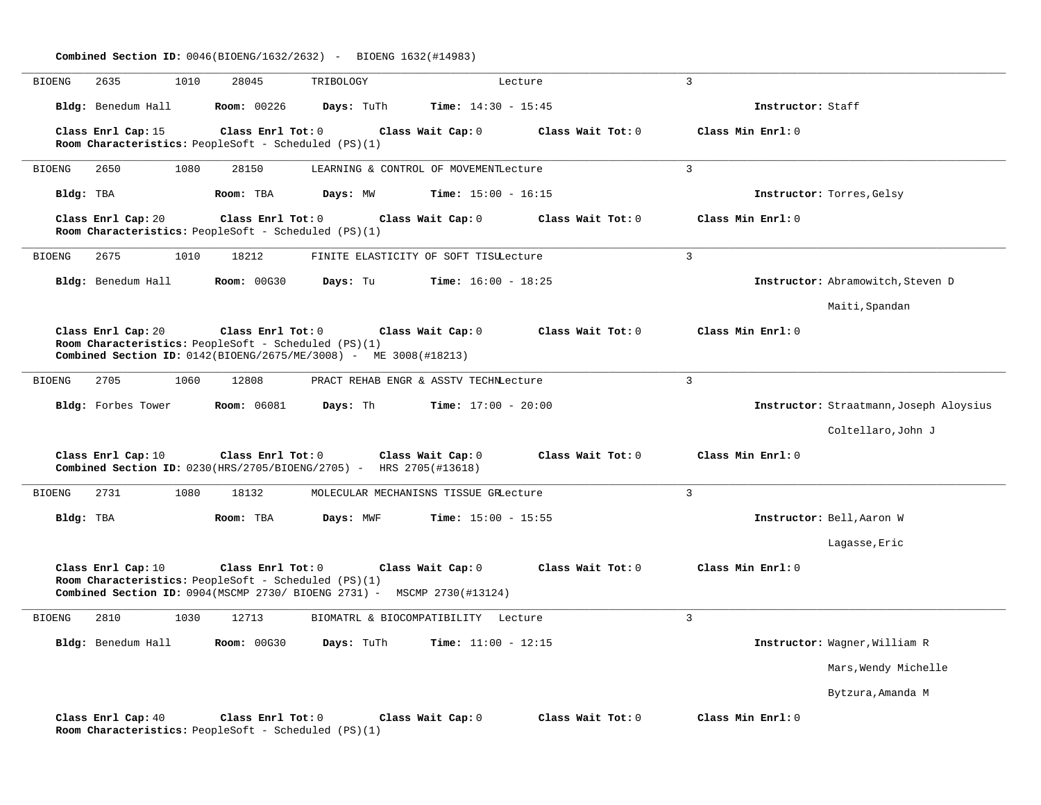**Combined Section ID:** 0046(BIOENG/1632/2632) - BIOENG 1632(#14983)

---

BIOENG 2635 1010 28045 TRIBOLOGY Lecture 3

**Bldg:** Benedum Hall **Room:** 00226 **Days:** TuTh **Time:** 14:30 - 15:45 **Instructor:** Staff

**Class Enrl Cap:** 15 **Class Enrl Tot:** 0 **Class Wait Cap:** 0 **Class Wait Tot:** 0 **Class Min Enrl:** 0
**Room Characteristics:** PeopleSoft - Scheduled (PS)(1)

---

BIOENG 2650 1080 28150 LEARNING & CONTROL OF MOVEMENT Lecture 3

**Bldg:** TBA **Room:** TBA **Days:** MW **Time:** 15:00 - 16:15 **Instructor:** Torres,Gelsy

**Class Enrl Cap:** 20 **Class Enrl Tot:** 0 **Class Wait Cap:** 0 **Class Wait Tot:** 0 **Class Min Enrl:** 0
**Room Characteristics:** PeopleSoft - Scheduled (PS)(1)

---

BIOENG 2675 1010 18212 FINITE ELASTICITY OF SOFT TISU Lecture 3

**Bldg:** Benedum Hall **Room:** 00G30 **Days:** Tu **Time:** 16:00 - 18:25 **Instructor:** Abramowitch,Steven D
Maiti,Spandan

**Class Enrl Cap:** 20 **Class Enrl Tot:** 0 **Class Wait Cap:** 0 **Class Wait Tot:** 0 **Class Min Enrl:** 0
**Room Characteristics:** PeopleSoft - Scheduled (PS)(1)
**Combined Section ID:** 0142(BIOENG/2675/ME/3008) - ME 3008(#18213)

---

BIOENG 2705 1060 12808 PRACT REHAB ENGR & ASSTV TECHN Lecture 3

**Bldg:** Forbes Tower **Room:** 06081 **Days:** Th **Time:** 17:00 - 20:00 **Instructor:** Straatmann,Joseph Aloysius
Coltellaro,John J

**Class Enrl Cap:** 10 **Class Enrl Tot:** 0 **Class Wait Cap:** 0 **Class Wait Tot:** 0 **Class Min Enrl:** 0
**Combined Section ID:** 0230(HRS/2705/BIOENG/2705) - HRS 2705(#13618)

---

BIOENG 2731 1080 18132 MOLECULAR MECHANISNS TISSUE GR Lecture 3

**Bldg:** TBA **Room:** TBA **Days:** MWF **Time:** 15:00 - 15:55 **Instructor:** Bell,Aaron W
Lagasse,Eric

**Class Enrl Cap:** 10 **Class Enrl Tot:** 0 **Class Wait Cap:** 0 **Class Wait Tot:** 0 **Class Min Enrl:** 0
**Room Characteristics:** PeopleSoft - Scheduled (PS)(1)
**Combined Section ID:** 0904(MSCMP 2730/ BIOENG 2731) - MSCMP 2730(#13124)

---

BIOENG 2810 1030 12713 BIOMATRL & BIOCOMPATIBILITY Lecture 3

**Bldg:** Benedum Hall **Room:** 00G30 **Days:** TuTh **Time:** 11:00 - 12:15 **Instructor:** Wagner,William R
Mars,Wendy Michelle
Bytzura,Amanda M

**Class Enrl Cap:** 40 **Class Enrl Tot:** 0 **Class Wait Cap:** 0 **Class Wait Tot:** 0 **Class Min Enrl:** 0
**Room Characteristics:** PeopleSoft - Scheduled (PS)(1)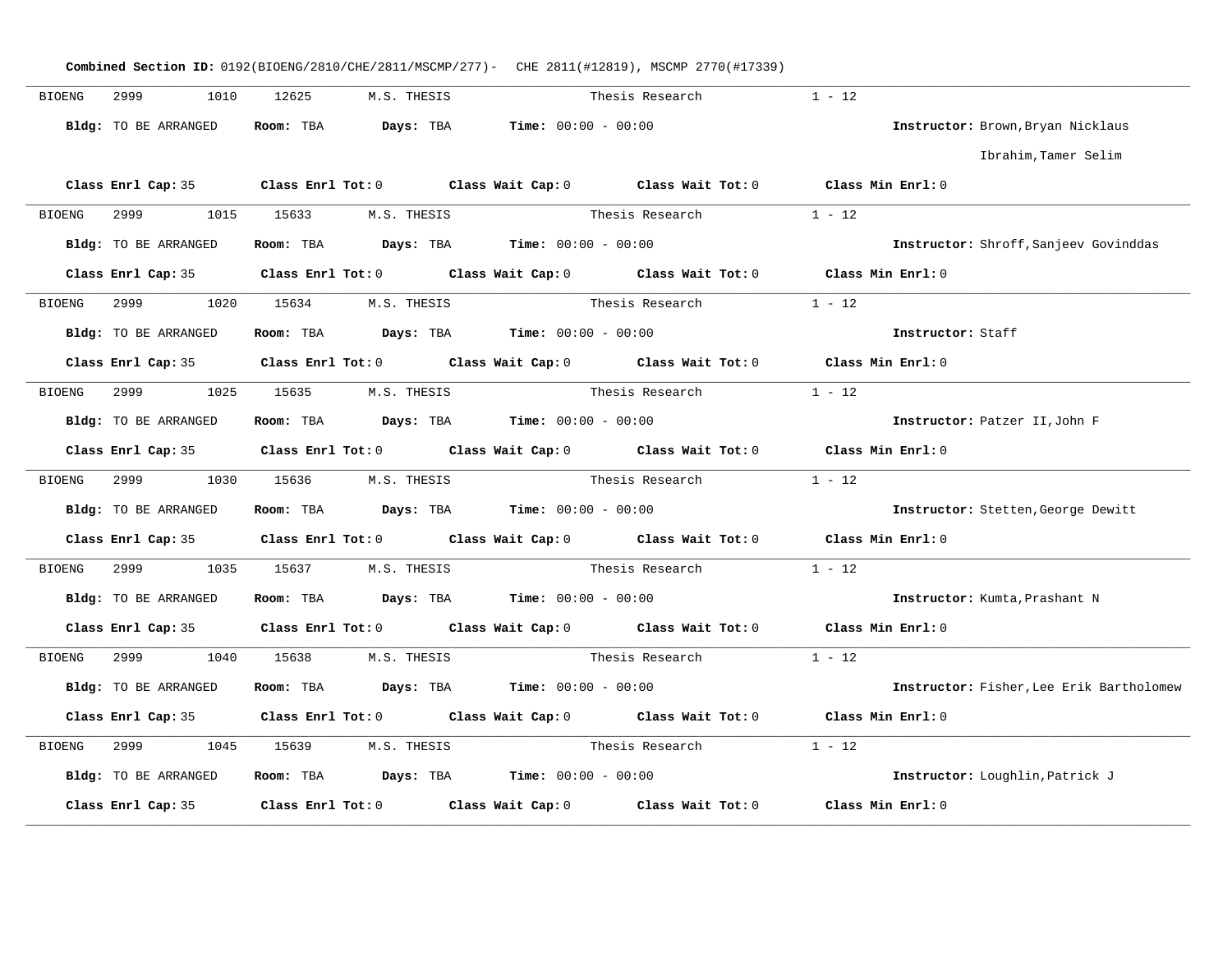**Combined Section ID:** 0192(BIOENG/2810/CHE/2811/MSCMP/277)- CHE 2811(#12819), MSCMP 2770(#17339)

---

BIOENG 2999 1010 12625 M.S. THESIS Thesis Research 1 - 12

**Bldg:** TO BE ARRANGED **Room:** TBA **Days:** TBA **Time:** 00:00 - 00:00 **Instructor:** Brown,Bryan Nicklaus
Ibrahim,Tamer Selim

**Class Enrl Cap:** 35 **Class Enrl Tot:** 0 **Class Wait Cap:** 0 **Class Wait Tot:** 0 **Class Min Enrl:** 0

---

BIOENG 2999 1015 15633 M.S. THESIS Thesis Research 1 - 12

**Bldg:** TO BE ARRANGED **Room:** TBA **Days:** TBA **Time:** 00:00 - 00:00 **Instructor:** Shroff,Sanjeev Govinddas

**Class Enrl Cap:** 35 **Class Enrl Tot:** 0 **Class Wait Cap:** 0 **Class Wait Tot:** 0 **Class Min Enrl:** 0

---

BIOENG 2999 1020 15634 M.S. THESIS Thesis Research 1 - 12

**Bldg:** TO BE ARRANGED **Room:** TBA **Days:** TBA **Time:** 00:00 - 00:00 **Instructor:** Staff

**Class Enrl Cap:** 35 **Class Enrl Tot:** 0 **Class Wait Cap:** 0 **Class Wait Tot:** 0 **Class Min Enrl:** 0

---

BIOENG 2999 1025 15635 M.S. THESIS Thesis Research 1 - 12

**Bldg:** TO BE ARRANGED **Room:** TBA **Days:** TBA **Time:** 00:00 - 00:00 **Instructor:** Patzer II,John F

**Class Enrl Cap:** 35 **Class Enrl Tot:** 0 **Class Wait Cap:** 0 **Class Wait Tot:** 0 **Class Min Enrl:** 0

---

BIOENG 2999 1030 15636 M.S. THESIS Thesis Research 1 - 12

**Bldg:** TO BE ARRANGED **Room:** TBA **Days:** TBA **Time:** 00:00 - 00:00 **Instructor:** Stetten,George Dewitt

**Class Enrl Cap:** 35 **Class Enrl Tot:** 0 **Class Wait Cap:** 0 **Class Wait Tot:** 0 **Class Min Enrl:** 0

---

BIOENG 2999 1035 15637 M.S. THESIS Thesis Research 1 - 12

**Bldg:** TO BE ARRANGED **Room:** TBA **Days:** TBA **Time:** 00:00 - 00:00 **Instructor:** Kumta,Prashant N

**Class Enrl Cap:** 35 **Class Enrl Tot:** 0 **Class Wait Cap:** 0 **Class Wait Tot:** 0 **Class Min Enrl:** 0

---

BIOENG 2999 1040 15638 M.S. THESIS Thesis Research 1 - 12

**Bldg:** TO BE ARRANGED **Room:** TBA **Days:** TBA **Time:** 00:00 - 00:00 **Instructor:** Fisher,Lee Erik Bartholomew

**Class Enrl Cap:** 35 **Class Enrl Tot:** 0 **Class Wait Cap:** 0 **Class Wait Tot:** 0 **Class Min Enrl:** 0

---

BIOENG 2999 1045 15639 M.S. THESIS Thesis Research 1 - 12

**Bldg:** TO BE ARRANGED **Room:** TBA **Days:** TBA **Time:** 00:00 - 00:00 **Instructor:** Loughlin,Patrick J

**Class Enrl Cap:** 35 **Class Enrl Tot:** 0 **Class Wait Cap:** 0 **Class Wait Tot:** 0 **Class Min Enrl:** 0

---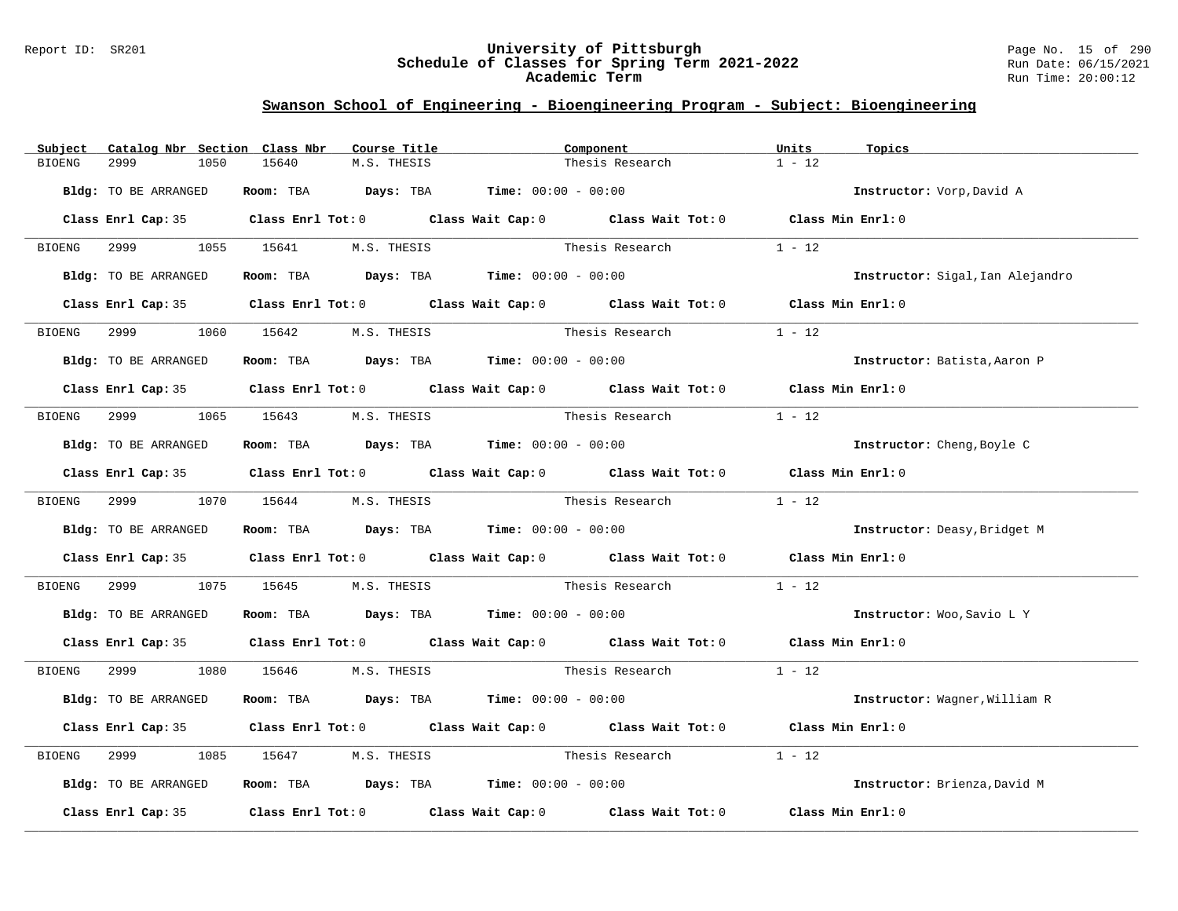# University of Pittsburgh
## Schedule of Classes for Spring Term 2021-2022
### Academic Term

Report ID: SR201 | Run Date: 06/15/2021 | Run Time: 20:00:12

## Swanson School of Engineering - Bioengineering Program - Subject: Bioengineering

| Subject | Catalog Nbr | Section | Class Nbr | Course Title | Component | Units | Topics |
|---|---|---|---|---|---|---|---|
| BIOENG | 2999 | 1050 | 15640 | M.S. THESIS | Thesis Research | 1 - 12 | |

**Bldg:** TO BE ARRANGED **Room:** TBA **Days:** TBA **Time:** 00:00 - 00:00 **Instructor:** Vorp,David A

**Class Enrl Cap:** 35 **Class Enrl Tot:** 0 **Class Wait Cap:** 0 **Class Wait Tot:** 0 **Class Min Enrl:** 0

---

| Subject | Catalog Nbr | Section | Class Nbr | Course Title | Component | Units | Topics |
|---|---|---|---|---|---|---|---|
| BIOENG | 2999 | 1055 | 15641 | M.S. THESIS | Thesis Research | 1 - 12 | |

**Bldg:** TO BE ARRANGED **Room:** TBA **Days:** TBA **Time:** 00:00 - 00:00 **Instructor:** Sigal,Ian Alejandro

**Class Enrl Cap:** 35 **Class Enrl Tot:** 0 **Class Wait Cap:** 0 **Class Wait Tot:** 0 **Class Min Enrl:** 0

---

| Subject | Catalog Nbr | Section | Class Nbr | Course Title | Component | Units | Topics |
|---|---|---|---|---|---|---|---|
| BIOENG | 2999 | 1060 | 15642 | M.S. THESIS | Thesis Research | 1 - 12 | |

**Bldg:** TO BE ARRANGED **Room:** TBA **Days:** TBA **Time:** 00:00 - 00:00 **Instructor:** Batista,Aaron P

**Class Enrl Cap:** 35 **Class Enrl Tot:** 0 **Class Wait Cap:** 0 **Class Wait Tot:** 0 **Class Min Enrl:** 0

---

| Subject | Catalog Nbr | Section | Class Nbr | Course Title | Component | Units | Topics |
|---|---|---|---|---|---|---|---|
| BIOENG | 2999 | 1065 | 15643 | M.S. THESIS | Thesis Research | 1 - 12 | |

**Bldg:** TO BE ARRANGED **Room:** TBA **Days:** TBA **Time:** 00:00 - 00:00 **Instructor:** Cheng,Boyle C

**Class Enrl Cap:** 35 **Class Enrl Tot:** 0 **Class Wait Cap:** 0 **Class Wait Tot:** 0 **Class Min Enrl:** 0

---

| Subject | Catalog Nbr | Section | Class Nbr | Course Title | Component | Units | Topics |
|---|---|---|---|---|---|---|---|
| BIOENG | 2999 | 1070 | 15644 | M.S. THESIS | Thesis Research | 1 - 12 | |

**Bldg:** TO BE ARRANGED **Room:** TBA **Days:** TBA **Time:** 00:00 - 00:00 **Instructor:** Deasy,Bridget M

**Class Enrl Cap:** 35 **Class Enrl Tot:** 0 **Class Wait Cap:** 0 **Class Wait Tot:** 0 **Class Min Enrl:** 0

---

| Subject | Catalog Nbr | Section | Class Nbr | Course Title | Component | Units | Topics |
|---|---|---|---|---|---|---|---|
| BIOENG | 2999 | 1075 | 15645 | M.S. THESIS | Thesis Research | 1 - 12 | |

**Bldg:** TO BE ARRANGED **Room:** TBA **Days:** TBA **Time:** 00:00 - 00:00 **Instructor:** Woo,Savio L Y

**Class Enrl Cap:** 35 **Class Enrl Tot:** 0 **Class Wait Cap:** 0 **Class Wait Tot:** 0 **Class Min Enrl:** 0

---

| Subject | Catalog Nbr | Section | Class Nbr | Course Title | Component | Units | Topics |
|---|---|---|---|---|---|---|---|
| BIOENG | 2999 | 1080 | 15646 | M.S. THESIS | Thesis Research | 1 - 12 | |

**Bldg:** TO BE ARRANGED **Room:** TBA **Days:** TBA **Time:** 00:00 - 00:00 **Instructor:** Wagner,William R

**Class Enrl Cap:** 35 **Class Enrl Tot:** 0 **Class Wait Cap:** 0 **Class Wait Tot:** 0 **Class Min Enrl:** 0

---

| Subject | Catalog Nbr | Section | Class Nbr | Course Title | Component | Units | Topics |
|---|---|---|---|---|---|---|---|
| BIOENG | 2999 | 1085 | 15647 | M.S. THESIS | Thesis Research | 1 - 12 | |

**Bldg:** TO BE ARRANGED **Room:** TBA **Days:** TBA **Time:** 00:00 - 00:00 **Instructor:** Brienza,David M

**Class Enrl Cap:** 35 **Class Enrl Tot:** 0 **Class Wait Cap:** 0 **Class Wait Tot:** 0 **Class Min Enrl:** 0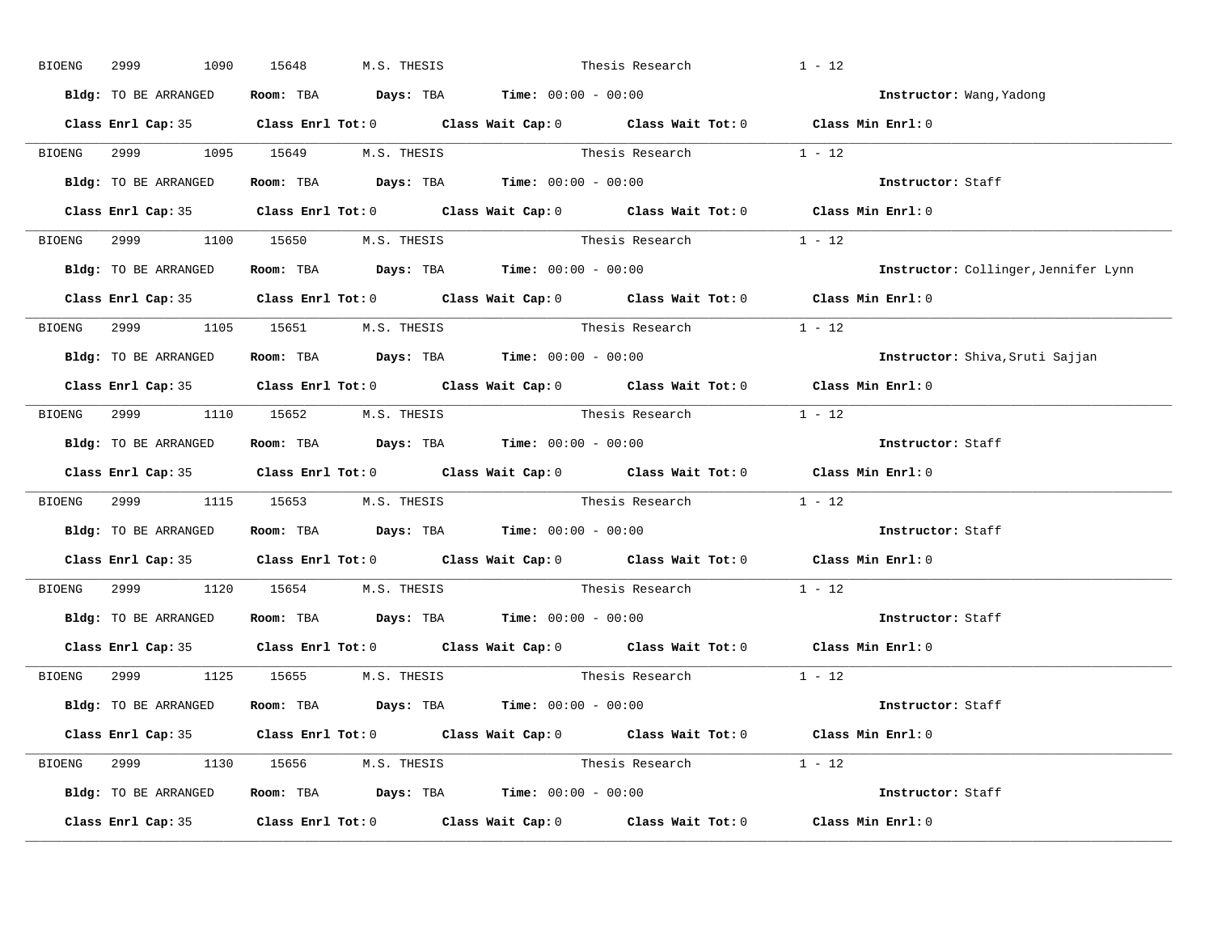BIOENG 2999 1090 15648 M.S. THESIS Thesis Research 1 - 12

**Bldg:** TO BE ARRANGED **Room:** TBA **Days:** TBA **Time:** 00:00 - 00:00 **Instructor:** Wang,Yadong

**Class Enrl Cap:** 35 **Class Enrl Tot:** 0 **Class Wait Cap:** 0 **Class Wait Tot:** 0 **Class Min Enrl:** 0

---

BIOENG 2999 1095 15649 M.S. THESIS Thesis Research 1 - 12

**Bldg:** TO BE ARRANGED **Room:** TBA **Days:** TBA **Time:** 00:00 - 00:00 **Instructor:** Staff

**Class Enrl Cap:** 35 **Class Enrl Tot:** 0 **Class Wait Cap:** 0 **Class Wait Tot:** 0 **Class Min Enrl:** 0

---

BIOENG 2999 1100 15650 M.S. THESIS Thesis Research 1 - 12

**Bldg:** TO BE ARRANGED **Room:** TBA **Days:** TBA **Time:** 00:00 - 00:00 **Instructor:** Collinger,Jennifer Lynn

**Class Enrl Cap:** 35 **Class Enrl Tot:** 0 **Class Wait Cap:** 0 **Class Wait Tot:** 0 **Class Min Enrl:** 0

---

BIOENG 2999 1105 15651 M.S. THESIS Thesis Research 1 - 12

**Bldg:** TO BE ARRANGED **Room:** TBA **Days:** TBA **Time:** 00:00 - 00:00 **Instructor:** Shiva,Sruti Sajjan

**Class Enrl Cap:** 35 **Class Enrl Tot:** 0 **Class Wait Cap:** 0 **Class Wait Tot:** 0 **Class Min Enrl:** 0

---

BIOENG 2999 1110 15652 M.S. THESIS Thesis Research 1 - 12

**Bldg:** TO BE ARRANGED **Room:** TBA **Days:** TBA **Time:** 00:00 - 00:00 **Instructor:** Staff

**Class Enrl Cap:** 35 **Class Enrl Tot:** 0 **Class Wait Cap:** 0 **Class Wait Tot:** 0 **Class Min Enrl:** 0

---

BIOENG 2999 1115 15653 M.S. THESIS Thesis Research 1 - 12

**Bldg:** TO BE ARRANGED **Room:** TBA **Days:** TBA **Time:** 00:00 - 00:00 **Instructor:** Staff

**Class Enrl Cap:** 35 **Class Enrl Tot:** 0 **Class Wait Cap:** 0 **Class Wait Tot:** 0 **Class Min Enrl:** 0

---

BIOENG 2999 1120 15654 M.S. THESIS Thesis Research 1 - 12

**Bldg:** TO BE ARRANGED **Room:** TBA **Days:** TBA **Time:** 00:00 - 00:00 **Instructor:** Staff

**Class Enrl Cap:** 35 **Class Enrl Tot:** 0 **Class Wait Cap:** 0 **Class Wait Tot:** 0 **Class Min Enrl:** 0

---

BIOENG 2999 1125 15655 M.S. THESIS Thesis Research 1 - 12

**Bldg:** TO BE ARRANGED **Room:** TBA **Days:** TBA **Time:** 00:00 - 00:00 **Instructor:** Staff

**Class Enrl Cap:** 35 **Class Enrl Tot:** 0 **Class Wait Cap:** 0 **Class Wait Tot:** 0 **Class Min Enrl:** 0

---

BIOENG 2999 1130 15656 M.S. THESIS Thesis Research 1 - 12

**Bldg:** TO BE ARRANGED **Room:** TBA **Days:** TBA **Time:** 00:00 - 00:00 **Instructor:** Staff

**Class Enrl Cap:** 35 **Class Enrl Tot:** 0 **Class Wait Cap:** 0 **Class Wait Tot:** 0 **Class Min Enrl:** 0

---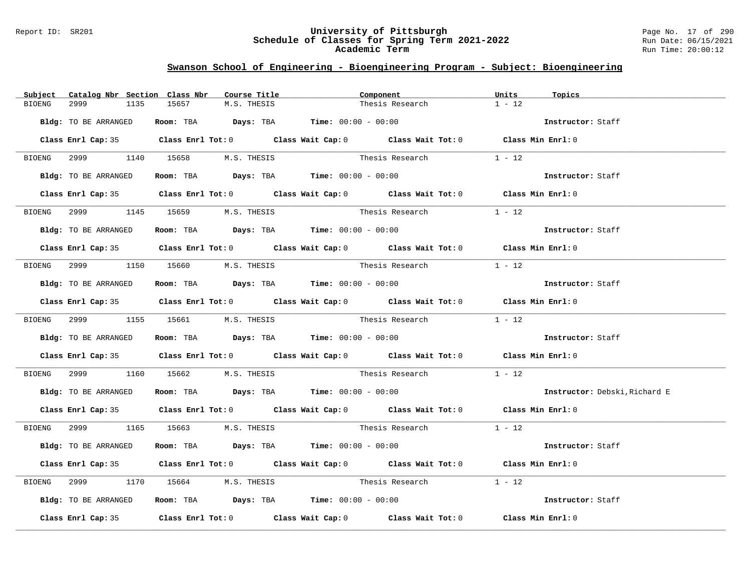## Swanson School of Engineering - Bioengineering Program - Subject: Bioengineering

| Subject | Catalog Nbr | Section | Class Nbr | Course Title | Component | Units | Topics |
|---|---|---|---|---|---|---|---|
| BIOENG | 2999 | 1135 | 15657 | M.S. THESIS | Thesis Research | 1 - 12 | |

**Bldg:** TO BE ARRANGED **Room:** TBA **Days:** TBA **Time:** 00:00 - 00:00 **Instructor:** Staff

**Class Enrl Cap:** 35 **Class Enrl Tot:** 0 **Class Wait Cap:** 0 **Class Wait Tot:** 0 **Class Min Enrl:** 0

---

| Subject | Catalog Nbr | Section | Class Nbr | Course Title | Component | Units | Topics |
|---|---|---|---|---|---|---|---|
| BIOENG | 2999 | 1140 | 15658 | M.S. THESIS | Thesis Research | 1 - 12 | |

**Bldg:** TO BE ARRANGED **Room:** TBA **Days:** TBA **Time:** 00:00 - 00:00 **Instructor:** Staff

**Class Enrl Cap:** 35 **Class Enrl Tot:** 0 **Class Wait Cap:** 0 **Class Wait Tot:** 0 **Class Min Enrl:** 0

---

| Subject | Catalog Nbr | Section | Class Nbr | Course Title | Component | Units | Topics |
|---|---|---|---|---|---|---|---|
| BIOENG | 2999 | 1145 | 15659 | M.S. THESIS | Thesis Research | 1 - 12 | |

**Bldg:** TO BE ARRANGED **Room:** TBA **Days:** TBA **Time:** 00:00 - 00:00 **Instructor:** Staff

**Class Enrl Cap:** 35 **Class Enrl Tot:** 0 **Class Wait Cap:** 0 **Class Wait Tot:** 0 **Class Min Enrl:** 0

---

| Subject | Catalog Nbr | Section | Class Nbr | Course Title | Component | Units | Topics |
|---|---|---|---|---|---|---|---|
| BIOENG | 2999 | 1150 | 15660 | M.S. THESIS | Thesis Research | 1 - 12 | |

**Bldg:** TO BE ARRANGED **Room:** TBA **Days:** TBA **Time:** 00:00 - 00:00 **Instructor:** Staff

**Class Enrl Cap:** 35 **Class Enrl Tot:** 0 **Class Wait Cap:** 0 **Class Wait Tot:** 0 **Class Min Enrl:** 0

---

| Subject | Catalog Nbr | Section | Class Nbr | Course Title | Component | Units | Topics |
|---|---|---|---|---|---|---|---|
| BIOENG | 2999 | 1155 | 15661 | M.S. THESIS | Thesis Research | 1 - 12 | |

**Bldg:** TO BE ARRANGED **Room:** TBA **Days:** TBA **Time:** 00:00 - 00:00 **Instructor:** Staff

**Class Enrl Cap:** 35 **Class Enrl Tot:** 0 **Class Wait Cap:** 0 **Class Wait Tot:** 0 **Class Min Enrl:** 0

---

| Subject | Catalog Nbr | Section | Class Nbr | Course Title | Component | Units | Topics |
|---|---|---|---|---|---|---|---|
| BIOENG | 2999 | 1160 | 15662 | M.S. THESIS | Thesis Research | 1 - 12 | |

**Bldg:** TO BE ARRANGED **Room:** TBA **Days:** TBA **Time:** 00:00 - 00:00 **Instructor:** Debski,Richard E

**Class Enrl Cap:** 35 **Class Enrl Tot:** 0 **Class Wait Cap:** 0 **Class Wait Tot:** 0 **Class Min Enrl:** 0

---

| Subject | Catalog Nbr | Section | Class Nbr | Course Title | Component | Units | Topics |
|---|---|---|---|---|---|---|---|
| BIOENG | 2999 | 1165 | 15663 | M.S. THESIS | Thesis Research | 1 - 12 | |

**Bldg:** TO BE ARRANGED **Room:** TBA **Days:** TBA **Time:** 00:00 - 00:00 **Instructor:** Staff

**Class Enrl Cap:** 35 **Class Enrl Tot:** 0 **Class Wait Cap:** 0 **Class Wait Tot:** 0 **Class Min Enrl:** 0

---

| Subject | Catalog Nbr | Section | Class Nbr | Course Title | Component | Units | Topics |
|---|---|---|---|---|---|---|---|
| BIOENG | 2999 | 1170 | 15664 | M.S. THESIS | Thesis Research | 1 - 12 | |

**Bldg:** TO BE ARRANGED **Room:** TBA **Days:** TBA **Time:** 00:00 - 00:00 **Instructor:** Staff

**Class Enrl Cap:** 35 **Class Enrl Tot:** 0 **Class Wait Cap:** 0 **Class Wait Tot:** 0 **Class Min Enrl:** 0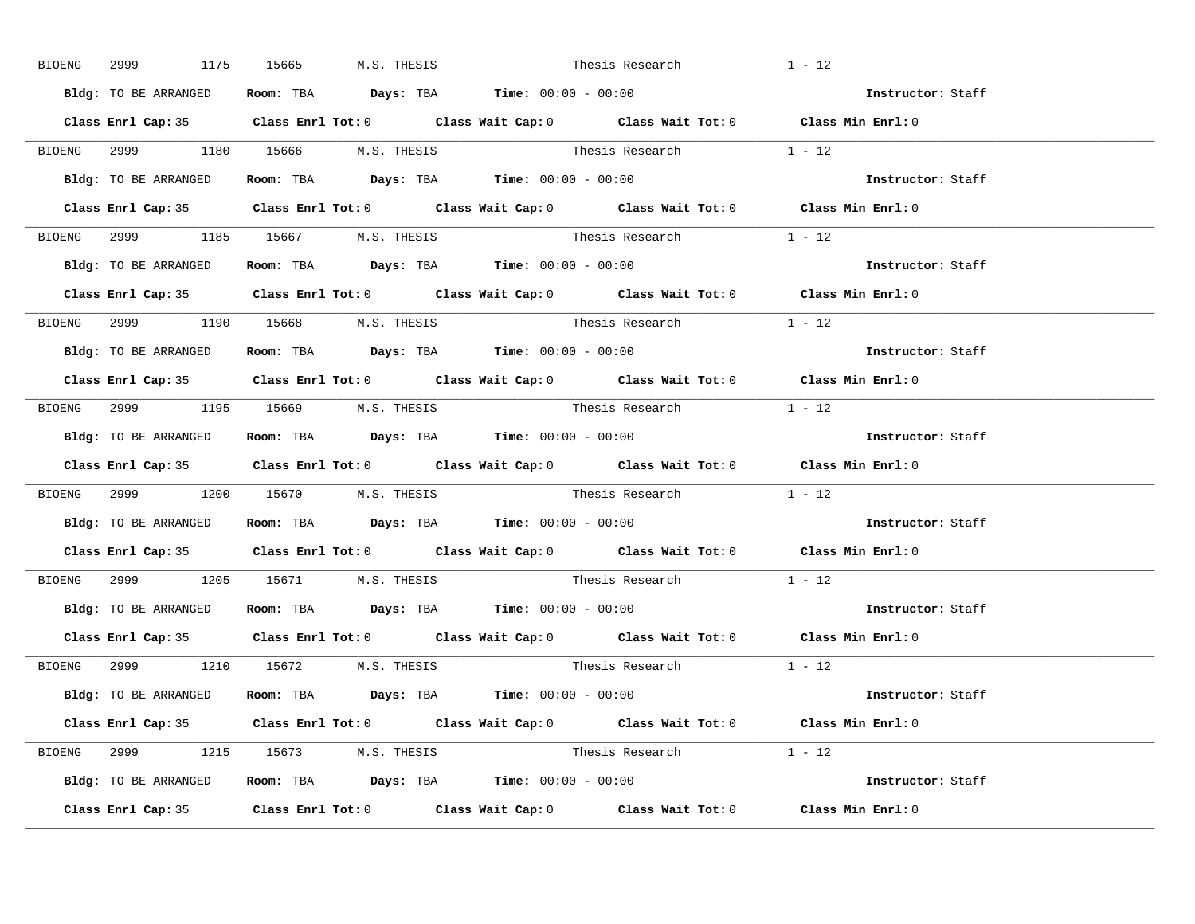BIOENG 2999 1175 15665 M.S. THESIS Thesis Research 1 - 12

**Bldg:** TO BE ARRANGED **Room:** TBA **Days:** TBA **Time:** 00:00 - 00:00 **Instructor:** Staff

**Class Enrl Cap:** 35 **Class Enrl Tot:** 0 **Class Wait Cap:** 0 **Class Wait Tot:** 0 **Class Min Enrl:** 0

---

BIOENG 2999 1180 15666 M.S. THESIS Thesis Research 1 - 12

**Bldg:** TO BE ARRANGED **Room:** TBA **Days:** TBA **Time:** 00:00 - 00:00 **Instructor:** Staff

**Class Enrl Cap:** 35 **Class Enrl Tot:** 0 **Class Wait Cap:** 0 **Class Wait Tot:** 0 **Class Min Enrl:** 0

---

BIOENG 2999 1185 15667 M.S. THESIS Thesis Research 1 - 12

**Bldg:** TO BE ARRANGED **Room:** TBA **Days:** TBA **Time:** 00:00 - 00:00 **Instructor:** Staff

**Class Enrl Cap:** 35 **Class Enrl Tot:** 0 **Class Wait Cap:** 0 **Class Wait Tot:** 0 **Class Min Enrl:** 0

---

BIOENG 2999 1190 15668 M.S. THESIS Thesis Research 1 - 12

**Bldg:** TO BE ARRANGED **Room:** TBA **Days:** TBA **Time:** 00:00 - 00:00 **Instructor:** Staff

**Class Enrl Cap:** 35 **Class Enrl Tot:** 0 **Class Wait Cap:** 0 **Class Wait Tot:** 0 **Class Min Enrl:** 0

---

BIOENG 2999 1195 15669 M.S. THESIS Thesis Research 1 - 12

**Bldg:** TO BE ARRANGED **Room:** TBA **Days:** TBA **Time:** 00:00 - 00:00 **Instructor:** Staff

**Class Enrl Cap:** 35 **Class Enrl Tot:** 0 **Class Wait Cap:** 0 **Class Wait Tot:** 0 **Class Min Enrl:** 0

---

BIOENG 2999 1200 15670 M.S. THESIS Thesis Research 1 - 12

**Bldg:** TO BE ARRANGED **Room:** TBA **Days:** TBA **Time:** 00:00 - 00:00 **Instructor:** Staff

**Class Enrl Cap:** 35 **Class Enrl Tot:** 0 **Class Wait Cap:** 0 **Class Wait Tot:** 0 **Class Min Enrl:** 0

---

BIOENG 2999 1205 15671 M.S. THESIS Thesis Research 1 - 12

**Bldg:** TO BE ARRANGED **Room:** TBA **Days:** TBA **Time:** 00:00 - 00:00 **Instructor:** Staff

**Class Enrl Cap:** 35 **Class Enrl Tot:** 0 **Class Wait Cap:** 0 **Class Wait Tot:** 0 **Class Min Enrl:** 0

---

BIOENG 2999 1210 15672 M.S. THESIS Thesis Research 1 - 12

**Bldg:** TO BE ARRANGED **Room:** TBA **Days:** TBA **Time:** 00:00 - 00:00 **Instructor:** Staff

**Class Enrl Cap:** 35 **Class Enrl Tot:** 0 **Class Wait Cap:** 0 **Class Wait Tot:** 0 **Class Min Enrl:** 0

---

BIOENG 2999 1215 15673 M.S. THESIS Thesis Research 1 - 12

**Bldg:** TO BE ARRANGED **Room:** TBA **Days:** TBA **Time:** 00:00 - 00:00 **Instructor:** Staff

**Class Enrl Cap:** 35 **Class Enrl Tot:** 0 **Class Wait Cap:** 0 **Class Wait Tot:** 0 **Class Min Enrl:** 0

---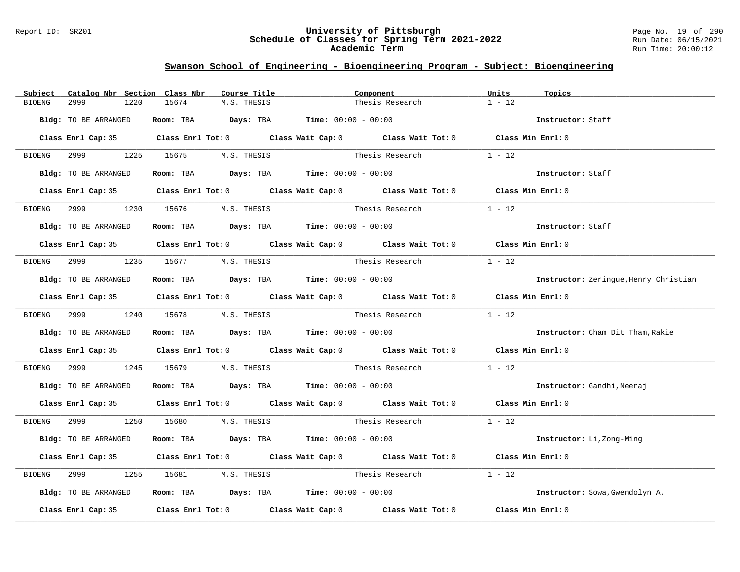## Swanson School of Engineering - Bioengineering Program - Subject: Bioengineering

| Subject | Catalog Nbr | Section | Class Nbr | Course Title | Component | Units | Topics |
|---|---|---|---|---|---|---|---|
| BIOENG | 2999 | 1220 | 15674 | M.S. THESIS | Thesis Research | 1 - 12 | |

**Bldg:** TO BE ARRANGED **Room:** TBA **Days:** TBA **Time:** 00:00 - 00:00 **Instructor:** Staff

**Class Enrl Cap:** 35 **Class Enrl Tot:** 0 **Class Wait Cap:** 0 **Class Wait Tot:** 0 **Class Min Enrl:** 0

---

| Subject | Catalog Nbr | Section | Class Nbr | Course Title | Component | Units | Topics |
|---|---|---|---|---|---|---|---|
| BIOENG | 2999 | 1225 | 15675 | M.S. THESIS | Thesis Research | 1 - 12 | |

**Bldg:** TO BE ARRANGED **Room:** TBA **Days:** TBA **Time:** 00:00 - 00:00 **Instructor:** Staff

**Class Enrl Cap:** 35 **Class Enrl Tot:** 0 **Class Wait Cap:** 0 **Class Wait Tot:** 0 **Class Min Enrl:** 0

---

| Subject | Catalog Nbr | Section | Class Nbr | Course Title | Component | Units | Topics |
|---|---|---|---|---|---|---|---|
| BIOENG | 2999 | 1230 | 15676 | M.S. THESIS | Thesis Research | 1 - 12 | |

**Bldg:** TO BE ARRANGED **Room:** TBA **Days:** TBA **Time:** 00:00 - 00:00 **Instructor:** Staff

**Class Enrl Cap:** 35 **Class Enrl Tot:** 0 **Class Wait Cap:** 0 **Class Wait Tot:** 0 **Class Min Enrl:** 0

---

| Subject | Catalog Nbr | Section | Class Nbr | Course Title | Component | Units | Topics |
|---|---|---|---|---|---|---|---|
| BIOENG | 2999 | 1235 | 15677 | M.S. THESIS | Thesis Research | 1 - 12 | |

**Bldg:** TO BE ARRANGED **Room:** TBA **Days:** TBA **Time:** 00:00 - 00:00 **Instructor:** Zeringue,Henry Christian

**Class Enrl Cap:** 35 **Class Enrl Tot:** 0 **Class Wait Cap:** 0 **Class Wait Tot:** 0 **Class Min Enrl:** 0

---

| Subject | Catalog Nbr | Section | Class Nbr | Course Title | Component | Units | Topics |
|---|---|---|---|---|---|---|---|
| BIOENG | 2999 | 1240 | 15678 | M.S. THESIS | Thesis Research | 1 - 12 | |

**Bldg:** TO BE ARRANGED **Room:** TBA **Days:** TBA **Time:** 00:00 - 00:00 **Instructor:** Cham Dit Tham,Rakie

**Class Enrl Cap:** 35 **Class Enrl Tot:** 0 **Class Wait Cap:** 0 **Class Wait Tot:** 0 **Class Min Enrl:** 0

---

| Subject | Catalog Nbr | Section | Class Nbr | Course Title | Component | Units | Topics |
|---|---|---|---|---|---|---|---|
| BIOENG | 2999 | 1245 | 15679 | M.S. THESIS | Thesis Research | 1 - 12 | |

**Bldg:** TO BE ARRANGED **Room:** TBA **Days:** TBA **Time:** 00:00 - 00:00 **Instructor:** Gandhi,Neeraj

**Class Enrl Cap:** 35 **Class Enrl Tot:** 0 **Class Wait Cap:** 0 **Class Wait Tot:** 0 **Class Min Enrl:** 0

---

| Subject | Catalog Nbr | Section | Class Nbr | Course Title | Component | Units | Topics |
|---|---|---|---|---|---|---|---|
| BIOENG | 2999 | 1250 | 15680 | M.S. THESIS | Thesis Research | 1 - 12 | |

**Bldg:** TO BE ARRANGED **Room:** TBA **Days:** TBA **Time:** 00:00 - 00:00 **Instructor:** Li,Zong-Ming

**Class Enrl Cap:** 35 **Class Enrl Tot:** 0 **Class Wait Cap:** 0 **Class Wait Tot:** 0 **Class Min Enrl:** 0

---

| Subject | Catalog Nbr | Section | Class Nbr | Course Title | Component | Units | Topics |
|---|---|---|---|---|---|---|---|
| BIOENG | 2999 | 1255 | 15681 | M.S. THESIS | Thesis Research | 1 - 12 | |

**Bldg:** TO BE ARRANGED **Room:** TBA **Days:** TBA **Time:** 00:00 - 00:00 **Instructor:** Sowa,Gwendolyn A.

**Class Enrl Cap:** 35 **Class Enrl Tot:** 0 **Class Wait Cap:** 0 **Class Wait Tot:** 0 **Class Min Enrl:** 0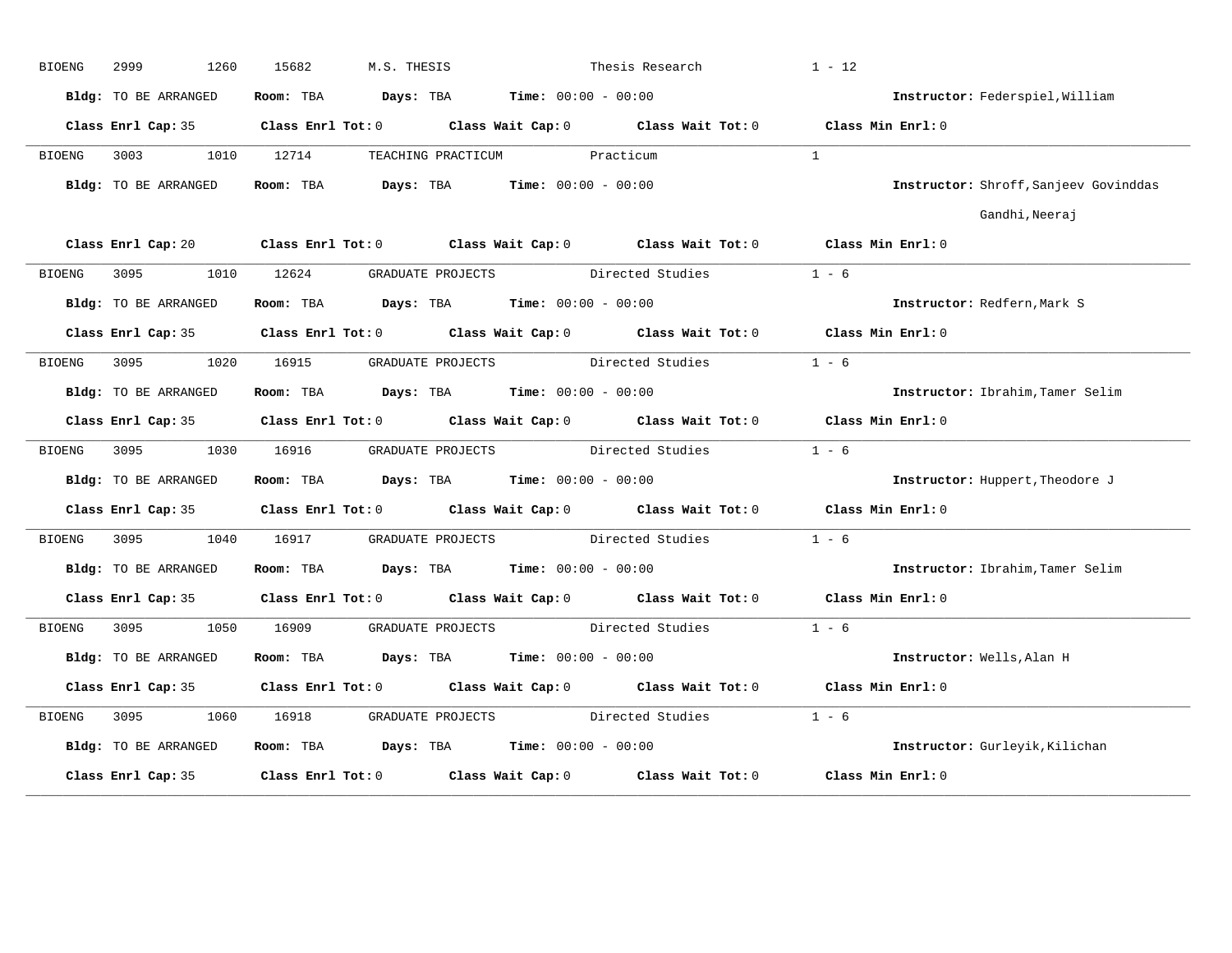BIOENG 2999 1260 15682 M.S. THESIS Thesis Research 1 - 12

**Bldg:** TO BE ARRANGED **Room:** TBA **Days:** TBA **Time:** 00:00 - 00:00 **Instructor:** Federspiel,William

**Class Enrl Cap:** 35 **Class Enrl Tot:** 0 **Class Wait Cap:** 0 **Class Wait Tot:** 0 **Class Min Enrl:** 0

---

BIOENG 3003 1010 12714 TEACHING PRACTICUM Practicum 1

**Bldg:** TO BE ARRANGED **Room:** TBA **Days:** TBA **Time:** 00:00 - 00:00 **Instructor:** Shroff,Sanjeev Govinddas
Gandhi,Neeraj

**Class Enrl Cap:** 20 **Class Enrl Tot:** 0 **Class Wait Cap:** 0 **Class Wait Tot:** 0 **Class Min Enrl:** 0

---

BIOENG 3095 1010 12624 GRADUATE PROJECTS Directed Studies 1 - 6

**Bldg:** TO BE ARRANGED **Room:** TBA **Days:** TBA **Time:** 00:00 - 00:00 **Instructor:** Redfern,Mark S

**Class Enrl Cap:** 35 **Class Enrl Tot:** 0 **Class Wait Cap:** 0 **Class Wait Tot:** 0 **Class Min Enrl:** 0

---

BIOENG 3095 1020 16915 GRADUATE PROJECTS Directed Studies 1 - 6

**Bldg:** TO BE ARRANGED **Room:** TBA **Days:** TBA **Time:** 00:00 - 00:00 **Instructor:** Ibrahim,Tamer Selim

**Class Enrl Cap:** 35 **Class Enrl Tot:** 0 **Class Wait Cap:** 0 **Class Wait Tot:** 0 **Class Min Enrl:** 0

---

BIOENG 3095 1030 16916 GRADUATE PROJECTS Directed Studies 1 - 6

**Bldg:** TO BE ARRANGED **Room:** TBA **Days:** TBA **Time:** 00:00 - 00:00 **Instructor:** Huppert,Theodore J

**Class Enrl Cap:** 35 **Class Enrl Tot:** 0 **Class Wait Cap:** 0 **Class Wait Tot:** 0 **Class Min Enrl:** 0

---

BIOENG 3095 1040 16917 GRADUATE PROJECTS Directed Studies 1 - 6

**Bldg:** TO BE ARRANGED **Room:** TBA **Days:** TBA **Time:** 00:00 - 00:00 **Instructor:** Ibrahim,Tamer Selim

**Class Enrl Cap:** 35 **Class Enrl Tot:** 0 **Class Wait Cap:** 0 **Class Wait Tot:** 0 **Class Min Enrl:** 0

---

BIOENG 3095 1050 16909 GRADUATE PROJECTS Directed Studies 1 - 6

**Bldg:** TO BE ARRANGED **Room:** TBA **Days:** TBA **Time:** 00:00 - 00:00 **Instructor:** Wells,Alan H

**Class Enrl Cap:** 35 **Class Enrl Tot:** 0 **Class Wait Cap:** 0 **Class Wait Tot:** 0 **Class Min Enrl:** 0

---

BIOENG 3095 1060 16918 GRADUATE PROJECTS Directed Studies 1 - 6

**Bldg:** TO BE ARRANGED **Room:** TBA **Days:** TBA **Time:** 00:00 - 00:00 **Instructor:** Gurleyik,Kilichan

**Class Enrl Cap:** 35 **Class Enrl Tot:** 0 **Class Wait Cap:** 0 **Class Wait Tot:** 0 **Class Min Enrl:** 0

---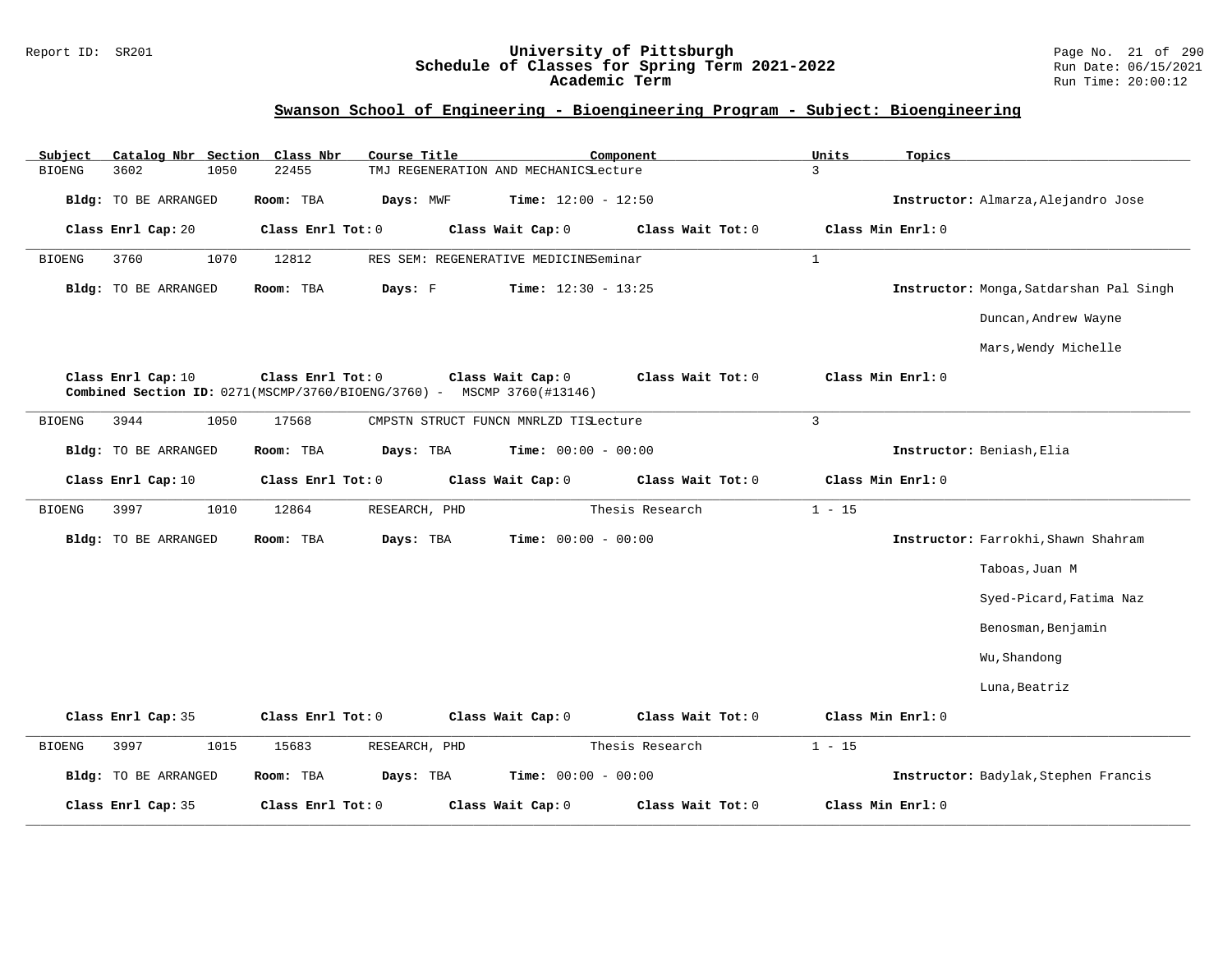## Swanson School of Engineering - Bioengineering Program - Subject: Bioengineering

| Subject | Catalog Nbr | Section | Class Nbr | Course Title | Component | Units | Topics |
|---|---|---|---|---|---|---|---|
| BIOENG | 3602 | 1050 | 22455 | TMJ REGENERATION AND MECHANICS | Lecture | 3 | |

**Bldg:** TO BE ARRANGED **Room:** TBA **Days:** MWF **Time:** 12:00 - 12:50 **Instructor:** Almarza,Alejandro Jose

**Class Enrl Cap:** 20 **Class Enrl Tot:** 0 **Class Wait Cap:** 0 **Class Wait Tot:** 0 **Class Min Enrl:** 0

---

| Subject | Catalog Nbr | Section | Class Nbr | Course Title | Component | Units | Topics |
|---|---|---|---|---|---|---|---|
| BIOENG | 3760 | 1070 | 12812 | RES SEM: REGENERATIVE MEDICINE | Seminar | 1 | |

**Bldg:** TO BE ARRANGED **Room:** TBA **Days:** F **Time:** 12:30 - 13:25 **Instructor:** Monga,Satdarshan Pal Singh; Duncan,Andrew Wayne; Mars,Wendy Michelle

**Class Enrl Cap:** 10 **Class Enrl Tot:** 0 **Class Wait Cap:** 0 **Class Wait Tot:** 0 **Class Min Enrl:** 0

**Combined Section ID:** 0271(MSCMP/3760/BIOENG/3760) - MSCMP 3760(#13146)

---

| Subject | Catalog Nbr | Section | Class Nbr | Course Title | Component | Units | Topics |
|---|---|---|---|---|---|---|---|
| BIOENG | 3944 | 1050 | 17568 | CMPSTN STRUCT FUNCN MNRLZD TIS | Lecture | 3 | |

**Bldg:** TO BE ARRANGED **Room:** TBA **Days:** TBA **Time:** 00:00 - 00:00 **Instructor:** Beniash,Elia

**Class Enrl Cap:** 10 **Class Enrl Tot:** 0 **Class Wait Cap:** 0 **Class Wait Tot:** 0 **Class Min Enrl:** 0

---

| Subject | Catalog Nbr | Section | Class Nbr | Course Title | Component | Units | Topics |
|---|---|---|---|---|---|---|---|
| BIOENG | 3997 | 1010 | 12864 | RESEARCH, PHD | Thesis Research | 1 - 15 | |

**Bldg:** TO BE ARRANGED **Room:** TBA **Days:** TBA **Time:** 00:00 - 00:00 **Instructor:** Farrokhi,Shawn Shahram; Taboas,Juan M; Syed-Picard,Fatima Naz; Benosman,Benjamin; Wu,Shandong; Luna,Beatriz

**Class Enrl Cap:** 35 **Class Enrl Tot:** 0 **Class Wait Cap:** 0 **Class Wait Tot:** 0 **Class Min Enrl:** 0

---

| Subject | Catalog Nbr | Section | Class Nbr | Course Title | Component | Units | Topics |
|---|---|---|---|---|---|---|---|
| BIOENG | 3997 | 1015 | 15683 | RESEARCH, PHD | Thesis Research | 1 - 15 | |

**Bldg:** TO BE ARRANGED **Room:** TBA **Days:** TBA **Time:** 00:00 - 00:00 **Instructor:** Badylak,Stephen Francis

**Class Enrl Cap:** 35 **Class Enrl Tot:** 0 **Class Wait Cap:** 0 **Class Wait Tot:** 0 **Class Min Enrl:** 0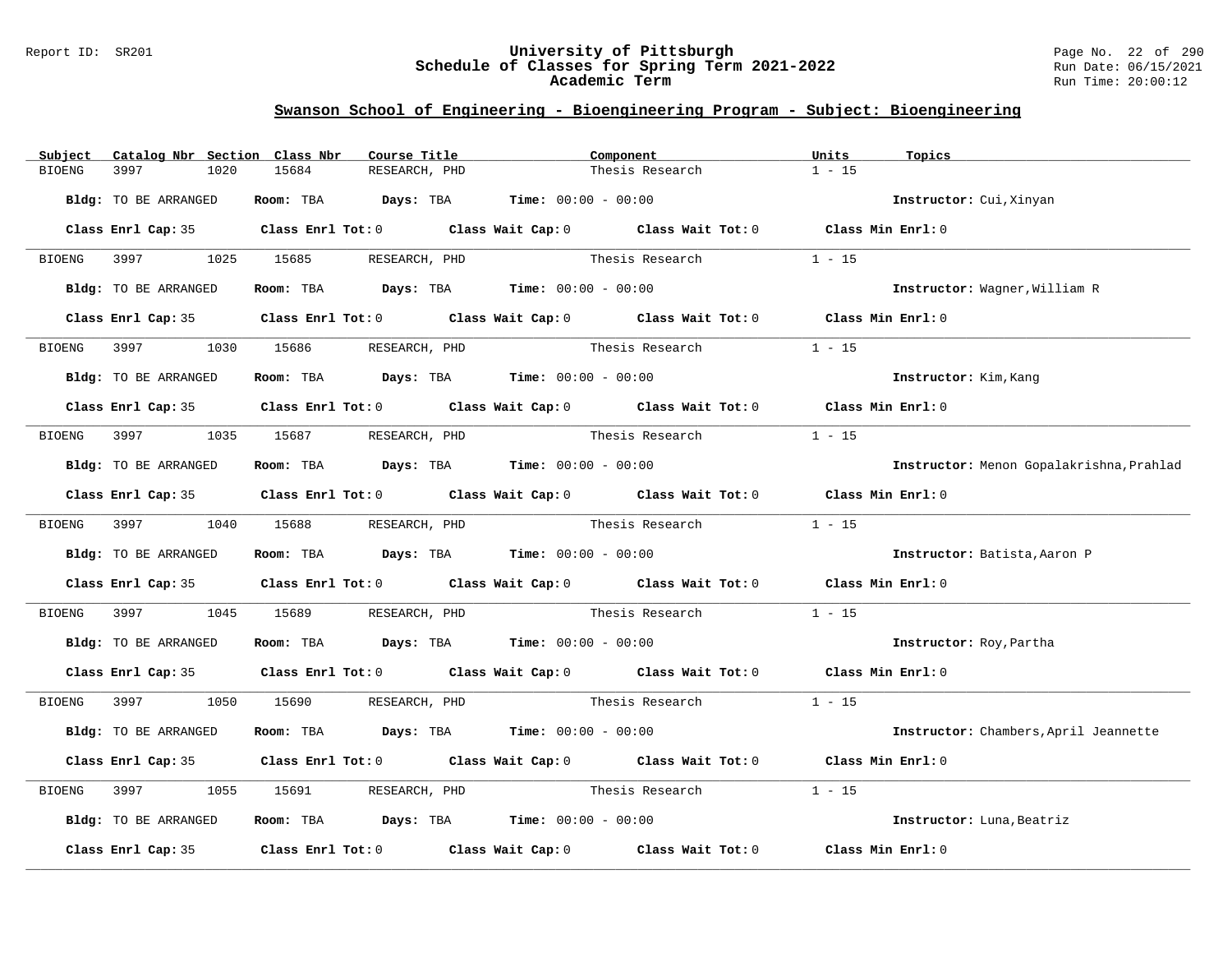## Swanson School of Engineering - Bioengineering Program - Subject: Bioengineering

| Subject | Catalog Nbr | Section | Class Nbr | Course Title | Component | Units | Topics |
|---|---|---|---|---|---|---|---|
| BIOENG | 3997 | 1020 | 15684 | RESEARCH, PHD | Thesis Research | 1 - 15 | |

**Bldg:** TO BE ARRANGED **Room:** TBA **Days:** TBA **Time:** 00:00 - 00:00 **Instructor:** Cui,Xinyan

**Class Enrl Cap:** 35 **Class Enrl Tot:** 0 **Class Wait Cap:** 0 **Class Wait Tot:** 0 **Class Min Enrl:** 0

---

| Subject | Catalog Nbr | Section | Class Nbr | Course Title | Component | Units | Topics |
|---|---|---|---|---|---|---|---|
| BIOENG | 3997 | 1025 | 15685 | RESEARCH, PHD | Thesis Research | 1 - 15 | |

**Bldg:** TO BE ARRANGED **Room:** TBA **Days:** TBA **Time:** 00:00 - 00:00 **Instructor:** Wagner,William R

**Class Enrl Cap:** 35 **Class Enrl Tot:** 0 **Class Wait Cap:** 0 **Class Wait Tot:** 0 **Class Min Enrl:** 0

---

| Subject | Catalog Nbr | Section | Class Nbr | Course Title | Component | Units | Topics |
|---|---|---|---|---|---|---|---|
| BIOENG | 3997 | 1030 | 15686 | RESEARCH, PHD | Thesis Research | 1 - 15 | |

**Bldg:** TO BE ARRANGED **Room:** TBA **Days:** TBA **Time:** 00:00 - 00:00 **Instructor:** Kim,Kang

**Class Enrl Cap:** 35 **Class Enrl Tot:** 0 **Class Wait Cap:** 0 **Class Wait Tot:** 0 **Class Min Enrl:** 0

---

| Subject | Catalog Nbr | Section | Class Nbr | Course Title | Component | Units | Topics |
|---|---|---|---|---|---|---|---|
| BIOENG | 3997 | 1035 | 15687 | RESEARCH, PHD | Thesis Research | 1 - 15 | |

**Bldg:** TO BE ARRANGED **Room:** TBA **Days:** TBA **Time:** 00:00 - 00:00 **Instructor:** Menon Gopalakrishna,Prahlad

**Class Enrl Cap:** 35 **Class Enrl Tot:** 0 **Class Wait Cap:** 0 **Class Wait Tot:** 0 **Class Min Enrl:** 0

---

| Subject | Catalog Nbr | Section | Class Nbr | Course Title | Component | Units | Topics |
|---|---|---|---|---|---|---|---|
| BIOENG | 3997 | 1040 | 15688 | RESEARCH, PHD | Thesis Research | 1 - 15 | |

**Bldg:** TO BE ARRANGED **Room:** TBA **Days:** TBA **Time:** 00:00 - 00:00 **Instructor:** Batista,Aaron P

**Class Enrl Cap:** 35 **Class Enrl Tot:** 0 **Class Wait Cap:** 0 **Class Wait Tot:** 0 **Class Min Enrl:** 0

---

| Subject | Catalog Nbr | Section | Class Nbr | Course Title | Component | Units | Topics |
|---|---|---|---|---|---|---|---|
| BIOENG | 3997 | 1045 | 15689 | RESEARCH, PHD | Thesis Research | 1 - 15 | |

**Bldg:** TO BE ARRANGED **Room:** TBA **Days:** TBA **Time:** 00:00 - 00:00 **Instructor:** Roy,Partha

**Class Enrl Cap:** 35 **Class Enrl Tot:** 0 **Class Wait Cap:** 0 **Class Wait Tot:** 0 **Class Min Enrl:** 0

---

| Subject | Catalog Nbr | Section | Class Nbr | Course Title | Component | Units | Topics |
|---|---|---|---|---|---|---|---|
| BIOENG | 3997 | 1050 | 15690 | RESEARCH, PHD | Thesis Research | 1 - 15 | |

**Bldg:** TO BE ARRANGED **Room:** TBA **Days:** TBA **Time:** 00:00 - 00:00 **Instructor:** Chambers,April Jeannette

**Class Enrl Cap:** 35 **Class Enrl Tot:** 0 **Class Wait Cap:** 0 **Class Wait Tot:** 0 **Class Min Enrl:** 0

---

| Subject | Catalog Nbr | Section | Class Nbr | Course Title | Component | Units | Topics |
|---|---|---|---|---|---|---|---|
| BIOENG | 3997 | 1055 | 15691 | RESEARCH, PHD | Thesis Research | 1 - 15 | |

**Bldg:** TO BE ARRANGED **Room:** TBA **Days:** TBA **Time:** 00:00 - 00:00 **Instructor:** Luna,Beatriz

**Class Enrl Cap:** 35 **Class Enrl Tot:** 0 **Class Wait Cap:** 0 **Class Wait Tot:** 0 **Class Min Enrl:** 0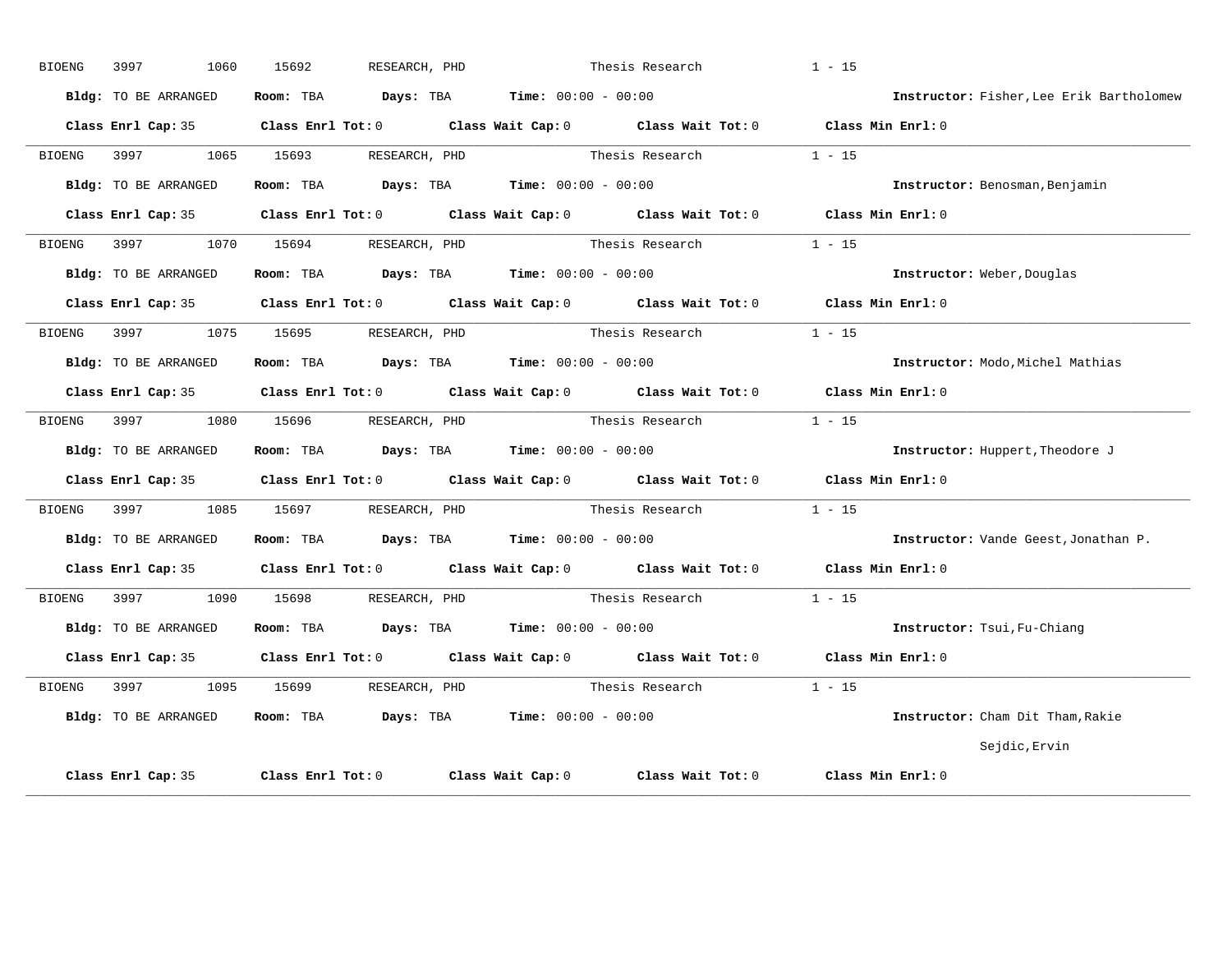BIOENG 3997 1060 15692 RESEARCH, PHD Thesis Research 1 - 15

**Bldg:** TO BE ARRANGED **Room:** TBA **Days:** TBA **Time:** 00:00 - 00:00 **Instructor:** Fisher,Lee Erik Bartholomew

**Class Enrl Cap:** 35 **Class Enrl Tot:** 0 **Class Wait Cap:** 0 **Class Wait Tot:** 0 **Class Min Enrl:** 0

---

BIOENG 3997 1065 15693 RESEARCH, PHD Thesis Research 1 - 15

**Bldg:** TO BE ARRANGED **Room:** TBA **Days:** TBA **Time:** 00:00 - 00:00 **Instructor:** Benosman,Benjamin

**Class Enrl Cap:** 35 **Class Enrl Tot:** 0 **Class Wait Cap:** 0 **Class Wait Tot:** 0 **Class Min Enrl:** 0

---

BIOENG 3997 1070 15694 RESEARCH, PHD Thesis Research 1 - 15

**Bldg:** TO BE ARRANGED **Room:** TBA **Days:** TBA **Time:** 00:00 - 00:00 **Instructor:** Weber,Douglas

**Class Enrl Cap:** 35 **Class Enrl Tot:** 0 **Class Wait Cap:** 0 **Class Wait Tot:** 0 **Class Min Enrl:** 0

---

BIOENG 3997 1075 15695 RESEARCH, PHD Thesis Research 1 - 15

**Bldg:** TO BE ARRANGED **Room:** TBA **Days:** TBA **Time:** 00:00 - 00:00 **Instructor:** Modo,Michel Mathias

**Class Enrl Cap:** 35 **Class Enrl Tot:** 0 **Class Wait Cap:** 0 **Class Wait Tot:** 0 **Class Min Enrl:** 0

---

BIOENG 3997 1080 15696 RESEARCH, PHD Thesis Research 1 - 15

**Bldg:** TO BE ARRANGED **Room:** TBA **Days:** TBA **Time:** 00:00 - 00:00 **Instructor:** Huppert,Theodore J

**Class Enrl Cap:** 35 **Class Enrl Tot:** 0 **Class Wait Cap:** 0 **Class Wait Tot:** 0 **Class Min Enrl:** 0

---

BIOENG 3997 1085 15697 RESEARCH, PHD Thesis Research 1 - 15

**Bldg:** TO BE ARRANGED **Room:** TBA **Days:** TBA **Time:** 00:00 - 00:00 **Instructor:** Vande Geest,Jonathan P.

**Class Enrl Cap:** 35 **Class Enrl Tot:** 0 **Class Wait Cap:** 0 **Class Wait Tot:** 0 **Class Min Enrl:** 0

---

BIOENG 3997 1090 15698 RESEARCH, PHD Thesis Research 1 - 15

**Bldg:** TO BE ARRANGED **Room:** TBA **Days:** TBA **Time:** 00:00 - 00:00 **Instructor:** Tsui,Fu-Chiang

**Class Enrl Cap:** 35 **Class Enrl Tot:** 0 **Class Wait Cap:** 0 **Class Wait Tot:** 0 **Class Min Enrl:** 0

---

BIOENG 3997 1095 15699 RESEARCH, PHD Thesis Research 1 - 15

**Bldg:** TO BE ARRANGED **Room:** TBA **Days:** TBA **Time:** 00:00 - 00:00 **Instructor:** Cham Dit Tham,Rakie
Sejdic,Ervin

**Class Enrl Cap:** 35 **Class Enrl Tot:** 0 **Class Wait Cap:** 0 **Class Wait Tot:** 0 **Class Min Enrl:** 0

---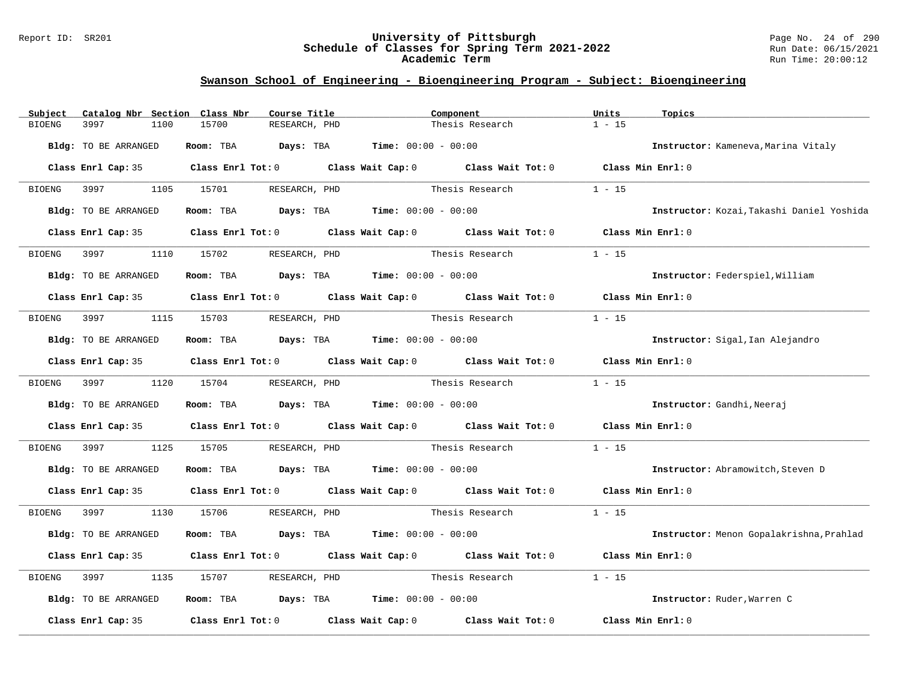## Swanson School of Engineering - Bioengineering Program - Subject: Bioengineering

| Subject | Catalog Nbr | Section | Class Nbr | Course Title | Component | Units | Topics |
|---|---|---|---|---|---|---|---|
| BIOENG | 3997 | 1100 | 15700 | RESEARCH, PHD | Thesis Research | 1 - 15 | |

**Bldg:** TO BE ARRANGED **Room:** TBA **Days:** TBA **Time:** 00:00 - 00:00 **Instructor:** Kameneva,Marina Vitaly

**Class Enrl Cap:** 35 **Class Enrl Tot:** 0 **Class Wait Cap:** 0 **Class Wait Tot:** 0 **Class Min Enrl:** 0

| Subject | Catalog Nbr | Section | Class Nbr | Course Title | Component | Units | Topics |
|---|---|---|---|---|---|---|---|
| BIOENG | 3997 | 1105 | 15701 | RESEARCH, PHD | Thesis Research | 1 - 15 | |

**Bldg:** TO BE ARRANGED **Room:** TBA **Days:** TBA **Time:** 00:00 - 00:00 **Instructor:** Kozai,Takashi Daniel Yoshida

**Class Enrl Cap:** 35 **Class Enrl Tot:** 0 **Class Wait Cap:** 0 **Class Wait Tot:** 0 **Class Min Enrl:** 0

| Subject | Catalog Nbr | Section | Class Nbr | Course Title | Component | Units | Topics |
|---|---|---|---|---|---|---|---|
| BIOENG | 3997 | 1110 | 15702 | RESEARCH, PHD | Thesis Research | 1 - 15 | |

**Bldg:** TO BE ARRANGED **Room:** TBA **Days:** TBA **Time:** 00:00 - 00:00 **Instructor:** Federspiel,William

**Class Enrl Cap:** 35 **Class Enrl Tot:** 0 **Class Wait Cap:** 0 **Class Wait Tot:** 0 **Class Min Enrl:** 0

| Subject | Catalog Nbr | Section | Class Nbr | Course Title | Component | Units | Topics |
|---|---|---|---|---|---|---|---|
| BIOENG | 3997 | 1115 | 15703 | RESEARCH, PHD | Thesis Research | 1 - 15 | |

**Bldg:** TO BE ARRANGED **Room:** TBA **Days:** TBA **Time:** 00:00 - 00:00 **Instructor:** Sigal,Ian Alejandro

**Class Enrl Cap:** 35 **Class Enrl Tot:** 0 **Class Wait Cap:** 0 **Class Wait Tot:** 0 **Class Min Enrl:** 0

| Subject | Catalog Nbr | Section | Class Nbr | Course Title | Component | Units | Topics |
|---|---|---|---|---|---|---|---|
| BIOENG | 3997 | 1120 | 15704 | RESEARCH, PHD | Thesis Research | 1 - 15 | |

**Bldg:** TO BE ARRANGED **Room:** TBA **Days:** TBA **Time:** 00:00 - 00:00 **Instructor:** Gandhi,Neeraj

**Class Enrl Cap:** 35 **Class Enrl Tot:** 0 **Class Wait Cap:** 0 **Class Wait Tot:** 0 **Class Min Enrl:** 0

| Subject | Catalog Nbr | Section | Class Nbr | Course Title | Component | Units | Topics |
|---|---|---|---|---|---|---|---|
| BIOENG | 3997 | 1125 | 15705 | RESEARCH, PHD | Thesis Research | 1 - 15 | |

**Bldg:** TO BE ARRANGED **Room:** TBA **Days:** TBA **Time:** 00:00 - 00:00 **Instructor:** Abramowitch,Steven D

**Class Enrl Cap:** 35 **Class Enrl Tot:** 0 **Class Wait Cap:** 0 **Class Wait Tot:** 0 **Class Min Enrl:** 0

| Subject | Catalog Nbr | Section | Class Nbr | Course Title | Component | Units | Topics |
|---|---|---|---|---|---|---|---|
| BIOENG | 3997 | 1130 | 15706 | RESEARCH, PHD | Thesis Research | 1 - 15 | |

**Bldg:** TO BE ARRANGED **Room:** TBA **Days:** TBA **Time:** 00:00 - 00:00 **Instructor:** Menon Gopalakrishna,Prahlad

**Class Enrl Cap:** 35 **Class Enrl Tot:** 0 **Class Wait Cap:** 0 **Class Wait Tot:** 0 **Class Min Enrl:** 0

| Subject | Catalog Nbr | Section | Class Nbr | Course Title | Component | Units | Topics |
|---|---|---|---|---|---|---|---|
| BIOENG | 3997 | 1135 | 15707 | RESEARCH, PHD | Thesis Research | 1 - 15 | |

**Bldg:** TO BE ARRANGED **Room:** TBA **Days:** TBA **Time:** 00:00 - 00:00 **Instructor:** Ruder,Warren C

**Class Enrl Cap:** 35 **Class Enrl Tot:** 0 **Class Wait Cap:** 0 **Class Wait Tot:** 0 **Class Min Enrl:** 0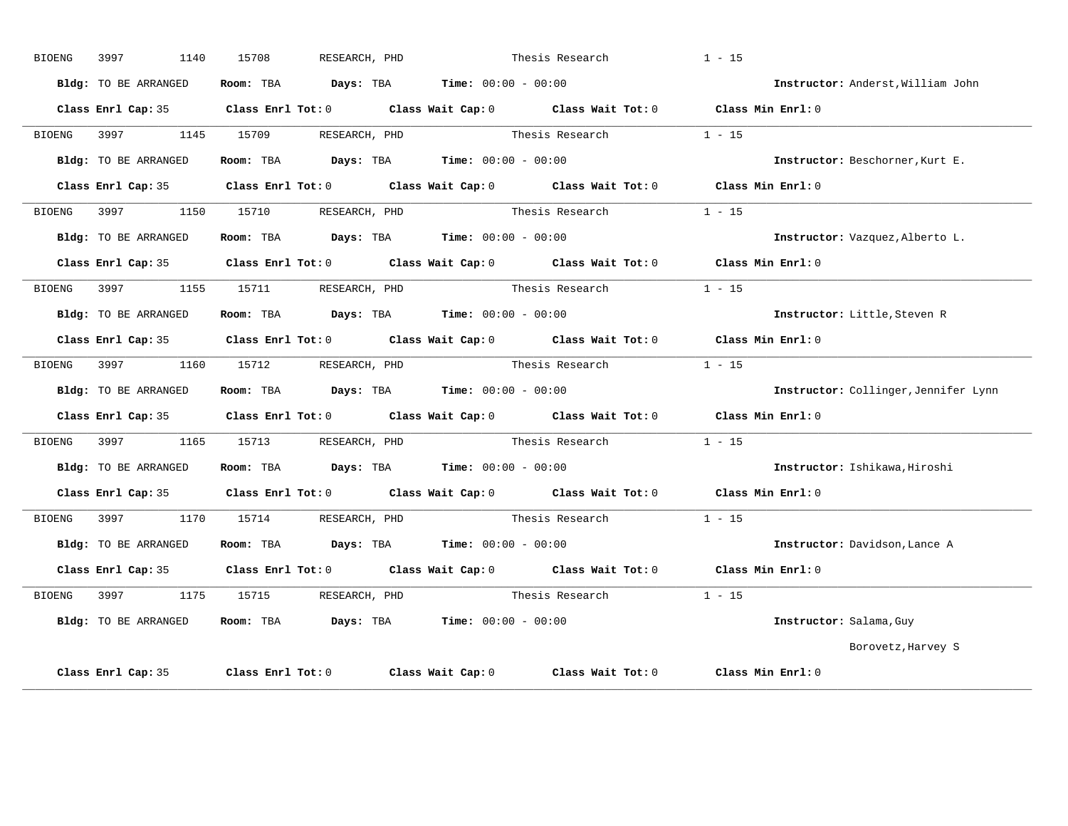BIOENG 3997 1140 15708 RESEARCH, PHD Thesis Research 1 - 15

**Bldg:** TO BE ARRANGED **Room:** TBA **Days:** TBA **Time:** 00:00 - 00:00 **Instructor:** Anderst,William John

**Class Enrl Cap:** 35 **Class Enrl Tot:** 0 **Class Wait Cap:** 0 **Class Wait Tot:** 0 **Class Min Enrl:** 0

---

BIOENG 3997 1145 15709 RESEARCH, PHD Thesis Research 1 - 15

**Bldg:** TO BE ARRANGED **Room:** TBA **Days:** TBA **Time:** 00:00 - 00:00 **Instructor:** Beschorner,Kurt E.

**Class Enrl Cap:** 35 **Class Enrl Tot:** 0 **Class Wait Cap:** 0 **Class Wait Tot:** 0 **Class Min Enrl:** 0

---

BIOENG 3997 1150 15710 RESEARCH, PHD Thesis Research 1 - 15

**Bldg:** TO BE ARRANGED **Room:** TBA **Days:** TBA **Time:** 00:00 - 00:00 **Instructor:** Vazquez,Alberto L.

**Class Enrl Cap:** 35 **Class Enrl Tot:** 0 **Class Wait Cap:** 0 **Class Wait Tot:** 0 **Class Min Enrl:** 0

---

BIOENG 3997 1155 15711 RESEARCH, PHD Thesis Research 1 - 15

**Bldg:** TO BE ARRANGED **Room:** TBA **Days:** TBA **Time:** 00:00 - 00:00 **Instructor:** Little,Steven R

**Class Enrl Cap:** 35 **Class Enrl Tot:** 0 **Class Wait Cap:** 0 **Class Wait Tot:** 0 **Class Min Enrl:** 0

---

BIOENG 3997 1160 15712 RESEARCH, PHD Thesis Research 1 - 15

**Bldg:** TO BE ARRANGED **Room:** TBA **Days:** TBA **Time:** 00:00 - 00:00 **Instructor:** Collinger,Jennifer Lynn

**Class Enrl Cap:** 35 **Class Enrl Tot:** 0 **Class Wait Cap:** 0 **Class Wait Tot:** 0 **Class Min Enrl:** 0

---

BIOENG 3997 1165 15713 RESEARCH, PHD Thesis Research 1 - 15

**Bldg:** TO BE ARRANGED **Room:** TBA **Days:** TBA **Time:** 00:00 - 00:00 **Instructor:** Ishikawa,Hiroshi

**Class Enrl Cap:** 35 **Class Enrl Tot:** 0 **Class Wait Cap:** 0 **Class Wait Tot:** 0 **Class Min Enrl:** 0

---

BIOENG 3997 1170 15714 RESEARCH, PHD Thesis Research 1 - 15

**Bldg:** TO BE ARRANGED **Room:** TBA **Days:** TBA **Time:** 00:00 - 00:00 **Instructor:** Davidson,Lance A

**Class Enrl Cap:** 35 **Class Enrl Tot:** 0 **Class Wait Cap:** 0 **Class Wait Tot:** 0 **Class Min Enrl:** 0

---

BIOENG 3997 1175 15715 RESEARCH, PHD Thesis Research 1 - 15

**Bldg:** TO BE ARRANGED **Room:** TBA **Days:** TBA **Time:** 00:00 - 00:00 **Instructor:** Salama,Guy

Borovetz,Harvey S

**Class Enrl Cap:** 35 **Class Enrl Tot:** 0 **Class Wait Cap:** 0 **Class Wait Tot:** 0 **Class Min Enrl:** 0

---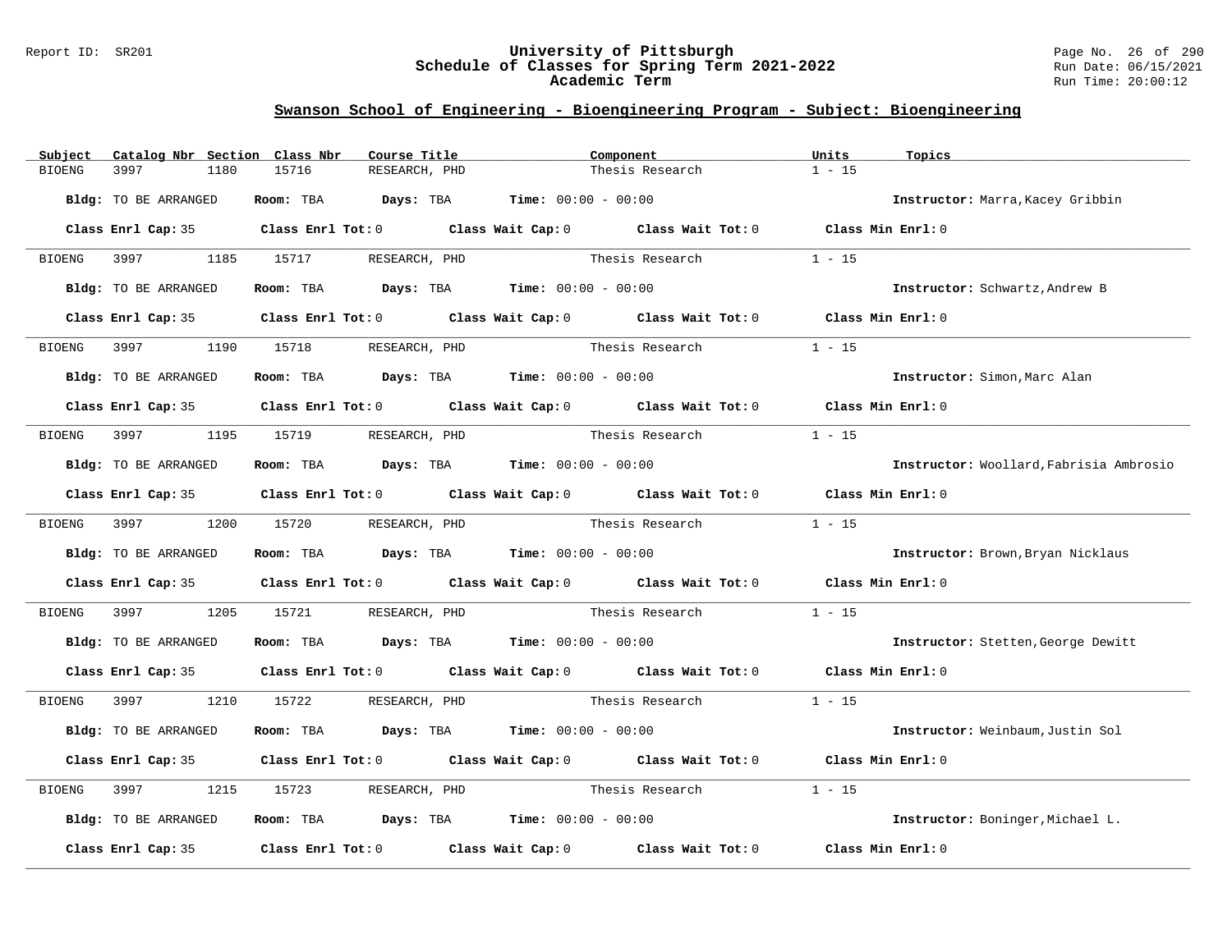## Swanson School of Engineering - Bioengineering Program - Subject: Bioengineering

| Subject | Catalog Nbr | Section | Class Nbr | Course Title | Component | Units | Topics |
|---|---|---|---|---|---|---|---|
| BIOENG | 3997 | 1180 | 15716 | RESEARCH, PHD | Thesis Research | 1 - 15 | |

**Bldg:** TO BE ARRANGED **Room:** TBA **Days:** TBA **Time:** 00:00 - 00:00 **Instructor:** Marra,Kacey Gribbin

**Class Enrl Cap:** 35 **Class Enrl Tot:** 0 **Class Wait Cap:** 0 **Class Wait Tot:** 0 **Class Min Enrl:** 0

---

| Subject | Catalog Nbr | Section | Class Nbr | Course Title | Component | Units | Topics |
|---|---|---|---|---|---|---|---|
| BIOENG | 3997 | 1185 | 15717 | RESEARCH, PHD | Thesis Research | 1 - 15 | |

**Bldg:** TO BE ARRANGED **Room:** TBA **Days:** TBA **Time:** 00:00 - 00:00 **Instructor:** Schwartz,Andrew B

**Class Enrl Cap:** 35 **Class Enrl Tot:** 0 **Class Wait Cap:** 0 **Class Wait Tot:** 0 **Class Min Enrl:** 0

---

| Subject | Catalog Nbr | Section | Class Nbr | Course Title | Component | Units | Topics |
|---|---|---|---|---|---|---|---|
| BIOENG | 3997 | 1190 | 15718 | RESEARCH, PHD | Thesis Research | 1 - 15 | |

**Bldg:** TO BE ARRANGED **Room:** TBA **Days:** TBA **Time:** 00:00 - 00:00 **Instructor:** Simon,Marc Alan

**Class Enrl Cap:** 35 **Class Enrl Tot:** 0 **Class Wait Cap:** 0 **Class Wait Tot:** 0 **Class Min Enrl:** 0

---

| Subject | Catalog Nbr | Section | Class Nbr | Course Title | Component | Units | Topics |
|---|---|---|---|---|---|---|---|
| BIOENG | 3997 | 1195 | 15719 | RESEARCH, PHD | Thesis Research | 1 - 15 | |

**Bldg:** TO BE ARRANGED **Room:** TBA **Days:** TBA **Time:** 00:00 - 00:00 **Instructor:** Woollard,Fabrisia Ambrosio

**Class Enrl Cap:** 35 **Class Enrl Tot:** 0 **Class Wait Cap:** 0 **Class Wait Tot:** 0 **Class Min Enrl:** 0

---

| Subject | Catalog Nbr | Section | Class Nbr | Course Title | Component | Units | Topics |
|---|---|---|---|---|---|---|---|
| BIOENG | 3997 | 1200 | 15720 | RESEARCH, PHD | Thesis Research | 1 - 15 | |

**Bldg:** TO BE ARRANGED **Room:** TBA **Days:** TBA **Time:** 00:00 - 00:00 **Instructor:** Brown,Bryan Nicklaus

**Class Enrl Cap:** 35 **Class Enrl Tot:** 0 **Class Wait Cap:** 0 **Class Wait Tot:** 0 **Class Min Enrl:** 0

---

| Subject | Catalog Nbr | Section | Class Nbr | Course Title | Component | Units | Topics |
|---|---|---|---|---|---|---|---|
| BIOENG | 3997 | 1205 | 15721 | RESEARCH, PHD | Thesis Research | 1 - 15 | |

**Bldg:** TO BE ARRANGED **Room:** TBA **Days:** TBA **Time:** 00:00 - 00:00 **Instructor:** Stetten,George Dewitt

**Class Enrl Cap:** 35 **Class Enrl Tot:** 0 **Class Wait Cap:** 0 **Class Wait Tot:** 0 **Class Min Enrl:** 0

---

| Subject | Catalog Nbr | Section | Class Nbr | Course Title | Component | Units | Topics |
|---|---|---|---|---|---|---|---|
| BIOENG | 3997 | 1210 | 15722 | RESEARCH, PHD | Thesis Research | 1 - 15 | |

**Bldg:** TO BE ARRANGED **Room:** TBA **Days:** TBA **Time:** 00:00 - 00:00 **Instructor:** Weinbaum,Justin Sol

**Class Enrl Cap:** 35 **Class Enrl Tot:** 0 **Class Wait Cap:** 0 **Class Wait Tot:** 0 **Class Min Enrl:** 0

---

| Subject | Catalog Nbr | Section | Class Nbr | Course Title | Component | Units | Topics |
|---|---|---|---|---|---|---|---|
| BIOENG | 3997 | 1215 | 15723 | RESEARCH, PHD | Thesis Research | 1 - 15 | |

**Bldg:** TO BE ARRANGED **Room:** TBA **Days:** TBA **Time:** 00:00 - 00:00 **Instructor:** Boninger,Michael L.

**Class Enrl Cap:** 35 **Class Enrl Tot:** 0 **Class Wait Cap:** 0 **Class Wait Tot:** 0 **Class Min Enrl:** 0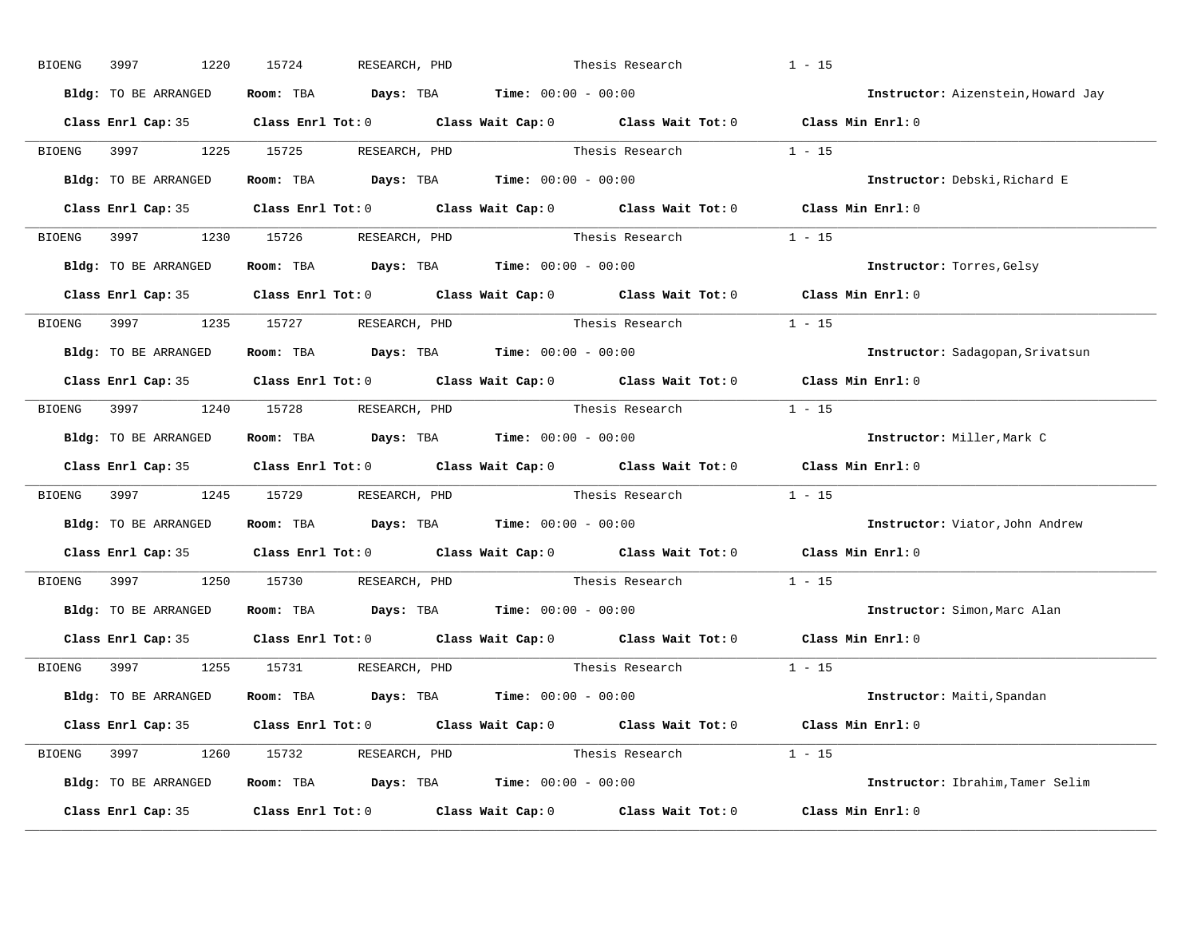BIOENG 3997 1220 15724 RESEARCH, PHD Thesis Research 1 - 15

**Bldg:** TO BE ARRANGED **Room:** TBA **Days:** TBA **Time:** 00:00 - 00:00 **Instructor:** Aizenstein,Howard Jay

**Class Enrl Cap:** 35 **Class Enrl Tot:** 0 **Class Wait Cap:** 0 **Class Wait Tot:** 0 **Class Min Enrl:** 0

---

BIOENG 3997 1225 15725 RESEARCH, PHD Thesis Research 1 - 15

**Bldg:** TO BE ARRANGED **Room:** TBA **Days:** TBA **Time:** 00:00 - 00:00 **Instructor:** Debski,Richard E

**Class Enrl Cap:** 35 **Class Enrl Tot:** 0 **Class Wait Cap:** 0 **Class Wait Tot:** 0 **Class Min Enrl:** 0

---

BIOENG 3997 1230 15726 RESEARCH, PHD Thesis Research 1 - 15

**Bldg:** TO BE ARRANGED **Room:** TBA **Days:** TBA **Time:** 00:00 - 00:00 **Instructor:** Torres,Gelsy

**Class Enrl Cap:** 35 **Class Enrl Tot:** 0 **Class Wait Cap:** 0 **Class Wait Tot:** 0 **Class Min Enrl:** 0

---

BIOENG 3997 1235 15727 RESEARCH, PHD Thesis Research 1 - 15

**Bldg:** TO BE ARRANGED **Room:** TBA **Days:** TBA **Time:** 00:00 - 00:00 **Instructor:** Sadagopan,Srivatsun

**Class Enrl Cap:** 35 **Class Enrl Tot:** 0 **Class Wait Cap:** 0 **Class Wait Tot:** 0 **Class Min Enrl:** 0

---

BIOENG 3997 1240 15728 RESEARCH, PHD Thesis Research 1 - 15

**Bldg:** TO BE ARRANGED **Room:** TBA **Days:** TBA **Time:** 00:00 - 00:00 **Instructor:** Miller,Mark C

**Class Enrl Cap:** 35 **Class Enrl Tot:** 0 **Class Wait Cap:** 0 **Class Wait Tot:** 0 **Class Min Enrl:** 0

---

BIOENG 3997 1245 15729 RESEARCH, PHD Thesis Research 1 - 15

**Bldg:** TO BE ARRANGED **Room:** TBA **Days:** TBA **Time:** 00:00 - 00:00 **Instructor:** Viator,John Andrew

**Class Enrl Cap:** 35 **Class Enrl Tot:** 0 **Class Wait Cap:** 0 **Class Wait Tot:** 0 **Class Min Enrl:** 0

---

BIOENG 3997 1250 15730 RESEARCH, PHD Thesis Research 1 - 15

**Bldg:** TO BE ARRANGED **Room:** TBA **Days:** TBA **Time:** 00:00 - 00:00 **Instructor:** Simon,Marc Alan

**Class Enrl Cap:** 35 **Class Enrl Tot:** 0 **Class Wait Cap:** 0 **Class Wait Tot:** 0 **Class Min Enrl:** 0

---

BIOENG 3997 1255 15731 RESEARCH, PHD Thesis Research 1 - 15

**Bldg:** TO BE ARRANGED **Room:** TBA **Days:** TBA **Time:** 00:00 - 00:00 **Instructor:** Maiti,Spandan

**Class Enrl Cap:** 35 **Class Enrl Tot:** 0 **Class Wait Cap:** 0 **Class Wait Tot:** 0 **Class Min Enrl:** 0

---

BIOENG 3997 1260 15732 RESEARCH, PHD Thesis Research 1 - 15

**Bldg:** TO BE ARRANGED **Room:** TBA **Days:** TBA **Time:** 00:00 - 00:00 **Instructor:** Ibrahim,Tamer Selim

**Class Enrl Cap:** 35 **Class Enrl Tot:** 0 **Class Wait Cap:** 0 **Class Wait Tot:** 0 **Class Min Enrl:** 0

---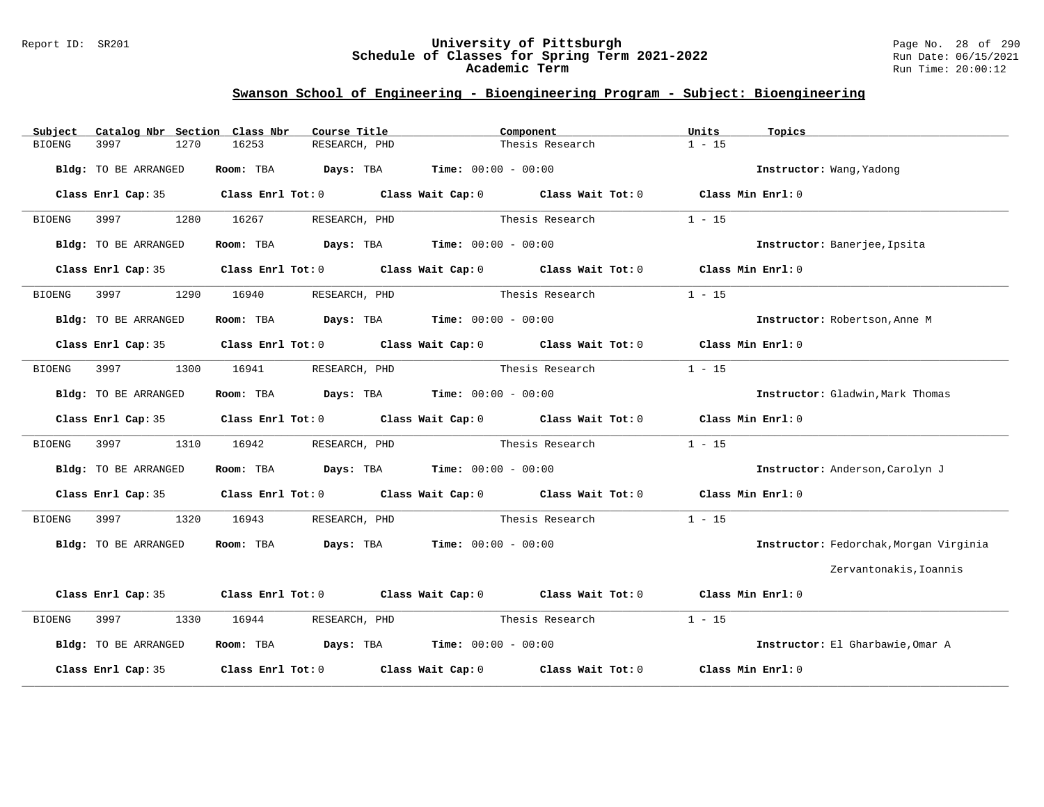## Swanson School of Engineering - Bioengineering Program - Subject: Bioengineering

| Subject | Catalog Nbr | Section | Class Nbr | Course Title | Component | Units | Topics |
|---|---|---|---|---|---|---|---|
| BIOENG | 3997 | 1270 | 16253 | RESEARCH, PHD | Thesis Research | 1 - 15 | |

**Bldg:** TO BE ARRANGED **Room:** TBA **Days:** TBA **Time:** 00:00 - 00:00 **Instructor:** Wang,Yadong

**Class Enrl Cap:** 35 **Class Enrl Tot:** 0 **Class Wait Cap:** 0 **Class Wait Tot:** 0 **Class Min Enrl:** 0

---

| Subject | Catalog Nbr | Section | Class Nbr | Course Title | Component | Units | Topics |
|---|---|---|---|---|---|---|---|
| BIOENG | 3997 | 1280 | 16267 | RESEARCH, PHD | Thesis Research | 1 - 15 | |

**Bldg:** TO BE ARRANGED **Room:** TBA **Days:** TBA **Time:** 00:00 - 00:00 **Instructor:** Banerjee,Ipsita

**Class Enrl Cap:** 35 **Class Enrl Tot:** 0 **Class Wait Cap:** 0 **Class Wait Tot:** 0 **Class Min Enrl:** 0

---

| Subject | Catalog Nbr | Section | Class Nbr | Course Title | Component | Units | Topics |
|---|---|---|---|---|---|---|---|
| BIOENG | 3997 | 1290 | 16940 | RESEARCH, PHD | Thesis Research | 1 - 15 | |

**Bldg:** TO BE ARRANGED **Room:** TBA **Days:** TBA **Time:** 00:00 - 00:00 **Instructor:** Robertson,Anne M

**Class Enrl Cap:** 35 **Class Enrl Tot:** 0 **Class Wait Cap:** 0 **Class Wait Tot:** 0 **Class Min Enrl:** 0

---

| Subject | Catalog Nbr | Section | Class Nbr | Course Title | Component | Units | Topics |
|---|---|---|---|---|---|---|---|
| BIOENG | 3997 | 1300 | 16941 | RESEARCH, PHD | Thesis Research | 1 - 15 | |

**Bldg:** TO BE ARRANGED **Room:** TBA **Days:** TBA **Time:** 00:00 - 00:00 **Instructor:** Gladwin,Mark Thomas

**Class Enrl Cap:** 35 **Class Enrl Tot:** 0 **Class Wait Cap:** 0 **Class Wait Tot:** 0 **Class Min Enrl:** 0

---

| Subject | Catalog Nbr | Section | Class Nbr | Course Title | Component | Units | Topics |
|---|---|---|---|---|---|---|---|
| BIOENG | 3997 | 1310 | 16942 | RESEARCH, PHD | Thesis Research | 1 - 15 | |

**Bldg:** TO BE ARRANGED **Room:** TBA **Days:** TBA **Time:** 00:00 - 00:00 **Instructor:** Anderson,Carolyn J

**Class Enrl Cap:** 35 **Class Enrl Tot:** 0 **Class Wait Cap:** 0 **Class Wait Tot:** 0 **Class Min Enrl:** 0

---

| Subject | Catalog Nbr | Section | Class Nbr | Course Title | Component | Units | Topics |
|---|---|---|---|---|---|---|---|
| BIOENG | 3997 | 1320 | 16943 | RESEARCH, PHD | Thesis Research | 1 - 15 | |

**Bldg:** TO BE ARRANGED **Room:** TBA **Days:** TBA **Time:** 00:00 - 00:00 **Instructor:** Fedorchak,Morgan Virginia
Zervantonakis,Ioannis

**Class Enrl Cap:** 35 **Class Enrl Tot:** 0 **Class Wait Cap:** 0 **Class Wait Tot:** 0 **Class Min Enrl:** 0

---

| Subject | Catalog Nbr | Section | Class Nbr | Course Title | Component | Units | Topics |
|---|---|---|---|---|---|---|---|
| BIOENG | 3997 | 1330 | 16944 | RESEARCH, PHD | Thesis Research | 1 - 15 | |

**Bldg:** TO BE ARRANGED **Room:** TBA **Days:** TBA **Time:** 00:00 - 00:00 **Instructor:** El Gharbawie,Omar A

**Class Enrl Cap:** 35 **Class Enrl Tot:** 0 **Class Wait Cap:** 0 **Class Wait Tot:** 0 **Class Min Enrl:** 0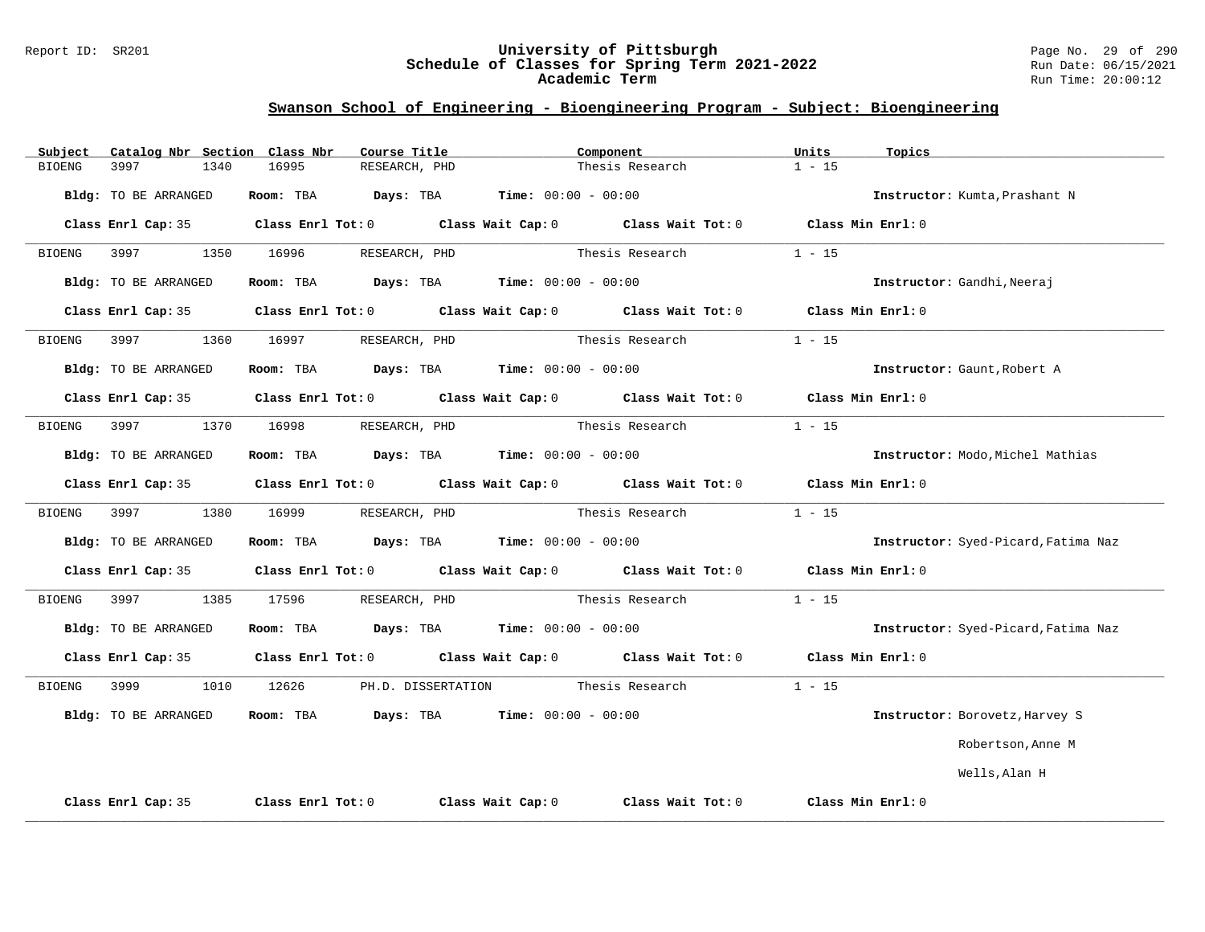## Swanson School of Engineering - Bioengineering Program - Subject: Bioengineering

| Subject | Catalog Nbr | Section | Class Nbr | Course Title | Component | Units | Topics |
|---|---|---|---|---|---|---|---|
| BIOENG | 3997 | 1340 | 16995 | RESEARCH, PHD | Thesis Research | 1 - 15 | |

**Bldg:** TO BE ARRANGED **Room:** TBA **Days:** TBA **Time:** 00:00 - 00:00 **Instructor:** Kumta,Prashant N

**Class Enrl Cap:** 35 **Class Enrl Tot:** 0 **Class Wait Cap:** 0 **Class Wait Tot:** 0 **Class Min Enrl:** 0

---

| Subject | Catalog Nbr | Section | Class Nbr | Course Title | Component | Units | Topics |
|---|---|---|---|---|---|---|---|
| BIOENG | 3997 | 1350 | 16996 | RESEARCH, PHD | Thesis Research | 1 - 15 | |

**Bldg:** TO BE ARRANGED **Room:** TBA **Days:** TBA **Time:** 00:00 - 00:00 **Instructor:** Gandhi,Neeraj

**Class Enrl Cap:** 35 **Class Enrl Tot:** 0 **Class Wait Cap:** 0 **Class Wait Tot:** 0 **Class Min Enrl:** 0

---

| Subject | Catalog Nbr | Section | Class Nbr | Course Title | Component | Units | Topics |
|---|---|---|---|---|---|---|---|
| BIOENG | 3997 | 1360 | 16997 | RESEARCH, PHD | Thesis Research | 1 - 15 | |

**Bldg:** TO BE ARRANGED **Room:** TBA **Days:** TBA **Time:** 00:00 - 00:00 **Instructor:** Gaunt,Robert A

**Class Enrl Cap:** 35 **Class Enrl Tot:** 0 **Class Wait Cap:** 0 **Class Wait Tot:** 0 **Class Min Enrl:** 0

---

| Subject | Catalog Nbr | Section | Class Nbr | Course Title | Component | Units | Topics |
|---|---|---|---|---|---|---|---|
| BIOENG | 3997 | 1370 | 16998 | RESEARCH, PHD | Thesis Research | 1 - 15 | |

**Bldg:** TO BE ARRANGED **Room:** TBA **Days:** TBA **Time:** 00:00 - 00:00 **Instructor:** Modo,Michel Mathias

**Class Enrl Cap:** 35 **Class Enrl Tot:** 0 **Class Wait Cap:** 0 **Class Wait Tot:** 0 **Class Min Enrl:** 0

---

| Subject | Catalog Nbr | Section | Class Nbr | Course Title | Component | Units | Topics |
|---|---|---|---|---|---|---|---|
| BIOENG | 3997 | 1380 | 16999 | RESEARCH, PHD | Thesis Research | 1 - 15 | |

**Bldg:** TO BE ARRANGED **Room:** TBA **Days:** TBA **Time:** 00:00 - 00:00 **Instructor:** Syed-Picard,Fatima Naz

**Class Enrl Cap:** 35 **Class Enrl Tot:** 0 **Class Wait Cap:** 0 **Class Wait Tot:** 0 **Class Min Enrl:** 0

---

| Subject | Catalog Nbr | Section | Class Nbr | Course Title | Component | Units | Topics |
|---|---|---|---|---|---|---|---|
| BIOENG | 3997 | 1385 | 17596 | RESEARCH, PHD | Thesis Research | 1 - 15 | |

**Bldg:** TO BE ARRANGED **Room:** TBA **Days:** TBA **Time:** 00:00 - 00:00 **Instructor:** Syed-Picard,Fatima Naz

**Class Enrl Cap:** 35 **Class Enrl Tot:** 0 **Class Wait Cap:** 0 **Class Wait Tot:** 0 **Class Min Enrl:** 0

---

| Subject | Catalog Nbr | Section | Class Nbr | Course Title | Component | Units | Topics |
|---|---|---|---|---|---|---|---|
| BIOENG | 3999 | 1010 | 12626 | PH.D. DISSERTATION | Thesis Research | 1 - 15 | |

**Bldg:** TO BE ARRANGED **Room:** TBA **Days:** TBA **Time:** 00:00 - 00:00 **Instructor:** Borovetz,Harvey S
Robertson,Anne M
Wells,Alan H

**Class Enrl Cap:** 35 **Class Enrl Tot:** 0 **Class Wait Cap:** 0 **Class Wait Tot:** 0 **Class Min Enrl:** 0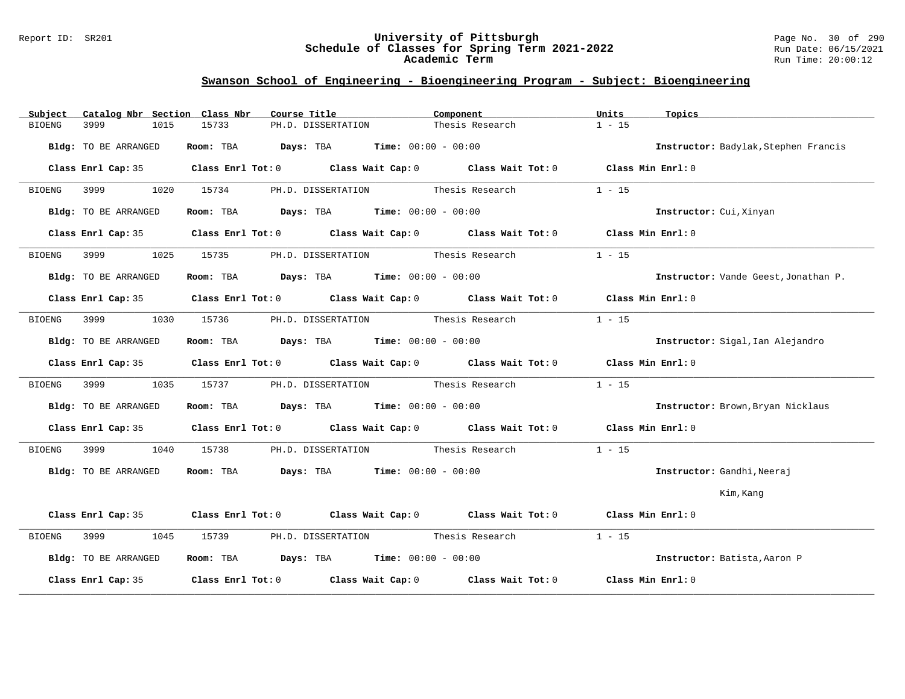## Swanson School of Engineering - Bioengineering Program - Subject: Bioengineering

| Subject | Catalog Nbr | Section | Class Nbr | Course Title | Component | Units | Topics |
|---|---|---|---|---|---|---|---|
| BIOENG | 3999 | 1015 | 15733 | PH.D. DISSERTATION | Thesis Research | 1 - 15 | |

**Bldg:** TO BE ARRANGED **Room:** TBA **Days:** TBA **Time:** 00:00 - 00:00 **Instructor:** Badylak,Stephen Francis

**Class Enrl Cap:** 35 **Class Enrl Tot:** 0 **Class Wait Cap:** 0 **Class Wait Tot:** 0 **Class Min Enrl:** 0

---

| Subject | Catalog Nbr | Section | Class Nbr | Course Title | Component | Units | Topics |
|---|---|---|---|---|---|---|---|
| BIOENG | 3999 | 1020 | 15734 | PH.D. DISSERTATION | Thesis Research | 1 - 15 | |

**Bldg:** TO BE ARRANGED **Room:** TBA **Days:** TBA **Time:** 00:00 - 00:00 **Instructor:** Cui,Xinyan

**Class Enrl Cap:** 35 **Class Enrl Tot:** 0 **Class Wait Cap:** 0 **Class Wait Tot:** 0 **Class Min Enrl:** 0

---

| Subject | Catalog Nbr | Section | Class Nbr | Course Title | Component | Units | Topics |
|---|---|---|---|---|---|---|---|
| BIOENG | 3999 | 1025 | 15735 | PH.D. DISSERTATION | Thesis Research | 1 - 15 | |

**Bldg:** TO BE ARRANGED **Room:** TBA **Days:** TBA **Time:** 00:00 - 00:00 **Instructor:** Vande Geest,Jonathan P.

**Class Enrl Cap:** 35 **Class Enrl Tot:** 0 **Class Wait Cap:** 0 **Class Wait Tot:** 0 **Class Min Enrl:** 0

---

| Subject | Catalog Nbr | Section | Class Nbr | Course Title | Component | Units | Topics |
|---|---|---|---|---|---|---|---|
| BIOENG | 3999 | 1030 | 15736 | PH.D. DISSERTATION | Thesis Research | 1 - 15 | |

**Bldg:** TO BE ARRANGED **Room:** TBA **Days:** TBA **Time:** 00:00 - 00:00 **Instructor:** Sigal,Ian Alejandro

**Class Enrl Cap:** 35 **Class Enrl Tot:** 0 **Class Wait Cap:** 0 **Class Wait Tot:** 0 **Class Min Enrl:** 0

---

| Subject | Catalog Nbr | Section | Class Nbr | Course Title | Component | Units | Topics |
|---|---|---|---|---|---|---|---|
| BIOENG | 3999 | 1035 | 15737 | PH.D. DISSERTATION | Thesis Research | 1 - 15 | |

**Bldg:** TO BE ARRANGED **Room:** TBA **Days:** TBA **Time:** 00:00 - 00:00 **Instructor:** Brown,Bryan Nicklaus

**Class Enrl Cap:** 35 **Class Enrl Tot:** 0 **Class Wait Cap:** 0 **Class Wait Tot:** 0 **Class Min Enrl:** 0

---

| Subject | Catalog Nbr | Section | Class Nbr | Course Title | Component | Units | Topics |
|---|---|---|---|---|---|---|---|
| BIOENG | 3999 | 1040 | 15738 | PH.D. DISSERTATION | Thesis Research | 1 - 15 | |

**Bldg:** TO BE ARRANGED **Room:** TBA **Days:** TBA **Time:** 00:00 - 00:00 **Instructor:** Gandhi,Neeraj; Kim,Kang

**Class Enrl Cap:** 35 **Class Enrl Tot:** 0 **Class Wait Cap:** 0 **Class Wait Tot:** 0 **Class Min Enrl:** 0

---

| Subject | Catalog Nbr | Section | Class Nbr | Course Title | Component | Units | Topics |
|---|---|---|---|---|---|---|---|
| BIOENG | 3999 | 1045 | 15739 | PH.D. DISSERTATION | Thesis Research | 1 - 15 | |

**Bldg:** TO BE ARRANGED **Room:** TBA **Days:** TBA **Time:** 00:00 - 00:00 **Instructor:** Batista,Aaron P

**Class Enrl Cap:** 35 **Class Enrl Tot:** 0 **Class Wait Cap:** 0 **Class Wait Tot:** 0 **Class Min Enrl:** 0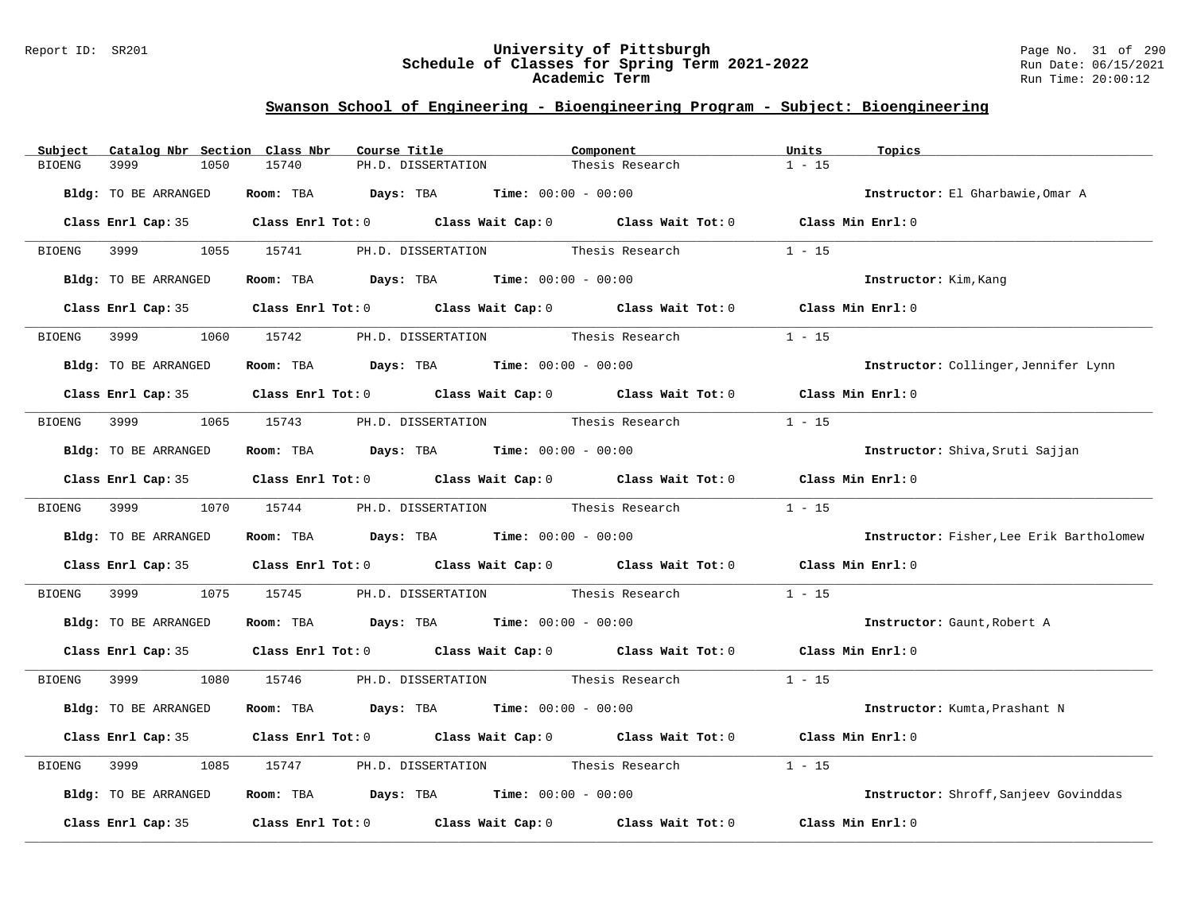# University of Pittsburgh
## Schedule of Classes for Spring Term 2021-2022
### Academic Term

## Swanson School of Engineering - Bioengineering Program - Subject: Bioengineering

| Subject | Catalog Nbr | Section | Class Nbr | Course Title | Component | Units | Topics |
|---|---|---|---|---|---|---|---|
| BIOENG | 3999 | 1050 | 15740 | PH.D. DISSERTATION | Thesis Research | 1 - 15 | |

**Bldg:** TO BE ARRANGED **Room:** TBA **Days:** TBA **Time:** 00:00 - 00:00 **Instructor:** El Gharbawie,Omar A

**Class Enrl Cap:** 35 **Class Enrl Tot:** 0 **Class Wait Cap:** 0 **Class Wait Tot:** 0 **Class Min Enrl:** 0

---

| Subject | Catalog Nbr | Section | Class Nbr | Course Title | Component | Units | Topics |
|---|---|---|---|---|---|---|---|
| BIOENG | 3999 | 1055 | 15741 | PH.D. DISSERTATION | Thesis Research | 1 - 15 | |

**Bldg:** TO BE ARRANGED **Room:** TBA **Days:** TBA **Time:** 00:00 - 00:00 **Instructor:** Kim,Kang

**Class Enrl Cap:** 35 **Class Enrl Tot:** 0 **Class Wait Cap:** 0 **Class Wait Tot:** 0 **Class Min Enrl:** 0

---

| Subject | Catalog Nbr | Section | Class Nbr | Course Title | Component | Units | Topics |
|---|---|---|---|---|---|---|---|
| BIOENG | 3999 | 1060 | 15742 | PH.D. DISSERTATION | Thesis Research | 1 - 15 | |

**Bldg:** TO BE ARRANGED **Room:** TBA **Days:** TBA **Time:** 00:00 - 00:00 **Instructor:** Collinger,Jennifer Lynn

**Class Enrl Cap:** 35 **Class Enrl Tot:** 0 **Class Wait Cap:** 0 **Class Wait Tot:** 0 **Class Min Enrl:** 0

---

| Subject | Catalog Nbr | Section | Class Nbr | Course Title | Component | Units | Topics |
|---|---|---|---|---|---|---|---|
| BIOENG | 3999 | 1065 | 15743 | PH.D. DISSERTATION | Thesis Research | 1 - 15 | |

**Bldg:** TO BE ARRANGED **Room:** TBA **Days:** TBA **Time:** 00:00 - 00:00 **Instructor:** Shiva,Sruti Sajjan

**Class Enrl Cap:** 35 **Class Enrl Tot:** 0 **Class Wait Cap:** 0 **Class Wait Tot:** 0 **Class Min Enrl:** 0

---

| Subject | Catalog Nbr | Section | Class Nbr | Course Title | Component | Units | Topics |
|---|---|---|---|---|---|---|---|
| BIOENG | 3999 | 1070 | 15744 | PH.D. DISSERTATION | Thesis Research | 1 - 15 | |

**Bldg:** TO BE ARRANGED **Room:** TBA **Days:** TBA **Time:** 00:00 - 00:00 **Instructor:** Fisher,Lee Erik Bartholomew

**Class Enrl Cap:** 35 **Class Enrl Tot:** 0 **Class Wait Cap:** 0 **Class Wait Tot:** 0 **Class Min Enrl:** 0

---

| Subject | Catalog Nbr | Section | Class Nbr | Course Title | Component | Units | Topics |
|---|---|---|---|---|---|---|---|
| BIOENG | 3999 | 1075 | 15745 | PH.D. DISSERTATION | Thesis Research | 1 - 15 | |

**Bldg:** TO BE ARRANGED **Room:** TBA **Days:** TBA **Time:** 00:00 - 00:00 **Instructor:** Gaunt,Robert A

**Class Enrl Cap:** 35 **Class Enrl Tot:** 0 **Class Wait Cap:** 0 **Class Wait Tot:** 0 **Class Min Enrl:** 0

---

| Subject | Catalog Nbr | Section | Class Nbr | Course Title | Component | Units | Topics |
|---|---|---|---|---|---|---|---|
| BIOENG | 3999 | 1080 | 15746 | PH.D. DISSERTATION | Thesis Research | 1 - 15 | |

**Bldg:** TO BE ARRANGED **Room:** TBA **Days:** TBA **Time:** 00:00 - 00:00 **Instructor:** Kumta,Prashant N

**Class Enrl Cap:** 35 **Class Enrl Tot:** 0 **Class Wait Cap:** 0 **Class Wait Tot:** 0 **Class Min Enrl:** 0

---

| Subject | Catalog Nbr | Section | Class Nbr | Course Title | Component | Units | Topics |
|---|---|---|---|---|---|---|---|
| BIOENG | 3999 | 1085 | 15747 | PH.D. DISSERTATION | Thesis Research | 1 - 15 | |

**Bldg:** TO BE ARRANGED **Room:** TBA **Days:** TBA **Time:** 00:00 - 00:00 **Instructor:** Shroff,Sanjeev Govinddas

**Class Enrl Cap:** 35 **Class Enrl Tot:** 0 **Class Wait Cap:** 0 **Class Wait Tot:** 0 **Class Min Enrl:** 0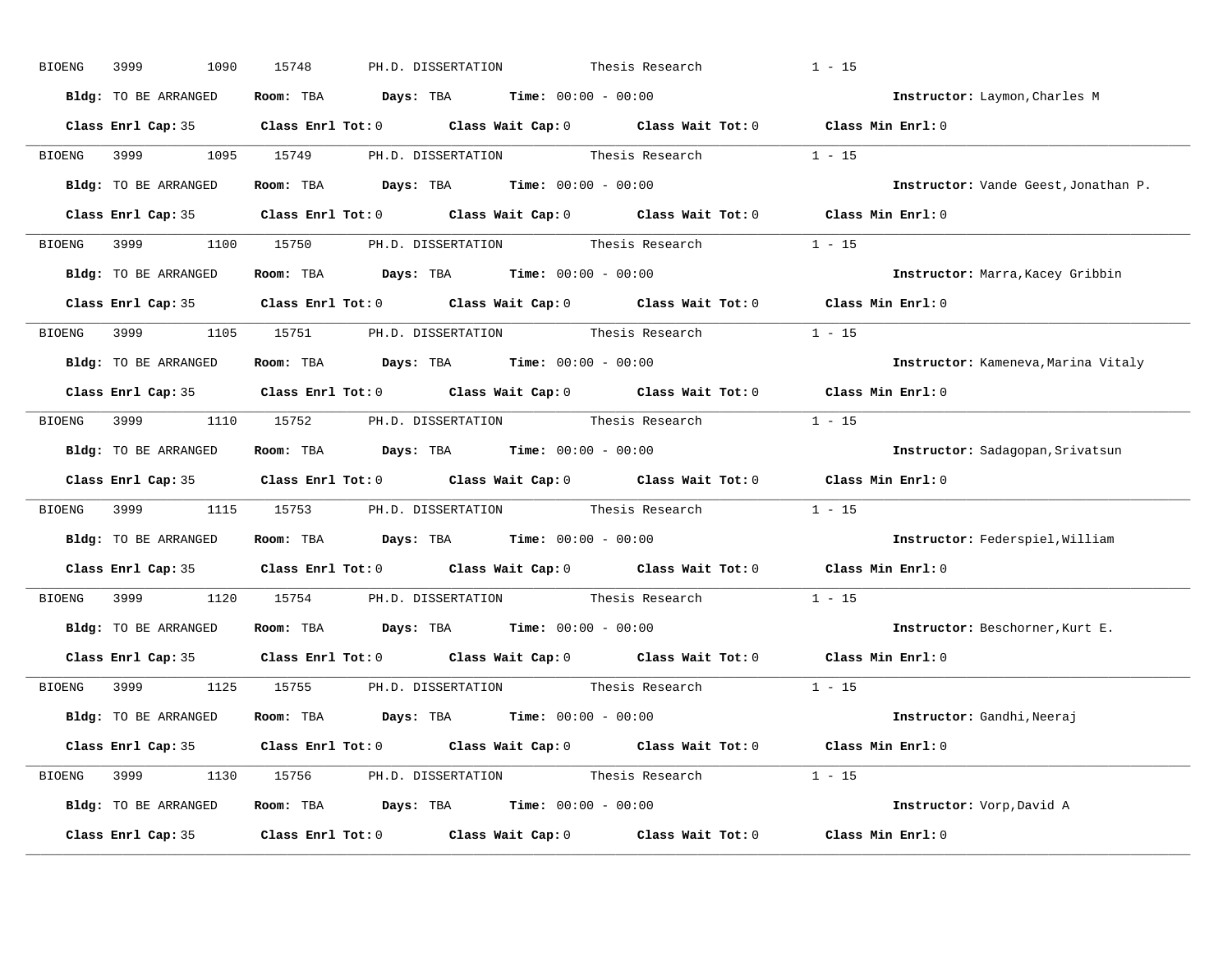BIOENG 3999 1090 15748 PH.D. DISSERTATION Thesis Research 1 - 15

**Bldg:** TO BE ARRANGED **Room:** TBA **Days:** TBA **Time:** 00:00 - 00:00 **Instructor:** Laymon,Charles M

**Class Enrl Cap:** 35 **Class Enrl Tot:** 0 **Class Wait Cap:** 0 **Class Wait Tot:** 0 **Class Min Enrl:** 0

---

BIOENG 3999 1095 15749 PH.D. DISSERTATION Thesis Research 1 - 15

**Bldg:** TO BE ARRANGED **Room:** TBA **Days:** TBA **Time:** 00:00 - 00:00 **Instructor:** Vande Geest,Jonathan P.

**Class Enrl Cap:** 35 **Class Enrl Tot:** 0 **Class Wait Cap:** 0 **Class Wait Tot:** 0 **Class Min Enrl:** 0

---

BIOENG 3999 1100 15750 PH.D. DISSERTATION Thesis Research 1 - 15

**Bldg:** TO BE ARRANGED **Room:** TBA **Days:** TBA **Time:** 00:00 - 00:00 **Instructor:** Marra,Kacey Gribbin

**Class Enrl Cap:** 35 **Class Enrl Tot:** 0 **Class Wait Cap:** 0 **Class Wait Tot:** 0 **Class Min Enrl:** 0

---

BIOENG 3999 1105 15751 PH.D. DISSERTATION Thesis Research 1 - 15

**Bldg:** TO BE ARRANGED **Room:** TBA **Days:** TBA **Time:** 00:00 - 00:00 **Instructor:** Kameneva,Marina Vitaly

**Class Enrl Cap:** 35 **Class Enrl Tot:** 0 **Class Wait Cap:** 0 **Class Wait Tot:** 0 **Class Min Enrl:** 0

---

BIOENG 3999 1110 15752 PH.D. DISSERTATION Thesis Research 1 - 15

**Bldg:** TO BE ARRANGED **Room:** TBA **Days:** TBA **Time:** 00:00 - 00:00 **Instructor:** Sadagopan,Srivatsun

**Class Enrl Cap:** 35 **Class Enrl Tot:** 0 **Class Wait Cap:** 0 **Class Wait Tot:** 0 **Class Min Enrl:** 0

---

BIOENG 3999 1115 15753 PH.D. DISSERTATION Thesis Research 1 - 15

**Bldg:** TO BE ARRANGED **Room:** TBA **Days:** TBA **Time:** 00:00 - 00:00 **Instructor:** Federspiel,William

**Class Enrl Cap:** 35 **Class Enrl Tot:** 0 **Class Wait Cap:** 0 **Class Wait Tot:** 0 **Class Min Enrl:** 0

---

BIOENG 3999 1120 15754 PH.D. DISSERTATION Thesis Research 1 - 15

**Bldg:** TO BE ARRANGED **Room:** TBA **Days:** TBA **Time:** 00:00 - 00:00 **Instructor:** Beschorner,Kurt E.

**Class Enrl Cap:** 35 **Class Enrl Tot:** 0 **Class Wait Cap:** 0 **Class Wait Tot:** 0 **Class Min Enrl:** 0

---

BIOENG 3999 1125 15755 PH.D. DISSERTATION Thesis Research 1 - 15

**Bldg:** TO BE ARRANGED **Room:** TBA **Days:** TBA **Time:** 00:00 - 00:00 **Instructor:** Gandhi,Neeraj

**Class Enrl Cap:** 35 **Class Enrl Tot:** 0 **Class Wait Cap:** 0 **Class Wait Tot:** 0 **Class Min Enrl:** 0

---

BIOENG 3999 1130 15756 PH.D. DISSERTATION Thesis Research 1 - 15

**Bldg:** TO BE ARRANGED **Room:** TBA **Days:** TBA **Time:** 00:00 - 00:00 **Instructor:** Vorp,David A

**Class Enrl Cap:** 35 **Class Enrl Tot:** 0 **Class Wait Cap:** 0 **Class Wait Tot:** 0 **Class Min Enrl:** 0

---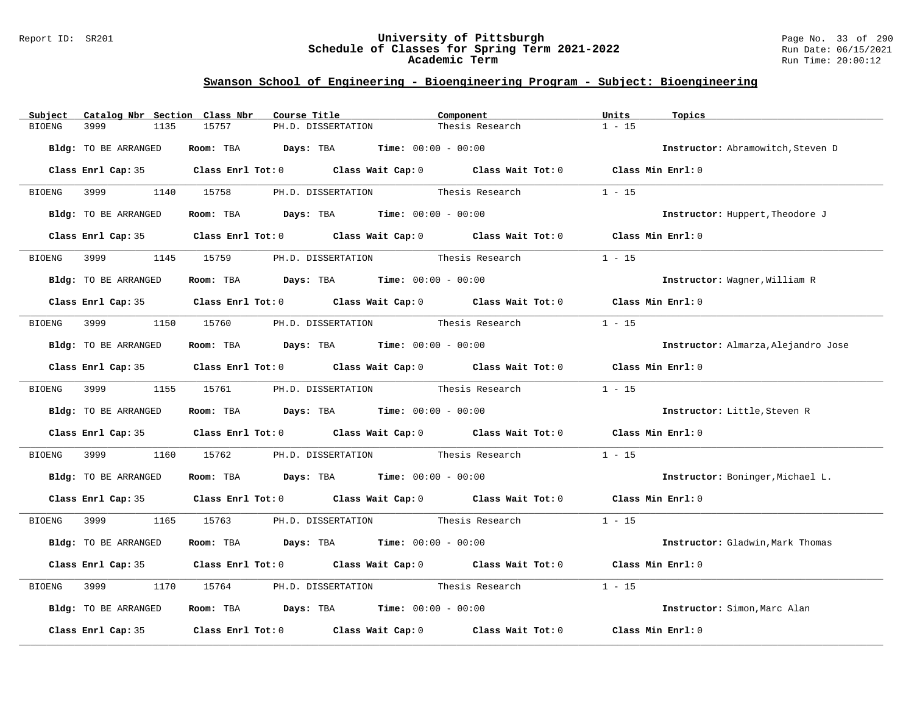## Swanson School of Engineering - Bioengineering Program - Subject: Bioengineering

| Subject | Catalog Nbr | Section | Class Nbr | Course Title | Component | Units | Topics |
|---|---|---|---|---|---|---|---|
| BIOENG | 3999 | 1135 | 15757 | PH.D. DISSERTATION | Thesis Research | 1 - 15 | |

**Bldg:** TO BE ARRANGED **Room:** TBA **Days:** TBA **Time:** 00:00 - 00:00 **Instructor:** Abramowitch,Steven D

**Class Enrl Cap:** 35 **Class Enrl Tot:** 0 **Class Wait Cap:** 0 **Class Wait Tot:** 0 **Class Min Enrl:** 0

| Subject | Catalog Nbr | Section | Class Nbr | Course Title | Component | Units | Topics |
|---|---|---|---|---|---|---|---|
| BIOENG | 3999 | 1140 | 15758 | PH.D. DISSERTATION | Thesis Research | 1 - 15 | |

**Bldg:** TO BE ARRANGED **Room:** TBA **Days:** TBA **Time:** 00:00 - 00:00 **Instructor:** Huppert,Theodore J

**Class Enrl Cap:** 35 **Class Enrl Tot:** 0 **Class Wait Cap:** 0 **Class Wait Tot:** 0 **Class Min Enrl:** 0

| Subject | Catalog Nbr | Section | Class Nbr | Course Title | Component | Units | Topics |
|---|---|---|---|---|---|---|---|
| BIOENG | 3999 | 1145 | 15759 | PH.D. DISSERTATION | Thesis Research | 1 - 15 | |

**Bldg:** TO BE ARRANGED **Room:** TBA **Days:** TBA **Time:** 00:00 - 00:00 **Instructor:** Wagner,William R

**Class Enrl Cap:** 35 **Class Enrl Tot:** 0 **Class Wait Cap:** 0 **Class Wait Tot:** 0 **Class Min Enrl:** 0

| Subject | Catalog Nbr | Section | Class Nbr | Course Title | Component | Units | Topics |
|---|---|---|---|---|---|---|---|
| BIOENG | 3999 | 1150 | 15760 | PH.D. DISSERTATION | Thesis Research | 1 - 15 | |

**Bldg:** TO BE ARRANGED **Room:** TBA **Days:** TBA **Time:** 00:00 - 00:00 **Instructor:** Almarza,Alejandro Jose

**Class Enrl Cap:** 35 **Class Enrl Tot:** 0 **Class Wait Cap:** 0 **Class Wait Tot:** 0 **Class Min Enrl:** 0

| Subject | Catalog Nbr | Section | Class Nbr | Course Title | Component | Units | Topics |
|---|---|---|---|---|---|---|---|
| BIOENG | 3999 | 1155 | 15761 | PH.D. DISSERTATION | Thesis Research | 1 - 15 | |

**Bldg:** TO BE ARRANGED **Room:** TBA **Days:** TBA **Time:** 00:00 - 00:00 **Instructor:** Little,Steven R

**Class Enrl Cap:** 35 **Class Enrl Tot:** 0 **Class Wait Cap:** 0 **Class Wait Tot:** 0 **Class Min Enrl:** 0

| Subject | Catalog Nbr | Section | Class Nbr | Course Title | Component | Units | Topics |
|---|---|---|---|---|---|---|---|
| BIOENG | 3999 | 1160 | 15762 | PH.D. DISSERTATION | Thesis Research | 1 - 15 | |

**Bldg:** TO BE ARRANGED **Room:** TBA **Days:** TBA **Time:** 00:00 - 00:00 **Instructor:** Boninger,Michael L.

**Class Enrl Cap:** 35 **Class Enrl Tot:** 0 **Class Wait Cap:** 0 **Class Wait Tot:** 0 **Class Min Enrl:** 0

| Subject | Catalog Nbr | Section | Class Nbr | Course Title | Component | Units | Topics |
|---|---|---|---|---|---|---|---|
| BIOENG | 3999 | 1165 | 15763 | PH.D. DISSERTATION | Thesis Research | 1 - 15 | |

**Bldg:** TO BE ARRANGED **Room:** TBA **Days:** TBA **Time:** 00:00 - 00:00 **Instructor:** Gladwin,Mark Thomas

**Class Enrl Cap:** 35 **Class Enrl Tot:** 0 **Class Wait Cap:** 0 **Class Wait Tot:** 0 **Class Min Enrl:** 0

| Subject | Catalog Nbr | Section | Class Nbr | Course Title | Component | Units | Topics |
|---|---|---|---|---|---|---|---|
| BIOENG | 3999 | 1170 | 15764 | PH.D. DISSERTATION | Thesis Research | 1 - 15 | |

**Bldg:** TO BE ARRANGED **Room:** TBA **Days:** TBA **Time:** 00:00 - 00:00 **Instructor:** Simon,Marc Alan

**Class Enrl Cap:** 35 **Class Enrl Tot:** 0 **Class Wait Cap:** 0 **Class Wait Tot:** 0 **Class Min Enrl:** 0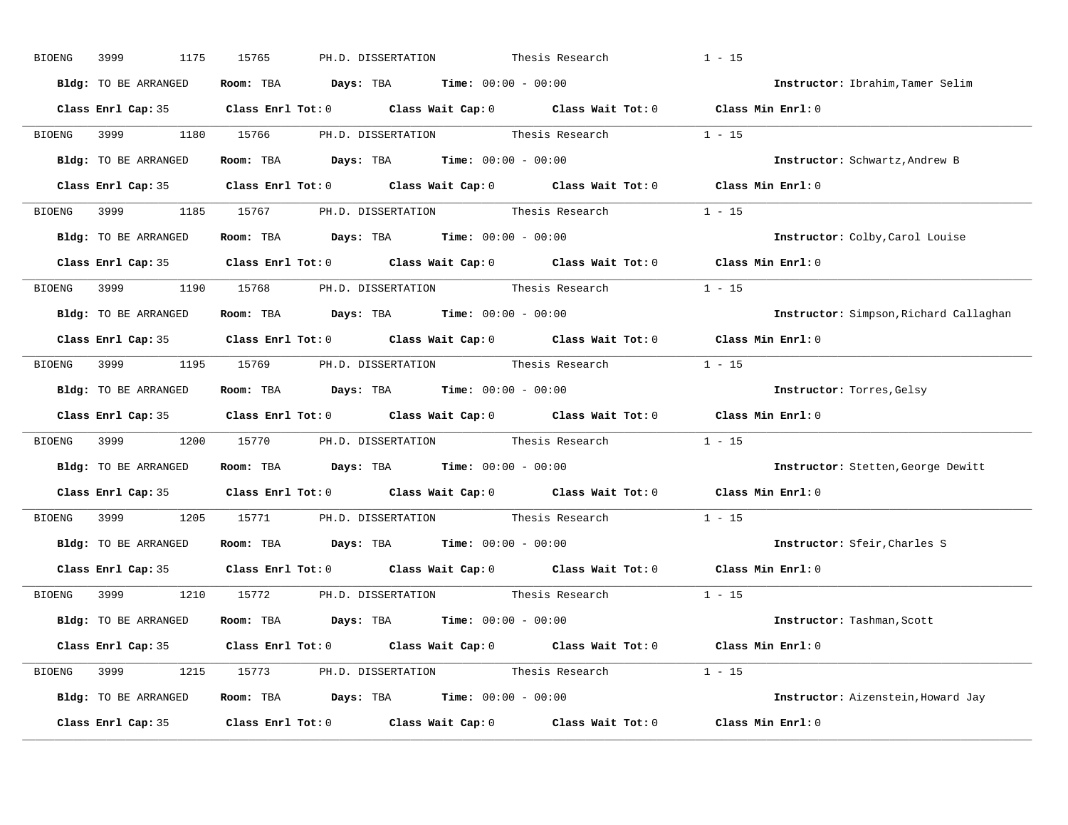BIOENG 3999 1175 15765 PH.D. DISSERTATION Thesis Research 1 - 15

**Bldg:** TO BE ARRANGED **Room:** TBA **Days:** TBA **Time:** 00:00 - 00:00 **Instructor:** Ibrahim,Tamer Selim

**Class Enrl Cap:** 35 **Class Enrl Tot:** 0 **Class Wait Cap:** 0 **Class Wait Tot:** 0 **Class Min Enrl:** 0

---

BIOENG 3999 1180 15766 PH.D. DISSERTATION Thesis Research 1 - 15

**Bldg:** TO BE ARRANGED **Room:** TBA **Days:** TBA **Time:** 00:00 - 00:00 **Instructor:** Schwartz,Andrew B

**Class Enrl Cap:** 35 **Class Enrl Tot:** 0 **Class Wait Cap:** 0 **Class Wait Tot:** 0 **Class Min Enrl:** 0

---

BIOENG 3999 1185 15767 PH.D. DISSERTATION Thesis Research 1 - 15

**Bldg:** TO BE ARRANGED **Room:** TBA **Days:** TBA **Time:** 00:00 - 00:00 **Instructor:** Colby,Carol Louise

**Class Enrl Cap:** 35 **Class Enrl Tot:** 0 **Class Wait Cap:** 0 **Class Wait Tot:** 0 **Class Min Enrl:** 0

---

BIOENG 3999 1190 15768 PH.D. DISSERTATION Thesis Research 1 - 15

**Bldg:** TO BE ARRANGED **Room:** TBA **Days:** TBA **Time:** 00:00 - 00:00 **Instructor:** Simpson,Richard Callaghan

**Class Enrl Cap:** 35 **Class Enrl Tot:** 0 **Class Wait Cap:** 0 **Class Wait Tot:** 0 **Class Min Enrl:** 0

---

BIOENG 3999 1195 15769 PH.D. DISSERTATION Thesis Research 1 - 15

**Bldg:** TO BE ARRANGED **Room:** TBA **Days:** TBA **Time:** 00:00 - 00:00 **Instructor:** Torres,Gelsy

**Class Enrl Cap:** 35 **Class Enrl Tot:** 0 **Class Wait Cap:** 0 **Class Wait Tot:** 0 **Class Min Enrl:** 0

---

BIOENG 3999 1200 15770 PH.D. DISSERTATION Thesis Research 1 - 15

**Bldg:** TO BE ARRANGED **Room:** TBA **Days:** TBA **Time:** 00:00 - 00:00 **Instructor:** Stetten,George Dewitt

**Class Enrl Cap:** 35 **Class Enrl Tot:** 0 **Class Wait Cap:** 0 **Class Wait Tot:** 0 **Class Min Enrl:** 0

---

BIOENG 3999 1205 15771 PH.D. DISSERTATION Thesis Research 1 - 15

**Bldg:** TO BE ARRANGED **Room:** TBA **Days:** TBA **Time:** 00:00 - 00:00 **Instructor:** Sfeir,Charles S

**Class Enrl Cap:** 35 **Class Enrl Tot:** 0 **Class Wait Cap:** 0 **Class Wait Tot:** 0 **Class Min Enrl:** 0

---

BIOENG 3999 1210 15772 PH.D. DISSERTATION Thesis Research 1 - 15

**Bldg:** TO BE ARRANGED **Room:** TBA **Days:** TBA **Time:** 00:00 - 00:00 **Instructor:** Tashman,Scott

**Class Enrl Cap:** 35 **Class Enrl Tot:** 0 **Class Wait Cap:** 0 **Class Wait Tot:** 0 **Class Min Enrl:** 0

---

BIOENG 3999 1215 15773 PH.D. DISSERTATION Thesis Research 1 - 15

**Bldg:** TO BE ARRANGED **Room:** TBA **Days:** TBA **Time:** 00:00 - 00:00 **Instructor:** Aizenstein,Howard Jay

**Class Enrl Cap:** 35 **Class Enrl Tot:** 0 **Class Wait Cap:** 0 **Class Wait Tot:** 0 **Class Min Enrl:** 0

---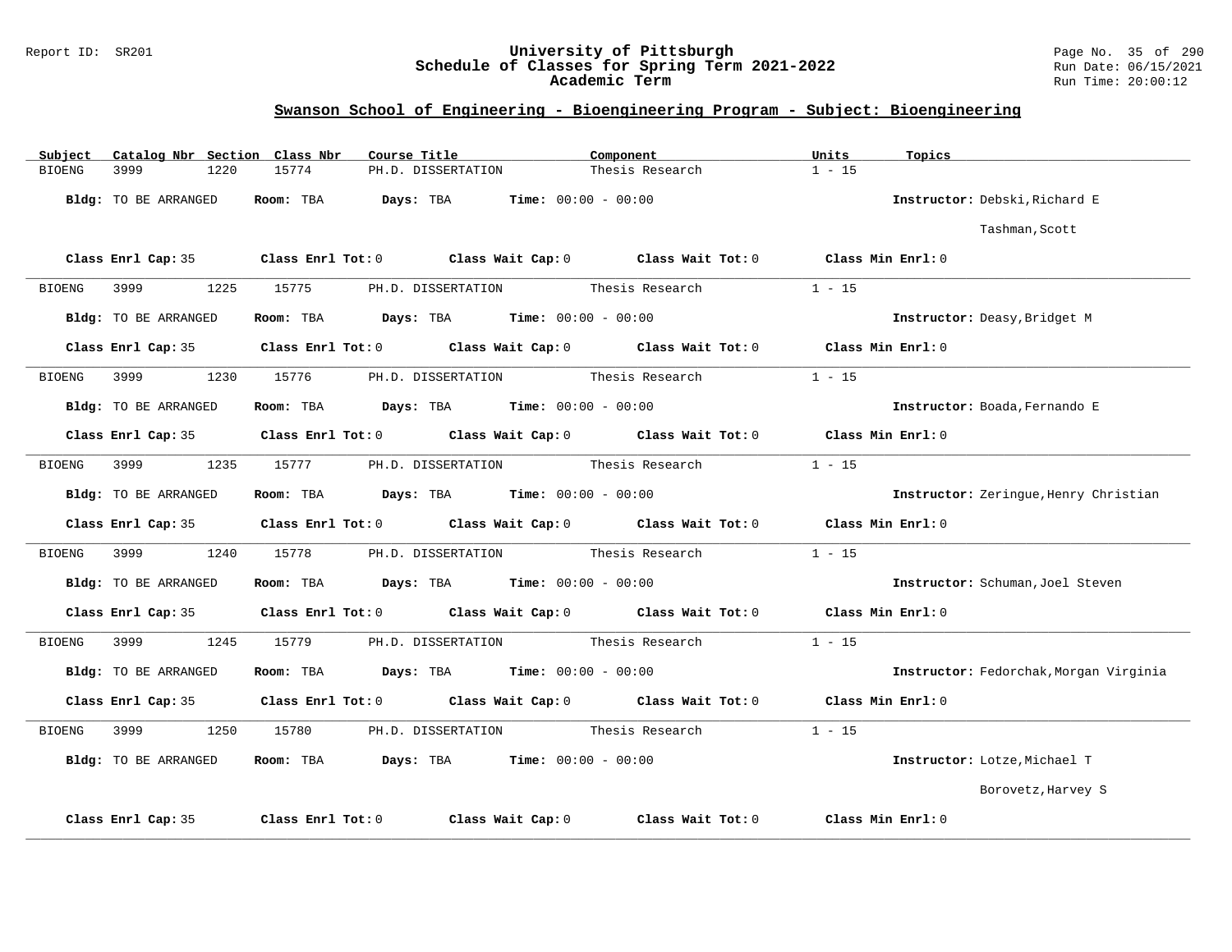## Swanson School of Engineering - Bioengineering Program - Subject: Bioengineering

| Subject | Catalog Nbr | Section | Class Nbr | Course Title | Component | Units | Topics |
|---|---|---|---|---|---|---|---|
| BIOENG | 3999 | 1220 | 15774 | PH.D. DISSERTATION | Thesis Research | 1 - 15 | |

**Bldg:** TO BE ARRANGED **Room:** TBA **Days:** TBA **Time:** 00:00 - 00:00 **Instructor:** Debski,Richard E; Tashman,Scott

**Class Enrl Cap:** 35 **Class Enrl Tot:** 0 **Class Wait Cap:** 0 **Class Wait Tot:** 0 **Class Min Enrl:** 0

---

| Subject | Catalog Nbr | Section | Class Nbr | Course Title | Component | Units | Topics |
|---|---|---|---|---|---|---|---|
| BIOENG | 3999 | 1225 | 15775 | PH.D. DISSERTATION | Thesis Research | 1 - 15 | |

**Bldg:** TO BE ARRANGED **Room:** TBA **Days:** TBA **Time:** 00:00 - 00:00 **Instructor:** Deasy,Bridget M

**Class Enrl Cap:** 35 **Class Enrl Tot:** 0 **Class Wait Cap:** 0 **Class Wait Tot:** 0 **Class Min Enrl:** 0

---

| Subject | Catalog Nbr | Section | Class Nbr | Course Title | Component | Units | Topics |
|---|---|---|---|---|---|---|---|
| BIOENG | 3999 | 1230 | 15776 | PH.D. DISSERTATION | Thesis Research | 1 - 15 | |

**Bldg:** TO BE ARRANGED **Room:** TBA **Days:** TBA **Time:** 00:00 - 00:00 **Instructor:** Boada,Fernando E

**Class Enrl Cap:** 35 **Class Enrl Tot:** 0 **Class Wait Cap:** 0 **Class Wait Tot:** 0 **Class Min Enrl:** 0

---

| Subject | Catalog Nbr | Section | Class Nbr | Course Title | Component | Units | Topics |
|---|---|---|---|---|---|---|---|
| BIOENG | 3999 | 1235 | 15777 | PH.D. DISSERTATION | Thesis Research | 1 - 15 | |

**Bldg:** TO BE ARRANGED **Room:** TBA **Days:** TBA **Time:** 00:00 - 00:00 **Instructor:** Zeringue,Henry Christian

**Class Enrl Cap:** 35 **Class Enrl Tot:** 0 **Class Wait Cap:** 0 **Class Wait Tot:** 0 **Class Min Enrl:** 0

---

| Subject | Catalog Nbr | Section | Class Nbr | Course Title | Component | Units | Topics |
|---|---|---|---|---|---|---|---|
| BIOENG | 3999 | 1240 | 15778 | PH.D. DISSERTATION | Thesis Research | 1 - 15 | |

**Bldg:** TO BE ARRANGED **Room:** TBA **Days:** TBA **Time:** 00:00 - 00:00 **Instructor:** Schuman,Joel Steven

**Class Enrl Cap:** 35 **Class Enrl Tot:** 0 **Class Wait Cap:** 0 **Class Wait Tot:** 0 **Class Min Enrl:** 0

---

| Subject | Catalog Nbr | Section | Class Nbr | Course Title | Component | Units | Topics |
|---|---|---|---|---|---|---|---|
| BIOENG | 3999 | 1245 | 15779 | PH.D. DISSERTATION | Thesis Research | 1 - 15 | |

**Bldg:** TO BE ARRANGED **Room:** TBA **Days:** TBA **Time:** 00:00 - 00:00 **Instructor:** Fedorchak,Morgan Virginia

**Class Enrl Cap:** 35 **Class Enrl Tot:** 0 **Class Wait Cap:** 0 **Class Wait Tot:** 0 **Class Min Enrl:** 0

---

| Subject | Catalog Nbr | Section | Class Nbr | Course Title | Component | Units | Topics |
|---|---|---|---|---|---|---|---|
| BIOENG | 3999 | 1250 | 15780 | PH.D. DISSERTATION | Thesis Research | 1 - 15 | |

**Bldg:** TO BE ARRANGED **Room:** TBA **Days:** TBA **Time:** 00:00 - 00:00 **Instructor:** Lotze,Michael T; Borovetz,Harvey S

**Class Enrl Cap:** 35 **Class Enrl Tot:** 0 **Class Wait Cap:** 0 **Class Wait Tot:** 0 **Class Min Enrl:** 0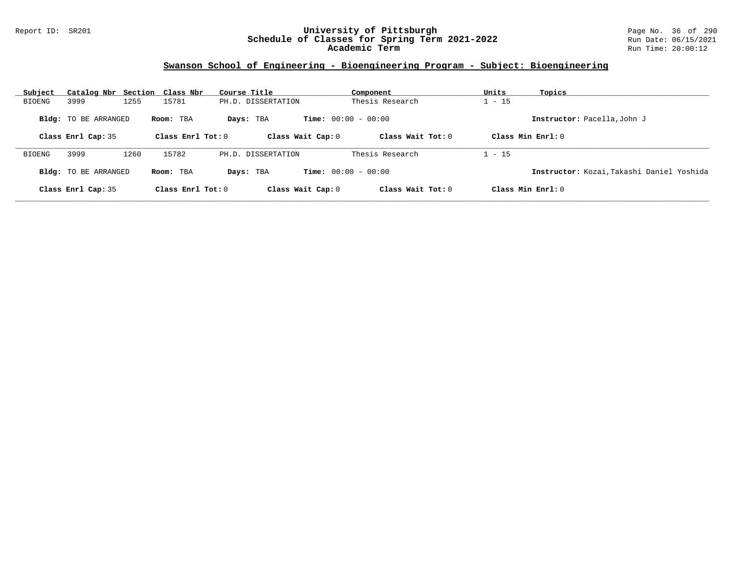## Swanson School of Engineering - Bioengineering Program - Subject: Bioengineering

| Subject | Catalog Nbr | Section | Class Nbr | Course Title | Component | Units | Topics |
|---|---|---|---|---|---|---|---|
| BIOENG | 3999 | 1255 | 15781 | PH.D. DISSERTATION | Thesis Research | 1 - 15 | |

**Bldg:** TO BE ARRANGED **Room:** TBA **Days:** TBA **Time:** 00:00 - 00:00 **Instructor:** Pacella,John J

**Class Enrl Cap:** 35 **Class Enrl Tot:** 0 **Class Wait Cap:** 0 **Class Wait Tot:** 0 **Class Min Enrl:** 0

| Subject | Catalog Nbr | Section | Class Nbr | Course Title | Component | Units | Topics |
|---|---|---|---|---|---|---|---|
| BIOENG | 3999 | 1260 | 15782 | PH.D. DISSERTATION | Thesis Research | 1 - 15 | |

**Bldg:** TO BE ARRANGED **Room:** TBA **Days:** TBA **Time:** 00:00 - 00:00 **Instructor:** Kozai,Takashi Daniel Yoshida

**Class Enrl Cap:** 35 **Class Enrl Tot:** 0 **Class Wait Cap:** 0 **Class Wait Tot:** 0 **Class Min Enrl:** 0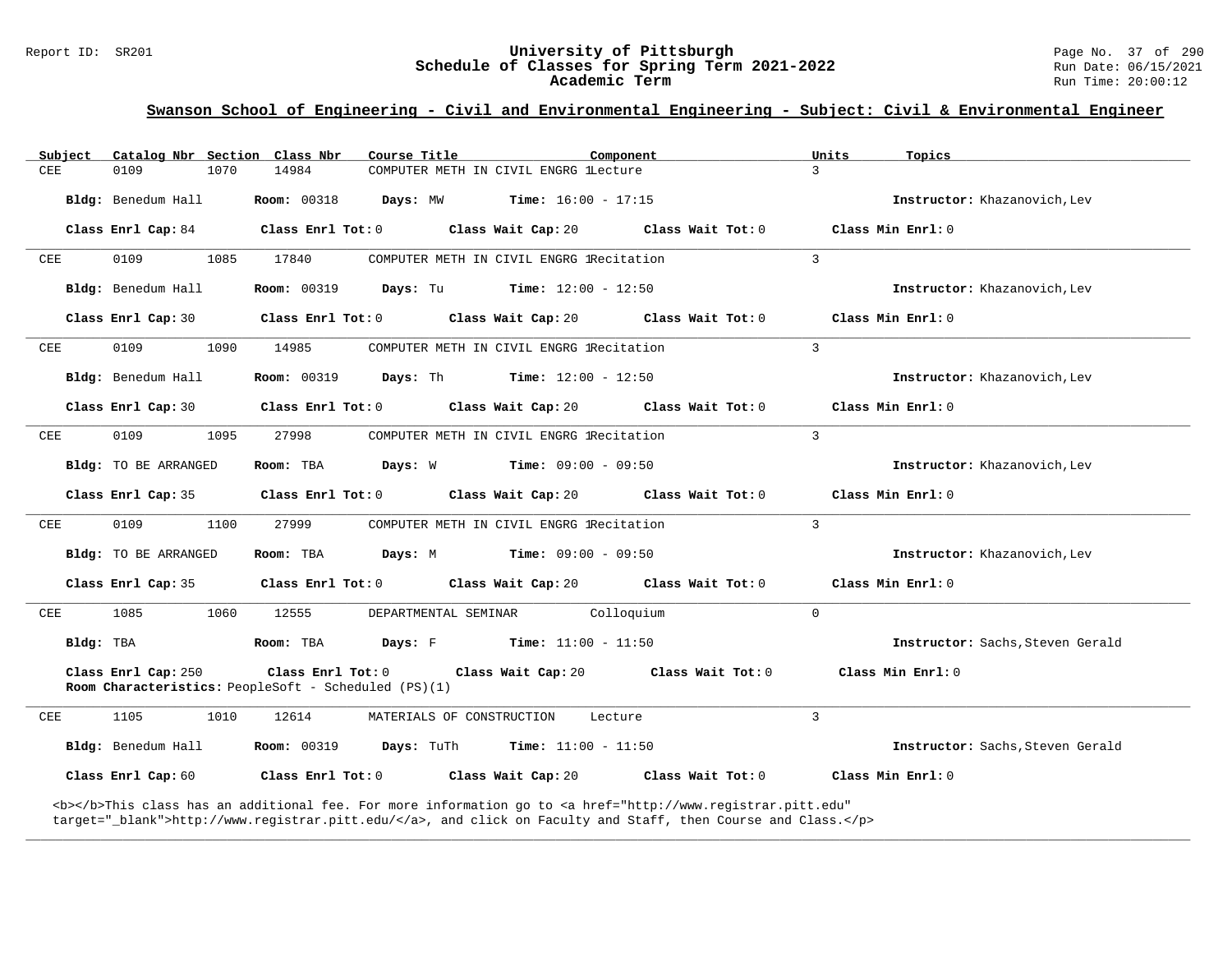## Swanson School of Engineering - Civil and Environmental Engineering - Subject: Civil & Environmental Engineer

| Subject | Catalog Nbr | Section | Class Nbr | Course Title | Component | Units | Topics |
|---|---|---|---|---|---|---|---|
| CEE | 0109 | 1070 | 14984 | COMPUTER METH IN CIVIL ENGRG 1 | Lecture | 3 | |

**Bldg:** Benedum Hall **Room:** 00318 **Days:** MW **Time:** 16:00 - 17:15 **Instructor:** Khazanovich,Lev

**Class Enrl Cap:** 84 **Class Enrl Tot:** 0 **Class Wait Cap:** 20 **Class Wait Tot:** 0 **Class Min Enrl:** 0

---

| Subject | Catalog Nbr | Section | Class Nbr | Course Title | Component | Units | Topics |
|---|---|---|---|---|---|---|---|
| CEE | 0109 | 1085 | 17840 | COMPUTER METH IN CIVIL ENGRG 1 | Recitation | 3 | |

**Bldg:** Benedum Hall **Room:** 00319 **Days:** Tu **Time:** 12:00 - 12:50 **Instructor:** Khazanovich,Lev

**Class Enrl Cap:** 30 **Class Enrl Tot:** 0 **Class Wait Cap:** 20 **Class Wait Tot:** 0 **Class Min Enrl:** 0

---

| Subject | Catalog Nbr | Section | Class Nbr | Course Title | Component | Units | Topics |
|---|---|---|---|---|---|---|---|
| CEE | 0109 | 1090 | 14985 | COMPUTER METH IN CIVIL ENGRG 1 | Recitation | 3 | |

**Bldg:** Benedum Hall **Room:** 00319 **Days:** Th **Time:** 12:00 - 12:50 **Instructor:** Khazanovich,Lev

**Class Enrl Cap:** 30 **Class Enrl Tot:** 0 **Class Wait Cap:** 20 **Class Wait Tot:** 0 **Class Min Enrl:** 0

---

| Subject | Catalog Nbr | Section | Class Nbr | Course Title | Component | Units | Topics |
|---|---|---|---|---|---|---|---|
| CEE | 0109 | 1095 | 27998 | COMPUTER METH IN CIVIL ENGRG 1 | Recitation | 3 | |

**Bldg:** TO BE ARRANGED **Room:** TBA **Days:** W **Time:** 09:00 - 09:50 **Instructor:** Khazanovich,Lev

**Class Enrl Cap:** 35 **Class Enrl Tot:** 0 **Class Wait Cap:** 20 **Class Wait Tot:** 0 **Class Min Enrl:** 0

---

| Subject | Catalog Nbr | Section | Class Nbr | Course Title | Component | Units | Topics |
|---|---|---|---|---|---|---|---|
| CEE | 0109 | 1100 | 27999 | COMPUTER METH IN CIVIL ENGRG 1 | Recitation | 3 | |

**Bldg:** TO BE ARRANGED **Room:** TBA **Days:** M **Time:** 09:00 - 09:50 **Instructor:** Khazanovich,Lev

**Class Enrl Cap:** 35 **Class Enrl Tot:** 0 **Class Wait Cap:** 20 **Class Wait Tot:** 0 **Class Min Enrl:** 0

---

| Subject | Catalog Nbr | Section | Class Nbr | Course Title | Component | Units | Topics |
|---|---|---|---|---|---|---|---|
| CEE | 1085 | 1060 | 12555 | DEPARTMENTAL SEMINAR | Colloquium | 0 | |

**Bldg:** TBA **Room:** TBA **Days:** F **Time:** 11:00 - 11:50 **Instructor:** Sachs,Steven Gerald

**Class Enrl Cap:** 250 **Class Enrl Tot:** 0 **Class Wait Cap:** 20 **Class Wait Tot:** 0 **Class Min Enrl:** 0

**Room Characteristics:** PeopleSoft - Scheduled (PS)(1)

---

| Subject | Catalog Nbr | Section | Class Nbr | Course Title | Component | Units | Topics |
|---|---|---|---|---|---|---|---|
| CEE | 1105 | 1010 | 12614 | MATERIALS OF CONSTRUCTION | Lecture | 3 | |

**Bldg:** Benedum Hall **Room:** 00319 **Days:** TuTh **Time:** 11:00 - 11:50 **Instructor:** Sachs,Steven Gerald

**Class Enrl Cap:** 60 **Class Enrl Tot:** 0 **Class Wait Cap:** 20 **Class Wait Tot:** 0 **Class Min Enrl:** 0

<b></b>This class has an additional fee. For more information go to <a href="http://www.registrar.pitt.edu" target="_blank">http://www.registrar.pitt.edu/</a>, and click on Faculty and Staff, then Course and Class.</p>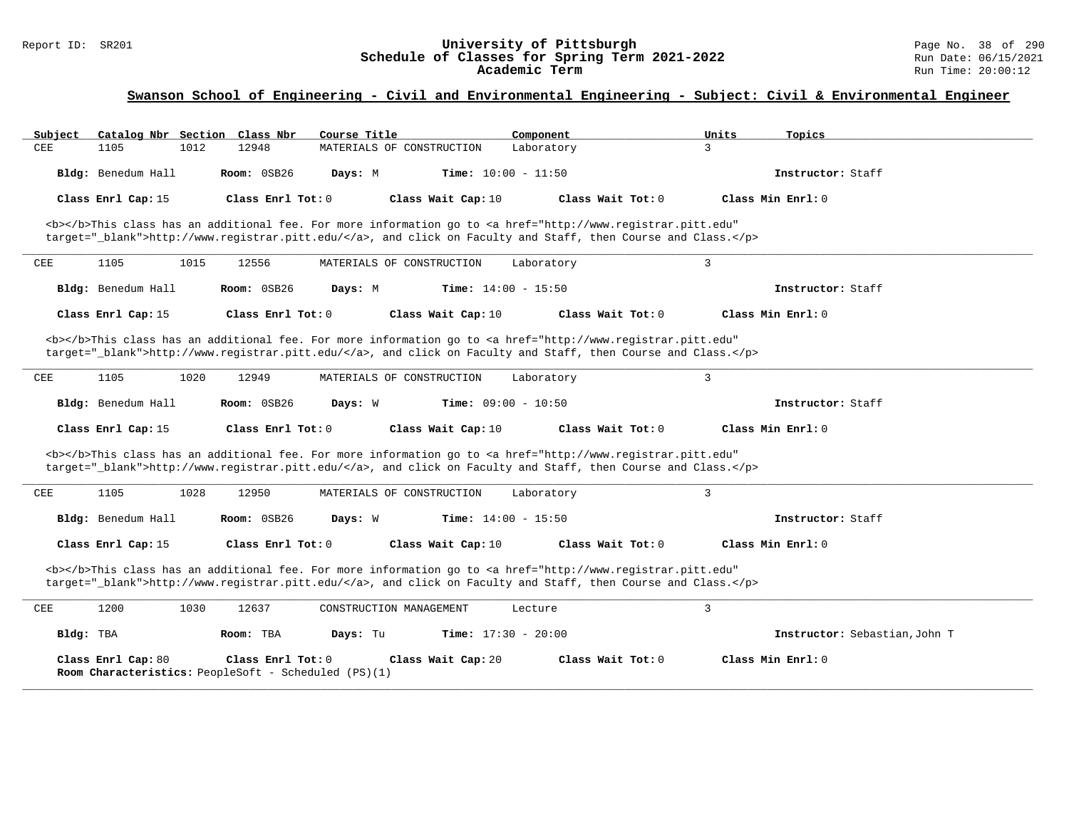## Swanson School of Engineering - Civil and Environmental Engineering - Subject: Civil & Environmental Engineer

| Subject | Catalog Nbr | Section | Class Nbr | Course Title | Component | Units | Topics |
|---|---|---|---|---|---|---|---|
| CEE | 1105 | 1012 | 12948 | MATERIALS OF CONSTRUCTION | Laboratory | 3 | |

**Bldg:** Benedum Hall **Room:** 0SB26 **Days:** M **Time:** 10:00 - 11:50 **Instructor:** Staff

**Class Enrl Cap:** 15 **Class Enrl Tot:** 0 **Class Wait Cap:** 10 **Class Wait Tot:** 0 **Class Min Enrl:** 0

<b></b>This class has an additional fee. For more information go to <a href="http://www.registrar.pitt.edu" target="_blank">http://www.registrar.pitt.edu/</a>, and click on Faculty and Staff, then Course and Class.</p>

---

| Subject | Catalog Nbr | Section | Class Nbr | Course Title | Component | Units | Topics |
|---|---|---|---|---|---|---|---|
| CEE | 1105 | 1015 | 12556 | MATERIALS OF CONSTRUCTION | Laboratory | 3 | |

**Bldg:** Benedum Hall **Room:** 0SB26 **Days:** M **Time:** 14:00 - 15:50 **Instructor:** Staff

**Class Enrl Cap:** 15 **Class Enrl Tot:** 0 **Class Wait Cap:** 10 **Class Wait Tot:** 0 **Class Min Enrl:** 0

<b></b>This class has an additional fee. For more information go to <a href="http://www.registrar.pitt.edu" target="_blank">http://www.registrar.pitt.edu/</a>, and click on Faculty and Staff, then Course and Class.</p>

---

| Subject | Catalog Nbr | Section | Class Nbr | Course Title | Component | Units | Topics |
|---|---|---|---|---|---|---|---|
| CEE | 1105 | 1020 | 12949 | MATERIALS OF CONSTRUCTION | Laboratory | 3 | |

**Bldg:** Benedum Hall **Room:** 0SB26 **Days:** W **Time:** 09:00 - 10:50 **Instructor:** Staff

**Class Enrl Cap:** 15 **Class Enrl Tot:** 0 **Class Wait Cap:** 10 **Class Wait Tot:** 0 **Class Min Enrl:** 0

<b></b>This class has an additional fee. For more information go to <a href="http://www.registrar.pitt.edu" target="_blank">http://www.registrar.pitt.edu/</a>, and click on Faculty and Staff, then Course and Class.</p>

---

| Subject | Catalog Nbr | Section | Class Nbr | Course Title | Component | Units | Topics |
|---|---|---|---|---|---|---|---|
| CEE | 1105 | 1028 | 12950 | MATERIALS OF CONSTRUCTION | Laboratory | 3 | |

**Bldg:** Benedum Hall **Room:** 0SB26 **Days:** W **Time:** 14:00 - 15:50 **Instructor:** Staff

**Class Enrl Cap:** 15 **Class Enrl Tot:** 0 **Class Wait Cap:** 10 **Class Wait Tot:** 0 **Class Min Enrl:** 0

<b></b>This class has an additional fee. For more information go to <a href="http://www.registrar.pitt.edu" target="_blank">http://www.registrar.pitt.edu/</a>, and click on Faculty and Staff, then Course and Class.</p>

---

| Subject | Catalog Nbr | Section | Class Nbr | Course Title | Component | Units | Topics |
|---|---|---|---|---|---|---|---|
| CEE | 1200 | 1030 | 12637 | CONSTRUCTION MANAGEMENT | Lecture | 3 | |

**Bldg:** TBA **Room:** TBA **Days:** Tu **Time:** 17:30 - 20:00 **Instructor:** Sebastian,John T

**Class Enrl Cap:** 80 **Class Enrl Tot:** 0 **Class Wait Cap:** 20 **Class Wait Tot:** 0 **Class Min Enrl:** 0

**Room Characteristics:** PeopleSoft - Scheduled (PS)(1)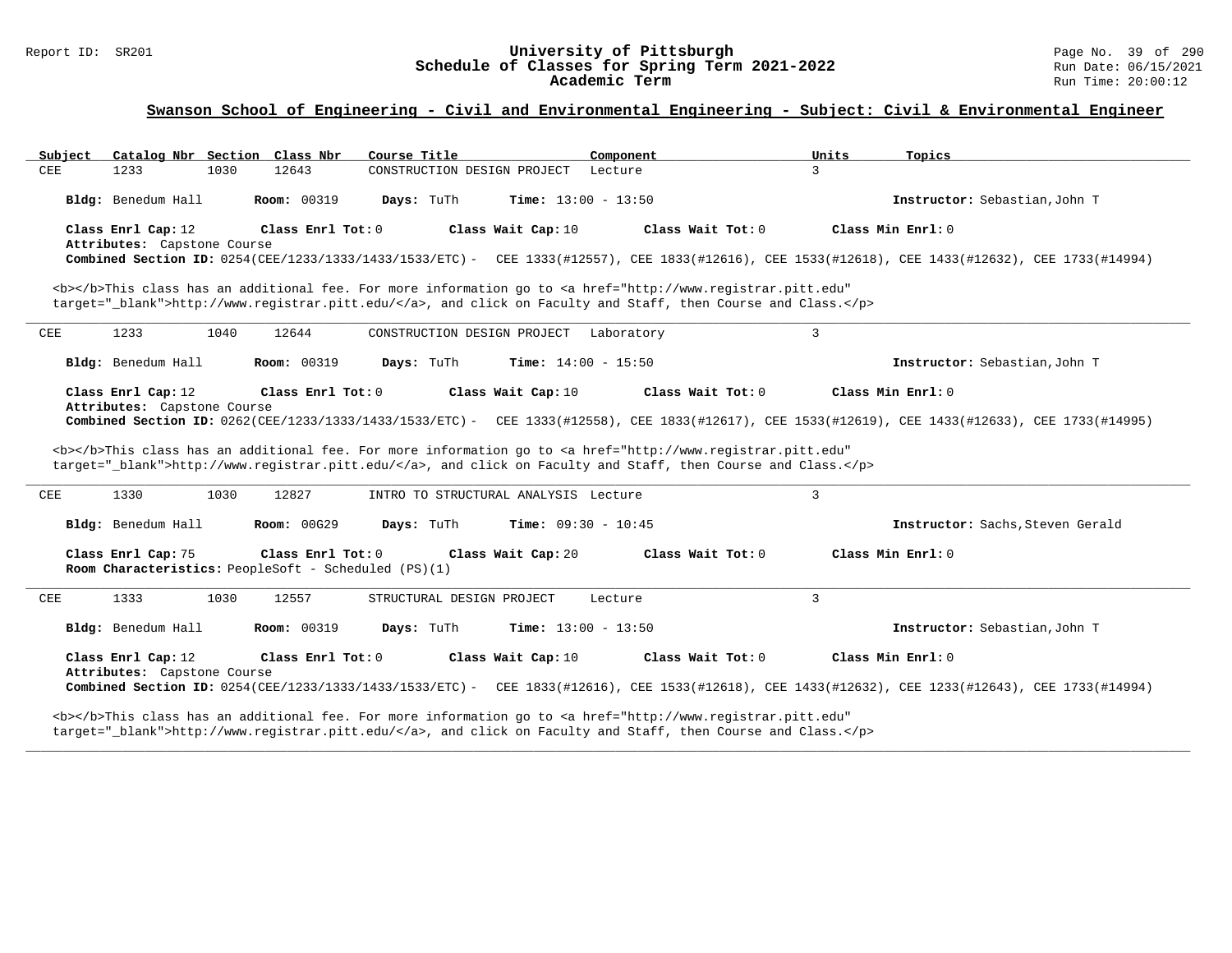## Swanson School of Engineering - Civil and Environmental Engineering - Subject: Civil & Environmental Engineer

| Subject | Catalog Nbr | Section | Class Nbr | Course Title | Component | Units | Topics |
|---|---|---|---|---|---|---|---|
| CEE | 1233 | 1030 | 12643 | CONSTRUCTION DESIGN PROJECT | Lecture | 3 | |

**Bldg:** Benedum Hall **Room:** 00319 **Days:** TuTh **Time:** 13:00 - 13:50 **Instructor:** Sebastian,John T

**Class Enrl Cap:** 12 **Class Enrl Tot:** 0 **Class Wait Cap:** 10 **Class Wait Tot:** 0 **Class Min Enrl:** 0
**Attributes:** Capstone Course
**Combined Section ID:** 0254(CEE/1233/1333/1433/1533/ETC) - CEE 1333(#12557), CEE 1833(#12616), CEE 1533(#12618), CEE 1433(#12632), CEE 1733(#14994)

<b></b>This class has an additional fee. For more information go to <a href="http://www.registrar.pitt.edu" target="_blank">http://www.registrar.pitt.edu/</a>, and click on Faculty and Staff, then Course and Class.</p>

---

| Subject | Catalog Nbr | Section | Class Nbr | Course Title | Component | Units | Topics |
|---|---|---|---|---|---|---|---|
| CEE | 1233 | 1040 | 12644 | CONSTRUCTION DESIGN PROJECT | Laboratory | 3 | |

**Bldg:** Benedum Hall **Room:** 00319 **Days:** TuTh **Time:** 14:00 - 15:50 **Instructor:** Sebastian,John T

**Class Enrl Cap:** 12 **Class Enrl Tot:** 0 **Class Wait Cap:** 10 **Class Wait Tot:** 0 **Class Min Enrl:** 0
**Attributes:** Capstone Course
**Combined Section ID:** 0262(CEE/1233/1333/1433/1533/ETC) - CEE 1333(#12558), CEE 1833(#12617), CEE 1533(#12619), CEE 1433(#12633), CEE 1733(#14995)

<b></b>This class has an additional fee. For more information go to <a href="http://www.registrar.pitt.edu" target="_blank">http://www.registrar.pitt.edu/</a>, and click on Faculty and Staff, then Course and Class.</p>

---

| Subject | Catalog Nbr | Section | Class Nbr | Course Title | Component | Units | Topics |
|---|---|---|---|---|---|---|---|
| CEE | 1330 | 1030 | 12827 | INTRO TO STRUCTURAL ANALYSIS | Lecture | 3 | |

**Bldg:** Benedum Hall **Room:** 00G29 **Days:** TuTh **Time:** 09:30 - 10:45 **Instructor:** Sachs,Steven Gerald

**Class Enrl Cap:** 75 **Class Enrl Tot:** 0 **Class Wait Cap:** 20 **Class Wait Tot:** 0 **Class Min Enrl:** 0
**Room Characteristics:** PeopleSoft - Scheduled (PS)(1)

---

| Subject | Catalog Nbr | Section | Class Nbr | Course Title | Component | Units | Topics |
|---|---|---|---|---|---|---|---|
| CEE | 1333 | 1030 | 12557 | STRUCTURAL DESIGN PROJECT | Lecture | 3 | |

**Bldg:** Benedum Hall **Room:** 00319 **Days:** TuTh **Time:** 13:00 - 13:50 **Instructor:** Sebastian,John T

**Class Enrl Cap:** 12 **Class Enrl Tot:** 0 **Class Wait Cap:** 10 **Class Wait Tot:** 0 **Class Min Enrl:** 0
**Attributes:** Capstone Course
**Combined Section ID:** 0254(CEE/1233/1333/1433/1533/ETC) - CEE 1833(#12616), CEE 1533(#12618), CEE 1433(#12632), CEE 1233(#12643), CEE 1733(#14994)

<b></b>This class has an additional fee. For more information go to <a href="http://www.registrar.pitt.edu" target="_blank">http://www.registrar.pitt.edu/</a>, and click on Faculty and Staff, then Course and Class.</p>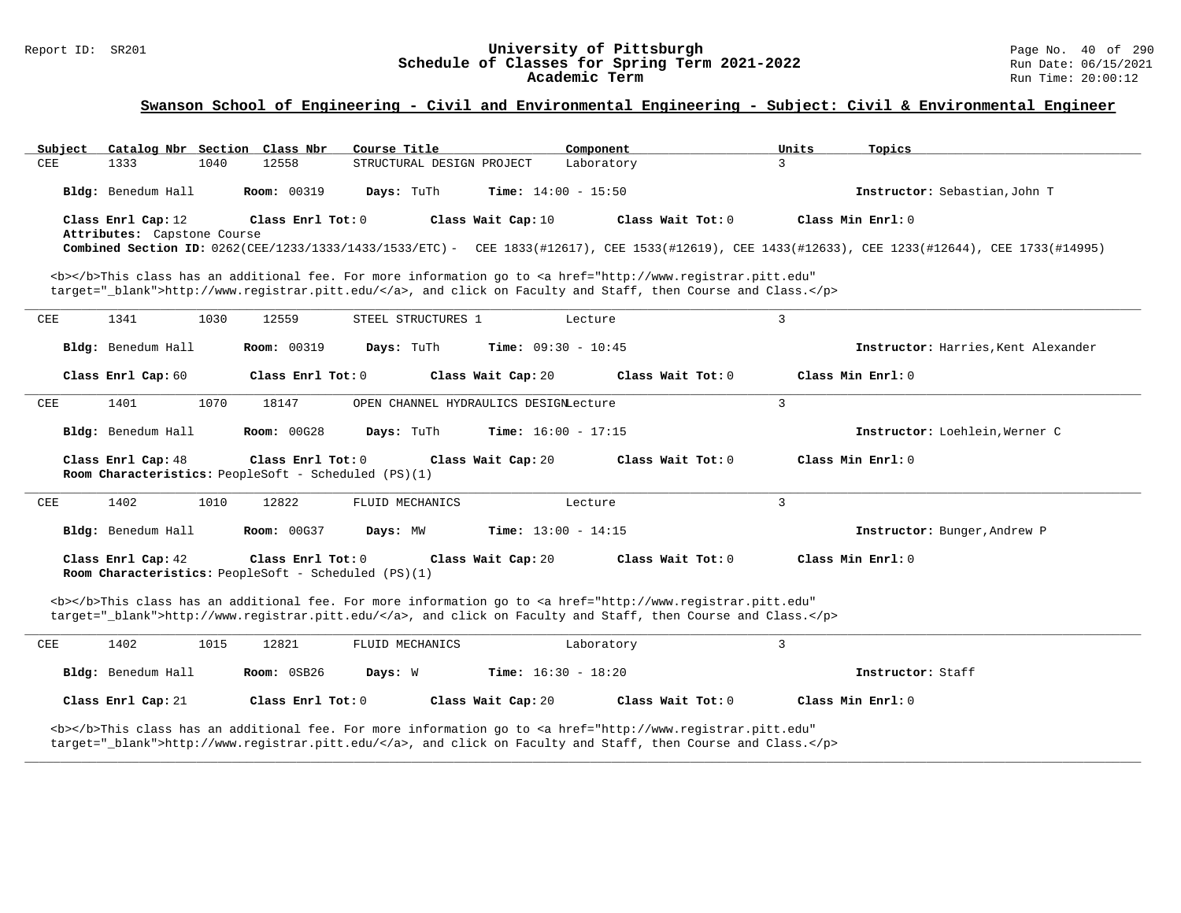## Swanson School of Engineering - Civil and Environmental Engineering - Subject: Civil & Environmental Engineer

| Subject | Catalog Nbr | Section | Class Nbr | Course Title | Component | Units | Topics |
|---|---|---|---|---|---|---|---|
| CEE | 1333 | 1040 | 12558 | STRUCTURAL DESIGN PROJECT | Laboratory | 3 | |

**Bldg:** Benedum Hall **Room:** 00319 **Days:** TuTh **Time:** 14:00 - 15:50 **Instructor:** Sebastian,John T

**Class Enrl Cap:** 12 **Class Enrl Tot:** 0 **Class Wait Cap:** 10 **Class Wait Tot:** 0 **Class Min Enrl:** 0

**Attributes:** Capstone Course

**Combined Section ID:** 0262(CEE/1233/1333/1433/1533/ETC) - CEE 1833(#12617), CEE 1533(#12619), CEE 1433(#12633), CEE 1233(#12644), CEE 1733(#14995)

<b></b>This class has an additional fee. For more information go to <a href="http://www.registrar.pitt.edu" target="_blank">http://www.registrar.pitt.edu/</a>, and click on Faculty and Staff, then Course and Class.</p>

---

| Subject | Catalog Nbr | Section | Class Nbr | Course Title | Component | Units | Topics |
|---|---|---|---|---|---|---|---|
| CEE | 1341 | 1030 | 12559 | STEEL STRUCTURES 1 | Lecture | 3 | |

**Bldg:** Benedum Hall **Room:** 00319 **Days:** TuTh **Time:** 09:30 - 10:45 **Instructor:** Harries,Kent Alexander

**Class Enrl Cap:** 60 **Class Enrl Tot:** 0 **Class Wait Cap:** 20 **Class Wait Tot:** 0 **Class Min Enrl:** 0

---

| Subject | Catalog Nbr | Section | Class Nbr | Course Title | Component | Units | Topics |
|---|---|---|---|---|---|---|---|
| CEE | 1401 | 1070 | 18147 | OPEN CHANNEL HYDRAULICS DESIGN | Lecture | 3 | |

**Bldg:** Benedum Hall **Room:** 00G28 **Days:** TuTh **Time:** 16:00 - 17:15 **Instructor:** Loehlein,Werner C

**Class Enrl Cap:** 48 **Class Enrl Tot:** 0 **Class Wait Cap:** 20 **Class Wait Tot:** 0 **Class Min Enrl:** 0

**Room Characteristics:** PeopleSoft - Scheduled (PS)(1)

---

| Subject | Catalog Nbr | Section | Class Nbr | Course Title | Component | Units | Topics |
|---|---|---|---|---|---|---|---|
| CEE | 1402 | 1010 | 12822 | FLUID MECHANICS | Lecture | 3 | |

**Bldg:** Benedum Hall **Room:** 00G37 **Days:** MW **Time:** 13:00 - 14:15 **Instructor:** Bunger,Andrew P

**Class Enrl Cap:** 42 **Class Enrl Tot:** 0 **Class Wait Cap:** 20 **Class Wait Tot:** 0 **Class Min Enrl:** 0

**Room Characteristics:** PeopleSoft - Scheduled (PS)(1)

<b></b>This class has an additional fee. For more information go to <a href="http://www.registrar.pitt.edu" target="_blank">http://www.registrar.pitt.edu/</a>, and click on Faculty and Staff, then Course and Class.</p>

---

| Subject | Catalog Nbr | Section | Class Nbr | Course Title | Component | Units | Topics |
|---|---|---|---|---|---|---|---|
| CEE | 1402 | 1015 | 12821 | FLUID MECHANICS | Laboratory | 3 | |

**Bldg:** Benedum Hall **Room:** 0SB26 **Days:** W **Time:** 16:30 - 18:20 **Instructor:** Staff

**Class Enrl Cap:** 21 **Class Enrl Tot:** 0 **Class Wait Cap:** 20 **Class Wait Tot:** 0 **Class Min Enrl:** 0

<b></b>This class has an additional fee. For more information go to <a href="http://www.registrar.pitt.edu" target="_blank">http://www.registrar.pitt.edu/</a>, and click on Faculty and Staff, then Course and Class.</p>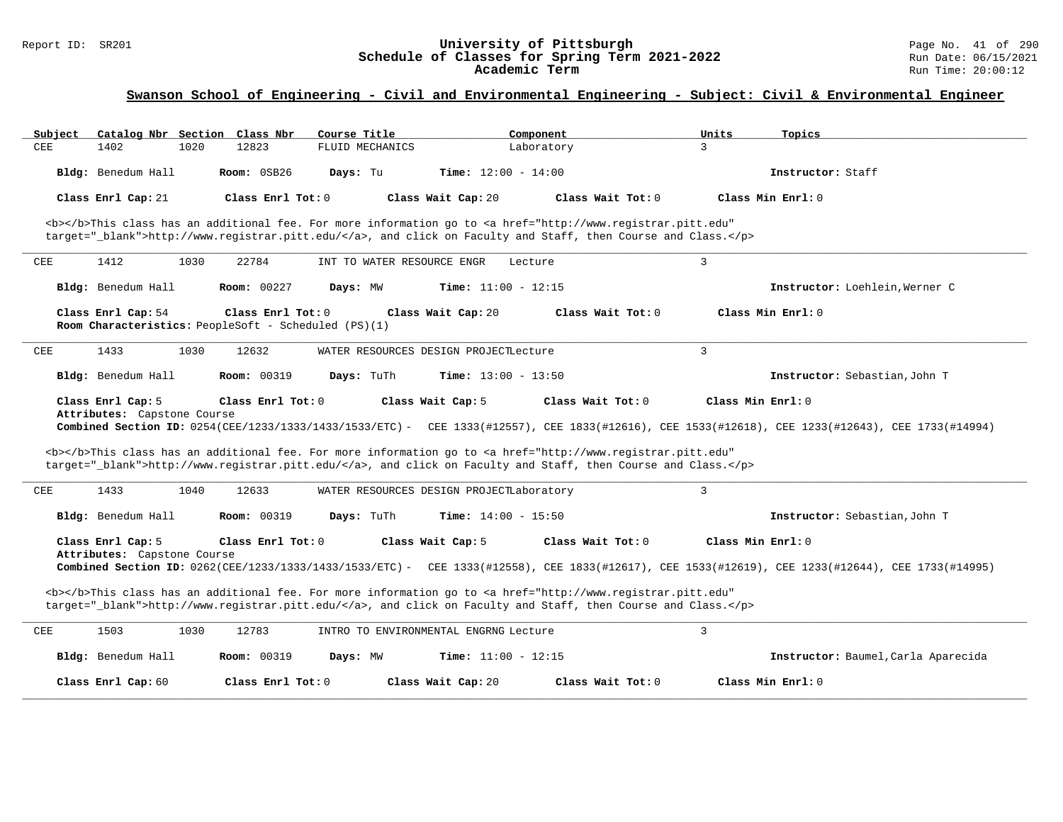## Swanson School of Engineering - Civil and Environmental Engineering - Subject: Civil & Environmental Engineer

| Subject | Catalog Nbr | Section | Class Nbr | Course Title | Component | Units | Topics |
|---|---|---|---|---|---|---|---|
| CEE | 1402 | 1020 | 12823 | FLUID MECHANICS | Laboratory | 3 | |

**Bldg:** Benedum Hall **Room:** 0SB26 **Days:** Tu **Time:** 12:00 - 14:00 **Instructor:** Staff

**Class Enrl Cap:** 21 **Class Enrl Tot:** 0 **Class Wait Cap:** 20 **Class Wait Tot:** 0 **Class Min Enrl:** 0

<b></b>This class has an additional fee. For more information go to <a href="http://www.registrar.pitt.edu" target="_blank">http://www.registrar.pitt.edu/</a>, and click on Faculty and Staff, then Course and Class.</p>

---

| Subject | Catalog Nbr | Section | Class Nbr | Course Title | Component | Units | Topics |
|---|---|---|---|---|---|---|---|
| CEE | 1412 | 1030 | 22784 | INT TO WATER RESOURCE ENGR | Lecture | 3 | |

**Bldg:** Benedum Hall **Room:** 00227 **Days:** MW **Time:** 11:00 - 12:15 **Instructor:** Loehlein,Werner C

**Class Enrl Cap:** 54 **Class Enrl Tot:** 0 **Class Wait Cap:** 20 **Class Wait Tot:** 0 **Class Min Enrl:** 0

**Room Characteristics:** PeopleSoft - Scheduled (PS)(1)

---

| Subject | Catalog Nbr | Section | Class Nbr | Course Title | Component | Units | Topics |
|---|---|---|---|---|---|---|---|
| CEE | 1433 | 1030 | 12632 | WATER RESOURCES DESIGN PROJECT | Lecture | 3 | |

**Bldg:** Benedum Hall **Room:** 00319 **Days:** TuTh **Time:** 13:00 - 13:50 **Instructor:** Sebastian,John T

**Class Enrl Cap:** 5 **Class Enrl Tot:** 0 **Class Wait Cap:** 5 **Class Wait Tot:** 0 **Class Min Enrl:** 0

**Attributes:** Capstone Course

**Combined Section ID:** 0254(CEE/1233/1333/1433/1533/ETC) - CEE 1333(#12557), CEE 1833(#12616), CEE 1533(#12618), CEE 1233(#12643), CEE 1733(#14994)

<b></b>This class has an additional fee. For more information go to <a href="http://www.registrar.pitt.edu" target="_blank">http://www.registrar.pitt.edu/</a>, and click on Faculty and Staff, then Course and Class.</p>

---

| Subject | Catalog Nbr | Section | Class Nbr | Course Title | Component | Units | Topics |
|---|---|---|---|---|---|---|---|
| CEE | 1433 | 1040 | 12633 | WATER RESOURCES DESIGN PROJECT | Laboratory | 3 | |

**Bldg:** Benedum Hall **Room:** 00319 **Days:** TuTh **Time:** 14:00 - 15:50 **Instructor:** Sebastian,John T

**Class Enrl Cap:** 5 **Class Enrl Tot:** 0 **Class Wait Cap:** 5 **Class Wait Tot:** 0 **Class Min Enrl:** 0

**Attributes:** Capstone Course

**Combined Section ID:** 0262(CEE/1233/1333/1433/1533/ETC) - CEE 1333(#12558), CEE 1833(#12617), CEE 1533(#12619), CEE 1233(#12644), CEE 1733(#14995)

<b></b>This class has an additional fee. For more information go to <a href="http://www.registrar.pitt.edu" target="_blank">http://www.registrar.pitt.edu/</a>, and click on Faculty and Staff, then Course and Class.</p>

---

| Subject | Catalog Nbr | Section | Class Nbr | Course Title | Component | Units | Topics |
|---|---|---|---|---|---|---|---|
| CEE | 1503 | 1030 | 12783 | INTRO TO ENVIRONMENTAL ENGRNG | Lecture | 3 | |

**Bldg:** Benedum Hall **Room:** 00319 **Days:** MW **Time:** 11:00 - 12:15 **Instructor:** Baumel,Carla Aparecida

**Class Enrl Cap:** 60 **Class Enrl Tot:** 0 **Class Wait Cap:** 20 **Class Wait Tot:** 0 **Class Min Enrl:** 0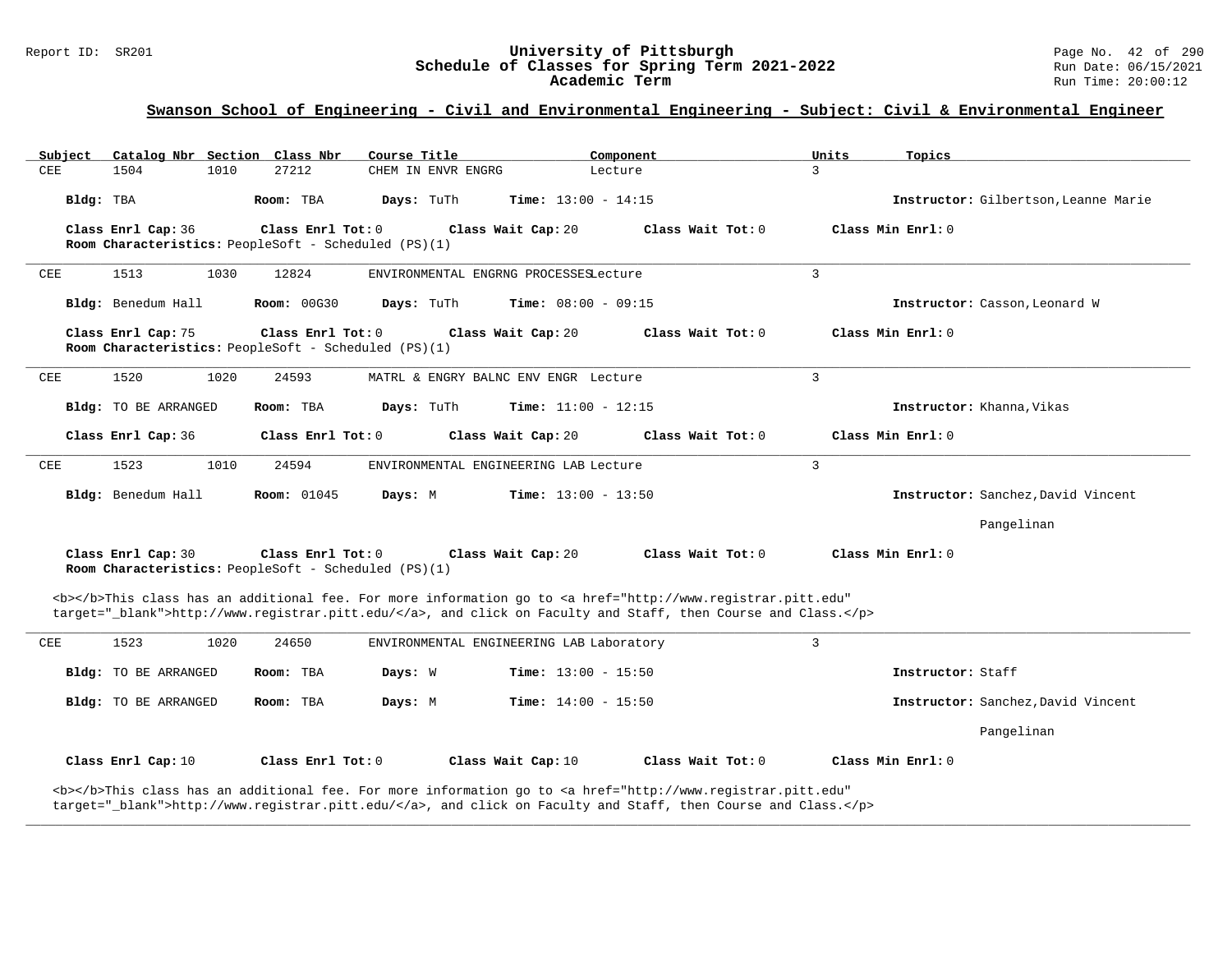## Swanson School of Engineering - Civil and Environmental Engineering - Subject: Civil & Environmental Engineer

| Subject | Catalog Nbr | Section | Class Nbr | Course Title | Component | Units | Topics |
|---|---|---|---|---|---|---|---|
| CEE | 1504 | 1010 | 27212 | CHEM IN ENVR ENGRG | Lecture | 3 | |

**Bldg:** TBA **Room:** TBA **Days:** TuTh **Time:** 13:00 - 14:15 **Instructor:** Gilbertson,Leanne Marie

**Class Enrl Cap:** 36 **Class Enrl Tot:** 0 **Class Wait Cap:** 20 **Class Wait Tot:** 0 **Class Min Enrl:** 0

**Room Characteristics:** PeopleSoft - Scheduled (PS)(1)

---

| Subject | Catalog Nbr | Section | Class Nbr | Course Title | Component | Units | Topics |
|---|---|---|---|---|---|---|---|
| CEE | 1513 | 1030 | 12824 | ENVIRONMENTAL ENGRNG PROCESSES | Lecture | 3 | |

**Bldg:** Benedum Hall **Room:** 00G30 **Days:** TuTh **Time:** 08:00 - 09:15 **Instructor:** Casson,Leonard W

**Class Enrl Cap:** 75 **Class Enrl Tot:** 0 **Class Wait Cap:** 20 **Class Wait Tot:** 0 **Class Min Enrl:** 0

**Room Characteristics:** PeopleSoft - Scheduled (PS)(1)

---

| Subject | Catalog Nbr | Section | Class Nbr | Course Title | Component | Units | Topics |
|---|---|---|---|---|---|---|---|
| CEE | 1520 | 1020 | 24593 | MATRL & ENGRY BALNC ENV ENGR | Lecture | 3 | |

**Bldg:** TO BE ARRANGED **Room:** TBA **Days:** TuTh **Time:** 11:00 - 12:15 **Instructor:** Khanna,Vikas

**Class Enrl Cap:** 36 **Class Enrl Tot:** 0 **Class Wait Cap:** 20 **Class Wait Tot:** 0 **Class Min Enrl:** 0

---

| Subject | Catalog Nbr | Section | Class Nbr | Course Title | Component | Units | Topics |
|---|---|---|---|---|---|---|---|
| CEE | 1523 | 1010 | 24594 | ENVIRONMENTAL ENGINEERING LAB | Lecture | 3 | |

**Bldg:** Benedum Hall **Room:** 01045 **Days:** M **Time:** 13:00 - 13:50 **Instructor:** Sanchez,David Vincent Pangelinan

**Class Enrl Cap:** 30 **Class Enrl Tot:** 0 **Class Wait Cap:** 20 **Class Wait Tot:** 0 **Class Min Enrl:** 0

**Room Characteristics:** PeopleSoft - Scheduled (PS)(1)

<b></b>This class has an additional fee. For more information go to <a href="http://www.registrar.pitt.edu" target="_blank">http://www.registrar.pitt.edu/</a>, and click on Faculty and Staff, then Course and Class.</p>

---

| Subject | Catalog Nbr | Section | Class Nbr | Course Title | Component | Units | Topics |
|---|---|---|---|---|---|---|---|
| CEE | 1523 | 1020 | 24650 | ENVIRONMENTAL ENGINEERING LAB | Laboratory | 3 | |

**Bldg:** TO BE ARRANGED **Room:** TBA **Days:** W **Time:** 13:00 - 15:50 **Instructor:** Staff

**Bldg:** TO BE ARRANGED **Room:** TBA **Days:** M **Time:** 14:00 - 15:50 **Instructor:** Sanchez,David Vincent Pangelinan

**Class Enrl Cap:** 10 **Class Enrl Tot:** 0 **Class Wait Cap:** 10 **Class Wait Tot:** 0 **Class Min Enrl:** 0

<b></b>This class has an additional fee. For more information go to <a href="http://www.registrar.pitt.edu" target="_blank">http://www.registrar.pitt.edu/</a>, and click on Faculty and Staff, then Course and Class.</p>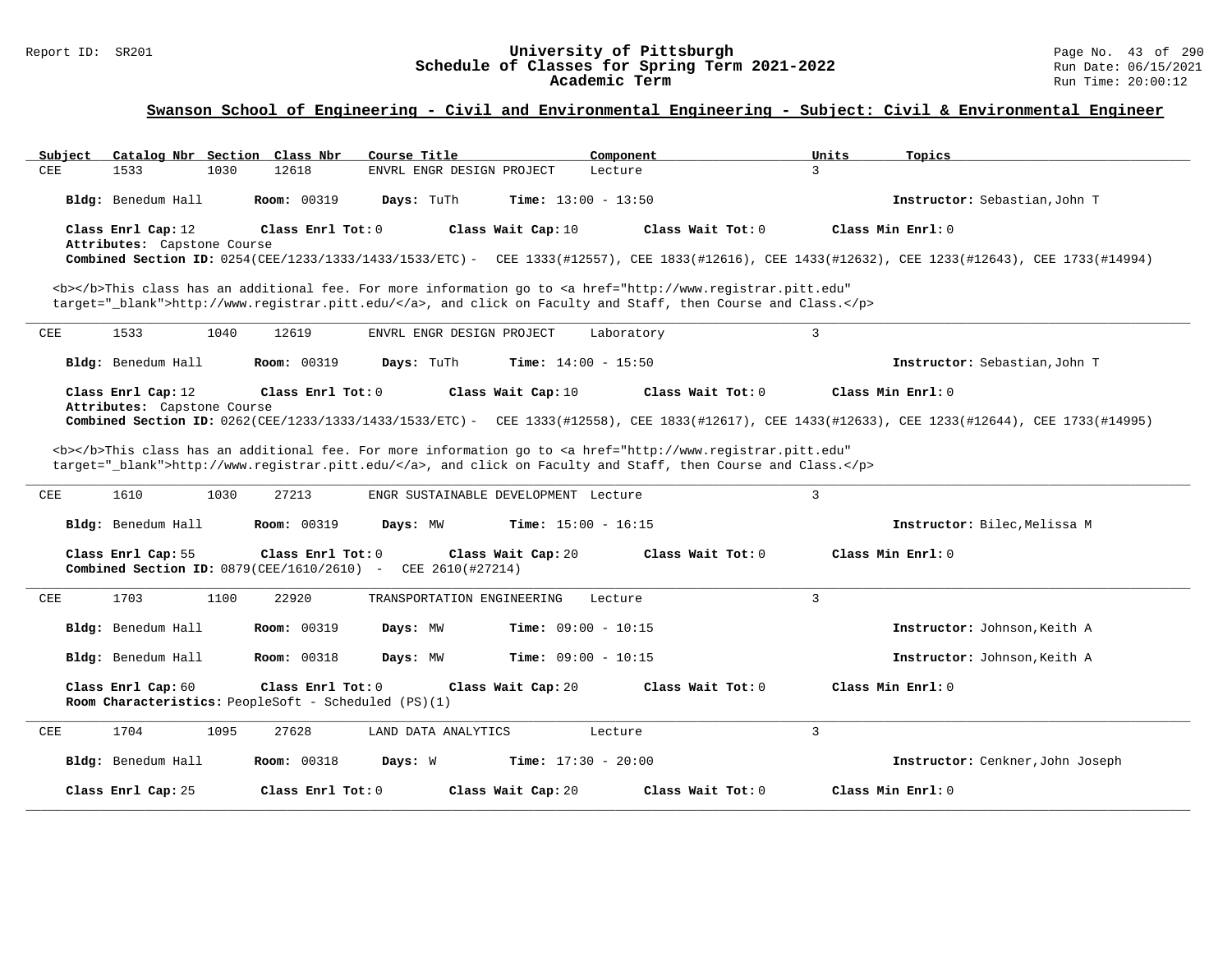## Swanson School of Engineering - Civil and Environmental Engineering - Subject: Civil & Environmental Engineer

| Subject | Catalog Nbr | Section | Class Nbr | Course Title | Component | Units | Topics |
|---|---|---|---|---|---|---|---|
| CEE | 1533 | 1030 | 12618 | ENVRL ENGR DESIGN PROJECT | Lecture | 3 | |

**Bldg:** Benedum Hall **Room:** 00319 **Days:** TuTh **Time:** 13:00 - 13:50 **Instructor:** Sebastian,John T

**Class Enrl Cap:** 12 **Class Enrl Tot:** 0 **Class Wait Cap:** 10 **Class Wait Tot:** 0 **Class Min Enrl:** 0

**Attributes:** Capstone Course

**Combined Section ID:** 0254(CEE/1233/1333/1433/1533/ETC) - CEE 1333(#12557), CEE 1833(#12616), CEE 1433(#12632), CEE 1233(#12643), CEE 1733(#14994)

<b></b>This class has an additional fee. For more information go to <a href="http://www.registrar.pitt.edu" target="_blank">http://www.registrar.pitt.edu/</a>, and click on Faculty and Staff, then Course and Class.</p>

---

| Subject | Catalog Nbr | Section | Class Nbr | Course Title | Component | Units | Topics |
|---|---|---|---|---|---|---|---|
| CEE | 1533 | 1040 | 12619 | ENVRL ENGR DESIGN PROJECT | Laboratory | 3 | |

**Bldg:** Benedum Hall **Room:** 00319 **Days:** TuTh **Time:** 14:00 - 15:50 **Instructor:** Sebastian,John T

**Class Enrl Cap:** 12 **Class Enrl Tot:** 0 **Class Wait Cap:** 10 **Class Wait Tot:** 0 **Class Min Enrl:** 0

**Attributes:** Capstone Course

**Combined Section ID:** 0262(CEE/1233/1333/1433/1533/ETC) - CEE 1333(#12558), CEE 1833(#12617), CEE 1433(#12633), CEE 1233(#12644), CEE 1733(#14995)

<b></b>This class has an additional fee. For more information go to <a href="http://www.registrar.pitt.edu" target="_blank">http://www.registrar.pitt.edu/</a>, and click on Faculty and Staff, then Course and Class.</p>

---

| Subject | Catalog Nbr | Section | Class Nbr | Course Title | Component | Units | Topics |
|---|---|---|---|---|---|---|---|
| CEE | 1610 | 1030 | 27213 | ENGR SUSTAINABLE DEVELOPMENT | Lecture | 3 | |

**Bldg:** Benedum Hall **Room:** 00319 **Days:** MW **Time:** 15:00 - 16:15 **Instructor:** Bilec,Melissa M

**Class Enrl Cap:** 55 **Class Enrl Tot:** 0 **Class Wait Cap:** 20 **Class Wait Tot:** 0 **Class Min Enrl:** 0

**Combined Section ID:** 0879(CEE/1610/2610) - CEE 2610(#27214)

---

| Subject | Catalog Nbr | Section | Class Nbr | Course Title | Component | Units | Topics |
|---|---|---|---|---|---|---|---|
| CEE | 1703 | 1100 | 22920 | TRANSPORTATION ENGINEERING | Lecture | 3 | |

**Bldg:** Benedum Hall **Room:** 00319 **Days:** MW **Time:** 09:00 - 10:15 **Instructor:** Johnson,Keith A

**Bldg:** Benedum Hall **Room:** 00318 **Days:** MW **Time:** 09:00 - 10:15 **Instructor:** Johnson,Keith A

**Class Enrl Cap:** 60 **Class Enrl Tot:** 0 **Class Wait Cap:** 20 **Class Wait Tot:** 0 **Class Min Enrl:** 0

**Room Characteristics:** PeopleSoft - Scheduled (PS)(1)

---

| Subject | Catalog Nbr | Section | Class Nbr | Course Title | Component | Units | Topics |
|---|---|---|---|---|---|---|---|
| CEE | 1704 | 1095 | 27628 | LAND DATA ANALYTICS | Lecture | 3 | |

**Bldg:** Benedum Hall **Room:** 00318 **Days:** W **Time:** 17:30 - 20:00 **Instructor:** Cenkner,John Joseph

**Class Enrl Cap:** 25 **Class Enrl Tot:** 0 **Class Wait Cap:** 20 **Class Wait Tot:** 0 **Class Min Enrl:** 0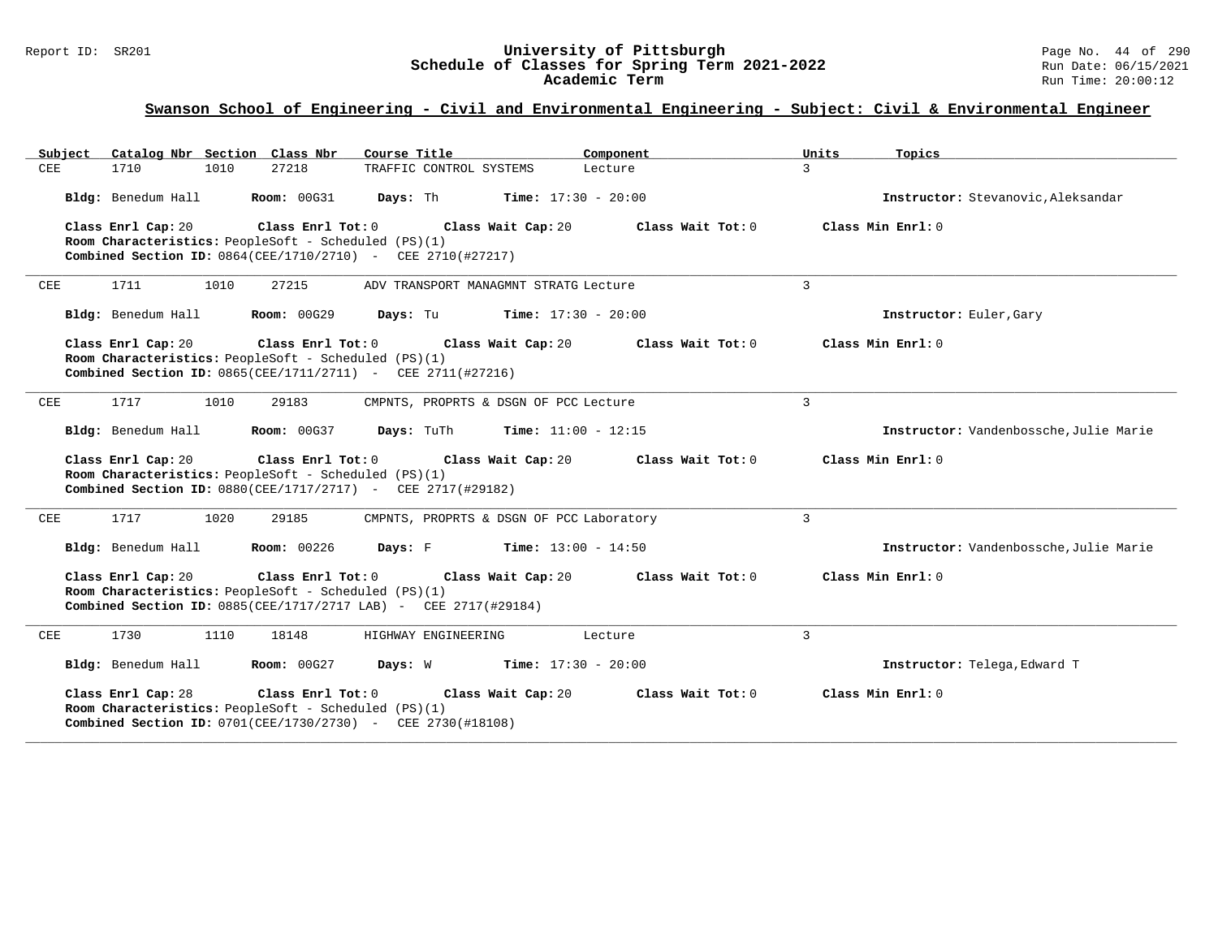## Swanson School of Engineering - Civil and Environmental Engineering - Subject: Civil & Environmental Engineer

| Subject | Catalog Nbr | Section | Class Nbr | Course Title | Component | Units | Topics |
|---|---|---|---|---|---|---|---|
| CEE | 1710 | 1010 | 27218 | TRAFFIC CONTROL SYSTEMS | Lecture | 3 | |

**Bldg:** Benedum Hall **Room:** 00G31 **Days:** Th **Time:** 17:30 - 20:00 **Instructor:** Stevanovic,Aleksandar

**Class Enrl Cap:** 20 **Class Enrl Tot:** 0 **Class Wait Cap:** 20 **Class Wait Tot:** 0 **Class Min Enrl:** 0

**Room Characteristics:** PeopleSoft - Scheduled (PS)(1)

**Combined Section ID:** 0864(CEE/1710/2710) - CEE 2710(#27217)

---

| Subject | Catalog Nbr | Section | Class Nbr | Course Title | Component | Units | Topics |
|---|---|---|---|---|---|---|---|
| CEE | 1711 | 1010 | 27215 | ADV TRANSPORT MANAGMNT STRATG | Lecture | 3 | |

**Bldg:** Benedum Hall **Room:** 00G29 **Days:** Tu **Time:** 17:30 - 20:00 **Instructor:** Euler,Gary

**Class Enrl Cap:** 20 **Class Enrl Tot:** 0 **Class Wait Cap:** 20 **Class Wait Tot:** 0 **Class Min Enrl:** 0

**Room Characteristics:** PeopleSoft - Scheduled (PS)(1)

**Combined Section ID:** 0865(CEE/1711/2711) - CEE 2711(#27216)

---

| Subject | Catalog Nbr | Section | Class Nbr | Course Title | Component | Units | Topics |
|---|---|---|---|---|---|---|---|
| CEE | 1717 | 1010 | 29183 | CMPNTS, PROPRTS & DSGN OF PCC | Lecture | 3 | |

**Bldg:** Benedum Hall **Room:** 00G37 **Days:** TuTh **Time:** 11:00 - 12:15 **Instructor:** Vandenbossche,Julie Marie

**Class Enrl Cap:** 20 **Class Enrl Tot:** 0 **Class Wait Cap:** 20 **Class Wait Tot:** 0 **Class Min Enrl:** 0

**Room Characteristics:** PeopleSoft - Scheduled (PS)(1)

**Combined Section ID:** 0880(CEE/1717/2717) - CEE 2717(#29182)

---

| Subject | Catalog Nbr | Section | Class Nbr | Course Title | Component | Units | Topics |
|---|---|---|---|---|---|---|---|
| CEE | 1717 | 1020 | 29185 | CMPNTS, PROPRTS & DSGN OF PCC | Laboratory | 3 | |

**Bldg:** Benedum Hall **Room:** 00226 **Days:** F **Time:** 13:00 - 14:50 **Instructor:** Vandenbossche,Julie Marie

**Class Enrl Cap:** 20 **Class Enrl Tot:** 0 **Class Wait Cap:** 20 **Class Wait Tot:** 0 **Class Min Enrl:** 0

**Room Characteristics:** PeopleSoft - Scheduled (PS)(1)

**Combined Section ID:** 0885(CEE/1717/2717 LAB) - CEE 2717(#29184)

---

| Subject | Catalog Nbr | Section | Class Nbr | Course Title | Component | Units | Topics |
|---|---|---|---|---|---|---|---|
| CEE | 1730 | 1110 | 18148 | HIGHWAY ENGINEERING | Lecture | 3 | |

**Bldg:** Benedum Hall **Room:** 00G27 **Days:** W **Time:** 17:30 - 20:00 **Instructor:** Telega,Edward T

**Class Enrl Cap:** 28 **Class Enrl Tot:** 0 **Class Wait Cap:** 20 **Class Wait Tot:** 0 **Class Min Enrl:** 0

**Room Characteristics:** PeopleSoft - Scheduled (PS)(1)

**Combined Section ID:** 0701(CEE/1730/2730) - CEE 2730(#18108)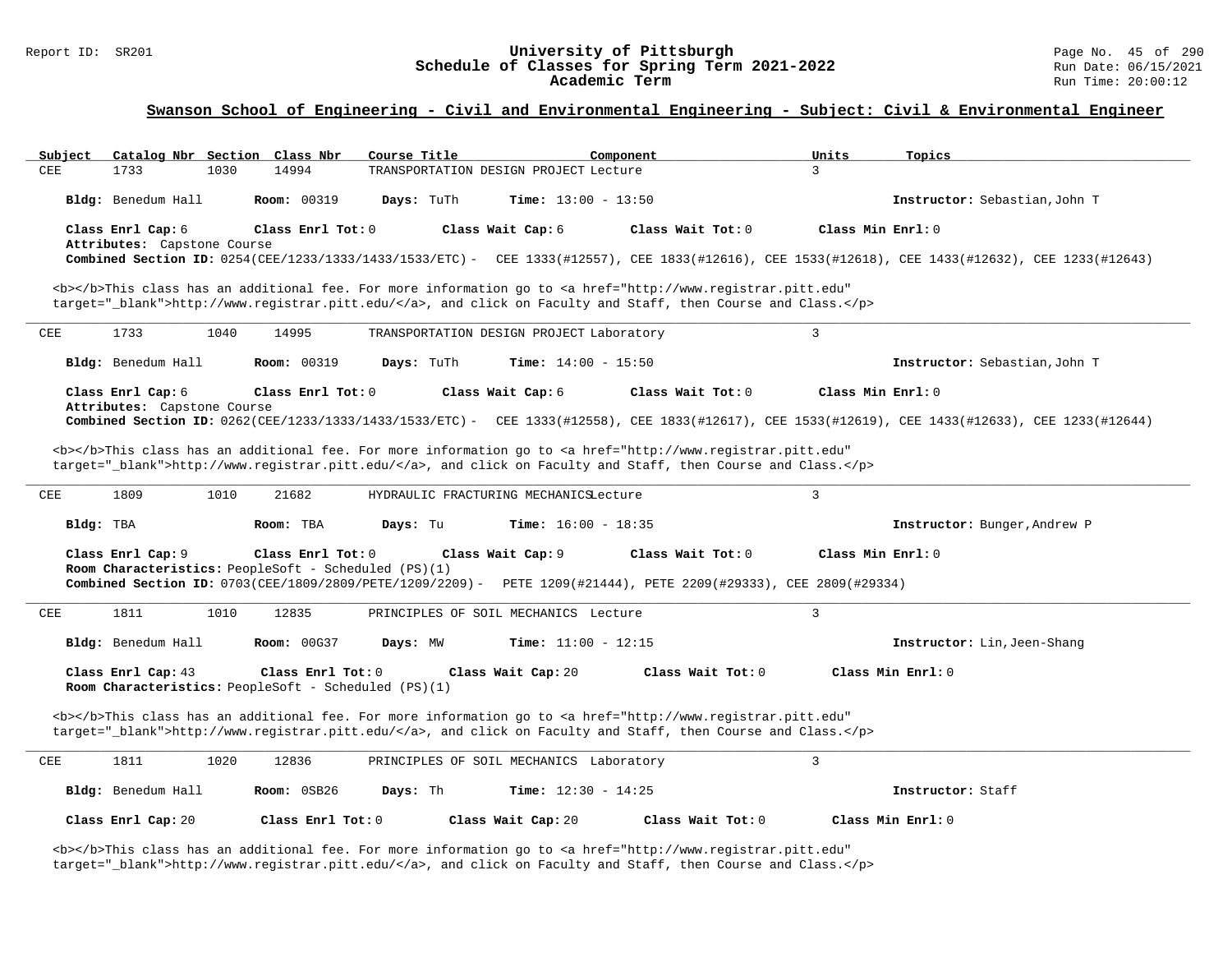## Swanson School of Engineering - Civil and Environmental Engineering - Subject: Civil & Environmental Engineer

| Subject | Catalog Nbr | Section | Class Nbr | Course Title | Component | Units | Topics |
|---|---|---|---|---|---|---|---|
| CEE | 1733 | 1030 | 14994 | TRANSPORTATION DESIGN PROJECT | Lecture | 3 | |

**Bldg:** Benedum Hall **Room:** 00319 **Days:** TuTh **Time:** 13:00 - 13:50 **Instructor:** Sebastian,John T

**Class Enrl Cap:** 6 **Class Enrl Tot:** 0 **Class Wait Cap:** 6 **Class Wait Tot:** 0 **Class Min Enrl:** 0

**Attributes:** Capstone Course

**Combined Section ID:** 0254(CEE/1233/1333/1433/1533/ETC) - CEE 1333(#12557), CEE 1833(#12616), CEE 1533(#12618), CEE 1433(#12632), CEE 1233(#12643)

<b></b>This class has an additional fee. For more information go to <a href="http://www.registrar.pitt.edu" target="_blank">http://www.registrar.pitt.edu/</a>, and click on Faculty and Staff, then Course and Class.</p>

---

| Subject | Catalog Nbr | Section | Class Nbr | Course Title | Component | Units | Topics |
|---|---|---|---|---|---|---|---|
| CEE | 1733 | 1040 | 14995 | TRANSPORTATION DESIGN PROJECT | Laboratory | 3 | |

**Bldg:** Benedum Hall **Room:** 00319 **Days:** TuTh **Time:** 14:00 - 15:50 **Instructor:** Sebastian,John T

**Class Enrl Cap:** 6 **Class Enrl Tot:** 0 **Class Wait Cap:** 6 **Class Wait Tot:** 0 **Class Min Enrl:** 0

**Attributes:** Capstone Course

**Combined Section ID:** 0262(CEE/1233/1333/1433/1533/ETC) - CEE 1333(#12558), CEE 1833(#12617), CEE 1533(#12619), CEE 1433(#12633), CEE 1233(#12644)

<b></b>This class has an additional fee. For more information go to <a href="http://www.registrar.pitt.edu" target="_blank">http://www.registrar.pitt.edu/</a>, and click on Faculty and Staff, then Course and Class.</p>

---

| Subject | Catalog Nbr | Section | Class Nbr | Course Title | Component | Units | Topics |
|---|---|---|---|---|---|---|---|
| CEE | 1809 | 1010 | 21682 | HYDRAULIC FRACTURING MECHANICS | Lecture | 3 | |

**Bldg:** TBA **Room:** TBA **Days:** Tu **Time:** 16:00 - 18:35 **Instructor:** Bunger,Andrew P

**Class Enrl Cap:** 9 **Class Enrl Tot:** 0 **Class Wait Cap:** 9 **Class Wait Tot:** 0 **Class Min Enrl:** 0

**Room Characteristics:** PeopleSoft - Scheduled (PS)(1)

**Combined Section ID:** 0703(CEE/1809/2809/PETE/1209/2209) - PETE 1209(#21444), PETE 2209(#29333), CEE 2809(#29334)

---

| Subject | Catalog Nbr | Section | Class Nbr | Course Title | Component | Units | Topics |
|---|---|---|---|---|---|---|---|
| CEE | 1811 | 1010 | 12835 | PRINCIPLES OF SOIL MECHANICS | Lecture | 3 | |

**Bldg:** Benedum Hall **Room:** 00G37 **Days:** MW **Time:** 11:00 - 12:15 **Instructor:** Lin,Jeen-Shang

**Class Enrl Cap:** 43 **Class Enrl Tot:** 0 **Class Wait Cap:** 20 **Class Wait Tot:** 0 **Class Min Enrl:** 0

**Room Characteristics:** PeopleSoft - Scheduled (PS)(1)

<b></b>This class has an additional fee. For more information go to <a href="http://www.registrar.pitt.edu" target="_blank">http://www.registrar.pitt.edu/</a>, and click on Faculty and Staff, then Course and Class.</p>

---

| Subject | Catalog Nbr | Section | Class Nbr | Course Title | Component | Units | Topics |
|---|---|---|---|---|---|---|---|
| CEE | 1811 | 1020 | 12836 | PRINCIPLES OF SOIL MECHANICS | Laboratory | 3 | |

**Bldg:** Benedum Hall **Room:** 0SB26 **Days:** Th **Time:** 12:30 - 14:25 **Instructor:** Staff

**Class Enrl Cap:** 20 **Class Enrl Tot:** 0 **Class Wait Cap:** 20 **Class Wait Tot:** 0 **Class Min Enrl:** 0

<b></b>This class has an additional fee. For more information go to <a href="http://www.registrar.pitt.edu" target="_blank">http://www.registrar.pitt.edu/</a>, and click on Faculty and Staff, then Course and Class.</p>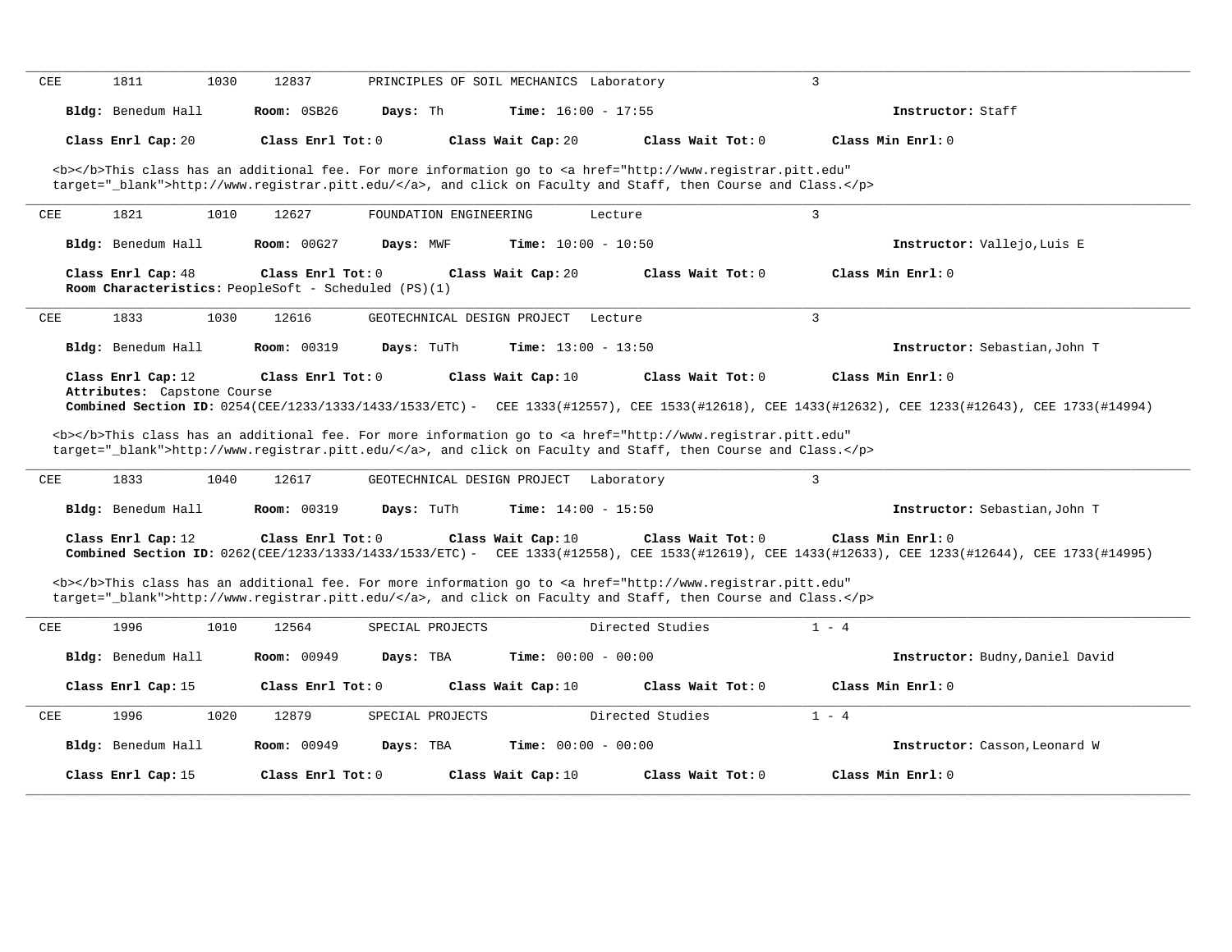CEE 1811 1030 12837 PRINCIPLES OF SOIL MECHANICS Laboratory 3

**Bldg:** Benedum Hall **Room:** 0SB26 **Days:** Th **Time:** 16:00 - 17:55 **Instructor:** Staff

**Class Enrl Cap:** 20 **Class Enrl Tot:** 0 **Class Wait Cap:** 20 **Class Wait Tot:** 0 **Class Min Enrl:** 0

<b></b>This class has an additional fee. For more information go to <a href="http://www.registrar.pitt.edu" target="_blank">http://www.registrar.pitt.edu/</a>, and click on Faculty and Staff, then Course and Class.</p>

---

CEE 1821 1010 12627 FOUNDATION ENGINEERING Lecture 3

**Bldg:** Benedum Hall **Room:** 00G27 **Days:** MWF **Time:** 10:00 - 10:50 **Instructor:** Vallejo,Luis E

**Class Enrl Cap:** 48 **Class Enrl Tot:** 0 **Class Wait Cap:** 20 **Class Wait Tot:** 0 **Class Min Enrl:** 0
**Room Characteristics:** PeopleSoft - Scheduled (PS)(1)

---

CEE 1833 1030 12616 GEOTECHNICAL DESIGN PROJECT Lecture 3

**Bldg:** Benedum Hall **Room:** 00319 **Days:** TuTh **Time:** 13:00 - 13:50 **Instructor:** Sebastian,John T

**Class Enrl Cap:** 12 **Class Enrl Tot:** 0 **Class Wait Cap:** 10 **Class Wait Tot:** 0 **Class Min Enrl:** 0
**Attributes:** Capstone Course
**Combined Section ID:** 0254(CEE/1233/1333/1433/1533/ETC) - CEE 1333(#12557), CEE 1533(#12618), CEE 1433(#12632), CEE 1233(#12643), CEE 1733(#14994)

<b></b>This class has an additional fee. For more information go to <a href="http://www.registrar.pitt.edu" target="_blank">http://www.registrar.pitt.edu/</a>, and click on Faculty and Staff, then Course and Class.</p>

---

CEE 1833 1040 12617 GEOTECHNICAL DESIGN PROJECT Laboratory 3

**Bldg:** Benedum Hall **Room:** 00319 **Days:** TuTh **Time:** 14:00 - 15:50 **Instructor:** Sebastian,John T

**Class Enrl Cap:** 12 **Class Enrl Tot:** 0 **Class Wait Cap:** 10 **Class Wait Tot:** 0 **Class Min Enrl:** 0
**Combined Section ID:** 0262(CEE/1233/1333/1433/1533/ETC) - CEE 1333(#12558), CEE 1533(#12619), CEE 1433(#12633), CEE 1233(#12644), CEE 1733(#14995)

<b></b>This class has an additional fee. For more information go to <a href="http://www.registrar.pitt.edu" target="_blank">http://www.registrar.pitt.edu/</a>, and click on Faculty and Staff, then Course and Class.</p>

---

CEE 1996 1010 12564 SPECIAL PROJECTS Directed Studies 1 - 4

**Bldg:** Benedum Hall **Room:** 00949 **Days:** TBA **Time:** 00:00 - 00:00 **Instructor:** Budny,Daniel David

**Class Enrl Cap:** 15 **Class Enrl Tot:** 0 **Class Wait Cap:** 10 **Class Wait Tot:** 0 **Class Min Enrl:** 0

---

CEE 1996 1020 12879 SPECIAL PROJECTS Directed Studies 1 - 4

**Bldg:** Benedum Hall **Room:** 00949 **Days:** TBA **Time:** 00:00 - 00:00 **Instructor:** Casson,Leonard W

**Class Enrl Cap:** 15 **Class Enrl Tot:** 0 **Class Wait Cap:** 10 **Class Wait Tot:** 0 **Class Min Enrl:** 0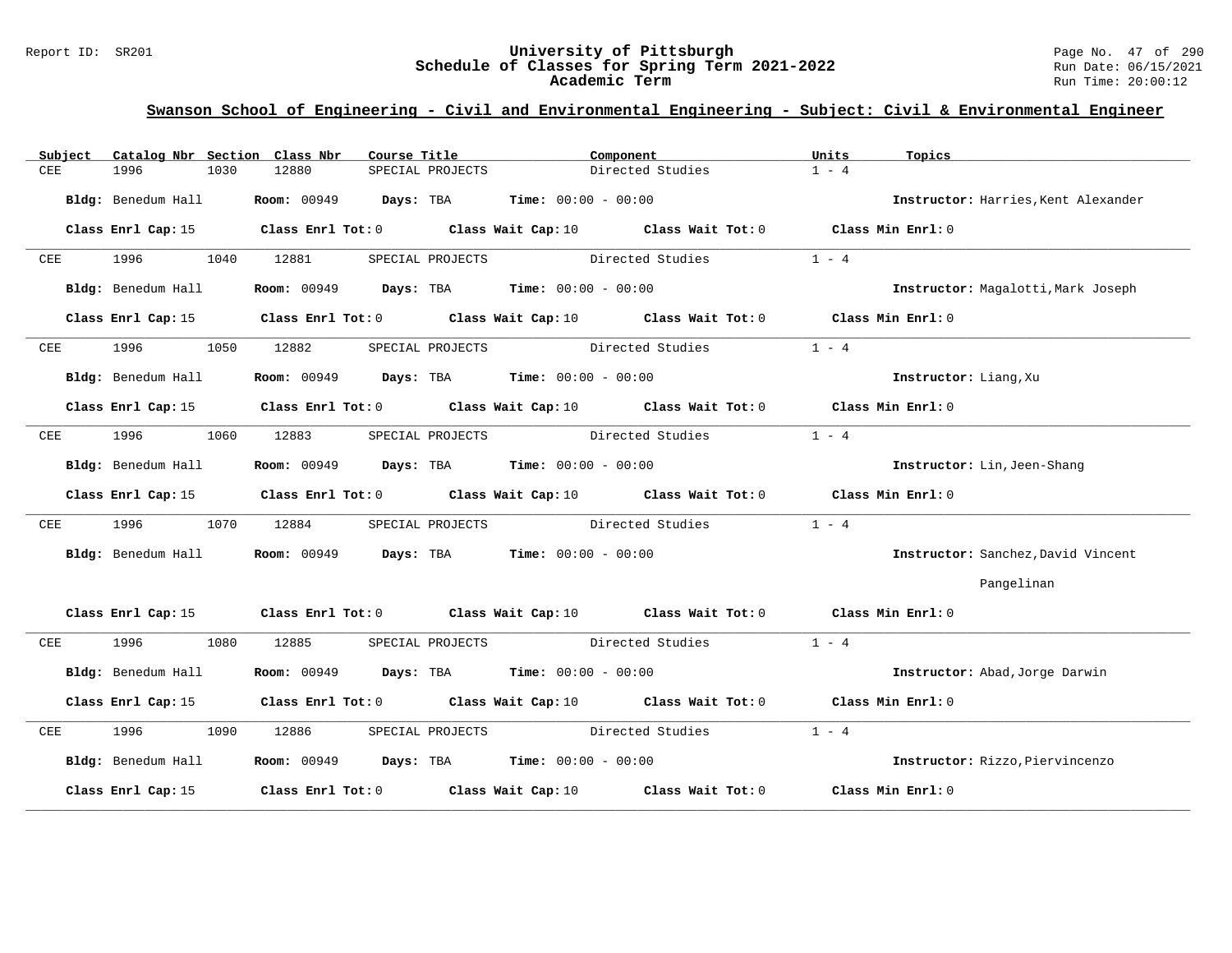## Swanson School of Engineering - Civil and Environmental Engineering - Subject: Civil & Environmental Engineer

| Subject | Catalog Nbr | Section | Class Nbr | Course Title | Component | Units | Topics |
|---|---|---|---|---|---|---|---|
| CEE | 1996 | 1030 | 12880 | SPECIAL PROJECTS | Directed Studies | 1 - 4 | |

**Bldg:** Benedum Hall **Room:** 00949 **Days:** TBA **Time:** 00:00 - 00:00 **Instructor:** Harries,Kent Alexander

**Class Enrl Cap:** 15 **Class Enrl Tot:** 0 **Class Wait Cap:** 10 **Class Wait Tot:** 0 **Class Min Enrl:** 0

| Subject | Catalog Nbr | Section | Class Nbr | Course Title | Component | Units | Topics |
|---|---|---|---|---|---|---|---|
| CEE | 1996 | 1040 | 12881 | SPECIAL PROJECTS | Directed Studies | 1 - 4 | |

**Bldg:** Benedum Hall **Room:** 00949 **Days:** TBA **Time:** 00:00 - 00:00 **Instructor:** Magalotti,Mark Joseph

**Class Enrl Cap:** 15 **Class Enrl Tot:** 0 **Class Wait Cap:** 10 **Class Wait Tot:** 0 **Class Min Enrl:** 0

| Subject | Catalog Nbr | Section | Class Nbr | Course Title | Component | Units | Topics |
|---|---|---|---|---|---|---|---|
| CEE | 1996 | 1050 | 12882 | SPECIAL PROJECTS | Directed Studies | 1 - 4 | |

**Bldg:** Benedum Hall **Room:** 00949 **Days:** TBA **Time:** 00:00 - 00:00 **Instructor:** Liang,Xu

**Class Enrl Cap:** 15 **Class Enrl Tot:** 0 **Class Wait Cap:** 10 **Class Wait Tot:** 0 **Class Min Enrl:** 0

| Subject | Catalog Nbr | Section | Class Nbr | Course Title | Component | Units | Topics |
|---|---|---|---|---|---|---|---|
| CEE | 1996 | 1060 | 12883 | SPECIAL PROJECTS | Directed Studies | 1 - 4 | |

**Bldg:** Benedum Hall **Room:** 00949 **Days:** TBA **Time:** 00:00 - 00:00 **Instructor:** Lin,Jeen-Shang

**Class Enrl Cap:** 15 **Class Enrl Tot:** 0 **Class Wait Cap:** 10 **Class Wait Tot:** 0 **Class Min Enrl:** 0

| Subject | Catalog Nbr | Section | Class Nbr | Course Title | Component | Units | Topics |
|---|---|---|---|---|---|---|---|
| CEE | 1996 | 1070 | 12884 | SPECIAL PROJECTS | Directed Studies | 1 - 4 | |

**Bldg:** Benedum Hall **Room:** 00949 **Days:** TBA **Time:** 00:00 - 00:00 **Instructor:** Sanchez,David Vincent Pangelinan

**Class Enrl Cap:** 15 **Class Enrl Tot:** 0 **Class Wait Cap:** 10 **Class Wait Tot:** 0 **Class Min Enrl:** 0

| Subject | Catalog Nbr | Section | Class Nbr | Course Title | Component | Units | Topics |
|---|---|---|---|---|---|---|---|
| CEE | 1996 | 1080 | 12885 | SPECIAL PROJECTS | Directed Studies | 1 - 4 | |

**Bldg:** Benedum Hall **Room:** 00949 **Days:** TBA **Time:** 00:00 - 00:00 **Instructor:** Abad,Jorge Darwin

**Class Enrl Cap:** 15 **Class Enrl Tot:** 0 **Class Wait Cap:** 10 **Class Wait Tot:** 0 **Class Min Enrl:** 0

| Subject | Catalog Nbr | Section | Class Nbr | Course Title | Component | Units | Topics |
|---|---|---|---|---|---|---|---|
| CEE | 1996 | 1090 | 12886 | SPECIAL PROJECTS | Directed Studies | 1 - 4 | |

**Bldg:** Benedum Hall **Room:** 00949 **Days:** TBA **Time:** 00:00 - 00:00 **Instructor:** Rizzo,Piervincenzo

**Class Enrl Cap:** 15 **Class Enrl Tot:** 0 **Class Wait Cap:** 10 **Class Wait Tot:** 0 **Class Min Enrl:** 0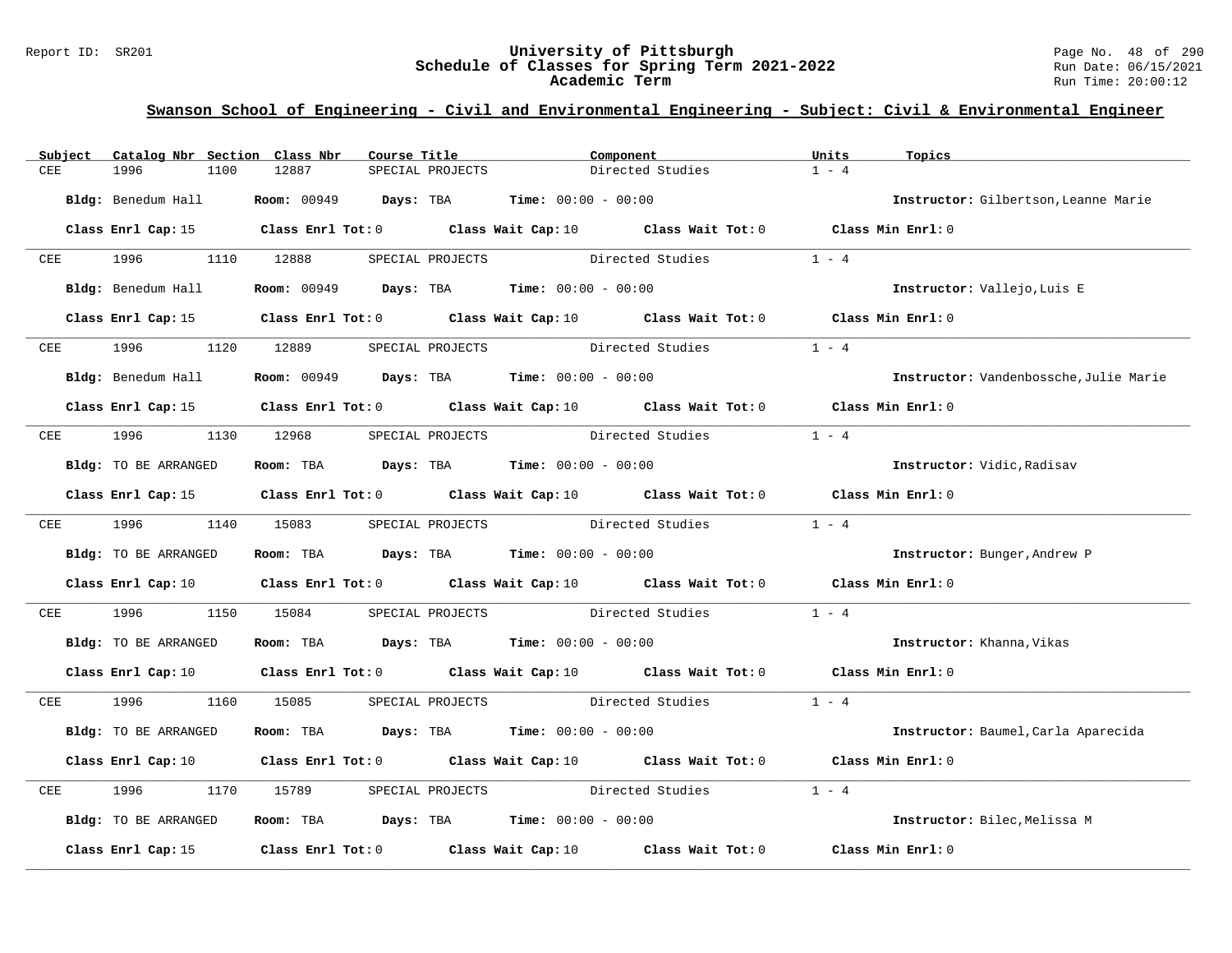## Swanson School of Engineering - Civil and Environmental Engineering - Subject: Civil & Environmental Engineer

| Subject | Catalog Nbr | Section | Class Nbr | Course Title | Component | Units | Topics |
|---|---|---|---|---|---|---|---|
| CEE | 1996 | 1100 | 12887 | SPECIAL PROJECTS | Directed Studies | 1 - 4 | |

**Bldg:** Benedum Hall **Room:** 00949 **Days:** TBA **Time:** 00:00 - 00:00 **Instructor:** Gilbertson,Leanne Marie

**Class Enrl Cap:** 15 **Class Enrl Tot:** 0 **Class Wait Cap:** 10 **Class Wait Tot:** 0 **Class Min Enrl:** 0

---

| Subject | Catalog Nbr | Section | Class Nbr | Course Title | Component | Units | Topics |
|---|---|---|---|---|---|---|---|
| CEE | 1996 | 1110 | 12888 | SPECIAL PROJECTS | Directed Studies | 1 - 4 | |

**Bldg:** Benedum Hall **Room:** 00949 **Days:** TBA **Time:** 00:00 - 00:00 **Instructor:** Vallejo,Luis E

**Class Enrl Cap:** 15 **Class Enrl Tot:** 0 **Class Wait Cap:** 10 **Class Wait Tot:** 0 **Class Min Enrl:** 0

---

| Subject | Catalog Nbr | Section | Class Nbr | Course Title | Component | Units | Topics |
|---|---|---|---|---|---|---|---|
| CEE | 1996 | 1120 | 12889 | SPECIAL PROJECTS | Directed Studies | 1 - 4 | |

**Bldg:** Benedum Hall **Room:** 00949 **Days:** TBA **Time:** 00:00 - 00:00 **Instructor:** Vandenbossche,Julie Marie

**Class Enrl Cap:** 15 **Class Enrl Tot:** 0 **Class Wait Cap:** 10 **Class Wait Tot:** 0 **Class Min Enrl:** 0

---

| Subject | Catalog Nbr | Section | Class Nbr | Course Title | Component | Units | Topics |
|---|---|---|---|---|---|---|---|
| CEE | 1996 | 1130 | 12968 | SPECIAL PROJECTS | Directed Studies | 1 - 4 | |

**Bldg:** TO BE ARRANGED **Room:** TBA **Days:** TBA **Time:** 00:00 - 00:00 **Instructor:** Vidic,Radisav

**Class Enrl Cap:** 15 **Class Enrl Tot:** 0 **Class Wait Cap:** 10 **Class Wait Tot:** 0 **Class Min Enrl:** 0

---

| Subject | Catalog Nbr | Section | Class Nbr | Course Title | Component | Units | Topics |
|---|---|---|---|---|---|---|---|
| CEE | 1996 | 1140 | 15083 | SPECIAL PROJECTS | Directed Studies | 1 - 4 | |

**Bldg:** TO BE ARRANGED **Room:** TBA **Days:** TBA **Time:** 00:00 - 00:00 **Instructor:** Bunger,Andrew P

**Class Enrl Cap:** 10 **Class Enrl Tot:** 0 **Class Wait Cap:** 10 **Class Wait Tot:** 0 **Class Min Enrl:** 0

---

| Subject | Catalog Nbr | Section | Class Nbr | Course Title | Component | Units | Topics |
|---|---|---|---|---|---|---|---|
| CEE | 1996 | 1150 | 15084 | SPECIAL PROJECTS | Directed Studies | 1 - 4 | |

**Bldg:** TO BE ARRANGED **Room:** TBA **Days:** TBA **Time:** 00:00 - 00:00 **Instructor:** Khanna,Vikas

**Class Enrl Cap:** 10 **Class Enrl Tot:** 0 **Class Wait Cap:** 10 **Class Wait Tot:** 0 **Class Min Enrl:** 0

---

| Subject | Catalog Nbr | Section | Class Nbr | Course Title | Component | Units | Topics |
|---|---|---|---|---|---|---|---|
| CEE | 1996 | 1160 | 15085 | SPECIAL PROJECTS | Directed Studies | 1 - 4 | |

**Bldg:** TO BE ARRANGED **Room:** TBA **Days:** TBA **Time:** 00:00 - 00:00 **Instructor:** Baumel,Carla Aparecida

**Class Enrl Cap:** 10 **Class Enrl Tot:** 0 **Class Wait Cap:** 10 **Class Wait Tot:** 0 **Class Min Enrl:** 0

---

| Subject | Catalog Nbr | Section | Class Nbr | Course Title | Component | Units | Topics |
|---|---|---|---|---|---|---|---|
| CEE | 1996 | 1170 | 15789 | SPECIAL PROJECTS | Directed Studies | 1 - 4 | |

**Bldg:** TO BE ARRANGED **Room:** TBA **Days:** TBA **Time:** 00:00 - 00:00 **Instructor:** Bilec,Melissa M

**Class Enrl Cap:** 15 **Class Enrl Tot:** 0 **Class Wait Cap:** 10 **Class Wait Tot:** 0 **Class Min Enrl:** 0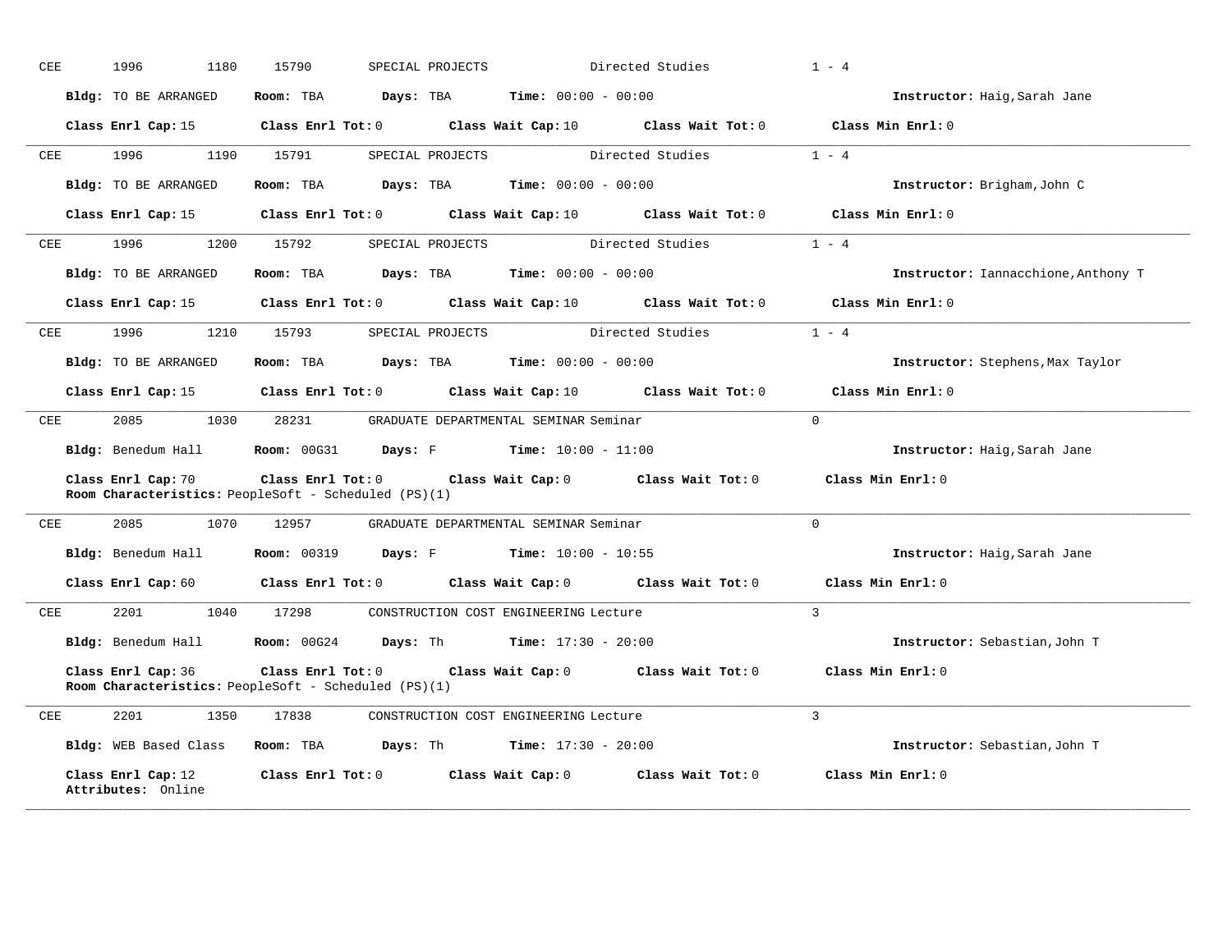CEE 1996 1180 15790 SPECIAL PROJECTS Directed Studies 1 - 4

**Bldg:** TO BE ARRANGED **Room:** TBA **Days:** TBA **Time:** 00:00 - 00:00 **Instructor:** Haig,Sarah Jane

**Class Enrl Cap:** 15 **Class Enrl Tot:** 0 **Class Wait Cap:** 10 **Class Wait Tot:** 0 **Class Min Enrl:** 0

---

CEE 1996 1190 15791 SPECIAL PROJECTS Directed Studies 1 - 4

**Bldg:** TO BE ARRANGED **Room:** TBA **Days:** TBA **Time:** 00:00 - 00:00 **Instructor:** Brigham,John C

**Class Enrl Cap:** 15 **Class Enrl Tot:** 0 **Class Wait Cap:** 10 **Class Wait Tot:** 0 **Class Min Enrl:** 0

---

CEE 1996 1200 15792 SPECIAL PROJECTS Directed Studies 1 - 4

**Bldg:** TO BE ARRANGED **Room:** TBA **Days:** TBA **Time:** 00:00 - 00:00 **Instructor:** Iannacchione,Anthony T

**Class Enrl Cap:** 15 **Class Enrl Tot:** 0 **Class Wait Cap:** 10 **Class Wait Tot:** 0 **Class Min Enrl:** 0

---

CEE 1996 1210 15793 SPECIAL PROJECTS Directed Studies 1 - 4

**Bldg:** TO BE ARRANGED **Room:** TBA **Days:** TBA **Time:** 00:00 - 00:00 **Instructor:** Stephens,Max Taylor

**Class Enrl Cap:** 15 **Class Enrl Tot:** 0 **Class Wait Cap:** 10 **Class Wait Tot:** 0 **Class Min Enrl:** 0

---

CEE 2085 1030 28231 GRADUATE DEPARTMENTAL SEMINAR Seminar 0

**Bldg:** Benedum Hall **Room:** 00G31 **Days:** F **Time:** 10:00 - 11:00 **Instructor:** Haig,Sarah Jane

**Class Enrl Cap:** 70 **Class Enrl Tot:** 0 **Class Wait Cap:** 0 **Class Wait Tot:** 0 **Class Min Enrl:** 0
**Room Characteristics:** PeopleSoft - Scheduled (PS)(1)

---

CEE 2085 1070 12957 GRADUATE DEPARTMENTAL SEMINAR Seminar 0

**Bldg:** Benedum Hall **Room:** 00319 **Days:** F **Time:** 10:00 - 10:55 **Instructor:** Haig,Sarah Jane

**Class Enrl Cap:** 60 **Class Enrl Tot:** 0 **Class Wait Cap:** 0 **Class Wait Tot:** 0 **Class Min Enrl:** 0

---

CEE 2201 1040 17298 CONSTRUCTION COST ENGINEERING Lecture 3

**Bldg:** Benedum Hall **Room:** 00G24 **Days:** Th **Time:** 17:30 - 20:00 **Instructor:** Sebastian,John T

**Class Enrl Cap:** 36 **Class Enrl Tot:** 0 **Class Wait Cap:** 0 **Class Wait Tot:** 0 **Class Min Enrl:** 0
**Room Characteristics:** PeopleSoft - Scheduled (PS)(1)

---

CEE 2201 1350 17838 CONSTRUCTION COST ENGINEERING Lecture 3

**Bldg:** WEB Based Class **Room:** TBA **Days:** Th **Time:** 17:30 - 20:00 **Instructor:** Sebastian,John T

**Class Enrl Cap:** 12 **Class Enrl Tot:** 0 **Class Wait Cap:** 0 **Class Wait Tot:** 0 **Class Min Enrl:** 0
**Attributes:** Online

---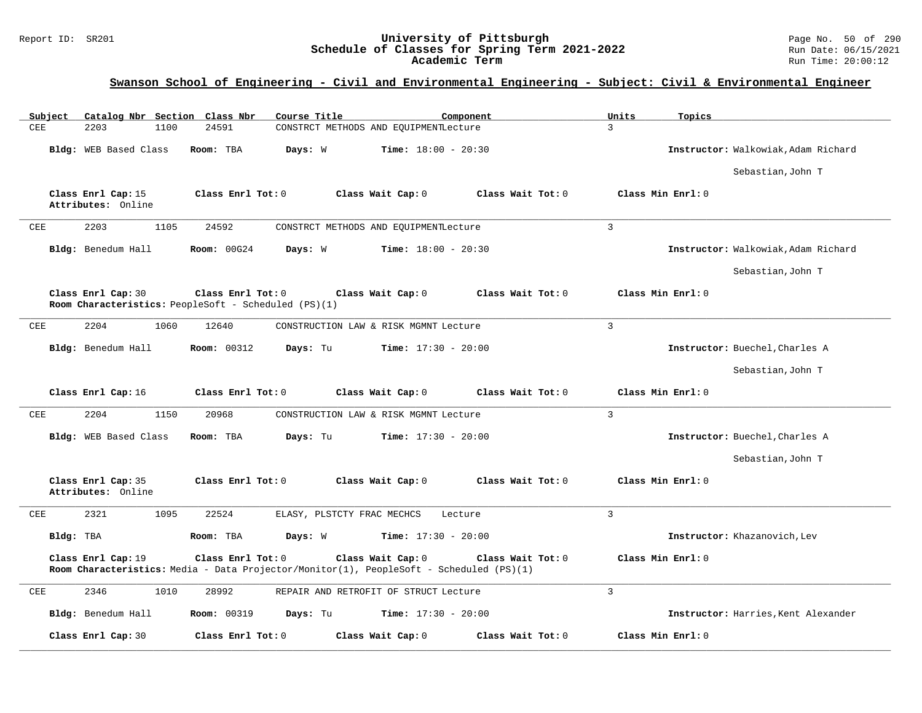## Swanson School of Engineering - Civil and Environmental Engineering - Subject: Civil & Environmental Engineer

| Subject | Catalog Nbr | Section | Class Nbr | Course Title | Component | Units | Topics |
|---|---|---|---|---|---|---|---|
| CEE | 2203 | 1100 | 24591 | CONSTRCT METHODS AND EQUIPMENT | Lecture | 3 | |

**Bldg:** WEB Based Class **Room:** TBA **Days:** W **Time:** 18:00 - 20:30 **Instructor:** Walkowiak,Adam Richard; Sebastian,John T

**Class Enrl Cap:** 15 **Class Enrl Tot:** 0 **Class Wait Cap:** 0 **Class Wait Tot:** 0 **Class Min Enrl:** 0
**Attributes:** Online

---

| Subject | Catalog Nbr | Section | Class Nbr | Course Title | Component | Units | Topics |
|---|---|---|---|---|---|---|---|
| CEE | 2203 | 1105 | 24592 | CONSTRCT METHODS AND EQUIPMENT | Lecture | 3 | |

**Bldg:** Benedum Hall **Room:** 00G24 **Days:** W **Time:** 18:00 - 20:30 **Instructor:** Walkowiak,Adam Richard; Sebastian,John T

**Class Enrl Cap:** 30 **Class Enrl Tot:** 0 **Class Wait Cap:** 0 **Class Wait Tot:** 0 **Class Min Enrl:** 0
**Room Characteristics:** PeopleSoft - Scheduled (PS)(1)

---

| Subject | Catalog Nbr | Section | Class Nbr | Course Title | Component | Units | Topics |
|---|---|---|---|---|---|---|---|
| CEE | 2204 | 1060 | 12640 | CONSTRUCTION LAW & RISK MGMNT | Lecture | 3 | |

**Bldg:** Benedum Hall **Room:** 00312 **Days:** Tu **Time:** 17:30 - 20:00 **Instructor:** Buechel,Charles A; Sebastian,John T

**Class Enrl Cap:** 16 **Class Enrl Tot:** 0 **Class Wait Cap:** 0 **Class Wait Tot:** 0 **Class Min Enrl:** 0

---

| Subject | Catalog Nbr | Section | Class Nbr | Course Title | Component | Units | Topics |
|---|---|---|---|---|---|---|---|
| CEE | 2204 | 1150 | 20968 | CONSTRUCTION LAW & RISK MGMNT | Lecture | 3 | |

**Bldg:** WEB Based Class **Room:** TBA **Days:** Tu **Time:** 17:30 - 20:00 **Instructor:** Buechel,Charles A; Sebastian,John T

**Class Enrl Cap:** 35 **Class Enrl Tot:** 0 **Class Wait Cap:** 0 **Class Wait Tot:** 0 **Class Min Enrl:** 0
**Attributes:** Online

---

| Subject | Catalog Nbr | Section | Class Nbr | Course Title | Component | Units | Topics |
|---|---|---|---|---|---|---|---|
| CEE | 2321 | 1095 | 22524 | ELASY, PLSTCTY FRAC MECHCS | Lecture | 3 | |

**Bldg:** TBA **Room:** TBA **Days:** W **Time:** 17:30 - 20:00 **Instructor:** Khazanovich,Lev

**Class Enrl Cap:** 19 **Class Enrl Tot:** 0 **Class Wait Cap:** 0 **Class Wait Tot:** 0 **Class Min Enrl:** 0
**Room Characteristics:** Media - Data Projector/Monitor(1), PeopleSoft - Scheduled (PS)(1)

---

| Subject | Catalog Nbr | Section | Class Nbr | Course Title | Component | Units | Topics |
|---|---|---|---|---|---|---|---|
| CEE | 2346 | 1010 | 28992 | REPAIR AND RETROFIT OF STRUCT | Lecture | 3 | |

**Bldg:** Benedum Hall **Room:** 00319 **Days:** Tu **Time:** 17:30 - 20:00 **Instructor:** Harries,Kent Alexander

**Class Enrl Cap:** 30 **Class Enrl Tot:** 0 **Class Wait Cap:** 0 **Class Wait Tot:** 0 **Class Min Enrl:** 0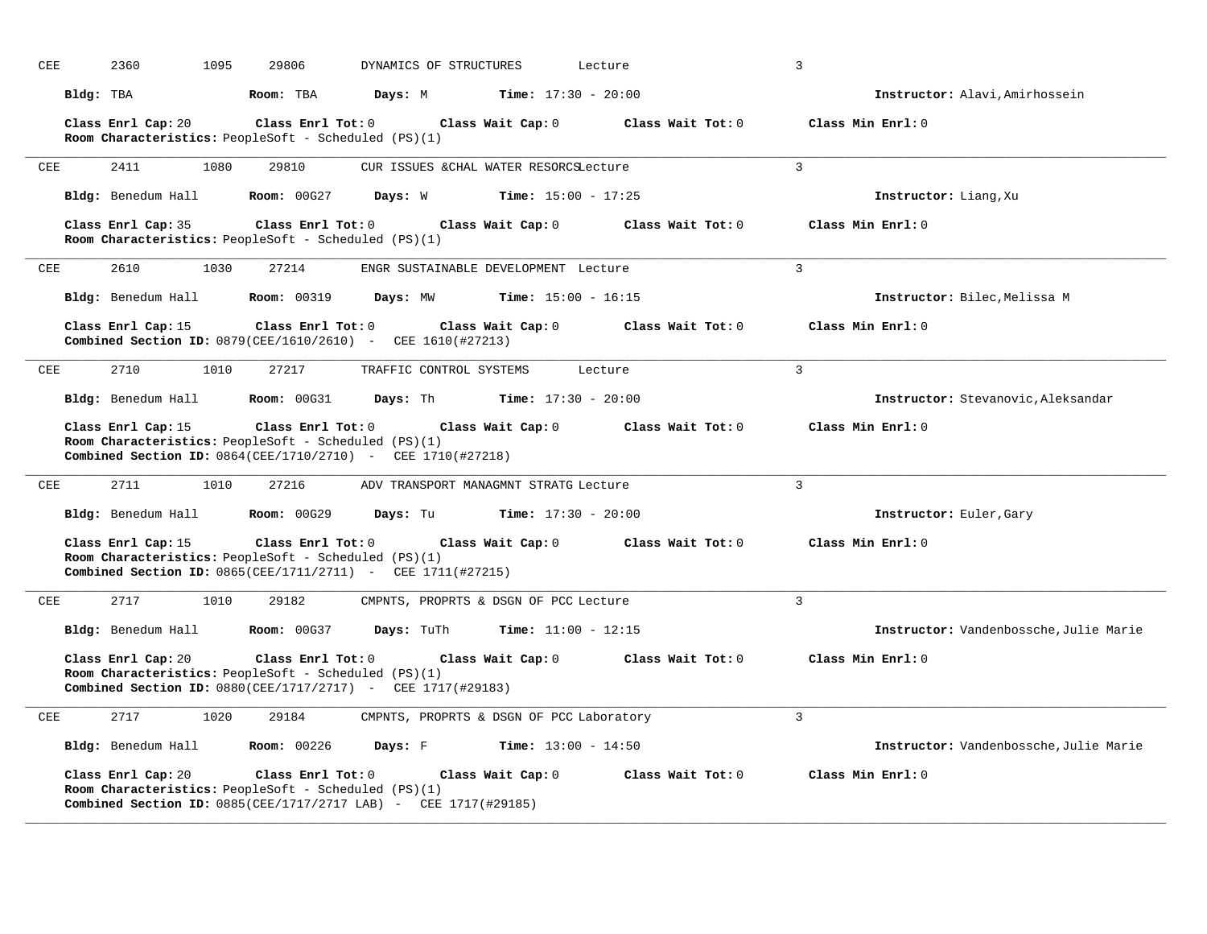CEE 2360 1095 29806 DYNAMICS OF STRUCTURES Lecture 3

**Bldg:** TBA **Room:** TBA **Days:** M **Time:** 17:30 - 20:00 **Instructor:** Alavi,Amirhossein

**Class Enrl Cap:** 20 **Class Enrl Tot:** 0 **Class Wait Cap:** 0 **Class Wait Tot:** 0 **Class Min Enrl:** 0
**Room Characteristics:** PeopleSoft - Scheduled (PS)(1)

---

CEE 2411 1080 29810 CUR ISSUES &CHAL WATER RESORCSLecture 3

**Bldg:** Benedum Hall **Room:** 00G27 **Days:** W **Time:** 15:00 - 17:25 **Instructor:** Liang,Xu

**Class Enrl Cap:** 35 **Class Enrl Tot:** 0 **Class Wait Cap:** 0 **Class Wait Tot:** 0 **Class Min Enrl:** 0
**Room Characteristics:** PeopleSoft - Scheduled (PS)(1)

---

CEE 2610 1030 27214 ENGR SUSTAINABLE DEVELOPMENT Lecture 3

**Bldg:** Benedum Hall **Room:** 00319 **Days:** MW **Time:** 15:00 - 16:15 **Instructor:** Bilec,Melissa M

**Class Enrl Cap:** 15 **Class Enrl Tot:** 0 **Class Wait Cap:** 0 **Class Wait Tot:** 0 **Class Min Enrl:** 0
**Combined Section ID:** 0879(CEE/1610/2610) - CEE 1610(#27213)

---

CEE 2710 1010 27217 TRAFFIC CONTROL SYSTEMS Lecture 3

**Bldg:** Benedum Hall **Room:** 00G31 **Days:** Th **Time:** 17:30 - 20:00 **Instructor:** Stevanovic,Aleksandar

**Class Enrl Cap:** 15 **Class Enrl Tot:** 0 **Class Wait Cap:** 0 **Class Wait Tot:** 0 **Class Min Enrl:** 0
**Room Characteristics:** PeopleSoft - Scheduled (PS)(1)
**Combined Section ID:** 0864(CEE/1710/2710) - CEE 1710(#27218)

---

CEE 2711 1010 27216 ADV TRANSPORT MANAGMNT STRATG Lecture 3

**Bldg:** Benedum Hall **Room:** 00G29 **Days:** Tu **Time:** 17:30 - 20:00 **Instructor:** Euler,Gary

**Class Enrl Cap:** 15 **Class Enrl Tot:** 0 **Class Wait Cap:** 0 **Class Wait Tot:** 0 **Class Min Enrl:** 0
**Room Characteristics:** PeopleSoft - Scheduled (PS)(1)
**Combined Section ID:** 0865(CEE/1711/2711) - CEE 1711(#27215)

---

CEE 2717 1010 29182 CMPNTS, PROPRTS & DSGN OF PCC Lecture 3

**Bldg:** Benedum Hall **Room:** 00G37 **Days:** TuTh **Time:** 11:00 - 12:15 **Instructor:** Vandenbossche,Julie Marie

**Class Enrl Cap:** 20 **Class Enrl Tot:** 0 **Class Wait Cap:** 0 **Class Wait Tot:** 0 **Class Min Enrl:** 0
**Room Characteristics:** PeopleSoft - Scheduled (PS)(1)
**Combined Section ID:** 0880(CEE/1717/2717) - CEE 1717(#29183)

---

CEE 2717 1020 29184 CMPNTS, PROPRTS & DSGN OF PCC Laboratory 3

**Bldg:** Benedum Hall **Room:** 00226 **Days:** F **Time:** 13:00 - 14:50 **Instructor:** Vandenbossche,Julie Marie

**Class Enrl Cap:** 20 **Class Enrl Tot:** 0 **Class Wait Cap:** 0 **Class Wait Tot:** 0 **Class Min Enrl:** 0
**Room Characteristics:** PeopleSoft - Scheduled (PS)(1)
**Combined Section ID:** 0885(CEE/1717/2717 LAB) - CEE 1717(#29185)

---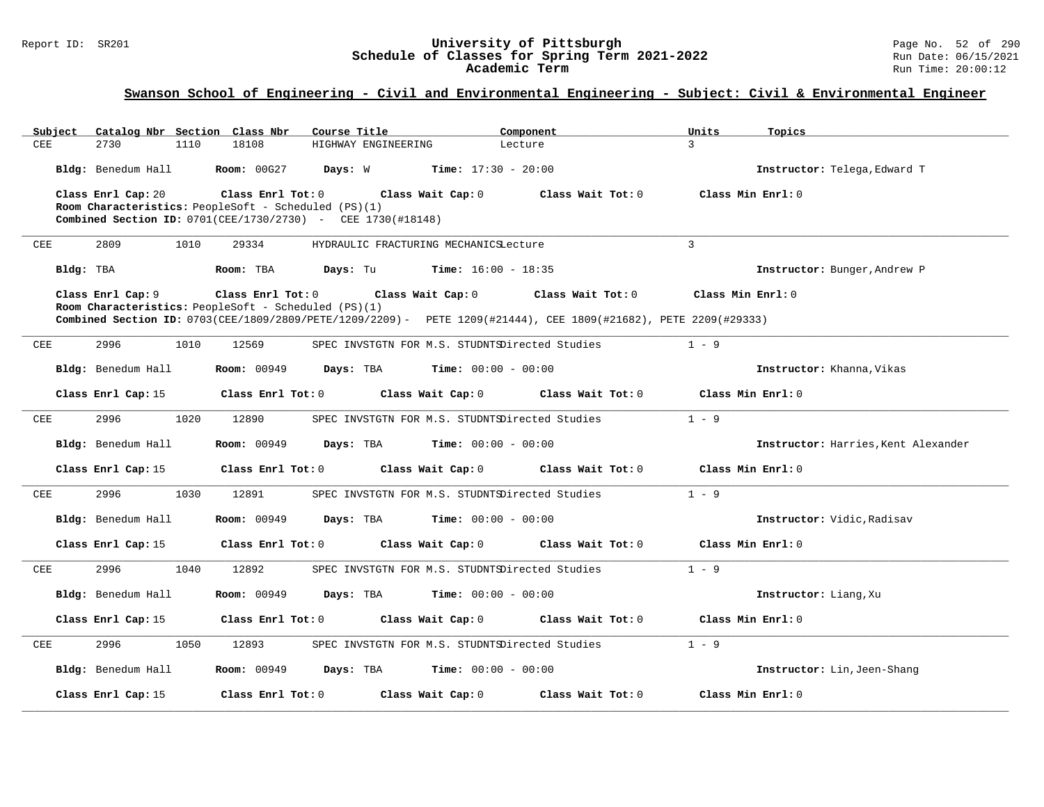## Swanson School of Engineering - Civil and Environmental Engineering - Subject: Civil & Environmental Engineer

| Subject | Catalog Nbr | Section | Class Nbr | Course Title | Component | Units | Topics |
|---|---|---|---|---|---|---|---|
| CEE | 2730 | 1110 | 18108 | HIGHWAY ENGINEERING | Lecture | 3 | |

**Bldg:** Benedum Hall **Room:** 00G27 **Days:** W **Time:** 17:30 - 20:00 **Instructor:** Telega,Edward T

**Class Enrl Cap:** 20 **Class Enrl Tot:** 0 **Class Wait Cap:** 0 **Class Wait Tot:** 0 **Class Min Enrl:** 0
**Room Characteristics:** PeopleSoft - Scheduled (PS)(1)
**Combined Section ID:** 0701(CEE/1730/2730) - CEE 1730(#18148)

---

| Subject | Catalog Nbr | Section | Class Nbr | Course Title | Component | Units | Topics |
|---|---|---|---|---|---|---|---|
| CEE | 2809 | 1010 | 29334 | HYDRAULIC FRACTURING MECHANICS | Lecture | 3 | |

**Bldg:** TBA **Room:** TBA **Days:** Tu **Time:** 16:00 - 18:35 **Instructor:** Bunger,Andrew P

**Class Enrl Cap:** 9 **Class Enrl Tot:** 0 **Class Wait Cap:** 0 **Class Wait Tot:** 0 **Class Min Enrl:** 0
**Room Characteristics:** PeopleSoft - Scheduled (PS)(1)
**Combined Section ID:** 0703(CEE/1809/2809/PETE/1209/2209)- PETE 1209(#21444), CEE 1809(#21682), PETE 2209(#29333)

---

| Subject | Catalog Nbr | Section | Class Nbr | Course Title | Component | Units | Topics |
|---|---|---|---|---|---|---|---|
| CEE | 2996 | 1010 | 12569 | SPEC INVSTGTN FOR M.S. STUDNTS | Directed Studies | 1 - 9 | |

**Bldg:** Benedum Hall **Room:** 00949 **Days:** TBA **Time:** 00:00 - 00:00 **Instructor:** Khanna,Vikas

**Class Enrl Cap:** 15 **Class Enrl Tot:** 0 **Class Wait Cap:** 0 **Class Wait Tot:** 0 **Class Min Enrl:** 0

---

| Subject | Catalog Nbr | Section | Class Nbr | Course Title | Component | Units | Topics |
|---|---|---|---|---|---|---|---|
| CEE | 2996 | 1020 | 12890 | SPEC INVSTGTN FOR M.S. STUDNTS | Directed Studies | 1 - 9 | |

**Bldg:** Benedum Hall **Room:** 00949 **Days:** TBA **Time:** 00:00 - 00:00 **Instructor:** Harries,Kent Alexander

**Class Enrl Cap:** 15 **Class Enrl Tot:** 0 **Class Wait Cap:** 0 **Class Wait Tot:** 0 **Class Min Enrl:** 0

---

| Subject | Catalog Nbr | Section | Class Nbr | Course Title | Component | Units | Topics |
|---|---|---|---|---|---|---|---|
| CEE | 2996 | 1030 | 12891 | SPEC INVSTGTN FOR M.S. STUDNTS | Directed Studies | 1 - 9 | |

**Bldg:** Benedum Hall **Room:** 00949 **Days:** TBA **Time:** 00:00 - 00:00 **Instructor:** Vidic,Radisav

**Class Enrl Cap:** 15 **Class Enrl Tot:** 0 **Class Wait Cap:** 0 **Class Wait Tot:** 0 **Class Min Enrl:** 0

---

| Subject | Catalog Nbr | Section | Class Nbr | Course Title | Component | Units | Topics |
|---|---|---|---|---|---|---|---|
| CEE | 2996 | 1040 | 12892 | SPEC INVSTGTN FOR M.S. STUDNTS | Directed Studies | 1 - 9 | |

**Bldg:** Benedum Hall **Room:** 00949 **Days:** TBA **Time:** 00:00 - 00:00 **Instructor:** Liang,Xu

**Class Enrl Cap:** 15 **Class Enrl Tot:** 0 **Class Wait Cap:** 0 **Class Wait Tot:** 0 **Class Min Enrl:** 0

---

| Subject | Catalog Nbr | Section | Class Nbr | Course Title | Component | Units | Topics |
|---|---|---|---|---|---|---|---|
| CEE | 2996 | 1050 | 12893 | SPEC INVSTGTN FOR M.S. STUDNTS | Directed Studies | 1 - 9 | |

**Bldg:** Benedum Hall **Room:** 00949 **Days:** TBA **Time:** 00:00 - 00:00 **Instructor:** Lin,Jeen-Shang

**Class Enrl Cap:** 15 **Class Enrl Tot:** 0 **Class Wait Cap:** 0 **Class Wait Tot:** 0 **Class Min Enrl:** 0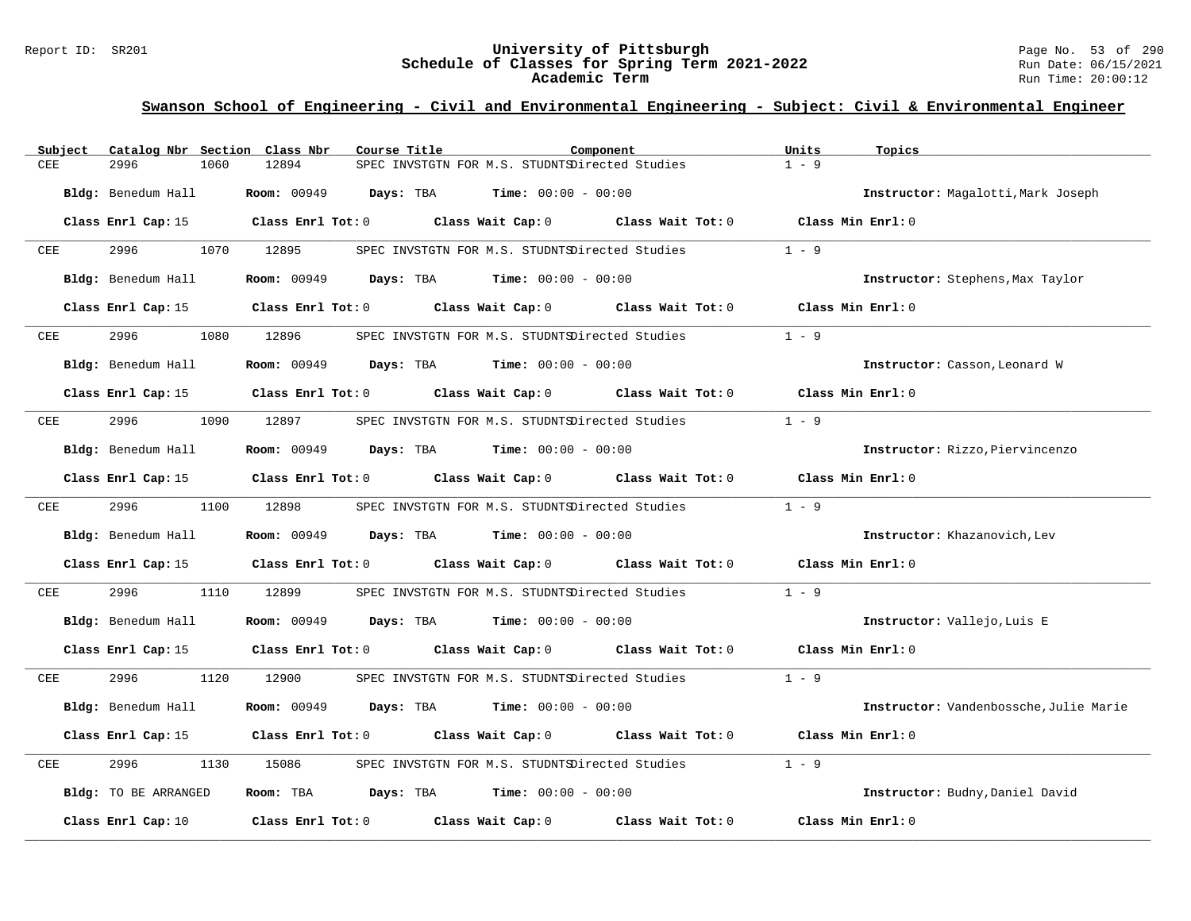## Swanson School of Engineering - Civil and Environmental Engineering - Subject: Civil & Environmental Engineer

| Subject | Catalog Nbr | Section | Class Nbr | Course Title | Component | Units | Topics |
|---|---|---|---|---|---|---|---|
| CEE | 2996 | 1060 | 12894 | SPEC INVSTGTN FOR M.S. STUDNTS | Directed Studies | 1 - 9 | |

**Bldg:** Benedum Hall **Room:** 00949 **Days:** TBA **Time:** 00:00 - 00:00 **Instructor:** Magalotti,Mark Joseph

**Class Enrl Cap:** 15 **Class Enrl Tot:** 0 **Class Wait Cap:** 0 **Class Wait Tot:** 0 **Class Min Enrl:** 0

---

| Subject | Catalog Nbr | Section | Class Nbr | Course Title | Component | Units | Topics |
|---|---|---|---|---|---|---|---|
| CEE | 2996 | 1070 | 12895 | SPEC INVSTGTN FOR M.S. STUDNTS | Directed Studies | 1 - 9 | |

**Bldg:** Benedum Hall **Room:** 00949 **Days:** TBA **Time:** 00:00 - 00:00 **Instructor:** Stephens,Max Taylor

**Class Enrl Cap:** 15 **Class Enrl Tot:** 0 **Class Wait Cap:** 0 **Class Wait Tot:** 0 **Class Min Enrl:** 0

---

| Subject | Catalog Nbr | Section | Class Nbr | Course Title | Component | Units | Topics |
|---|---|---|---|---|---|---|---|
| CEE | 2996 | 1080 | 12896 | SPEC INVSTGTN FOR M.S. STUDNTS | Directed Studies | 1 - 9 | |

**Bldg:** Benedum Hall **Room:** 00949 **Days:** TBA **Time:** 00:00 - 00:00 **Instructor:** Casson,Leonard W

**Class Enrl Cap:** 15 **Class Enrl Tot:** 0 **Class Wait Cap:** 0 **Class Wait Tot:** 0 **Class Min Enrl:** 0

---

| Subject | Catalog Nbr | Section | Class Nbr | Course Title | Component | Units | Topics |
|---|---|---|---|---|---|---|---|
| CEE | 2996 | 1090 | 12897 | SPEC INVSTGTN FOR M.S. STUDNTS | Directed Studies | 1 - 9 | |

**Bldg:** Benedum Hall **Room:** 00949 **Days:** TBA **Time:** 00:00 - 00:00 **Instructor:** Rizzo,Piervincenzo

**Class Enrl Cap:** 15 **Class Enrl Tot:** 0 **Class Wait Cap:** 0 **Class Wait Tot:** 0 **Class Min Enrl:** 0

---

| Subject | Catalog Nbr | Section | Class Nbr | Course Title | Component | Units | Topics |
|---|---|---|---|---|---|---|---|
| CEE | 2996 | 1100 | 12898 | SPEC INVSTGTN FOR M.S. STUDNTS | Directed Studies | 1 - 9 | |

**Bldg:** Benedum Hall **Room:** 00949 **Days:** TBA **Time:** 00:00 - 00:00 **Instructor:** Khazanovich,Lev

**Class Enrl Cap:** 15 **Class Enrl Tot:** 0 **Class Wait Cap:** 0 **Class Wait Tot:** 0 **Class Min Enrl:** 0

---

| Subject | Catalog Nbr | Section | Class Nbr | Course Title | Component | Units | Topics |
|---|---|---|---|---|---|---|---|
| CEE | 2996 | 1110 | 12899 | SPEC INVSTGTN FOR M.S. STUDNTS | Directed Studies | 1 - 9 | |

**Bldg:** Benedum Hall **Room:** 00949 **Days:** TBA **Time:** 00:00 - 00:00 **Instructor:** Vallejo,Luis E

**Class Enrl Cap:** 15 **Class Enrl Tot:** 0 **Class Wait Cap:** 0 **Class Wait Tot:** 0 **Class Min Enrl:** 0

---

| Subject | Catalog Nbr | Section | Class Nbr | Course Title | Component | Units | Topics |
|---|---|---|---|---|---|---|---|
| CEE | 2996 | 1120 | 12900 | SPEC INVSTGTN FOR M.S. STUDNTS | Directed Studies | 1 - 9 | |

**Bldg:** Benedum Hall **Room:** 00949 **Days:** TBA **Time:** 00:00 - 00:00 **Instructor:** Vandenbossche,Julie Marie

**Class Enrl Cap:** 15 **Class Enrl Tot:** 0 **Class Wait Cap:** 0 **Class Wait Tot:** 0 **Class Min Enrl:** 0

---

| Subject | Catalog Nbr | Section | Class Nbr | Course Title | Component | Units | Topics |
|---|---|---|---|---|---|---|---|
| CEE | 2996 | 1130 | 15086 | SPEC INVSTGTN FOR M.S. STUDNTS | Directed Studies | 1 - 9 | |

**Bldg:** TO BE ARRANGED **Room:** TBA **Days:** TBA **Time:** 00:00 - 00:00 **Instructor:** Budny,Daniel David

**Class Enrl Cap:** 10 **Class Enrl Tot:** 0 **Class Wait Cap:** 0 **Class Wait Tot:** 0 **Class Min Enrl:** 0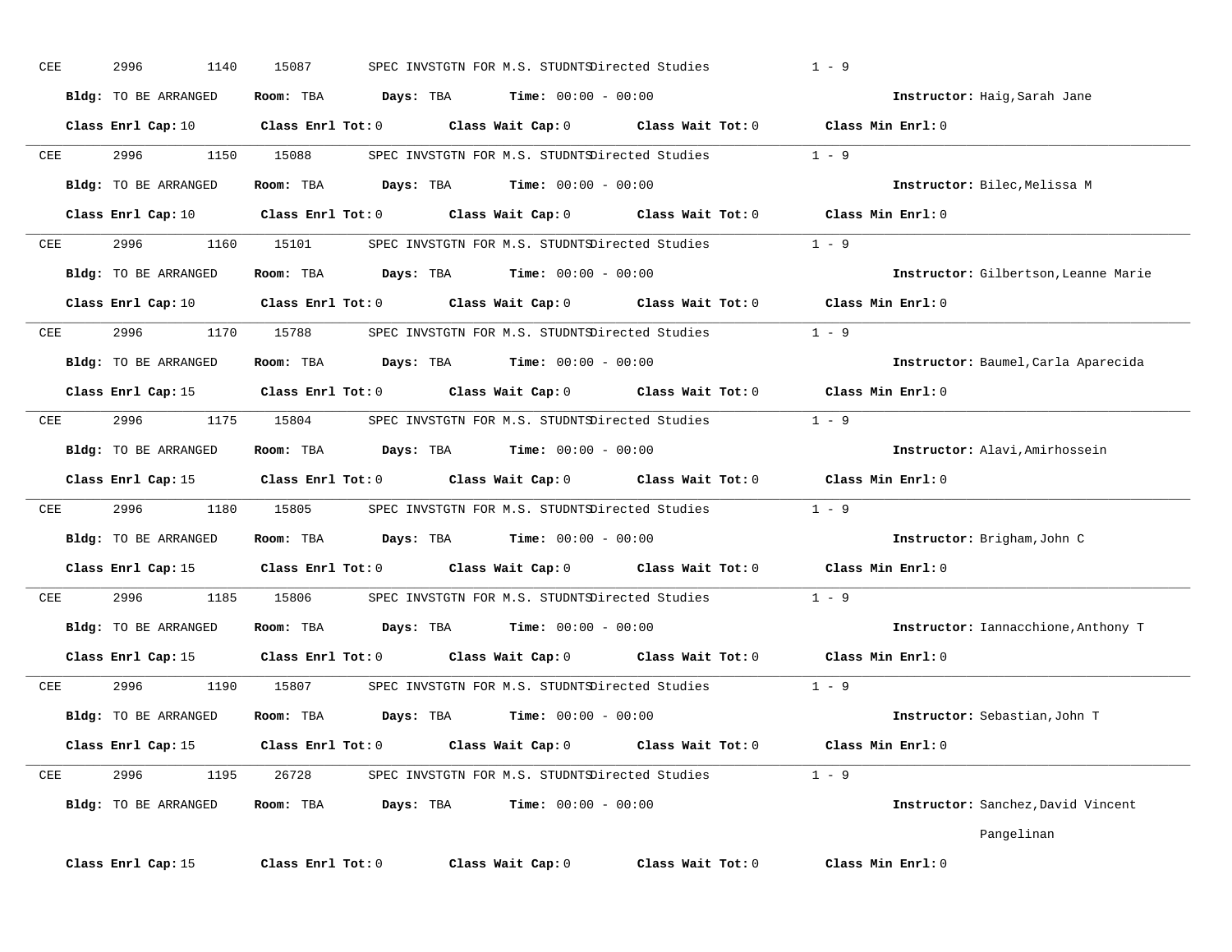CEE 2996 1140 15087 SPEC INVSTGTN FOR M.S. STUDNTS Directed Studies 1 - 9

**Bldg:** TO BE ARRANGED **Room:** TBA **Days:** TBA **Time:** 00:00 - 00:00 **Instructor:** Haig,Sarah Jane

**Class Enrl Cap:** 10 **Class Enrl Tot:** 0 **Class Wait Cap:** 0 **Class Wait Tot:** 0 **Class Min Enrl:** 0

---

CEE 2996 1150 15088 SPEC INVSTGTN FOR M.S. STUDNTS Directed Studies 1 - 9

**Bldg:** TO BE ARRANGED **Room:** TBA **Days:** TBA **Time:** 00:00 - 00:00 **Instructor:** Bilec,Melissa M

**Class Enrl Cap:** 10 **Class Enrl Tot:** 0 **Class Wait Cap:** 0 **Class Wait Tot:** 0 **Class Min Enrl:** 0

---

CEE 2996 1160 15101 SPEC INVSTGTN FOR M.S. STUDNTS Directed Studies 1 - 9

**Bldg:** TO BE ARRANGED **Room:** TBA **Days:** TBA **Time:** 00:00 - 00:00 **Instructor:** Gilbertson,Leanne Marie

**Class Enrl Cap:** 10 **Class Enrl Tot:** 0 **Class Wait Cap:** 0 **Class Wait Tot:** 0 **Class Min Enrl:** 0

---

CEE 2996 1170 15788 SPEC INVSTGTN FOR M.S. STUDNTS Directed Studies 1 - 9

**Bldg:** TO BE ARRANGED **Room:** TBA **Days:** TBA **Time:** 00:00 - 00:00 **Instructor:** Baumel,Carla Aparecida

**Class Enrl Cap:** 15 **Class Enrl Tot:** 0 **Class Wait Cap:** 0 **Class Wait Tot:** 0 **Class Min Enrl:** 0

---

CEE 2996 1175 15804 SPEC INVSTGTN FOR M.S. STUDNTS Directed Studies 1 - 9

**Bldg:** TO BE ARRANGED **Room:** TBA **Days:** TBA **Time:** 00:00 - 00:00 **Instructor:** Alavi,Amirhossein

**Class Enrl Cap:** 15 **Class Enrl Tot:** 0 **Class Wait Cap:** 0 **Class Wait Tot:** 0 **Class Min Enrl:** 0

---

CEE 2996 1180 15805 SPEC INVSTGTN FOR M.S. STUDNTS Directed Studies 1 - 9

**Bldg:** TO BE ARRANGED **Room:** TBA **Days:** TBA **Time:** 00:00 - 00:00 **Instructor:** Brigham,John C

**Class Enrl Cap:** 15 **Class Enrl Tot:** 0 **Class Wait Cap:** 0 **Class Wait Tot:** 0 **Class Min Enrl:** 0

---

CEE 2996 1185 15806 SPEC INVSTGTN FOR M.S. STUDNTS Directed Studies 1 - 9

**Bldg:** TO BE ARRANGED **Room:** TBA **Days:** TBA **Time:** 00:00 - 00:00 **Instructor:** Iannacchione,Anthony T

**Class Enrl Cap:** 15 **Class Enrl Tot:** 0 **Class Wait Cap:** 0 **Class Wait Tot:** 0 **Class Min Enrl:** 0

---

CEE 2996 1190 15807 SPEC INVSTGTN FOR M.S. STUDNTS Directed Studies 1 - 9

**Bldg:** TO BE ARRANGED **Room:** TBA **Days:** TBA **Time:** 00:00 - 00:00 **Instructor:** Sebastian,John T

**Class Enrl Cap:** 15 **Class Enrl Tot:** 0 **Class Wait Cap:** 0 **Class Wait Tot:** 0 **Class Min Enrl:** 0

---

CEE 2996 1195 26728 SPEC INVSTGTN FOR M.S. STUDNTS Directed Studies 1 - 9

**Bldg:** TO BE ARRANGED **Room:** TBA **Days:** TBA **Time:** 00:00 - 00:00 **Instructor:** Sanchez,David Vincent Pangelinan

**Class Enrl Cap:** 15 **Class Enrl Tot:** 0 **Class Wait Cap:** 0 **Class Wait Tot:** 0 **Class Min Enrl:** 0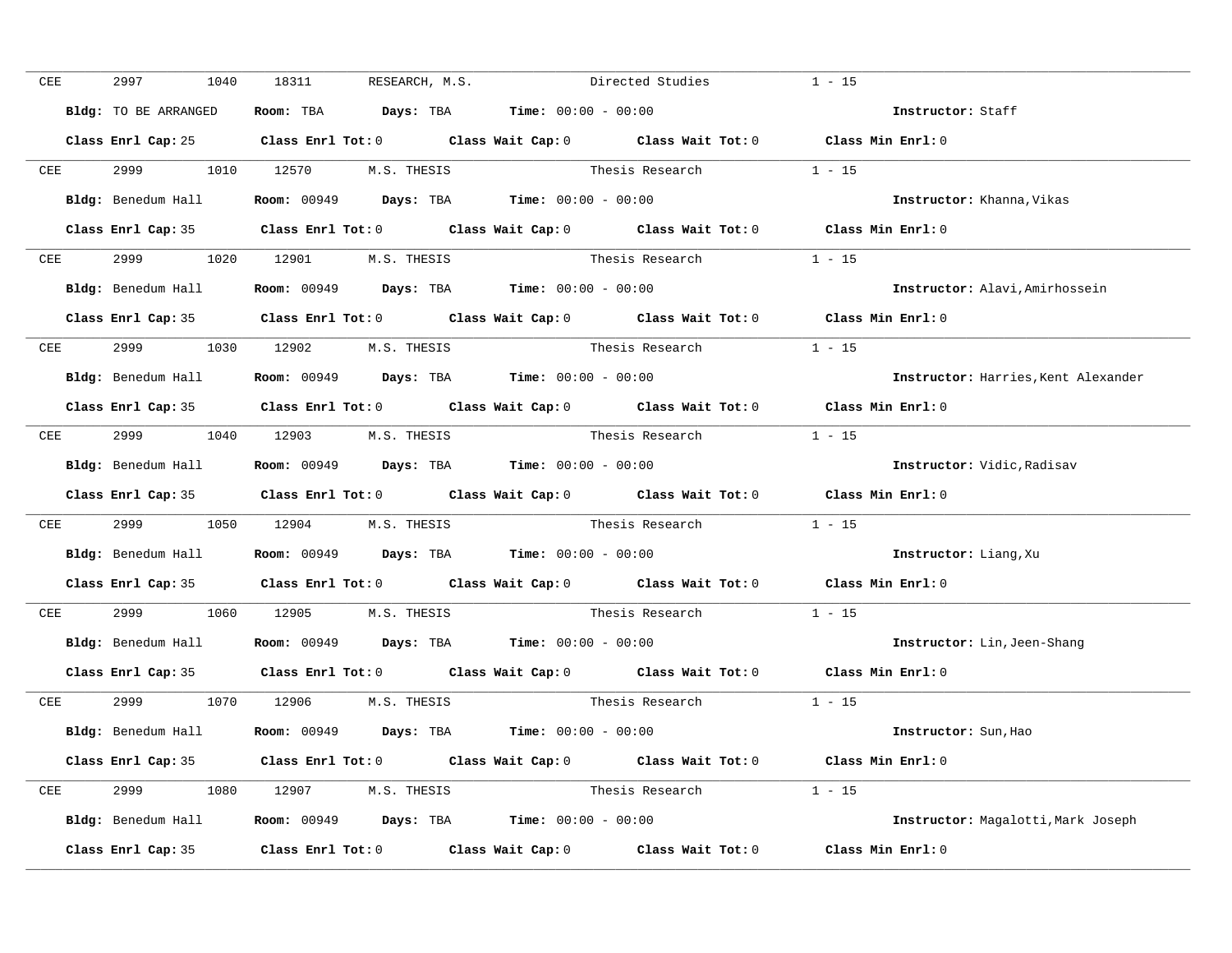CEE 2997 1040 18311 RESEARCH, M.S. Directed Studies 1 - 15

**Bldg:** TO BE ARRANGED **Room:** TBA **Days:** TBA **Time:** 00:00 - 00:00 **Instructor:** Staff

**Class Enrl Cap:** 25 **Class Enrl Tot:** 0 **Class Wait Cap:** 0 **Class Wait Tot:** 0 **Class Min Enrl:** 0

---

CEE 2999 1010 12570 M.S. THESIS Thesis Research 1 - 15

**Bldg:** Benedum Hall **Room:** 00949 **Days:** TBA **Time:** 00:00 - 00:00 **Instructor:** Khanna,Vikas

**Class Enrl Cap:** 35 **Class Enrl Tot:** 0 **Class Wait Cap:** 0 **Class Wait Tot:** 0 **Class Min Enrl:** 0

---

CEE 2999 1020 12901 M.S. THESIS Thesis Research 1 - 15

**Bldg:** Benedum Hall **Room:** 00949 **Days:** TBA **Time:** 00:00 - 00:00 **Instructor:** Alavi,Amirhossein

**Class Enrl Cap:** 35 **Class Enrl Tot:** 0 **Class Wait Cap:** 0 **Class Wait Tot:** 0 **Class Min Enrl:** 0

---

CEE 2999 1030 12902 M.S. THESIS Thesis Research 1 - 15

**Bldg:** Benedum Hall **Room:** 00949 **Days:** TBA **Time:** 00:00 - 00:00 **Instructor:** Harries,Kent Alexander

**Class Enrl Cap:** 35 **Class Enrl Tot:** 0 **Class Wait Cap:** 0 **Class Wait Tot:** 0 **Class Min Enrl:** 0

---

CEE 2999 1040 12903 M.S. THESIS Thesis Research 1 - 15

**Bldg:** Benedum Hall **Room:** 00949 **Days:** TBA **Time:** 00:00 - 00:00 **Instructor:** Vidic,Radisav

**Class Enrl Cap:** 35 **Class Enrl Tot:** 0 **Class Wait Cap:** 0 **Class Wait Tot:** 0 **Class Min Enrl:** 0

---

CEE 2999 1050 12904 M.S. THESIS Thesis Research 1 - 15

**Bldg:** Benedum Hall **Room:** 00949 **Days:** TBA **Time:** 00:00 - 00:00 **Instructor:** Liang,Xu

**Class Enrl Cap:** 35 **Class Enrl Tot:** 0 **Class Wait Cap:** 0 **Class Wait Tot:** 0 **Class Min Enrl:** 0

---

CEE 2999 1060 12905 M.S. THESIS Thesis Research 1 - 15

**Bldg:** Benedum Hall **Room:** 00949 **Days:** TBA **Time:** 00:00 - 00:00 **Instructor:** Lin,Jeen-Shang

**Class Enrl Cap:** 35 **Class Enrl Tot:** 0 **Class Wait Cap:** 0 **Class Wait Tot:** 0 **Class Min Enrl:** 0

---

CEE 2999 1070 12906 M.S. THESIS Thesis Research 1 - 15

**Bldg:** Benedum Hall **Room:** 00949 **Days:** TBA **Time:** 00:00 - 00:00 **Instructor:** Sun,Hao

**Class Enrl Cap:** 35 **Class Enrl Tot:** 0 **Class Wait Cap:** 0 **Class Wait Tot:** 0 **Class Min Enrl:** 0

---

CEE 2999 1080 12907 M.S. THESIS Thesis Research 1 - 15

**Bldg:** Benedum Hall **Room:** 00949 **Days:** TBA **Time:** 00:00 - 00:00 **Instructor:** Magalotti,Mark Joseph

**Class Enrl Cap:** 35 **Class Enrl Tot:** 0 **Class Wait Cap:** 0 **Class Wait Tot:** 0 **Class Min Enrl:** 0

---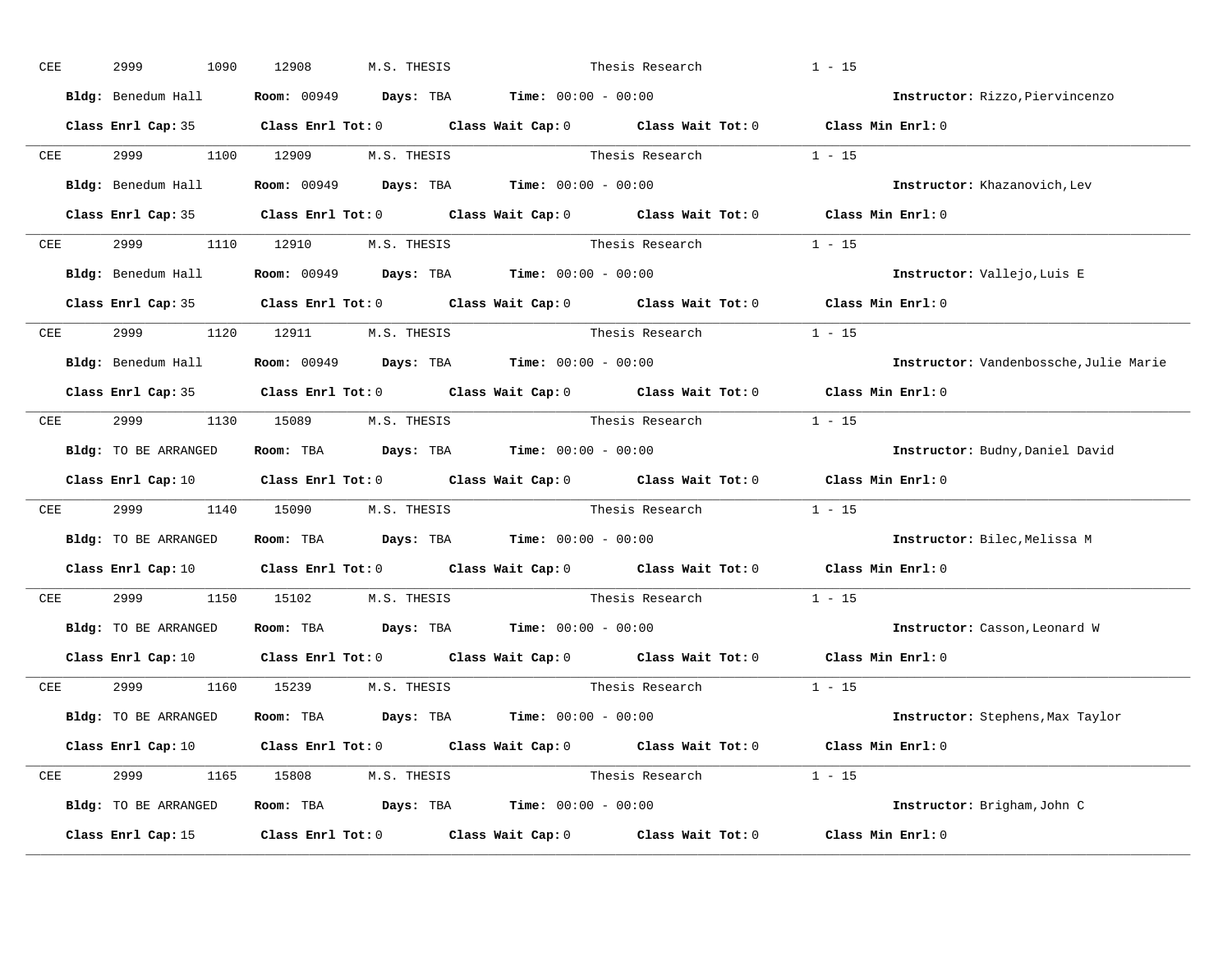CEE 2999 1090 12908 M.S. THESIS Thesis Research 1 - 15

**Bldg:** Benedum Hall **Room:** 00949 **Days:** TBA **Time:** 00:00 - 00:00 **Instructor:** Rizzo,Piervincenzo

**Class Enrl Cap:** 35 **Class Enrl Tot:** 0 **Class Wait Cap:** 0 **Class Wait Tot:** 0 **Class Min Enrl:** 0

---

CEE 2999 1100 12909 M.S. THESIS Thesis Research 1 - 15

**Bldg:** Benedum Hall **Room:** 00949 **Days:** TBA **Time:** 00:00 - 00:00 **Instructor:** Khazanovich,Lev

**Class Enrl Cap:** 35 **Class Enrl Tot:** 0 **Class Wait Cap:** 0 **Class Wait Tot:** 0 **Class Min Enrl:** 0

---

CEE 2999 1110 12910 M.S. THESIS Thesis Research 1 - 15

**Bldg:** Benedum Hall **Room:** 00949 **Days:** TBA **Time:** 00:00 - 00:00 **Instructor:** Vallejo,Luis E

**Class Enrl Cap:** 35 **Class Enrl Tot:** 0 **Class Wait Cap:** 0 **Class Wait Tot:** 0 **Class Min Enrl:** 0

---

CEE 2999 1120 12911 M.S. THESIS Thesis Research 1 - 15

**Bldg:** Benedum Hall **Room:** 00949 **Days:** TBA **Time:** 00:00 - 00:00 **Instructor:** Vandenbossche,Julie Marie

**Class Enrl Cap:** 35 **Class Enrl Tot:** 0 **Class Wait Cap:** 0 **Class Wait Tot:** 0 **Class Min Enrl:** 0

---

CEE 2999 1130 15089 M.S. THESIS Thesis Research 1 - 15

**Bldg:** TO BE ARRANGED **Room:** TBA **Days:** TBA **Time:** 00:00 - 00:00 **Instructor:** Budny,Daniel David

**Class Enrl Cap:** 10 **Class Enrl Tot:** 0 **Class Wait Cap:** 0 **Class Wait Tot:** 0 **Class Min Enrl:** 0

---

CEE 2999 1140 15090 M.S. THESIS Thesis Research 1 - 15

**Bldg:** TO BE ARRANGED **Room:** TBA **Days:** TBA **Time:** 00:00 - 00:00 **Instructor:** Bilec,Melissa M

**Class Enrl Cap:** 10 **Class Enrl Tot:** 0 **Class Wait Cap:** 0 **Class Wait Tot:** 0 **Class Min Enrl:** 0

---

CEE 2999 1150 15102 M.S. THESIS Thesis Research 1 - 15

**Bldg:** TO BE ARRANGED **Room:** TBA **Days:** TBA **Time:** 00:00 - 00:00 **Instructor:** Casson,Leonard W

**Class Enrl Cap:** 10 **Class Enrl Tot:** 0 **Class Wait Cap:** 0 **Class Wait Tot:** 0 **Class Min Enrl:** 0

---

CEE 2999 1160 15239 M.S. THESIS Thesis Research 1 - 15

**Bldg:** TO BE ARRANGED **Room:** TBA **Days:** TBA **Time:** 00:00 - 00:00 **Instructor:** Stephens,Max Taylor

**Class Enrl Cap:** 10 **Class Enrl Tot:** 0 **Class Wait Cap:** 0 **Class Wait Tot:** 0 **Class Min Enrl:** 0

---

CEE 2999 1165 15808 M.S. THESIS Thesis Research 1 - 15

**Bldg:** TO BE ARRANGED **Room:** TBA **Days:** TBA **Time:** 00:00 - 00:00 **Instructor:** Brigham,John C

**Class Enrl Cap:** 15 **Class Enrl Tot:** 0 **Class Wait Cap:** 0 **Class Wait Tot:** 0 **Class Min Enrl:** 0

---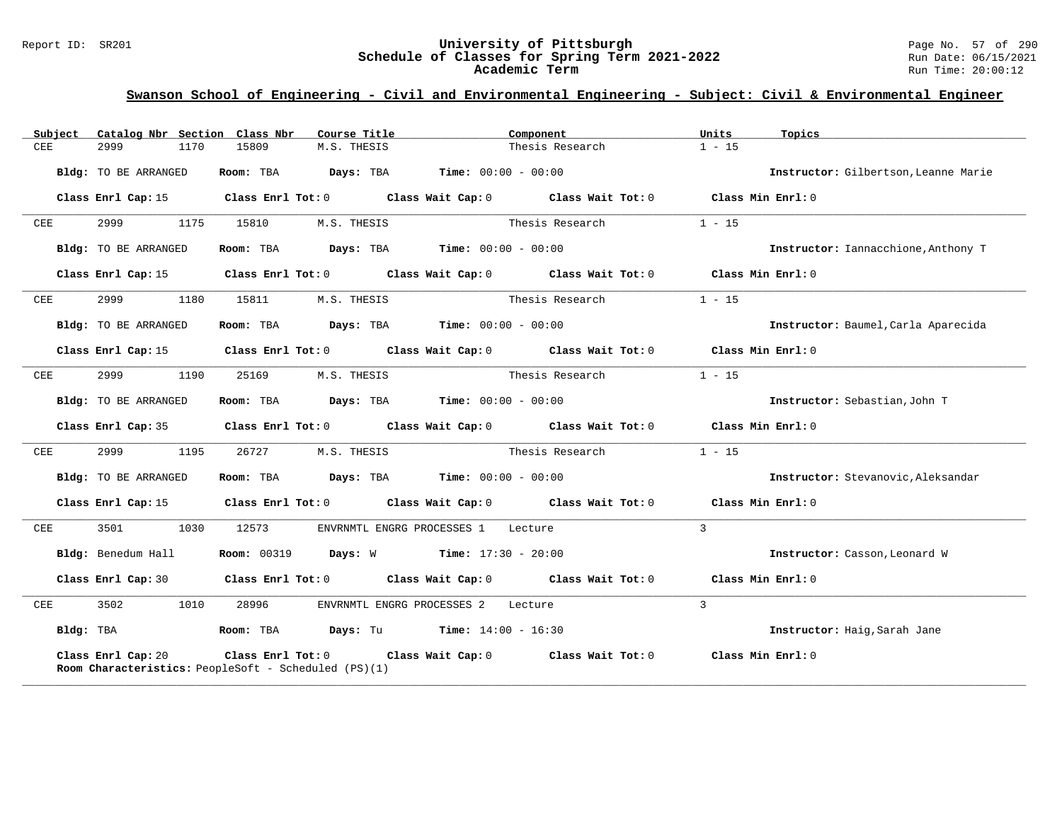## Swanson School of Engineering - Civil and Environmental Engineering - Subject: Civil & Environmental Engineer

| Subject | Catalog Nbr | Section | Class Nbr | Course Title | Component | Units | Topics |
|---|---|---|---|---|---|---|---|
| CEE | 2999 | 1170 | 15809 | M.S. THESIS | Thesis Research | 1 - 15 | |

**Bldg:** TO BE ARRANGED **Room:** TBA **Days:** TBA **Time:** 00:00 - 00:00 **Instructor:** Gilbertson,Leanne Marie

**Class Enrl Cap:** 15 **Class Enrl Tot:** 0 **Class Wait Cap:** 0 **Class Wait Tot:** 0 **Class Min Enrl:** 0

---

| Subject | Catalog Nbr | Section | Class Nbr | Course Title | Component | Units | Topics |
|---|---|---|---|---|---|---|---|
| CEE | 2999 | 1175 | 15810 | M.S. THESIS | Thesis Research | 1 - 15 | |

**Bldg:** TO BE ARRANGED **Room:** TBA **Days:** TBA **Time:** 00:00 - 00:00 **Instructor:** Iannacchione,Anthony T

**Class Enrl Cap:** 15 **Class Enrl Tot:** 0 **Class Wait Cap:** 0 **Class Wait Tot:** 0 **Class Min Enrl:** 0

---

| Subject | Catalog Nbr | Section | Class Nbr | Course Title | Component | Units | Topics |
|---|---|---|---|---|---|---|---|
| CEE | 2999 | 1180 | 15811 | M.S. THESIS | Thesis Research | 1 - 15 | |

**Bldg:** TO BE ARRANGED **Room:** TBA **Days:** TBA **Time:** 00:00 - 00:00 **Instructor:** Baumel,Carla Aparecida

**Class Enrl Cap:** 15 **Class Enrl Tot:** 0 **Class Wait Cap:** 0 **Class Wait Tot:** 0 **Class Min Enrl:** 0

---

| Subject | Catalog Nbr | Section | Class Nbr | Course Title | Component | Units | Topics |
|---|---|---|---|---|---|---|---|
| CEE | 2999 | 1190 | 25169 | M.S. THESIS | Thesis Research | 1 - 15 | |

**Bldg:** TO BE ARRANGED **Room:** TBA **Days:** TBA **Time:** 00:00 - 00:00 **Instructor:** Sebastian,John T

**Class Enrl Cap:** 35 **Class Enrl Tot:** 0 **Class Wait Cap:** 0 **Class Wait Tot:** 0 **Class Min Enrl:** 0

---

| Subject | Catalog Nbr | Section | Class Nbr | Course Title | Component | Units | Topics |
|---|---|---|---|---|---|---|---|
| CEE | 2999 | 1195 | 26727 | M.S. THESIS | Thesis Research | 1 - 15 | |

**Bldg:** TO BE ARRANGED **Room:** TBA **Days:** TBA **Time:** 00:00 - 00:00 **Instructor:** Stevanovic,Aleksandar

**Class Enrl Cap:** 15 **Class Enrl Tot:** 0 **Class Wait Cap:** 0 **Class Wait Tot:** 0 **Class Min Enrl:** 0

---

| Subject | Catalog Nbr | Section | Class Nbr | Course Title | Component | Units | Topics |
|---|---|---|---|---|---|---|---|
| CEE | 3501 | 1030 | 12573 | ENVRNMTL ENGRG PROCESSES 1 | Lecture | 3 | |

**Bldg:** Benedum Hall **Room:** 00319 **Days:** W **Time:** 17:30 - 20:00 **Instructor:** Casson,Leonard W

**Class Enrl Cap:** 30 **Class Enrl Tot:** 0 **Class Wait Cap:** 0 **Class Wait Tot:** 0 **Class Min Enrl:** 0

---

| Subject | Catalog Nbr | Section | Class Nbr | Course Title | Component | Units | Topics |
|---|---|---|---|---|---|---|---|
| CEE | 3502 | 1010 | 28996 | ENVRNMTL ENGRG PROCESSES 2 | Lecture | 3 | |

**Bldg:** TBA **Room:** TBA **Days:** Tu **Time:** 14:00 - 16:30 **Instructor:** Haig,Sarah Jane

**Class Enrl Cap:** 20 **Class Enrl Tot:** 0 **Class Wait Cap:** 0 **Class Wait Tot:** 0 **Class Min Enrl:** 0
**Room Characteristics:** PeopleSoft - Scheduled (PS)(1)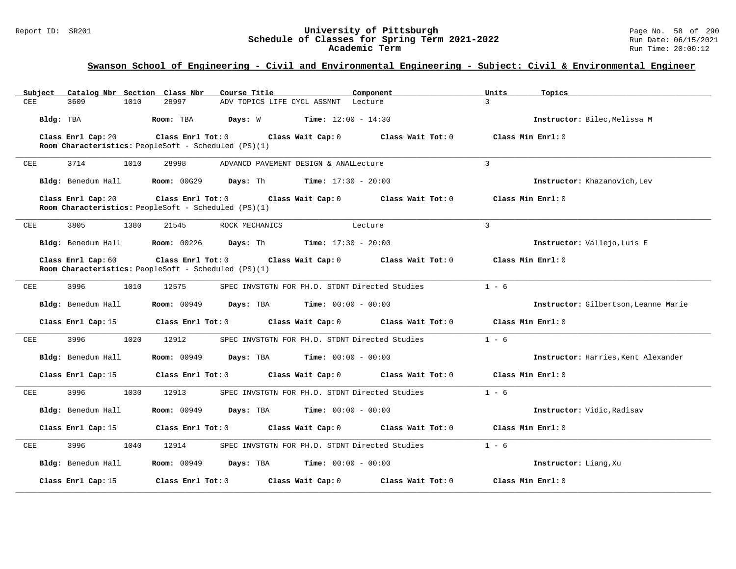## Swanson School of Engineering - Civil and Environmental Engineering - Subject: Civil & Environmental Engineer

| Subject | Catalog Nbr | Section | Class Nbr | Course Title | Component | Units | Topics |
|---|---|---|---|---|---|---|---|
| CEE | 3609 | 1010 | 28997 | ADV TOPICS LIFE CYCL ASSMNT | Lecture | 3 | |

**Bldg:** TBA **Room:** TBA **Days:** W **Time:** 12:00 - 14:30 **Instructor:** Bilec,Melissa M

**Class Enrl Cap:** 20 **Class Enrl Tot:** 0 **Class Wait Cap:** 0 **Class Wait Tot:** 0 **Class Min Enrl:** 0

**Room Characteristics:** PeopleSoft - Scheduled (PS)(1)

---

| Subject | Catalog Nbr | Section | Class Nbr | Course Title | Component | Units | Topics |
|---|---|---|---|---|---|---|---|
| CEE | 3714 | 1010 | 28998 | ADVANCD PAVEMENT DESIGN & ANAL | Lecture | 3 | |

**Bldg:** Benedum Hall **Room:** 00G29 **Days:** Th **Time:** 17:30 - 20:00 **Instructor:** Khazanovich,Lev

**Class Enrl Cap:** 20 **Class Enrl Tot:** 0 **Class Wait Cap:** 0 **Class Wait Tot:** 0 **Class Min Enrl:** 0

**Room Characteristics:** PeopleSoft - Scheduled (PS)(1)

---

| Subject | Catalog Nbr | Section | Class Nbr | Course Title | Component | Units | Topics |
|---|---|---|---|---|---|---|---|
| CEE | 3805 | 1380 | 21545 | ROCK MECHANICS | Lecture | 3 | |

**Bldg:** Benedum Hall **Room:** 00226 **Days:** Th **Time:** 17:30 - 20:00 **Instructor:** Vallejo,Luis E

**Class Enrl Cap:** 60 **Class Enrl Tot:** 0 **Class Wait Cap:** 0 **Class Wait Tot:** 0 **Class Min Enrl:** 0

**Room Characteristics:** PeopleSoft - Scheduled (PS)(1)

---

| Subject | Catalog Nbr | Section | Class Nbr | Course Title | Component | Units | Topics |
|---|---|---|---|---|---|---|---|
| CEE | 3996 | 1010 | 12575 | SPEC INVSTGTN FOR PH.D. STDNT | Directed Studies | 1 - 6 | |

**Bldg:** Benedum Hall **Room:** 00949 **Days:** TBA **Time:** 00:00 - 00:00 **Instructor:** Gilbertson,Leanne Marie

**Class Enrl Cap:** 15 **Class Enrl Tot:** 0 **Class Wait Cap:** 0 **Class Wait Tot:** 0 **Class Min Enrl:** 0

---

| Subject | Catalog Nbr | Section | Class Nbr | Course Title | Component | Units | Topics |
|---|---|---|---|---|---|---|---|
| CEE | 3996 | 1020 | 12912 | SPEC INVSTGTN FOR PH.D. STDNT | Directed Studies | 1 - 6 | |

**Bldg:** Benedum Hall **Room:** 00949 **Days:** TBA **Time:** 00:00 - 00:00 **Instructor:** Harries,Kent Alexander

**Class Enrl Cap:** 15 **Class Enrl Tot:** 0 **Class Wait Cap:** 0 **Class Wait Tot:** 0 **Class Min Enrl:** 0

---

| Subject | Catalog Nbr | Section | Class Nbr | Course Title | Component | Units | Topics |
|---|---|---|---|---|---|---|---|
| CEE | 3996 | 1030 | 12913 | SPEC INVSTGTN FOR PH.D. STDNT | Directed Studies | 1 - 6 | |

**Bldg:** Benedum Hall **Room:** 00949 **Days:** TBA **Time:** 00:00 - 00:00 **Instructor:** Vidic,Radisav

**Class Enrl Cap:** 15 **Class Enrl Tot:** 0 **Class Wait Cap:** 0 **Class Wait Tot:** 0 **Class Min Enrl:** 0

---

| Subject | Catalog Nbr | Section | Class Nbr | Course Title | Component | Units | Topics |
|---|---|---|---|---|---|---|---|
| CEE | 3996 | 1040 | 12914 | SPEC INVSTGTN FOR PH.D. STDNT | Directed Studies | 1 - 6 | |

**Bldg:** Benedum Hall **Room:** 00949 **Days:** TBA **Time:** 00:00 - 00:00 **Instructor:** Liang,Xu

**Class Enrl Cap:** 15 **Class Enrl Tot:** 0 **Class Wait Cap:** 0 **Class Wait Tot:** 0 **Class Min Enrl:** 0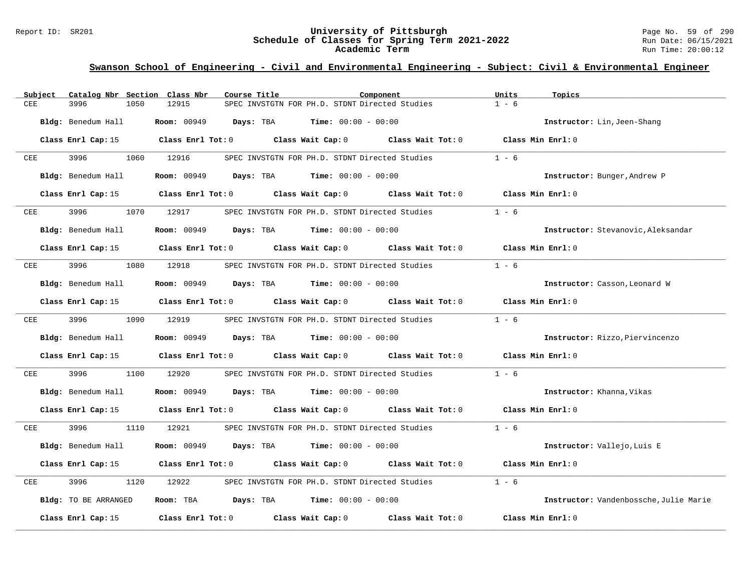## Swanson School of Engineering - Civil and Environmental Engineering - Subject: Civil & Environmental Engineer

| Subject | Catalog Nbr | Section | Class Nbr | Course Title | Component | Units | Topics |
|---|---|---|---|---|---|---|---|
| CEE | 3996 | 1050 | 12915 | SPEC INVSTGTN FOR PH.D. STDNT | Directed Studies | 1 - 6 | |

**Bldg:** Benedum Hall **Room:** 00949 **Days:** TBA **Time:** 00:00 - 00:00 **Instructor:** Lin,Jeen-Shang

**Class Enrl Cap:** 15 **Class Enrl Tot:** 0 **Class Wait Cap:** 0 **Class Wait Tot:** 0 **Class Min Enrl:** 0

---

| Subject | Catalog Nbr | Section | Class Nbr | Course Title | Component | Units | Topics |
|---|---|---|---|---|---|---|---|
| CEE | 3996 | 1060 | 12916 | SPEC INVSTGTN FOR PH.D. STDNT | Directed Studies | 1 - 6 | |

**Bldg:** Benedum Hall **Room:** 00949 **Days:** TBA **Time:** 00:00 - 00:00 **Instructor:** Bunger,Andrew P

**Class Enrl Cap:** 15 **Class Enrl Tot:** 0 **Class Wait Cap:** 0 **Class Wait Tot:** 0 **Class Min Enrl:** 0

---

| Subject | Catalog Nbr | Section | Class Nbr | Course Title | Component | Units | Topics |
|---|---|---|---|---|---|---|---|
| CEE | 3996 | 1070 | 12917 | SPEC INVSTGTN FOR PH.D. STDNT | Directed Studies | 1 - 6 | |

**Bldg:** Benedum Hall **Room:** 00949 **Days:** TBA **Time:** 00:00 - 00:00 **Instructor:** Stevanovic,Aleksandar

**Class Enrl Cap:** 15 **Class Enrl Tot:** 0 **Class Wait Cap:** 0 **Class Wait Tot:** 0 **Class Min Enrl:** 0

---

| Subject | Catalog Nbr | Section | Class Nbr | Course Title | Component | Units | Topics |
|---|---|---|---|---|---|---|---|
| CEE | 3996 | 1080 | 12918 | SPEC INVSTGTN FOR PH.D. STDNT | Directed Studies | 1 - 6 | |

**Bldg:** Benedum Hall **Room:** 00949 **Days:** TBA **Time:** 00:00 - 00:00 **Instructor:** Casson,Leonard W

**Class Enrl Cap:** 15 **Class Enrl Tot:** 0 **Class Wait Cap:** 0 **Class Wait Tot:** 0 **Class Min Enrl:** 0

---

| Subject | Catalog Nbr | Section | Class Nbr | Course Title | Component | Units | Topics |
|---|---|---|---|---|---|---|---|
| CEE | 3996 | 1090 | 12919 | SPEC INVSTGTN FOR PH.D. STDNT | Directed Studies | 1 - 6 | |

**Bldg:** Benedum Hall **Room:** 00949 **Days:** TBA **Time:** 00:00 - 00:00 **Instructor:** Rizzo,Piervincenzo

**Class Enrl Cap:** 15 **Class Enrl Tot:** 0 **Class Wait Cap:** 0 **Class Wait Tot:** 0 **Class Min Enrl:** 0

---

| Subject | Catalog Nbr | Section | Class Nbr | Course Title | Component | Units | Topics |
|---|---|---|---|---|---|---|---|
| CEE | 3996 | 1100 | 12920 | SPEC INVSTGTN FOR PH.D. STDNT | Directed Studies | 1 - 6 | |

**Bldg:** Benedum Hall **Room:** 00949 **Days:** TBA **Time:** 00:00 - 00:00 **Instructor:** Khanna,Vikas

**Class Enrl Cap:** 15 **Class Enrl Tot:** 0 **Class Wait Cap:** 0 **Class Wait Tot:** 0 **Class Min Enrl:** 0

---

| Subject | Catalog Nbr | Section | Class Nbr | Course Title | Component | Units | Topics |
|---|---|---|---|---|---|---|---|
| CEE | 3996 | 1110 | 12921 | SPEC INVSTGTN FOR PH.D. STDNT | Directed Studies | 1 - 6 | |

**Bldg:** Benedum Hall **Room:** 00949 **Days:** TBA **Time:** 00:00 - 00:00 **Instructor:** Vallejo,Luis E

**Class Enrl Cap:** 15 **Class Enrl Tot:** 0 **Class Wait Cap:** 0 **Class Wait Tot:** 0 **Class Min Enrl:** 0

---

| Subject | Catalog Nbr | Section | Class Nbr | Course Title | Component | Units | Topics |
|---|---|---|---|---|---|---|---|
| CEE | 3996 | 1120 | 12922 | SPEC INVSTGTN FOR PH.D. STDNT | Directed Studies | 1 - 6 | |

**Bldg:** TO BE ARRANGED **Room:** TBA **Days:** TBA **Time:** 00:00 - 00:00 **Instructor:** Vandenbossche,Julie Marie

**Class Enrl Cap:** 15 **Class Enrl Tot:** 0 **Class Wait Cap:** 0 **Class Wait Tot:** 0 **Class Min Enrl:** 0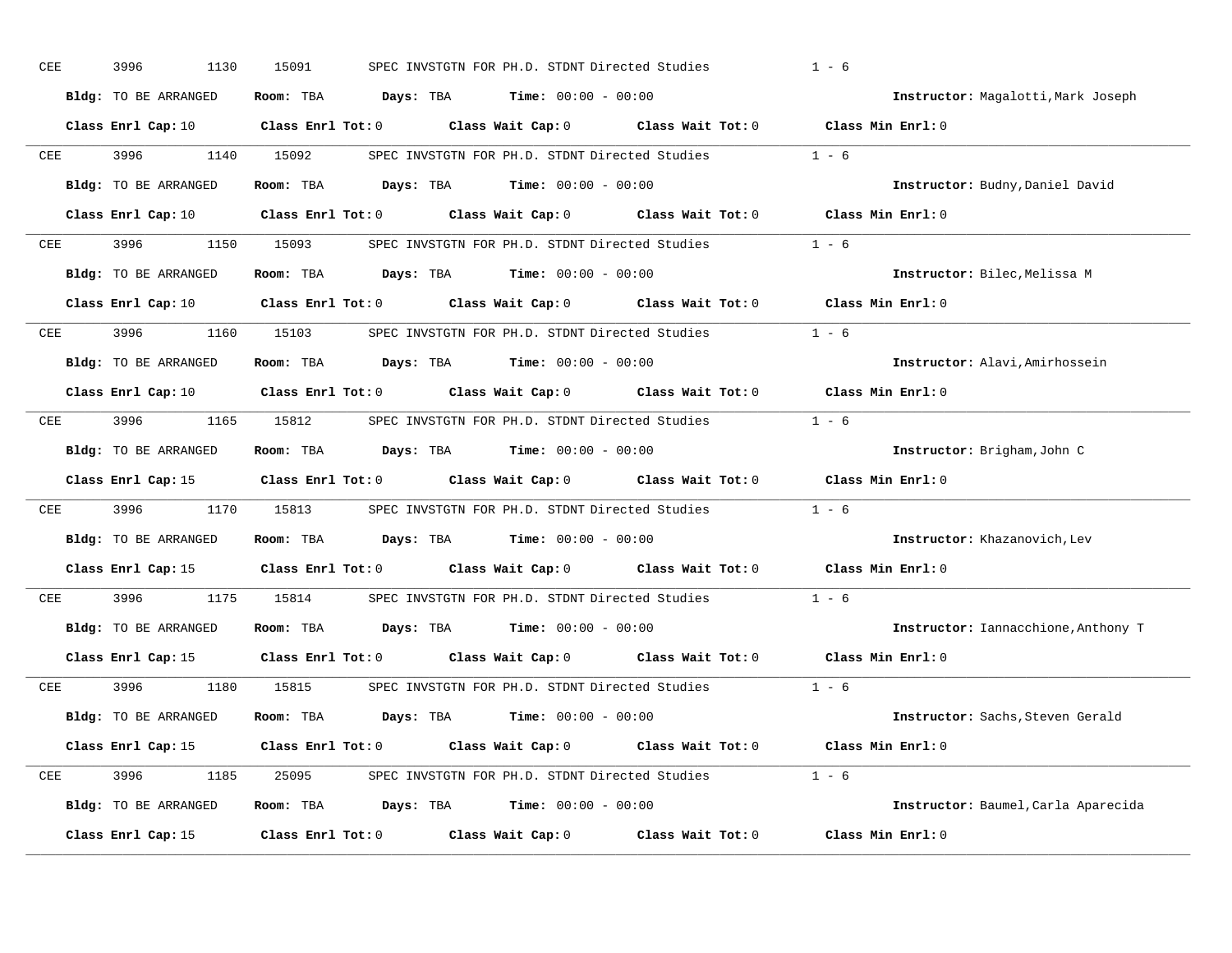CEE 3996 1130 15091 SPEC INVSTGTN FOR PH.D. STDNT Directed Studies 1 - 6

**Bldg:** TO BE ARRANGED **Room:** TBA **Days:** TBA **Time:** 00:00 - 00:00 **Instructor:** Magalotti,Mark Joseph

**Class Enrl Cap:** 10 **Class Enrl Tot:** 0 **Class Wait Cap:** 0 **Class Wait Tot:** 0 **Class Min Enrl:** 0

---

CEE 3996 1140 15092 SPEC INVSTGTN FOR PH.D. STDNT Directed Studies 1 - 6

**Bldg:** TO BE ARRANGED **Room:** TBA **Days:** TBA **Time:** 00:00 - 00:00 **Instructor:** Budny,Daniel David

**Class Enrl Cap:** 10 **Class Enrl Tot:** 0 **Class Wait Cap:** 0 **Class Wait Tot:** 0 **Class Min Enrl:** 0

---

CEE 3996 1150 15093 SPEC INVSTGTN FOR PH.D. STDNT Directed Studies 1 - 6

**Bldg:** TO BE ARRANGED **Room:** TBA **Days:** TBA **Time:** 00:00 - 00:00 **Instructor:** Bilec,Melissa M

**Class Enrl Cap:** 10 **Class Enrl Tot:** 0 **Class Wait Cap:** 0 **Class Wait Tot:** 0 **Class Min Enrl:** 0

---

CEE 3996 1160 15103 SPEC INVSTGTN FOR PH.D. STDNT Directed Studies 1 - 6

**Bldg:** TO BE ARRANGED **Room:** TBA **Days:** TBA **Time:** 00:00 - 00:00 **Instructor:** Alavi,Amirhossein

**Class Enrl Cap:** 10 **Class Enrl Tot:** 0 **Class Wait Cap:** 0 **Class Wait Tot:** 0 **Class Min Enrl:** 0

---

CEE 3996 1165 15812 SPEC INVSTGTN FOR PH.D. STDNT Directed Studies 1 - 6

**Bldg:** TO BE ARRANGED **Room:** TBA **Days:** TBA **Time:** 00:00 - 00:00 **Instructor:** Brigham,John C

**Class Enrl Cap:** 15 **Class Enrl Tot:** 0 **Class Wait Cap:** 0 **Class Wait Tot:** 0 **Class Min Enrl:** 0

---

CEE 3996 1170 15813 SPEC INVSTGTN FOR PH.D. STDNT Directed Studies 1 - 6

**Bldg:** TO BE ARRANGED **Room:** TBA **Days:** TBA **Time:** 00:00 - 00:00 **Instructor:** Khazanovich,Lev

**Class Enrl Cap:** 15 **Class Enrl Tot:** 0 **Class Wait Cap:** 0 **Class Wait Tot:** 0 **Class Min Enrl:** 0

---

CEE 3996 1175 15814 SPEC INVSTGTN FOR PH.D. STDNT Directed Studies 1 - 6

**Bldg:** TO BE ARRANGED **Room:** TBA **Days:** TBA **Time:** 00:00 - 00:00 **Instructor:** Iannacchione,Anthony T

**Class Enrl Cap:** 15 **Class Enrl Tot:** 0 **Class Wait Cap:** 0 **Class Wait Tot:** 0 **Class Min Enrl:** 0

---

CEE 3996 1180 15815 SPEC INVSTGTN FOR PH.D. STDNT Directed Studies 1 - 6

**Bldg:** TO BE ARRANGED **Room:** TBA **Days:** TBA **Time:** 00:00 - 00:00 **Instructor:** Sachs,Steven Gerald

**Class Enrl Cap:** 15 **Class Enrl Tot:** 0 **Class Wait Cap:** 0 **Class Wait Tot:** 0 **Class Min Enrl:** 0

---

CEE 3996 1185 25095 SPEC INVSTGTN FOR PH.D. STDNT Directed Studies 1 - 6

**Bldg:** TO BE ARRANGED **Room:** TBA **Days:** TBA **Time:** 00:00 - 00:00 **Instructor:** Baumel,Carla Aparecida

**Class Enrl Cap:** 15 **Class Enrl Tot:** 0 **Class Wait Cap:** 0 **Class Wait Tot:** 0 **Class Min Enrl:** 0

---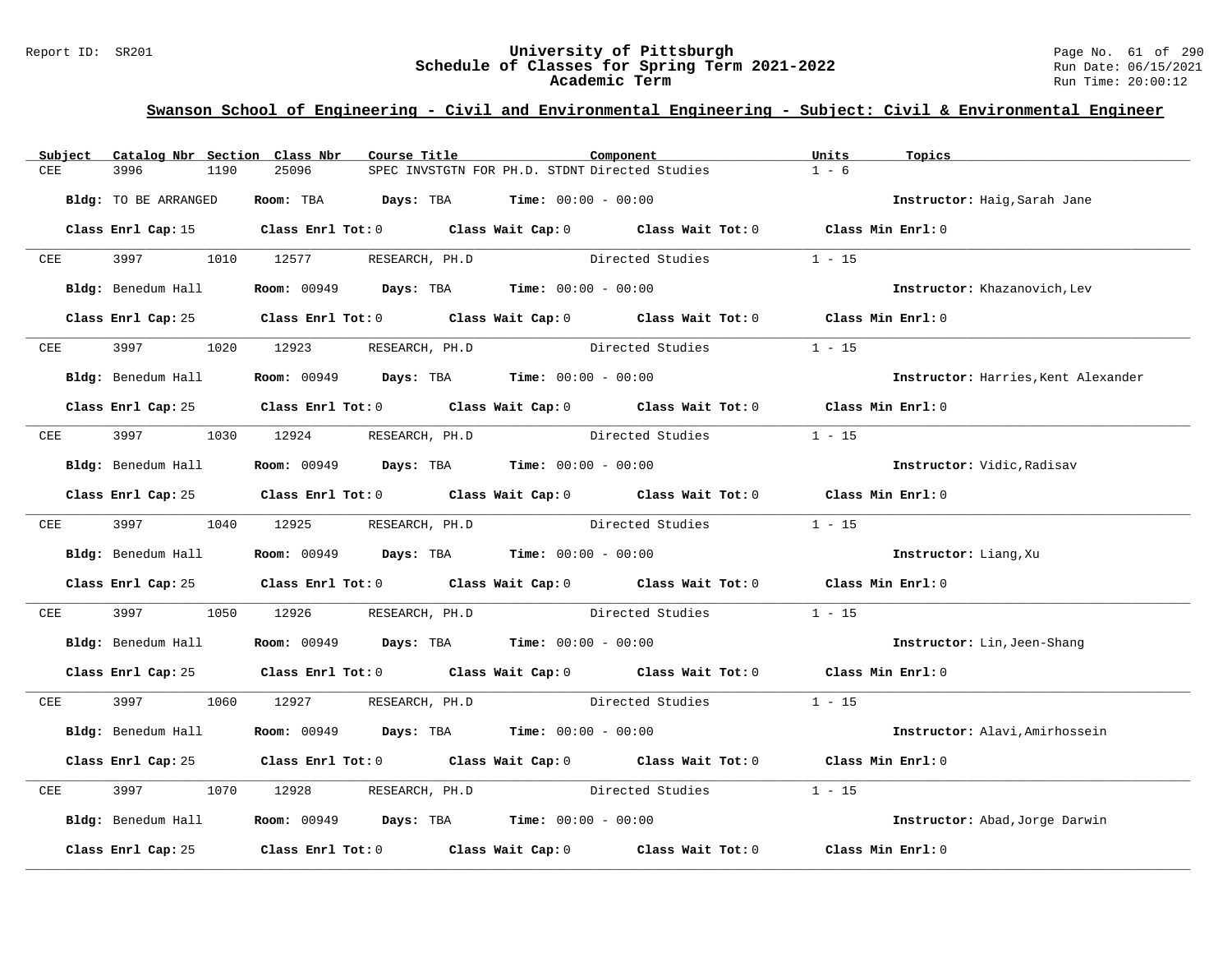## Swanson School of Engineering - Civil and Environmental Engineering - Subject: Civil & Environmental Engineer

| Subject | Catalog Nbr | Section | Class Nbr | Course Title | Component | Units | Topics |
|---|---|---|---|---|---|---|---|
| CEE | 3996 | 1190 | 25096 | SPEC INVSTGTN FOR PH.D. STDNT | Directed Studies | 1 - 6 | |

**Bldg:** TO BE ARRANGED **Room:** TBA **Days:** TBA **Time:** 00:00 - 00:00 **Instructor:** Haig,Sarah Jane

**Class Enrl Cap:** 15 **Class Enrl Tot:** 0 **Class Wait Cap:** 0 **Class Wait Tot:** 0 **Class Min Enrl:** 0

| Subject | Catalog Nbr | Section | Class Nbr | Course Title | Component | Units | Topics |
|---|---|---|---|---|---|---|---|
| CEE | 3997 | 1010 | 12577 | RESEARCH, PH.D | Directed Studies | 1 - 15 | |

**Bldg:** Benedum Hall **Room:** 00949 **Days:** TBA **Time:** 00:00 - 00:00 **Instructor:** Khazanovich,Lev

**Class Enrl Cap:** 25 **Class Enrl Tot:** 0 **Class Wait Cap:** 0 **Class Wait Tot:** 0 **Class Min Enrl:** 0

| Subject | Catalog Nbr | Section | Class Nbr | Course Title | Component | Units | Topics |
|---|---|---|---|---|---|---|---|
| CEE | 3997 | 1020 | 12923 | RESEARCH, PH.D | Directed Studies | 1 - 15 | |

**Bldg:** Benedum Hall **Room:** 00949 **Days:** TBA **Time:** 00:00 - 00:00 **Instructor:** Harries,Kent Alexander

**Class Enrl Cap:** 25 **Class Enrl Tot:** 0 **Class Wait Cap:** 0 **Class Wait Tot:** 0 **Class Min Enrl:** 0

| Subject | Catalog Nbr | Section | Class Nbr | Course Title | Component | Units | Topics |
|---|---|---|---|---|---|---|---|
| CEE | 3997 | 1030 | 12924 | RESEARCH, PH.D | Directed Studies | 1 - 15 | |

**Bldg:** Benedum Hall **Room:** 00949 **Days:** TBA **Time:** 00:00 - 00:00 **Instructor:** Vidic,Radisav

**Class Enrl Cap:** 25 **Class Enrl Tot:** 0 **Class Wait Cap:** 0 **Class Wait Tot:** 0 **Class Min Enrl:** 0

| Subject | Catalog Nbr | Section | Class Nbr | Course Title | Component | Units | Topics |
|---|---|---|---|---|---|---|---|
| CEE | 3997 | 1040 | 12925 | RESEARCH, PH.D | Directed Studies | 1 - 15 | |

**Bldg:** Benedum Hall **Room:** 00949 **Days:** TBA **Time:** 00:00 - 00:00 **Instructor:** Liang,Xu

**Class Enrl Cap:** 25 **Class Enrl Tot:** 0 **Class Wait Cap:** 0 **Class Wait Tot:** 0 **Class Min Enrl:** 0

| Subject | Catalog Nbr | Section | Class Nbr | Course Title | Component | Units | Topics |
|---|---|---|---|---|---|---|---|
| CEE | 3997 | 1050 | 12926 | RESEARCH, PH.D | Directed Studies | 1 - 15 | |

**Bldg:** Benedum Hall **Room:** 00949 **Days:** TBA **Time:** 00:00 - 00:00 **Instructor:** Lin,Jeen-Shang

**Class Enrl Cap:** 25 **Class Enrl Tot:** 0 **Class Wait Cap:** 0 **Class Wait Tot:** 0 **Class Min Enrl:** 0

| Subject | Catalog Nbr | Section | Class Nbr | Course Title | Component | Units | Topics |
|---|---|---|---|---|---|---|---|
| CEE | 3997 | 1060 | 12927 | RESEARCH, PH.D | Directed Studies | 1 - 15 | |

**Bldg:** Benedum Hall **Room:** 00949 **Days:** TBA **Time:** 00:00 - 00:00 **Instructor:** Alavi,Amirhossein

**Class Enrl Cap:** 25 **Class Enrl Tot:** 0 **Class Wait Cap:** 0 **Class Wait Tot:** 0 **Class Min Enrl:** 0

| Subject | Catalog Nbr | Section | Class Nbr | Course Title | Component | Units | Topics |
|---|---|---|---|---|---|---|---|
| CEE | 3997 | 1070 | 12928 | RESEARCH, PH.D | Directed Studies | 1 - 15 | |

**Bldg:** Benedum Hall **Room:** 00949 **Days:** TBA **Time:** 00:00 - 00:00 **Instructor:** Abad,Jorge Darwin

**Class Enrl Cap:** 25 **Class Enrl Tot:** 0 **Class Wait Cap:** 0 **Class Wait Tot:** 0 **Class Min Enrl:** 0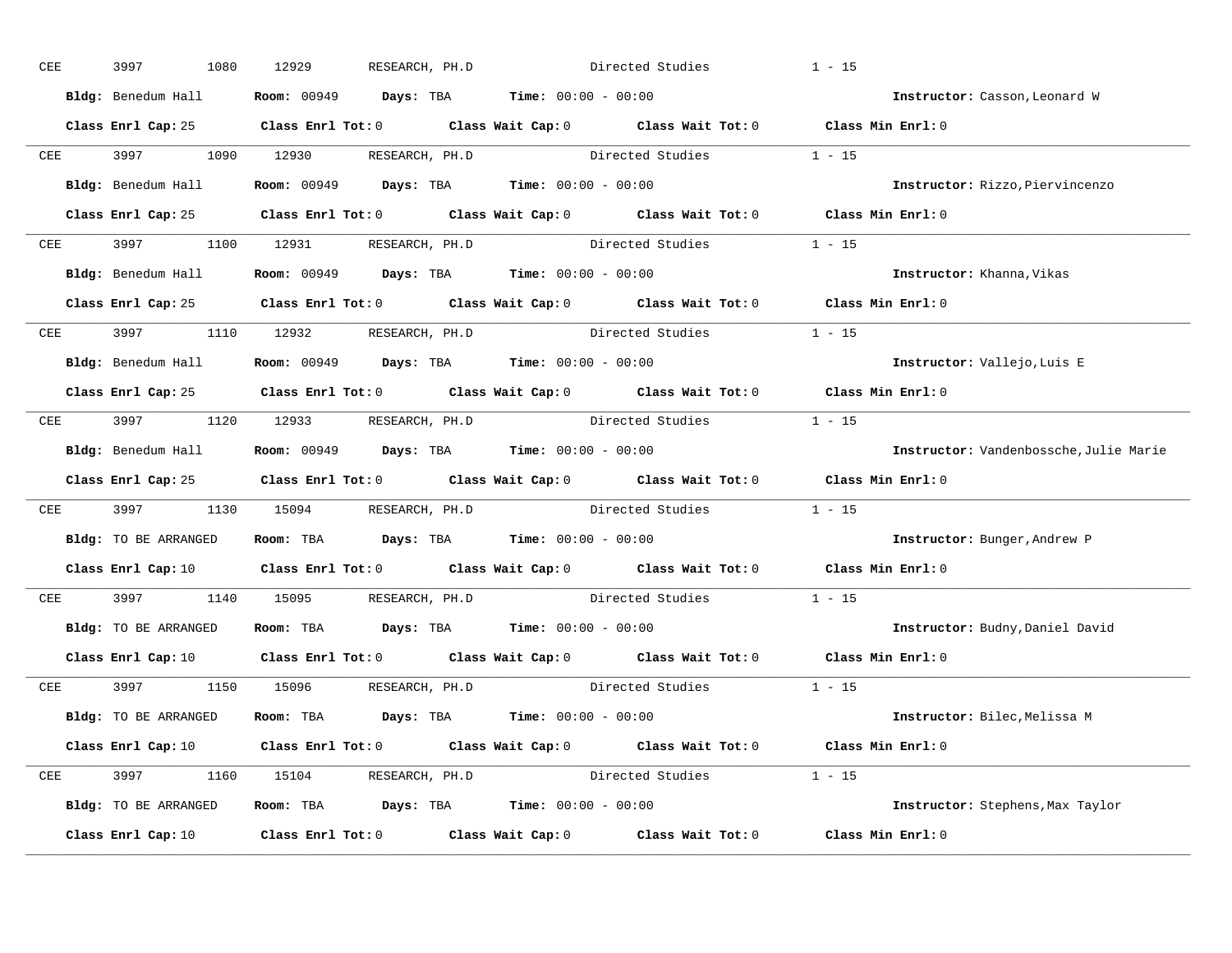CEE 3997 1080 12929 RESEARCH, PH.D Directed Studies 1 - 15

**Bldg:** Benedum Hall **Room:** 00949 **Days:** TBA **Time:** 00:00 - 00:00 **Instructor:** Casson,Leonard W

**Class Enrl Cap:** 25 **Class Enrl Tot:** 0 **Class Wait Cap:** 0 **Class Wait Tot:** 0 **Class Min Enrl:** 0

---

CEE 3997 1090 12930 RESEARCH, PH.D Directed Studies 1 - 15

**Bldg:** Benedum Hall **Room:** 00949 **Days:** TBA **Time:** 00:00 - 00:00 **Instructor:** Rizzo,Piervincenzo

**Class Enrl Cap:** 25 **Class Enrl Tot:** 0 **Class Wait Cap:** 0 **Class Wait Tot:** 0 **Class Min Enrl:** 0

---

CEE 3997 1100 12931 RESEARCH, PH.D Directed Studies 1 - 15

**Bldg:** Benedum Hall **Room:** 00949 **Days:** TBA **Time:** 00:00 - 00:00 **Instructor:** Khanna,Vikas

**Class Enrl Cap:** 25 **Class Enrl Tot:** 0 **Class Wait Cap:** 0 **Class Wait Tot:** 0 **Class Min Enrl:** 0

---

CEE 3997 1110 12932 RESEARCH, PH.D Directed Studies 1 - 15

**Bldg:** Benedum Hall **Room:** 00949 **Days:** TBA **Time:** 00:00 - 00:00 **Instructor:** Vallejo,Luis E

**Class Enrl Cap:** 25 **Class Enrl Tot:** 0 **Class Wait Cap:** 0 **Class Wait Tot:** 0 **Class Min Enrl:** 0

---

CEE 3997 1120 12933 RESEARCH, PH.D Directed Studies 1 - 15

**Bldg:** Benedum Hall **Room:** 00949 **Days:** TBA **Time:** 00:00 - 00:00 **Instructor:** Vandenbossche,Julie Marie

**Class Enrl Cap:** 25 **Class Enrl Tot:** 0 **Class Wait Cap:** 0 **Class Wait Tot:** 0 **Class Min Enrl:** 0

---

CEE 3997 1130 15094 RESEARCH, PH.D Directed Studies 1 - 15

**Bldg:** TO BE ARRANGED **Room:** TBA **Days:** TBA **Time:** 00:00 - 00:00 **Instructor:** Bunger,Andrew P

**Class Enrl Cap:** 10 **Class Enrl Tot:** 0 **Class Wait Cap:** 0 **Class Wait Tot:** 0 **Class Min Enrl:** 0

---

CEE 3997 1140 15095 RESEARCH, PH.D Directed Studies 1 - 15

**Bldg:** TO BE ARRANGED **Room:** TBA **Days:** TBA **Time:** 00:00 - 00:00 **Instructor:** Budny,Daniel David

**Class Enrl Cap:** 10 **Class Enrl Tot:** 0 **Class Wait Cap:** 0 **Class Wait Tot:** 0 **Class Min Enrl:** 0

---

CEE 3997 1150 15096 RESEARCH, PH.D Directed Studies 1 - 15

**Bldg:** TO BE ARRANGED **Room:** TBA **Days:** TBA **Time:** 00:00 - 00:00 **Instructor:** Bilec,Melissa M

**Class Enrl Cap:** 10 **Class Enrl Tot:** 0 **Class Wait Cap:** 0 **Class Wait Tot:** 0 **Class Min Enrl:** 0

---

CEE 3997 1160 15104 RESEARCH, PH.D Directed Studies 1 - 15

**Bldg:** TO BE ARRANGED **Room:** TBA **Days:** TBA **Time:** 00:00 - 00:00 **Instructor:** Stephens,Max Taylor

**Class Enrl Cap:** 10 **Class Enrl Tot:** 0 **Class Wait Cap:** 0 **Class Wait Tot:** 0 **Class Min Enrl:** 0

---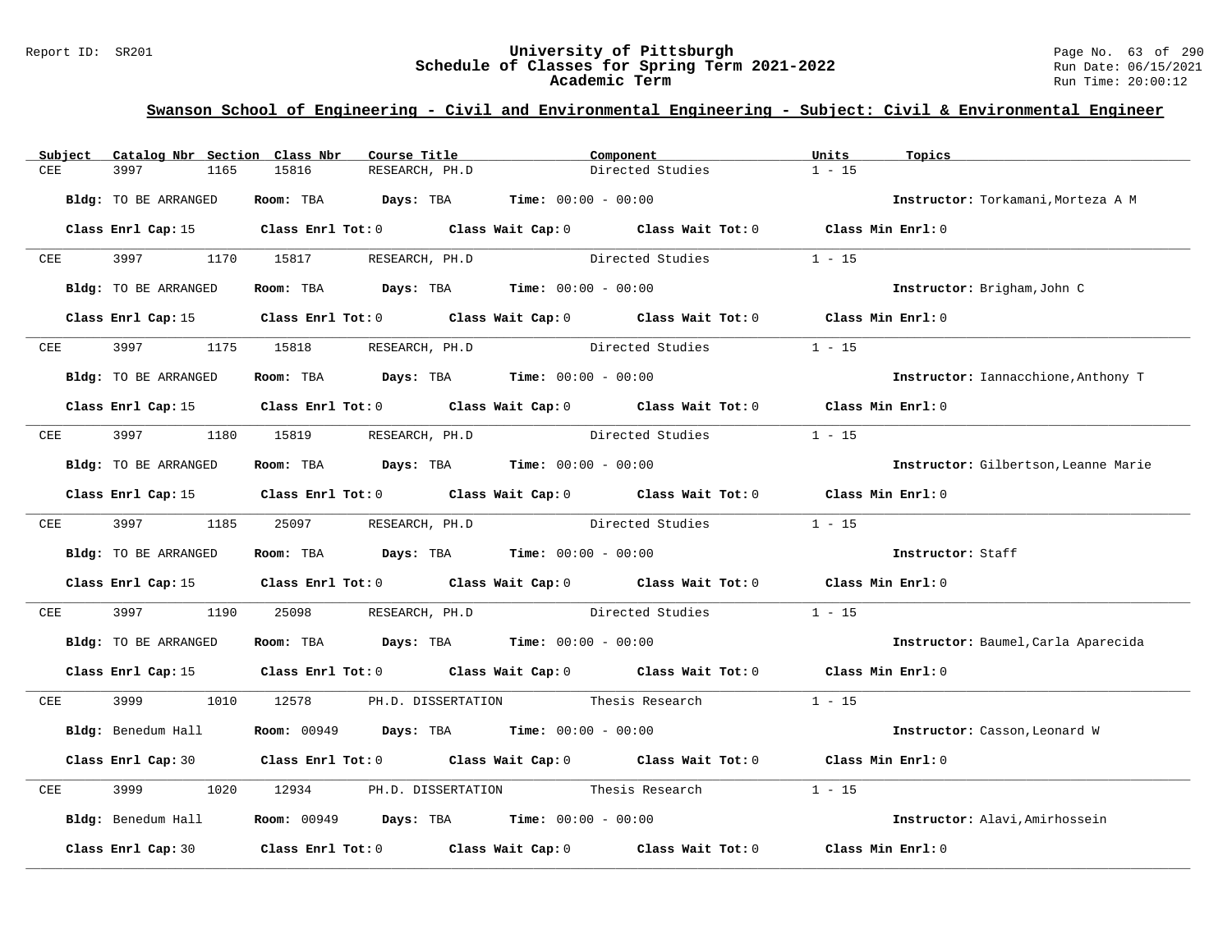## Swanson School of Engineering - Civil and Environmental Engineering - Subject: Civil & Environmental Engineer

| Subject | Catalog Nbr | Section | Class Nbr | Course Title | Component | Units | Topics |
|---|---|---|---|---|---|---|---|
| CEE | 3997 | 1165 | 15816 | RESEARCH, PH.D | Directed Studies | 1 - 15 | |

**Bldg:** TO BE ARRANGED **Room:** TBA **Days:** TBA **Time:** 00:00 - 00:00 **Instructor:** Torkamani,Morteza A M

**Class Enrl Cap:** 15 **Class Enrl Tot:** 0 **Class Wait Cap:** 0 **Class Wait Tot:** 0 **Class Min Enrl:** 0

---

| Subject | Catalog Nbr | Section | Class Nbr | Course Title | Component | Units | Topics |
|---|---|---|---|---|---|---|---|
| CEE | 3997 | 1170 | 15817 | RESEARCH, PH.D | Directed Studies | 1 - 15 | |

**Bldg:** TO BE ARRANGED **Room:** TBA **Days:** TBA **Time:** 00:00 - 00:00 **Instructor:** Brigham,John C

**Class Enrl Cap:** 15 **Class Enrl Tot:** 0 **Class Wait Cap:** 0 **Class Wait Tot:** 0 **Class Min Enrl:** 0

---

| Subject | Catalog Nbr | Section | Class Nbr | Course Title | Component | Units | Topics |
|---|---|---|---|---|---|---|---|
| CEE | 3997 | 1175 | 15818 | RESEARCH, PH.D | Directed Studies | 1 - 15 | |

**Bldg:** TO BE ARRANGED **Room:** TBA **Days:** TBA **Time:** 00:00 - 00:00 **Instructor:** Iannacchione,Anthony T

**Class Enrl Cap:** 15 **Class Enrl Tot:** 0 **Class Wait Cap:** 0 **Class Wait Tot:** 0 **Class Min Enrl:** 0

---

| Subject | Catalog Nbr | Section | Class Nbr | Course Title | Component | Units | Topics |
|---|---|---|---|---|---|---|---|
| CEE | 3997 | 1180 | 15819 | RESEARCH, PH.D | Directed Studies | 1 - 15 | |

**Bldg:** TO BE ARRANGED **Room:** TBA **Days:** TBA **Time:** 00:00 - 00:00 **Instructor:** Gilbertson,Leanne Marie

**Class Enrl Cap:** 15 **Class Enrl Tot:** 0 **Class Wait Cap:** 0 **Class Wait Tot:** 0 **Class Min Enrl:** 0

---

| Subject | Catalog Nbr | Section | Class Nbr | Course Title | Component | Units | Topics |
|---|---|---|---|---|---|---|---|
| CEE | 3997 | 1185 | 25097 | RESEARCH, PH.D | Directed Studies | 1 - 15 | |

**Bldg:** TO BE ARRANGED **Room:** TBA **Days:** TBA **Time:** 00:00 - 00:00 **Instructor:** Staff

**Class Enrl Cap:** 15 **Class Enrl Tot:** 0 **Class Wait Cap:** 0 **Class Wait Tot:** 0 **Class Min Enrl:** 0

---

| Subject | Catalog Nbr | Section | Class Nbr | Course Title | Component | Units | Topics |
|---|---|---|---|---|---|---|---|
| CEE | 3997 | 1190 | 25098 | RESEARCH, PH.D | Directed Studies | 1 - 15 | |

**Bldg:** TO BE ARRANGED **Room:** TBA **Days:** TBA **Time:** 00:00 - 00:00 **Instructor:** Baumel,Carla Aparecida

**Class Enrl Cap:** 15 **Class Enrl Tot:** 0 **Class Wait Cap:** 0 **Class Wait Tot:** 0 **Class Min Enrl:** 0

---

| Subject | Catalog Nbr | Section | Class Nbr | Course Title | Component | Units | Topics |
|---|---|---|---|---|---|---|---|
| CEE | 3999 | 1010 | 12578 | PH.D. DISSERTATION | Thesis Research | 1 - 15 | |

**Bldg:** Benedum Hall **Room:** 00949 **Days:** TBA **Time:** 00:00 - 00:00 **Instructor:** Casson,Leonard W

**Class Enrl Cap:** 30 **Class Enrl Tot:** 0 **Class Wait Cap:** 0 **Class Wait Tot:** 0 **Class Min Enrl:** 0

---

| Subject | Catalog Nbr | Section | Class Nbr | Course Title | Component | Units | Topics |
|---|---|---|---|---|---|---|---|
| CEE | 3999 | 1020 | 12934 | PH.D. DISSERTATION | Thesis Research | 1 - 15 | |

**Bldg:** Benedum Hall **Room:** 00949 **Days:** TBA **Time:** 00:00 - 00:00 **Instructor:** Alavi,Amirhossein

**Class Enrl Cap:** 30 **Class Enrl Tot:** 0 **Class Wait Cap:** 0 **Class Wait Tot:** 0 **Class Min Enrl:** 0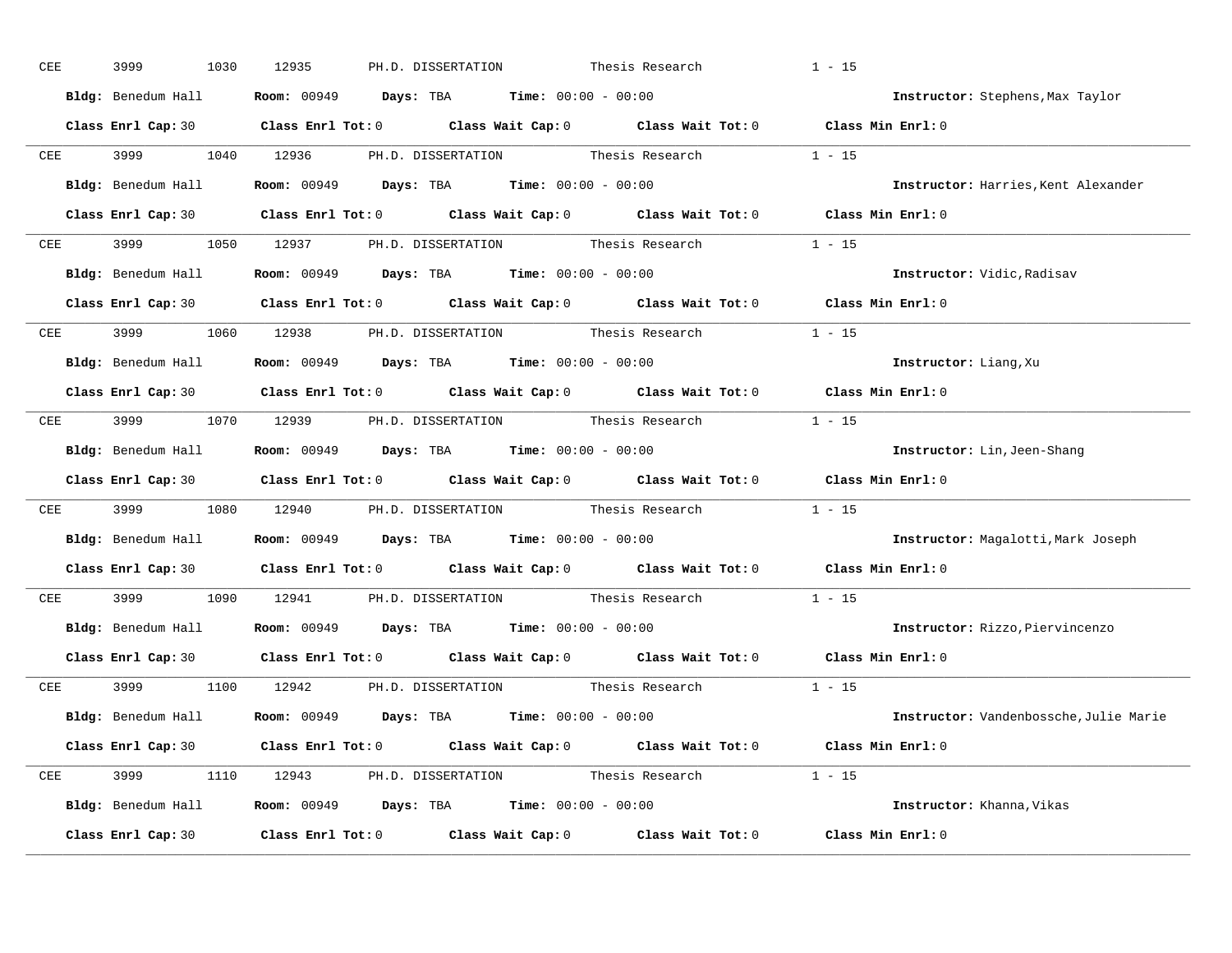CEE 3999 1030 12935 PH.D. DISSERTATION Thesis Research 1 - 15

**Bldg:** Benedum Hall **Room:** 00949 **Days:** TBA **Time:** 00:00 - 00:00 **Instructor:** Stephens,Max Taylor

**Class Enrl Cap:** 30 **Class Enrl Tot:** 0 **Class Wait Cap:** 0 **Class Wait Tot:** 0 **Class Min Enrl:** 0

---

CEE 3999 1040 12936 PH.D. DISSERTATION Thesis Research 1 - 15

**Bldg:** Benedum Hall **Room:** 00949 **Days:** TBA **Time:** 00:00 - 00:00 **Instructor:** Harries,Kent Alexander

**Class Enrl Cap:** 30 **Class Enrl Tot:** 0 **Class Wait Cap:** 0 **Class Wait Tot:** 0 **Class Min Enrl:** 0

---

CEE 3999 1050 12937 PH.D. DISSERTATION Thesis Research 1 - 15

**Bldg:** Benedum Hall **Room:** 00949 **Days:** TBA **Time:** 00:00 - 00:00 **Instructor:** Vidic,Radisav

**Class Enrl Cap:** 30 **Class Enrl Tot:** 0 **Class Wait Cap:** 0 **Class Wait Tot:** 0 **Class Min Enrl:** 0

---

CEE 3999 1060 12938 PH.D. DISSERTATION Thesis Research 1 - 15

**Bldg:** Benedum Hall **Room:** 00949 **Days:** TBA **Time:** 00:00 - 00:00 **Instructor:** Liang,Xu

**Class Enrl Cap:** 30 **Class Enrl Tot:** 0 **Class Wait Cap:** 0 **Class Wait Tot:** 0 **Class Min Enrl:** 0

---

CEE 3999 1070 12939 PH.D. DISSERTATION Thesis Research 1 - 15

**Bldg:** Benedum Hall **Room:** 00949 **Days:** TBA **Time:** 00:00 - 00:00 **Instructor:** Lin,Jeen-Shang

**Class Enrl Cap:** 30 **Class Enrl Tot:** 0 **Class Wait Cap:** 0 **Class Wait Tot:** 0 **Class Min Enrl:** 0

---

CEE 3999 1080 12940 PH.D. DISSERTATION Thesis Research 1 - 15

**Bldg:** Benedum Hall **Room:** 00949 **Days:** TBA **Time:** 00:00 - 00:00 **Instructor:** Magalotti,Mark Joseph

**Class Enrl Cap:** 30 **Class Enrl Tot:** 0 **Class Wait Cap:** 0 **Class Wait Tot:** 0 **Class Min Enrl:** 0

---

CEE 3999 1090 12941 PH.D. DISSERTATION Thesis Research 1 - 15

**Bldg:** Benedum Hall **Room:** 00949 **Days:** TBA **Time:** 00:00 - 00:00 **Instructor:** Rizzo,Piervincenzo

**Class Enrl Cap:** 30 **Class Enrl Tot:** 0 **Class Wait Cap:** 0 **Class Wait Tot:** 0 **Class Min Enrl:** 0

---

CEE 3999 1100 12942 PH.D. DISSERTATION Thesis Research 1 - 15

**Bldg:** Benedum Hall **Room:** 00949 **Days:** TBA **Time:** 00:00 - 00:00 **Instructor:** Vandenbossche,Julie Marie

**Class Enrl Cap:** 30 **Class Enrl Tot:** 0 **Class Wait Cap:** 0 **Class Wait Tot:** 0 **Class Min Enrl:** 0

---

CEE 3999 1110 12943 PH.D. DISSERTATION Thesis Research 1 - 15

**Bldg:** Benedum Hall **Room:** 00949 **Days:** TBA **Time:** 00:00 - 00:00 **Instructor:** Khanna,Vikas

**Class Enrl Cap:** 30 **Class Enrl Tot:** 0 **Class Wait Cap:** 0 **Class Wait Tot:** 0 **Class Min Enrl:** 0

---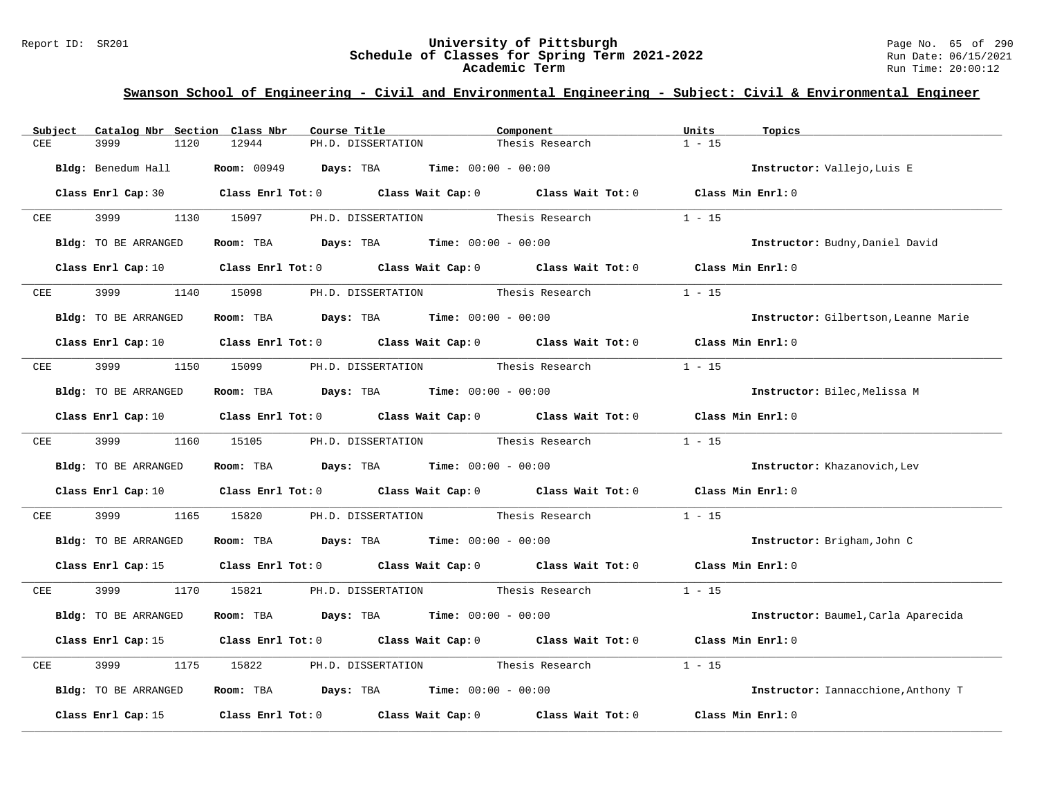## Swanson School of Engineering - Civil and Environmental Engineering - Subject: Civil & Environmental Engineer

| Subject | Catalog Nbr | Section | Class Nbr | Course Title | Component | Units | Topics |
|---|---|---|---|---|---|---|---|
| CEE | 3999 | 1120 | 12944 | PH.D. DISSERTATION | Thesis Research | 1 - 15 | |

**Bldg:** Benedum Hall **Room:** 00949 **Days:** TBA **Time:** 00:00 - 00:00 **Instructor:** Vallejo,Luis E

**Class Enrl Cap:** 30 **Class Enrl Tot:** 0 **Class Wait Cap:** 0 **Class Wait Tot:** 0 **Class Min Enrl:** 0

| Subject | Catalog Nbr | Section | Class Nbr | Course Title | Component | Units | Topics |
|---|---|---|---|---|---|---|---|
| CEE | 3999 | 1130 | 15097 | PH.D. DISSERTATION | Thesis Research | 1 - 15 | |

**Bldg:** TO BE ARRANGED **Room:** TBA **Days:** TBA **Time:** 00:00 - 00:00 **Instructor:** Budny,Daniel David

**Class Enrl Cap:** 10 **Class Enrl Tot:** 0 **Class Wait Cap:** 0 **Class Wait Tot:** 0 **Class Min Enrl:** 0

| Subject | Catalog Nbr | Section | Class Nbr | Course Title | Component | Units | Topics |
|---|---|---|---|---|---|---|---|
| CEE | 3999 | 1140 | 15098 | PH.D. DISSERTATION | Thesis Research | 1 - 15 | |

**Bldg:** TO BE ARRANGED **Room:** TBA **Days:** TBA **Time:** 00:00 - 00:00 **Instructor:** Gilbertson,Leanne Marie

**Class Enrl Cap:** 10 **Class Enrl Tot:** 0 **Class Wait Cap:** 0 **Class Wait Tot:** 0 **Class Min Enrl:** 0

| Subject | Catalog Nbr | Section | Class Nbr | Course Title | Component | Units | Topics |
|---|---|---|---|---|---|---|---|
| CEE | 3999 | 1150 | 15099 | PH.D. DISSERTATION | Thesis Research | 1 - 15 | |

**Bldg:** TO BE ARRANGED **Room:** TBA **Days:** TBA **Time:** 00:00 - 00:00 **Instructor:** Bilec,Melissa M

**Class Enrl Cap:** 10 **Class Enrl Tot:** 0 **Class Wait Cap:** 0 **Class Wait Tot:** 0 **Class Min Enrl:** 0

| Subject | Catalog Nbr | Section | Class Nbr | Course Title | Component | Units | Topics |
|---|---|---|---|---|---|---|---|
| CEE | 3999 | 1160 | 15105 | PH.D. DISSERTATION | Thesis Research | 1 - 15 | |

**Bldg:** TO BE ARRANGED **Room:** TBA **Days:** TBA **Time:** 00:00 - 00:00 **Instructor:** Khazanovich,Lev

**Class Enrl Cap:** 10 **Class Enrl Tot:** 0 **Class Wait Cap:** 0 **Class Wait Tot:** 0 **Class Min Enrl:** 0

| Subject | Catalog Nbr | Section | Class Nbr | Course Title | Component | Units | Topics |
|---|---|---|---|---|---|---|---|
| CEE | 3999 | 1165 | 15820 | PH.D. DISSERTATION | Thesis Research | 1 - 15 | |

**Bldg:** TO BE ARRANGED **Room:** TBA **Days:** TBA **Time:** 00:00 - 00:00 **Instructor:** Brigham,John C

**Class Enrl Cap:** 15 **Class Enrl Tot:** 0 **Class Wait Cap:** 0 **Class Wait Tot:** 0 **Class Min Enrl:** 0

| Subject | Catalog Nbr | Section | Class Nbr | Course Title | Component | Units | Topics |
|---|---|---|---|---|---|---|---|
| CEE | 3999 | 1170 | 15821 | PH.D. DISSERTATION | Thesis Research | 1 - 15 | |

**Bldg:** TO BE ARRANGED **Room:** TBA **Days:** TBA **Time:** 00:00 - 00:00 **Instructor:** Baumel,Carla Aparecida

**Class Enrl Cap:** 15 **Class Enrl Tot:** 0 **Class Wait Cap:** 0 **Class Wait Tot:** 0 **Class Min Enrl:** 0

| Subject | Catalog Nbr | Section | Class Nbr | Course Title | Component | Units | Topics |
|---|---|---|---|---|---|---|---|
| CEE | 3999 | 1175 | 15822 | PH.D. DISSERTATION | Thesis Research | 1 - 15 | |

**Bldg:** TO BE ARRANGED **Room:** TBA **Days:** TBA **Time:** 00:00 - 00:00 **Instructor:** Iannacchione,Anthony T

**Class Enrl Cap:** 15 **Class Enrl Tot:** 0 **Class Wait Cap:** 0 **Class Wait Tot:** 0 **Class Min Enrl:** 0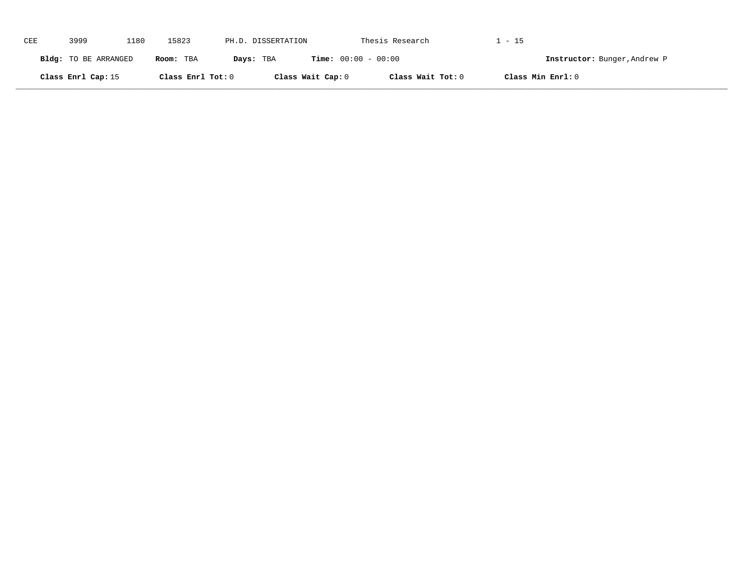CEE 3999 1180 15823 PH.D. DISSERTATION Thesis Research 1 - 15

**Bldg:** TO BE ARRANGED **Room:** TBA **Days:** TBA **Time:** 00:00 - 00:00 **Instructor:** Bunger,Andrew P

**Class Enrl Cap:** 15 **Class Enrl Tot:** 0 **Class Wait Cap:** 0 **Class Wait Tot:** 0 **Class Min Enrl:** 0

---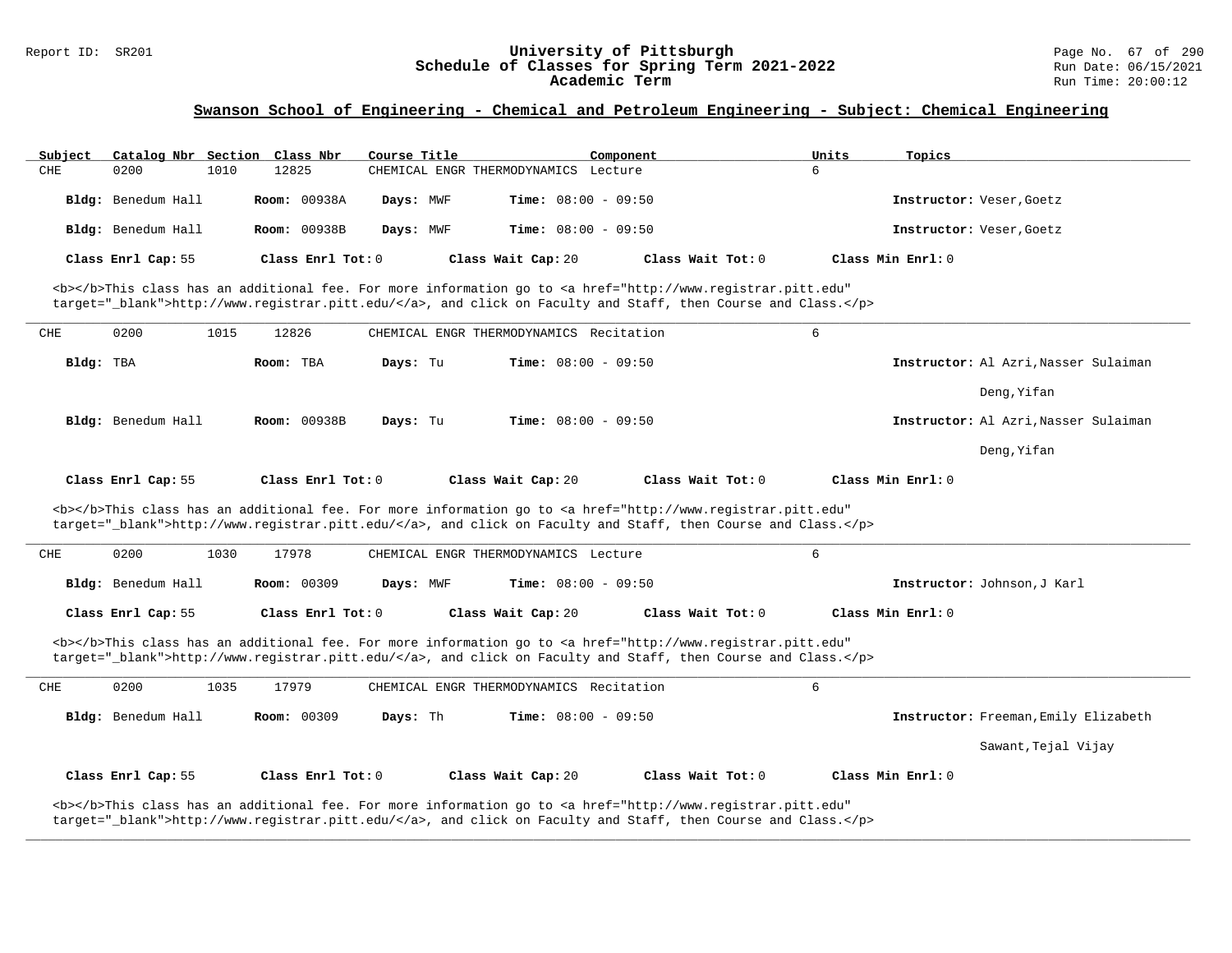## Swanson School of Engineering - Chemical and Petroleum Engineering - Subject: Chemical Engineering

| Subject | Catalog Nbr | Section | Class Nbr | Course Title | Component | Units | Topics |
|---|---|---|---|---|---|---|---|
| CHE | 0200 | 1010 | 12825 | CHEMICAL ENGR THERMODYNAMICS | Lecture | 6 | |

**Bldg:** Benedum Hall **Room:** 00938A **Days:** MWF **Time:** 08:00 - 09:50 **Instructor:** Veser,Goetz

**Bldg:** Benedum Hall **Room:** 00938B **Days:** MWF **Time:** 08:00 - 09:50 **Instructor:** Veser,Goetz

**Class Enrl Cap:** 55 **Class Enrl Tot:** 0 **Class Wait Cap:** 20 **Class Wait Tot:** 0 **Class Min Enrl:** 0

<b></b>This class has an additional fee. For more information go to <a href="http://www.registrar.pitt.edu" target="_blank">http://www.registrar.pitt.edu/</a>, and click on Faculty and Staff, then Course and Class.</p>

---

| Subject | Catalog Nbr | Section | Class Nbr | Course Title | Component | Units | Topics |
|---|---|---|---|---|---|---|---|
| CHE | 0200 | 1015 | 12826 | CHEMICAL ENGR THERMODYNAMICS | Recitation | 6 | |

**Bldg:** TBA **Room:** TBA **Days:** Tu **Time:** 08:00 - 09:50 **Instructor:** Al Azri,Nasser Sulaiman; Deng,Yifan

**Bldg:** Benedum Hall **Room:** 00938B **Days:** Tu **Time:** 08:00 - 09:50 **Instructor:** Al Azri,Nasser Sulaiman; Deng,Yifan

**Class Enrl Cap:** 55 **Class Enrl Tot:** 0 **Class Wait Cap:** 20 **Class Wait Tot:** 0 **Class Min Enrl:** 0

<b></b>This class has an additional fee. For more information go to <a href="http://www.registrar.pitt.edu" target="_blank">http://www.registrar.pitt.edu/</a>, and click on Faculty and Staff, then Course and Class.</p>

---

| Subject | Catalog Nbr | Section | Class Nbr | Course Title | Component | Units | Topics |
|---|---|---|---|---|---|---|---|
| CHE | 0200 | 1030 | 17978 | CHEMICAL ENGR THERMODYNAMICS | Lecture | 6 | |

**Bldg:** Benedum Hall **Room:** 00309 **Days:** MWF **Time:** 08:00 - 09:50 **Instructor:** Johnson,J Karl

**Class Enrl Cap:** 55 **Class Enrl Tot:** 0 **Class Wait Cap:** 20 **Class Wait Tot:** 0 **Class Min Enrl:** 0

<b></b>This class has an additional fee. For more information go to <a href="http://www.registrar.pitt.edu" target="_blank">http://www.registrar.pitt.edu/</a>, and click on Faculty and Staff, then Course and Class.</p>

---

| Subject | Catalog Nbr | Section | Class Nbr | Course Title | Component | Units | Topics |
|---|---|---|---|---|---|---|---|
| CHE | 0200 | 1035 | 17979 | CHEMICAL ENGR THERMODYNAMICS | Recitation | 6 | |

**Bldg:** Benedum Hall **Room:** 00309 **Days:** Th **Time:** 08:00 - 09:50 **Instructor:** Freeman,Emily Elizabeth; Sawant,Tejal Vijay

**Class Enrl Cap:** 55 **Class Enrl Tot:** 0 **Class Wait Cap:** 20 **Class Wait Tot:** 0 **Class Min Enrl:** 0

<b></b>This class has an additional fee. For more information go to <a href="http://www.registrar.pitt.edu" target="_blank">http://www.registrar.pitt.edu/</a>, and click on Faculty and Staff, then Course and Class.</p>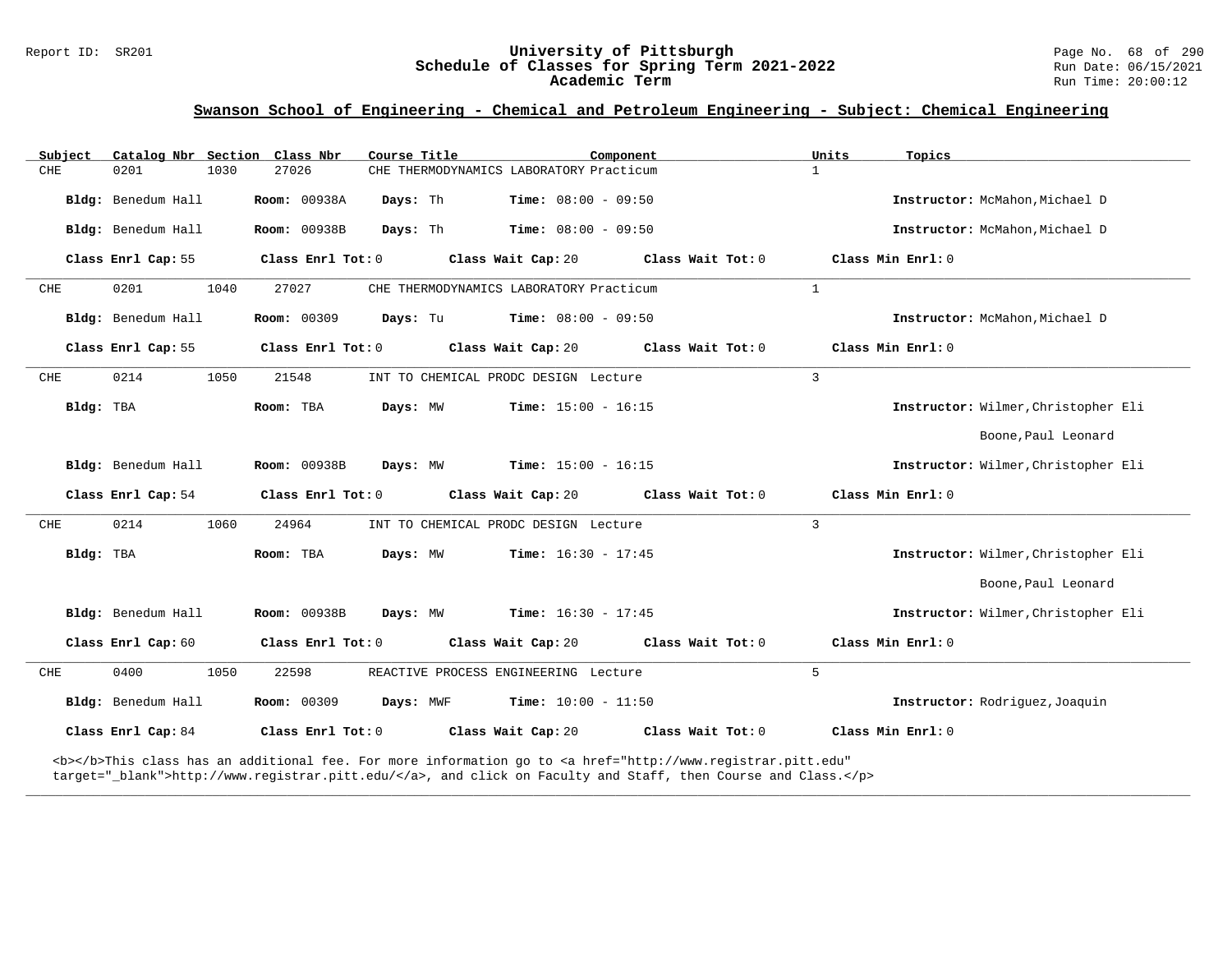## Swanson School of Engineering - Chemical and Petroleum Engineering - Subject: Chemical Engineering

| Subject | Catalog Nbr | Section | Class Nbr | Course Title | Component | Units | Topics |
|---|---|---|---|---|---|---|---|
| CHE | 0201 | 1030 | 27026 | CHE THERMODYNAMICS LABORATORY | Practicum | 1 | |

**Bldg:** Benedum Hall **Room:** 00938A **Days:** Th **Time:** 08:00 - 09:50 **Instructor:** McMahon,Michael D

**Bldg:** Benedum Hall **Room:** 00938B **Days:** Th **Time:** 08:00 - 09:50 **Instructor:** McMahon,Michael D

**Class Enrl Cap:** 55 **Class Enrl Tot:** 0 **Class Wait Cap:** 20 **Class Wait Tot:** 0 **Class Min Enrl:** 0

---

| Subject | Catalog Nbr | Section | Class Nbr | Course Title | Component | Units | Topics |
|---|---|---|---|---|---|---|---|
| CHE | 0201 | 1040 | 27027 | CHE THERMODYNAMICS LABORATORY | Practicum | 1 | |

**Bldg:** Benedum Hall **Room:** 00309 **Days:** Tu **Time:** 08:00 - 09:50 **Instructor:** McMahon,Michael D

**Class Enrl Cap:** 55 **Class Enrl Tot:** 0 **Class Wait Cap:** 20 **Class Wait Tot:** 0 **Class Min Enrl:** 0

---

| Subject | Catalog Nbr | Section | Class Nbr | Course Title | Component | Units | Topics |
|---|---|---|---|---|---|---|---|
| CHE | 0214 | 1050 | 21548 | INT TO CHEMICAL PRODC DESIGN | Lecture | 3 | |

**Bldg:** TBA **Room:** TBA **Days:** MW **Time:** 15:00 - 16:15 **Instructor:** Wilmer,Christopher Eli; Boone,Paul Leonard

**Bldg:** Benedum Hall **Room:** 00938B **Days:** MW **Time:** 15:00 - 16:15 **Instructor:** Wilmer,Christopher Eli

**Class Enrl Cap:** 54 **Class Enrl Tot:** 0 **Class Wait Cap:** 20 **Class Wait Tot:** 0 **Class Min Enrl:** 0

---

| Subject | Catalog Nbr | Section | Class Nbr | Course Title | Component | Units | Topics |
|---|---|---|---|---|---|---|---|
| CHE | 0214 | 1060 | 24964 | INT TO CHEMICAL PRODC DESIGN | Lecture | 3 | |

**Bldg:** TBA **Room:** TBA **Days:** MW **Time:** 16:30 - 17:45 **Instructor:** Wilmer,Christopher Eli; Boone,Paul Leonard

**Bldg:** Benedum Hall **Room:** 00938B **Days:** MW **Time:** 16:30 - 17:45 **Instructor:** Wilmer,Christopher Eli

**Class Enrl Cap:** 60 **Class Enrl Tot:** 0 **Class Wait Cap:** 20 **Class Wait Tot:** 0 **Class Min Enrl:** 0

---

| Subject | Catalog Nbr | Section | Class Nbr | Course Title | Component | Units | Topics |
|---|---|---|---|---|---|---|---|
| CHE | 0400 | 1050 | 22598 | REACTIVE PROCESS ENGINEERING | Lecture | 5 | |

**Bldg:** Benedum Hall **Room:** 00309 **Days:** MWF **Time:** 10:00 - 11:50 **Instructor:** Rodriguez,Joaquin

**Class Enrl Cap:** 84 **Class Enrl Tot:** 0 **Class Wait Cap:** 20 **Class Wait Tot:** 0 **Class Min Enrl:** 0

<b></b>This class has an additional fee. For more information go to <a href="http://www.registrar.pitt.edu" target="_blank">http://www.registrar.pitt.edu/</a>, and click on Faculty and Staff, then Course and Class.</p>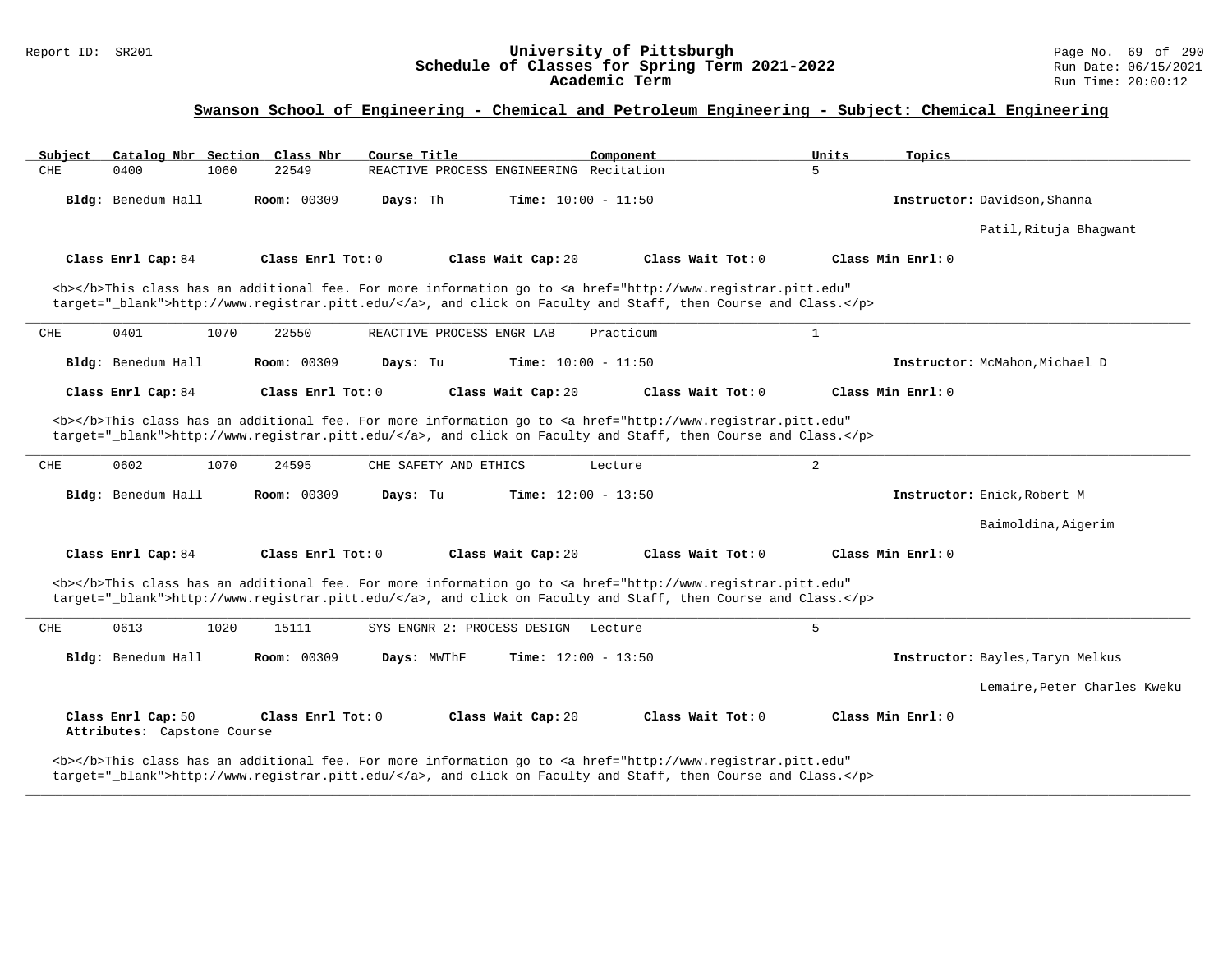## Swanson School of Engineering - Chemical and Petroleum Engineering - Subject: Chemical Engineering

| Subject | Catalog Nbr | Section | Class Nbr | Course Title | Component | Units | Topics |
|---|---|---|---|---|---|---|---|
| CHE | 0400 | 1060 | 22549 | REACTIVE PROCESS ENGINEERING | Recitation | 5 | |

**Bldg:** Benedum Hall **Room:** 00309 **Days:** Th **Time:** 10:00 - 11:50 **Instructor:** Davidson,Shanna; Patil,Rituja Bhagwant

**Class Enrl Cap:** 84 **Class Enrl Tot:** 0 **Class Wait Cap:** 20 **Class Wait Tot:** 0 **Class Min Enrl:** 0

<b></b>This class has an additional fee. For more information go to <a href="http://www.registrar.pitt.edu" target="_blank">http://www.registrar.pitt.edu/</a>, and click on Faculty and Staff, then Course and Class.</p>

---

| Subject | Catalog Nbr | Section | Class Nbr | Course Title | Component | Units | Topics |
|---|---|---|---|---|---|---|---|
| CHE | 0401 | 1070 | 22550 | REACTIVE PROCESS ENGR LAB | Practicum | 1 | |

**Bldg:** Benedum Hall **Room:** 00309 **Days:** Tu **Time:** 10:00 - 11:50 **Instructor:** McMahon,Michael D

**Class Enrl Cap:** 84 **Class Enrl Tot:** 0 **Class Wait Cap:** 20 **Class Wait Tot:** 0 **Class Min Enrl:** 0

<b></b>This class has an additional fee. For more information go to <a href="http://www.registrar.pitt.edu" target="_blank">http://www.registrar.pitt.edu/</a>, and click on Faculty and Staff, then Course and Class.</p>

---

| Subject | Catalog Nbr | Section | Class Nbr | Course Title | Component | Units | Topics |
|---|---|---|---|---|---|---|---|
| CHE | 0602 | 1070 | 24595 | CHE SAFETY AND ETHICS | Lecture | 2 | |

**Bldg:** Benedum Hall **Room:** 00309 **Days:** Tu **Time:** 12:00 - 13:50 **Instructor:** Enick,Robert M; Baimoldina,Aigerim

**Class Enrl Cap:** 84 **Class Enrl Tot:** 0 **Class Wait Cap:** 20 **Class Wait Tot:** 0 **Class Min Enrl:** 0

<b></b>This class has an additional fee. For more information go to <a href="http://www.registrar.pitt.edu" target="_blank">http://www.registrar.pitt.edu/</a>, and click on Faculty and Staff, then Course and Class.</p>

---

| Subject | Catalog Nbr | Section | Class Nbr | Course Title | Component | Units | Topics |
|---|---|---|---|---|---|---|---|
| CHE | 0613 | 1020 | 15111 | SYS ENGNR 2: PROCESS DESIGN | Lecture | 5 | |

**Bldg:** Benedum Hall **Room:** 00309 **Days:** MWThF **Time:** 12:00 - 13:50 **Instructor:** Bayles,Taryn Melkus; Lemaire,Peter Charles Kweku

**Class Enrl Cap:** 50 **Class Enrl Tot:** 0 **Class Wait Cap:** 20 **Class Wait Tot:** 0 **Class Min Enrl:** 0
**Attributes:** Capstone Course

<b></b>This class has an additional fee. For more information go to <a href="http://www.registrar.pitt.edu" target="_blank">http://www.registrar.pitt.edu/</a>, and click on Faculty and Staff, then Course and Class.</p>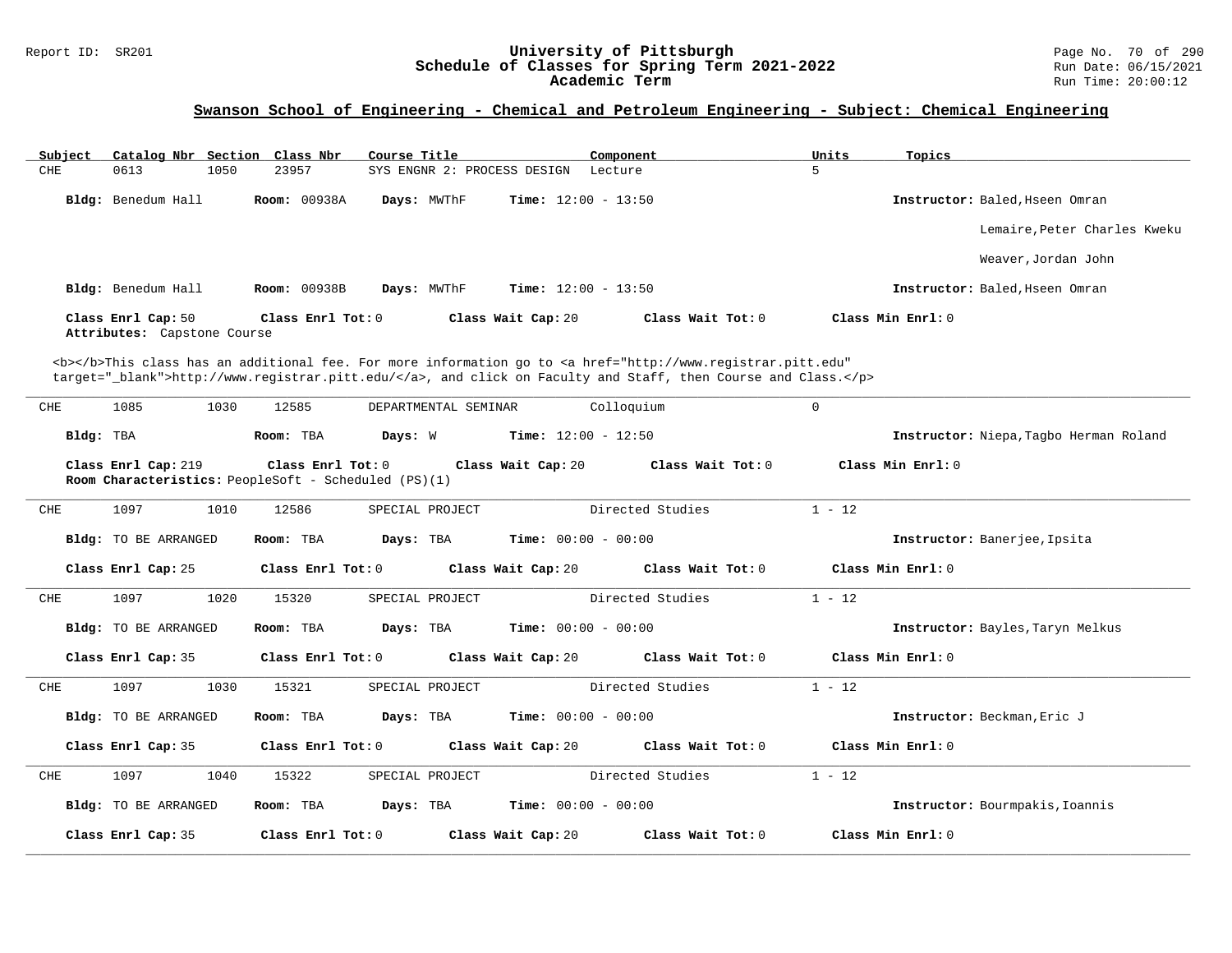## Swanson School of Engineering - Chemical and Petroleum Engineering - Subject: Chemical Engineering

| Subject | Catalog Nbr | Section | Class Nbr | Course Title | Component | Units | Topics |
|---|---|---|---|---|---|---|---|
| CHE | 0613 | 1050 | 23957 | SYS ENGNR 2: PROCESS DESIGN | Lecture | 5 | |

**Bldg:** Benedum Hall **Room:** 00938A **Days:** MWThF **Time:** 12:00 - 13:50 **Instructor:** Baled,Hseen Omran

Lemaire,Peter Charles Kweku

Weaver,Jordan John

**Bldg:** Benedum Hall **Room:** 00938B **Days:** MWThF **Time:** 12:00 - 13:50 **Instructor:** Baled,Hseen Omran

**Class Enrl Cap:** 50 **Class Enrl Tot:** 0 **Class Wait Cap:** 20 **Class Wait Tot:** 0 **Class Min Enrl:** 0

**Attributes:** Capstone Course

<b></b>This class has an additional fee. For more information go to <a href="http://www.registrar.pitt.edu" target="_blank">http://www.registrar.pitt.edu/</a>, and click on Faculty and Staff, then Course and Class.</p>

---

| Subject | Catalog Nbr | Section | Class Nbr | Course Title | Component | Units |
|---|---|---|---|---|---|---|
| CHE | 1085 | 1030 | 12585 | DEPARTMENTAL SEMINAR | Colloquium | 0 |

**Bldg:** TBA **Room:** TBA **Days:** W **Time:** 12:00 - 12:50 **Instructor:** Niepa,Tagbo Herman Roland

**Class Enrl Cap:** 219 **Class Enrl Tot:** 0 **Class Wait Cap:** 20 **Class Wait Tot:** 0 **Class Min Enrl:** 0

**Room Characteristics:** PeopleSoft - Scheduled (PS)(1)

---

| Subject | Catalog Nbr | Section | Class Nbr | Course Title | Component | Units |
|---|---|---|---|---|---|---|
| CHE | 1097 | 1010 | 12586 | SPECIAL PROJECT | Directed Studies | 1 - 12 |

**Bldg:** TO BE ARRANGED **Room:** TBA **Days:** TBA **Time:** 00:00 - 00:00 **Instructor:** Banerjee,Ipsita

**Class Enrl Cap:** 25 **Class Enrl Tot:** 0 **Class Wait Cap:** 20 **Class Wait Tot:** 0 **Class Min Enrl:** 0

---

| Subject | Catalog Nbr | Section | Class Nbr | Course Title | Component | Units |
|---|---|---|---|---|---|---|
| CHE | 1097 | 1020 | 15320 | SPECIAL PROJECT | Directed Studies | 1 - 12 |

**Bldg:** TO BE ARRANGED **Room:** TBA **Days:** TBA **Time:** 00:00 - 00:00 **Instructor:** Bayles,Taryn Melkus

**Class Enrl Cap:** 35 **Class Enrl Tot:** 0 **Class Wait Cap:** 20 **Class Wait Tot:** 0 **Class Min Enrl:** 0

---

| Subject | Catalog Nbr | Section | Class Nbr | Course Title | Component | Units |
|---|---|---|---|---|---|---|
| CHE | 1097 | 1030 | 15321 | SPECIAL PROJECT | Directed Studies | 1 - 12 |

**Bldg:** TO BE ARRANGED **Room:** TBA **Days:** TBA **Time:** 00:00 - 00:00 **Instructor:** Beckman,Eric J

**Class Enrl Cap:** 35 **Class Enrl Tot:** 0 **Class Wait Cap:** 20 **Class Wait Tot:** 0 **Class Min Enrl:** 0

---

| Subject | Catalog Nbr | Section | Class Nbr | Course Title | Component | Units |
|---|---|---|---|---|---|---|
| CHE | 1097 | 1040 | 15322 | SPECIAL PROJECT | Directed Studies | 1 - 12 |

**Bldg:** TO BE ARRANGED **Room:** TBA **Days:** TBA **Time:** 00:00 - 00:00 **Instructor:** Bourmpakis,Ioannis

**Class Enrl Cap:** 35 **Class Enrl Tot:** 0 **Class Wait Cap:** 20 **Class Wait Tot:** 0 **Class Min Enrl:** 0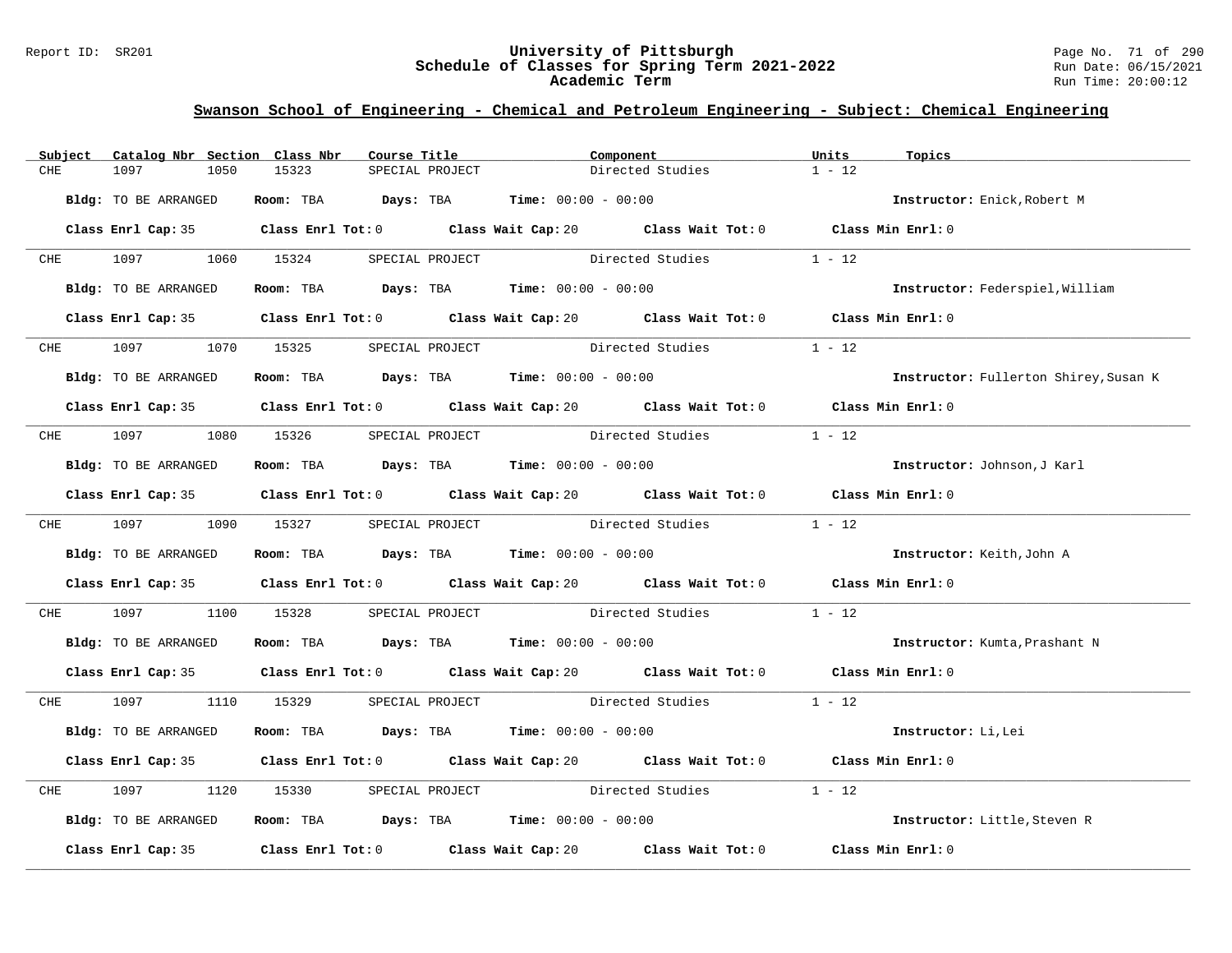## Swanson School of Engineering - Chemical and Petroleum Engineering - Subject: Chemical Engineering

| Subject | Catalog Nbr | Section | Class Nbr | Course Title | Component | Units | Topics |
|---|---|---|---|---|---|---|---|
| CHE | 1097 | 1050 | 15323 | SPECIAL PROJECT | Directed Studies | 1 - 12 | |

**Bldg:** TO BE ARRANGED **Room:** TBA **Days:** TBA **Time:** 00:00 - 00:00 **Instructor:** Enick,Robert M

**Class Enrl Cap:** 35 **Class Enrl Tot:** 0 **Class Wait Cap:** 20 **Class Wait Tot:** 0 **Class Min Enrl:** 0

---

| Subject | Catalog Nbr | Section | Class Nbr | Course Title | Component | Units | Topics |
|---|---|---|---|---|---|---|---|
| CHE | 1097 | 1060 | 15324 | SPECIAL PROJECT | Directed Studies | 1 - 12 | |

**Bldg:** TO BE ARRANGED **Room:** TBA **Days:** TBA **Time:** 00:00 - 00:00 **Instructor:** Federspiel,William

**Class Enrl Cap:** 35 **Class Enrl Tot:** 0 **Class Wait Cap:** 20 **Class Wait Tot:** 0 **Class Min Enrl:** 0

---

| Subject | Catalog Nbr | Section | Class Nbr | Course Title | Component | Units | Topics |
|---|---|---|---|---|---|---|---|
| CHE | 1097 | 1070 | 15325 | SPECIAL PROJECT | Directed Studies | 1 - 12 | |

**Bldg:** TO BE ARRANGED **Room:** TBA **Days:** TBA **Time:** 00:00 - 00:00 **Instructor:** Fullerton Shirey,Susan K

**Class Enrl Cap:** 35 **Class Enrl Tot:** 0 **Class Wait Cap:** 20 **Class Wait Tot:** 0 **Class Min Enrl:** 0

---

| Subject | Catalog Nbr | Section | Class Nbr | Course Title | Component | Units | Topics |
|---|---|---|---|---|---|---|---|
| CHE | 1097 | 1080 | 15326 | SPECIAL PROJECT | Directed Studies | 1 - 12 | |

**Bldg:** TO BE ARRANGED **Room:** TBA **Days:** TBA **Time:** 00:00 - 00:00 **Instructor:** Johnson,J Karl

**Class Enrl Cap:** 35 **Class Enrl Tot:** 0 **Class Wait Cap:** 20 **Class Wait Tot:** 0 **Class Min Enrl:** 0

---

| Subject | Catalog Nbr | Section | Class Nbr | Course Title | Component | Units | Topics |
|---|---|---|---|---|---|---|---|
| CHE | 1097 | 1090 | 15327 | SPECIAL PROJECT | Directed Studies | 1 - 12 | |

**Bldg:** TO BE ARRANGED **Room:** TBA **Days:** TBA **Time:** 00:00 - 00:00 **Instructor:** Keith,John A

**Class Enrl Cap:** 35 **Class Enrl Tot:** 0 **Class Wait Cap:** 20 **Class Wait Tot:** 0 **Class Min Enrl:** 0

---

| Subject | Catalog Nbr | Section | Class Nbr | Course Title | Component | Units | Topics |
|---|---|---|---|---|---|---|---|
| CHE | 1097 | 1100 | 15328 | SPECIAL PROJECT | Directed Studies | 1 - 12 | |

**Bldg:** TO BE ARRANGED **Room:** TBA **Days:** TBA **Time:** 00:00 - 00:00 **Instructor:** Kumta,Prashant N

**Class Enrl Cap:** 35 **Class Enrl Tot:** 0 **Class Wait Cap:** 20 **Class Wait Tot:** 0 **Class Min Enrl:** 0

---

| Subject | Catalog Nbr | Section | Class Nbr | Course Title | Component | Units | Topics |
|---|---|---|---|---|---|---|---|
| CHE | 1097 | 1110 | 15329 | SPECIAL PROJECT | Directed Studies | 1 - 12 | |

**Bldg:** TO BE ARRANGED **Room:** TBA **Days:** TBA **Time:** 00:00 - 00:00 **Instructor:** Li,Lei

**Class Enrl Cap:** 35 **Class Enrl Tot:** 0 **Class Wait Cap:** 20 **Class Wait Tot:** 0 **Class Min Enrl:** 0

---

| Subject | Catalog Nbr | Section | Class Nbr | Course Title | Component | Units | Topics |
|---|---|---|---|---|---|---|---|
| CHE | 1097 | 1120 | 15330 | SPECIAL PROJECT | Directed Studies | 1 - 12 | |

**Bldg:** TO BE ARRANGED **Room:** TBA **Days:** TBA **Time:** 00:00 - 00:00 **Instructor:** Little,Steven R

**Class Enrl Cap:** 35 **Class Enrl Tot:** 0 **Class Wait Cap:** 20 **Class Wait Tot:** 0 **Class Min Enrl:** 0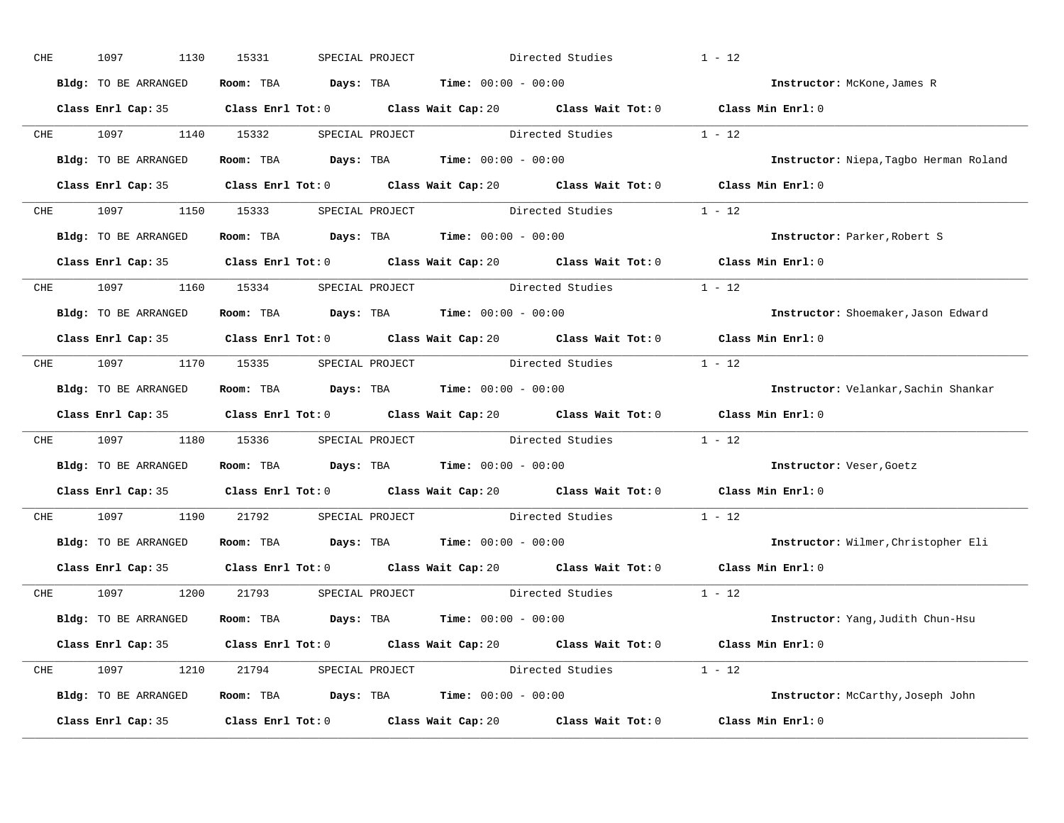CHE 1097 1130 15331 SPECIAL PROJECT Directed Studies 1 - 12

**Bldg:** TO BE ARRANGED **Room:** TBA **Days:** TBA **Time:** 00:00 - 00:00 **Instructor:** McKone,James R

**Class Enrl Cap:** 35 **Class Enrl Tot:** 0 **Class Wait Cap:** 20 **Class Wait Tot:** 0 **Class Min Enrl:** 0

---

CHE 1097 1140 15332 SPECIAL PROJECT Directed Studies 1 - 12

**Bldg:** TO BE ARRANGED **Room:** TBA **Days:** TBA **Time:** 00:00 - 00:00 **Instructor:** Niepa,Tagbo Herman Roland

**Class Enrl Cap:** 35 **Class Enrl Tot:** 0 **Class Wait Cap:** 20 **Class Wait Tot:** 0 **Class Min Enrl:** 0

---

CHE 1097 1150 15333 SPECIAL PROJECT Directed Studies 1 - 12

**Bldg:** TO BE ARRANGED **Room:** TBA **Days:** TBA **Time:** 00:00 - 00:00 **Instructor:** Parker,Robert S

**Class Enrl Cap:** 35 **Class Enrl Tot:** 0 **Class Wait Cap:** 20 **Class Wait Tot:** 0 **Class Min Enrl:** 0

---

CHE 1097 1160 15334 SPECIAL PROJECT Directed Studies 1 - 12

**Bldg:** TO BE ARRANGED **Room:** TBA **Days:** TBA **Time:** 00:00 - 00:00 **Instructor:** Shoemaker,Jason Edward

**Class Enrl Cap:** 35 **Class Enrl Tot:** 0 **Class Wait Cap:** 20 **Class Wait Tot:** 0 **Class Min Enrl:** 0

---

CHE 1097 1170 15335 SPECIAL PROJECT Directed Studies 1 - 12

**Bldg:** TO BE ARRANGED **Room:** TBA **Days:** TBA **Time:** 00:00 - 00:00 **Instructor:** Velankar,Sachin Shankar

**Class Enrl Cap:** 35 **Class Enrl Tot:** 0 **Class Wait Cap:** 20 **Class Wait Tot:** 0 **Class Min Enrl:** 0

---

CHE 1097 1180 15336 SPECIAL PROJECT Directed Studies 1 - 12

**Bldg:** TO BE ARRANGED **Room:** TBA **Days:** TBA **Time:** 00:00 - 00:00 **Instructor:** Veser,Goetz

**Class Enrl Cap:** 35 **Class Enrl Tot:** 0 **Class Wait Cap:** 20 **Class Wait Tot:** 0 **Class Min Enrl:** 0

---

CHE 1097 1190 21792 SPECIAL PROJECT Directed Studies 1 - 12

**Bldg:** TO BE ARRANGED **Room:** TBA **Days:** TBA **Time:** 00:00 - 00:00 **Instructor:** Wilmer,Christopher Eli

**Class Enrl Cap:** 35 **Class Enrl Tot:** 0 **Class Wait Cap:** 20 **Class Wait Tot:** 0 **Class Min Enrl:** 0

---

CHE 1097 1200 21793 SPECIAL PROJECT Directed Studies 1 - 12

**Bldg:** TO BE ARRANGED **Room:** TBA **Days:** TBA **Time:** 00:00 - 00:00 **Instructor:** Yang,Judith Chun-Hsu

**Class Enrl Cap:** 35 **Class Enrl Tot:** 0 **Class Wait Cap:** 20 **Class Wait Tot:** 0 **Class Min Enrl:** 0

---

CHE 1097 1210 21794 SPECIAL PROJECT Directed Studies 1 - 12

**Bldg:** TO BE ARRANGED **Room:** TBA **Days:** TBA **Time:** 00:00 - 00:00 **Instructor:** McCarthy,Joseph John

**Class Enrl Cap:** 35 **Class Enrl Tot:** 0 **Class Wait Cap:** 20 **Class Wait Tot:** 0 **Class Min Enrl:** 0

---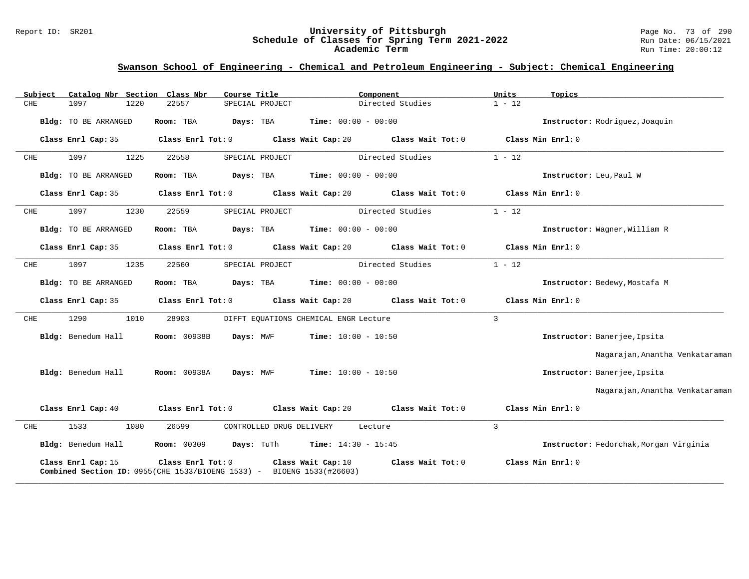## Swanson School of Engineering - Chemical and Petroleum Engineering - Subject: Chemical Engineering

| Subject | Catalog Nbr | Section | Class Nbr | Course Title | Component | Units | Topics |
|---|---|---|---|---|---|---|---|
| CHE | 1097 | 1220 | 22557 | SPECIAL PROJECT | Directed Studies | 1 - 12 | |

**Bldg:** TO BE ARRANGED **Room:** TBA **Days:** TBA **Time:** 00:00 - 00:00 **Instructor:** Rodriguez,Joaquin

**Class Enrl Cap:** 35 **Class Enrl Tot:** 0 **Class Wait Cap:** 20 **Class Wait Tot:** 0 **Class Min Enrl:** 0

---

| Subject | Catalog Nbr | Section | Class Nbr | Course Title | Component | Units | Topics |
|---|---|---|---|---|---|---|---|
| CHE | 1097 | 1225 | 22558 | SPECIAL PROJECT | Directed Studies | 1 - 12 | |

**Bldg:** TO BE ARRANGED **Room:** TBA **Days:** TBA **Time:** 00:00 - 00:00 **Instructor:** Leu,Paul W

**Class Enrl Cap:** 35 **Class Enrl Tot:** 0 **Class Wait Cap:** 20 **Class Wait Tot:** 0 **Class Min Enrl:** 0

---

| Subject | Catalog Nbr | Section | Class Nbr | Course Title | Component | Units | Topics |
|---|---|---|---|---|---|---|---|
| CHE | 1097 | 1230 | 22559 | SPECIAL PROJECT | Directed Studies | 1 - 12 | |

**Bldg:** TO BE ARRANGED **Room:** TBA **Days:** TBA **Time:** 00:00 - 00:00 **Instructor:** Wagner,William R

**Class Enrl Cap:** 35 **Class Enrl Tot:** 0 **Class Wait Cap:** 20 **Class Wait Tot:** 0 **Class Min Enrl:** 0

---

| Subject | Catalog Nbr | Section | Class Nbr | Course Title | Component | Units | Topics |
|---|---|---|---|---|---|---|---|
| CHE | 1097 | 1235 | 22560 | SPECIAL PROJECT | Directed Studies | 1 - 12 | |

**Bldg:** TO BE ARRANGED **Room:** TBA **Days:** TBA **Time:** 00:00 - 00:00 **Instructor:** Bedewy,Mostafa M

**Class Enrl Cap:** 35 **Class Enrl Tot:** 0 **Class Wait Cap:** 20 **Class Wait Tot:** 0 **Class Min Enrl:** 0

---

| Subject | Catalog Nbr | Section | Class Nbr | Course Title | Component | Units | Topics |
|---|---|---|---|---|---|---|---|
| CHE | 1290 | 1010 | 28903 | DIFFT EQUATIONS CHEMICAL ENGR | Lecture | 3 | |

**Bldg:** Benedum Hall **Room:** 00938B **Days:** MWF **Time:** 10:00 - 10:50 **Instructor:** Banerjee,Ipsita
Nagarajan,Anantha Venkataraman

**Bldg:** Benedum Hall **Room:** 00938A **Days:** MWF **Time:** 10:00 - 10:50 **Instructor:** Banerjee,Ipsita
Nagarajan,Anantha Venkataraman

**Class Enrl Cap:** 40 **Class Enrl Tot:** 0 **Class Wait Cap:** 20 **Class Wait Tot:** 0 **Class Min Enrl:** 0

---

| Subject | Catalog Nbr | Section | Class Nbr | Course Title | Component | Units | Topics |
|---|---|---|---|---|---|---|---|
| CHE | 1533 | 1080 | 26599 | CONTROLLED DRUG DELIVERY | Lecture | 3 | |

**Bldg:** Benedum Hall **Room:** 00309 **Days:** TuTh **Time:** 14:30 - 15:45 **Instructor:** Fedorchak,Morgan Virginia

**Class Enrl Cap:** 15 **Class Enrl Tot:** 0 **Class Wait Cap:** 10 **Class Wait Tot:** 0 **Class Min Enrl:** 0
**Combined Section ID:** 0955(CHE 1533/BIOENG 1533) - BIOENG 1533(#26603)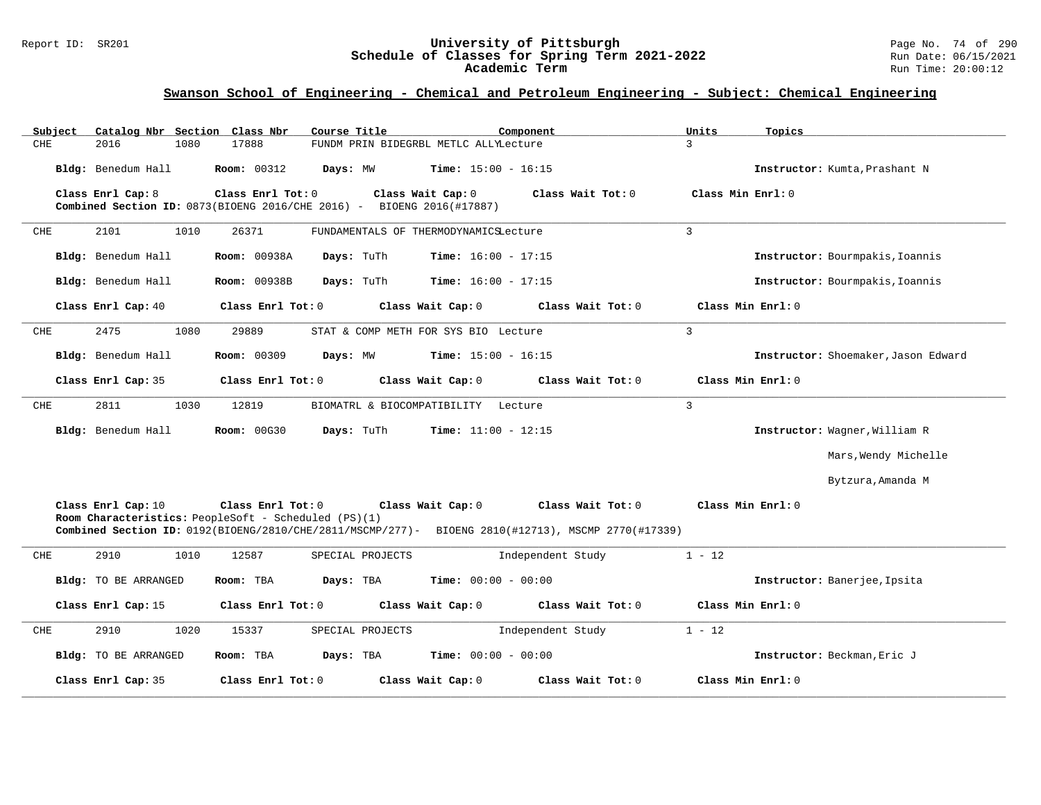## Swanson School of Engineering - Chemical and Petroleum Engineering - Subject: Chemical Engineering

| Subject | Catalog Nbr | Section | Class Nbr | Course Title | Component | Units | Topics |
|---|---|---|---|---|---|---|---|
| CHE | 2016 | 1080 | 17888 | FUNDM PRIN BIDEGRBL METLC ALLY | Lecture | 3 | |

**Bldg:** Benedum Hall **Room:** 00312 **Days:** MW **Time:** 15:00 - 16:15 **Instructor:** Kumta,Prashant N

**Class Enrl Cap:** 8 **Class Enrl Tot:** 0 **Class Wait Cap:** 0 **Class Wait Tot:** 0 **Class Min Enrl:** 0

**Combined Section ID:** 0873(BIOENG 2016/CHE 2016) - BIOENG 2016(#17887)

---

| Subject | Catalog Nbr | Section | Class Nbr | Course Title | Component | Units | Topics |
|---|---|---|---|---|---|---|---|
| CHE | 2101 | 1010 | 26371 | FUNDAMENTALS OF THERMODYNAMICS | Lecture | 3 | |

**Bldg:** Benedum Hall **Room:** 00938A **Days:** TuTh **Time:** 16:00 - 17:15 **Instructor:** Bourmpakis,Ioannis

**Bldg:** Benedum Hall **Room:** 00938B **Days:** TuTh **Time:** 16:00 - 17:15 **Instructor:** Bourmpakis,Ioannis

**Class Enrl Cap:** 40 **Class Enrl Tot:** 0 **Class Wait Cap:** 0 **Class Wait Tot:** 0 **Class Min Enrl:** 0

---

| Subject | Catalog Nbr | Section | Class Nbr | Course Title | Component | Units | Topics |
|---|---|---|---|---|---|---|---|
| CHE | 2475 | 1080 | 29889 | STAT & COMP METH FOR SYS BIO | Lecture | 3 | |

**Bldg:** Benedum Hall **Room:** 00309 **Days:** MW **Time:** 15:00 - 16:15 **Instructor:** Shoemaker,Jason Edward

**Class Enrl Cap:** 35 **Class Enrl Tot:** 0 **Class Wait Cap:** 0 **Class Wait Tot:** 0 **Class Min Enrl:** 0

---

| Subject | Catalog Nbr | Section | Class Nbr | Course Title | Component | Units | Topics |
|---|---|---|---|---|---|---|---|
| CHE | 2811 | 1030 | 12819 | BIOMATRL & BIOCOMPATIBILITY | Lecture | 3 | |

**Bldg:** Benedum Hall **Room:** 00G30 **Days:** TuTh **Time:** 11:00 - 12:15 **Instructor:** Wagner,William R

Mars,Wendy Michelle

Bytzura,Amanda M

**Class Enrl Cap:** 10 **Class Enrl Tot:** 0 **Class Wait Cap:** 0 **Class Wait Tot:** 0 **Class Min Enrl:** 0

**Room Characteristics:** PeopleSoft - Scheduled (PS)(1)

**Combined Section ID:** 0192(BIOENG/2810/CHE/2811/MSCMP/277)- BIOENG 2810(#12713), MSCMP 2770(#17339)

---

| Subject | Catalog Nbr | Section | Class Nbr | Course Title | Component | Units | Topics |
|---|---|---|---|---|---|---|---|
| CHE | 2910 | 1010 | 12587 | SPECIAL PROJECTS | Independent Study | 1 - 12 | |

**Bldg:** TO BE ARRANGED **Room:** TBA **Days:** TBA **Time:** 00:00 - 00:00 **Instructor:** Banerjee,Ipsita

**Class Enrl Cap:** 15 **Class Enrl Tot:** 0 **Class Wait Cap:** 0 **Class Wait Tot:** 0 **Class Min Enrl:** 0

---

| Subject | Catalog Nbr | Section | Class Nbr | Course Title | Component | Units | Topics |
|---|---|---|---|---|---|---|---|
| CHE | 2910 | 1020 | 15337 | SPECIAL PROJECTS | Independent Study | 1 - 12 | |

**Bldg:** TO BE ARRANGED **Room:** TBA **Days:** TBA **Time:** 00:00 - 00:00 **Instructor:** Beckman,Eric J

**Class Enrl Cap:** 35 **Class Enrl Tot:** 0 **Class Wait Cap:** 0 **Class Wait Tot:** 0 **Class Min Enrl:** 0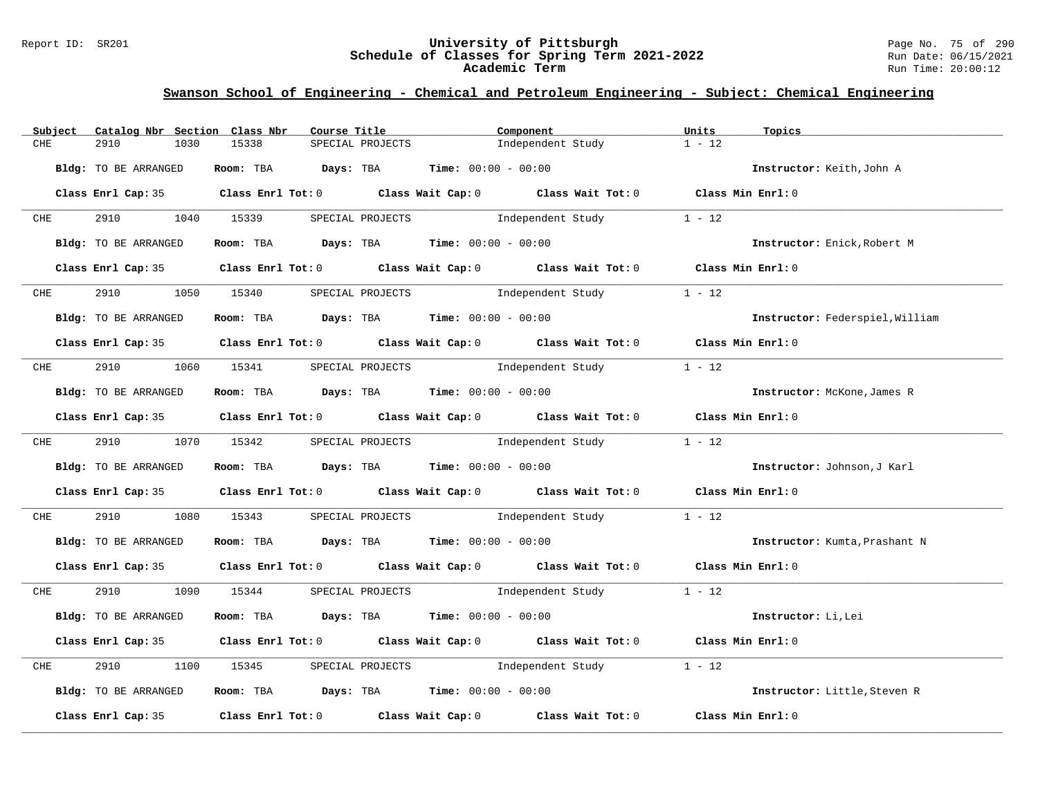## Swanson School of Engineering - Chemical and Petroleum Engineering - Subject: Chemical Engineering

| Subject | Catalog Nbr | Section | Class Nbr | Course Title | Component | Units | Topics |
|---|---|---|---|---|---|---|---|
| CHE | 2910 | 1030 | 15338 | SPECIAL PROJECTS | Independent Study | 1 - 12 | |

**Bldg:** TO BE ARRANGED **Room:** TBA **Days:** TBA **Time:** 00:00 - 00:00 **Instructor:** Keith,John A

**Class Enrl Cap:** 35 **Class Enrl Tot:** 0 **Class Wait Cap:** 0 **Class Wait Tot:** 0 **Class Min Enrl:** 0

| Subject | Catalog Nbr | Section | Class Nbr | Course Title | Component | Units | Topics |
|---|---|---|---|---|---|---|---|
| CHE | 2910 | 1040 | 15339 | SPECIAL PROJECTS | Independent Study | 1 - 12 | |

**Bldg:** TO BE ARRANGED **Room:** TBA **Days:** TBA **Time:** 00:00 - 00:00 **Instructor:** Enick,Robert M

**Class Enrl Cap:** 35 **Class Enrl Tot:** 0 **Class Wait Cap:** 0 **Class Wait Tot:** 0 **Class Min Enrl:** 0

| Subject | Catalog Nbr | Section | Class Nbr | Course Title | Component | Units | Topics |
|---|---|---|---|---|---|---|---|
| CHE | 2910 | 1050 | 15340 | SPECIAL PROJECTS | Independent Study | 1 - 12 | |

**Bldg:** TO BE ARRANGED **Room:** TBA **Days:** TBA **Time:** 00:00 - 00:00 **Instructor:** Federspiel,William

**Class Enrl Cap:** 35 **Class Enrl Tot:** 0 **Class Wait Cap:** 0 **Class Wait Tot:** 0 **Class Min Enrl:** 0

| Subject | Catalog Nbr | Section | Class Nbr | Course Title | Component | Units | Topics |
|---|---|---|---|---|---|---|---|
| CHE | 2910 | 1060 | 15341 | SPECIAL PROJECTS | Independent Study | 1 - 12 | |

**Bldg:** TO BE ARRANGED **Room:** TBA **Days:** TBA **Time:** 00:00 - 00:00 **Instructor:** McKone,James R

**Class Enrl Cap:** 35 **Class Enrl Tot:** 0 **Class Wait Cap:** 0 **Class Wait Tot:** 0 **Class Min Enrl:** 0

| Subject | Catalog Nbr | Section | Class Nbr | Course Title | Component | Units | Topics |
|---|---|---|---|---|---|---|---|
| CHE | 2910 | 1070 | 15342 | SPECIAL PROJECTS | Independent Study | 1 - 12 | |

**Bldg:** TO BE ARRANGED **Room:** TBA **Days:** TBA **Time:** 00:00 - 00:00 **Instructor:** Johnson,J Karl

**Class Enrl Cap:** 35 **Class Enrl Tot:** 0 **Class Wait Cap:** 0 **Class Wait Tot:** 0 **Class Min Enrl:** 0

| Subject | Catalog Nbr | Section | Class Nbr | Course Title | Component | Units | Topics |
|---|---|---|---|---|---|---|---|
| CHE | 2910 | 1080 | 15343 | SPECIAL PROJECTS | Independent Study | 1 - 12 | |

**Bldg:** TO BE ARRANGED **Room:** TBA **Days:** TBA **Time:** 00:00 - 00:00 **Instructor:** Kumta,Prashant N

**Class Enrl Cap:** 35 **Class Enrl Tot:** 0 **Class Wait Cap:** 0 **Class Wait Tot:** 0 **Class Min Enrl:** 0

| Subject | Catalog Nbr | Section | Class Nbr | Course Title | Component | Units | Topics |
|---|---|---|---|---|---|---|---|
| CHE | 2910 | 1090 | 15344 | SPECIAL PROJECTS | Independent Study | 1 - 12 | |

**Bldg:** TO BE ARRANGED **Room:** TBA **Days:** TBA **Time:** 00:00 - 00:00 **Instructor:** Li,Lei

**Class Enrl Cap:** 35 **Class Enrl Tot:** 0 **Class Wait Cap:** 0 **Class Wait Tot:** 0 **Class Min Enrl:** 0

| Subject | Catalog Nbr | Section | Class Nbr | Course Title | Component | Units | Topics |
|---|---|---|---|---|---|---|---|
| CHE | 2910 | 1100 | 15345 | SPECIAL PROJECTS | Independent Study | 1 - 12 | |

**Bldg:** TO BE ARRANGED **Room:** TBA **Days:** TBA **Time:** 00:00 - 00:00 **Instructor:** Little,Steven R

**Class Enrl Cap:** 35 **Class Enrl Tot:** 0 **Class Wait Cap:** 0 **Class Wait Tot:** 0 **Class Min Enrl:** 0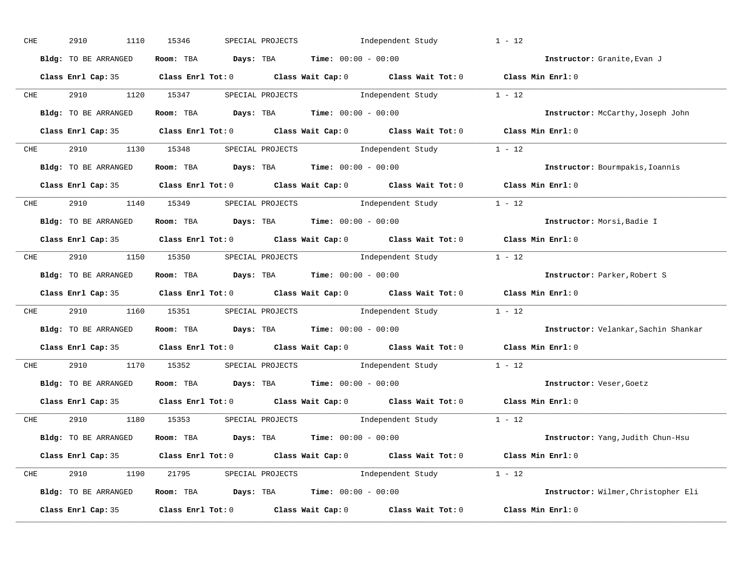CHE 2910 1110 15346 SPECIAL PROJECTS Independent Study 1 - 12

**Bldg:** TO BE ARRANGED **Room:** TBA **Days:** TBA **Time:** 00:00 - 00:00 **Instructor:** Granite,Evan J

**Class Enrl Cap:** 35 **Class Enrl Tot:** 0 **Class Wait Cap:** 0 **Class Wait Tot:** 0 **Class Min Enrl:** 0

---

CHE 2910 1120 15347 SPECIAL PROJECTS Independent Study 1 - 12

**Bldg:** TO BE ARRANGED **Room:** TBA **Days:** TBA **Time:** 00:00 - 00:00 **Instructor:** McCarthy,Joseph John

**Class Enrl Cap:** 35 **Class Enrl Tot:** 0 **Class Wait Cap:** 0 **Class Wait Tot:** 0 **Class Min Enrl:** 0

---

CHE 2910 1130 15348 SPECIAL PROJECTS Independent Study 1 - 12

**Bldg:** TO BE ARRANGED **Room:** TBA **Days:** TBA **Time:** 00:00 - 00:00 **Instructor:** Bourmpakis,Ioannis

**Class Enrl Cap:** 35 **Class Enrl Tot:** 0 **Class Wait Cap:** 0 **Class Wait Tot:** 0 **Class Min Enrl:** 0

---

CHE 2910 1140 15349 SPECIAL PROJECTS Independent Study 1 - 12

**Bldg:** TO BE ARRANGED **Room:** TBA **Days:** TBA **Time:** 00:00 - 00:00 **Instructor:** Morsi,Badie I

**Class Enrl Cap:** 35 **Class Enrl Tot:** 0 **Class Wait Cap:** 0 **Class Wait Tot:** 0 **Class Min Enrl:** 0

---

CHE 2910 1150 15350 SPECIAL PROJECTS Independent Study 1 - 12

**Bldg:** TO BE ARRANGED **Room:** TBA **Days:** TBA **Time:** 00:00 - 00:00 **Instructor:** Parker,Robert S

**Class Enrl Cap:** 35 **Class Enrl Tot:** 0 **Class Wait Cap:** 0 **Class Wait Tot:** 0 **Class Min Enrl:** 0

---

CHE 2910 1160 15351 SPECIAL PROJECTS Independent Study 1 - 12

**Bldg:** TO BE ARRANGED **Room:** TBA **Days:** TBA **Time:** 00:00 - 00:00 **Instructor:** Velankar,Sachin Shankar

**Class Enrl Cap:** 35 **Class Enrl Tot:** 0 **Class Wait Cap:** 0 **Class Wait Tot:** 0 **Class Min Enrl:** 0

---

CHE 2910 1170 15352 SPECIAL PROJECTS Independent Study 1 - 12

**Bldg:** TO BE ARRANGED **Room:** TBA **Days:** TBA **Time:** 00:00 - 00:00 **Instructor:** Veser,Goetz

**Class Enrl Cap:** 35 **Class Enrl Tot:** 0 **Class Wait Cap:** 0 **Class Wait Tot:** 0 **Class Min Enrl:** 0

---

CHE 2910 1180 15353 SPECIAL PROJECTS Independent Study 1 - 12

**Bldg:** TO BE ARRANGED **Room:** TBA **Days:** TBA **Time:** 00:00 - 00:00 **Instructor:** Yang,Judith Chun-Hsu

**Class Enrl Cap:** 35 **Class Enrl Tot:** 0 **Class Wait Cap:** 0 **Class Wait Tot:** 0 **Class Min Enrl:** 0

---

CHE 2910 1190 21795 SPECIAL PROJECTS Independent Study 1 - 12

**Bldg:** TO BE ARRANGED **Room:** TBA **Days:** TBA **Time:** 00:00 - 00:00 **Instructor:** Wilmer,Christopher Eli

**Class Enrl Cap:** 35 **Class Enrl Tot:** 0 **Class Wait Cap:** 0 **Class Wait Tot:** 0 **Class Min Enrl:** 0

---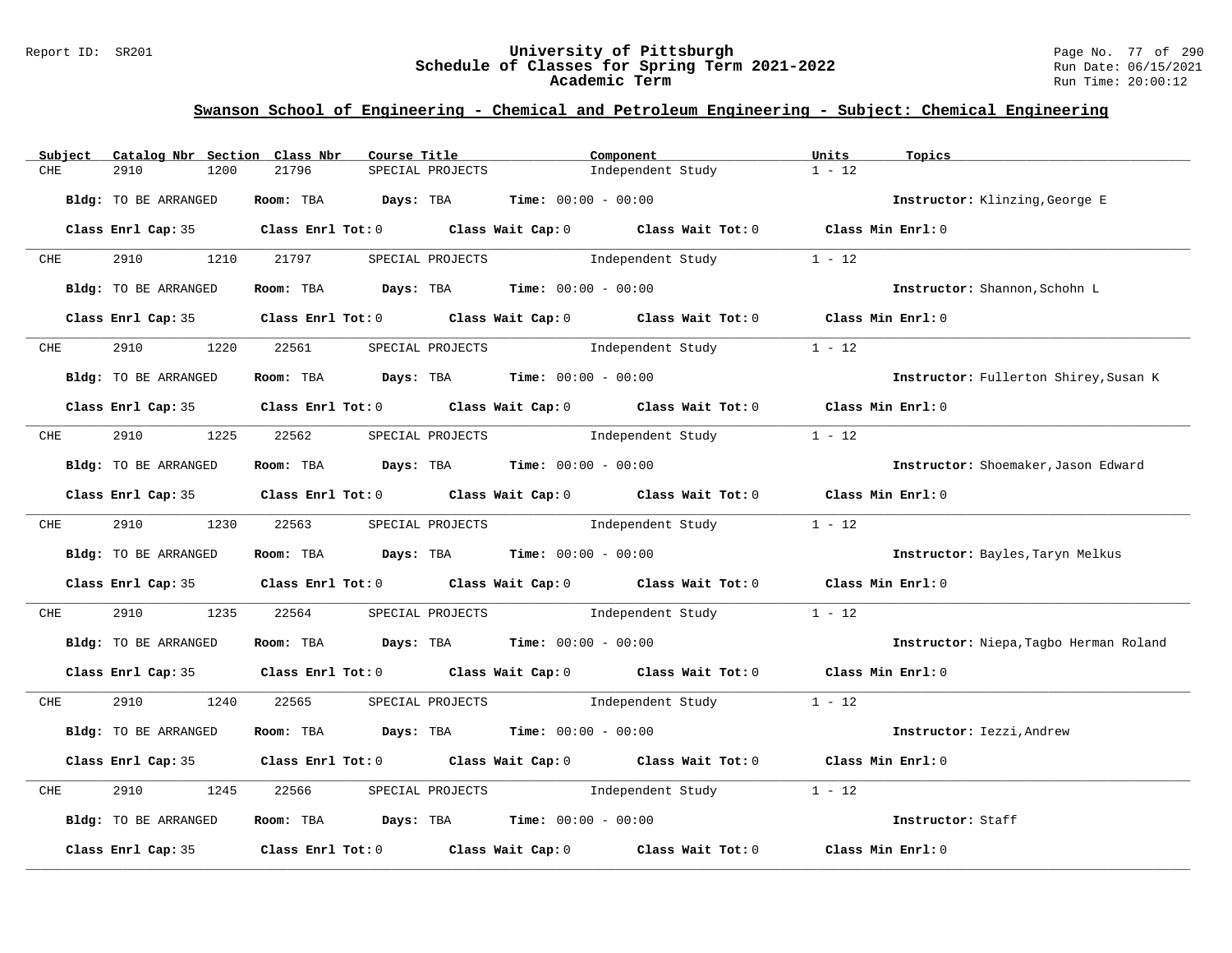## Swanson School of Engineering - Chemical and Petroleum Engineering - Subject: Chemical Engineering

| Subject | Catalog Nbr | Section | Class Nbr | Course Title | Component | Units | Topics |
|---|---|---|---|---|---|---|---|
| CHE | 2910 | 1200 | 21796 | SPECIAL PROJECTS | Independent Study | 1 - 12 | |

**Bldg:** TO BE ARRANGED **Room:** TBA **Days:** TBA **Time:** 00:00 - 00:00 **Instructor:** Klinzing,George E

**Class Enrl Cap:** 35 **Class Enrl Tot:** 0 **Class Wait Cap:** 0 **Class Wait Tot:** 0 **Class Min Enrl:** 0

---

| Subject | Catalog Nbr | Section | Class Nbr | Course Title | Component | Units | Topics |
|---|---|---|---|---|---|---|---|
| CHE | 2910 | 1210 | 21797 | SPECIAL PROJECTS | Independent Study | 1 - 12 | |

**Bldg:** TO BE ARRANGED **Room:** TBA **Days:** TBA **Time:** 00:00 - 00:00 **Instructor:** Shannon,Schohn L

**Class Enrl Cap:** 35 **Class Enrl Tot:** 0 **Class Wait Cap:** 0 **Class Wait Tot:** 0 **Class Min Enrl:** 0

---

| Subject | Catalog Nbr | Section | Class Nbr | Course Title | Component | Units | Topics |
|---|---|---|---|---|---|---|---|
| CHE | 2910 | 1220 | 22561 | SPECIAL PROJECTS | Independent Study | 1 - 12 | |

**Bldg:** TO BE ARRANGED **Room:** TBA **Days:** TBA **Time:** 00:00 - 00:00 **Instructor:** Fullerton Shirey,Susan K

**Class Enrl Cap:** 35 **Class Enrl Tot:** 0 **Class Wait Cap:** 0 **Class Wait Tot:** 0 **Class Min Enrl:** 0

---

| Subject | Catalog Nbr | Section | Class Nbr | Course Title | Component | Units | Topics |
|---|---|---|---|---|---|---|---|
| CHE | 2910 | 1225 | 22562 | SPECIAL PROJECTS | Independent Study | 1 - 12 | |

**Bldg:** TO BE ARRANGED **Room:** TBA **Days:** TBA **Time:** 00:00 - 00:00 **Instructor:** Shoemaker,Jason Edward

**Class Enrl Cap:** 35 **Class Enrl Tot:** 0 **Class Wait Cap:** 0 **Class Wait Tot:** 0 **Class Min Enrl:** 0

---

| Subject | Catalog Nbr | Section | Class Nbr | Course Title | Component | Units | Topics |
|---|---|---|---|---|---|---|---|
| CHE | 2910 | 1230 | 22563 | SPECIAL PROJECTS | Independent Study | 1 - 12 | |

**Bldg:** TO BE ARRANGED **Room:** TBA **Days:** TBA **Time:** 00:00 - 00:00 **Instructor:** Bayles,Taryn Melkus

**Class Enrl Cap:** 35 **Class Enrl Tot:** 0 **Class Wait Cap:** 0 **Class Wait Tot:** 0 **Class Min Enrl:** 0

---

| Subject | Catalog Nbr | Section | Class Nbr | Course Title | Component | Units | Topics |
|---|---|---|---|---|---|---|---|
| CHE | 2910 | 1235 | 22564 | SPECIAL PROJECTS | Independent Study | 1 - 12 | |

**Bldg:** TO BE ARRANGED **Room:** TBA **Days:** TBA **Time:** 00:00 - 00:00 **Instructor:** Niepa,Tagbo Herman Roland

**Class Enrl Cap:** 35 **Class Enrl Tot:** 0 **Class Wait Cap:** 0 **Class Wait Tot:** 0 **Class Min Enrl:** 0

---

| Subject | Catalog Nbr | Section | Class Nbr | Course Title | Component | Units | Topics |
|---|---|---|---|---|---|---|---|
| CHE | 2910 | 1240 | 22565 | SPECIAL PROJECTS | Independent Study | 1 - 12 | |

**Bldg:** TO BE ARRANGED **Room:** TBA **Days:** TBA **Time:** 00:00 - 00:00 **Instructor:** Iezzi,Andrew

**Class Enrl Cap:** 35 **Class Enrl Tot:** 0 **Class Wait Cap:** 0 **Class Wait Tot:** 0 **Class Min Enrl:** 0

---

| Subject | Catalog Nbr | Section | Class Nbr | Course Title | Component | Units | Topics |
|---|---|---|---|---|---|---|---|
| CHE | 2910 | 1245 | 22566 | SPECIAL PROJECTS | Independent Study | 1 - 12 | |

**Bldg:** TO BE ARRANGED **Room:** TBA **Days:** TBA **Time:** 00:00 - 00:00 **Instructor:** Staff

**Class Enrl Cap:** 35 **Class Enrl Tot:** 0 **Class Wait Cap:** 0 **Class Wait Tot:** 0 **Class Min Enrl:** 0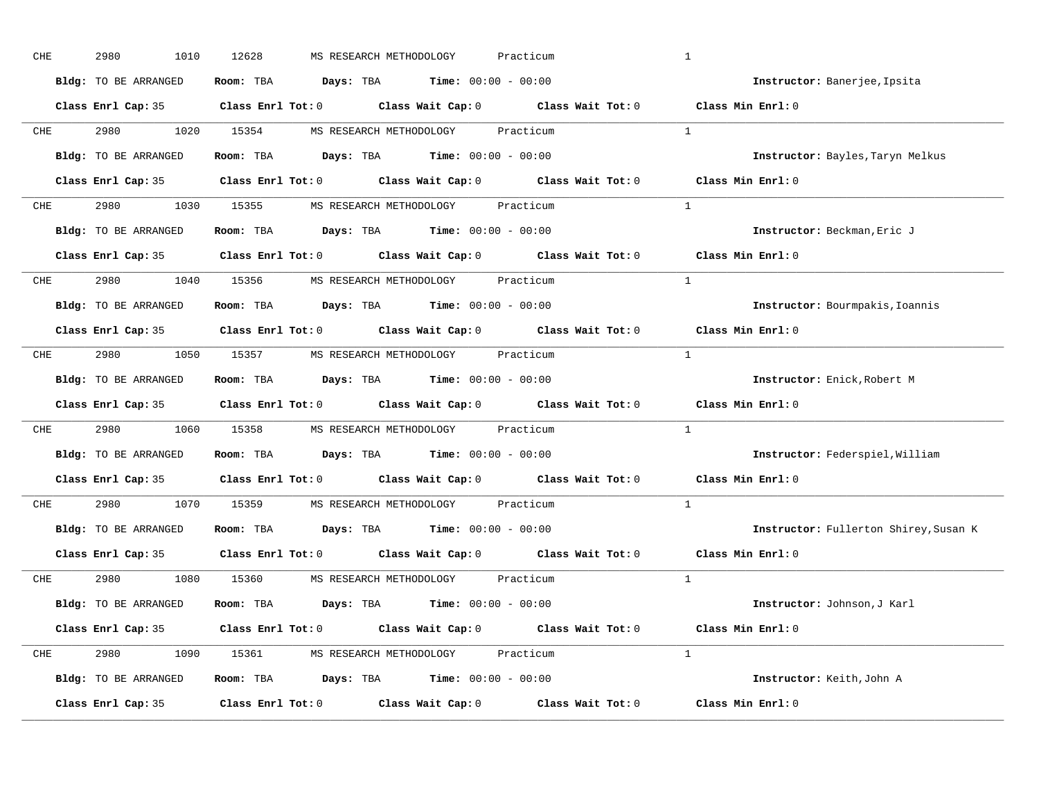CHE 2980 1010 12628 MS RESEARCH METHODOLOGY Practicum 1

**Bldg:** TO BE ARRANGED **Room:** TBA **Days:** TBA **Time:** 00:00 - 00:00 **Instructor:** Banerjee,Ipsita

**Class Enrl Cap:** 35 **Class Enrl Tot:** 0 **Class Wait Cap:** 0 **Class Wait Tot:** 0 **Class Min Enrl:** 0

---

CHE 2980 1020 15354 MS RESEARCH METHODOLOGY Practicum 1

**Bldg:** TO BE ARRANGED **Room:** TBA **Days:** TBA **Time:** 00:00 - 00:00 **Instructor:** Bayles,Taryn Melkus

**Class Enrl Cap:** 35 **Class Enrl Tot:** 0 **Class Wait Cap:** 0 **Class Wait Tot:** 0 **Class Min Enrl:** 0

---

CHE 2980 1030 15355 MS RESEARCH METHODOLOGY Practicum 1

**Bldg:** TO BE ARRANGED **Room:** TBA **Days:** TBA **Time:** 00:00 - 00:00 **Instructor:** Beckman,Eric J

**Class Enrl Cap:** 35 **Class Enrl Tot:** 0 **Class Wait Cap:** 0 **Class Wait Tot:** 0 **Class Min Enrl:** 0

---

CHE 2980 1040 15356 MS RESEARCH METHODOLOGY Practicum 1

**Bldg:** TO BE ARRANGED **Room:** TBA **Days:** TBA **Time:** 00:00 - 00:00 **Instructor:** Bourmpakis,Ioannis

**Class Enrl Cap:** 35 **Class Enrl Tot:** 0 **Class Wait Cap:** 0 **Class Wait Tot:** 0 **Class Min Enrl:** 0

---

CHE 2980 1050 15357 MS RESEARCH METHODOLOGY Practicum 1

**Bldg:** TO BE ARRANGED **Room:** TBA **Days:** TBA **Time:** 00:00 - 00:00 **Instructor:** Enick,Robert M

**Class Enrl Cap:** 35 **Class Enrl Tot:** 0 **Class Wait Cap:** 0 **Class Wait Tot:** 0 **Class Min Enrl:** 0

---

CHE 2980 1060 15358 MS RESEARCH METHODOLOGY Practicum 1

**Bldg:** TO BE ARRANGED **Room:** TBA **Days:** TBA **Time:** 00:00 - 00:00 **Instructor:** Federspiel,William

**Class Enrl Cap:** 35 **Class Enrl Tot:** 0 **Class Wait Cap:** 0 **Class Wait Tot:** 0 **Class Min Enrl:** 0

---

CHE 2980 1070 15359 MS RESEARCH METHODOLOGY Practicum 1

**Bldg:** TO BE ARRANGED **Room:** TBA **Days:** TBA **Time:** 00:00 - 00:00 **Instructor:** Fullerton Shirey,Susan K

**Class Enrl Cap:** 35 **Class Enrl Tot:** 0 **Class Wait Cap:** 0 **Class Wait Tot:** 0 **Class Min Enrl:** 0

---

CHE 2980 1080 15360 MS RESEARCH METHODOLOGY Practicum 1

**Bldg:** TO BE ARRANGED **Room:** TBA **Days:** TBA **Time:** 00:00 - 00:00 **Instructor:** Johnson,J Karl

**Class Enrl Cap:** 35 **Class Enrl Tot:** 0 **Class Wait Cap:** 0 **Class Wait Tot:** 0 **Class Min Enrl:** 0

---

CHE 2980 1090 15361 MS RESEARCH METHODOLOGY Practicum 1

**Bldg:** TO BE ARRANGED **Room:** TBA **Days:** TBA **Time:** 00:00 - 00:00 **Instructor:** Keith,John A

**Class Enrl Cap:** 35 **Class Enrl Tot:** 0 **Class Wait Cap:** 0 **Class Wait Tot:** 0 **Class Min Enrl:** 0

---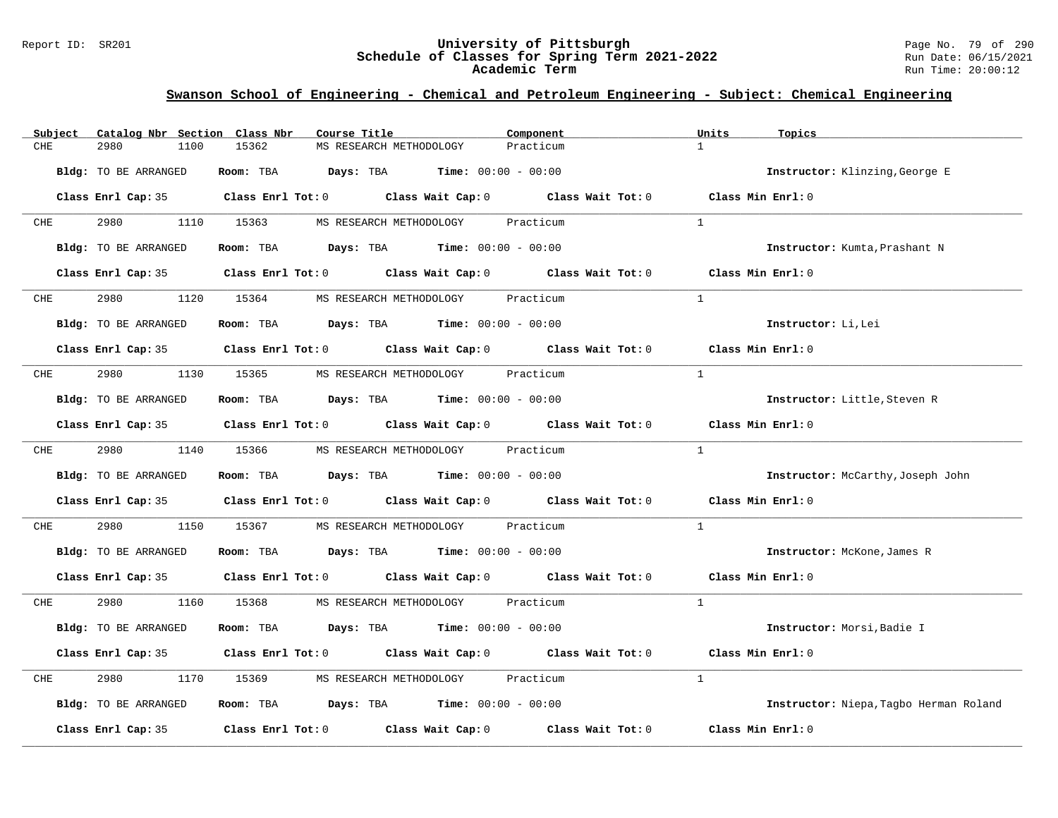## Swanson School of Engineering - Chemical and Petroleum Engineering - Subject: Chemical Engineering

| Subject | Catalog Nbr | Section | Class Nbr | Course Title | Component | Units | Topics |
|---|---|---|---|---|---|---|---|
| CHE | 2980 | 1100 | 15362 | MS RESEARCH METHODOLOGY | Practicum | 1 | |

**Bldg:** TO BE ARRANGED **Room:** TBA **Days:** TBA **Time:** 00:00 - 00:00 **Instructor:** Klinzing,George E

**Class Enrl Cap:** 35 **Class Enrl Tot:** 0 **Class Wait Cap:** 0 **Class Wait Tot:** 0 **Class Min Enrl:** 0

---

| Subject | Catalog Nbr | Section | Class Nbr | Course Title | Component | Units | Topics |
|---|---|---|---|---|---|---|---|
| CHE | 2980 | 1110 | 15363 | MS RESEARCH METHODOLOGY | Practicum | 1 | |

**Bldg:** TO BE ARRANGED **Room:** TBA **Days:** TBA **Time:** 00:00 - 00:00 **Instructor:** Kumta,Prashant N

**Class Enrl Cap:** 35 **Class Enrl Tot:** 0 **Class Wait Cap:** 0 **Class Wait Tot:** 0 **Class Min Enrl:** 0

---

| Subject | Catalog Nbr | Section | Class Nbr | Course Title | Component | Units | Topics |
|---|---|---|---|---|---|---|---|
| CHE | 2980 | 1120 | 15364 | MS RESEARCH METHODOLOGY | Practicum | 1 | |

**Bldg:** TO BE ARRANGED **Room:** TBA **Days:** TBA **Time:** 00:00 - 00:00 **Instructor:** Li,Lei

**Class Enrl Cap:** 35 **Class Enrl Tot:** 0 **Class Wait Cap:** 0 **Class Wait Tot:** 0 **Class Min Enrl:** 0

---

| Subject | Catalog Nbr | Section | Class Nbr | Course Title | Component | Units | Topics |
|---|---|---|---|---|---|---|---|
| CHE | 2980 | 1130 | 15365 | MS RESEARCH METHODOLOGY | Practicum | 1 | |

**Bldg:** TO BE ARRANGED **Room:** TBA **Days:** TBA **Time:** 00:00 - 00:00 **Instructor:** Little,Steven R

**Class Enrl Cap:** 35 **Class Enrl Tot:** 0 **Class Wait Cap:** 0 **Class Wait Tot:** 0 **Class Min Enrl:** 0

---

| Subject | Catalog Nbr | Section | Class Nbr | Course Title | Component | Units | Topics |
|---|---|---|---|---|---|---|---|
| CHE | 2980 | 1140 | 15366 | MS RESEARCH METHODOLOGY | Practicum | 1 | |

**Bldg:** TO BE ARRANGED **Room:** TBA **Days:** TBA **Time:** 00:00 - 00:00 **Instructor:** McCarthy,Joseph John

**Class Enrl Cap:** 35 **Class Enrl Tot:** 0 **Class Wait Cap:** 0 **Class Wait Tot:** 0 **Class Min Enrl:** 0

---

| Subject | Catalog Nbr | Section | Class Nbr | Course Title | Component | Units | Topics |
|---|---|---|---|---|---|---|---|
| CHE | 2980 | 1150 | 15367 | MS RESEARCH METHODOLOGY | Practicum | 1 | |

**Bldg:** TO BE ARRANGED **Room:** TBA **Days:** TBA **Time:** 00:00 - 00:00 **Instructor:** McKone,James R

**Class Enrl Cap:** 35 **Class Enrl Tot:** 0 **Class Wait Cap:** 0 **Class Wait Tot:** 0 **Class Min Enrl:** 0

---

| Subject | Catalog Nbr | Section | Class Nbr | Course Title | Component | Units | Topics |
|---|---|---|---|---|---|---|---|
| CHE | 2980 | 1160 | 15368 | MS RESEARCH METHODOLOGY | Practicum | 1 | |

**Bldg:** TO BE ARRANGED **Room:** TBA **Days:** TBA **Time:** 00:00 - 00:00 **Instructor:** Morsi,Badie I

**Class Enrl Cap:** 35 **Class Enrl Tot:** 0 **Class Wait Cap:** 0 **Class Wait Tot:** 0 **Class Min Enrl:** 0

---

| Subject | Catalog Nbr | Section | Class Nbr | Course Title | Component | Units | Topics |
|---|---|---|---|---|---|---|---|
| CHE | 2980 | 1170 | 15369 | MS RESEARCH METHODOLOGY | Practicum | 1 | |

**Bldg:** TO BE ARRANGED **Room:** TBA **Days:** TBA **Time:** 00:00 - 00:00 **Instructor:** Niepa,Tagbo Herman Roland

**Class Enrl Cap:** 35 **Class Enrl Tot:** 0 **Class Wait Cap:** 0 **Class Wait Tot:** 0 **Class Min Enrl:** 0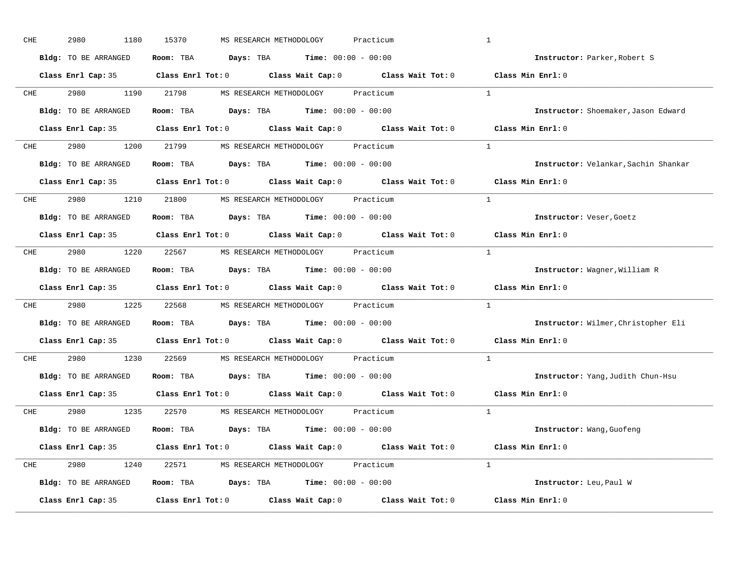CHE 2980 1180 15370 MS RESEARCH METHODOLOGY Practicum 1

**Bldg:** TO BE ARRANGED **Room:** TBA **Days:** TBA **Time:** 00:00 - 00:00 **Instructor:** Parker,Robert S

**Class Enrl Cap:** 35 **Class Enrl Tot:** 0 **Class Wait Cap:** 0 **Class Wait Tot:** 0 **Class Min Enrl:** 0

---

CHE 2980 1190 21798 MS RESEARCH METHODOLOGY Practicum 1

**Bldg:** TO BE ARRANGED **Room:** TBA **Days:** TBA **Time:** 00:00 - 00:00 **Instructor:** Shoemaker,Jason Edward

**Class Enrl Cap:** 35 **Class Enrl Tot:** 0 **Class Wait Cap:** 0 **Class Wait Tot:** 0 **Class Min Enrl:** 0

---

CHE 2980 1200 21799 MS RESEARCH METHODOLOGY Practicum 1

**Bldg:** TO BE ARRANGED **Room:** TBA **Days:** TBA **Time:** 00:00 - 00:00 **Instructor:** Velankar,Sachin Shankar

**Class Enrl Cap:** 35 **Class Enrl Tot:** 0 **Class Wait Cap:** 0 **Class Wait Tot:** 0 **Class Min Enrl:** 0

---

CHE 2980 1210 21800 MS RESEARCH METHODOLOGY Practicum 1

**Bldg:** TO BE ARRANGED **Room:** TBA **Days:** TBA **Time:** 00:00 - 00:00 **Instructor:** Veser,Goetz

**Class Enrl Cap:** 35 **Class Enrl Tot:** 0 **Class Wait Cap:** 0 **Class Wait Tot:** 0 **Class Min Enrl:** 0

---

CHE 2980 1220 22567 MS RESEARCH METHODOLOGY Practicum 1

**Bldg:** TO BE ARRANGED **Room:** TBA **Days:** TBA **Time:** 00:00 - 00:00 **Instructor:** Wagner,William R

**Class Enrl Cap:** 35 **Class Enrl Tot:** 0 **Class Wait Cap:** 0 **Class Wait Tot:** 0 **Class Min Enrl:** 0

---

CHE 2980 1225 22568 MS RESEARCH METHODOLOGY Practicum 1

**Bldg:** TO BE ARRANGED **Room:** TBA **Days:** TBA **Time:** 00:00 - 00:00 **Instructor:** Wilmer,Christopher Eli

**Class Enrl Cap:** 35 **Class Enrl Tot:** 0 **Class Wait Cap:** 0 **Class Wait Tot:** 0 **Class Min Enrl:** 0

---

CHE 2980 1230 22569 MS RESEARCH METHODOLOGY Practicum 1

**Bldg:** TO BE ARRANGED **Room:** TBA **Days:** TBA **Time:** 00:00 - 00:00 **Instructor:** Yang,Judith Chun-Hsu

**Class Enrl Cap:** 35 **Class Enrl Tot:** 0 **Class Wait Cap:** 0 **Class Wait Tot:** 0 **Class Min Enrl:** 0

---

CHE 2980 1235 22570 MS RESEARCH METHODOLOGY Practicum 1

**Bldg:** TO BE ARRANGED **Room:** TBA **Days:** TBA **Time:** 00:00 - 00:00 **Instructor:** Wang,Guofeng

**Class Enrl Cap:** 35 **Class Enrl Tot:** 0 **Class Wait Cap:** 0 **Class Wait Tot:** 0 **Class Min Enrl:** 0

---

CHE 2980 1240 22571 MS RESEARCH METHODOLOGY Practicum 1

**Bldg:** TO BE ARRANGED **Room:** TBA **Days:** TBA **Time:** 00:00 - 00:00 **Instructor:** Leu,Paul W

**Class Enrl Cap:** 35 **Class Enrl Tot:** 0 **Class Wait Cap:** 0 **Class Wait Tot:** 0 **Class Min Enrl:** 0

---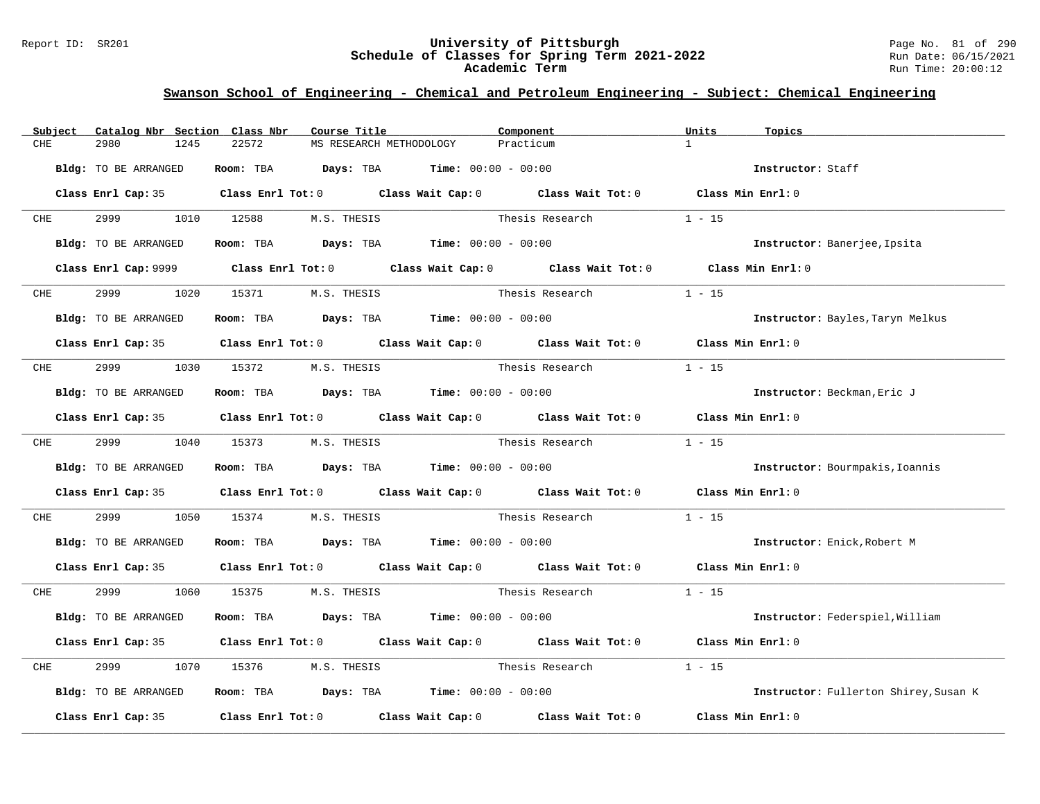## Swanson School of Engineering - Chemical and Petroleum Engineering - Subject: Chemical Engineering

| Subject | Catalog Nbr | Section | Class Nbr | Course Title | Component | Units | Topics |
|---|---|---|---|---|---|---|---|
| CHE | 2980 | 1245 | 22572 | MS RESEARCH METHODOLOGY | Practicum | 1 | |

**Bldg:** TO BE ARRANGED **Room:** TBA **Days:** TBA **Time:** 00:00 - 00:00 **Instructor:** Staff

**Class Enrl Cap:** 35 **Class Enrl Tot:** 0 **Class Wait Cap:** 0 **Class Wait Tot:** 0 **Class Min Enrl:** 0

---

| Subject | Catalog Nbr | Section | Class Nbr | Course Title | Component | Units | Topics |
|---|---|---|---|---|---|---|---|
| CHE | 2999 | 1010 | 12588 | M.S. THESIS | Thesis Research | 1 - 15 | |

**Bldg:** TO BE ARRANGED **Room:** TBA **Days:** TBA **Time:** 00:00 - 00:00 **Instructor:** Banerjee,Ipsita

**Class Enrl Cap:** 9999 **Class Enrl Tot:** 0 **Class Wait Cap:** 0 **Class Wait Tot:** 0 **Class Min Enrl:** 0

---

| Subject | Catalog Nbr | Section | Class Nbr | Course Title | Component | Units | Topics |
|---|---|---|---|---|---|---|---|
| CHE | 2999 | 1020 | 15371 | M.S. THESIS | Thesis Research | 1 - 15 | |

**Bldg:** TO BE ARRANGED **Room:** TBA **Days:** TBA **Time:** 00:00 - 00:00 **Instructor:** Bayles,Taryn Melkus

**Class Enrl Cap:** 35 **Class Enrl Tot:** 0 **Class Wait Cap:** 0 **Class Wait Tot:** 0 **Class Min Enrl:** 0

---

| Subject | Catalog Nbr | Section | Class Nbr | Course Title | Component | Units | Topics |
|---|---|---|---|---|---|---|---|
| CHE | 2999 | 1030 | 15372 | M.S. THESIS | Thesis Research | 1 - 15 | |

**Bldg:** TO BE ARRANGED **Room:** TBA **Days:** TBA **Time:** 00:00 - 00:00 **Instructor:** Beckman,Eric J

**Class Enrl Cap:** 35 **Class Enrl Tot:** 0 **Class Wait Cap:** 0 **Class Wait Tot:** 0 **Class Min Enrl:** 0

---

| Subject | Catalog Nbr | Section | Class Nbr | Course Title | Component | Units | Topics |
|---|---|---|---|---|---|---|---|
| CHE | 2999 | 1040 | 15373 | M.S. THESIS | Thesis Research | 1 - 15 | |

**Bldg:** TO BE ARRANGED **Room:** TBA **Days:** TBA **Time:** 00:00 - 00:00 **Instructor:** Bourmpakis,Ioannis

**Class Enrl Cap:** 35 **Class Enrl Tot:** 0 **Class Wait Cap:** 0 **Class Wait Tot:** 0 **Class Min Enrl:** 0

---

| Subject | Catalog Nbr | Section | Class Nbr | Course Title | Component | Units | Topics |
|---|---|---|---|---|---|---|---|
| CHE | 2999 | 1050 | 15374 | M.S. THESIS | Thesis Research | 1 - 15 | |

**Bldg:** TO BE ARRANGED **Room:** TBA **Days:** TBA **Time:** 00:00 - 00:00 **Instructor:** Enick,Robert M

**Class Enrl Cap:** 35 **Class Enrl Tot:** 0 **Class Wait Cap:** 0 **Class Wait Tot:** 0 **Class Min Enrl:** 0

---

| Subject | Catalog Nbr | Section | Class Nbr | Course Title | Component | Units | Topics |
|---|---|---|---|---|---|---|---|
| CHE | 2999 | 1060 | 15375 | M.S. THESIS | Thesis Research | 1 - 15 | |

**Bldg:** TO BE ARRANGED **Room:** TBA **Days:** TBA **Time:** 00:00 - 00:00 **Instructor:** Federspiel,William

**Class Enrl Cap:** 35 **Class Enrl Tot:** 0 **Class Wait Cap:** 0 **Class Wait Tot:** 0 **Class Min Enrl:** 0

---

| Subject | Catalog Nbr | Section | Class Nbr | Course Title | Component | Units | Topics |
|---|---|---|---|---|---|---|---|
| CHE | 2999 | 1070 | 15376 | M.S. THESIS | Thesis Research | 1 - 15 | |

**Bldg:** TO BE ARRANGED **Room:** TBA **Days:** TBA **Time:** 00:00 - 00:00 **Instructor:** Fullerton Shirey,Susan K

**Class Enrl Cap:** 35 **Class Enrl Tot:** 0 **Class Wait Cap:** 0 **Class Wait Tot:** 0 **Class Min Enrl:** 0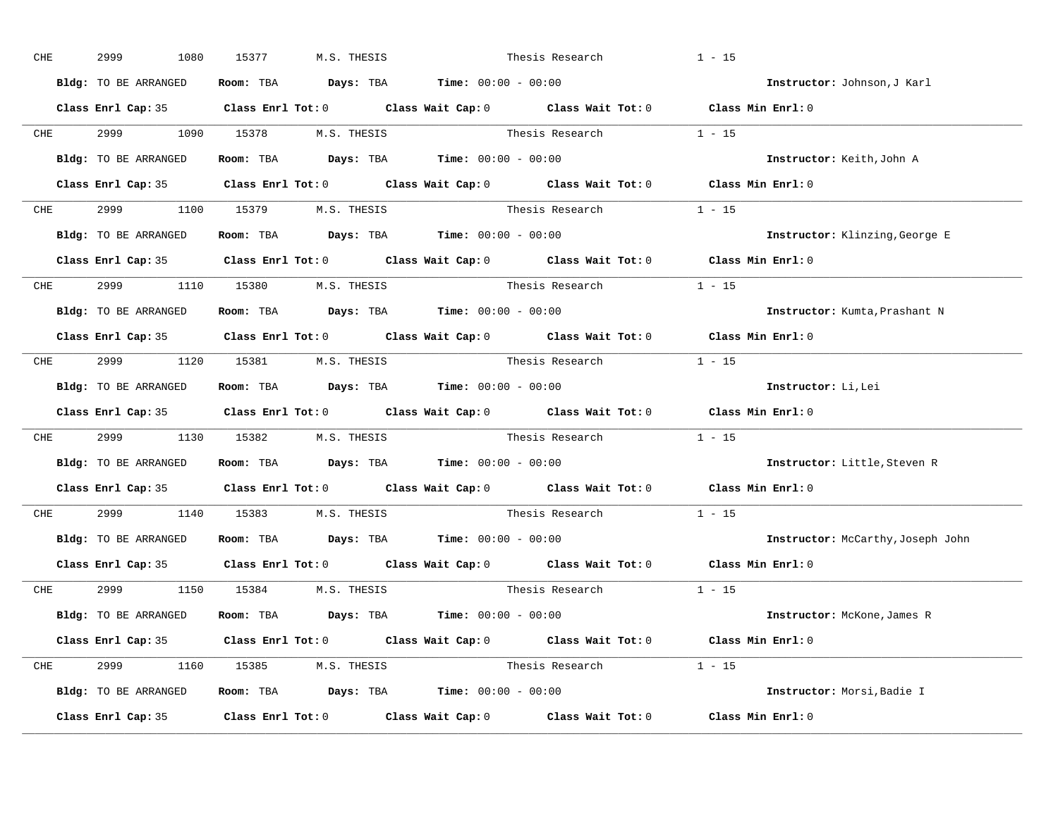CHE 2999 1080 15377 M.S. THESIS Thesis Research 1 - 15

**Bldg:** TO BE ARRANGED **Room:** TBA **Days:** TBA **Time:** 00:00 - 00:00 **Instructor:** Johnson,J Karl

**Class Enrl Cap:** 35 **Class Enrl Tot:** 0 **Class Wait Cap:** 0 **Class Wait Tot:** 0 **Class Min Enrl:** 0

---

CHE 2999 1090 15378 M.S. THESIS Thesis Research 1 - 15

**Bldg:** TO BE ARRANGED **Room:** TBA **Days:** TBA **Time:** 00:00 - 00:00 **Instructor:** Keith,John A

**Class Enrl Cap:** 35 **Class Enrl Tot:** 0 **Class Wait Cap:** 0 **Class Wait Tot:** 0 **Class Min Enrl:** 0

---

CHE 2999 1100 15379 M.S. THESIS Thesis Research 1 - 15

**Bldg:** TO BE ARRANGED **Room:** TBA **Days:** TBA **Time:** 00:00 - 00:00 **Instructor:** Klinzing,George E

**Class Enrl Cap:** 35 **Class Enrl Tot:** 0 **Class Wait Cap:** 0 **Class Wait Tot:** 0 **Class Min Enrl:** 0

---

CHE 2999 1110 15380 M.S. THESIS Thesis Research 1 - 15

**Bldg:** TO BE ARRANGED **Room:** TBA **Days:** TBA **Time:** 00:00 - 00:00 **Instructor:** Kumta,Prashant N

**Class Enrl Cap:** 35 **Class Enrl Tot:** 0 **Class Wait Cap:** 0 **Class Wait Tot:** 0 **Class Min Enrl:** 0

---

CHE 2999 1120 15381 M.S. THESIS Thesis Research 1 - 15

**Bldg:** TO BE ARRANGED **Room:** TBA **Days:** TBA **Time:** 00:00 - 00:00 **Instructor:** Li,Lei

**Class Enrl Cap:** 35 **Class Enrl Tot:** 0 **Class Wait Cap:** 0 **Class Wait Tot:** 0 **Class Min Enrl:** 0

---

CHE 2999 1130 15382 M.S. THESIS Thesis Research 1 - 15

**Bldg:** TO BE ARRANGED **Room:** TBA **Days:** TBA **Time:** 00:00 - 00:00 **Instructor:** Little,Steven R

**Class Enrl Cap:** 35 **Class Enrl Tot:** 0 **Class Wait Cap:** 0 **Class Wait Tot:** 0 **Class Min Enrl:** 0

---

CHE 2999 1140 15383 M.S. THESIS Thesis Research 1 - 15

**Bldg:** TO BE ARRANGED **Room:** TBA **Days:** TBA **Time:** 00:00 - 00:00 **Instructor:** McCarthy,Joseph John

**Class Enrl Cap:** 35 **Class Enrl Tot:** 0 **Class Wait Cap:** 0 **Class Wait Tot:** 0 **Class Min Enrl:** 0

---

CHE 2999 1150 15384 M.S. THESIS Thesis Research 1 - 15

**Bldg:** TO BE ARRANGED **Room:** TBA **Days:** TBA **Time:** 00:00 - 00:00 **Instructor:** McKone,James R

**Class Enrl Cap:** 35 **Class Enrl Tot:** 0 **Class Wait Cap:** 0 **Class Wait Tot:** 0 **Class Min Enrl:** 0

---

CHE 2999 1160 15385 M.S. THESIS Thesis Research 1 - 15

**Bldg:** TO BE ARRANGED **Room:** TBA **Days:** TBA **Time:** 00:00 - 00:00 **Instructor:** Morsi,Badie I

**Class Enrl Cap:** 35 **Class Enrl Tot:** 0 **Class Wait Cap:** 0 **Class Wait Tot:** 0 **Class Min Enrl:** 0

---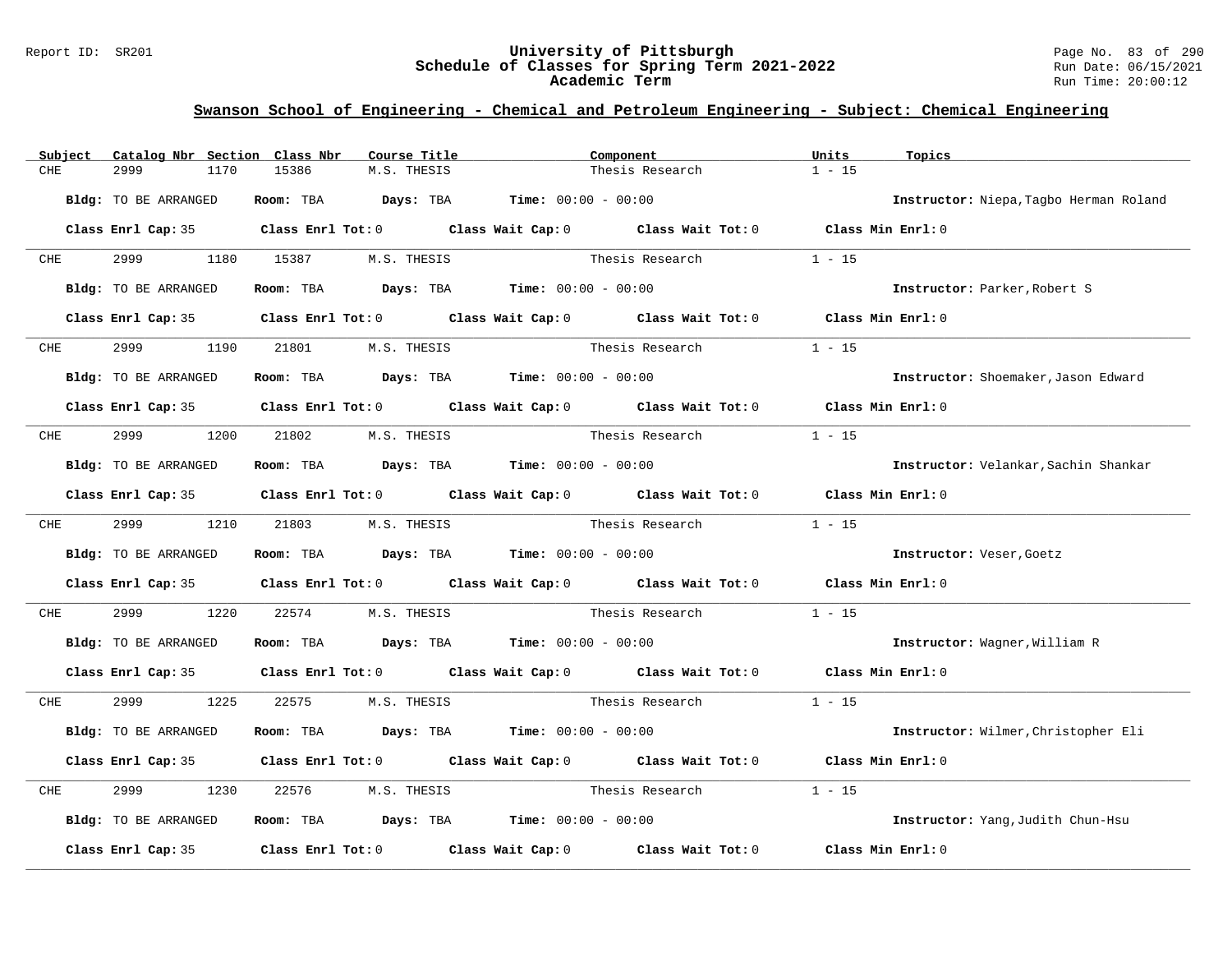## Swanson School of Engineering - Chemical and Petroleum Engineering - Subject: Chemical Engineering

| Subject | Catalog Nbr | Section | Class Nbr | Course Title | Component | Units | Topics |
|---|---|---|---|---|---|---|---|
| CHE | 2999 | 1170 | 15386 | M.S. THESIS | Thesis Research | 1 - 15 | |

**Bldg:** TO BE ARRANGED **Room:** TBA **Days:** TBA **Time:** 00:00 - 00:00 **Instructor:** Niepa,Tagbo Herman Roland

**Class Enrl Cap:** 35 **Class Enrl Tot:** 0 **Class Wait Cap:** 0 **Class Wait Tot:** 0 **Class Min Enrl:** 0

---

| Subject | Catalog Nbr | Section | Class Nbr | Course Title | Component | Units | Topics |
|---|---|---|---|---|---|---|---|
| CHE | 2999 | 1180 | 15387 | M.S. THESIS | Thesis Research | 1 - 15 | |

**Bldg:** TO BE ARRANGED **Room:** TBA **Days:** TBA **Time:** 00:00 - 00:00 **Instructor:** Parker,Robert S

**Class Enrl Cap:** 35 **Class Enrl Tot:** 0 **Class Wait Cap:** 0 **Class Wait Tot:** 0 **Class Min Enrl:** 0

---

| Subject | Catalog Nbr | Section | Class Nbr | Course Title | Component | Units | Topics |
|---|---|---|---|---|---|---|---|
| CHE | 2999 | 1190 | 21801 | M.S. THESIS | Thesis Research | 1 - 15 | |

**Bldg:** TO BE ARRANGED **Room:** TBA **Days:** TBA **Time:** 00:00 - 00:00 **Instructor:** Shoemaker,Jason Edward

**Class Enrl Cap:** 35 **Class Enrl Tot:** 0 **Class Wait Cap:** 0 **Class Wait Tot:** 0 **Class Min Enrl:** 0

---

| Subject | Catalog Nbr | Section | Class Nbr | Course Title | Component | Units | Topics |
|---|---|---|---|---|---|---|---|
| CHE | 2999 | 1200 | 21802 | M.S. THESIS | Thesis Research | 1 - 15 | |

**Bldg:** TO BE ARRANGED **Room:** TBA **Days:** TBA **Time:** 00:00 - 00:00 **Instructor:** Velankar,Sachin Shankar

**Class Enrl Cap:** 35 **Class Enrl Tot:** 0 **Class Wait Cap:** 0 **Class Wait Tot:** 0 **Class Min Enrl:** 0

---

| Subject | Catalog Nbr | Section | Class Nbr | Course Title | Component | Units | Topics |
|---|---|---|---|---|---|---|---|
| CHE | 2999 | 1210 | 21803 | M.S. THESIS | Thesis Research | 1 - 15 | |

**Bldg:** TO BE ARRANGED **Room:** TBA **Days:** TBA **Time:** 00:00 - 00:00 **Instructor:** Veser,Goetz

**Class Enrl Cap:** 35 **Class Enrl Tot:** 0 **Class Wait Cap:** 0 **Class Wait Tot:** 0 **Class Min Enrl:** 0

---

| Subject | Catalog Nbr | Section | Class Nbr | Course Title | Component | Units | Topics |
|---|---|---|---|---|---|---|---|
| CHE | 2999 | 1220 | 22574 | M.S. THESIS | Thesis Research | 1 - 15 | |

**Bldg:** TO BE ARRANGED **Room:** TBA **Days:** TBA **Time:** 00:00 - 00:00 **Instructor:** Wagner,William R

**Class Enrl Cap:** 35 **Class Enrl Tot:** 0 **Class Wait Cap:** 0 **Class Wait Tot:** 0 **Class Min Enrl:** 0

---

| Subject | Catalog Nbr | Section | Class Nbr | Course Title | Component | Units | Topics |
|---|---|---|---|---|---|---|---|
| CHE | 2999 | 1225 | 22575 | M.S. THESIS | Thesis Research | 1 - 15 | |

**Bldg:** TO BE ARRANGED **Room:** TBA **Days:** TBA **Time:** 00:00 - 00:00 **Instructor:** Wilmer,Christopher Eli

**Class Enrl Cap:** 35 **Class Enrl Tot:** 0 **Class Wait Cap:** 0 **Class Wait Tot:** 0 **Class Min Enrl:** 0

---

| Subject | Catalog Nbr | Section | Class Nbr | Course Title | Component | Units | Topics |
|---|---|---|---|---|---|---|---|
| CHE | 2999 | 1230 | 22576 | M.S. THESIS | Thesis Research | 1 - 15 | |

**Bldg:** TO BE ARRANGED **Room:** TBA **Days:** TBA **Time:** 00:00 - 00:00 **Instructor:** Yang,Judith Chun-Hsu

**Class Enrl Cap:** 35 **Class Enrl Tot:** 0 **Class Wait Cap:** 0 **Class Wait Tot:** 0 **Class Min Enrl:** 0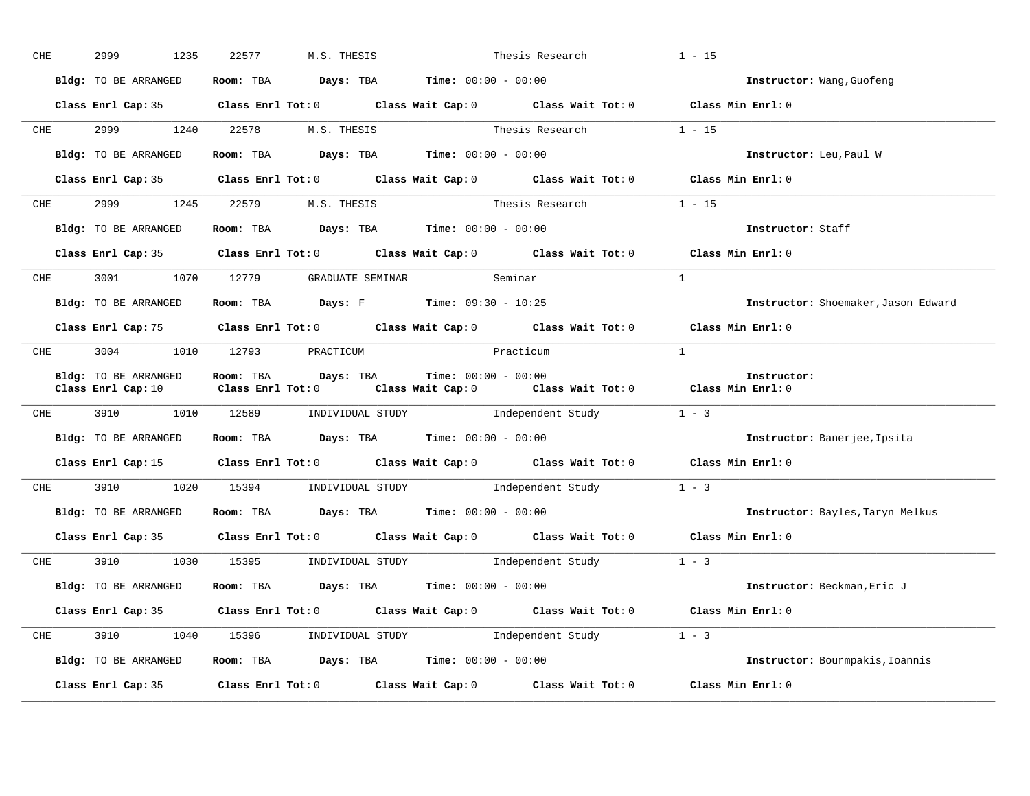CHE 2999 1235 22577 M.S. THESIS Thesis Research 1 - 15

**Bldg:** TO BE ARRANGED **Room:** TBA **Days:** TBA **Time:** 00:00 - 00:00 **Instructor:** Wang,Guofeng

**Class Enrl Cap:** 35 **Class Enrl Tot:** 0 **Class Wait Cap:** 0 **Class Wait Tot:** 0 **Class Min Enrl:** 0

---

CHE 2999 1240 22578 M.S. THESIS Thesis Research 1 - 15

**Bldg:** TO BE ARRANGED **Room:** TBA **Days:** TBA **Time:** 00:00 - 00:00 **Instructor:** Leu,Paul W

**Class Enrl Cap:** 35 **Class Enrl Tot:** 0 **Class Wait Cap:** 0 **Class Wait Tot:** 0 **Class Min Enrl:** 0

---

CHE 2999 1245 22579 M.S. THESIS Thesis Research 1 - 15

**Bldg:** TO BE ARRANGED **Room:** TBA **Days:** TBA **Time:** 00:00 - 00:00 **Instructor:** Staff

**Class Enrl Cap:** 35 **Class Enrl Tot:** 0 **Class Wait Cap:** 0 **Class Wait Tot:** 0 **Class Min Enrl:** 0

---

CHE 3001 1070 12779 GRADUATE SEMINAR Seminar 1

**Bldg:** TO BE ARRANGED **Room:** TBA **Days:** F **Time:** 09:30 - 10:25 **Instructor:** Shoemaker,Jason Edward

**Class Enrl Cap:** 75 **Class Enrl Tot:** 0 **Class Wait Cap:** 0 **Class Wait Tot:** 0 **Class Min Enrl:** 0

---

CHE 3004 1010 12793 PRACTICUM Practicum 1

**Bldg:** TO BE ARRANGED **Room:** TBA **Days:** TBA **Time:** 00:00 - 00:00 **Instructor:**
**Class Enrl Cap:** 10 **Class Enrl Tot:** 0 **Class Wait Cap:** 0 **Class Wait Tot:** 0 **Class Min Enrl:** 0

---

CHE 3910 1010 12589 INDIVIDUAL STUDY Independent Study 1 - 3

**Bldg:** TO BE ARRANGED **Room:** TBA **Days:** TBA **Time:** 00:00 - 00:00 **Instructor:** Banerjee,Ipsita

**Class Enrl Cap:** 15 **Class Enrl Tot:** 0 **Class Wait Cap:** 0 **Class Wait Tot:** 0 **Class Min Enrl:** 0

---

CHE 3910 1020 15394 INDIVIDUAL STUDY Independent Study 1 - 3

**Bldg:** TO BE ARRANGED **Room:** TBA **Days:** TBA **Time:** 00:00 - 00:00 **Instructor:** Bayles,Taryn Melkus

**Class Enrl Cap:** 35 **Class Enrl Tot:** 0 **Class Wait Cap:** 0 **Class Wait Tot:** 0 **Class Min Enrl:** 0

---

CHE 3910 1030 15395 INDIVIDUAL STUDY Independent Study 1 - 3

**Bldg:** TO BE ARRANGED **Room:** TBA **Days:** TBA **Time:** 00:00 - 00:00 **Instructor:** Beckman,Eric J

**Class Enrl Cap:** 35 **Class Enrl Tot:** 0 **Class Wait Cap:** 0 **Class Wait Tot:** 0 **Class Min Enrl:** 0

---

CHE 3910 1040 15396 INDIVIDUAL STUDY Independent Study 1 - 3

**Bldg:** TO BE ARRANGED **Room:** TBA **Days:** TBA **Time:** 00:00 - 00:00 **Instructor:** Bourmpakis,Ioannis

**Class Enrl Cap:** 35 **Class Enrl Tot:** 0 **Class Wait Cap:** 0 **Class Wait Tot:** 0 **Class Min Enrl:** 0

---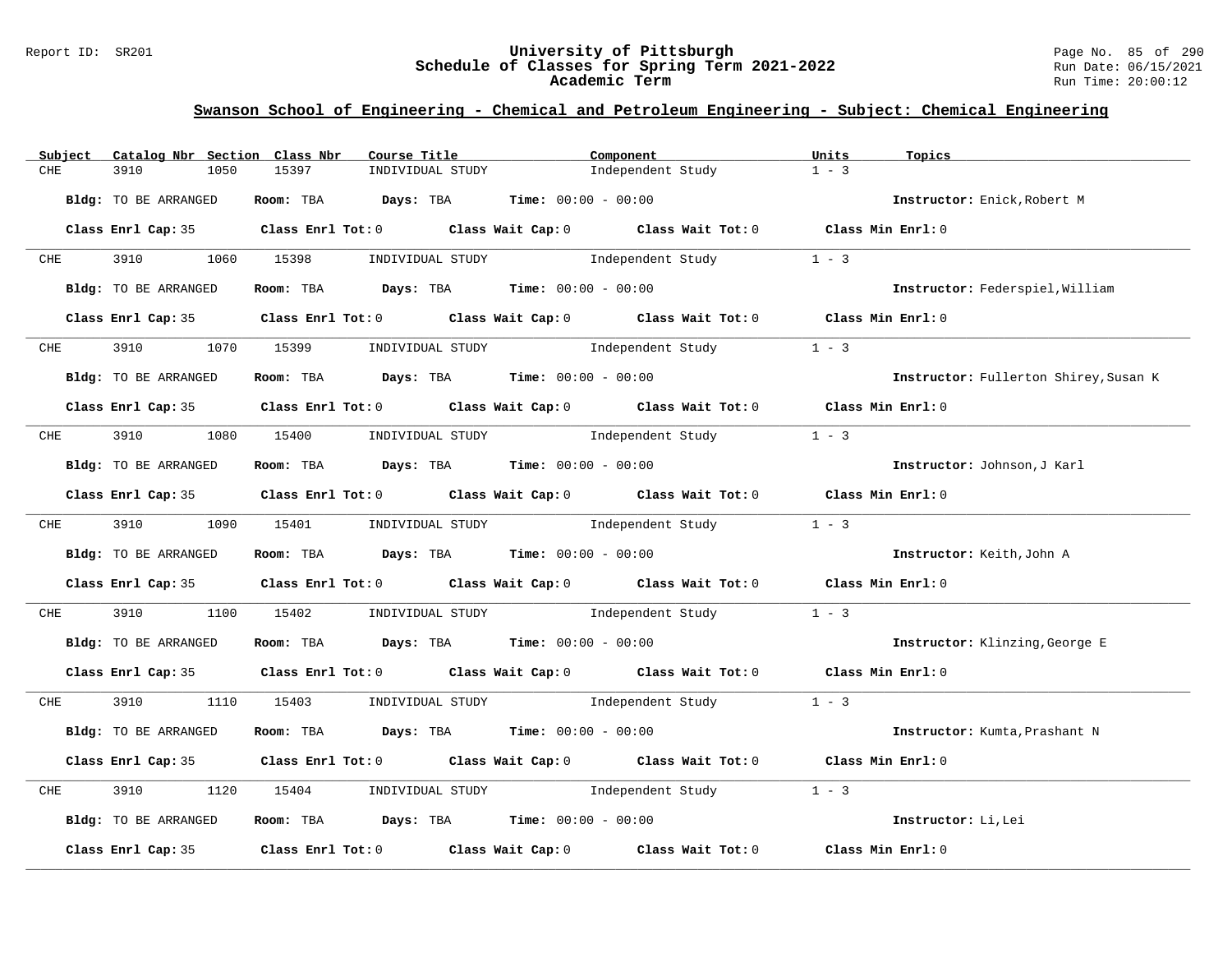## Swanson School of Engineering - Chemical and Petroleum Engineering - Subject: Chemical Engineering

| Subject | Catalog Nbr | Section | Class Nbr | Course Title | Component | Units | Topics |
|---|---|---|---|---|---|---|---|
| CHE | 3910 | 1050 | 15397 | INDIVIDUAL STUDY | Independent Study | 1 - 3 | |

**Bldg:** TO BE ARRANGED **Room:** TBA **Days:** TBA **Time:** 00:00 - 00:00 **Instructor:** Enick,Robert M

**Class Enrl Cap:** 35 **Class Enrl Tot:** 0 **Class Wait Cap:** 0 **Class Wait Tot:** 0 **Class Min Enrl:** 0

| Subject | Catalog Nbr | Section | Class Nbr | Course Title | Component | Units | Topics |
|---|---|---|---|---|---|---|---|
| CHE | 3910 | 1060 | 15398 | INDIVIDUAL STUDY | Independent Study | 1 - 3 | |

**Bldg:** TO BE ARRANGED **Room:** TBA **Days:** TBA **Time:** 00:00 - 00:00 **Instructor:** Federspiel,William

**Class Enrl Cap:** 35 **Class Enrl Tot:** 0 **Class Wait Cap:** 0 **Class Wait Tot:** 0 **Class Min Enrl:** 0

| Subject | Catalog Nbr | Section | Class Nbr | Course Title | Component | Units | Topics |
|---|---|---|---|---|---|---|---|
| CHE | 3910 | 1070 | 15399 | INDIVIDUAL STUDY | Independent Study | 1 - 3 | |

**Bldg:** TO BE ARRANGED **Room:** TBA **Days:** TBA **Time:** 00:00 - 00:00 **Instructor:** Fullerton Shirey,Susan K

**Class Enrl Cap:** 35 **Class Enrl Tot:** 0 **Class Wait Cap:** 0 **Class Wait Tot:** 0 **Class Min Enrl:** 0

| Subject | Catalog Nbr | Section | Class Nbr | Course Title | Component | Units | Topics |
|---|---|---|---|---|---|---|---|
| CHE | 3910 | 1080 | 15400 | INDIVIDUAL STUDY | Independent Study | 1 - 3 | |

**Bldg:** TO BE ARRANGED **Room:** TBA **Days:** TBA **Time:** 00:00 - 00:00 **Instructor:** Johnson,J Karl

**Class Enrl Cap:** 35 **Class Enrl Tot:** 0 **Class Wait Cap:** 0 **Class Wait Tot:** 0 **Class Min Enrl:** 0

| Subject | Catalog Nbr | Section | Class Nbr | Course Title | Component | Units | Topics |
|---|---|---|---|---|---|---|---|
| CHE | 3910 | 1090 | 15401 | INDIVIDUAL STUDY | Independent Study | 1 - 3 | |

**Bldg:** TO BE ARRANGED **Room:** TBA **Days:** TBA **Time:** 00:00 - 00:00 **Instructor:** Keith,John A

**Class Enrl Cap:** 35 **Class Enrl Tot:** 0 **Class Wait Cap:** 0 **Class Wait Tot:** 0 **Class Min Enrl:** 0

| Subject | Catalog Nbr | Section | Class Nbr | Course Title | Component | Units | Topics |
|---|---|---|---|---|---|---|---|
| CHE | 3910 | 1100 | 15402 | INDIVIDUAL STUDY | Independent Study | 1 - 3 | |

**Bldg:** TO BE ARRANGED **Room:** TBA **Days:** TBA **Time:** 00:00 - 00:00 **Instructor:** Klinzing,George E

**Class Enrl Cap:** 35 **Class Enrl Tot:** 0 **Class Wait Cap:** 0 **Class Wait Tot:** 0 **Class Min Enrl:** 0

| Subject | Catalog Nbr | Section | Class Nbr | Course Title | Component | Units | Topics |
|---|---|---|---|---|---|---|---|
| CHE | 3910 | 1110 | 15403 | INDIVIDUAL STUDY | Independent Study | 1 - 3 | |

**Bldg:** TO BE ARRANGED **Room:** TBA **Days:** TBA **Time:** 00:00 - 00:00 **Instructor:** Kumta,Prashant N

**Class Enrl Cap:** 35 **Class Enrl Tot:** 0 **Class Wait Cap:** 0 **Class Wait Tot:** 0 **Class Min Enrl:** 0

| Subject | Catalog Nbr | Section | Class Nbr | Course Title | Component | Units | Topics |
|---|---|---|---|---|---|---|---|
| CHE | 3910 | 1120 | 15404 | INDIVIDUAL STUDY | Independent Study | 1 - 3 | |

**Bldg:** TO BE ARRANGED **Room:** TBA **Days:** TBA **Time:** 00:00 - 00:00 **Instructor:** Li,Lei

**Class Enrl Cap:** 35 **Class Enrl Tot:** 0 **Class Wait Cap:** 0 **Class Wait Tot:** 0 **Class Min Enrl:** 0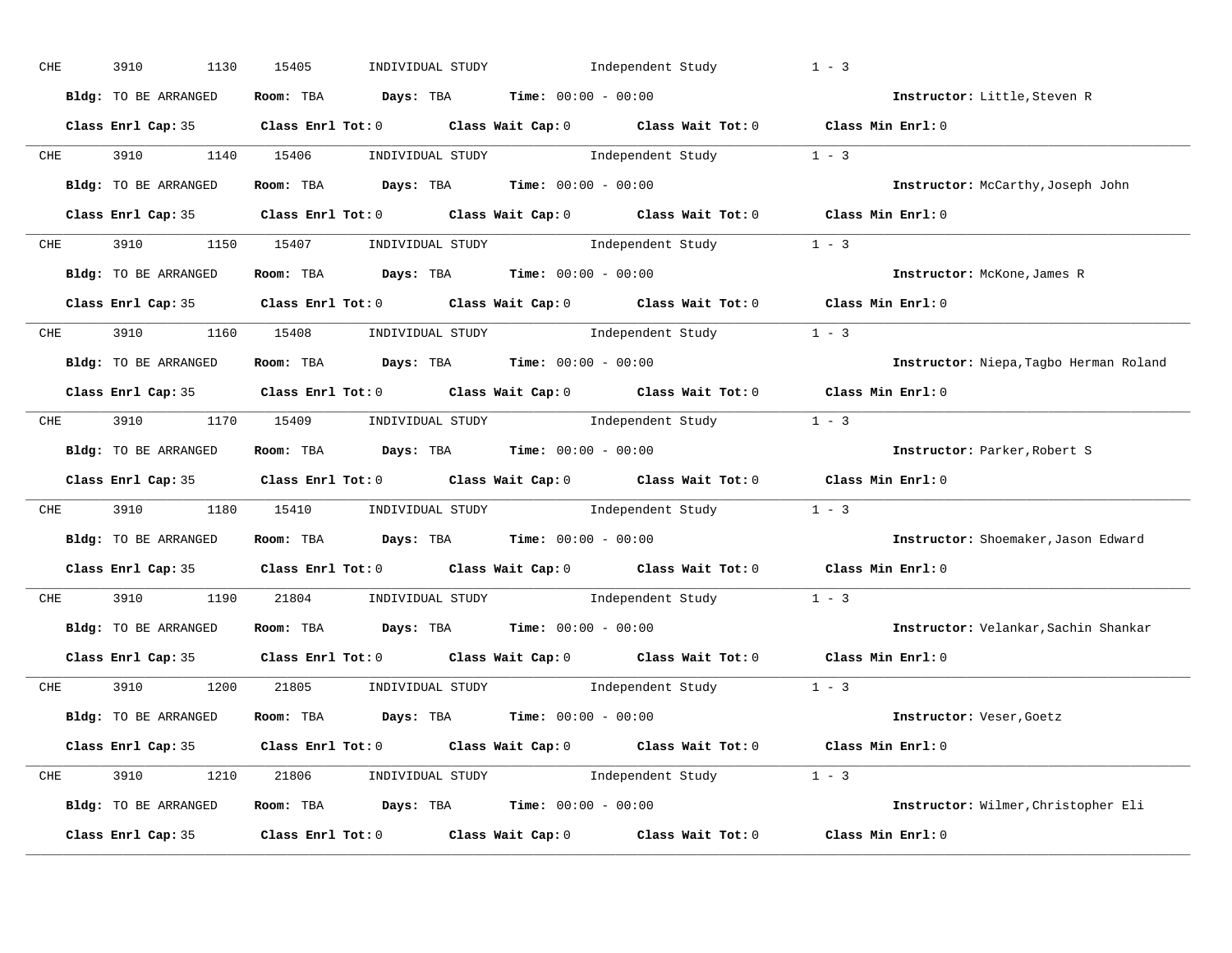CHE 3910 1130 15405 INDIVIDUAL STUDY Independent Study 1 - 3

**Bldg:** TO BE ARRANGED **Room:** TBA **Days:** TBA **Time:** 00:00 - 00:00 **Instructor:** Little,Steven R

**Class Enrl Cap:** 35 **Class Enrl Tot:** 0 **Class Wait Cap:** 0 **Class Wait Tot:** 0 **Class Min Enrl:** 0

---

CHE 3910 1140 15406 INDIVIDUAL STUDY Independent Study 1 - 3

**Bldg:** TO BE ARRANGED **Room:** TBA **Days:** TBA **Time:** 00:00 - 00:00 **Instructor:** McCarthy,Joseph John

**Class Enrl Cap:** 35 **Class Enrl Tot:** 0 **Class Wait Cap:** 0 **Class Wait Tot:** 0 **Class Min Enrl:** 0

---

CHE 3910 1150 15407 INDIVIDUAL STUDY Independent Study 1 - 3

**Bldg:** TO BE ARRANGED **Room:** TBA **Days:** TBA **Time:** 00:00 - 00:00 **Instructor:** McKone,James R

**Class Enrl Cap:** 35 **Class Enrl Tot:** 0 **Class Wait Cap:** 0 **Class Wait Tot:** 0 **Class Min Enrl:** 0

---

CHE 3910 1160 15408 INDIVIDUAL STUDY Independent Study 1 - 3

**Bldg:** TO BE ARRANGED **Room:** TBA **Days:** TBA **Time:** 00:00 - 00:00 **Instructor:** Niepa,Tagbo Herman Roland

**Class Enrl Cap:** 35 **Class Enrl Tot:** 0 **Class Wait Cap:** 0 **Class Wait Tot:** 0 **Class Min Enrl:** 0

---

CHE 3910 1170 15409 INDIVIDUAL STUDY Independent Study 1 - 3

**Bldg:** TO BE ARRANGED **Room:** TBA **Days:** TBA **Time:** 00:00 - 00:00 **Instructor:** Parker,Robert S

**Class Enrl Cap:** 35 **Class Enrl Tot:** 0 **Class Wait Cap:** 0 **Class Wait Tot:** 0 **Class Min Enrl:** 0

---

CHE 3910 1180 15410 INDIVIDUAL STUDY Independent Study 1 - 3

**Bldg:** TO BE ARRANGED **Room:** TBA **Days:** TBA **Time:** 00:00 - 00:00 **Instructor:** Shoemaker,Jason Edward

**Class Enrl Cap:** 35 **Class Enrl Tot:** 0 **Class Wait Cap:** 0 **Class Wait Tot:** 0 **Class Min Enrl:** 0

---

CHE 3910 1190 21804 INDIVIDUAL STUDY Independent Study 1 - 3

**Bldg:** TO BE ARRANGED **Room:** TBA **Days:** TBA **Time:** 00:00 - 00:00 **Instructor:** Velankar,Sachin Shankar

**Class Enrl Cap:** 35 **Class Enrl Tot:** 0 **Class Wait Cap:** 0 **Class Wait Tot:** 0 **Class Min Enrl:** 0

---

CHE 3910 1200 21805 INDIVIDUAL STUDY Independent Study 1 - 3

**Bldg:** TO BE ARRANGED **Room:** TBA **Days:** TBA **Time:** 00:00 - 00:00 **Instructor:** Veser,Goetz

**Class Enrl Cap:** 35 **Class Enrl Tot:** 0 **Class Wait Cap:** 0 **Class Wait Tot:** 0 **Class Min Enrl:** 0

---

CHE 3910 1210 21806 INDIVIDUAL STUDY Independent Study 1 - 3

**Bldg:** TO BE ARRANGED **Room:** TBA **Days:** TBA **Time:** 00:00 - 00:00 **Instructor:** Wilmer,Christopher Eli

**Class Enrl Cap:** 35 **Class Enrl Tot:** 0 **Class Wait Cap:** 0 **Class Wait Tot:** 0 **Class Min Enrl:** 0

---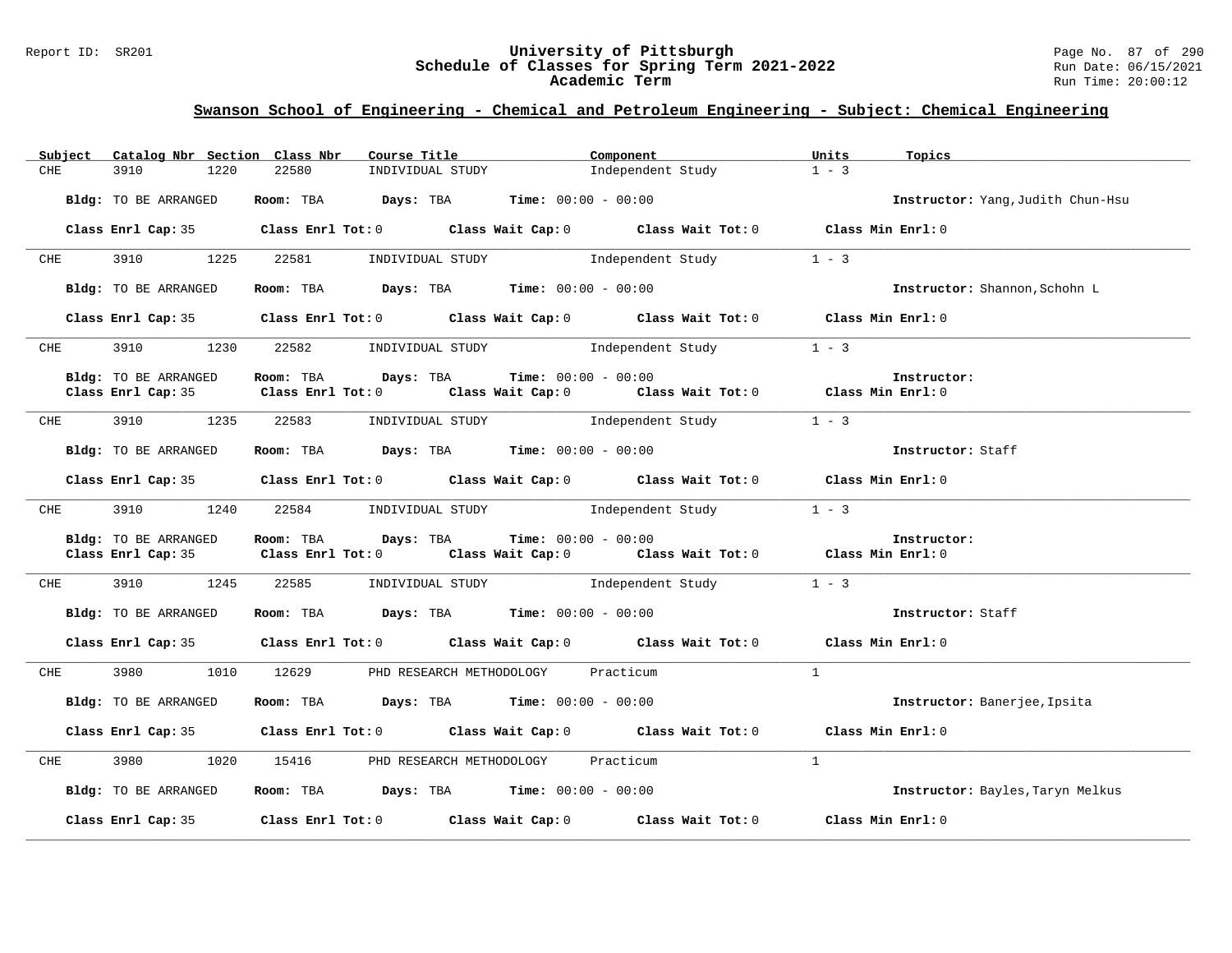## Swanson School of Engineering - Chemical and Petroleum Engineering - Subject: Chemical Engineering

| Subject | Catalog Nbr | Section | Class Nbr | Course Title | Component | Units | Topics |
|---|---|---|---|---|---|---|---|
| CHE | 3910 | 1220 | 22580 | INDIVIDUAL STUDY | Independent Study | 1 - 3 | |

**Bldg:** TO BE ARRANGED **Room:** TBA **Days:** TBA **Time:** 00:00 - 00:00 **Instructor:** Yang,Judith Chun-Hsu

**Class Enrl Cap:** 35 **Class Enrl Tot:** 0 **Class Wait Cap:** 0 **Class Wait Tot:** 0 **Class Min Enrl:** 0

---

| Subject | Catalog Nbr | Section | Class Nbr | Course Title | Component | Units | Topics |
|---|---|---|---|---|---|---|---|
| CHE | 3910 | 1225 | 22581 | INDIVIDUAL STUDY | Independent Study | 1 - 3 | |

**Bldg:** TO BE ARRANGED **Room:** TBA **Days:** TBA **Time:** 00:00 - 00:00 **Instructor:** Shannon,Schohn L

**Class Enrl Cap:** 35 **Class Enrl Tot:** 0 **Class Wait Cap:** 0 **Class Wait Tot:** 0 **Class Min Enrl:** 0

---

| Subject | Catalog Nbr | Section | Class Nbr | Course Title | Component | Units | Topics |
|---|---|---|---|---|---|---|---|
| CHE | 3910 | 1230 | 22582 | INDIVIDUAL STUDY | Independent Study | 1 - 3 | |

**Bldg:** TO BE ARRANGED **Room:** TBA **Days:** TBA **Time:** 00:00 - 00:00 **Instructor:**

**Class Enrl Cap:** 35 **Class Enrl Tot:** 0 **Class Wait Cap:** 0 **Class Wait Tot:** 0 **Class Min Enrl:** 0

---

| Subject | Catalog Nbr | Section | Class Nbr | Course Title | Component | Units | Topics |
|---|---|---|---|---|---|---|---|
| CHE | 3910 | 1235 | 22583 | INDIVIDUAL STUDY | Independent Study | 1 - 3 | |

**Bldg:** TO BE ARRANGED **Room:** TBA **Days:** TBA **Time:** 00:00 - 00:00 **Instructor:** Staff

**Class Enrl Cap:** 35 **Class Enrl Tot:** 0 **Class Wait Cap:** 0 **Class Wait Tot:** 0 **Class Min Enrl:** 0

---

| Subject | Catalog Nbr | Section | Class Nbr | Course Title | Component | Units | Topics |
|---|---|---|---|---|---|---|---|
| CHE | 3910 | 1240 | 22584 | INDIVIDUAL STUDY | Independent Study | 1 - 3 | |

**Bldg:** TO BE ARRANGED **Room:** TBA **Days:** TBA **Time:** 00:00 - 00:00 **Instructor:**

**Class Enrl Cap:** 35 **Class Enrl Tot:** 0 **Class Wait Cap:** 0 **Class Wait Tot:** 0 **Class Min Enrl:** 0

---

| Subject | Catalog Nbr | Section | Class Nbr | Course Title | Component | Units | Topics |
|---|---|---|---|---|---|---|---|
| CHE | 3910 | 1245 | 22585 | INDIVIDUAL STUDY | Independent Study | 1 - 3 | |

**Bldg:** TO BE ARRANGED **Room:** TBA **Days:** TBA **Time:** 00:00 - 00:00 **Instructor:** Staff

**Class Enrl Cap:** 35 **Class Enrl Tot:** 0 **Class Wait Cap:** 0 **Class Wait Tot:** 0 **Class Min Enrl:** 0

---

| Subject | Catalog Nbr | Section | Class Nbr | Course Title | Component | Units | Topics |
|---|---|---|---|---|---|---|---|
| CHE | 3980 | 1010 | 12629 | PHD RESEARCH METHODOLOGY | Practicum | 1 | |

**Bldg:** TO BE ARRANGED **Room:** TBA **Days:** TBA **Time:** 00:00 - 00:00 **Instructor:** Banerjee,Ipsita

**Class Enrl Cap:** 35 **Class Enrl Tot:** 0 **Class Wait Cap:** 0 **Class Wait Tot:** 0 **Class Min Enrl:** 0

---

| Subject | Catalog Nbr | Section | Class Nbr | Course Title | Component | Units | Topics |
|---|---|---|---|---|---|---|---|
| CHE | 3980 | 1020 | 15416 | PHD RESEARCH METHODOLOGY | Practicum | 1 | |

**Bldg:** TO BE ARRANGED **Room:** TBA **Days:** TBA **Time:** 00:00 - 00:00 **Instructor:** Bayles,Taryn Melkus

**Class Enrl Cap:** 35 **Class Enrl Tot:** 0 **Class Wait Cap:** 0 **Class Wait Tot:** 0 **Class Min Enrl:** 0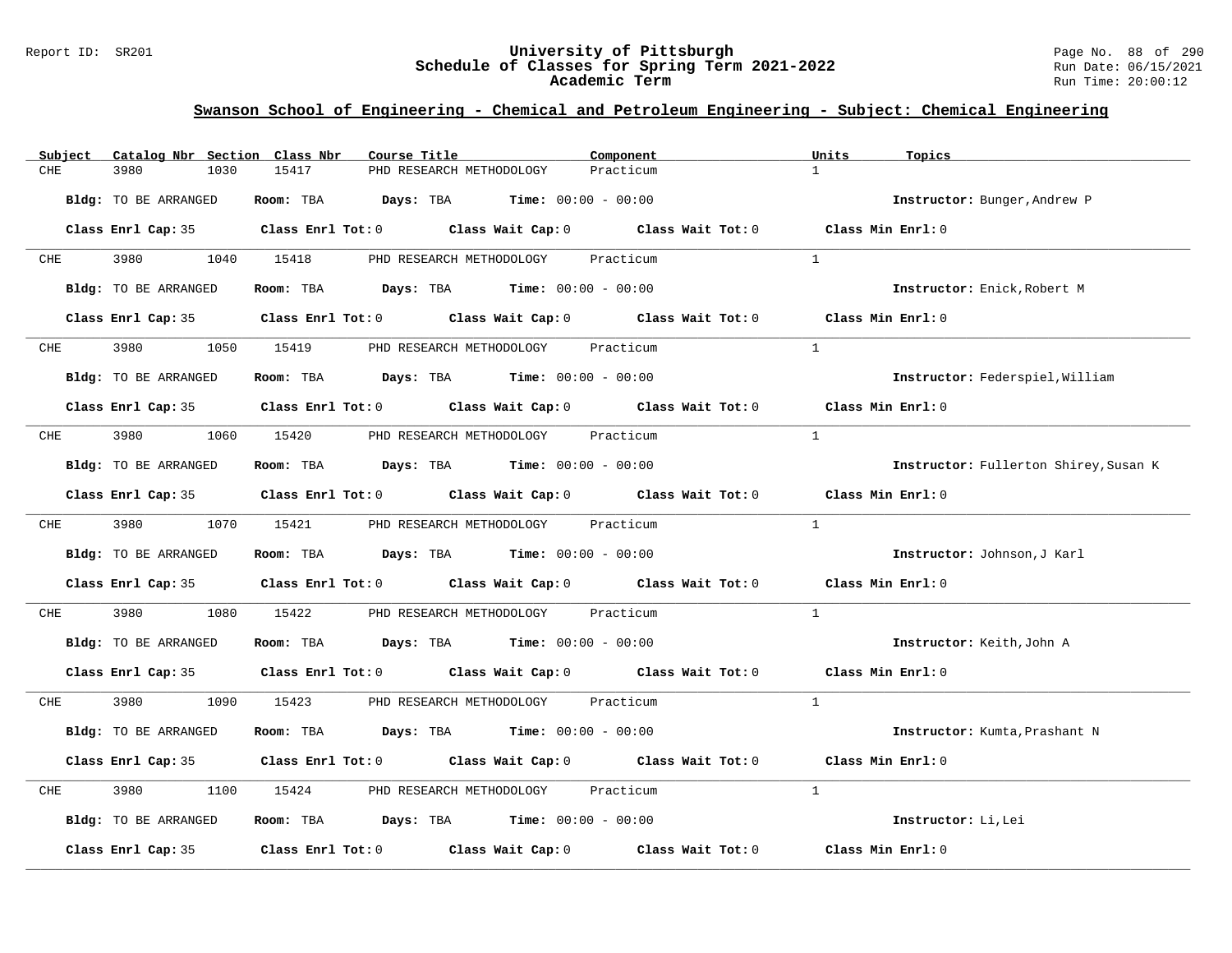## University of Pittsburgh
## Schedule of Classes for Spring Term 2021-2022
## Academic Term

### Swanson School of Engineering - Chemical and Petroleum Engineering - Subject: Chemical Engineering

| Subject | Catalog Nbr | Section | Class Nbr | Course Title | Component | Units | Topics |
|---|---|---|---|---|---|---|---|
| CHE | 3980 | 1030 | 15417 | PHD RESEARCH METHODOLOGY | Practicum | 1 | |

**Bldg:** TO BE ARRANGED **Room:** TBA **Days:** TBA **Time:** 00:00 - 00:00 **Instructor:** Bunger,Andrew P

**Class Enrl Cap:** 35 **Class Enrl Tot:** 0 **Class Wait Cap:** 0 **Class Wait Tot:** 0 **Class Min Enrl:** 0

| Subject | Catalog Nbr | Section | Class Nbr | Course Title | Component | Units | Topics |
|---|---|---|---|---|---|---|---|
| CHE | 3980 | 1040 | 15418 | PHD RESEARCH METHODOLOGY | Practicum | 1 | |

**Bldg:** TO BE ARRANGED **Room:** TBA **Days:** TBA **Time:** 00:00 - 00:00 **Instructor:** Enick,Robert M

**Class Enrl Cap:** 35 **Class Enrl Tot:** 0 **Class Wait Cap:** 0 **Class Wait Tot:** 0 **Class Min Enrl:** 0

| Subject | Catalog Nbr | Section | Class Nbr | Course Title | Component | Units | Topics |
|---|---|---|---|---|---|---|---|
| CHE | 3980 | 1050 | 15419 | PHD RESEARCH METHODOLOGY | Practicum | 1 | |

**Bldg:** TO BE ARRANGED **Room:** TBA **Days:** TBA **Time:** 00:00 - 00:00 **Instructor:** Federspiel,William

**Class Enrl Cap:** 35 **Class Enrl Tot:** 0 **Class Wait Cap:** 0 **Class Wait Tot:** 0 **Class Min Enrl:** 0

| Subject | Catalog Nbr | Section | Class Nbr | Course Title | Component | Units | Topics |
|---|---|---|---|---|---|---|---|
| CHE | 3980 | 1060 | 15420 | PHD RESEARCH METHODOLOGY | Practicum | 1 | |

**Bldg:** TO BE ARRANGED **Room:** TBA **Days:** TBA **Time:** 00:00 - 00:00 **Instructor:** Fullerton Shirey,Susan K

**Class Enrl Cap:** 35 **Class Enrl Tot:** 0 **Class Wait Cap:** 0 **Class Wait Tot:** 0 **Class Min Enrl:** 0

| Subject | Catalog Nbr | Section | Class Nbr | Course Title | Component | Units | Topics |
|---|---|---|---|---|---|---|---|
| CHE | 3980 | 1070 | 15421 | PHD RESEARCH METHODOLOGY | Practicum | 1 | |

**Bldg:** TO BE ARRANGED **Room:** TBA **Days:** TBA **Time:** 00:00 - 00:00 **Instructor:** Johnson,J Karl

**Class Enrl Cap:** 35 **Class Enrl Tot:** 0 **Class Wait Cap:** 0 **Class Wait Tot:** 0 **Class Min Enrl:** 0

| Subject | Catalog Nbr | Section | Class Nbr | Course Title | Component | Units | Topics |
|---|---|---|---|---|---|---|---|
| CHE | 3980 | 1080 | 15422 | PHD RESEARCH METHODOLOGY | Practicum | 1 | |

**Bldg:** TO BE ARRANGED **Room:** TBA **Days:** TBA **Time:** 00:00 - 00:00 **Instructor:** Keith,John A

**Class Enrl Cap:** 35 **Class Enrl Tot:** 0 **Class Wait Cap:** 0 **Class Wait Tot:** 0 **Class Min Enrl:** 0

| Subject | Catalog Nbr | Section | Class Nbr | Course Title | Component | Units | Topics |
|---|---|---|---|---|---|---|---|
| CHE | 3980 | 1090 | 15423 | PHD RESEARCH METHODOLOGY | Practicum | 1 | |

**Bldg:** TO BE ARRANGED **Room:** TBA **Days:** TBA **Time:** 00:00 - 00:00 **Instructor:** Kumta,Prashant N

**Class Enrl Cap:** 35 **Class Enrl Tot:** 0 **Class Wait Cap:** 0 **Class Wait Tot:** 0 **Class Min Enrl:** 0

| Subject | Catalog Nbr | Section | Class Nbr | Course Title | Component | Units | Topics |
|---|---|---|---|---|---|---|---|
| CHE | 3980 | 1100 | 15424 | PHD RESEARCH METHODOLOGY | Practicum | 1 | |

**Bldg:** TO BE ARRANGED **Room:** TBA **Days:** TBA **Time:** 00:00 - 00:00 **Instructor:** Li,Lei

**Class Enrl Cap:** 35 **Class Enrl Tot:** 0 **Class Wait Cap:** 0 **Class Wait Tot:** 0 **Class Min Enrl:** 0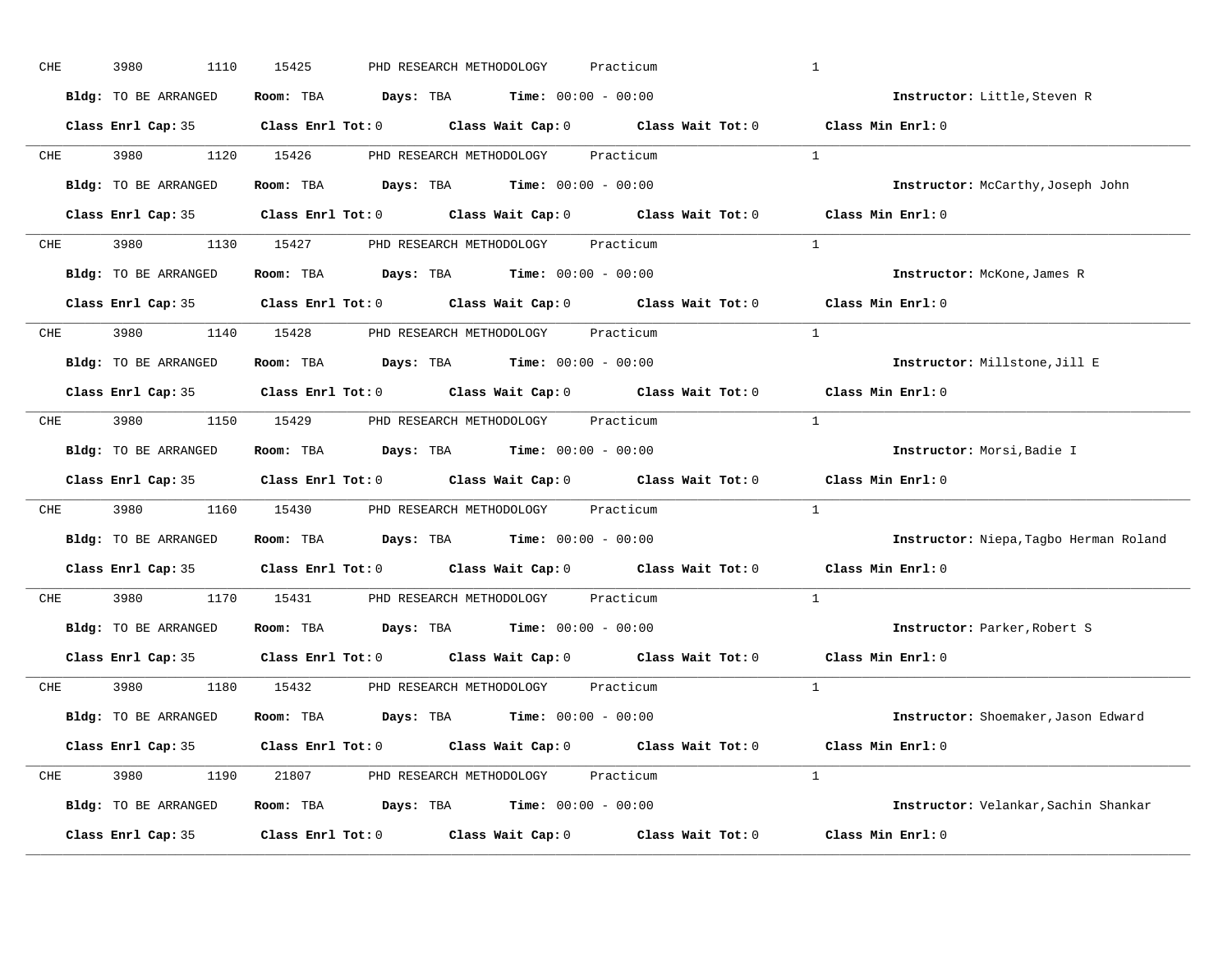CHE 3980 1110 15425 PHD RESEARCH METHODOLOGY Practicum 1

**Bldg:** TO BE ARRANGED **Room:** TBA **Days:** TBA **Time:** 00:00 - 00:00 **Instructor:** Little,Steven R

**Class Enrl Cap:** 35 **Class Enrl Tot:** 0 **Class Wait Cap:** 0 **Class Wait Tot:** 0 **Class Min Enrl:** 0

---

CHE 3980 1120 15426 PHD RESEARCH METHODOLOGY Practicum 1

**Bldg:** TO BE ARRANGED **Room:** TBA **Days:** TBA **Time:** 00:00 - 00:00 **Instructor:** McCarthy,Joseph John

**Class Enrl Cap:** 35 **Class Enrl Tot:** 0 **Class Wait Cap:** 0 **Class Wait Tot:** 0 **Class Min Enrl:** 0

---

CHE 3980 1130 15427 PHD RESEARCH METHODOLOGY Practicum 1

**Bldg:** TO BE ARRANGED **Room:** TBA **Days:** TBA **Time:** 00:00 - 00:00 **Instructor:** McKone,James R

**Class Enrl Cap:** 35 **Class Enrl Tot:** 0 **Class Wait Cap:** 0 **Class Wait Tot:** 0 **Class Min Enrl:** 0

---

CHE 3980 1140 15428 PHD RESEARCH METHODOLOGY Practicum 1

**Bldg:** TO BE ARRANGED **Room:** TBA **Days:** TBA **Time:** 00:00 - 00:00 **Instructor:** Millstone,Jill E

**Class Enrl Cap:** 35 **Class Enrl Tot:** 0 **Class Wait Cap:** 0 **Class Wait Tot:** 0 **Class Min Enrl:** 0

---

CHE 3980 1150 15429 PHD RESEARCH METHODOLOGY Practicum 1

**Bldg:** TO BE ARRANGED **Room:** TBA **Days:** TBA **Time:** 00:00 - 00:00 **Instructor:** Morsi,Badie I

**Class Enrl Cap:** 35 **Class Enrl Tot:** 0 **Class Wait Cap:** 0 **Class Wait Tot:** 0 **Class Min Enrl:** 0

---

CHE 3980 1160 15430 PHD RESEARCH METHODOLOGY Practicum 1

**Bldg:** TO BE ARRANGED **Room:** TBA **Days:** TBA **Time:** 00:00 - 00:00 **Instructor:** Niepa,Tagbo Herman Roland

**Class Enrl Cap:** 35 **Class Enrl Tot:** 0 **Class Wait Cap:** 0 **Class Wait Tot:** 0 **Class Min Enrl:** 0

---

CHE 3980 1170 15431 PHD RESEARCH METHODOLOGY Practicum 1

**Bldg:** TO BE ARRANGED **Room:** TBA **Days:** TBA **Time:** 00:00 - 00:00 **Instructor:** Parker,Robert S

**Class Enrl Cap:** 35 **Class Enrl Tot:** 0 **Class Wait Cap:** 0 **Class Wait Tot:** 0 **Class Min Enrl:** 0

---

CHE 3980 1180 15432 PHD RESEARCH METHODOLOGY Practicum 1

**Bldg:** TO BE ARRANGED **Room:** TBA **Days:** TBA **Time:** 00:00 - 00:00 **Instructor:** Shoemaker,Jason Edward

**Class Enrl Cap:** 35 **Class Enrl Tot:** 0 **Class Wait Cap:** 0 **Class Wait Tot:** 0 **Class Min Enrl:** 0

---

CHE 3980 1190 21807 PHD RESEARCH METHODOLOGY Practicum 1

**Bldg:** TO BE ARRANGED **Room:** TBA **Days:** TBA **Time:** 00:00 - 00:00 **Instructor:** Velankar,Sachin Shankar

**Class Enrl Cap:** 35 **Class Enrl Tot:** 0 **Class Wait Cap:** 0 **Class Wait Tot:** 0 **Class Min Enrl:** 0

---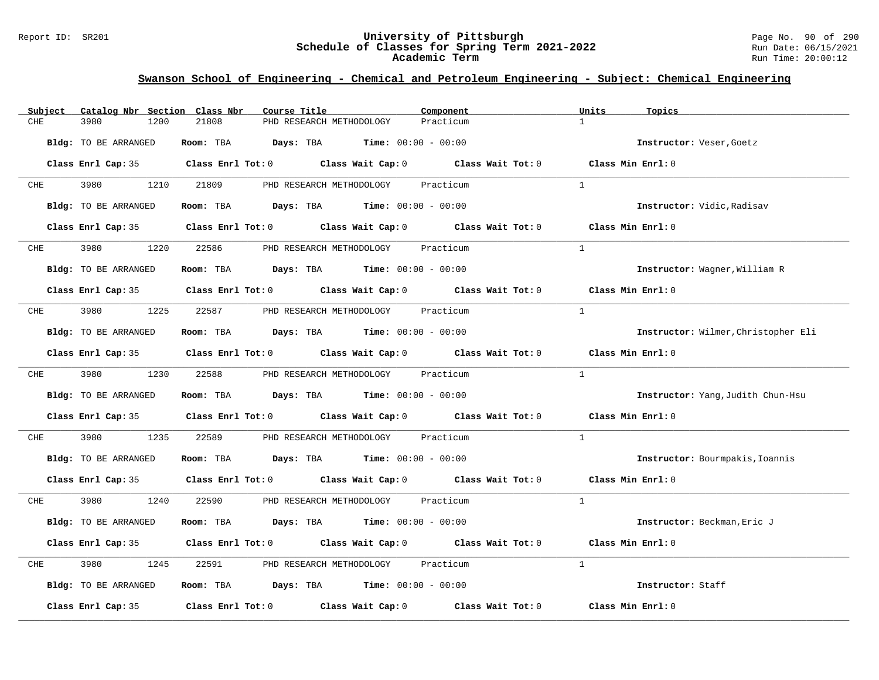## Swanson School of Engineering - Chemical and Petroleum Engineering - Subject: Chemical Engineering

| Subject | Catalog Nbr | Section | Class Nbr | Course Title | Component | Units | Topics |
|---|---|---|---|---|---|---|---|
| CHE | 3980 | 1200 | 21808 | PHD RESEARCH METHODOLOGY | Practicum | 1 | |

**Bldg:** TO BE ARRANGED **Room:** TBA **Days:** TBA **Time:** 00:00 - 00:00 **Instructor:** Veser,Goetz

**Class Enrl Cap:** 35 **Class Enrl Tot:** 0 **Class Wait Cap:** 0 **Class Wait Tot:** 0 **Class Min Enrl:** 0

| Subject | Catalog Nbr | Section | Class Nbr | Course Title | Component | Units | Topics |
|---|---|---|---|---|---|---|---|
| CHE | 3980 | 1210 | 21809 | PHD RESEARCH METHODOLOGY | Practicum | 1 | |

**Bldg:** TO BE ARRANGED **Room:** TBA **Days:** TBA **Time:** 00:00 - 00:00 **Instructor:** Vidic,Radisav

**Class Enrl Cap:** 35 **Class Enrl Tot:** 0 **Class Wait Cap:** 0 **Class Wait Tot:** 0 **Class Min Enrl:** 0

| Subject | Catalog Nbr | Section | Class Nbr | Course Title | Component | Units | Topics |
|---|---|---|---|---|---|---|---|
| CHE | 3980 | 1220 | 22586 | PHD RESEARCH METHODOLOGY | Practicum | 1 | |

**Bldg:** TO BE ARRANGED **Room:** TBA **Days:** TBA **Time:** 00:00 - 00:00 **Instructor:** Wagner,William R

**Class Enrl Cap:** 35 **Class Enrl Tot:** 0 **Class Wait Cap:** 0 **Class Wait Tot:** 0 **Class Min Enrl:** 0

| Subject | Catalog Nbr | Section | Class Nbr | Course Title | Component | Units | Topics |
|---|---|---|---|---|---|---|---|
| CHE | 3980 | 1225 | 22587 | PHD RESEARCH METHODOLOGY | Practicum | 1 | |

**Bldg:** TO BE ARRANGED **Room:** TBA **Days:** TBA **Time:** 00:00 - 00:00 **Instructor:** Wilmer,Christopher Eli

**Class Enrl Cap:** 35 **Class Enrl Tot:** 0 **Class Wait Cap:** 0 **Class Wait Tot:** 0 **Class Min Enrl:** 0

| Subject | Catalog Nbr | Section | Class Nbr | Course Title | Component | Units | Topics |
|---|---|---|---|---|---|---|---|
| CHE | 3980 | 1230 | 22588 | PHD RESEARCH METHODOLOGY | Practicum | 1 | |

**Bldg:** TO BE ARRANGED **Room:** TBA **Days:** TBA **Time:** 00:00 - 00:00 **Instructor:** Yang,Judith Chun-Hsu

**Class Enrl Cap:** 35 **Class Enrl Tot:** 0 **Class Wait Cap:** 0 **Class Wait Tot:** 0 **Class Min Enrl:** 0

| Subject | Catalog Nbr | Section | Class Nbr | Course Title | Component | Units | Topics |
|---|---|---|---|---|---|---|---|
| CHE | 3980 | 1235 | 22589 | PHD RESEARCH METHODOLOGY | Practicum | 1 | |

**Bldg:** TO BE ARRANGED **Room:** TBA **Days:** TBA **Time:** 00:00 - 00:00 **Instructor:** Bourmpakis,Ioannis

**Class Enrl Cap:** 35 **Class Enrl Tot:** 0 **Class Wait Cap:** 0 **Class Wait Tot:** 0 **Class Min Enrl:** 0

| Subject | Catalog Nbr | Section | Class Nbr | Course Title | Component | Units | Topics |
|---|---|---|---|---|---|---|---|
| CHE | 3980 | 1240 | 22590 | PHD RESEARCH METHODOLOGY | Practicum | 1 | |

**Bldg:** TO BE ARRANGED **Room:** TBA **Days:** TBA **Time:** 00:00 - 00:00 **Instructor:** Beckman,Eric J

**Class Enrl Cap:** 35 **Class Enrl Tot:** 0 **Class Wait Cap:** 0 **Class Wait Tot:** 0 **Class Min Enrl:** 0

| Subject | Catalog Nbr | Section | Class Nbr | Course Title | Component | Units | Topics |
|---|---|---|---|---|---|---|---|
| CHE | 3980 | 1245 | 22591 | PHD RESEARCH METHODOLOGY | Practicum | 1 | |

**Bldg:** TO BE ARRANGED **Room:** TBA **Days:** TBA **Time:** 00:00 - 00:00 **Instructor:** Staff

**Class Enrl Cap:** 35 **Class Enrl Tot:** 0 **Class Wait Cap:** 0 **Class Wait Tot:** 0 **Class Min Enrl:** 0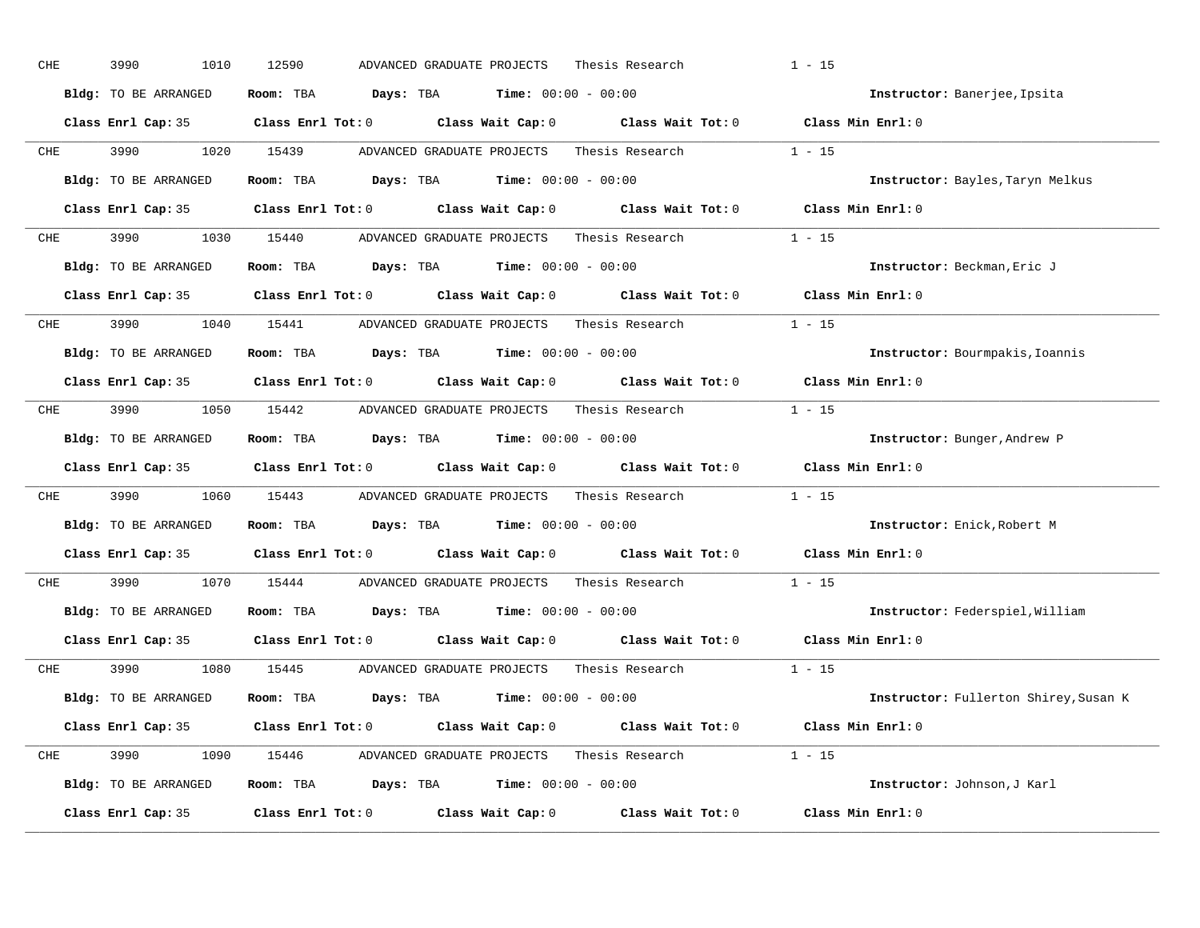CHE 3990 1010 12590 ADVANCED GRADUATE PROJECTS Thesis Research 1 - 15

**Bldg:** TO BE ARRANGED **Room:** TBA **Days:** TBA **Time:** 00:00 - 00:00 **Instructor:** Banerjee,Ipsita

**Class Enrl Cap:** 35 **Class Enrl Tot:** 0 **Class Wait Cap:** 0 **Class Wait Tot:** 0 **Class Min Enrl:** 0

---

CHE 3990 1020 15439 ADVANCED GRADUATE PROJECTS Thesis Research 1 - 15

**Bldg:** TO BE ARRANGED **Room:** TBA **Days:** TBA **Time:** 00:00 - 00:00 **Instructor:** Bayles,Taryn Melkus

**Class Enrl Cap:** 35 **Class Enrl Tot:** 0 **Class Wait Cap:** 0 **Class Wait Tot:** 0 **Class Min Enrl:** 0

---

CHE 3990 1030 15440 ADVANCED GRADUATE PROJECTS Thesis Research 1 - 15

**Bldg:** TO BE ARRANGED **Room:** TBA **Days:** TBA **Time:** 00:00 - 00:00 **Instructor:** Beckman,Eric J

**Class Enrl Cap:** 35 **Class Enrl Tot:** 0 **Class Wait Cap:** 0 **Class Wait Tot:** 0 **Class Min Enrl:** 0

---

CHE 3990 1040 15441 ADVANCED GRADUATE PROJECTS Thesis Research 1 - 15

**Bldg:** TO BE ARRANGED **Room:** TBA **Days:** TBA **Time:** 00:00 - 00:00 **Instructor:** Bourmpakis,Ioannis

**Class Enrl Cap:** 35 **Class Enrl Tot:** 0 **Class Wait Cap:** 0 **Class Wait Tot:** 0 **Class Min Enrl:** 0

---

CHE 3990 1050 15442 ADVANCED GRADUATE PROJECTS Thesis Research 1 - 15

**Bldg:** TO BE ARRANGED **Room:** TBA **Days:** TBA **Time:** 00:00 - 00:00 **Instructor:** Bunger,Andrew P

**Class Enrl Cap:** 35 **Class Enrl Tot:** 0 **Class Wait Cap:** 0 **Class Wait Tot:** 0 **Class Min Enrl:** 0

---

CHE 3990 1060 15443 ADVANCED GRADUATE PROJECTS Thesis Research 1 - 15

**Bldg:** TO BE ARRANGED **Room:** TBA **Days:** TBA **Time:** 00:00 - 00:00 **Instructor:** Enick,Robert M

**Class Enrl Cap:** 35 **Class Enrl Tot:** 0 **Class Wait Cap:** 0 **Class Wait Tot:** 0 **Class Min Enrl:** 0

---

CHE 3990 1070 15444 ADVANCED GRADUATE PROJECTS Thesis Research 1 - 15

**Bldg:** TO BE ARRANGED **Room:** TBA **Days:** TBA **Time:** 00:00 - 00:00 **Instructor:** Federspiel,William

**Class Enrl Cap:** 35 **Class Enrl Tot:** 0 **Class Wait Cap:** 0 **Class Wait Tot:** 0 **Class Min Enrl:** 0

---

CHE 3990 1080 15445 ADVANCED GRADUATE PROJECTS Thesis Research 1 - 15

**Bldg:** TO BE ARRANGED **Room:** TBA **Days:** TBA **Time:** 00:00 - 00:00 **Instructor:** Fullerton Shirey,Susan K

**Class Enrl Cap:** 35 **Class Enrl Tot:** 0 **Class Wait Cap:** 0 **Class Wait Tot:** 0 **Class Min Enrl:** 0

---

CHE 3990 1090 15446 ADVANCED GRADUATE PROJECTS Thesis Research 1 - 15

**Bldg:** TO BE ARRANGED **Room:** TBA **Days:** TBA **Time:** 00:00 - 00:00 **Instructor:** Johnson,J Karl

**Class Enrl Cap:** 35 **Class Enrl Tot:** 0 **Class Wait Cap:** 0 **Class Wait Tot:** 0 **Class Min Enrl:** 0

---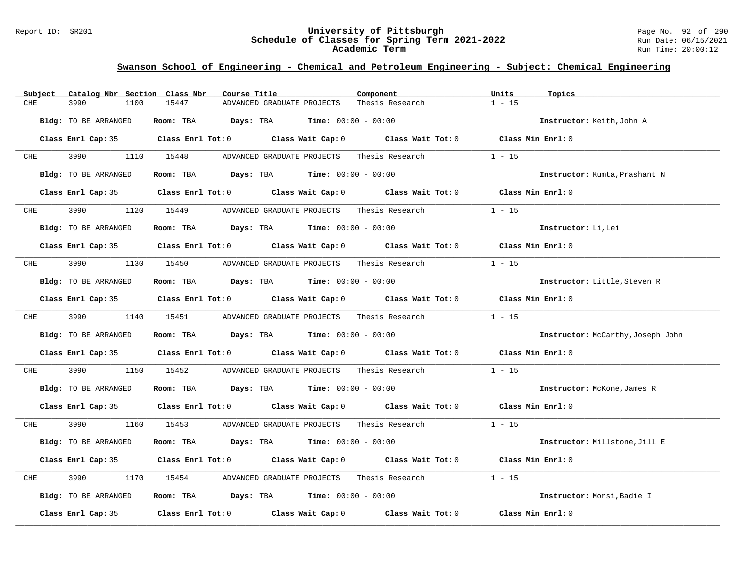## Swanson School of Engineering - Chemical and Petroleum Engineering - Subject: Chemical Engineering

| Subject | Catalog Nbr | Section | Class Nbr | Course Title | Component | Units | Topics |
|---|---|---|---|---|---|---|---|
| CHE | 3990 | 1100 | 15447 | ADVANCED GRADUATE PROJECTS | Thesis Research | 1 - 15 | |

**Bldg:** TO BE ARRANGED **Room:** TBA **Days:** TBA **Time:** 00:00 - 00:00 **Instructor:** Keith,John A

**Class Enrl Cap:** 35 **Class Enrl Tot:** 0 **Class Wait Cap:** 0 **Class Wait Tot:** 0 **Class Min Enrl:** 0

| Subject | Catalog Nbr | Section | Class Nbr | Course Title | Component | Units | Topics |
|---|---|---|---|---|---|---|---|
| CHE | 3990 | 1110 | 15448 | ADVANCED GRADUATE PROJECTS | Thesis Research | 1 - 15 | |

**Bldg:** TO BE ARRANGED **Room:** TBA **Days:** TBA **Time:** 00:00 - 00:00 **Instructor:** Kumta,Prashant N

**Class Enrl Cap:** 35 **Class Enrl Tot:** 0 **Class Wait Cap:** 0 **Class Wait Tot:** 0 **Class Min Enrl:** 0

| Subject | Catalog Nbr | Section | Class Nbr | Course Title | Component | Units | Topics |
|---|---|---|---|---|---|---|---|
| CHE | 3990 | 1120 | 15449 | ADVANCED GRADUATE PROJECTS | Thesis Research | 1 - 15 | |

**Bldg:** TO BE ARRANGED **Room:** TBA **Days:** TBA **Time:** 00:00 - 00:00 **Instructor:** Li,Lei

**Class Enrl Cap:** 35 **Class Enrl Tot:** 0 **Class Wait Cap:** 0 **Class Wait Tot:** 0 **Class Min Enrl:** 0

| Subject | Catalog Nbr | Section | Class Nbr | Course Title | Component | Units | Topics |
|---|---|---|---|---|---|---|---|
| CHE | 3990 | 1130 | 15450 | ADVANCED GRADUATE PROJECTS | Thesis Research | 1 - 15 | |

**Bldg:** TO BE ARRANGED **Room:** TBA **Days:** TBA **Time:** 00:00 - 00:00 **Instructor:** Little,Steven R

**Class Enrl Cap:** 35 **Class Enrl Tot:** 0 **Class Wait Cap:** 0 **Class Wait Tot:** 0 **Class Min Enrl:** 0

| Subject | Catalog Nbr | Section | Class Nbr | Course Title | Component | Units | Topics |
|---|---|---|---|---|---|---|---|
| CHE | 3990 | 1140 | 15451 | ADVANCED GRADUATE PROJECTS | Thesis Research | 1 - 15 | |

**Bldg:** TO BE ARRANGED **Room:** TBA **Days:** TBA **Time:** 00:00 - 00:00 **Instructor:** McCarthy,Joseph John

**Class Enrl Cap:** 35 **Class Enrl Tot:** 0 **Class Wait Cap:** 0 **Class Wait Tot:** 0 **Class Min Enrl:** 0

| Subject | Catalog Nbr | Section | Class Nbr | Course Title | Component | Units | Topics |
|---|---|---|---|---|---|---|---|
| CHE | 3990 | 1150 | 15452 | ADVANCED GRADUATE PROJECTS | Thesis Research | 1 - 15 | |

**Bldg:** TO BE ARRANGED **Room:** TBA **Days:** TBA **Time:** 00:00 - 00:00 **Instructor:** McKone,James R

**Class Enrl Cap:** 35 **Class Enrl Tot:** 0 **Class Wait Cap:** 0 **Class Wait Tot:** 0 **Class Min Enrl:** 0

| Subject | Catalog Nbr | Section | Class Nbr | Course Title | Component | Units | Topics |
|---|---|---|---|---|---|---|---|
| CHE | 3990 | 1160 | 15453 | ADVANCED GRADUATE PROJECTS | Thesis Research | 1 - 15 | |

**Bldg:** TO BE ARRANGED **Room:** TBA **Days:** TBA **Time:** 00:00 - 00:00 **Instructor:** Millstone,Jill E

**Class Enrl Cap:** 35 **Class Enrl Tot:** 0 **Class Wait Cap:** 0 **Class Wait Tot:** 0 **Class Min Enrl:** 0

| Subject | Catalog Nbr | Section | Class Nbr | Course Title | Component | Units | Topics |
|---|---|---|---|---|---|---|---|
| CHE | 3990 | 1170 | 15454 | ADVANCED GRADUATE PROJECTS | Thesis Research | 1 - 15 | |

**Bldg:** TO BE ARRANGED **Room:** TBA **Days:** TBA **Time:** 00:00 - 00:00 **Instructor:** Morsi,Badie I

**Class Enrl Cap:** 35 **Class Enrl Tot:** 0 **Class Wait Cap:** 0 **Class Wait Tot:** 0 **Class Min Enrl:** 0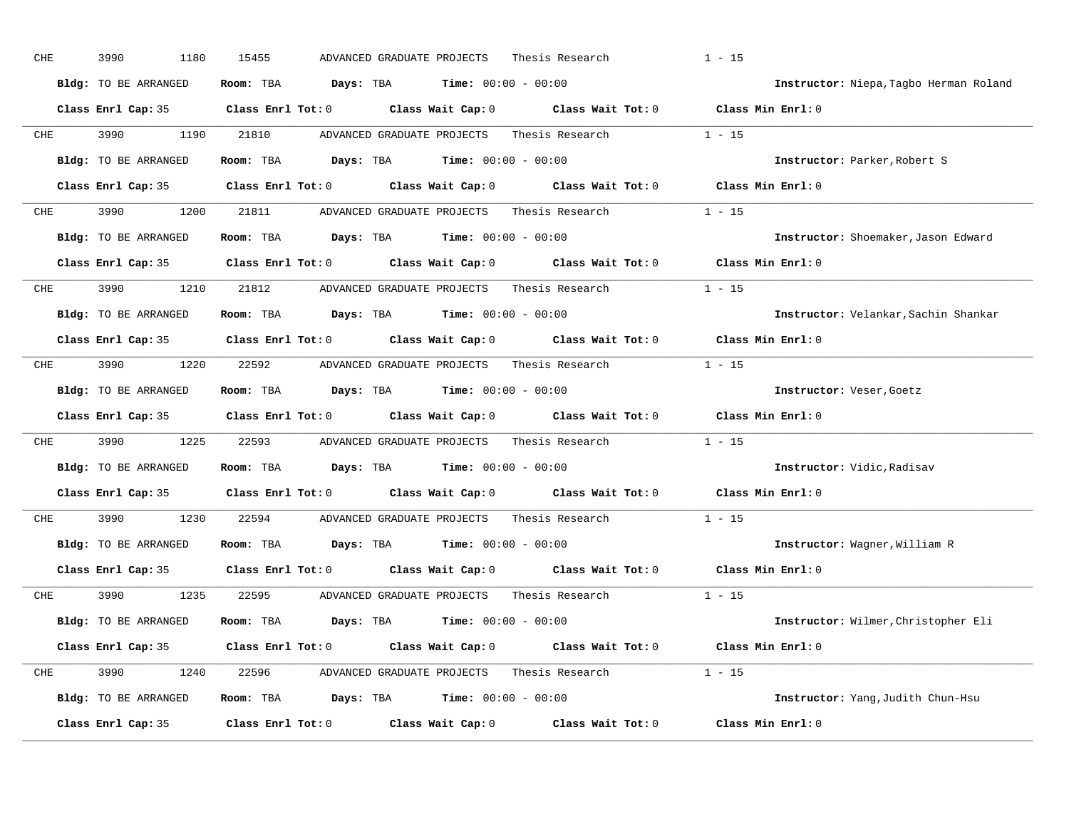CHE 3990 1180 15455 ADVANCED GRADUATE PROJECTS Thesis Research 1 - 15

**Bldg:** TO BE ARRANGED **Room:** TBA **Days:** TBA **Time:** 00:00 - 00:00 **Instructor:** Niepa,Tagbo Herman Roland

**Class Enrl Cap:** 35 **Class Enrl Tot:** 0 **Class Wait Cap:** 0 **Class Wait Tot:** 0 **Class Min Enrl:** 0

---

CHE 3990 1190 21810 ADVANCED GRADUATE PROJECTS Thesis Research 1 - 15

**Bldg:** TO BE ARRANGED **Room:** TBA **Days:** TBA **Time:** 00:00 - 00:00 **Instructor:** Parker,Robert S

**Class Enrl Cap:** 35 **Class Enrl Tot:** 0 **Class Wait Cap:** 0 **Class Wait Tot:** 0 **Class Min Enrl:** 0

---

CHE 3990 1200 21811 ADVANCED GRADUATE PROJECTS Thesis Research 1 - 15

**Bldg:** TO BE ARRANGED **Room:** TBA **Days:** TBA **Time:** 00:00 - 00:00 **Instructor:** Shoemaker,Jason Edward

**Class Enrl Cap:** 35 **Class Enrl Tot:** 0 **Class Wait Cap:** 0 **Class Wait Tot:** 0 **Class Min Enrl:** 0

---

CHE 3990 1210 21812 ADVANCED GRADUATE PROJECTS Thesis Research 1 - 15

**Bldg:** TO BE ARRANGED **Room:** TBA **Days:** TBA **Time:** 00:00 - 00:00 **Instructor:** Velankar,Sachin Shankar

**Class Enrl Cap:** 35 **Class Enrl Tot:** 0 **Class Wait Cap:** 0 **Class Wait Tot:** 0 **Class Min Enrl:** 0

---

CHE 3990 1220 22592 ADVANCED GRADUATE PROJECTS Thesis Research 1 - 15

**Bldg:** TO BE ARRANGED **Room:** TBA **Days:** TBA **Time:** 00:00 - 00:00 **Instructor:** Veser,Goetz

**Class Enrl Cap:** 35 **Class Enrl Tot:** 0 **Class Wait Cap:** 0 **Class Wait Tot:** 0 **Class Min Enrl:** 0

---

CHE 3990 1225 22593 ADVANCED GRADUATE PROJECTS Thesis Research 1 - 15

**Bldg:** TO BE ARRANGED **Room:** TBA **Days:** TBA **Time:** 00:00 - 00:00 **Instructor:** Vidic,Radisav

**Class Enrl Cap:** 35 **Class Enrl Tot:** 0 **Class Wait Cap:** 0 **Class Wait Tot:** 0 **Class Min Enrl:** 0

---

CHE 3990 1230 22594 ADVANCED GRADUATE PROJECTS Thesis Research 1 - 15

**Bldg:** TO BE ARRANGED **Room:** TBA **Days:** TBA **Time:** 00:00 - 00:00 **Instructor:** Wagner,William R

**Class Enrl Cap:** 35 **Class Enrl Tot:** 0 **Class Wait Cap:** 0 **Class Wait Tot:** 0 **Class Min Enrl:** 0

---

CHE 3990 1235 22595 ADVANCED GRADUATE PROJECTS Thesis Research 1 - 15

**Bldg:** TO BE ARRANGED **Room:** TBA **Days:** TBA **Time:** 00:00 - 00:00 **Instructor:** Wilmer,Christopher Eli

**Class Enrl Cap:** 35 **Class Enrl Tot:** 0 **Class Wait Cap:** 0 **Class Wait Tot:** 0 **Class Min Enrl:** 0

---

CHE 3990 1240 22596 ADVANCED GRADUATE PROJECTS Thesis Research 1 - 15

**Bldg:** TO BE ARRANGED **Room:** TBA **Days:** TBA **Time:** 00:00 - 00:00 **Instructor:** Yang,Judith Chun-Hsu

**Class Enrl Cap:** 35 **Class Enrl Tot:** 0 **Class Wait Cap:** 0 **Class Wait Tot:** 0 **Class Min Enrl:** 0

---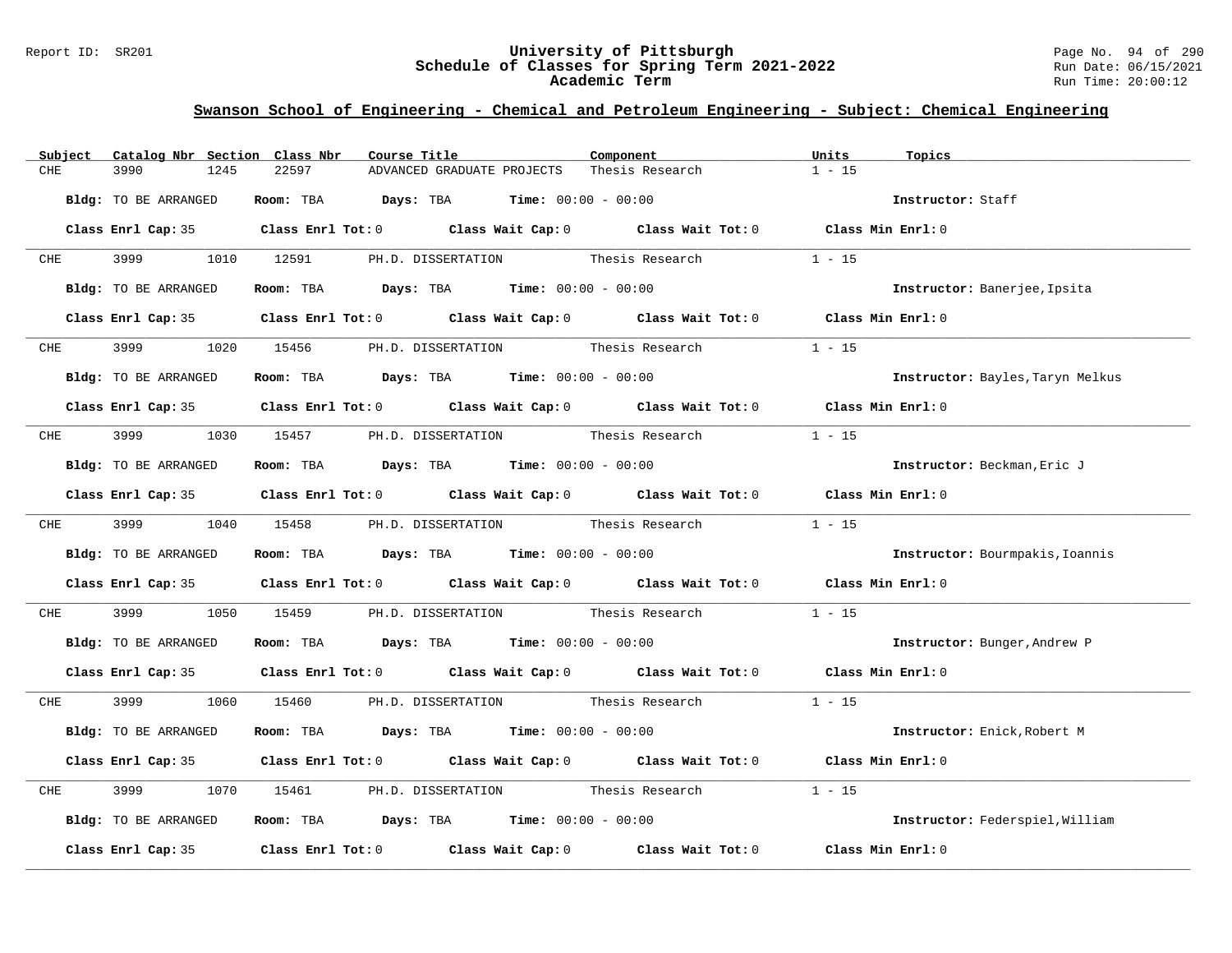## Swanson School of Engineering - Chemical and Petroleum Engineering - Subject: Chemical Engineering

| Subject | Catalog Nbr | Section | Class Nbr | Course Title | Component | Units | Topics |
|---|---|---|---|---|---|---|---|
| CHE | 3990 | 1245 | 22597 | ADVANCED GRADUATE PROJECTS | Thesis Research | 1 - 15 | |

**Bldg:** TO BE ARRANGED **Room:** TBA **Days:** TBA **Time:** 00:00 - 00:00 **Instructor:** Staff

**Class Enrl Cap:** 35 **Class Enrl Tot:** 0 **Class Wait Cap:** 0 **Class Wait Tot:** 0 **Class Min Enrl:** 0

---

| Subject | Catalog Nbr | Section | Class Nbr | Course Title | Component | Units | Topics |
|---|---|---|---|---|---|---|---|
| CHE | 3999 | 1010 | 12591 | PH.D. DISSERTATION | Thesis Research | 1 - 15 | |

**Bldg:** TO BE ARRANGED **Room:** TBA **Days:** TBA **Time:** 00:00 - 00:00 **Instructor:** Banerjee,Ipsita

**Class Enrl Cap:** 35 **Class Enrl Tot:** 0 **Class Wait Cap:** 0 **Class Wait Tot:** 0 **Class Min Enrl:** 0

---

| Subject | Catalog Nbr | Section | Class Nbr | Course Title | Component | Units | Topics |
|---|---|---|---|---|---|---|---|
| CHE | 3999 | 1020 | 15456 | PH.D. DISSERTATION | Thesis Research | 1 - 15 | |

**Bldg:** TO BE ARRANGED **Room:** TBA **Days:** TBA **Time:** 00:00 - 00:00 **Instructor:** Bayles,Taryn Melkus

**Class Enrl Cap:** 35 **Class Enrl Tot:** 0 **Class Wait Cap:** 0 **Class Wait Tot:** 0 **Class Min Enrl:** 0

---

| Subject | Catalog Nbr | Section | Class Nbr | Course Title | Component | Units | Topics |
|---|---|---|---|---|---|---|---|
| CHE | 3999 | 1030 | 15457 | PH.D. DISSERTATION | Thesis Research | 1 - 15 | |

**Bldg:** TO BE ARRANGED **Room:** TBA **Days:** TBA **Time:** 00:00 - 00:00 **Instructor:** Beckman,Eric J

**Class Enrl Cap:** 35 **Class Enrl Tot:** 0 **Class Wait Cap:** 0 **Class Wait Tot:** 0 **Class Min Enrl:** 0

---

| Subject | Catalog Nbr | Section | Class Nbr | Course Title | Component | Units | Topics |
|---|---|---|---|---|---|---|---|
| CHE | 3999 | 1040 | 15458 | PH.D. DISSERTATION | Thesis Research | 1 - 15 | |

**Bldg:** TO BE ARRANGED **Room:** TBA **Days:** TBA **Time:** 00:00 - 00:00 **Instructor:** Bourmpakis,Ioannis

**Class Enrl Cap:** 35 **Class Enrl Tot:** 0 **Class Wait Cap:** 0 **Class Wait Tot:** 0 **Class Min Enrl:** 0

---

| Subject | Catalog Nbr | Section | Class Nbr | Course Title | Component | Units | Topics |
|---|---|---|---|---|---|---|---|
| CHE | 3999 | 1050 | 15459 | PH.D. DISSERTATION | Thesis Research | 1 - 15 | |

**Bldg:** TO BE ARRANGED **Room:** TBA **Days:** TBA **Time:** 00:00 - 00:00 **Instructor:** Bunger,Andrew P

**Class Enrl Cap:** 35 **Class Enrl Tot:** 0 **Class Wait Cap:** 0 **Class Wait Tot:** 0 **Class Min Enrl:** 0

---

| Subject | Catalog Nbr | Section | Class Nbr | Course Title | Component | Units | Topics |
|---|---|---|---|---|---|---|---|
| CHE | 3999 | 1060 | 15460 | PH.D. DISSERTATION | Thesis Research | 1 - 15 | |

**Bldg:** TO BE ARRANGED **Room:** TBA **Days:** TBA **Time:** 00:00 - 00:00 **Instructor:** Enick,Robert M

**Class Enrl Cap:** 35 **Class Enrl Tot:** 0 **Class Wait Cap:** 0 **Class Wait Tot:** 0 **Class Min Enrl:** 0

---

| Subject | Catalog Nbr | Section | Class Nbr | Course Title | Component | Units | Topics |
|---|---|---|---|---|---|---|---|
| CHE | 3999 | 1070 | 15461 | PH.D. DISSERTATION | Thesis Research | 1 - 15 | |

**Bldg:** TO BE ARRANGED **Room:** TBA **Days:** TBA **Time:** 00:00 - 00:00 **Instructor:** Federspiel,William

**Class Enrl Cap:** 35 **Class Enrl Tot:** 0 **Class Wait Cap:** 0 **Class Wait Tot:** 0 **Class Min Enrl:** 0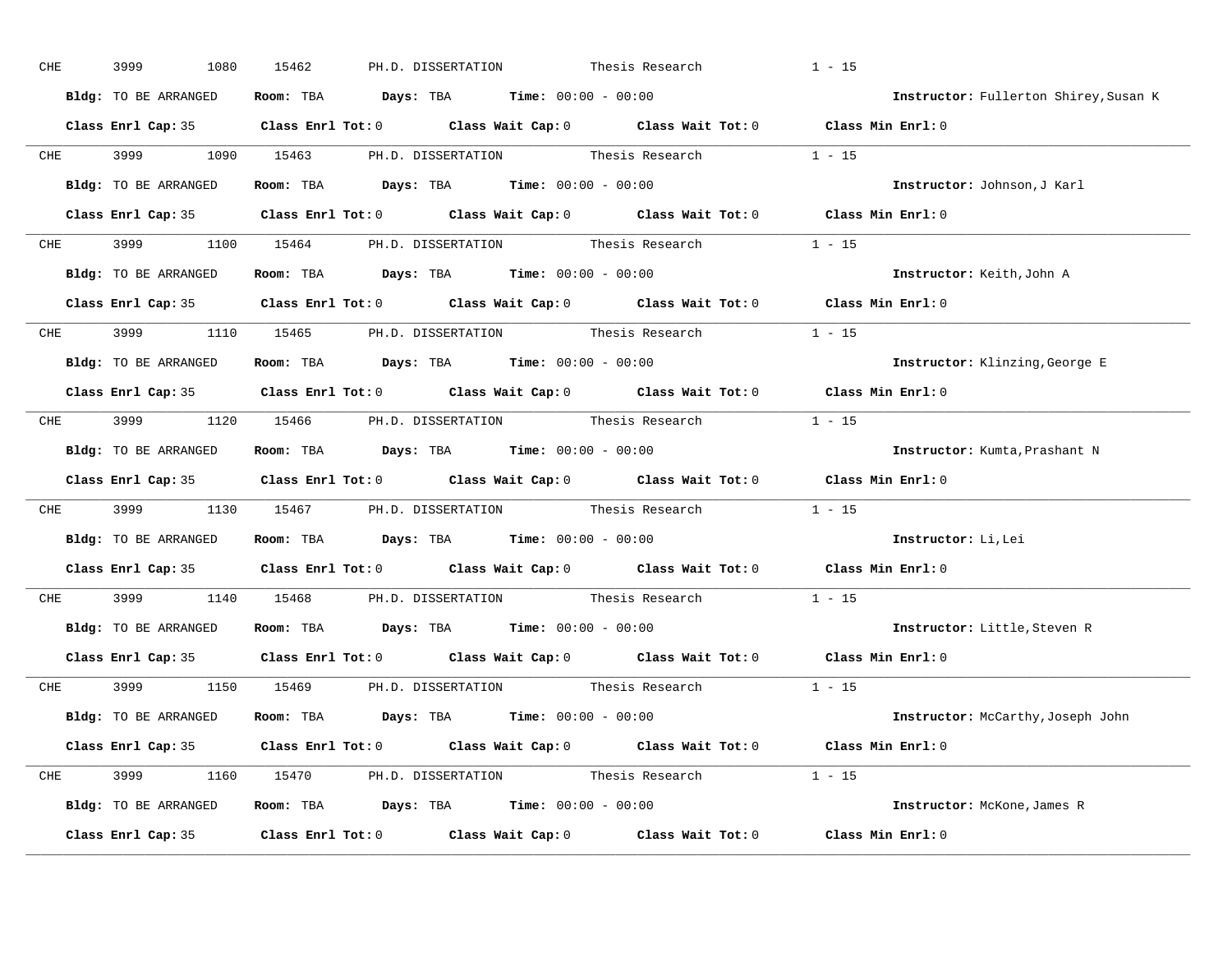CHE 3999 1080 15462 PH.D. DISSERTATION Thesis Research 1 - 15

**Bldg:** TO BE ARRANGED **Room:** TBA **Days:** TBA **Time:** 00:00 - 00:00 **Instructor:** Fullerton Shirey,Susan K

**Class Enrl Cap:** 35 **Class Enrl Tot:** 0 **Class Wait Cap:** 0 **Class Wait Tot:** 0 **Class Min Enrl:** 0

---

CHE 3999 1090 15463 PH.D. DISSERTATION Thesis Research 1 - 15

**Bldg:** TO BE ARRANGED **Room:** TBA **Days:** TBA **Time:** 00:00 - 00:00 **Instructor:** Johnson,J Karl

**Class Enrl Cap:** 35 **Class Enrl Tot:** 0 **Class Wait Cap:** 0 **Class Wait Tot:** 0 **Class Min Enrl:** 0

---

CHE 3999 1100 15464 PH.D. DISSERTATION Thesis Research 1 - 15

**Bldg:** TO BE ARRANGED **Room:** TBA **Days:** TBA **Time:** 00:00 - 00:00 **Instructor:** Keith,John A

**Class Enrl Cap:** 35 **Class Enrl Tot:** 0 **Class Wait Cap:** 0 **Class Wait Tot:** 0 **Class Min Enrl:** 0

---

CHE 3999 1110 15465 PH.D. DISSERTATION Thesis Research 1 - 15

**Bldg:** TO BE ARRANGED **Room:** TBA **Days:** TBA **Time:** 00:00 - 00:00 **Instructor:** Klinzing,George E

**Class Enrl Cap:** 35 **Class Enrl Tot:** 0 **Class Wait Cap:** 0 **Class Wait Tot:** 0 **Class Min Enrl:** 0

---

CHE 3999 1120 15466 PH.D. DISSERTATION Thesis Research 1 - 15

**Bldg:** TO BE ARRANGED **Room:** TBA **Days:** TBA **Time:** 00:00 - 00:00 **Instructor:** Kumta,Prashant N

**Class Enrl Cap:** 35 **Class Enrl Tot:** 0 **Class Wait Cap:** 0 **Class Wait Tot:** 0 **Class Min Enrl:** 0

---

CHE 3999 1130 15467 PH.D. DISSERTATION Thesis Research 1 - 15

**Bldg:** TO BE ARRANGED **Room:** TBA **Days:** TBA **Time:** 00:00 - 00:00 **Instructor:** Li,Lei

**Class Enrl Cap:** 35 **Class Enrl Tot:** 0 **Class Wait Cap:** 0 **Class Wait Tot:** 0 **Class Min Enrl:** 0

---

CHE 3999 1140 15468 PH.D. DISSERTATION Thesis Research 1 - 15

**Bldg:** TO BE ARRANGED **Room:** TBA **Days:** TBA **Time:** 00:00 - 00:00 **Instructor:** Little,Steven R

**Class Enrl Cap:** 35 **Class Enrl Tot:** 0 **Class Wait Cap:** 0 **Class Wait Tot:** 0 **Class Min Enrl:** 0

---

CHE 3999 1150 15469 PH.D. DISSERTATION Thesis Research 1 - 15

**Bldg:** TO BE ARRANGED **Room:** TBA **Days:** TBA **Time:** 00:00 - 00:00 **Instructor:** McCarthy,Joseph John

**Class Enrl Cap:** 35 **Class Enrl Tot:** 0 **Class Wait Cap:** 0 **Class Wait Tot:** 0 **Class Min Enrl:** 0

---

CHE 3999 1160 15470 PH.D. DISSERTATION Thesis Research 1 - 15

**Bldg:** TO BE ARRANGED **Room:** TBA **Days:** TBA **Time:** 00:00 - 00:00 **Instructor:** McKone,James R

**Class Enrl Cap:** 35 **Class Enrl Tot:** 0 **Class Wait Cap:** 0 **Class Wait Tot:** 0 **Class Min Enrl:** 0

---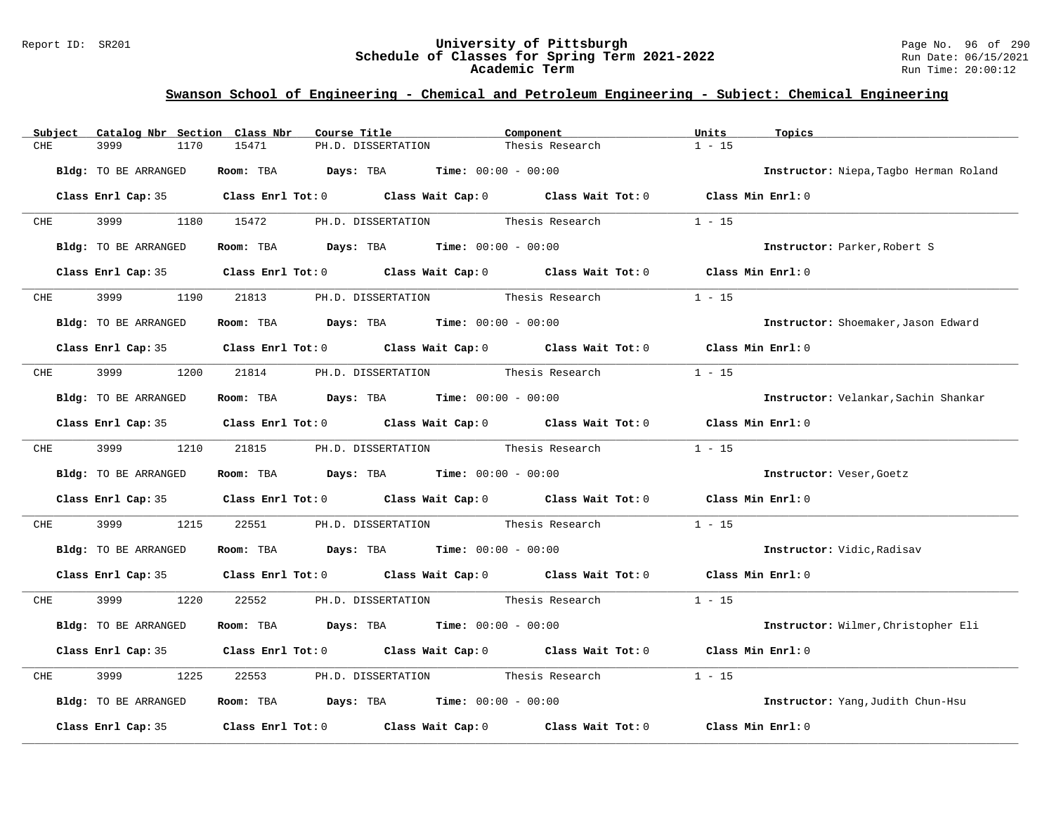## Swanson School of Engineering - Chemical and Petroleum Engineering - Subject: Chemical Engineering

| Subject | Catalog Nbr | Section | Class Nbr | Course Title | Component | Units | Topics |
|---|---|---|---|---|---|---|---|
| CHE | 3999 | 1170 | 15471 | PH.D. DISSERTATION | Thesis Research | 1 - 15 | |

**Bldg:** TO BE ARRANGED **Room:** TBA **Days:** TBA **Time:** 00:00 - 00:00 **Instructor:** Niepa,Tagbo Herman Roland

**Class Enrl Cap:** 35 **Class Enrl Tot:** 0 **Class Wait Cap:** 0 **Class Wait Tot:** 0 **Class Min Enrl:** 0

| Subject | Catalog Nbr | Section | Class Nbr | Course Title | Component | Units | Topics |
|---|---|---|---|---|---|---|---|
| CHE | 3999 | 1180 | 15472 | PH.D. DISSERTATION | Thesis Research | 1 - 15 | |

**Bldg:** TO BE ARRANGED **Room:** TBA **Days:** TBA **Time:** 00:00 - 00:00 **Instructor:** Parker,Robert S

**Class Enrl Cap:** 35 **Class Enrl Tot:** 0 **Class Wait Cap:** 0 **Class Wait Tot:** 0 **Class Min Enrl:** 0

| Subject | Catalog Nbr | Section | Class Nbr | Course Title | Component | Units | Topics |
|---|---|---|---|---|---|---|---|
| CHE | 3999 | 1190 | 21813 | PH.D. DISSERTATION | Thesis Research | 1 - 15 | |

**Bldg:** TO BE ARRANGED **Room:** TBA **Days:** TBA **Time:** 00:00 - 00:00 **Instructor:** Shoemaker,Jason Edward

**Class Enrl Cap:** 35 **Class Enrl Tot:** 0 **Class Wait Cap:** 0 **Class Wait Tot:** 0 **Class Min Enrl:** 0

| Subject | Catalog Nbr | Section | Class Nbr | Course Title | Component | Units | Topics |
|---|---|---|---|---|---|---|---|
| CHE | 3999 | 1200 | 21814 | PH.D. DISSERTATION | Thesis Research | 1 - 15 | |

**Bldg:** TO BE ARRANGED **Room:** TBA **Days:** TBA **Time:** 00:00 - 00:00 **Instructor:** Velankar,Sachin Shankar

**Class Enrl Cap:** 35 **Class Enrl Tot:** 0 **Class Wait Cap:** 0 **Class Wait Tot:** 0 **Class Min Enrl:** 0

| Subject | Catalog Nbr | Section | Class Nbr | Course Title | Component | Units | Topics |
|---|---|---|---|---|---|---|---|
| CHE | 3999 | 1210 | 21815 | PH.D. DISSERTATION | Thesis Research | 1 - 15 | |

**Bldg:** TO BE ARRANGED **Room:** TBA **Days:** TBA **Time:** 00:00 - 00:00 **Instructor:** Veser,Goetz

**Class Enrl Cap:** 35 **Class Enrl Tot:** 0 **Class Wait Cap:** 0 **Class Wait Tot:** 0 **Class Min Enrl:** 0

| Subject | Catalog Nbr | Section | Class Nbr | Course Title | Component | Units | Topics |
|---|---|---|---|---|---|---|---|
| CHE | 3999 | 1215 | 22551 | PH.D. DISSERTATION | Thesis Research | 1 - 15 | |

**Bldg:** TO BE ARRANGED **Room:** TBA **Days:** TBA **Time:** 00:00 - 00:00 **Instructor:** Vidic,Radisav

**Class Enrl Cap:** 35 **Class Enrl Tot:** 0 **Class Wait Cap:** 0 **Class Wait Tot:** 0 **Class Min Enrl:** 0

| Subject | Catalog Nbr | Section | Class Nbr | Course Title | Component | Units | Topics |
|---|---|---|---|---|---|---|---|
| CHE | 3999 | 1220 | 22552 | PH.D. DISSERTATION | Thesis Research | 1 - 15 | |

**Bldg:** TO BE ARRANGED **Room:** TBA **Days:** TBA **Time:** 00:00 - 00:00 **Instructor:** Wilmer,Christopher Eli

**Class Enrl Cap:** 35 **Class Enrl Tot:** 0 **Class Wait Cap:** 0 **Class Wait Tot:** 0 **Class Min Enrl:** 0

| Subject | Catalog Nbr | Section | Class Nbr | Course Title | Component | Units | Topics |
|---|---|---|---|---|---|---|---|
| CHE | 3999 | 1225 | 22553 | PH.D. DISSERTATION | Thesis Research | 1 - 15 | |

**Bldg:** TO BE ARRANGED **Room:** TBA **Days:** TBA **Time:** 00:00 - 00:00 **Instructor:** Yang,Judith Chun-Hsu

**Class Enrl Cap:** 35 **Class Enrl Tot:** 0 **Class Wait Cap:** 0 **Class Wait Tot:** 0 **Class Min Enrl:** 0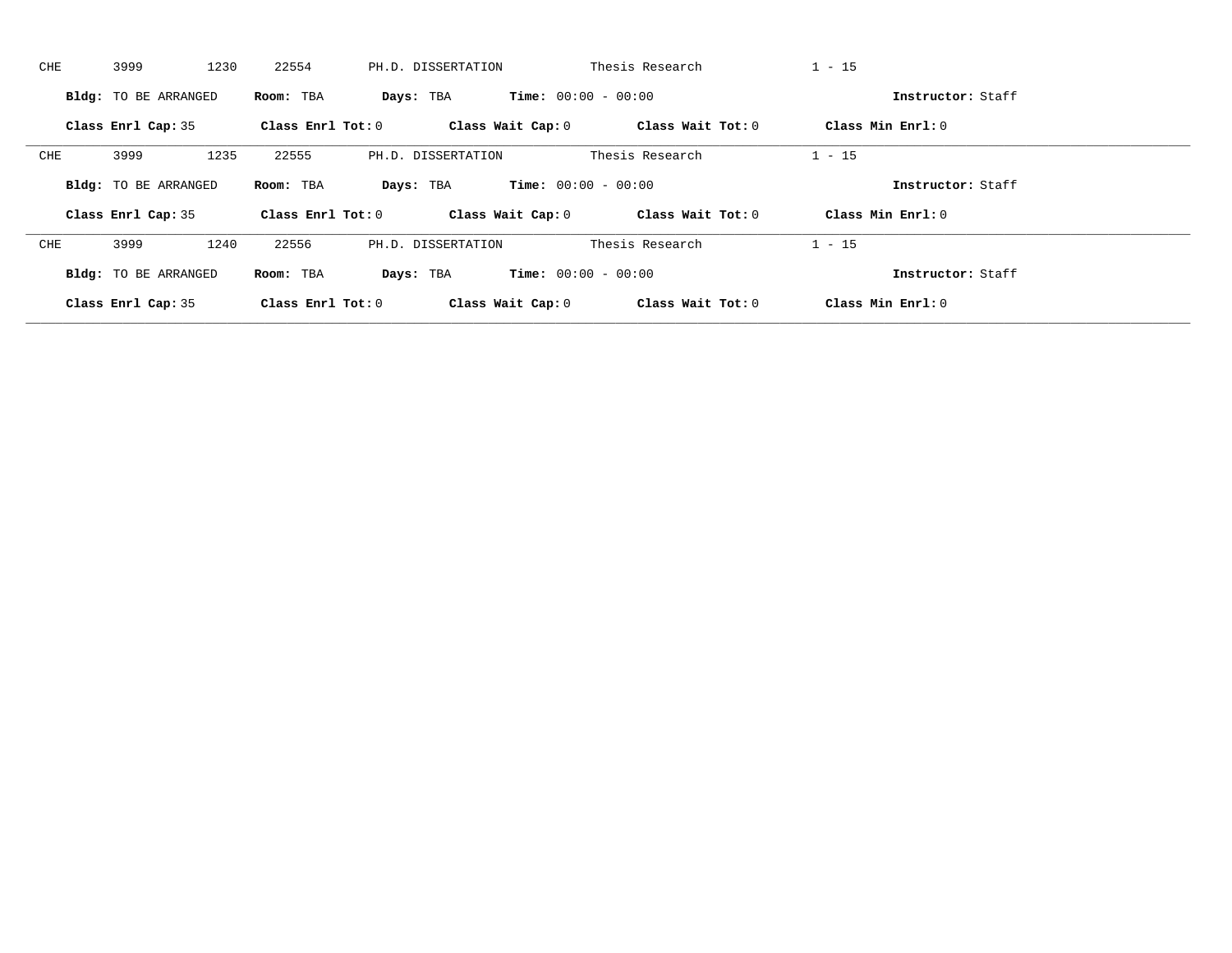CHE 3999 1230 22554 PH.D. DISSERTATION Thesis Research 1 - 15

**Bldg:** TO BE ARRANGED **Room:** TBA **Days:** TBA **Time:** 00:00 - 00:00 **Instructor:** Staff

**Class Enrl Cap:** 35 **Class Enrl Tot:** 0 **Class Wait Cap:** 0 **Class Wait Tot:** 0 **Class Min Enrl:** 0

---

CHE 3999 1235 22555 PH.D. DISSERTATION Thesis Research 1 - 15

**Bldg:** TO BE ARRANGED **Room:** TBA **Days:** TBA **Time:** 00:00 - 00:00 **Instructor:** Staff

**Class Enrl Cap:** 35 **Class Enrl Tot:** 0 **Class Wait Cap:** 0 **Class Wait Tot:** 0 **Class Min Enrl:** 0

---

CHE 3999 1240 22556 PH.D. DISSERTATION Thesis Research 1 - 15

**Bldg:** TO BE ARRANGED **Room:** TBA **Days:** TBA **Time:** 00:00 - 00:00 **Instructor:** Staff

**Class Enrl Cap:** 35 **Class Enrl Tot:** 0 **Class Wait Cap:** 0 **Class Wait Tot:** 0 **Class Min Enrl:** 0

---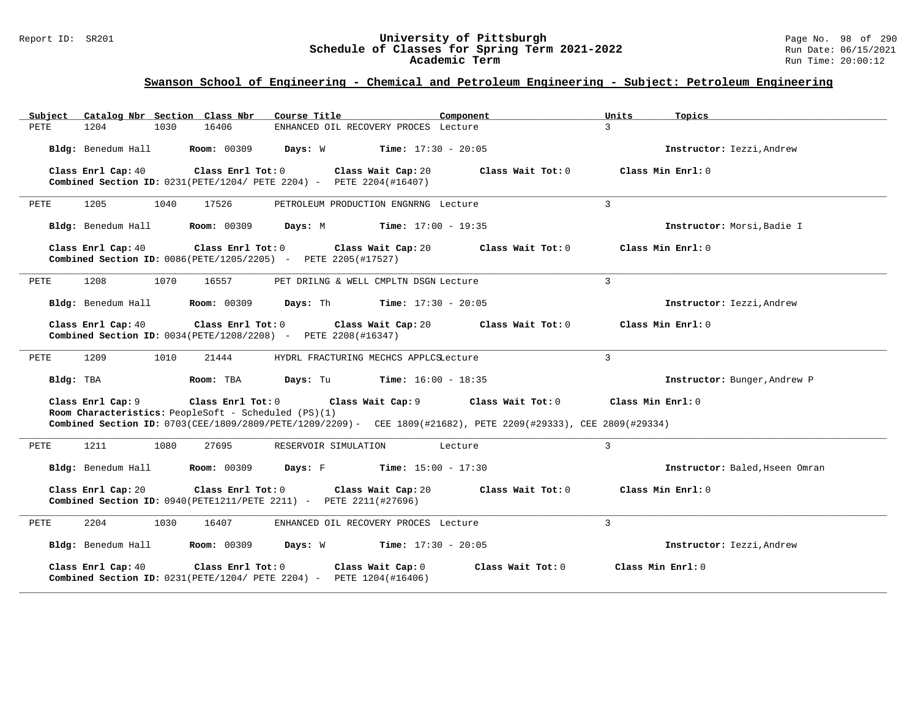## Swanson School of Engineering - Chemical and Petroleum Engineering - Subject: Petroleum Engineering

| Subject | Catalog Nbr | Section | Class Nbr | Course Title | Component | Units | Topics |
|---|---|---|---|---|---|---|---|
| PETE | 1204 | 1030 | 16406 | ENHANCED OIL RECOVERY PROCES | Lecture | 3 | |

**Bldg:** Benedum Hall **Room:** 00309 **Days:** W **Time:** 17:30 - 20:05 **Instructor:** Iezzi,Andrew

**Class Enrl Cap:** 40 **Class Enrl Tot:** 0 **Class Wait Cap:** 20 **Class Wait Tot:** 0 **Class Min Enrl:** 0
**Combined Section ID:** 0231(PETE/1204/ PETE 2204) - PETE 2204(#16407)

---

| Subject | Catalog Nbr | Section | Class Nbr | Course Title | Component | Units | Topics |
|---|---|---|---|---|---|---|---|
| PETE | 1205 | 1040 | 17526 | PETROLEUM PRODUCTION ENGNRNG | Lecture | 3 | |

**Bldg:** Benedum Hall **Room:** 00309 **Days:** M **Time:** 17:00 - 19:35 **Instructor:** Morsi,Badie I

**Class Enrl Cap:** 40 **Class Enrl Tot:** 0 **Class Wait Cap:** 20 **Class Wait Tot:** 0 **Class Min Enrl:** 0
**Combined Section ID:** 0086(PETE/1205/2205) - PETE 2205(#17527)

---

| Subject | Catalog Nbr | Section | Class Nbr | Course Title | Component | Units | Topics |
|---|---|---|---|---|---|---|---|
| PETE | 1208 | 1070 | 16557 | PET DRILNG & WELL CMPLTN DSGN | Lecture | 3 | |

**Bldg:** Benedum Hall **Room:** 00309 **Days:** Th **Time:** 17:30 - 20:05 **Instructor:** Iezzi,Andrew

**Class Enrl Cap:** 40 **Class Enrl Tot:** 0 **Class Wait Cap:** 20 **Class Wait Tot:** 0 **Class Min Enrl:** 0
**Combined Section ID:** 0034(PETE/1208/2208) - PETE 2208(#16347)

---

| Subject | Catalog Nbr | Section | Class Nbr | Course Title | Component | Units | Topics |
|---|---|---|---|---|---|---|---|
| PETE | 1209 | 1010 | 21444 | HYDRL FRACTURING MECHCS APPLCS | Lecture | 3 | |

**Bldg:** TBA **Room:** TBA **Days:** Tu **Time:** 16:00 - 18:35 **Instructor:** Bunger,Andrew P

**Class Enrl Cap:** 9 **Class Enrl Tot:** 0 **Class Wait Cap:** 9 **Class Wait Tot:** 0 **Class Min Enrl:** 0
**Room Characteristics:** PeopleSoft - Scheduled (PS)(1)
**Combined Section ID:** 0703(CEE/1809/2809/PETE/1209/2209)- CEE 1809(#21682), PETE 2209(#29333), CEE 2809(#29334)

---

| Subject | Catalog Nbr | Section | Class Nbr | Course Title | Component | Units | Topics |
|---|---|---|---|---|---|---|---|
| PETE | 1211 | 1080 | 27695 | RESERVOIR SIMULATION | Lecture | 3 | |

**Bldg:** Benedum Hall **Room:** 00309 **Days:** F **Time:** 15:00 - 17:30 **Instructor:** Baled,Hseen Omran

**Class Enrl Cap:** 20 **Class Enrl Tot:** 0 **Class Wait Cap:** 20 **Class Wait Tot:** 0 **Class Min Enrl:** 0
**Combined Section ID:** 0940(PETE1211/PETE 2211) - PETE 2211(#27696)

---

| Subject | Catalog Nbr | Section | Class Nbr | Course Title | Component | Units | Topics |
|---|---|---|---|---|---|---|---|
| PETE | 2204 | 1030 | 16407 | ENHANCED OIL RECOVERY PROCES | Lecture | 3 | |

**Bldg:** Benedum Hall **Room:** 00309 **Days:** W **Time:** 17:30 - 20:05 **Instructor:** Iezzi,Andrew

**Class Enrl Cap:** 40 **Class Enrl Tot:** 0 **Class Wait Cap:** 0 **Class Wait Tot:** 0 **Class Min Enrl:** 0
**Combined Section ID:** 0231(PETE/1204/ PETE 2204) - PETE 1204(#16406)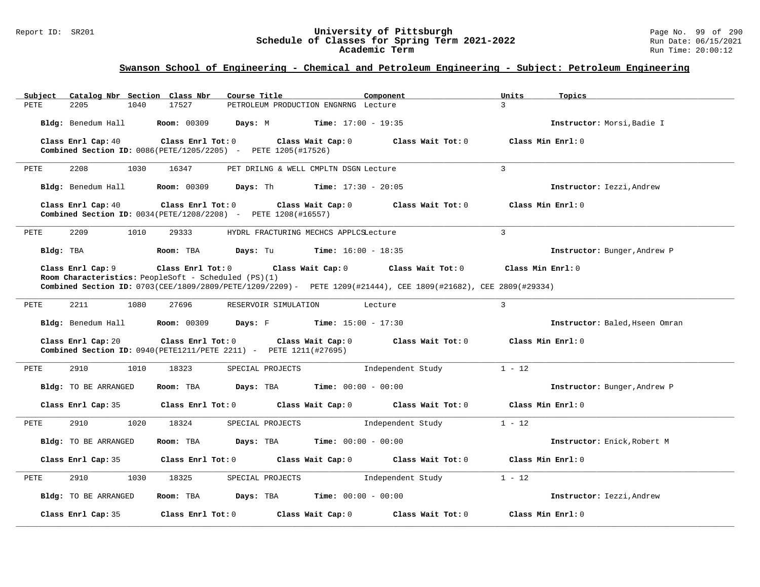## Swanson School of Engineering - Chemical and Petroleum Engineering - Subject: Petroleum Engineering

| Subject | Catalog Nbr | Section | Class Nbr | Course Title | Component | Units | Topics |
|---|---|---|---|---|---|---|---|
| PETE | 2205 | 1040 | 17527 | PETROLEUM PRODUCTION ENGNRNG | Lecture | 3 | |

**Bldg:** Benedum Hall **Room:** 00309 **Days:** M **Time:** 17:00 - 19:35 **Instructor:** Morsi,Badie I

**Class Enrl Cap:** 40 **Class Enrl Tot:** 0 **Class Wait Cap:** 0 **Class Wait Tot:** 0 **Class Min Enrl:** 0

**Combined Section ID:** 0086(PETE/1205/2205) - PETE 1205(#17526)

---

| Subject | Catalog Nbr | Section | Class Nbr | Course Title | Component | Units | Topics |
|---|---|---|---|---|---|---|---|
| PETE | 2208 | 1030 | 16347 | PET DRILNG & WELL CMPLTN DSGN | Lecture | 3 | |

**Bldg:** Benedum Hall **Room:** 00309 **Days:** Th **Time:** 17:30 - 20:05 **Instructor:** Iezzi,Andrew

**Class Enrl Cap:** 40 **Class Enrl Tot:** 0 **Class Wait Cap:** 0 **Class Wait Tot:** 0 **Class Min Enrl:** 0

**Combined Section ID:** 0034(PETE/1208/2208) - PETE 1208(#16557)

---

| Subject | Catalog Nbr | Section | Class Nbr | Course Title | Component | Units | Topics |
|---|---|---|---|---|---|---|---|
| PETE | 2209 | 1010 | 29333 | HYDRL FRACTURING MECHCS APPLCS | Lecture | 3 | |

**Bldg:** TBA **Room:** TBA **Days:** Tu **Time:** 16:00 - 18:35 **Instructor:** Bunger,Andrew P

**Class Enrl Cap:** 9 **Class Enrl Tot:** 0 **Class Wait Cap:** 0 **Class Wait Tot:** 0 **Class Min Enrl:** 0

**Room Characteristics:** PeopleSoft - Scheduled (PS)(1)

**Combined Section ID:** 0703(CEE/1809/2809/PETE/1209/2209)- PETE 1209(#21444), CEE 1809(#21682), CEE 2809(#29334)

---

| Subject | Catalog Nbr | Section | Class Nbr | Course Title | Component | Units | Topics |
|---|---|---|---|---|---|---|---|
| PETE | 2211 | 1080 | 27696 | RESERVOIR SIMULATION | Lecture | 3 | |

**Bldg:** Benedum Hall **Room:** 00309 **Days:** F **Time:** 15:00 - 17:30 **Instructor:** Baled,Hseen Omran

**Class Enrl Cap:** 20 **Class Enrl Tot:** 0 **Class Wait Cap:** 0 **Class Wait Tot:** 0 **Class Min Enrl:** 0

**Combined Section ID:** 0940(PETE1211/PETE 2211) - PETE 1211(#27695)

---

| Subject | Catalog Nbr | Section | Class Nbr | Course Title | Component | Units | Topics |
|---|---|---|---|---|---|---|---|
| PETE | 2910 | 1010 | 18323 | SPECIAL PROJECTS | Independent Study | 1 - 12 | |

**Bldg:** TO BE ARRANGED **Room:** TBA **Days:** TBA **Time:** 00:00 - 00:00 **Instructor:** Bunger,Andrew P

**Class Enrl Cap:** 35 **Class Enrl Tot:** 0 **Class Wait Cap:** 0 **Class Wait Tot:** 0 **Class Min Enrl:** 0

---

| Subject | Catalog Nbr | Section | Class Nbr | Course Title | Component | Units | Topics |
|---|---|---|---|---|---|---|---|
| PETE | 2910 | 1020 | 18324 | SPECIAL PROJECTS | Independent Study | 1 - 12 | |

**Bldg:** TO BE ARRANGED **Room:** TBA **Days:** TBA **Time:** 00:00 - 00:00 **Instructor:** Enick,Robert M

**Class Enrl Cap:** 35 **Class Enrl Tot:** 0 **Class Wait Cap:** 0 **Class Wait Tot:** 0 **Class Min Enrl:** 0

---

| Subject | Catalog Nbr | Section | Class Nbr | Course Title | Component | Units | Topics |
|---|---|---|---|---|---|---|---|
| PETE | 2910 | 1030 | 18325 | SPECIAL PROJECTS | Independent Study | 1 - 12 | |

**Bldg:** TO BE ARRANGED **Room:** TBA **Days:** TBA **Time:** 00:00 - 00:00 **Instructor:** Iezzi,Andrew

**Class Enrl Cap:** 35 **Class Enrl Tot:** 0 **Class Wait Cap:** 0 **Class Wait Tot:** 0 **Class Min Enrl:** 0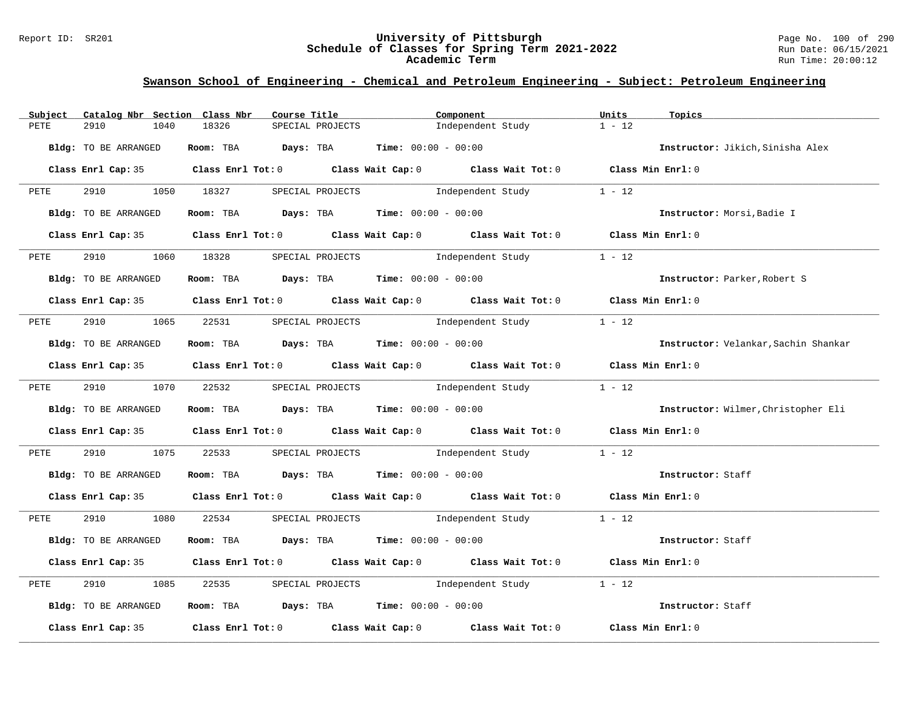## Swanson School of Engineering - Chemical and Petroleum Engineering - Subject: Petroleum Engineering

| Subject | Catalog Nbr | Section | Class Nbr | Course Title | Component | Units | Topics |
|---|---|---|---|---|---|---|---|
| PETE | 2910 | 1040 | 18326 | SPECIAL PROJECTS | Independent Study | 1 - 12 | |

**Bldg:** TO BE ARRANGED **Room:** TBA **Days:** TBA **Time:** 00:00 - 00:00 **Instructor:** Jikich,Sinisha Alex

**Class Enrl Cap:** 35 **Class Enrl Tot:** 0 **Class Wait Cap:** 0 **Class Wait Tot:** 0 **Class Min Enrl:** 0

---

| Subject | Catalog Nbr | Section | Class Nbr | Course Title | Component | Units | Topics |
|---|---|---|---|---|---|---|---|
| PETE | 2910 | 1050 | 18327 | SPECIAL PROJECTS | Independent Study | 1 - 12 | |

**Bldg:** TO BE ARRANGED **Room:** TBA **Days:** TBA **Time:** 00:00 - 00:00 **Instructor:** Morsi,Badie I

**Class Enrl Cap:** 35 **Class Enrl Tot:** 0 **Class Wait Cap:** 0 **Class Wait Tot:** 0 **Class Min Enrl:** 0

---

| Subject | Catalog Nbr | Section | Class Nbr | Course Title | Component | Units | Topics |
|---|---|---|---|---|---|---|---|
| PETE | 2910 | 1060 | 18328 | SPECIAL PROJECTS | Independent Study | 1 - 12 | |

**Bldg:** TO BE ARRANGED **Room:** TBA **Days:** TBA **Time:** 00:00 - 00:00 **Instructor:** Parker,Robert S

**Class Enrl Cap:** 35 **Class Enrl Tot:** 0 **Class Wait Cap:** 0 **Class Wait Tot:** 0 **Class Min Enrl:** 0

---

| Subject | Catalog Nbr | Section | Class Nbr | Course Title | Component | Units | Topics |
|---|---|---|---|---|---|---|---|
| PETE | 2910 | 1065 | 22531 | SPECIAL PROJECTS | Independent Study | 1 - 12 | |

**Bldg:** TO BE ARRANGED **Room:** TBA **Days:** TBA **Time:** 00:00 - 00:00 **Instructor:** Velankar,Sachin Shankar

**Class Enrl Cap:** 35 **Class Enrl Tot:** 0 **Class Wait Cap:** 0 **Class Wait Tot:** 0 **Class Min Enrl:** 0

---

| Subject | Catalog Nbr | Section | Class Nbr | Course Title | Component | Units | Topics |
|---|---|---|---|---|---|---|---|
| PETE | 2910 | 1070 | 22532 | SPECIAL PROJECTS | Independent Study | 1 - 12 | |

**Bldg:** TO BE ARRANGED **Room:** TBA **Days:** TBA **Time:** 00:00 - 00:00 **Instructor:** Wilmer,Christopher Eli

**Class Enrl Cap:** 35 **Class Enrl Tot:** 0 **Class Wait Cap:** 0 **Class Wait Tot:** 0 **Class Min Enrl:** 0

---

| Subject | Catalog Nbr | Section | Class Nbr | Course Title | Component | Units | Topics |
|---|---|---|---|---|---|---|---|
| PETE | 2910 | 1075 | 22533 | SPECIAL PROJECTS | Independent Study | 1 - 12 | |

**Bldg:** TO BE ARRANGED **Room:** TBA **Days:** TBA **Time:** 00:00 - 00:00 **Instructor:** Staff

**Class Enrl Cap:** 35 **Class Enrl Tot:** 0 **Class Wait Cap:** 0 **Class Wait Tot:** 0 **Class Min Enrl:** 0

---

| Subject | Catalog Nbr | Section | Class Nbr | Course Title | Component | Units | Topics |
|---|---|---|---|---|---|---|---|
| PETE | 2910 | 1080 | 22534 | SPECIAL PROJECTS | Independent Study | 1 - 12 | |

**Bldg:** TO BE ARRANGED **Room:** TBA **Days:** TBA **Time:** 00:00 - 00:00 **Instructor:** Staff

**Class Enrl Cap:** 35 **Class Enrl Tot:** 0 **Class Wait Cap:** 0 **Class Wait Tot:** 0 **Class Min Enrl:** 0

---

| Subject | Catalog Nbr | Section | Class Nbr | Course Title | Component | Units | Topics |
|---|---|---|---|---|---|---|---|
| PETE | 2910 | 1085 | 22535 | SPECIAL PROJECTS | Independent Study | 1 - 12 | |

**Bldg:** TO BE ARRANGED **Room:** TBA **Days:** TBA **Time:** 00:00 - 00:00 **Instructor:** Staff

**Class Enrl Cap:** 35 **Class Enrl Tot:** 0 **Class Wait Cap:** 0 **Class Wait Tot:** 0 **Class Min Enrl:** 0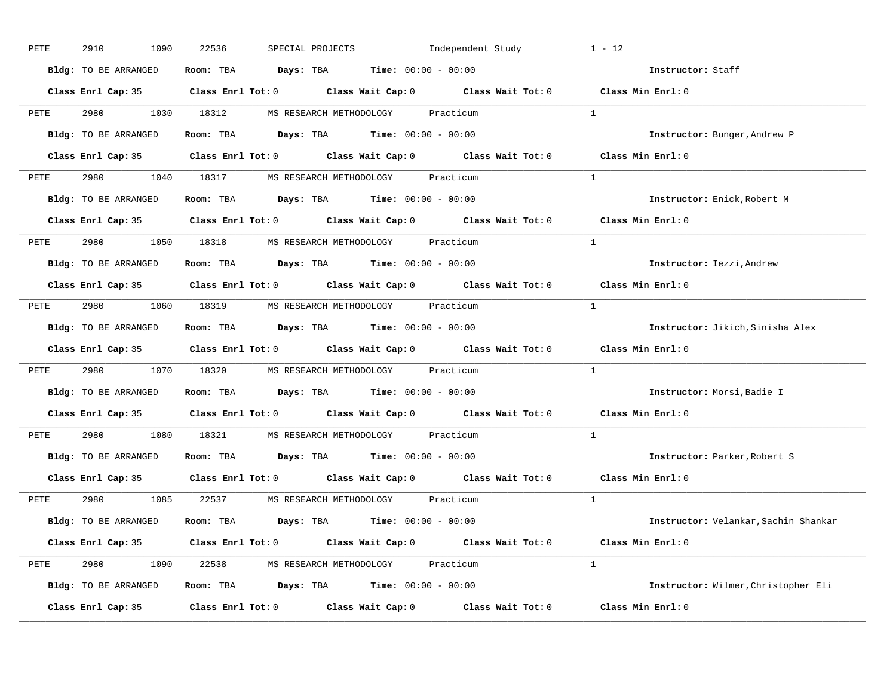PETE 2910 1090 22536 SPECIAL PROJECTS Independent Study 1 - 12

**Bldg:** TO BE ARRANGED **Room:** TBA **Days:** TBA **Time:** 00:00 - 00:00 **Instructor:** Staff

**Class Enrl Cap:** 35 **Class Enrl Tot:** 0 **Class Wait Cap:** 0 **Class Wait Tot:** 0 **Class Min Enrl:** 0

---

PETE 2980 1030 18312 MS RESEARCH METHODOLOGY Practicum 1

**Bldg:** TO BE ARRANGED **Room:** TBA **Days:** TBA **Time:** 00:00 - 00:00 **Instructor:** Bunger,Andrew P

**Class Enrl Cap:** 35 **Class Enrl Tot:** 0 **Class Wait Cap:** 0 **Class Wait Tot:** 0 **Class Min Enrl:** 0

---

PETE 2980 1040 18317 MS RESEARCH METHODOLOGY Practicum 1

**Bldg:** TO BE ARRANGED **Room:** TBA **Days:** TBA **Time:** 00:00 - 00:00 **Instructor:** Enick,Robert M

**Class Enrl Cap:** 35 **Class Enrl Tot:** 0 **Class Wait Cap:** 0 **Class Wait Tot:** 0 **Class Min Enrl:** 0

---

PETE 2980 1050 18318 MS RESEARCH METHODOLOGY Practicum 1

**Bldg:** TO BE ARRANGED **Room:** TBA **Days:** TBA **Time:** 00:00 - 00:00 **Instructor:** Iezzi,Andrew

**Class Enrl Cap:** 35 **Class Enrl Tot:** 0 **Class Wait Cap:** 0 **Class Wait Tot:** 0 **Class Min Enrl:** 0

---

PETE 2980 1060 18319 MS RESEARCH METHODOLOGY Practicum 1

**Bldg:** TO BE ARRANGED **Room:** TBA **Days:** TBA **Time:** 00:00 - 00:00 **Instructor:** Jikich,Sinisha Alex

**Class Enrl Cap:** 35 **Class Enrl Tot:** 0 **Class Wait Cap:** 0 **Class Wait Tot:** 0 **Class Min Enrl:** 0

---

PETE 2980 1070 18320 MS RESEARCH METHODOLOGY Practicum 1

**Bldg:** TO BE ARRANGED **Room:** TBA **Days:** TBA **Time:** 00:00 - 00:00 **Instructor:** Morsi,Badie I

**Class Enrl Cap:** 35 **Class Enrl Tot:** 0 **Class Wait Cap:** 0 **Class Wait Tot:** 0 **Class Min Enrl:** 0

---

PETE 2980 1080 18321 MS RESEARCH METHODOLOGY Practicum 1

**Bldg:** TO BE ARRANGED **Room:** TBA **Days:** TBA **Time:** 00:00 - 00:00 **Instructor:** Parker,Robert S

**Class Enrl Cap:** 35 **Class Enrl Tot:** 0 **Class Wait Cap:** 0 **Class Wait Tot:** 0 **Class Min Enrl:** 0

---

PETE 2980 1085 22537 MS RESEARCH METHODOLOGY Practicum 1

**Bldg:** TO BE ARRANGED **Room:** TBA **Days:** TBA **Time:** 00:00 - 00:00 **Instructor:** Velankar,Sachin Shankar

**Class Enrl Cap:** 35 **Class Enrl Tot:** 0 **Class Wait Cap:** 0 **Class Wait Tot:** 0 **Class Min Enrl:** 0

---

PETE 2980 1090 22538 MS RESEARCH METHODOLOGY Practicum 1

**Bldg:** TO BE ARRANGED **Room:** TBA **Days:** TBA **Time:** 00:00 - 00:00 **Instructor:** Wilmer,Christopher Eli

**Class Enrl Cap:** 35 **Class Enrl Tot:** 0 **Class Wait Cap:** 0 **Class Wait Tot:** 0 **Class Min Enrl:** 0

---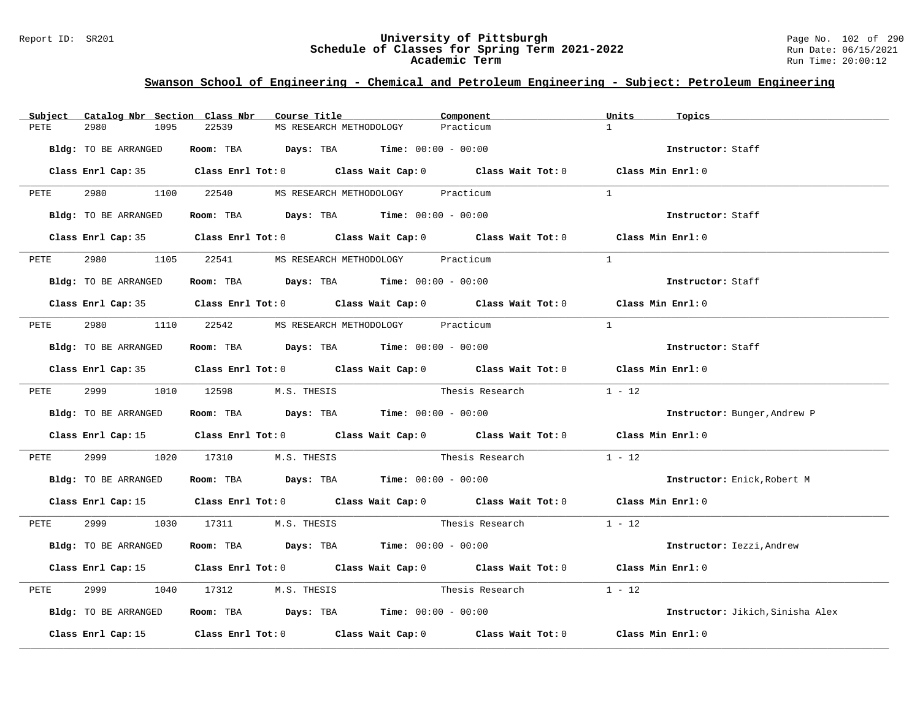## Swanson School of Engineering - Chemical and Petroleum Engineering - Subject: Petroleum Engineering

| Subject | Catalog Nbr | Section | Class Nbr | Course Title | Component | Units | Topics |
|---|---|---|---|---|---|---|---|
| PETE | 2980 | 1095 | 22539 | MS RESEARCH METHODOLOGY | Practicum | 1 | |

**Bldg:** TO BE ARRANGED **Room:** TBA **Days:** TBA **Time:** 00:00 - 00:00 **Instructor:** Staff

**Class Enrl Cap:** 35 **Class Enrl Tot:** 0 **Class Wait Cap:** 0 **Class Wait Tot:** 0 **Class Min Enrl:** 0

| Subject | Catalog Nbr | Section | Class Nbr | Course Title | Component | Units | Topics |
|---|---|---|---|---|---|---|---|
| PETE | 2980 | 1100 | 22540 | MS RESEARCH METHODOLOGY | Practicum | 1 | |

**Bldg:** TO BE ARRANGED **Room:** TBA **Days:** TBA **Time:** 00:00 - 00:00 **Instructor:** Staff

**Class Enrl Cap:** 35 **Class Enrl Tot:** 0 **Class Wait Cap:** 0 **Class Wait Tot:** 0 **Class Min Enrl:** 0

| Subject | Catalog Nbr | Section | Class Nbr | Course Title | Component | Units | Topics |
|---|---|---|---|---|---|---|---|
| PETE | 2980 | 1105 | 22541 | MS RESEARCH METHODOLOGY | Practicum | 1 | |

**Bldg:** TO BE ARRANGED **Room:** TBA **Days:** TBA **Time:** 00:00 - 00:00 **Instructor:** Staff

**Class Enrl Cap:** 35 **Class Enrl Tot:** 0 **Class Wait Cap:** 0 **Class Wait Tot:** 0 **Class Min Enrl:** 0

| Subject | Catalog Nbr | Section | Class Nbr | Course Title | Component | Units | Topics |
|---|---|---|---|---|---|---|---|
| PETE | 2980 | 1110 | 22542 | MS RESEARCH METHODOLOGY | Practicum | 1 | |

**Bldg:** TO BE ARRANGED **Room:** TBA **Days:** TBA **Time:** 00:00 - 00:00 **Instructor:** Staff

**Class Enrl Cap:** 35 **Class Enrl Tot:** 0 **Class Wait Cap:** 0 **Class Wait Tot:** 0 **Class Min Enrl:** 0

| Subject | Catalog Nbr | Section | Class Nbr | Course Title | Component | Units | Topics |
|---|---|---|---|---|---|---|---|
| PETE | 2999 | 1010 | 12598 | M.S. THESIS | Thesis Research | 1 - 12 | |

**Bldg:** TO BE ARRANGED **Room:** TBA **Days:** TBA **Time:** 00:00 - 00:00 **Instructor:** Bunger,Andrew P

**Class Enrl Cap:** 15 **Class Enrl Tot:** 0 **Class Wait Cap:** 0 **Class Wait Tot:** 0 **Class Min Enrl:** 0

| Subject | Catalog Nbr | Section | Class Nbr | Course Title | Component | Units | Topics |
|---|---|---|---|---|---|---|---|
| PETE | 2999 | 1020 | 17310 | M.S. THESIS | Thesis Research | 1 - 12 | |

**Bldg:** TO BE ARRANGED **Room:** TBA **Days:** TBA **Time:** 00:00 - 00:00 **Instructor:** Enick,Robert M

**Class Enrl Cap:** 15 **Class Enrl Tot:** 0 **Class Wait Cap:** 0 **Class Wait Tot:** 0 **Class Min Enrl:** 0

| Subject | Catalog Nbr | Section | Class Nbr | Course Title | Component | Units | Topics |
|---|---|---|---|---|---|---|---|
| PETE | 2999 | 1030 | 17311 | M.S. THESIS | Thesis Research | 1 - 12 | |

**Bldg:** TO BE ARRANGED **Room:** TBA **Days:** TBA **Time:** 00:00 - 00:00 **Instructor:** Iezzi,Andrew

**Class Enrl Cap:** 15 **Class Enrl Tot:** 0 **Class Wait Cap:** 0 **Class Wait Tot:** 0 **Class Min Enrl:** 0

| Subject | Catalog Nbr | Section | Class Nbr | Course Title | Component | Units | Topics |
|---|---|---|---|---|---|---|---|
| PETE | 2999 | 1040 | 17312 | M.S. THESIS | Thesis Research | 1 - 12 | |

**Bldg:** TO BE ARRANGED **Room:** TBA **Days:** TBA **Time:** 00:00 - 00:00 **Instructor:** Jikich,Sinisha Alex

**Class Enrl Cap:** 15 **Class Enrl Tot:** 0 **Class Wait Cap:** 0 **Class Wait Tot:** 0 **Class Min Enrl:** 0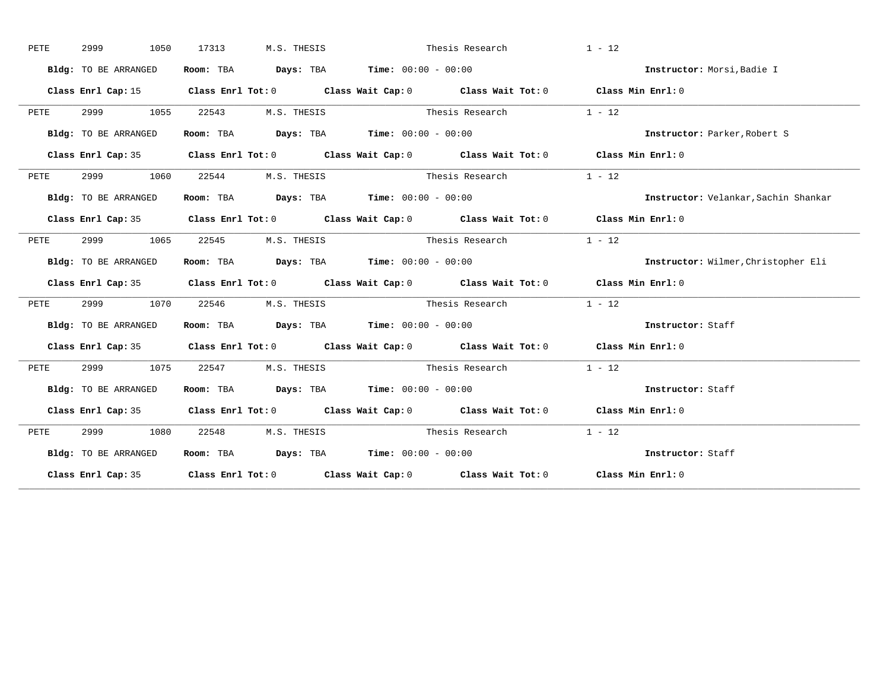PETE 2999 1050 17313 M.S. THESIS Thesis Research 1 - 12

**Bldg:** TO BE ARRANGED **Room:** TBA **Days:** TBA **Time:** 00:00 - 00:00 **Instructor:** Morsi,Badie I

**Class Enrl Cap:** 15 **Class Enrl Tot:** 0 **Class Wait Cap:** 0 **Class Wait Tot:** 0 **Class Min Enrl:** 0

---

PETE 2999 1055 22543 M.S. THESIS Thesis Research 1 - 12

**Bldg:** TO BE ARRANGED **Room:** TBA **Days:** TBA **Time:** 00:00 - 00:00 **Instructor:** Parker,Robert S

**Class Enrl Cap:** 35 **Class Enrl Tot:** 0 **Class Wait Cap:** 0 **Class Wait Tot:** 0 **Class Min Enrl:** 0

---

PETE 2999 1060 22544 M.S. THESIS Thesis Research 1 - 12

**Bldg:** TO BE ARRANGED **Room:** TBA **Days:** TBA **Time:** 00:00 - 00:00 **Instructor:** Velankar,Sachin Shankar

**Class Enrl Cap:** 35 **Class Enrl Tot:** 0 **Class Wait Cap:** 0 **Class Wait Tot:** 0 **Class Min Enrl:** 0

---

PETE 2999 1065 22545 M.S. THESIS Thesis Research 1 - 12

**Bldg:** TO BE ARRANGED **Room:** TBA **Days:** TBA **Time:** 00:00 - 00:00 **Instructor:** Wilmer,Christopher Eli

**Class Enrl Cap:** 35 **Class Enrl Tot:** 0 **Class Wait Cap:** 0 **Class Wait Tot:** 0 **Class Min Enrl:** 0

---

PETE 2999 1070 22546 M.S. THESIS Thesis Research 1 - 12

**Bldg:** TO BE ARRANGED **Room:** TBA **Days:** TBA **Time:** 00:00 - 00:00 **Instructor:** Staff

**Class Enrl Cap:** 35 **Class Enrl Tot:** 0 **Class Wait Cap:** 0 **Class Wait Tot:** 0 **Class Min Enrl:** 0

---

PETE 2999 1075 22547 M.S. THESIS Thesis Research 1 - 12

**Bldg:** TO BE ARRANGED **Room:** TBA **Days:** TBA **Time:** 00:00 - 00:00 **Instructor:** Staff

**Class Enrl Cap:** 35 **Class Enrl Tot:** 0 **Class Wait Cap:** 0 **Class Wait Tot:** 0 **Class Min Enrl:** 0

---

PETE 2999 1080 22548 M.S. THESIS Thesis Research 1 - 12

**Bldg:** TO BE ARRANGED **Room:** TBA **Days:** TBA **Time:** 00:00 - 00:00 **Instructor:** Staff

**Class Enrl Cap:** 35 **Class Enrl Tot:** 0 **Class Wait Cap:** 0 **Class Wait Tot:** 0 **Class Min Enrl:** 0

---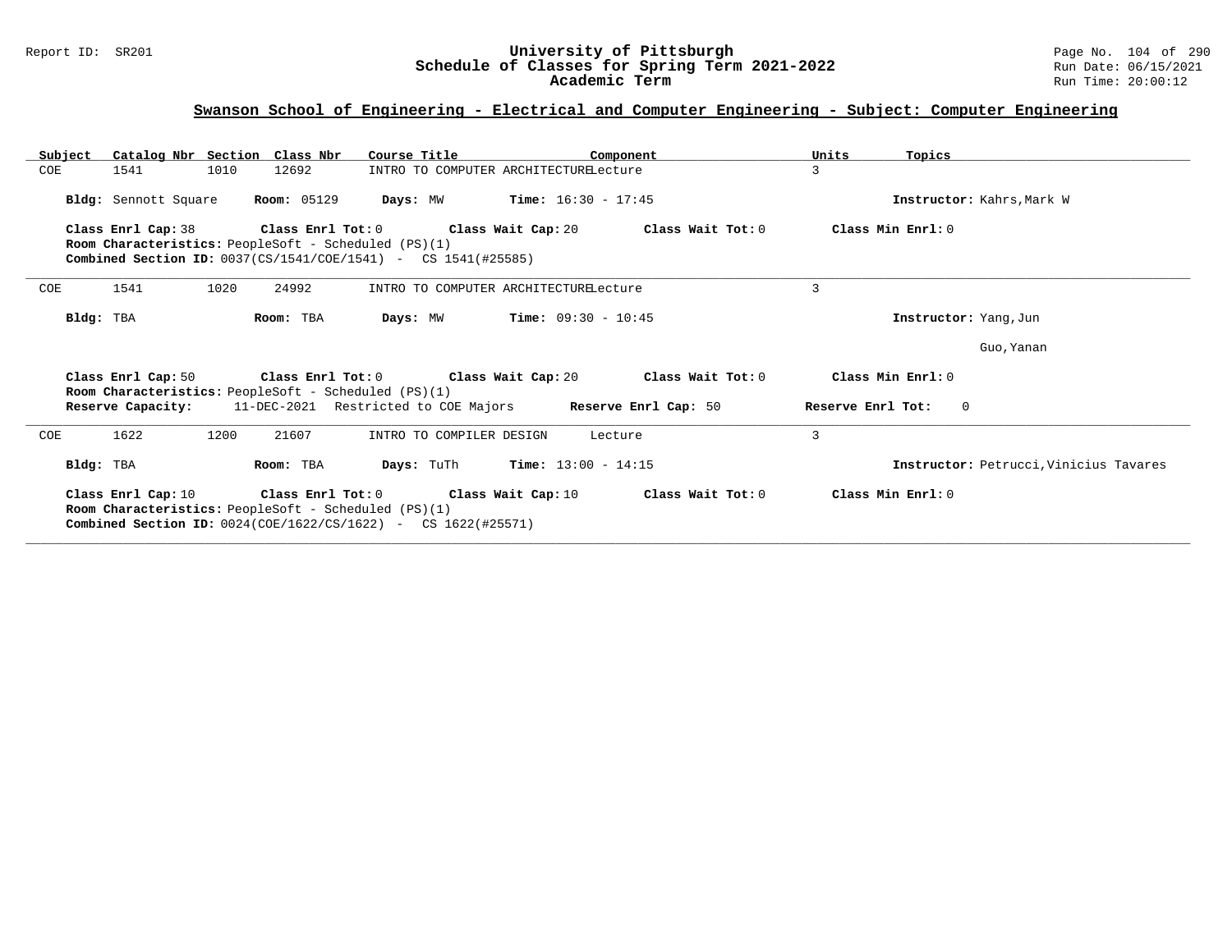## Swanson School of Engineering - Electrical and Computer Engineering - Subject: Computer Engineering

| Subject | Catalog Nbr | Section | Class Nbr | Course Title | Component | Units | Topics |
|---|---|---|---|---|---|---|---|
| COE | 1541 | 1010 | 12692 | INTRO TO COMPUTER ARCHITECTURE | Lecture | 3 | |

**Bldg:** Sennott Square **Room:** 05129 **Days:** MW **Time:** 16:30 - 17:45 **Instructor:** Kahrs,Mark W

**Class Enrl Cap:** 38 **Class Enrl Tot:** 0 **Class Wait Cap:** 20 **Class Wait Tot:** 0 **Class Min Enrl:** 0
**Room Characteristics:** PeopleSoft - Scheduled (PS)(1)
**Combined Section ID:** 0037(CS/1541/COE/1541) - CS 1541(#25585)

---

| Subject | Catalog Nbr | Section | Class Nbr | Course Title | Component | Units | Topics |
|---|---|---|---|---|---|---|---|
| COE | 1541 | 1020 | 24992 | INTRO TO COMPUTER ARCHITECTURE | Lecture | 3 | |

**Bldg:** TBA **Room:** TBA **Days:** MW **Time:** 09:30 - 10:45 **Instructor:** Yang,Jun

Guo,Yanan

**Class Enrl Cap:** 50 **Class Enrl Tot:** 0 **Class Wait Cap:** 20 **Class Wait Tot:** 0 **Class Min Enrl:** 0
**Room Characteristics:** PeopleSoft - Scheduled (PS)(1)
**Reserve Capacity:** 11-DEC-2021 Restricted to COE Majors **Reserve Enrl Cap:** 50 **Reserve Enrl Tot:** 0

---

| Subject | Catalog Nbr | Section | Class Nbr | Course Title | Component | Units | Topics |
|---|---|---|---|---|---|---|---|
| COE | 1622 | 1200 | 21607 | INTRO TO COMPILER DESIGN | Lecture | 3 | |

**Bldg:** TBA **Room:** TBA **Days:** TuTh **Time:** 13:00 - 14:15 **Instructor:** Petrucci,Vinicius Tavares

**Class Enrl Cap:** 10 **Class Enrl Tot:** 0 **Class Wait Cap:** 10 **Class Wait Tot:** 0 **Class Min Enrl:** 0
**Room Characteristics:** PeopleSoft - Scheduled (PS)(1)
**Combined Section ID:** 0024(COE/1622/CS/1622) - CS 1622(#25571)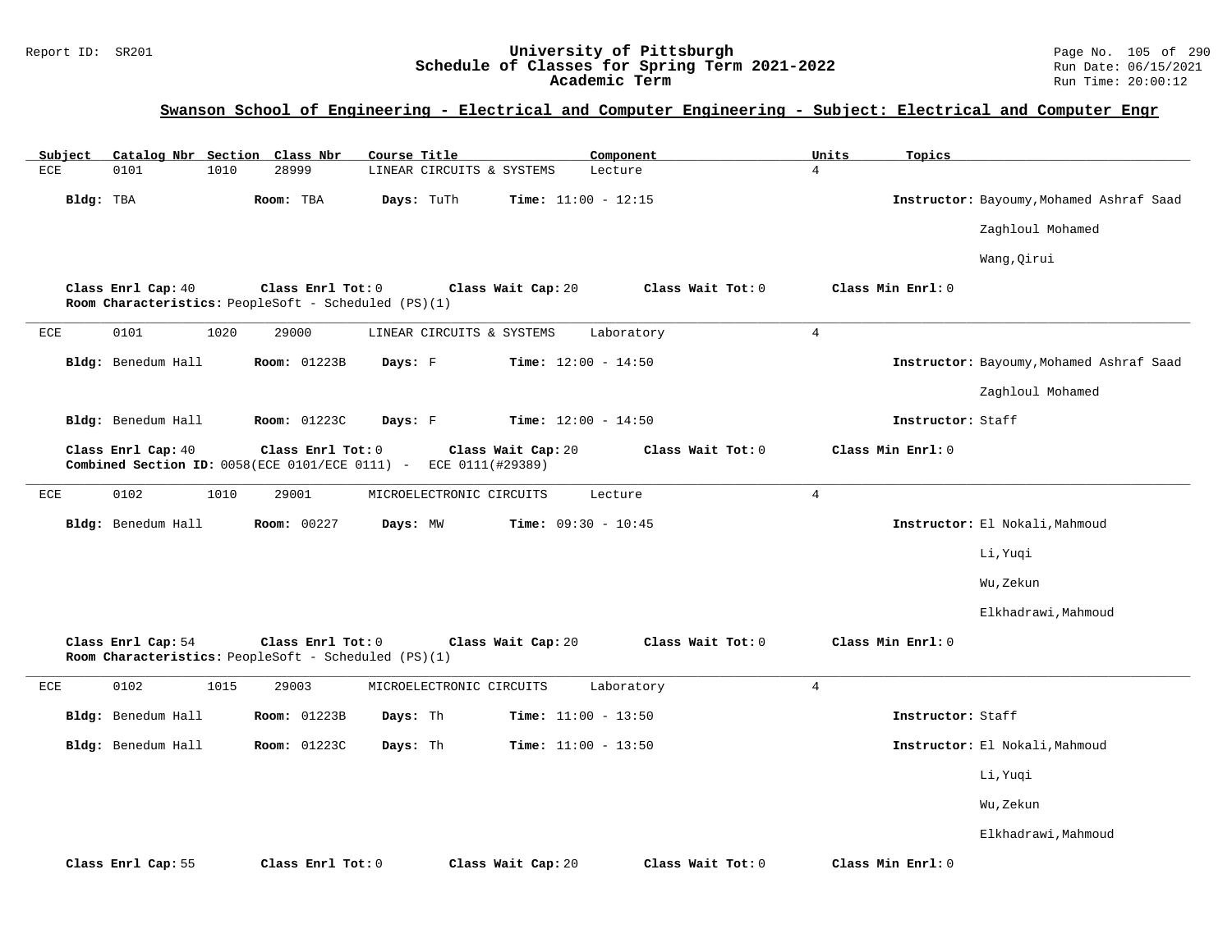## Swanson School of Engineering - Electrical and Computer Engineering - Subject: Electrical and Computer Engr

| Subject | Catalog Nbr | Section | Class Nbr | Course Title | Component | Units | Topics |
|---|---|---|---|---|---|---|---|
| ECE | 0101 | 1010 | 28999 | LINEAR CIRCUITS & SYSTEMS | Lecture | 4 | |

**Bldg:** TBA **Room:** TBA **Days:** TuTh **Time:** 11:00 - 12:15 **Instructor:** Bayoumy,Mohamed Ashraf Saad Zaghloul Mohamed; Wang,Qirui

**Class Enrl Cap:** 40 **Class Enrl Tot:** 0 **Class Wait Cap:** 20 **Class Wait Tot:** 0 **Class Min Enrl:** 0
**Room Characteristics:** PeopleSoft - Scheduled (PS)(1)

---

| Subject | Catalog Nbr | Section | Class Nbr | Course Title | Component | Units | Topics |
|---|---|---|---|---|---|---|---|
| ECE | 0101 | 1020 | 29000 | LINEAR CIRCUITS & SYSTEMS | Laboratory | 4 | |

**Bldg:** Benedum Hall **Room:** 01223B **Days:** F **Time:** 12:00 - 14:50 **Instructor:** Bayoumy,Mohamed Ashraf Saad Zaghloul Mohamed

**Bldg:** Benedum Hall **Room:** 01223C **Days:** F **Time:** 12:00 - 14:50 **Instructor:** Staff

**Class Enrl Cap:** 40 **Class Enrl Tot:** 0 **Class Wait Cap:** 20 **Class Wait Tot:** 0 **Class Min Enrl:** 0
**Combined Section ID:** 0058(ECE 0101/ECE 0111) - ECE 0111(#29389)

---

| Subject | Catalog Nbr | Section | Class Nbr | Course Title | Component | Units | Topics |
|---|---|---|---|---|---|---|---|
| ECE | 0102 | 1010 | 29001 | MICROELECTRONIC CIRCUITS | Lecture | 4 | |

**Bldg:** Benedum Hall **Room:** 00227 **Days:** MW **Time:** 09:30 - 10:45 **Instructor:** El Nokali,Mahmoud; Li,Yuqi; Wu,Zekun; Elkhadrawi,Mahmoud

**Class Enrl Cap:** 54 **Class Enrl Tot:** 0 **Class Wait Cap:** 20 **Class Wait Tot:** 0 **Class Min Enrl:** 0
**Room Characteristics:** PeopleSoft - Scheduled (PS)(1)

---

| Subject | Catalog Nbr | Section | Class Nbr | Course Title | Component | Units | Topics |
|---|---|---|---|---|---|---|---|
| ECE | 0102 | 1015 | 29003 | MICROELECTRONIC CIRCUITS | Laboratory | 4 | |

**Bldg:** Benedum Hall **Room:** 01223B **Days:** Th **Time:** 11:00 - 13:50 **Instructor:** Staff

**Bldg:** Benedum Hall **Room:** 01223C **Days:** Th **Time:** 11:00 - 13:50 **Instructor:** El Nokali,Mahmoud; Li,Yuqi; Wu,Zekun; Elkhadrawi,Mahmoud

**Class Enrl Cap:** 55 **Class Enrl Tot:** 0 **Class Wait Cap:** 20 **Class Wait Tot:** 0 **Class Min Enrl:** 0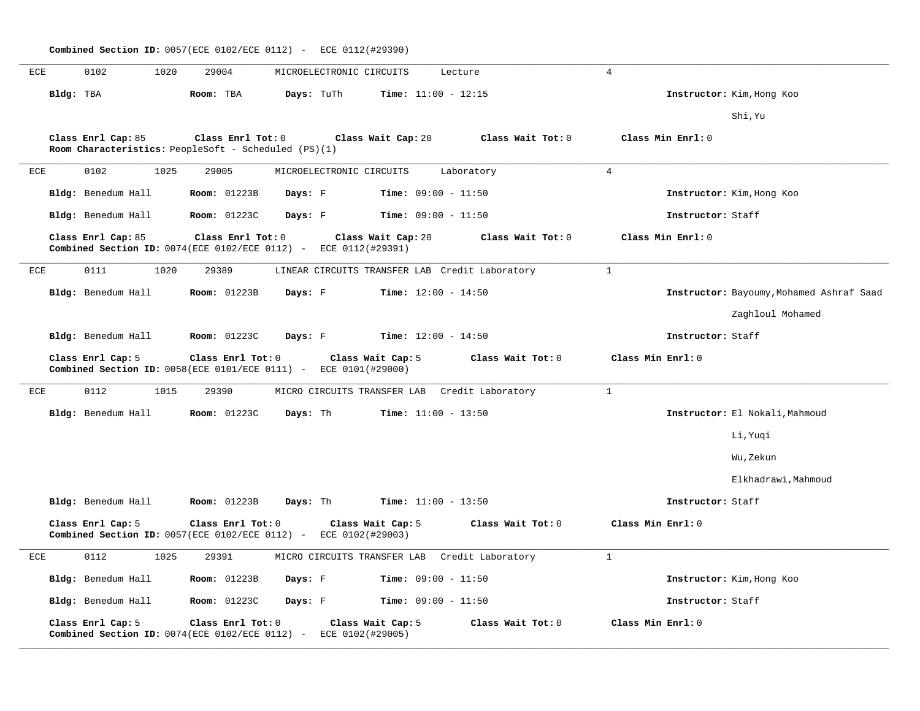**Combined Section ID:** 0057(ECE 0102/ECE 0112) - ECE 0112(#29390)

---

ECE 0102 1020 29004 MICROELECTRONIC CIRCUITS Lecture 4

**Bldg:** TBA **Room:** TBA **Days:** TuTh **Time:** 11:00 - 12:15 **Instructor:** Kim,Hong Koo
Shi,Yu

**Class Enrl Cap:** 85 **Class Enrl Tot:** 0 **Class Wait Cap:** 20 **Class Wait Tot:** 0 **Class Min Enrl:** 0
**Room Characteristics:** PeopleSoft - Scheduled (PS)(1)

---

ECE 0102 1025 29005 MICROELECTRONIC CIRCUITS Laboratory 4

**Bldg:** Benedum Hall **Room:** 01223B **Days:** F **Time:** 09:00 - 11:50 **Instructor:** Kim,Hong Koo

**Bldg:** Benedum Hall **Room:** 01223C **Days:** F **Time:** 09:00 - 11:50 **Instructor:** Staff

**Class Enrl Cap:** 85 **Class Enrl Tot:** 0 **Class Wait Cap:** 20 **Class Wait Tot:** 0 **Class Min Enrl:** 0
**Combined Section ID:** 0074(ECE 0102/ECE 0112) - ECE 0112(#29391)

---

ECE 0111 1020 29389 LINEAR CIRCUITS TRANSFER LAB Credit Laboratory 1

**Bldg:** Benedum Hall **Room:** 01223B **Days:** F **Time:** 12:00 - 14:50 **Instructor:** Bayoumy,Mohamed Ashraf Saad Zaghloul Mohamed

**Bldg:** Benedum Hall **Room:** 01223C **Days:** F **Time:** 12:00 - 14:50 **Instructor:** Staff

**Class Enrl Cap:** 5 **Class Enrl Tot:** 0 **Class Wait Cap:** 5 **Class Wait Tot:** 0 **Class Min Enrl:** 0
**Combined Section ID:** 0058(ECE 0101/ECE 0111) - ECE 0101(#29000)

---

ECE 0112 1015 29390 MICRO CIRCUITS TRANSFER LAB Credit Laboratory 1

**Bldg:** Benedum Hall **Room:** 01223C **Days:** Th **Time:** 11:00 - 13:50 **Instructor:** El Nokali,Mahmoud
Li,Yuqi
Wu,Zekun
Elkhadrawi,Mahmoud

**Bldg:** Benedum Hall **Room:** 01223B **Days:** Th **Time:** 11:00 - 13:50 **Instructor:** Staff

**Class Enrl Cap:** 5 **Class Enrl Tot:** 0 **Class Wait Cap:** 5 **Class Wait Tot:** 0 **Class Min Enrl:** 0
**Combined Section ID:** 0057(ECE 0102/ECE 0112) - ECE 0102(#29003)

---

ECE 0112 1025 29391 MICRO CIRCUITS TRANSFER LAB Credit Laboratory 1

**Bldg:** Benedum Hall **Room:** 01223B **Days:** F **Time:** 09:00 - 11:50 **Instructor:** Kim,Hong Koo

**Bldg:** Benedum Hall **Room:** 01223C **Days:** F **Time:** 09:00 - 11:50 **Instructor:** Staff

**Class Enrl Cap:** 5 **Class Enrl Tot:** 0 **Class Wait Cap:** 5 **Class Wait Tot:** 0 **Class Min Enrl:** 0
**Combined Section ID:** 0074(ECE 0102/ECE 0112) - ECE 0102(#29005)

---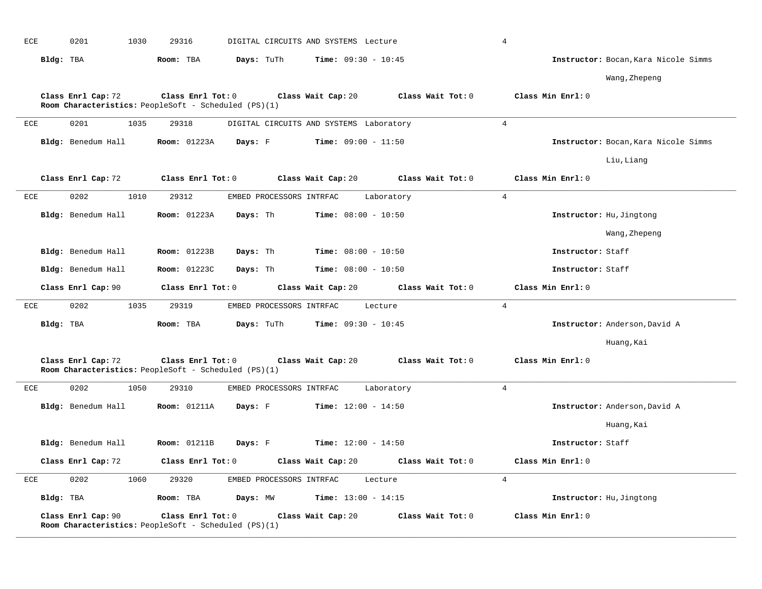ECE 0201 1030 29316 DIGITAL CIRCUITS AND SYSTEMS Lecture 4

**Bldg:** TBA **Room:** TBA **Days:** TuTh **Time:** 09:30 - 10:45 **Instructor:** Bocan,Kara Nicole Simms
Wang,Zhepeng

**Class Enrl Cap:** 72 **Class Enrl Tot:** 0 **Class Wait Cap:** 20 **Class Wait Tot:** 0 **Class Min Enrl:** 0
**Room Characteristics:** PeopleSoft - Scheduled (PS)(1)

---

ECE 0201 1035 29318 DIGITAL CIRCUITS AND SYSTEMS Laboratory 4

**Bldg:** Benedum Hall **Room:** 01223A **Days:** F **Time:** 09:00 - 11:50 **Instructor:** Bocan,Kara Nicole Simms
Liu,Liang

**Class Enrl Cap:** 72 **Class Enrl Tot:** 0 **Class Wait Cap:** 20 **Class Wait Tot:** 0 **Class Min Enrl:** 0

---

ECE 0202 1010 29312 EMBED PROCESSORS INTRFAC Laboratory 4

**Bldg:** Benedum Hall **Room:** 01223A **Days:** Th **Time:** 08:00 - 10:50 **Instructor:** Hu,Jingtong
Wang,Zhepeng

**Bldg:** Benedum Hall **Room:** 01223B **Days:** Th **Time:** 08:00 - 10:50 **Instructor:** Staff

**Bldg:** Benedum Hall **Room:** 01223C **Days:** Th **Time:** 08:00 - 10:50 **Instructor:** Staff

**Class Enrl Cap:** 90 **Class Enrl Tot:** 0 **Class Wait Cap:** 20 **Class Wait Tot:** 0 **Class Min Enrl:** 0

---

ECE 0202 1035 29319 EMBED PROCESSORS INTRFAC Lecture 4

**Bldg:** TBA **Room:** TBA **Days:** TuTh **Time:** 09:30 - 10:45 **Instructor:** Anderson,David A
Huang,Kai

**Class Enrl Cap:** 72 **Class Enrl Tot:** 0 **Class Wait Cap:** 20 **Class Wait Tot:** 0 **Class Min Enrl:** 0
**Room Characteristics:** PeopleSoft - Scheduled (PS)(1)

---

ECE 0202 1050 29310 EMBED PROCESSORS INTRFAC Laboratory 4

**Bldg:** Benedum Hall **Room:** 01211A **Days:** F **Time:** 12:00 - 14:50 **Instructor:** Anderson,David A
Huang,Kai

**Bldg:** Benedum Hall **Room:** 01211B **Days:** F **Time:** 12:00 - 14:50 **Instructor:** Staff

**Class Enrl Cap:** 72 **Class Enrl Tot:** 0 **Class Wait Cap:** 20 **Class Wait Tot:** 0 **Class Min Enrl:** 0

---

ECE 0202 1060 29320 EMBED PROCESSORS INTRFAC Lecture 4

**Bldg:** TBA **Room:** TBA **Days:** MW **Time:** 13:00 - 14:15 **Instructor:** Hu,Jingtong

**Class Enrl Cap:** 90 **Class Enrl Tot:** 0 **Class Wait Cap:** 20 **Class Wait Tot:** 0 **Class Min Enrl:** 0
**Room Characteristics:** PeopleSoft - Scheduled (PS)(1)

---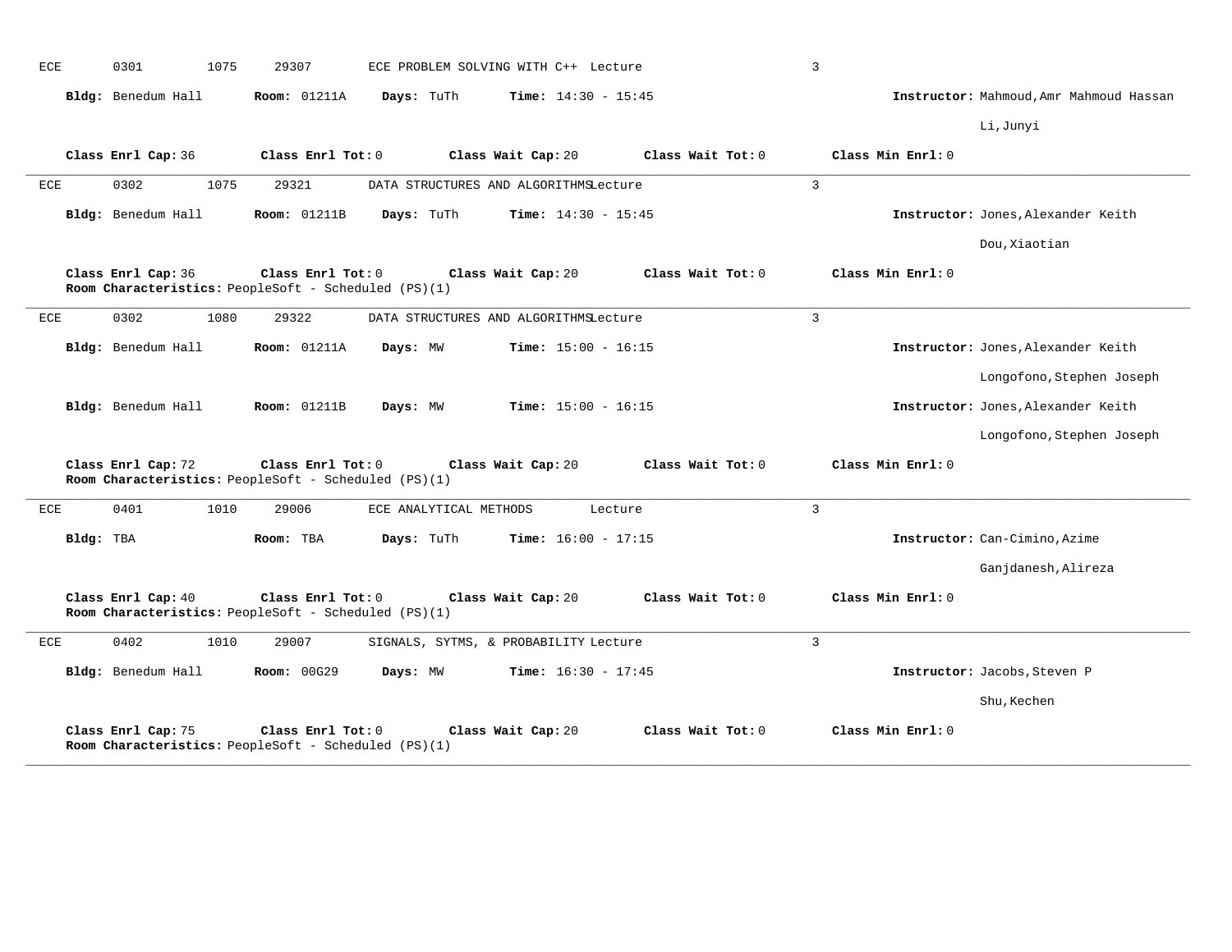ECE 0301 1075 29307 ECE PROBLEM SOLVING WITH C++ Lecture 3

**Bldg:** Benedum Hall **Room:** 01211A **Days:** TuTh **Time:** 14:30 - 15:45 **Instructor:** Mahmoud,Amr Mahmoud Hassan

Li,Junyi

**Class Enrl Cap:** 36 **Class Enrl Tot:** 0 **Class Wait Cap:** 20 **Class Wait Tot:** 0 **Class Min Enrl:** 0

---

ECE 0302 1075 29321 DATA STRUCTURES AND ALGORITHMS Lecture 3

**Bldg:** Benedum Hall **Room:** 01211B **Days:** TuTh **Time:** 14:30 - 15:45 **Instructor:** Jones,Alexander Keith

Dou,Xiaotian

**Class Enrl Cap:** 36 **Class Enrl Tot:** 0 **Class Wait Cap:** 20 **Class Wait Tot:** 0 **Class Min Enrl:** 0

**Room Characteristics:** PeopleSoft - Scheduled (PS)(1)

---

ECE 0302 1080 29322 DATA STRUCTURES AND ALGORITHMS Lecture 3

**Bldg:** Benedum Hall **Room:** 01211A **Days:** MW **Time:** 15:00 - 16:15 **Instructor:** Jones,Alexander Keith

Longofono,Stephen Joseph

**Bldg:** Benedum Hall **Room:** 01211B **Days:** MW **Time:** 15:00 - 16:15 **Instructor:** Jones,Alexander Keith

Longofono,Stephen Joseph

**Class Enrl Cap:** 72 **Class Enrl Tot:** 0 **Class Wait Cap:** 20 **Class Wait Tot:** 0 **Class Min Enrl:** 0

**Room Characteristics:** PeopleSoft - Scheduled (PS)(1)

---

ECE 0401 1010 29006 ECE ANALYTICAL METHODS Lecture 3

**Bldg:** TBA **Room:** TBA **Days:** TuTh **Time:** 16:00 - 17:15 **Instructor:** Can-Cimino,Azime

Ganjdanesh,Alireza

**Class Enrl Cap:** 40 **Class Enrl Tot:** 0 **Class Wait Cap:** 20 **Class Wait Tot:** 0 **Class Min Enrl:** 0

**Room Characteristics:** PeopleSoft - Scheduled (PS)(1)

---

ECE 0402 1010 29007 SIGNALS, SYTMS, & PROBABILITY Lecture 3

**Bldg:** Benedum Hall **Room:** 00G29 **Days:** MW **Time:** 16:30 - 17:45 **Instructor:** Jacobs,Steven P

Shu,Kechen

**Class Enrl Cap:** 75 **Class Enrl Tot:** 0 **Class Wait Cap:** 20 **Class Wait Tot:** 0 **Class Min Enrl:** 0

**Room Characteristics:** PeopleSoft - Scheduled (PS)(1)

---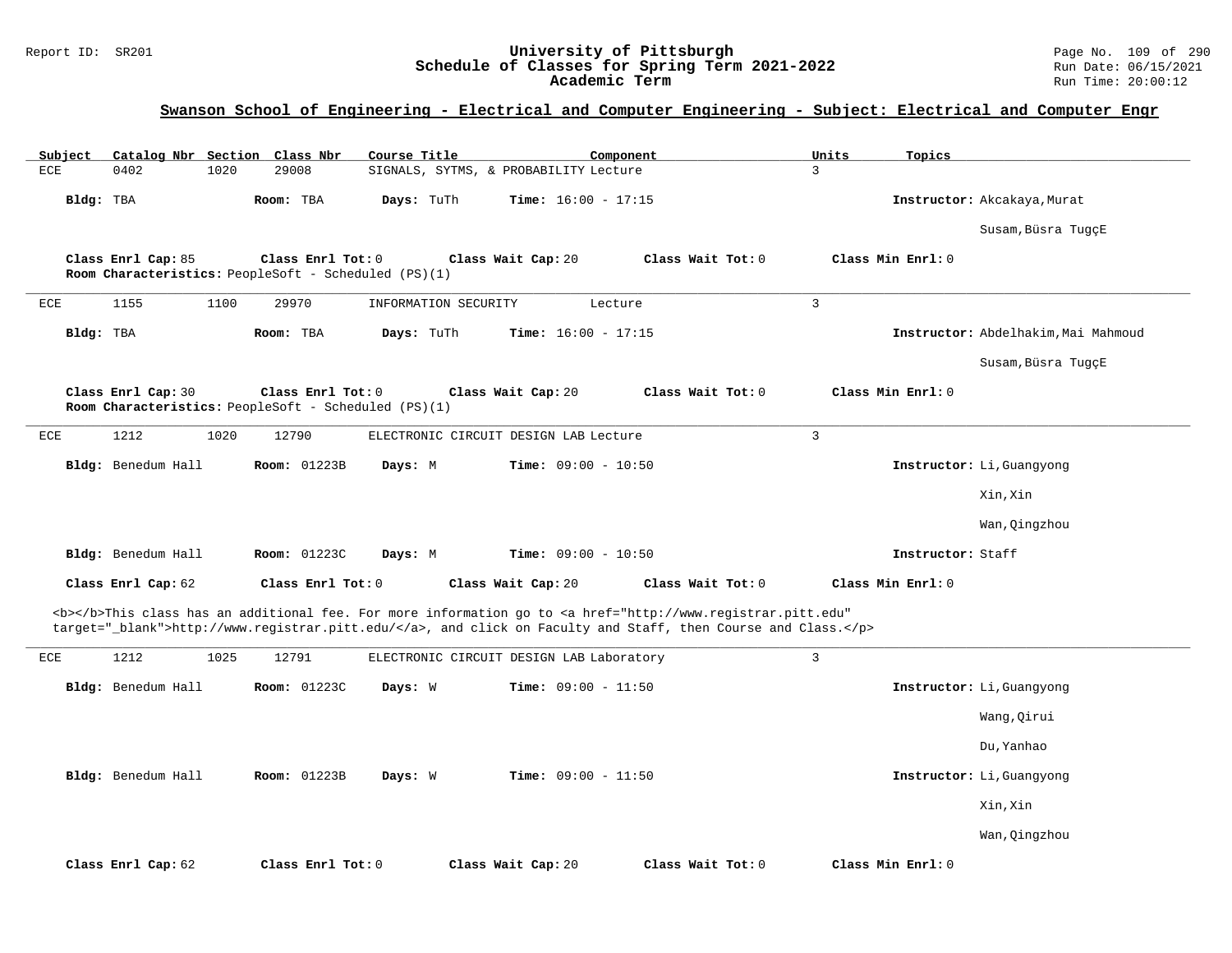## Swanson School of Engineering - Electrical and Computer Engineering - Subject: Electrical and Computer Engr

| Subject | Catalog Nbr | Section | Class Nbr | Course Title | Component | Units | Topics |
|---|---|---|---|---|---|---|---|
| ECE | 0402 | 1020 | 29008 | SIGNALS, SYTMS, & PROBABILITY | Lecture | 3 | |

**Bldg:** TBA **Room:** TBA **Days:** TuTh **Time:** 16:00 - 17:15 **Instructor:** Akcakaya,Murat
Susam,Büsra TugçE

**Class Enrl Cap:** 85 **Class Enrl Tot:** 0 **Class Wait Cap:** 20 **Class Wait Tot:** 0 **Class Min Enrl:** 0
**Room Characteristics:** PeopleSoft - Scheduled (PS)(1)

---

| Subject | Catalog Nbr | Section | Class Nbr | Course Title | Component | Units | Topics |
|---|---|---|---|---|---|---|---|
| ECE | 1155 | 1100 | 29970 | INFORMATION SECURITY | Lecture | 3 | |

**Bldg:** TBA **Room:** TBA **Days:** TuTh **Time:** 16:00 - 17:15 **Instructor:** Abdelhakim,Mai Mahmoud
Susam,Büsra TugçE

**Class Enrl Cap:** 30 **Class Enrl Tot:** 0 **Class Wait Cap:** 20 **Class Wait Tot:** 0 **Class Min Enrl:** 0
**Room Characteristics:** PeopleSoft - Scheduled (PS)(1)

---

| Subject | Catalog Nbr | Section | Class Nbr | Course Title | Component | Units | Topics |
|---|---|---|---|---|---|---|---|
| ECE | 1212 | 1020 | 12790 | ELECTRONIC CIRCUIT DESIGN LAB | Lecture | 3 | |

**Bldg:** Benedum Hall **Room:** 01223B **Days:** M **Time:** 09:00 - 10:50 **Instructor:** Li,Guangyong
Xin,Xin
Wan,Qingzhou

**Bldg:** Benedum Hall **Room:** 01223C **Days:** M **Time:** 09:00 - 10:50 **Instructor:** Staff

**Class Enrl Cap:** 62 **Class Enrl Tot:** 0 **Class Wait Cap:** 20 **Class Wait Tot:** 0 **Class Min Enrl:** 0

<b></b>This class has an additional fee. For more information go to <a href="http://www.registrar.pitt.edu" target="_blank">http://www.registrar.pitt.edu/</a>, and click on Faculty and Staff, then Course and Class.</p>

---

| Subject | Catalog Nbr | Section | Class Nbr | Course Title | Component | Units | Topics |
|---|---|---|---|---|---|---|---|
| ECE | 1212 | 1025 | 12791 | ELECTRONIC CIRCUIT DESIGN LAB | Laboratory | 3 | |

**Bldg:** Benedum Hall **Room:** 01223C **Days:** W **Time:** 09:00 - 11:50 **Instructor:** Li,Guangyong
Wang,Qirui
Du,Yanhao

**Bldg:** Benedum Hall **Room:** 01223B **Days:** W **Time:** 09:00 - 11:50 **Instructor:** Li,Guangyong
Xin,Xin
Wan,Qingzhou

**Class Enrl Cap:** 62 **Class Enrl Tot:** 0 **Class Wait Cap:** 20 **Class Wait Tot:** 0 **Class Min Enrl:** 0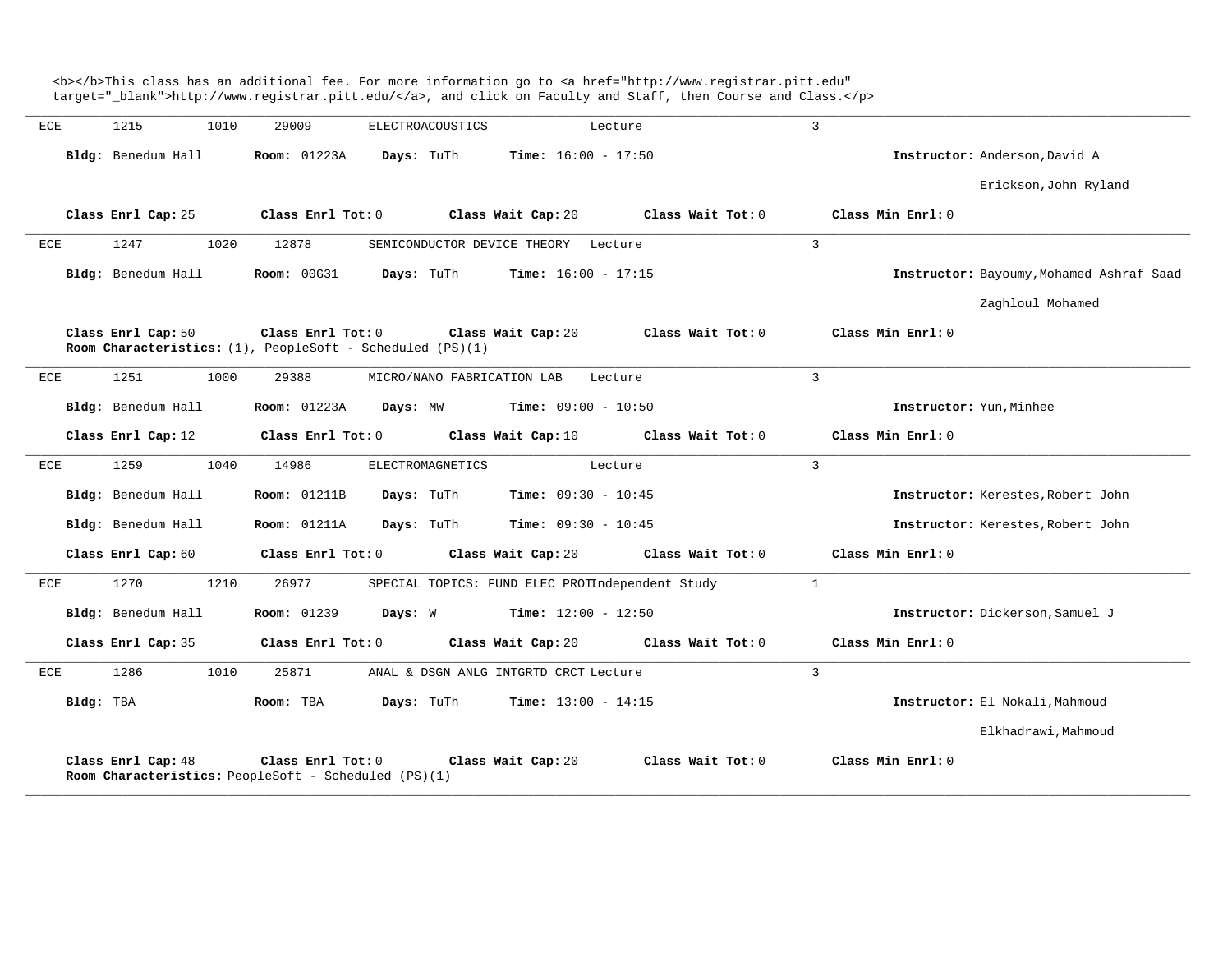<b></b>This class has an additional fee. For more information go to <a href="http://www.registrar.pitt.edu" target="_blank">http://www.registrar.pitt.edu/</a>, and click on Faculty and Staff, then Course and Class.</p>

---

ECE 1215 1010 29009 ELECTROACOUSTICS Lecture 3

**Bldg:** Benedum Hall **Room:** 01223A **Days:** TuTh **Time:** 16:00 - 17:50 **Instructor:** Anderson,David A

Erickson,John Ryland

**Class Enrl Cap:** 25 **Class Enrl Tot:** 0 **Class Wait Cap:** 20 **Class Wait Tot:** 0 **Class Min Enrl:** 0

---

ECE 1247 1020 12878 SEMICONDUCTOR DEVICE THEORY Lecture 3

**Bldg:** Benedum Hall **Room:** 00G31 **Days:** TuTh **Time:** 16:00 - 17:15 **Instructor:** Bayoumy,Mohamed Ashraf Saad

Zaghloul Mohamed

**Class Enrl Cap:** 50 **Class Enrl Tot:** 0 **Class Wait Cap:** 20 **Class Wait Tot:** 0 **Class Min Enrl:** 0
**Room Characteristics:** (1), PeopleSoft - Scheduled (PS)(1)

---

ECE 1251 1000 29388 MICRO/NANO FABRICATION LAB Lecture 3

**Bldg:** Benedum Hall **Room:** 01223A **Days:** MW **Time:** 09:00 - 10:50 **Instructor:** Yun,Minhee

**Class Enrl Cap:** 12 **Class Enrl Tot:** 0 **Class Wait Cap:** 10 **Class Wait Tot:** 0 **Class Min Enrl:** 0

---

ECE 1259 1040 14986 ELECTROMAGNETICS Lecture 3

**Bldg:** Benedum Hall **Room:** 01211B **Days:** TuTh **Time:** 09:30 - 10:45 **Instructor:** Kerestes,Robert John

**Bldg:** Benedum Hall **Room:** 01211A **Days:** TuTh **Time:** 09:30 - 10:45 **Instructor:** Kerestes,Robert John

**Class Enrl Cap:** 60 **Class Enrl Tot:** 0 **Class Wait Cap:** 20 **Class Wait Tot:** 0 **Class Min Enrl:** 0

---

ECE 1270 1210 26977 SPECIAL TOPICS: FUND ELEC PROTIndependent Study 1

**Bldg:** Benedum Hall **Room:** 01239 **Days:** W **Time:** 12:00 - 12:50 **Instructor:** Dickerson,Samuel J

**Class Enrl Cap:** 35 **Class Enrl Tot:** 0 **Class Wait Cap:** 20 **Class Wait Tot:** 0 **Class Min Enrl:** 0

---

ECE 1286 1010 25871 ANAL & DSGN ANLG INTGRTD CRCT Lecture 3

**Bldg:** TBA **Room:** TBA **Days:** TuTh **Time:** 13:00 - 14:15 **Instructor:** El Nokali,Mahmoud

Elkhadrawi,Mahmoud

**Class Enrl Cap:** 48 **Class Enrl Tot:** 0 **Class Wait Cap:** 20 **Class Wait Tot:** 0 **Class Min Enrl:** 0
**Room Characteristics:** PeopleSoft - Scheduled (PS)(1)

---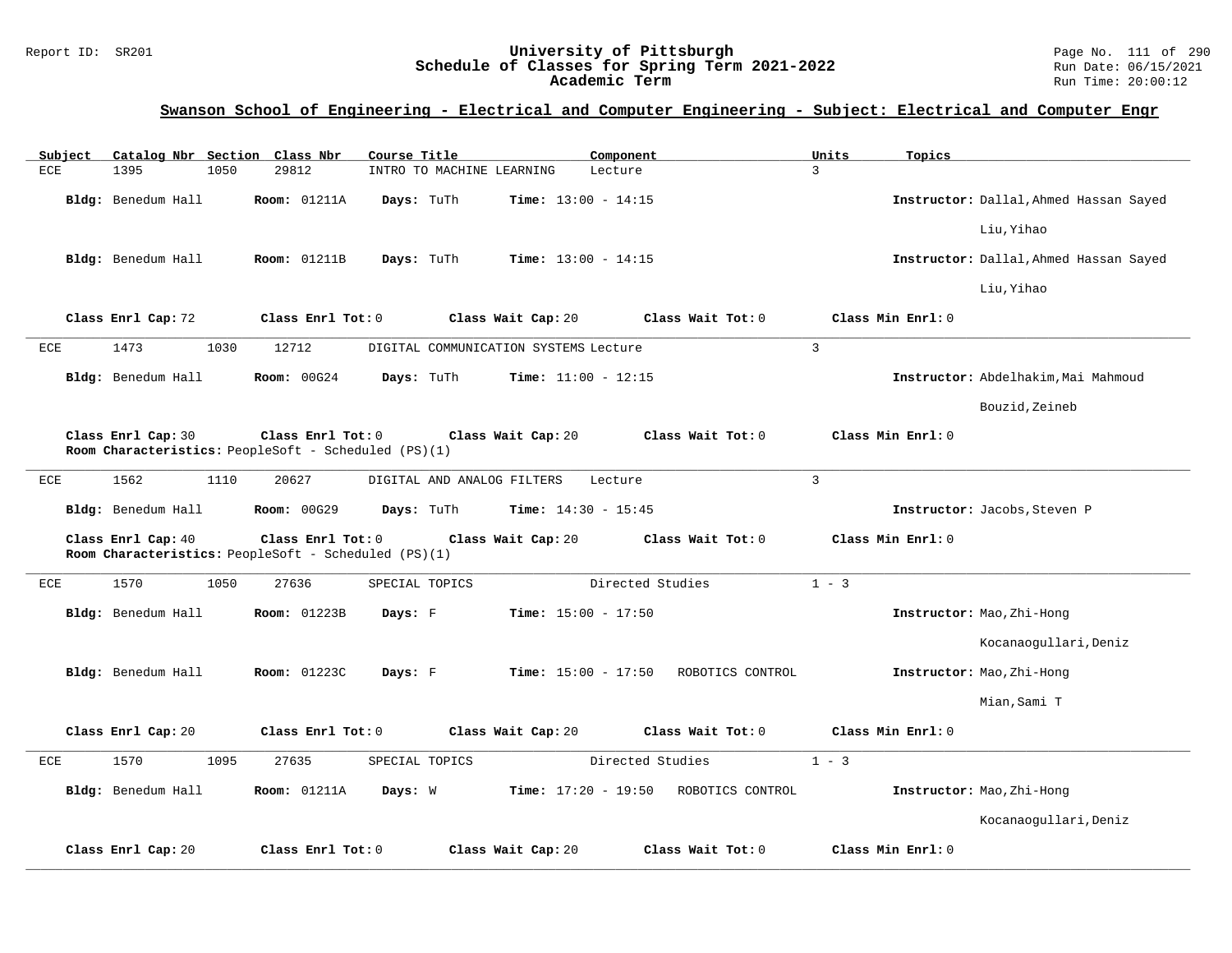## Swanson School of Engineering - Electrical and Computer Engineering - Subject: Electrical and Computer Engr

| Subject | Catalog Nbr | Section | Class Nbr | Course Title | Component | Units | Topics |
|---|---|---|---|---|---|---|---|
| ECE | 1395 | 1050 | 29812 | INTRO TO MACHINE LEARNING | Lecture | 3 | |

**Bldg:** Benedum Hall **Room:** 01211A **Days:** TuTh **Time:** 13:00 - 14:15 **Instructor:** Dallal,Ahmed Hassan Sayed; Liu,Yihao

**Bldg:** Benedum Hall **Room:** 01211B **Days:** TuTh **Time:** 13:00 - 14:15 **Instructor:** Dallal,Ahmed Hassan Sayed; Liu,Yihao

**Class Enrl Cap:** 72 **Class Enrl Tot:** 0 **Class Wait Cap:** 20 **Class Wait Tot:** 0 **Class Min Enrl:** 0

---

| Subject | Catalog Nbr | Section | Class Nbr | Course Title | Component | Units | Topics |
|---|---|---|---|---|---|---|---|
| ECE | 1473 | 1030 | 12712 | DIGITAL COMMUNICATION SYSTEMS | Lecture | 3 | |

**Bldg:** Benedum Hall **Room:** 00G24 **Days:** TuTh **Time:** 11:00 - 12:15 **Instructor:** Abdelhakim,Mai Mahmoud; Bouzid,Zeineb

**Class Enrl Cap:** 30 **Class Enrl Tot:** 0 **Class Wait Cap:** 20 **Class Wait Tot:** 0 **Class Min Enrl:** 0
**Room Characteristics:** PeopleSoft - Scheduled (PS)(1)

---

| Subject | Catalog Nbr | Section | Class Nbr | Course Title | Component | Units | Topics |
|---|---|---|---|---|---|---|---|
| ECE | 1562 | 1110 | 20627 | DIGITAL AND ANALOG FILTERS | Lecture | 3 | |

**Bldg:** Benedum Hall **Room:** 00G29 **Days:** TuTh **Time:** 14:30 - 15:45 **Instructor:** Jacobs,Steven P

**Class Enrl Cap:** 40 **Class Enrl Tot:** 0 **Class Wait Cap:** 20 **Class Wait Tot:** 0 **Class Min Enrl:** 0
**Room Characteristics:** PeopleSoft - Scheduled (PS)(1)

---

| Subject | Catalog Nbr | Section | Class Nbr | Course Title | Component | Units | Topics |
|---|---|---|---|---|---|---|---|
| ECE | 1570 | 1050 | 27636 | SPECIAL TOPICS | Directed Studies | 1 - 3 | |

**Bldg:** Benedum Hall **Room:** 01223B **Days:** F **Time:** 15:00 - 17:50 **Instructor:** Mao,Zhi-Hong; Kocanaogullari,Deniz

**Bldg:** Benedum Hall **Room:** 01223C **Days:** F **Time:** 15:00 - 17:50 ROBOTICS CONTROL **Instructor:** Mao,Zhi-Hong; Mian,Sami T

**Class Enrl Cap:** 20 **Class Enrl Tot:** 0 **Class Wait Cap:** 20 **Class Wait Tot:** 0 **Class Min Enrl:** 0

---

| Subject | Catalog Nbr | Section | Class Nbr | Course Title | Component | Units | Topics |
|---|---|---|---|---|---|---|---|
| ECE | 1570 | 1095 | 27635 | SPECIAL TOPICS | Directed Studies | 1 - 3 | |

**Bldg:** Benedum Hall **Room:** 01211A **Days:** W **Time:** 17:20 - 19:50 ROBOTICS CONTROL **Instructor:** Mao,Zhi-Hong; Kocanaogullari,Deniz

**Class Enrl Cap:** 20 **Class Enrl Tot:** 0 **Class Wait Cap:** 20 **Class Wait Tot:** 0 **Class Min Enrl:** 0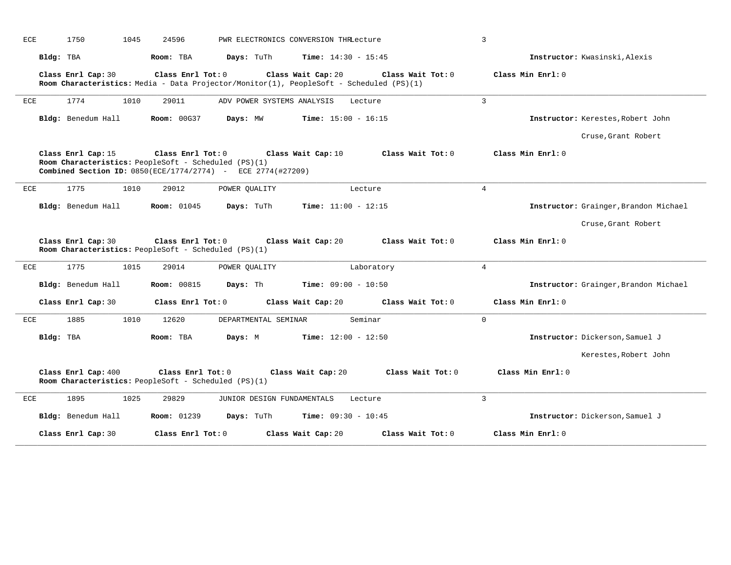ECE 1750 1045 24596 PWR ELECTRONICS CONVERSION THR Lecture 3

**Bldg:** TBA **Room:** TBA **Days:** TuTh **Time:** 14:30 - 15:45 **Instructor:** Kwasinski,Alexis

**Class Enrl Cap:** 30 **Class Enrl Tot:** 0 **Class Wait Cap:** 20 **Class Wait Tot:** 0 **Class Min Enrl:** 0
**Room Characteristics:** Media - Data Projector/Monitor(1), PeopleSoft - Scheduled (PS)(1)

---

ECE 1774 1010 29011 ADV POWER SYSTEMS ANALYSIS Lecture 3

**Bldg:** Benedum Hall **Room:** 00G37 **Days:** MW **Time:** 15:00 - 16:15 **Instructor:** Kerestes,Robert John

Cruse,Grant Robert

**Class Enrl Cap:** 15 **Class Enrl Tot:** 0 **Class Wait Cap:** 10 **Class Wait Tot:** 0 **Class Min Enrl:** 0
**Room Characteristics:** PeopleSoft - Scheduled (PS)(1)
**Combined Section ID:** 0850(ECE/1774/2774) - ECE 2774(#27209)

---

ECE 1775 1010 29012 POWER QUALITY Lecture 4

**Bldg:** Benedum Hall **Room:** 01045 **Days:** TuTh **Time:** 11:00 - 12:15 **Instructor:** Grainger,Brandon Michael

Cruse,Grant Robert

**Class Enrl Cap:** 30 **Class Enrl Tot:** 0 **Class Wait Cap:** 20 **Class Wait Tot:** 0 **Class Min Enrl:** 0
**Room Characteristics:** PeopleSoft - Scheduled (PS)(1)

---

ECE 1775 1015 29014 POWER QUALITY Laboratory 4

**Bldg:** Benedum Hall **Room:** 00815 **Days:** Th **Time:** 09:00 - 10:50 **Instructor:** Grainger,Brandon Michael

**Class Enrl Cap:** 30 **Class Enrl Tot:** 0 **Class Wait Cap:** 20 **Class Wait Tot:** 0 **Class Min Enrl:** 0

---

ECE 1885 1010 12620 DEPARTMENTAL SEMINAR Seminar 0

**Bldg:** TBA **Room:** TBA **Days:** M **Time:** 12:00 - 12:50 **Instructor:** Dickerson,Samuel J

Kerestes,Robert John

**Class Enrl Cap:** 400 **Class Enrl Tot:** 0 **Class Wait Cap:** 20 **Class Wait Tot:** 0 **Class Min Enrl:** 0
**Room Characteristics:** PeopleSoft - Scheduled (PS)(1)

---

ECE 1895 1025 29829 JUNIOR DESIGN FUNDAMENTALS Lecture 3

**Bldg:** Benedum Hall **Room:** 01239 **Days:** TuTh **Time:** 09:30 - 10:45 **Instructor:** Dickerson,Samuel J

**Class Enrl Cap:** 30 **Class Enrl Tot:** 0 **Class Wait Cap:** 20 **Class Wait Tot:** 0 **Class Min Enrl:** 0

---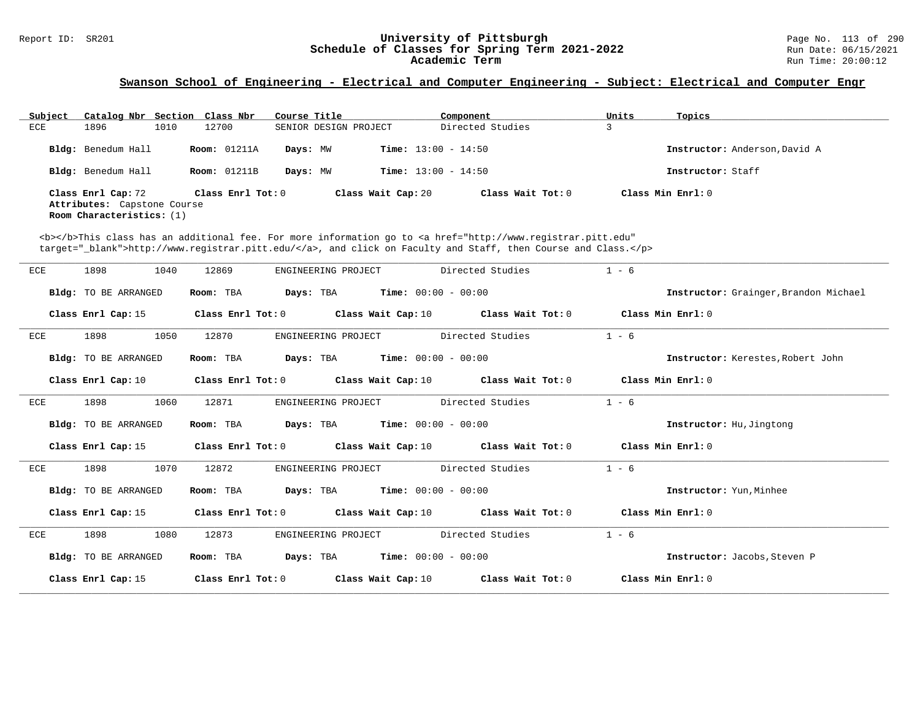## Swanson School of Engineering - Electrical and Computer Engineering - Subject: Electrical and Computer Engr

| Subject | Catalog Nbr | Section | Class Nbr | Course Title | Component | Units | Topics |
|---|---|---|---|---|---|---|---|
| ECE | 1896 | 1010 | 12700 | SENIOR DESIGN PROJECT | Directed Studies | 3 | |

**Bldg:** Benedum Hall **Room:** 01211A **Days:** MW **Time:** 13:00 - 14:50 **Instructor:** Anderson,David A

**Bldg:** Benedum Hall **Room:** 01211B **Days:** MW **Time:** 13:00 - 14:50 **Instructor:** Staff

**Class Enrl Cap:** 72 **Class Enrl Tot:** 0 **Class Wait Cap:** 20 **Class Wait Tot:** 0 **Class Min Enrl:** 0
**Attributes:** Capstone Course
**Room Characteristics:** (1)

<b></b>This class has an additional fee. For more information go to <a href="http://www.registrar.pitt.edu" target="_blank">http://www.registrar.pitt.edu/</a>, and click on Faculty and Staff, then Course and Class.</p>

---

| Subject | Catalog Nbr | Section | Class Nbr | Course Title | Component | Units | Topics |
|---|---|---|---|---|---|---|---|
| ECE | 1898 | 1040 | 12869 | ENGINEERING PROJECT | Directed Studies | 1 - 6 | |

**Bldg:** TO BE ARRANGED **Room:** TBA **Days:** TBA **Time:** 00:00 - 00:00 **Instructor:** Grainger,Brandon Michael

**Class Enrl Cap:** 15 **Class Enrl Tot:** 0 **Class Wait Cap:** 10 **Class Wait Tot:** 0 **Class Min Enrl:** 0

---

| Subject | Catalog Nbr | Section | Class Nbr | Course Title | Component | Units | Topics |
|---|---|---|---|---|---|---|---|
| ECE | 1898 | 1050 | 12870 | ENGINEERING PROJECT | Directed Studies | 1 - 6 | |

**Bldg:** TO BE ARRANGED **Room:** TBA **Days:** TBA **Time:** 00:00 - 00:00 **Instructor:** Kerestes,Robert John

**Class Enrl Cap:** 10 **Class Enrl Tot:** 0 **Class Wait Cap:** 10 **Class Wait Tot:** 0 **Class Min Enrl:** 0

---

| Subject | Catalog Nbr | Section | Class Nbr | Course Title | Component | Units | Topics |
|---|---|---|---|---|---|---|---|
| ECE | 1898 | 1060 | 12871 | ENGINEERING PROJECT | Directed Studies | 1 - 6 | |

**Bldg:** TO BE ARRANGED **Room:** TBA **Days:** TBA **Time:** 00:00 - 00:00 **Instructor:** Hu,Jingtong

**Class Enrl Cap:** 15 **Class Enrl Tot:** 0 **Class Wait Cap:** 10 **Class Wait Tot:** 0 **Class Min Enrl:** 0

---

| Subject | Catalog Nbr | Section | Class Nbr | Course Title | Component | Units | Topics |
|---|---|---|---|---|---|---|---|
| ECE | 1898 | 1070 | 12872 | ENGINEERING PROJECT | Directed Studies | 1 - 6 | |

**Bldg:** TO BE ARRANGED **Room:** TBA **Days:** TBA **Time:** 00:00 - 00:00 **Instructor:** Yun,Minhee

**Class Enrl Cap:** 15 **Class Enrl Tot:** 0 **Class Wait Cap:** 10 **Class Wait Tot:** 0 **Class Min Enrl:** 0

---

| Subject | Catalog Nbr | Section | Class Nbr | Course Title | Component | Units | Topics |
|---|---|---|---|---|---|---|---|
| ECE | 1898 | 1080 | 12873 | ENGINEERING PROJECT | Directed Studies | 1 - 6 | |

**Bldg:** TO BE ARRANGED **Room:** TBA **Days:** TBA **Time:** 00:00 - 00:00 **Instructor:** Jacobs,Steven P

**Class Enrl Cap:** 15 **Class Enrl Tot:** 0 **Class Wait Cap:** 10 **Class Wait Tot:** 0 **Class Min Enrl:** 0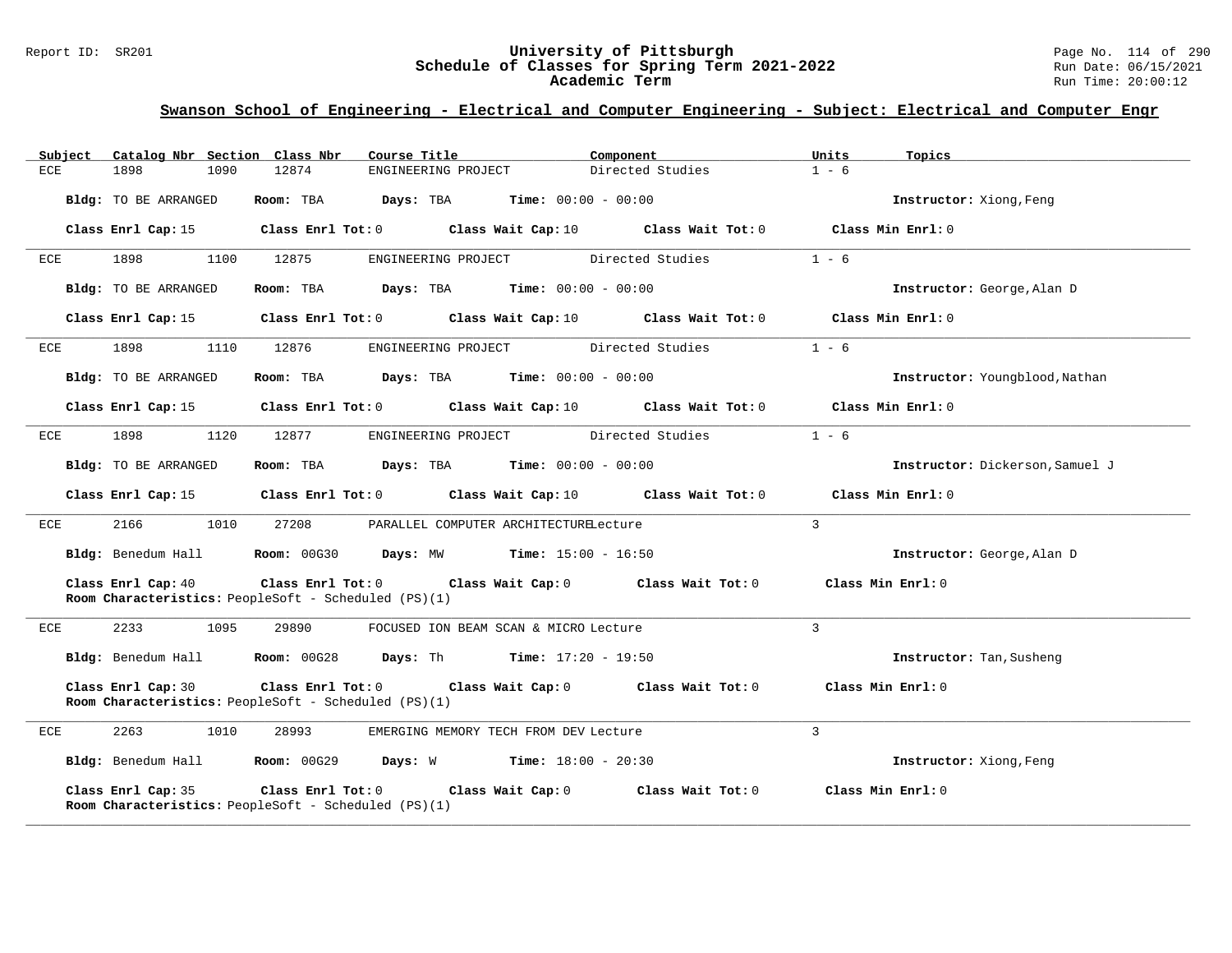## Swanson School of Engineering - Electrical and Computer Engineering - Subject: Electrical and Computer Engr

| Subject | Catalog Nbr | Section | Class Nbr | Course Title | Component | Units | Topics |
|---|---|---|---|---|---|---|---|
| ECE | 1898 | 1090 | 12874 | ENGINEERING PROJECT | Directed Studies | 1 - 6 | |

**Bldg:** TO BE ARRANGED **Room:** TBA **Days:** TBA **Time:** 00:00 - 00:00 **Instructor:** Xiong,Feng

**Class Enrl Cap:** 15 **Class Enrl Tot:** 0 **Class Wait Cap:** 10 **Class Wait Tot:** 0 **Class Min Enrl:** 0

---

| Subject | Catalog Nbr | Section | Class Nbr | Course Title | Component | Units | Topics |
|---|---|---|---|---|---|---|---|
| ECE | 1898 | 1100 | 12875 | ENGINEERING PROJECT | Directed Studies | 1 - 6 | |

**Bldg:** TO BE ARRANGED **Room:** TBA **Days:** TBA **Time:** 00:00 - 00:00 **Instructor:** George,Alan D

**Class Enrl Cap:** 15 **Class Enrl Tot:** 0 **Class Wait Cap:** 10 **Class Wait Tot:** 0 **Class Min Enrl:** 0

---

| Subject | Catalog Nbr | Section | Class Nbr | Course Title | Component | Units | Topics |
|---|---|---|---|---|---|---|---|
| ECE | 1898 | 1110 | 12876 | ENGINEERING PROJECT | Directed Studies | 1 - 6 | |

**Bldg:** TO BE ARRANGED **Room:** TBA **Days:** TBA **Time:** 00:00 - 00:00 **Instructor:** Youngblood,Nathan

**Class Enrl Cap:** 15 **Class Enrl Tot:** 0 **Class Wait Cap:** 10 **Class Wait Tot:** 0 **Class Min Enrl:** 0

---

| Subject | Catalog Nbr | Section | Class Nbr | Course Title | Component | Units | Topics |
|---|---|---|---|---|---|---|---|
| ECE | 1898 | 1120 | 12877 | ENGINEERING PROJECT | Directed Studies | 1 - 6 | |

**Bldg:** TO BE ARRANGED **Room:** TBA **Days:** TBA **Time:** 00:00 - 00:00 **Instructor:** Dickerson,Samuel J

**Class Enrl Cap:** 15 **Class Enrl Tot:** 0 **Class Wait Cap:** 10 **Class Wait Tot:** 0 **Class Min Enrl:** 0

---

| Subject | Catalog Nbr | Section | Class Nbr | Course Title | Component | Units | Topics |
|---|---|---|---|---|---|---|---|
| ECE | 2166 | 1010 | 27208 | PARALLEL COMPUTER ARCHITECTURE | Lecture | 3 | |

**Bldg:** Benedum Hall **Room:** 00G30 **Days:** MW **Time:** 15:00 - 16:50 **Instructor:** George,Alan D

**Class Enrl Cap:** 40 **Class Enrl Tot:** 0 **Class Wait Cap:** 0 **Class Wait Tot:** 0 **Class Min Enrl:** 0

**Room Characteristics:** PeopleSoft - Scheduled (PS)(1)

---

| Subject | Catalog Nbr | Section | Class Nbr | Course Title | Component | Units | Topics |
|---|---|---|---|---|---|---|---|
| ECE | 2233 | 1095 | 29890 | FOCUSED ION BEAM SCAN & MICRO | Lecture | 3 | |

**Bldg:** Benedum Hall **Room:** 00G28 **Days:** Th **Time:** 17:20 - 19:50 **Instructor:** Tan,Susheng

**Class Enrl Cap:** 30 **Class Enrl Tot:** 0 **Class Wait Cap:** 0 **Class Wait Tot:** 0 **Class Min Enrl:** 0

**Room Characteristics:** PeopleSoft - Scheduled (PS)(1)

---

| Subject | Catalog Nbr | Section | Class Nbr | Course Title | Component | Units | Topics |
|---|---|---|---|---|---|---|---|
| ECE | 2263 | 1010 | 28993 | EMERGING MEMORY TECH FROM DEV | Lecture | 3 | |

**Bldg:** Benedum Hall **Room:** 00G29 **Days:** W **Time:** 18:00 - 20:30 **Instructor:** Xiong,Feng

**Class Enrl Cap:** 35 **Class Enrl Tot:** 0 **Class Wait Cap:** 0 **Class Wait Tot:** 0 **Class Min Enrl:** 0

**Room Characteristics:** PeopleSoft - Scheduled (PS)(1)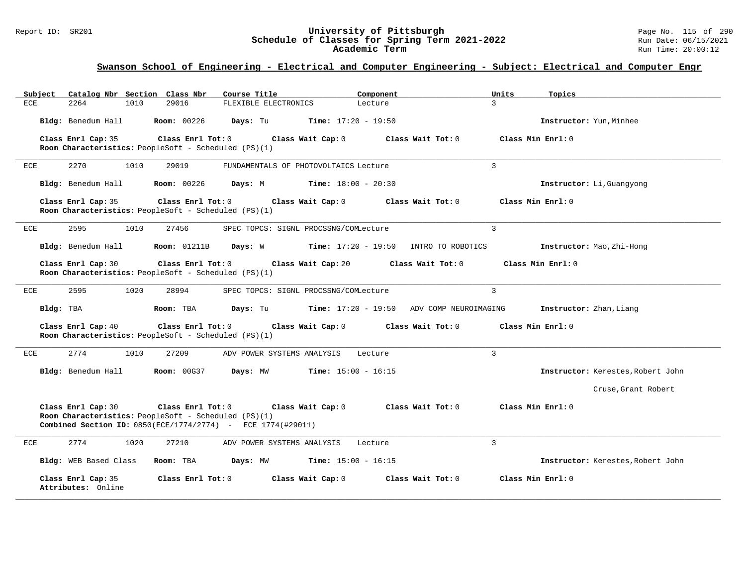## Swanson School of Engineering - Electrical and Computer Engineering - Subject: Electrical and Computer Engr

| Subject | Catalog Nbr | Section | Class Nbr | Course Title | Component | Units | Topics |
|---|---|---|---|---|---|---|---|
| ECE | 2264 | 1010 | 29016 | FLEXIBLE ELECTRONICS | Lecture | 3 | |

**Bldg:** Benedum Hall **Room:** 00226 **Days:** Tu **Time:** 17:20 - 19:50 **Instructor:** Yun,Minhee

**Class Enrl Cap:** 35 **Class Enrl Tot:** 0 **Class Wait Cap:** 0 **Class Wait Tot:** 0 **Class Min Enrl:** 0
**Room Characteristics:** PeopleSoft - Scheduled (PS)(1)

---

| Subject | Catalog Nbr | Section | Class Nbr | Course Title | Component | Units | Topics |
|---|---|---|---|---|---|---|---|
| ECE | 2270 | 1010 | 29019 | FUNDAMENTALS OF PHOTOVOLTAICS | Lecture | 3 | |

**Bldg:** Benedum Hall **Room:** 00226 **Days:** M **Time:** 18:00 - 20:30 **Instructor:** Li,Guangyong

**Class Enrl Cap:** 35 **Class Enrl Tot:** 0 **Class Wait Cap:** 0 **Class Wait Tot:** 0 **Class Min Enrl:** 0
**Room Characteristics:** PeopleSoft - Scheduled (PS)(1)

---

| Subject | Catalog Nbr | Section | Class Nbr | Course Title | Component | Units | Topics |
|---|---|---|---|---|---|---|---|
| ECE | 2595 | 1010 | 27456 | SPEC TOPCS: SIGNL PROCSSNG/COM | Lecture | 3 | INTRO TO ROBOTICS |

**Bldg:** Benedum Hall **Room:** 01211B **Days:** W **Time:** 17:20 - 19:50 **Instructor:** Mao,Zhi-Hong

**Class Enrl Cap:** 30 **Class Enrl Tot:** 0 **Class Wait Cap:** 20 **Class Wait Tot:** 0 **Class Min Enrl:** 0
**Room Characteristics:** PeopleSoft - Scheduled (PS)(1)

---

| Subject | Catalog Nbr | Section | Class Nbr | Course Title | Component | Units | Topics |
|---|---|---|---|---|---|---|---|
| ECE | 2595 | 1020 | 28994 | SPEC TOPCS: SIGNL PROCSSNG/COM | Lecture | 3 | ADV COMP NEUROIMAGING |

**Bldg:** TBA **Room:** TBA **Days:** Tu **Time:** 17:20 - 19:50 **Instructor:** Zhan,Liang

**Class Enrl Cap:** 40 **Class Enrl Tot:** 0 **Class Wait Cap:** 0 **Class Wait Tot:** 0 **Class Min Enrl:** 0
**Room Characteristics:** PeopleSoft - Scheduled (PS)(1)

---

| Subject | Catalog Nbr | Section | Class Nbr | Course Title | Component | Units | Topics |
|---|---|---|---|---|---|---|---|
| ECE | 2774 | 1010 | 27209 | ADV POWER SYSTEMS ANALYSIS | Lecture | 3 | |

**Bldg:** Benedum Hall **Room:** 00G37 **Days:** MW **Time:** 15:00 - 16:15 **Instructor:** Kerestes,Robert John; Cruse,Grant Robert

**Class Enrl Cap:** 30 **Class Enrl Tot:** 0 **Class Wait Cap:** 0 **Class Wait Tot:** 0 **Class Min Enrl:** 0
**Room Characteristics:** PeopleSoft - Scheduled (PS)(1)
**Combined Section ID:** 0850(ECE/1774/2774) - ECE 1774(#29011)

---

| Subject | Catalog Nbr | Section | Class Nbr | Course Title | Component | Units | Topics |
|---|---|---|---|---|---|---|---|
| ECE | 2774 | 1020 | 27210 | ADV POWER SYSTEMS ANALYSIS | Lecture | 3 | |

**Bldg:** WEB Based Class **Room:** TBA **Days:** MW **Time:** 15:00 - 16:15 **Instructor:** Kerestes,Robert John

**Class Enrl Cap:** 35 **Class Enrl Tot:** 0 **Class Wait Cap:** 0 **Class Wait Tot:** 0 **Class Min Enrl:** 0
**Attributes:** Online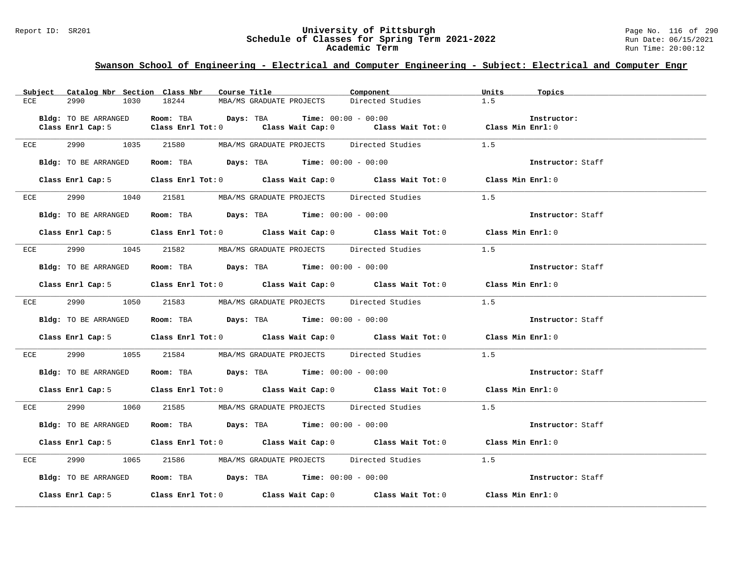## Swanson School of Engineering - Electrical and Computer Engineering - Subject: Electrical and Computer Engr

| Subject | Catalog Nbr | Section | Class Nbr | Course Title | Component | Units | Topics |
|---|---|---|---|---|---|---|---|
| ECE | 2990 | 1030 | 18244 | MBA/MS GRADUATE PROJECTS | Directed Studies | 1.5 | |

**Bldg:** TO BE ARRANGED **Room:** TBA **Days:** TBA **Time:** 00:00 - 00:00 **Instructor:**
**Class Enrl Cap:** 5 **Class Enrl Tot:** 0 **Class Wait Cap:** 0 **Class Wait Tot:** 0 **Class Min Enrl:** 0

| Subject | Catalog Nbr | Section | Class Nbr | Course Title | Component | Units | Topics |
|---|---|---|---|---|---|---|---|
| ECE | 2990 | 1035 | 21580 | MBA/MS GRADUATE PROJECTS | Directed Studies | 1.5 | |

**Bldg:** TO BE ARRANGED **Room:** TBA **Days:** TBA **Time:** 00:00 - 00:00 **Instructor:** Staff
**Class Enrl Cap:** 5 **Class Enrl Tot:** 0 **Class Wait Cap:** 0 **Class Wait Tot:** 0 **Class Min Enrl:** 0

| Subject | Catalog Nbr | Section | Class Nbr | Course Title | Component | Units | Topics |
|---|---|---|---|---|---|---|---|
| ECE | 2990 | 1040 | 21581 | MBA/MS GRADUATE PROJECTS | Directed Studies | 1.5 | |

**Bldg:** TO BE ARRANGED **Room:** TBA **Days:** TBA **Time:** 00:00 - 00:00 **Instructor:** Staff
**Class Enrl Cap:** 5 **Class Enrl Tot:** 0 **Class Wait Cap:** 0 **Class Wait Tot:** 0 **Class Min Enrl:** 0

| Subject | Catalog Nbr | Section | Class Nbr | Course Title | Component | Units | Topics |
|---|---|---|---|---|---|---|---|
| ECE | 2990 | 1045 | 21582 | MBA/MS GRADUATE PROJECTS | Directed Studies | 1.5 | |

**Bldg:** TO BE ARRANGED **Room:** TBA **Days:** TBA **Time:** 00:00 - 00:00 **Instructor:** Staff
**Class Enrl Cap:** 5 **Class Enrl Tot:** 0 **Class Wait Cap:** 0 **Class Wait Tot:** 0 **Class Min Enrl:** 0

| Subject | Catalog Nbr | Section | Class Nbr | Course Title | Component | Units | Topics |
|---|---|---|---|---|---|---|---|
| ECE | 2990 | 1050 | 21583 | MBA/MS GRADUATE PROJECTS | Directed Studies | 1.5 | |

**Bldg:** TO BE ARRANGED **Room:** TBA **Days:** TBA **Time:** 00:00 - 00:00 **Instructor:** Staff
**Class Enrl Cap:** 5 **Class Enrl Tot:** 0 **Class Wait Cap:** 0 **Class Wait Tot:** 0 **Class Min Enrl:** 0

| Subject | Catalog Nbr | Section | Class Nbr | Course Title | Component | Units | Topics |
|---|---|---|---|---|---|---|---|
| ECE | 2990 | 1055 | 21584 | MBA/MS GRADUATE PROJECTS | Directed Studies | 1.5 | |

**Bldg:** TO BE ARRANGED **Room:** TBA **Days:** TBA **Time:** 00:00 - 00:00 **Instructor:** Staff
**Class Enrl Cap:** 5 **Class Enrl Tot:** 0 **Class Wait Cap:** 0 **Class Wait Tot:** 0 **Class Min Enrl:** 0

| Subject | Catalog Nbr | Section | Class Nbr | Course Title | Component | Units | Topics |
|---|---|---|---|---|---|---|---|
| ECE | 2990 | 1060 | 21585 | MBA/MS GRADUATE PROJECTS | Directed Studies | 1.5 | |

**Bldg:** TO BE ARRANGED **Room:** TBA **Days:** TBA **Time:** 00:00 - 00:00 **Instructor:** Staff
**Class Enrl Cap:** 5 **Class Enrl Tot:** 0 **Class Wait Cap:** 0 **Class Wait Tot:** 0 **Class Min Enrl:** 0

| Subject | Catalog Nbr | Section | Class Nbr | Course Title | Component | Units | Topics |
|---|---|---|---|---|---|---|---|
| ECE | 2990 | 1065 | 21586 | MBA/MS GRADUATE PROJECTS | Directed Studies | 1.5 | |

**Bldg:** TO BE ARRANGED **Room:** TBA **Days:** TBA **Time:** 00:00 - 00:00 **Instructor:** Staff
**Class Enrl Cap:** 5 **Class Enrl Tot:** 0 **Class Wait Cap:** 0 **Class Wait Tot:** 0 **Class Min Enrl:** 0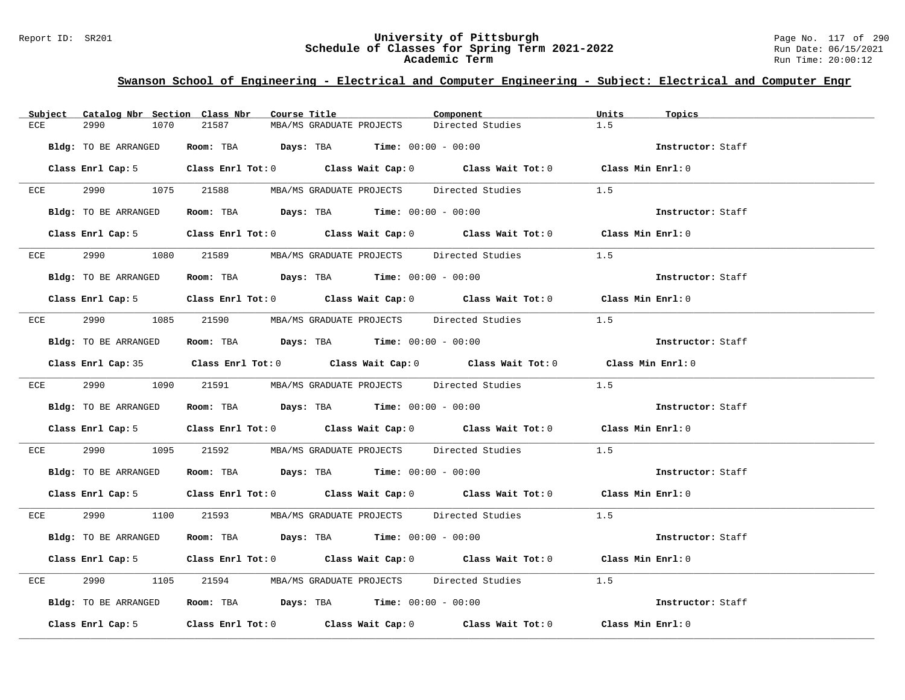## Swanson School of Engineering - Electrical and Computer Engineering - Subject: Electrical and Computer Engr

| Subject | Catalog Nbr | Section | Class Nbr | Course Title | Component | Units | Topics |
|---|---|---|---|---|---|---|---|
| ECE | 2990 | 1070 | 21587 | MBA/MS GRADUATE PROJECTS | Directed Studies | 1.5 | |

**Bldg:** TO BE ARRANGED **Room:** TBA **Days:** TBA **Time:** 00:00 - 00:00 **Instructor:** Staff

**Class Enrl Cap:** 5 **Class Enrl Tot:** 0 **Class Wait Cap:** 0 **Class Wait Tot:** 0 **Class Min Enrl:** 0

---

| Subject | Catalog Nbr | Section | Class Nbr | Course Title | Component | Units | Topics |
|---|---|---|---|---|---|---|---|
| ECE | 2990 | 1075 | 21588 | MBA/MS GRADUATE PROJECTS | Directed Studies | 1.5 | |

**Bldg:** TO BE ARRANGED **Room:** TBA **Days:** TBA **Time:** 00:00 - 00:00 **Instructor:** Staff

**Class Enrl Cap:** 5 **Class Enrl Tot:** 0 **Class Wait Cap:** 0 **Class Wait Tot:** 0 **Class Min Enrl:** 0

---

| Subject | Catalog Nbr | Section | Class Nbr | Course Title | Component | Units | Topics |
|---|---|---|---|---|---|---|---|
| ECE | 2990 | 1080 | 21589 | MBA/MS GRADUATE PROJECTS | Directed Studies | 1.5 | |

**Bldg:** TO BE ARRANGED **Room:** TBA **Days:** TBA **Time:** 00:00 - 00:00 **Instructor:** Staff

**Class Enrl Cap:** 5 **Class Enrl Tot:** 0 **Class Wait Cap:** 0 **Class Wait Tot:** 0 **Class Min Enrl:** 0

---

| Subject | Catalog Nbr | Section | Class Nbr | Course Title | Component | Units | Topics |
|---|---|---|---|---|---|---|---|
| ECE | 2990 | 1085 | 21590 | MBA/MS GRADUATE PROJECTS | Directed Studies | 1.5 | |

**Bldg:** TO BE ARRANGED **Room:** TBA **Days:** TBA **Time:** 00:00 - 00:00 **Instructor:** Staff

**Class Enrl Cap:** 35 **Class Enrl Tot:** 0 **Class Wait Cap:** 0 **Class Wait Tot:** 0 **Class Min Enrl:** 0

---

| Subject | Catalog Nbr | Section | Class Nbr | Course Title | Component | Units | Topics |
|---|---|---|---|---|---|---|---|
| ECE | 2990 | 1090 | 21591 | MBA/MS GRADUATE PROJECTS | Directed Studies | 1.5 | |

**Bldg:** TO BE ARRANGED **Room:** TBA **Days:** TBA **Time:** 00:00 - 00:00 **Instructor:** Staff

**Class Enrl Cap:** 5 **Class Enrl Tot:** 0 **Class Wait Cap:** 0 **Class Wait Tot:** 0 **Class Min Enrl:** 0

---

| Subject | Catalog Nbr | Section | Class Nbr | Course Title | Component | Units | Topics |
|---|---|---|---|---|---|---|---|
| ECE | 2990 | 1095 | 21592 | MBA/MS GRADUATE PROJECTS | Directed Studies | 1.5 | |

**Bldg:** TO BE ARRANGED **Room:** TBA **Days:** TBA **Time:** 00:00 - 00:00 **Instructor:** Staff

**Class Enrl Cap:** 5 **Class Enrl Tot:** 0 **Class Wait Cap:** 0 **Class Wait Tot:** 0 **Class Min Enrl:** 0

---

| Subject | Catalog Nbr | Section | Class Nbr | Course Title | Component | Units | Topics |
|---|---|---|---|---|---|---|---|
| ECE | 2990 | 1100 | 21593 | MBA/MS GRADUATE PROJECTS | Directed Studies | 1.5 | |

**Bldg:** TO BE ARRANGED **Room:** TBA **Days:** TBA **Time:** 00:00 - 00:00 **Instructor:** Staff

**Class Enrl Cap:** 5 **Class Enrl Tot:** 0 **Class Wait Cap:** 0 **Class Wait Tot:** 0 **Class Min Enrl:** 0

---

| Subject | Catalog Nbr | Section | Class Nbr | Course Title | Component | Units | Topics |
|---|---|---|---|---|---|---|---|
| ECE | 2990 | 1105 | 21594 | MBA/MS GRADUATE PROJECTS | Directed Studies | 1.5 | |

**Bldg:** TO BE ARRANGED **Room:** TBA **Days:** TBA **Time:** 00:00 - 00:00 **Instructor:** Staff

**Class Enrl Cap:** 5 **Class Enrl Tot:** 0 **Class Wait Cap:** 0 **Class Wait Tot:** 0 **Class Min Enrl:** 0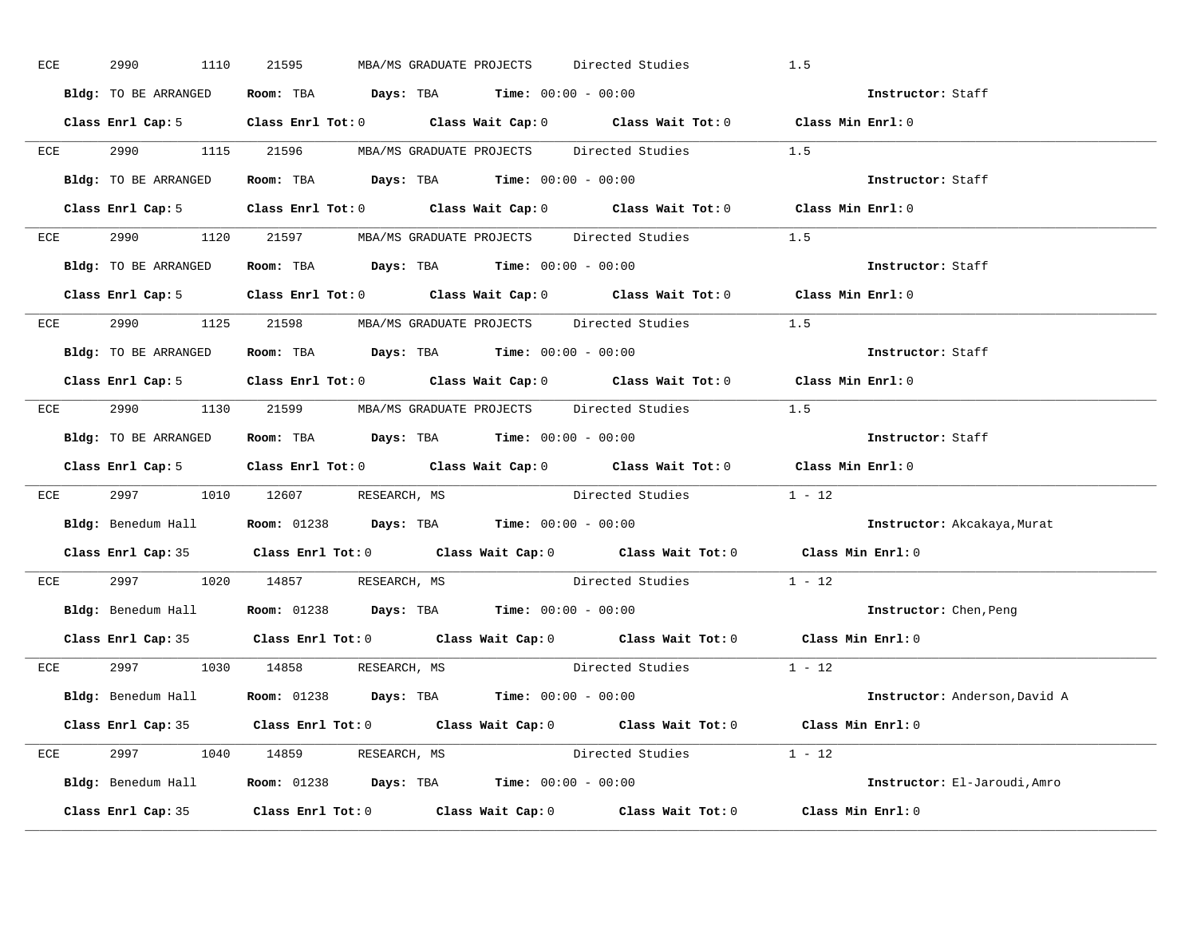ECE 2990 1110 21595 MBA/MS GRADUATE PROJECTS Directed Studies 1.5

**Bldg:** TO BE ARRANGED **Room:** TBA **Days:** TBA **Time:** 00:00 - 00:00 **Instructor:** Staff

**Class Enrl Cap:** 5 **Class Enrl Tot:** 0 **Class Wait Cap:** 0 **Class Wait Tot:** 0 **Class Min Enrl:** 0

---

ECE 2990 1115 21596 MBA/MS GRADUATE PROJECTS Directed Studies 1.5

**Bldg:** TO BE ARRANGED **Room:** TBA **Days:** TBA **Time:** 00:00 - 00:00 **Instructor:** Staff

**Class Enrl Cap:** 5 **Class Enrl Tot:** 0 **Class Wait Cap:** 0 **Class Wait Tot:** 0 **Class Min Enrl:** 0

---

ECE 2990 1120 21597 MBA/MS GRADUATE PROJECTS Directed Studies 1.5

**Bldg:** TO BE ARRANGED **Room:** TBA **Days:** TBA **Time:** 00:00 - 00:00 **Instructor:** Staff

**Class Enrl Cap:** 5 **Class Enrl Tot:** 0 **Class Wait Cap:** 0 **Class Wait Tot:** 0 **Class Min Enrl:** 0

---

ECE 2990 1125 21598 MBA/MS GRADUATE PROJECTS Directed Studies 1.5

**Bldg:** TO BE ARRANGED **Room:** TBA **Days:** TBA **Time:** 00:00 - 00:00 **Instructor:** Staff

**Class Enrl Cap:** 5 **Class Enrl Tot:** 0 **Class Wait Cap:** 0 **Class Wait Tot:** 0 **Class Min Enrl:** 0

---

ECE 2990 1130 21599 MBA/MS GRADUATE PROJECTS Directed Studies 1.5

**Bldg:** TO BE ARRANGED **Room:** TBA **Days:** TBA **Time:** 00:00 - 00:00 **Instructor:** Staff

**Class Enrl Cap:** 5 **Class Enrl Tot:** 0 **Class Wait Cap:** 0 **Class Wait Tot:** 0 **Class Min Enrl:** 0

---

ECE 2997 1010 12607 RESEARCH, MS Directed Studies 1 - 12

**Bldg:** Benedum Hall **Room:** 01238 **Days:** TBA **Time:** 00:00 - 00:00 **Instructor:** Akcakaya,Murat

**Class Enrl Cap:** 35 **Class Enrl Tot:** 0 **Class Wait Cap:** 0 **Class Wait Tot:** 0 **Class Min Enrl:** 0

---

ECE 2997 1020 14857 RESEARCH, MS Directed Studies 1 - 12

**Bldg:** Benedum Hall **Room:** 01238 **Days:** TBA **Time:** 00:00 - 00:00 **Instructor:** Chen,Peng

**Class Enrl Cap:** 35 **Class Enrl Tot:** 0 **Class Wait Cap:** 0 **Class Wait Tot:** 0 **Class Min Enrl:** 0

---

ECE 2997 1030 14858 RESEARCH, MS Directed Studies 1 - 12

**Bldg:** Benedum Hall **Room:** 01238 **Days:** TBA **Time:** 00:00 - 00:00 **Instructor:** Anderson,David A

**Class Enrl Cap:** 35 **Class Enrl Tot:** 0 **Class Wait Cap:** 0 **Class Wait Tot:** 0 **Class Min Enrl:** 0

---

ECE 2997 1040 14859 RESEARCH, MS Directed Studies 1 - 12

**Bldg:** Benedum Hall **Room:** 01238 **Days:** TBA **Time:** 00:00 - 00:00 **Instructor:** El-Jaroudi,Amro

**Class Enrl Cap:** 35 **Class Enrl Tot:** 0 **Class Wait Cap:** 0 **Class Wait Tot:** 0 **Class Min Enrl:** 0

---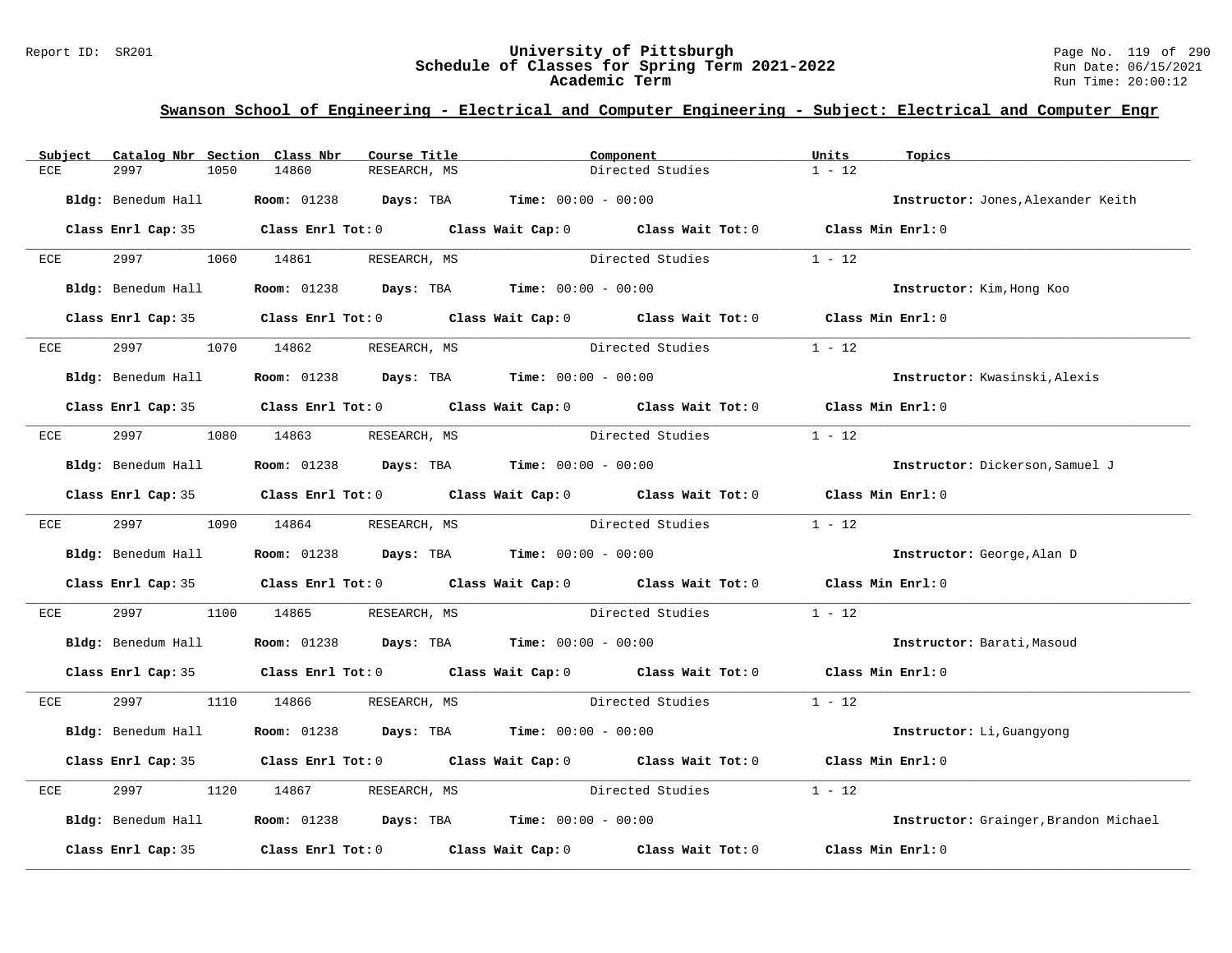## Swanson School of Engineering - Electrical and Computer Engineering - Subject: Electrical and Computer Engr

| Subject | Catalog Nbr | Section | Class Nbr | Course Title | Component | Units | Topics |
|---|---|---|---|---|---|---|---|
| ECE | 2997 | 1050 | 14860 | RESEARCH, MS | Directed Studies | 1 - 12 | |

**Bldg:** Benedum Hall **Room:** 01238 **Days:** TBA **Time:** 00:00 - 00:00 **Instructor:** Jones,Alexander Keith

**Class Enrl Cap:** 35 **Class Enrl Tot:** 0 **Class Wait Cap:** 0 **Class Wait Tot:** 0 **Class Min Enrl:** 0

| Subject | Catalog Nbr | Section | Class Nbr | Course Title | Component | Units | Topics |
|---|---|---|---|---|---|---|---|
| ECE | 2997 | 1060 | 14861 | RESEARCH, MS | Directed Studies | 1 - 12 | |

**Bldg:** Benedum Hall **Room:** 01238 **Days:** TBA **Time:** 00:00 - 00:00 **Instructor:** Kim,Hong Koo

**Class Enrl Cap:** 35 **Class Enrl Tot:** 0 **Class Wait Cap:** 0 **Class Wait Tot:** 0 **Class Min Enrl:** 0

| Subject | Catalog Nbr | Section | Class Nbr | Course Title | Component | Units | Topics |
|---|---|---|---|---|---|---|---|
| ECE | 2997 | 1070 | 14862 | RESEARCH, MS | Directed Studies | 1 - 12 | |

**Bldg:** Benedum Hall **Room:** 01238 **Days:** TBA **Time:** 00:00 - 00:00 **Instructor:** Kwasinski,Alexis

**Class Enrl Cap:** 35 **Class Enrl Tot:** 0 **Class Wait Cap:** 0 **Class Wait Tot:** 0 **Class Min Enrl:** 0

| Subject | Catalog Nbr | Section | Class Nbr | Course Title | Component | Units | Topics |
|---|---|---|---|---|---|---|---|
| ECE | 2997 | 1080 | 14863 | RESEARCH, MS | Directed Studies | 1 - 12 | |

**Bldg:** Benedum Hall **Room:** 01238 **Days:** TBA **Time:** 00:00 - 00:00 **Instructor:** Dickerson,Samuel J

**Class Enrl Cap:** 35 **Class Enrl Tot:** 0 **Class Wait Cap:** 0 **Class Wait Tot:** 0 **Class Min Enrl:** 0

| Subject | Catalog Nbr | Section | Class Nbr | Course Title | Component | Units | Topics |
|---|---|---|---|---|---|---|---|
| ECE | 2997 | 1090 | 14864 | RESEARCH, MS | Directed Studies | 1 - 12 | |

**Bldg:** Benedum Hall **Room:** 01238 **Days:** TBA **Time:** 00:00 - 00:00 **Instructor:** George,Alan D

**Class Enrl Cap:** 35 **Class Enrl Tot:** 0 **Class Wait Cap:** 0 **Class Wait Tot:** 0 **Class Min Enrl:** 0

| Subject | Catalog Nbr | Section | Class Nbr | Course Title | Component | Units | Topics |
|---|---|---|---|---|---|---|---|
| ECE | 2997 | 1100 | 14865 | RESEARCH, MS | Directed Studies | 1 - 12 | |

**Bldg:** Benedum Hall **Room:** 01238 **Days:** TBA **Time:** 00:00 - 00:00 **Instructor:** Barati,Masoud

**Class Enrl Cap:** 35 **Class Enrl Tot:** 0 **Class Wait Cap:** 0 **Class Wait Tot:** 0 **Class Min Enrl:** 0

| Subject | Catalog Nbr | Section | Class Nbr | Course Title | Component | Units | Topics |
|---|---|---|---|---|---|---|---|
| ECE | 2997 | 1110 | 14866 | RESEARCH, MS | Directed Studies | 1 - 12 | |

**Bldg:** Benedum Hall **Room:** 01238 **Days:** TBA **Time:** 00:00 - 00:00 **Instructor:** Li,Guangyong

**Class Enrl Cap:** 35 **Class Enrl Tot:** 0 **Class Wait Cap:** 0 **Class Wait Tot:** 0 **Class Min Enrl:** 0

| Subject | Catalog Nbr | Section | Class Nbr | Course Title | Component | Units | Topics |
|---|---|---|---|---|---|---|---|
| ECE | 2997 | 1120 | 14867 | RESEARCH, MS | Directed Studies | 1 - 12 | |

**Bldg:** Benedum Hall **Room:** 01238 **Days:** TBA **Time:** 00:00 - 00:00 **Instructor:** Grainger,Brandon Michael

**Class Enrl Cap:** 35 **Class Enrl Tot:** 0 **Class Wait Cap:** 0 **Class Wait Tot:** 0 **Class Min Enrl:** 0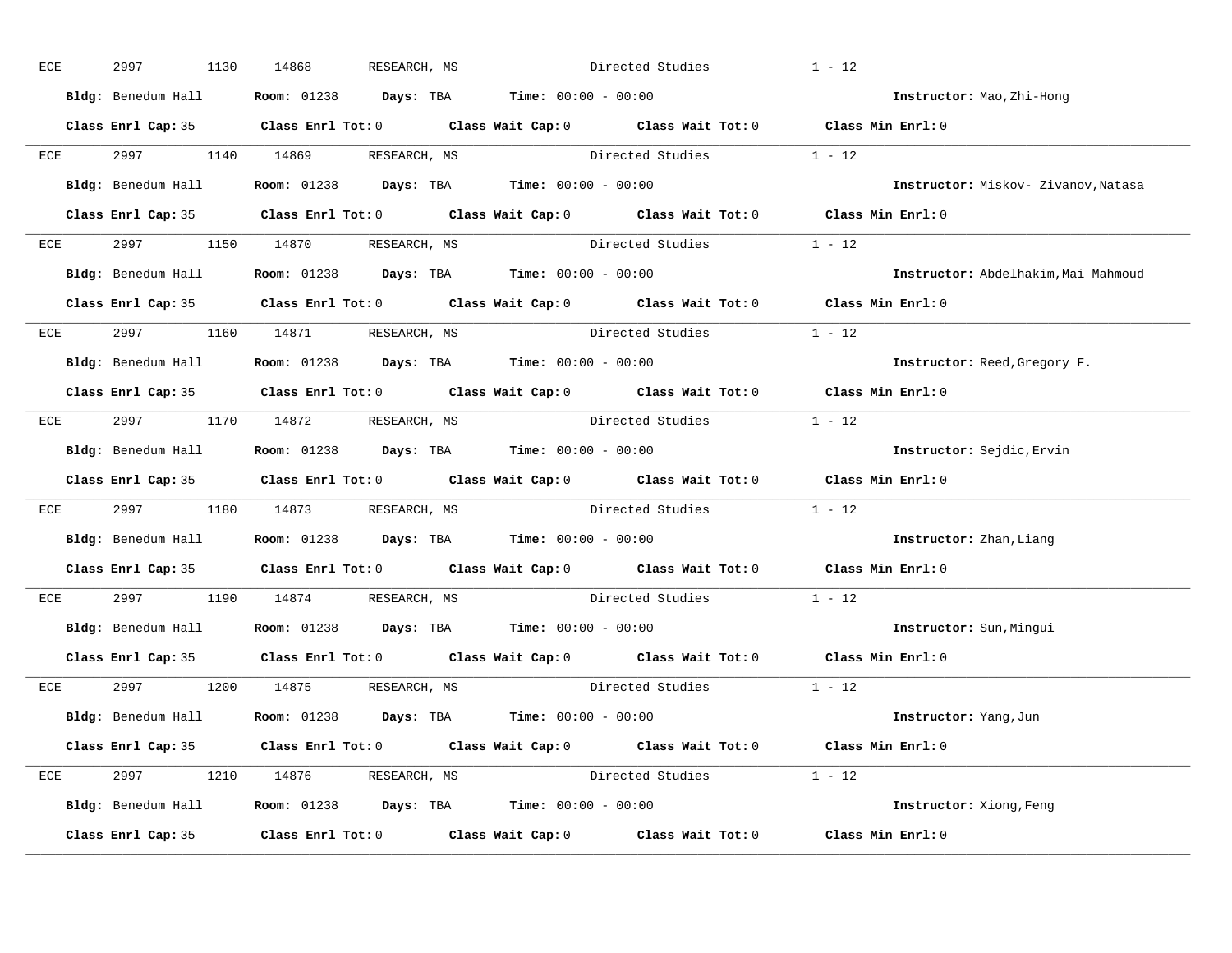ECE 2997 1130 14868 RESEARCH, MS Directed Studies 1 - 12

**Bldg:** Benedum Hall **Room:** 01238 **Days:** TBA **Time:** 00:00 - 00:00 **Instructor:** Mao,Zhi-Hong

**Class Enrl Cap:** 35 **Class Enrl Tot:** 0 **Class Wait Cap:** 0 **Class Wait Tot:** 0 **Class Min Enrl:** 0

---

ECE 2997 1140 14869 RESEARCH, MS Directed Studies 1 - 12

**Bldg:** Benedum Hall **Room:** 01238 **Days:** TBA **Time:** 00:00 - 00:00 **Instructor:** Miskov- Zivanov,Natasa

**Class Enrl Cap:** 35 **Class Enrl Tot:** 0 **Class Wait Cap:** 0 **Class Wait Tot:** 0 **Class Min Enrl:** 0

---

ECE 2997 1150 14870 RESEARCH, MS Directed Studies 1 - 12

**Bldg:** Benedum Hall **Room:** 01238 **Days:** TBA **Time:** 00:00 - 00:00 **Instructor:** Abdelhakim,Mai Mahmoud

**Class Enrl Cap:** 35 **Class Enrl Tot:** 0 **Class Wait Cap:** 0 **Class Wait Tot:** 0 **Class Min Enrl:** 0

---

ECE 2997 1160 14871 RESEARCH, MS Directed Studies 1 - 12

**Bldg:** Benedum Hall **Room:** 01238 **Days:** TBA **Time:** 00:00 - 00:00 **Instructor:** Reed,Gregory F.

**Class Enrl Cap:** 35 **Class Enrl Tot:** 0 **Class Wait Cap:** 0 **Class Wait Tot:** 0 **Class Min Enrl:** 0

---

ECE 2997 1170 14872 RESEARCH, MS Directed Studies 1 - 12

**Bldg:** Benedum Hall **Room:** 01238 **Days:** TBA **Time:** 00:00 - 00:00 **Instructor:** Sejdic,Ervin

**Class Enrl Cap:** 35 **Class Enrl Tot:** 0 **Class Wait Cap:** 0 **Class Wait Tot:** 0 **Class Min Enrl:** 0

---

ECE 2997 1180 14873 RESEARCH, MS Directed Studies 1 - 12

**Bldg:** Benedum Hall **Room:** 01238 **Days:** TBA **Time:** 00:00 - 00:00 **Instructor:** Zhan,Liang

**Class Enrl Cap:** 35 **Class Enrl Tot:** 0 **Class Wait Cap:** 0 **Class Wait Tot:** 0 **Class Min Enrl:** 0

---

ECE 2997 1190 14874 RESEARCH, MS Directed Studies 1 - 12

**Bldg:** Benedum Hall **Room:** 01238 **Days:** TBA **Time:** 00:00 - 00:00 **Instructor:** Sun,Mingui

**Class Enrl Cap:** 35 **Class Enrl Tot:** 0 **Class Wait Cap:** 0 **Class Wait Tot:** 0 **Class Min Enrl:** 0

---

ECE 2997 1200 14875 RESEARCH, MS Directed Studies 1 - 12

**Bldg:** Benedum Hall **Room:** 01238 **Days:** TBA **Time:** 00:00 - 00:00 **Instructor:** Yang,Jun

**Class Enrl Cap:** 35 **Class Enrl Tot:** 0 **Class Wait Cap:** 0 **Class Wait Tot:** 0 **Class Min Enrl:** 0

---

ECE 2997 1210 14876 RESEARCH, MS Directed Studies 1 - 12

**Bldg:** Benedum Hall **Room:** 01238 **Days:** TBA **Time:** 00:00 - 00:00 **Instructor:** Xiong,Feng

**Class Enrl Cap:** 35 **Class Enrl Tot:** 0 **Class Wait Cap:** 0 **Class Wait Tot:** 0 **Class Min Enrl:** 0

---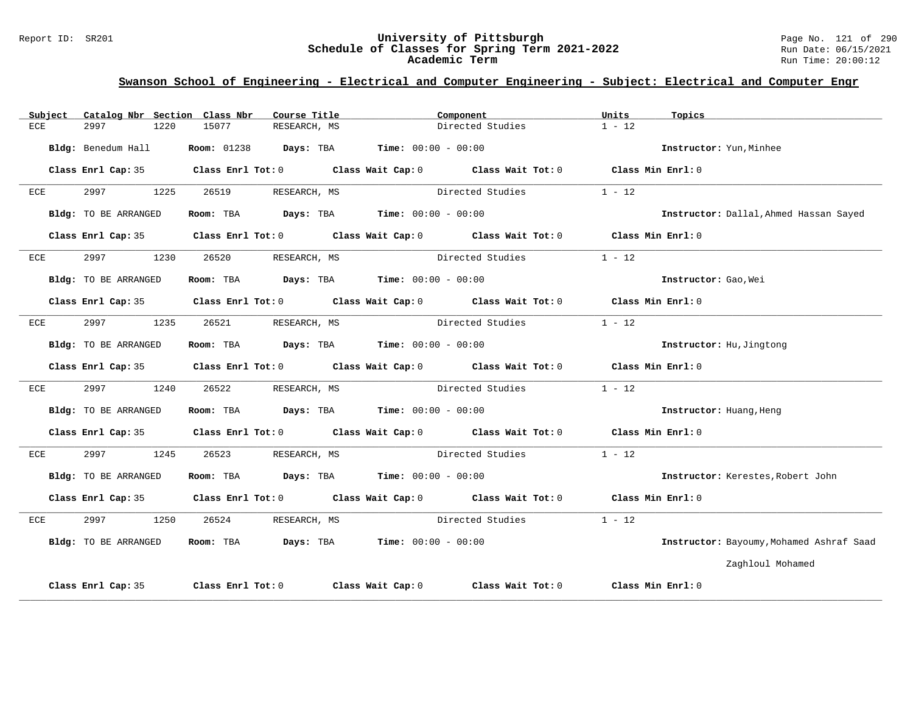## Swanson School of Engineering - Electrical and Computer Engineering - Subject: Electrical and Computer Engr

| Subject | Catalog Nbr | Section | Class Nbr | Course Title | Component | Units | Topics |
|---|---|---|---|---|---|---|---|
| ECE | 2997 | 1220 | 15077 | RESEARCH, MS | Directed Studies | 1 - 12 | |

**Bldg:** Benedum Hall **Room:** 01238 **Days:** TBA **Time:** 00:00 - 00:00 **Instructor:** Yun,Minhee

**Class Enrl Cap:** 35 **Class Enrl Tot:** 0 **Class Wait Cap:** 0 **Class Wait Tot:** 0 **Class Min Enrl:** 0

---

| Subject | Catalog Nbr | Section | Class Nbr | Course Title | Component | Units | Topics |
|---|---|---|---|---|---|---|---|
| ECE | 2997 | 1225 | 26519 | RESEARCH, MS | Directed Studies | 1 - 12 | |

**Bldg:** TO BE ARRANGED **Room:** TBA **Days:** TBA **Time:** 00:00 - 00:00 **Instructor:** Dallal,Ahmed Hassan Sayed

**Class Enrl Cap:** 35 **Class Enrl Tot:** 0 **Class Wait Cap:** 0 **Class Wait Tot:** 0 **Class Min Enrl:** 0

---

| Subject | Catalog Nbr | Section | Class Nbr | Course Title | Component | Units | Topics |
|---|---|---|---|---|---|---|---|
| ECE | 2997 | 1230 | 26520 | RESEARCH, MS | Directed Studies | 1 - 12 | |

**Bldg:** TO BE ARRANGED **Room:** TBA **Days:** TBA **Time:** 00:00 - 00:00 **Instructor:** Gao,Wei

**Class Enrl Cap:** 35 **Class Enrl Tot:** 0 **Class Wait Cap:** 0 **Class Wait Tot:** 0 **Class Min Enrl:** 0

---

| Subject | Catalog Nbr | Section | Class Nbr | Course Title | Component | Units | Topics |
|---|---|---|---|---|---|---|---|
| ECE | 2997 | 1235 | 26521 | RESEARCH, MS | Directed Studies | 1 - 12 | |

**Bldg:** TO BE ARRANGED **Room:** TBA **Days:** TBA **Time:** 00:00 - 00:00 **Instructor:** Hu,Jingtong

**Class Enrl Cap:** 35 **Class Enrl Tot:** 0 **Class Wait Cap:** 0 **Class Wait Tot:** 0 **Class Min Enrl:** 0

---

| Subject | Catalog Nbr | Section | Class Nbr | Course Title | Component | Units | Topics |
|---|---|---|---|---|---|---|---|
| ECE | 2997 | 1240 | 26522 | RESEARCH, MS | Directed Studies | 1 - 12 | |

**Bldg:** TO BE ARRANGED **Room:** TBA **Days:** TBA **Time:** 00:00 - 00:00 **Instructor:** Huang,Heng

**Class Enrl Cap:** 35 **Class Enrl Tot:** 0 **Class Wait Cap:** 0 **Class Wait Tot:** 0 **Class Min Enrl:** 0

---

| Subject | Catalog Nbr | Section | Class Nbr | Course Title | Component | Units | Topics |
|---|---|---|---|---|---|---|---|
| ECE | 2997 | 1245 | 26523 | RESEARCH, MS | Directed Studies | 1 - 12 | |

**Bldg:** TO BE ARRANGED **Room:** TBA **Days:** TBA **Time:** 00:00 - 00:00 **Instructor:** Kerestes,Robert John

**Class Enrl Cap:** 35 **Class Enrl Tot:** 0 **Class Wait Cap:** 0 **Class Wait Tot:** 0 **Class Min Enrl:** 0

---

| Subject | Catalog Nbr | Section | Class Nbr | Course Title | Component | Units | Topics |
|---|---|---|---|---|---|---|---|
| ECE | 2997 | 1250 | 26524 | RESEARCH, MS | Directed Studies | 1 - 12 | |

**Bldg:** TO BE ARRANGED **Room:** TBA **Days:** TBA **Time:** 00:00 - 00:00 **Instructor:** Bayoumy,Mohamed Ashraf Saad Zaghloul Mohamed

**Class Enrl Cap:** 35 **Class Enrl Tot:** 0 **Class Wait Cap:** 0 **Class Wait Tot:** 0 **Class Min Enrl:** 0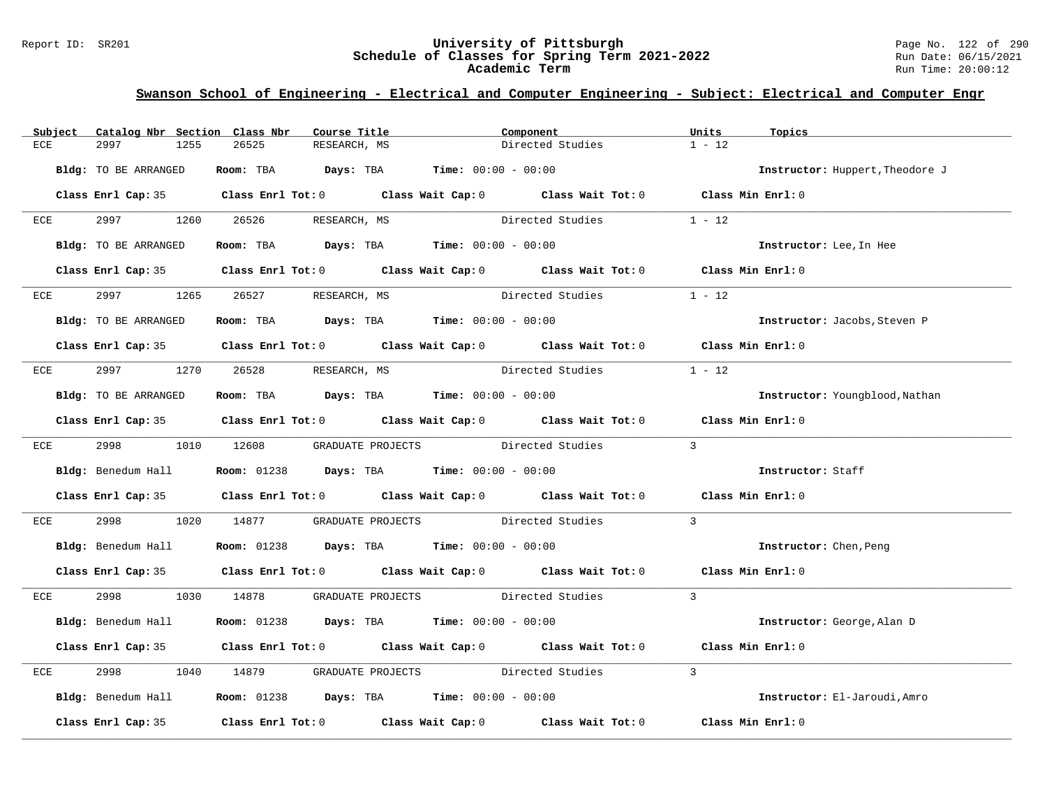## Swanson School of Engineering - Electrical and Computer Engineering - Subject: Electrical and Computer Engr

| Subject | Catalog Nbr | Section | Class Nbr | Course Title | Component | Units | Topics |
|---|---|---|---|---|---|---|---|
| ECE | 2997 | 1255 | 26525 | RESEARCH, MS | Directed Studies | 1 - 12 | |

**Bldg:** TO BE ARRANGED **Room:** TBA **Days:** TBA **Time:** 00:00 - 00:00 **Instructor:** Huppert,Theodore J

**Class Enrl Cap:** 35 **Class Enrl Tot:** 0 **Class Wait Cap:** 0 **Class Wait Tot:** 0 **Class Min Enrl:** 0

---

| Subject | Catalog Nbr | Section | Class Nbr | Course Title | Component | Units | Topics |
|---|---|---|---|---|---|---|---|
| ECE | 2997 | 1260 | 26526 | RESEARCH, MS | Directed Studies | 1 - 12 | |

**Bldg:** TO BE ARRANGED **Room:** TBA **Days:** TBA **Time:** 00:00 - 00:00 **Instructor:** Lee,In Hee

**Class Enrl Cap:** 35 **Class Enrl Tot:** 0 **Class Wait Cap:** 0 **Class Wait Tot:** 0 **Class Min Enrl:** 0

---

| Subject | Catalog Nbr | Section | Class Nbr | Course Title | Component | Units | Topics |
|---|---|---|---|---|---|---|---|
| ECE | 2997 | 1265 | 26527 | RESEARCH, MS | Directed Studies | 1 - 12 | |

**Bldg:** TO BE ARRANGED **Room:** TBA **Days:** TBA **Time:** 00:00 - 00:00 **Instructor:** Jacobs,Steven P

**Class Enrl Cap:** 35 **Class Enrl Tot:** 0 **Class Wait Cap:** 0 **Class Wait Tot:** 0 **Class Min Enrl:** 0

---

| Subject | Catalog Nbr | Section | Class Nbr | Course Title | Component | Units | Topics |
|---|---|---|---|---|---|---|---|
| ECE | 2997 | 1270 | 26528 | RESEARCH, MS | Directed Studies | 1 - 12 | |

**Bldg:** TO BE ARRANGED **Room:** TBA **Days:** TBA **Time:** 00:00 - 00:00 **Instructor:** Youngblood,Nathan

**Class Enrl Cap:** 35 **Class Enrl Tot:** 0 **Class Wait Cap:** 0 **Class Wait Tot:** 0 **Class Min Enrl:** 0

---

| Subject | Catalog Nbr | Section | Class Nbr | Course Title | Component | Units | Topics |
|---|---|---|---|---|---|---|---|
| ECE | 2998 | 1010 | 12608 | GRADUATE PROJECTS | Directed Studies | 3 | |

**Bldg:** Benedum Hall **Room:** 01238 **Days:** TBA **Time:** 00:00 - 00:00 **Instructor:** Staff

**Class Enrl Cap:** 35 **Class Enrl Tot:** 0 **Class Wait Cap:** 0 **Class Wait Tot:** 0 **Class Min Enrl:** 0

---

| Subject | Catalog Nbr | Section | Class Nbr | Course Title | Component | Units | Topics |
|---|---|---|---|---|---|---|---|
| ECE | 2998 | 1020 | 14877 | GRADUATE PROJECTS | Directed Studies | 3 | |

**Bldg:** Benedum Hall **Room:** 01238 **Days:** TBA **Time:** 00:00 - 00:00 **Instructor:** Chen,Peng

**Class Enrl Cap:** 35 **Class Enrl Tot:** 0 **Class Wait Cap:** 0 **Class Wait Tot:** 0 **Class Min Enrl:** 0

---

| Subject | Catalog Nbr | Section | Class Nbr | Course Title | Component | Units | Topics |
|---|---|---|---|---|---|---|---|
| ECE | 2998 | 1030 | 14878 | GRADUATE PROJECTS | Directed Studies | 3 | |

**Bldg:** Benedum Hall **Room:** 01238 **Days:** TBA **Time:** 00:00 - 00:00 **Instructor:** George,Alan D

**Class Enrl Cap:** 35 **Class Enrl Tot:** 0 **Class Wait Cap:** 0 **Class Wait Tot:** 0 **Class Min Enrl:** 0

---

| Subject | Catalog Nbr | Section | Class Nbr | Course Title | Component | Units | Topics |
|---|---|---|---|---|---|---|---|
| ECE | 2998 | 1040 | 14879 | GRADUATE PROJECTS | Directed Studies | 3 | |

**Bldg:** Benedum Hall **Room:** 01238 **Days:** TBA **Time:** 00:00 - 00:00 **Instructor:** El-Jaroudi,Amro

**Class Enrl Cap:** 35 **Class Enrl Tot:** 0 **Class Wait Cap:** 0 **Class Wait Tot:** 0 **Class Min Enrl:** 0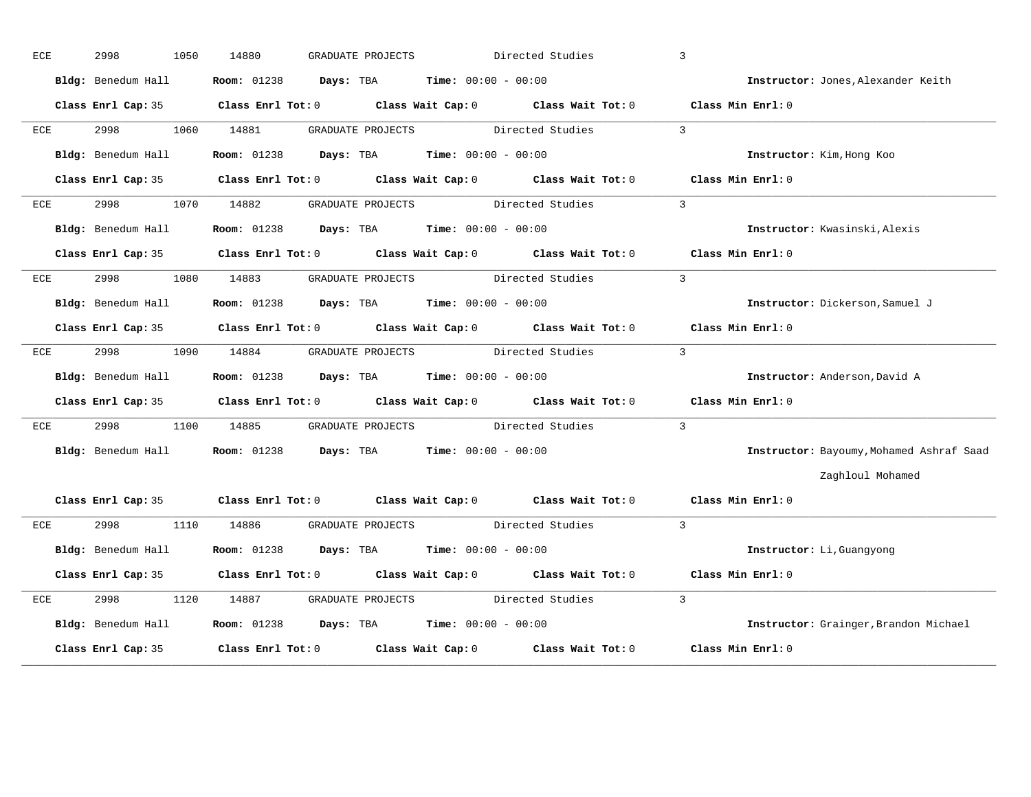ECE 2998 1050 14880 GRADUATE PROJECTS Directed Studies 3

**Bldg:** Benedum Hall **Room:** 01238 **Days:** TBA **Time:** 00:00 - 00:00 **Instructor:** Jones,Alexander Keith

**Class Enrl Cap:** 35 **Class Enrl Tot:** 0 **Class Wait Cap:** 0 **Class Wait Tot:** 0 **Class Min Enrl:** 0

---

ECE 2998 1060 14881 GRADUATE PROJECTS Directed Studies 3

**Bldg:** Benedum Hall **Room:** 01238 **Days:** TBA **Time:** 00:00 - 00:00 **Instructor:** Kim,Hong Koo

**Class Enrl Cap:** 35 **Class Enrl Tot:** 0 **Class Wait Cap:** 0 **Class Wait Tot:** 0 **Class Min Enrl:** 0

---

ECE 2998 1070 14882 GRADUATE PROJECTS Directed Studies 3

**Bldg:** Benedum Hall **Room:** 01238 **Days:** TBA **Time:** 00:00 - 00:00 **Instructor:** Kwasinski,Alexis

**Class Enrl Cap:** 35 **Class Enrl Tot:** 0 **Class Wait Cap:** 0 **Class Wait Tot:** 0 **Class Min Enrl:** 0

---

ECE 2998 1080 14883 GRADUATE PROJECTS Directed Studies 3

**Bldg:** Benedum Hall **Room:** 01238 **Days:** TBA **Time:** 00:00 - 00:00 **Instructor:** Dickerson,Samuel J

**Class Enrl Cap:** 35 **Class Enrl Tot:** 0 **Class Wait Cap:** 0 **Class Wait Tot:** 0 **Class Min Enrl:** 0

---

ECE 2998 1090 14884 GRADUATE PROJECTS Directed Studies 3

**Bldg:** Benedum Hall **Room:** 01238 **Days:** TBA **Time:** 00:00 - 00:00 **Instructor:** Anderson,David A

**Class Enrl Cap:** 35 **Class Enrl Tot:** 0 **Class Wait Cap:** 0 **Class Wait Tot:** 0 **Class Min Enrl:** 0

---

ECE 2998 1100 14885 GRADUATE PROJECTS Directed Studies 3

**Bldg:** Benedum Hall **Room:** 01238 **Days:** TBA **Time:** 00:00 - 00:00 **Instructor:** Bayoumy,Mohamed Ashraf Saad Zaghloul Mohamed

**Class Enrl Cap:** 35 **Class Enrl Tot:** 0 **Class Wait Cap:** 0 **Class Wait Tot:** 0 **Class Min Enrl:** 0

---

ECE 2998 1110 14886 GRADUATE PROJECTS Directed Studies 3

**Bldg:** Benedum Hall **Room:** 01238 **Days:** TBA **Time:** 00:00 - 00:00 **Instructor:** Li,Guangyong

**Class Enrl Cap:** 35 **Class Enrl Tot:** 0 **Class Wait Cap:** 0 **Class Wait Tot:** 0 **Class Min Enrl:** 0

---

ECE 2998 1120 14887 GRADUATE PROJECTS Directed Studies 3

**Bldg:** Benedum Hall **Room:** 01238 **Days:** TBA **Time:** 00:00 - 00:00 **Instructor:** Grainger,Brandon Michael

**Class Enrl Cap:** 35 **Class Enrl Tot:** 0 **Class Wait Cap:** 0 **Class Wait Tot:** 0 **Class Min Enrl:** 0

---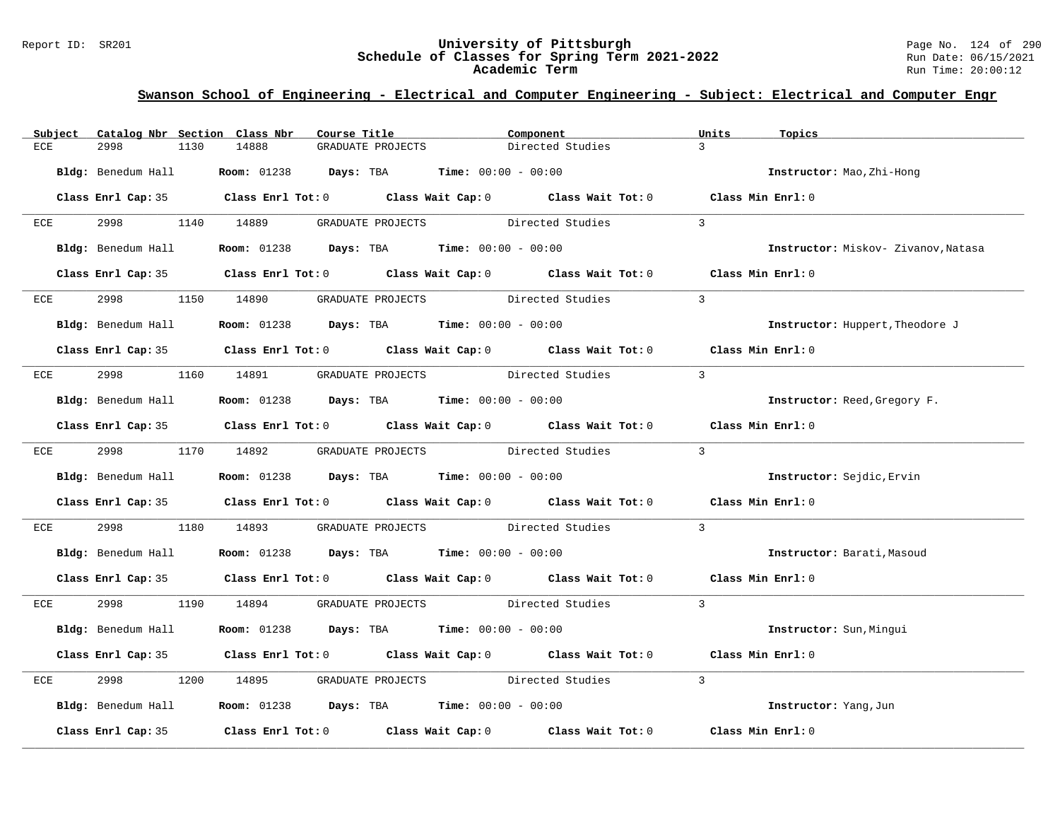## Swanson School of Engineering - Electrical and Computer Engineering - Subject: Electrical and Computer Engr

| Subject | Catalog Nbr | Section | Class Nbr | Course Title | Component | Units | Topics |
|---|---|---|---|---|---|---|---|
| ECE | 2998 | 1130 | 14888 | GRADUATE PROJECTS | Directed Studies | 3 | |

**Bldg:** Benedum Hall **Room:** 01238 **Days:** TBA **Time:** 00:00 - 00:00 **Instructor:** Mao,Zhi-Hong

**Class Enrl Cap:** 35 **Class Enrl Tot:** 0 **Class Wait Cap:** 0 **Class Wait Tot:** 0 **Class Min Enrl:** 0

| Subject | Catalog Nbr | Section | Class Nbr | Course Title | Component | Units | Topics |
|---|---|---|---|---|---|---|---|
| ECE | 2998 | 1140 | 14889 | GRADUATE PROJECTS | Directed Studies | 3 | |

**Bldg:** Benedum Hall **Room:** 01238 **Days:** TBA **Time:** 00:00 - 00:00 **Instructor:** Miskov- Zivanov,Natasa

**Class Enrl Cap:** 35 **Class Enrl Tot:** 0 **Class Wait Cap:** 0 **Class Wait Tot:** 0 **Class Min Enrl:** 0

| Subject | Catalog Nbr | Section | Class Nbr | Course Title | Component | Units | Topics |
|---|---|---|---|---|---|---|---|
| ECE | 2998 | 1150 | 14890 | GRADUATE PROJECTS | Directed Studies | 3 | |

**Bldg:** Benedum Hall **Room:** 01238 **Days:** TBA **Time:** 00:00 - 00:00 **Instructor:** Huppert,Theodore J

**Class Enrl Cap:** 35 **Class Enrl Tot:** 0 **Class Wait Cap:** 0 **Class Wait Tot:** 0 **Class Min Enrl:** 0

| Subject | Catalog Nbr | Section | Class Nbr | Course Title | Component | Units | Topics |
|---|---|---|---|---|---|---|---|
| ECE | 2998 | 1160 | 14891 | GRADUATE PROJECTS | Directed Studies | 3 | |

**Bldg:** Benedum Hall **Room:** 01238 **Days:** TBA **Time:** 00:00 - 00:00 **Instructor:** Reed,Gregory F.

**Class Enrl Cap:** 35 **Class Enrl Tot:** 0 **Class Wait Cap:** 0 **Class Wait Tot:** 0 **Class Min Enrl:** 0

| Subject | Catalog Nbr | Section | Class Nbr | Course Title | Component | Units | Topics |
|---|---|---|---|---|---|---|---|
| ECE | 2998 | 1170 | 14892 | GRADUATE PROJECTS | Directed Studies | 3 | |

**Bldg:** Benedum Hall **Room:** 01238 **Days:** TBA **Time:** 00:00 - 00:00 **Instructor:** Sejdic,Ervin

**Class Enrl Cap:** 35 **Class Enrl Tot:** 0 **Class Wait Cap:** 0 **Class Wait Tot:** 0 **Class Min Enrl:** 0

| Subject | Catalog Nbr | Section | Class Nbr | Course Title | Component | Units | Topics |
|---|---|---|---|---|---|---|---|
| ECE | 2998 | 1180 | 14893 | GRADUATE PROJECTS | Directed Studies | 3 | |

**Bldg:** Benedum Hall **Room:** 01238 **Days:** TBA **Time:** 00:00 - 00:00 **Instructor:** Barati,Masoud

**Class Enrl Cap:** 35 **Class Enrl Tot:** 0 **Class Wait Cap:** 0 **Class Wait Tot:** 0 **Class Min Enrl:** 0

| Subject | Catalog Nbr | Section | Class Nbr | Course Title | Component | Units | Topics |
|---|---|---|---|---|---|---|---|
| ECE | 2998 | 1190 | 14894 | GRADUATE PROJECTS | Directed Studies | 3 | |

**Bldg:** Benedum Hall **Room:** 01238 **Days:** TBA **Time:** 00:00 - 00:00 **Instructor:** Sun,Mingui

**Class Enrl Cap:** 35 **Class Enrl Tot:** 0 **Class Wait Cap:** 0 **Class Wait Tot:** 0 **Class Min Enrl:** 0

| Subject | Catalog Nbr | Section | Class Nbr | Course Title | Component | Units | Topics |
|---|---|---|---|---|---|---|---|
| ECE | 2998 | 1200 | 14895 | GRADUATE PROJECTS | Directed Studies | 3 | |

**Bldg:** Benedum Hall **Room:** 01238 **Days:** TBA **Time:** 00:00 - 00:00 **Instructor:** Yang,Jun

**Class Enrl Cap:** 35 **Class Enrl Tot:** 0 **Class Wait Cap:** 0 **Class Wait Tot:** 0 **Class Min Enrl:** 0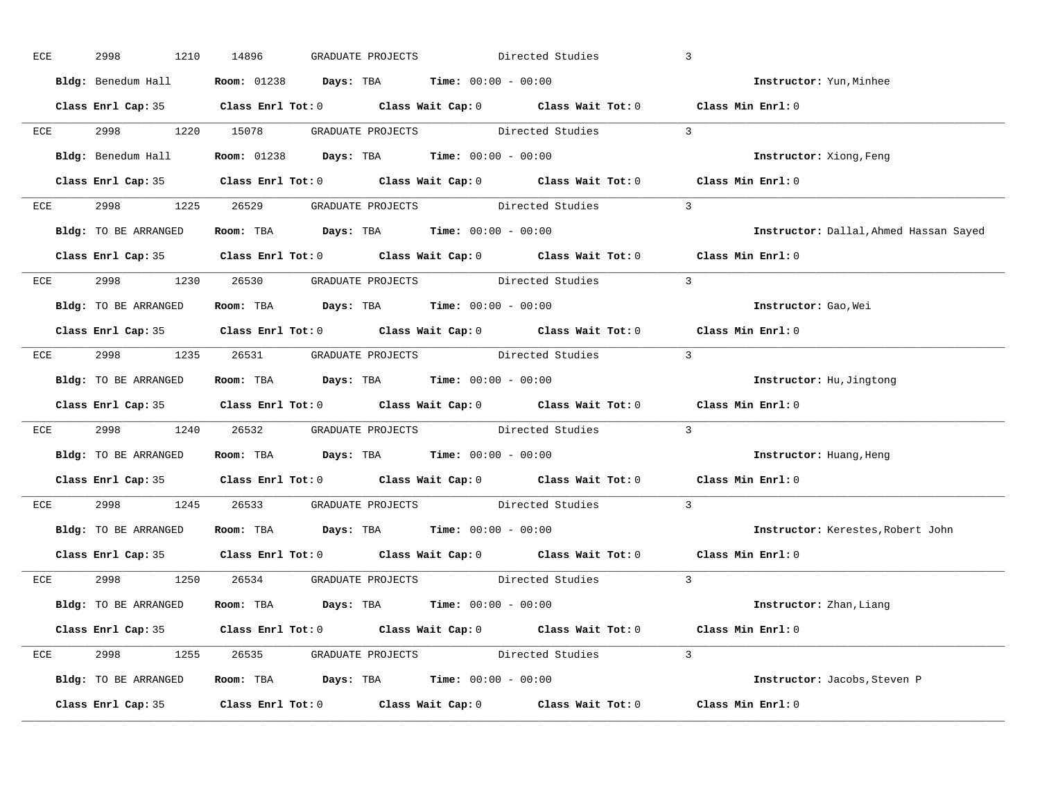ECE 2998 1210 14896 GRADUATE PROJECTS Directed Studies 3

**Bldg:** Benedum Hall **Room:** 01238 **Days:** TBA **Time:** 00:00 - 00:00 **Instructor:** Yun,Minhee

**Class Enrl Cap:** 35 **Class Enrl Tot:** 0 **Class Wait Cap:** 0 **Class Wait Tot:** 0 **Class Min Enrl:** 0

---

ECE 2998 1220 15078 GRADUATE PROJECTS Directed Studies 3

**Bldg:** Benedum Hall **Room:** 01238 **Days:** TBA **Time:** 00:00 - 00:00 **Instructor:** Xiong,Feng

**Class Enrl Cap:** 35 **Class Enrl Tot:** 0 **Class Wait Cap:** 0 **Class Wait Tot:** 0 **Class Min Enrl:** 0

---

ECE 2998 1225 26529 GRADUATE PROJECTS Directed Studies 3

**Bldg:** TO BE ARRANGED **Room:** TBA **Days:** TBA **Time:** 00:00 - 00:00 **Instructor:** Dallal,Ahmed Hassan Sayed

**Class Enrl Cap:** 35 **Class Enrl Tot:** 0 **Class Wait Cap:** 0 **Class Wait Tot:** 0 **Class Min Enrl:** 0

---

ECE 2998 1230 26530 GRADUATE PROJECTS Directed Studies 3

**Bldg:** TO BE ARRANGED **Room:** TBA **Days:** TBA **Time:** 00:00 - 00:00 **Instructor:** Gao,Wei

**Class Enrl Cap:** 35 **Class Enrl Tot:** 0 **Class Wait Cap:** 0 **Class Wait Tot:** 0 **Class Min Enrl:** 0

---

ECE 2998 1235 26531 GRADUATE PROJECTS Directed Studies 3

**Bldg:** TO BE ARRANGED **Room:** TBA **Days:** TBA **Time:** 00:00 - 00:00 **Instructor:** Hu,Jingtong

**Class Enrl Cap:** 35 **Class Enrl Tot:** 0 **Class Wait Cap:** 0 **Class Wait Tot:** 0 **Class Min Enrl:** 0

---

ECE 2998 1240 26532 GRADUATE PROJECTS Directed Studies 3

**Bldg:** TO BE ARRANGED **Room:** TBA **Days:** TBA **Time:** 00:00 - 00:00 **Instructor:** Huang,Heng

**Class Enrl Cap:** 35 **Class Enrl Tot:** 0 **Class Wait Cap:** 0 **Class Wait Tot:** 0 **Class Min Enrl:** 0

---

ECE 2998 1245 26533 GRADUATE PROJECTS Directed Studies 3

**Bldg:** TO BE ARRANGED **Room:** TBA **Days:** TBA **Time:** 00:00 - 00:00 **Instructor:** Kerestes,Robert John

**Class Enrl Cap:** 35 **Class Enrl Tot:** 0 **Class Wait Cap:** 0 **Class Wait Tot:** 0 **Class Min Enrl:** 0

---

ECE 2998 1250 26534 GRADUATE PROJECTS Directed Studies 3

**Bldg:** TO BE ARRANGED **Room:** TBA **Days:** TBA **Time:** 00:00 - 00:00 **Instructor:** Zhan,Liang

**Class Enrl Cap:** 35 **Class Enrl Tot:** 0 **Class Wait Cap:** 0 **Class Wait Tot:** 0 **Class Min Enrl:** 0

---

ECE 2998 1255 26535 GRADUATE PROJECTS Directed Studies 3

**Bldg:** TO BE ARRANGED **Room:** TBA **Days:** TBA **Time:** 00:00 - 00:00 **Instructor:** Jacobs,Steven P

**Class Enrl Cap:** 35 **Class Enrl Tot:** 0 **Class Wait Cap:** 0 **Class Wait Tot:** 0 **Class Min Enrl:** 0

---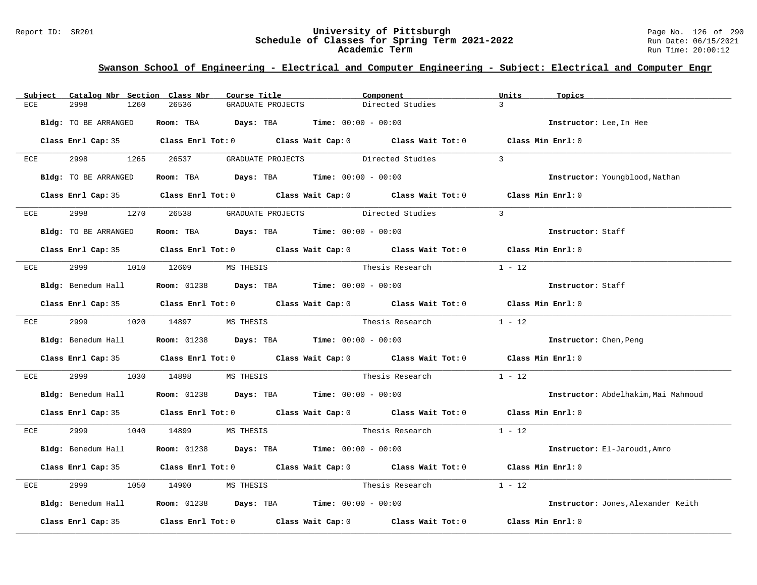# University of Pittsburgh
## Schedule of Classes for Spring Term 2021-2022
### Academic Term

Report ID: SR201

Run Date: 06/15/2021
Run Time: 20:00:12

## Swanson School of Engineering - Electrical and Computer Engineering - Subject: Electrical and Computer Engr

| Subject | Catalog Nbr | Section | Class Nbr | Course Title | Component | Units | Topics |
|---|---|---|---|---|---|---|---|
| ECE | 2998 | 1260 | 26536 | GRADUATE PROJECTS | Directed Studies | 3 | |

**Bldg:** TO BE ARRANGED **Room:** TBA **Days:** TBA **Time:** 00:00 - 00:00 **Instructor:** Lee,In Hee

**Class Enrl Cap:** 35 **Class Enrl Tot:** 0 **Class Wait Cap:** 0 **Class Wait Tot:** 0 **Class Min Enrl:** 0

| Subject | Catalog Nbr | Section | Class Nbr | Course Title | Component | Units | Topics |
|---|---|---|---|---|---|---|---|
| ECE | 2998 | 1265 | 26537 | GRADUATE PROJECTS | Directed Studies | 3 | |

**Bldg:** TO BE ARRANGED **Room:** TBA **Days:** TBA **Time:** 00:00 - 00:00 **Instructor:** Youngblood,Nathan

**Class Enrl Cap:** 35 **Class Enrl Tot:** 0 **Class Wait Cap:** 0 **Class Wait Tot:** 0 **Class Min Enrl:** 0

| Subject | Catalog Nbr | Section | Class Nbr | Course Title | Component | Units | Topics |
|---|---|---|---|---|---|---|---|
| ECE | 2998 | 1270 | 26538 | GRADUATE PROJECTS | Directed Studies | 3 | |

**Bldg:** TO BE ARRANGED **Room:** TBA **Days:** TBA **Time:** 00:00 - 00:00 **Instructor:** Staff

**Class Enrl Cap:** 35 **Class Enrl Tot:** 0 **Class Wait Cap:** 0 **Class Wait Tot:** 0 **Class Min Enrl:** 0

| Subject | Catalog Nbr | Section | Class Nbr | Course Title | Component | Units | Topics |
|---|---|---|---|---|---|---|---|
| ECE | 2999 | 1010 | 12609 | MS THESIS | Thesis Research | 1 - 12 | |

**Bldg:** Benedum Hall **Room:** 01238 **Days:** TBA **Time:** 00:00 - 00:00 **Instructor:** Staff

**Class Enrl Cap:** 35 **Class Enrl Tot:** 0 **Class Wait Cap:** 0 **Class Wait Tot:** 0 **Class Min Enrl:** 0

| Subject | Catalog Nbr | Section | Class Nbr | Course Title | Component | Units | Topics |
|---|---|---|---|---|---|---|---|
| ECE | 2999 | 1020 | 14897 | MS THESIS | Thesis Research | 1 - 12 | |

**Bldg:** Benedum Hall **Room:** 01238 **Days:** TBA **Time:** 00:00 - 00:00 **Instructor:** Chen,Peng

**Class Enrl Cap:** 35 **Class Enrl Tot:** 0 **Class Wait Cap:** 0 **Class Wait Tot:** 0 **Class Min Enrl:** 0

| Subject | Catalog Nbr | Section | Class Nbr | Course Title | Component | Units | Topics |
|---|---|---|---|---|---|---|---|
| ECE | 2999 | 1030 | 14898 | MS THESIS | Thesis Research | 1 - 12 | |

**Bldg:** Benedum Hall **Room:** 01238 **Days:** TBA **Time:** 00:00 - 00:00 **Instructor:** Abdelhakim,Mai Mahmoud

**Class Enrl Cap:** 35 **Class Enrl Tot:** 0 **Class Wait Cap:** 0 **Class Wait Tot:** 0 **Class Min Enrl:** 0

| Subject | Catalog Nbr | Section | Class Nbr | Course Title | Component | Units | Topics |
|---|---|---|---|---|---|---|---|
| ECE | 2999 | 1040 | 14899 | MS THESIS | Thesis Research | 1 - 12 | |

**Bldg:** Benedum Hall **Room:** 01238 **Days:** TBA **Time:** 00:00 - 00:00 **Instructor:** El-Jaroudi,Amro

**Class Enrl Cap:** 35 **Class Enrl Tot:** 0 **Class Wait Cap:** 0 **Class Wait Tot:** 0 **Class Min Enrl:** 0

| Subject | Catalog Nbr | Section | Class Nbr | Course Title | Component | Units | Topics |
|---|---|---|---|---|---|---|---|
| ECE | 2999 | 1050 | 14900 | MS THESIS | Thesis Research | 1 - 12 | |

**Bldg:** Benedum Hall **Room:** 01238 **Days:** TBA **Time:** 00:00 - 00:00 **Instructor:** Jones,Alexander Keith

**Class Enrl Cap:** 35 **Class Enrl Tot:** 0 **Class Wait Cap:** 0 **Class Wait Tot:** 0 **Class Min Enrl:** 0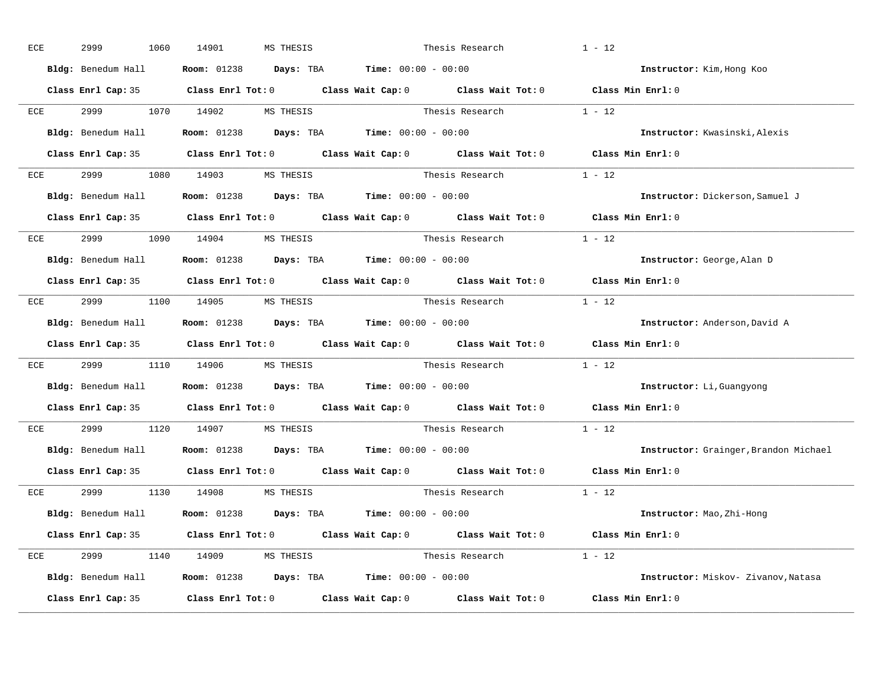ECE 2999 1060 14901 MS THESIS Thesis Research 1 - 12

**Bldg:** Benedum Hall **Room:** 01238 **Days:** TBA **Time:** 00:00 - 00:00 **Instructor:** Kim,Hong Koo

**Class Enrl Cap:** 35 **Class Enrl Tot:** 0 **Class Wait Cap:** 0 **Class Wait Tot:** 0 **Class Min Enrl:** 0

---

ECE 2999 1070 14902 MS THESIS Thesis Research 1 - 12

**Bldg:** Benedum Hall **Room:** 01238 **Days:** TBA **Time:** 00:00 - 00:00 **Instructor:** Kwasinski,Alexis

**Class Enrl Cap:** 35 **Class Enrl Tot:** 0 **Class Wait Cap:** 0 **Class Wait Tot:** 0 **Class Min Enrl:** 0

---

ECE 2999 1080 14903 MS THESIS Thesis Research 1 - 12

**Bldg:** Benedum Hall **Room:** 01238 **Days:** TBA **Time:** 00:00 - 00:00 **Instructor:** Dickerson,Samuel J

**Class Enrl Cap:** 35 **Class Enrl Tot:** 0 **Class Wait Cap:** 0 **Class Wait Tot:** 0 **Class Min Enrl:** 0

---

ECE 2999 1090 14904 MS THESIS Thesis Research 1 - 12

**Bldg:** Benedum Hall **Room:** 01238 **Days:** TBA **Time:** 00:00 - 00:00 **Instructor:** George,Alan D

**Class Enrl Cap:** 35 **Class Enrl Tot:** 0 **Class Wait Cap:** 0 **Class Wait Tot:** 0 **Class Min Enrl:** 0

---

ECE 2999 1100 14905 MS THESIS Thesis Research 1 - 12

**Bldg:** Benedum Hall **Room:** 01238 **Days:** TBA **Time:** 00:00 - 00:00 **Instructor:** Anderson,David A

**Class Enrl Cap:** 35 **Class Enrl Tot:** 0 **Class Wait Cap:** 0 **Class Wait Tot:** 0 **Class Min Enrl:** 0

---

ECE 2999 1110 14906 MS THESIS Thesis Research 1 - 12

**Bldg:** Benedum Hall **Room:** 01238 **Days:** TBA **Time:** 00:00 - 00:00 **Instructor:** Li,Guangyong

**Class Enrl Cap:** 35 **Class Enrl Tot:** 0 **Class Wait Cap:** 0 **Class Wait Tot:** 0 **Class Min Enrl:** 0

---

ECE 2999 1120 14907 MS THESIS Thesis Research 1 - 12

**Bldg:** Benedum Hall **Room:** 01238 **Days:** TBA **Time:** 00:00 - 00:00 **Instructor:** Grainger,Brandon Michael

**Class Enrl Cap:** 35 **Class Enrl Tot:** 0 **Class Wait Cap:** 0 **Class Wait Tot:** 0 **Class Min Enrl:** 0

---

ECE 2999 1130 14908 MS THESIS Thesis Research 1 - 12

**Bldg:** Benedum Hall **Room:** 01238 **Days:** TBA **Time:** 00:00 - 00:00 **Instructor:** Mao,Zhi-Hong

**Class Enrl Cap:** 35 **Class Enrl Tot:** 0 **Class Wait Cap:** 0 **Class Wait Tot:** 0 **Class Min Enrl:** 0

---

ECE 2999 1140 14909 MS THESIS Thesis Research 1 - 12

**Bldg:** Benedum Hall **Room:** 01238 **Days:** TBA **Time:** 00:00 - 00:00 **Instructor:** Miskov- Zivanov,Natasa

**Class Enrl Cap:** 35 **Class Enrl Tot:** 0 **Class Wait Cap:** 0 **Class Wait Tot:** 0 **Class Min Enrl:** 0

---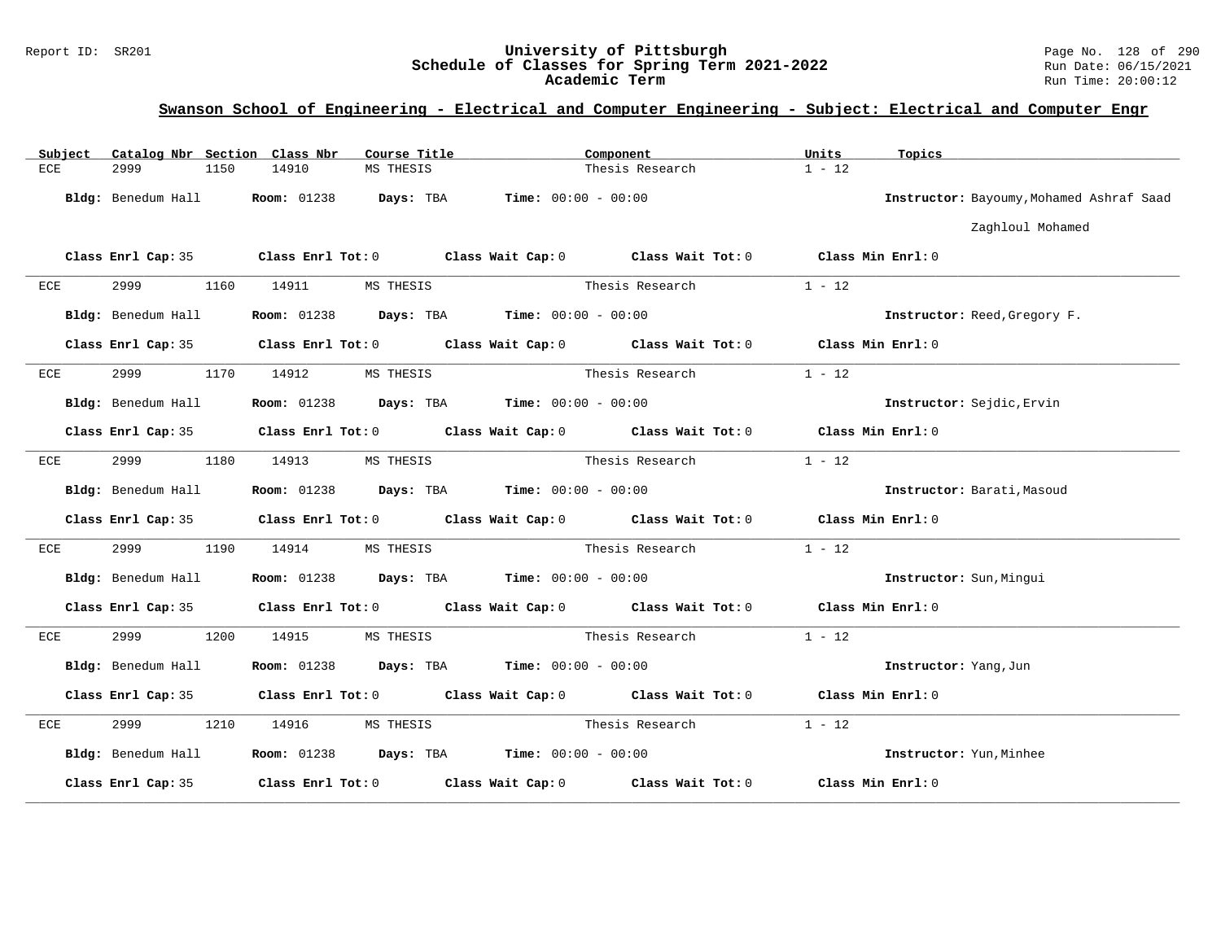## Swanson School of Engineering - Electrical and Computer Engineering - Subject: Electrical and Computer Engr

| Subject | Catalog Nbr | Section | Class Nbr | Course Title | Component | Units | Topics |
|---|---|---|---|---|---|---|---|
| ECE | 2999 | 1150 | 14910 | MS THESIS | Thesis Research | 1 - 12 | |

**Bldg:** Benedum Hall **Room:** 01238 **Days:** TBA **Time:** 00:00 - 00:00 **Instructor:** Bayoumy,Mohamed Ashraf Saad Zaghloul Mohamed

**Class Enrl Cap:** 35 **Class Enrl Tot:** 0 **Class Wait Cap:** 0 **Class Wait Tot:** 0 **Class Min Enrl:** 0

---

| Subject | Catalog Nbr | Section | Class Nbr | Course Title | Component | Units | Topics |
|---|---|---|---|---|---|---|---|
| ECE | 2999 | 1160 | 14911 | MS THESIS | Thesis Research | 1 - 12 | |

**Bldg:** Benedum Hall **Room:** 01238 **Days:** TBA **Time:** 00:00 - 00:00 **Instructor:** Reed,Gregory F.

**Class Enrl Cap:** 35 **Class Enrl Tot:** 0 **Class Wait Cap:** 0 **Class Wait Tot:** 0 **Class Min Enrl:** 0

---

| Subject | Catalog Nbr | Section | Class Nbr | Course Title | Component | Units | Topics |
|---|---|---|---|---|---|---|---|
| ECE | 2999 | 1170 | 14912 | MS THESIS | Thesis Research | 1 - 12 | |

**Bldg:** Benedum Hall **Room:** 01238 **Days:** TBA **Time:** 00:00 - 00:00 **Instructor:** Sejdic,Ervin

**Class Enrl Cap:** 35 **Class Enrl Tot:** 0 **Class Wait Cap:** 0 **Class Wait Tot:** 0 **Class Min Enrl:** 0

---

| Subject | Catalog Nbr | Section | Class Nbr | Course Title | Component | Units | Topics |
|---|---|---|---|---|---|---|---|
| ECE | 2999 | 1180 | 14913 | MS THESIS | Thesis Research | 1 - 12 | |

**Bldg:** Benedum Hall **Room:** 01238 **Days:** TBA **Time:** 00:00 - 00:00 **Instructor:** Barati,Masoud

**Class Enrl Cap:** 35 **Class Enrl Tot:** 0 **Class Wait Cap:** 0 **Class Wait Tot:** 0 **Class Min Enrl:** 0

---

| Subject | Catalog Nbr | Section | Class Nbr | Course Title | Component | Units | Topics |
|---|---|---|---|---|---|---|---|
| ECE | 2999 | 1190 | 14914 | MS THESIS | Thesis Research | 1 - 12 | |

**Bldg:** Benedum Hall **Room:** 01238 **Days:** TBA **Time:** 00:00 - 00:00 **Instructor:** Sun,Mingui

**Class Enrl Cap:** 35 **Class Enrl Tot:** 0 **Class Wait Cap:** 0 **Class Wait Tot:** 0 **Class Min Enrl:** 0

---

| Subject | Catalog Nbr | Section | Class Nbr | Course Title | Component | Units | Topics |
|---|---|---|---|---|---|---|---|
| ECE | 2999 | 1200 | 14915 | MS THESIS | Thesis Research | 1 - 12 | |

**Bldg:** Benedum Hall **Room:** 01238 **Days:** TBA **Time:** 00:00 - 00:00 **Instructor:** Yang,Jun

**Class Enrl Cap:** 35 **Class Enrl Tot:** 0 **Class Wait Cap:** 0 **Class Wait Tot:** 0 **Class Min Enrl:** 0

---

| Subject | Catalog Nbr | Section | Class Nbr | Course Title | Component | Units | Topics |
|---|---|---|---|---|---|---|---|
| ECE | 2999 | 1210 | 14916 | MS THESIS | Thesis Research | 1 - 12 | |

**Bldg:** Benedum Hall **Room:** 01238 **Days:** TBA **Time:** 00:00 - 00:00 **Instructor:** Yun,Minhee

**Class Enrl Cap:** 35 **Class Enrl Tot:** 0 **Class Wait Cap:** 0 **Class Wait Tot:** 0 **Class Min Enrl:** 0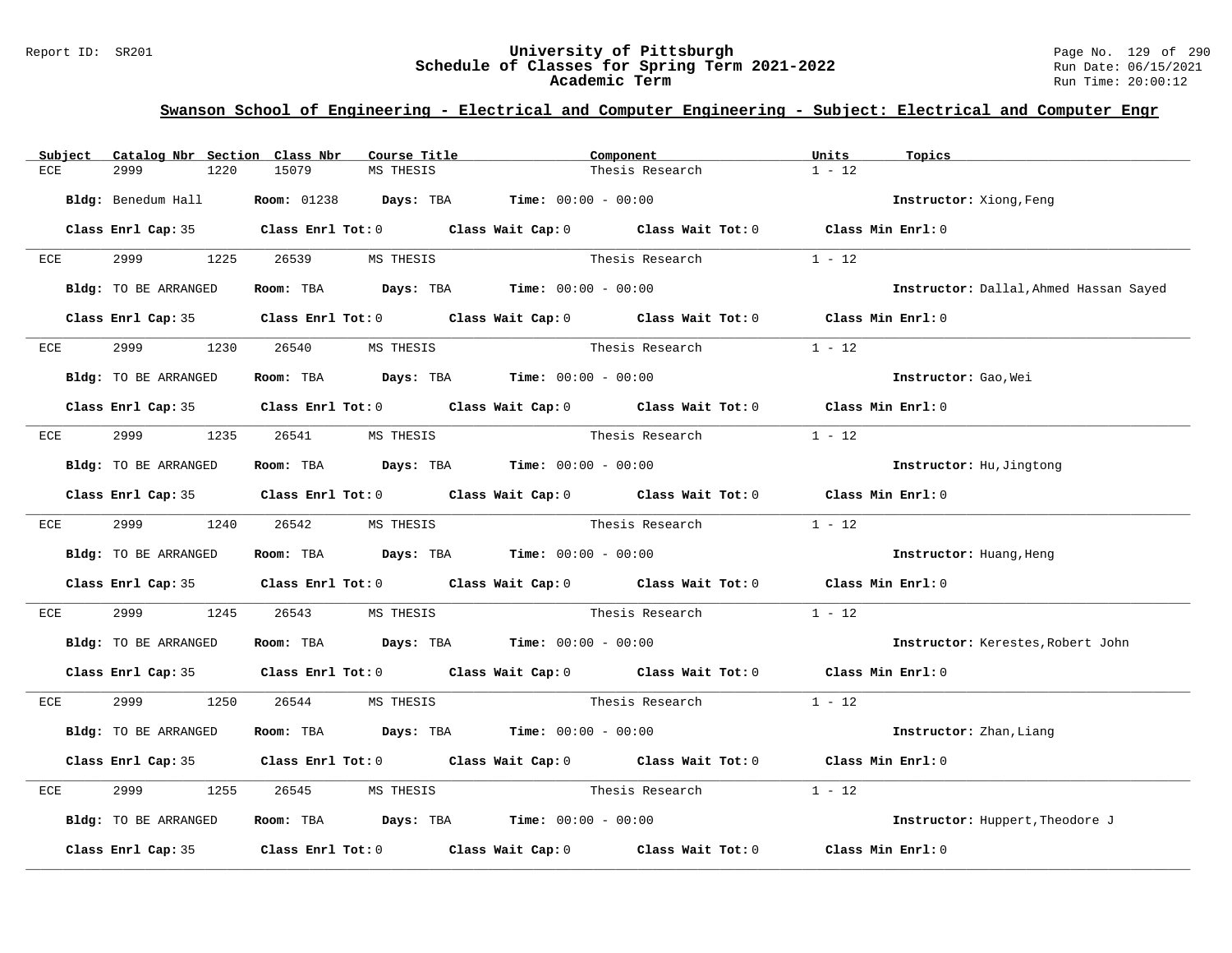## Swanson School of Engineering - Electrical and Computer Engineering - Subject: Electrical and Computer Engr

| Subject | Catalog Nbr | Section | Class Nbr | Course Title | Component | Units | Topics |
|---|---|---|---|---|---|---|---|
| ECE | 2999 | 1220 | 15079 | MS THESIS | Thesis Research | 1 - 12 | |

**Bldg:** Benedum Hall **Room:** 01238 **Days:** TBA **Time:** 00:00 - 00:00 **Instructor:** Xiong,Feng

**Class Enrl Cap:** 35 **Class Enrl Tot:** 0 **Class Wait Cap:** 0 **Class Wait Tot:** 0 **Class Min Enrl:** 0

| Subject | Catalog Nbr | Section | Class Nbr | Course Title | Component | Units | Topics |
|---|---|---|---|---|---|---|---|
| ECE | 2999 | 1225 | 26539 | MS THESIS | Thesis Research | 1 - 12 | |

**Bldg:** TO BE ARRANGED **Room:** TBA **Days:** TBA **Time:** 00:00 - 00:00 **Instructor:** Dallal,Ahmed Hassan Sayed

**Class Enrl Cap:** 35 **Class Enrl Tot:** 0 **Class Wait Cap:** 0 **Class Wait Tot:** 0 **Class Min Enrl:** 0

| Subject | Catalog Nbr | Section | Class Nbr | Course Title | Component | Units | Topics |
|---|---|---|---|---|---|---|---|
| ECE | 2999 | 1230 | 26540 | MS THESIS | Thesis Research | 1 - 12 | |

**Bldg:** TO BE ARRANGED **Room:** TBA **Days:** TBA **Time:** 00:00 - 00:00 **Instructor:** Gao,Wei

**Class Enrl Cap:** 35 **Class Enrl Tot:** 0 **Class Wait Cap:** 0 **Class Wait Tot:** 0 **Class Min Enrl:** 0

| Subject | Catalog Nbr | Section | Class Nbr | Course Title | Component | Units | Topics |
|---|---|---|---|---|---|---|---|
| ECE | 2999 | 1235 | 26541 | MS THESIS | Thesis Research | 1 - 12 | |

**Bldg:** TO BE ARRANGED **Room:** TBA **Days:** TBA **Time:** 00:00 - 00:00 **Instructor:** Hu,Jingtong

**Class Enrl Cap:** 35 **Class Enrl Tot:** 0 **Class Wait Cap:** 0 **Class Wait Tot:** 0 **Class Min Enrl:** 0

| Subject | Catalog Nbr | Section | Class Nbr | Course Title | Component | Units | Topics |
|---|---|---|---|---|---|---|---|
| ECE | 2999 | 1240 | 26542 | MS THESIS | Thesis Research | 1 - 12 | |

**Bldg:** TO BE ARRANGED **Room:** TBA **Days:** TBA **Time:** 00:00 - 00:00 **Instructor:** Huang,Heng

**Class Enrl Cap:** 35 **Class Enrl Tot:** 0 **Class Wait Cap:** 0 **Class Wait Tot:** 0 **Class Min Enrl:** 0

| Subject | Catalog Nbr | Section | Class Nbr | Course Title | Component | Units | Topics |
|---|---|---|---|---|---|---|---|
| ECE | 2999 | 1245 | 26543 | MS THESIS | Thesis Research | 1 - 12 | |

**Bldg:** TO BE ARRANGED **Room:** TBA **Days:** TBA **Time:** 00:00 - 00:00 **Instructor:** Kerestes,Robert John

**Class Enrl Cap:** 35 **Class Enrl Tot:** 0 **Class Wait Cap:** 0 **Class Wait Tot:** 0 **Class Min Enrl:** 0

| Subject | Catalog Nbr | Section | Class Nbr | Course Title | Component | Units | Topics |
|---|---|---|---|---|---|---|---|
| ECE | 2999 | 1250 | 26544 | MS THESIS | Thesis Research | 1 - 12 | |

**Bldg:** TO BE ARRANGED **Room:** TBA **Days:** TBA **Time:** 00:00 - 00:00 **Instructor:** Zhan,Liang

**Class Enrl Cap:** 35 **Class Enrl Tot:** 0 **Class Wait Cap:** 0 **Class Wait Tot:** 0 **Class Min Enrl:** 0

| Subject | Catalog Nbr | Section | Class Nbr | Course Title | Component | Units | Topics |
|---|---|---|---|---|---|---|---|
| ECE | 2999 | 1255 | 26545 | MS THESIS | Thesis Research | 1 - 12 | |

**Bldg:** TO BE ARRANGED **Room:** TBA **Days:** TBA **Time:** 00:00 - 00:00 **Instructor:** Huppert,Theodore J

**Class Enrl Cap:** 35 **Class Enrl Tot:** 0 **Class Wait Cap:** 0 **Class Wait Tot:** 0 **Class Min Enrl:** 0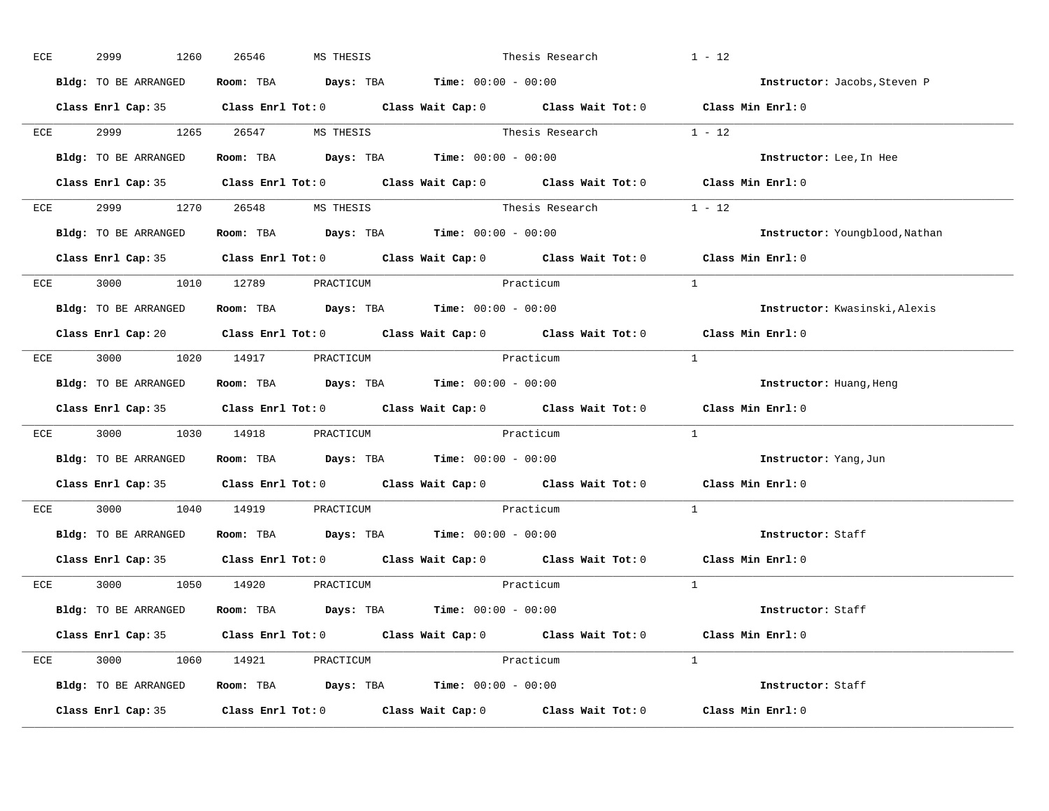ECE 2999 1260 26546 MS THESIS Thesis Research 1 - 12

**Bldg:** TO BE ARRANGED **Room:** TBA **Days:** TBA **Time:** 00:00 - 00:00 **Instructor:** Jacobs,Steven P

**Class Enrl Cap:** 35 **Class Enrl Tot:** 0 **Class Wait Cap:** 0 **Class Wait Tot:** 0 **Class Min Enrl:** 0

---

ECE 2999 1265 26547 MS THESIS Thesis Research 1 - 12

**Bldg:** TO BE ARRANGED **Room:** TBA **Days:** TBA **Time:** 00:00 - 00:00 **Instructor:** Lee,In Hee

**Class Enrl Cap:** 35 **Class Enrl Tot:** 0 **Class Wait Cap:** 0 **Class Wait Tot:** 0 **Class Min Enrl:** 0

---

ECE 2999 1270 26548 MS THESIS Thesis Research 1 - 12

**Bldg:** TO BE ARRANGED **Room:** TBA **Days:** TBA **Time:** 00:00 - 00:00 **Instructor:** Youngblood,Nathan

**Class Enrl Cap:** 35 **Class Enrl Tot:** 0 **Class Wait Cap:** 0 **Class Wait Tot:** 0 **Class Min Enrl:** 0

---

ECE 3000 1010 12789 PRACTICUM Practicum 1

**Bldg:** TO BE ARRANGED **Room:** TBA **Days:** TBA **Time:** 00:00 - 00:00 **Instructor:** Kwasinski,Alexis

**Class Enrl Cap:** 20 **Class Enrl Tot:** 0 **Class Wait Cap:** 0 **Class Wait Tot:** 0 **Class Min Enrl:** 0

---

ECE 3000 1020 14917 PRACTICUM Practicum 1

**Bldg:** TO BE ARRANGED **Room:** TBA **Days:** TBA **Time:** 00:00 - 00:00 **Instructor:** Huang,Heng

**Class Enrl Cap:** 35 **Class Enrl Tot:** 0 **Class Wait Cap:** 0 **Class Wait Tot:** 0 **Class Min Enrl:** 0

---

ECE 3000 1030 14918 PRACTICUM Practicum 1

**Bldg:** TO BE ARRANGED **Room:** TBA **Days:** TBA **Time:** 00:00 - 00:00 **Instructor:** Yang,Jun

**Class Enrl Cap:** 35 **Class Enrl Tot:** 0 **Class Wait Cap:** 0 **Class Wait Tot:** 0 **Class Min Enrl:** 0

---

ECE 3000 1040 14919 PRACTICUM Practicum 1

**Bldg:** TO BE ARRANGED **Room:** TBA **Days:** TBA **Time:** 00:00 - 00:00 **Instructor:** Staff

**Class Enrl Cap:** 35 **Class Enrl Tot:** 0 **Class Wait Cap:** 0 **Class Wait Tot:** 0 **Class Min Enrl:** 0

---

ECE 3000 1050 14920 PRACTICUM Practicum 1

**Bldg:** TO BE ARRANGED **Room:** TBA **Days:** TBA **Time:** 00:00 - 00:00 **Instructor:** Staff

**Class Enrl Cap:** 35 **Class Enrl Tot:** 0 **Class Wait Cap:** 0 **Class Wait Tot:** 0 **Class Min Enrl:** 0

---

ECE 3000 1060 14921 PRACTICUM Practicum 1

**Bldg:** TO BE ARRANGED **Room:** TBA **Days:** TBA **Time:** 00:00 - 00:00 **Instructor:** Staff

**Class Enrl Cap:** 35 **Class Enrl Tot:** 0 **Class Wait Cap:** 0 **Class Wait Tot:** 0 **Class Min Enrl:** 0

---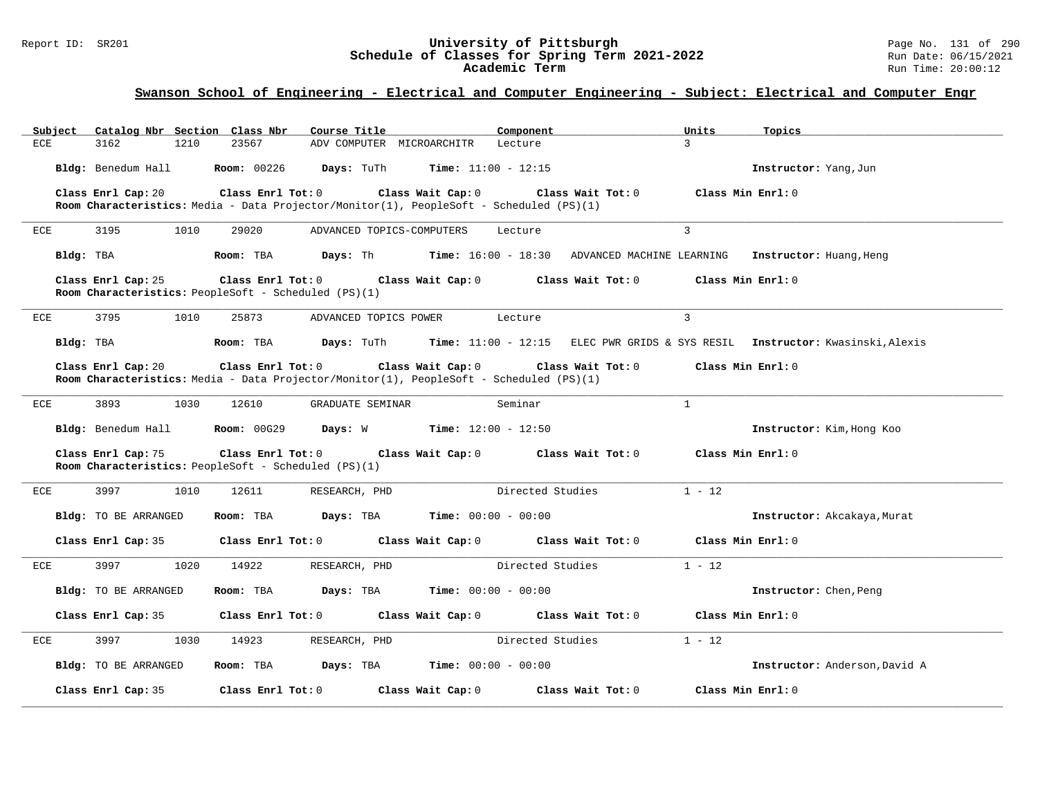## Swanson School of Engineering - Electrical and Computer Engineering - Subject: Electrical and Computer Engr

| Subject | Catalog Nbr | Section | Class Nbr | Course Title | Component | Units | Topics |
|---|---|---|---|---|---|---|---|
| ECE | 3162 | 1210 | 23567 | ADV COMPUTER MICROARCHITR | Lecture | 3 | |

**Bldg:** Benedum Hall **Room:** 00226 **Days:** TuTh **Time:** 11:00 - 12:15 **Instructor:** Yang,Jun

**Class Enrl Cap:** 20 **Class Enrl Tot:** 0 **Class Wait Cap:** 0 **Class Wait Tot:** 0 **Class Min Enrl:** 0

**Room Characteristics:** Media - Data Projector/Monitor(1), PeopleSoft - Scheduled (PS)(1)

---

| Subject | Catalog Nbr | Section | Class Nbr | Course Title | Component | Units | Topics |
|---|---|---|---|---|---|---|---|
| ECE | 3195 | 1010 | 29020 | ADVANCED TOPICS-COMPUTERS | Lecture | 3 | ADVANCED MACHINE LEARNING |

**Bldg:** TBA **Room:** TBA **Days:** Th **Time:** 16:00 - 18:30 **Instructor:** Huang,Heng

**Class Enrl Cap:** 25 **Class Enrl Tot:** 0 **Class Wait Cap:** 0 **Class Wait Tot:** 0 **Class Min Enrl:** 0

**Room Characteristics:** PeopleSoft - Scheduled (PS)(1)

---

| Subject | Catalog Nbr | Section | Class Nbr | Course Title | Component | Units | Topics |
|---|---|---|---|---|---|---|---|
| ECE | 3795 | 1010 | 25873 | ADVANCED TOPICS POWER | Lecture | 3 | ELEC PWR GRIDS & SYS RESIL |

**Bldg:** TBA **Room:** TBA **Days:** TuTh **Time:** 11:00 - 12:15 **Instructor:** Kwasinski,Alexis

**Class Enrl Cap:** 20 **Class Enrl Tot:** 0 **Class Wait Cap:** 0 **Class Wait Tot:** 0 **Class Min Enrl:** 0

**Room Characteristics:** Media - Data Projector/Monitor(1), PeopleSoft - Scheduled (PS)(1)

---

| Subject | Catalog Nbr | Section | Class Nbr | Course Title | Component | Units | Topics |
|---|---|---|---|---|---|---|---|
| ECE | 3893 | 1030 | 12610 | GRADUATE SEMINAR | Seminar | 1 | |

**Bldg:** Benedum Hall **Room:** 00G29 **Days:** W **Time:** 12:00 - 12:50 **Instructor:** Kim,Hong Koo

**Class Enrl Cap:** 75 **Class Enrl Tot:** 0 **Class Wait Cap:** 0 **Class Wait Tot:** 0 **Class Min Enrl:** 0

**Room Characteristics:** PeopleSoft - Scheduled (PS)(1)

---

| Subject | Catalog Nbr | Section | Class Nbr | Course Title | Component | Units | Topics |
|---|---|---|---|---|---|---|---|
| ECE | 3997 | 1010 | 12611 | RESEARCH, PHD | Directed Studies | 1 - 12 | |

**Bldg:** TO BE ARRANGED **Room:** TBA **Days:** TBA **Time:** 00:00 - 00:00 **Instructor:** Akcakaya,Murat

**Class Enrl Cap:** 35 **Class Enrl Tot:** 0 **Class Wait Cap:** 0 **Class Wait Tot:** 0 **Class Min Enrl:** 0

---

| Subject | Catalog Nbr | Section | Class Nbr | Course Title | Component | Units | Topics |
|---|---|---|---|---|---|---|---|
| ECE | 3997 | 1020 | 14922 | RESEARCH, PHD | Directed Studies | 1 - 12 | |

**Bldg:** TO BE ARRANGED **Room:** TBA **Days:** TBA **Time:** 00:00 - 00:00 **Instructor:** Chen,Peng

**Class Enrl Cap:** 35 **Class Enrl Tot:** 0 **Class Wait Cap:** 0 **Class Wait Tot:** 0 **Class Min Enrl:** 0

---

| Subject | Catalog Nbr | Section | Class Nbr | Course Title | Component | Units | Topics |
|---|---|---|---|---|---|---|---|
| ECE | 3997 | 1030 | 14923 | RESEARCH, PHD | Directed Studies | 1 - 12 | |

**Bldg:** TO BE ARRANGED **Room:** TBA **Days:** TBA **Time:** 00:00 - 00:00 **Instructor:** Anderson,David A

**Class Enrl Cap:** 35 **Class Enrl Tot:** 0 **Class Wait Cap:** 0 **Class Wait Tot:** 0 **Class Min Enrl:** 0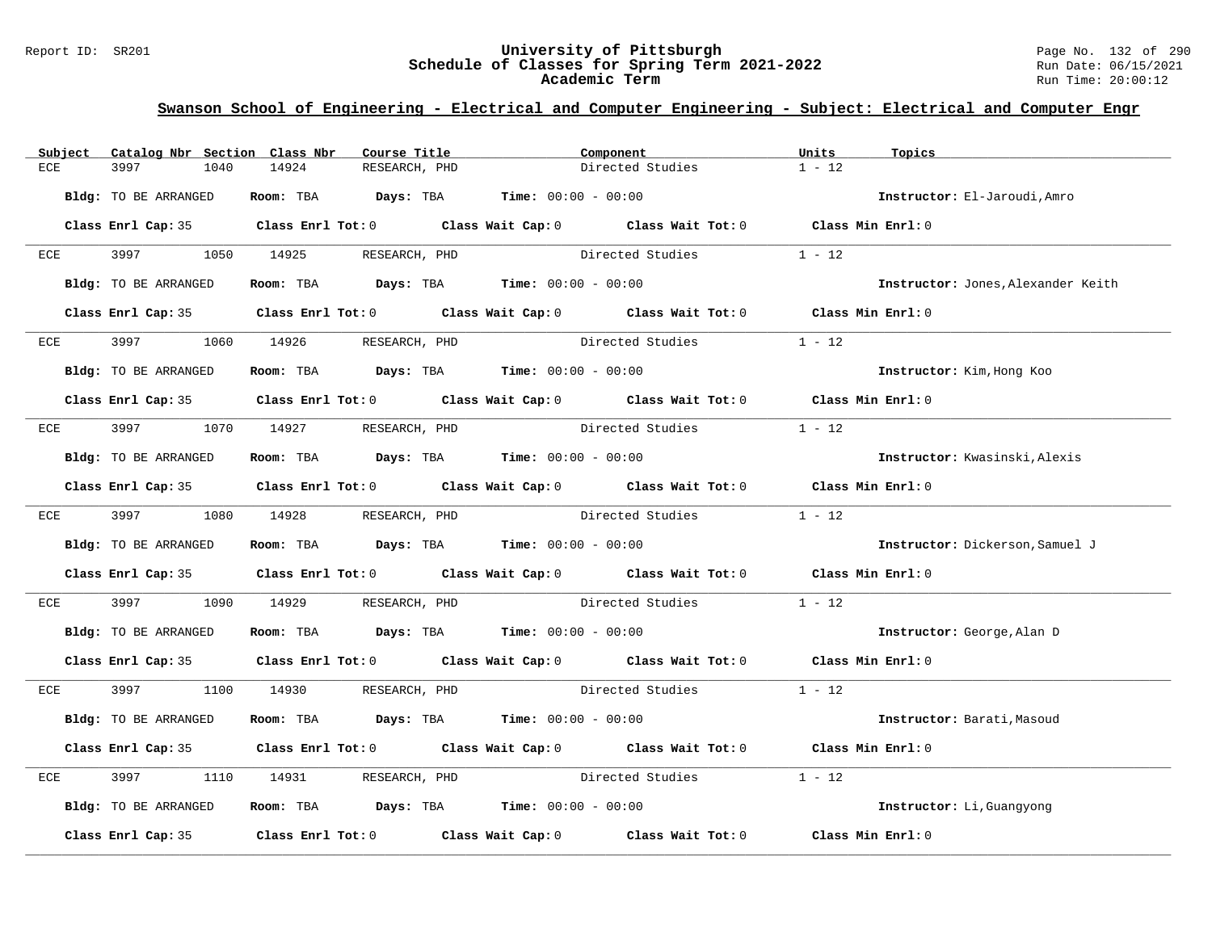## Swanson School of Engineering - Electrical and Computer Engineering - Subject: Electrical and Computer Engr

| Subject | Catalog Nbr | Section | Class Nbr | Course Title | Component | Units | Topics |
|---|---|---|---|---|---|---|---|
| ECE | 3997 | 1040 | 14924 | RESEARCH, PHD | Directed Studies | 1 - 12 | |

**Bldg:** TO BE ARRANGED **Room:** TBA **Days:** TBA **Time:** 00:00 - 00:00 **Instructor:** El-Jaroudi,Amro

**Class Enrl Cap:** 35 **Class Enrl Tot:** 0 **Class Wait Cap:** 0 **Class Wait Tot:** 0 **Class Min Enrl:** 0

| Subject | Catalog Nbr | Section | Class Nbr | Course Title | Component | Units | Topics |
|---|---|---|---|---|---|---|---|
| ECE | 3997 | 1050 | 14925 | RESEARCH, PHD | Directed Studies | 1 - 12 | |

**Bldg:** TO BE ARRANGED **Room:** TBA **Days:** TBA **Time:** 00:00 - 00:00 **Instructor:** Jones,Alexander Keith

**Class Enrl Cap:** 35 **Class Enrl Tot:** 0 **Class Wait Cap:** 0 **Class Wait Tot:** 0 **Class Min Enrl:** 0

| Subject | Catalog Nbr | Section | Class Nbr | Course Title | Component | Units | Topics |
|---|---|---|---|---|---|---|---|
| ECE | 3997 | 1060 | 14926 | RESEARCH, PHD | Directed Studies | 1 - 12 | |

**Bldg:** TO BE ARRANGED **Room:** TBA **Days:** TBA **Time:** 00:00 - 00:00 **Instructor:** Kim,Hong Koo

**Class Enrl Cap:** 35 **Class Enrl Tot:** 0 **Class Wait Cap:** 0 **Class Wait Tot:** 0 **Class Min Enrl:** 0

| Subject | Catalog Nbr | Section | Class Nbr | Course Title | Component | Units | Topics |
|---|---|---|---|---|---|---|---|
| ECE | 3997 | 1070 | 14927 | RESEARCH, PHD | Directed Studies | 1 - 12 | |

**Bldg:** TO BE ARRANGED **Room:** TBA **Days:** TBA **Time:** 00:00 - 00:00 **Instructor:** Kwasinski,Alexis

**Class Enrl Cap:** 35 **Class Enrl Tot:** 0 **Class Wait Cap:** 0 **Class Wait Tot:** 0 **Class Min Enrl:** 0

| Subject | Catalog Nbr | Section | Class Nbr | Course Title | Component | Units | Topics |
|---|---|---|---|---|---|---|---|
| ECE | 3997 | 1080 | 14928 | RESEARCH, PHD | Directed Studies | 1 - 12 | |

**Bldg:** TO BE ARRANGED **Room:** TBA **Days:** TBA **Time:** 00:00 - 00:00 **Instructor:** Dickerson,Samuel J

**Class Enrl Cap:** 35 **Class Enrl Tot:** 0 **Class Wait Cap:** 0 **Class Wait Tot:** 0 **Class Min Enrl:** 0

| Subject | Catalog Nbr | Section | Class Nbr | Course Title | Component | Units | Topics |
|---|---|---|---|---|---|---|---|
| ECE | 3997 | 1090 | 14929 | RESEARCH, PHD | Directed Studies | 1 - 12 | |

**Bldg:** TO BE ARRANGED **Room:** TBA **Days:** TBA **Time:** 00:00 - 00:00 **Instructor:** George,Alan D

**Class Enrl Cap:** 35 **Class Enrl Tot:** 0 **Class Wait Cap:** 0 **Class Wait Tot:** 0 **Class Min Enrl:** 0

| Subject | Catalog Nbr | Section | Class Nbr | Course Title | Component | Units | Topics |
|---|---|---|---|---|---|---|---|
| ECE | 3997 | 1100 | 14930 | RESEARCH, PHD | Directed Studies | 1 - 12 | |

**Bldg:** TO BE ARRANGED **Room:** TBA **Days:** TBA **Time:** 00:00 - 00:00 **Instructor:** Barati,Masoud

**Class Enrl Cap:** 35 **Class Enrl Tot:** 0 **Class Wait Cap:** 0 **Class Wait Tot:** 0 **Class Min Enrl:** 0

| Subject | Catalog Nbr | Section | Class Nbr | Course Title | Component | Units | Topics |
|---|---|---|---|---|---|---|---|
| ECE | 3997 | 1110 | 14931 | RESEARCH, PHD | Directed Studies | 1 - 12 | |

**Bldg:** TO BE ARRANGED **Room:** TBA **Days:** TBA **Time:** 00:00 - 00:00 **Instructor:** Li,Guangyong

**Class Enrl Cap:** 35 **Class Enrl Tot:** 0 **Class Wait Cap:** 0 **Class Wait Tot:** 0 **Class Min Enrl:** 0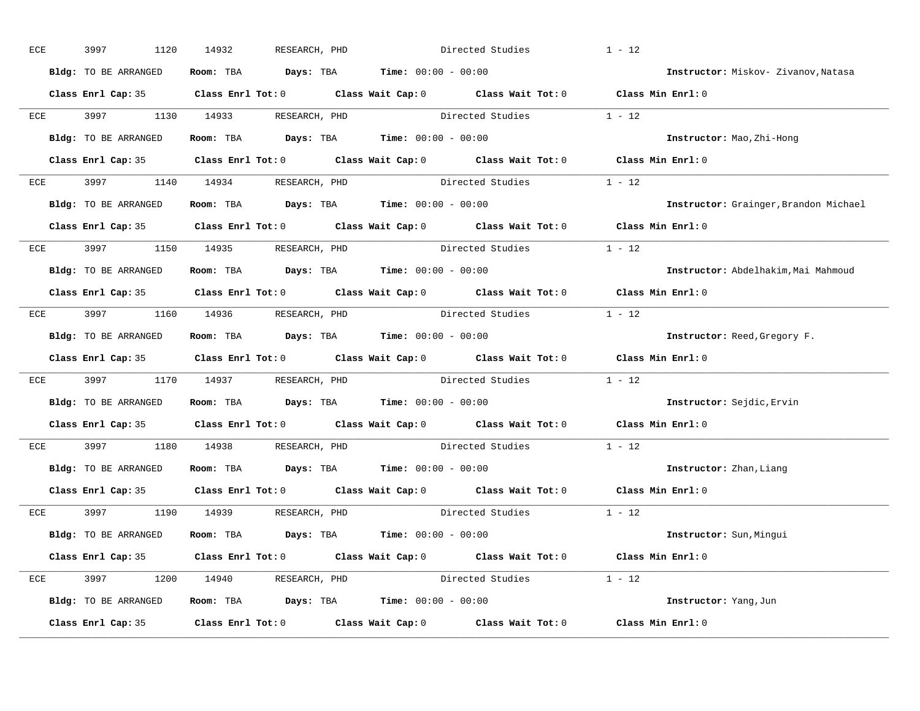ECE 3997 1120 14932 RESEARCH, PHD Directed Studies 1 - 12

**Bldg:** TO BE ARRANGED **Room:** TBA **Days:** TBA **Time:** 00:00 - 00:00 **Instructor:** Miskov- Zivanov,Natasa

**Class Enrl Cap:** 35 **Class Enrl Tot:** 0 **Class Wait Cap:** 0 **Class Wait Tot:** 0 **Class Min Enrl:** 0

---

ECE 3997 1130 14933 RESEARCH, PHD Directed Studies 1 - 12

**Bldg:** TO BE ARRANGED **Room:** TBA **Days:** TBA **Time:** 00:00 - 00:00 **Instructor:** Mao,Zhi-Hong

**Class Enrl Cap:** 35 **Class Enrl Tot:** 0 **Class Wait Cap:** 0 **Class Wait Tot:** 0 **Class Min Enrl:** 0

---

ECE 3997 1140 14934 RESEARCH, PHD Directed Studies 1 - 12

**Bldg:** TO BE ARRANGED **Room:** TBA **Days:** TBA **Time:** 00:00 - 00:00 **Instructor:** Grainger,Brandon Michael

**Class Enrl Cap:** 35 **Class Enrl Tot:** 0 **Class Wait Cap:** 0 **Class Wait Tot:** 0 **Class Min Enrl:** 0

---

ECE 3997 1150 14935 RESEARCH, PHD Directed Studies 1 - 12

**Bldg:** TO BE ARRANGED **Room:** TBA **Days:** TBA **Time:** 00:00 - 00:00 **Instructor:** Abdelhakim,Mai Mahmoud

**Class Enrl Cap:** 35 **Class Enrl Tot:** 0 **Class Wait Cap:** 0 **Class Wait Tot:** 0 **Class Min Enrl:** 0

---

ECE 3997 1160 14936 RESEARCH, PHD Directed Studies 1 - 12

**Bldg:** TO BE ARRANGED **Room:** TBA **Days:** TBA **Time:** 00:00 - 00:00 **Instructor:** Reed,Gregory F.

**Class Enrl Cap:** 35 **Class Enrl Tot:** 0 **Class Wait Cap:** 0 **Class Wait Tot:** 0 **Class Min Enrl:** 0

---

ECE 3997 1170 14937 RESEARCH, PHD Directed Studies 1 - 12

**Bldg:** TO BE ARRANGED **Room:** TBA **Days:** TBA **Time:** 00:00 - 00:00 **Instructor:** Sejdic,Ervin

**Class Enrl Cap:** 35 **Class Enrl Tot:** 0 **Class Wait Cap:** 0 **Class Wait Tot:** 0 **Class Min Enrl:** 0

---

ECE 3997 1180 14938 RESEARCH, PHD Directed Studies 1 - 12

**Bldg:** TO BE ARRANGED **Room:** TBA **Days:** TBA **Time:** 00:00 - 00:00 **Instructor:** Zhan,Liang

**Class Enrl Cap:** 35 **Class Enrl Tot:** 0 **Class Wait Cap:** 0 **Class Wait Tot:** 0 **Class Min Enrl:** 0

---

ECE 3997 1190 14939 RESEARCH, PHD Directed Studies 1 - 12

**Bldg:** TO BE ARRANGED **Room:** TBA **Days:** TBA **Time:** 00:00 - 00:00 **Instructor:** Sun,Mingui

**Class Enrl Cap:** 35 **Class Enrl Tot:** 0 **Class Wait Cap:** 0 **Class Wait Tot:** 0 **Class Min Enrl:** 0

---

ECE 3997 1200 14940 RESEARCH, PHD Directed Studies 1 - 12

**Bldg:** TO BE ARRANGED **Room:** TBA **Days:** TBA **Time:** 00:00 - 00:00 **Instructor:** Yang,Jun

**Class Enrl Cap:** 35 **Class Enrl Tot:** 0 **Class Wait Cap:** 0 **Class Wait Tot:** 0 **Class Min Enrl:** 0

---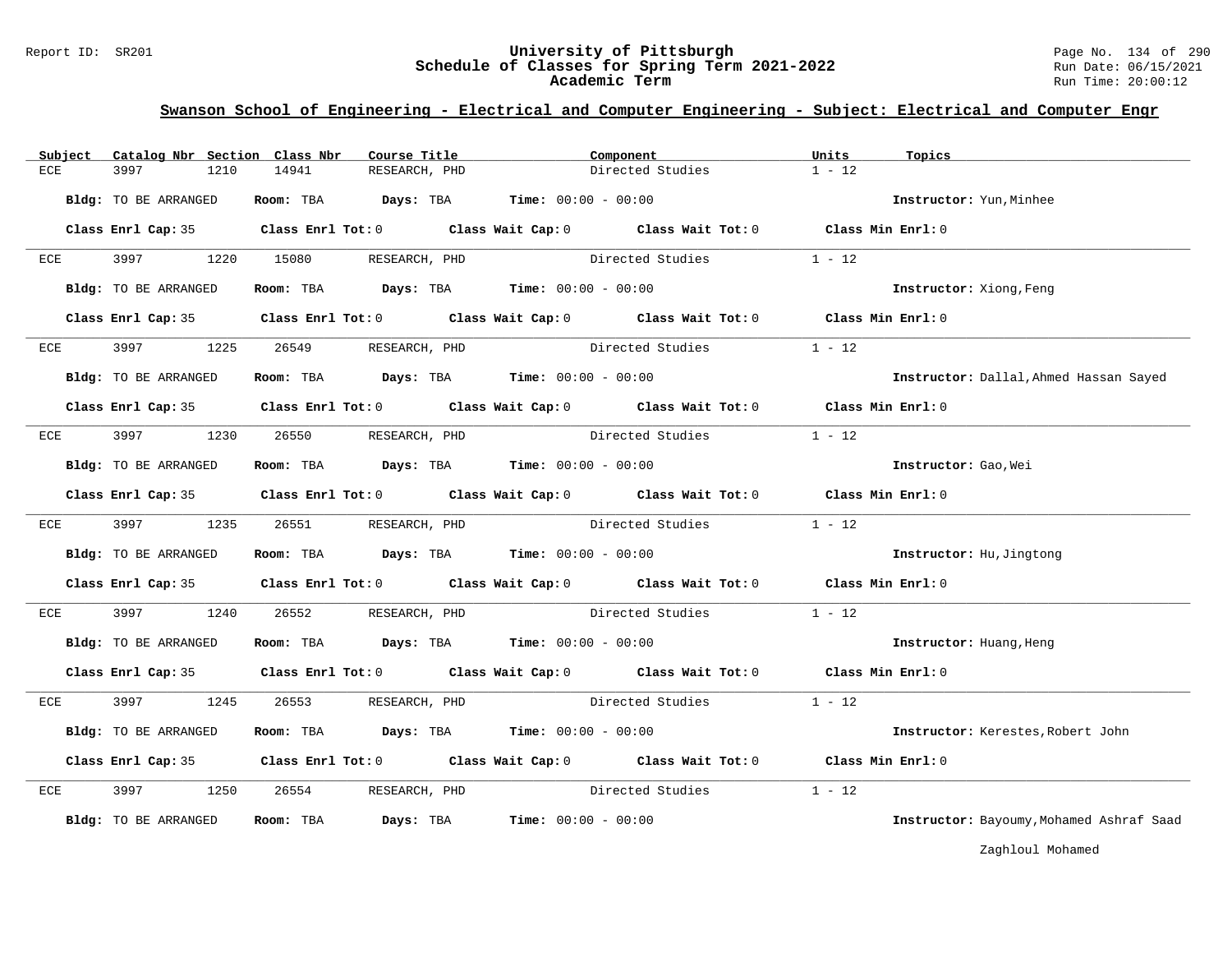## Swanson School of Engineering - Electrical and Computer Engineering - Subject: Electrical and Computer Engr

| Subject | Catalog Nbr | Section | Class Nbr | Course Title | Component | Units | Topics |
|---|---|---|---|---|---|---|---|
| ECE | 3997 | 1210 | 14941 | RESEARCH, PHD | Directed Studies | 1 - 12 | |

**Bldg:** TO BE ARRANGED **Room:** TBA **Days:** TBA **Time:** 00:00 - 00:00 **Instructor:** Yun,Minhee

**Class Enrl Cap:** 35 **Class Enrl Tot:** 0 **Class Wait Cap:** 0 **Class Wait Tot:** 0 **Class Min Enrl:** 0

---

| Subject | Catalog Nbr | Section | Class Nbr | Course Title | Component | Units | Topics |
|---|---|---|---|---|---|---|---|
| ECE | 3997 | 1220 | 15080 | RESEARCH, PHD | Directed Studies | 1 - 12 | |

**Bldg:** TO BE ARRANGED **Room:** TBA **Days:** TBA **Time:** 00:00 - 00:00 **Instructor:** Xiong,Feng

**Class Enrl Cap:** 35 **Class Enrl Tot:** 0 **Class Wait Cap:** 0 **Class Wait Tot:** 0 **Class Min Enrl:** 0

---

| Subject | Catalog Nbr | Section | Class Nbr | Course Title | Component | Units | Topics |
|---|---|---|---|---|---|---|---|
| ECE | 3997 | 1225 | 26549 | RESEARCH, PHD | Directed Studies | 1 - 12 | |

**Bldg:** TO BE ARRANGED **Room:** TBA **Days:** TBA **Time:** 00:00 - 00:00 **Instructor:** Dallal,Ahmed Hassan Sayed

**Class Enrl Cap:** 35 **Class Enrl Tot:** 0 **Class Wait Cap:** 0 **Class Wait Tot:** 0 **Class Min Enrl:** 0

---

| Subject | Catalog Nbr | Section | Class Nbr | Course Title | Component | Units | Topics |
|---|---|---|---|---|---|---|---|
| ECE | 3997 | 1230 | 26550 | RESEARCH, PHD | Directed Studies | 1 - 12 | |

**Bldg:** TO BE ARRANGED **Room:** TBA **Days:** TBA **Time:** 00:00 - 00:00 **Instructor:** Gao,Wei

**Class Enrl Cap:** 35 **Class Enrl Tot:** 0 **Class Wait Cap:** 0 **Class Wait Tot:** 0 **Class Min Enrl:** 0

---

| Subject | Catalog Nbr | Section | Class Nbr | Course Title | Component | Units | Topics |
|---|---|---|---|---|---|---|---|
| ECE | 3997 | 1235 | 26551 | RESEARCH, PHD | Directed Studies | 1 - 12 | |

**Bldg:** TO BE ARRANGED **Room:** TBA **Days:** TBA **Time:** 00:00 - 00:00 **Instructor:** Hu,Jingtong

**Class Enrl Cap:** 35 **Class Enrl Tot:** 0 **Class Wait Cap:** 0 **Class Wait Tot:** 0 **Class Min Enrl:** 0

---

| Subject | Catalog Nbr | Section | Class Nbr | Course Title | Component | Units | Topics |
|---|---|---|---|---|---|---|---|
| ECE | 3997 | 1240 | 26552 | RESEARCH, PHD | Directed Studies | 1 - 12 | |

**Bldg:** TO BE ARRANGED **Room:** TBA **Days:** TBA **Time:** 00:00 - 00:00 **Instructor:** Huang,Heng

**Class Enrl Cap:** 35 **Class Enrl Tot:** 0 **Class Wait Cap:** 0 **Class Wait Tot:** 0 **Class Min Enrl:** 0

---

| Subject | Catalog Nbr | Section | Class Nbr | Course Title | Component | Units | Topics |
|---|---|---|---|---|---|---|---|
| ECE | 3997 | 1245 | 26553 | RESEARCH, PHD | Directed Studies | 1 - 12 | |

**Bldg:** TO BE ARRANGED **Room:** TBA **Days:** TBA **Time:** 00:00 - 00:00 **Instructor:** Kerestes,Robert John

**Class Enrl Cap:** 35 **Class Enrl Tot:** 0 **Class Wait Cap:** 0 **Class Wait Tot:** 0 **Class Min Enrl:** 0

---

| Subject | Catalog Nbr | Section | Class Nbr | Course Title | Component | Units | Topics |
|---|---|---|---|---|---|---|---|
| ECE | 3997 | 1250 | 26554 | RESEARCH, PHD | Directed Studies | 1 - 12 | |

**Bldg:** TO BE ARRANGED **Room:** TBA **Days:** TBA **Time:** 00:00 - 00:00 **Instructor:** Bayoumy,Mohamed Ashraf Saad Zaghloul Mohamed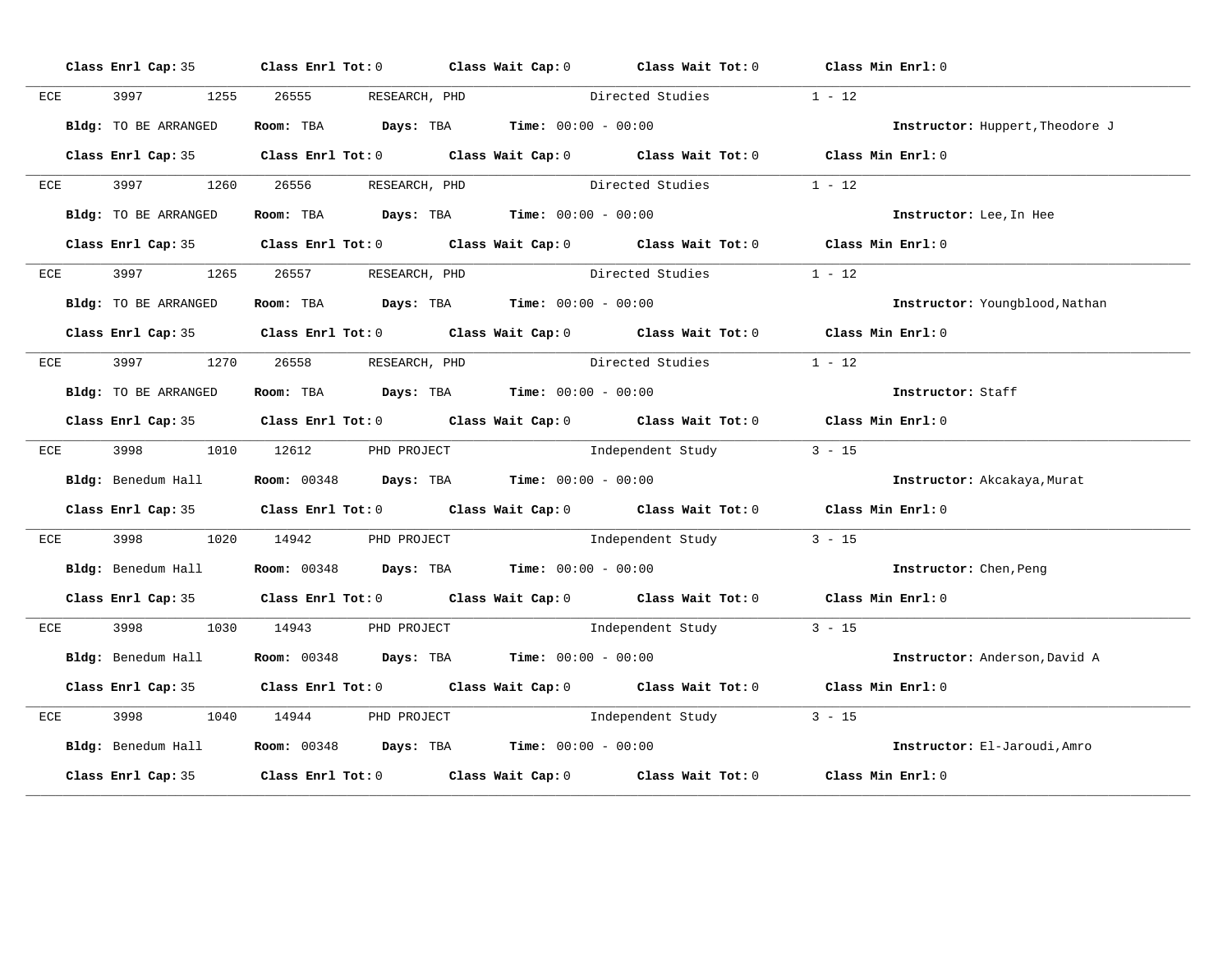**Class Enrl Cap:** 35 **Class Enrl Tot:** 0 **Class Wait Cap:** 0 **Class Wait Tot:** 0 **Class Min Enrl:** 0

---

ECE 3997 1255 26555 RESEARCH, PHD Directed Studies 1 - 12

**Bldg:** TO BE ARRANGED **Room:** TBA **Days:** TBA **Time:** 00:00 - 00:00 **Instructor:** Huppert,Theodore J

**Class Enrl Cap:** 35 **Class Enrl Tot:** 0 **Class Wait Cap:** 0 **Class Wait Tot:** 0 **Class Min Enrl:** 0

---

ECE 3997 1260 26556 RESEARCH, PHD Directed Studies 1 - 12

**Bldg:** TO BE ARRANGED **Room:** TBA **Days:** TBA **Time:** 00:00 - 00:00 **Instructor:** Lee,In Hee

**Class Enrl Cap:** 35 **Class Enrl Tot:** 0 **Class Wait Cap:** 0 **Class Wait Tot:** 0 **Class Min Enrl:** 0

---

ECE 3997 1265 26557 RESEARCH, PHD Directed Studies 1 - 12

**Bldg:** TO BE ARRANGED **Room:** TBA **Days:** TBA **Time:** 00:00 - 00:00 **Instructor:** Youngblood,Nathan

**Class Enrl Cap:** 35 **Class Enrl Tot:** 0 **Class Wait Cap:** 0 **Class Wait Tot:** 0 **Class Min Enrl:** 0

---

ECE 3997 1270 26558 RESEARCH, PHD Directed Studies 1 - 12

**Bldg:** TO BE ARRANGED **Room:** TBA **Days:** TBA **Time:** 00:00 - 00:00 **Instructor:** Staff

**Class Enrl Cap:** 35 **Class Enrl Tot:** 0 **Class Wait Cap:** 0 **Class Wait Tot:** 0 **Class Min Enrl:** 0

---

ECE 3998 1010 12612 PHD PROJECT Independent Study 3 - 15

**Bldg:** Benedum Hall **Room:** 00348 **Days:** TBA **Time:** 00:00 - 00:00 **Instructor:** Akcakaya,Murat

**Class Enrl Cap:** 35 **Class Enrl Tot:** 0 **Class Wait Cap:** 0 **Class Wait Tot:** 0 **Class Min Enrl:** 0

---

ECE 3998 1020 14942 PHD PROJECT Independent Study 3 - 15

**Bldg:** Benedum Hall **Room:** 00348 **Days:** TBA **Time:** 00:00 - 00:00 **Instructor:** Chen,Peng

**Class Enrl Cap:** 35 **Class Enrl Tot:** 0 **Class Wait Cap:** 0 **Class Wait Tot:** 0 **Class Min Enrl:** 0

---

ECE 3998 1030 14943 PHD PROJECT Independent Study 3 - 15

**Bldg:** Benedum Hall **Room:** 00348 **Days:** TBA **Time:** 00:00 - 00:00 **Instructor:** Anderson,David A

**Class Enrl Cap:** 35 **Class Enrl Tot:** 0 **Class Wait Cap:** 0 **Class Wait Tot:** 0 **Class Min Enrl:** 0

---

ECE 3998 1040 14944 PHD PROJECT Independent Study 3 - 15

**Bldg:** Benedum Hall **Room:** 00348 **Days:** TBA **Time:** 00:00 - 00:00 **Instructor:** El-Jaroudi,Amro

**Class Enrl Cap:** 35 **Class Enrl Tot:** 0 **Class Wait Cap:** 0 **Class Wait Tot:** 0 **Class Min Enrl:** 0

---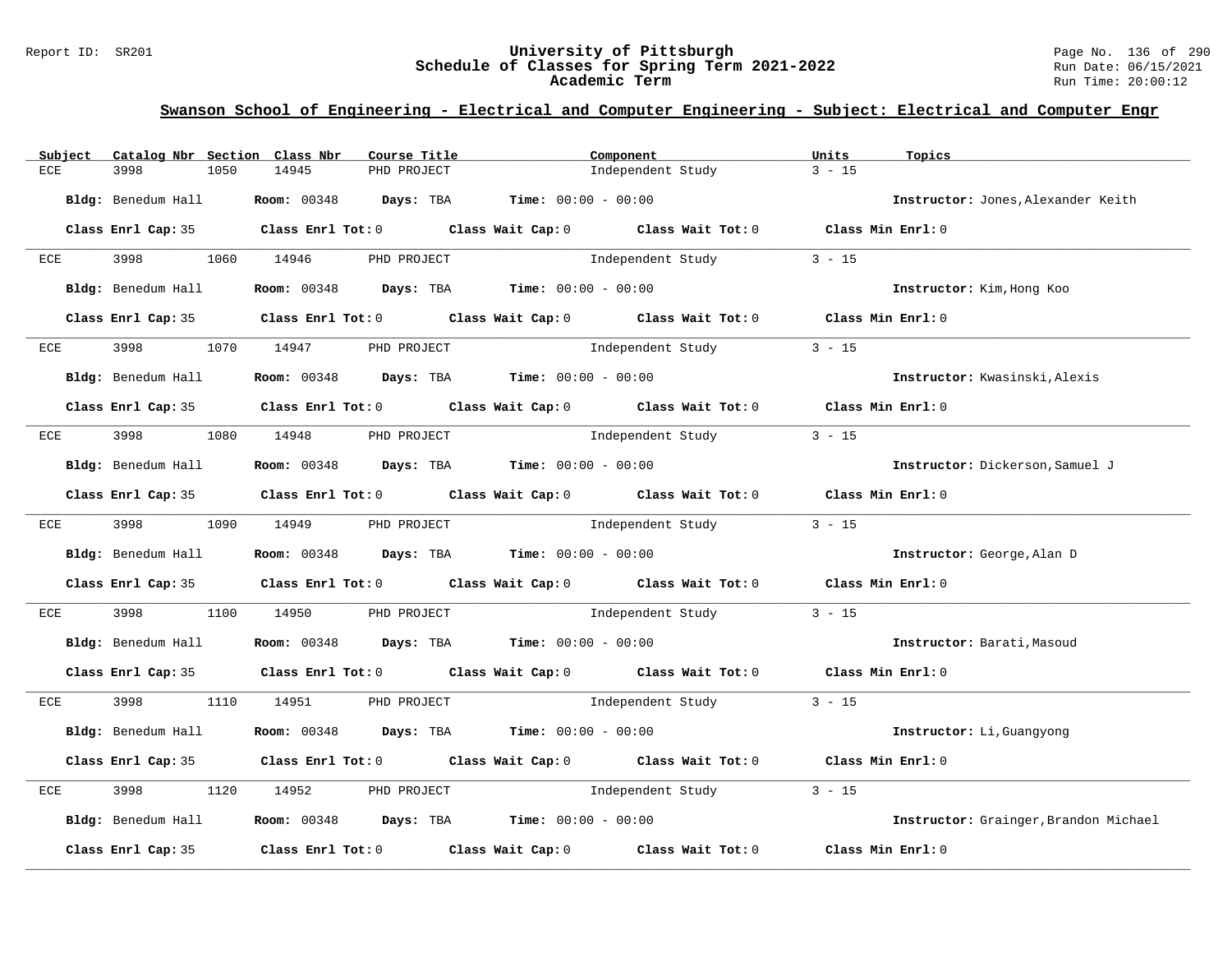## Swanson School of Engineering - Electrical and Computer Engineering - Subject: Electrical and Computer Engr

| Subject | Catalog Nbr | Section | Class Nbr | Course Title | Component | Units | Topics |
|---|---|---|---|---|---|---|---|
| ECE | 3998 | 1050 | 14945 | PHD PROJECT | Independent Study | 3 - 15 | |

**Bldg:** Benedum Hall **Room:** 00348 **Days:** TBA **Time:** 00:00 - 00:00 **Instructor:** Jones,Alexander Keith

**Class Enrl Cap:** 35 **Class Enrl Tot:** 0 **Class Wait Cap:** 0 **Class Wait Tot:** 0 **Class Min Enrl:** 0

| Subject | Catalog Nbr | Section | Class Nbr | Course Title | Component | Units | Topics |
|---|---|---|---|---|---|---|---|
| ECE | 3998 | 1060 | 14946 | PHD PROJECT | Independent Study | 3 - 15 | |

**Bldg:** Benedum Hall **Room:** 00348 **Days:** TBA **Time:** 00:00 - 00:00 **Instructor:** Kim,Hong Koo

**Class Enrl Cap:** 35 **Class Enrl Tot:** 0 **Class Wait Cap:** 0 **Class Wait Tot:** 0 **Class Min Enrl:** 0

| Subject | Catalog Nbr | Section | Class Nbr | Course Title | Component | Units | Topics |
|---|---|---|---|---|---|---|---|
| ECE | 3998 | 1070 | 14947 | PHD PROJECT | Independent Study | 3 - 15 | |

**Bldg:** Benedum Hall **Room:** 00348 **Days:** TBA **Time:** 00:00 - 00:00 **Instructor:** Kwasinski,Alexis

**Class Enrl Cap:** 35 **Class Enrl Tot:** 0 **Class Wait Cap:** 0 **Class Wait Tot:** 0 **Class Min Enrl:** 0

| Subject | Catalog Nbr | Section | Class Nbr | Course Title | Component | Units | Topics |
|---|---|---|---|---|---|---|---|
| ECE | 3998 | 1080 | 14948 | PHD PROJECT | Independent Study | 3 - 15 | |

**Bldg:** Benedum Hall **Room:** 00348 **Days:** TBA **Time:** 00:00 - 00:00 **Instructor:** Dickerson,Samuel J

**Class Enrl Cap:** 35 **Class Enrl Tot:** 0 **Class Wait Cap:** 0 **Class Wait Tot:** 0 **Class Min Enrl:** 0

| Subject | Catalog Nbr | Section | Class Nbr | Course Title | Component | Units | Topics |
|---|---|---|---|---|---|---|---|
| ECE | 3998 | 1090 | 14949 | PHD PROJECT | Independent Study | 3 - 15 | |

**Bldg:** Benedum Hall **Room:** 00348 **Days:** TBA **Time:** 00:00 - 00:00 **Instructor:** George,Alan D

**Class Enrl Cap:** 35 **Class Enrl Tot:** 0 **Class Wait Cap:** 0 **Class Wait Tot:** 0 **Class Min Enrl:** 0

| Subject | Catalog Nbr | Section | Class Nbr | Course Title | Component | Units | Topics |
|---|---|---|---|---|---|---|---|
| ECE | 3998 | 1100 | 14950 | PHD PROJECT | Independent Study | 3 - 15 | |

**Bldg:** Benedum Hall **Room:** 00348 **Days:** TBA **Time:** 00:00 - 00:00 **Instructor:** Barati,Masoud

**Class Enrl Cap:** 35 **Class Enrl Tot:** 0 **Class Wait Cap:** 0 **Class Wait Tot:** 0 **Class Min Enrl:** 0

| Subject | Catalog Nbr | Section | Class Nbr | Course Title | Component | Units | Topics |
|---|---|---|---|---|---|---|---|
| ECE | 3998 | 1110 | 14951 | PHD PROJECT | Independent Study | 3 - 15 | |

**Bldg:** Benedum Hall **Room:** 00348 **Days:** TBA **Time:** 00:00 - 00:00 **Instructor:** Li,Guangyong

**Class Enrl Cap:** 35 **Class Enrl Tot:** 0 **Class Wait Cap:** 0 **Class Wait Tot:** 0 **Class Min Enrl:** 0

| Subject | Catalog Nbr | Section | Class Nbr | Course Title | Component | Units | Topics |
|---|---|---|---|---|---|---|---|
| ECE | 3998 | 1120 | 14952 | PHD PROJECT | Independent Study | 3 - 15 | |

**Bldg:** Benedum Hall **Room:** 00348 **Days:** TBA **Time:** 00:00 - 00:00 **Instructor:** Grainger,Brandon Michael

**Class Enrl Cap:** 35 **Class Enrl Tot:** 0 **Class Wait Cap:** 0 **Class Wait Tot:** 0 **Class Min Enrl:** 0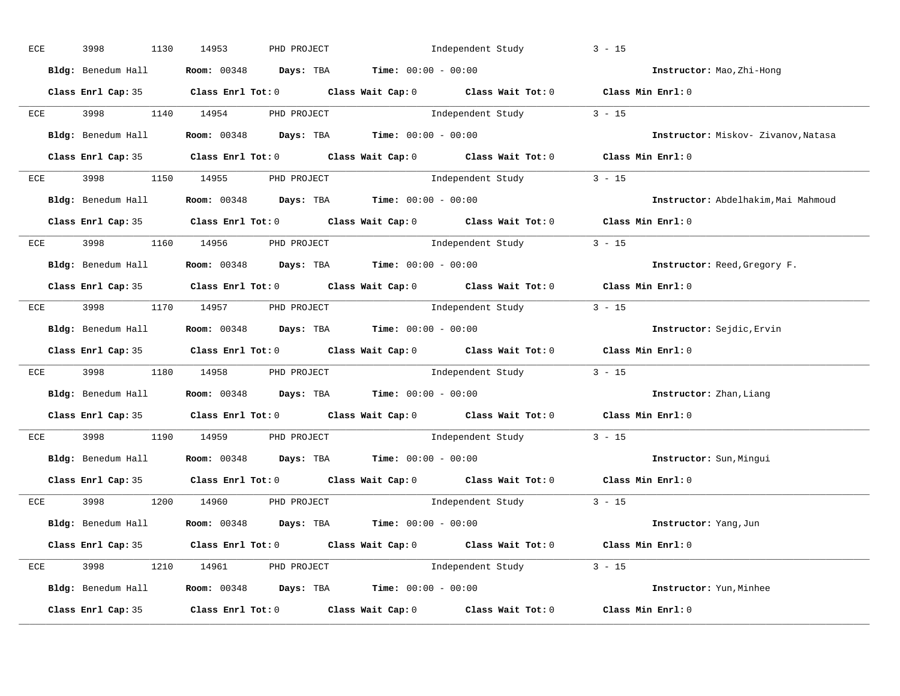ECE 3998 1130 14953 PHD PROJECT Independent Study 3 - 15

**Bldg:** Benedum Hall **Room:** 00348 **Days:** TBA **Time:** 00:00 - 00:00 **Instructor:** Mao,Zhi-Hong

**Class Enrl Cap:** 35 **Class Enrl Tot:** 0 **Class Wait Cap:** 0 **Class Wait Tot:** 0 **Class Min Enrl:** 0

---

ECE 3998 1140 14954 PHD PROJECT Independent Study 3 - 15

**Bldg:** Benedum Hall **Room:** 00348 **Days:** TBA **Time:** 00:00 - 00:00 **Instructor:** Miskov- Zivanov,Natasa

**Class Enrl Cap:** 35 **Class Enrl Tot:** 0 **Class Wait Cap:** 0 **Class Wait Tot:** 0 **Class Min Enrl:** 0

---

ECE 3998 1150 14955 PHD PROJECT Independent Study 3 - 15

**Bldg:** Benedum Hall **Room:** 00348 **Days:** TBA **Time:** 00:00 - 00:00 **Instructor:** Abdelhakim,Mai Mahmoud

**Class Enrl Cap:** 35 **Class Enrl Tot:** 0 **Class Wait Cap:** 0 **Class Wait Tot:** 0 **Class Min Enrl:** 0

---

ECE 3998 1160 14956 PHD PROJECT Independent Study 3 - 15

**Bldg:** Benedum Hall **Room:** 00348 **Days:** TBA **Time:** 00:00 - 00:00 **Instructor:** Reed,Gregory F.

**Class Enrl Cap:** 35 **Class Enrl Tot:** 0 **Class Wait Cap:** 0 **Class Wait Tot:** 0 **Class Min Enrl:** 0

---

ECE 3998 1170 14957 PHD PROJECT Independent Study 3 - 15

**Bldg:** Benedum Hall **Room:** 00348 **Days:** TBA **Time:** 00:00 - 00:00 **Instructor:** Sejdic,Ervin

**Class Enrl Cap:** 35 **Class Enrl Tot:** 0 **Class Wait Cap:** 0 **Class Wait Tot:** 0 **Class Min Enrl:** 0

---

ECE 3998 1180 14958 PHD PROJECT Independent Study 3 - 15

**Bldg:** Benedum Hall **Room:** 00348 **Days:** TBA **Time:** 00:00 - 00:00 **Instructor:** Zhan,Liang

**Class Enrl Cap:** 35 **Class Enrl Tot:** 0 **Class Wait Cap:** 0 **Class Wait Tot:** 0 **Class Min Enrl:** 0

---

ECE 3998 1190 14959 PHD PROJECT Independent Study 3 - 15

**Bldg:** Benedum Hall **Room:** 00348 **Days:** TBA **Time:** 00:00 - 00:00 **Instructor:** Sun,Mingui

**Class Enrl Cap:** 35 **Class Enrl Tot:** 0 **Class Wait Cap:** 0 **Class Wait Tot:** 0 **Class Min Enrl:** 0

---

ECE 3998 1200 14960 PHD PROJECT Independent Study 3 - 15

**Bldg:** Benedum Hall **Room:** 00348 **Days:** TBA **Time:** 00:00 - 00:00 **Instructor:** Yang,Jun

**Class Enrl Cap:** 35 **Class Enrl Tot:** 0 **Class Wait Cap:** 0 **Class Wait Tot:** 0 **Class Min Enrl:** 0

---

ECE 3998 1210 14961 PHD PROJECT Independent Study 3 - 15

**Bldg:** Benedum Hall **Room:** 00348 **Days:** TBA **Time:** 00:00 - 00:00 **Instructor:** Yun,Minhee

**Class Enrl Cap:** 35 **Class Enrl Tot:** 0 **Class Wait Cap:** 0 **Class Wait Tot:** 0 **Class Min Enrl:** 0

---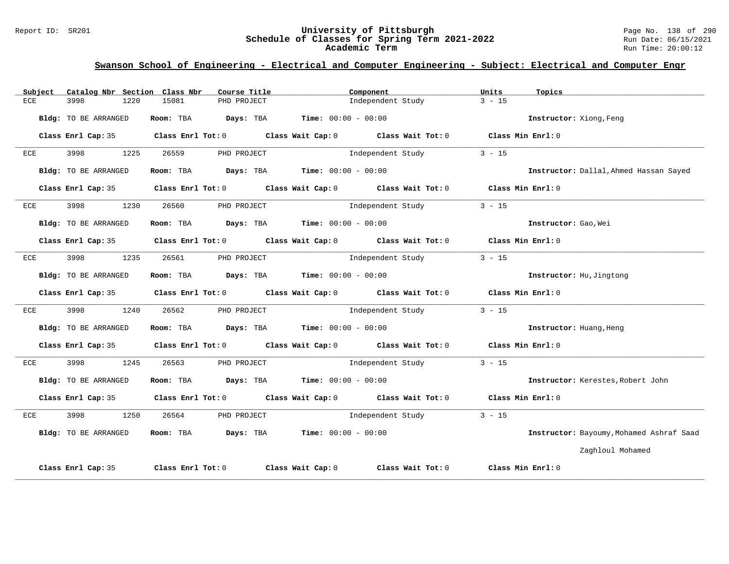## Swanson School of Engineering - Electrical and Computer Engineering - Subject: Electrical and Computer Engr

| Subject | Catalog Nbr | Section | Class Nbr | Course Title | Component | Units | Topics |
|---|---|---|---|---|---|---|---|
| ECE | 3998 | 1220 | 15081 | PHD PROJECT | Independent Study | 3 - 15 | |

**Bldg:** TO BE ARRANGED **Room:** TBA **Days:** TBA **Time:** 00:00 - 00:00 **Instructor:** Xiong,Feng

**Class Enrl Cap:** 35 **Class Enrl Tot:** 0 **Class Wait Cap:** 0 **Class Wait Tot:** 0 **Class Min Enrl:** 0

---

| Subject | Catalog Nbr | Section | Class Nbr | Course Title | Component | Units | Topics |
|---|---|---|---|---|---|---|---|
| ECE | 3998 | 1225 | 26559 | PHD PROJECT | Independent Study | 3 - 15 | |

**Bldg:** TO BE ARRANGED **Room:** TBA **Days:** TBA **Time:** 00:00 - 00:00 **Instructor:** Dallal,Ahmed Hassan Sayed

**Class Enrl Cap:** 35 **Class Enrl Tot:** 0 **Class Wait Cap:** 0 **Class Wait Tot:** 0 **Class Min Enrl:** 0

---

| Subject | Catalog Nbr | Section | Class Nbr | Course Title | Component | Units | Topics |
|---|---|---|---|---|---|---|---|
| ECE | 3998 | 1230 | 26560 | PHD PROJECT | Independent Study | 3 - 15 | |

**Bldg:** TO BE ARRANGED **Room:** TBA **Days:** TBA **Time:** 00:00 - 00:00 **Instructor:** Gao,Wei

**Class Enrl Cap:** 35 **Class Enrl Tot:** 0 **Class Wait Cap:** 0 **Class Wait Tot:** 0 **Class Min Enrl:** 0

---

| Subject | Catalog Nbr | Section | Class Nbr | Course Title | Component | Units | Topics |
|---|---|---|---|---|---|---|---|
| ECE | 3998 | 1235 | 26561 | PHD PROJECT | Independent Study | 3 - 15 | |

**Bldg:** TO BE ARRANGED **Room:** TBA **Days:** TBA **Time:** 00:00 - 00:00 **Instructor:** Hu,Jingtong

**Class Enrl Cap:** 35 **Class Enrl Tot:** 0 **Class Wait Cap:** 0 **Class Wait Tot:** 0 **Class Min Enrl:** 0

---

| Subject | Catalog Nbr | Section | Class Nbr | Course Title | Component | Units | Topics |
|---|---|---|---|---|---|---|---|
| ECE | 3998 | 1240 | 26562 | PHD PROJECT | Independent Study | 3 - 15 | |

**Bldg:** TO BE ARRANGED **Room:** TBA **Days:** TBA **Time:** 00:00 - 00:00 **Instructor:** Huang,Heng

**Class Enrl Cap:** 35 **Class Enrl Tot:** 0 **Class Wait Cap:** 0 **Class Wait Tot:** 0 **Class Min Enrl:** 0

---

| Subject | Catalog Nbr | Section | Class Nbr | Course Title | Component | Units | Topics |
|---|---|---|---|---|---|---|---|
| ECE | 3998 | 1245 | 26563 | PHD PROJECT | Independent Study | 3 - 15 | |

**Bldg:** TO BE ARRANGED **Room:** TBA **Days:** TBA **Time:** 00:00 - 00:00 **Instructor:** Kerestes,Robert John

**Class Enrl Cap:** 35 **Class Enrl Tot:** 0 **Class Wait Cap:** 0 **Class Wait Tot:** 0 **Class Min Enrl:** 0

---

| Subject | Catalog Nbr | Section | Class Nbr | Course Title | Component | Units | Topics |
|---|---|---|---|---|---|---|---|
| ECE | 3998 | 1250 | 26564 | PHD PROJECT | Independent Study | 3 - 15 | |

**Bldg:** TO BE ARRANGED **Room:** TBA **Days:** TBA **Time:** 00:00 - 00:00 **Instructor:** Bayoumy,Mohamed Ashraf Saad Zaghloul Mohamed

**Class Enrl Cap:** 35 **Class Enrl Tot:** 0 **Class Wait Cap:** 0 **Class Wait Tot:** 0 **Class Min Enrl:** 0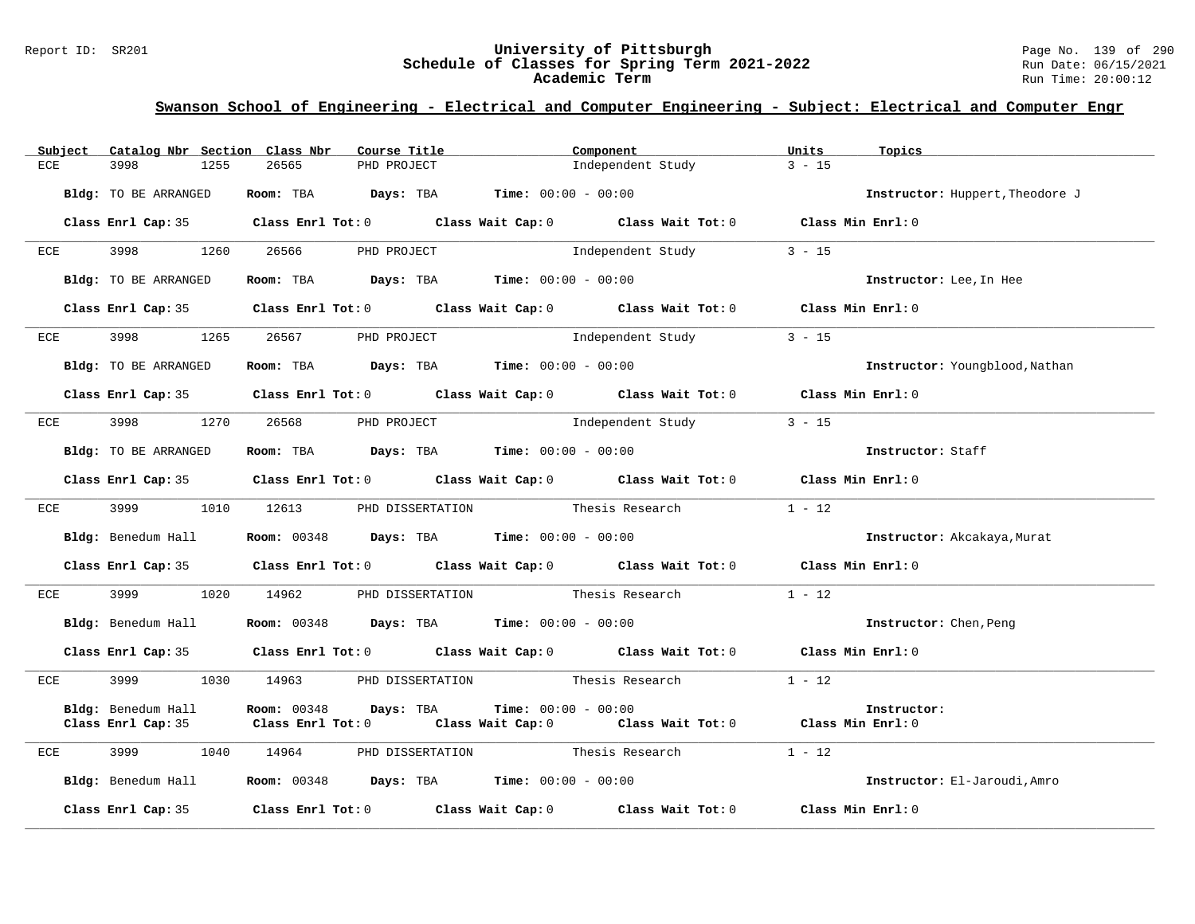# University of Pittsburgh
## Schedule of Classes for Spring Term 2021-2022
### Academic Term

Report ID: SR201
Run Date: 06/15/2021
Run Time: 20:00:12

## Swanson School of Engineering - Electrical and Computer Engineering - Subject: Electrical and Computer Engr

| Subject | Catalog Nbr | Section | Class Nbr | Course Title | Component | Units | Topics |
|---|---|---|---|---|---|---|---|
| ECE | 3998 | 1255 | 26565 | PHD PROJECT | Independent Study | 3 - 15 | |

**Bldg:** TO BE ARRANGED **Room:** TBA **Days:** TBA **Time:** 00:00 - 00:00 **Instructor:** Huppert,Theodore J

**Class Enrl Cap:** 35 **Class Enrl Tot:** 0 **Class Wait Cap:** 0 **Class Wait Tot:** 0 **Class Min Enrl:** 0

| Subject | Catalog Nbr | Section | Class Nbr | Course Title | Component | Units | Topics |
|---|---|---|---|---|---|---|---|
| ECE | 3998 | 1260 | 26566 | PHD PROJECT | Independent Study | 3 - 15 | |

**Bldg:** TO BE ARRANGED **Room:** TBA **Days:** TBA **Time:** 00:00 - 00:00 **Instructor:** Lee,In Hee

**Class Enrl Cap:** 35 **Class Enrl Tot:** 0 **Class Wait Cap:** 0 **Class Wait Tot:** 0 **Class Min Enrl:** 0

| Subject | Catalog Nbr | Section | Class Nbr | Course Title | Component | Units | Topics |
|---|---|---|---|---|---|---|---|
| ECE | 3998 | 1265 | 26567 | PHD PROJECT | Independent Study | 3 - 15 | |

**Bldg:** TO BE ARRANGED **Room:** TBA **Days:** TBA **Time:** 00:00 - 00:00 **Instructor:** Youngblood,Nathan

**Class Enrl Cap:** 35 **Class Enrl Tot:** 0 **Class Wait Cap:** 0 **Class Wait Tot:** 0 **Class Min Enrl:** 0

| Subject | Catalog Nbr | Section | Class Nbr | Course Title | Component | Units | Topics |
|---|---|---|---|---|---|---|---|
| ECE | 3998 | 1270 | 26568 | PHD PROJECT | Independent Study | 3 - 15 | |

**Bldg:** TO BE ARRANGED **Room:** TBA **Days:** TBA **Time:** 00:00 - 00:00 **Instructor:** Staff

**Class Enrl Cap:** 35 **Class Enrl Tot:** 0 **Class Wait Cap:** 0 **Class Wait Tot:** 0 **Class Min Enrl:** 0

| Subject | Catalog Nbr | Section | Class Nbr | Course Title | Component | Units | Topics |
|---|---|---|---|---|---|---|---|
| ECE | 3999 | 1010 | 12613 | PHD DISSERTATION | Thesis Research | 1 - 12 | |

**Bldg:** Benedum Hall **Room:** 00348 **Days:** TBA **Time:** 00:00 - 00:00 **Instructor:** Akcakaya,Murat

**Class Enrl Cap:** 35 **Class Enrl Tot:** 0 **Class Wait Cap:** 0 **Class Wait Tot:** 0 **Class Min Enrl:** 0

| Subject | Catalog Nbr | Section | Class Nbr | Course Title | Component | Units | Topics |
|---|---|---|---|---|---|---|---|
| ECE | 3999 | 1020 | 14962 | PHD DISSERTATION | Thesis Research | 1 - 12 | |

**Bldg:** Benedum Hall **Room:** 00348 **Days:** TBA **Time:** 00:00 - 00:00 **Instructor:** Chen,Peng

**Class Enrl Cap:** 35 **Class Enrl Tot:** 0 **Class Wait Cap:** 0 **Class Wait Tot:** 0 **Class Min Enrl:** 0

| Subject | Catalog Nbr | Section | Class Nbr | Course Title | Component | Units | Topics |
|---|---|---|---|---|---|---|---|
| ECE | 3999 | 1030 | 14963 | PHD DISSERTATION | Thesis Research | 1 - 12 | |

**Bldg:** Benedum Hall **Room:** 00348 **Days:** TBA **Time:** 00:00 - 00:00 **Instructor:**

**Class Enrl Cap:** 35 **Class Enrl Tot:** 0 **Class Wait Cap:** 0 **Class Wait Tot:** 0 **Class Min Enrl:** 0

| Subject | Catalog Nbr | Section | Class Nbr | Course Title | Component | Units | Topics |
|---|---|---|---|---|---|---|---|
| ECE | 3999 | 1040 | 14964 | PHD DISSERTATION | Thesis Research | 1 - 12 | |

**Bldg:** Benedum Hall **Room:** 00348 **Days:** TBA **Time:** 00:00 - 00:00 **Instructor:** El-Jaroudi,Amro

**Class Enrl Cap:** 35 **Class Enrl Tot:** 0 **Class Wait Cap:** 0 **Class Wait Tot:** 0 **Class Min Enrl:** 0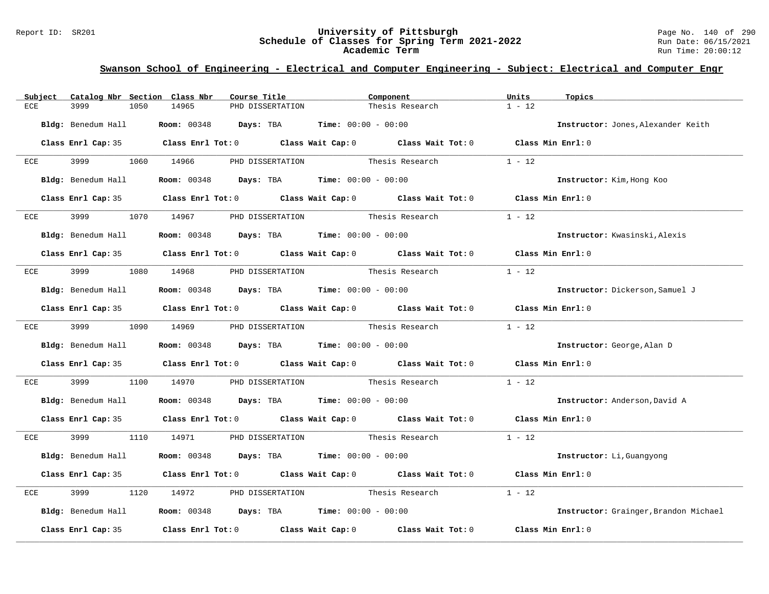## Swanson School of Engineering - Electrical and Computer Engineering - Subject: Electrical and Computer Engr

| Subject | Catalog Nbr | Section | Class Nbr | Course Title | Component | Units | Topics |
|---|---|---|---|---|---|---|---|
| ECE | 3999 | 1050 | 14965 | PHD DISSERTATION | Thesis Research | 1 - 12 | |

**Bldg:** Benedum Hall **Room:** 00348 **Days:** TBA **Time:** 00:00 - 00:00 **Instructor:** Jones,Alexander Keith

**Class Enrl Cap:** 35 **Class Enrl Tot:** 0 **Class Wait Cap:** 0 **Class Wait Tot:** 0 **Class Min Enrl:** 0

---

| Subject | Catalog Nbr | Section | Class Nbr | Course Title | Component | Units | Topics |
|---|---|---|---|---|---|---|---|
| ECE | 3999 | 1060 | 14966 | PHD DISSERTATION | Thesis Research | 1 - 12 | |

**Bldg:** Benedum Hall **Room:** 00348 **Days:** TBA **Time:** 00:00 - 00:00 **Instructor:** Kim,Hong Koo

**Class Enrl Cap:** 35 **Class Enrl Tot:** 0 **Class Wait Cap:** 0 **Class Wait Tot:** 0 **Class Min Enrl:** 0

---

| Subject | Catalog Nbr | Section | Class Nbr | Course Title | Component | Units | Topics |
|---|---|---|---|---|---|---|---|
| ECE | 3999 | 1070 | 14967 | PHD DISSERTATION | Thesis Research | 1 - 12 | |

**Bldg:** Benedum Hall **Room:** 00348 **Days:** TBA **Time:** 00:00 - 00:00 **Instructor:** Kwasinski,Alexis

**Class Enrl Cap:** 35 **Class Enrl Tot:** 0 **Class Wait Cap:** 0 **Class Wait Tot:** 0 **Class Min Enrl:** 0

---

| Subject | Catalog Nbr | Section | Class Nbr | Course Title | Component | Units | Topics |
|---|---|---|---|---|---|---|---|
| ECE | 3999 | 1080 | 14968 | PHD DISSERTATION | Thesis Research | 1 - 12 | |

**Bldg:** Benedum Hall **Room:** 00348 **Days:** TBA **Time:** 00:00 - 00:00 **Instructor:** Dickerson,Samuel J

**Class Enrl Cap:** 35 **Class Enrl Tot:** 0 **Class Wait Cap:** 0 **Class Wait Tot:** 0 **Class Min Enrl:** 0

---

| Subject | Catalog Nbr | Section | Class Nbr | Course Title | Component | Units | Topics |
|---|---|---|---|---|---|---|---|
| ECE | 3999 | 1090 | 14969 | PHD DISSERTATION | Thesis Research | 1 - 12 | |

**Bldg:** Benedum Hall **Room:** 00348 **Days:** TBA **Time:** 00:00 - 00:00 **Instructor:** George,Alan D

**Class Enrl Cap:** 35 **Class Enrl Tot:** 0 **Class Wait Cap:** 0 **Class Wait Tot:** 0 **Class Min Enrl:** 0

---

| Subject | Catalog Nbr | Section | Class Nbr | Course Title | Component | Units | Topics |
|---|---|---|---|---|---|---|---|
| ECE | 3999 | 1100 | 14970 | PHD DISSERTATION | Thesis Research | 1 - 12 | |

**Bldg:** Benedum Hall **Room:** 00348 **Days:** TBA **Time:** 00:00 - 00:00 **Instructor:** Anderson,David A

**Class Enrl Cap:** 35 **Class Enrl Tot:** 0 **Class Wait Cap:** 0 **Class Wait Tot:** 0 **Class Min Enrl:** 0

---

| Subject | Catalog Nbr | Section | Class Nbr | Course Title | Component | Units | Topics |
|---|---|---|---|---|---|---|---|
| ECE | 3999 | 1110 | 14971 | PHD DISSERTATION | Thesis Research | 1 - 12 | |

**Bldg:** Benedum Hall **Room:** 00348 **Days:** TBA **Time:** 00:00 - 00:00 **Instructor:** Li,Guangyong

**Class Enrl Cap:** 35 **Class Enrl Tot:** 0 **Class Wait Cap:** 0 **Class Wait Tot:** 0 **Class Min Enrl:** 0

---

| Subject | Catalog Nbr | Section | Class Nbr | Course Title | Component | Units | Topics |
|---|---|---|---|---|---|---|---|
| ECE | 3999 | 1120 | 14972 | PHD DISSERTATION | Thesis Research | 1 - 12 | |

**Bldg:** Benedum Hall **Room:** 00348 **Days:** TBA **Time:** 00:00 - 00:00 **Instructor:** Grainger,Brandon Michael

**Class Enrl Cap:** 35 **Class Enrl Tot:** 0 **Class Wait Cap:** 0 **Class Wait Tot:** 0 **Class Min Enrl:** 0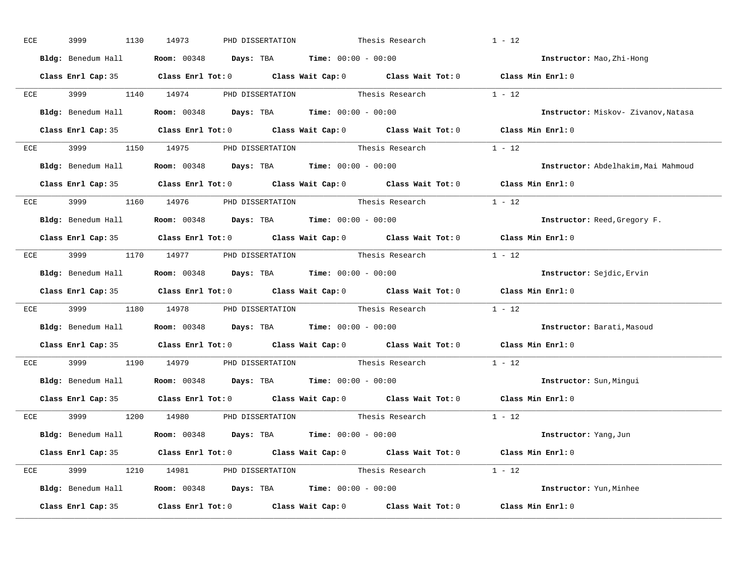ECE 3999 1130 14973 PHD DISSERTATION Thesis Research 1 - 12

**Bldg:** Benedum Hall **Room:** 00348 **Days:** TBA **Time:** 00:00 - 00:00 **Instructor:** Mao,Zhi-Hong

**Class Enrl Cap:** 35 **Class Enrl Tot:** 0 **Class Wait Cap:** 0 **Class Wait Tot:** 0 **Class Min Enrl:** 0

---

ECE 3999 1140 14974 PHD DISSERTATION Thesis Research 1 - 12

**Bldg:** Benedum Hall **Room:** 00348 **Days:** TBA **Time:** 00:00 - 00:00 **Instructor:** Miskov- Zivanov,Natasa

**Class Enrl Cap:** 35 **Class Enrl Tot:** 0 **Class Wait Cap:** 0 **Class Wait Tot:** 0 **Class Min Enrl:** 0

---

ECE 3999 1150 14975 PHD DISSERTATION Thesis Research 1 - 12

**Bldg:** Benedum Hall **Room:** 00348 **Days:** TBA **Time:** 00:00 - 00:00 **Instructor:** Abdelhakim,Mai Mahmoud

**Class Enrl Cap:** 35 **Class Enrl Tot:** 0 **Class Wait Cap:** 0 **Class Wait Tot:** 0 **Class Min Enrl:** 0

---

ECE 3999 1160 14976 PHD DISSERTATION Thesis Research 1 - 12

**Bldg:** Benedum Hall **Room:** 00348 **Days:** TBA **Time:** 00:00 - 00:00 **Instructor:** Reed,Gregory F.

**Class Enrl Cap:** 35 **Class Enrl Tot:** 0 **Class Wait Cap:** 0 **Class Wait Tot:** 0 **Class Min Enrl:** 0

---

ECE 3999 1170 14977 PHD DISSERTATION Thesis Research 1 - 12

**Bldg:** Benedum Hall **Room:** 00348 **Days:** TBA **Time:** 00:00 - 00:00 **Instructor:** Sejdic,Ervin

**Class Enrl Cap:** 35 **Class Enrl Tot:** 0 **Class Wait Cap:** 0 **Class Wait Tot:** 0 **Class Min Enrl:** 0

---

ECE 3999 1180 14978 PHD DISSERTATION Thesis Research 1 - 12

**Bldg:** Benedum Hall **Room:** 00348 **Days:** TBA **Time:** 00:00 - 00:00 **Instructor:** Barati,Masoud

**Class Enrl Cap:** 35 **Class Enrl Tot:** 0 **Class Wait Cap:** 0 **Class Wait Tot:** 0 **Class Min Enrl:** 0

---

ECE 3999 1190 14979 PHD DISSERTATION Thesis Research 1 - 12

**Bldg:** Benedum Hall **Room:** 00348 **Days:** TBA **Time:** 00:00 - 00:00 **Instructor:** Sun,Mingui

**Class Enrl Cap:** 35 **Class Enrl Tot:** 0 **Class Wait Cap:** 0 **Class Wait Tot:** 0 **Class Min Enrl:** 0

---

ECE 3999 1200 14980 PHD DISSERTATION Thesis Research 1 - 12

**Bldg:** Benedum Hall **Room:** 00348 **Days:** TBA **Time:** 00:00 - 00:00 **Instructor:** Yang,Jun

**Class Enrl Cap:** 35 **Class Enrl Tot:** 0 **Class Wait Cap:** 0 **Class Wait Tot:** 0 **Class Min Enrl:** 0

---

ECE 3999 1210 14981 PHD DISSERTATION Thesis Research 1 - 12

**Bldg:** Benedum Hall **Room:** 00348 **Days:** TBA **Time:** 00:00 - 00:00 **Instructor:** Yun,Minhee

**Class Enrl Cap:** 35 **Class Enrl Tot:** 0 **Class Wait Cap:** 0 **Class Wait Tot:** 0 **Class Min Enrl:** 0

---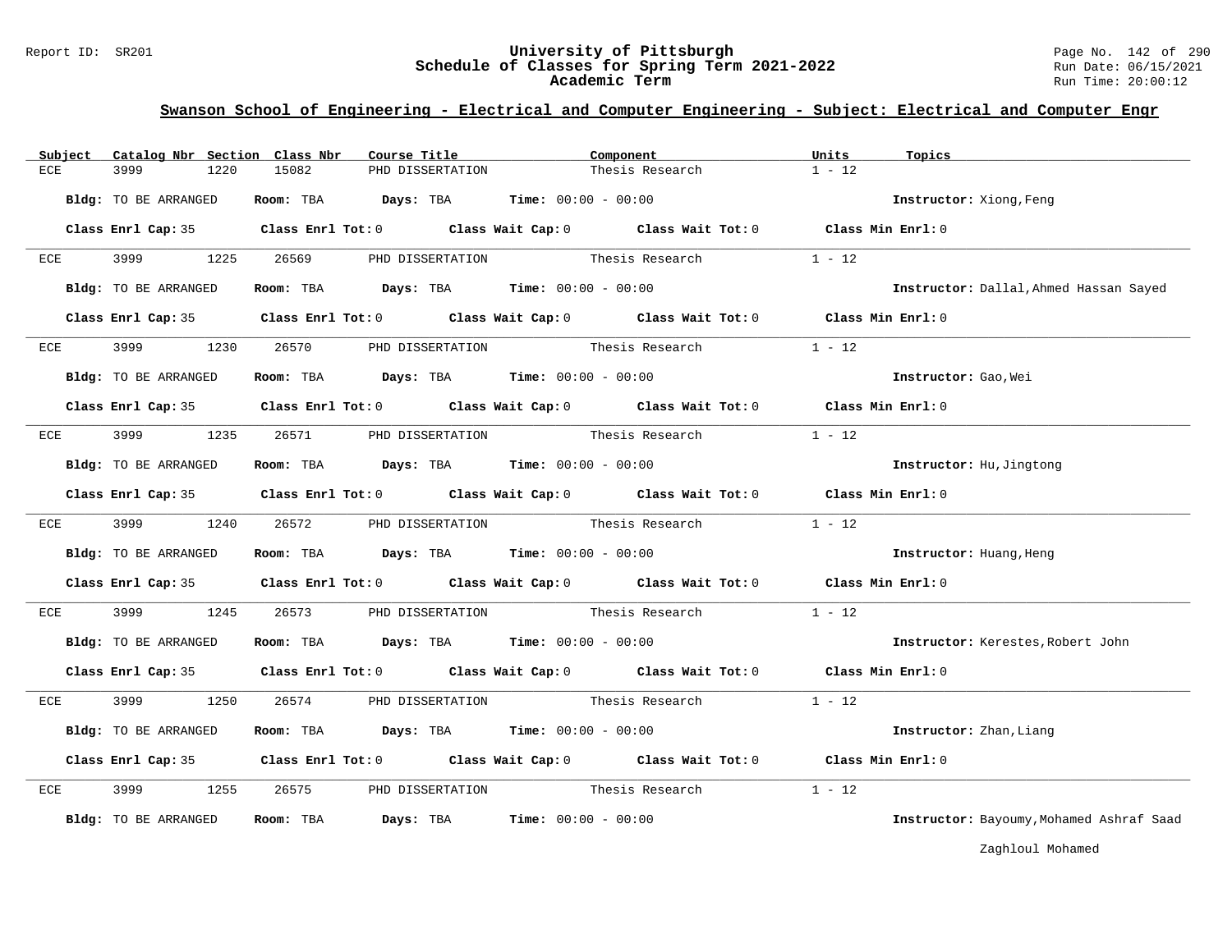## Swanson School of Engineering - Electrical and Computer Engineering - Subject: Electrical and Computer Engr

| Subject | Catalog Nbr | Section | Class Nbr | Course Title | Component | Units | Topics |
|---|---|---|---|---|---|---|---|
| ECE | 3999 | 1220 | 15082 | PHD DISSERTATION | Thesis Research | 1 - 12 | |

**Bldg:** TO BE ARRANGED **Room:** TBA **Days:** TBA **Time:** 00:00 - 00:00 **Instructor:** Xiong,Feng

**Class Enrl Cap:** 35 **Class Enrl Tot:** 0 **Class Wait Cap:** 0 **Class Wait Tot:** 0 **Class Min Enrl:** 0

---

| Subject | Catalog Nbr | Section | Class Nbr | Course Title | Component | Units | Topics |
|---|---|---|---|---|---|---|---|
| ECE | 3999 | 1225 | 26569 | PHD DISSERTATION | Thesis Research | 1 - 12 | |

**Bldg:** TO BE ARRANGED **Room:** TBA **Days:** TBA **Time:** 00:00 - 00:00 **Instructor:** Dallal,Ahmed Hassan Sayed

**Class Enrl Cap:** 35 **Class Enrl Tot:** 0 **Class Wait Cap:** 0 **Class Wait Tot:** 0 **Class Min Enrl:** 0

---

| Subject | Catalog Nbr | Section | Class Nbr | Course Title | Component | Units | Topics |
|---|---|---|---|---|---|---|---|
| ECE | 3999 | 1230 | 26570 | PHD DISSERTATION | Thesis Research | 1 - 12 | |

**Bldg:** TO BE ARRANGED **Room:** TBA **Days:** TBA **Time:** 00:00 - 00:00 **Instructor:** Gao,Wei

**Class Enrl Cap:** 35 **Class Enrl Tot:** 0 **Class Wait Cap:** 0 **Class Wait Tot:** 0 **Class Min Enrl:** 0

---

| Subject | Catalog Nbr | Section | Class Nbr | Course Title | Component | Units | Topics |
|---|---|---|---|---|---|---|---|
| ECE | 3999 | 1235 | 26571 | PHD DISSERTATION | Thesis Research | 1 - 12 | |

**Bldg:** TO BE ARRANGED **Room:** TBA **Days:** TBA **Time:** 00:00 - 00:00 **Instructor:** Hu,Jingtong

**Class Enrl Cap:** 35 **Class Enrl Tot:** 0 **Class Wait Cap:** 0 **Class Wait Tot:** 0 **Class Min Enrl:** 0

---

| Subject | Catalog Nbr | Section | Class Nbr | Course Title | Component | Units | Topics |
|---|---|---|---|---|---|---|---|
| ECE | 3999 | 1240 | 26572 | PHD DISSERTATION | Thesis Research | 1 - 12 | |

**Bldg:** TO BE ARRANGED **Room:** TBA **Days:** TBA **Time:** 00:00 - 00:00 **Instructor:** Huang,Heng

**Class Enrl Cap:** 35 **Class Enrl Tot:** 0 **Class Wait Cap:** 0 **Class Wait Tot:** 0 **Class Min Enrl:** 0

---

| Subject | Catalog Nbr | Section | Class Nbr | Course Title | Component | Units | Topics |
|---|---|---|---|---|---|---|---|
| ECE | 3999 | 1245 | 26573 | PHD DISSERTATION | Thesis Research | 1 - 12 | |

**Bldg:** TO BE ARRANGED **Room:** TBA **Days:** TBA **Time:** 00:00 - 00:00 **Instructor:** Kerestes,Robert John

**Class Enrl Cap:** 35 **Class Enrl Tot:** 0 **Class Wait Cap:** 0 **Class Wait Tot:** 0 **Class Min Enrl:** 0

---

| Subject | Catalog Nbr | Section | Class Nbr | Course Title | Component | Units | Topics |
|---|---|---|---|---|---|---|---|
| ECE | 3999 | 1250 | 26574 | PHD DISSERTATION | Thesis Research | 1 - 12 | |

**Bldg:** TO BE ARRANGED **Room:** TBA **Days:** TBA **Time:** 00:00 - 00:00 **Instructor:** Zhan,Liang

**Class Enrl Cap:** 35 **Class Enrl Tot:** 0 **Class Wait Cap:** 0 **Class Wait Tot:** 0 **Class Min Enrl:** 0

---

| Subject | Catalog Nbr | Section | Class Nbr | Course Title | Component | Units | Topics |
|---|---|---|---|---|---|---|---|
| ECE | 3999 | 1255 | 26575 | PHD DISSERTATION | Thesis Research | 1 - 12 | |

**Bldg:** TO BE ARRANGED **Room:** TBA **Days:** TBA **Time:** 00:00 - 00:00 **Instructor:** Bayoumy,Mohamed Ashraf Saad Zaghloul Mohamed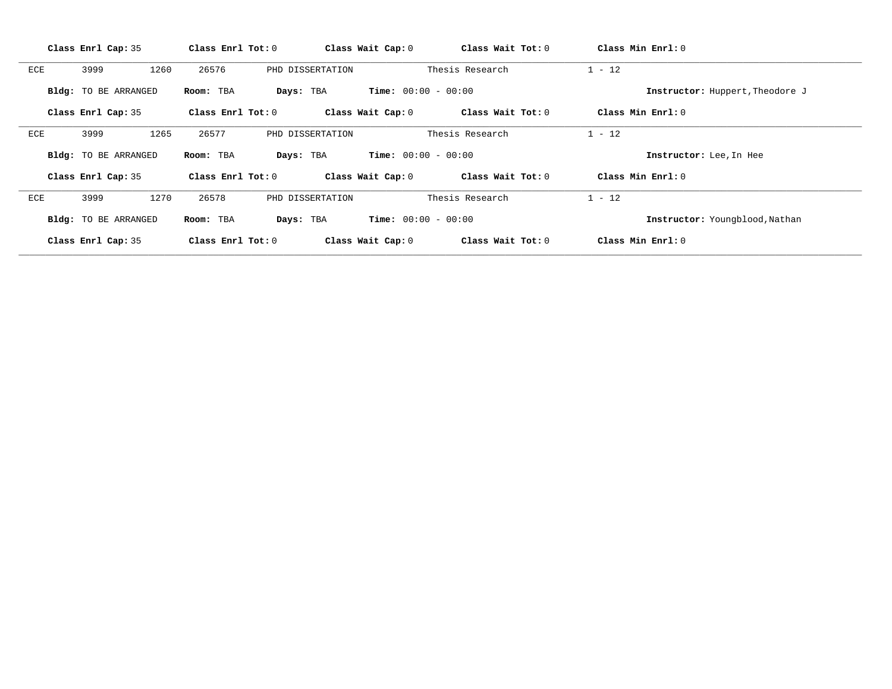**Class Enrl Cap:** 35 **Class Enrl Tot:** 0 **Class Wait Cap:** 0 **Class Wait Tot:** 0 **Class Min Enrl:** 0

---

ECE 3999 1260 26576 PHD DISSERTATION Thesis Research 1 - 12

**Bldg:** TO BE ARRANGED **Room:** TBA **Days:** TBA **Time:** 00:00 - 00:00 **Instructor:** Huppert,Theodore J

**Class Enrl Cap:** 35 **Class Enrl Tot:** 0 **Class Wait Cap:** 0 **Class Wait Tot:** 0 **Class Min Enrl:** 0

---

ECE 3999 1265 26577 PHD DISSERTATION Thesis Research 1 - 12

**Bldg:** TO BE ARRANGED **Room:** TBA **Days:** TBA **Time:** 00:00 - 00:00 **Instructor:** Lee,In Hee

**Class Enrl Cap:** 35 **Class Enrl Tot:** 0 **Class Wait Cap:** 0 **Class Wait Tot:** 0 **Class Min Enrl:** 0

---

ECE 3999 1270 26578 PHD DISSERTATION Thesis Research 1 - 12

**Bldg:** TO BE ARRANGED **Room:** TBA **Days:** TBA **Time:** 00:00 - 00:00 **Instructor:** Youngblood,Nathan

**Class Enrl Cap:** 35 **Class Enrl Tot:** 0 **Class Wait Cap:** 0 **Class Wait Tot:** 0 **Class Min Enrl:** 0

---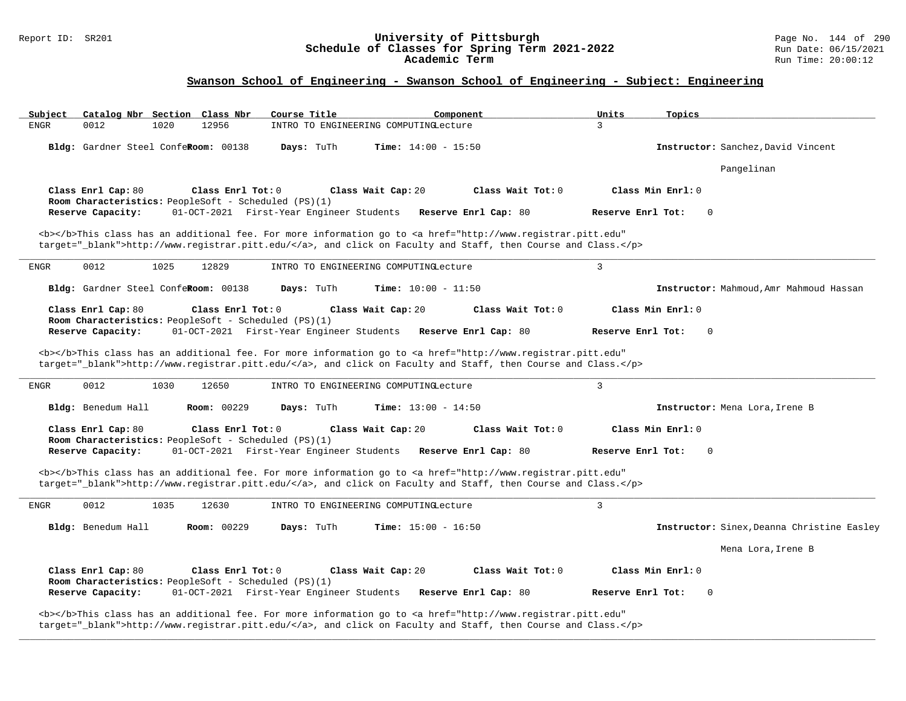## Swanson School of Engineering - Swanson School of Engineering - Subject: Engineering

| Subject | Catalog Nbr | Section | Class Nbr | Course Title | Component | Units | Topics |
|---|---|---|---|---|---|---|---|
| ENGR | 0012 | 1020 | 12956 | INTRO TO ENGINEERING COMPUTING | Lecture | 3 | |

**Bldg:** Gardner Steel Confe **Room:** 00138 **Days:** TuTh **Time:** 14:00 - 15:50 **Instructor:** Sanchez,David Vincent Pangelinan

**Class Enrl Cap:** 80 **Class Enrl Tot:** 0 **Class Wait Cap:** 20 **Class Wait Tot:** 0 **Class Min Enrl:** 0
**Room Characteristics:** PeopleSoft - Scheduled (PS)(1)
**Reserve Capacity:** 01-OCT-2021 First-Year Engineer Students **Reserve Enrl Cap:** 80 **Reserve Enrl Tot:** 0

<b></b>This class has an additional fee. For more information go to <a href="http://www.registrar.pitt.edu" target="_blank">http://www.registrar.pitt.edu/</a>, and click on Faculty and Staff, then Course and Class.</p>

---

| Subject | Catalog Nbr | Section | Class Nbr | Course Title | Component | Units | Topics |
|---|---|---|---|---|---|---|---|
| ENGR | 0012 | 1025 | 12829 | INTRO TO ENGINEERING COMPUTING | Lecture | 3 | |

**Bldg:** Gardner Steel Confe **Room:** 00138 **Days:** TuTh **Time:** 10:00 - 11:50 **Instructor:** Mahmoud,Amr Mahmoud Hassan

**Class Enrl Cap:** 80 **Class Enrl Tot:** 0 **Class Wait Cap:** 20 **Class Wait Tot:** 0 **Class Min Enrl:** 0
**Room Characteristics:** PeopleSoft - Scheduled (PS)(1)
**Reserve Capacity:** 01-OCT-2021 First-Year Engineer Students **Reserve Enrl Cap:** 80 **Reserve Enrl Tot:** 0

<b></b>This class has an additional fee. For more information go to <a href="http://www.registrar.pitt.edu" target="_blank">http://www.registrar.pitt.edu/</a>, and click on Faculty and Staff, then Course and Class.</p>

---

| Subject | Catalog Nbr | Section | Class Nbr | Course Title | Component | Units | Topics |
|---|---|---|---|---|---|---|---|
| ENGR | 0012 | 1030 | 12650 | INTRO TO ENGINEERING COMPUTING | Lecture | 3 | |

**Bldg:** Benedum Hall **Room:** 00229 **Days:** TuTh **Time:** 13:00 - 14:50 **Instructor:** Mena Lora,Irene B

**Class Enrl Cap:** 80 **Class Enrl Tot:** 0 **Class Wait Cap:** 20 **Class Wait Tot:** 0 **Class Min Enrl:** 0
**Room Characteristics:** PeopleSoft - Scheduled (PS)(1)
**Reserve Capacity:** 01-OCT-2021 First-Year Engineer Students **Reserve Enrl Cap:** 80 **Reserve Enrl Tot:** 0

<b></b>This class has an additional fee. For more information go to <a href="http://www.registrar.pitt.edu" target="_blank">http://www.registrar.pitt.edu/</a>, and click on Faculty and Staff, then Course and Class.</p>

---

| Subject | Catalog Nbr | Section | Class Nbr | Course Title | Component | Units | Topics |
|---|---|---|---|---|---|---|---|
| ENGR | 0012 | 1035 | 12630 | INTRO TO ENGINEERING COMPUTING | Lecture | 3 | |

**Bldg:** Benedum Hall **Room:** 00229 **Days:** TuTh **Time:** 15:00 - 16:50 **Instructor:** Sinex,Deanna Christine Easley; Mena Lora,Irene B

**Class Enrl Cap:** 80 **Class Enrl Tot:** 0 **Class Wait Cap:** 20 **Class Wait Tot:** 0 **Class Min Enrl:** 0
**Room Characteristics:** PeopleSoft - Scheduled (PS)(1)
**Reserve Capacity:** 01-OCT-2021 First-Year Engineer Students **Reserve Enrl Cap:** 80 **Reserve Enrl Tot:** 0

<b></b>This class has an additional fee. For more information go to <a href="http://www.registrar.pitt.edu" target="_blank">http://www.registrar.pitt.edu/</a>, and click on Faculty and Staff, then Course and Class.</p>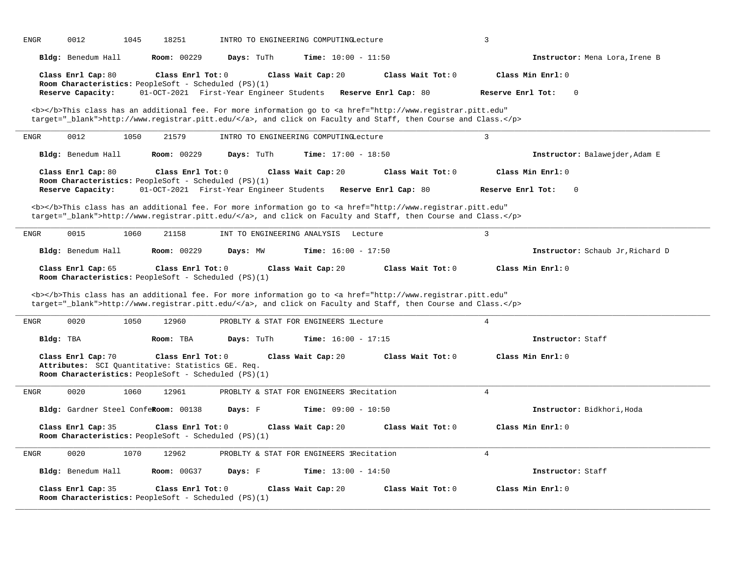ENGR 0012 1045 18251 INTRO TO ENGINEERING COMPUTINGLecture 3

**Bldg:** Benedum Hall **Room:** 00229 **Days:** TuTh **Time:** 10:00 - 11:50 **Instructor:** Mena Lora,Irene B

**Class Enrl Cap:** 80 **Class Enrl Tot:** 0 **Class Wait Cap:** 20 **Class Wait Tot:** 0 **Class Min Enrl:** 0
**Room Characteristics:** PeopleSoft - Scheduled (PS)(1)
**Reserve Capacity:** 01-OCT-2021 First-Year Engineer Students **Reserve Enrl Cap:** 80 **Reserve Enrl Tot:** 0

<b></b>This class has an additional fee. For more information go to <a href="http://www.registrar.pitt.edu" target="_blank">http://www.registrar.pitt.edu/</a>, and click on Faculty and Staff, then Course and Class.</p>

---

ENGR 0012 1050 21579 INTRO TO ENGINEERING COMPUTINGLecture 3

**Bldg:** Benedum Hall **Room:** 00229 **Days:** TuTh **Time:** 17:00 - 18:50 **Instructor:** Balawejder,Adam E

**Class Enrl Cap:** 80 **Class Enrl Tot:** 0 **Class Wait Cap:** 20 **Class Wait Tot:** 0 **Class Min Enrl:** 0
**Room Characteristics:** PeopleSoft - Scheduled (PS)(1)
**Reserve Capacity:** 01-OCT-2021 First-Year Engineer Students **Reserve Enrl Cap:** 80 **Reserve Enrl Tot:** 0

<b></b>This class has an additional fee. For more information go to <a href="http://www.registrar.pitt.edu" target="_blank">http://www.registrar.pitt.edu/</a>, and click on Faculty and Staff, then Course and Class.</p>

---

ENGR 0015 1060 21158 INT TO ENGINEERING ANALYSIS Lecture 3

**Bldg:** Benedum Hall **Room:** 00229 **Days:** MW **Time:** 16:00 - 17:50 **Instructor:** Schaub Jr,Richard D

**Class Enrl Cap:** 65 **Class Enrl Tot:** 0 **Class Wait Cap:** 20 **Class Wait Tot:** 0 **Class Min Enrl:** 0
**Room Characteristics:** PeopleSoft - Scheduled (PS)(1)

<b></b>This class has an additional fee. For more information go to <a href="http://www.registrar.pitt.edu" target="_blank">http://www.registrar.pitt.edu/</a>, and click on Faculty and Staff, then Course and Class.</p>

---

ENGR 0020 1050 12960 PROBLTY & STAT FOR ENGINEERS 1Lecture 4

**Bldg:** TBA **Room:** TBA **Days:** TuTh **Time:** 16:00 - 17:15 **Instructor:** Staff

**Class Enrl Cap:** 70 **Class Enrl Tot:** 0 **Class Wait Cap:** 20 **Class Wait Tot:** 0 **Class Min Enrl:** 0
**Attributes:** SCI Quantitative: Statistics GE. Req.
**Room Characteristics:** PeopleSoft - Scheduled (PS)(1)

---

ENGR 0020 1060 12961 PROBLTY & STAT FOR ENGINEERS 1Recitation 4

**Bldg:** Gardner Steel Confe **Room:** 00138 **Days:** F **Time:** 09:00 - 10:50 **Instructor:** Bidkhori,Hoda

**Class Enrl Cap:** 35 **Class Enrl Tot:** 0 **Class Wait Cap:** 20 **Class Wait Tot:** 0 **Class Min Enrl:** 0
**Room Characteristics:** PeopleSoft - Scheduled (PS)(1)

---

ENGR 0020 1070 12962 PROBLTY & STAT FOR ENGINEERS 1Recitation 4

**Bldg:** Benedum Hall **Room:** 00G37 **Days:** F **Time:** 13:00 - 14:50 **Instructor:** Staff

**Class Enrl Cap:** 35 **Class Enrl Tot:** 0 **Class Wait Cap:** 20 **Class Wait Tot:** 0 **Class Min Enrl:** 0
**Room Characteristics:** PeopleSoft - Scheduled (PS)(1)

---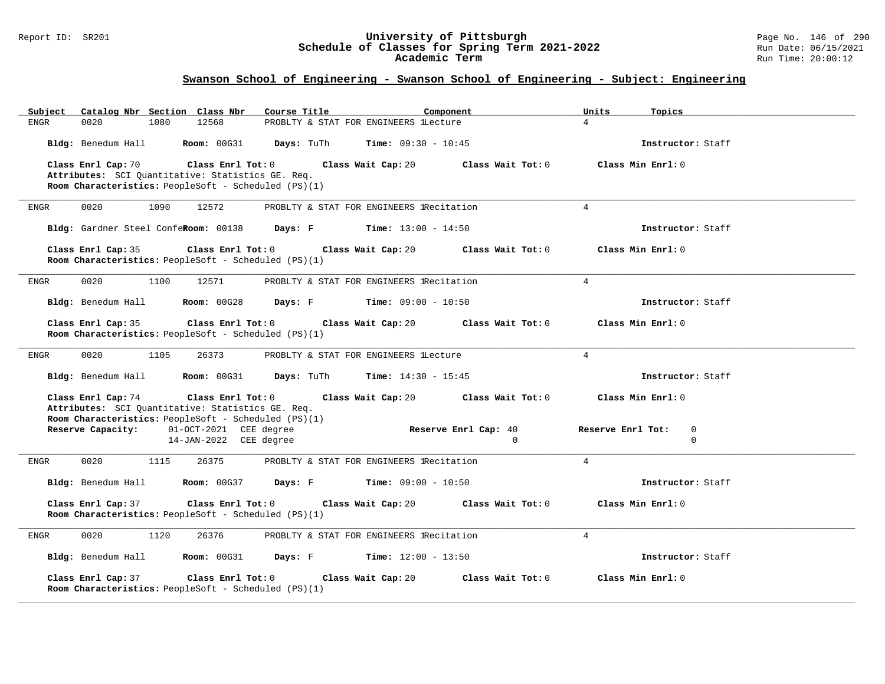## Swanson School of Engineering - Swanson School of Engineering - Subject: Engineering

| Subject | Catalog Nbr | Section | Class Nbr | Course Title | Component | Units | Topics |
|---|---|---|---|---|---|---|---|
| ENGR | 0020 | 1080 | 12568 | PROBLTY & STAT FOR ENGINEERS 1 | Lecture | 4 | |

**Bldg:** Benedum Hall **Room:** 00G31 **Days:** TuTh **Time:** 09:30 - 10:45 **Instructor:** Staff

**Class Enrl Cap:** 70 **Class Enrl Tot:** 0 **Class Wait Cap:** 20 **Class Wait Tot:** 0 **Class Min Enrl:** 0
**Attributes:** SCI Quantitative: Statistics GE. Req.
**Room Characteristics:** PeopleSoft - Scheduled (PS)(1)

---

| Subject | Catalog Nbr | Section | Class Nbr | Course Title | Component | Units | Topics |
|---|---|---|---|---|---|---|---|
| ENGR | 0020 | 1090 | 12572 | PROBLTY & STAT FOR ENGINEERS 1 | Recitation | 4 | |

**Bldg:** Gardner Steel Confe **Room:** 00138 **Days:** F **Time:** 13:00 - 14:50 **Instructor:** Staff

**Class Enrl Cap:** 35 **Class Enrl Tot:** 0 **Class Wait Cap:** 20 **Class Wait Tot:** 0 **Class Min Enrl:** 0
**Room Characteristics:** PeopleSoft - Scheduled (PS)(1)

---

| Subject | Catalog Nbr | Section | Class Nbr | Course Title | Component | Units | Topics |
|---|---|---|---|---|---|---|---|
| ENGR | 0020 | 1100 | 12571 | PROBLTY & STAT FOR ENGINEERS 1 | Recitation | 4 | |

**Bldg:** Benedum Hall **Room:** 00G28 **Days:** F **Time:** 09:00 - 10:50 **Instructor:** Staff

**Class Enrl Cap:** 35 **Class Enrl Tot:** 0 **Class Wait Cap:** 20 **Class Wait Tot:** 0 **Class Min Enrl:** 0
**Room Characteristics:** PeopleSoft - Scheduled (PS)(1)

---

| Subject | Catalog Nbr | Section | Class Nbr | Course Title | Component | Units | Topics |
|---|---|---|---|---|---|---|---|
| ENGR | 0020 | 1105 | 26373 | PROBLTY & STAT FOR ENGINEERS 1 | Lecture | 4 | |

**Bldg:** Benedum Hall **Room:** 00G31 **Days:** TuTh **Time:** 14:30 - 15:45 **Instructor:** Staff

**Class Enrl Cap:** 74 **Class Enrl Tot:** 0 **Class Wait Cap:** 20 **Class Wait Tot:** 0 **Class Min Enrl:** 0
**Attributes:** SCI Quantitative: Statistics GE. Req.
**Room Characteristics:** PeopleSoft - Scheduled (PS)(1)

| Reserve Capacity: | | Reserve Enrl Cap: | Reserve Enrl Tot: |
|---|---|---|---|
| 01-OCT-2021 | CEE degree | 40 | 0 |
| 14-JAN-2022 | CEE degree | 0 | 0 |

---

| Subject | Catalog Nbr | Section | Class Nbr | Course Title | Component | Units | Topics |
|---|---|---|---|---|---|---|---|
| ENGR | 0020 | 1115 | 26375 | PROBLTY & STAT FOR ENGINEERS 1 | Recitation | 4 | |

**Bldg:** Benedum Hall **Room:** 00G37 **Days:** F **Time:** 09:00 - 10:50 **Instructor:** Staff

**Class Enrl Cap:** 37 **Class Enrl Tot:** 0 **Class Wait Cap:** 20 **Class Wait Tot:** 0 **Class Min Enrl:** 0
**Room Characteristics:** PeopleSoft - Scheduled (PS)(1)

---

| Subject | Catalog Nbr | Section | Class Nbr | Course Title | Component | Units | Topics |
|---|---|---|---|---|---|---|---|
| ENGR | 0020 | 1120 | 26376 | PROBLTY & STAT FOR ENGINEERS 1 | Recitation | 4 | |

**Bldg:** Benedum Hall **Room:** 00G31 **Days:** F **Time:** 12:00 - 13:50 **Instructor:** Staff

**Class Enrl Cap:** 37 **Class Enrl Tot:** 0 **Class Wait Cap:** 20 **Class Wait Tot:** 0 **Class Min Enrl:** 0
**Room Characteristics:** PeopleSoft - Scheduled (PS)(1)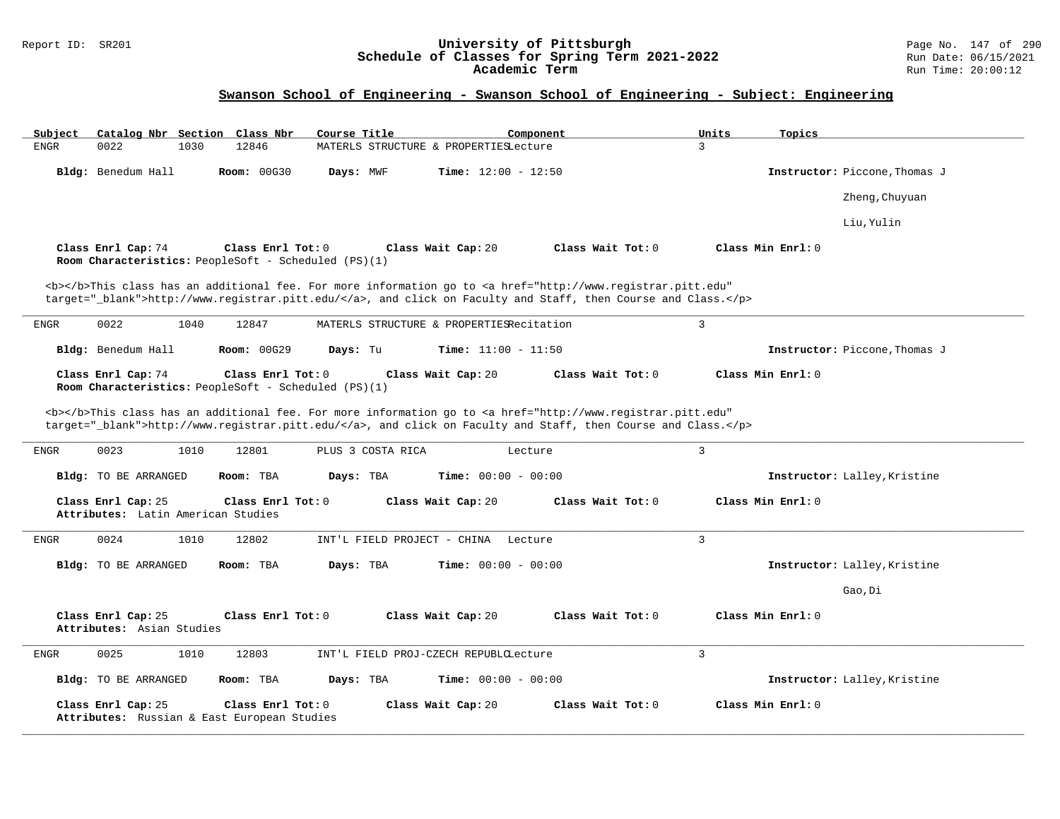## Swanson School of Engineering - Swanson School of Engineering - Subject: Engineering

| Subject | Catalog Nbr | Section | Class Nbr | Course Title | Component | Units | Topics |
|---|---|---|---|---|---|---|---|
| ENGR | 0022 | 1030 | 12846 | MATERLS STRUCTURE & PROPERTIES | Lecture | 3 | |

**Bldg:** Benedum Hall **Room:** 00G30 **Days:** MWF **Time:** 12:00 - 12:50 **Instructor:** Piccone,Thomas J; Zheng,Chuyuan; Liu,Yulin

**Class Enrl Cap:** 74 **Class Enrl Tot:** 0 **Class Wait Cap:** 20 **Class Wait Tot:** 0 **Class Min Enrl:** 0

**Room Characteristics:** PeopleSoft - Scheduled (PS)(1)

<b></b>This class has an additional fee. For more information go to <a href="http://www.registrar.pitt.edu" target="_blank">http://www.registrar.pitt.edu/</a>, and click on Faculty and Staff, then Course and Class.</p>

---

| Subject | Catalog Nbr | Section | Class Nbr | Course Title | Component | Units | Topics |
|---|---|---|---|---|---|---|---|
| ENGR | 0022 | 1040 | 12847 | MATERLS STRUCTURE & PROPERTIES | Recitation | 3 | |

**Bldg:** Benedum Hall **Room:** 00G29 **Days:** Tu **Time:** 11:00 - 11:50 **Instructor:** Piccone,Thomas J

**Class Enrl Cap:** 74 **Class Enrl Tot:** 0 **Class Wait Cap:** 20 **Class Wait Tot:** 0 **Class Min Enrl:** 0

**Room Characteristics:** PeopleSoft - Scheduled (PS)(1)

<b></b>This class has an additional fee. For more information go to <a href="http://www.registrar.pitt.edu" target="_blank">http://www.registrar.pitt.edu/</a>, and click on Faculty and Staff, then Course and Class.</p>

---

| Subject | Catalog Nbr | Section | Class Nbr | Course Title | Component | Units | Topics |
|---|---|---|---|---|---|---|---|
| ENGR | 0023 | 1010 | 12801 | PLUS 3 COSTA RICA | Lecture | 3 | |

**Bldg:** TO BE ARRANGED **Room:** TBA **Days:** TBA **Time:** 00:00 - 00:00 **Instructor:** Lalley,Kristine

**Class Enrl Cap:** 25 **Class Enrl Tot:** 0 **Class Wait Cap:** 20 **Class Wait Tot:** 0 **Class Min Enrl:** 0

**Attributes:** Latin American Studies

---

| Subject | Catalog Nbr | Section | Class Nbr | Course Title | Component | Units | Topics |
|---|---|---|---|---|---|---|---|
| ENGR | 0024 | 1010 | 12802 | INT'L FIELD PROJECT - CHINA | Lecture | 3 | |

**Bldg:** TO BE ARRANGED **Room:** TBA **Days:** TBA **Time:** 00:00 - 00:00 **Instructor:** Lalley,Kristine; Gao,Di

**Class Enrl Cap:** 25 **Class Enrl Tot:** 0 **Class Wait Cap:** 20 **Class Wait Tot:** 0 **Class Min Enrl:** 0

**Attributes:** Asian Studies

---

| Subject | Catalog Nbr | Section | Class Nbr | Course Title | Component | Units | Topics |
|---|---|---|---|---|---|---|---|
| ENGR | 0025 | 1010 | 12803 | INT'L FIELD PROJ-CZECH REPUBLC | Lecture | 3 | |

**Bldg:** TO BE ARRANGED **Room:** TBA **Days:** TBA **Time:** 00:00 - 00:00 **Instructor:** Lalley,Kristine

**Class Enrl Cap:** 25 **Class Enrl Tot:** 0 **Class Wait Cap:** 20 **Class Wait Tot:** 0 **Class Min Enrl:** 0

**Attributes:** Russian & East European Studies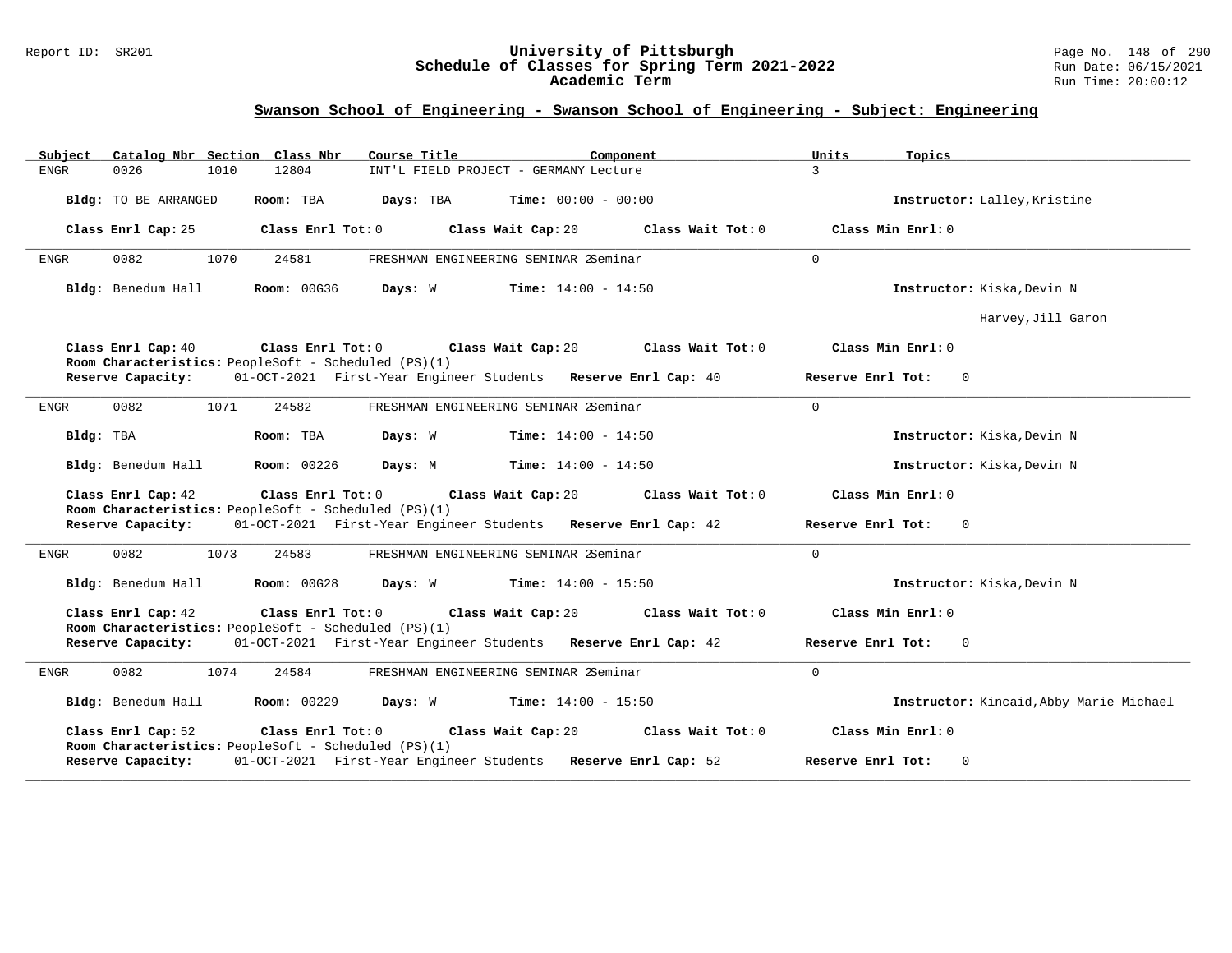## Swanson School of Engineering - Swanson School of Engineering - Subject: Engineering

| Subject | Catalog Nbr | Section | Class Nbr | Course Title | Component | Units | Topics |
|---|---|---|---|---|---|---|---|
| ENGR | 0026 | 1010 | 12804 | INT'L FIELD PROJECT - GERMANY | Lecture | 3 | |

**Bldg:** TO BE ARRANGED **Room:** TBA **Days:** TBA **Time:** 00:00 - 00:00 **Instructor:** Lalley,Kristine

**Class Enrl Cap:** 25 **Class Enrl Tot:** 0 **Class Wait Cap:** 20 **Class Wait Tot:** 0 **Class Min Enrl:** 0

---

| Subject | Catalog Nbr | Section | Class Nbr | Course Title | Component | Units | Topics |
|---|---|---|---|---|---|---|---|
| ENGR | 0082 | 1070 | 24581 | FRESHMAN ENGINEERING SEMINAR 2 | Seminar | 0 | |

**Bldg:** Benedum Hall **Room:** 00G36 **Days:** W **Time:** 14:00 - 14:50 **Instructor:** Kiska,Devin N

Harvey,Jill Garon

**Class Enrl Cap:** 40 **Class Enrl Tot:** 0 **Class Wait Cap:** 20 **Class Wait Tot:** 0 **Class Min Enrl:** 0

**Room Characteristics:** PeopleSoft - Scheduled (PS)(1)

**Reserve Capacity:** 01-OCT-2021 First-Year Engineer Students **Reserve Enrl Cap:** 40 **Reserve Enrl Tot:** 0

---

| Subject | Catalog Nbr | Section | Class Nbr | Course Title | Component | Units | Topics |
|---|---|---|---|---|---|---|---|
| ENGR | 0082 | 1071 | 24582 | FRESHMAN ENGINEERING SEMINAR 2 | Seminar | 0 | |

**Bldg:** TBA **Room:** TBA **Days:** W **Time:** 14:00 - 14:50 **Instructor:** Kiska,Devin N

**Bldg:** Benedum Hall **Room:** 00226 **Days:** M **Time:** 14:00 - 14:50 **Instructor:** Kiska,Devin N

**Class Enrl Cap:** 42 **Class Enrl Tot:** 0 **Class Wait Cap:** 20 **Class Wait Tot:** 0 **Class Min Enrl:** 0

**Room Characteristics:** PeopleSoft - Scheduled (PS)(1)

**Reserve Capacity:** 01-OCT-2021 First-Year Engineer Students **Reserve Enrl Cap:** 42 **Reserve Enrl Tot:** 0

---

| Subject | Catalog Nbr | Section | Class Nbr | Course Title | Component | Units | Topics |
|---|---|---|---|---|---|---|---|
| ENGR | 0082 | 1073 | 24583 | FRESHMAN ENGINEERING SEMINAR 2 | Seminar | 0 | |

**Bldg:** Benedum Hall **Room:** 00G28 **Days:** W **Time:** 14:00 - 15:50 **Instructor:** Kiska,Devin N

**Class Enrl Cap:** 42 **Class Enrl Tot:** 0 **Class Wait Cap:** 20 **Class Wait Tot:** 0 **Class Min Enrl:** 0

**Room Characteristics:** PeopleSoft - Scheduled (PS)(1)

**Reserve Capacity:** 01-OCT-2021 First-Year Engineer Students **Reserve Enrl Cap:** 42 **Reserve Enrl Tot:** 0

---

| Subject | Catalog Nbr | Section | Class Nbr | Course Title | Component | Units | Topics |
|---|---|---|---|---|---|---|---|
| ENGR | 0082 | 1074 | 24584 | FRESHMAN ENGINEERING SEMINAR 2 | Seminar | 0 | |

**Bldg:** Benedum Hall **Room:** 00229 **Days:** W **Time:** 14:00 - 15:50 **Instructor:** Kincaid,Abby Marie Michael

**Class Enrl Cap:** 52 **Class Enrl Tot:** 0 **Class Wait Cap:** 20 **Class Wait Tot:** 0 **Class Min Enrl:** 0

**Room Characteristics:** PeopleSoft - Scheduled (PS)(1)

**Reserve Capacity:** 01-OCT-2021 First-Year Engineer Students **Reserve Enrl Cap:** 52 **Reserve Enrl Tot:** 0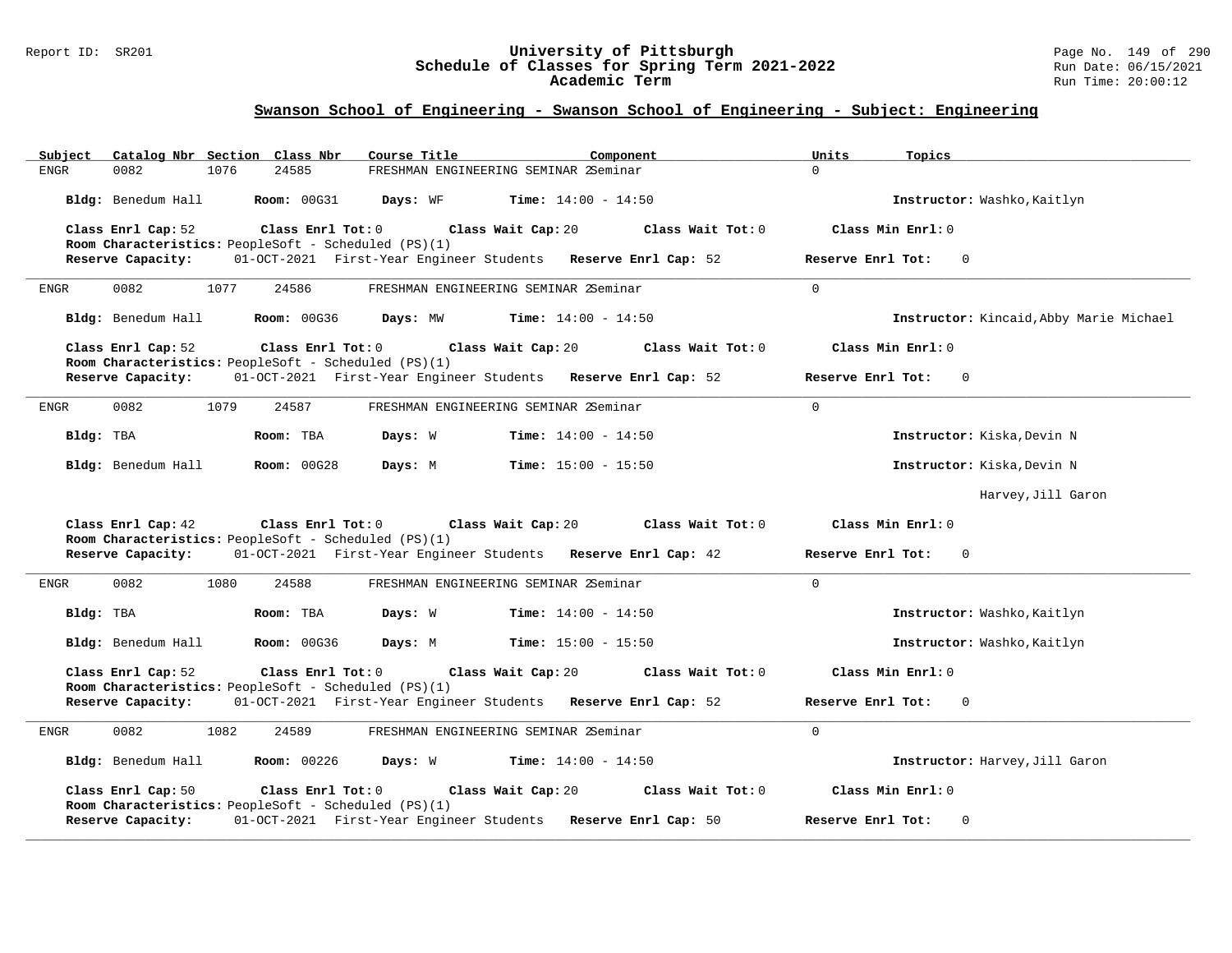## Swanson School of Engineering - Swanson School of Engineering - Subject: Engineering

| Subject | Catalog Nbr | Section | Class Nbr | Course Title | Component | Units | Topics |
|---|---|---|---|---|---|---|---|
| ENGR | 0082 | 1076 | 24585 | FRESHMAN ENGINEERING SEMINAR 2 | Seminar | 0 | |

**Bldg:** Benedum Hall **Room:** 00G31 **Days:** WF **Time:** 14:00 - 14:50 **Instructor:** Washko,Kaitlyn

**Class Enrl Cap:** 52 **Class Enrl Tot:** 0 **Class Wait Cap:** 20 **Class Wait Tot:** 0 **Class Min Enrl:** 0
**Room Characteristics:** PeopleSoft - Scheduled (PS)(1)
**Reserve Capacity:** 01-OCT-2021 First-Year Engineer Students **Reserve Enrl Cap:** 52 **Reserve Enrl Tot:** 0

---

| Subject | Catalog Nbr | Section | Class Nbr | Course Title | Component | Units | Topics |
|---|---|---|---|---|---|---|---|
| ENGR | 0082 | 1077 | 24586 | FRESHMAN ENGINEERING SEMINAR 2 | Seminar | 0 | |

**Bldg:** Benedum Hall **Room:** 00G36 **Days:** MW **Time:** 14:00 - 14:50 **Instructor:** Kincaid,Abby Marie Michael

**Class Enrl Cap:** 52 **Class Enrl Tot:** 0 **Class Wait Cap:** 20 **Class Wait Tot:** 0 **Class Min Enrl:** 0
**Room Characteristics:** PeopleSoft - Scheduled (PS)(1)
**Reserve Capacity:** 01-OCT-2021 First-Year Engineer Students **Reserve Enrl Cap:** 52 **Reserve Enrl Tot:** 0

---

| Subject | Catalog Nbr | Section | Class Nbr | Course Title | Component | Units | Topics |
|---|---|---|---|---|---|---|---|
| ENGR | 0082 | 1079 | 24587 | FRESHMAN ENGINEERING SEMINAR 2 | Seminar | 0 | |

**Bldg:** TBA **Room:** TBA **Days:** W **Time:** 14:00 - 14:50 **Instructor:** Kiska,Devin N

**Bldg:** Benedum Hall **Room:** 00G28 **Days:** M **Time:** 15:00 - 15:50 **Instructor:** Kiska,Devin N
Harvey,Jill Garon

**Class Enrl Cap:** 42 **Class Enrl Tot:** 0 **Class Wait Cap:** 20 **Class Wait Tot:** 0 **Class Min Enrl:** 0
**Room Characteristics:** PeopleSoft - Scheduled (PS)(1)
**Reserve Capacity:** 01-OCT-2021 First-Year Engineer Students **Reserve Enrl Cap:** 42 **Reserve Enrl Tot:** 0

---

| Subject | Catalog Nbr | Section | Class Nbr | Course Title | Component | Units | Topics |
|---|---|---|---|---|---|---|---|
| ENGR | 0082 | 1080 | 24588 | FRESHMAN ENGINEERING SEMINAR 2 | Seminar | 0 | |

**Bldg:** TBA **Room:** TBA **Days:** W **Time:** 14:00 - 14:50 **Instructor:** Washko,Kaitlyn

**Bldg:** Benedum Hall **Room:** 00G36 **Days:** M **Time:** 15:00 - 15:50 **Instructor:** Washko,Kaitlyn

**Class Enrl Cap:** 52 **Class Enrl Tot:** 0 **Class Wait Cap:** 20 **Class Wait Tot:** 0 **Class Min Enrl:** 0
**Room Characteristics:** PeopleSoft - Scheduled (PS)(1)
**Reserve Capacity:** 01-OCT-2021 First-Year Engineer Students **Reserve Enrl Cap:** 52 **Reserve Enrl Tot:** 0

---

| Subject | Catalog Nbr | Section | Class Nbr | Course Title | Component | Units | Topics |
|---|---|---|---|---|---|---|---|
| ENGR | 0082 | 1082 | 24589 | FRESHMAN ENGINEERING SEMINAR 2 | Seminar | 0 | |

**Bldg:** Benedum Hall **Room:** 00226 **Days:** W **Time:** 14:00 - 14:50 **Instructor:** Harvey,Jill Garon

**Class Enrl Cap:** 50 **Class Enrl Tot:** 0 **Class Wait Cap:** 20 **Class Wait Tot:** 0 **Class Min Enrl:** 0
**Room Characteristics:** PeopleSoft - Scheduled (PS)(1)
**Reserve Capacity:** 01-OCT-2021 First-Year Engineer Students **Reserve Enrl Cap:** 50 **Reserve Enrl Tot:** 0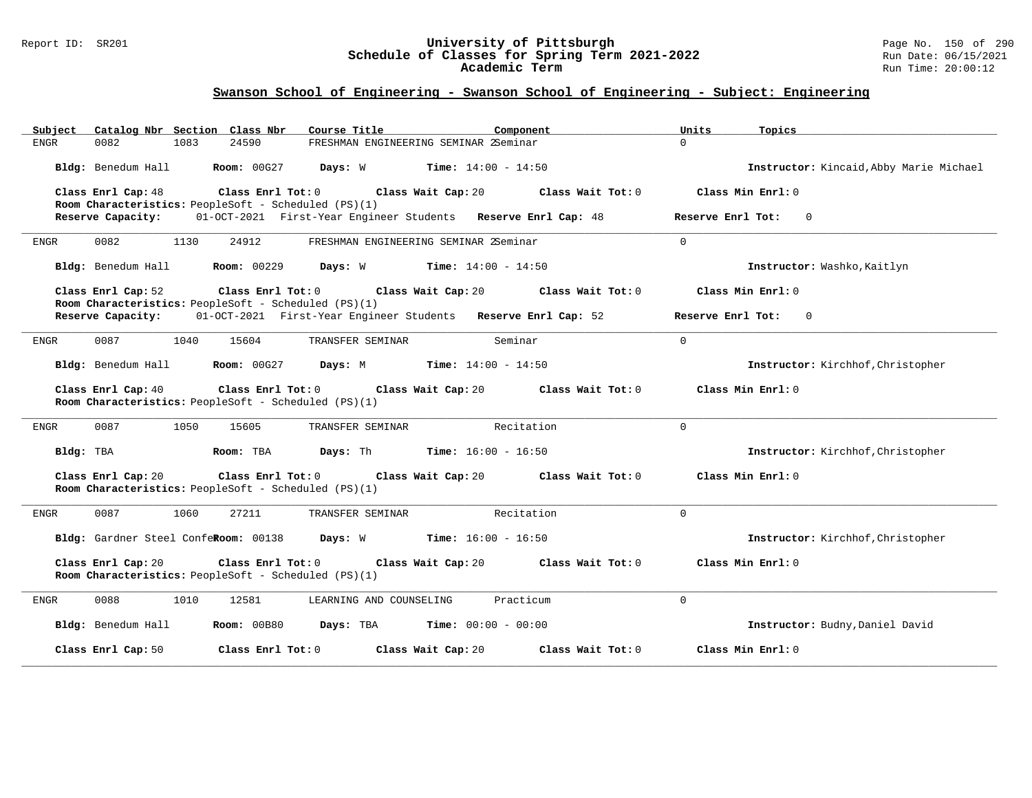## Swanson School of Engineering - Swanson School of Engineering - Subject: Engineering

| Subject | Catalog Nbr | Section | Class Nbr | Course Title | Component | Units | Topics |
|---|---|---|---|---|---|---|---|
| ENGR | 0082 | 1083 | 24590 | FRESHMAN ENGINEERING SEMINAR 2 | Seminar | 0 | |

**Bldg:** Benedum Hall **Room:** 00G27 **Days:** W **Time:** 14:00 - 14:50 **Instructor:** Kincaid,Abby Marie Michael

**Class Enrl Cap:** 48 **Class Enrl Tot:** 0 **Class Wait Cap:** 20 **Class Wait Tot:** 0 **Class Min Enrl:** 0
**Room Characteristics:** PeopleSoft - Scheduled (PS)(1)
**Reserve Capacity:** 01-OCT-2021 First-Year Engineer Students **Reserve Enrl Cap:** 48 **Reserve Enrl Tot:** 0

---

| Subject | Catalog Nbr | Section | Class Nbr | Course Title | Component | Units | Topics |
|---|---|---|---|---|---|---|---|
| ENGR | 0082 | 1130 | 24912 | FRESHMAN ENGINEERING SEMINAR 2 | Seminar | 0 | |

**Bldg:** Benedum Hall **Room:** 00229 **Days:** W **Time:** 14:00 - 14:50 **Instructor:** Washko,Kaitlyn

**Class Enrl Cap:** 52 **Class Enrl Tot:** 0 **Class Wait Cap:** 20 **Class Wait Tot:** 0 **Class Min Enrl:** 0
**Room Characteristics:** PeopleSoft - Scheduled (PS)(1)
**Reserve Capacity:** 01-OCT-2021 First-Year Engineer Students **Reserve Enrl Cap:** 52 **Reserve Enrl Tot:** 0

---

| Subject | Catalog Nbr | Section | Class Nbr | Course Title | Component | Units | Topics |
|---|---|---|---|---|---|---|---|
| ENGR | 0087 | 1040 | 15604 | TRANSFER SEMINAR | Seminar | 0 | |

**Bldg:** Benedum Hall **Room:** 00G27 **Days:** M **Time:** 14:00 - 14:50 **Instructor:** Kirchhof,Christopher

**Class Enrl Cap:** 40 **Class Enrl Tot:** 0 **Class Wait Cap:** 20 **Class Wait Tot:** 0 **Class Min Enrl:** 0
**Room Characteristics:** PeopleSoft - Scheduled (PS)(1)

---

| Subject | Catalog Nbr | Section | Class Nbr | Course Title | Component | Units | Topics |
|---|---|---|---|---|---|---|---|
| ENGR | 0087 | 1050 | 15605 | TRANSFER SEMINAR | Recitation | 0 | |

**Bldg:** TBA **Room:** TBA **Days:** Th **Time:** 16:00 - 16:50 **Instructor:** Kirchhof,Christopher

**Class Enrl Cap:** 20 **Class Enrl Tot:** 0 **Class Wait Cap:** 20 **Class Wait Tot:** 0 **Class Min Enrl:** 0
**Room Characteristics:** PeopleSoft - Scheduled (PS)(1)

---

| Subject | Catalog Nbr | Section | Class Nbr | Course Title | Component | Units | Topics |
|---|---|---|---|---|---|---|---|
| ENGR | 0087 | 1060 | 27211 | TRANSFER SEMINAR | Recitation | 0 | |

**Bldg:** Gardner Steel Confe **Room:** 00138 **Days:** W **Time:** 16:00 - 16:50 **Instructor:** Kirchhof,Christopher

**Class Enrl Cap:** 20 **Class Enrl Tot:** 0 **Class Wait Cap:** 20 **Class Wait Tot:** 0 **Class Min Enrl:** 0
**Room Characteristics:** PeopleSoft - Scheduled (PS)(1)

---

| Subject | Catalog Nbr | Section | Class Nbr | Course Title | Component | Units | Topics |
|---|---|---|---|---|---|---|---|
| ENGR | 0088 | 1010 | 12581 | LEARNING AND COUNSELING | Practicum | 0 | |

**Bldg:** Benedum Hall **Room:** 00B80 **Days:** TBA **Time:** 00:00 - 00:00 **Instructor:** Budny,Daniel David

**Class Enrl Cap:** 50 **Class Enrl Tot:** 0 **Class Wait Cap:** 20 **Class Wait Tot:** 0 **Class Min Enrl:** 0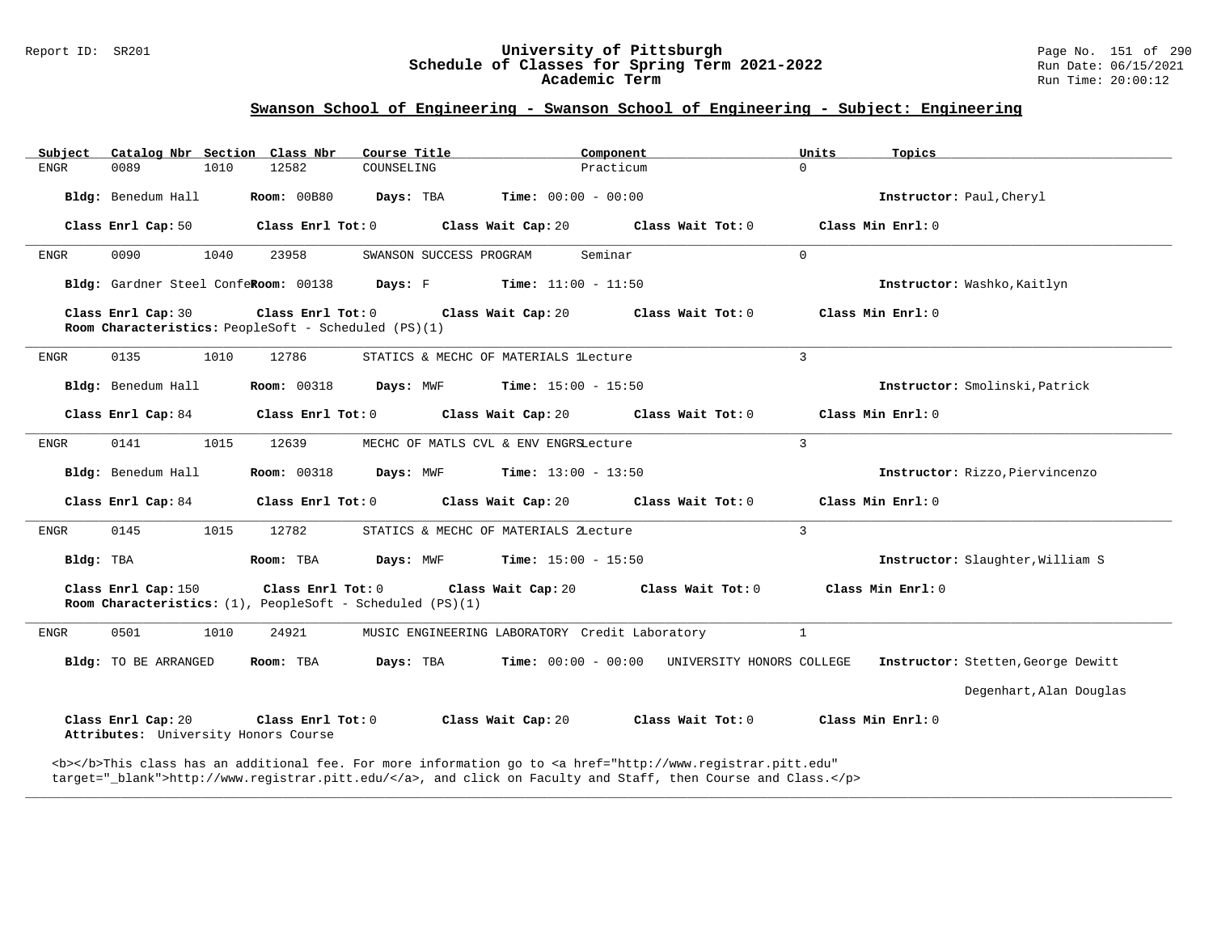## Swanson School of Engineering - Swanson School of Engineering - Subject: Engineering

| Subject | Catalog Nbr | Section | Class Nbr | Course Title | Component | Units | Topics |
|---|---|---|---|---|---|---|---|
| ENGR | 0089 | 1010 | 12582 | COUNSELING | Practicum | 0 | |

**Bldg:** Benedum Hall **Room:** 00B80 **Days:** TBA **Time:** 00:00 - 00:00 **Instructor:** Paul,Cheryl

**Class Enrl Cap:** 50 **Class Enrl Tot:** 0 **Class Wait Cap:** 20 **Class Wait Tot:** 0 **Class Min Enrl:** 0

---

| Subject | Catalog Nbr | Section | Class Nbr | Course Title | Component | Units | Topics |
|---|---|---|---|---|---|---|---|
| ENGR | 0090 | 1040 | 23958 | SWANSON SUCCESS PROGRAM | Seminar | 0 | |

**Bldg:** Gardner Steel Confe **Room:** 00138 **Days:** F **Time:** 11:00 - 11:50 **Instructor:** Washko,Kaitlyn

**Class Enrl Cap:** 30 **Class Enrl Tot:** 0 **Class Wait Cap:** 20 **Class Wait Tot:** 0 **Class Min Enrl:** 0
**Room Characteristics:** PeopleSoft - Scheduled (PS)(1)

---

| Subject | Catalog Nbr | Section | Class Nbr | Course Title | Component | Units | Topics |
|---|---|---|---|---|---|---|---|
| ENGR | 0135 | 1010 | 12786 | STATICS & MECHC OF MATERIALS 1 | Lecture | 3 | |

**Bldg:** Benedum Hall **Room:** 00318 **Days:** MWF **Time:** 15:00 - 15:50 **Instructor:** Smolinski,Patrick

**Class Enrl Cap:** 84 **Class Enrl Tot:** 0 **Class Wait Cap:** 20 **Class Wait Tot:** 0 **Class Min Enrl:** 0

---

| Subject | Catalog Nbr | Section | Class Nbr | Course Title | Component | Units | Topics |
|---|---|---|---|---|---|---|---|
| ENGR | 0141 | 1015 | 12639 | MECHC OF MATLS CVL & ENV ENGRS | Lecture | 3 | |

**Bldg:** Benedum Hall **Room:** 00318 **Days:** MWF **Time:** 13:00 - 13:50 **Instructor:** Rizzo,Piervincenzo

**Class Enrl Cap:** 84 **Class Enrl Tot:** 0 **Class Wait Cap:** 20 **Class Wait Tot:** 0 **Class Min Enrl:** 0

---

| Subject | Catalog Nbr | Section | Class Nbr | Course Title | Component | Units | Topics |
|---|---|---|---|---|---|---|---|
| ENGR | 0145 | 1015 | 12782 | STATICS & MECHC OF MATERIALS 2 | Lecture | 3 | |

**Bldg:** TBA **Room:** TBA **Days:** MWF **Time:** 15:00 - 15:50 **Instructor:** Slaughter,William S

**Class Enrl Cap:** 150 **Class Enrl Tot:** 0 **Class Wait Cap:** 20 **Class Wait Tot:** 0 **Class Min Enrl:** 0
**Room Characteristics:** (1), PeopleSoft - Scheduled (PS)(1)

---

| Subject | Catalog Nbr | Section | Class Nbr | Course Title | Component | Units | Topics |
|---|---|---|---|---|---|---|---|
| ENGR | 0501 | 1010 | 24921 | MUSIC ENGINEERING LABORATORY | Credit Laboratory | 1 | |

**Bldg:** TO BE ARRANGED **Room:** TBA **Days:** TBA **Time:** 00:00 - 00:00 UNIVERSITY HONORS COLLEGE **Instructor:** Stetten,George Dewitt
Degenhart,Alan Douglas

**Class Enrl Cap:** 20 **Class Enrl Tot:** 0 **Class Wait Cap:** 20 **Class Wait Tot:** 0 **Class Min Enrl:** 0
**Attributes:** University Honors Course

<b></b>This class has an additional fee. For more information go to <a href="http://www.registrar.pitt.edu" target="_blank">http://www.registrar.pitt.edu/</a>, and click on Faculty and Staff, then Course and Class.</p>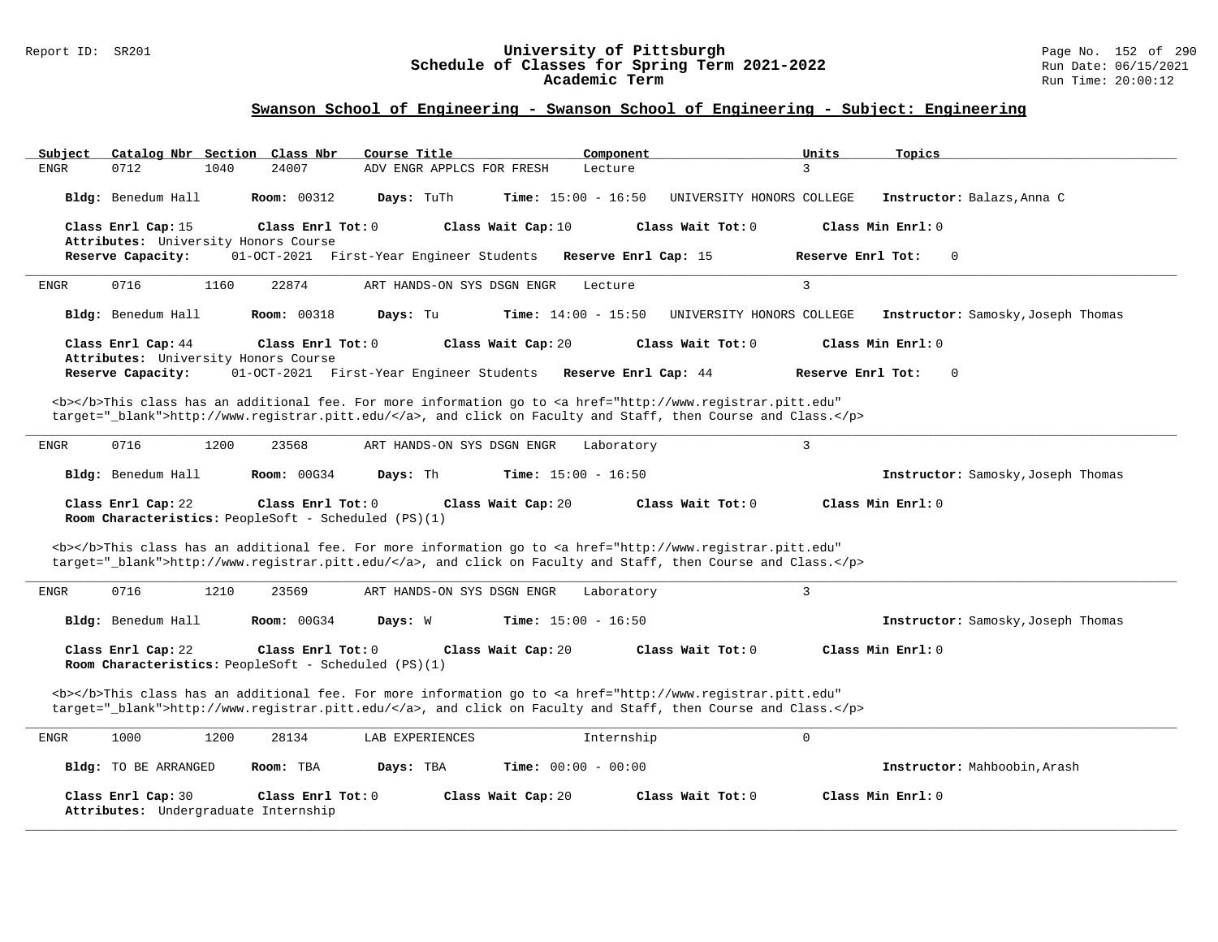## Swanson School of Engineering - Swanson School of Engineering - Subject: Engineering

| Subject | Catalog Nbr | Section | Class Nbr | Course Title | Component | Units | Topics |
|---|---|---|---|---|---|---|---|
| ENGR | 0712 | 1040 | 24007 | ADV ENGR APPLCS FOR FRESH | Lecture | 3 | |

**Bldg:** Benedum Hall **Room:** 00312 **Days:** TuTh **Time:** 15:00 - 16:50 UNIVERSITY HONORS COLLEGE **Instructor:** Balazs,Anna C

**Class Enrl Cap:** 15 **Class Enrl Tot:** 0 **Class Wait Cap:** 10 **Class Wait Tot:** 0 **Class Min Enrl:** 0

**Attributes:** University Honors Course

**Reserve Capacity:** 01-OCT-2021 First-Year Engineer Students **Reserve Enrl Cap:** 15 **Reserve Enrl Tot:** 0

---

| Subject | Catalog Nbr | Section | Class Nbr | Course Title | Component | Units | Topics |
|---|---|---|---|---|---|---|---|
| ENGR | 0716 | 1160 | 22874 | ART HANDS-ON SYS DSGN ENGR | Lecture | 3 | |

**Bldg:** Benedum Hall **Room:** 00318 **Days:** Tu **Time:** 14:00 - 15:50 UNIVERSITY HONORS COLLEGE **Instructor:** Samosky,Joseph Thomas

**Class Enrl Cap:** 44 **Class Enrl Tot:** 0 **Class Wait Cap:** 20 **Class Wait Tot:** 0 **Class Min Enrl:** 0

**Attributes:** University Honors Course

**Reserve Capacity:** 01-OCT-2021 First-Year Engineer Students **Reserve Enrl Cap:** 44 **Reserve Enrl Tot:** 0

<b></b>This class has an additional fee. For more information go to <a href="http://www.registrar.pitt.edu" target="_blank">http://www.registrar.pitt.edu/</a>, and click on Faculty and Staff, then Course and Class.</p>

---

| Subject | Catalog Nbr | Section | Class Nbr | Course Title | Component | Units | Topics |
|---|---|---|---|---|---|---|---|
| ENGR | 0716 | 1200 | 23568 | ART HANDS-ON SYS DSGN ENGR | Laboratory | 3 | |

**Bldg:** Benedum Hall **Room:** 00G34 **Days:** Th **Time:** 15:00 - 16:50 **Instructor:** Samosky,Joseph Thomas

**Class Enrl Cap:** 22 **Class Enrl Tot:** 0 **Class Wait Cap:** 20 **Class Wait Tot:** 0 **Class Min Enrl:** 0

**Room Characteristics:** PeopleSoft - Scheduled (PS)(1)

<b></b>This class has an additional fee. For more information go to <a href="http://www.registrar.pitt.edu" target="_blank">http://www.registrar.pitt.edu/</a>, and click on Faculty and Staff, then Course and Class.</p>

---

| Subject | Catalog Nbr | Section | Class Nbr | Course Title | Component | Units | Topics |
|---|---|---|---|---|---|---|---|
| ENGR | 0716 | 1210 | 23569 | ART HANDS-ON SYS DSGN ENGR | Laboratory | 3 | |

**Bldg:** Benedum Hall **Room:** 00G34 **Days:** W **Time:** 15:00 - 16:50 **Instructor:** Samosky,Joseph Thomas

**Class Enrl Cap:** 22 **Class Enrl Tot:** 0 **Class Wait Cap:** 20 **Class Wait Tot:** 0 **Class Min Enrl:** 0

**Room Characteristics:** PeopleSoft - Scheduled (PS)(1)

<b></b>This class has an additional fee. For more information go to <a href="http://www.registrar.pitt.edu" target="_blank">http://www.registrar.pitt.edu/</a>, and click on Faculty and Staff, then Course and Class.</p>

---

| Subject | Catalog Nbr | Section | Class Nbr | Course Title | Component | Units | Topics |
|---|---|---|---|---|---|---|---|
| ENGR | 1000 | 1200 | 28134 | LAB EXPERIENCES | Internship | 0 | |

**Bldg:** TO BE ARRANGED **Room:** TBA **Days:** TBA **Time:** 00:00 - 00:00 **Instructor:** Mahboobin,Arash

**Class Enrl Cap:** 30 **Class Enrl Tot:** 0 **Class Wait Cap:** 20 **Class Wait Tot:** 0 **Class Min Enrl:** 0

**Attributes:** Undergraduate Internship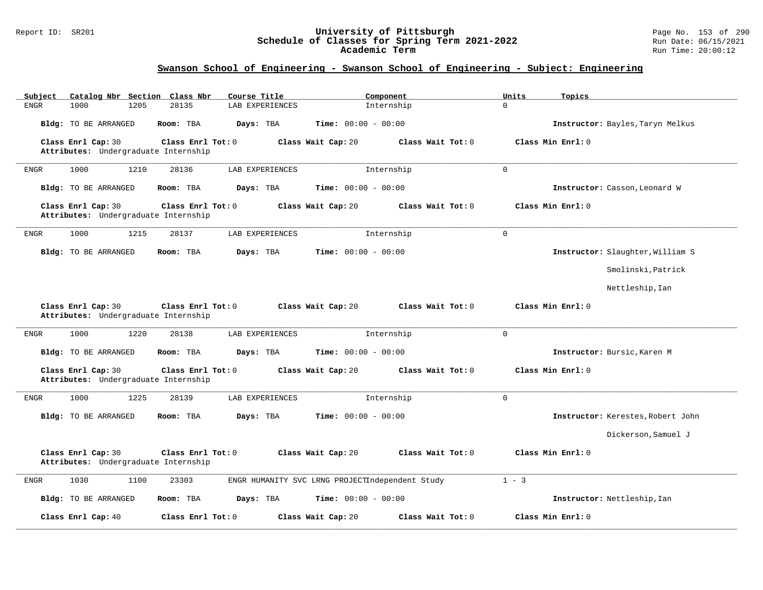## Swanson School of Engineering - Swanson School of Engineering - Subject: Engineering

| Subject | Catalog Nbr | Section | Class Nbr | Course Title | Component | Units | Topics |
|---|---|---|---|---|---|---|---|
| ENGR | 1000 | 1205 | 28135 | LAB EXPERIENCES | Internship | 0 | |

**Bldg:** TO BE ARRANGED **Room:** TBA **Days:** TBA **Time:** 00:00 - 00:00 **Instructor:** Bayles,Taryn Melkus

**Class Enrl Cap:** 30 **Class Enrl Tot:** 0 **Class Wait Cap:** 20 **Class Wait Tot:** 0 **Class Min Enrl:** 0
**Attributes:** Undergraduate Internship

---

| Subject | Catalog Nbr | Section | Class Nbr | Course Title | Component | Units | Topics |
|---|---|---|---|---|---|---|---|
| ENGR | 1000 | 1210 | 28136 | LAB EXPERIENCES | Internship | 0 | |

**Bldg:** TO BE ARRANGED **Room:** TBA **Days:** TBA **Time:** 00:00 - 00:00 **Instructor:** Casson,Leonard W

**Class Enrl Cap:** 30 **Class Enrl Tot:** 0 **Class Wait Cap:** 20 **Class Wait Tot:** 0 **Class Min Enrl:** 0
**Attributes:** Undergraduate Internship

---

| Subject | Catalog Nbr | Section | Class Nbr | Course Title | Component | Units | Topics |
|---|---|---|---|---|---|---|---|
| ENGR | 1000 | 1215 | 28137 | LAB EXPERIENCES | Internship | 0 | |

**Bldg:** TO BE ARRANGED **Room:** TBA **Days:** TBA **Time:** 00:00 - 00:00 **Instructor:** Slaughter,William S

Smolinski,Patrick

Nettleship,Ian

**Class Enrl Cap:** 30 **Class Enrl Tot:** 0 **Class Wait Cap:** 20 **Class Wait Tot:** 0 **Class Min Enrl:** 0
**Attributes:** Undergraduate Internship

---

| Subject | Catalog Nbr | Section | Class Nbr | Course Title | Component | Units | Topics |
|---|---|---|---|---|---|---|---|
| ENGR | 1000 | 1220 | 28138 | LAB EXPERIENCES | Internship | 0 | |

**Bldg:** TO BE ARRANGED **Room:** TBA **Days:** TBA **Time:** 00:00 - 00:00 **Instructor:** Bursic,Karen M

**Class Enrl Cap:** 30 **Class Enrl Tot:** 0 **Class Wait Cap:** 20 **Class Wait Tot:** 0 **Class Min Enrl:** 0
**Attributes:** Undergraduate Internship

---

| Subject | Catalog Nbr | Section | Class Nbr | Course Title | Component | Units | Topics |
|---|---|---|---|---|---|---|---|
| ENGR | 1000 | 1225 | 28139 | LAB EXPERIENCES | Internship | 0 | |

**Bldg:** TO BE ARRANGED **Room:** TBA **Days:** TBA **Time:** 00:00 - 00:00 **Instructor:** Kerestes,Robert John

Dickerson,Samuel J

**Class Enrl Cap:** 30 **Class Enrl Tot:** 0 **Class Wait Cap:** 20 **Class Wait Tot:** 0 **Class Min Enrl:** 0
**Attributes:** Undergraduate Internship

---

| Subject | Catalog Nbr | Section | Class Nbr | Course Title | Component | Units | Topics |
|---|---|---|---|---|---|---|---|
| ENGR | 1030 | 1100 | 23303 | ENGR HUMANITY SVC LRNG PROJECT | Independent Study | 1 - 3 | |

**Bldg:** TO BE ARRANGED **Room:** TBA **Days:** TBA **Time:** 00:00 - 00:00 **Instructor:** Nettleship,Ian

**Class Enrl Cap:** 40 **Class Enrl Tot:** 0 **Class Wait Cap:** 20 **Class Wait Tot:** 0 **Class Min Enrl:** 0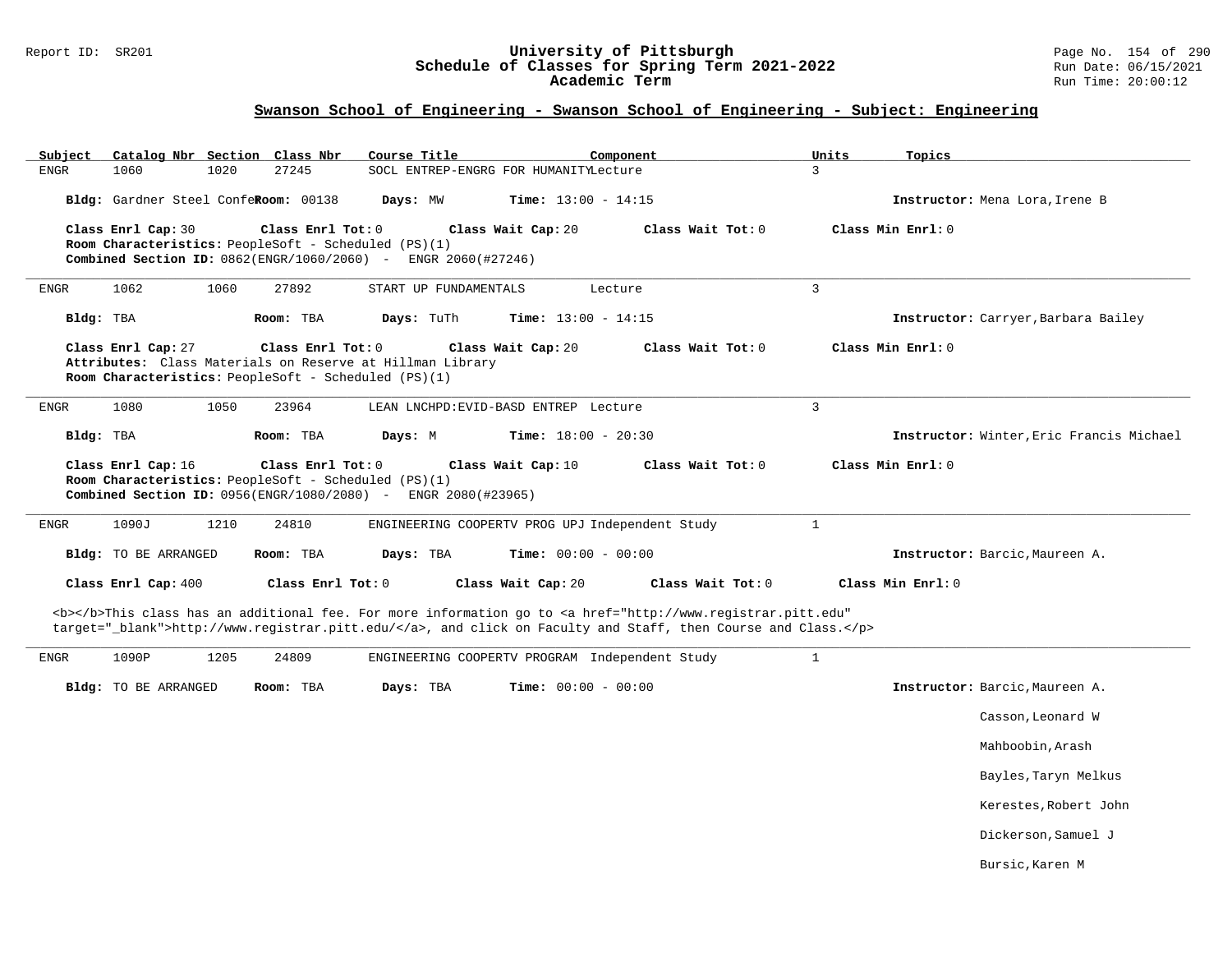## Swanson School of Engineering - Swanson School of Engineering - Subject: Engineering

| Subject | Catalog Nbr | Section | Class Nbr | Course Title | Component | Units | Topics |
|---|---|---|---|---|---|---|---|
| ENGR | 1060 | 1020 | 27245 | SOCL ENTREP-ENGRG FOR HUMANITY | Lecture | 3 | |

**Bldg:** Gardner Steel Confe **Room:** 00138 **Days:** MW **Time:** 13:00 - 14:15 **Instructor:** Mena Lora,Irene B

**Class Enrl Cap:** 30 **Class Enrl Tot:** 0 **Class Wait Cap:** 20 **Class Wait Tot:** 0 **Class Min Enrl:** 0

**Room Characteristics:** PeopleSoft - Scheduled (PS)(1)

**Combined Section ID:** 0862(ENGR/1060/2060) - ENGR 2060(#27246)

---

| Subject | Catalog Nbr | Section | Class Nbr | Course Title | Component | Units | Topics |
|---|---|---|---|---|---|---|---|
| ENGR | 1062 | 1060 | 27892 | START UP FUNDAMENTALS | Lecture | 3 | |

**Bldg:** TBA **Room:** TBA **Days:** TuTh **Time:** 13:00 - 14:15 **Instructor:** Carryer,Barbara Bailey

**Class Enrl Cap:** 27 **Class Enrl Tot:** 0 **Class Wait Cap:** 20 **Class Wait Tot:** 0 **Class Min Enrl:** 0

**Attributes:** Class Materials on Reserve at Hillman Library

**Room Characteristics:** PeopleSoft - Scheduled (PS)(1)

---

| Subject | Catalog Nbr | Section | Class Nbr | Course Title | Component | Units | Topics |
|---|---|---|---|---|---|---|---|
| ENGR | 1080 | 1050 | 23964 | LEAN LNCHPD:EVID-BASD ENTREP | Lecture | 3 | |

**Bldg:** TBA **Room:** TBA **Days:** M **Time:** 18:00 - 20:30 **Instructor:** Winter,Eric Francis Michael

**Class Enrl Cap:** 16 **Class Enrl Tot:** 0 **Class Wait Cap:** 10 **Class Wait Tot:** 0 **Class Min Enrl:** 0

**Room Characteristics:** PeopleSoft - Scheduled (PS)(1)

**Combined Section ID:** 0956(ENGR/1080/2080) - ENGR 2080(#23965)

---

| Subject | Catalog Nbr | Section | Class Nbr | Course Title | Component | Units | Topics |
|---|---|---|---|---|---|---|---|
| ENGR | 1090J | 1210 | 24810 | ENGINEERING COOPERTV PROG UPJ | Independent Study | 1 | |

**Bldg:** TO BE ARRANGED **Room:** TBA **Days:** TBA **Time:** 00:00 - 00:00 **Instructor:** Barcic,Maureen A.

**Class Enrl Cap:** 400 **Class Enrl Tot:** 0 **Class Wait Cap:** 20 **Class Wait Tot:** 0 **Class Min Enrl:** 0

<b></b>This class has an additional fee. For more information go to <a href="http://www.registrar.pitt.edu" target="_blank">http://www.registrar.pitt.edu/</a>, and click on Faculty and Staff, then Course and Class.</p>

---

| Subject | Catalog Nbr | Section | Class Nbr | Course Title | Component | Units | Topics |
|---|---|---|---|---|---|---|---|
| ENGR | 1090P | 1205 | 24809 | ENGINEERING COOPERTV PROGRAM | Independent Study | 1 | |

**Bldg:** TO BE ARRANGED **Room:** TBA **Days:** TBA **Time:** 00:00 - 00:00 **Instructor:** Barcic,Maureen A.

Casson,Leonard W

Mahboobin,Arash

Bayles,Taryn Melkus

Kerestes,Robert John

Dickerson,Samuel J

Bursic,Karen M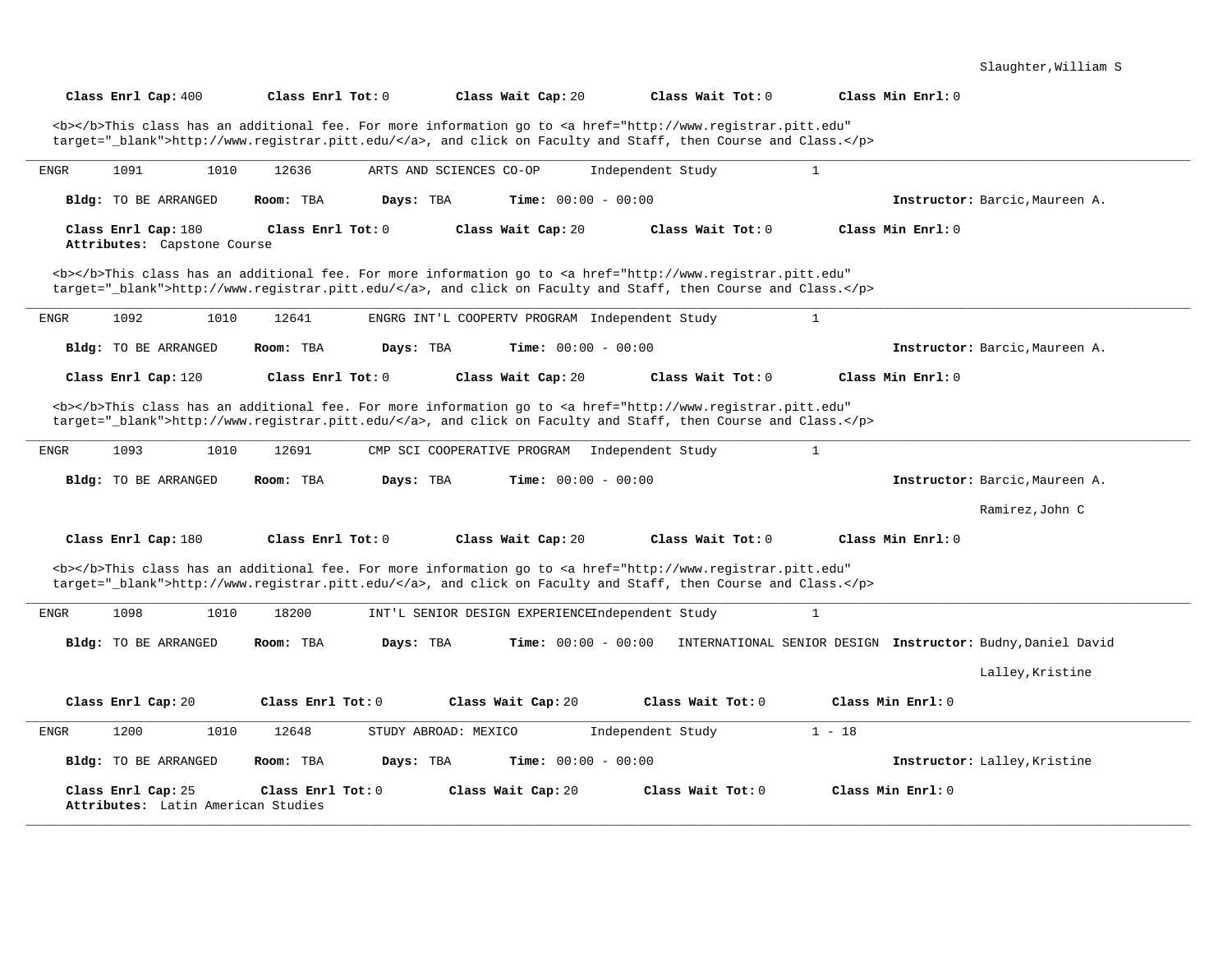Slaughter,William S

**Class Enrl Cap:** 400 **Class Enrl Tot:** 0 **Class Wait Cap:** 20 **Class Wait Tot:** 0 **Class Min Enrl:** 0

<b></b>This class has an additional fee. For more information go to <a href="http://www.registrar.pitt.edu" target="_blank">http://www.registrar.pitt.edu/</a>, and click on Faculty and Staff, then Course and Class.</p>

---

ENGR 1091 1010 12636 ARTS AND SCIENCES CO-OP Independent Study 1

**Bldg:** TO BE ARRANGED **Room:** TBA **Days:** TBA **Time:** 00:00 - 00:00 **Instructor:** Barcic,Maureen A.

**Class Enrl Cap:** 180 **Class Enrl Tot:** 0 **Class Wait Cap:** 20 **Class Wait Tot:** 0 **Class Min Enrl:** 0
**Attributes:** Capstone Course

<b></b>This class has an additional fee. For more information go to <a href="http://www.registrar.pitt.edu" target="_blank">http://www.registrar.pitt.edu/</a>, and click on Faculty and Staff, then Course and Class.</p>

---

ENGR 1092 1010 12641 ENGRG INT'L COOPERTV PROGRAM Independent Study 1

**Bldg:** TO BE ARRANGED **Room:** TBA **Days:** TBA **Time:** 00:00 - 00:00 **Instructor:** Barcic,Maureen A.

**Class Enrl Cap:** 120 **Class Enrl Tot:** 0 **Class Wait Cap:** 20 **Class Wait Tot:** 0 **Class Min Enrl:** 0

<b></b>This class has an additional fee. For more information go to <a href="http://www.registrar.pitt.edu" target="_blank">http://www.registrar.pitt.edu/</a>, and click on Faculty and Staff, then Course and Class.</p>

---

ENGR 1093 1010 12691 CMP SCI COOPERATIVE PROGRAM Independent Study 1

**Bldg:** TO BE ARRANGED **Room:** TBA **Days:** TBA **Time:** 00:00 - 00:00 **Instructor:** Barcic,Maureen A.

Ramirez,John C

**Class Enrl Cap:** 180 **Class Enrl Tot:** 0 **Class Wait Cap:** 20 **Class Wait Tot:** 0 **Class Min Enrl:** 0

<b></b>This class has an additional fee. For more information go to <a href="http://www.registrar.pitt.edu" target="_blank">http://www.registrar.pitt.edu/</a>, and click on Faculty and Staff, then Course and Class.</p>

---

ENGR 1098 1010 18200 INT'L SENIOR DESIGN EXPERIENCE Independent Study 1

**Bldg:** TO BE ARRANGED **Room:** TBA **Days:** TBA **Time:** 00:00 - 00:00 INTERNATIONAL SENIOR DESIGN **Instructor:** Budny,Daniel David

Lalley,Kristine

**Class Enrl Cap:** 20 **Class Enrl Tot:** 0 **Class Wait Cap:** 20 **Class Wait Tot:** 0 **Class Min Enrl:** 0

---

ENGR 1200 1010 12648 STUDY ABROAD: MEXICO Independent Study 1 - 18

**Bldg:** TO BE ARRANGED **Room:** TBA **Days:** TBA **Time:** 00:00 - 00:00 **Instructor:** Lalley,Kristine

**Class Enrl Cap:** 25 **Class Enrl Tot:** 0 **Class Wait Cap:** 20 **Class Wait Tot:** 0 **Class Min Enrl:** 0
**Attributes:** Latin American Studies

---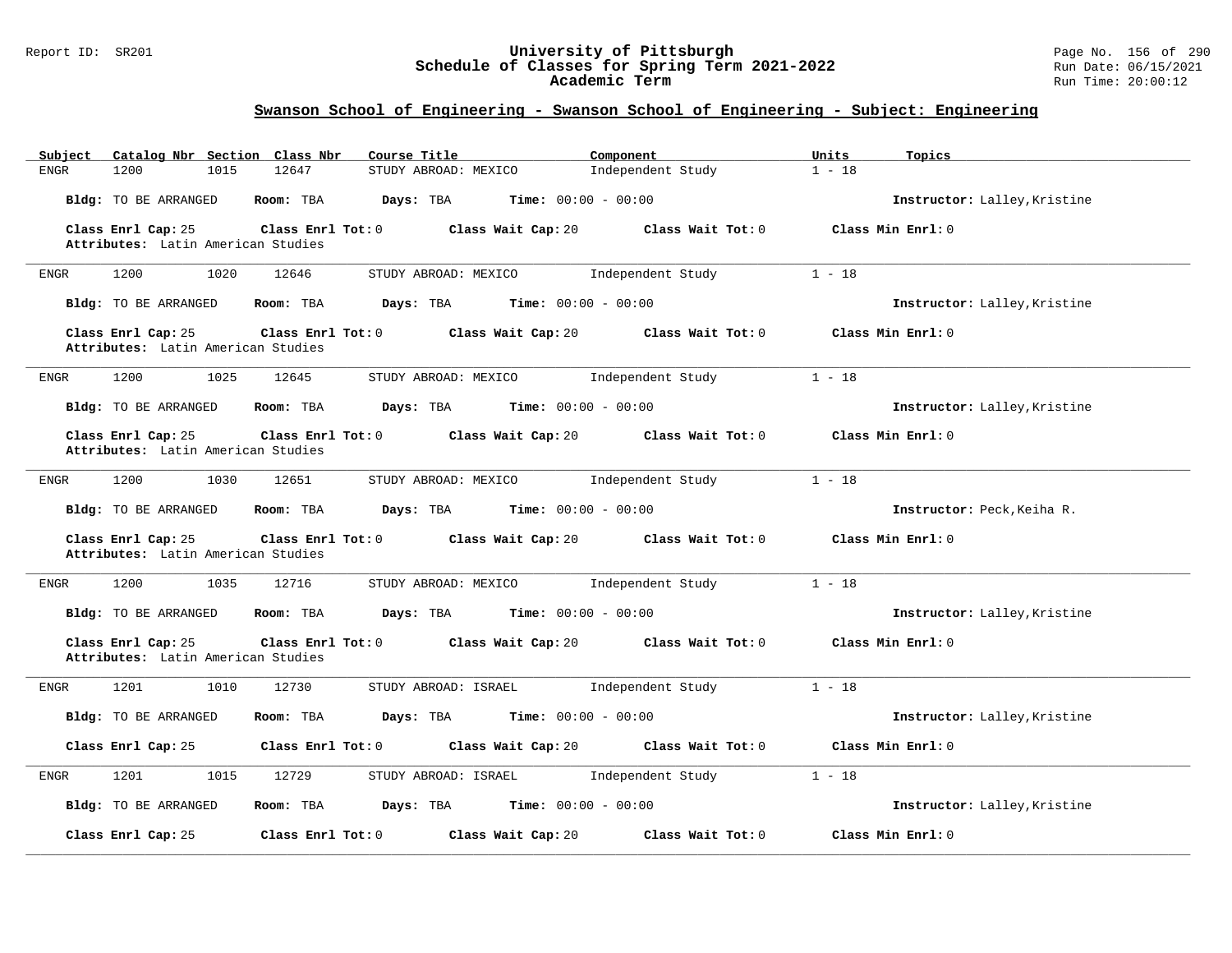## Swanson School of Engineering - Swanson School of Engineering - Subject: Engineering

| Subject | Catalog Nbr | Section | Class Nbr | Course Title | Component | Units | Topics |
|---|---|---|---|---|---|---|---|
| ENGR | 1200 | 1015 | 12647 | STUDY ABROAD: MEXICO | Independent Study | 1 - 18 | |

**Bldg:** TO BE ARRANGED **Room:** TBA **Days:** TBA **Time:** 00:00 - 00:00 **Instructor:** Lalley,Kristine

**Class Enrl Cap:** 25 **Class Enrl Tot:** 0 **Class Wait Cap:** 20 **Class Wait Tot:** 0 **Class Min Enrl:** 0

**Attributes:** Latin American Studies

---

| Subject | Catalog Nbr | Section | Class Nbr | Course Title | Component | Units | Topics |
|---|---|---|---|---|---|---|---|
| ENGR | 1200 | 1020 | 12646 | STUDY ABROAD: MEXICO | Independent Study | 1 - 18 | |

**Bldg:** TO BE ARRANGED **Room:** TBA **Days:** TBA **Time:** 00:00 - 00:00 **Instructor:** Lalley,Kristine

**Class Enrl Cap:** 25 **Class Enrl Tot:** 0 **Class Wait Cap:** 20 **Class Wait Tot:** 0 **Class Min Enrl:** 0

**Attributes:** Latin American Studies

---

| Subject | Catalog Nbr | Section | Class Nbr | Course Title | Component | Units | Topics |
|---|---|---|---|---|---|---|---|
| ENGR | 1200 | 1025 | 12645 | STUDY ABROAD: MEXICO | Independent Study | 1 - 18 | |

**Bldg:** TO BE ARRANGED **Room:** TBA **Days:** TBA **Time:** 00:00 - 00:00 **Instructor:** Lalley,Kristine

**Class Enrl Cap:** 25 **Class Enrl Tot:** 0 **Class Wait Cap:** 20 **Class Wait Tot:** 0 **Class Min Enrl:** 0

**Attributes:** Latin American Studies

---

| Subject | Catalog Nbr | Section | Class Nbr | Course Title | Component | Units | Topics |
|---|---|---|---|---|---|---|---|
| ENGR | 1200 | 1030 | 12651 | STUDY ABROAD: MEXICO | Independent Study | 1 - 18 | |

**Bldg:** TO BE ARRANGED **Room:** TBA **Days:** TBA **Time:** 00:00 - 00:00 **Instructor:** Peck,Keiha R.

**Class Enrl Cap:** 25 **Class Enrl Tot:** 0 **Class Wait Cap:** 20 **Class Wait Tot:** 0 **Class Min Enrl:** 0

**Attributes:** Latin American Studies

---

| Subject | Catalog Nbr | Section | Class Nbr | Course Title | Component | Units | Topics |
|---|---|---|---|---|---|---|---|
| ENGR | 1200 | 1035 | 12716 | STUDY ABROAD: MEXICO | Independent Study | 1 - 18 | |

**Bldg:** TO BE ARRANGED **Room:** TBA **Days:** TBA **Time:** 00:00 - 00:00 **Instructor:** Lalley,Kristine

**Class Enrl Cap:** 25 **Class Enrl Tot:** 0 **Class Wait Cap:** 20 **Class Wait Tot:** 0 **Class Min Enrl:** 0

**Attributes:** Latin American Studies

---

| Subject | Catalog Nbr | Section | Class Nbr | Course Title | Component | Units | Topics |
|---|---|---|---|---|---|---|---|
| ENGR | 1201 | 1010 | 12730 | STUDY ABROAD: ISRAEL | Independent Study | 1 - 18 | |

**Bldg:** TO BE ARRANGED **Room:** TBA **Days:** TBA **Time:** 00:00 - 00:00 **Instructor:** Lalley,Kristine

**Class Enrl Cap:** 25 **Class Enrl Tot:** 0 **Class Wait Cap:** 20 **Class Wait Tot:** 0 **Class Min Enrl:** 0

---

| Subject | Catalog Nbr | Section | Class Nbr | Course Title | Component | Units | Topics |
|---|---|---|---|---|---|---|---|
| ENGR | 1201 | 1015 | 12729 | STUDY ABROAD: ISRAEL | Independent Study | 1 - 18 | |

**Bldg:** TO BE ARRANGED **Room:** TBA **Days:** TBA **Time:** 00:00 - 00:00 **Instructor:** Lalley,Kristine

**Class Enrl Cap:** 25 **Class Enrl Tot:** 0 **Class Wait Cap:** 20 **Class Wait Tot:** 0 **Class Min Enrl:** 0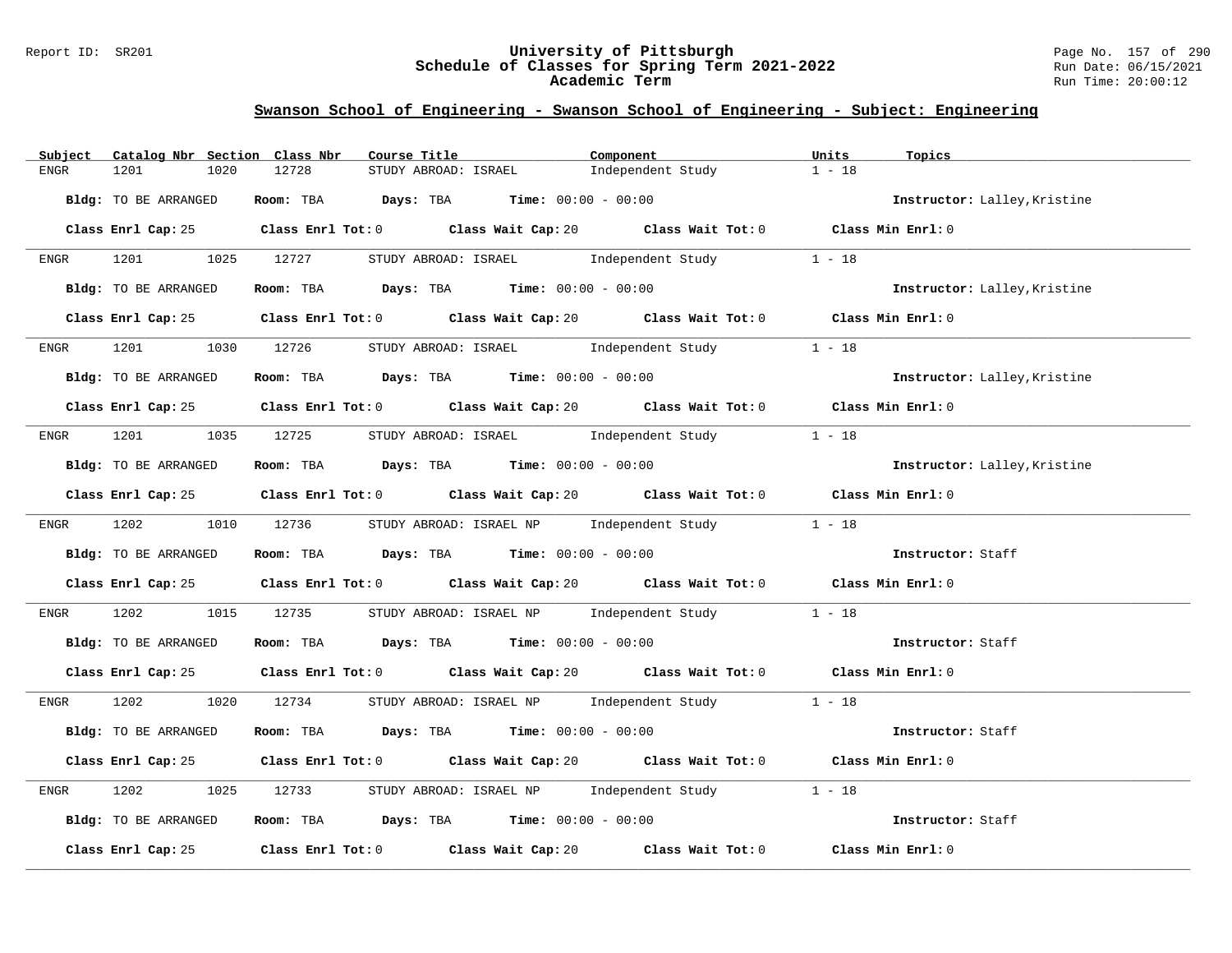## Swanson School of Engineering - Swanson School of Engineering - Subject: Engineering

| Subject | Catalog Nbr | Section | Class Nbr | Course Title | Component | Units | Topics |
|---|---|---|---|---|---|---|---|
| ENGR | 1201 | 1020 | 12728 | STUDY ABROAD: ISRAEL | Independent Study | 1 - 18 | |

**Bldg:** TO BE ARRANGED **Room:** TBA **Days:** TBA **Time:** 00:00 - 00:00 **Instructor:** Lalley,Kristine

**Class Enrl Cap:** 25 **Class Enrl Tot:** 0 **Class Wait Cap:** 20 **Class Wait Tot:** 0 **Class Min Enrl:** 0

---

| Subject | Catalog Nbr | Section | Class Nbr | Course Title | Component | Units | Topics |
|---|---|---|---|---|---|---|---|
| ENGR | 1201 | 1025 | 12727 | STUDY ABROAD: ISRAEL | Independent Study | 1 - 18 | |

**Bldg:** TO BE ARRANGED **Room:** TBA **Days:** TBA **Time:** 00:00 - 00:00 **Instructor:** Lalley,Kristine

**Class Enrl Cap:** 25 **Class Enrl Tot:** 0 **Class Wait Cap:** 20 **Class Wait Tot:** 0 **Class Min Enrl:** 0

---

| Subject | Catalog Nbr | Section | Class Nbr | Course Title | Component | Units | Topics |
|---|---|---|---|---|---|---|---|
| ENGR | 1201 | 1030 | 12726 | STUDY ABROAD: ISRAEL | Independent Study | 1 - 18 | |

**Bldg:** TO BE ARRANGED **Room:** TBA **Days:** TBA **Time:** 00:00 - 00:00 **Instructor:** Lalley,Kristine

**Class Enrl Cap:** 25 **Class Enrl Tot:** 0 **Class Wait Cap:** 20 **Class Wait Tot:** 0 **Class Min Enrl:** 0

---

| Subject | Catalog Nbr | Section | Class Nbr | Course Title | Component | Units | Topics |
|---|---|---|---|---|---|---|---|
| ENGR | 1201 | 1035 | 12725 | STUDY ABROAD: ISRAEL | Independent Study | 1 - 18 | |

**Bldg:** TO BE ARRANGED **Room:** TBA **Days:** TBA **Time:** 00:00 - 00:00 **Instructor:** Lalley,Kristine

**Class Enrl Cap:** 25 **Class Enrl Tot:** 0 **Class Wait Cap:** 20 **Class Wait Tot:** 0 **Class Min Enrl:** 0

---

| Subject | Catalog Nbr | Section | Class Nbr | Course Title | Component | Units | Topics |
|---|---|---|---|---|---|---|---|
| ENGR | 1202 | 1010 | 12736 | STUDY ABROAD: ISRAEL NP | Independent Study | 1 - 18 | |

**Bldg:** TO BE ARRANGED **Room:** TBA **Days:** TBA **Time:** 00:00 - 00:00 **Instructor:** Staff

**Class Enrl Cap:** 25 **Class Enrl Tot:** 0 **Class Wait Cap:** 20 **Class Wait Tot:** 0 **Class Min Enrl:** 0

---

| Subject | Catalog Nbr | Section | Class Nbr | Course Title | Component | Units | Topics |
|---|---|---|---|---|---|---|---|
| ENGR | 1202 | 1015 | 12735 | STUDY ABROAD: ISRAEL NP | Independent Study | 1 - 18 | |

**Bldg:** TO BE ARRANGED **Room:** TBA **Days:** TBA **Time:** 00:00 - 00:00 **Instructor:** Staff

**Class Enrl Cap:** 25 **Class Enrl Tot:** 0 **Class Wait Cap:** 20 **Class Wait Tot:** 0 **Class Min Enrl:** 0

---

| Subject | Catalog Nbr | Section | Class Nbr | Course Title | Component | Units | Topics |
|---|---|---|---|---|---|---|---|
| ENGR | 1202 | 1020 | 12734 | STUDY ABROAD: ISRAEL NP | Independent Study | 1 - 18 | |

**Bldg:** TO BE ARRANGED **Room:** TBA **Days:** TBA **Time:** 00:00 - 00:00 **Instructor:** Staff

**Class Enrl Cap:** 25 **Class Enrl Tot:** 0 **Class Wait Cap:** 20 **Class Wait Tot:** 0 **Class Min Enrl:** 0

---

| Subject | Catalog Nbr | Section | Class Nbr | Course Title | Component | Units | Topics |
|---|---|---|---|---|---|---|---|
| ENGR | 1202 | 1025 | 12733 | STUDY ABROAD: ISRAEL NP | Independent Study | 1 - 18 | |

**Bldg:** TO BE ARRANGED **Room:** TBA **Days:** TBA **Time:** 00:00 - 00:00 **Instructor:** Staff

**Class Enrl Cap:** 25 **Class Enrl Tot:** 0 **Class Wait Cap:** 20 **Class Wait Tot:** 0 **Class Min Enrl:** 0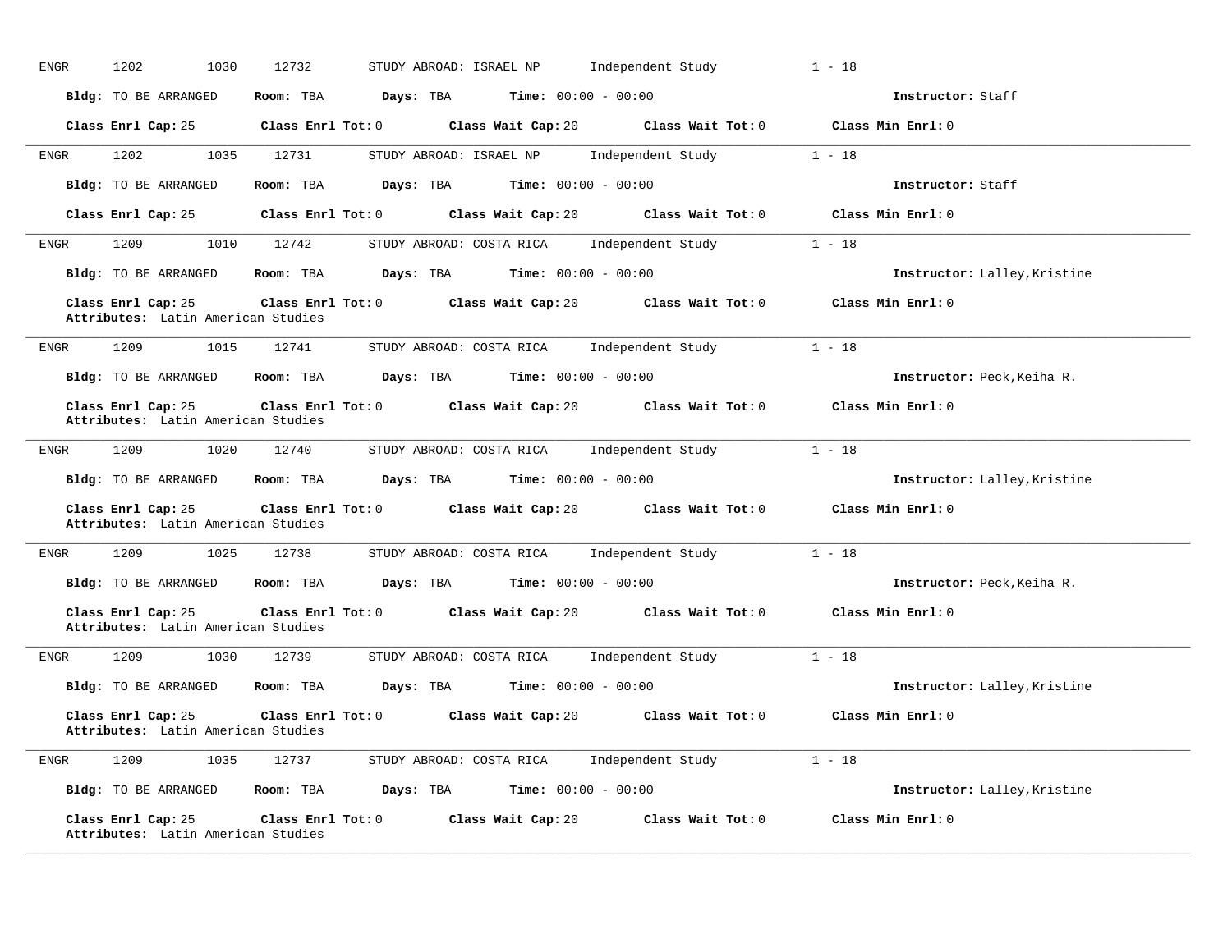ENGR 1202 1030 12732 STUDY ABROAD: ISRAEL NP Independent Study 1 - 18

**Bldg:** TO BE ARRANGED **Room:** TBA **Days:** TBA **Time:** 00:00 - 00:00 **Instructor:** Staff

**Class Enrl Cap:** 25 **Class Enrl Tot:** 0 **Class Wait Cap:** 20 **Class Wait Tot:** 0 **Class Min Enrl:** 0

---

ENGR 1202 1035 12731 STUDY ABROAD: ISRAEL NP Independent Study 1 - 18

**Bldg:** TO BE ARRANGED **Room:** TBA **Days:** TBA **Time:** 00:00 - 00:00 **Instructor:** Staff

**Class Enrl Cap:** 25 **Class Enrl Tot:** 0 **Class Wait Cap:** 20 **Class Wait Tot:** 0 **Class Min Enrl:** 0

---

ENGR 1209 1010 12742 STUDY ABROAD: COSTA RICA Independent Study 1 - 18

**Bldg:** TO BE ARRANGED **Room:** TBA **Days:** TBA **Time:** 00:00 - 00:00 **Instructor:** Lalley,Kristine

**Class Enrl Cap:** 25 **Class Enrl Tot:** 0 **Class Wait Cap:** 20 **Class Wait Tot:** 0 **Class Min Enrl:** 0
**Attributes:** Latin American Studies

---

ENGR 1209 1015 12741 STUDY ABROAD: COSTA RICA Independent Study 1 - 18

**Bldg:** TO BE ARRANGED **Room:** TBA **Days:** TBA **Time:** 00:00 - 00:00 **Instructor:** Peck,Keiha R.

**Class Enrl Cap:** 25 **Class Enrl Tot:** 0 **Class Wait Cap:** 20 **Class Wait Tot:** 0 **Class Min Enrl:** 0
**Attributes:** Latin American Studies

---

ENGR 1209 1020 12740 STUDY ABROAD: COSTA RICA Independent Study 1 - 18

**Bldg:** TO BE ARRANGED **Room:** TBA **Days:** TBA **Time:** 00:00 - 00:00 **Instructor:** Lalley,Kristine

**Class Enrl Cap:** 25 **Class Enrl Tot:** 0 **Class Wait Cap:** 20 **Class Wait Tot:** 0 **Class Min Enrl:** 0
**Attributes:** Latin American Studies

---

ENGR 1209 1025 12738 STUDY ABROAD: COSTA RICA Independent Study 1 - 18

**Bldg:** TO BE ARRANGED **Room:** TBA **Days:** TBA **Time:** 00:00 - 00:00 **Instructor:** Peck,Keiha R.

**Class Enrl Cap:** 25 **Class Enrl Tot:** 0 **Class Wait Cap:** 20 **Class Wait Tot:** 0 **Class Min Enrl:** 0
**Attributes:** Latin American Studies

---

ENGR 1209 1030 12739 STUDY ABROAD: COSTA RICA Independent Study 1 - 18

**Bldg:** TO BE ARRANGED **Room:** TBA **Days:** TBA **Time:** 00:00 - 00:00 **Instructor:** Lalley,Kristine

**Class Enrl Cap:** 25 **Class Enrl Tot:** 0 **Class Wait Cap:** 20 **Class Wait Tot:** 0 **Class Min Enrl:** 0
**Attributes:** Latin American Studies

---

ENGR 1209 1035 12737 STUDY ABROAD: COSTA RICA Independent Study 1 - 18

**Bldg:** TO BE ARRANGED **Room:** TBA **Days:** TBA **Time:** 00:00 - 00:00 **Instructor:** Lalley,Kristine

**Class Enrl Cap:** 25 **Class Enrl Tot:** 0 **Class Wait Cap:** 20 **Class Wait Tot:** 0 **Class Min Enrl:** 0
**Attributes:** Latin American Studies

---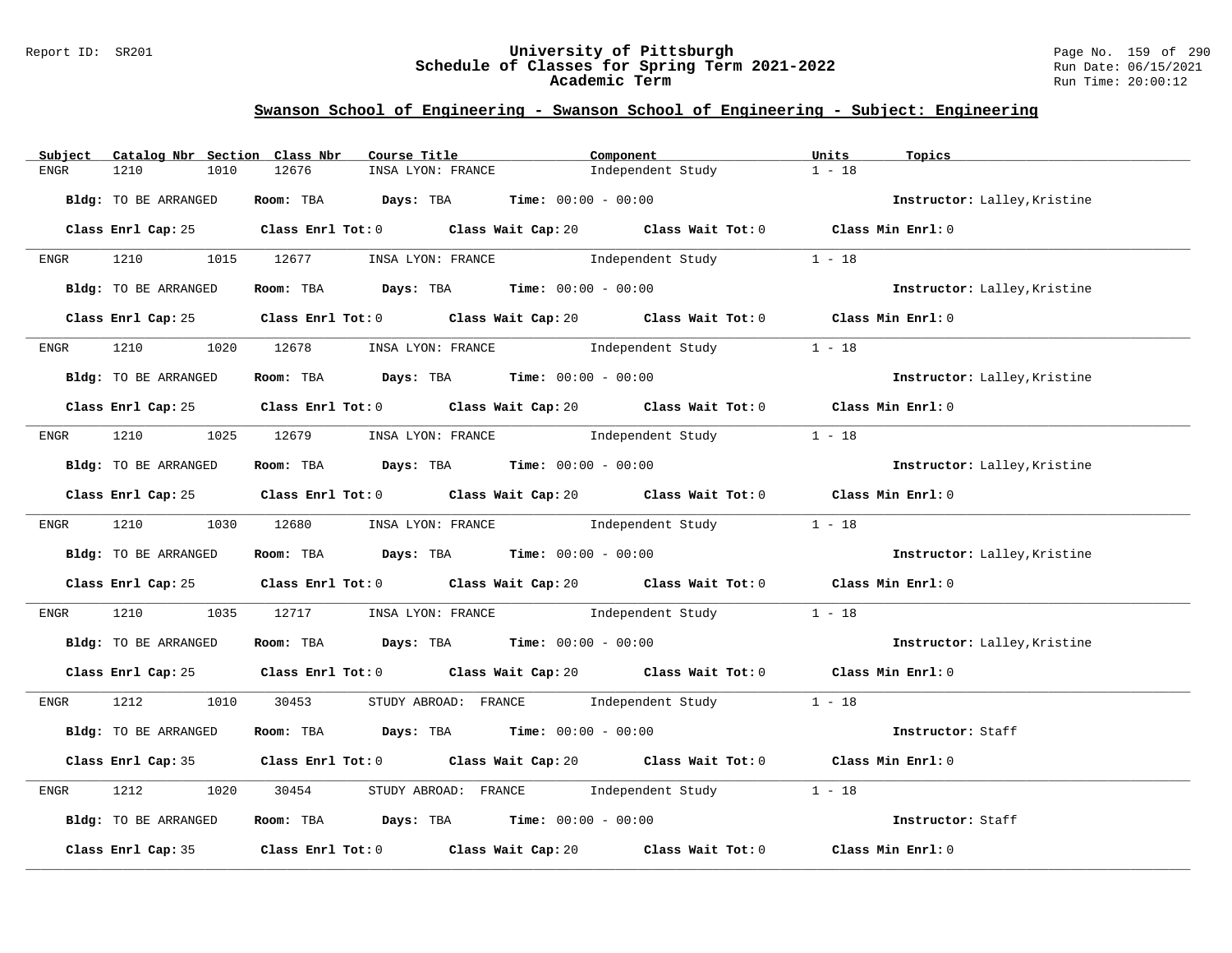## Swanson School of Engineering - Swanson School of Engineering - Subject: Engineering

| Subject | Catalog Nbr | Section | Class Nbr | Course Title | Component | Units | Topics |
|---|---|---|---|---|---|---|---|
| ENGR | 1210 | 1010 | 12676 | INSA LYON: FRANCE | Independent Study | 1 - 18 | |

**Bldg:** TO BE ARRANGED **Room:** TBA **Days:** TBA **Time:** 00:00 - 00:00 **Instructor:** Lalley,Kristine

**Class Enrl Cap:** 25 **Class Enrl Tot:** 0 **Class Wait Cap:** 20 **Class Wait Tot:** 0 **Class Min Enrl:** 0

---

| Subject | Catalog Nbr | Section | Class Nbr | Course Title | Component | Units | Topics |
|---|---|---|---|---|---|---|---|
| ENGR | 1210 | 1015 | 12677 | INSA LYON: FRANCE | Independent Study | 1 - 18 | |

**Bldg:** TO BE ARRANGED **Room:** TBA **Days:** TBA **Time:** 00:00 - 00:00 **Instructor:** Lalley,Kristine

**Class Enrl Cap:** 25 **Class Enrl Tot:** 0 **Class Wait Cap:** 20 **Class Wait Tot:** 0 **Class Min Enrl:** 0

---

| Subject | Catalog Nbr | Section | Class Nbr | Course Title | Component | Units | Topics |
|---|---|---|---|---|---|---|---|
| ENGR | 1210 | 1020 | 12678 | INSA LYON: FRANCE | Independent Study | 1 - 18 | |

**Bldg:** TO BE ARRANGED **Room:** TBA **Days:** TBA **Time:** 00:00 - 00:00 **Instructor:** Lalley,Kristine

**Class Enrl Cap:** 25 **Class Enrl Tot:** 0 **Class Wait Cap:** 20 **Class Wait Tot:** 0 **Class Min Enrl:** 0

---

| Subject | Catalog Nbr | Section | Class Nbr | Course Title | Component | Units | Topics |
|---|---|---|---|---|---|---|---|
| ENGR | 1210 | 1025 | 12679 | INSA LYON: FRANCE | Independent Study | 1 - 18 | |

**Bldg:** TO BE ARRANGED **Room:** TBA **Days:** TBA **Time:** 00:00 - 00:00 **Instructor:** Lalley,Kristine

**Class Enrl Cap:** 25 **Class Enrl Tot:** 0 **Class Wait Cap:** 20 **Class Wait Tot:** 0 **Class Min Enrl:** 0

---

| Subject | Catalog Nbr | Section | Class Nbr | Course Title | Component | Units | Topics |
|---|---|---|---|---|---|---|---|
| ENGR | 1210 | 1030 | 12680 | INSA LYON: FRANCE | Independent Study | 1 - 18 | |

**Bldg:** TO BE ARRANGED **Room:** TBA **Days:** TBA **Time:** 00:00 - 00:00 **Instructor:** Lalley,Kristine

**Class Enrl Cap:** 25 **Class Enrl Tot:** 0 **Class Wait Cap:** 20 **Class Wait Tot:** 0 **Class Min Enrl:** 0

---

| Subject | Catalog Nbr | Section | Class Nbr | Course Title | Component | Units | Topics |
|---|---|---|---|---|---|---|---|
| ENGR | 1210 | 1035 | 12717 | INSA LYON: FRANCE | Independent Study | 1 - 18 | |

**Bldg:** TO BE ARRANGED **Room:** TBA **Days:** TBA **Time:** 00:00 - 00:00 **Instructor:** Lalley,Kristine

**Class Enrl Cap:** 25 **Class Enrl Tot:** 0 **Class Wait Cap:** 20 **Class Wait Tot:** 0 **Class Min Enrl:** 0

---

| Subject | Catalog Nbr | Section | Class Nbr | Course Title | Component | Units | Topics |
|---|---|---|---|---|---|---|---|
| ENGR | 1212 | 1010 | 30453 | STUDY ABROAD: FRANCE | Independent Study | 1 - 18 | |

**Bldg:** TO BE ARRANGED **Room:** TBA **Days:** TBA **Time:** 00:00 - 00:00 **Instructor:** Staff

**Class Enrl Cap:** 35 **Class Enrl Tot:** 0 **Class Wait Cap:** 20 **Class Wait Tot:** 0 **Class Min Enrl:** 0

---

| Subject | Catalog Nbr | Section | Class Nbr | Course Title | Component | Units | Topics |
|---|---|---|---|---|---|---|---|
| ENGR | 1212 | 1020 | 30454 | STUDY ABROAD: FRANCE | Independent Study | 1 - 18 | |

**Bldg:** TO BE ARRANGED **Room:** TBA **Days:** TBA **Time:** 00:00 - 00:00 **Instructor:** Staff

**Class Enrl Cap:** 35 **Class Enrl Tot:** 0 **Class Wait Cap:** 20 **Class Wait Tot:** 0 **Class Min Enrl:** 0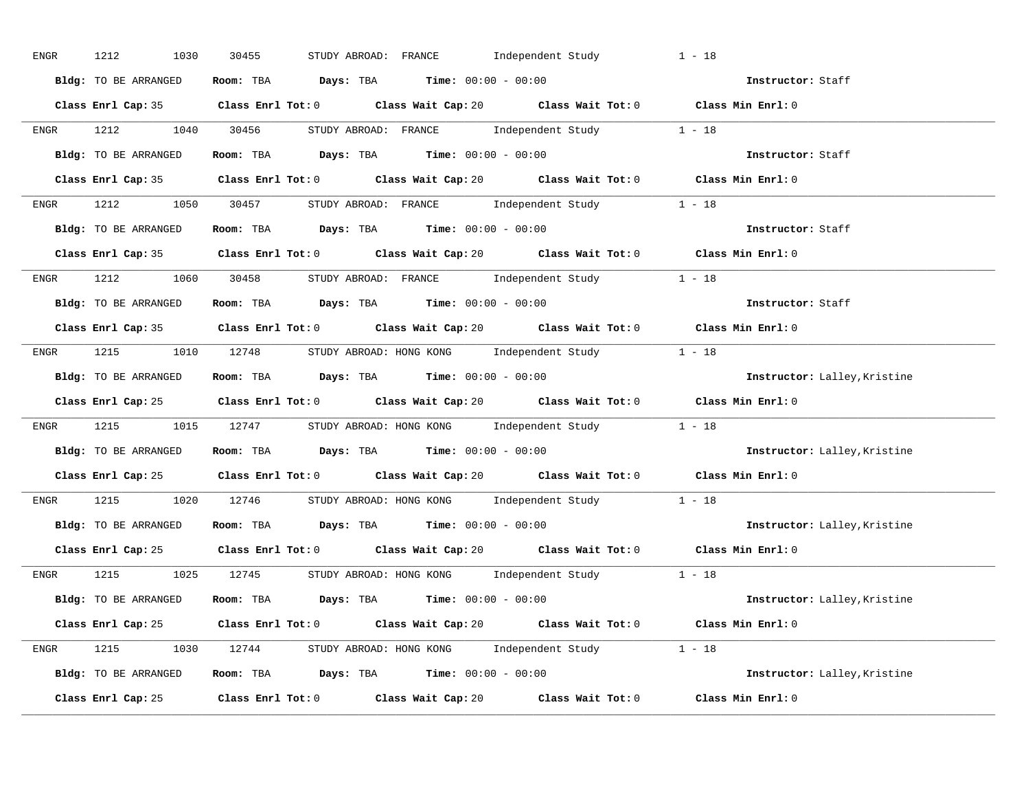ENGR 1212 1030 30455 STUDY ABROAD: FRANCE Independent Study 1 - 18

**Bldg:** TO BE ARRANGED **Room:** TBA **Days:** TBA **Time:** 00:00 - 00:00 **Instructor:** Staff

**Class Enrl Cap:** 35 **Class Enrl Tot:** 0 **Class Wait Cap:** 20 **Class Wait Tot:** 0 **Class Min Enrl:** 0

---

ENGR 1212 1040 30456 STUDY ABROAD: FRANCE Independent Study 1 - 18

**Bldg:** TO BE ARRANGED **Room:** TBA **Days:** TBA **Time:** 00:00 - 00:00 **Instructor:** Staff

**Class Enrl Cap:** 35 **Class Enrl Tot:** 0 **Class Wait Cap:** 20 **Class Wait Tot:** 0 **Class Min Enrl:** 0

---

ENGR 1212 1050 30457 STUDY ABROAD: FRANCE Independent Study 1 - 18

**Bldg:** TO BE ARRANGED **Room:** TBA **Days:** TBA **Time:** 00:00 - 00:00 **Instructor:** Staff

**Class Enrl Cap:** 35 **Class Enrl Tot:** 0 **Class Wait Cap:** 20 **Class Wait Tot:** 0 **Class Min Enrl:** 0

---

ENGR 1212 1060 30458 STUDY ABROAD: FRANCE Independent Study 1 - 18

**Bldg:** TO BE ARRANGED **Room:** TBA **Days:** TBA **Time:** 00:00 - 00:00 **Instructor:** Staff

**Class Enrl Cap:** 35 **Class Enrl Tot:** 0 **Class Wait Cap:** 20 **Class Wait Tot:** 0 **Class Min Enrl:** 0

---

ENGR 1215 1010 12748 STUDY ABROAD: HONG KONG Independent Study 1 - 18

**Bldg:** TO BE ARRANGED **Room:** TBA **Days:** TBA **Time:** 00:00 - 00:00 **Instructor:** Lalley,Kristine

**Class Enrl Cap:** 25 **Class Enrl Tot:** 0 **Class Wait Cap:** 20 **Class Wait Tot:** 0 **Class Min Enrl:** 0

---

ENGR 1215 1015 12747 STUDY ABROAD: HONG KONG Independent Study 1 - 18

**Bldg:** TO BE ARRANGED **Room:** TBA **Days:** TBA **Time:** 00:00 - 00:00 **Instructor:** Lalley,Kristine

**Class Enrl Cap:** 25 **Class Enrl Tot:** 0 **Class Wait Cap:** 20 **Class Wait Tot:** 0 **Class Min Enrl:** 0

---

ENGR 1215 1020 12746 STUDY ABROAD: HONG KONG Independent Study 1 - 18

**Bldg:** TO BE ARRANGED **Room:** TBA **Days:** TBA **Time:** 00:00 - 00:00 **Instructor:** Lalley,Kristine

**Class Enrl Cap:** 25 **Class Enrl Tot:** 0 **Class Wait Cap:** 20 **Class Wait Tot:** 0 **Class Min Enrl:** 0

---

ENGR 1215 1025 12745 STUDY ABROAD: HONG KONG Independent Study 1 - 18

**Bldg:** TO BE ARRANGED **Room:** TBA **Days:** TBA **Time:** 00:00 - 00:00 **Instructor:** Lalley,Kristine

**Class Enrl Cap:** 25 **Class Enrl Tot:** 0 **Class Wait Cap:** 20 **Class Wait Tot:** 0 **Class Min Enrl:** 0

---

ENGR 1215 1030 12744 STUDY ABROAD: HONG KONG Independent Study 1 - 18

**Bldg:** TO BE ARRANGED **Room:** TBA **Days:** TBA **Time:** 00:00 - 00:00 **Instructor:** Lalley,Kristine

**Class Enrl Cap:** 25 **Class Enrl Tot:** 0 **Class Wait Cap:** 20 **Class Wait Tot:** 0 **Class Min Enrl:** 0

---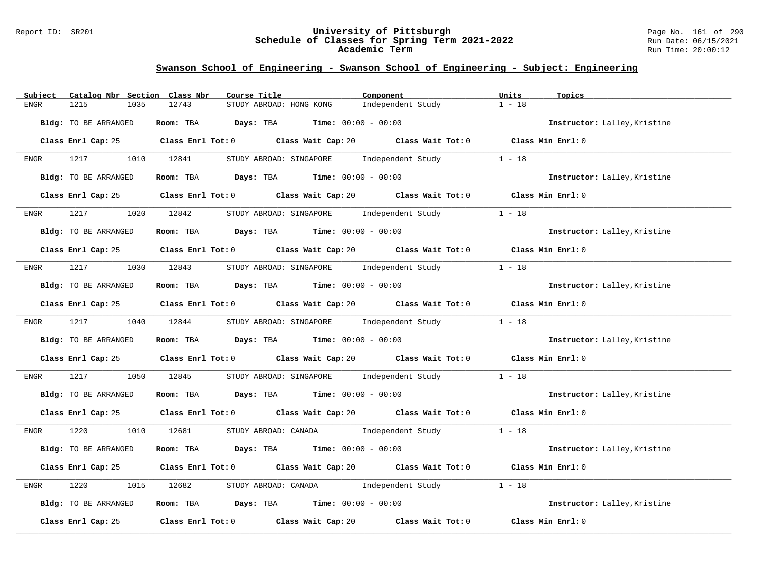## Swanson School of Engineering - Swanson School of Engineering - Subject: Engineering

| Subject | Catalog Nbr | Section | Class Nbr | Course Title | Component | Units | Topics |
|---|---|---|---|---|---|---|---|
| ENGR | 1215 | 1035 | 12743 | STUDY ABROAD: HONG KONG | Independent Study | 1 - 18 | |

**Bldg:** TO BE ARRANGED **Room:** TBA **Days:** TBA **Time:** 00:00 - 00:00 **Instructor:** Lalley,Kristine

**Class Enrl Cap:** 25 **Class Enrl Tot:** 0 **Class Wait Cap:** 20 **Class Wait Tot:** 0 **Class Min Enrl:** 0

---

| Subject | Catalog Nbr | Section | Class Nbr | Course Title | Component | Units | Topics |
|---|---|---|---|---|---|---|---|
| ENGR | 1217 | 1010 | 12841 | STUDY ABROAD: SINGAPORE | Independent Study | 1 - 18 | |

**Bldg:** TO BE ARRANGED **Room:** TBA **Days:** TBA **Time:** 00:00 - 00:00 **Instructor:** Lalley,Kristine

**Class Enrl Cap:** 25 **Class Enrl Tot:** 0 **Class Wait Cap:** 20 **Class Wait Tot:** 0 **Class Min Enrl:** 0

---

| Subject | Catalog Nbr | Section | Class Nbr | Course Title | Component | Units | Topics |
|---|---|---|---|---|---|---|---|
| ENGR | 1217 | 1020 | 12842 | STUDY ABROAD: SINGAPORE | Independent Study | 1 - 18 | |

**Bldg:** TO BE ARRANGED **Room:** TBA **Days:** TBA **Time:** 00:00 - 00:00 **Instructor:** Lalley,Kristine

**Class Enrl Cap:** 25 **Class Enrl Tot:** 0 **Class Wait Cap:** 20 **Class Wait Tot:** 0 **Class Min Enrl:** 0

---

| Subject | Catalog Nbr | Section | Class Nbr | Course Title | Component | Units | Topics |
|---|---|---|---|---|---|---|---|
| ENGR | 1217 | 1030 | 12843 | STUDY ABROAD: SINGAPORE | Independent Study | 1 - 18 | |

**Bldg:** TO BE ARRANGED **Room:** TBA **Days:** TBA **Time:** 00:00 - 00:00 **Instructor:** Lalley,Kristine

**Class Enrl Cap:** 25 **Class Enrl Tot:** 0 **Class Wait Cap:** 20 **Class Wait Tot:** 0 **Class Min Enrl:** 0

---

| Subject | Catalog Nbr | Section | Class Nbr | Course Title | Component | Units | Topics |
|---|---|---|---|---|---|---|---|
| ENGR | 1217 | 1040 | 12844 | STUDY ABROAD: SINGAPORE | Independent Study | 1 - 18 | |

**Bldg:** TO BE ARRANGED **Room:** TBA **Days:** TBA **Time:** 00:00 - 00:00 **Instructor:** Lalley,Kristine

**Class Enrl Cap:** 25 **Class Enrl Tot:** 0 **Class Wait Cap:** 20 **Class Wait Tot:** 0 **Class Min Enrl:** 0

---

| Subject | Catalog Nbr | Section | Class Nbr | Course Title | Component | Units | Topics |
|---|---|---|---|---|---|---|---|
| ENGR | 1217 | 1050 | 12845 | STUDY ABROAD: SINGAPORE | Independent Study | 1 - 18 | |

**Bldg:** TO BE ARRANGED **Room:** TBA **Days:** TBA **Time:** 00:00 - 00:00 **Instructor:** Lalley,Kristine

**Class Enrl Cap:** 25 **Class Enrl Tot:** 0 **Class Wait Cap:** 20 **Class Wait Tot:** 0 **Class Min Enrl:** 0

---

| Subject | Catalog Nbr | Section | Class Nbr | Course Title | Component | Units | Topics |
|---|---|---|---|---|---|---|---|
| ENGR | 1220 | 1010 | 12681 | STUDY ABROAD: CANADA | Independent Study | 1 - 18 | |

**Bldg:** TO BE ARRANGED **Room:** TBA **Days:** TBA **Time:** 00:00 - 00:00 **Instructor:** Lalley,Kristine

**Class Enrl Cap:** 25 **Class Enrl Tot:** 0 **Class Wait Cap:** 20 **Class Wait Tot:** 0 **Class Min Enrl:** 0

---

| Subject | Catalog Nbr | Section | Class Nbr | Course Title | Component | Units | Topics |
|---|---|---|---|---|---|---|---|
| ENGR | 1220 | 1015 | 12682 | STUDY ABROAD: CANADA | Independent Study | 1 - 18 | |

**Bldg:** TO BE ARRANGED **Room:** TBA **Days:** TBA **Time:** 00:00 - 00:00 **Instructor:** Lalley,Kristine

**Class Enrl Cap:** 25 **Class Enrl Tot:** 0 **Class Wait Cap:** 20 **Class Wait Tot:** 0 **Class Min Enrl:** 0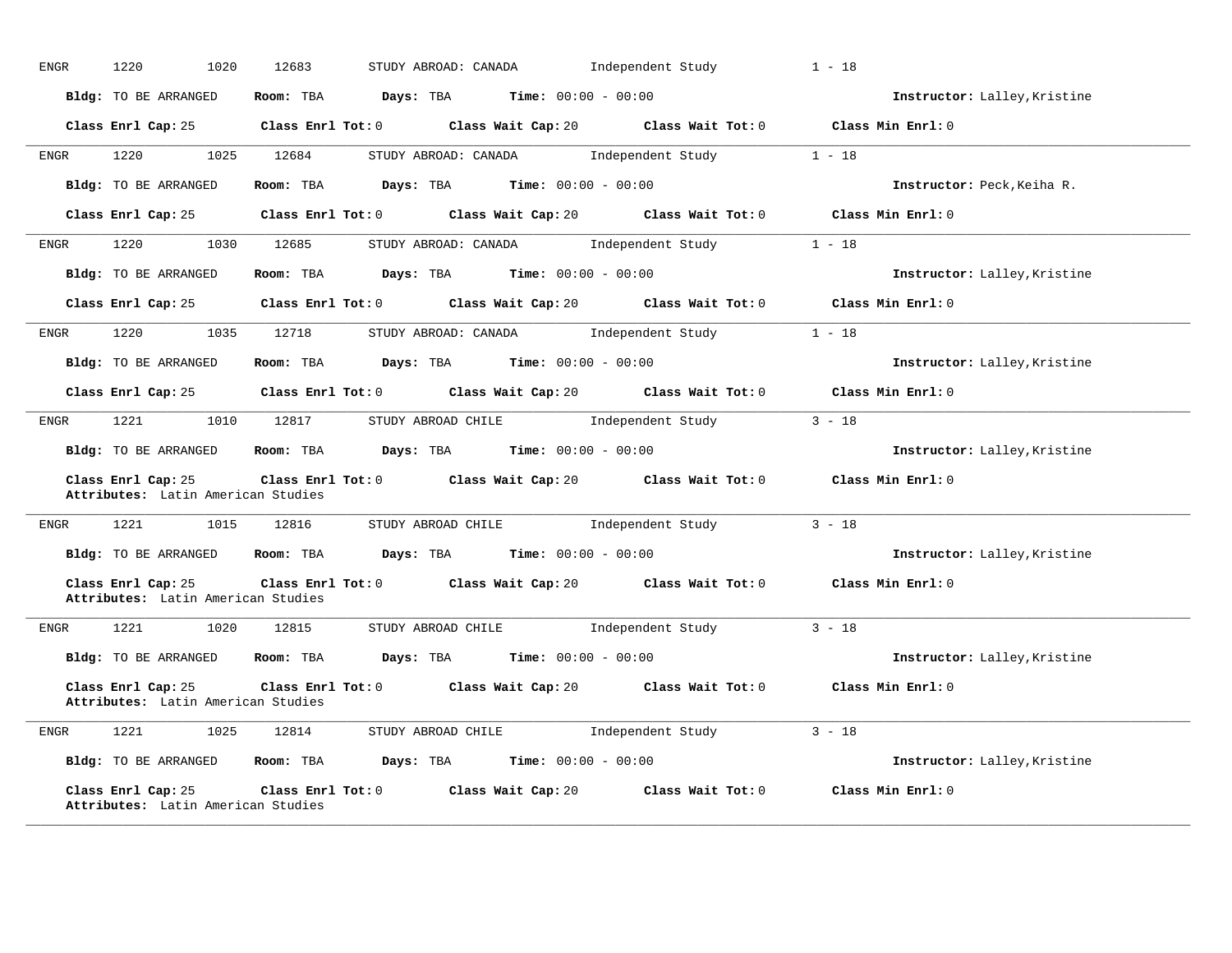ENGR 1220 1020 12683 STUDY ABROAD: CANADA Independent Study 1 - 18

**Bldg:** TO BE ARRANGED **Room:** TBA **Days:** TBA **Time:** 00:00 - 00:00 **Instructor:** Lalley,Kristine

**Class Enrl Cap:** 25 **Class Enrl Tot:** 0 **Class Wait Cap:** 20 **Class Wait Tot:** 0 **Class Min Enrl:** 0

---

ENGR 1220 1025 12684 STUDY ABROAD: CANADA Independent Study 1 - 18

**Bldg:** TO BE ARRANGED **Room:** TBA **Days:** TBA **Time:** 00:00 - 00:00 **Instructor:** Peck,Keiha R.

**Class Enrl Cap:** 25 **Class Enrl Tot:** 0 **Class Wait Cap:** 20 **Class Wait Tot:** 0 **Class Min Enrl:** 0

---

ENGR 1220 1030 12685 STUDY ABROAD: CANADA Independent Study 1 - 18

**Bldg:** TO BE ARRANGED **Room:** TBA **Days:** TBA **Time:** 00:00 - 00:00 **Instructor:** Lalley,Kristine

**Class Enrl Cap:** 25 **Class Enrl Tot:** 0 **Class Wait Cap:** 20 **Class Wait Tot:** 0 **Class Min Enrl:** 0

---

ENGR 1220 1035 12718 STUDY ABROAD: CANADA Independent Study 1 - 18

**Bldg:** TO BE ARRANGED **Room:** TBA **Days:** TBA **Time:** 00:00 - 00:00 **Instructor:** Lalley,Kristine

**Class Enrl Cap:** 25 **Class Enrl Tot:** 0 **Class Wait Cap:** 20 **Class Wait Tot:** 0 **Class Min Enrl:** 0

---

ENGR 1221 1010 12817 STUDY ABROAD CHILE Independent Study 3 - 18

**Bldg:** TO BE ARRANGED **Room:** TBA **Days:** TBA **Time:** 00:00 - 00:00 **Instructor:** Lalley,Kristine

**Class Enrl Cap:** 25 **Class Enrl Tot:** 0 **Class Wait Cap:** 20 **Class Wait Tot:** 0 **Class Min Enrl:** 0
**Attributes:** Latin American Studies

---

ENGR 1221 1015 12816 STUDY ABROAD CHILE Independent Study 3 - 18

**Bldg:** TO BE ARRANGED **Room:** TBA **Days:** TBA **Time:** 00:00 - 00:00 **Instructor:** Lalley,Kristine

**Class Enrl Cap:** 25 **Class Enrl Tot:** 0 **Class Wait Cap:** 20 **Class Wait Tot:** 0 **Class Min Enrl:** 0
**Attributes:** Latin American Studies

---

ENGR 1221 1020 12815 STUDY ABROAD CHILE Independent Study 3 - 18

**Bldg:** TO BE ARRANGED **Room:** TBA **Days:** TBA **Time:** 00:00 - 00:00 **Instructor:** Lalley,Kristine

**Class Enrl Cap:** 25 **Class Enrl Tot:** 0 **Class Wait Cap:** 20 **Class Wait Tot:** 0 **Class Min Enrl:** 0
**Attributes:** Latin American Studies

---

ENGR 1221 1025 12814 STUDY ABROAD CHILE Independent Study 3 - 18

**Bldg:** TO BE ARRANGED **Room:** TBA **Days:** TBA **Time:** 00:00 - 00:00 **Instructor:** Lalley,Kristine

**Class Enrl Cap:** 25 **Class Enrl Tot:** 0 **Class Wait Cap:** 20 **Class Wait Tot:** 0 **Class Min Enrl:** 0
**Attributes:** Latin American Studies

---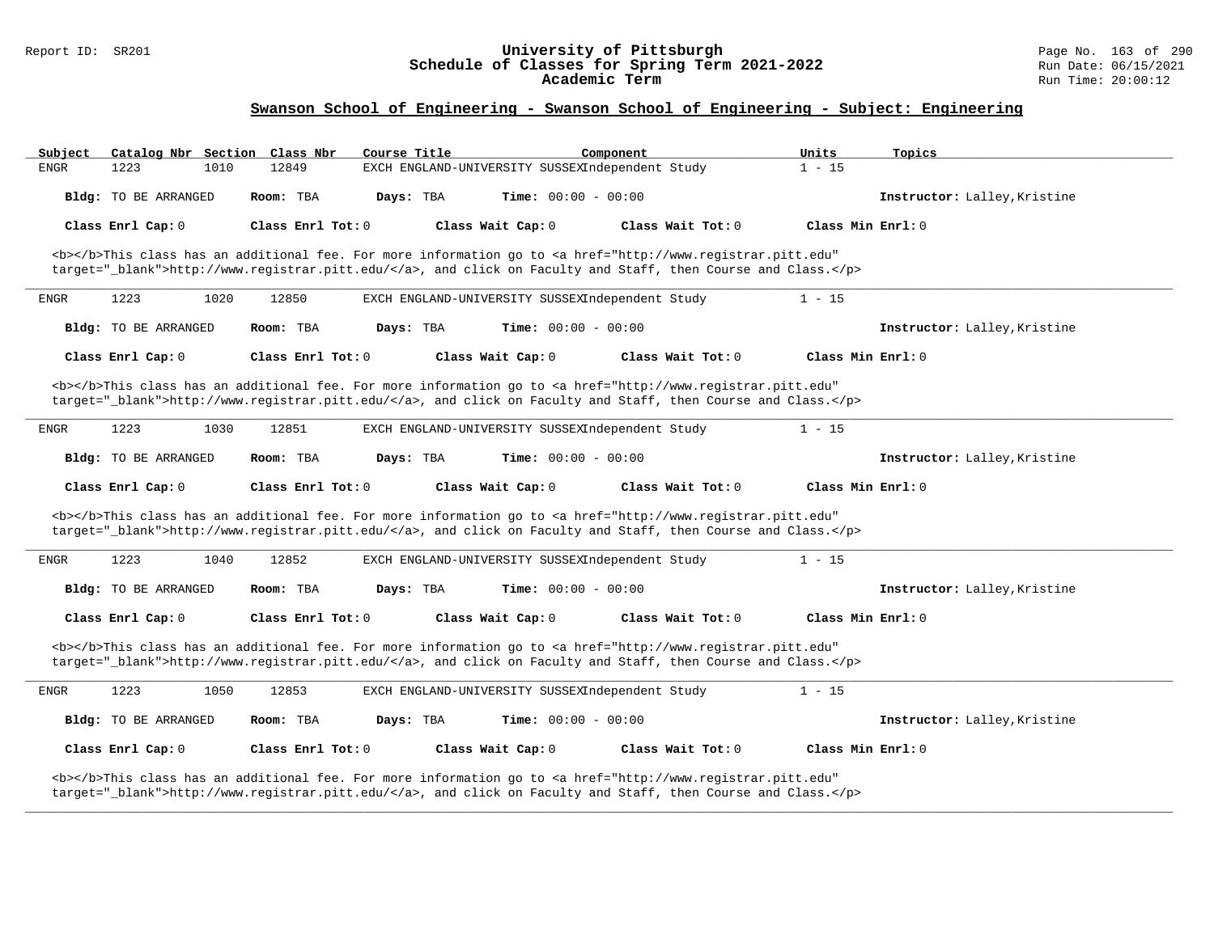## Swanson School of Engineering - Swanson School of Engineering - Subject: Engineering

| Subject | Catalog Nbr | Section | Class Nbr | Course Title | Component | Units | Topics |
|---|---|---|---|---|---|---|---|
| ENGR | 1223 | 1010 | 12849 | EXCH ENGLAND-UNIVERSITY SUSSEX | Independent Study | 1 - 15 | |

**Bldg:** TO BE ARRANGED **Room:** TBA **Days:** TBA **Time:** 00:00 - 00:00 **Instructor:** Lalley,Kristine

**Class Enrl Cap:** 0 **Class Enrl Tot:** 0 **Class Wait Cap:** 0 **Class Wait Tot:** 0 **Class Min Enrl:** 0

<b></b>This class has an additional fee. For more information go to <a href="http://www.registrar.pitt.edu" target="_blank">http://www.registrar.pitt.edu/</a>, and click on Faculty and Staff, then Course and Class.</p>

---

| Subject | Catalog Nbr | Section | Class Nbr | Course Title | Component | Units | Topics |
|---|---|---|---|---|---|---|---|
| ENGR | 1223 | 1020 | 12850 | EXCH ENGLAND-UNIVERSITY SUSSEX | Independent Study | 1 - 15 | |

**Bldg:** TO BE ARRANGED **Room:** TBA **Days:** TBA **Time:** 00:00 - 00:00 **Instructor:** Lalley,Kristine

**Class Enrl Cap:** 0 **Class Enrl Tot:** 0 **Class Wait Cap:** 0 **Class Wait Tot:** 0 **Class Min Enrl:** 0

<b></b>This class has an additional fee. For more information go to <a href="http://www.registrar.pitt.edu" target="_blank">http://www.registrar.pitt.edu/</a>, and click on Faculty and Staff, then Course and Class.</p>

---

| Subject | Catalog Nbr | Section | Class Nbr | Course Title | Component | Units | Topics |
|---|---|---|---|---|---|---|---|
| ENGR | 1223 | 1030 | 12851 | EXCH ENGLAND-UNIVERSITY SUSSEX | Independent Study | 1 - 15 | |

**Bldg:** TO BE ARRANGED **Room:** TBA **Days:** TBA **Time:** 00:00 - 00:00 **Instructor:** Lalley,Kristine

**Class Enrl Cap:** 0 **Class Enrl Tot:** 0 **Class Wait Cap:** 0 **Class Wait Tot:** 0 **Class Min Enrl:** 0

<b></b>This class has an additional fee. For more information go to <a href="http://www.registrar.pitt.edu" target="_blank">http://www.registrar.pitt.edu/</a>, and click on Faculty and Staff, then Course and Class.</p>

---

| Subject | Catalog Nbr | Section | Class Nbr | Course Title | Component | Units | Topics |
|---|---|---|---|---|---|---|---|
| ENGR | 1223 | 1040 | 12852 | EXCH ENGLAND-UNIVERSITY SUSSEX | Independent Study | 1 - 15 | |

**Bldg:** TO BE ARRANGED **Room:** TBA **Days:** TBA **Time:** 00:00 - 00:00 **Instructor:** Lalley,Kristine

**Class Enrl Cap:** 0 **Class Enrl Tot:** 0 **Class Wait Cap:** 0 **Class Wait Tot:** 0 **Class Min Enrl:** 0

<b></b>This class has an additional fee. For more information go to <a href="http://www.registrar.pitt.edu" target="_blank">http://www.registrar.pitt.edu/</a>, and click on Faculty and Staff, then Course and Class.</p>

---

| Subject | Catalog Nbr | Section | Class Nbr | Course Title | Component | Units | Topics |
|---|---|---|---|---|---|---|---|
| ENGR | 1223 | 1050 | 12853 | EXCH ENGLAND-UNIVERSITY SUSSEX | Independent Study | 1 - 15 | |

**Bldg:** TO BE ARRANGED **Room:** TBA **Days:** TBA **Time:** 00:00 - 00:00 **Instructor:** Lalley,Kristine

**Class Enrl Cap:** 0 **Class Enrl Tot:** 0 **Class Wait Cap:** 0 **Class Wait Tot:** 0 **Class Min Enrl:** 0

<b></b>This class has an additional fee. For more information go to <a href="http://www.registrar.pitt.edu" target="_blank">http://www.registrar.pitt.edu/</a>, and click on Faculty and Staff, then Course and Class.</p>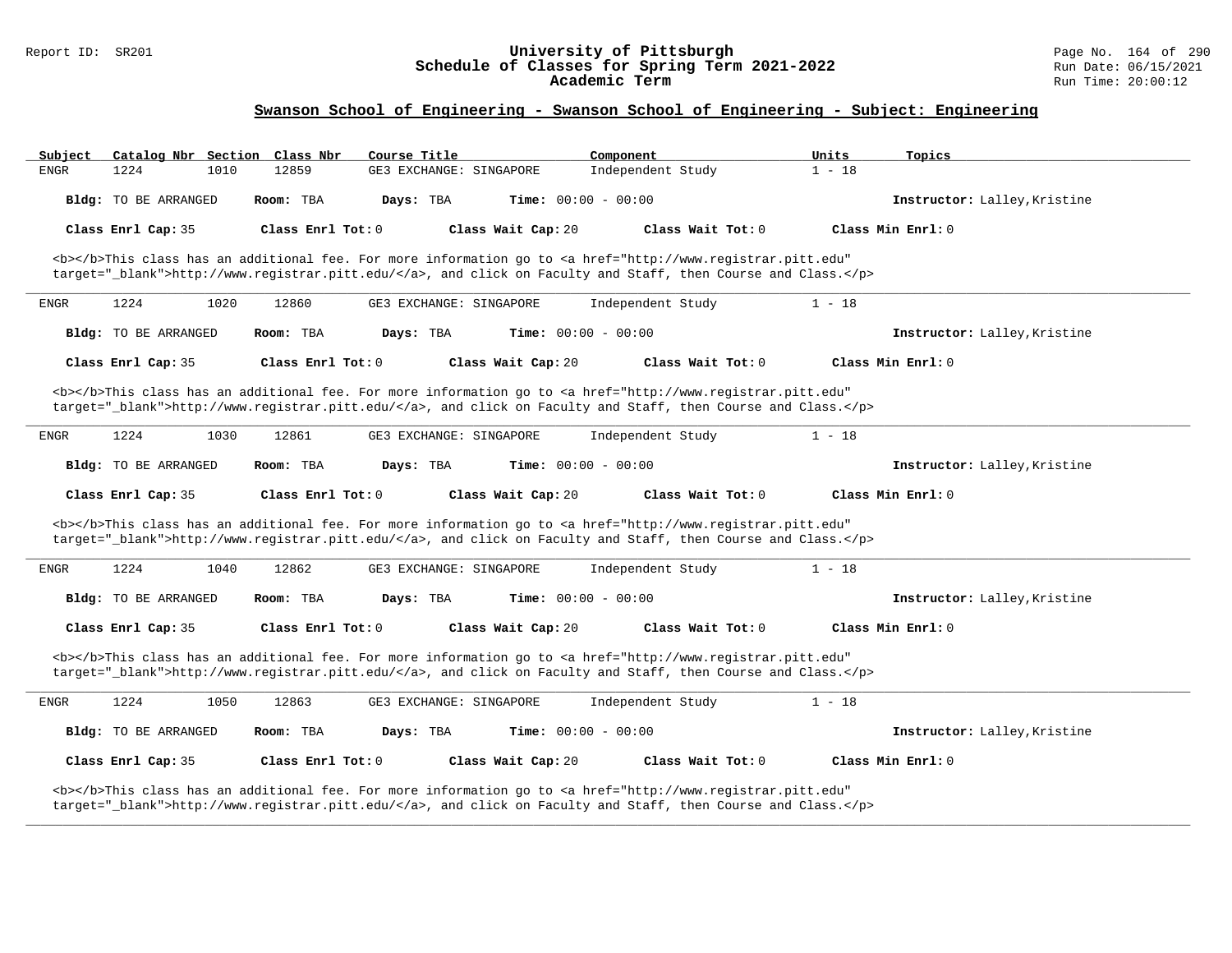## Swanson School of Engineering - Swanson School of Engineering - Subject: Engineering

| Subject | Catalog Nbr | Section | Class Nbr | Course Title | Component | Units | Topics |
|---|---|---|---|---|---|---|---|
| ENGR | 1224 | 1010 | 12859 | GE3 EXCHANGE: SINGAPORE | Independent Study | 1 - 18 | |

**Bldg:** TO BE ARRANGED **Room:** TBA **Days:** TBA **Time:** 00:00 - 00:00 **Instructor:** Lalley,Kristine

**Class Enrl Cap:** 35 **Class Enrl Tot:** 0 **Class Wait Cap:** 20 **Class Wait Tot:** 0 **Class Min Enrl:** 0

<b></b>This class has an additional fee. For more information go to <a href="http://www.registrar.pitt.edu" target="_blank">http://www.registrar.pitt.edu/</a>, and click on Faculty and Staff, then Course and Class.</p>

---

| Subject | Catalog Nbr | Section | Class Nbr | Course Title | Component | Units | Topics |
|---|---|---|---|---|---|---|---|
| ENGR | 1224 | 1020 | 12860 | GE3 EXCHANGE: SINGAPORE | Independent Study | 1 - 18 | |

**Bldg:** TO BE ARRANGED **Room:** TBA **Days:** TBA **Time:** 00:00 - 00:00 **Instructor:** Lalley,Kristine

**Class Enrl Cap:** 35 **Class Enrl Tot:** 0 **Class Wait Cap:** 20 **Class Wait Tot:** 0 **Class Min Enrl:** 0

<b></b>This class has an additional fee. For more information go to <a href="http://www.registrar.pitt.edu" target="_blank">http://www.registrar.pitt.edu/</a>, and click on Faculty and Staff, then Course and Class.</p>

---

| Subject | Catalog Nbr | Section | Class Nbr | Course Title | Component | Units | Topics |
|---|---|---|---|---|---|---|---|
| ENGR | 1224 | 1030 | 12861 | GE3 EXCHANGE: SINGAPORE | Independent Study | 1 - 18 | |

**Bldg:** TO BE ARRANGED **Room:** TBA **Days:** TBA **Time:** 00:00 - 00:00 **Instructor:** Lalley,Kristine

**Class Enrl Cap:** 35 **Class Enrl Tot:** 0 **Class Wait Cap:** 20 **Class Wait Tot:** 0 **Class Min Enrl:** 0

<b></b>This class has an additional fee. For more information go to <a href="http://www.registrar.pitt.edu" target="_blank">http://www.registrar.pitt.edu/</a>, and click on Faculty and Staff, then Course and Class.</p>

---

| Subject | Catalog Nbr | Section | Class Nbr | Course Title | Component | Units | Topics |
|---|---|---|---|---|---|---|---|
| ENGR | 1224 | 1040 | 12862 | GE3 EXCHANGE: SINGAPORE | Independent Study | 1 - 18 | |

**Bldg:** TO BE ARRANGED **Room:** TBA **Days:** TBA **Time:** 00:00 - 00:00 **Instructor:** Lalley,Kristine

**Class Enrl Cap:** 35 **Class Enrl Tot:** 0 **Class Wait Cap:** 20 **Class Wait Tot:** 0 **Class Min Enrl:** 0

<b></b>This class has an additional fee. For more information go to <a href="http://www.registrar.pitt.edu" target="_blank">http://www.registrar.pitt.edu/</a>, and click on Faculty and Staff, then Course and Class.</p>

---

| Subject | Catalog Nbr | Section | Class Nbr | Course Title | Component | Units | Topics |
|---|---|---|---|---|---|---|---|
| ENGR | 1224 | 1050 | 12863 | GE3 EXCHANGE: SINGAPORE | Independent Study | 1 - 18 | |

**Bldg:** TO BE ARRANGED **Room:** TBA **Days:** TBA **Time:** 00:00 - 00:00 **Instructor:** Lalley,Kristine

**Class Enrl Cap:** 35 **Class Enrl Tot:** 0 **Class Wait Cap:** 20 **Class Wait Tot:** 0 **Class Min Enrl:** 0

<b></b>This class has an additional fee. For more information go to <a href="http://www.registrar.pitt.edu" target="_blank">http://www.registrar.pitt.edu/</a>, and click on Faculty and Staff, then Course and Class.</p>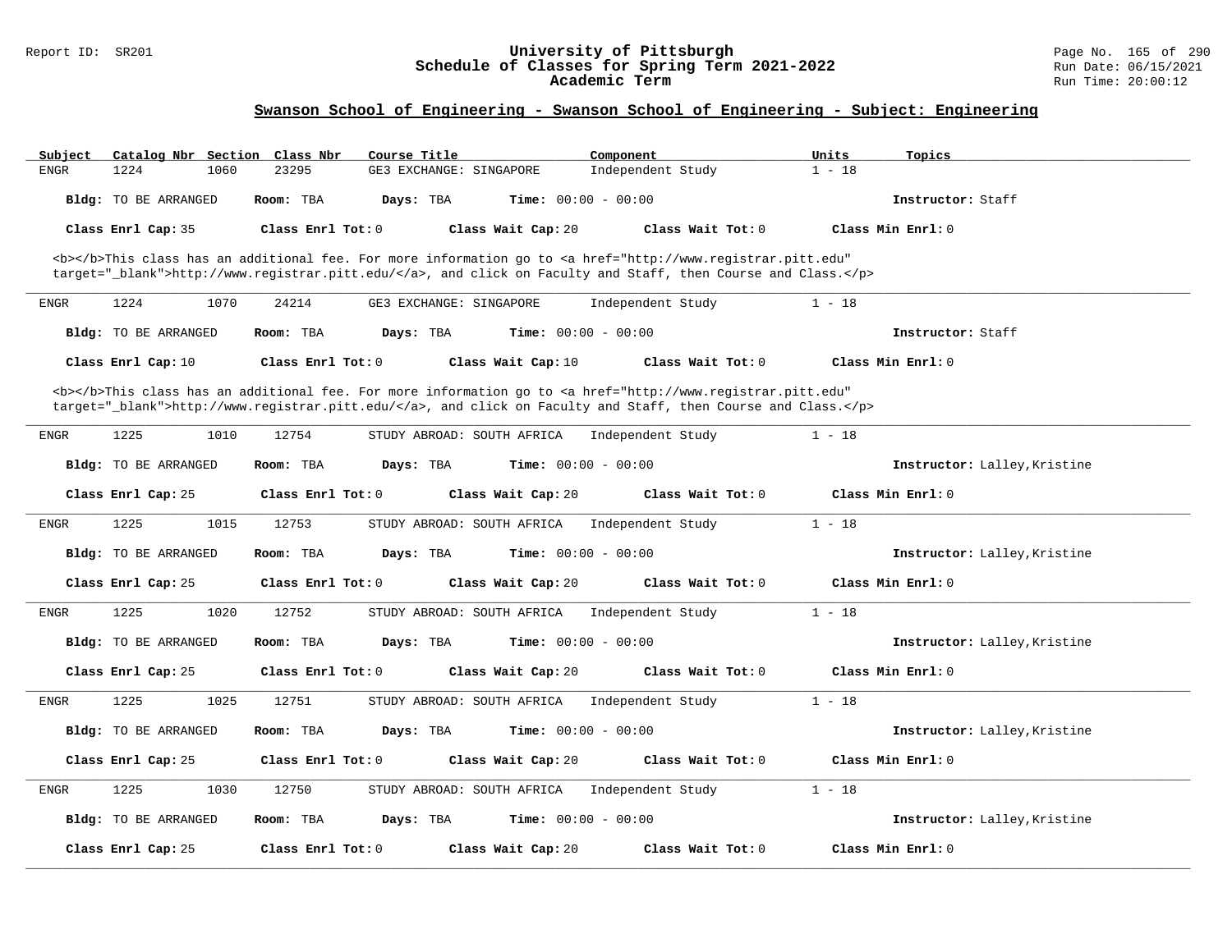## Swanson School of Engineering - Swanson School of Engineering - Subject: Engineering

| Subject | Catalog Nbr | Section | Class Nbr | Course Title | Component | Units | Topics |
|---|---|---|---|---|---|---|---|
| ENGR | 1224 | 1060 | 23295 | GE3 EXCHANGE: SINGAPORE | Independent Study | 1 - 18 | |

**Bldg:** TO BE ARRANGED **Room:** TBA **Days:** TBA **Time:** 00:00 - 00:00 **Instructor:** Staff

**Class Enrl Cap:** 35 **Class Enrl Tot:** 0 **Class Wait Cap:** 20 **Class Wait Tot:** 0 **Class Min Enrl:** 0

<b></b>This class has an additional fee. For more information go to <a href="http://www.registrar.pitt.edu" target="_blank">http://www.registrar.pitt.edu/</a>, and click on Faculty and Staff, then Course and Class.</p>

---

| Subject | Catalog Nbr | Section | Class Nbr | Course Title | Component | Units | Topics |
|---|---|---|---|---|---|---|---|
| ENGR | 1224 | 1070 | 24214 | GE3 EXCHANGE: SINGAPORE | Independent Study | 1 - 18 | |

**Bldg:** TO BE ARRANGED **Room:** TBA **Days:** TBA **Time:** 00:00 - 00:00 **Instructor:** Staff

**Class Enrl Cap:** 10 **Class Enrl Tot:** 0 **Class Wait Cap:** 10 **Class Wait Tot:** 0 **Class Min Enrl:** 0

<b></b>This class has an additional fee. For more information go to <a href="http://www.registrar.pitt.edu" target="_blank">http://www.registrar.pitt.edu/</a>, and click on Faculty and Staff, then Course and Class.</p>

---

| Subject | Catalog Nbr | Section | Class Nbr | Course Title | Component | Units | Topics |
|---|---|---|---|---|---|---|---|
| ENGR | 1225 | 1010 | 12754 | STUDY ABROAD: SOUTH AFRICA | Independent Study | 1 - 18 | |

**Bldg:** TO BE ARRANGED **Room:** TBA **Days:** TBA **Time:** 00:00 - 00:00 **Instructor:** Lalley,Kristine

**Class Enrl Cap:** 25 **Class Enrl Tot:** 0 **Class Wait Cap:** 20 **Class Wait Tot:** 0 **Class Min Enrl:** 0

---

| Subject | Catalog Nbr | Section | Class Nbr | Course Title | Component | Units | Topics |
|---|---|---|---|---|---|---|---|
| ENGR | 1225 | 1015 | 12753 | STUDY ABROAD: SOUTH AFRICA | Independent Study | 1 - 18 | |

**Bldg:** TO BE ARRANGED **Room:** TBA **Days:** TBA **Time:** 00:00 - 00:00 **Instructor:** Lalley,Kristine

**Class Enrl Cap:** 25 **Class Enrl Tot:** 0 **Class Wait Cap:** 20 **Class Wait Tot:** 0 **Class Min Enrl:** 0

---

| Subject | Catalog Nbr | Section | Class Nbr | Course Title | Component | Units | Topics |
|---|---|---|---|---|---|---|---|
| ENGR | 1225 | 1020 | 12752 | STUDY ABROAD: SOUTH AFRICA | Independent Study | 1 - 18 | |

**Bldg:** TO BE ARRANGED **Room:** TBA **Days:** TBA **Time:** 00:00 - 00:00 **Instructor:** Lalley,Kristine

**Class Enrl Cap:** 25 **Class Enrl Tot:** 0 **Class Wait Cap:** 20 **Class Wait Tot:** 0 **Class Min Enrl:** 0

---

| Subject | Catalog Nbr | Section | Class Nbr | Course Title | Component | Units | Topics |
|---|---|---|---|---|---|---|---|
| ENGR | 1225 | 1025 | 12751 | STUDY ABROAD: SOUTH AFRICA | Independent Study | 1 - 18 | |

**Bldg:** TO BE ARRANGED **Room:** TBA **Days:** TBA **Time:** 00:00 - 00:00 **Instructor:** Lalley,Kristine

**Class Enrl Cap:** 25 **Class Enrl Tot:** 0 **Class Wait Cap:** 20 **Class Wait Tot:** 0 **Class Min Enrl:** 0

---

| Subject | Catalog Nbr | Section | Class Nbr | Course Title | Component | Units | Topics |
|---|---|---|---|---|---|---|---|
| ENGR | 1225 | 1030 | 12750 | STUDY ABROAD: SOUTH AFRICA | Independent Study | 1 - 18 | |

**Bldg:** TO BE ARRANGED **Room:** TBA **Days:** TBA **Time:** 00:00 - 00:00 **Instructor:** Lalley,Kristine

**Class Enrl Cap:** 25 **Class Enrl Tot:** 0 **Class Wait Cap:** 20 **Class Wait Tot:** 0 **Class Min Enrl:** 0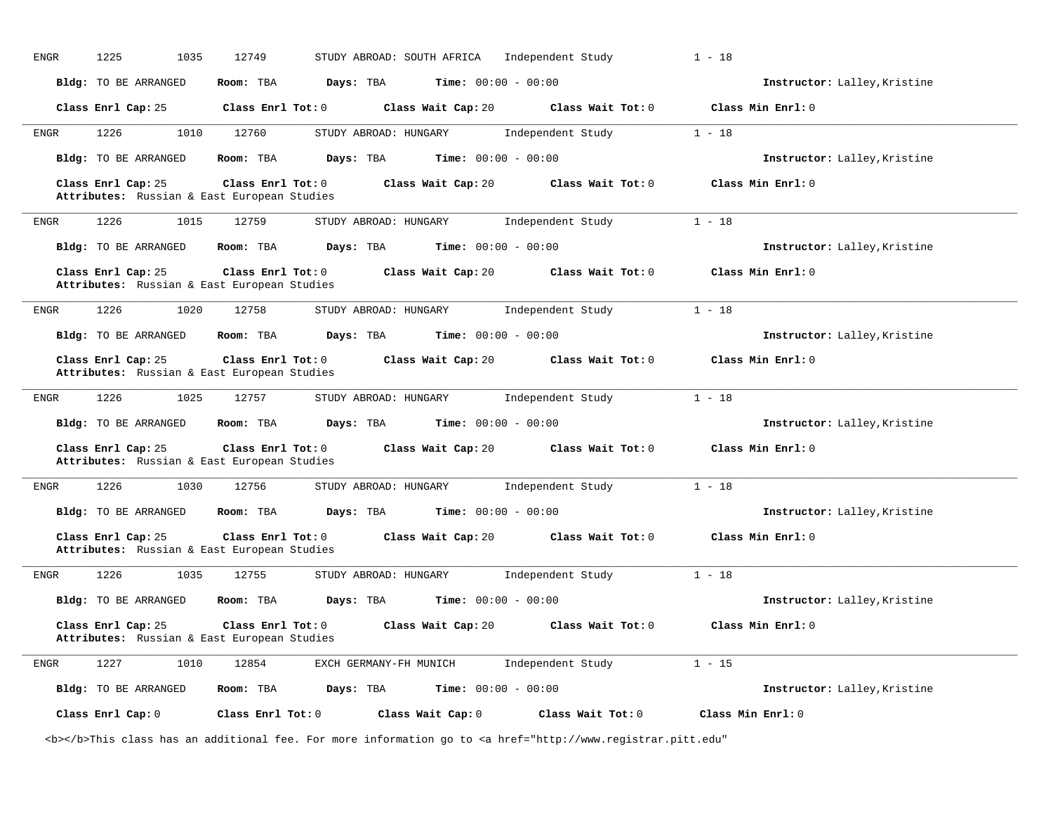ENGR 1225 1035 12749 STUDY ABROAD: SOUTH AFRICA Independent Study 1 - 18

**Bldg:** TO BE ARRANGED **Room:** TBA **Days:** TBA **Time:** 00:00 - 00:00 **Instructor:** Lalley,Kristine

**Class Enrl Cap:** 25 **Class Enrl Tot:** 0 **Class Wait Cap:** 20 **Class Wait Tot:** 0 **Class Min Enrl:** 0

---

ENGR 1226 1010 12760 STUDY ABROAD: HUNGARY Independent Study 1 - 18

**Bldg:** TO BE ARRANGED **Room:** TBA **Days:** TBA **Time:** 00:00 - 00:00 **Instructor:** Lalley,Kristine

**Class Enrl Cap:** 25 **Class Enrl Tot:** 0 **Class Wait Cap:** 20 **Class Wait Tot:** 0 **Class Min Enrl:** 0
**Attributes:** Russian & East European Studies

---

ENGR 1226 1015 12759 STUDY ABROAD: HUNGARY Independent Study 1 - 18

**Bldg:** TO BE ARRANGED **Room:** TBA **Days:** TBA **Time:** 00:00 - 00:00 **Instructor:** Lalley,Kristine

**Class Enrl Cap:** 25 **Class Enrl Tot:** 0 **Class Wait Cap:** 20 **Class Wait Tot:** 0 **Class Min Enrl:** 0
**Attributes:** Russian & East European Studies

---

ENGR 1226 1020 12758 STUDY ABROAD: HUNGARY Independent Study 1 - 18

**Bldg:** TO BE ARRANGED **Room:** TBA **Days:** TBA **Time:** 00:00 - 00:00 **Instructor:** Lalley,Kristine

**Class Enrl Cap:** 25 **Class Enrl Tot:** 0 **Class Wait Cap:** 20 **Class Wait Tot:** 0 **Class Min Enrl:** 0
**Attributes:** Russian & East European Studies

---

ENGR 1226 1025 12757 STUDY ABROAD: HUNGARY Independent Study 1 - 18

**Bldg:** TO BE ARRANGED **Room:** TBA **Days:** TBA **Time:** 00:00 - 00:00 **Instructor:** Lalley,Kristine

**Class Enrl Cap:** 25 **Class Enrl Tot:** 0 **Class Wait Cap:** 20 **Class Wait Tot:** 0 **Class Min Enrl:** 0
**Attributes:** Russian & East European Studies

---

ENGR 1226 1030 12756 STUDY ABROAD: HUNGARY Independent Study 1 - 18

**Bldg:** TO BE ARRANGED **Room:** TBA **Days:** TBA **Time:** 00:00 - 00:00 **Instructor:** Lalley,Kristine

**Class Enrl Cap:** 25 **Class Enrl Tot:** 0 **Class Wait Cap:** 20 **Class Wait Tot:** 0 **Class Min Enrl:** 0
**Attributes:** Russian & East European Studies

---

ENGR 1226 1035 12755 STUDY ABROAD: HUNGARY Independent Study 1 - 18

**Bldg:** TO BE ARRANGED **Room:** TBA **Days:** TBA **Time:** 00:00 - 00:00 **Instructor:** Lalley,Kristine

**Class Enrl Cap:** 25 **Class Enrl Tot:** 0 **Class Wait Cap:** 20 **Class Wait Tot:** 0 **Class Min Enrl:** 0
**Attributes:** Russian & East European Studies

---

ENGR 1227 1010 12854 EXCH GERMANY-FH MUNICH Independent Study 1 - 15

**Bldg:** TO BE ARRANGED **Room:** TBA **Days:** TBA **Time:** 00:00 - 00:00 **Instructor:** Lalley,Kristine

**Class Enrl Cap:** 0 **Class Enrl Tot:** 0 **Class Wait Cap:** 0 **Class Wait Tot:** 0 **Class Min Enrl:** 0

<b></b>This class has an additional fee. For more information go to <a href="http://www.registrar.pitt.edu"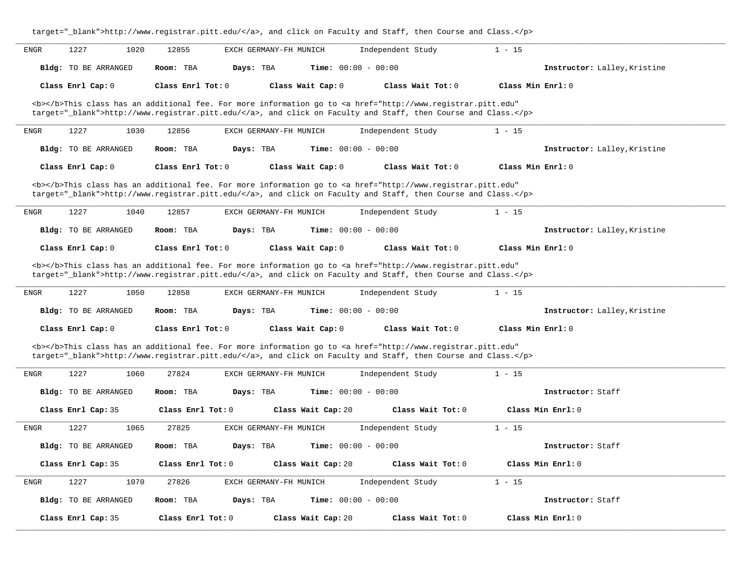target="_blank">http://www.registrar.pitt.edu/</a>, and click on Faculty and Staff, then Course and Class.</p>

---

ENGR 1227 1020 12855 EXCH GERMANY-FH MUNICH Independent Study 1 - 15

**Bldg:** TO BE ARRANGED **Room:** TBA **Days:** TBA **Time:** 00:00 - 00:00 **Instructor:** Lalley,Kristine

**Class Enrl Cap:** 0 **Class Enrl Tot:** 0 **Class Wait Cap:** 0 **Class Wait Tot:** 0 **Class Min Enrl:** 0

<b></b>This class has an additional fee. For more information go to <a href="http://www.registrar.pitt.edu" target="_blank">http://www.registrar.pitt.edu/</a>, and click on Faculty and Staff, then Course and Class.</p>

---

ENGR 1227 1030 12856 EXCH GERMANY-FH MUNICH Independent Study 1 - 15

**Bldg:** TO BE ARRANGED **Room:** TBA **Days:** TBA **Time:** 00:00 - 00:00 **Instructor:** Lalley,Kristine

**Class Enrl Cap:** 0 **Class Enrl Tot:** 0 **Class Wait Cap:** 0 **Class Wait Tot:** 0 **Class Min Enrl:** 0

<b></b>This class has an additional fee. For more information go to <a href="http://www.registrar.pitt.edu" target="_blank">http://www.registrar.pitt.edu/</a>, and click on Faculty and Staff, then Course and Class.</p>

---

ENGR 1227 1040 12857 EXCH GERMANY-FH MUNICH Independent Study 1 - 15

**Bldg:** TO BE ARRANGED **Room:** TBA **Days:** TBA **Time:** 00:00 - 00:00 **Instructor:** Lalley,Kristine

**Class Enrl Cap:** 0 **Class Enrl Tot:** 0 **Class Wait Cap:** 0 **Class Wait Tot:** 0 **Class Min Enrl:** 0

<b></b>This class has an additional fee. For more information go to <a href="http://www.registrar.pitt.edu" target="_blank">http://www.registrar.pitt.edu/</a>, and click on Faculty and Staff, then Course and Class.</p>

---

ENGR 1227 1050 12858 EXCH GERMANY-FH MUNICH Independent Study 1 - 15

**Bldg:** TO BE ARRANGED **Room:** TBA **Days:** TBA **Time:** 00:00 - 00:00 **Instructor:** Lalley,Kristine

**Class Enrl Cap:** 0 **Class Enrl Tot:** 0 **Class Wait Cap:** 0 **Class Wait Tot:** 0 **Class Min Enrl:** 0

<b></b>This class has an additional fee. For more information go to <a href="http://www.registrar.pitt.edu" target="_blank">http://www.registrar.pitt.edu/</a>, and click on Faculty and Staff, then Course and Class.</p>

---

ENGR 1227 1060 27824 EXCH GERMANY-FH MUNICH Independent Study 1 - 15

**Bldg:** TO BE ARRANGED **Room:** TBA **Days:** TBA **Time:** 00:00 - 00:00 **Instructor:** Staff

**Class Enrl Cap:** 35 **Class Enrl Tot:** 0 **Class Wait Cap:** 20 **Class Wait Tot:** 0 **Class Min Enrl:** 0

---

ENGR 1227 1065 27825 EXCH GERMANY-FH MUNICH Independent Study 1 - 15

**Bldg:** TO BE ARRANGED **Room:** TBA **Days:** TBA **Time:** 00:00 - 00:00 **Instructor:** Staff

**Class Enrl Cap:** 35 **Class Enrl Tot:** 0 **Class Wait Cap:** 20 **Class Wait Tot:** 0 **Class Min Enrl:** 0

---

ENGR 1227 1070 27826 EXCH GERMANY-FH MUNICH Independent Study 1 - 15

**Bldg:** TO BE ARRANGED **Room:** TBA **Days:** TBA **Time:** 00:00 - 00:00 **Instructor:** Staff

**Class Enrl Cap:** 35 **Class Enrl Tot:** 0 **Class Wait Cap:** 20 **Class Wait Tot:** 0 **Class Min Enrl:** 0

---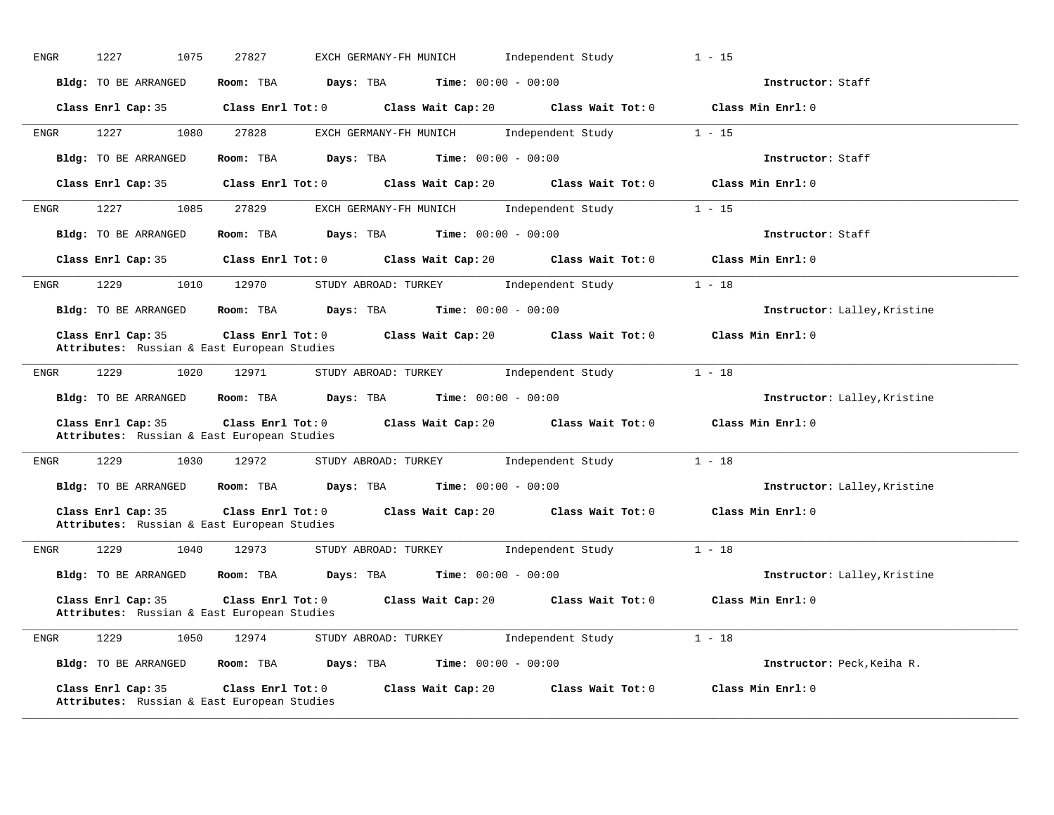ENGR 1227 1075 27827 EXCH GERMANY-FH MUNICH Independent Study 1 - 15

**Bldg:** TO BE ARRANGED **Room:** TBA **Days:** TBA **Time:** 00:00 - 00:00 **Instructor:** Staff

**Class Enrl Cap:** 35 **Class Enrl Tot:** 0 **Class Wait Cap:** 20 **Class Wait Tot:** 0 **Class Min Enrl:** 0

---

ENGR 1227 1080 27828 EXCH GERMANY-FH MUNICH Independent Study 1 - 15

**Bldg:** TO BE ARRANGED **Room:** TBA **Days:** TBA **Time:** 00:00 - 00:00 **Instructor:** Staff

**Class Enrl Cap:** 35 **Class Enrl Tot:** 0 **Class Wait Cap:** 20 **Class Wait Tot:** 0 **Class Min Enrl:** 0

---

ENGR 1227 1085 27829 EXCH GERMANY-FH MUNICH Independent Study 1 - 15

**Bldg:** TO BE ARRANGED **Room:** TBA **Days:** TBA **Time:** 00:00 - 00:00 **Instructor:** Staff

**Class Enrl Cap:** 35 **Class Enrl Tot:** 0 **Class Wait Cap:** 20 **Class Wait Tot:** 0 **Class Min Enrl:** 0

---

ENGR 1229 1010 12970 STUDY ABROAD: TURKEY Independent Study 1 - 18

**Bldg:** TO BE ARRANGED **Room:** TBA **Days:** TBA **Time:** 00:00 - 00:00 **Instructor:** Lalley,Kristine

**Class Enrl Cap:** 35 **Class Enrl Tot:** 0 **Class Wait Cap:** 20 **Class Wait Tot:** 0 **Class Min Enrl:** 0
**Attributes:** Russian & East European Studies

---

ENGR 1229 1020 12971 STUDY ABROAD: TURKEY Independent Study 1 - 18

**Bldg:** TO BE ARRANGED **Room:** TBA **Days:** TBA **Time:** 00:00 - 00:00 **Instructor:** Lalley,Kristine

**Class Enrl Cap:** 35 **Class Enrl Tot:** 0 **Class Wait Cap:** 20 **Class Wait Tot:** 0 **Class Min Enrl:** 0
**Attributes:** Russian & East European Studies

---

ENGR 1229 1030 12972 STUDY ABROAD: TURKEY Independent Study 1 - 18

**Bldg:** TO BE ARRANGED **Room:** TBA **Days:** TBA **Time:** 00:00 - 00:00 **Instructor:** Lalley,Kristine

**Class Enrl Cap:** 35 **Class Enrl Tot:** 0 **Class Wait Cap:** 20 **Class Wait Tot:** 0 **Class Min Enrl:** 0
**Attributes:** Russian & East European Studies

---

ENGR 1229 1040 12973 STUDY ABROAD: TURKEY Independent Study 1 - 18

**Bldg:** TO BE ARRANGED **Room:** TBA **Days:** TBA **Time:** 00:00 - 00:00 **Instructor:** Lalley,Kristine

**Class Enrl Cap:** 35 **Class Enrl Tot:** 0 **Class Wait Cap:** 20 **Class Wait Tot:** 0 **Class Min Enrl:** 0
**Attributes:** Russian & East European Studies

---

ENGR 1229 1050 12974 STUDY ABROAD: TURKEY Independent Study 1 - 18

**Bldg:** TO BE ARRANGED **Room:** TBA **Days:** TBA **Time:** 00:00 - 00:00 **Instructor:** Peck,Keiha R.

**Class Enrl Cap:** 35 **Class Enrl Tot:** 0 **Class Wait Cap:** 20 **Class Wait Tot:** 0 **Class Min Enrl:** 0
**Attributes:** Russian & East European Studies

---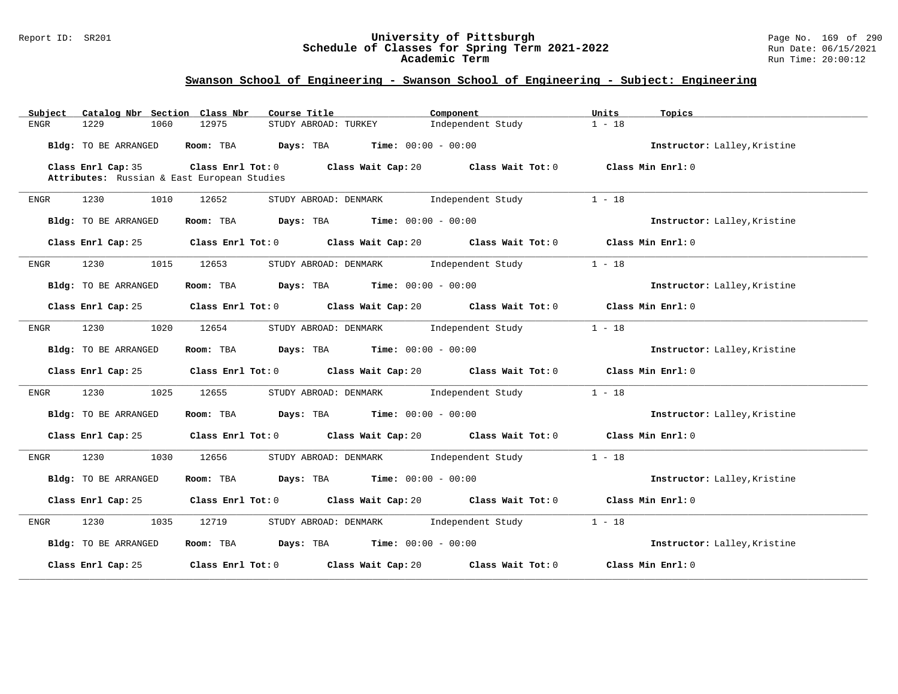## Swanson School of Engineering - Swanson School of Engineering - Subject: Engineering

| Subject | Catalog Nbr | Section | Class Nbr | Course Title | Component | Units | Topics |
|---|---|---|---|---|---|---|---|
| ENGR | 1229 | 1060 | 12975 | STUDY ABROAD: TURKEY | Independent Study | 1 - 18 | |

**Bldg:** TO BE ARRANGED **Room:** TBA **Days:** TBA **Time:** 00:00 - 00:00 **Instructor:** Lalley,Kristine

**Class Enrl Cap:** 35 **Class Enrl Tot:** 0 **Class Wait Cap:** 20 **Class Wait Tot:** 0 **Class Min Enrl:** 0

**Attributes:** Russian & East European Studies

---

| Subject | Catalog Nbr | Section | Class Nbr | Course Title | Component | Units | Topics |
|---|---|---|---|---|---|---|---|
| ENGR | 1230 | 1010 | 12652 | STUDY ABROAD: DENMARK | Independent Study | 1 - 18 | |

**Bldg:** TO BE ARRANGED **Room:** TBA **Days:** TBA **Time:** 00:00 - 00:00 **Instructor:** Lalley,Kristine

**Class Enrl Cap:** 25 **Class Enrl Tot:** 0 **Class Wait Cap:** 20 **Class Wait Tot:** 0 **Class Min Enrl:** 0

---

| Subject | Catalog Nbr | Section | Class Nbr | Course Title | Component | Units | Topics |
|---|---|---|---|---|---|---|---|
| ENGR | 1230 | 1015 | 12653 | STUDY ABROAD: DENMARK | Independent Study | 1 - 18 | |

**Bldg:** TO BE ARRANGED **Room:** TBA **Days:** TBA **Time:** 00:00 - 00:00 **Instructor:** Lalley,Kristine

**Class Enrl Cap:** 25 **Class Enrl Tot:** 0 **Class Wait Cap:** 20 **Class Wait Tot:** 0 **Class Min Enrl:** 0

---

| Subject | Catalog Nbr | Section | Class Nbr | Course Title | Component | Units | Topics |
|---|---|---|---|---|---|---|---|
| ENGR | 1230 | 1020 | 12654 | STUDY ABROAD: DENMARK | Independent Study | 1 - 18 | |

**Bldg:** TO BE ARRANGED **Room:** TBA **Days:** TBA **Time:** 00:00 - 00:00 **Instructor:** Lalley,Kristine

**Class Enrl Cap:** 25 **Class Enrl Tot:** 0 **Class Wait Cap:** 20 **Class Wait Tot:** 0 **Class Min Enrl:** 0

---

| Subject | Catalog Nbr | Section | Class Nbr | Course Title | Component | Units | Topics |
|---|---|---|---|---|---|---|---|
| ENGR | 1230 | 1025 | 12655 | STUDY ABROAD: DENMARK | Independent Study | 1 - 18 | |

**Bldg:** TO BE ARRANGED **Room:** TBA **Days:** TBA **Time:** 00:00 - 00:00 **Instructor:** Lalley,Kristine

**Class Enrl Cap:** 25 **Class Enrl Tot:** 0 **Class Wait Cap:** 20 **Class Wait Tot:** 0 **Class Min Enrl:** 0

---

| Subject | Catalog Nbr | Section | Class Nbr | Course Title | Component | Units | Topics |
|---|---|---|---|---|---|---|---|
| ENGR | 1230 | 1030 | 12656 | STUDY ABROAD: DENMARK | Independent Study | 1 - 18 | |

**Bldg:** TO BE ARRANGED **Room:** TBA **Days:** TBA **Time:** 00:00 - 00:00 **Instructor:** Lalley,Kristine

**Class Enrl Cap:** 25 **Class Enrl Tot:** 0 **Class Wait Cap:** 20 **Class Wait Tot:** 0 **Class Min Enrl:** 0

---

| Subject | Catalog Nbr | Section | Class Nbr | Course Title | Component | Units | Topics |
|---|---|---|---|---|---|---|---|
| ENGR | 1230 | 1035 | 12719 | STUDY ABROAD: DENMARK | Independent Study | 1 - 18 | |

**Bldg:** TO BE ARRANGED **Room:** TBA **Days:** TBA **Time:** 00:00 - 00:00 **Instructor:** Lalley,Kristine

**Class Enrl Cap:** 25 **Class Enrl Tot:** 0 **Class Wait Cap:** 20 **Class Wait Tot:** 0 **Class Min Enrl:** 0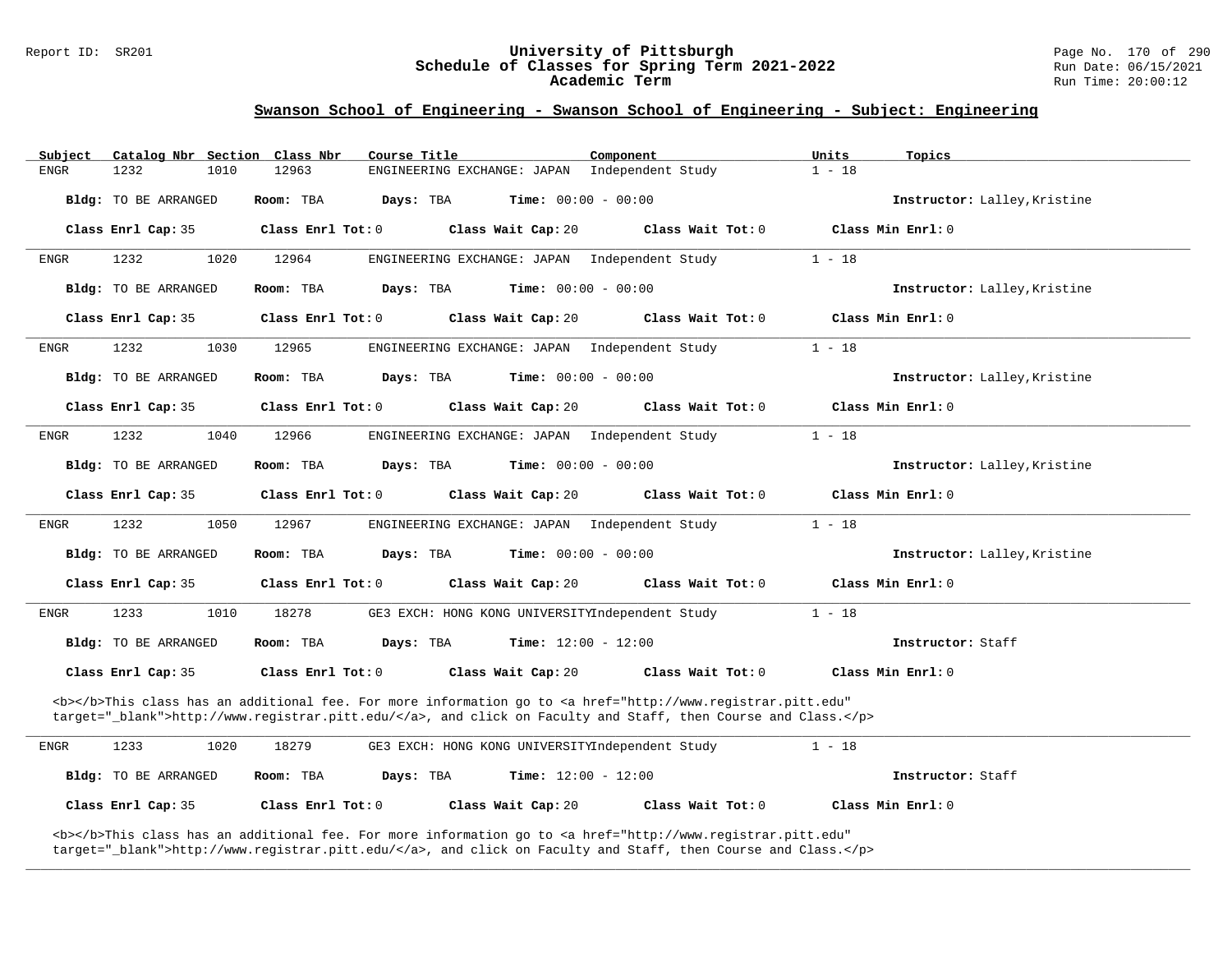## Swanson School of Engineering - Swanson School of Engineering - Subject: Engineering

| Subject | Catalog Nbr | Section | Class Nbr | Course Title | Component | Units | Topics |
|---|---|---|---|---|---|---|---|
| ENGR | 1232 | 1010 | 12963 | ENGINEERING EXCHANGE: JAPAN | Independent Study | 1 - 18 | |

**Bldg:** TO BE ARRANGED **Room:** TBA **Days:** TBA **Time:** 00:00 - 00:00 **Instructor:** Lalley,Kristine

**Class Enrl Cap:** 35 **Class Enrl Tot:** 0 **Class Wait Cap:** 20 **Class Wait Tot:** 0 **Class Min Enrl:** 0

---

| Subject | Catalog Nbr | Section | Class Nbr | Course Title | Component | Units | Topics |
|---|---|---|---|---|---|---|---|
| ENGR | 1232 | 1020 | 12964 | ENGINEERING EXCHANGE: JAPAN | Independent Study | 1 - 18 | |

**Bldg:** TO BE ARRANGED **Room:** TBA **Days:** TBA **Time:** 00:00 - 00:00 **Instructor:** Lalley,Kristine

**Class Enrl Cap:** 35 **Class Enrl Tot:** 0 **Class Wait Cap:** 20 **Class Wait Tot:** 0 **Class Min Enrl:** 0

---

| Subject | Catalog Nbr | Section | Class Nbr | Course Title | Component | Units | Topics |
|---|---|---|---|---|---|---|---|
| ENGR | 1232 | 1030 | 12965 | ENGINEERING EXCHANGE: JAPAN | Independent Study | 1 - 18 | |

**Bldg:** TO BE ARRANGED **Room:** TBA **Days:** TBA **Time:** 00:00 - 00:00 **Instructor:** Lalley,Kristine

**Class Enrl Cap:** 35 **Class Enrl Tot:** 0 **Class Wait Cap:** 20 **Class Wait Tot:** 0 **Class Min Enrl:** 0

---

| Subject | Catalog Nbr | Section | Class Nbr | Course Title | Component | Units | Topics |
|---|---|---|---|---|---|---|---|
| ENGR | 1232 | 1040 | 12966 | ENGINEERING EXCHANGE: JAPAN | Independent Study | 1 - 18 | |

**Bldg:** TO BE ARRANGED **Room:** TBA **Days:** TBA **Time:** 00:00 - 00:00 **Instructor:** Lalley,Kristine

**Class Enrl Cap:** 35 **Class Enrl Tot:** 0 **Class Wait Cap:** 20 **Class Wait Tot:** 0 **Class Min Enrl:** 0

---

| Subject | Catalog Nbr | Section | Class Nbr | Course Title | Component | Units | Topics |
|---|---|---|---|---|---|---|---|
| ENGR | 1232 | 1050 | 12967 | ENGINEERING EXCHANGE: JAPAN | Independent Study | 1 - 18 | |

**Bldg:** TO BE ARRANGED **Room:** TBA **Days:** TBA **Time:** 00:00 - 00:00 **Instructor:** Lalley,Kristine

**Class Enrl Cap:** 35 **Class Enrl Tot:** 0 **Class Wait Cap:** 20 **Class Wait Tot:** 0 **Class Min Enrl:** 0

---

| Subject | Catalog Nbr | Section | Class Nbr | Course Title | Component | Units | Topics |
|---|---|---|---|---|---|---|---|
| ENGR | 1233 | 1010 | 18278 | GE3 EXCH: HONG KONG UNIVERSITY | Independent Study | 1 - 18 | |

**Bldg:** TO BE ARRANGED **Room:** TBA **Days:** TBA **Time:** 12:00 - 12:00 **Instructor:** Staff

**Class Enrl Cap:** 35 **Class Enrl Tot:** 0 **Class Wait Cap:** 20 **Class Wait Tot:** 0 **Class Min Enrl:** 0

<b></b>This class has an additional fee. For more information go to <a href="http://www.registrar.pitt.edu" target="_blank">http://www.registrar.pitt.edu/</a>, and click on Faculty and Staff, then Course and Class.</p>

---

| Subject | Catalog Nbr | Section | Class Nbr | Course Title | Component | Units | Topics |
|---|---|---|---|---|---|---|---|
| ENGR | 1233 | 1020 | 18279 | GE3 EXCH: HONG KONG UNIVERSITY | Independent Study | 1 - 18 | |

**Bldg:** TO BE ARRANGED **Room:** TBA **Days:** TBA **Time:** 12:00 - 12:00 **Instructor:** Staff

**Class Enrl Cap:** 35 **Class Enrl Tot:** 0 **Class Wait Cap:** 20 **Class Wait Tot:** 0 **Class Min Enrl:** 0

<b></b>This class has an additional fee. For more information go to <a href="http://www.registrar.pitt.edu" target="_blank">http://www.registrar.pitt.edu/</a>, and click on Faculty and Staff, then Course and Class.</p>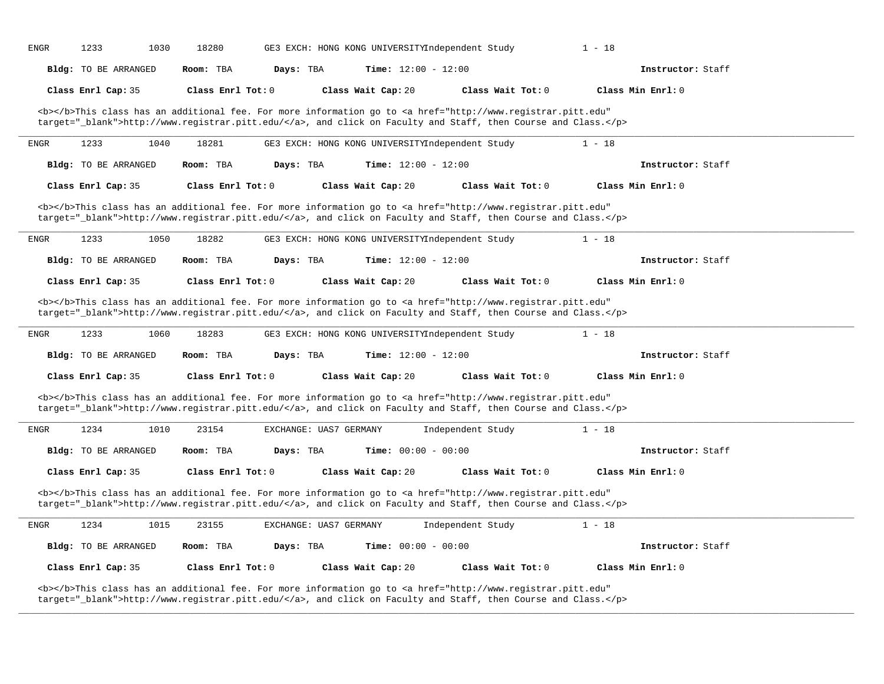ENGR 1233 1030 18280 GE3 EXCH: HONG KONG UNIVERSITYIndependent Study 1 - 18

**Bldg:** TO BE ARRANGED **Room:** TBA **Days:** TBA **Time:** 12:00 - 12:00 **Instructor:** Staff

**Class Enrl Cap:** 35 **Class Enrl Tot:** 0 **Class Wait Cap:** 20 **Class Wait Tot:** 0 **Class Min Enrl:** 0

<b></b>This class has an additional fee. For more information go to <a href="http://www.registrar.pitt.edu" target="_blank">http://www.registrar.pitt.edu/</a>, and click on Faculty and Staff, then Course and Class.</p>

---

ENGR 1233 1040 18281 GE3 EXCH: HONG KONG UNIVERSITYIndependent Study 1 - 18

**Bldg:** TO BE ARRANGED **Room:** TBA **Days:** TBA **Time:** 12:00 - 12:00 **Instructor:** Staff

**Class Enrl Cap:** 35 **Class Enrl Tot:** 0 **Class Wait Cap:** 20 **Class Wait Tot:** 0 **Class Min Enrl:** 0

<b></b>This class has an additional fee. For more information go to <a href="http://www.registrar.pitt.edu" target="_blank">http://www.registrar.pitt.edu/</a>, and click on Faculty and Staff, then Course and Class.</p>

---

ENGR 1233 1050 18282 GE3 EXCH: HONG KONG UNIVERSITYIndependent Study 1 - 18

**Bldg:** TO BE ARRANGED **Room:** TBA **Days:** TBA **Time:** 12:00 - 12:00 **Instructor:** Staff

**Class Enrl Cap:** 35 **Class Enrl Tot:** 0 **Class Wait Cap:** 20 **Class Wait Tot:** 0 **Class Min Enrl:** 0

<b></b>This class has an additional fee. For more information go to <a href="http://www.registrar.pitt.edu" target="_blank">http://www.registrar.pitt.edu/</a>, and click on Faculty and Staff, then Course and Class.</p>

---

ENGR 1233 1060 18283 GE3 EXCH: HONG KONG UNIVERSITYIndependent Study 1 - 18

**Bldg:** TO BE ARRANGED **Room:** TBA **Days:** TBA **Time:** 12:00 - 12:00 **Instructor:** Staff

**Class Enrl Cap:** 35 **Class Enrl Tot:** 0 **Class Wait Cap:** 20 **Class Wait Tot:** 0 **Class Min Enrl:** 0

<b></b>This class has an additional fee. For more information go to <a href="http://www.registrar.pitt.edu" target="_blank">http://www.registrar.pitt.edu/</a>, and click on Faculty and Staff, then Course and Class.</p>

---

ENGR 1234 1010 23154 EXCHANGE: UAS7 GERMANY Independent Study 1 - 18

**Bldg:** TO BE ARRANGED **Room:** TBA **Days:** TBA **Time:** 00:00 - 00:00 **Instructor:** Staff

**Class Enrl Cap:** 35 **Class Enrl Tot:** 0 **Class Wait Cap:** 20 **Class Wait Tot:** 0 **Class Min Enrl:** 0

<b></b>This class has an additional fee. For more information go to <a href="http://www.registrar.pitt.edu" target="_blank">http://www.registrar.pitt.edu/</a>, and click on Faculty and Staff, then Course and Class.</p>

---

ENGR 1234 1015 23155 EXCHANGE: UAS7 GERMANY Independent Study 1 - 18

**Bldg:** TO BE ARRANGED **Room:** TBA **Days:** TBA **Time:** 00:00 - 00:00 **Instructor:** Staff

**Class Enrl Cap:** 35 **Class Enrl Tot:** 0 **Class Wait Cap:** 20 **Class Wait Tot:** 0 **Class Min Enrl:** 0

<b></b>This class has an additional fee. For more information go to <a href="http://www.registrar.pitt.edu" target="_blank">http://www.registrar.pitt.edu/</a>, and click on Faculty and Staff, then Course and Class.</p>

---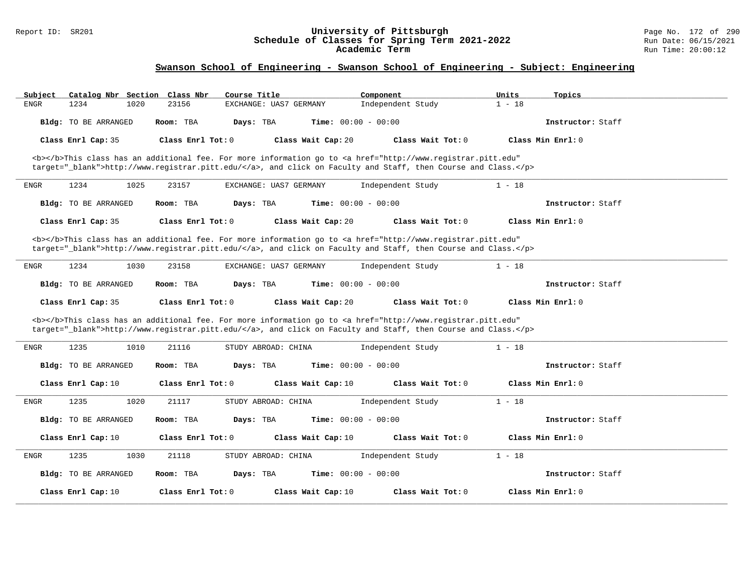## Swanson School of Engineering - Swanson School of Engineering - Subject: Engineering

| Subject | Catalog Nbr | Section | Class Nbr | Course Title | Component | Units | Topics |
|---|---|---|---|---|---|---|---|
| ENGR | 1234 | 1020 | 23156 | EXCHANGE: UAS7 GERMANY | Independent Study | 1 - 18 | |

**Bldg:** TO BE ARRANGED **Room:** TBA **Days:** TBA **Time:** 00:00 - 00:00 **Instructor:** Staff

**Class Enrl Cap:** 35 **Class Enrl Tot:** 0 **Class Wait Cap:** 20 **Class Wait Tot:** 0 **Class Min Enrl:** 0

<b></b>This class has an additional fee. For more information go to <a href="http://www.registrar.pitt.edu" target="_blank">http://www.registrar.pitt.edu/</a>, and click on Faculty and Staff, then Course and Class.</p>

---

| Subject | Catalog Nbr | Section | Class Nbr | Course Title | Component | Units | Topics |
|---|---|---|---|---|---|---|---|
| ENGR | 1234 | 1025 | 23157 | EXCHANGE: UAS7 GERMANY | Independent Study | 1 - 18 | |

**Bldg:** TO BE ARRANGED **Room:** TBA **Days:** TBA **Time:** 00:00 - 00:00 **Instructor:** Staff

**Class Enrl Cap:** 35 **Class Enrl Tot:** 0 **Class Wait Cap:** 20 **Class Wait Tot:** 0 **Class Min Enrl:** 0

<b></b>This class has an additional fee. For more information go to <a href="http://www.registrar.pitt.edu" target="_blank">http://www.registrar.pitt.edu/</a>, and click on Faculty and Staff, then Course and Class.</p>

---

| Subject | Catalog Nbr | Section | Class Nbr | Course Title | Component | Units | Topics |
|---|---|---|---|---|---|---|---|
| ENGR | 1234 | 1030 | 23158 | EXCHANGE: UAS7 GERMANY | Independent Study | 1 - 18 | |

**Bldg:** TO BE ARRANGED **Room:** TBA **Days:** TBA **Time:** 00:00 - 00:00 **Instructor:** Staff

**Class Enrl Cap:** 35 **Class Enrl Tot:** 0 **Class Wait Cap:** 20 **Class Wait Tot:** 0 **Class Min Enrl:** 0

<b></b>This class has an additional fee. For more information go to <a href="http://www.registrar.pitt.edu" target="_blank">http://www.registrar.pitt.edu/</a>, and click on Faculty and Staff, then Course and Class.</p>

---

| Subject | Catalog Nbr | Section | Class Nbr | Course Title | Component | Units | Topics |
|---|---|---|---|---|---|---|---|
| ENGR | 1235 | 1010 | 21116 | STUDY ABROAD: CHINA | Independent Study | 1 - 18 | |

**Bldg:** TO BE ARRANGED **Room:** TBA **Days:** TBA **Time:** 00:00 - 00:00 **Instructor:** Staff

**Class Enrl Cap:** 10 **Class Enrl Tot:** 0 **Class Wait Cap:** 10 **Class Wait Tot:** 0 **Class Min Enrl:** 0

---

| Subject | Catalog Nbr | Section | Class Nbr | Course Title | Component | Units | Topics |
|---|---|---|---|---|---|---|---|
| ENGR | 1235 | 1020 | 21117 | STUDY ABROAD: CHINA | Independent Study | 1 - 18 | |

**Bldg:** TO BE ARRANGED **Room:** TBA **Days:** TBA **Time:** 00:00 - 00:00 **Instructor:** Staff

**Class Enrl Cap:** 10 **Class Enrl Tot:** 0 **Class Wait Cap:** 10 **Class Wait Tot:** 0 **Class Min Enrl:** 0

---

| Subject | Catalog Nbr | Section | Class Nbr | Course Title | Component | Units | Topics |
|---|---|---|---|---|---|---|---|
| ENGR | 1235 | 1030 | 21118 | STUDY ABROAD: CHINA | Independent Study | 1 - 18 | |

**Bldg:** TO BE ARRANGED **Room:** TBA **Days:** TBA **Time:** 00:00 - 00:00 **Instructor:** Staff

**Class Enrl Cap:** 10 **Class Enrl Tot:** 0 **Class Wait Cap:** 10 **Class Wait Tot:** 0 **Class Min Enrl:** 0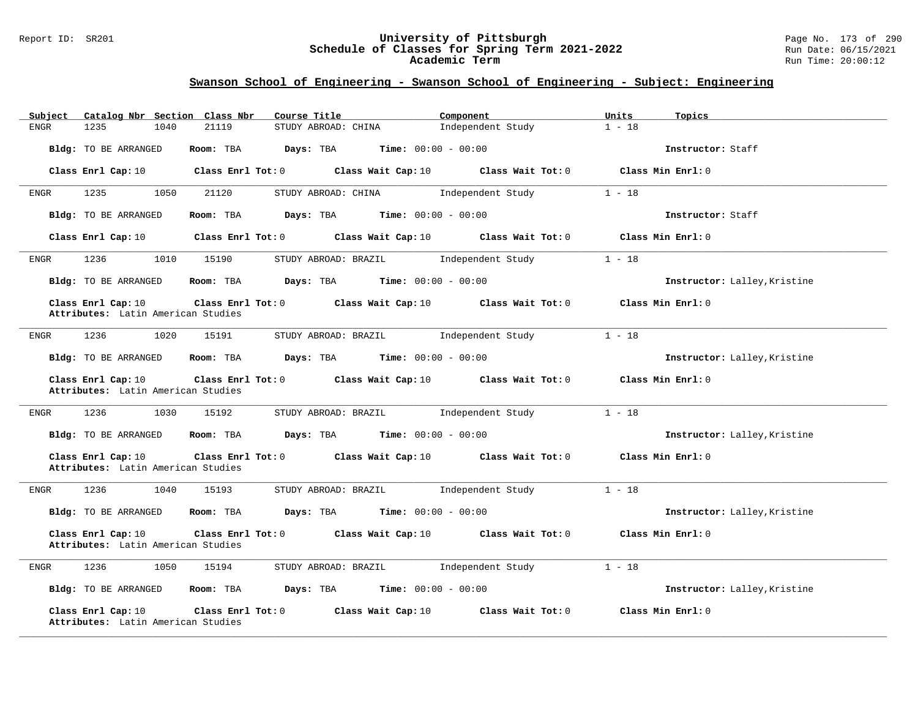## Swanson School of Engineering - Swanson School of Engineering - Subject: Engineering

| Subject | Catalog Nbr | Section | Class Nbr | Course Title | Component | Units | Topics |
|---|---|---|---|---|---|---|---|
| ENGR | 1235 | 1040 | 21119 | STUDY ABROAD: CHINA | Independent Study | 1 - 18 | |

**Bldg:** TO BE ARRANGED **Room:** TBA **Days:** TBA **Time:** 00:00 - 00:00 **Instructor:** Staff

**Class Enrl Cap:** 10 **Class Enrl Tot:** 0 **Class Wait Cap:** 10 **Class Wait Tot:** 0 **Class Min Enrl:** 0

---

| Subject | Catalog Nbr | Section | Class Nbr | Course Title | Component | Units | Topics |
|---|---|---|---|---|---|---|---|
| ENGR | 1235 | 1050 | 21120 | STUDY ABROAD: CHINA | Independent Study | 1 - 18 | |

**Bldg:** TO BE ARRANGED **Room:** TBA **Days:** TBA **Time:** 00:00 - 00:00 **Instructor:** Staff

**Class Enrl Cap:** 10 **Class Enrl Tot:** 0 **Class Wait Cap:** 10 **Class Wait Tot:** 0 **Class Min Enrl:** 0

---

| Subject | Catalog Nbr | Section | Class Nbr | Course Title | Component | Units | Topics |
|---|---|---|---|---|---|---|---|
| ENGR | 1236 | 1010 | 15190 | STUDY ABROAD: BRAZIL | Independent Study | 1 - 18 | |

**Bldg:** TO BE ARRANGED **Room:** TBA **Days:** TBA **Time:** 00:00 - 00:00 **Instructor:** Lalley,Kristine

**Class Enrl Cap:** 10 **Class Enrl Tot:** 0 **Class Wait Cap:** 10 **Class Wait Tot:** 0 **Class Min Enrl:** 0
**Attributes:** Latin American Studies

---

| Subject | Catalog Nbr | Section | Class Nbr | Course Title | Component | Units | Topics |
|---|---|---|---|---|---|---|---|
| ENGR | 1236 | 1020 | 15191 | STUDY ABROAD: BRAZIL | Independent Study | 1 - 18 | |

**Bldg:** TO BE ARRANGED **Room:** TBA **Days:** TBA **Time:** 00:00 - 00:00 **Instructor:** Lalley,Kristine

**Class Enrl Cap:** 10 **Class Enrl Tot:** 0 **Class Wait Cap:** 10 **Class Wait Tot:** 0 **Class Min Enrl:** 0
**Attributes:** Latin American Studies

---

| Subject | Catalog Nbr | Section | Class Nbr | Course Title | Component | Units | Topics |
|---|---|---|---|---|---|---|---|
| ENGR | 1236 | 1030 | 15192 | STUDY ABROAD: BRAZIL | Independent Study | 1 - 18 | |

**Bldg:** TO BE ARRANGED **Room:** TBA **Days:** TBA **Time:** 00:00 - 00:00 **Instructor:** Lalley,Kristine

**Class Enrl Cap:** 10 **Class Enrl Tot:** 0 **Class Wait Cap:** 10 **Class Wait Tot:** 0 **Class Min Enrl:** 0
**Attributes:** Latin American Studies

---

| Subject | Catalog Nbr | Section | Class Nbr | Course Title | Component | Units | Topics |
|---|---|---|---|---|---|---|---|
| ENGR | 1236 | 1040 | 15193 | STUDY ABROAD: BRAZIL | Independent Study | 1 - 18 | |

**Bldg:** TO BE ARRANGED **Room:** TBA **Days:** TBA **Time:** 00:00 - 00:00 **Instructor:** Lalley,Kristine

**Class Enrl Cap:** 10 **Class Enrl Tot:** 0 **Class Wait Cap:** 10 **Class Wait Tot:** 0 **Class Min Enrl:** 0
**Attributes:** Latin American Studies

---

| Subject | Catalog Nbr | Section | Class Nbr | Course Title | Component | Units | Topics |
|---|---|---|---|---|---|---|---|
| ENGR | 1236 | 1050 | 15194 | STUDY ABROAD: BRAZIL | Independent Study | 1 - 18 | |

**Bldg:** TO BE ARRANGED **Room:** TBA **Days:** TBA **Time:** 00:00 - 00:00 **Instructor:** Lalley,Kristine

**Class Enrl Cap:** 10 **Class Enrl Tot:** 0 **Class Wait Cap:** 10 **Class Wait Tot:** 0 **Class Min Enrl:** 0
**Attributes:** Latin American Studies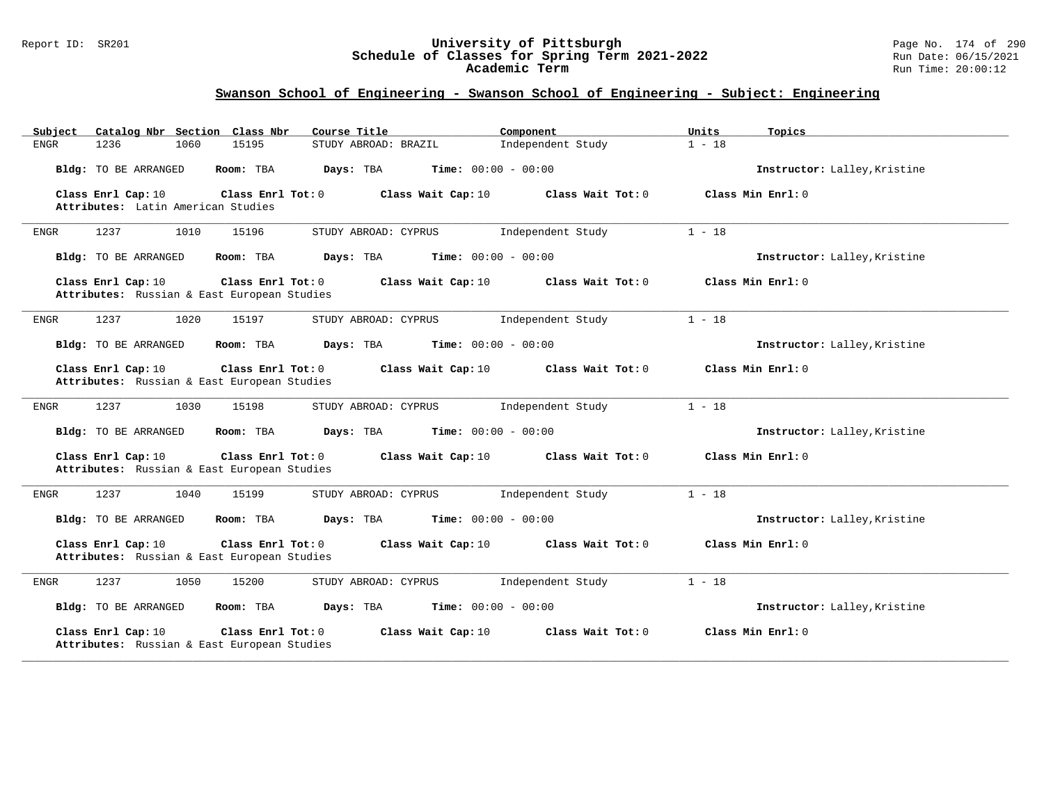## Swanson School of Engineering - Swanson School of Engineering - Subject: Engineering

| Subject | Catalog Nbr | Section | Class Nbr | Course Title | Component | Units | Topics |
|---|---|---|---|---|---|---|---|
| ENGR | 1236 | 1060 | 15195 | STUDY ABROAD: BRAZIL | Independent Study | 1 - 18 | |

**Bldg:** TO BE ARRANGED **Room:** TBA **Days:** TBA **Time:** 00:00 - 00:00 **Instructor:** Lalley,Kristine

**Class Enrl Cap:** 10 **Class Enrl Tot:** 0 **Class Wait Cap:** 10 **Class Wait Tot:** 0 **Class Min Enrl:** 0
**Attributes:** Latin American Studies

---

| Subject | Catalog Nbr | Section | Class Nbr | Course Title | Component | Units | Topics |
|---|---|---|---|---|---|---|---|
| ENGR | 1237 | 1010 | 15196 | STUDY ABROAD: CYPRUS | Independent Study | 1 - 18 | |

**Bldg:** TO BE ARRANGED **Room:** TBA **Days:** TBA **Time:** 00:00 - 00:00 **Instructor:** Lalley,Kristine

**Class Enrl Cap:** 10 **Class Enrl Tot:** 0 **Class Wait Cap:** 10 **Class Wait Tot:** 0 **Class Min Enrl:** 0
**Attributes:** Russian & East European Studies

---

| Subject | Catalog Nbr | Section | Class Nbr | Course Title | Component | Units | Topics |
|---|---|---|---|---|---|---|---|
| ENGR | 1237 | 1020 | 15197 | STUDY ABROAD: CYPRUS | Independent Study | 1 - 18 | |

**Bldg:** TO BE ARRANGED **Room:** TBA **Days:** TBA **Time:** 00:00 - 00:00 **Instructor:** Lalley,Kristine

**Class Enrl Cap:** 10 **Class Enrl Tot:** 0 **Class Wait Cap:** 10 **Class Wait Tot:** 0 **Class Min Enrl:** 0
**Attributes:** Russian & East European Studies

---

| Subject | Catalog Nbr | Section | Class Nbr | Course Title | Component | Units | Topics |
|---|---|---|---|---|---|---|---|
| ENGR | 1237 | 1030 | 15198 | STUDY ABROAD: CYPRUS | Independent Study | 1 - 18 | |

**Bldg:** TO BE ARRANGED **Room:** TBA **Days:** TBA **Time:** 00:00 - 00:00 **Instructor:** Lalley,Kristine

**Class Enrl Cap:** 10 **Class Enrl Tot:** 0 **Class Wait Cap:** 10 **Class Wait Tot:** 0 **Class Min Enrl:** 0
**Attributes:** Russian & East European Studies

---

| Subject | Catalog Nbr | Section | Class Nbr | Course Title | Component | Units | Topics |
|---|---|---|---|---|---|---|---|
| ENGR | 1237 | 1040 | 15199 | STUDY ABROAD: CYPRUS | Independent Study | 1 - 18 | |

**Bldg:** TO BE ARRANGED **Room:** TBA **Days:** TBA **Time:** 00:00 - 00:00 **Instructor:** Lalley,Kristine

**Class Enrl Cap:** 10 **Class Enrl Tot:** 0 **Class Wait Cap:** 10 **Class Wait Tot:** 0 **Class Min Enrl:** 0
**Attributes:** Russian & East European Studies

---

| Subject | Catalog Nbr | Section | Class Nbr | Course Title | Component | Units | Topics |
|---|---|---|---|---|---|---|---|
| ENGR | 1237 | 1050 | 15200 | STUDY ABROAD: CYPRUS | Independent Study | 1 - 18 | |

**Bldg:** TO BE ARRANGED **Room:** TBA **Days:** TBA **Time:** 00:00 - 00:00 **Instructor:** Lalley,Kristine

**Class Enrl Cap:** 10 **Class Enrl Tot:** 0 **Class Wait Cap:** 10 **Class Wait Tot:** 0 **Class Min Enrl:** 0
**Attributes:** Russian & East European Studies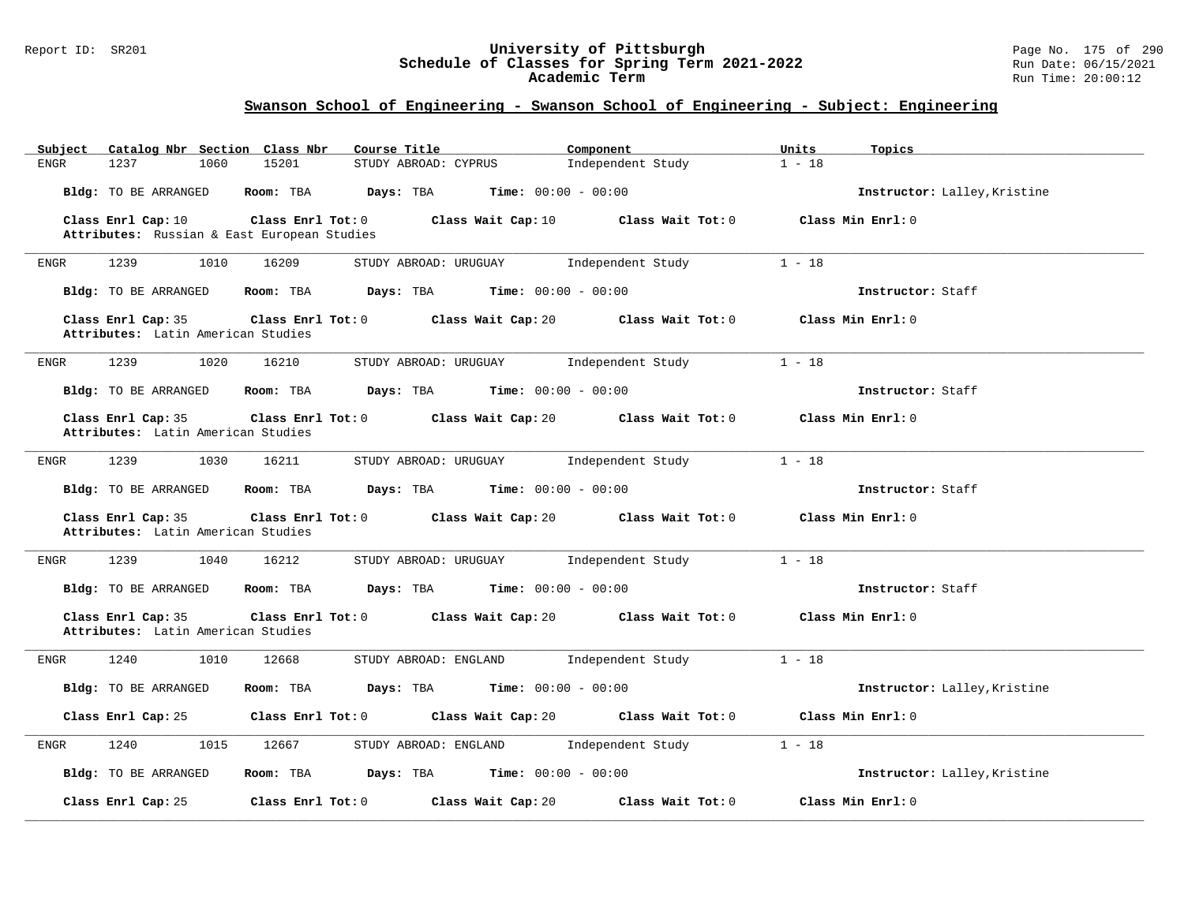## Swanson School of Engineering - Swanson School of Engineering - Subject: Engineering

| Subject | Catalog Nbr | Section | Class Nbr | Course Title | Component | Units | Topics |
|---|---|---|---|---|---|---|---|
| ENGR | 1237 | 1060 | 15201 | STUDY ABROAD: CYPRUS | Independent Study | 1 - 18 | |

**Bldg:** TO BE ARRANGED **Room:** TBA **Days:** TBA **Time:** 00:00 - 00:00 **Instructor:** Lalley,Kristine

**Class Enrl Cap:** 10 **Class Enrl Tot:** 0 **Class Wait Cap:** 10 **Class Wait Tot:** 0 **Class Min Enrl:** 0
**Attributes:** Russian & East European Studies

---

| Subject | Catalog Nbr | Section | Class Nbr | Course Title | Component | Units | Topics |
|---|---|---|---|---|---|---|---|
| ENGR | 1239 | 1010 | 16209 | STUDY ABROAD: URUGUAY | Independent Study | 1 - 18 | |

**Bldg:** TO BE ARRANGED **Room:** TBA **Days:** TBA **Time:** 00:00 - 00:00 **Instructor:** Staff

**Class Enrl Cap:** 35 **Class Enrl Tot:** 0 **Class Wait Cap:** 20 **Class Wait Tot:** 0 **Class Min Enrl:** 0
**Attributes:** Latin American Studies

---

| Subject | Catalog Nbr | Section | Class Nbr | Course Title | Component | Units | Topics |
|---|---|---|---|---|---|---|---|
| ENGR | 1239 | 1020 | 16210 | STUDY ABROAD: URUGUAY | Independent Study | 1 - 18 | |

**Bldg:** TO BE ARRANGED **Room:** TBA **Days:** TBA **Time:** 00:00 - 00:00 **Instructor:** Staff

**Class Enrl Cap:** 35 **Class Enrl Tot:** 0 **Class Wait Cap:** 20 **Class Wait Tot:** 0 **Class Min Enrl:** 0
**Attributes:** Latin American Studies

---

| Subject | Catalog Nbr | Section | Class Nbr | Course Title | Component | Units | Topics |
|---|---|---|---|---|---|---|---|
| ENGR | 1239 | 1030 | 16211 | STUDY ABROAD: URUGUAY | Independent Study | 1 - 18 | |

**Bldg:** TO BE ARRANGED **Room:** TBA **Days:** TBA **Time:** 00:00 - 00:00 **Instructor:** Staff

**Class Enrl Cap:** 35 **Class Enrl Tot:** 0 **Class Wait Cap:** 20 **Class Wait Tot:** 0 **Class Min Enrl:** 0
**Attributes:** Latin American Studies

---

| Subject | Catalog Nbr | Section | Class Nbr | Course Title | Component | Units | Topics |
|---|---|---|---|---|---|---|---|
| ENGR | 1239 | 1040 | 16212 | STUDY ABROAD: URUGUAY | Independent Study | 1 - 18 | |

**Bldg:** TO BE ARRANGED **Room:** TBA **Days:** TBA **Time:** 00:00 - 00:00 **Instructor:** Staff

**Class Enrl Cap:** 35 **Class Enrl Tot:** 0 **Class Wait Cap:** 20 **Class Wait Tot:** 0 **Class Min Enrl:** 0
**Attributes:** Latin American Studies

---

| Subject | Catalog Nbr | Section | Class Nbr | Course Title | Component | Units | Topics |
|---|---|---|---|---|---|---|---|
| ENGR | 1240 | 1010 | 12668 | STUDY ABROAD: ENGLAND | Independent Study | 1 - 18 | |

**Bldg:** TO BE ARRANGED **Room:** TBA **Days:** TBA **Time:** 00:00 - 00:00 **Instructor:** Lalley,Kristine

**Class Enrl Cap:** 25 **Class Enrl Tot:** 0 **Class Wait Cap:** 20 **Class Wait Tot:** 0 **Class Min Enrl:** 0

---

| Subject | Catalog Nbr | Section | Class Nbr | Course Title | Component | Units | Topics |
|---|---|---|---|---|---|---|---|
| ENGR | 1240 | 1015 | 12667 | STUDY ABROAD: ENGLAND | Independent Study | 1 - 18 | |

**Bldg:** TO BE ARRANGED **Room:** TBA **Days:** TBA **Time:** 00:00 - 00:00 **Instructor:** Lalley,Kristine

**Class Enrl Cap:** 25 **Class Enrl Tot:** 0 **Class Wait Cap:** 20 **Class Wait Tot:** 0 **Class Min Enrl:** 0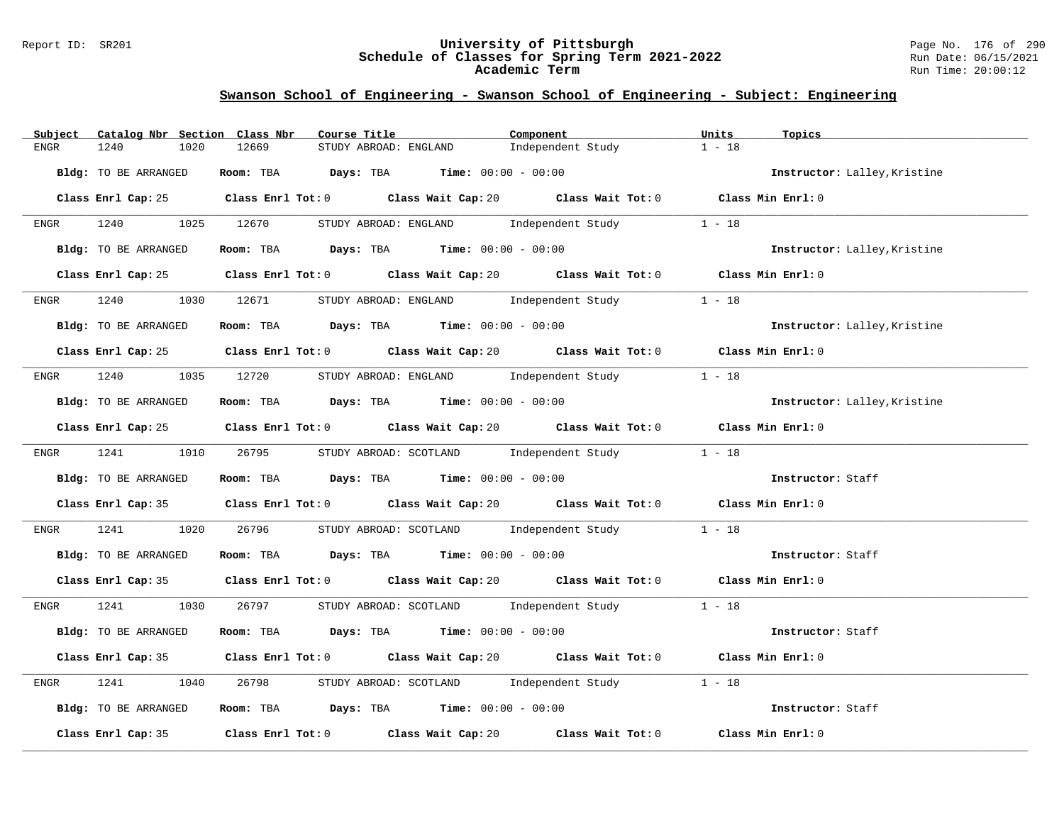## Swanson School of Engineering - Swanson School of Engineering - Subject: Engineering

| Subject | Catalog Nbr | Section | Class Nbr | Course Title | Component | Units | Topics |
|---|---|---|---|---|---|---|---|
| ENGR | 1240 | 1020 | 12669 | STUDY ABROAD: ENGLAND | Independent Study | 1 - 18 | |

**Bldg:** TO BE ARRANGED **Room:** TBA **Days:** TBA **Time:** 00:00 - 00:00 **Instructor:** Lalley,Kristine

**Class Enrl Cap:** 25 **Class Enrl Tot:** 0 **Class Wait Cap:** 20 **Class Wait Tot:** 0 **Class Min Enrl:** 0

---

| Subject | Catalog Nbr | Section | Class Nbr | Course Title | Component | Units | Topics |
|---|---|---|---|---|---|---|---|
| ENGR | 1240 | 1025 | 12670 | STUDY ABROAD: ENGLAND | Independent Study | 1 - 18 | |

**Bldg:** TO BE ARRANGED **Room:** TBA **Days:** TBA **Time:** 00:00 - 00:00 **Instructor:** Lalley,Kristine

**Class Enrl Cap:** 25 **Class Enrl Tot:** 0 **Class Wait Cap:** 20 **Class Wait Tot:** 0 **Class Min Enrl:** 0

---

| Subject | Catalog Nbr | Section | Class Nbr | Course Title | Component | Units | Topics |
|---|---|---|---|---|---|---|---|
| ENGR | 1240 | 1030 | 12671 | STUDY ABROAD: ENGLAND | Independent Study | 1 - 18 | |

**Bldg:** TO BE ARRANGED **Room:** TBA **Days:** TBA **Time:** 00:00 - 00:00 **Instructor:** Lalley,Kristine

**Class Enrl Cap:** 25 **Class Enrl Tot:** 0 **Class Wait Cap:** 20 **Class Wait Tot:** 0 **Class Min Enrl:** 0

---

| Subject | Catalog Nbr | Section | Class Nbr | Course Title | Component | Units | Topics |
|---|---|---|---|---|---|---|---|
| ENGR | 1240 | 1035 | 12720 | STUDY ABROAD: ENGLAND | Independent Study | 1 - 18 | |

**Bldg:** TO BE ARRANGED **Room:** TBA **Days:** TBA **Time:** 00:00 - 00:00 **Instructor:** Lalley,Kristine

**Class Enrl Cap:** 25 **Class Enrl Tot:** 0 **Class Wait Cap:** 20 **Class Wait Tot:** 0 **Class Min Enrl:** 0

---

| Subject | Catalog Nbr | Section | Class Nbr | Course Title | Component | Units | Topics |
|---|---|---|---|---|---|---|---|
| ENGR | 1241 | 1010 | 26795 | STUDY ABROAD: SCOTLAND | Independent Study | 1 - 18 | |

**Bldg:** TO BE ARRANGED **Room:** TBA **Days:** TBA **Time:** 00:00 - 00:00 **Instructor:** Staff

**Class Enrl Cap:** 35 **Class Enrl Tot:** 0 **Class Wait Cap:** 20 **Class Wait Tot:** 0 **Class Min Enrl:** 0

---

| Subject | Catalog Nbr | Section | Class Nbr | Course Title | Component | Units | Topics |
|---|---|---|---|---|---|---|---|
| ENGR | 1241 | 1020 | 26796 | STUDY ABROAD: SCOTLAND | Independent Study | 1 - 18 | |

**Bldg:** TO BE ARRANGED **Room:** TBA **Days:** TBA **Time:** 00:00 - 00:00 **Instructor:** Staff

**Class Enrl Cap:** 35 **Class Enrl Tot:** 0 **Class Wait Cap:** 20 **Class Wait Tot:** 0 **Class Min Enrl:** 0

---

| Subject | Catalog Nbr | Section | Class Nbr | Course Title | Component | Units | Topics |
|---|---|---|---|---|---|---|---|
| ENGR | 1241 | 1030 | 26797 | STUDY ABROAD: SCOTLAND | Independent Study | 1 - 18 | |

**Bldg:** TO BE ARRANGED **Room:** TBA **Days:** TBA **Time:** 00:00 - 00:00 **Instructor:** Staff

**Class Enrl Cap:** 35 **Class Enrl Tot:** 0 **Class Wait Cap:** 20 **Class Wait Tot:** 0 **Class Min Enrl:** 0

---

| Subject | Catalog Nbr | Section | Class Nbr | Course Title | Component | Units | Topics |
|---|---|---|---|---|---|---|---|
| ENGR | 1241 | 1040 | 26798 | STUDY ABROAD: SCOTLAND | Independent Study | 1 - 18 | |

**Bldg:** TO BE ARRANGED **Room:** TBA **Days:** TBA **Time:** 00:00 - 00:00 **Instructor:** Staff

**Class Enrl Cap:** 35 **Class Enrl Tot:** 0 **Class Wait Cap:** 20 **Class Wait Tot:** 0 **Class Min Enrl:** 0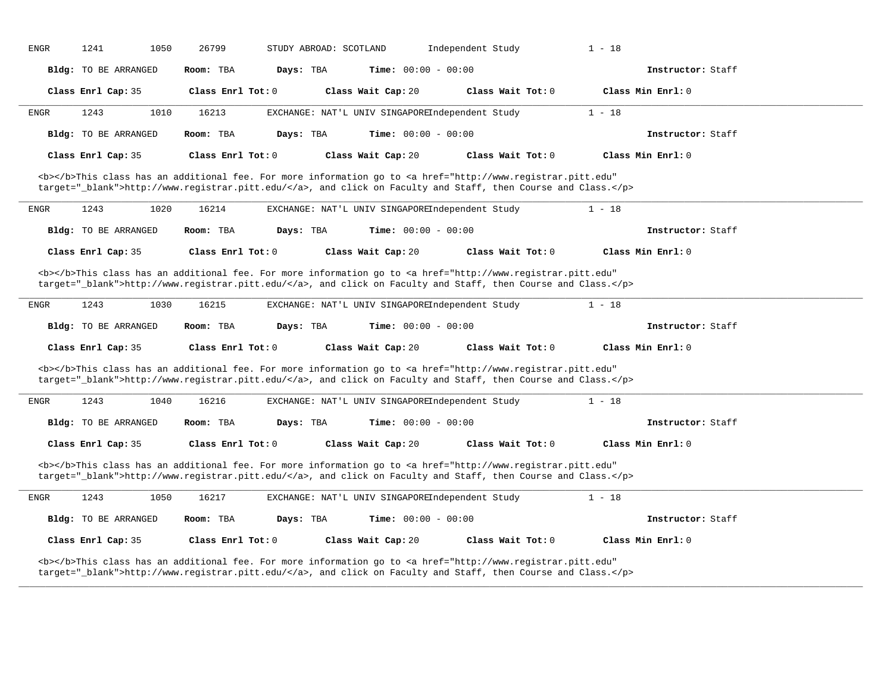ENGR 1241 1050 26799 STUDY ABROAD: SCOTLAND Independent Study 1 - 18

**Bldg:** TO BE ARRANGED **Room:** TBA **Days:** TBA **Time:** 00:00 - 00:00 **Instructor:** Staff

**Class Enrl Cap:** 35 **Class Enrl Tot:** 0 **Class Wait Cap:** 20 **Class Wait Tot:** 0 **Class Min Enrl:** 0

---

ENGR 1243 1010 16213 EXCHANGE: NAT'L UNIV SINGAPORE Independent Study 1 - 18

**Bldg:** TO BE ARRANGED **Room:** TBA **Days:** TBA **Time:** 00:00 - 00:00 **Instructor:** Staff

**Class Enrl Cap:** 35 **Class Enrl Tot:** 0 **Class Wait Cap:** 20 **Class Wait Tot:** 0 **Class Min Enrl:** 0

<b></b>This class has an additional fee. For more information go to <a href="http://www.registrar.pitt.edu" target="_blank">http://www.registrar.pitt.edu/</a>, and click on Faculty and Staff, then Course and Class.</p>

---

ENGR 1243 1020 16214 EXCHANGE: NAT'L UNIV SINGAPORE Independent Study 1 - 18

**Bldg:** TO BE ARRANGED **Room:** TBA **Days:** TBA **Time:** 00:00 - 00:00 **Instructor:** Staff

**Class Enrl Cap:** 35 **Class Enrl Tot:** 0 **Class Wait Cap:** 20 **Class Wait Tot:** 0 **Class Min Enrl:** 0

<b></b>This class has an additional fee. For more information go to <a href="http://www.registrar.pitt.edu" target="_blank">http://www.registrar.pitt.edu/</a>, and click on Faculty and Staff, then Course and Class.</p>

---

ENGR 1243 1030 16215 EXCHANGE: NAT'L UNIV SINGAPORE Independent Study 1 - 18

**Bldg:** TO BE ARRANGED **Room:** TBA **Days:** TBA **Time:** 00:00 - 00:00 **Instructor:** Staff

**Class Enrl Cap:** 35 **Class Enrl Tot:** 0 **Class Wait Cap:** 20 **Class Wait Tot:** 0 **Class Min Enrl:** 0

<b></b>This class has an additional fee. For more information go to <a href="http://www.registrar.pitt.edu" target="_blank">http://www.registrar.pitt.edu/</a>, and click on Faculty and Staff, then Course and Class.</p>

---

ENGR 1243 1040 16216 EXCHANGE: NAT'L UNIV SINGAPORE Independent Study 1 - 18

**Bldg:** TO BE ARRANGED **Room:** TBA **Days:** TBA **Time:** 00:00 - 00:00 **Instructor:** Staff

**Class Enrl Cap:** 35 **Class Enrl Tot:** 0 **Class Wait Cap:** 20 **Class Wait Tot:** 0 **Class Min Enrl:** 0

<b></b>This class has an additional fee. For more information go to <a href="http://www.registrar.pitt.edu" target="_blank">http://www.registrar.pitt.edu/</a>, and click on Faculty and Staff, then Course and Class.</p>

---

ENGR 1243 1050 16217 EXCHANGE: NAT'L UNIV SINGAPORE Independent Study 1 - 18

**Bldg:** TO BE ARRANGED **Room:** TBA **Days:** TBA **Time:** 00:00 - 00:00 **Instructor:** Staff

**Class Enrl Cap:** 35 **Class Enrl Tot:** 0 **Class Wait Cap:** 20 **Class Wait Tot:** 0 **Class Min Enrl:** 0

<b></b>This class has an additional fee. For more information go to <a href="http://www.registrar.pitt.edu" target="_blank">http://www.registrar.pitt.edu/</a>, and click on Faculty and Staff, then Course and Class.</p>

---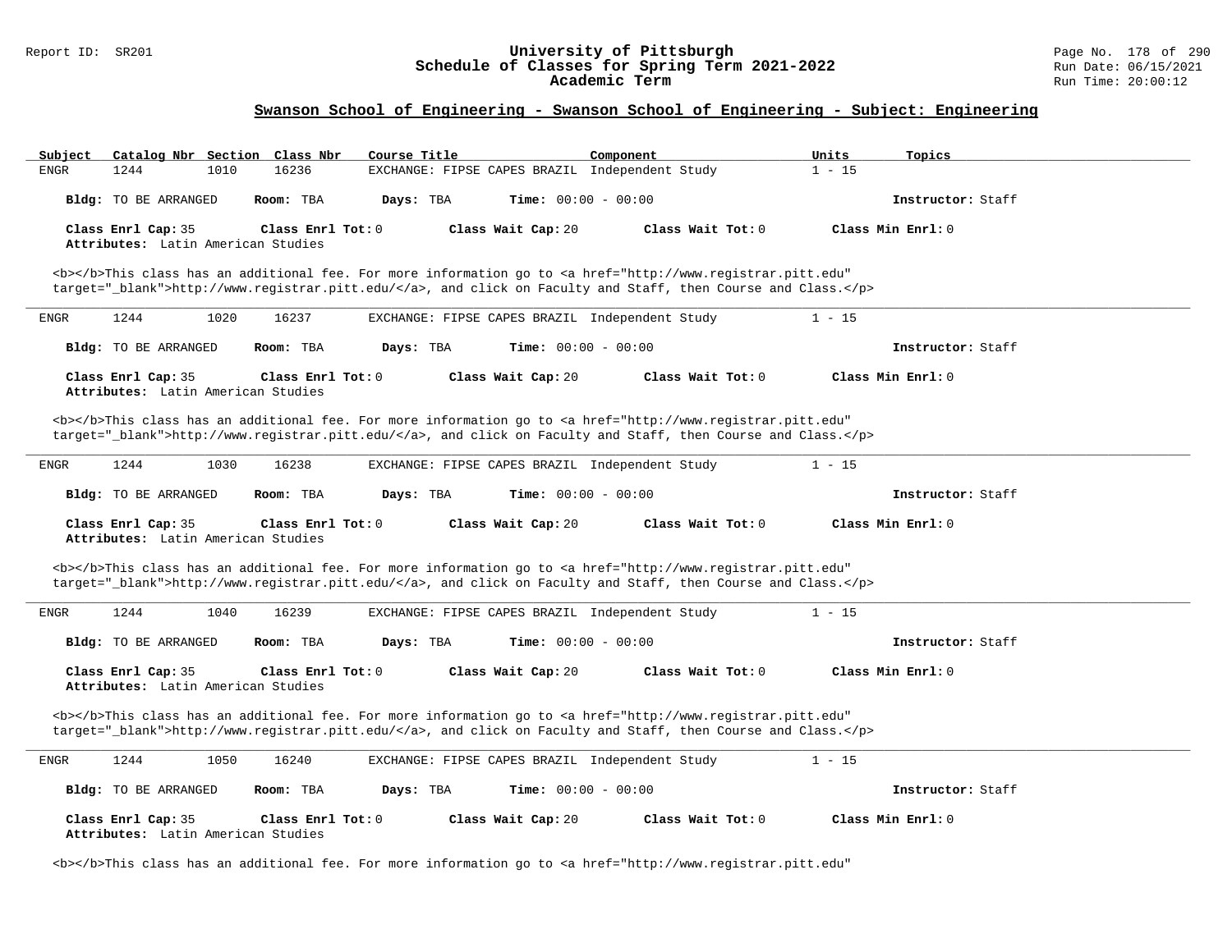## Swanson School of Engineering - Swanson School of Engineering - Subject: Engineering

| Subject | Catalog Nbr | Section | Class Nbr | Course Title | Component | Units | Topics |
|---|---|---|---|---|---|---|---|
| ENGR | 1244 | 1010 | 16236 | EXCHANGE: FIPSE CAPES BRAZIL | Independent Study | 1 - 15 | |

**Bldg:** TO BE ARRANGED **Room:** TBA **Days:** TBA **Time:** 00:00 - 00:00 **Instructor:** Staff

**Class Enrl Cap:** 35 **Class Enrl Tot:** 0 **Class Wait Cap:** 20 **Class Wait Tot:** 0 **Class Min Enrl:** 0
**Attributes:** Latin American Studies

<b></b>This class has an additional fee. For more information go to <a href="http://www.registrar.pitt.edu" target="_blank">http://www.registrar.pitt.edu/</a>, and click on Faculty and Staff, then Course and Class.</p>

---

| Subject | Catalog Nbr | Section | Class Nbr | Course Title | Component | Units | Topics |
|---|---|---|---|---|---|---|---|
| ENGR | 1244 | 1020 | 16237 | EXCHANGE: FIPSE CAPES BRAZIL | Independent Study | 1 - 15 | |

**Bldg:** TO BE ARRANGED **Room:** TBA **Days:** TBA **Time:** 00:00 - 00:00 **Instructor:** Staff

**Class Enrl Cap:** 35 **Class Enrl Tot:** 0 **Class Wait Cap:** 20 **Class Wait Tot:** 0 **Class Min Enrl:** 0
**Attributes:** Latin American Studies

<b></b>This class has an additional fee. For more information go to <a href="http://www.registrar.pitt.edu" target="_blank">http://www.registrar.pitt.edu/</a>, and click on Faculty and Staff, then Course and Class.</p>

---

| Subject | Catalog Nbr | Section | Class Nbr | Course Title | Component | Units | Topics |
|---|---|---|---|---|---|---|---|
| ENGR | 1244 | 1030 | 16238 | EXCHANGE: FIPSE CAPES BRAZIL | Independent Study | 1 - 15 | |

**Bldg:** TO BE ARRANGED **Room:** TBA **Days:** TBA **Time:** 00:00 - 00:00 **Instructor:** Staff

**Class Enrl Cap:** 35 **Class Enrl Tot:** 0 **Class Wait Cap:** 20 **Class Wait Tot:** 0 **Class Min Enrl:** 0
**Attributes:** Latin American Studies

<b></b>This class has an additional fee. For more information go to <a href="http://www.registrar.pitt.edu" target="_blank">http://www.registrar.pitt.edu/</a>, and click on Faculty and Staff, then Course and Class.</p>

---

| Subject | Catalog Nbr | Section | Class Nbr | Course Title | Component | Units | Topics |
|---|---|---|---|---|---|---|---|
| ENGR | 1244 | 1040 | 16239 | EXCHANGE: FIPSE CAPES BRAZIL | Independent Study | 1 - 15 | |

**Bldg:** TO BE ARRANGED **Room:** TBA **Days:** TBA **Time:** 00:00 - 00:00 **Instructor:** Staff

**Class Enrl Cap:** 35 **Class Enrl Tot:** 0 **Class Wait Cap:** 20 **Class Wait Tot:** 0 **Class Min Enrl:** 0
**Attributes:** Latin American Studies

<b></b>This class has an additional fee. For more information go to <a href="http://www.registrar.pitt.edu" target="_blank">http://www.registrar.pitt.edu/</a>, and click on Faculty and Staff, then Course and Class.</p>

---

| Subject | Catalog Nbr | Section | Class Nbr | Course Title | Component | Units | Topics |
|---|---|---|---|---|---|---|---|
| ENGR | 1244 | 1050 | 16240 | EXCHANGE: FIPSE CAPES BRAZIL | Independent Study | 1 - 15 | |

**Bldg:** TO BE ARRANGED **Room:** TBA **Days:** TBA **Time:** 00:00 - 00:00 **Instructor:** Staff

**Class Enrl Cap:** 35 **Class Enrl Tot:** 0 **Class Wait Cap:** 20 **Class Wait Tot:** 0 **Class Min Enrl:** 0
**Attributes:** Latin American Studies

<b></b>This class has an additional fee. For more information go to <a href="http://www.registrar.pitt.edu"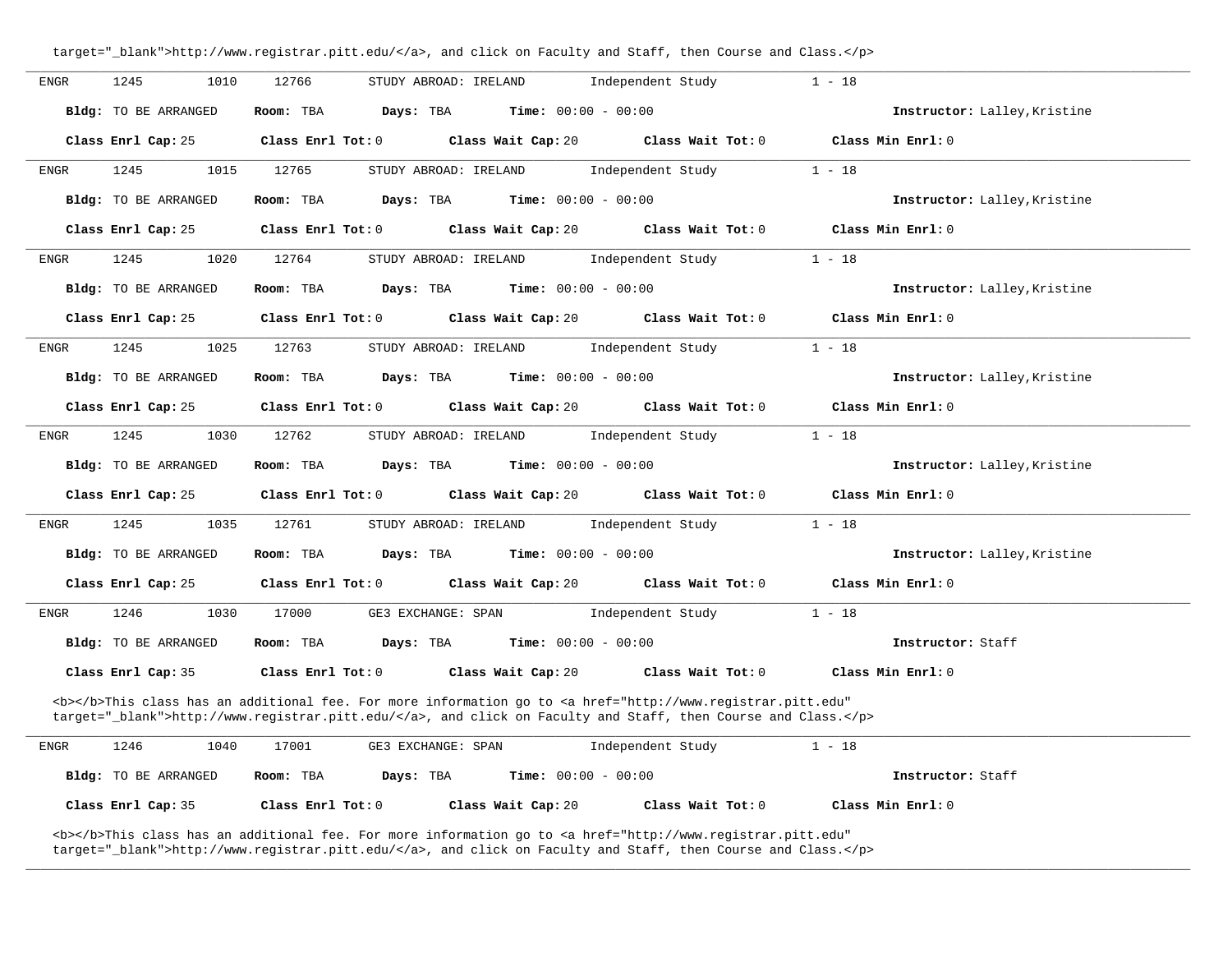target="_blank">http://www.registrar.pitt.edu/</a>, and click on Faculty and Staff, then Course and Class.</p>

---

ENGR 1245 1010 12766 STUDY ABROAD: IRELAND Independent Study 1 - 18

**Bldg:** TO BE ARRANGED **Room:** TBA **Days:** TBA **Time:** 00:00 - 00:00 **Instructor:** Lalley,Kristine

**Class Enrl Cap:** 25 **Class Enrl Tot:** 0 **Class Wait Cap:** 20 **Class Wait Tot:** 0 **Class Min Enrl:** 0

---

ENGR 1245 1015 12765 STUDY ABROAD: IRELAND Independent Study 1 - 18

**Bldg:** TO BE ARRANGED **Room:** TBA **Days:** TBA **Time:** 00:00 - 00:00 **Instructor:** Lalley,Kristine

**Class Enrl Cap:** 25 **Class Enrl Tot:** 0 **Class Wait Cap:** 20 **Class Wait Tot:** 0 **Class Min Enrl:** 0

---

ENGR 1245 1020 12764 STUDY ABROAD: IRELAND Independent Study 1 - 18

**Bldg:** TO BE ARRANGED **Room:** TBA **Days:** TBA **Time:** 00:00 - 00:00 **Instructor:** Lalley,Kristine

**Class Enrl Cap:** 25 **Class Enrl Tot:** 0 **Class Wait Cap:** 20 **Class Wait Tot:** 0 **Class Min Enrl:** 0

---

ENGR 1245 1025 12763 STUDY ABROAD: IRELAND Independent Study 1 - 18

**Bldg:** TO BE ARRANGED **Room:** TBA **Days:** TBA **Time:** 00:00 - 00:00 **Instructor:** Lalley,Kristine

**Class Enrl Cap:** 25 **Class Enrl Tot:** 0 **Class Wait Cap:** 20 **Class Wait Tot:** 0 **Class Min Enrl:** 0

---

ENGR 1245 1030 12762 STUDY ABROAD: IRELAND Independent Study 1 - 18

**Bldg:** TO BE ARRANGED **Room:** TBA **Days:** TBA **Time:** 00:00 - 00:00 **Instructor:** Lalley,Kristine

**Class Enrl Cap:** 25 **Class Enrl Tot:** 0 **Class Wait Cap:** 20 **Class Wait Tot:** 0 **Class Min Enrl:** 0

---

ENGR 1245 1035 12761 STUDY ABROAD: IRELAND Independent Study 1 - 18

**Bldg:** TO BE ARRANGED **Room:** TBA **Days:** TBA **Time:** 00:00 - 00:00 **Instructor:** Lalley,Kristine

**Class Enrl Cap:** 25 **Class Enrl Tot:** 0 **Class Wait Cap:** 20 **Class Wait Tot:** 0 **Class Min Enrl:** 0

---

ENGR 1246 1030 17000 GE3 EXCHANGE: SPAN Independent Study 1 - 18

**Bldg:** TO BE ARRANGED **Room:** TBA **Days:** TBA **Time:** 00:00 - 00:00 **Instructor:** Staff

**Class Enrl Cap:** 35 **Class Enrl Tot:** 0 **Class Wait Cap:** 20 **Class Wait Tot:** 0 **Class Min Enrl:** 0

<b></b>This class has an additional fee. For more information go to <a href="http://www.registrar.pitt.edu" target="_blank">http://www.registrar.pitt.edu/</a>, and click on Faculty and Staff, then Course and Class.</p>

---

ENGR 1246 1040 17001 GE3 EXCHANGE: SPAN Independent Study 1 - 18

**Bldg:** TO BE ARRANGED **Room:** TBA **Days:** TBA **Time:** 00:00 - 00:00 **Instructor:** Staff

**Class Enrl Cap:** 35 **Class Enrl Tot:** 0 **Class Wait Cap:** 20 **Class Wait Tot:** 0 **Class Min Enrl:** 0

<b></b>This class has an additional fee. For more information go to <a href="http://www.registrar.pitt.edu" target="_blank">http://www.registrar.pitt.edu/</a>, and click on Faculty and Staff, then Course and Class.</p>

---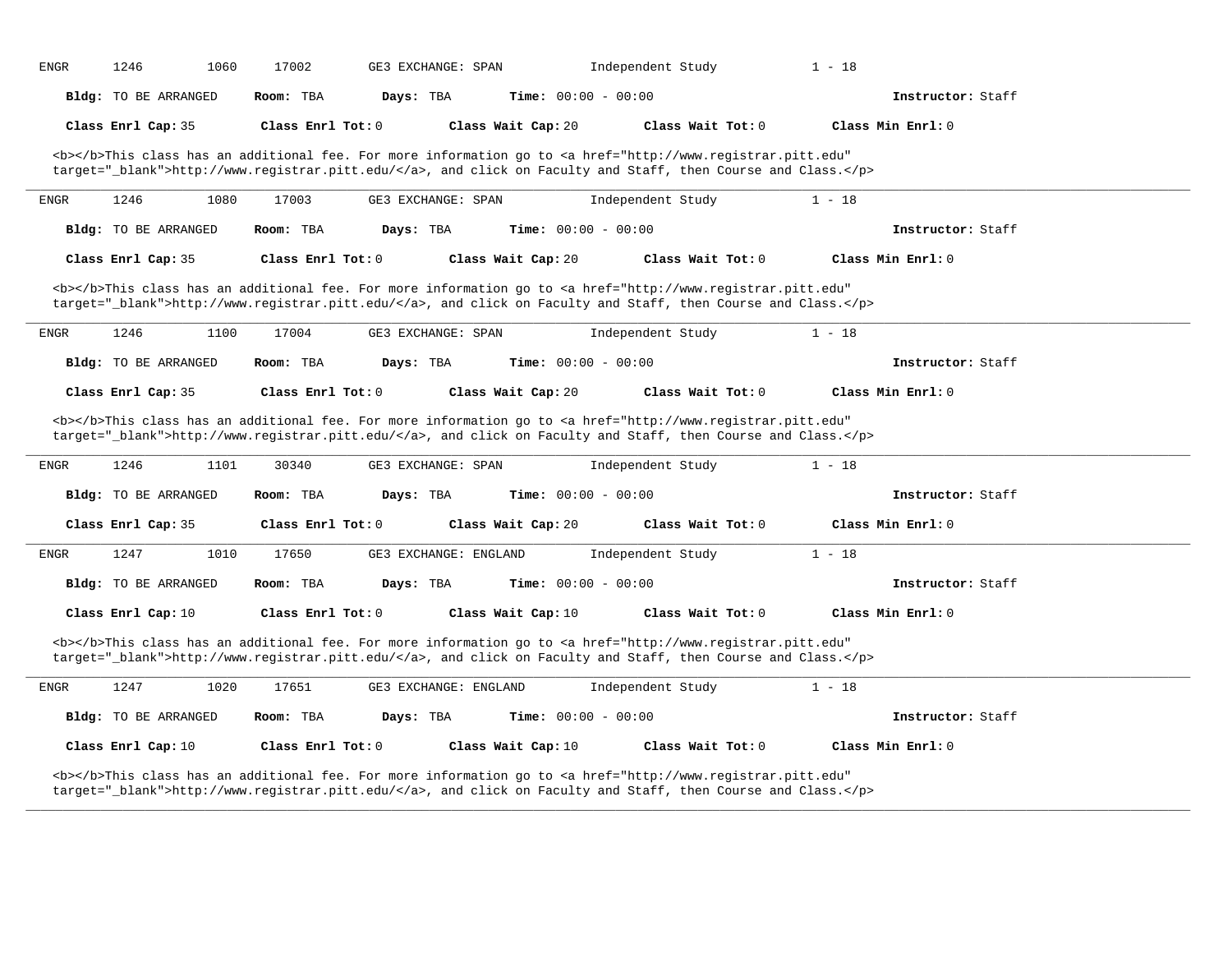ENGR 1246 1060 17002 GE3 EXCHANGE: SPAN Independent Study 1 - 18

**Bldg:** TO BE ARRANGED **Room:** TBA **Days:** TBA **Time:** 00:00 - 00:00 **Instructor:** Staff

**Class Enrl Cap:** 35 **Class Enrl Tot:** 0 **Class Wait Cap:** 20 **Class Wait Tot:** 0 **Class Min Enrl:** 0

<b></b>This class has an additional fee. For more information go to <a href="http://www.registrar.pitt.edu" target="_blank">http://www.registrar.pitt.edu/</a>, and click on Faculty and Staff, then Course and Class.</p>

---

ENGR 1246 1080 17003 GE3 EXCHANGE: SPAN Independent Study 1 - 18

**Bldg:** TO BE ARRANGED **Room:** TBA **Days:** TBA **Time:** 00:00 - 00:00 **Instructor:** Staff

**Class Enrl Cap:** 35 **Class Enrl Tot:** 0 **Class Wait Cap:** 20 **Class Wait Tot:** 0 **Class Min Enrl:** 0

<b></b>This class has an additional fee. For more information go to <a href="http://www.registrar.pitt.edu" target="_blank">http://www.registrar.pitt.edu/</a>, and click on Faculty and Staff, then Course and Class.</p>

---

ENGR 1246 1100 17004 GE3 EXCHANGE: SPAN Independent Study 1 - 18

**Bldg:** TO BE ARRANGED **Room:** TBA **Days:** TBA **Time:** 00:00 - 00:00 **Instructor:** Staff

**Class Enrl Cap:** 35 **Class Enrl Tot:** 0 **Class Wait Cap:** 20 **Class Wait Tot:** 0 **Class Min Enrl:** 0

<b></b>This class has an additional fee. For more information go to <a href="http://www.registrar.pitt.edu" target="_blank">http://www.registrar.pitt.edu/</a>, and click on Faculty and Staff, then Course and Class.</p>

---

ENGR 1246 1101 30340 GE3 EXCHANGE: SPAN Independent Study 1 - 18

**Bldg:** TO BE ARRANGED **Room:** TBA **Days:** TBA **Time:** 00:00 - 00:00 **Instructor:** Staff

**Class Enrl Cap:** 35 **Class Enrl Tot:** 0 **Class Wait Cap:** 20 **Class Wait Tot:** 0 **Class Min Enrl:** 0

---

ENGR 1247 1010 17650 GE3 EXCHANGE: ENGLAND Independent Study 1 - 18

**Bldg:** TO BE ARRANGED **Room:** TBA **Days:** TBA **Time:** 00:00 - 00:00 **Instructor:** Staff

**Class Enrl Cap:** 10 **Class Enrl Tot:** 0 **Class Wait Cap:** 10 **Class Wait Tot:** 0 **Class Min Enrl:** 0

<b></b>This class has an additional fee. For more information go to <a href="http://www.registrar.pitt.edu" target="_blank">http://www.registrar.pitt.edu/</a>, and click on Faculty and Staff, then Course and Class.</p>

---

ENGR 1247 1020 17651 GE3 EXCHANGE: ENGLAND Independent Study 1 - 18

**Bldg:** TO BE ARRANGED **Room:** TBA **Days:** TBA **Time:** 00:00 - 00:00 **Instructor:** Staff

**Class Enrl Cap:** 10 **Class Enrl Tot:** 0 **Class Wait Cap:** 10 **Class Wait Tot:** 0 **Class Min Enrl:** 0

<b></b>This class has an additional fee. For more information go to <a href="http://www.registrar.pitt.edu" target="_blank">http://www.registrar.pitt.edu/</a>, and click on Faculty and Staff, then Course and Class.</p>

---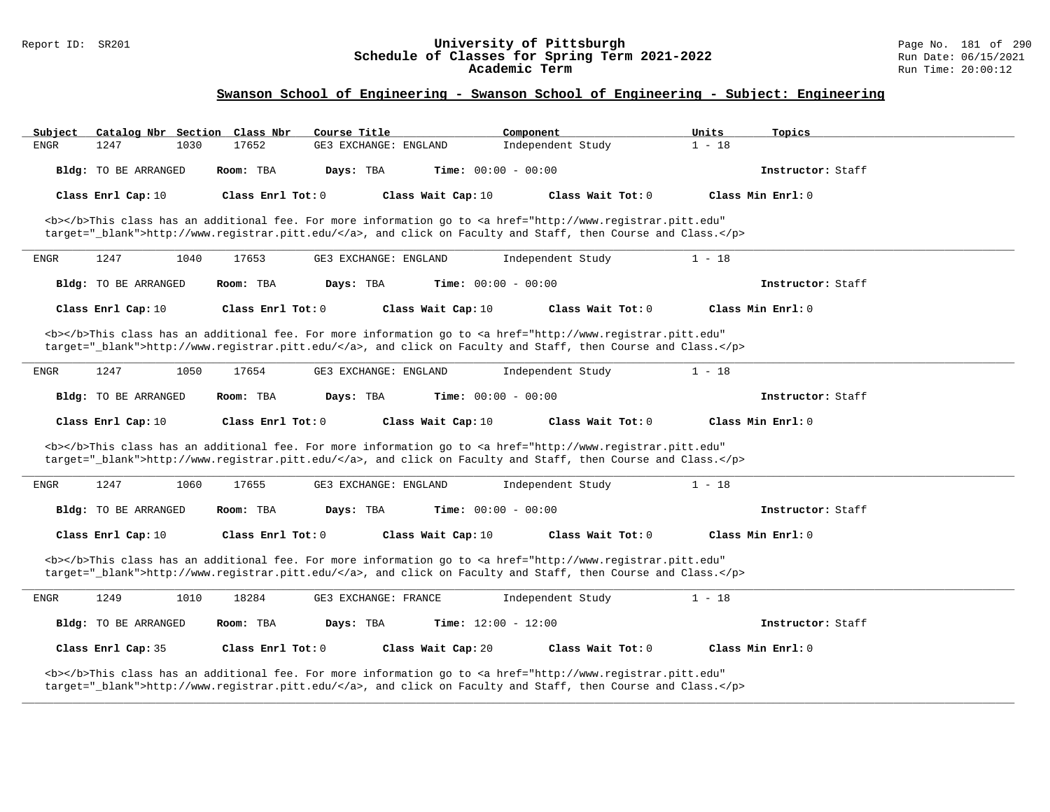## Swanson School of Engineering - Swanson School of Engineering - Subject: Engineering

| Subject | Catalog Nbr | Section | Class Nbr | Course Title | Component | Units | Topics |
|---|---|---|---|---|---|---|---|
| ENGR | 1247 | 1030 | 17652 | GE3 EXCHANGE: ENGLAND | Independent Study | 1 - 18 | |

**Bldg:** TO BE ARRANGED **Room:** TBA **Days:** TBA **Time:** 00:00 - 00:00 **Instructor:** Staff

**Class Enrl Cap:** 10 **Class Enrl Tot:** 0 **Class Wait Cap:** 10 **Class Wait Tot:** 0 **Class Min Enrl:** 0

<b></b>This class has an additional fee. For more information go to <a href="http://www.registrar.pitt.edu" target="_blank">http://www.registrar.pitt.edu/</a>, and click on Faculty and Staff, then Course and Class.</p>

---

| Subject | Catalog Nbr | Section | Class Nbr | Course Title | Component | Units | Topics |
|---|---|---|---|---|---|---|---|
| ENGR | 1247 | 1040 | 17653 | GE3 EXCHANGE: ENGLAND | Independent Study | 1 - 18 | |

**Bldg:** TO BE ARRANGED **Room:** TBA **Days:** TBA **Time:** 00:00 - 00:00 **Instructor:** Staff

**Class Enrl Cap:** 10 **Class Enrl Tot:** 0 **Class Wait Cap:** 10 **Class Wait Tot:** 0 **Class Min Enrl:** 0

<b></b>This class has an additional fee. For more information go to <a href="http://www.registrar.pitt.edu" target="_blank">http://www.registrar.pitt.edu/</a>, and click on Faculty and Staff, then Course and Class.</p>

---

| Subject | Catalog Nbr | Section | Class Nbr | Course Title | Component | Units | Topics |
|---|---|---|---|---|---|---|---|
| ENGR | 1247 | 1050 | 17654 | GE3 EXCHANGE: ENGLAND | Independent Study | 1 - 18 | |

**Bldg:** TO BE ARRANGED **Room:** TBA **Days:** TBA **Time:** 00:00 - 00:00 **Instructor:** Staff

**Class Enrl Cap:** 10 **Class Enrl Tot:** 0 **Class Wait Cap:** 10 **Class Wait Tot:** 0 **Class Min Enrl:** 0

<b></b>This class has an additional fee. For more information go to <a href="http://www.registrar.pitt.edu" target="_blank">http://www.registrar.pitt.edu/</a>, and click on Faculty and Staff, then Course and Class.</p>

---

| Subject | Catalog Nbr | Section | Class Nbr | Course Title | Component | Units | Topics |
|---|---|---|---|---|---|---|---|
| ENGR | 1247 | 1060 | 17655 | GE3 EXCHANGE: ENGLAND | Independent Study | 1 - 18 | |

**Bldg:** TO BE ARRANGED **Room:** TBA **Days:** TBA **Time:** 00:00 - 00:00 **Instructor:** Staff

**Class Enrl Cap:** 10 **Class Enrl Tot:** 0 **Class Wait Cap:** 10 **Class Wait Tot:** 0 **Class Min Enrl:** 0

<b></b>This class has an additional fee. For more information go to <a href="http://www.registrar.pitt.edu" target="_blank">http://www.registrar.pitt.edu/</a>, and click on Faculty and Staff, then Course and Class.</p>

---

| Subject | Catalog Nbr | Section | Class Nbr | Course Title | Component | Units | Topics |
|---|---|---|---|---|---|---|---|
| ENGR | 1249 | 1010 | 18284 | GE3 EXCHANGE: FRANCE | Independent Study | 1 - 18 | |

**Bldg:** TO BE ARRANGED **Room:** TBA **Days:** TBA **Time:** 12:00 - 12:00 **Instructor:** Staff

**Class Enrl Cap:** 35 **Class Enrl Tot:** 0 **Class Wait Cap:** 20 **Class Wait Tot:** 0 **Class Min Enrl:** 0

<b></b>This class has an additional fee. For more information go to <a href="http://www.registrar.pitt.edu" target="_blank">http://www.registrar.pitt.edu/</a>, and click on Faculty and Staff, then Course and Class.</p>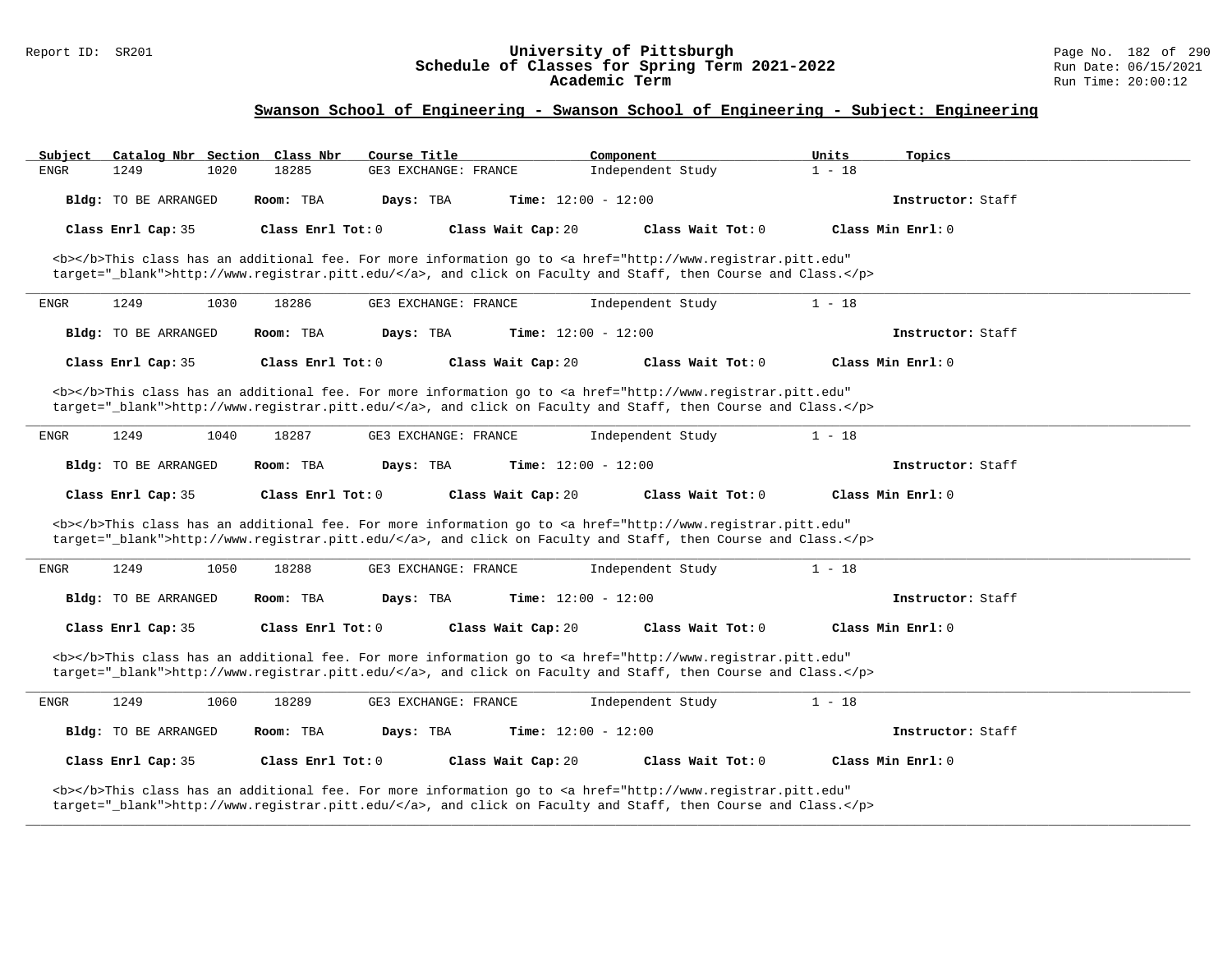## Swanson School of Engineering - Swanson School of Engineering - Subject: Engineering

| Subject | Catalog Nbr | Section | Class Nbr | Course Title | Component | Units | Topics |
|---|---|---|---|---|---|---|---|
| ENGR | 1249 | 1020 | 18285 | GE3 EXCHANGE: FRANCE | Independent Study | 1 - 18 | |

**Bldg:** TO BE ARRANGED **Room:** TBA **Days:** TBA **Time:** 12:00 - 12:00 **Instructor:** Staff

**Class Enrl Cap:** 35 **Class Enrl Tot:** 0 **Class Wait Cap:** 20 **Class Wait Tot:** 0 **Class Min Enrl:** 0

<b></b>This class has an additional fee. For more information go to <a href="http://www.registrar.pitt.edu" target="_blank">http://www.registrar.pitt.edu/</a>, and click on Faculty and Staff, then Course and Class.</p>

---

| Subject | Catalog Nbr | Section | Class Nbr | Course Title | Component | Units | Topics |
|---|---|---|---|---|---|---|---|
| ENGR | 1249 | 1030 | 18286 | GE3 EXCHANGE: FRANCE | Independent Study | 1 - 18 | |

**Bldg:** TO BE ARRANGED **Room:** TBA **Days:** TBA **Time:** 12:00 - 12:00 **Instructor:** Staff

**Class Enrl Cap:** 35 **Class Enrl Tot:** 0 **Class Wait Cap:** 20 **Class Wait Tot:** 0 **Class Min Enrl:** 0

<b></b>This class has an additional fee. For more information go to <a href="http://www.registrar.pitt.edu" target="_blank">http://www.registrar.pitt.edu/</a>, and click on Faculty and Staff, then Course and Class.</p>

---

| Subject | Catalog Nbr | Section | Class Nbr | Course Title | Component | Units | Topics |
|---|---|---|---|---|---|---|---|
| ENGR | 1249 | 1040 | 18287 | GE3 EXCHANGE: FRANCE | Independent Study | 1 - 18 | |

**Bldg:** TO BE ARRANGED **Room:** TBA **Days:** TBA **Time:** 12:00 - 12:00 **Instructor:** Staff

**Class Enrl Cap:** 35 **Class Enrl Tot:** 0 **Class Wait Cap:** 20 **Class Wait Tot:** 0 **Class Min Enrl:** 0

<b></b>This class has an additional fee. For more information go to <a href="http://www.registrar.pitt.edu" target="_blank">http://www.registrar.pitt.edu/</a>, and click on Faculty and Staff, then Course and Class.</p>

---

| Subject | Catalog Nbr | Section | Class Nbr | Course Title | Component | Units | Topics |
|---|---|---|---|---|---|---|---|
| ENGR | 1249 | 1050 | 18288 | GE3 EXCHANGE: FRANCE | Independent Study | 1 - 18 | |

**Bldg:** TO BE ARRANGED **Room:** TBA **Days:** TBA **Time:** 12:00 - 12:00 **Instructor:** Staff

**Class Enrl Cap:** 35 **Class Enrl Tot:** 0 **Class Wait Cap:** 20 **Class Wait Tot:** 0 **Class Min Enrl:** 0

<b></b>This class has an additional fee. For more information go to <a href="http://www.registrar.pitt.edu" target="_blank">http://www.registrar.pitt.edu/</a>, and click on Faculty and Staff, then Course and Class.</p>

---

| Subject | Catalog Nbr | Section | Class Nbr | Course Title | Component | Units | Topics |
|---|---|---|---|---|---|---|---|
| ENGR | 1249 | 1060 | 18289 | GE3 EXCHANGE: FRANCE | Independent Study | 1 - 18 | |

**Bldg:** TO BE ARRANGED **Room:** TBA **Days:** TBA **Time:** 12:00 - 12:00 **Instructor:** Staff

**Class Enrl Cap:** 35 **Class Enrl Tot:** 0 **Class Wait Cap:** 20 **Class Wait Tot:** 0 **Class Min Enrl:** 0

<b></b>This class has an additional fee. For more information go to <a href="http://www.registrar.pitt.edu" target="_blank">http://www.registrar.pitt.edu/</a>, and click on Faculty and Staff, then Course and Class.</p>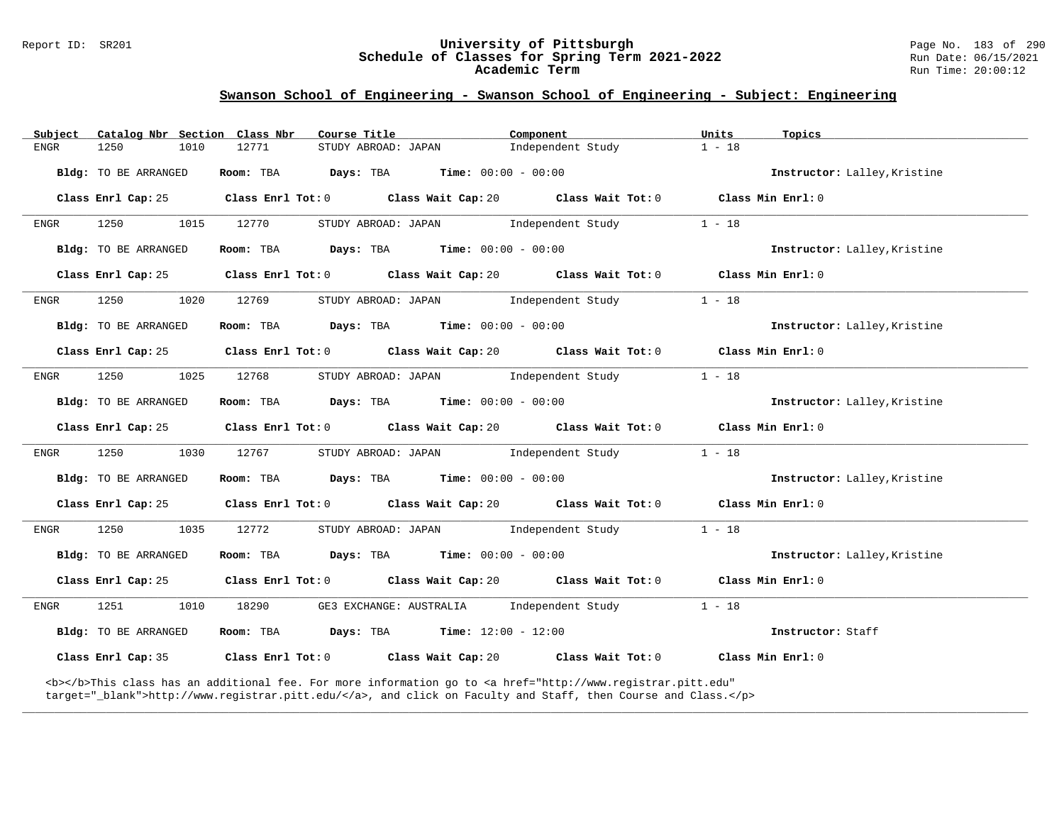## Swanson School of Engineering - Swanson School of Engineering - Subject: Engineering

| Subject | Catalog Nbr | Section | Class Nbr | Course Title | Component | Units | Topics |
|---|---|---|---|---|---|---|---|
| ENGR | 1250 | 1010 | 12771 | STUDY ABROAD: JAPAN | Independent Study | 1 - 18 | |

**Bldg:** TO BE ARRANGED **Room:** TBA **Days:** TBA **Time:** 00:00 - 00:00 **Instructor:** Lalley,Kristine

**Class Enrl Cap:** 25 **Class Enrl Tot:** 0 **Class Wait Cap:** 20 **Class Wait Tot:** 0 **Class Min Enrl:** 0

---

| Subject | Catalog Nbr | Section | Class Nbr | Course Title | Component | Units | Topics |
|---|---|---|---|---|---|---|---|
| ENGR | 1250 | 1015 | 12770 | STUDY ABROAD: JAPAN | Independent Study | 1 - 18 | |

**Bldg:** TO BE ARRANGED **Room:** TBA **Days:** TBA **Time:** 00:00 - 00:00 **Instructor:** Lalley,Kristine

**Class Enrl Cap:** 25 **Class Enrl Tot:** 0 **Class Wait Cap:** 20 **Class Wait Tot:** 0 **Class Min Enrl:** 0

---

| Subject | Catalog Nbr | Section | Class Nbr | Course Title | Component | Units | Topics |
|---|---|---|---|---|---|---|---|
| ENGR | 1250 | 1020 | 12769 | STUDY ABROAD: JAPAN | Independent Study | 1 - 18 | |

**Bldg:** TO BE ARRANGED **Room:** TBA **Days:** TBA **Time:** 00:00 - 00:00 **Instructor:** Lalley,Kristine

**Class Enrl Cap:** 25 **Class Enrl Tot:** 0 **Class Wait Cap:** 20 **Class Wait Tot:** 0 **Class Min Enrl:** 0

---

| Subject | Catalog Nbr | Section | Class Nbr | Course Title | Component | Units | Topics |
|---|---|---|---|---|---|---|---|
| ENGR | 1250 | 1025 | 12768 | STUDY ABROAD: JAPAN | Independent Study | 1 - 18 | |

**Bldg:** TO BE ARRANGED **Room:** TBA **Days:** TBA **Time:** 00:00 - 00:00 **Instructor:** Lalley,Kristine

**Class Enrl Cap:** 25 **Class Enrl Tot:** 0 **Class Wait Cap:** 20 **Class Wait Tot:** 0 **Class Min Enrl:** 0

---

| Subject | Catalog Nbr | Section | Class Nbr | Course Title | Component | Units | Topics |
|---|---|---|---|---|---|---|---|
| ENGR | 1250 | 1030 | 12767 | STUDY ABROAD: JAPAN | Independent Study | 1 - 18 | |

**Bldg:** TO BE ARRANGED **Room:** TBA **Days:** TBA **Time:** 00:00 - 00:00 **Instructor:** Lalley,Kristine

**Class Enrl Cap:** 25 **Class Enrl Tot:** 0 **Class Wait Cap:** 20 **Class Wait Tot:** 0 **Class Min Enrl:** 0

---

| Subject | Catalog Nbr | Section | Class Nbr | Course Title | Component | Units | Topics |
|---|---|---|---|---|---|---|---|
| ENGR | 1250 | 1035 | 12772 | STUDY ABROAD: JAPAN | Independent Study | 1 - 18 | |

**Bldg:** TO BE ARRANGED **Room:** TBA **Days:** TBA **Time:** 00:00 - 00:00 **Instructor:** Lalley,Kristine

**Class Enrl Cap:** 25 **Class Enrl Tot:** 0 **Class Wait Cap:** 20 **Class Wait Tot:** 0 **Class Min Enrl:** 0

---

| Subject | Catalog Nbr | Section | Class Nbr | Course Title | Component | Units | Topics |
|---|---|---|---|---|---|---|---|
| ENGR | 1251 | 1010 | 18290 | GE3 EXCHANGE: AUSTRALIA | Independent Study | 1 - 18 | |

**Bldg:** TO BE ARRANGED **Room:** TBA **Days:** TBA **Time:** 12:00 - 12:00 **Instructor:** Staff

**Class Enrl Cap:** 35 **Class Enrl Tot:** 0 **Class Wait Cap:** 20 **Class Wait Tot:** 0 **Class Min Enrl:** 0

<b></b>This class has an additional fee. For more information go to <a href="http://www.registrar.pitt.edu" target="_blank">http://www.registrar.pitt.edu/</a>, and click on Faculty and Staff, then Course and Class.</p>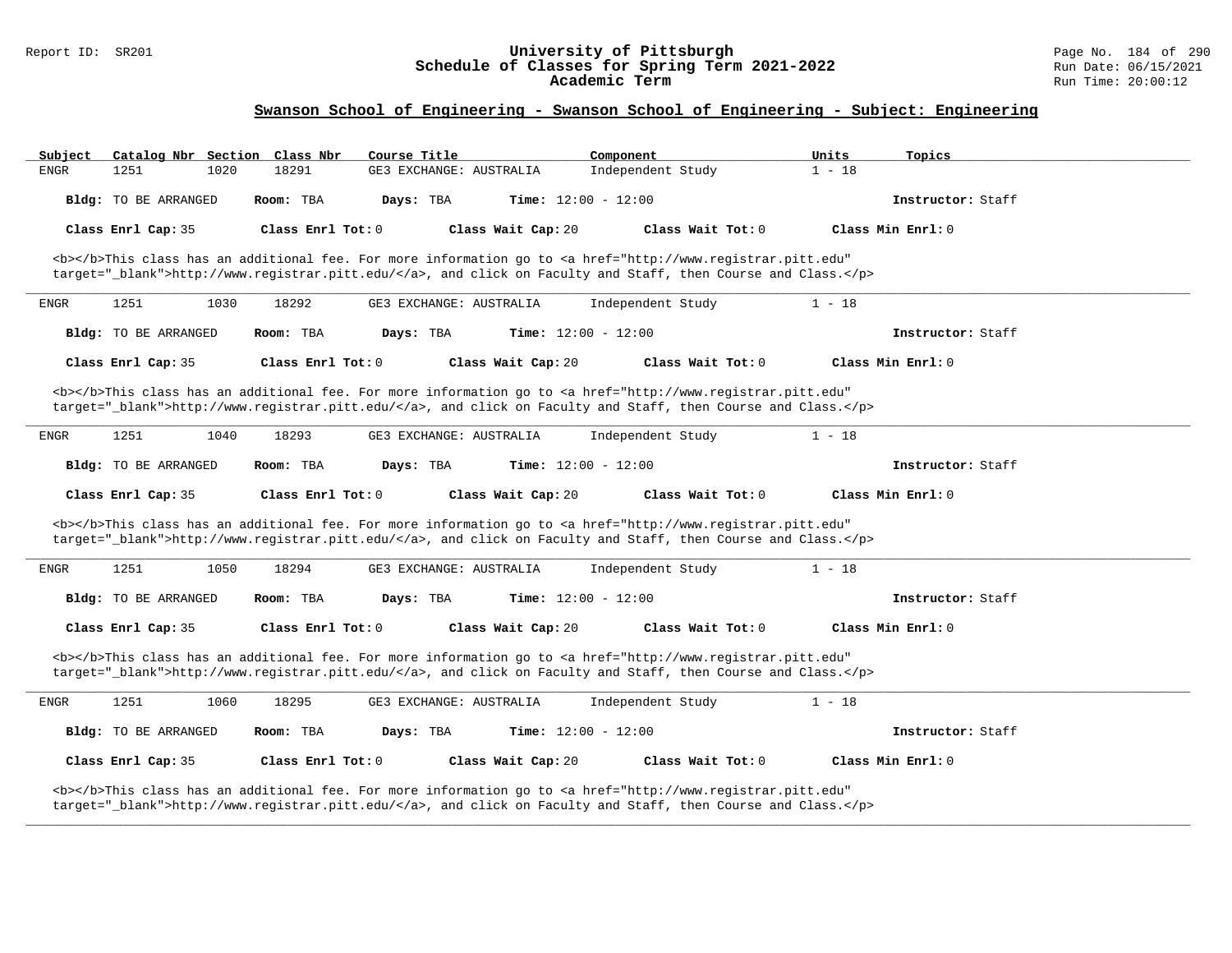## Swanson School of Engineering - Swanson School of Engineering - Subject: Engineering

| Subject | Catalog Nbr | Section | Class Nbr | Course Title | Component | Units | Topics |
|---|---|---|---|---|---|---|---|
| ENGR | 1251 | 1020 | 18291 | GE3 EXCHANGE: AUSTRALIA | Independent Study | 1 - 18 | |

**Bldg:** TO BE ARRANGED **Room:** TBA **Days:** TBA **Time:** 12:00 - 12:00 **Instructor:** Staff

**Class Enrl Cap:** 35 **Class Enrl Tot:** 0 **Class Wait Cap:** 20 **Class Wait Tot:** 0 **Class Min Enrl:** 0

<b></b>This class has an additional fee. For more information go to <a href="http://www.registrar.pitt.edu" target="_blank">http://www.registrar.pitt.edu/</a>, and click on Faculty and Staff, then Course and Class.</p>

---

| Subject | Catalog Nbr | Section | Class Nbr | Course Title | Component | Units | Topics |
|---|---|---|---|---|---|---|---|
| ENGR | 1251 | 1030 | 18292 | GE3 EXCHANGE: AUSTRALIA | Independent Study | 1 - 18 | |

**Bldg:** TO BE ARRANGED **Room:** TBA **Days:** TBA **Time:** 12:00 - 12:00 **Instructor:** Staff

**Class Enrl Cap:** 35 **Class Enrl Tot:** 0 **Class Wait Cap:** 20 **Class Wait Tot:** 0 **Class Min Enrl:** 0

<b></b>This class has an additional fee. For more information go to <a href="http://www.registrar.pitt.edu" target="_blank">http://www.registrar.pitt.edu/</a>, and click on Faculty and Staff, then Course and Class.</p>

---

| Subject | Catalog Nbr | Section | Class Nbr | Course Title | Component | Units | Topics |
|---|---|---|---|---|---|---|---|
| ENGR | 1251 | 1040 | 18293 | GE3 EXCHANGE: AUSTRALIA | Independent Study | 1 - 18 | |

**Bldg:** TO BE ARRANGED **Room:** TBA **Days:** TBA **Time:** 12:00 - 12:00 **Instructor:** Staff

**Class Enrl Cap:** 35 **Class Enrl Tot:** 0 **Class Wait Cap:** 20 **Class Wait Tot:** 0 **Class Min Enrl:** 0

<b></b>This class has an additional fee. For more information go to <a href="http://www.registrar.pitt.edu" target="_blank">http://www.registrar.pitt.edu/</a>, and click on Faculty and Staff, then Course and Class.</p>

---

| Subject | Catalog Nbr | Section | Class Nbr | Course Title | Component | Units | Topics |
|---|---|---|---|---|---|---|---|
| ENGR | 1251 | 1050 | 18294 | GE3 EXCHANGE: AUSTRALIA | Independent Study | 1 - 18 | |

**Bldg:** TO BE ARRANGED **Room:** TBA **Days:** TBA **Time:** 12:00 - 12:00 **Instructor:** Staff

**Class Enrl Cap:** 35 **Class Enrl Tot:** 0 **Class Wait Cap:** 20 **Class Wait Tot:** 0 **Class Min Enrl:** 0

<b></b>This class has an additional fee. For more information go to <a href="http://www.registrar.pitt.edu" target="_blank">http://www.registrar.pitt.edu/</a>, and click on Faculty and Staff, then Course and Class.</p>

---

| Subject | Catalog Nbr | Section | Class Nbr | Course Title | Component | Units | Topics |
|---|---|---|---|---|---|---|---|
| ENGR | 1251 | 1060 | 18295 | GE3 EXCHANGE: AUSTRALIA | Independent Study | 1 - 18 | |

**Bldg:** TO BE ARRANGED **Room:** TBA **Days:** TBA **Time:** 12:00 - 12:00 **Instructor:** Staff

**Class Enrl Cap:** 35 **Class Enrl Tot:** 0 **Class Wait Cap:** 20 **Class Wait Tot:** 0 **Class Min Enrl:** 0

<b></b>This class has an additional fee. For more information go to <a href="http://www.registrar.pitt.edu" target="_blank">http://www.registrar.pitt.edu/</a>, and click on Faculty and Staff, then Course and Class.</p>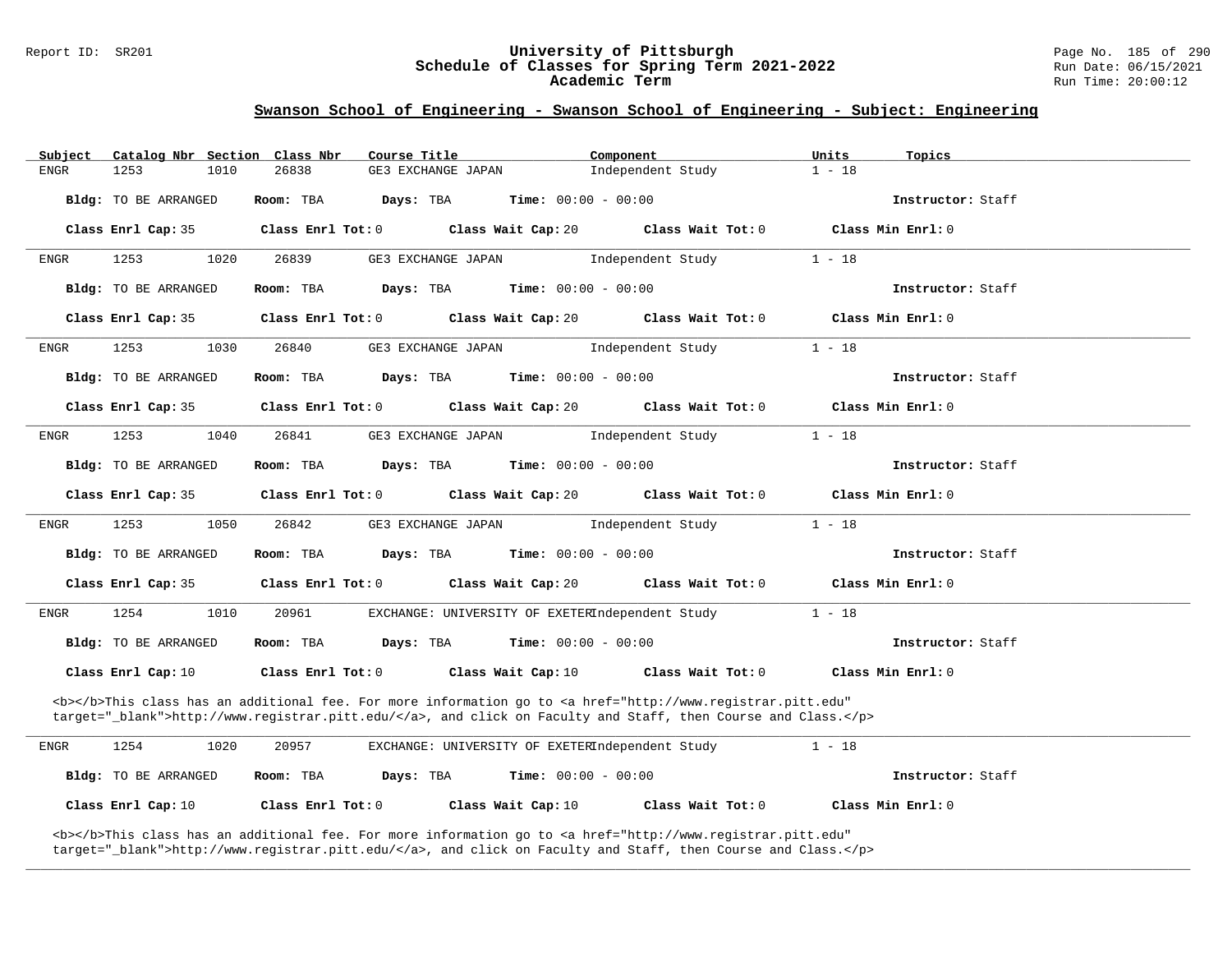## Swanson School of Engineering - Swanson School of Engineering - Subject: Engineering

| Subject | Catalog Nbr | Section | Class Nbr | Course Title | Component | Units | Topics |
|---|---|---|---|---|---|---|---|
| ENGR | 1253 | 1010 | 26838 | GE3 EXCHANGE JAPAN | Independent Study | 1 - 18 | |

**Bldg:** TO BE ARRANGED **Room:** TBA **Days:** TBA **Time:** 00:00 - 00:00 **Instructor:** Staff

**Class Enrl Cap:** 35 **Class Enrl Tot:** 0 **Class Wait Cap:** 20 **Class Wait Tot:** 0 **Class Min Enrl:** 0

---

| Subject | Catalog Nbr | Section | Class Nbr | Course Title | Component | Units | Topics |
|---|---|---|---|---|---|---|---|
| ENGR | 1253 | 1020 | 26839 | GE3 EXCHANGE JAPAN | Independent Study | 1 - 18 | |

**Bldg:** TO BE ARRANGED **Room:** TBA **Days:** TBA **Time:** 00:00 - 00:00 **Instructor:** Staff

**Class Enrl Cap:** 35 **Class Enrl Tot:** 0 **Class Wait Cap:** 20 **Class Wait Tot:** 0 **Class Min Enrl:** 0

---

| Subject | Catalog Nbr | Section | Class Nbr | Course Title | Component | Units | Topics |
|---|---|---|---|---|---|---|---|
| ENGR | 1253 | 1030 | 26840 | GE3 EXCHANGE JAPAN | Independent Study | 1 - 18 | |

**Bldg:** TO BE ARRANGED **Room:** TBA **Days:** TBA **Time:** 00:00 - 00:00 **Instructor:** Staff

**Class Enrl Cap:** 35 **Class Enrl Tot:** 0 **Class Wait Cap:** 20 **Class Wait Tot:** 0 **Class Min Enrl:** 0

---

| Subject | Catalog Nbr | Section | Class Nbr | Course Title | Component | Units | Topics |
|---|---|---|---|---|---|---|---|
| ENGR | 1253 | 1040 | 26841 | GE3 EXCHANGE JAPAN | Independent Study | 1 - 18 | |

**Bldg:** TO BE ARRANGED **Room:** TBA **Days:** TBA **Time:** 00:00 - 00:00 **Instructor:** Staff

**Class Enrl Cap:** 35 **Class Enrl Tot:** 0 **Class Wait Cap:** 20 **Class Wait Tot:** 0 **Class Min Enrl:** 0

---

| Subject | Catalog Nbr | Section | Class Nbr | Course Title | Component | Units | Topics |
|---|---|---|---|---|---|---|---|
| ENGR | 1253 | 1050 | 26842 | GE3 EXCHANGE JAPAN | Independent Study | 1 - 18 | |

**Bldg:** TO BE ARRANGED **Room:** TBA **Days:** TBA **Time:** 00:00 - 00:00 **Instructor:** Staff

**Class Enrl Cap:** 35 **Class Enrl Tot:** 0 **Class Wait Cap:** 20 **Class Wait Tot:** 0 **Class Min Enrl:** 0

---

| Subject | Catalog Nbr | Section | Class Nbr | Course Title | Component | Units | Topics |
|---|---|---|---|---|---|---|---|
| ENGR | 1254 | 1010 | 20961 | EXCHANGE: UNIVERSITY OF EXETER | Independent Study | 1 - 18 | |

**Bldg:** TO BE ARRANGED **Room:** TBA **Days:** TBA **Time:** 00:00 - 00:00 **Instructor:** Staff

**Class Enrl Cap:** 10 **Class Enrl Tot:** 0 **Class Wait Cap:** 10 **Class Wait Tot:** 0 **Class Min Enrl:** 0

<b></b>This class has an additional fee. For more information go to <a href="http://www.registrar.pitt.edu" target="_blank">http://www.registrar.pitt.edu/</a>, and click on Faculty and Staff, then Course and Class.</p>

---

| Subject | Catalog Nbr | Section | Class Nbr | Course Title | Component | Units | Topics |
|---|---|---|---|---|---|---|---|
| ENGR | 1254 | 1020 | 20957 | EXCHANGE: UNIVERSITY OF EXETER | Independent Study | 1 - 18 | |

**Bldg:** TO BE ARRANGED **Room:** TBA **Days:** TBA **Time:** 00:00 - 00:00 **Instructor:** Staff

**Class Enrl Cap:** 10 **Class Enrl Tot:** 0 **Class Wait Cap:** 10 **Class Wait Tot:** 0 **Class Min Enrl:** 0

<b></b>This class has an additional fee. For more information go to <a href="http://www.registrar.pitt.edu" target="_blank">http://www.registrar.pitt.edu/</a>, and click on Faculty and Staff, then Course and Class.</p>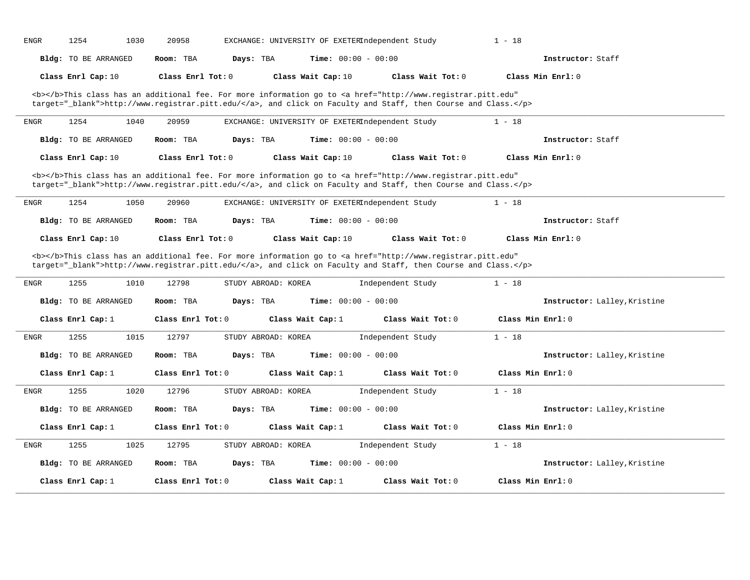ENGR 1254 1030 20958 EXCHANGE: UNIVERSITY OF EXETER Independent Study 1 - 18

**Bldg:** TO BE ARRANGED **Room:** TBA **Days:** TBA **Time:** 00:00 - 00:00 **Instructor:** Staff

**Class Enrl Cap:** 10 **Class Enrl Tot:** 0 **Class Wait Cap:** 10 **Class Wait Tot:** 0 **Class Min Enrl:** 0

<b></b>This class has an additional fee. For more information go to <a href="http://www.registrar.pitt.edu" target="_blank">http://www.registrar.pitt.edu/</a>, and click on Faculty and Staff, then Course and Class.</p>

---

ENGR 1254 1040 20959 EXCHANGE: UNIVERSITY OF EXETER Independent Study 1 - 18

**Bldg:** TO BE ARRANGED **Room:** TBA **Days:** TBA **Time:** 00:00 - 00:00 **Instructor:** Staff

**Class Enrl Cap:** 10 **Class Enrl Tot:** 0 **Class Wait Cap:** 10 **Class Wait Tot:** 0 **Class Min Enrl:** 0

<b></b>This class has an additional fee. For more information go to <a href="http://www.registrar.pitt.edu" target="_blank">http://www.registrar.pitt.edu/</a>, and click on Faculty and Staff, then Course and Class.</p>

---

ENGR 1254 1050 20960 EXCHANGE: UNIVERSITY OF EXETER Independent Study 1 - 18

**Bldg:** TO BE ARRANGED **Room:** TBA **Days:** TBA **Time:** 00:00 - 00:00 **Instructor:** Staff

**Class Enrl Cap:** 10 **Class Enrl Tot:** 0 **Class Wait Cap:** 10 **Class Wait Tot:** 0 **Class Min Enrl:** 0

<b></b>This class has an additional fee. For more information go to <a href="http://www.registrar.pitt.edu" target="_blank">http://www.registrar.pitt.edu/</a>, and click on Faculty and Staff, then Course and Class.</p>

---

ENGR 1255 1010 12798 STUDY ABROAD: KOREA Independent Study 1 - 18

**Bldg:** TO BE ARRANGED **Room:** TBA **Days:** TBA **Time:** 00:00 - 00:00 **Instructor:** Lalley,Kristine

**Class Enrl Cap:** 1 **Class Enrl Tot:** 0 **Class Wait Cap:** 1 **Class Wait Tot:** 0 **Class Min Enrl:** 0

---

ENGR 1255 1015 12797 STUDY ABROAD: KOREA Independent Study 1 - 18

**Bldg:** TO BE ARRANGED **Room:** TBA **Days:** TBA **Time:** 00:00 - 00:00 **Instructor:** Lalley,Kristine

**Class Enrl Cap:** 1 **Class Enrl Tot:** 0 **Class Wait Cap:** 1 **Class Wait Tot:** 0 **Class Min Enrl:** 0

---

ENGR 1255 1020 12796 STUDY ABROAD: KOREA Independent Study 1 - 18

**Bldg:** TO BE ARRANGED **Room:** TBA **Days:** TBA **Time:** 00:00 - 00:00 **Instructor:** Lalley,Kristine

**Class Enrl Cap:** 1 **Class Enrl Tot:** 0 **Class Wait Cap:** 1 **Class Wait Tot:** 0 **Class Min Enrl:** 0

---

ENGR 1255 1025 12795 STUDY ABROAD: KOREA Independent Study 1 - 18

**Bldg:** TO BE ARRANGED **Room:** TBA **Days:** TBA **Time:** 00:00 - 00:00 **Instructor:** Lalley,Kristine

**Class Enrl Cap:** 1 **Class Enrl Tot:** 0 **Class Wait Cap:** 1 **Class Wait Tot:** 0 **Class Min Enrl:** 0

---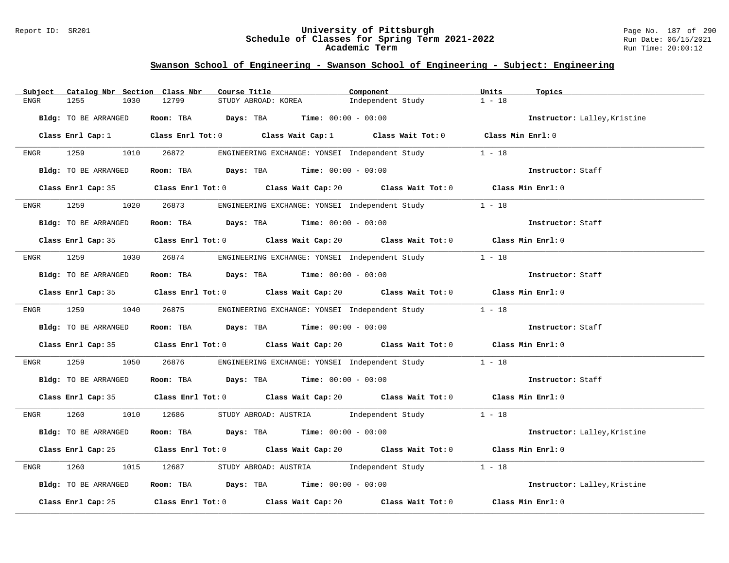## Swanson School of Engineering - Swanson School of Engineering - Subject: Engineering

| Subject | Catalog Nbr | Section | Class Nbr | Course Title | Component | Units | Topics |
|---|---|---|---|---|---|---|---|
| ENGR | 1255 | 1030 | 12799 | STUDY ABROAD: KOREA | Independent Study | 1 - 18 | |

**Bldg:** TO BE ARRANGED **Room:** TBA **Days:** TBA **Time:** 00:00 - 00:00 **Instructor:** Lalley,Kristine

**Class Enrl Cap:** 1 **Class Enrl Tot:** 0 **Class Wait Cap:** 1 **Class Wait Tot:** 0 **Class Min Enrl:** 0

---

| Subject | Catalog Nbr | Section | Class Nbr | Course Title | Component | Units | Topics |
|---|---|---|---|---|---|---|---|
| ENGR | 1259 | 1010 | 26872 | ENGINEERING EXCHANGE: YONSEI | Independent Study | 1 - 18 | |

**Bldg:** TO BE ARRANGED **Room:** TBA **Days:** TBA **Time:** 00:00 - 00:00 **Instructor:** Staff

**Class Enrl Cap:** 35 **Class Enrl Tot:** 0 **Class Wait Cap:** 20 **Class Wait Tot:** 0 **Class Min Enrl:** 0

---

| Subject | Catalog Nbr | Section | Class Nbr | Course Title | Component | Units | Topics |
|---|---|---|---|---|---|---|---|
| ENGR | 1259 | 1020 | 26873 | ENGINEERING EXCHANGE: YONSEI | Independent Study | 1 - 18 | |

**Bldg:** TO BE ARRANGED **Room:** TBA **Days:** TBA **Time:** 00:00 - 00:00 **Instructor:** Staff

**Class Enrl Cap:** 35 **Class Enrl Tot:** 0 **Class Wait Cap:** 20 **Class Wait Tot:** 0 **Class Min Enrl:** 0

---

| Subject | Catalog Nbr | Section | Class Nbr | Course Title | Component | Units | Topics |
|---|---|---|---|---|---|---|---|
| ENGR | 1259 | 1030 | 26874 | ENGINEERING EXCHANGE: YONSEI | Independent Study | 1 - 18 | |

**Bldg:** TO BE ARRANGED **Room:** TBA **Days:** TBA **Time:** 00:00 - 00:00 **Instructor:** Staff

**Class Enrl Cap:** 35 **Class Enrl Tot:** 0 **Class Wait Cap:** 20 **Class Wait Tot:** 0 **Class Min Enrl:** 0

---

| Subject | Catalog Nbr | Section | Class Nbr | Course Title | Component | Units | Topics |
|---|---|---|---|---|---|---|---|
| ENGR | 1259 | 1040 | 26875 | ENGINEERING EXCHANGE: YONSEI | Independent Study | 1 - 18 | |

**Bldg:** TO BE ARRANGED **Room:** TBA **Days:** TBA **Time:** 00:00 - 00:00 **Instructor:** Staff

**Class Enrl Cap:** 35 **Class Enrl Tot:** 0 **Class Wait Cap:** 20 **Class Wait Tot:** 0 **Class Min Enrl:** 0

---

| Subject | Catalog Nbr | Section | Class Nbr | Course Title | Component | Units | Topics |
|---|---|---|---|---|---|---|---|
| ENGR | 1259 | 1050 | 26876 | ENGINEERING EXCHANGE: YONSEI | Independent Study | 1 - 18 | |

**Bldg:** TO BE ARRANGED **Room:** TBA **Days:** TBA **Time:** 00:00 - 00:00 **Instructor:** Staff

**Class Enrl Cap:** 35 **Class Enrl Tot:** 0 **Class Wait Cap:** 20 **Class Wait Tot:** 0 **Class Min Enrl:** 0

---

| Subject | Catalog Nbr | Section | Class Nbr | Course Title | Component | Units | Topics |
|---|---|---|---|---|---|---|---|
| ENGR | 1260 | 1010 | 12686 | STUDY ABROAD: AUSTRIA | Independent Study | 1 - 18 | |

**Bldg:** TO BE ARRANGED **Room:** TBA **Days:** TBA **Time:** 00:00 - 00:00 **Instructor:** Lalley,Kristine

**Class Enrl Cap:** 25 **Class Enrl Tot:** 0 **Class Wait Cap:** 20 **Class Wait Tot:** 0 **Class Min Enrl:** 0

---

| Subject | Catalog Nbr | Section | Class Nbr | Course Title | Component | Units | Topics |
|---|---|---|---|---|---|---|---|
| ENGR | 1260 | 1015 | 12687 | STUDY ABROAD: AUSTRIA | Independent Study | 1 - 18 | |

**Bldg:** TO BE ARRANGED **Room:** TBA **Days:** TBA **Time:** 00:00 - 00:00 **Instructor:** Lalley,Kristine

**Class Enrl Cap:** 25 **Class Enrl Tot:** 0 **Class Wait Cap:** 20 **Class Wait Tot:** 0 **Class Min Enrl:** 0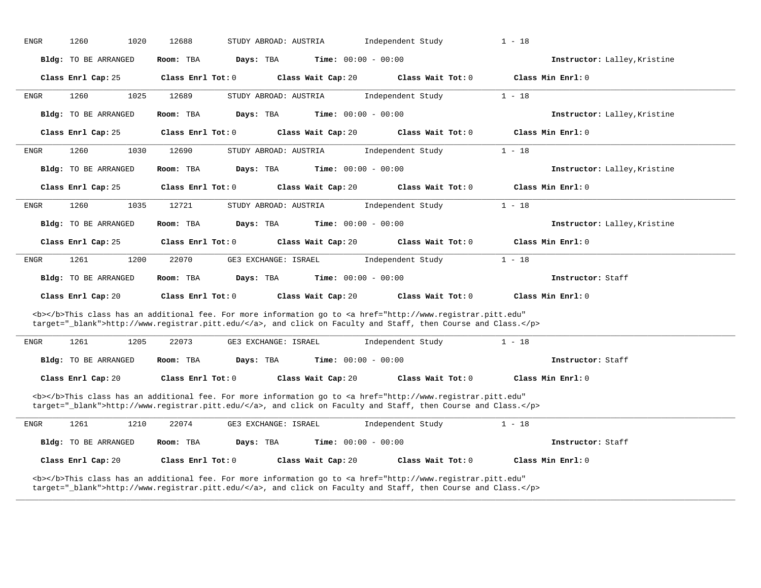ENGR 1260 1020 12688 STUDY ABROAD: AUSTRIA Independent Study 1 - 18

**Bldg:** TO BE ARRANGED **Room:** TBA **Days:** TBA **Time:** 00:00 - 00:00 **Instructor:** Lalley,Kristine

**Class Enrl Cap:** 25 **Class Enrl Tot:** 0 **Class Wait Cap:** 20 **Class Wait Tot:** 0 **Class Min Enrl:** 0

---

ENGR 1260 1025 12689 STUDY ABROAD: AUSTRIA Independent Study 1 - 18

**Bldg:** TO BE ARRANGED **Room:** TBA **Days:** TBA **Time:** 00:00 - 00:00 **Instructor:** Lalley,Kristine

**Class Enrl Cap:** 25 **Class Enrl Tot:** 0 **Class Wait Cap:** 20 **Class Wait Tot:** 0 **Class Min Enrl:** 0

---

ENGR 1260 1030 12690 STUDY ABROAD: AUSTRIA Independent Study 1 - 18

**Bldg:** TO BE ARRANGED **Room:** TBA **Days:** TBA **Time:** 00:00 - 00:00 **Instructor:** Lalley,Kristine

**Class Enrl Cap:** 25 **Class Enrl Tot:** 0 **Class Wait Cap:** 20 **Class Wait Tot:** 0 **Class Min Enrl:** 0

---

ENGR 1260 1035 12721 STUDY ABROAD: AUSTRIA Independent Study 1 - 18

**Bldg:** TO BE ARRANGED **Room:** TBA **Days:** TBA **Time:** 00:00 - 00:00 **Instructor:** Lalley,Kristine

**Class Enrl Cap:** 25 **Class Enrl Tot:** 0 **Class Wait Cap:** 20 **Class Wait Tot:** 0 **Class Min Enrl:** 0

---

ENGR 1261 1200 22070 GE3 EXCHANGE: ISRAEL Independent Study 1 - 18

**Bldg:** TO BE ARRANGED **Room:** TBA **Days:** TBA **Time:** 00:00 - 00:00 **Instructor:** Staff

**Class Enrl Cap:** 20 **Class Enrl Tot:** 0 **Class Wait Cap:** 20 **Class Wait Tot:** 0 **Class Min Enrl:** 0

<b></b>This class has an additional fee. For more information go to <a href="http://www.registrar.pitt.edu" target="_blank">http://www.registrar.pitt.edu/</a>, and click on Faculty and Staff, then Course and Class.</p>

---

ENGR 1261 1205 22073 GE3 EXCHANGE: ISRAEL Independent Study 1 - 18

**Bldg:** TO BE ARRANGED **Room:** TBA **Days:** TBA **Time:** 00:00 - 00:00 **Instructor:** Staff

**Class Enrl Cap:** 20 **Class Enrl Tot:** 0 **Class Wait Cap:** 20 **Class Wait Tot:** 0 **Class Min Enrl:** 0

<b></b>This class has an additional fee. For more information go to <a href="http://www.registrar.pitt.edu" target="_blank">http://www.registrar.pitt.edu/</a>, and click on Faculty and Staff, then Course and Class.</p>

---

ENGR 1261 1210 22074 GE3 EXCHANGE: ISRAEL Independent Study 1 - 18

**Bldg:** TO BE ARRANGED **Room:** TBA **Days:** TBA **Time:** 00:00 - 00:00 **Instructor:** Staff

**Class Enrl Cap:** 20 **Class Enrl Tot:** 0 **Class Wait Cap:** 20 **Class Wait Tot:** 0 **Class Min Enrl:** 0

<b></b>This class has an additional fee. For more information go to <a href="http://www.registrar.pitt.edu" target="_blank">http://www.registrar.pitt.edu/</a>, and click on Faculty and Staff, then Course and Class.</p>

---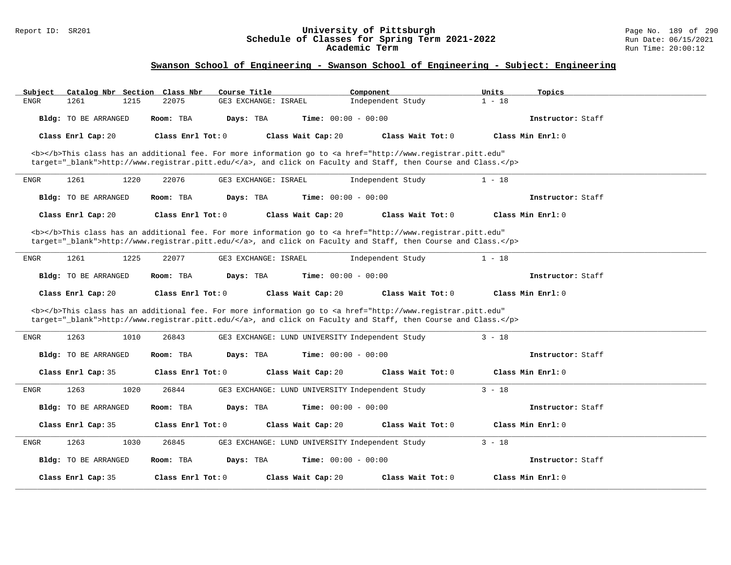## Swanson School of Engineering - Swanson School of Engineering - Subject: Engineering

| Subject | Catalog Nbr | Section | Class Nbr | Course Title | Component | Units | Topics |
|---|---|---|---|---|---|---|---|
| ENGR | 1261 | 1215 | 22075 | GE3 EXCHANGE: ISRAEL | Independent Study | 1 - 18 | |

**Bldg:** TO BE ARRANGED **Room:** TBA **Days:** TBA **Time:** 00:00 - 00:00 **Instructor:** Staff

**Class Enrl Cap:** 20 **Class Enrl Tot:** 0 **Class Wait Cap:** 20 **Class Wait Tot:** 0 **Class Min Enrl:** 0

<b></b>This class has an additional fee. For more information go to <a href="http://www.registrar.pitt.edu" target="_blank">http://www.registrar.pitt.edu/</a>, and click on Faculty and Staff, then Course and Class.</p>

---

| Subject | Catalog Nbr | Section | Class Nbr | Course Title | Component | Units | Topics |
|---|---|---|---|---|---|---|---|
| ENGR | 1261 | 1220 | 22076 | GE3 EXCHANGE: ISRAEL | Independent Study | 1 - 18 | |

**Bldg:** TO BE ARRANGED **Room:** TBA **Days:** TBA **Time:** 00:00 - 00:00 **Instructor:** Staff

**Class Enrl Cap:** 20 **Class Enrl Tot:** 0 **Class Wait Cap:** 20 **Class Wait Tot:** 0 **Class Min Enrl:** 0

<b></b>This class has an additional fee. For more information go to <a href="http://www.registrar.pitt.edu" target="_blank">http://www.registrar.pitt.edu/</a>, and click on Faculty and Staff, then Course and Class.</p>

---

| Subject | Catalog Nbr | Section | Class Nbr | Course Title | Component | Units | Topics |
|---|---|---|---|---|---|---|---|
| ENGR | 1261 | 1225 | 22077 | GE3 EXCHANGE: ISRAEL | Independent Study | 1 - 18 | |

**Bldg:** TO BE ARRANGED **Room:** TBA **Days:** TBA **Time:** 00:00 - 00:00 **Instructor:** Staff

**Class Enrl Cap:** 20 **Class Enrl Tot:** 0 **Class Wait Cap:** 20 **Class Wait Tot:** 0 **Class Min Enrl:** 0

<b></b>This class has an additional fee. For more information go to <a href="http://www.registrar.pitt.edu" target="_blank">http://www.registrar.pitt.edu/</a>, and click on Faculty and Staff, then Course and Class.</p>

---

| Subject | Catalog Nbr | Section | Class Nbr | Course Title | Component | Units | Topics |
|---|---|---|---|---|---|---|---|
| ENGR | 1263 | 1010 | 26843 | GE3 EXCHANGE: LUND UNIVERSITY | Independent Study | 3 - 18 | |

**Bldg:** TO BE ARRANGED **Room:** TBA **Days:** TBA **Time:** 00:00 - 00:00 **Instructor:** Staff

**Class Enrl Cap:** 35 **Class Enrl Tot:** 0 **Class Wait Cap:** 20 **Class Wait Tot:** 0 **Class Min Enrl:** 0

---

| Subject | Catalog Nbr | Section | Class Nbr | Course Title | Component | Units | Topics |
|---|---|---|---|---|---|---|---|
| ENGR | 1263 | 1020 | 26844 | GE3 EXCHANGE: LUND UNIVERSITY | Independent Study | 3 - 18 | |

**Bldg:** TO BE ARRANGED **Room:** TBA **Days:** TBA **Time:** 00:00 - 00:00 **Instructor:** Staff

**Class Enrl Cap:** 35 **Class Enrl Tot:** 0 **Class Wait Cap:** 20 **Class Wait Tot:** 0 **Class Min Enrl:** 0

---

| Subject | Catalog Nbr | Section | Class Nbr | Course Title | Component | Units | Topics |
|---|---|---|---|---|---|---|---|
| ENGR | 1263 | 1030 | 26845 | GE3 EXCHANGE: LUND UNIVERSITY | Independent Study | 3 - 18 | |

**Bldg:** TO BE ARRANGED **Room:** TBA **Days:** TBA **Time:** 00:00 - 00:00 **Instructor:** Staff

**Class Enrl Cap:** 35 **Class Enrl Tot:** 0 **Class Wait Cap:** 20 **Class Wait Tot:** 0 **Class Min Enrl:** 0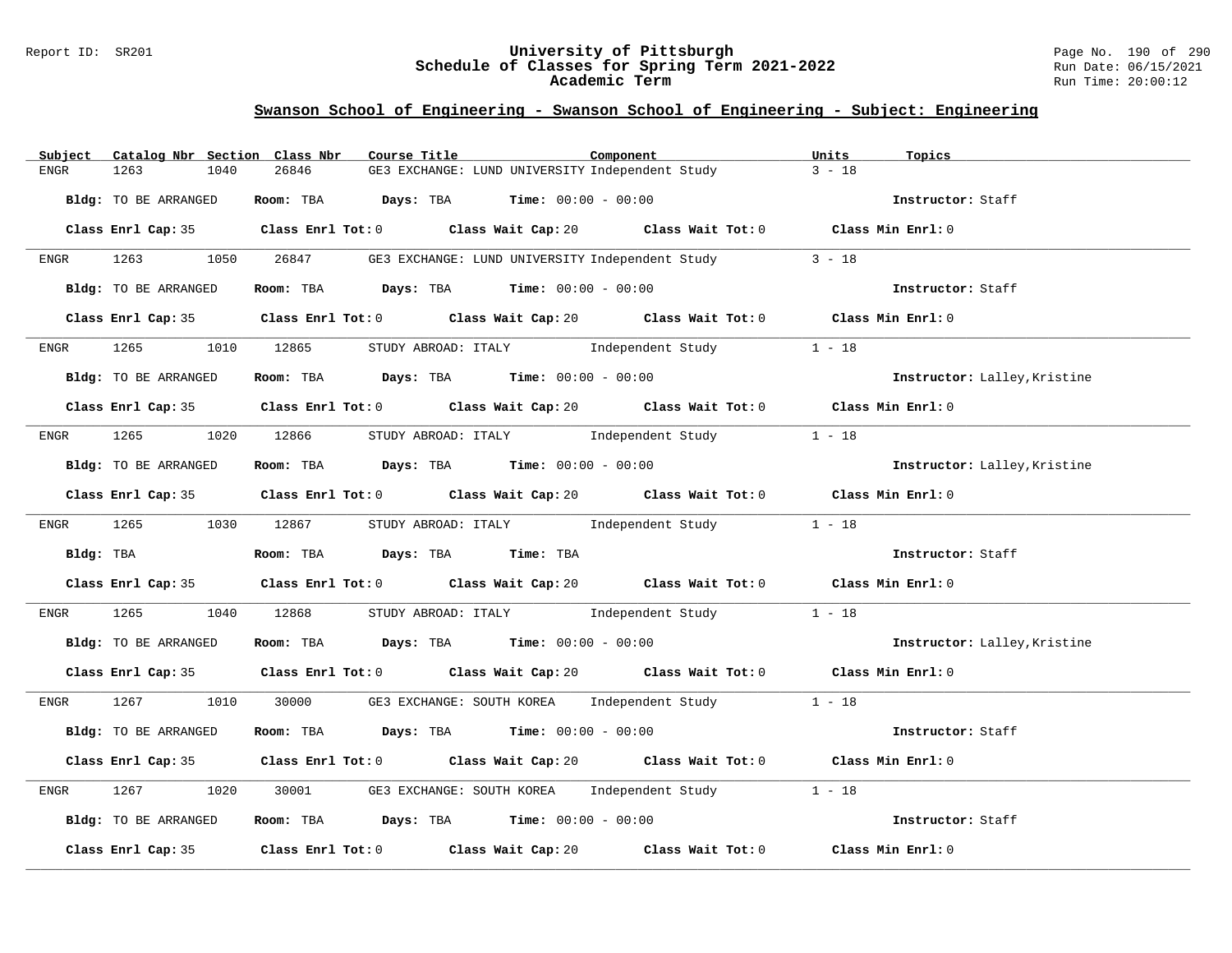## Swanson School of Engineering - Swanson School of Engineering - Subject: Engineering

| Subject | Catalog Nbr | Section | Class Nbr | Course Title | Component | Units | Topics |
|---|---|---|---|---|---|---|---|
| ENGR | 1263 | 1040 | 26846 | GE3 EXCHANGE: LUND UNIVERSITY | Independent Study | 3 - 18 | |

**Bldg:** TO BE ARRANGED **Room:** TBA **Days:** TBA **Time:** 00:00 - 00:00 **Instructor:** Staff

**Class Enrl Cap:** 35 **Class Enrl Tot:** 0 **Class Wait Cap:** 20 **Class Wait Tot:** 0 **Class Min Enrl:** 0

---

| Subject | Catalog Nbr | Section | Class Nbr | Course Title | Component | Units | Topics |
|---|---|---|---|---|---|---|---|
| ENGR | 1263 | 1050 | 26847 | GE3 EXCHANGE: LUND UNIVERSITY | Independent Study | 3 - 18 | |

**Bldg:** TO BE ARRANGED **Room:** TBA **Days:** TBA **Time:** 00:00 - 00:00 **Instructor:** Staff

**Class Enrl Cap:** 35 **Class Enrl Tot:** 0 **Class Wait Cap:** 20 **Class Wait Tot:** 0 **Class Min Enrl:** 0

---

| Subject | Catalog Nbr | Section | Class Nbr | Course Title | Component | Units | Topics |
|---|---|---|---|---|---|---|---|
| ENGR | 1265 | 1010 | 12865 | STUDY ABROAD: ITALY | Independent Study | 1 - 18 | |

**Bldg:** TO BE ARRANGED **Room:** TBA **Days:** TBA **Time:** 00:00 - 00:00 **Instructor:** Lalley,Kristine

**Class Enrl Cap:** 35 **Class Enrl Tot:** 0 **Class Wait Cap:** 20 **Class Wait Tot:** 0 **Class Min Enrl:** 0

---

| Subject | Catalog Nbr | Section | Class Nbr | Course Title | Component | Units | Topics |
|---|---|---|---|---|---|---|---|
| ENGR | 1265 | 1020 | 12866 | STUDY ABROAD: ITALY | Independent Study | 1 - 18 | |

**Bldg:** TO BE ARRANGED **Room:** TBA **Days:** TBA **Time:** 00:00 - 00:00 **Instructor:** Lalley,Kristine

**Class Enrl Cap:** 35 **Class Enrl Tot:** 0 **Class Wait Cap:** 20 **Class Wait Tot:** 0 **Class Min Enrl:** 0

---

| Subject | Catalog Nbr | Section | Class Nbr | Course Title | Component | Units | Topics |
|---|---|---|---|---|---|---|---|
| ENGR | 1265 | 1030 | 12867 | STUDY ABROAD: ITALY | Independent Study | 1 - 18 | |

**Bldg:** TBA **Room:** TBA **Days:** TBA **Time:** TBA **Instructor:** Staff

**Class Enrl Cap:** 35 **Class Enrl Tot:** 0 **Class Wait Cap:** 20 **Class Wait Tot:** 0 **Class Min Enrl:** 0

---

| Subject | Catalog Nbr | Section | Class Nbr | Course Title | Component | Units | Topics |
|---|---|---|---|---|---|---|---|
| ENGR | 1265 | 1040 | 12868 | STUDY ABROAD: ITALY | Independent Study | 1 - 18 | |

**Bldg:** TO BE ARRANGED **Room:** TBA **Days:** TBA **Time:** 00:00 - 00:00 **Instructor:** Lalley,Kristine

**Class Enrl Cap:** 35 **Class Enrl Tot:** 0 **Class Wait Cap:** 20 **Class Wait Tot:** 0 **Class Min Enrl:** 0

---

| Subject | Catalog Nbr | Section | Class Nbr | Course Title | Component | Units | Topics |
|---|---|---|---|---|---|---|---|
| ENGR | 1267 | 1010 | 30000 | GE3 EXCHANGE: SOUTH KOREA | Independent Study | 1 - 18 | |

**Bldg:** TO BE ARRANGED **Room:** TBA **Days:** TBA **Time:** 00:00 - 00:00 **Instructor:** Staff

**Class Enrl Cap:** 35 **Class Enrl Tot:** 0 **Class Wait Cap:** 20 **Class Wait Tot:** 0 **Class Min Enrl:** 0

---

| Subject | Catalog Nbr | Section | Class Nbr | Course Title | Component | Units | Topics |
|---|---|---|---|---|---|---|---|
| ENGR | 1267 | 1020 | 30001 | GE3 EXCHANGE: SOUTH KOREA | Independent Study | 1 - 18 | |

**Bldg:** TO BE ARRANGED **Room:** TBA **Days:** TBA **Time:** 00:00 - 00:00 **Instructor:** Staff

**Class Enrl Cap:** 35 **Class Enrl Tot:** 0 **Class Wait Cap:** 20 **Class Wait Tot:** 0 **Class Min Enrl:** 0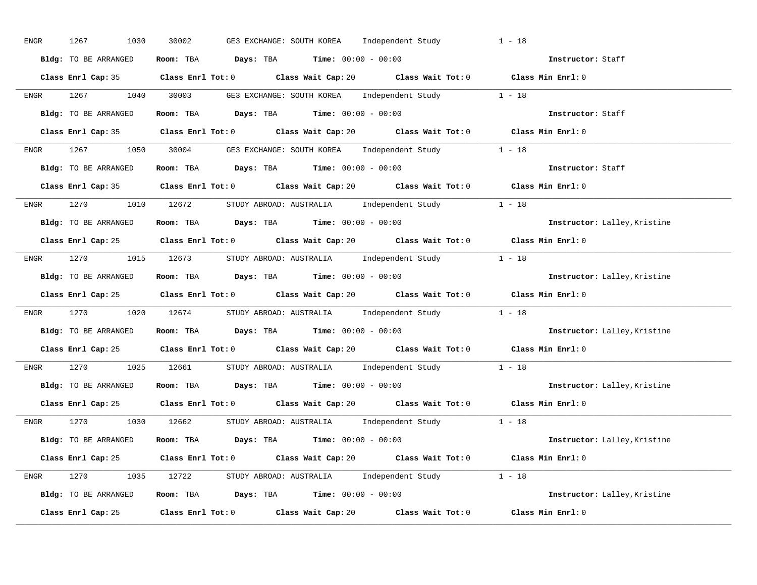ENGR 1267 1030 30002 GE3 EXCHANGE: SOUTH KOREA Independent Study 1 - 18

**Bldg:** TO BE ARRANGED **Room:** TBA **Days:** TBA **Time:** 00:00 - 00:00 **Instructor:** Staff

**Class Enrl Cap:** 35 **Class Enrl Tot:** 0 **Class Wait Cap:** 20 **Class Wait Tot:** 0 **Class Min Enrl:** 0

---

ENGR 1267 1040 30003 GE3 EXCHANGE: SOUTH KOREA Independent Study 1 - 18

**Bldg:** TO BE ARRANGED **Room:** TBA **Days:** TBA **Time:** 00:00 - 00:00 **Instructor:** Staff

**Class Enrl Cap:** 35 **Class Enrl Tot:** 0 **Class Wait Cap:** 20 **Class Wait Tot:** 0 **Class Min Enrl:** 0

---

ENGR 1267 1050 30004 GE3 EXCHANGE: SOUTH KOREA Independent Study 1 - 18

**Bldg:** TO BE ARRANGED **Room:** TBA **Days:** TBA **Time:** 00:00 - 00:00 **Instructor:** Staff

**Class Enrl Cap:** 35 **Class Enrl Tot:** 0 **Class Wait Cap:** 20 **Class Wait Tot:** 0 **Class Min Enrl:** 0

---

ENGR 1270 1010 12672 STUDY ABROAD: AUSTRALIA Independent Study 1 - 18

**Bldg:** TO BE ARRANGED **Room:** TBA **Days:** TBA **Time:** 00:00 - 00:00 **Instructor:** Lalley,Kristine

**Class Enrl Cap:** 25 **Class Enrl Tot:** 0 **Class Wait Cap:** 20 **Class Wait Tot:** 0 **Class Min Enrl:** 0

---

ENGR 1270 1015 12673 STUDY ABROAD: AUSTRALIA Independent Study 1 - 18

**Bldg:** TO BE ARRANGED **Room:** TBA **Days:** TBA **Time:** 00:00 - 00:00 **Instructor:** Lalley,Kristine

**Class Enrl Cap:** 25 **Class Enrl Tot:** 0 **Class Wait Cap:** 20 **Class Wait Tot:** 0 **Class Min Enrl:** 0

---

ENGR 1270 1020 12674 STUDY ABROAD: AUSTRALIA Independent Study 1 - 18

**Bldg:** TO BE ARRANGED **Room:** TBA **Days:** TBA **Time:** 00:00 - 00:00 **Instructor:** Lalley,Kristine

**Class Enrl Cap:** 25 **Class Enrl Tot:** 0 **Class Wait Cap:** 20 **Class Wait Tot:** 0 **Class Min Enrl:** 0

---

ENGR 1270 1025 12661 STUDY ABROAD: AUSTRALIA Independent Study 1 - 18

**Bldg:** TO BE ARRANGED **Room:** TBA **Days:** TBA **Time:** 00:00 - 00:00 **Instructor:** Lalley,Kristine

**Class Enrl Cap:** 25 **Class Enrl Tot:** 0 **Class Wait Cap:** 20 **Class Wait Tot:** 0 **Class Min Enrl:** 0

---

ENGR 1270 1030 12662 STUDY ABROAD: AUSTRALIA Independent Study 1 - 18

**Bldg:** TO BE ARRANGED **Room:** TBA **Days:** TBA **Time:** 00:00 - 00:00 **Instructor:** Lalley,Kristine

**Class Enrl Cap:** 25 **Class Enrl Tot:** 0 **Class Wait Cap:** 20 **Class Wait Tot:** 0 **Class Min Enrl:** 0

---

ENGR 1270 1035 12722 STUDY ABROAD: AUSTRALIA Independent Study 1 - 18

**Bldg:** TO BE ARRANGED **Room:** TBA **Days:** TBA **Time:** 00:00 - 00:00 **Instructor:** Lalley,Kristine

**Class Enrl Cap:** 25 **Class Enrl Tot:** 0 **Class Wait Cap:** 20 **Class Wait Tot:** 0 **Class Min Enrl:** 0

---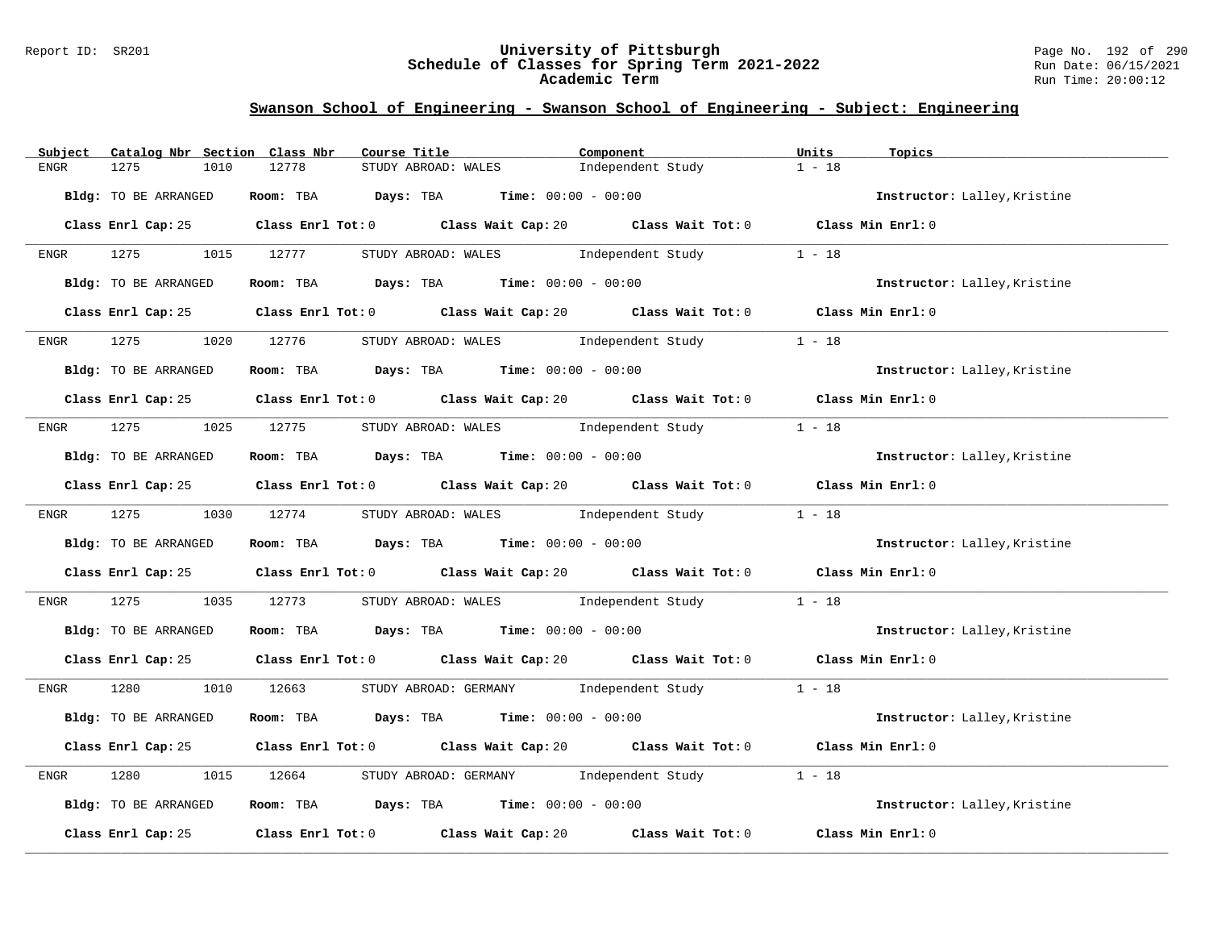## Swanson School of Engineering - Swanson School of Engineering - Subject: Engineering

| Subject | Catalog Nbr | Section | Class Nbr | Course Title | Component | Units | Topics |
|---|---|---|---|---|---|---|---|
| ENGR | 1275 | 1010 | 12778 | STUDY ABROAD: WALES | Independent Study | 1 - 18 | |

**Bldg:** TO BE ARRANGED **Room:** TBA **Days:** TBA **Time:** 00:00 - 00:00 **Instructor:** Lalley,Kristine

**Class Enrl Cap:** 25 **Class Enrl Tot:** 0 **Class Wait Cap:** 20 **Class Wait Tot:** 0 **Class Min Enrl:** 0

---

| Subject | Catalog Nbr | Section | Class Nbr | Course Title | Component | Units | Topics |
|---|---|---|---|---|---|---|---|
| ENGR | 1275 | 1015 | 12777 | STUDY ABROAD: WALES | Independent Study | 1 - 18 | |

**Bldg:** TO BE ARRANGED **Room:** TBA **Days:** TBA **Time:** 00:00 - 00:00 **Instructor:** Lalley,Kristine

**Class Enrl Cap:** 25 **Class Enrl Tot:** 0 **Class Wait Cap:** 20 **Class Wait Tot:** 0 **Class Min Enrl:** 0

---

| Subject | Catalog Nbr | Section | Class Nbr | Course Title | Component | Units | Topics |
|---|---|---|---|---|---|---|---|
| ENGR | 1275 | 1020 | 12776 | STUDY ABROAD: WALES | Independent Study | 1 - 18 | |

**Bldg:** TO BE ARRANGED **Room:** TBA **Days:** TBA **Time:** 00:00 - 00:00 **Instructor:** Lalley,Kristine

**Class Enrl Cap:** 25 **Class Enrl Tot:** 0 **Class Wait Cap:** 20 **Class Wait Tot:** 0 **Class Min Enrl:** 0

---

| Subject | Catalog Nbr | Section | Class Nbr | Course Title | Component | Units | Topics |
|---|---|---|---|---|---|---|---|
| ENGR | 1275 | 1025 | 12775 | STUDY ABROAD: WALES | Independent Study | 1 - 18 | |

**Bldg:** TO BE ARRANGED **Room:** TBA **Days:** TBA **Time:** 00:00 - 00:00 **Instructor:** Lalley,Kristine

**Class Enrl Cap:** 25 **Class Enrl Tot:** 0 **Class Wait Cap:** 20 **Class Wait Tot:** 0 **Class Min Enrl:** 0

---

| Subject | Catalog Nbr | Section | Class Nbr | Course Title | Component | Units | Topics |
|---|---|---|---|---|---|---|---|
| ENGR | 1275 | 1030 | 12774 | STUDY ABROAD: WALES | Independent Study | 1 - 18 | |

**Bldg:** TO BE ARRANGED **Room:** TBA **Days:** TBA **Time:** 00:00 - 00:00 **Instructor:** Lalley,Kristine

**Class Enrl Cap:** 25 **Class Enrl Tot:** 0 **Class Wait Cap:** 20 **Class Wait Tot:** 0 **Class Min Enrl:** 0

---

| Subject | Catalog Nbr | Section | Class Nbr | Course Title | Component | Units | Topics |
|---|---|---|---|---|---|---|---|
| ENGR | 1275 | 1035 | 12773 | STUDY ABROAD: WALES | Independent Study | 1 - 18 | |

**Bldg:** TO BE ARRANGED **Room:** TBA **Days:** TBA **Time:** 00:00 - 00:00 **Instructor:** Lalley,Kristine

**Class Enrl Cap:** 25 **Class Enrl Tot:** 0 **Class Wait Cap:** 20 **Class Wait Tot:** 0 **Class Min Enrl:** 0

---

| Subject | Catalog Nbr | Section | Class Nbr | Course Title | Component | Units | Topics |
|---|---|---|---|---|---|---|---|
| ENGR | 1280 | 1010 | 12663 | STUDY ABROAD: GERMANY | Independent Study | 1 - 18 | |

**Bldg:** TO BE ARRANGED **Room:** TBA **Days:** TBA **Time:** 00:00 - 00:00 **Instructor:** Lalley,Kristine

**Class Enrl Cap:** 25 **Class Enrl Tot:** 0 **Class Wait Cap:** 20 **Class Wait Tot:** 0 **Class Min Enrl:** 0

---

| Subject | Catalog Nbr | Section | Class Nbr | Course Title | Component | Units | Topics |
|---|---|---|---|---|---|---|---|
| ENGR | 1280 | 1015 | 12664 | STUDY ABROAD: GERMANY | Independent Study | 1 - 18 | |

**Bldg:** TO BE ARRANGED **Room:** TBA **Days:** TBA **Time:** 00:00 - 00:00 **Instructor:** Lalley,Kristine

**Class Enrl Cap:** 25 **Class Enrl Tot:** 0 **Class Wait Cap:** 20 **Class Wait Tot:** 0 **Class Min Enrl:** 0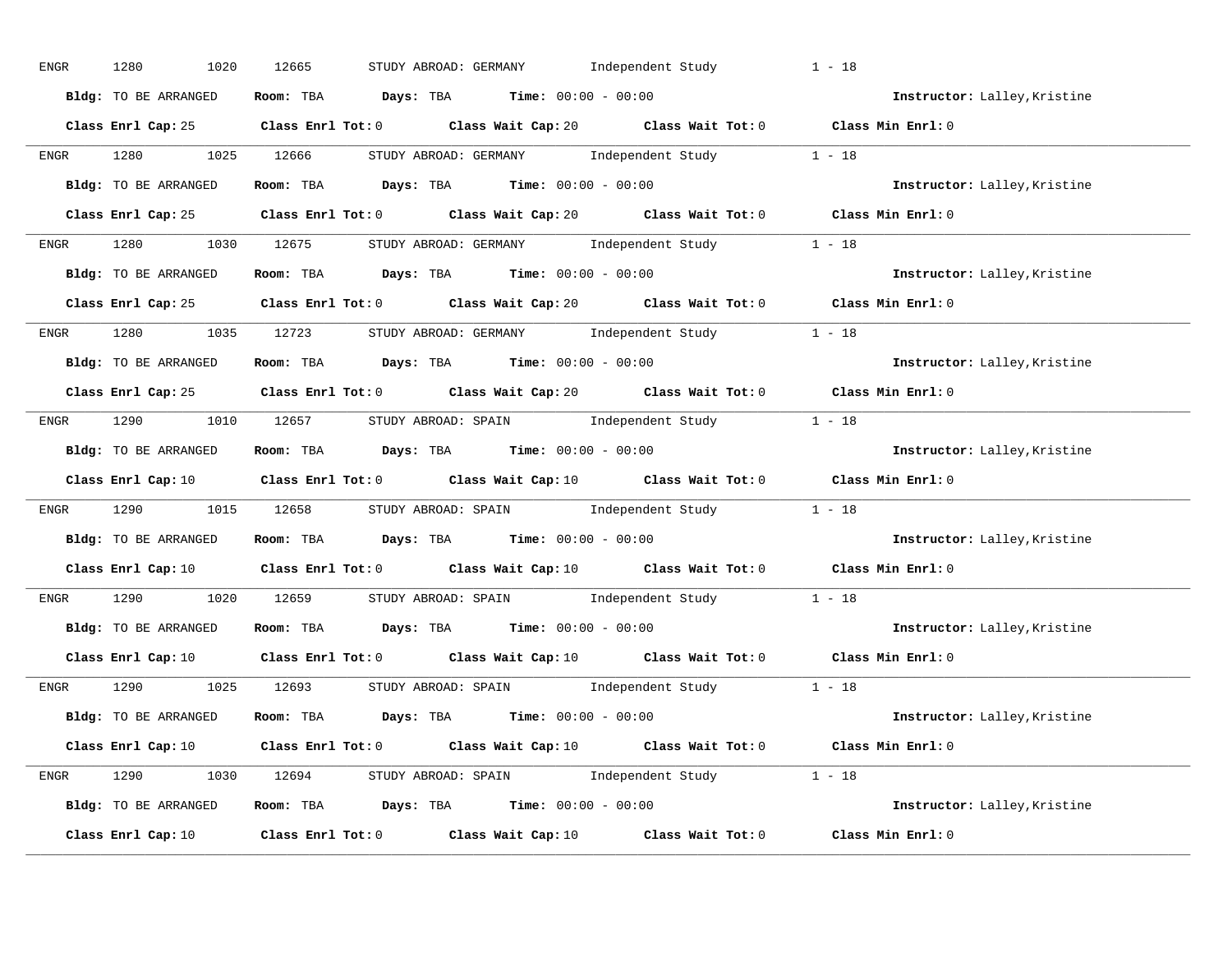ENGR 1280 1020 12665 STUDY ABROAD: GERMANY Independent Study 1 - 18

**Bldg:** TO BE ARRANGED **Room:** TBA **Days:** TBA **Time:** 00:00 - 00:00 **Instructor:** Lalley,Kristine

**Class Enrl Cap:** 25 **Class Enrl Tot:** 0 **Class Wait Cap:** 20 **Class Wait Tot:** 0 **Class Min Enrl:** 0

---

ENGR 1280 1025 12666 STUDY ABROAD: GERMANY Independent Study 1 - 18

**Bldg:** TO BE ARRANGED **Room:** TBA **Days:** TBA **Time:** 00:00 - 00:00 **Instructor:** Lalley,Kristine

**Class Enrl Cap:** 25 **Class Enrl Tot:** 0 **Class Wait Cap:** 20 **Class Wait Tot:** 0 **Class Min Enrl:** 0

---

ENGR 1280 1030 12675 STUDY ABROAD: GERMANY Independent Study 1 - 18

**Bldg:** TO BE ARRANGED **Room:** TBA **Days:** TBA **Time:** 00:00 - 00:00 **Instructor:** Lalley,Kristine

**Class Enrl Cap:** 25 **Class Enrl Tot:** 0 **Class Wait Cap:** 20 **Class Wait Tot:** 0 **Class Min Enrl:** 0

---

ENGR 1280 1035 12723 STUDY ABROAD: GERMANY Independent Study 1 - 18

**Bldg:** TO BE ARRANGED **Room:** TBA **Days:** TBA **Time:** 00:00 - 00:00 **Instructor:** Lalley,Kristine

**Class Enrl Cap:** 25 **Class Enrl Tot:** 0 **Class Wait Cap:** 20 **Class Wait Tot:** 0 **Class Min Enrl:** 0

---

ENGR 1290 1010 12657 STUDY ABROAD: SPAIN Independent Study 1 - 18

**Bldg:** TO BE ARRANGED **Room:** TBA **Days:** TBA **Time:** 00:00 - 00:00 **Instructor:** Lalley,Kristine

**Class Enrl Cap:** 10 **Class Enrl Tot:** 0 **Class Wait Cap:** 10 **Class Wait Tot:** 0 **Class Min Enrl:** 0

---

ENGR 1290 1015 12658 STUDY ABROAD: SPAIN Independent Study 1 - 18

**Bldg:** TO BE ARRANGED **Room:** TBA **Days:** TBA **Time:** 00:00 - 00:00 **Instructor:** Lalley,Kristine

**Class Enrl Cap:** 10 **Class Enrl Tot:** 0 **Class Wait Cap:** 10 **Class Wait Tot:** 0 **Class Min Enrl:** 0

---

ENGR 1290 1020 12659 STUDY ABROAD: SPAIN Independent Study 1 - 18

**Bldg:** TO BE ARRANGED **Room:** TBA **Days:** TBA **Time:** 00:00 - 00:00 **Instructor:** Lalley,Kristine

**Class Enrl Cap:** 10 **Class Enrl Tot:** 0 **Class Wait Cap:** 10 **Class Wait Tot:** 0 **Class Min Enrl:** 0

---

ENGR 1290 1025 12693 STUDY ABROAD: SPAIN Independent Study 1 - 18

**Bldg:** TO BE ARRANGED **Room:** TBA **Days:** TBA **Time:** 00:00 - 00:00 **Instructor:** Lalley,Kristine

**Class Enrl Cap:** 10 **Class Enrl Tot:** 0 **Class Wait Cap:** 10 **Class Wait Tot:** 0 **Class Min Enrl:** 0

---

ENGR 1290 1030 12694 STUDY ABROAD: SPAIN Independent Study 1 - 18

**Bldg:** TO BE ARRANGED **Room:** TBA **Days:** TBA **Time:** 00:00 - 00:00 **Instructor:** Lalley,Kristine

**Class Enrl Cap:** 10 **Class Enrl Tot:** 0 **Class Wait Cap:** 10 **Class Wait Tot:** 0 **Class Min Enrl:** 0

---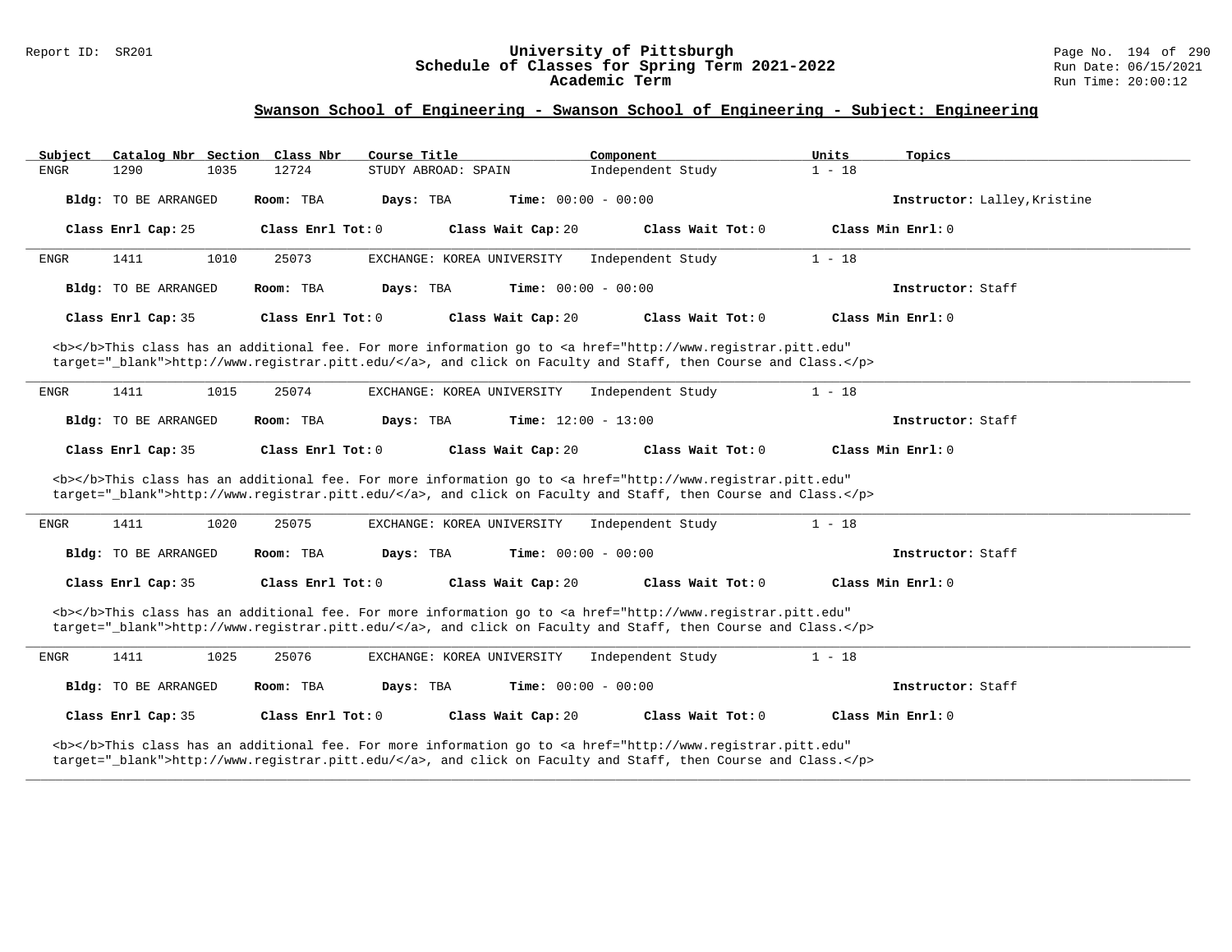## Swanson School of Engineering - Swanson School of Engineering - Subject: Engineering

| Subject | Catalog Nbr | Section | Class Nbr | Course Title | Component | Units | Topics |
|---|---|---|---|---|---|---|---|
| ENGR | 1290 | 1035 | 12724 | STUDY ABROAD: SPAIN | Independent Study | 1 - 18 | |

**Bldg:** TO BE ARRANGED **Room:** TBA **Days:** TBA **Time:** 00:00 - 00:00 **Instructor:** Lalley,Kristine

**Class Enrl Cap:** 25 **Class Enrl Tot:** 0 **Class Wait Cap:** 20 **Class Wait Tot:** 0 **Class Min Enrl:** 0

---

| Subject | Catalog Nbr | Section | Class Nbr | Course Title | Component | Units | Topics |
|---|---|---|---|---|---|---|---|
| ENGR | 1411 | 1010 | 25073 | EXCHANGE: KOREA UNIVERSITY | Independent Study | 1 - 18 | |

**Bldg:** TO BE ARRANGED **Room:** TBA **Days:** TBA **Time:** 00:00 - 00:00 **Instructor:** Staff

**Class Enrl Cap:** 35 **Class Enrl Tot:** 0 **Class Wait Cap:** 20 **Class Wait Tot:** 0 **Class Min Enrl:** 0

<b></b>This class has an additional fee. For more information go to <a href="http://www.registrar.pitt.edu" target="_blank">http://www.registrar.pitt.edu/</a>, and click on Faculty and Staff, then Course and Class.</p>

---

| Subject | Catalog Nbr | Section | Class Nbr | Course Title | Component | Units | Topics |
|---|---|---|---|---|---|---|---|
| ENGR | 1411 | 1015 | 25074 | EXCHANGE: KOREA UNIVERSITY | Independent Study | 1 - 18 | |

**Bldg:** TO BE ARRANGED **Room:** TBA **Days:** TBA **Time:** 12:00 - 13:00 **Instructor:** Staff

**Class Enrl Cap:** 35 **Class Enrl Tot:** 0 **Class Wait Cap:** 20 **Class Wait Tot:** 0 **Class Min Enrl:** 0

<b></b>This class has an additional fee. For more information go to <a href="http://www.registrar.pitt.edu" target="_blank">http://www.registrar.pitt.edu/</a>, and click on Faculty and Staff, then Course and Class.</p>

---

| Subject | Catalog Nbr | Section | Class Nbr | Course Title | Component | Units | Topics |
|---|---|---|---|---|---|---|---|
| ENGR | 1411 | 1020 | 25075 | EXCHANGE: KOREA UNIVERSITY | Independent Study | 1 - 18 | |

**Bldg:** TO BE ARRANGED **Room:** TBA **Days:** TBA **Time:** 00:00 - 00:00 **Instructor:** Staff

**Class Enrl Cap:** 35 **Class Enrl Tot:** 0 **Class Wait Cap:** 20 **Class Wait Tot:** 0 **Class Min Enrl:** 0

<b></b>This class has an additional fee. For more information go to <a href="http://www.registrar.pitt.edu" target="_blank">http://www.registrar.pitt.edu/</a>, and click on Faculty and Staff, then Course and Class.</p>

---

| Subject | Catalog Nbr | Section | Class Nbr | Course Title | Component | Units | Topics |
|---|---|---|---|---|---|---|---|
| ENGR | 1411 | 1025 | 25076 | EXCHANGE: KOREA UNIVERSITY | Independent Study | 1 - 18 | |

**Bldg:** TO BE ARRANGED **Room:** TBA **Days:** TBA **Time:** 00:00 - 00:00 **Instructor:** Staff

**Class Enrl Cap:** 35 **Class Enrl Tot:** 0 **Class Wait Cap:** 20 **Class Wait Tot:** 0 **Class Min Enrl:** 0

<b></b>This class has an additional fee. For more information go to <a href="http://www.registrar.pitt.edu" target="_blank">http://www.registrar.pitt.edu/</a>, and click on Faculty and Staff, then Course and Class.</p>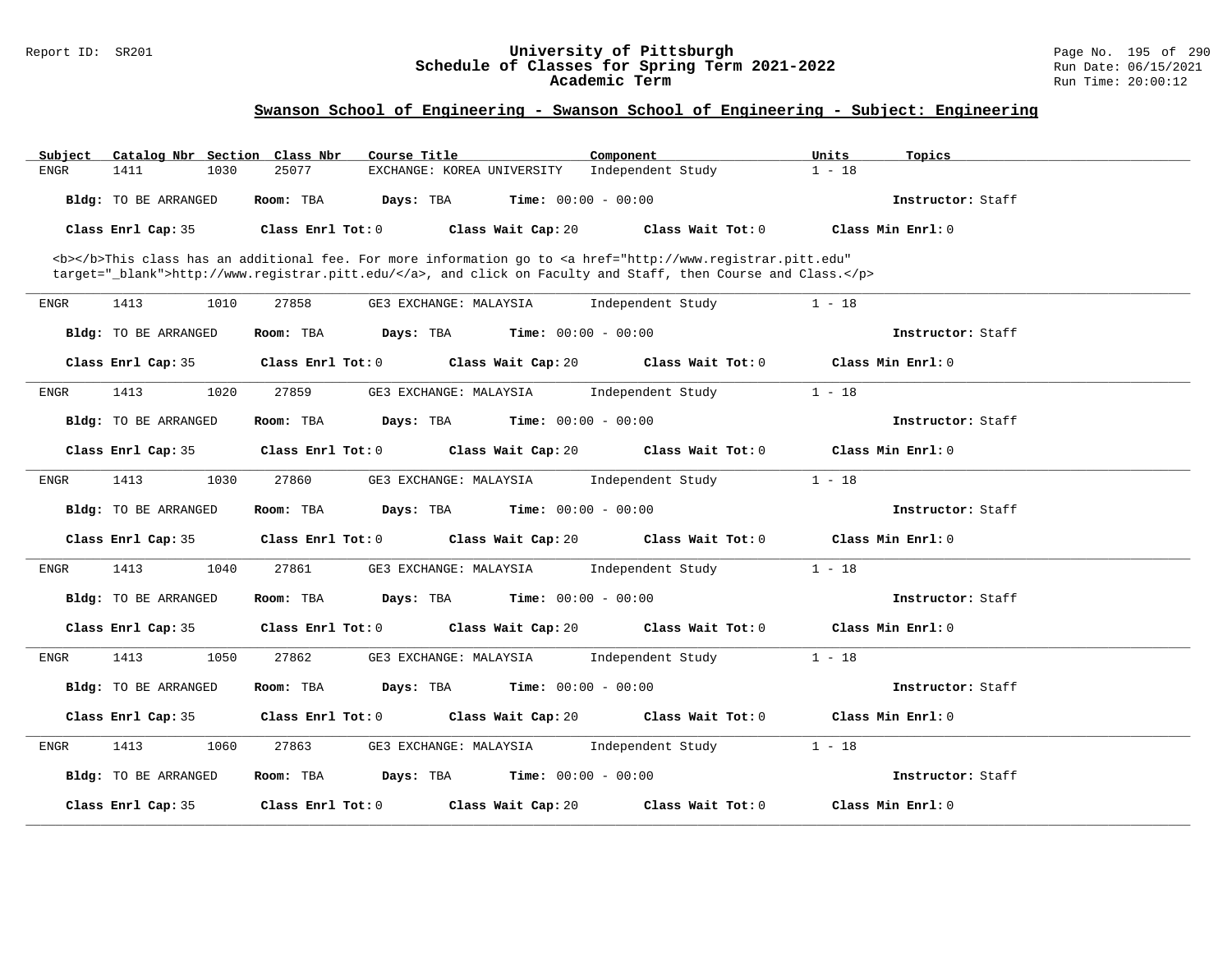## Swanson School of Engineering - Swanson School of Engineering - Subject: Engineering

| Subject | Catalog Nbr | Section | Class Nbr | Course Title | Component | Units | Topics |
|---|---|---|---|---|---|---|---|
| ENGR | 1411 | 1030 | 25077 | EXCHANGE: KOREA UNIVERSITY | Independent Study | 1 - 18 | |

**Bldg:** TO BE ARRANGED **Room:** TBA **Days:** TBA **Time:** 00:00 - 00:00 **Instructor:** Staff

**Class Enrl Cap:** 35 **Class Enrl Tot:** 0 **Class Wait Cap:** 20 **Class Wait Tot:** 0 **Class Min Enrl:** 0

<b></b>This class has an additional fee. For more information go to <a href="http://www.registrar.pitt.edu" target="_blank">http://www.registrar.pitt.edu/</a>, and click on Faculty and Staff, then Course and Class.</p>

---

| Subject | Catalog Nbr | Section | Class Nbr | Course Title | Component | Units | Topics |
|---|---|---|---|---|---|---|---|
| ENGR | 1413 | 1010 | 27858 | GE3 EXCHANGE: MALAYSIA | Independent Study | 1 - 18 | |

**Bldg:** TO BE ARRANGED **Room:** TBA **Days:** TBA **Time:** 00:00 - 00:00 **Instructor:** Staff

**Class Enrl Cap:** 35 **Class Enrl Tot:** 0 **Class Wait Cap:** 20 **Class Wait Tot:** 0 **Class Min Enrl:** 0

---

| Subject | Catalog Nbr | Section | Class Nbr | Course Title | Component | Units | Topics |
|---|---|---|---|---|---|---|---|
| ENGR | 1413 | 1020 | 27859 | GE3 EXCHANGE: MALAYSIA | Independent Study | 1 - 18 | |

**Bldg:** TO BE ARRANGED **Room:** TBA **Days:** TBA **Time:** 00:00 - 00:00 **Instructor:** Staff

**Class Enrl Cap:** 35 **Class Enrl Tot:** 0 **Class Wait Cap:** 20 **Class Wait Tot:** 0 **Class Min Enrl:** 0

---

| Subject | Catalog Nbr | Section | Class Nbr | Course Title | Component | Units | Topics |
|---|---|---|---|---|---|---|---|
| ENGR | 1413 | 1030 | 27860 | GE3 EXCHANGE: MALAYSIA | Independent Study | 1 - 18 | |

**Bldg:** TO BE ARRANGED **Room:** TBA **Days:** TBA **Time:** 00:00 - 00:00 **Instructor:** Staff

**Class Enrl Cap:** 35 **Class Enrl Tot:** 0 **Class Wait Cap:** 20 **Class Wait Tot:** 0 **Class Min Enrl:** 0

---

| Subject | Catalog Nbr | Section | Class Nbr | Course Title | Component | Units | Topics |
|---|---|---|---|---|---|---|---|
| ENGR | 1413 | 1040 | 27861 | GE3 EXCHANGE: MALAYSIA | Independent Study | 1 - 18 | |

**Bldg:** TO BE ARRANGED **Room:** TBA **Days:** TBA **Time:** 00:00 - 00:00 **Instructor:** Staff

**Class Enrl Cap:** 35 **Class Enrl Tot:** 0 **Class Wait Cap:** 20 **Class Wait Tot:** 0 **Class Min Enrl:** 0

---

| Subject | Catalog Nbr | Section | Class Nbr | Course Title | Component | Units | Topics |
|---|---|---|---|---|---|---|---|
| ENGR | 1413 | 1050 | 27862 | GE3 EXCHANGE: MALAYSIA | Independent Study | 1 - 18 | |

**Bldg:** TO BE ARRANGED **Room:** TBA **Days:** TBA **Time:** 00:00 - 00:00 **Instructor:** Staff

**Class Enrl Cap:** 35 **Class Enrl Tot:** 0 **Class Wait Cap:** 20 **Class Wait Tot:** 0 **Class Min Enrl:** 0

---

| Subject | Catalog Nbr | Section | Class Nbr | Course Title | Component | Units | Topics |
|---|---|---|---|---|---|---|---|
| ENGR | 1413 | 1060 | 27863 | GE3 EXCHANGE: MALAYSIA | Independent Study | 1 - 18 | |

**Bldg:** TO BE ARRANGED **Room:** TBA **Days:** TBA **Time:** 00:00 - 00:00 **Instructor:** Staff

**Class Enrl Cap:** 35 **Class Enrl Tot:** 0 **Class Wait Cap:** 20 **Class Wait Tot:** 0 **Class Min Enrl:** 0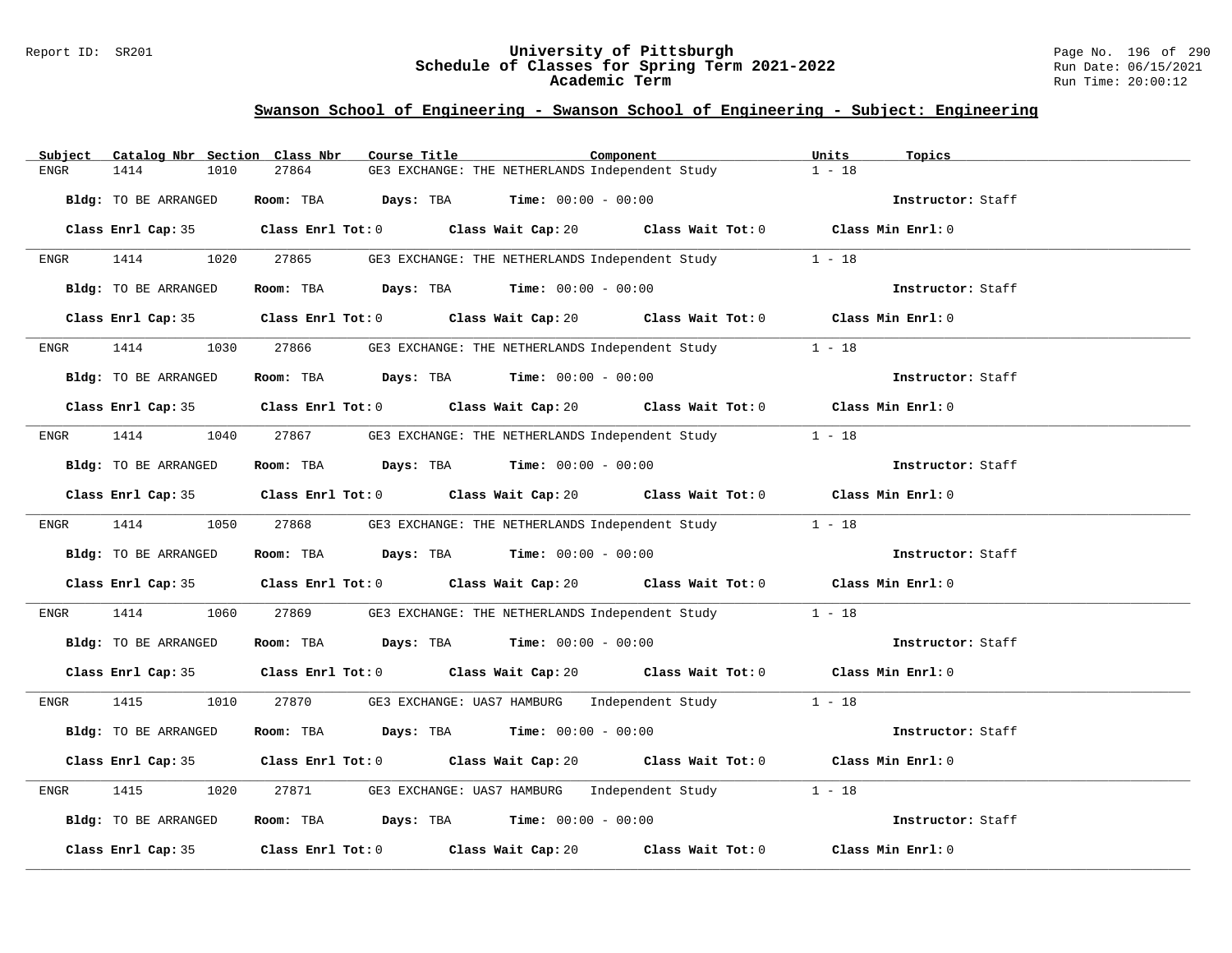## Swanson School of Engineering - Swanson School of Engineering - Subject: Engineering

| Subject | Catalog Nbr | Section | Class Nbr | Course Title | Component | Units | Topics |
|---|---|---|---|---|---|---|---|
| ENGR | 1414 | 1010 | 27864 | GE3 EXCHANGE: THE NETHERLANDS | Independent Study | 1 - 18 | |

**Bldg:** TO BE ARRANGED **Room:** TBA **Days:** TBA **Time:** 00:00 - 00:00 **Instructor:** Staff

**Class Enrl Cap:** 35 **Class Enrl Tot:** 0 **Class Wait Cap:** 20 **Class Wait Tot:** 0 **Class Min Enrl:** 0

---

| Subject | Catalog Nbr | Section | Class Nbr | Course Title | Component | Units | Topics |
|---|---|---|---|---|---|---|---|
| ENGR | 1414 | 1020 | 27865 | GE3 EXCHANGE: THE NETHERLANDS | Independent Study | 1 - 18 | |

**Bldg:** TO BE ARRANGED **Room:** TBA **Days:** TBA **Time:** 00:00 - 00:00 **Instructor:** Staff

**Class Enrl Cap:** 35 **Class Enrl Tot:** 0 **Class Wait Cap:** 20 **Class Wait Tot:** 0 **Class Min Enrl:** 0

---

| Subject | Catalog Nbr | Section | Class Nbr | Course Title | Component | Units | Topics |
|---|---|---|---|---|---|---|---|
| ENGR | 1414 | 1030 | 27866 | GE3 EXCHANGE: THE NETHERLANDS | Independent Study | 1 - 18 | |

**Bldg:** TO BE ARRANGED **Room:** TBA **Days:** TBA **Time:** 00:00 - 00:00 **Instructor:** Staff

**Class Enrl Cap:** 35 **Class Enrl Tot:** 0 **Class Wait Cap:** 20 **Class Wait Tot:** 0 **Class Min Enrl:** 0

---

| Subject | Catalog Nbr | Section | Class Nbr | Course Title | Component | Units | Topics |
|---|---|---|---|---|---|---|---|
| ENGR | 1414 | 1040 | 27867 | GE3 EXCHANGE: THE NETHERLANDS | Independent Study | 1 - 18 | |

**Bldg:** TO BE ARRANGED **Room:** TBA **Days:** TBA **Time:** 00:00 - 00:00 **Instructor:** Staff

**Class Enrl Cap:** 35 **Class Enrl Tot:** 0 **Class Wait Cap:** 20 **Class Wait Tot:** 0 **Class Min Enrl:** 0

---

| Subject | Catalog Nbr | Section | Class Nbr | Course Title | Component | Units | Topics |
|---|---|---|---|---|---|---|---|
| ENGR | 1414 | 1050 | 27868 | GE3 EXCHANGE: THE NETHERLANDS | Independent Study | 1 - 18 | |

**Bldg:** TO BE ARRANGED **Room:** TBA **Days:** TBA **Time:** 00:00 - 00:00 **Instructor:** Staff

**Class Enrl Cap:** 35 **Class Enrl Tot:** 0 **Class Wait Cap:** 20 **Class Wait Tot:** 0 **Class Min Enrl:** 0

---

| Subject | Catalog Nbr | Section | Class Nbr | Course Title | Component | Units | Topics |
|---|---|---|---|---|---|---|---|
| ENGR | 1414 | 1060 | 27869 | GE3 EXCHANGE: THE NETHERLANDS | Independent Study | 1 - 18 | |

**Bldg:** TO BE ARRANGED **Room:** TBA **Days:** TBA **Time:** 00:00 - 00:00 **Instructor:** Staff

**Class Enrl Cap:** 35 **Class Enrl Tot:** 0 **Class Wait Cap:** 20 **Class Wait Tot:** 0 **Class Min Enrl:** 0

---

| Subject | Catalog Nbr | Section | Class Nbr | Course Title | Component | Units | Topics |
|---|---|---|---|---|---|---|---|
| ENGR | 1415 | 1010 | 27870 | GE3 EXCHANGE: UAS7 HAMBURG | Independent Study | 1 - 18 | |

**Bldg:** TO BE ARRANGED **Room:** TBA **Days:** TBA **Time:** 00:00 - 00:00 **Instructor:** Staff

**Class Enrl Cap:** 35 **Class Enrl Tot:** 0 **Class Wait Cap:** 20 **Class Wait Tot:** 0 **Class Min Enrl:** 0

---

| Subject | Catalog Nbr | Section | Class Nbr | Course Title | Component | Units | Topics |
|---|---|---|---|---|---|---|---|
| ENGR | 1415 | 1020 | 27871 | GE3 EXCHANGE: UAS7 HAMBURG | Independent Study | 1 - 18 | |

**Bldg:** TO BE ARRANGED **Room:** TBA **Days:** TBA **Time:** 00:00 - 00:00 **Instructor:** Staff

**Class Enrl Cap:** 35 **Class Enrl Tot:** 0 **Class Wait Cap:** 20 **Class Wait Tot:** 0 **Class Min Enrl:** 0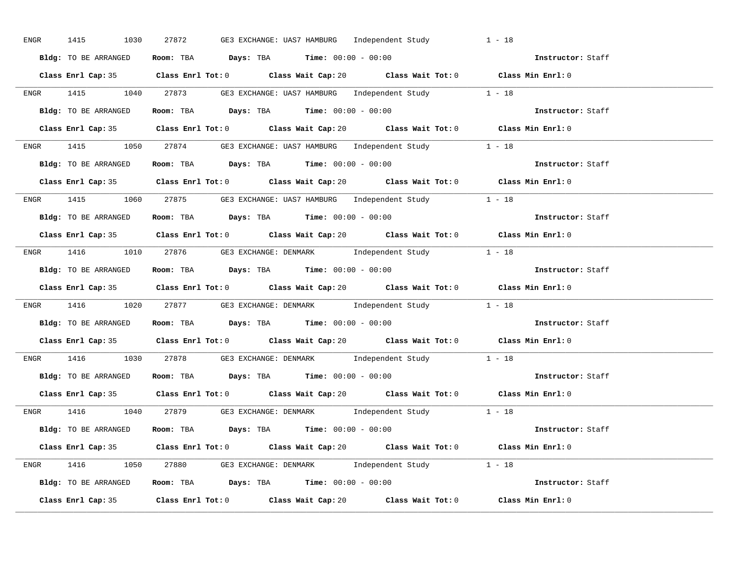ENGR 1415 1030 27872 GE3 EXCHANGE: UAS7 HAMBURG Independent Study 1 - 18

**Bldg:** TO BE ARRANGED **Room:** TBA **Days:** TBA **Time:** 00:00 - 00:00 **Instructor:** Staff

**Class Enrl Cap:** 35 **Class Enrl Tot:** 0 **Class Wait Cap:** 20 **Class Wait Tot:** 0 **Class Min Enrl:** 0

---

ENGR 1415 1040 27873 GE3 EXCHANGE: UAS7 HAMBURG Independent Study 1 - 18

**Bldg:** TO BE ARRANGED **Room:** TBA **Days:** TBA **Time:** 00:00 - 00:00 **Instructor:** Staff

**Class Enrl Cap:** 35 **Class Enrl Tot:** 0 **Class Wait Cap:** 20 **Class Wait Tot:** 0 **Class Min Enrl:** 0

---

ENGR 1415 1050 27874 GE3 EXCHANGE: UAS7 HAMBURG Independent Study 1 - 18

**Bldg:** TO BE ARRANGED **Room:** TBA **Days:** TBA **Time:** 00:00 - 00:00 **Instructor:** Staff

**Class Enrl Cap:** 35 **Class Enrl Tot:** 0 **Class Wait Cap:** 20 **Class Wait Tot:** 0 **Class Min Enrl:** 0

---

ENGR 1415 1060 27875 GE3 EXCHANGE: UAS7 HAMBURG Independent Study 1 - 18

**Bldg:** TO BE ARRANGED **Room:** TBA **Days:** TBA **Time:** 00:00 - 00:00 **Instructor:** Staff

**Class Enrl Cap:** 35 **Class Enrl Tot:** 0 **Class Wait Cap:** 20 **Class Wait Tot:** 0 **Class Min Enrl:** 0

---

ENGR 1416 1010 27876 GE3 EXCHANGE: DENMARK Independent Study 1 - 18

**Bldg:** TO BE ARRANGED **Room:** TBA **Days:** TBA **Time:** 00:00 - 00:00 **Instructor:** Staff

**Class Enrl Cap:** 35 **Class Enrl Tot:** 0 **Class Wait Cap:** 20 **Class Wait Tot:** 0 **Class Min Enrl:** 0

---

ENGR 1416 1020 27877 GE3 EXCHANGE: DENMARK Independent Study 1 - 18

**Bldg:** TO BE ARRANGED **Room:** TBA **Days:** TBA **Time:** 00:00 - 00:00 **Instructor:** Staff

**Class Enrl Cap:** 35 **Class Enrl Tot:** 0 **Class Wait Cap:** 20 **Class Wait Tot:** 0 **Class Min Enrl:** 0

---

ENGR 1416 1030 27878 GE3 EXCHANGE: DENMARK Independent Study 1 - 18

**Bldg:** TO BE ARRANGED **Room:** TBA **Days:** TBA **Time:** 00:00 - 00:00 **Instructor:** Staff

**Class Enrl Cap:** 35 **Class Enrl Tot:** 0 **Class Wait Cap:** 20 **Class Wait Tot:** 0 **Class Min Enrl:** 0

---

ENGR 1416 1040 27879 GE3 EXCHANGE: DENMARK Independent Study 1 - 18

**Bldg:** TO BE ARRANGED **Room:** TBA **Days:** TBA **Time:** 00:00 - 00:00 **Instructor:** Staff

**Class Enrl Cap:** 35 **Class Enrl Tot:** 0 **Class Wait Cap:** 20 **Class Wait Tot:** 0 **Class Min Enrl:** 0

---

ENGR 1416 1050 27880 GE3 EXCHANGE: DENMARK Independent Study 1 - 18

**Bldg:** TO BE ARRANGED **Room:** TBA **Days:** TBA **Time:** 00:00 - 00:00 **Instructor:** Staff

**Class Enrl Cap:** 35 **Class Enrl Tot:** 0 **Class Wait Cap:** 20 **Class Wait Tot:** 0 **Class Min Enrl:** 0

---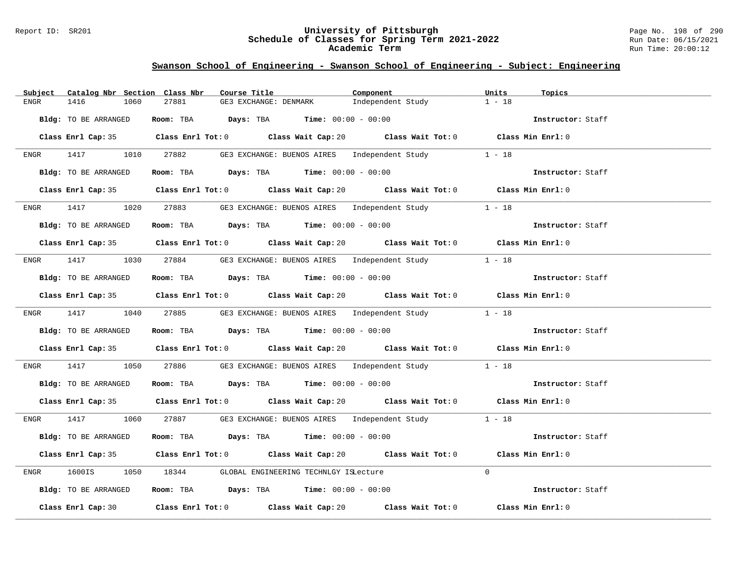## Swanson School of Engineering - Swanson School of Engineering - Subject: Engineering

| Subject | Catalog Nbr | Section | Class Nbr | Course Title | Component | Units | Topics |
|---|---|---|---|---|---|---|---|
| ENGR | 1416 | 1060 | 27881 | GE3 EXCHANGE: DENMARK | Independent Study | 1 - 18 | |

**Bldg:** TO BE ARRANGED **Room:** TBA **Days:** TBA **Time:** 00:00 - 00:00 **Instructor:** Staff

**Class Enrl Cap:** 35 **Class Enrl Tot:** 0 **Class Wait Cap:** 20 **Class Wait Tot:** 0 **Class Min Enrl:** 0

---

| Subject | Catalog Nbr | Section | Class Nbr | Course Title | Component | Units | Topics |
|---|---|---|---|---|---|---|---|
| ENGR | 1417 | 1010 | 27882 | GE3 EXCHANGE: BUENOS AIRES | Independent Study | 1 - 18 | |

**Bldg:** TO BE ARRANGED **Room:** TBA **Days:** TBA **Time:** 00:00 - 00:00 **Instructor:** Staff

**Class Enrl Cap:** 35 **Class Enrl Tot:** 0 **Class Wait Cap:** 20 **Class Wait Tot:** 0 **Class Min Enrl:** 0

---

| Subject | Catalog Nbr | Section | Class Nbr | Course Title | Component | Units | Topics |
|---|---|---|---|---|---|---|---|
| ENGR | 1417 | 1020 | 27883 | GE3 EXCHANGE: BUENOS AIRES | Independent Study | 1 - 18 | |

**Bldg:** TO BE ARRANGED **Room:** TBA **Days:** TBA **Time:** 00:00 - 00:00 **Instructor:** Staff

**Class Enrl Cap:** 35 **Class Enrl Tot:** 0 **Class Wait Cap:** 20 **Class Wait Tot:** 0 **Class Min Enrl:** 0

---

| Subject | Catalog Nbr | Section | Class Nbr | Course Title | Component | Units | Topics |
|---|---|---|---|---|---|---|---|
| ENGR | 1417 | 1030 | 27884 | GE3 EXCHANGE: BUENOS AIRES | Independent Study | 1 - 18 | |

**Bldg:** TO BE ARRANGED **Room:** TBA **Days:** TBA **Time:** 00:00 - 00:00 **Instructor:** Staff

**Class Enrl Cap:** 35 **Class Enrl Tot:** 0 **Class Wait Cap:** 20 **Class Wait Tot:** 0 **Class Min Enrl:** 0

---

| Subject | Catalog Nbr | Section | Class Nbr | Course Title | Component | Units | Topics |
|---|---|---|---|---|---|---|---|
| ENGR | 1417 | 1040 | 27885 | GE3 EXCHANGE: BUENOS AIRES | Independent Study | 1 - 18 | |

**Bldg:** TO BE ARRANGED **Room:** TBA **Days:** TBA **Time:** 00:00 - 00:00 **Instructor:** Staff

**Class Enrl Cap:** 35 **Class Enrl Tot:** 0 **Class Wait Cap:** 20 **Class Wait Tot:** 0 **Class Min Enrl:** 0

---

| Subject | Catalog Nbr | Section | Class Nbr | Course Title | Component | Units | Topics |
|---|---|---|---|---|---|---|---|
| ENGR | 1417 | 1050 | 27886 | GE3 EXCHANGE: BUENOS AIRES | Independent Study | 1 - 18 | |

**Bldg:** TO BE ARRANGED **Room:** TBA **Days:** TBA **Time:** 00:00 - 00:00 **Instructor:** Staff

**Class Enrl Cap:** 35 **Class Enrl Tot:** 0 **Class Wait Cap:** 20 **Class Wait Tot:** 0 **Class Min Enrl:** 0

---

| Subject | Catalog Nbr | Section | Class Nbr | Course Title | Component | Units | Topics |
|---|---|---|---|---|---|---|---|
| ENGR | 1417 | 1060 | 27887 | GE3 EXCHANGE: BUENOS AIRES | Independent Study | 1 - 18 | |

**Bldg:** TO BE ARRANGED **Room:** TBA **Days:** TBA **Time:** 00:00 - 00:00 **Instructor:** Staff

**Class Enrl Cap:** 35 **Class Enrl Tot:** 0 **Class Wait Cap:** 20 **Class Wait Tot:** 0 **Class Min Enrl:** 0

---

| Subject | Catalog Nbr | Section | Class Nbr | Course Title | Component | Units | Topics |
|---|---|---|---|---|---|---|---|
| ENGR | 1600IS | 1050 | 18344 | GLOBAL ENGINEERING TECHNLGY IS | Lecture | 0 | |

**Bldg:** TO BE ARRANGED **Room:** TBA **Days:** TBA **Time:** 00:00 - 00:00 **Instructor:** Staff

**Class Enrl Cap:** 30 **Class Enrl Tot:** 0 **Class Wait Cap:** 20 **Class Wait Tot:** 0 **Class Min Enrl:** 0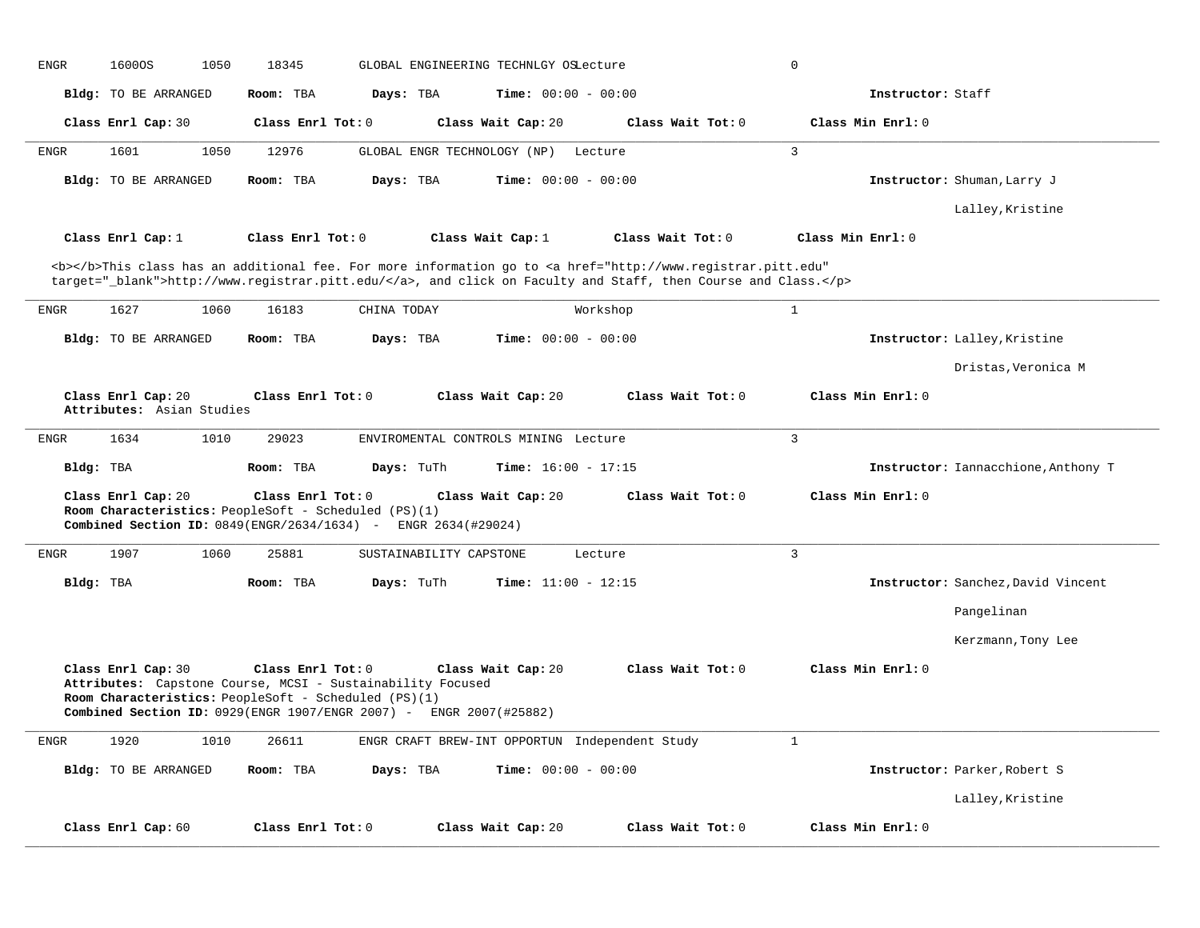ENGR 1600OS 1050 18345 GLOBAL ENGINEERING TECHNLGY OS Lecture 0

**Bldg:** TO BE ARRANGED **Room:** TBA **Days:** TBA **Time:** 00:00 - 00:00 **Instructor:** Staff

**Class Enrl Cap:** 30 **Class Enrl Tot:** 0 **Class Wait Cap:** 20 **Class Wait Tot:** 0 **Class Min Enrl:** 0

---

ENGR 1601 1050 12976 GLOBAL ENGR TECHNOLOGY (NP) Lecture 3

**Bldg:** TO BE ARRANGED **Room:** TBA **Days:** TBA **Time:** 00:00 - 00:00 **Instructor:** Shuman,Larry J

Lalley,Kristine

**Class Enrl Cap:** 1 **Class Enrl Tot:** 0 **Class Wait Cap:** 1 **Class Wait Tot:** 0 **Class Min Enrl:** 0

<b></b>This class has an additional fee. For more information go to <a href="http://www.registrar.pitt.edu" target="_blank">http://www.registrar.pitt.edu/</a>, and click on Faculty and Staff, then Course and Class.</p>

---

ENGR 1627 1060 16183 CHINA TODAY Workshop 1

**Bldg:** TO BE ARRANGED **Room:** TBA **Days:** TBA **Time:** 00:00 - 00:00 **Instructor:** Lalley,Kristine

Dristas,Veronica M

**Class Enrl Cap:** 20 **Class Enrl Tot:** 0 **Class Wait Cap:** 20 **Class Wait Tot:** 0 **Class Min Enrl:** 0
**Attributes:** Asian Studies

---

ENGR 1634 1010 29023 ENVIROMENTAL CONTROLS MINING Lecture 3

**Bldg:** TBA **Room:** TBA **Days:** TuTh **Time:** 16:00 - 17:15 **Instructor:** Iannacchione,Anthony T

**Class Enrl Cap:** 20 **Class Enrl Tot:** 0 **Class Wait Cap:** 20 **Class Wait Tot:** 0 **Class Min Enrl:** 0
**Room Characteristics:** PeopleSoft - Scheduled (PS)(1)
**Combined Section ID:** 0849(ENGR/2634/1634) - ENGR 2634(#29024)

---

ENGR 1907 1060 25881 SUSTAINABILITY CAPSTONE Lecture 3

**Bldg:** TBA **Room:** TBA **Days:** TuTh **Time:** 11:00 - 12:15 **Instructor:** Sanchez,David Vincent

Pangelinan

Kerzmann,Tony Lee

**Class Enrl Cap:** 30 **Class Enrl Tot:** 0 **Class Wait Cap:** 20 **Class Wait Tot:** 0 **Class Min Enrl:** 0
**Attributes:** Capstone Course, MCSI - Sustainability Focused
**Room Characteristics:** PeopleSoft - Scheduled (PS)(1)
**Combined Section ID:** 0929(ENGR 1907/ENGR 2007) - ENGR 2007(#25882)

---

ENGR 1920 1010 26611 ENGR CRAFT BREW-INT OPPORTUN Independent Study 1

**Bldg:** TO BE ARRANGED **Room:** TBA **Days:** TBA **Time:** 00:00 - 00:00 **Instructor:** Parker,Robert S

Lalley,Kristine

**Class Enrl Cap:** 60 **Class Enrl Tot:** 0 **Class Wait Cap:** 20 **Class Wait Tot:** 0 **Class Min Enrl:** 0

---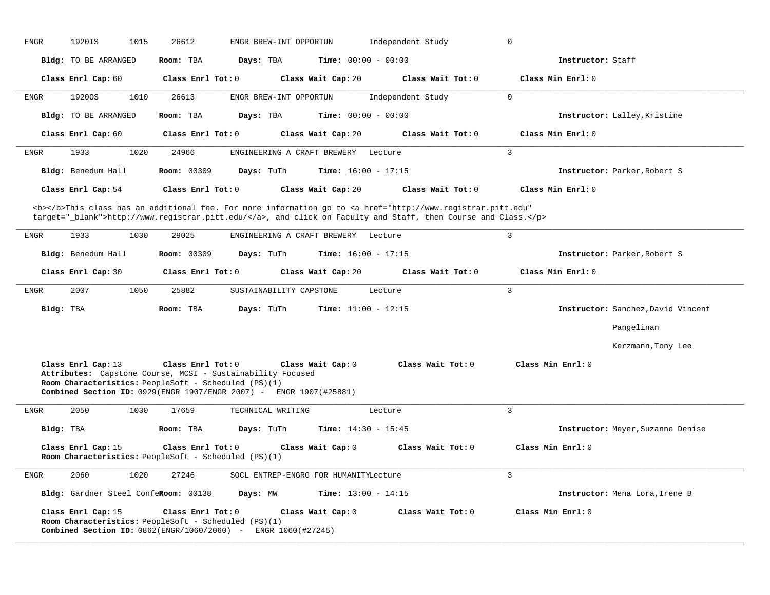ENGR 1920IS 1015 26612 ENGR BREW-INT OPPORTUN Independent Study 0

**Bldg:** TO BE ARRANGED **Room:** TBA **Days:** TBA **Time:** 00:00 - 00:00 **Instructor:** Staff

**Class Enrl Cap:** 60 **Class Enrl Tot:** 0 **Class Wait Cap:** 20 **Class Wait Tot:** 0 **Class Min Enrl:** 0

---

ENGR 1920OS 1010 26613 ENGR BREW-INT OPPORTUN Independent Study 0

**Bldg:** TO BE ARRANGED **Room:** TBA **Days:** TBA **Time:** 00:00 - 00:00 **Instructor:** Lalley,Kristine

**Class Enrl Cap:** 60 **Class Enrl Tot:** 0 **Class Wait Cap:** 20 **Class Wait Tot:** 0 **Class Min Enrl:** 0

---

ENGR 1933 1020 24966 ENGINEERING A CRAFT BREWERY Lecture 3

**Bldg:** Benedum Hall **Room:** 00309 **Days:** TuTh **Time:** 16:00 - 17:15 **Instructor:** Parker,Robert S

**Class Enrl Cap:** 54 **Class Enrl Tot:** 0 **Class Wait Cap:** 20 **Class Wait Tot:** 0 **Class Min Enrl:** 0

<b></b>This class has an additional fee. For more information go to <a href="http://www.registrar.pitt.edu" target="_blank">http://www.registrar.pitt.edu/</a>, and click on Faculty and Staff, then Course and Class.</p>

---

ENGR 1933 1030 29025 ENGINEERING A CRAFT BREWERY Lecture 3

**Bldg:** Benedum Hall **Room:** 00309 **Days:** TuTh **Time:** 16:00 - 17:15 **Instructor:** Parker,Robert S

**Class Enrl Cap:** 30 **Class Enrl Tot:** 0 **Class Wait Cap:** 20 **Class Wait Tot:** 0 **Class Min Enrl:** 0

---

ENGR 2007 1050 25882 SUSTAINABILITY CAPSTONE Lecture 3

**Bldg:** TBA **Room:** TBA **Days:** TuTh **Time:** 11:00 - 12:15 **Instructor:** Sanchez,David Vincent Pangelinan; Kerzmann,Tony Lee

**Class Enrl Cap:** 13 **Class Enrl Tot:** 0 **Class Wait Cap:** 0 **Class Wait Tot:** 0 **Class Min Enrl:** 0
**Attributes:** Capstone Course, MCSI - Sustainability Focused
**Room Characteristics:** PeopleSoft - Scheduled (PS)(1)
**Combined Section ID:** 0929(ENGR 1907/ENGR 2007) - ENGR 1907(#25881)

---

ENGR 2050 1030 17659 TECHNICAL WRITING Lecture 3

**Bldg:** TBA **Room:** TBA **Days:** TuTh **Time:** 14:30 - 15:45 **Instructor:** Meyer,Suzanne Denise

**Class Enrl Cap:** 15 **Class Enrl Tot:** 0 **Class Wait Cap:** 0 **Class Wait Tot:** 0 **Class Min Enrl:** 0
**Room Characteristics:** PeopleSoft - Scheduled (PS)(1)

---

ENGR 2060 1020 27246 SOCL ENTREP-ENGRG FOR HUMANITY Lecture 3

**Bldg:** Gardner Steel Confe **Room:** 00138 **Days:** MW **Time:** 13:00 - 14:15 **Instructor:** Mena Lora,Irene B

**Class Enrl Cap:** 15 **Class Enrl Tot:** 0 **Class Wait Cap:** 0 **Class Wait Tot:** 0 **Class Min Enrl:** 0
**Room Characteristics:** PeopleSoft - Scheduled (PS)(1)
**Combined Section ID:** 0862(ENGR/1060/2060) - ENGR 1060(#27245)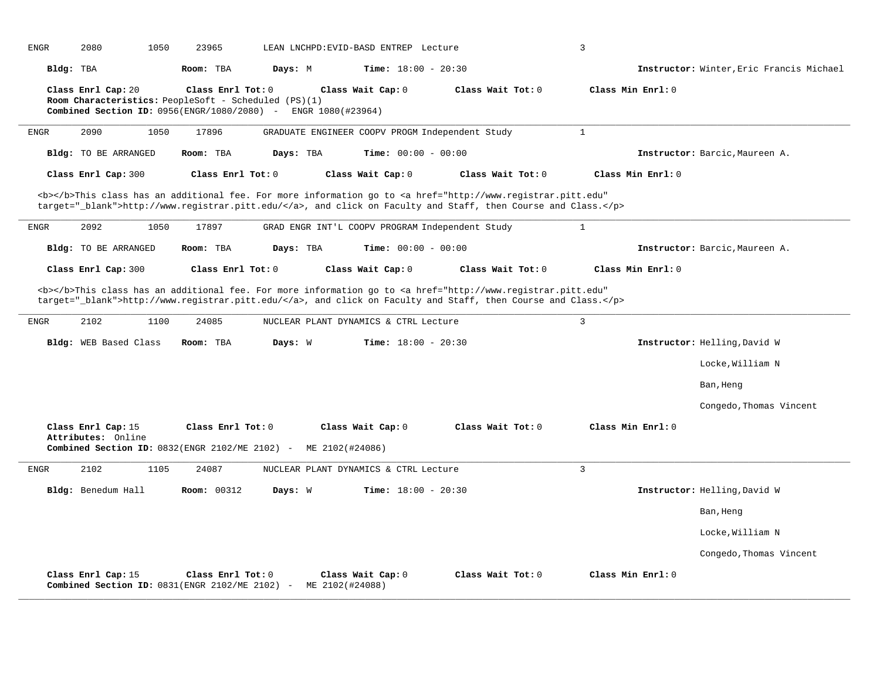ENGR 2080 1050 23965 LEAN LNCHPD:EVID-BASD ENTREP Lecture 3

**Bldg:** TBA **Room:** TBA **Days:** M **Time:** 18:00 - 20:30 **Instructor:** Winter,Eric Francis Michael

**Class Enrl Cap:** 20 **Class Enrl Tot:** 0 **Class Wait Cap:** 0 **Class Wait Tot:** 0 **Class Min Enrl:** 0
**Room Characteristics:** PeopleSoft - Scheduled (PS)(1)
**Combined Section ID:** 0956(ENGR/1080/2080) - ENGR 1080(#23964)

---

ENGR 2090 1050 17896 GRADUATE ENGINEER COOPV PROGM Independent Study 1

**Bldg:** TO BE ARRANGED **Room:** TBA **Days:** TBA **Time:** 00:00 - 00:00 **Instructor:** Barcic,Maureen A.

**Class Enrl Cap:** 300 **Class Enrl Tot:** 0 **Class Wait Cap:** 0 **Class Wait Tot:** 0 **Class Min Enrl:** 0

<b></b>This class has an additional fee. For more information go to <a href="http://www.registrar.pitt.edu" target="_blank">http://www.registrar.pitt.edu/</a>, and click on Faculty and Staff, then Course and Class.</p>

---

ENGR 2092 1050 17897 GRAD ENGR INT'L COOPV PROGRAM Independent Study 1

**Bldg:** TO BE ARRANGED **Room:** TBA **Days:** TBA **Time:** 00:00 - 00:00 **Instructor:** Barcic,Maureen A.

**Class Enrl Cap:** 300 **Class Enrl Tot:** 0 **Class Wait Cap:** 0 **Class Wait Tot:** 0 **Class Min Enrl:** 0

<b></b>This class has an additional fee. For more information go to <a href="http://www.registrar.pitt.edu" target="_blank">http://www.registrar.pitt.edu/</a>, and click on Faculty and Staff, then Course and Class.</p>

---

ENGR 2102 1100 24085 NUCLEAR PLANT DYNAMICS & CTRL Lecture 3

**Bldg:** WEB Based Class **Room:** TBA **Days:** W **Time:** 18:00 - 20:30 **Instructor:** Helling,David W
Locke,William N
Ban,Heng
Congedo,Thomas Vincent

**Class Enrl Cap:** 15 **Class Enrl Tot:** 0 **Class Wait Cap:** 0 **Class Wait Tot:** 0 **Class Min Enrl:** 0
**Attributes:** Online
**Combined Section ID:** 0832(ENGR 2102/ME 2102) - ME 2102(#24086)

---

ENGR 2102 1105 24087 NUCLEAR PLANT DYNAMICS & CTRL Lecture 3

**Bldg:** Benedum Hall **Room:** 00312 **Days:** W **Time:** 18:00 - 20:30 **Instructor:** Helling,David W
Ban,Heng
Locke,William N
Congedo,Thomas Vincent

**Class Enrl Cap:** 15 **Class Enrl Tot:** 0 **Class Wait Cap:** 0 **Class Wait Tot:** 0 **Class Min Enrl:** 0
**Combined Section ID:** 0831(ENGR 2102/ME 2102) - ME 2102(#24088)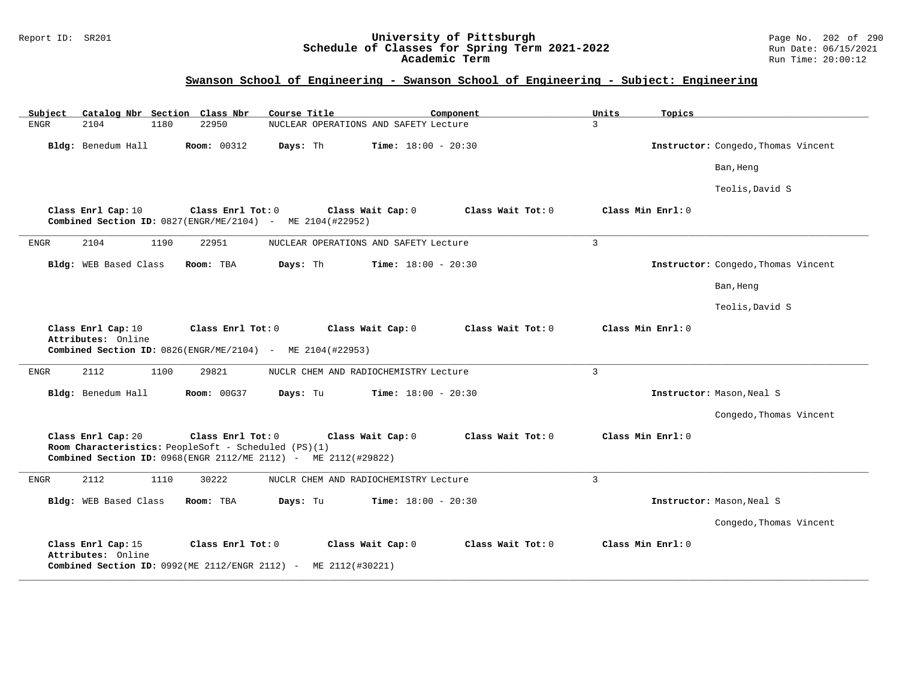## Swanson School of Engineering - Swanson School of Engineering - Subject: Engineering

| Subject | Catalog Nbr | Section | Class Nbr | Course Title | Component | Units | Topics |
|---|---|---|---|---|---|---|---|
| ENGR | 2104 | 1180 | 22950 | NUCLEAR OPERATIONS AND SAFETY | Lecture | 3 | |

**Bldg:** Benedum Hall **Room:** 00312 **Days:** Th **Time:** 18:00 - 20:30 **Instructor:** Congedo,Thomas Vincent; Ban,Heng; Teolis,David S

**Class Enrl Cap:** 10 **Class Enrl Tot:** 0 **Class Wait Cap:** 0 **Class Wait Tot:** 0 **Class Min Enrl:** 0
**Combined Section ID:** 0827(ENGR/ME/2104) - ME 2104(#22952)

---

| Subject | Catalog Nbr | Section | Class Nbr | Course Title | Component | Units | Topics |
|---|---|---|---|---|---|---|---|
| ENGR | 2104 | 1190 | 22951 | NUCLEAR OPERATIONS AND SAFETY | Lecture | 3 | |

**Bldg:** WEB Based Class **Room:** TBA **Days:** Th **Time:** 18:00 - 20:30 **Instructor:** Congedo,Thomas Vincent; Ban,Heng; Teolis,David S

**Class Enrl Cap:** 10 **Class Enrl Tot:** 0 **Class Wait Cap:** 0 **Class Wait Tot:** 0 **Class Min Enrl:** 0
**Attributes:** Online
**Combined Section ID:** 0826(ENGR/ME/2104) - ME 2104(#22953)

---

| Subject | Catalog Nbr | Section | Class Nbr | Course Title | Component | Units | Topics |
|---|---|---|---|---|---|---|---|
| ENGR | 2112 | 1100 | 29821 | NUCLR CHEM AND RADIOCHEMISTRY | Lecture | 3 | |

**Bldg:** Benedum Hall **Room:** 00G37 **Days:** Tu **Time:** 18:00 - 20:30 **Instructor:** Mason,Neal S; Congedo,Thomas Vincent

**Class Enrl Cap:** 20 **Class Enrl Tot:** 0 **Class Wait Cap:** 0 **Class Wait Tot:** 0 **Class Min Enrl:** 0
**Room Characteristics:** PeopleSoft - Scheduled (PS)(1)
**Combined Section ID:** 0968(ENGR 2112/ME 2112) - ME 2112(#29822)

---

| Subject | Catalog Nbr | Section | Class Nbr | Course Title | Component | Units | Topics |
|---|---|---|---|---|---|---|---|
| ENGR | 2112 | 1110 | 30222 | NUCLR CHEM AND RADIOCHEMISTRY | Lecture | 3 | |

**Bldg:** WEB Based Class **Room:** TBA **Days:** Tu **Time:** 18:00 - 20:30 **Instructor:** Mason,Neal S; Congedo,Thomas Vincent

**Class Enrl Cap:** 15 **Class Enrl Tot:** 0 **Class Wait Cap:** 0 **Class Wait Tot:** 0 **Class Min Enrl:** 0
**Attributes:** Online
**Combined Section ID:** 0992(ME 2112/ENGR 2112) - ME 2112(#30221)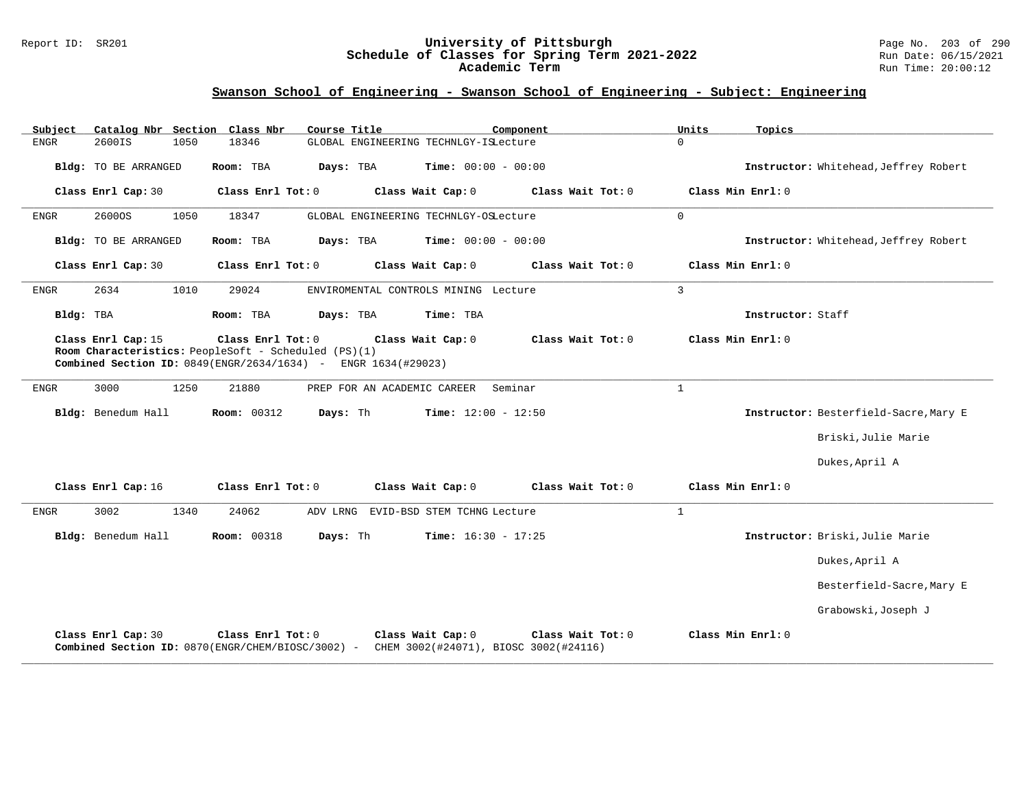## Swanson School of Engineering - Swanson School of Engineering - Subject: Engineering

| Subject | Catalog Nbr | Section | Class Nbr | Course Title | Component | Units | Topics |
|---|---|---|---|---|---|---|---|
| ENGR | 2600IS | 1050 | 18346 | GLOBAL ENGINEERING TECHNLGY-IS | Lecture | 0 | |

**Bldg:** TO BE ARRANGED **Room:** TBA **Days:** TBA **Time:** 00:00 - 00:00 **Instructor:** Whitehead,Jeffrey Robert

**Class Enrl Cap:** 30 **Class Enrl Tot:** 0 **Class Wait Cap:** 0 **Class Wait Tot:** 0 **Class Min Enrl:** 0

---

| Subject | Catalog Nbr | Section | Class Nbr | Course Title | Component | Units | Topics |
|---|---|---|---|---|---|---|---|
| ENGR | 2600OS | 1050 | 18347 | GLOBAL ENGINEERING TECHNLGY-OS | Lecture | 0 | |

**Bldg:** TO BE ARRANGED **Room:** TBA **Days:** TBA **Time:** 00:00 - 00:00 **Instructor:** Whitehead,Jeffrey Robert

**Class Enrl Cap:** 30 **Class Enrl Tot:** 0 **Class Wait Cap:** 0 **Class Wait Tot:** 0 **Class Min Enrl:** 0

---

| Subject | Catalog Nbr | Section | Class Nbr | Course Title | Component | Units | Topics |
|---|---|---|---|---|---|---|---|
| ENGR | 2634 | 1010 | 29024 | ENVIROMENTAL CONTROLS MINING | Lecture | 3 | |

**Bldg:** TBA **Room:** TBA **Days:** TBA **Time:** TBA **Instructor:** Staff

**Class Enrl Cap:** 15 **Class Enrl Tot:** 0 **Class Wait Cap:** 0 **Class Wait Tot:** 0 **Class Min Enrl:** 0

**Room Characteristics:** PeopleSoft - Scheduled (PS)(1)

**Combined Section ID:** 0849(ENGR/2634/1634) - ENGR 1634(#29023)

---

| Subject | Catalog Nbr | Section | Class Nbr | Course Title | Component | Units | Topics |
|---|---|---|---|---|---|---|---|
| ENGR | 3000 | 1250 | 21880 | PREP FOR AN ACADEMIC CAREER | Seminar | 1 | |

**Bldg:** Benedum Hall **Room:** 00312 **Days:** Th **Time:** 12:00 - 12:50 **Instructor:** Besterfield-Sacre,Mary E; Briski,Julie Marie; Dukes,April A

**Class Enrl Cap:** 16 **Class Enrl Tot:** 0 **Class Wait Cap:** 0 **Class Wait Tot:** 0 **Class Min Enrl:** 0

---

| Subject | Catalog Nbr | Section | Class Nbr | Course Title | Component | Units | Topics |
|---|---|---|---|---|---|---|---|
| ENGR | 3002 | 1340 | 24062 | ADV LRNG EVID-BSD STEM TCHNG | Lecture | 1 | |

**Bldg:** Benedum Hall **Room:** 00318 **Days:** Th **Time:** 16:30 - 17:25 **Instructor:** Briski,Julie Marie; Dukes,April A; Besterfield-Sacre,Mary E; Grabowski,Joseph J

**Class Enrl Cap:** 30 **Class Enrl Tot:** 0 **Class Wait Cap:** 0 **Class Wait Tot:** 0 **Class Min Enrl:** 0

**Combined Section ID:** 0870(ENGR/CHEM/BIOSC/3002) - CHEM 3002(#24071), BIOSC 3002(#24116)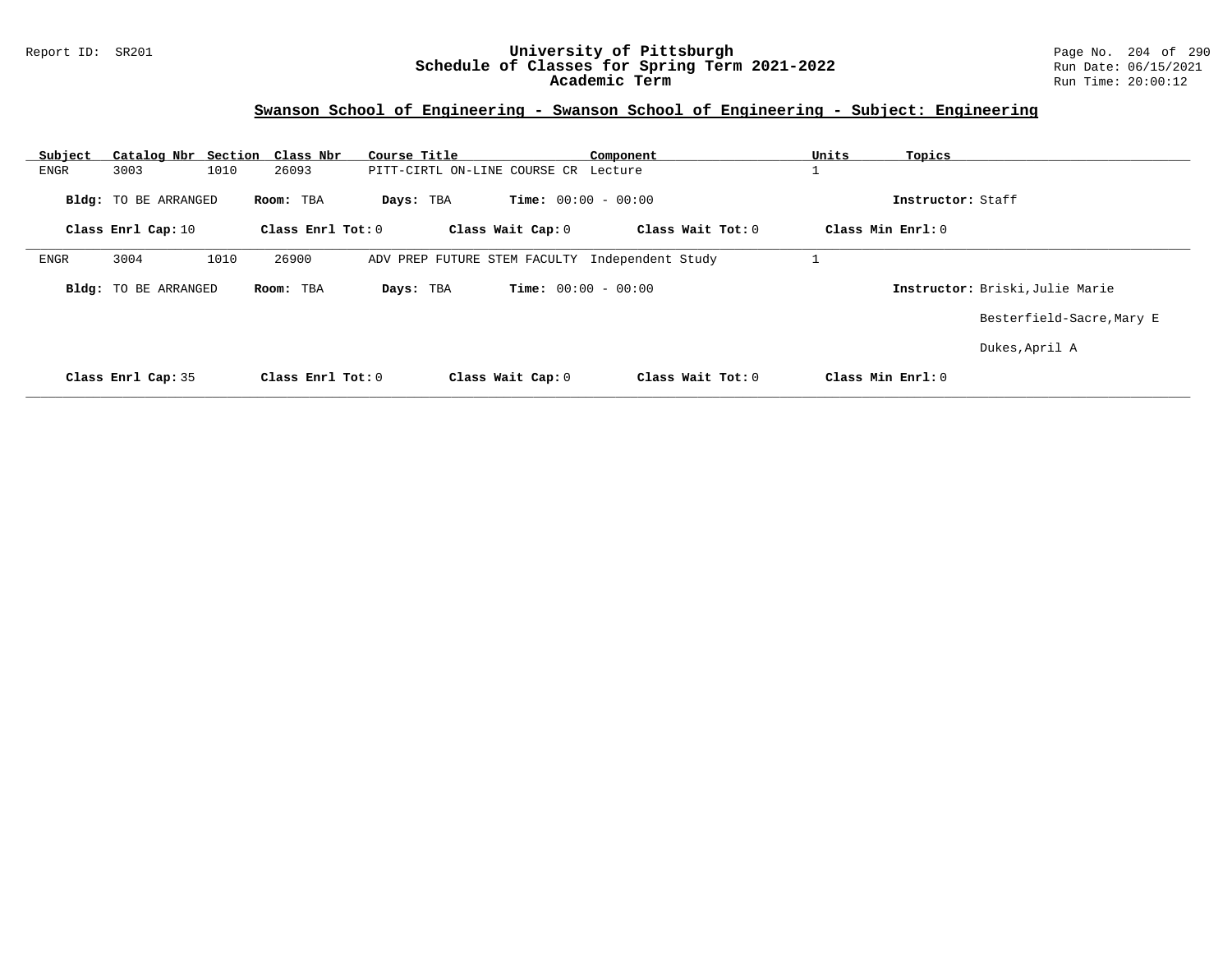# University of Pittsburgh
## Schedule of Classes for Spring Term 2021-2022
### Academic Term

Report ID: SR201

Run Date: 06/15/2021
Run Time: 20:00:12

## Swanson School of Engineering - Swanson School of Engineering - Subject: Engineering

| Subject | Catalog Nbr | Section | Class Nbr | Course Title | Component | Units | Topics |
|---|---|---|---|---|---|---|---|
| ENGR | 3003 | 1010 | 26093 | PITT-CIRTL ON-LINE COURSE CR | Lecture | 1 | |

**Bldg:** TO BE ARRANGED **Room:** TBA **Days:** TBA **Time:** 00:00 - 00:00 **Instructor:** Staff

**Class Enrl Cap:** 10 **Class Enrl Tot:** 0 **Class Wait Cap:** 0 **Class Wait Tot:** 0 **Class Min Enrl:** 0

---

| Subject | Catalog Nbr | Section | Class Nbr | Course Title | Component | Units | Topics |
|---|---|---|---|---|---|---|---|
| ENGR | 3004 | 1010 | 26900 | ADV PREP FUTURE STEM FACULTY | Independent Study | 1 | |

**Bldg:** TO BE ARRANGED **Room:** TBA **Days:** TBA **Time:** 00:00 - 00:00 **Instructor:** Briski,Julie Marie

Besterfield-Sacre,Mary E

Dukes,April A

**Class Enrl Cap:** 35 **Class Enrl Tot:** 0 **Class Wait Cap:** 0 **Class Wait Tot:** 0 **Class Min Enrl:** 0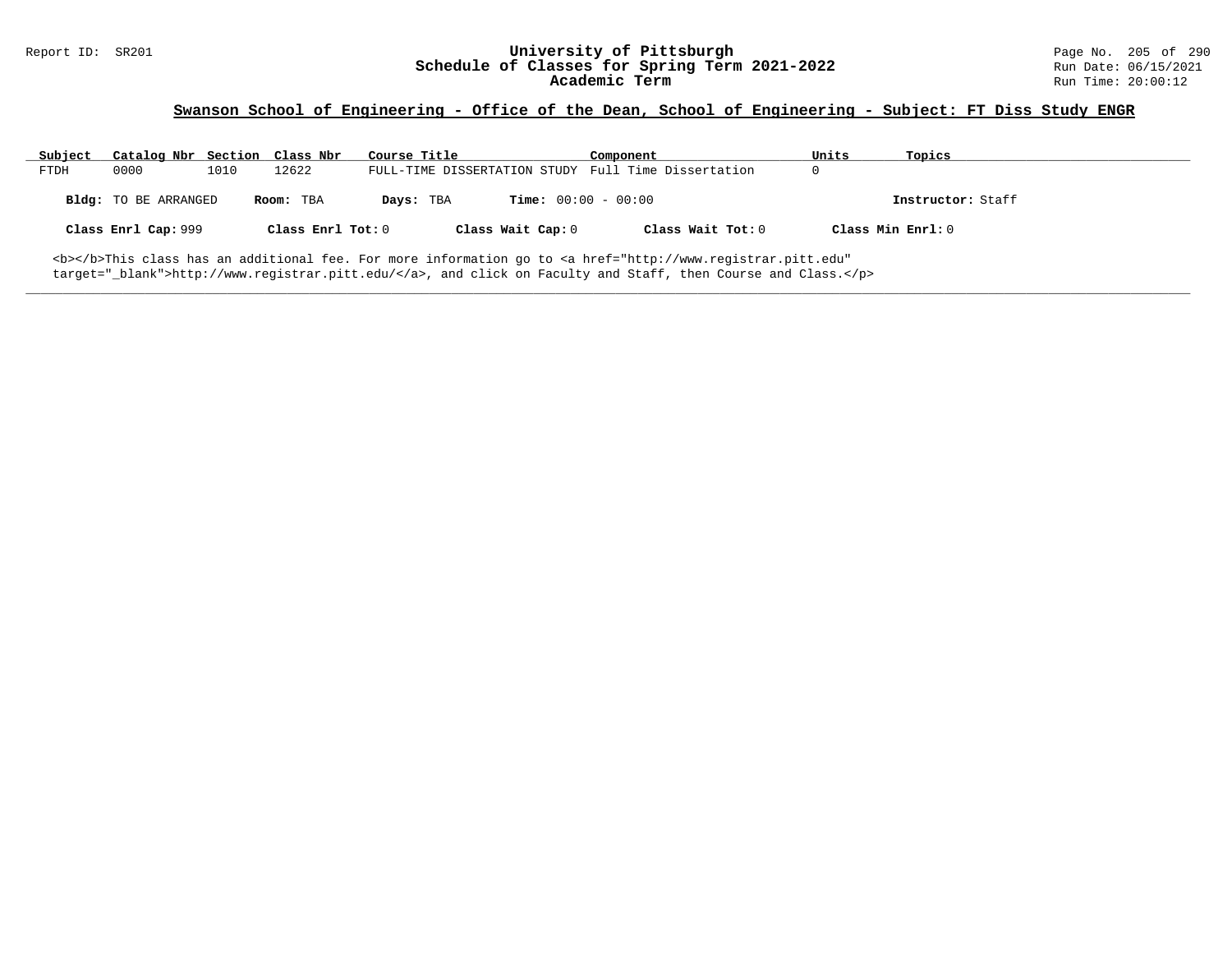## Swanson School of Engineering - Office of the Dean, School of Engineering - Subject: FT Diss Study ENGR

| Subject | Catalog Nbr | Section | Class Nbr | Course Title | Component | Units | Topics |
|---|---|---|---|---|---|---|---|
| FTDH | 0000 | 1010 | 12622 | FULL-TIME DISSERTATION STUDY | Full Time Dissertation | 0 | |

**Bldg:** TO BE ARRANGED **Room:** TBA **Days:** TBA **Time:** 00:00 - 00:00 **Instructor:** Staff

**Class Enrl Cap:** 999 **Class Enrl Tot:** 0 **Class Wait Cap:** 0 **Class Wait Tot:** 0 **Class Min Enrl:** 0

<b></b>This class has an additional fee. For more information go to <a href="http://www.registrar.pitt.edu" target="_blank">http://www.registrar.pitt.edu/</a>, and click on Faculty and Staff, then Course and Class.</p>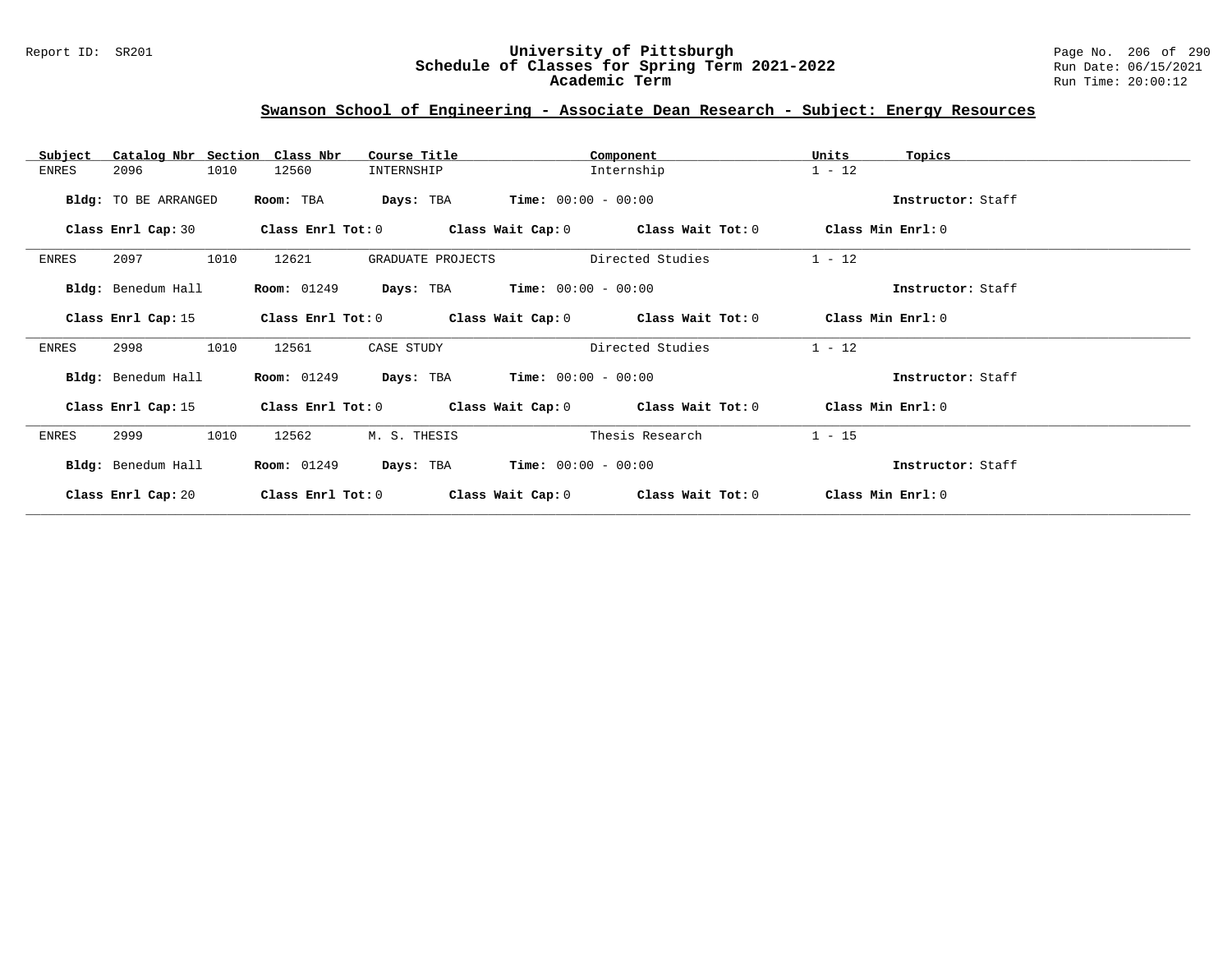## Swanson School of Engineering - Associate Dean Research - Subject: Energy Resources

| Subject | Catalog Nbr | Section | Class Nbr | Course Title | Component | Units | Topics |
|---|---|---|---|---|---|---|---|
| ENRES | 2096 | 1010 | 12560 | INTERNSHIP | Internship | 1 - 12 | |

**Bldg:** TO BE ARRANGED **Room:** TBA **Days:** TBA **Time:** 00:00 - 00:00 **Instructor:** Staff

**Class Enrl Cap:** 30 **Class Enrl Tot:** 0 **Class Wait Cap:** 0 **Class Wait Tot:** 0 **Class Min Enrl:** 0

| Subject | Catalog Nbr | Section | Class Nbr | Course Title | Component | Units | Topics |
|---|---|---|---|---|---|---|---|
| ENRES | 2097 | 1010 | 12621 | GRADUATE PROJECTS | Directed Studies | 1 - 12 | |

**Bldg:** Benedum Hall **Room:** 01249 **Days:** TBA **Time:** 00:00 - 00:00 **Instructor:** Staff

**Class Enrl Cap:** 15 **Class Enrl Tot:** 0 **Class Wait Cap:** 0 **Class Wait Tot:** 0 **Class Min Enrl:** 0

| Subject | Catalog Nbr | Section | Class Nbr | Course Title | Component | Units | Topics |
|---|---|---|---|---|---|---|---|
| ENRES | 2998 | 1010 | 12561 | CASE STUDY | Directed Studies | 1 - 12 | |

**Bldg:** Benedum Hall **Room:** 01249 **Days:** TBA **Time:** 00:00 - 00:00 **Instructor:** Staff

**Class Enrl Cap:** 15 **Class Enrl Tot:** 0 **Class Wait Cap:** 0 **Class Wait Tot:** 0 **Class Min Enrl:** 0

| Subject | Catalog Nbr | Section | Class Nbr | Course Title | Component | Units | Topics |
|---|---|---|---|---|---|---|---|
| ENRES | 2999 | 1010 | 12562 | M. S. THESIS | Thesis Research | 1 - 15 | |

**Bldg:** Benedum Hall **Room:** 01249 **Days:** TBA **Time:** 00:00 - 00:00 **Instructor:** Staff

**Class Enrl Cap:** 20 **Class Enrl Tot:** 0 **Class Wait Cap:** 0 **Class Wait Tot:** 0 **Class Min Enrl:** 0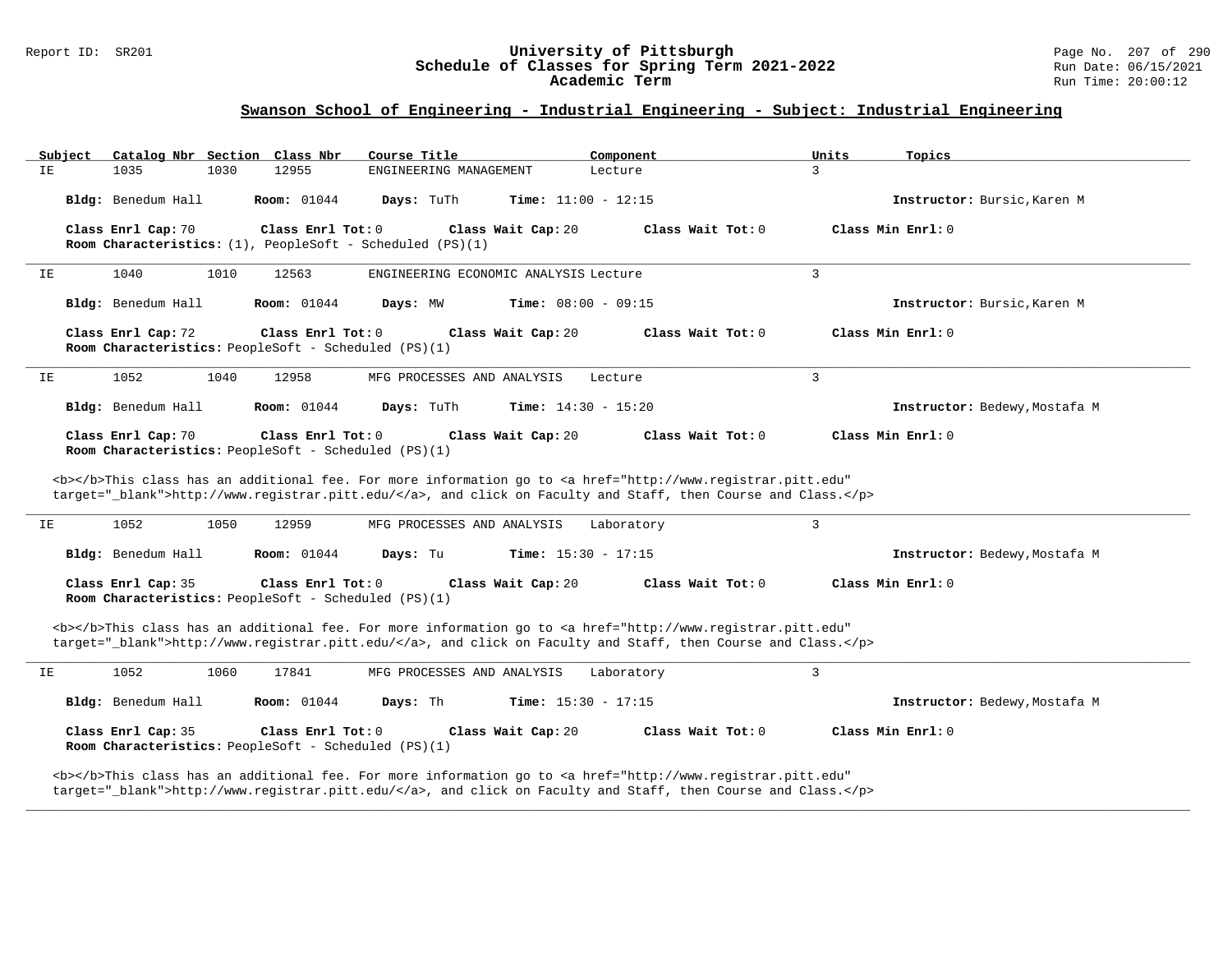## Swanson School of Engineering - Industrial Engineering - Subject: Industrial Engineering

| Subject | Catalog Nbr | Section | Class Nbr | Course Title | Component | Units | Topics |
|---|---|---|---|---|---|---|---|
| IE | 1035 | 1030 | 12955 | ENGINEERING MANAGEMENT | Lecture | 3 | |

**Bldg:** Benedum Hall **Room:** 01044 **Days:** TuTh **Time:** 11:00 - 12:15 **Instructor:** Bursic,Karen M

**Class Enrl Cap:** 70 **Class Enrl Tot:** 0 **Class Wait Cap:** 20 **Class Wait Tot:** 0 **Class Min Enrl:** 0
**Room Characteristics:** (1), PeopleSoft - Scheduled (PS)(1)

---

| Subject | Catalog Nbr | Section | Class Nbr | Course Title | Component | Units | Topics |
|---|---|---|---|---|---|---|---|
| IE | 1040 | 1010 | 12563 | ENGINEERING ECONOMIC ANALYSIS | Lecture | 3 | |

**Bldg:** Benedum Hall **Room:** 01044 **Days:** MW **Time:** 08:00 - 09:15 **Instructor:** Bursic,Karen M

**Class Enrl Cap:** 72 **Class Enrl Tot:** 0 **Class Wait Cap:** 20 **Class Wait Tot:** 0 **Class Min Enrl:** 0
**Room Characteristics:** PeopleSoft - Scheduled (PS)(1)

---

| Subject | Catalog Nbr | Section | Class Nbr | Course Title | Component | Units | Topics |
|---|---|---|---|---|---|---|---|
| IE | 1052 | 1040 | 12958 | MFG PROCESSES AND ANALYSIS | Lecture | 3 | |

**Bldg:** Benedum Hall **Room:** 01044 **Days:** TuTh **Time:** 14:30 - 15:20 **Instructor:** Bedewy,Mostafa M

**Class Enrl Cap:** 70 **Class Enrl Tot:** 0 **Class Wait Cap:** 20 **Class Wait Tot:** 0 **Class Min Enrl:** 0
**Room Characteristics:** PeopleSoft - Scheduled (PS)(1)

<b></b>This class has an additional fee. For more information go to <a href="http://www.registrar.pitt.edu" target="_blank">http://www.registrar.pitt.edu/</a>, and click on Faculty and Staff, then Course and Class.</p>

---

| Subject | Catalog Nbr | Section | Class Nbr | Course Title | Component | Units | Topics |
|---|---|---|---|---|---|---|---|
| IE | 1052 | 1050 | 12959 | MFG PROCESSES AND ANALYSIS | Laboratory | 3 | |

**Bldg:** Benedum Hall **Room:** 01044 **Days:** Tu **Time:** 15:30 - 17:15 **Instructor:** Bedewy,Mostafa M

**Class Enrl Cap:** 35 **Class Enrl Tot:** 0 **Class Wait Cap:** 20 **Class Wait Tot:** 0 **Class Min Enrl:** 0
**Room Characteristics:** PeopleSoft - Scheduled (PS)(1)

<b></b>This class has an additional fee. For more information go to <a href="http://www.registrar.pitt.edu" target="_blank">http://www.registrar.pitt.edu/</a>, and click on Faculty and Staff, then Course and Class.</p>

---

| Subject | Catalog Nbr | Section | Class Nbr | Course Title | Component | Units | Topics |
|---|---|---|---|---|---|---|---|
| IE | 1052 | 1060 | 17841 | MFG PROCESSES AND ANALYSIS | Laboratory | 3 | |

**Bldg:** Benedum Hall **Room:** 01044 **Days:** Th **Time:** 15:30 - 17:15 **Instructor:** Bedewy,Mostafa M

**Class Enrl Cap:** 35 **Class Enrl Tot:** 0 **Class Wait Cap:** 20 **Class Wait Tot:** 0 **Class Min Enrl:** 0
**Room Characteristics:** PeopleSoft - Scheduled (PS)(1)

<b></b>This class has an additional fee. For more information go to <a href="http://www.registrar.pitt.edu" target="_blank">http://www.registrar.pitt.edu/</a>, and click on Faculty and Staff, then Course and Class.</p>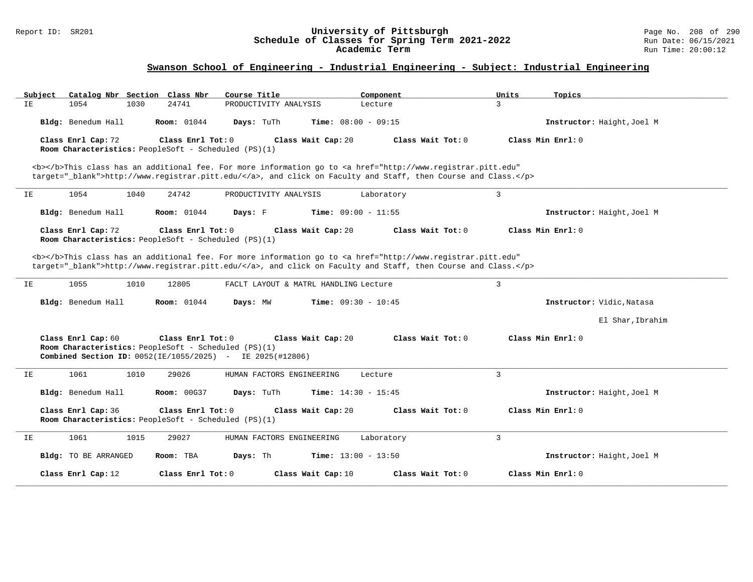## Swanson School of Engineering - Industrial Engineering - Subject: Industrial Engineering

| Subject | Catalog Nbr | Section | Class Nbr | Course Title | Component | Units | Topics |
|---|---|---|---|---|---|---|---|
| IE | 1054 | 1030 | 24741 | PRODUCTIVITY ANALYSIS | Lecture | 3 | |

**Bldg:** Benedum Hall **Room:** 01044 **Days:** TuTh **Time:** 08:00 - 09:15 **Instructor:** Haight,Joel M

**Class Enrl Cap:** 72 **Class Enrl Tot:** 0 **Class Wait Cap:** 20 **Class Wait Tot:** 0 **Class Min Enrl:** 0
**Room Characteristics:** PeopleSoft - Scheduled (PS)(1)

<b></b>This class has an additional fee. For more information go to <a href="http://www.registrar.pitt.edu" target="_blank">http://www.registrar.pitt.edu/</a>, and click on Faculty and Staff, then Course and Class.</p>

---

| Subject | Catalog Nbr | Section | Class Nbr | Course Title | Component | Units | Topics |
|---|---|---|---|---|---|---|---|
| IE | 1054 | 1040 | 24742 | PRODUCTIVITY ANALYSIS | Laboratory | 3 | |

**Bldg:** Benedum Hall **Room:** 01044 **Days:** F **Time:** 09:00 - 11:55 **Instructor:** Haight,Joel M

**Class Enrl Cap:** 72 **Class Enrl Tot:** 0 **Class Wait Cap:** 20 **Class Wait Tot:** 0 **Class Min Enrl:** 0
**Room Characteristics:** PeopleSoft - Scheduled (PS)(1)

<b></b>This class has an additional fee. For more information go to <a href="http://www.registrar.pitt.edu" target="_blank">http://www.registrar.pitt.edu/</a>, and click on Faculty and Staff, then Course and Class.</p>

---

| Subject | Catalog Nbr | Section | Class Nbr | Course Title | Component | Units | Topics |
|---|---|---|---|---|---|---|---|
| IE | 1055 | 1010 | 12805 | FACLT LAYOUT & MATRL HANDLING | Lecture | 3 | |

**Bldg:** Benedum Hall **Room:** 01044 **Days:** MW **Time:** 09:30 - 10:45 **Instructor:** Vidic,Natasa
El Shar,Ibrahim

**Class Enrl Cap:** 60 **Class Enrl Tot:** 0 **Class Wait Cap:** 20 **Class Wait Tot:** 0 **Class Min Enrl:** 0
**Room Characteristics:** PeopleSoft - Scheduled (PS)(1)
**Combined Section ID:** 0052(IE/1055/2025) - IE 2025(#12806)

---

| Subject | Catalog Nbr | Section | Class Nbr | Course Title | Component | Units | Topics |
|---|---|---|---|---|---|---|---|
| IE | 1061 | 1010 | 29026 | HUMAN FACTORS ENGINEERING | Lecture | 3 | |

**Bldg:** Benedum Hall **Room:** 00G37 **Days:** TuTh **Time:** 14:30 - 15:45 **Instructor:** Haight,Joel M

**Class Enrl Cap:** 36 **Class Enrl Tot:** 0 **Class Wait Cap:** 20 **Class Wait Tot:** 0 **Class Min Enrl:** 0
**Room Characteristics:** PeopleSoft - Scheduled (PS)(1)

---

| Subject | Catalog Nbr | Section | Class Nbr | Course Title | Component | Units | Topics |
|---|---|---|---|---|---|---|---|
| IE | 1061 | 1015 | 29027 | HUMAN FACTORS ENGINEERING | Laboratory | 3 | |

**Bldg:** TO BE ARRANGED **Room:** TBA **Days:** Th **Time:** 13:00 - 13:50 **Instructor:** Haight,Joel M

**Class Enrl Cap:** 12 **Class Enrl Tot:** 0 **Class Wait Cap:** 10 **Class Wait Tot:** 0 **Class Min Enrl:** 0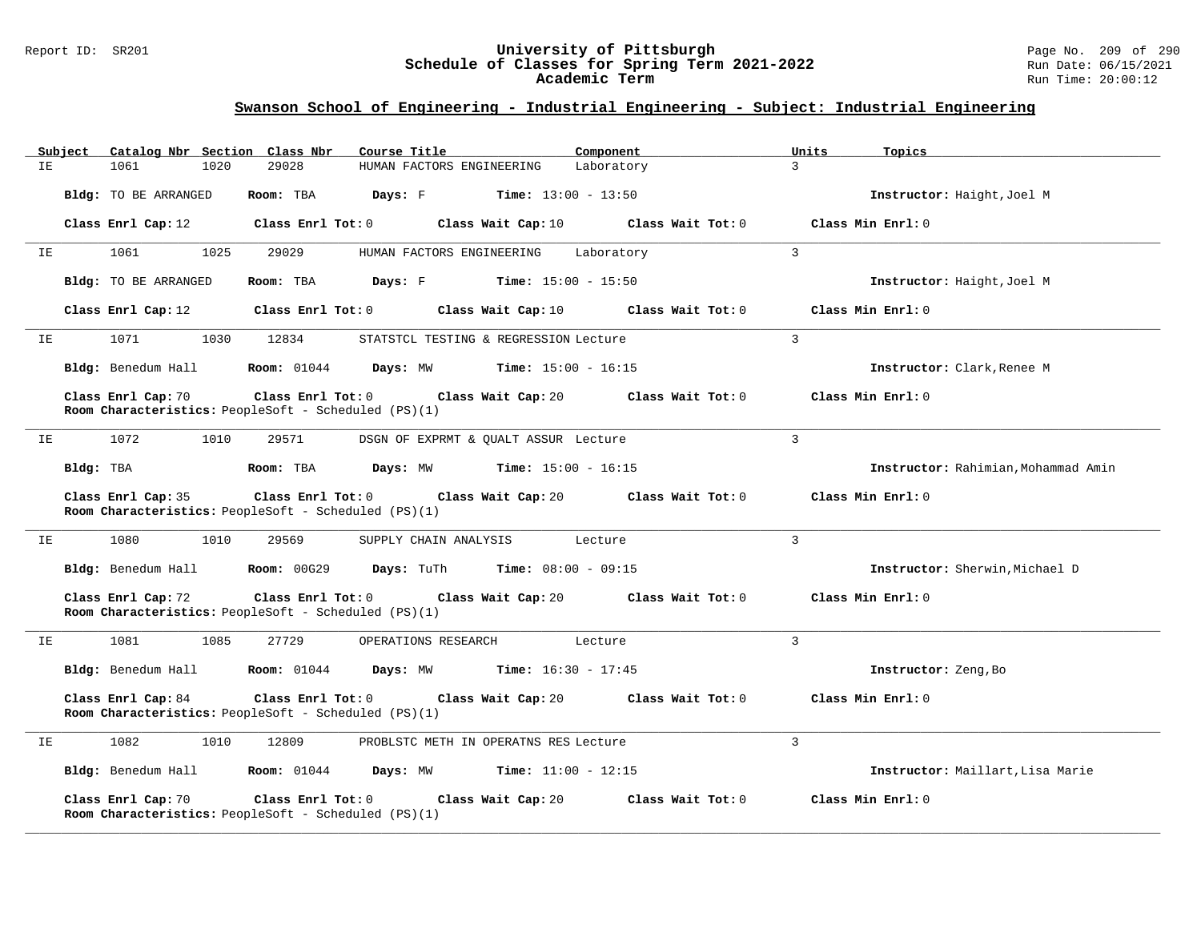## Swanson School of Engineering - Industrial Engineering - Subject: Industrial Engineering

| Subject | Catalog Nbr | Section | Class Nbr | Course Title | Component | Units | Topics |
|---|---|---|---|---|---|---|---|
| IE | 1061 | 1020 | 29028 | HUMAN FACTORS ENGINEERING | Laboratory | 3 | |

**Bldg:** TO BE ARRANGED **Room:** TBA **Days:** F **Time:** 13:00 - 13:50 **Instructor:** Haight,Joel M

**Class Enrl Cap:** 12 **Class Enrl Tot:** 0 **Class Wait Cap:** 10 **Class Wait Tot:** 0 **Class Min Enrl:** 0

---

| Subject | Catalog Nbr | Section | Class Nbr | Course Title | Component | Units | Topics |
|---|---|---|---|---|---|---|---|
| IE | 1061 | 1025 | 29029 | HUMAN FACTORS ENGINEERING | Laboratory | 3 | |

**Bldg:** TO BE ARRANGED **Room:** TBA **Days:** F **Time:** 15:00 - 15:50 **Instructor:** Haight,Joel M

**Class Enrl Cap:** 12 **Class Enrl Tot:** 0 **Class Wait Cap:** 10 **Class Wait Tot:** 0 **Class Min Enrl:** 0

---

| Subject | Catalog Nbr | Section | Class Nbr | Course Title | Component | Units | Topics |
|---|---|---|---|---|---|---|---|
| IE | 1071 | 1030 | 12834 | STATSTCL TESTING & REGRESSION | Lecture | 3 | |

**Bldg:** Benedum Hall **Room:** 01044 **Days:** MW **Time:** 15:00 - 16:15 **Instructor:** Clark,Renee M

**Class Enrl Cap:** 70 **Class Enrl Tot:** 0 **Class Wait Cap:** 20 **Class Wait Tot:** 0 **Class Min Enrl:** 0

**Room Characteristics:** PeopleSoft - Scheduled (PS)(1)

---

| Subject | Catalog Nbr | Section | Class Nbr | Course Title | Component | Units | Topics |
|---|---|---|---|---|---|---|---|
| IE | 1072 | 1010 | 29571 | DSGN OF EXPRMT & QUALT ASSUR | Lecture | 3 | |

**Bldg:** TBA **Room:** TBA **Days:** MW **Time:** 15:00 - 16:15 **Instructor:** Rahimian,Mohammad Amin

**Class Enrl Cap:** 35 **Class Enrl Tot:** 0 **Class Wait Cap:** 20 **Class Wait Tot:** 0 **Class Min Enrl:** 0

**Room Characteristics:** PeopleSoft - Scheduled (PS)(1)

---

| Subject | Catalog Nbr | Section | Class Nbr | Course Title | Component | Units | Topics |
|---|---|---|---|---|---|---|---|
| IE | 1080 | 1010 | 29569 | SUPPLY CHAIN ANALYSIS | Lecture | 3 | |

**Bldg:** Benedum Hall **Room:** 00G29 **Days:** TuTh **Time:** 08:00 - 09:15 **Instructor:** Sherwin,Michael D

**Class Enrl Cap:** 72 **Class Enrl Tot:** 0 **Class Wait Cap:** 20 **Class Wait Tot:** 0 **Class Min Enrl:** 0

**Room Characteristics:** PeopleSoft - Scheduled (PS)(1)

---

| Subject | Catalog Nbr | Section | Class Nbr | Course Title | Component | Units | Topics |
|---|---|---|---|---|---|---|---|
| IE | 1081 | 1085 | 27729 | OPERATIONS RESEARCH | Lecture | 3 | |

**Bldg:** Benedum Hall **Room:** 01044 **Days:** MW **Time:** 16:30 - 17:45 **Instructor:** Zeng,Bo

**Class Enrl Cap:** 84 **Class Enrl Tot:** 0 **Class Wait Cap:** 20 **Class Wait Tot:** 0 **Class Min Enrl:** 0

**Room Characteristics:** PeopleSoft - Scheduled (PS)(1)

---

| Subject | Catalog Nbr | Section | Class Nbr | Course Title | Component | Units | Topics |
|---|---|---|---|---|---|---|---|
| IE | 1082 | 1010 | 12809 | PROBLSTC METH IN OPERATNS RES | Lecture | 3 | |

**Bldg:** Benedum Hall **Room:** 01044 **Days:** MW **Time:** 11:00 - 12:15 **Instructor:** Maillart,Lisa Marie

**Class Enrl Cap:** 70 **Class Enrl Tot:** 0 **Class Wait Cap:** 20 **Class Wait Tot:** 0 **Class Min Enrl:** 0

**Room Characteristics:** PeopleSoft - Scheduled (PS)(1)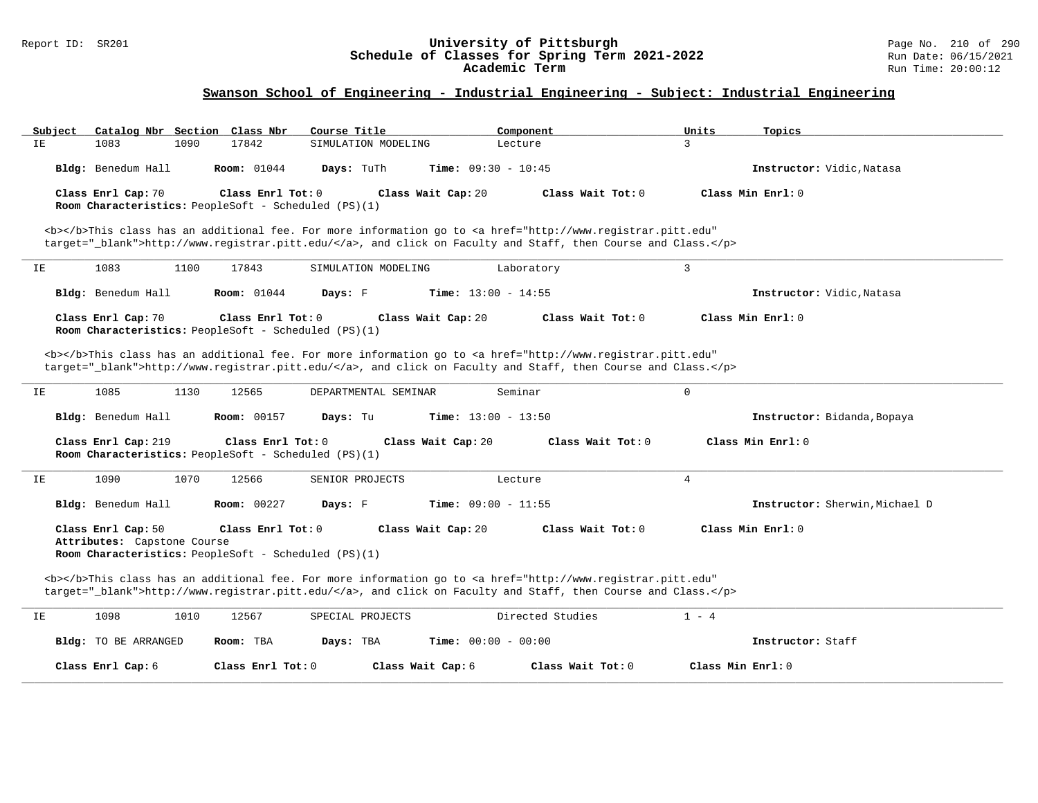## Swanson School of Engineering - Industrial Engineering - Subject: Industrial Engineering

| Subject | Catalog Nbr | Section | Class Nbr | Course Title | Component | Units | Topics |
|---|---|---|---|---|---|---|---|
| IE | 1083 | 1090 | 17842 | SIMULATION MODELING | Lecture | 3 | |

**Bldg:** Benedum Hall **Room:** 01044 **Days:** TuTh **Time:** 09:30 - 10:45 **Instructor:** Vidic,Natasa

**Class Enrl Cap:** 70 **Class Enrl Tot:** 0 **Class Wait Cap:** 20 **Class Wait Tot:** 0 **Class Min Enrl:** 0
**Room Characteristics:** PeopleSoft - Scheduled (PS)(1)

<b></b>This class has an additional fee. For more information go to <a href="http://www.registrar.pitt.edu" target="_blank">http://www.registrar.pitt.edu/</a>, and click on Faculty and Staff, then Course and Class.</p>

---

| Subject | Catalog Nbr | Section | Class Nbr | Course Title | Component | Units | Topics |
|---|---|---|---|---|---|---|---|
| IE | 1083 | 1100 | 17843 | SIMULATION MODELING | Laboratory | 3 | |

**Bldg:** Benedum Hall **Room:** 01044 **Days:** F **Time:** 13:00 - 14:55 **Instructor:** Vidic,Natasa

**Class Enrl Cap:** 70 **Class Enrl Tot:** 0 **Class Wait Cap:** 20 **Class Wait Tot:** 0 **Class Min Enrl:** 0
**Room Characteristics:** PeopleSoft - Scheduled (PS)(1)

<b></b>This class has an additional fee. For more information go to <a href="http://www.registrar.pitt.edu" target="_blank">http://www.registrar.pitt.edu/</a>, and click on Faculty and Staff, then Course and Class.</p>

---

| Subject | Catalog Nbr | Section | Class Nbr | Course Title | Component | Units | Topics |
|---|---|---|---|---|---|---|---|
| IE | 1085 | 1130 | 12565 | DEPARTMENTAL SEMINAR | Seminar | 0 | |

**Bldg:** Benedum Hall **Room:** 00157 **Days:** Tu **Time:** 13:00 - 13:50 **Instructor:** Bidanda,Bopaya

**Class Enrl Cap:** 219 **Class Enrl Tot:** 0 **Class Wait Cap:** 20 **Class Wait Tot:** 0 **Class Min Enrl:** 0
**Room Characteristics:** PeopleSoft - Scheduled (PS)(1)

---

| Subject | Catalog Nbr | Section | Class Nbr | Course Title | Component | Units | Topics |
|---|---|---|---|---|---|---|---|
| IE | 1090 | 1070 | 12566 | SENIOR PROJECTS | Lecture | 4 | |

**Bldg:** Benedum Hall **Room:** 00227 **Days:** F **Time:** 09:00 - 11:55 **Instructor:** Sherwin,Michael D

**Class Enrl Cap:** 50 **Class Enrl Tot:** 0 **Class Wait Cap:** 20 **Class Wait Tot:** 0 **Class Min Enrl:** 0
**Attributes:** Capstone Course
**Room Characteristics:** PeopleSoft - Scheduled (PS)(1)

<b></b>This class has an additional fee. For more information go to <a href="http://www.registrar.pitt.edu" target="_blank">http://www.registrar.pitt.edu/</a>, and click on Faculty and Staff, then Course and Class.</p>

---

| Subject | Catalog Nbr | Section | Class Nbr | Course Title | Component | Units | Topics |
|---|---|---|---|---|---|---|---|
| IE | 1098 | 1010 | 12567 | SPECIAL PROJECTS | Directed Studies | 1 - 4 | |

**Bldg:** TO BE ARRANGED **Room:** TBA **Days:** TBA **Time:** 00:00 - 00:00 **Instructor:** Staff

**Class Enrl Cap:** 6 **Class Enrl Tot:** 0 **Class Wait Cap:** 6 **Class Wait Tot:** 0 **Class Min Enrl:** 0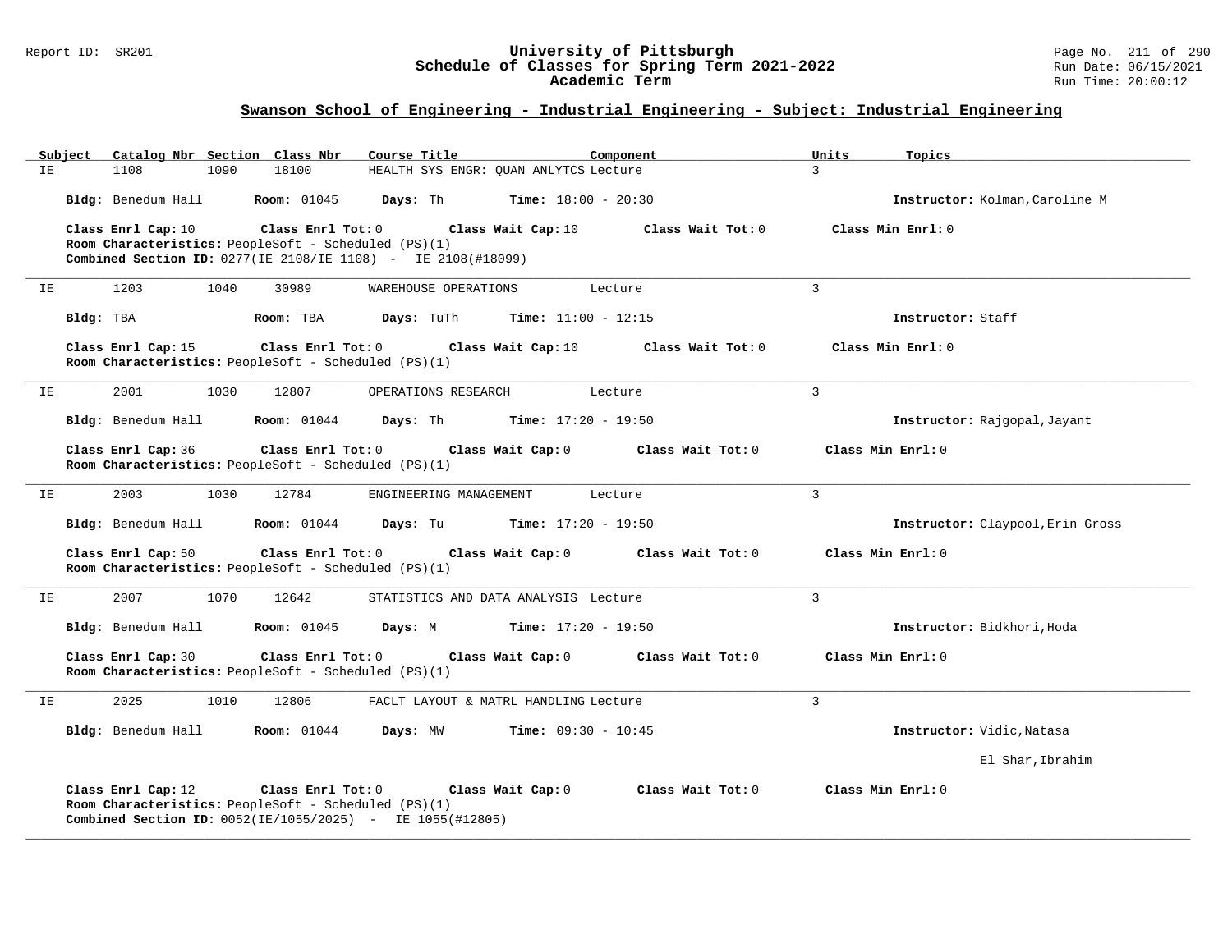## Swanson School of Engineering - Industrial Engineering - Subject: Industrial Engineering

| Subject | Catalog Nbr | Section | Class Nbr | Course Title | Component | Units | Topics |
|---|---|---|---|---|---|---|---|
| IE | 1108 | 1090 | 18100 | HEALTH SYS ENGR: QUAN ANLYTCS | Lecture | 3 | |

**Bldg:** Benedum Hall **Room:** 01045 **Days:** Th **Time:** 18:00 - 20:30 **Instructor:** Kolman,Caroline M

**Class Enrl Cap:** 10 **Class Enrl Tot:** 0 **Class Wait Cap:** 10 **Class Wait Tot:** 0 **Class Min Enrl:** 0
**Room Characteristics:** PeopleSoft - Scheduled (PS)(1)
**Combined Section ID:** 0277(IE 2108/IE 1108) - IE 2108(#18099)

---

| Subject | Catalog Nbr | Section | Class Nbr | Course Title | Component | Units | Topics |
|---|---|---|---|---|---|---|---|
| IE | 1203 | 1040 | 30989 | WAREHOUSE OPERATIONS | Lecture | 3 | |

**Bldg:** TBA **Room:** TBA **Days:** TuTh **Time:** 11:00 - 12:15 **Instructor:** Staff

**Class Enrl Cap:** 15 **Class Enrl Tot:** 0 **Class Wait Cap:** 10 **Class Wait Tot:** 0 **Class Min Enrl:** 0
**Room Characteristics:** PeopleSoft - Scheduled (PS)(1)

---

| Subject | Catalog Nbr | Section | Class Nbr | Course Title | Component | Units | Topics |
|---|---|---|---|---|---|---|---|
| IE | 2001 | 1030 | 12807 | OPERATIONS RESEARCH | Lecture | 3 | |

**Bldg:** Benedum Hall **Room:** 01044 **Days:** Th **Time:** 17:20 - 19:50 **Instructor:** Rajgopal,Jayant

**Class Enrl Cap:** 36 **Class Enrl Tot:** 0 **Class Wait Cap:** 0 **Class Wait Tot:** 0 **Class Min Enrl:** 0
**Room Characteristics:** PeopleSoft - Scheduled (PS)(1)

---

| Subject | Catalog Nbr | Section | Class Nbr | Course Title | Component | Units | Topics |
|---|---|---|---|---|---|---|---|
| IE | 2003 | 1030 | 12784 | ENGINEERING MANAGEMENT | Lecture | 3 | |

**Bldg:** Benedum Hall **Room:** 01044 **Days:** Tu **Time:** 17:20 - 19:50 **Instructor:** Claypool,Erin Gross

**Class Enrl Cap:** 50 **Class Enrl Tot:** 0 **Class Wait Cap:** 0 **Class Wait Tot:** 0 **Class Min Enrl:** 0
**Room Characteristics:** PeopleSoft - Scheduled (PS)(1)

---

| Subject | Catalog Nbr | Section | Class Nbr | Course Title | Component | Units | Topics |
|---|---|---|---|---|---|---|---|
| IE | 2007 | 1070 | 12642 | STATISTICS AND DATA ANALYSIS | Lecture | 3 | |

**Bldg:** Benedum Hall **Room:** 01045 **Days:** M **Time:** 17:20 - 19:50 **Instructor:** Bidkhori,Hoda

**Class Enrl Cap:** 30 **Class Enrl Tot:** 0 **Class Wait Cap:** 0 **Class Wait Tot:** 0 **Class Min Enrl:** 0
**Room Characteristics:** PeopleSoft - Scheduled (PS)(1)

---

| Subject | Catalog Nbr | Section | Class Nbr | Course Title | Component | Units | Topics |
|---|---|---|---|---|---|---|---|
| IE | 2025 | 1010 | 12806 | FACLT LAYOUT & MATRL HANDLING | Lecture | 3 | |

**Bldg:** Benedum Hall **Room:** 01044 **Days:** MW **Time:** 09:30 - 10:45 **Instructor:** Vidic,Natasa
El Shar,Ibrahim

**Class Enrl Cap:** 12 **Class Enrl Tot:** 0 **Class Wait Cap:** 0 **Class Wait Tot:** 0 **Class Min Enrl:** 0
**Room Characteristics:** PeopleSoft - Scheduled (PS)(1)
**Combined Section ID:** 0052(IE/1055/2025) - IE 1055(#12805)

---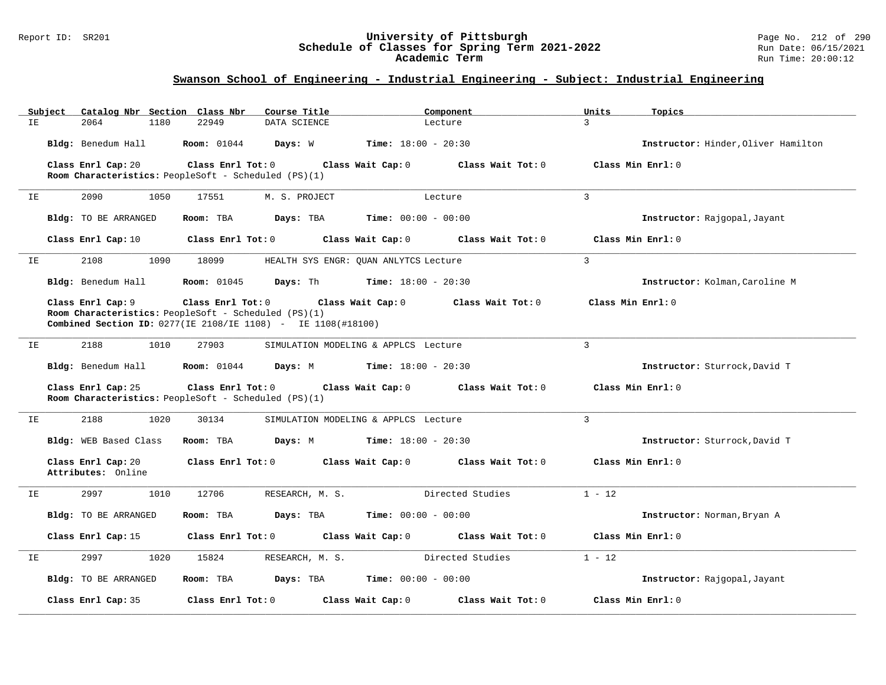## Swanson School of Engineering - Industrial Engineering - Subject: Industrial Engineering

| Subject | Catalog Nbr | Section | Class Nbr | Course Title | Component | Units | Topics |
|---|---|---|---|---|---|---|---|
| IE | 2064 | 1180 | 22949 | DATA SCIENCE | Lecture | 3 | |

**Bldg:** Benedum Hall **Room:** 01044 **Days:** W **Time:** 18:00 - 20:30 **Instructor:** Hinder,Oliver Hamilton

**Class Enrl Cap:** 20 **Class Enrl Tot:** 0 **Class Wait Cap:** 0 **Class Wait Tot:** 0 **Class Min Enrl:** 0
**Room Characteristics:** PeopleSoft - Scheduled (PS)(1)

---

| Subject | Catalog Nbr | Section | Class Nbr | Course Title | Component | Units | Topics |
|---|---|---|---|---|---|---|---|
| IE | 2090 | 1050 | 17551 | M. S. PROJECT | Lecture | 3 | |

**Bldg:** TO BE ARRANGED **Room:** TBA **Days:** TBA **Time:** 00:00 - 00:00 **Instructor:** Rajgopal,Jayant

**Class Enrl Cap:** 10 **Class Enrl Tot:** 0 **Class Wait Cap:** 0 **Class Wait Tot:** 0 **Class Min Enrl:** 0

---

| Subject | Catalog Nbr | Section | Class Nbr | Course Title | Component | Units | Topics |
|---|---|---|---|---|---|---|---|
| IE | 2108 | 1090 | 18099 | HEALTH SYS ENGR: QUAN ANLYTCS | Lecture | 3 | |

**Bldg:** Benedum Hall **Room:** 01045 **Days:** Th **Time:** 18:00 - 20:30 **Instructor:** Kolman,Caroline M

**Class Enrl Cap:** 9 **Class Enrl Tot:** 0 **Class Wait Cap:** 0 **Class Wait Tot:** 0 **Class Min Enrl:** 0
**Room Characteristics:** PeopleSoft - Scheduled (PS)(1)
**Combined Section ID:** 0277(IE 2108/IE 1108) - IE 1108(#18100)

---

| Subject | Catalog Nbr | Section | Class Nbr | Course Title | Component | Units | Topics |
|---|---|---|---|---|---|---|---|
| IE | 2188 | 1010 | 27903 | SIMULATION MODELING & APPLCS | Lecture | 3 | |

**Bldg:** Benedum Hall **Room:** 01044 **Days:** M **Time:** 18:00 - 20:30 **Instructor:** Sturrock,David T

**Class Enrl Cap:** 25 **Class Enrl Tot:** 0 **Class Wait Cap:** 0 **Class Wait Tot:** 0 **Class Min Enrl:** 0
**Room Characteristics:** PeopleSoft - Scheduled (PS)(1)

---

| Subject | Catalog Nbr | Section | Class Nbr | Course Title | Component | Units | Topics |
|---|---|---|---|---|---|---|---|
| IE | 2188 | 1020 | 30134 | SIMULATION MODELING & APPLCS | Lecture | 3 | |

**Bldg:** WEB Based Class **Room:** TBA **Days:** M **Time:** 18:00 - 20:30 **Instructor:** Sturrock,David T

**Class Enrl Cap:** 20 **Class Enrl Tot:** 0 **Class Wait Cap:** 0 **Class Wait Tot:** 0 **Class Min Enrl:** 0
**Attributes:** Online

---

| Subject | Catalog Nbr | Section | Class Nbr | Course Title | Component | Units | Topics |
|---|---|---|---|---|---|---|---|
| IE | 2997 | 1010 | 12706 | RESEARCH, M. S. | Directed Studies | 1 - 12 | |

**Bldg:** TO BE ARRANGED **Room:** TBA **Days:** TBA **Time:** 00:00 - 00:00 **Instructor:** Norman,Bryan A

**Class Enrl Cap:** 15 **Class Enrl Tot:** 0 **Class Wait Cap:** 0 **Class Wait Tot:** 0 **Class Min Enrl:** 0

---

| Subject | Catalog Nbr | Section | Class Nbr | Course Title | Component | Units | Topics |
|---|---|---|---|---|---|---|---|
| IE | 2997 | 1020 | 15824 | RESEARCH, M. S. | Directed Studies | 1 - 12 | |

**Bldg:** TO BE ARRANGED **Room:** TBA **Days:** TBA **Time:** 00:00 - 00:00 **Instructor:** Rajgopal,Jayant

**Class Enrl Cap:** 35 **Class Enrl Tot:** 0 **Class Wait Cap:** 0 **Class Wait Tot:** 0 **Class Min Enrl:** 0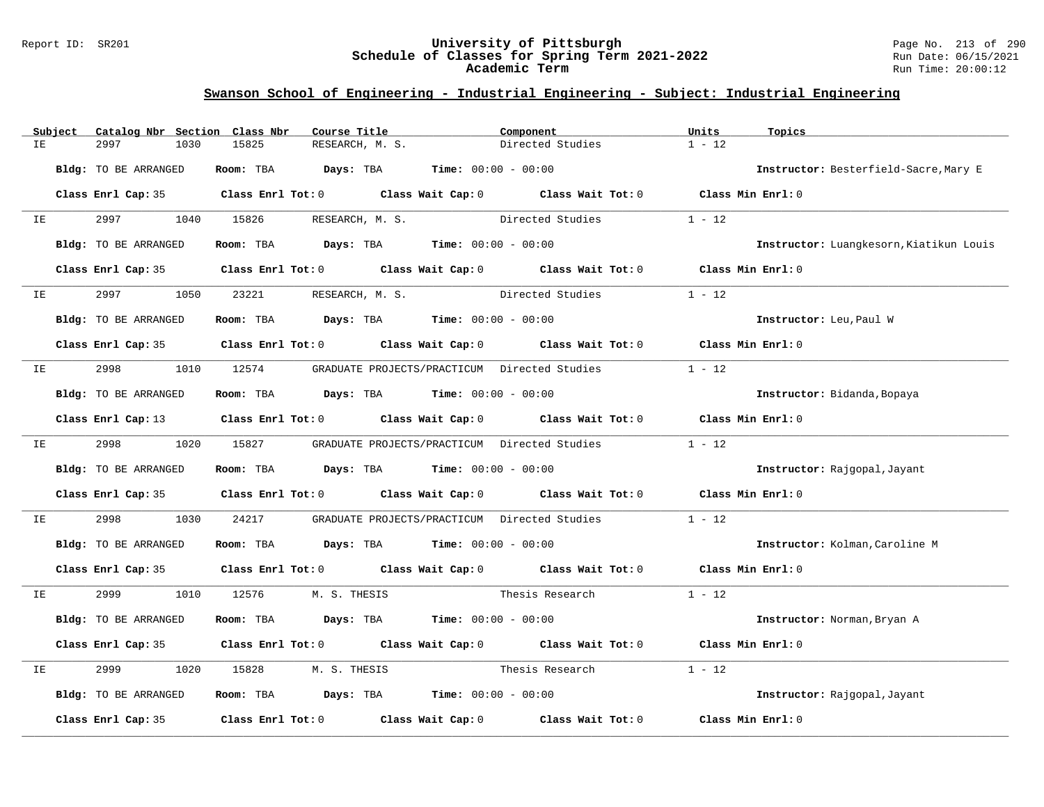## Swanson School of Engineering - Industrial Engineering - Subject: Industrial Engineering

| Subject | Catalog Nbr | Section | Class Nbr | Course Title | Component | Units | Topics |
|---|---|---|---|---|---|---|---|
| IE | 2997 | 1030 | 15825 | RESEARCH, M. S. | Directed Studies | 1 - 12 | |

**Bldg:** TO BE ARRANGED **Room:** TBA **Days:** TBA **Time:** 00:00 - 00:00 **Instructor:** Besterfield-Sacre,Mary E

**Class Enrl Cap:** 35 **Class Enrl Tot:** 0 **Class Wait Cap:** 0 **Class Wait Tot:** 0 **Class Min Enrl:** 0

| Subject | Catalog Nbr | Section | Class Nbr | Course Title | Component | Units | Topics |
|---|---|---|---|---|---|---|---|
| IE | 2997 | 1040 | 15826 | RESEARCH, M. S. | Directed Studies | 1 - 12 | |

**Bldg:** TO BE ARRANGED **Room:** TBA **Days:** TBA **Time:** 00:00 - 00:00 **Instructor:** Luangkesorn,Kiatikun Louis

**Class Enrl Cap:** 35 **Class Enrl Tot:** 0 **Class Wait Cap:** 0 **Class Wait Tot:** 0 **Class Min Enrl:** 0

| Subject | Catalog Nbr | Section | Class Nbr | Course Title | Component | Units | Topics |
|---|---|---|---|---|---|---|---|
| IE | 2997 | 1050 | 23221 | RESEARCH, M. S. | Directed Studies | 1 - 12 | |

**Bldg:** TO BE ARRANGED **Room:** TBA **Days:** TBA **Time:** 00:00 - 00:00 **Instructor:** Leu,Paul W

**Class Enrl Cap:** 35 **Class Enrl Tot:** 0 **Class Wait Cap:** 0 **Class Wait Tot:** 0 **Class Min Enrl:** 0

| Subject | Catalog Nbr | Section | Class Nbr | Course Title | Component | Units | Topics |
|---|---|---|---|---|---|---|---|
| IE | 2998 | 1010 | 12574 | GRADUATE PROJECTS/PRACTICUM | Directed Studies | 1 - 12 | |

**Bldg:** TO BE ARRANGED **Room:** TBA **Days:** TBA **Time:** 00:00 - 00:00 **Instructor:** Bidanda,Bopaya

**Class Enrl Cap:** 13 **Class Enrl Tot:** 0 **Class Wait Cap:** 0 **Class Wait Tot:** 0 **Class Min Enrl:** 0

| Subject | Catalog Nbr | Section | Class Nbr | Course Title | Component | Units | Topics |
|---|---|---|---|---|---|---|---|
| IE | 2998 | 1020 | 15827 | GRADUATE PROJECTS/PRACTICUM | Directed Studies | 1 - 12 | |

**Bldg:** TO BE ARRANGED **Room:** TBA **Days:** TBA **Time:** 00:00 - 00:00 **Instructor:** Rajgopal,Jayant

**Class Enrl Cap:** 35 **Class Enrl Tot:** 0 **Class Wait Cap:** 0 **Class Wait Tot:** 0 **Class Min Enrl:** 0

| Subject | Catalog Nbr | Section | Class Nbr | Course Title | Component | Units | Topics |
|---|---|---|---|---|---|---|---|
| IE | 2998 | 1030 | 24217 | GRADUATE PROJECTS/PRACTICUM | Directed Studies | 1 - 12 | |

**Bldg:** TO BE ARRANGED **Room:** TBA **Days:** TBA **Time:** 00:00 - 00:00 **Instructor:** Kolman,Caroline M

**Class Enrl Cap:** 35 **Class Enrl Tot:** 0 **Class Wait Cap:** 0 **Class Wait Tot:** 0 **Class Min Enrl:** 0

| Subject | Catalog Nbr | Section | Class Nbr | Course Title | Component | Units | Topics |
|---|---|---|---|---|---|---|---|
| IE | 2999 | 1010 | 12576 | M. S. THESIS | Thesis Research | 1 - 12 | |

**Bldg:** TO BE ARRANGED **Room:** TBA **Days:** TBA **Time:** 00:00 - 00:00 **Instructor:** Norman,Bryan A

**Class Enrl Cap:** 35 **Class Enrl Tot:** 0 **Class Wait Cap:** 0 **Class Wait Tot:** 0 **Class Min Enrl:** 0

| Subject | Catalog Nbr | Section | Class Nbr | Course Title | Component | Units | Topics |
|---|---|---|---|---|---|---|---|
| IE | 2999 | 1020 | 15828 | M. S. THESIS | Thesis Research | 1 - 12 | |

**Bldg:** TO BE ARRANGED **Room:** TBA **Days:** TBA **Time:** 00:00 - 00:00 **Instructor:** Rajgopal,Jayant

**Class Enrl Cap:** 35 **Class Enrl Tot:** 0 **Class Wait Cap:** 0 **Class Wait Tot:** 0 **Class Min Enrl:** 0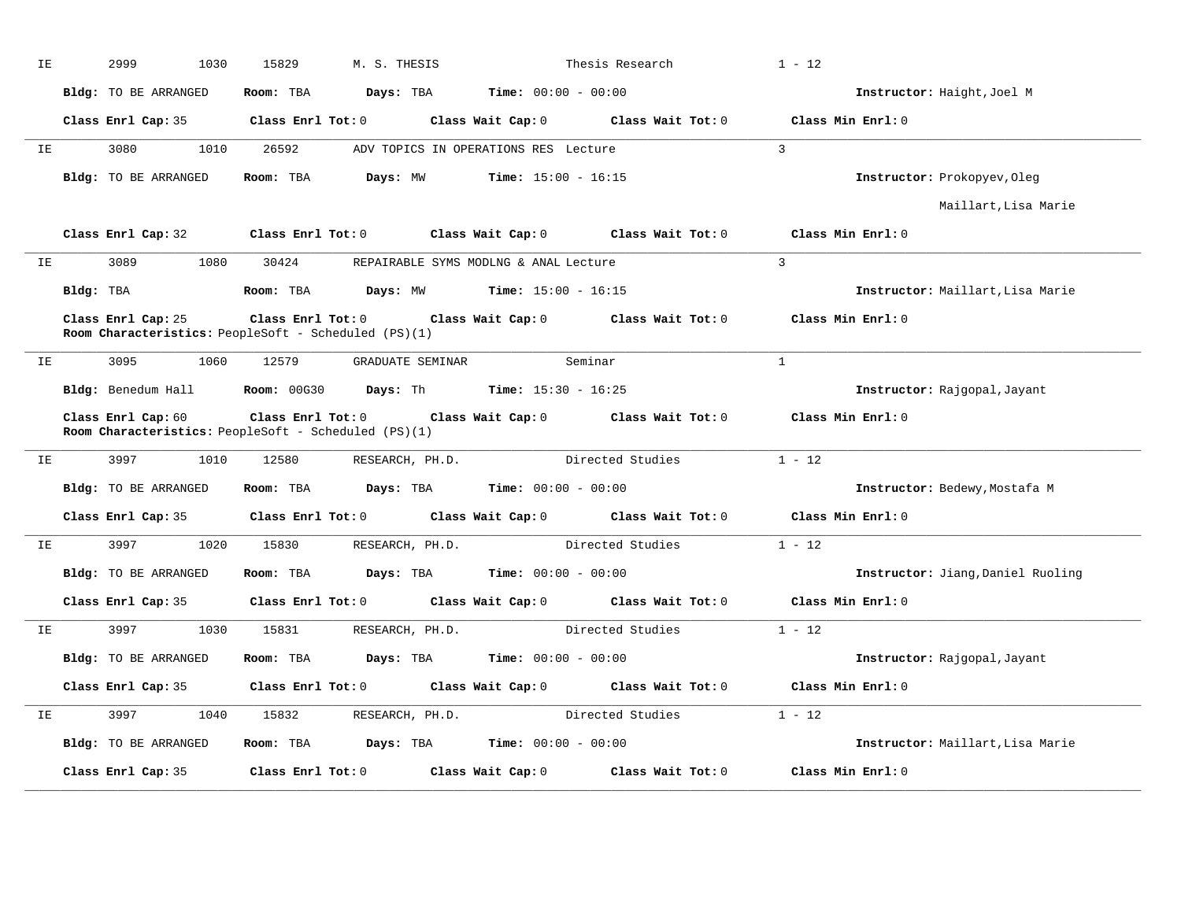IE 2999 1030 15829 M. S. THESIS Thesis Research 1 - 12

**Bldg:** TO BE ARRANGED **Room:** TBA **Days:** TBA **Time:** 00:00 - 00:00 **Instructor:** Haight,Joel M

**Class Enrl Cap:** 35 **Class Enrl Tot:** 0 **Class Wait Cap:** 0 **Class Wait Tot:** 0 **Class Min Enrl:** 0

---

IE 3080 1010 26592 ADV TOPICS IN OPERATIONS RES Lecture 3

**Bldg:** TO BE ARRANGED **Room:** TBA **Days:** MW **Time:** 15:00 - 16:15 **Instructor:** Prokopyev,Oleg
Maillart,Lisa Marie

**Class Enrl Cap:** 32 **Class Enrl Tot:** 0 **Class Wait Cap:** 0 **Class Wait Tot:** 0 **Class Min Enrl:** 0

---

IE 3089 1080 30424 REPAIRABLE SYMS MODLNG & ANAL Lecture 3

**Bldg:** TBA **Room:** TBA **Days:** MW **Time:** 15:00 - 16:15 **Instructor:** Maillart,Lisa Marie

**Class Enrl Cap:** 25 **Class Enrl Tot:** 0 **Class Wait Cap:** 0 **Class Wait Tot:** 0 **Class Min Enrl:** 0
**Room Characteristics:** PeopleSoft - Scheduled (PS)(1)

---

IE 3095 1060 12579 GRADUATE SEMINAR Seminar 1

**Bldg:** Benedum Hall **Room:** 00G30 **Days:** Th **Time:** 15:30 - 16:25 **Instructor:** Rajgopal,Jayant

**Class Enrl Cap:** 60 **Class Enrl Tot:** 0 **Class Wait Cap:** 0 **Class Wait Tot:** 0 **Class Min Enrl:** 0
**Room Characteristics:** PeopleSoft - Scheduled (PS)(1)

---

IE 3997 1010 12580 RESEARCH, PH.D. Directed Studies 1 - 12

**Bldg:** TO BE ARRANGED **Room:** TBA **Days:** TBA **Time:** 00:00 - 00:00 **Instructor:** Bedewy,Mostafa M

**Class Enrl Cap:** 35 **Class Enrl Tot:** 0 **Class Wait Cap:** 0 **Class Wait Tot:** 0 **Class Min Enrl:** 0

---

IE 3997 1020 15830 RESEARCH, PH.D. Directed Studies 1 - 12

**Bldg:** TO BE ARRANGED **Room:** TBA **Days:** TBA **Time:** 00:00 - 00:00 **Instructor:** Jiang,Daniel Ruoling

**Class Enrl Cap:** 35 **Class Enrl Tot:** 0 **Class Wait Cap:** 0 **Class Wait Tot:** 0 **Class Min Enrl:** 0

---

IE 3997 1030 15831 RESEARCH, PH.D. Directed Studies 1 - 12

**Bldg:** TO BE ARRANGED **Room:** TBA **Days:** TBA **Time:** 00:00 - 00:00 **Instructor:** Rajgopal,Jayant

**Class Enrl Cap:** 35 **Class Enrl Tot:** 0 **Class Wait Cap:** 0 **Class Wait Tot:** 0 **Class Min Enrl:** 0

---

IE 3997 1040 15832 RESEARCH, PH.D. Directed Studies 1 - 12

**Bldg:** TO BE ARRANGED **Room:** TBA **Days:** TBA **Time:** 00:00 - 00:00 **Instructor:** Maillart,Lisa Marie

**Class Enrl Cap:** 35 **Class Enrl Tot:** 0 **Class Wait Cap:** 0 **Class Wait Tot:** 0 **Class Min Enrl:** 0

---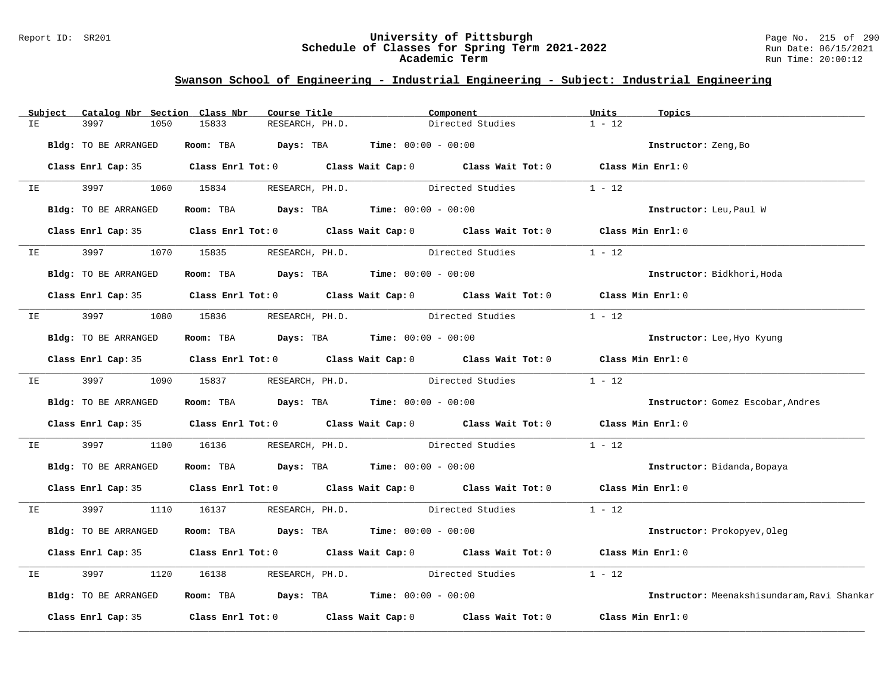## Swanson School of Engineering - Industrial Engineering - Subject: Industrial Engineering

| Subject | Catalog Nbr | Section | Class Nbr | Course Title | Component | Units | Topics |
|---|---|---|---|---|---|---|---|
| IE | 3997 | 1050 | 15833 | RESEARCH, PH.D. | Directed Studies | 1 - 12 | |

**Bldg:** TO BE ARRANGED **Room:** TBA **Days:** TBA **Time:** 00:00 - 00:00 **Instructor:** Zeng,Bo

**Class Enrl Cap:** 35 **Class Enrl Tot:** 0 **Class Wait Cap:** 0 **Class Wait Tot:** 0 **Class Min Enrl:** 0

| Subject | Catalog Nbr | Section | Class Nbr | Course Title | Component | Units | Topics |
|---|---|---|---|---|---|---|---|
| IE | 3997 | 1060 | 15834 | RESEARCH, PH.D. | Directed Studies | 1 - 12 | |

**Bldg:** TO BE ARRANGED **Room:** TBA **Days:** TBA **Time:** 00:00 - 00:00 **Instructor:** Leu,Paul W

**Class Enrl Cap:** 35 **Class Enrl Tot:** 0 **Class Wait Cap:** 0 **Class Wait Tot:** 0 **Class Min Enrl:** 0

| Subject | Catalog Nbr | Section | Class Nbr | Course Title | Component | Units | Topics |
|---|---|---|---|---|---|---|---|
| IE | 3997 | 1070 | 15835 | RESEARCH, PH.D. | Directed Studies | 1 - 12 | |

**Bldg:** TO BE ARRANGED **Room:** TBA **Days:** TBA **Time:** 00:00 - 00:00 **Instructor:** Bidkhori,Hoda

**Class Enrl Cap:** 35 **Class Enrl Tot:** 0 **Class Wait Cap:** 0 **Class Wait Tot:** 0 **Class Min Enrl:** 0

| Subject | Catalog Nbr | Section | Class Nbr | Course Title | Component | Units | Topics |
|---|---|---|---|---|---|---|---|
| IE | 3997 | 1080 | 15836 | RESEARCH, PH.D. | Directed Studies | 1 - 12 | |

**Bldg:** TO BE ARRANGED **Room:** TBA **Days:** TBA **Time:** 00:00 - 00:00 **Instructor:** Lee,Hyo Kyung

**Class Enrl Cap:** 35 **Class Enrl Tot:** 0 **Class Wait Cap:** 0 **Class Wait Tot:** 0 **Class Min Enrl:** 0

| Subject | Catalog Nbr | Section | Class Nbr | Course Title | Component | Units | Topics |
|---|---|---|---|---|---|---|---|
| IE | 3997 | 1090 | 15837 | RESEARCH, PH.D. | Directed Studies | 1 - 12 | |

**Bldg:** TO BE ARRANGED **Room:** TBA **Days:** TBA **Time:** 00:00 - 00:00 **Instructor:** Gomez Escobar,Andres

**Class Enrl Cap:** 35 **Class Enrl Tot:** 0 **Class Wait Cap:** 0 **Class Wait Tot:** 0 **Class Min Enrl:** 0

| Subject | Catalog Nbr | Section | Class Nbr | Course Title | Component | Units | Topics |
|---|---|---|---|---|---|---|---|
| IE | 3997 | 1100 | 16136 | RESEARCH, PH.D. | Directed Studies | 1 - 12 | |

**Bldg:** TO BE ARRANGED **Room:** TBA **Days:** TBA **Time:** 00:00 - 00:00 **Instructor:** Bidanda,Bopaya

**Class Enrl Cap:** 35 **Class Enrl Tot:** 0 **Class Wait Cap:** 0 **Class Wait Tot:** 0 **Class Min Enrl:** 0

| Subject | Catalog Nbr | Section | Class Nbr | Course Title | Component | Units | Topics |
|---|---|---|---|---|---|---|---|
| IE | 3997 | 1110 | 16137 | RESEARCH, PH.D. | Directed Studies | 1 - 12 | |

**Bldg:** TO BE ARRANGED **Room:** TBA **Days:** TBA **Time:** 00:00 - 00:00 **Instructor:** Prokopyev,Oleg

**Class Enrl Cap:** 35 **Class Enrl Tot:** 0 **Class Wait Cap:** 0 **Class Wait Tot:** 0 **Class Min Enrl:** 0

| Subject | Catalog Nbr | Section | Class Nbr | Course Title | Component | Units | Topics |
|---|---|---|---|---|---|---|---|
| IE | 3997 | 1120 | 16138 | RESEARCH, PH.D. | Directed Studies | 1 - 12 | |

**Bldg:** TO BE ARRANGED **Room:** TBA **Days:** TBA **Time:** 00:00 - 00:00 **Instructor:** Meenakshisundaram,Ravi Shankar

**Class Enrl Cap:** 35 **Class Enrl Tot:** 0 **Class Wait Cap:** 0 **Class Wait Tot:** 0 **Class Min Enrl:** 0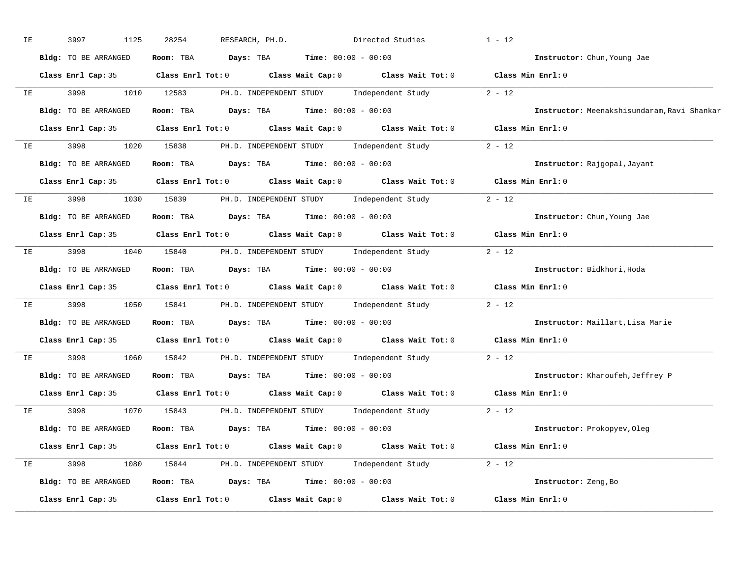IE 3997 1125 28254 RESEARCH, PH.D. Directed Studies 1 - 12

**Bldg:** TO BE ARRANGED **Room:** TBA **Days:** TBA **Time:** 00:00 - 00:00 **Instructor:** Chun,Young Jae

**Class Enrl Cap:** 35 **Class Enrl Tot:** 0 **Class Wait Cap:** 0 **Class Wait Tot:** 0 **Class Min Enrl:** 0

---

IE 3998 1010 12583 PH.D. INDEPENDENT STUDY Independent Study 2 - 12

**Bldg:** TO BE ARRANGED **Room:** TBA **Days:** TBA **Time:** 00:00 - 00:00 **Instructor:** Meenakshisundaram,Ravi Shankar

**Class Enrl Cap:** 35 **Class Enrl Tot:** 0 **Class Wait Cap:** 0 **Class Wait Tot:** 0 **Class Min Enrl:** 0

---

IE 3998 1020 15838 PH.D. INDEPENDENT STUDY Independent Study 2 - 12

**Bldg:** TO BE ARRANGED **Room:** TBA **Days:** TBA **Time:** 00:00 - 00:00 **Instructor:** Rajgopal,Jayant

**Class Enrl Cap:** 35 **Class Enrl Tot:** 0 **Class Wait Cap:** 0 **Class Wait Tot:** 0 **Class Min Enrl:** 0

---

IE 3998 1030 15839 PH.D. INDEPENDENT STUDY Independent Study 2 - 12

**Bldg:** TO BE ARRANGED **Room:** TBA **Days:** TBA **Time:** 00:00 - 00:00 **Instructor:** Chun,Young Jae

**Class Enrl Cap:** 35 **Class Enrl Tot:** 0 **Class Wait Cap:** 0 **Class Wait Tot:** 0 **Class Min Enrl:** 0

---

IE 3998 1040 15840 PH.D. INDEPENDENT STUDY Independent Study 2 - 12

**Bldg:** TO BE ARRANGED **Room:** TBA **Days:** TBA **Time:** 00:00 - 00:00 **Instructor:** Bidkhori,Hoda

**Class Enrl Cap:** 35 **Class Enrl Tot:** 0 **Class Wait Cap:** 0 **Class Wait Tot:** 0 **Class Min Enrl:** 0

---

IE 3998 1050 15841 PH.D. INDEPENDENT STUDY Independent Study 2 - 12

**Bldg:** TO BE ARRANGED **Room:** TBA **Days:** TBA **Time:** 00:00 - 00:00 **Instructor:** Maillart,Lisa Marie

**Class Enrl Cap:** 35 **Class Enrl Tot:** 0 **Class Wait Cap:** 0 **Class Wait Tot:** 0 **Class Min Enrl:** 0

---

IE 3998 1060 15842 PH.D. INDEPENDENT STUDY Independent Study 2 - 12

**Bldg:** TO BE ARRANGED **Room:** TBA **Days:** TBA **Time:** 00:00 - 00:00 **Instructor:** Kharoufeh,Jeffrey P

**Class Enrl Cap:** 35 **Class Enrl Tot:** 0 **Class Wait Cap:** 0 **Class Wait Tot:** 0 **Class Min Enrl:** 0

---

IE 3998 1070 15843 PH.D. INDEPENDENT STUDY Independent Study 2 - 12

**Bldg:** TO BE ARRANGED **Room:** TBA **Days:** TBA **Time:** 00:00 - 00:00 **Instructor:** Prokopyev,Oleg

**Class Enrl Cap:** 35 **Class Enrl Tot:** 0 **Class Wait Cap:** 0 **Class Wait Tot:** 0 **Class Min Enrl:** 0

---

IE 3998 1080 15844 PH.D. INDEPENDENT STUDY Independent Study 2 - 12

**Bldg:** TO BE ARRANGED **Room:** TBA **Days:** TBA **Time:** 00:00 - 00:00 **Instructor:** Zeng,Bo

**Class Enrl Cap:** 35 **Class Enrl Tot:** 0 **Class Wait Cap:** 0 **Class Wait Tot:** 0 **Class Min Enrl:** 0

---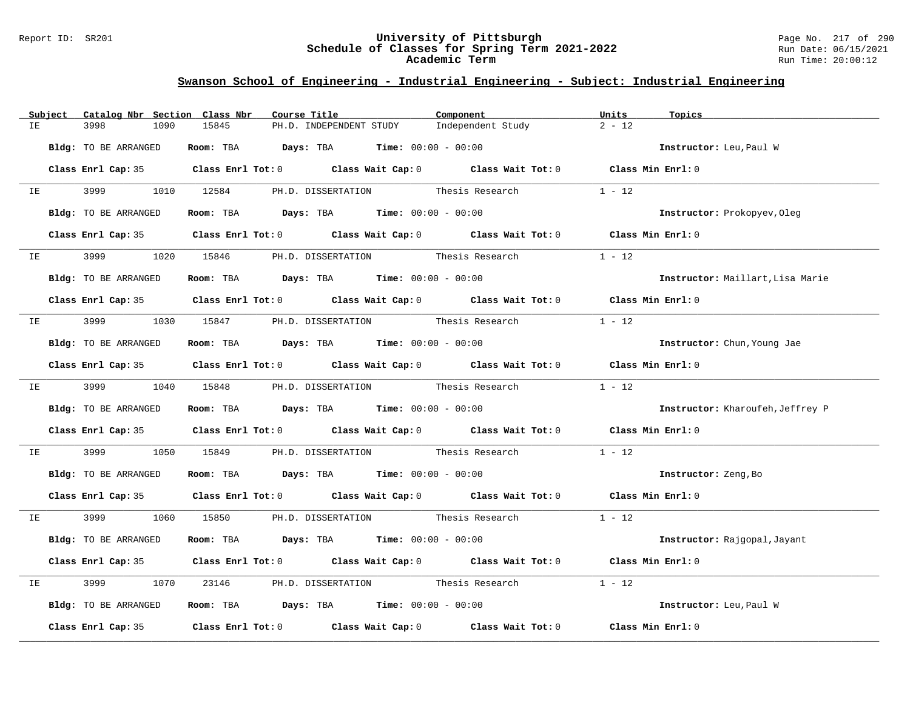## Swanson School of Engineering - Industrial Engineering - Subject: Industrial Engineering

| Subject | Catalog Nbr | Section | Class Nbr | Course Title | Component | Units | Topics |
|---|---|---|---|---|---|---|---|
| IE | 3998 | 1090 | 15845 | PH.D. INDEPENDENT STUDY | Independent Study | 2 - 12 | |

**Bldg:** TO BE ARRANGED **Room:** TBA **Days:** TBA **Time:** 00:00 - 00:00 **Instructor:** Leu,Paul W

**Class Enrl Cap:** 35 **Class Enrl Tot:** 0 **Class Wait Cap:** 0 **Class Wait Tot:** 0 **Class Min Enrl:** 0

| Subject | Catalog Nbr | Section | Class Nbr | Course Title | Component | Units | Topics |
|---|---|---|---|---|---|---|---|
| IE | 3999 | 1010 | 12584 | PH.D. DISSERTATION | Thesis Research | 1 - 12 | |

**Bldg:** TO BE ARRANGED **Room:** TBA **Days:** TBA **Time:** 00:00 - 00:00 **Instructor:** Prokopyev,Oleg

**Class Enrl Cap:** 35 **Class Enrl Tot:** 0 **Class Wait Cap:** 0 **Class Wait Tot:** 0 **Class Min Enrl:** 0

| Subject | Catalog Nbr | Section | Class Nbr | Course Title | Component | Units | Topics |
|---|---|---|---|---|---|---|---|
| IE | 3999 | 1020 | 15846 | PH.D. DISSERTATION | Thesis Research | 1 - 12 | |

**Bldg:** TO BE ARRANGED **Room:** TBA **Days:** TBA **Time:** 00:00 - 00:00 **Instructor:** Maillart,Lisa Marie

**Class Enrl Cap:** 35 **Class Enrl Tot:** 0 **Class Wait Cap:** 0 **Class Wait Tot:** 0 **Class Min Enrl:** 0

| Subject | Catalog Nbr | Section | Class Nbr | Course Title | Component | Units | Topics |
|---|---|---|---|---|---|---|---|
| IE | 3999 | 1030 | 15847 | PH.D. DISSERTATION | Thesis Research | 1 - 12 | |

**Bldg:** TO BE ARRANGED **Room:** TBA **Days:** TBA **Time:** 00:00 - 00:00 **Instructor:** Chun,Young Jae

**Class Enrl Cap:** 35 **Class Enrl Tot:** 0 **Class Wait Cap:** 0 **Class Wait Tot:** 0 **Class Min Enrl:** 0

| Subject | Catalog Nbr | Section | Class Nbr | Course Title | Component | Units | Topics |
|---|---|---|---|---|---|---|---|
| IE | 3999 | 1040 | 15848 | PH.D. DISSERTATION | Thesis Research | 1 - 12 | |

**Bldg:** TO BE ARRANGED **Room:** TBA **Days:** TBA **Time:** 00:00 - 00:00 **Instructor:** Kharoufeh,Jeffrey P

**Class Enrl Cap:** 35 **Class Enrl Tot:** 0 **Class Wait Cap:** 0 **Class Wait Tot:** 0 **Class Min Enrl:** 0

| Subject | Catalog Nbr | Section | Class Nbr | Course Title | Component | Units | Topics |
|---|---|---|---|---|---|---|---|
| IE | 3999 | 1050 | 15849 | PH.D. DISSERTATION | Thesis Research | 1 - 12 | |

**Bldg:** TO BE ARRANGED **Room:** TBA **Days:** TBA **Time:** 00:00 - 00:00 **Instructor:** Zeng,Bo

**Class Enrl Cap:** 35 **Class Enrl Tot:** 0 **Class Wait Cap:** 0 **Class Wait Tot:** 0 **Class Min Enrl:** 0

| Subject | Catalog Nbr | Section | Class Nbr | Course Title | Component | Units | Topics |
|---|---|---|---|---|---|---|---|
| IE | 3999 | 1060 | 15850 | PH.D. DISSERTATION | Thesis Research | 1 - 12 | |

**Bldg:** TO BE ARRANGED **Room:** TBA **Days:** TBA **Time:** 00:00 - 00:00 **Instructor:** Rajgopal,Jayant

**Class Enrl Cap:** 35 **Class Enrl Tot:** 0 **Class Wait Cap:** 0 **Class Wait Tot:** 0 **Class Min Enrl:** 0

| Subject | Catalog Nbr | Section | Class Nbr | Course Title | Component | Units | Topics |
|---|---|---|---|---|---|---|---|
| IE | 3999 | 1070 | 23146 | PH.D. DISSERTATION | Thesis Research | 1 - 12 | |

**Bldg:** TO BE ARRANGED **Room:** TBA **Days:** TBA **Time:** 00:00 - 00:00 **Instructor:** Leu,Paul W

**Class Enrl Cap:** 35 **Class Enrl Tot:** 0 **Class Wait Cap:** 0 **Class Wait Tot:** 0 **Class Min Enrl:** 0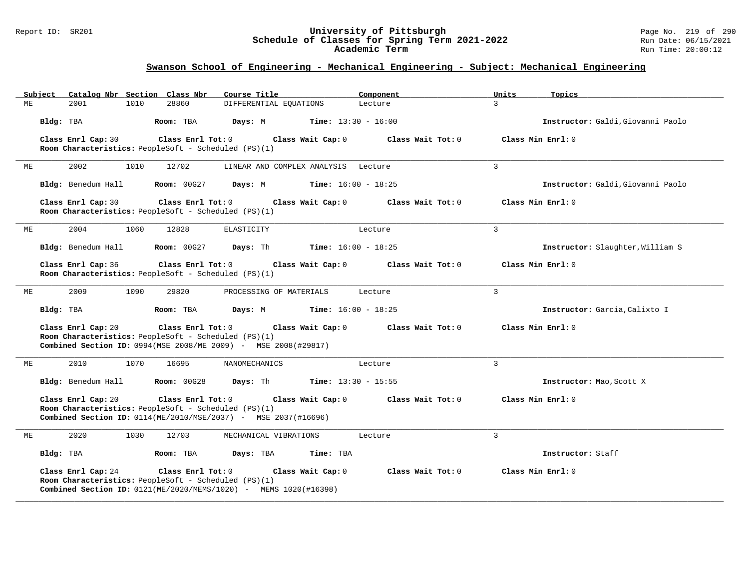## Swanson School of Engineering - Mechanical Engineering - Subject: Mechanical Engineering

| Subject | Catalog Nbr | Section | Class Nbr | Course Title | Component | Units | Topics |
|---|---|---|---|---|---|---|---|
| ME | 2001 | 1010 | 28860 | DIFFERENTIAL EQUATIONS | Lecture | 3 | |

**Bldg:** TBA **Room:** TBA **Days:** M **Time:** 13:30 - 16:00 **Instructor:** Galdi,Giovanni Paolo

**Class Enrl Cap:** 30 **Class Enrl Tot:** 0 **Class Wait Cap:** 0 **Class Wait Tot:** 0 **Class Min Enrl:** 0

**Room Characteristics:** PeopleSoft - Scheduled (PS)(1)

---

| Subject | Catalog Nbr | Section | Class Nbr | Course Title | Component | Units | Topics |
|---|---|---|---|---|---|---|---|
| ME | 2002 | 1010 | 12702 | LINEAR AND COMPLEX ANALYSIS | Lecture | 3 | |

**Bldg:** Benedum Hall **Room:** 00G27 **Days:** M **Time:** 16:00 - 18:25 **Instructor:** Galdi,Giovanni Paolo

**Class Enrl Cap:** 30 **Class Enrl Tot:** 0 **Class Wait Cap:** 0 **Class Wait Tot:** 0 **Class Min Enrl:** 0

**Room Characteristics:** PeopleSoft - Scheduled (PS)(1)

---

| Subject | Catalog Nbr | Section | Class Nbr | Course Title | Component | Units | Topics |
|---|---|---|---|---|---|---|---|
| ME | 2004 | 1060 | 12828 | ELASTICITY | Lecture | 3 | |

**Bldg:** Benedum Hall **Room:** 00G27 **Days:** Th **Time:** 16:00 - 18:25 **Instructor:** Slaughter,William S

**Class Enrl Cap:** 36 **Class Enrl Tot:** 0 **Class Wait Cap:** 0 **Class Wait Tot:** 0 **Class Min Enrl:** 0

**Room Characteristics:** PeopleSoft - Scheduled (PS)(1)

---

| Subject | Catalog Nbr | Section | Class Nbr | Course Title | Component | Units | Topics |
|---|---|---|---|---|---|---|---|
| ME | 2009 | 1090 | 29820 | PROCESSING OF MATERIALS | Lecture | 3 | |

**Bldg:** TBA **Room:** TBA **Days:** M **Time:** 16:00 - 18:25 **Instructor:** Garcia,Calixto I

**Class Enrl Cap:** 20 **Class Enrl Tot:** 0 **Class Wait Cap:** 0 **Class Wait Tot:** 0 **Class Min Enrl:** 0

**Room Characteristics:** PeopleSoft - Scheduled (PS)(1)

**Combined Section ID:** 0994(MSE 2008/ME 2009) - MSE 2008(#29817)

---

| Subject | Catalog Nbr | Section | Class Nbr | Course Title | Component | Units | Topics |
|---|---|---|---|---|---|---|---|
| ME | 2010 | 1070 | 16695 | NANOMECHANICS | Lecture | 3 | |

**Bldg:** Benedum Hall **Room:** 00G28 **Days:** Th **Time:** 13:30 - 15:55 **Instructor:** Mao,Scott X

**Class Enrl Cap:** 20 **Class Enrl Tot:** 0 **Class Wait Cap:** 0 **Class Wait Tot:** 0 **Class Min Enrl:** 0

**Room Characteristics:** PeopleSoft - Scheduled (PS)(1)

**Combined Section ID:** 0114(ME/2010/MSE/2037) - MSE 2037(#16696)

---

| Subject | Catalog Nbr | Section | Class Nbr | Course Title | Component | Units | Topics |
|---|---|---|---|---|---|---|---|
| ME | 2020 | 1030 | 12703 | MECHANICAL VIBRATIONS | Lecture | 3 | |

**Bldg:** TBA **Room:** TBA **Days:** TBA **Time:** TBA **Instructor:** Staff

**Class Enrl Cap:** 24 **Class Enrl Tot:** 0 **Class Wait Cap:** 0 **Class Wait Tot:** 0 **Class Min Enrl:** 0

**Room Characteristics:** PeopleSoft - Scheduled (PS)(1)

**Combined Section ID:** 0121(ME/2020/MEMS/1020) - MEMS 1020(#16398)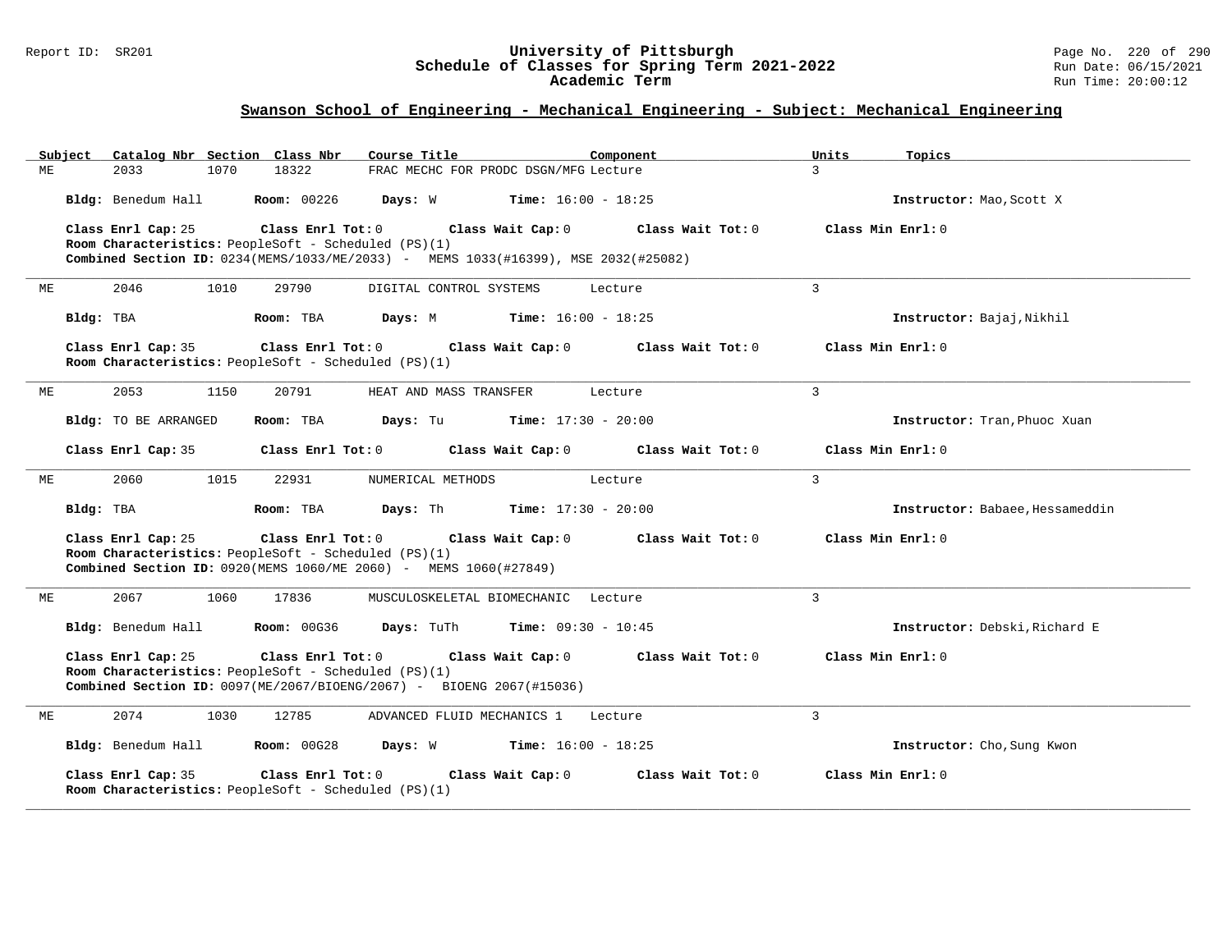## Swanson School of Engineering - Mechanical Engineering - Subject: Mechanical Engineering

| Subject | Catalog Nbr | Section | Class Nbr | Course Title | Component | Units | Topics |
|---|---|---|---|---|---|---|---|
| ME | 2033 | 1070 | 18322 | FRAC MECHC FOR PRODC DSGN/MFG | Lecture | 3 | |

**Bldg:** Benedum Hall **Room:** 00226 **Days:** W **Time:** 16:00 - 18:25 **Instructor:** Mao,Scott X

**Class Enrl Cap:** 25 **Class Enrl Tot:** 0 **Class Wait Cap:** 0 **Class Wait Tot:** 0 **Class Min Enrl:** 0
**Room Characteristics:** PeopleSoft - Scheduled (PS)(1)
**Combined Section ID:** 0234(MEMS/1033/ME/2033) - MEMS 1033(#16399), MSE 2032(#25082)

---

| Subject | Catalog Nbr | Section | Class Nbr | Course Title | Component | Units | Topics |
|---|---|---|---|---|---|---|---|
| ME | 2046 | 1010 | 29790 | DIGITAL CONTROL SYSTEMS | Lecture | 3 | |

**Bldg:** TBA **Room:** TBA **Days:** M **Time:** 16:00 - 18:25 **Instructor:** Bajaj,Nikhil

**Class Enrl Cap:** 35 **Class Enrl Tot:** 0 **Class Wait Cap:** 0 **Class Wait Tot:** 0 **Class Min Enrl:** 0
**Room Characteristics:** PeopleSoft - Scheduled (PS)(1)

---

| Subject | Catalog Nbr | Section | Class Nbr | Course Title | Component | Units | Topics |
|---|---|---|---|---|---|---|---|
| ME | 2053 | 1150 | 20791 | HEAT AND MASS TRANSFER | Lecture | 3 | |

**Bldg:** TO BE ARRANGED **Room:** TBA **Days:** Tu **Time:** 17:30 - 20:00 **Instructor:** Tran,Phuoc Xuan

**Class Enrl Cap:** 35 **Class Enrl Tot:** 0 **Class Wait Cap:** 0 **Class Wait Tot:** 0 **Class Min Enrl:** 0

---

| Subject | Catalog Nbr | Section | Class Nbr | Course Title | Component | Units | Topics |
|---|---|---|---|---|---|---|---|
| ME | 2060 | 1015 | 22931 | NUMERICAL METHODS | Lecture | 3 | |

**Bldg:** TBA **Room:** TBA **Days:** Th **Time:** 17:30 - 20:00 **Instructor:** Babaee,Hessameddin

**Class Enrl Cap:** 25 **Class Enrl Tot:** 0 **Class Wait Cap:** 0 **Class Wait Tot:** 0 **Class Min Enrl:** 0
**Room Characteristics:** PeopleSoft - Scheduled (PS)(1)
**Combined Section ID:** 0920(MEMS 1060/ME 2060) - MEMS 1060(#27849)

---

| Subject | Catalog Nbr | Section | Class Nbr | Course Title | Component | Units | Topics |
|---|---|---|---|---|---|---|---|
| ME | 2067 | 1060 | 17836 | MUSCULOSKELETAL BIOMECHANIC | Lecture | 3 | |

**Bldg:** Benedum Hall **Room:** 00G36 **Days:** TuTh **Time:** 09:30 - 10:45 **Instructor:** Debski,Richard E

**Class Enrl Cap:** 25 **Class Enrl Tot:** 0 **Class Wait Cap:** 0 **Class Wait Tot:** 0 **Class Min Enrl:** 0
**Room Characteristics:** PeopleSoft - Scheduled (PS)(1)
**Combined Section ID:** 0097(ME/2067/BIOENG/2067) - BIOENG 2067(#15036)

---

| Subject | Catalog Nbr | Section | Class Nbr | Course Title | Component | Units | Topics |
|---|---|---|---|---|---|---|---|
| ME | 2074 | 1030 | 12785 | ADVANCED FLUID MECHANICS 1 | Lecture | 3 | |

**Bldg:** Benedum Hall **Room:** 00G28 **Days:** W **Time:** 16:00 - 18:25 **Instructor:** Cho,Sung Kwon

**Class Enrl Cap:** 35 **Class Enrl Tot:** 0 **Class Wait Cap:** 0 **Class Wait Tot:** 0 **Class Min Enrl:** 0
**Room Characteristics:** PeopleSoft - Scheduled (PS)(1)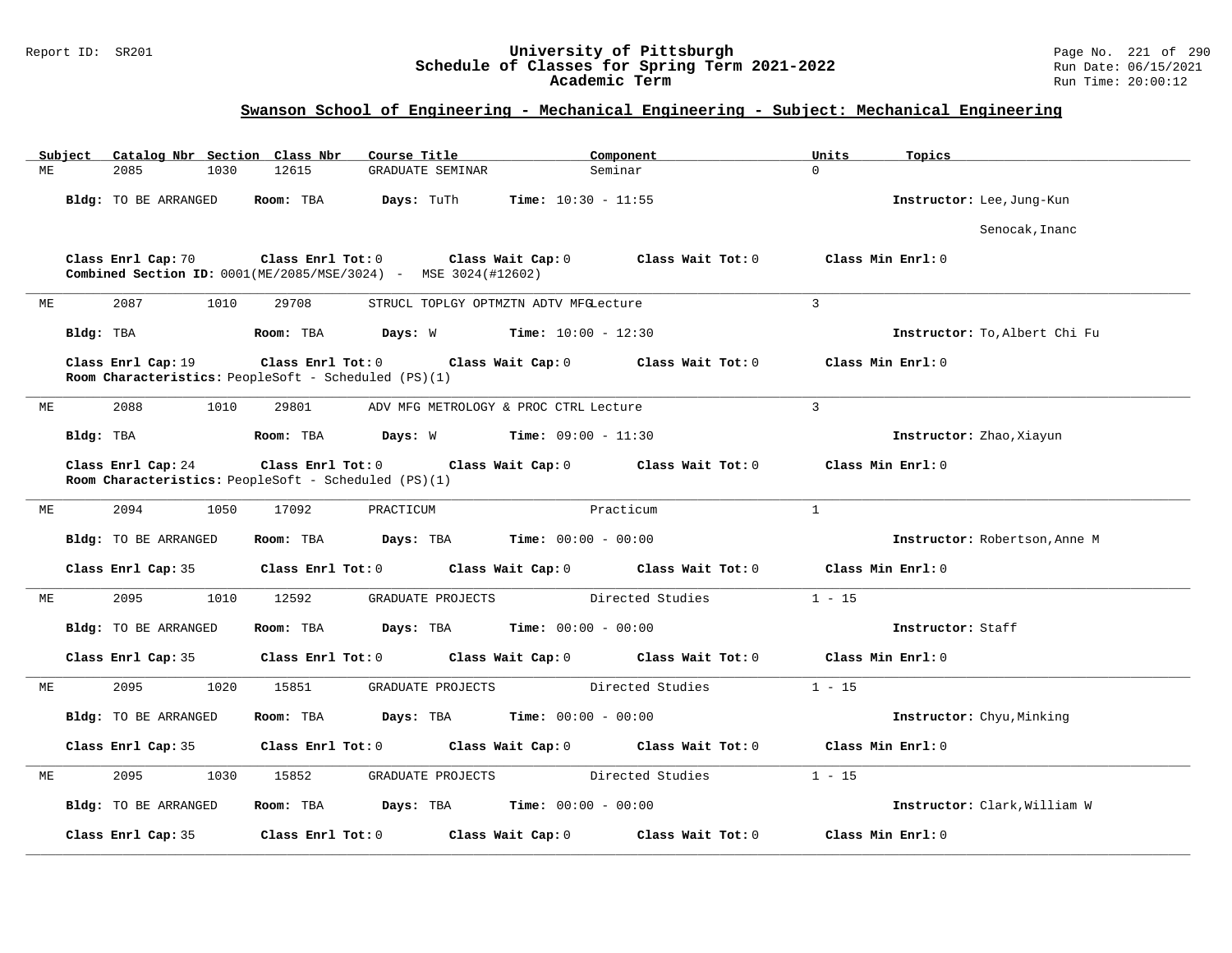## Swanson School of Engineering - Mechanical Engineering - Subject: Mechanical Engineering

| Subject | Catalog Nbr | Section | Class Nbr | Course Title | Component | Units | Topics |
|---|---|---|---|---|---|---|---|
| ME | 2085 | 1030 | 12615 | GRADUATE SEMINAR | Seminar | 0 | |

**Bldg:** TO BE ARRANGED **Room:** TBA **Days:** TuTh **Time:** 10:30 - 11:55 **Instructor:** Lee,Jung-Kun; Senocak,Inanc

**Class Enrl Cap:** 70 **Class Enrl Tot:** 0 **Class Wait Cap:** 0 **Class Wait Tot:** 0 **Class Min Enrl:** 0

**Combined Section ID:** 0001(ME/2085/MSE/3024) - MSE 3024(#12602)

---

| Subject | Catalog Nbr | Section | Class Nbr | Course Title | Component | Units | Topics |
|---|---|---|---|---|---|---|---|
| ME | 2087 | 1010 | 29708 | STRUCL TOPLGY OPTMZTN ADTV MFG | Lecture | 3 | |

**Bldg:** TBA **Room:** TBA **Days:** W **Time:** 10:00 - 12:30 **Instructor:** To,Albert Chi Fu

**Class Enrl Cap:** 19 **Class Enrl Tot:** 0 **Class Wait Cap:** 0 **Class Wait Tot:** 0 **Class Min Enrl:** 0

**Room Characteristics:** PeopleSoft - Scheduled (PS)(1)

---

| Subject | Catalog Nbr | Section | Class Nbr | Course Title | Component | Units | Topics |
|---|---|---|---|---|---|---|---|
| ME | 2088 | 1010 | 29801 | ADV MFG METROLOGY & PROC CTRL | Lecture | 3 | |

**Bldg:** TBA **Room:** TBA **Days:** W **Time:** 09:00 - 11:30 **Instructor:** Zhao,Xiayun

**Class Enrl Cap:** 24 **Class Enrl Tot:** 0 **Class Wait Cap:** 0 **Class Wait Tot:** 0 **Class Min Enrl:** 0

**Room Characteristics:** PeopleSoft - Scheduled (PS)(1)

---

| Subject | Catalog Nbr | Section | Class Nbr | Course Title | Component | Units | Topics |
|---|---|---|---|---|---|---|---|
| ME | 2094 | 1050 | 17092 | PRACTICUM | Practicum | 1 | |

**Bldg:** TO BE ARRANGED **Room:** TBA **Days:** TBA **Time:** 00:00 - 00:00 **Instructor:** Robertson,Anne M

**Class Enrl Cap:** 35 **Class Enrl Tot:** 0 **Class Wait Cap:** 0 **Class Wait Tot:** 0 **Class Min Enrl:** 0

---

| Subject | Catalog Nbr | Section | Class Nbr | Course Title | Component | Units | Topics |
|---|---|---|---|---|---|---|---|
| ME | 2095 | 1010 | 12592 | GRADUATE PROJECTS | Directed Studies | 1 - 15 | |

**Bldg:** TO BE ARRANGED **Room:** TBA **Days:** TBA **Time:** 00:00 - 00:00 **Instructor:** Staff

**Class Enrl Cap:** 35 **Class Enrl Tot:** 0 **Class Wait Cap:** 0 **Class Wait Tot:** 0 **Class Min Enrl:** 0

---

| Subject | Catalog Nbr | Section | Class Nbr | Course Title | Component | Units | Topics |
|---|---|---|---|---|---|---|---|
| ME | 2095 | 1020 | 15851 | GRADUATE PROJECTS | Directed Studies | 1 - 15 | |

**Bldg:** TO BE ARRANGED **Room:** TBA **Days:** TBA **Time:** 00:00 - 00:00 **Instructor:** Chyu,Minking

**Class Enrl Cap:** 35 **Class Enrl Tot:** 0 **Class Wait Cap:** 0 **Class Wait Tot:** 0 **Class Min Enrl:** 0

---

| Subject | Catalog Nbr | Section | Class Nbr | Course Title | Component | Units | Topics |
|---|---|---|---|---|---|---|---|
| ME | 2095 | 1030 | 15852 | GRADUATE PROJECTS | Directed Studies | 1 - 15 | |

**Bldg:** TO BE ARRANGED **Room:** TBA **Days:** TBA **Time:** 00:00 - 00:00 **Instructor:** Clark,William W

**Class Enrl Cap:** 35 **Class Enrl Tot:** 0 **Class Wait Cap:** 0 **Class Wait Tot:** 0 **Class Min Enrl:** 0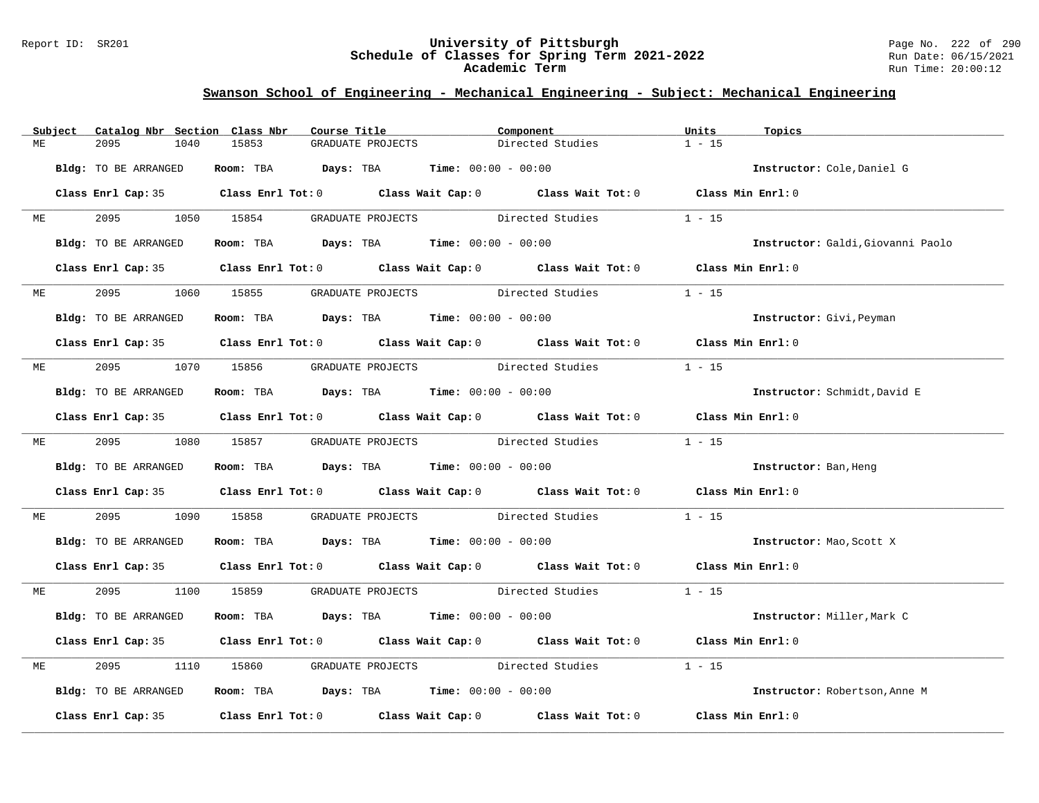## Swanson School of Engineering - Mechanical Engineering - Subject: Mechanical Engineering

| Subject | Catalog Nbr | Section | Class Nbr | Course Title | Component | Units | Topics |
|---|---|---|---|---|---|---|---|
| ME | 2095 | 1040 | 15853 | GRADUATE PROJECTS | Directed Studies | 1 - 15 | |

**Bldg:** TO BE ARRANGED **Room:** TBA **Days:** TBA **Time:** 00:00 - 00:00 **Instructor:** Cole,Daniel G

**Class Enrl Cap:** 35 **Class Enrl Tot:** 0 **Class Wait Cap:** 0 **Class Wait Tot:** 0 **Class Min Enrl:** 0

| Subject | Catalog Nbr | Section | Class Nbr | Course Title | Component | Units | Topics |
|---|---|---|---|---|---|---|---|
| ME | 2095 | 1050 | 15854 | GRADUATE PROJECTS | Directed Studies | 1 - 15 | |

**Bldg:** TO BE ARRANGED **Room:** TBA **Days:** TBA **Time:** 00:00 - 00:00 **Instructor:** Galdi,Giovanni Paolo

**Class Enrl Cap:** 35 **Class Enrl Tot:** 0 **Class Wait Cap:** 0 **Class Wait Tot:** 0 **Class Min Enrl:** 0

| Subject | Catalog Nbr | Section | Class Nbr | Course Title | Component | Units | Topics |
|---|---|---|---|---|---|---|---|
| ME | 2095 | 1060 | 15855 | GRADUATE PROJECTS | Directed Studies | 1 - 15 | |

**Bldg:** TO BE ARRANGED **Room:** TBA **Days:** TBA **Time:** 00:00 - 00:00 **Instructor:** Givi,Peyman

**Class Enrl Cap:** 35 **Class Enrl Tot:** 0 **Class Wait Cap:** 0 **Class Wait Tot:** 0 **Class Min Enrl:** 0

| Subject | Catalog Nbr | Section | Class Nbr | Course Title | Component | Units | Topics |
|---|---|---|---|---|---|---|---|
| ME | 2095 | 1070 | 15856 | GRADUATE PROJECTS | Directed Studies | 1 - 15 | |

**Bldg:** TO BE ARRANGED **Room:** TBA **Days:** TBA **Time:** 00:00 - 00:00 **Instructor:** Schmidt,David E

**Class Enrl Cap:** 35 **Class Enrl Tot:** 0 **Class Wait Cap:** 0 **Class Wait Tot:** 0 **Class Min Enrl:** 0

| Subject | Catalog Nbr | Section | Class Nbr | Course Title | Component | Units | Topics |
|---|---|---|---|---|---|---|---|
| ME | 2095 | 1080 | 15857 | GRADUATE PROJECTS | Directed Studies | 1 - 15 | |

**Bldg:** TO BE ARRANGED **Room:** TBA **Days:** TBA **Time:** 00:00 - 00:00 **Instructor:** Ban,Heng

**Class Enrl Cap:** 35 **Class Enrl Tot:** 0 **Class Wait Cap:** 0 **Class Wait Tot:** 0 **Class Min Enrl:** 0

| Subject | Catalog Nbr | Section | Class Nbr | Course Title | Component | Units | Topics |
|---|---|---|---|---|---|---|---|
| ME | 2095 | 1090 | 15858 | GRADUATE PROJECTS | Directed Studies | 1 - 15 | |

**Bldg:** TO BE ARRANGED **Room:** TBA **Days:** TBA **Time:** 00:00 - 00:00 **Instructor:** Mao,Scott X

**Class Enrl Cap:** 35 **Class Enrl Tot:** 0 **Class Wait Cap:** 0 **Class Wait Tot:** 0 **Class Min Enrl:** 0

| Subject | Catalog Nbr | Section | Class Nbr | Course Title | Component | Units | Topics |
|---|---|---|---|---|---|---|---|
| ME | 2095 | 1100 | 15859 | GRADUATE PROJECTS | Directed Studies | 1 - 15 | |

**Bldg:** TO BE ARRANGED **Room:** TBA **Days:** TBA **Time:** 00:00 - 00:00 **Instructor:** Miller,Mark C

**Class Enrl Cap:** 35 **Class Enrl Tot:** 0 **Class Wait Cap:** 0 **Class Wait Tot:** 0 **Class Min Enrl:** 0

| Subject | Catalog Nbr | Section | Class Nbr | Course Title | Component | Units | Topics |
|---|---|---|---|---|---|---|---|
| ME | 2095 | 1110 | 15860 | GRADUATE PROJECTS | Directed Studies | 1 - 15 | |

**Bldg:** TO BE ARRANGED **Room:** TBA **Days:** TBA **Time:** 00:00 - 00:00 **Instructor:** Robertson,Anne M

**Class Enrl Cap:** 35 **Class Enrl Tot:** 0 **Class Wait Cap:** 0 **Class Wait Tot:** 0 **Class Min Enrl:** 0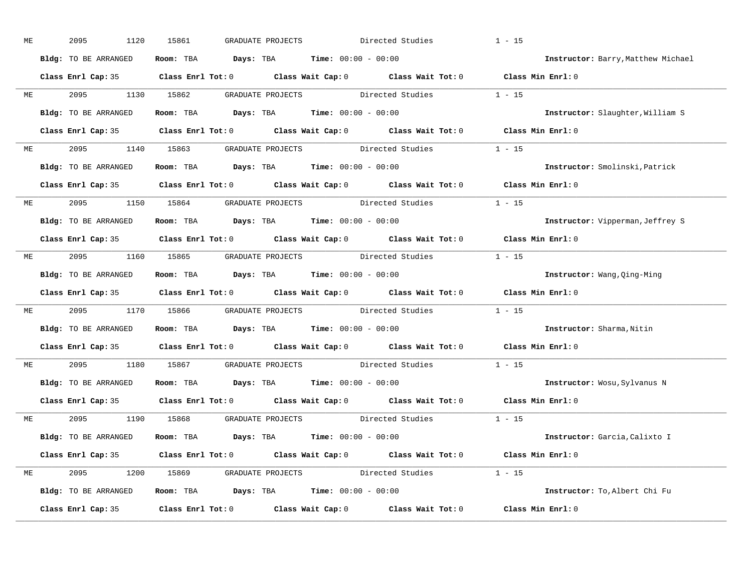ME 2095 1120 15861 GRADUATE PROJECTS Directed Studies 1 - 15

**Bldg:** TO BE ARRANGED **Room:** TBA **Days:** TBA **Time:** 00:00 - 00:00 **Instructor:** Barry,Matthew Michael

**Class Enrl Cap:** 35 **Class Enrl Tot:** 0 **Class Wait Cap:** 0 **Class Wait Tot:** 0 **Class Min Enrl:** 0

---

ME 2095 1130 15862 GRADUATE PROJECTS Directed Studies 1 - 15

**Bldg:** TO BE ARRANGED **Room:** TBA **Days:** TBA **Time:** 00:00 - 00:00 **Instructor:** Slaughter,William S

**Class Enrl Cap:** 35 **Class Enrl Tot:** 0 **Class Wait Cap:** 0 **Class Wait Tot:** 0 **Class Min Enrl:** 0

---

ME 2095 1140 15863 GRADUATE PROJECTS Directed Studies 1 - 15

**Bldg:** TO BE ARRANGED **Room:** TBA **Days:** TBA **Time:** 00:00 - 00:00 **Instructor:** Smolinski,Patrick

**Class Enrl Cap:** 35 **Class Enrl Tot:** 0 **Class Wait Cap:** 0 **Class Wait Tot:** 0 **Class Min Enrl:** 0

---

ME 2095 1150 15864 GRADUATE PROJECTS Directed Studies 1 - 15

**Bldg:** TO BE ARRANGED **Room:** TBA **Days:** TBA **Time:** 00:00 - 00:00 **Instructor:** Vipperman,Jeffrey S

**Class Enrl Cap:** 35 **Class Enrl Tot:** 0 **Class Wait Cap:** 0 **Class Wait Tot:** 0 **Class Min Enrl:** 0

---

ME 2095 1160 15865 GRADUATE PROJECTS Directed Studies 1 - 15

**Bldg:** TO BE ARRANGED **Room:** TBA **Days:** TBA **Time:** 00:00 - 00:00 **Instructor:** Wang,Qing-Ming

**Class Enrl Cap:** 35 **Class Enrl Tot:** 0 **Class Wait Cap:** 0 **Class Wait Tot:** 0 **Class Min Enrl:** 0

---

ME 2095 1170 15866 GRADUATE PROJECTS Directed Studies 1 - 15

**Bldg:** TO BE ARRANGED **Room:** TBA **Days:** TBA **Time:** 00:00 - 00:00 **Instructor:** Sharma,Nitin

**Class Enrl Cap:** 35 **Class Enrl Tot:** 0 **Class Wait Cap:** 0 **Class Wait Tot:** 0 **Class Min Enrl:** 0

---

ME 2095 1180 15867 GRADUATE PROJECTS Directed Studies 1 - 15

**Bldg:** TO BE ARRANGED **Room:** TBA **Days:** TBA **Time:** 00:00 - 00:00 **Instructor:** Wosu,Sylvanus N

**Class Enrl Cap:** 35 **Class Enrl Tot:** 0 **Class Wait Cap:** 0 **Class Wait Tot:** 0 **Class Min Enrl:** 0

---

ME 2095 1190 15868 GRADUATE PROJECTS Directed Studies 1 - 15

**Bldg:** TO BE ARRANGED **Room:** TBA **Days:** TBA **Time:** 00:00 - 00:00 **Instructor:** Garcia,Calixto I

**Class Enrl Cap:** 35 **Class Enrl Tot:** 0 **Class Wait Cap:** 0 **Class Wait Tot:** 0 **Class Min Enrl:** 0

---

ME 2095 1200 15869 GRADUATE PROJECTS Directed Studies 1 - 15

**Bldg:** TO BE ARRANGED **Room:** TBA **Days:** TBA **Time:** 00:00 - 00:00 **Instructor:** To,Albert Chi Fu

**Class Enrl Cap:** 35 **Class Enrl Tot:** 0 **Class Wait Cap:** 0 **Class Wait Tot:** 0 **Class Min Enrl:** 0

---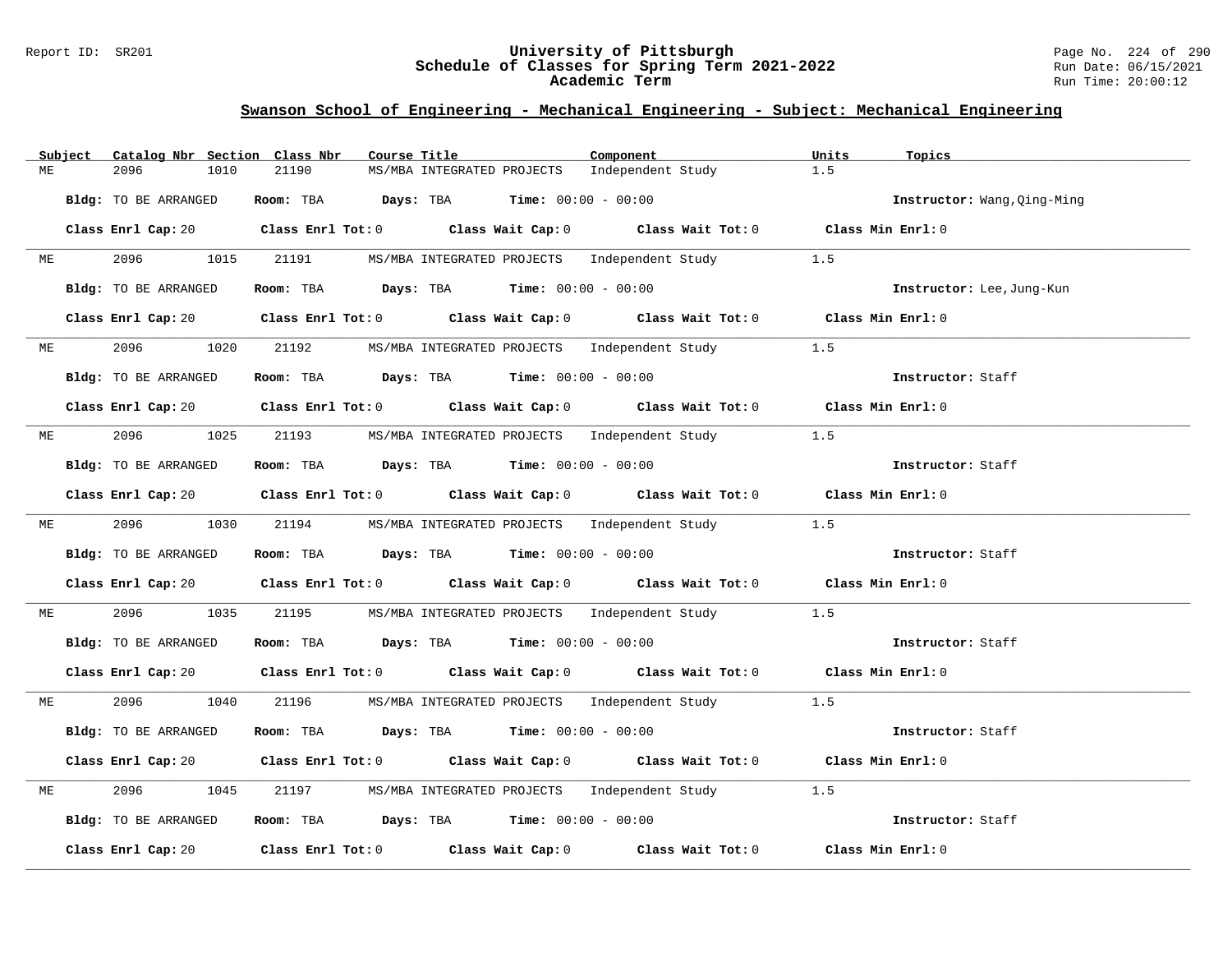## Swanson School of Engineering - Mechanical Engineering - Subject: Mechanical Engineering

| Subject | Catalog Nbr | Section | Class Nbr | Course Title | Component | Units | Topics |
|---|---|---|---|---|---|---|---|
| ME | 2096 | 1010 | 21190 | MS/MBA INTEGRATED PROJECTS | Independent Study | 1.5 | |

**Bldg:** TO BE ARRANGED **Room:** TBA **Days:** TBA **Time:** 00:00 - 00:00 **Instructor:** Wang,Qing-Ming

**Class Enrl Cap:** 20 **Class Enrl Tot:** 0 **Class Wait Cap:** 0 **Class Wait Tot:** 0 **Class Min Enrl:** 0

---

| Subject | Catalog Nbr | Section | Class Nbr | Course Title | Component | Units | Topics |
|---|---|---|---|---|---|---|---|
| ME | 2096 | 1015 | 21191 | MS/MBA INTEGRATED PROJECTS | Independent Study | 1.5 | |

**Bldg:** TO BE ARRANGED **Room:** TBA **Days:** TBA **Time:** 00:00 - 00:00 **Instructor:** Lee,Jung-Kun

**Class Enrl Cap:** 20 **Class Enrl Tot:** 0 **Class Wait Cap:** 0 **Class Wait Tot:** 0 **Class Min Enrl:** 0

---

| Subject | Catalog Nbr | Section | Class Nbr | Course Title | Component | Units | Topics |
|---|---|---|---|---|---|---|---|
| ME | 2096 | 1020 | 21192 | MS/MBA INTEGRATED PROJECTS | Independent Study | 1.5 | |

**Bldg:** TO BE ARRANGED **Room:** TBA **Days:** TBA **Time:** 00:00 - 00:00 **Instructor:** Staff

**Class Enrl Cap:** 20 **Class Enrl Tot:** 0 **Class Wait Cap:** 0 **Class Wait Tot:** 0 **Class Min Enrl:** 0

---

| Subject | Catalog Nbr | Section | Class Nbr | Course Title | Component | Units | Topics |
|---|---|---|---|---|---|---|---|
| ME | 2096 | 1025 | 21193 | MS/MBA INTEGRATED PROJECTS | Independent Study | 1.5 | |

**Bldg:** TO BE ARRANGED **Room:** TBA **Days:** TBA **Time:** 00:00 - 00:00 **Instructor:** Staff

**Class Enrl Cap:** 20 **Class Enrl Tot:** 0 **Class Wait Cap:** 0 **Class Wait Tot:** 0 **Class Min Enrl:** 0

---

| Subject | Catalog Nbr | Section | Class Nbr | Course Title | Component | Units | Topics |
|---|---|---|---|---|---|---|---|
| ME | 2096 | 1030 | 21194 | MS/MBA INTEGRATED PROJECTS | Independent Study | 1.5 | |

**Bldg:** TO BE ARRANGED **Room:** TBA **Days:** TBA **Time:** 00:00 - 00:00 **Instructor:** Staff

**Class Enrl Cap:** 20 **Class Enrl Tot:** 0 **Class Wait Cap:** 0 **Class Wait Tot:** 0 **Class Min Enrl:** 0

---

| Subject | Catalog Nbr | Section | Class Nbr | Course Title | Component | Units | Topics |
|---|---|---|---|---|---|---|---|
| ME | 2096 | 1035 | 21195 | MS/MBA INTEGRATED PROJECTS | Independent Study | 1.5 | |

**Bldg:** TO BE ARRANGED **Room:** TBA **Days:** TBA **Time:** 00:00 - 00:00 **Instructor:** Staff

**Class Enrl Cap:** 20 **Class Enrl Tot:** 0 **Class Wait Cap:** 0 **Class Wait Tot:** 0 **Class Min Enrl:** 0

---

| Subject | Catalog Nbr | Section | Class Nbr | Course Title | Component | Units | Topics |
|---|---|---|---|---|---|---|---|
| ME | 2096 | 1040 | 21196 | MS/MBA INTEGRATED PROJECTS | Independent Study | 1.5 | |

**Bldg:** TO BE ARRANGED **Room:** TBA **Days:** TBA **Time:** 00:00 - 00:00 **Instructor:** Staff

**Class Enrl Cap:** 20 **Class Enrl Tot:** 0 **Class Wait Cap:** 0 **Class Wait Tot:** 0 **Class Min Enrl:** 0

---

| Subject | Catalog Nbr | Section | Class Nbr | Course Title | Component | Units | Topics |
|---|---|---|---|---|---|---|---|
| ME | 2096 | 1045 | 21197 | MS/MBA INTEGRATED PROJECTS | Independent Study | 1.5 | |

**Bldg:** TO BE ARRANGED **Room:** TBA **Days:** TBA **Time:** 00:00 - 00:00 **Instructor:** Staff

**Class Enrl Cap:** 20 **Class Enrl Tot:** 0 **Class Wait Cap:** 0 **Class Wait Tot:** 0 **Class Min Enrl:** 0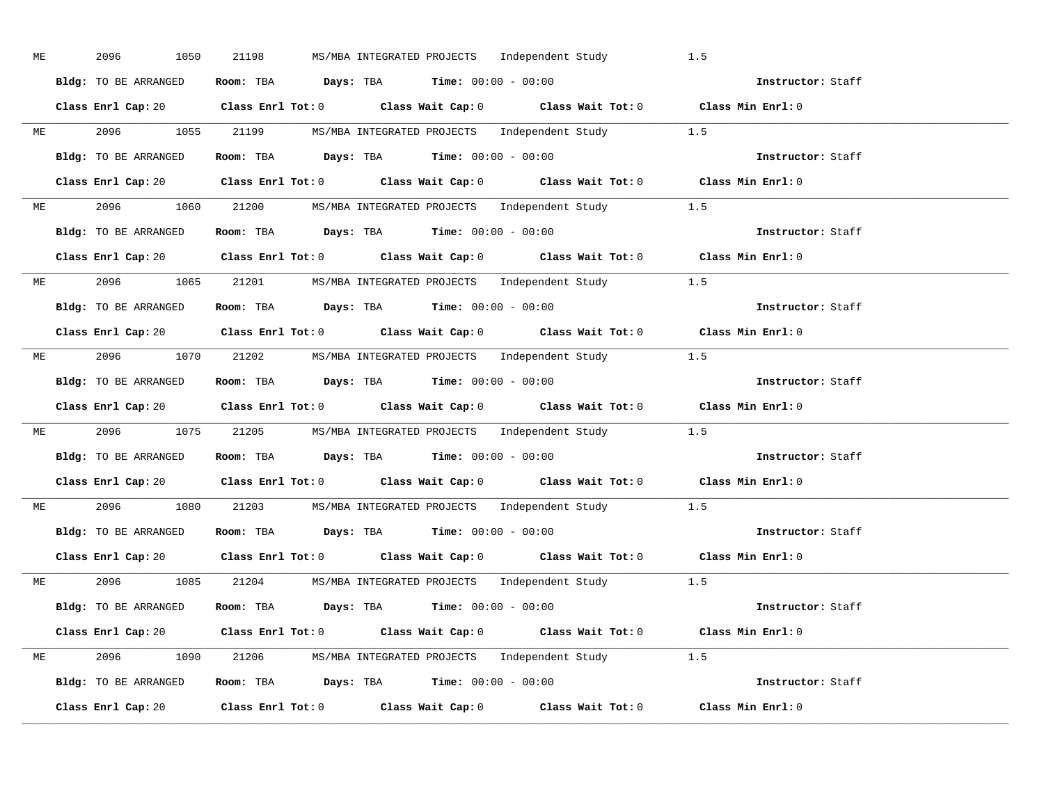ME 2096 1050 21198 MS/MBA INTEGRATED PROJECTS Independent Study 1.5

**Bldg:** TO BE ARRANGED **Room:** TBA **Days:** TBA **Time:** 00:00 - 00:00 **Instructor:** Staff

**Class Enrl Cap:** 20 **Class Enrl Tot:** 0 **Class Wait Cap:** 0 **Class Wait Tot:** 0 **Class Min Enrl:** 0

---

ME 2096 1055 21199 MS/MBA INTEGRATED PROJECTS Independent Study 1.5

**Bldg:** TO BE ARRANGED **Room:** TBA **Days:** TBA **Time:** 00:00 - 00:00 **Instructor:** Staff

**Class Enrl Cap:** 20 **Class Enrl Tot:** 0 **Class Wait Cap:** 0 **Class Wait Tot:** 0 **Class Min Enrl:** 0

---

ME 2096 1060 21200 MS/MBA INTEGRATED PROJECTS Independent Study 1.5

**Bldg:** TO BE ARRANGED **Room:** TBA **Days:** TBA **Time:** 00:00 - 00:00 **Instructor:** Staff

**Class Enrl Cap:** 20 **Class Enrl Tot:** 0 **Class Wait Cap:** 0 **Class Wait Tot:** 0 **Class Min Enrl:** 0

---

ME 2096 1065 21201 MS/MBA INTEGRATED PROJECTS Independent Study 1.5

**Bldg:** TO BE ARRANGED **Room:** TBA **Days:** TBA **Time:** 00:00 - 00:00 **Instructor:** Staff

**Class Enrl Cap:** 20 **Class Enrl Tot:** 0 **Class Wait Cap:** 0 **Class Wait Tot:** 0 **Class Min Enrl:** 0

---

ME 2096 1070 21202 MS/MBA INTEGRATED PROJECTS Independent Study 1.5

**Bldg:** TO BE ARRANGED **Room:** TBA **Days:** TBA **Time:** 00:00 - 00:00 **Instructor:** Staff

**Class Enrl Cap:** 20 **Class Enrl Tot:** 0 **Class Wait Cap:** 0 **Class Wait Tot:** 0 **Class Min Enrl:** 0

---

ME 2096 1075 21205 MS/MBA INTEGRATED PROJECTS Independent Study 1.5

**Bldg:** TO BE ARRANGED **Room:** TBA **Days:** TBA **Time:** 00:00 - 00:00 **Instructor:** Staff

**Class Enrl Cap:** 20 **Class Enrl Tot:** 0 **Class Wait Cap:** 0 **Class Wait Tot:** 0 **Class Min Enrl:** 0

---

ME 2096 1080 21203 MS/MBA INTEGRATED PROJECTS Independent Study 1.5

**Bldg:** TO BE ARRANGED **Room:** TBA **Days:** TBA **Time:** 00:00 - 00:00 **Instructor:** Staff

**Class Enrl Cap:** 20 **Class Enrl Tot:** 0 **Class Wait Cap:** 0 **Class Wait Tot:** 0 **Class Min Enrl:** 0

---

ME 2096 1085 21204 MS/MBA INTEGRATED PROJECTS Independent Study 1.5

**Bldg:** TO BE ARRANGED **Room:** TBA **Days:** TBA **Time:** 00:00 - 00:00 **Instructor:** Staff

**Class Enrl Cap:** 20 **Class Enrl Tot:** 0 **Class Wait Cap:** 0 **Class Wait Tot:** 0 **Class Min Enrl:** 0

---

ME 2096 1090 21206 MS/MBA INTEGRATED PROJECTS Independent Study 1.5

**Bldg:** TO BE ARRANGED **Room:** TBA **Days:** TBA **Time:** 00:00 - 00:00 **Instructor:** Staff

**Class Enrl Cap:** 20 **Class Enrl Tot:** 0 **Class Wait Cap:** 0 **Class Wait Tot:** 0 **Class Min Enrl:** 0

---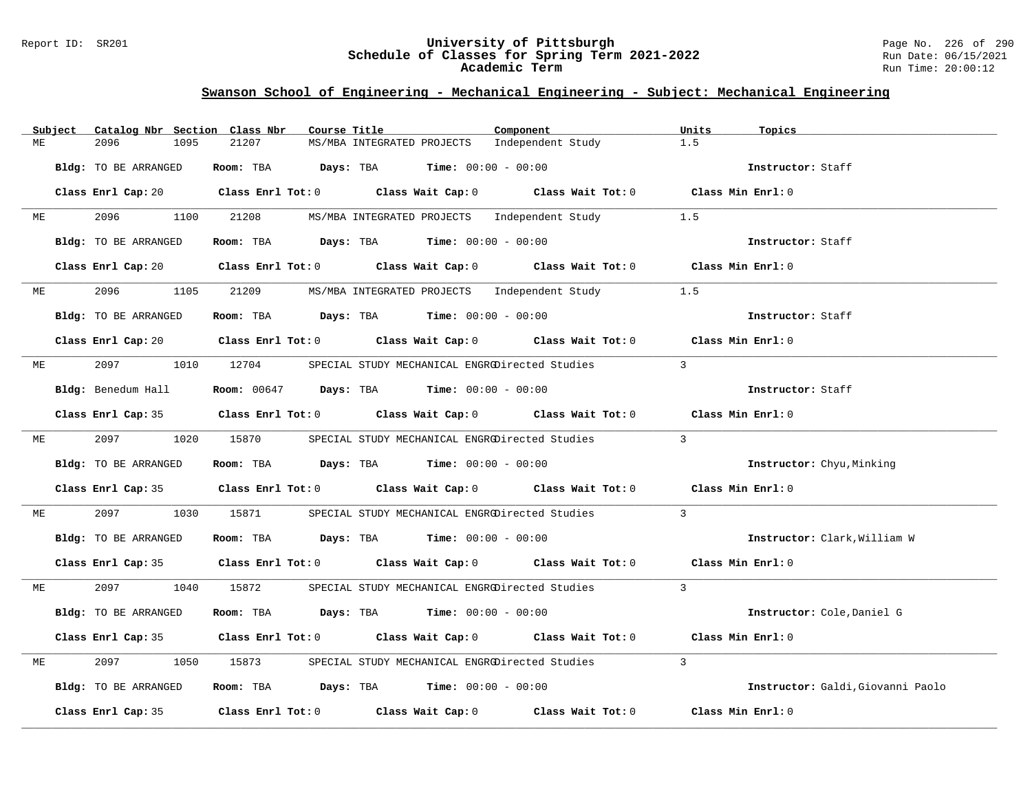## Swanson School of Engineering - Mechanical Engineering - Subject: Mechanical Engineering

| Subject | Catalog Nbr | Section | Class Nbr | Course Title | Component | Units | Topics |
|---|---|---|---|---|---|---|---|
| ME | 2096 | 1095 | 21207 | MS/MBA INTEGRATED PROJECTS | Independent Study | 1.5 | |

**Bldg:** TO BE ARRANGED **Room:** TBA **Days:** TBA **Time:** 00:00 - 00:00 **Instructor:** Staff

**Class Enrl Cap:** 20 **Class Enrl Tot:** 0 **Class Wait Cap:** 0 **Class Wait Tot:** 0 **Class Min Enrl:** 0

| Subject | Catalog Nbr | Section | Class Nbr | Course Title | Component | Units | Topics |
|---|---|---|---|---|---|---|---|
| ME | 2096 | 1100 | 21208 | MS/MBA INTEGRATED PROJECTS | Independent Study | 1.5 | |

**Bldg:** TO BE ARRANGED **Room:** TBA **Days:** TBA **Time:** 00:00 - 00:00 **Instructor:** Staff

**Class Enrl Cap:** 20 **Class Enrl Tot:** 0 **Class Wait Cap:** 0 **Class Wait Tot:** 0 **Class Min Enrl:** 0

| Subject | Catalog Nbr | Section | Class Nbr | Course Title | Component | Units | Topics |
|---|---|---|---|---|---|---|---|
| ME | 2096 | 1105 | 21209 | MS/MBA INTEGRATED PROJECTS | Independent Study | 1.5 | |

**Bldg:** TO BE ARRANGED **Room:** TBA **Days:** TBA **Time:** 00:00 - 00:00 **Instructor:** Staff

**Class Enrl Cap:** 20 **Class Enrl Tot:** 0 **Class Wait Cap:** 0 **Class Wait Tot:** 0 **Class Min Enrl:** 0

| Subject | Catalog Nbr | Section | Class Nbr | Course Title | Component | Units | Topics |
|---|---|---|---|---|---|---|---|
| ME | 2097 | 1010 | 12704 | SPECIAL STUDY MECHANICAL ENGRG | Directed Studies | 3 | |

**Bldg:** Benedum Hall **Room:** 00647 **Days:** TBA **Time:** 00:00 - 00:00 **Instructor:** Staff

**Class Enrl Cap:** 35 **Class Enrl Tot:** 0 **Class Wait Cap:** 0 **Class Wait Tot:** 0 **Class Min Enrl:** 0

| Subject | Catalog Nbr | Section | Class Nbr | Course Title | Component | Units | Topics |
|---|---|---|---|---|---|---|---|
| ME | 2097 | 1020 | 15870 | SPECIAL STUDY MECHANICAL ENGRG | Directed Studies | 3 | |

**Bldg:** TO BE ARRANGED **Room:** TBA **Days:** TBA **Time:** 00:00 - 00:00 **Instructor:** Chyu,Minking

**Class Enrl Cap:** 35 **Class Enrl Tot:** 0 **Class Wait Cap:** 0 **Class Wait Tot:** 0 **Class Min Enrl:** 0

| Subject | Catalog Nbr | Section | Class Nbr | Course Title | Component | Units | Topics |
|---|---|---|---|---|---|---|---|
| ME | 2097 | 1030 | 15871 | SPECIAL STUDY MECHANICAL ENGRG | Directed Studies | 3 | |

**Bldg:** TO BE ARRANGED **Room:** TBA **Days:** TBA **Time:** 00:00 - 00:00 **Instructor:** Clark,William W

**Class Enrl Cap:** 35 **Class Enrl Tot:** 0 **Class Wait Cap:** 0 **Class Wait Tot:** 0 **Class Min Enrl:** 0

| Subject | Catalog Nbr | Section | Class Nbr | Course Title | Component | Units | Topics |
|---|---|---|---|---|---|---|---|
| ME | 2097 | 1040 | 15872 | SPECIAL STUDY MECHANICAL ENGRG | Directed Studies | 3 | |

**Bldg:** TO BE ARRANGED **Room:** TBA **Days:** TBA **Time:** 00:00 - 00:00 **Instructor:** Cole,Daniel G

**Class Enrl Cap:** 35 **Class Enrl Tot:** 0 **Class Wait Cap:** 0 **Class Wait Tot:** 0 **Class Min Enrl:** 0

| Subject | Catalog Nbr | Section | Class Nbr | Course Title | Component | Units | Topics |
|---|---|---|---|---|---|---|---|
| ME | 2097 | 1050 | 15873 | SPECIAL STUDY MECHANICAL ENGRG | Directed Studies | 3 | |

**Bldg:** TO BE ARRANGED **Room:** TBA **Days:** TBA **Time:** 00:00 - 00:00 **Instructor:** Galdi,Giovanni Paolo

**Class Enrl Cap:** 35 **Class Enrl Tot:** 0 **Class Wait Cap:** 0 **Class Wait Tot:** 0 **Class Min Enrl:** 0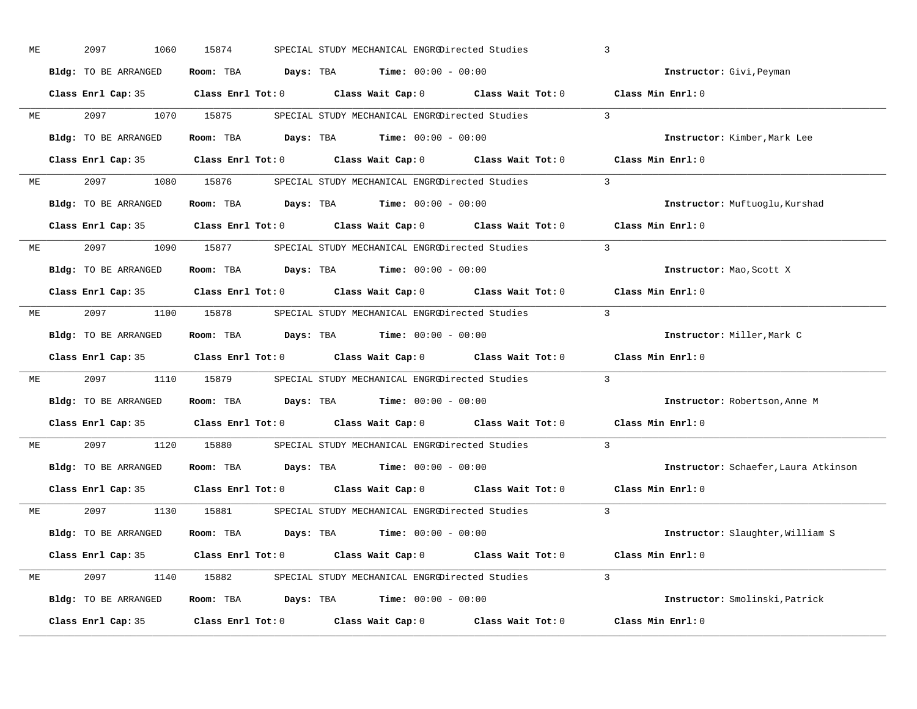ME 2097 1060 15874 SPECIAL STUDY MECHANICAL ENGRG Directed Studies 3

**Bldg:** TO BE ARRANGED **Room:** TBA **Days:** TBA **Time:** 00:00 - 00:00 **Instructor:** Givi,Peyman

**Class Enrl Cap:** 35 **Class Enrl Tot:** 0 **Class Wait Cap:** 0 **Class Wait Tot:** 0 **Class Min Enrl:** 0

---

ME 2097 1070 15875 SPECIAL STUDY MECHANICAL ENGRG Directed Studies 3

**Bldg:** TO BE ARRANGED **Room:** TBA **Days:** TBA **Time:** 00:00 - 00:00 **Instructor:** Kimber,Mark Lee

**Class Enrl Cap:** 35 **Class Enrl Tot:** 0 **Class Wait Cap:** 0 **Class Wait Tot:** 0 **Class Min Enrl:** 0

---

ME 2097 1080 15876 SPECIAL STUDY MECHANICAL ENGRG Directed Studies 3

**Bldg:** TO BE ARRANGED **Room:** TBA **Days:** TBA **Time:** 00:00 - 00:00 **Instructor:** Muftuoglu,Kurshad

**Class Enrl Cap:** 35 **Class Enrl Tot:** 0 **Class Wait Cap:** 0 **Class Wait Tot:** 0 **Class Min Enrl:** 0

---

ME 2097 1090 15877 SPECIAL STUDY MECHANICAL ENGRG Directed Studies 3

**Bldg:** TO BE ARRANGED **Room:** TBA **Days:** TBA **Time:** 00:00 - 00:00 **Instructor:** Mao,Scott X

**Class Enrl Cap:** 35 **Class Enrl Tot:** 0 **Class Wait Cap:** 0 **Class Wait Tot:** 0 **Class Min Enrl:** 0

---

ME 2097 1100 15878 SPECIAL STUDY MECHANICAL ENGRG Directed Studies 3

**Bldg:** TO BE ARRANGED **Room:** TBA **Days:** TBA **Time:** 00:00 - 00:00 **Instructor:** Miller,Mark C

**Class Enrl Cap:** 35 **Class Enrl Tot:** 0 **Class Wait Cap:** 0 **Class Wait Tot:** 0 **Class Min Enrl:** 0

---

ME 2097 1110 15879 SPECIAL STUDY MECHANICAL ENGRG Directed Studies 3

**Bldg:** TO BE ARRANGED **Room:** TBA **Days:** TBA **Time:** 00:00 - 00:00 **Instructor:** Robertson,Anne M

**Class Enrl Cap:** 35 **Class Enrl Tot:** 0 **Class Wait Cap:** 0 **Class Wait Tot:** 0 **Class Min Enrl:** 0

---

ME 2097 1120 15880 SPECIAL STUDY MECHANICAL ENGRG Directed Studies 3

**Bldg:** TO BE ARRANGED **Room:** TBA **Days:** TBA **Time:** 00:00 - 00:00 **Instructor:** Schaefer,Laura Atkinson

**Class Enrl Cap:** 35 **Class Enrl Tot:** 0 **Class Wait Cap:** 0 **Class Wait Tot:** 0 **Class Min Enrl:** 0

---

ME 2097 1130 15881 SPECIAL STUDY MECHANICAL ENGRG Directed Studies 3

**Bldg:** TO BE ARRANGED **Room:** TBA **Days:** TBA **Time:** 00:00 - 00:00 **Instructor:** Slaughter,William S

**Class Enrl Cap:** 35 **Class Enrl Tot:** 0 **Class Wait Cap:** 0 **Class Wait Tot:** 0 **Class Min Enrl:** 0

---

ME 2097 1140 15882 SPECIAL STUDY MECHANICAL ENGRG Directed Studies 3

**Bldg:** TO BE ARRANGED **Room:** TBA **Days:** TBA **Time:** 00:00 - 00:00 **Instructor:** Smolinski,Patrick

**Class Enrl Cap:** 35 **Class Enrl Tot:** 0 **Class Wait Cap:** 0 **Class Wait Tot:** 0 **Class Min Enrl:** 0

---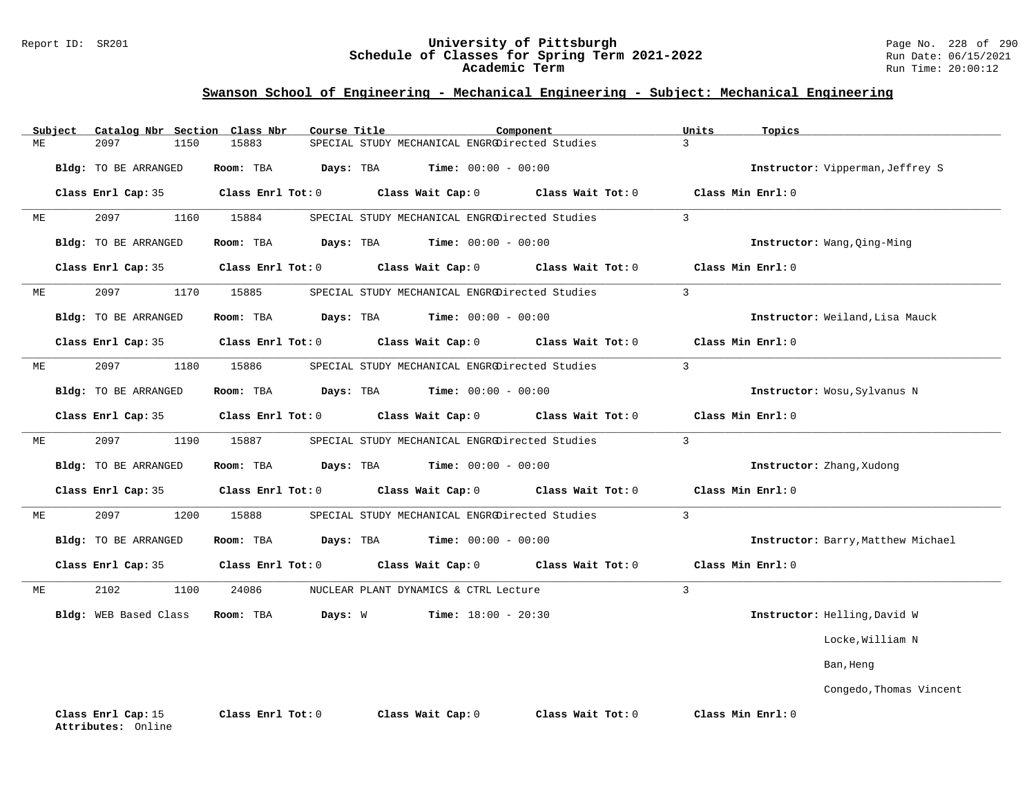## Swanson School of Engineering - Mechanical Engineering - Subject: Mechanical Engineering

| Subject | Catalog Nbr | Section | Class Nbr | Course Title | Component | Units | Topics |
|---|---|---|---|---|---|---|---|
| ME | 2097 | 1150 | 15883 | SPECIAL STUDY MECHANICAL ENGRG | Directed Studies | 3 | |

**Bldg:** TO BE ARRANGED **Room:** TBA **Days:** TBA **Time:** 00:00 - 00:00 **Instructor:** Vipperman,Jeffrey S

**Class Enrl Cap:** 35 **Class Enrl Tot:** 0 **Class Wait Cap:** 0 **Class Wait Tot:** 0 **Class Min Enrl:** 0

---

| Subject | Catalog Nbr | Section | Class Nbr | Course Title | Component | Units | Topics |
|---|---|---|---|---|---|---|---|
| ME | 2097 | 1160 | 15884 | SPECIAL STUDY MECHANICAL ENGRG | Directed Studies | 3 | |

**Bldg:** TO BE ARRANGED **Room:** TBA **Days:** TBA **Time:** 00:00 - 00:00 **Instructor:** Wang,Qing-Ming

**Class Enrl Cap:** 35 **Class Enrl Tot:** 0 **Class Wait Cap:** 0 **Class Wait Tot:** 0 **Class Min Enrl:** 0

---

| Subject | Catalog Nbr | Section | Class Nbr | Course Title | Component | Units | Topics |
|---|---|---|---|---|---|---|---|
| ME | 2097 | 1170 | 15885 | SPECIAL STUDY MECHANICAL ENGRG | Directed Studies | 3 | |

**Bldg:** TO BE ARRANGED **Room:** TBA **Days:** TBA **Time:** 00:00 - 00:00 **Instructor:** Weiland,Lisa Mauck

**Class Enrl Cap:** 35 **Class Enrl Tot:** 0 **Class Wait Cap:** 0 **Class Wait Tot:** 0 **Class Min Enrl:** 0

---

| Subject | Catalog Nbr | Section | Class Nbr | Course Title | Component | Units | Topics |
|---|---|---|---|---|---|---|---|
| ME | 2097 | 1180 | 15886 | SPECIAL STUDY MECHANICAL ENGRG | Directed Studies | 3 | |

**Bldg:** TO BE ARRANGED **Room:** TBA **Days:** TBA **Time:** 00:00 - 00:00 **Instructor:** Wosu,Sylvanus N

**Class Enrl Cap:** 35 **Class Enrl Tot:** 0 **Class Wait Cap:** 0 **Class Wait Tot:** 0 **Class Min Enrl:** 0

---

| Subject | Catalog Nbr | Section | Class Nbr | Course Title | Component | Units | Topics |
|---|---|---|---|---|---|---|---|
| ME | 2097 | 1190 | 15887 | SPECIAL STUDY MECHANICAL ENGRG | Directed Studies | 3 | |

**Bldg:** TO BE ARRANGED **Room:** TBA **Days:** TBA **Time:** 00:00 - 00:00 **Instructor:** Zhang,Xudong

**Class Enrl Cap:** 35 **Class Enrl Tot:** 0 **Class Wait Cap:** 0 **Class Wait Tot:** 0 **Class Min Enrl:** 0

---

| Subject | Catalog Nbr | Section | Class Nbr | Course Title | Component | Units | Topics |
|---|---|---|---|---|---|---|---|
| ME | 2097 | 1200 | 15888 | SPECIAL STUDY MECHANICAL ENGRG | Directed Studies | 3 | |

**Bldg:** TO BE ARRANGED **Room:** TBA **Days:** TBA **Time:** 00:00 - 00:00 **Instructor:** Barry,Matthew Michael

**Class Enrl Cap:** 35 **Class Enrl Tot:** 0 **Class Wait Cap:** 0 **Class Wait Tot:** 0 **Class Min Enrl:** 0

---

| Subject | Catalog Nbr | Section | Class Nbr | Course Title | Component | Units | Topics |
|---|---|---|---|---|---|---|---|
| ME | 2102 | 1100 | 24086 | NUCLEAR PLANT DYNAMICS & CTRL | Lecture | 3 | |

**Bldg:** WEB Based Class **Room:** TBA **Days:** W **Time:** 18:00 - 20:30 **Instructor:** Helling,David W

Locke,William N

Ban,Heng

Congedo,Thomas Vincent

**Class Enrl Cap:** 15 **Class Enrl Tot:** 0 **Class Wait Cap:** 0 **Class Wait Tot:** 0 **Class Min Enrl:** 0

**Attributes:** Online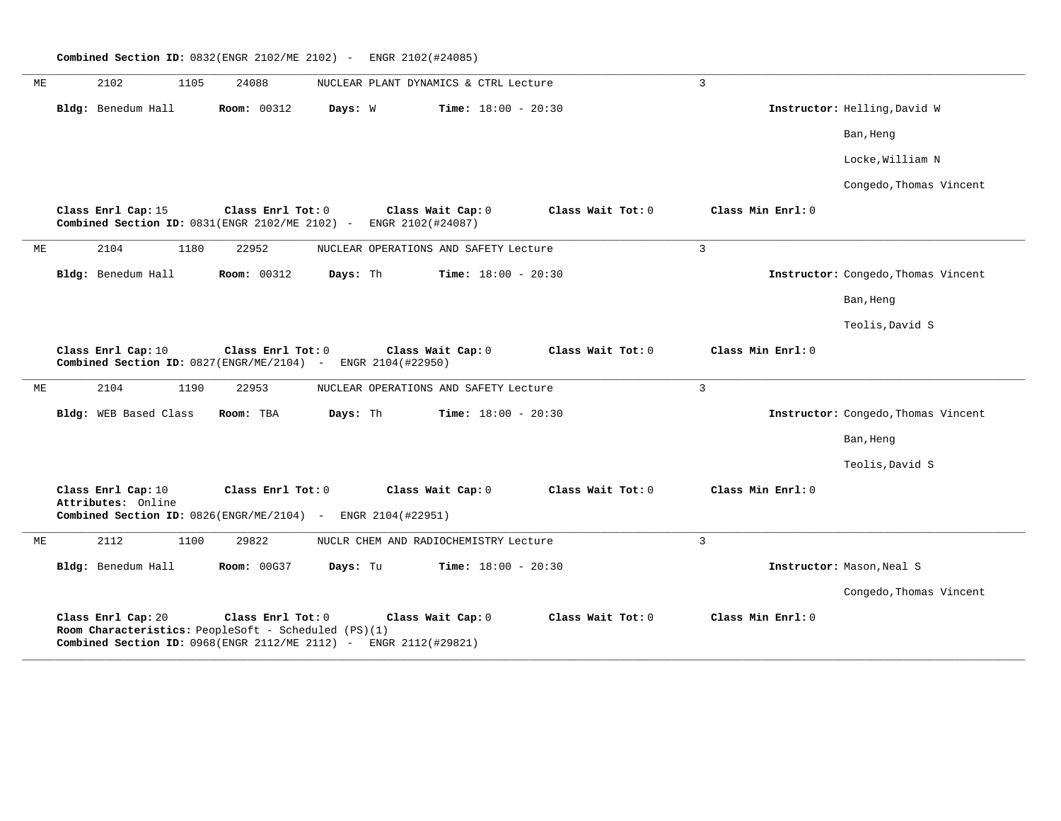**Combined Section ID:** 0832(ENGR 2102/ME 2102) - ENGR 2102(#24085)

---

ME 2102 1105 24088 NUCLEAR PLANT DYNAMICS & CTRL Lecture 3

**Bldg:** Benedum Hall **Room:** 00312 **Days:** W **Time:** 18:00 - 20:30 **Instructor:** Helling,David W

Ban,Heng

Locke,William N

Congedo,Thomas Vincent

**Class Enrl Cap:** 15 **Class Enrl Tot:** 0 **Class Wait Cap:** 0 **Class Wait Tot:** 0 **Class Min Enrl:** 0

**Combined Section ID:** 0831(ENGR 2102/ME 2102) - ENGR 2102(#24087)

---

ME 2104 1180 22952 NUCLEAR OPERATIONS AND SAFETY Lecture 3

**Bldg:** Benedum Hall **Room:** 00312 **Days:** Th **Time:** 18:00 - 20:30 **Instructor:** Congedo,Thomas Vincent

Ban,Heng

Teolis,David S

**Class Enrl Cap:** 10 **Class Enrl Tot:** 0 **Class Wait Cap:** 0 **Class Wait Tot:** 0 **Class Min Enrl:** 0

**Combined Section ID:** 0827(ENGR/ME/2104) - ENGR 2104(#22950)

---

ME 2104 1190 22953 NUCLEAR OPERATIONS AND SAFETY Lecture 3

**Bldg:** WEB Based Class **Room:** TBA **Days:** Th **Time:** 18:00 - 20:30 **Instructor:** Congedo,Thomas Vincent

Ban,Heng

Teolis,David S

**Class Enrl Cap:** 10 **Class Enrl Tot:** 0 **Class Wait Cap:** 0 **Class Wait Tot:** 0 **Class Min Enrl:** 0

**Attributes:** Online

**Combined Section ID:** 0826(ENGR/ME/2104) - ENGR 2104(#22951)

---

ME 2112 1100 29822 NUCLR CHEM AND RADIOCHEMISTRY Lecture 3

**Bldg:** Benedum Hall **Room:** 00G37 **Days:** Tu **Time:** 18:00 - 20:30 **Instructor:** Mason,Neal S

Congedo,Thomas Vincent

**Class Enrl Cap:** 20 **Class Enrl Tot:** 0 **Class Wait Cap:** 0 **Class Wait Tot:** 0 **Class Min Enrl:** 0

**Room Characteristics:** PeopleSoft - Scheduled (PS)(1)

**Combined Section ID:** 0968(ENGR 2112/ME 2112) - ENGR 2112(#29821)

---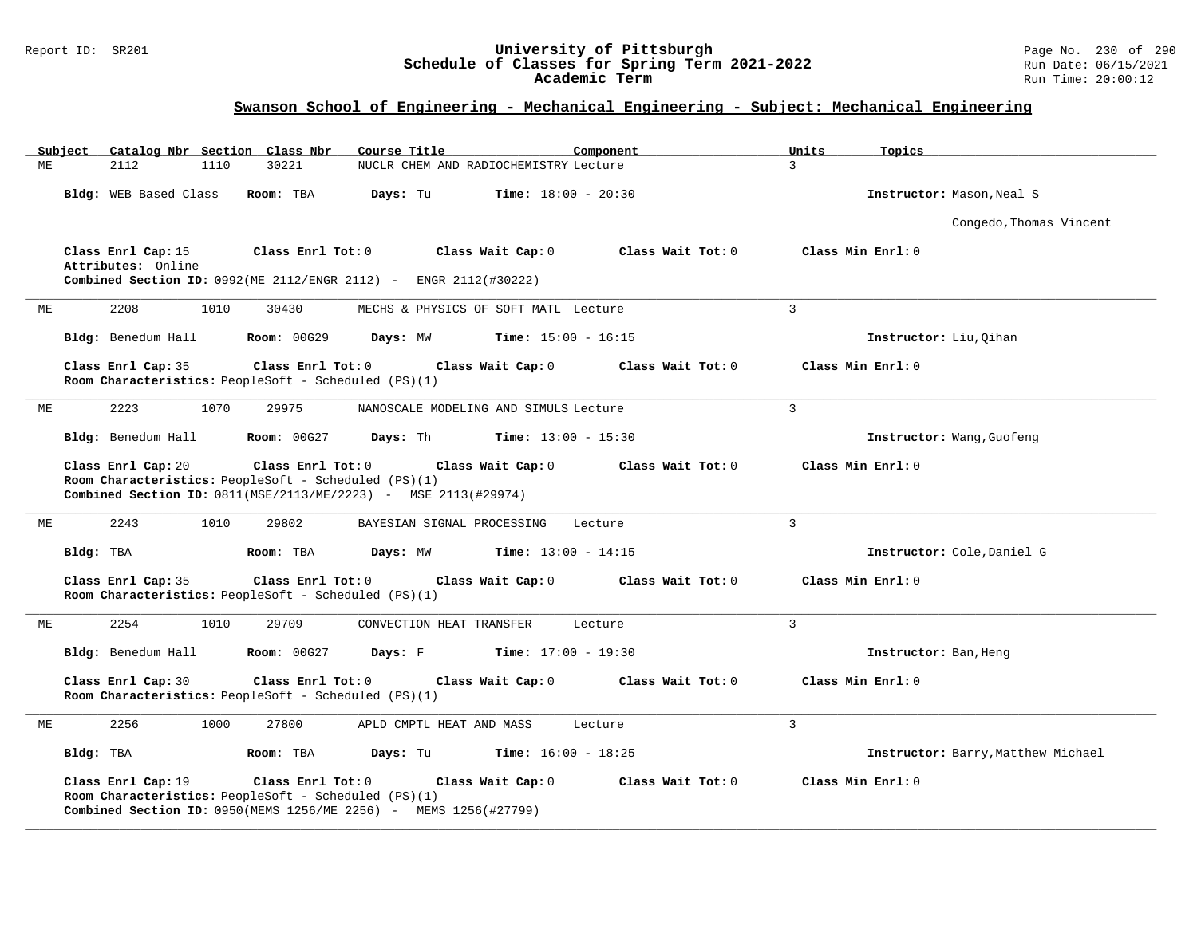## Swanson School of Engineering - Mechanical Engineering - Subject: Mechanical Engineering

| Subject | Catalog Nbr | Section | Class Nbr | Course Title | Component | Units | Topics |
|---|---|---|---|---|---|---|---|
| ME | 2112 | 1110 | 30221 | NUCLR CHEM AND RADIOCHEMISTRY | Lecture | 3 | |

**Bldg:** WEB Based Class **Room:** TBA **Days:** Tu **Time:** 18:00 - 20:30 **Instructor:** Mason,Neal S; Congedo,Thomas Vincent

**Class Enrl Cap:** 15 **Class Enrl Tot:** 0 **Class Wait Cap:** 0 **Class Wait Tot:** 0 **Class Min Enrl:** 0
**Attributes:** Online
**Combined Section ID:** 0992(ME 2112/ENGR 2112) - ENGR 2112(#30222)

---

| Subject | Catalog Nbr | Section | Class Nbr | Course Title | Component | Units | Topics |
|---|---|---|---|---|---|---|---|
| ME | 2208 | 1010 | 30430 | MECHS & PHYSICS OF SOFT MATL | Lecture | 3 | |

**Bldg:** Benedum Hall **Room:** 00G29 **Days:** MW **Time:** 15:00 - 16:15 **Instructor:** Liu,Qihan

**Class Enrl Cap:** 35 **Class Enrl Tot:** 0 **Class Wait Cap:** 0 **Class Wait Tot:** 0 **Class Min Enrl:** 0
**Room Characteristics:** PeopleSoft - Scheduled (PS)(1)

---

| Subject | Catalog Nbr | Section | Class Nbr | Course Title | Component | Units | Topics |
|---|---|---|---|---|---|---|---|
| ME | 2223 | 1070 | 29975 | NANOSCALE MODELING AND SIMULS | Lecture | 3 | |

**Bldg:** Benedum Hall **Room:** 00G27 **Days:** Th **Time:** 13:00 - 15:30 **Instructor:** Wang,Guofeng

**Class Enrl Cap:** 20 **Class Enrl Tot:** 0 **Class Wait Cap:** 0 **Class Wait Tot:** 0 **Class Min Enrl:** 0
**Room Characteristics:** PeopleSoft - Scheduled (PS)(1)
**Combined Section ID:** 0811(MSE/2113/ME/2223) - MSE 2113(#29974)

---

| Subject | Catalog Nbr | Section | Class Nbr | Course Title | Component | Units | Topics |
|---|---|---|---|---|---|---|---|
| ME | 2243 | 1010 | 29802 | BAYESIAN SIGNAL PROCESSING | Lecture | 3 | |

**Bldg:** TBA **Room:** TBA **Days:** MW **Time:** 13:00 - 14:15 **Instructor:** Cole,Daniel G

**Class Enrl Cap:** 35 **Class Enrl Tot:** 0 **Class Wait Cap:** 0 **Class Wait Tot:** 0 **Class Min Enrl:** 0
**Room Characteristics:** PeopleSoft - Scheduled (PS)(1)

---

| Subject | Catalog Nbr | Section | Class Nbr | Course Title | Component | Units | Topics |
|---|---|---|---|---|---|---|---|
| ME | 2254 | 1010 | 29709 | CONVECTION HEAT TRANSFER | Lecture | 3 | |

**Bldg:** Benedum Hall **Room:** 00G27 **Days:** F **Time:** 17:00 - 19:30 **Instructor:** Ban,Heng

**Class Enrl Cap:** 30 **Class Enrl Tot:** 0 **Class Wait Cap:** 0 **Class Wait Tot:** 0 **Class Min Enrl:** 0
**Room Characteristics:** PeopleSoft - Scheduled (PS)(1)

---

| Subject | Catalog Nbr | Section | Class Nbr | Course Title | Component | Units | Topics |
|---|---|---|---|---|---|---|---|
| ME | 2256 | 1000 | 27800 | APLD CMPTL HEAT AND MASS | Lecture | 3 | |

**Bldg:** TBA **Room:** TBA **Days:** Tu **Time:** 16:00 - 18:25 **Instructor:** Barry,Matthew Michael

**Class Enrl Cap:** 19 **Class Enrl Tot:** 0 **Class Wait Cap:** 0 **Class Wait Tot:** 0 **Class Min Enrl:** 0
**Room Characteristics:** PeopleSoft - Scheduled (PS)(1)
**Combined Section ID:** 0950(MEMS 1256/ME 2256) - MEMS 1256(#27799)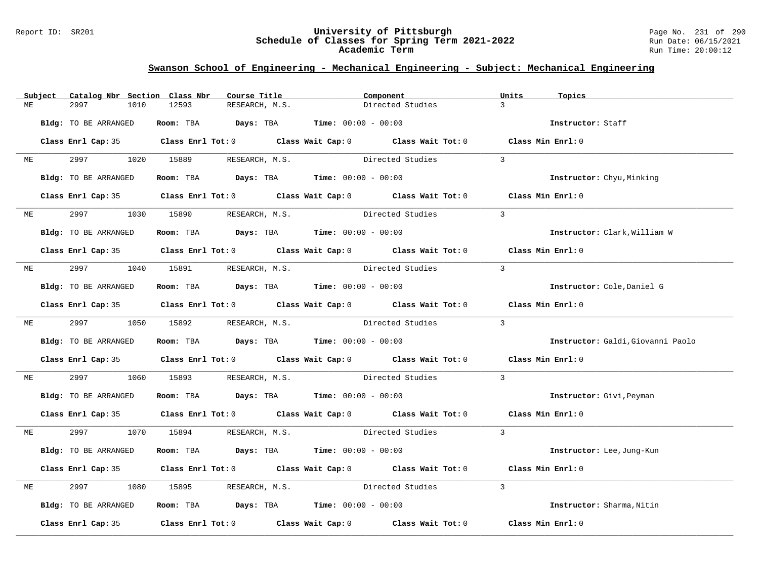## Swanson School of Engineering - Mechanical Engineering - Subject: Mechanical Engineering

| Subject | Catalog Nbr | Section | Class Nbr | Course Title | Component | Units | Topics |
|---|---|---|---|---|---|---|---|
| ME | 2997 | 1010 | 12593 | RESEARCH, M.S. | Directed Studies | 3 | |

**Bldg:** TO BE ARRANGED **Room:** TBA **Days:** TBA **Time:** 00:00 - 00:00 **Instructor:** Staff

**Class Enrl Cap:** 35 **Class Enrl Tot:** 0 **Class Wait Cap:** 0 **Class Wait Tot:** 0 **Class Min Enrl:** 0

| Subject | Catalog Nbr | Section | Class Nbr | Course Title | Component | Units | Topics |
|---|---|---|---|---|---|---|---|
| ME | 2997 | 1020 | 15889 | RESEARCH, M.S. | Directed Studies | 3 | |

**Bldg:** TO BE ARRANGED **Room:** TBA **Days:** TBA **Time:** 00:00 - 00:00 **Instructor:** Chyu,Minking

**Class Enrl Cap:** 35 **Class Enrl Tot:** 0 **Class Wait Cap:** 0 **Class Wait Tot:** 0 **Class Min Enrl:** 0

| Subject | Catalog Nbr | Section | Class Nbr | Course Title | Component | Units | Topics |
|---|---|---|---|---|---|---|---|
| ME | 2997 | 1030 | 15890 | RESEARCH, M.S. | Directed Studies | 3 | |

**Bldg:** TO BE ARRANGED **Room:** TBA **Days:** TBA **Time:** 00:00 - 00:00 **Instructor:** Clark,William W

**Class Enrl Cap:** 35 **Class Enrl Tot:** 0 **Class Wait Cap:** 0 **Class Wait Tot:** 0 **Class Min Enrl:** 0

| Subject | Catalog Nbr | Section | Class Nbr | Course Title | Component | Units | Topics |
|---|---|---|---|---|---|---|---|
| ME | 2997 | 1040 | 15891 | RESEARCH, M.S. | Directed Studies | 3 | |

**Bldg:** TO BE ARRANGED **Room:** TBA **Days:** TBA **Time:** 00:00 - 00:00 **Instructor:** Cole,Daniel G

**Class Enrl Cap:** 35 **Class Enrl Tot:** 0 **Class Wait Cap:** 0 **Class Wait Tot:** 0 **Class Min Enrl:** 0

| Subject | Catalog Nbr | Section | Class Nbr | Course Title | Component | Units | Topics |
|---|---|---|---|---|---|---|---|
| ME | 2997 | 1050 | 15892 | RESEARCH, M.S. | Directed Studies | 3 | |

**Bldg:** TO BE ARRANGED **Room:** TBA **Days:** TBA **Time:** 00:00 - 00:00 **Instructor:** Galdi,Giovanni Paolo

**Class Enrl Cap:** 35 **Class Enrl Tot:** 0 **Class Wait Cap:** 0 **Class Wait Tot:** 0 **Class Min Enrl:** 0

| Subject | Catalog Nbr | Section | Class Nbr | Course Title | Component | Units | Topics |
|---|---|---|---|---|---|---|---|
| ME | 2997 | 1060 | 15893 | RESEARCH, M.S. | Directed Studies | 3 | |

**Bldg:** TO BE ARRANGED **Room:** TBA **Days:** TBA **Time:** 00:00 - 00:00 **Instructor:** Givi,Peyman

**Class Enrl Cap:** 35 **Class Enrl Tot:** 0 **Class Wait Cap:** 0 **Class Wait Tot:** 0 **Class Min Enrl:** 0

| Subject | Catalog Nbr | Section | Class Nbr | Course Title | Component | Units | Topics |
|---|---|---|---|---|---|---|---|
| ME | 2997 | 1070 | 15894 | RESEARCH, M.S. | Directed Studies | 3 | |

**Bldg:** TO BE ARRANGED **Room:** TBA **Days:** TBA **Time:** 00:00 - 00:00 **Instructor:** Lee,Jung-Kun

**Class Enrl Cap:** 35 **Class Enrl Tot:** 0 **Class Wait Cap:** 0 **Class Wait Tot:** 0 **Class Min Enrl:** 0

| Subject | Catalog Nbr | Section | Class Nbr | Course Title | Component | Units | Topics |
|---|---|---|---|---|---|---|---|
| ME | 2997 | 1080 | 15895 | RESEARCH, M.S. | Directed Studies | 3 | |

**Bldg:** TO BE ARRANGED **Room:** TBA **Days:** TBA **Time:** 00:00 - 00:00 **Instructor:** Sharma,Nitin

**Class Enrl Cap:** 35 **Class Enrl Tot:** 0 **Class Wait Cap:** 0 **Class Wait Tot:** 0 **Class Min Enrl:** 0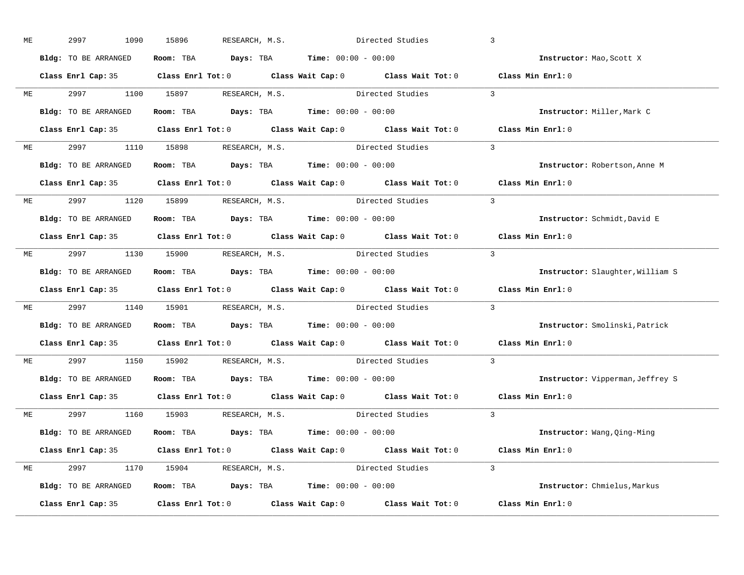ME 2997 1090 15896 RESEARCH, M.S. Directed Studies 3

**Bldg:** TO BE ARRANGED **Room:** TBA **Days:** TBA **Time:** 00:00 - 00:00 **Instructor:** Mao,Scott X

**Class Enrl Cap:** 35 **Class Enrl Tot:** 0 **Class Wait Cap:** 0 **Class Wait Tot:** 0 **Class Min Enrl:** 0

---

ME 2997 1100 15897 RESEARCH, M.S. Directed Studies 3

**Bldg:** TO BE ARRANGED **Room:** TBA **Days:** TBA **Time:** 00:00 - 00:00 **Instructor:** Miller,Mark C

**Class Enrl Cap:** 35 **Class Enrl Tot:** 0 **Class Wait Cap:** 0 **Class Wait Tot:** 0 **Class Min Enrl:** 0

---

ME 2997 1110 15898 RESEARCH, M.S. Directed Studies 3

**Bldg:** TO BE ARRANGED **Room:** TBA **Days:** TBA **Time:** 00:00 - 00:00 **Instructor:** Robertson,Anne M

**Class Enrl Cap:** 35 **Class Enrl Tot:** 0 **Class Wait Cap:** 0 **Class Wait Tot:** 0 **Class Min Enrl:** 0

---

ME 2997 1120 15899 RESEARCH, M.S. Directed Studies 3

**Bldg:** TO BE ARRANGED **Room:** TBA **Days:** TBA **Time:** 00:00 - 00:00 **Instructor:** Schmidt,David E

**Class Enrl Cap:** 35 **Class Enrl Tot:** 0 **Class Wait Cap:** 0 **Class Wait Tot:** 0 **Class Min Enrl:** 0

---

ME 2997 1130 15900 RESEARCH, M.S. Directed Studies 3

**Bldg:** TO BE ARRANGED **Room:** TBA **Days:** TBA **Time:** 00:00 - 00:00 **Instructor:** Slaughter,William S

**Class Enrl Cap:** 35 **Class Enrl Tot:** 0 **Class Wait Cap:** 0 **Class Wait Tot:** 0 **Class Min Enrl:** 0

---

ME 2997 1140 15901 RESEARCH, M.S. Directed Studies 3

**Bldg:** TO BE ARRANGED **Room:** TBA **Days:** TBA **Time:** 00:00 - 00:00 **Instructor:** Smolinski,Patrick

**Class Enrl Cap:** 35 **Class Enrl Tot:** 0 **Class Wait Cap:** 0 **Class Wait Tot:** 0 **Class Min Enrl:** 0

---

ME 2997 1150 15902 RESEARCH, M.S. Directed Studies 3

**Bldg:** TO BE ARRANGED **Room:** TBA **Days:** TBA **Time:** 00:00 - 00:00 **Instructor:** Vipperman,Jeffrey S

**Class Enrl Cap:** 35 **Class Enrl Tot:** 0 **Class Wait Cap:** 0 **Class Wait Tot:** 0 **Class Min Enrl:** 0

---

ME 2997 1160 15903 RESEARCH, M.S. Directed Studies 3

**Bldg:** TO BE ARRANGED **Room:** TBA **Days:** TBA **Time:** 00:00 - 00:00 **Instructor:** Wang,Qing-Ming

**Class Enrl Cap:** 35 **Class Enrl Tot:** 0 **Class Wait Cap:** 0 **Class Wait Tot:** 0 **Class Min Enrl:** 0

---

ME 2997 1170 15904 RESEARCH, M.S. Directed Studies 3

**Bldg:** TO BE ARRANGED **Room:** TBA **Days:** TBA **Time:** 00:00 - 00:00 **Instructor:** Chmielus,Markus

**Class Enrl Cap:** 35 **Class Enrl Tot:** 0 **Class Wait Cap:** 0 **Class Wait Tot:** 0 **Class Min Enrl:** 0

---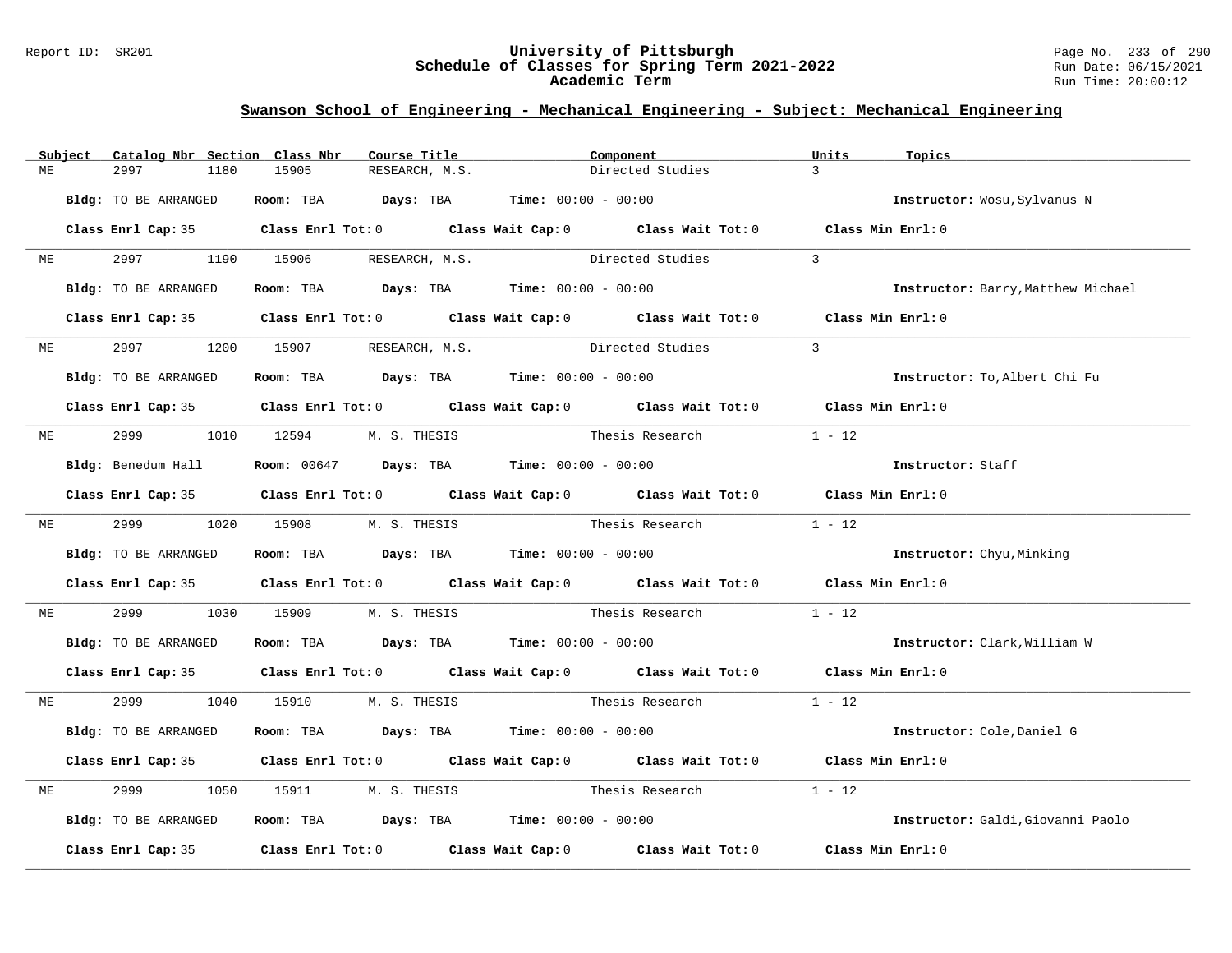## Swanson School of Engineering - Mechanical Engineering - Subject: Mechanical Engineering

| Subject | Catalog Nbr | Section | Class Nbr | Course Title | Component | Units | Topics |
|---|---|---|---|---|---|---|---|
| ME | 2997 | 1180 | 15905 | RESEARCH, M.S. | Directed Studies | 3 | |

**Bldg:** TO BE ARRANGED **Room:** TBA **Days:** TBA **Time:** 00:00 - 00:00 **Instructor:** Wosu,Sylvanus N

**Class Enrl Cap:** 35 **Class Enrl Tot:** 0 **Class Wait Cap:** 0 **Class Wait Tot:** 0 **Class Min Enrl:** 0

| Subject | Catalog Nbr | Section | Class Nbr | Course Title | Component | Units | Topics |
|---|---|---|---|---|---|---|---|
| ME | 2997 | 1190 | 15906 | RESEARCH, M.S. | Directed Studies | 3 | |

**Bldg:** TO BE ARRANGED **Room:** TBA **Days:** TBA **Time:** 00:00 - 00:00 **Instructor:** Barry,Matthew Michael

**Class Enrl Cap:** 35 **Class Enrl Tot:** 0 **Class Wait Cap:** 0 **Class Wait Tot:** 0 **Class Min Enrl:** 0

| Subject | Catalog Nbr | Section | Class Nbr | Course Title | Component | Units | Topics |
|---|---|---|---|---|---|---|---|
| ME | 2997 | 1200 | 15907 | RESEARCH, M.S. | Directed Studies | 3 | |

**Bldg:** TO BE ARRANGED **Room:** TBA **Days:** TBA **Time:** 00:00 - 00:00 **Instructor:** To,Albert Chi Fu

**Class Enrl Cap:** 35 **Class Enrl Tot:** 0 **Class Wait Cap:** 0 **Class Wait Tot:** 0 **Class Min Enrl:** 0

| Subject | Catalog Nbr | Section | Class Nbr | Course Title | Component | Units | Topics |
|---|---|---|---|---|---|---|---|
| ME | 2999 | 1010 | 12594 | M. S. THESIS | Thesis Research | 1 - 12 | |

**Bldg:** Benedum Hall **Room:** 00647 **Days:** TBA **Time:** 00:00 - 00:00 **Instructor:** Staff

**Class Enrl Cap:** 35 **Class Enrl Tot:** 0 **Class Wait Cap:** 0 **Class Wait Tot:** 0 **Class Min Enrl:** 0

| Subject | Catalog Nbr | Section | Class Nbr | Course Title | Component | Units | Topics |
|---|---|---|---|---|---|---|---|
| ME | 2999 | 1020 | 15908 | M. S. THESIS | Thesis Research | 1 - 12 | |

**Bldg:** TO BE ARRANGED **Room:** TBA **Days:** TBA **Time:** 00:00 - 00:00 **Instructor:** Chyu,Minking

**Class Enrl Cap:** 35 **Class Enrl Tot:** 0 **Class Wait Cap:** 0 **Class Wait Tot:** 0 **Class Min Enrl:** 0

| Subject | Catalog Nbr | Section | Class Nbr | Course Title | Component | Units | Topics |
|---|---|---|---|---|---|---|---|
| ME | 2999 | 1030 | 15909 | M. S. THESIS | Thesis Research | 1 - 12 | |

**Bldg:** TO BE ARRANGED **Room:** TBA **Days:** TBA **Time:** 00:00 - 00:00 **Instructor:** Clark,William W

**Class Enrl Cap:** 35 **Class Enrl Tot:** 0 **Class Wait Cap:** 0 **Class Wait Tot:** 0 **Class Min Enrl:** 0

| Subject | Catalog Nbr | Section | Class Nbr | Course Title | Component | Units | Topics |
|---|---|---|---|---|---|---|---|
| ME | 2999 | 1040 | 15910 | M. S. THESIS | Thesis Research | 1 - 12 | |

**Bldg:** TO BE ARRANGED **Room:** TBA **Days:** TBA **Time:** 00:00 - 00:00 **Instructor:** Cole,Daniel G

**Class Enrl Cap:** 35 **Class Enrl Tot:** 0 **Class Wait Cap:** 0 **Class Wait Tot:** 0 **Class Min Enrl:** 0

| Subject | Catalog Nbr | Section | Class Nbr | Course Title | Component | Units | Topics |
|---|---|---|---|---|---|---|---|
| ME | 2999 | 1050 | 15911 | M. S. THESIS | Thesis Research | 1 - 12 | |

**Bldg:** TO BE ARRANGED **Room:** TBA **Days:** TBA **Time:** 00:00 - 00:00 **Instructor:** Galdi,Giovanni Paolo

**Class Enrl Cap:** 35 **Class Enrl Tot:** 0 **Class Wait Cap:** 0 **Class Wait Tot:** 0 **Class Min Enrl:** 0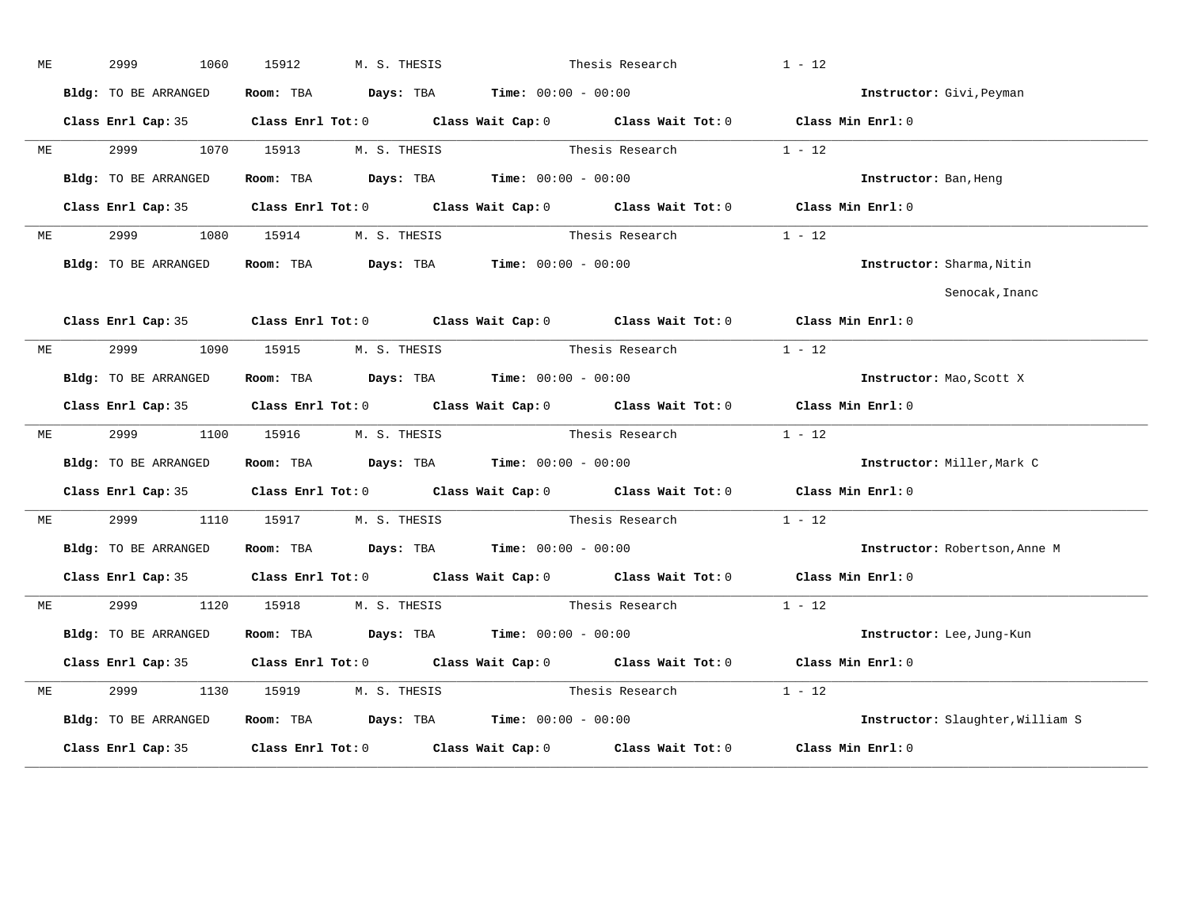ME 2999 1060 15912 M. S. THESIS Thesis Research 1 - 12

**Bldg:** TO BE ARRANGED **Room:** TBA **Days:** TBA **Time:** 00:00 - 00:00 **Instructor:** Givi,Peyman

**Class Enrl Cap:** 35 **Class Enrl Tot:** 0 **Class Wait Cap:** 0 **Class Wait Tot:** 0 **Class Min Enrl:** 0

---

ME 2999 1070 15913 M. S. THESIS Thesis Research 1 - 12

**Bldg:** TO BE ARRANGED **Room:** TBA **Days:** TBA **Time:** 00:00 - 00:00 **Instructor:** Ban,Heng

**Class Enrl Cap:** 35 **Class Enrl Tot:** 0 **Class Wait Cap:** 0 **Class Wait Tot:** 0 **Class Min Enrl:** 0

---

ME 2999 1080 15914 M. S. THESIS Thesis Research 1 - 12

**Bldg:** TO BE ARRANGED **Room:** TBA **Days:** TBA **Time:** 00:00 - 00:00 **Instructor:** Sharma,Nitin
Senocak,Inanc

**Class Enrl Cap:** 35 **Class Enrl Tot:** 0 **Class Wait Cap:** 0 **Class Wait Tot:** 0 **Class Min Enrl:** 0

---

ME 2999 1090 15915 M. S. THESIS Thesis Research 1 - 12

**Bldg:** TO BE ARRANGED **Room:** TBA **Days:** TBA **Time:** 00:00 - 00:00 **Instructor:** Mao,Scott X

**Class Enrl Cap:** 35 **Class Enrl Tot:** 0 **Class Wait Cap:** 0 **Class Wait Tot:** 0 **Class Min Enrl:** 0

---

ME 2999 1100 15916 M. S. THESIS Thesis Research 1 - 12

**Bldg:** TO BE ARRANGED **Room:** TBA **Days:** TBA **Time:** 00:00 - 00:00 **Instructor:** Miller,Mark C

**Class Enrl Cap:** 35 **Class Enrl Tot:** 0 **Class Wait Cap:** 0 **Class Wait Tot:** 0 **Class Min Enrl:** 0

---

ME 2999 1110 15917 M. S. THESIS Thesis Research 1 - 12

**Bldg:** TO BE ARRANGED **Room:** TBA **Days:** TBA **Time:** 00:00 - 00:00 **Instructor:** Robertson,Anne M

**Class Enrl Cap:** 35 **Class Enrl Tot:** 0 **Class Wait Cap:** 0 **Class Wait Tot:** 0 **Class Min Enrl:** 0

---

ME 2999 1120 15918 M. S. THESIS Thesis Research 1 - 12

**Bldg:** TO BE ARRANGED **Room:** TBA **Days:** TBA **Time:** 00:00 - 00:00 **Instructor:** Lee,Jung-Kun

**Class Enrl Cap:** 35 **Class Enrl Tot:** 0 **Class Wait Cap:** 0 **Class Wait Tot:** 0 **Class Min Enrl:** 0

---

ME 2999 1130 15919 M. S. THESIS Thesis Research 1 - 12

**Bldg:** TO BE ARRANGED **Room:** TBA **Days:** TBA **Time:** 00:00 - 00:00 **Instructor:** Slaughter,William S

**Class Enrl Cap:** 35 **Class Enrl Tot:** 0 **Class Wait Cap:** 0 **Class Wait Tot:** 0 **Class Min Enrl:** 0

---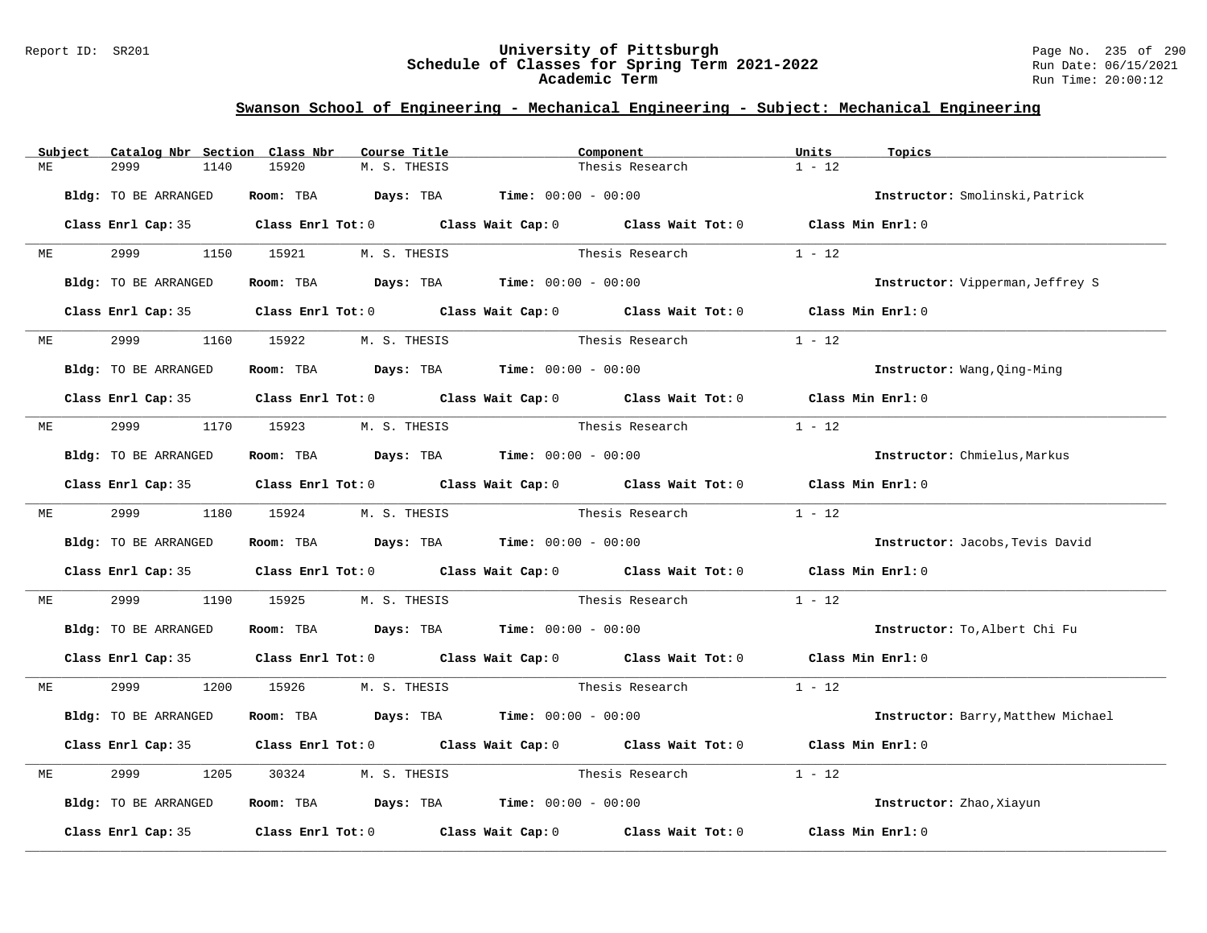## Swanson School of Engineering - Mechanical Engineering - Subject: Mechanical Engineering

| Subject | Catalog Nbr | Section | Class Nbr | Course Title | Component | Units | Topics |
|---|---|---|---|---|---|---|---|
| ME | 2999 | 1140 | 15920 | M. S. THESIS | Thesis Research | 1 - 12 | |

**Bldg:** TO BE ARRANGED **Room:** TBA **Days:** TBA **Time:** 00:00 - 00:00 **Instructor:** Smolinski,Patrick

**Class Enrl Cap:** 35 **Class Enrl Tot:** 0 **Class Wait Cap:** 0 **Class Wait Tot:** 0 **Class Min Enrl:** 0

---

| Subject | Catalog Nbr | Section | Class Nbr | Course Title | Component | Units | Topics |
|---|---|---|---|---|---|---|---|
| ME | 2999 | 1150 | 15921 | M. S. THESIS | Thesis Research | 1 - 12 | |

**Bldg:** TO BE ARRANGED **Room:** TBA **Days:** TBA **Time:** 00:00 - 00:00 **Instructor:** Vipperman,Jeffrey S

**Class Enrl Cap:** 35 **Class Enrl Tot:** 0 **Class Wait Cap:** 0 **Class Wait Tot:** 0 **Class Min Enrl:** 0

---

| Subject | Catalog Nbr | Section | Class Nbr | Course Title | Component | Units | Topics |
|---|---|---|---|---|---|---|---|
| ME | 2999 | 1160 | 15922 | M. S. THESIS | Thesis Research | 1 - 12 | |

**Bldg:** TO BE ARRANGED **Room:** TBA **Days:** TBA **Time:** 00:00 - 00:00 **Instructor:** Wang,Qing-Ming

**Class Enrl Cap:** 35 **Class Enrl Tot:** 0 **Class Wait Cap:** 0 **Class Wait Tot:** 0 **Class Min Enrl:** 0

---

| Subject | Catalog Nbr | Section | Class Nbr | Course Title | Component | Units | Topics |
|---|---|---|---|---|---|---|---|
| ME | 2999 | 1170 | 15923 | M. S. THESIS | Thesis Research | 1 - 12 | |

**Bldg:** TO BE ARRANGED **Room:** TBA **Days:** TBA **Time:** 00:00 - 00:00 **Instructor:** Chmielus,Markus

**Class Enrl Cap:** 35 **Class Enrl Tot:** 0 **Class Wait Cap:** 0 **Class Wait Tot:** 0 **Class Min Enrl:** 0

---

| Subject | Catalog Nbr | Section | Class Nbr | Course Title | Component | Units | Topics |
|---|---|---|---|---|---|---|---|
| ME | 2999 | 1180 | 15924 | M. S. THESIS | Thesis Research | 1 - 12 | |

**Bldg:** TO BE ARRANGED **Room:** TBA **Days:** TBA **Time:** 00:00 - 00:00 **Instructor:** Jacobs,Tevis David

**Class Enrl Cap:** 35 **Class Enrl Tot:** 0 **Class Wait Cap:** 0 **Class Wait Tot:** 0 **Class Min Enrl:** 0

---

| Subject | Catalog Nbr | Section | Class Nbr | Course Title | Component | Units | Topics |
|---|---|---|---|---|---|---|---|
| ME | 2999 | 1190 | 15925 | M. S. THESIS | Thesis Research | 1 - 12 | |

**Bldg:** TO BE ARRANGED **Room:** TBA **Days:** TBA **Time:** 00:00 - 00:00 **Instructor:** To,Albert Chi Fu

**Class Enrl Cap:** 35 **Class Enrl Tot:** 0 **Class Wait Cap:** 0 **Class Wait Tot:** 0 **Class Min Enrl:** 0

---

| Subject | Catalog Nbr | Section | Class Nbr | Course Title | Component | Units | Topics |
|---|---|---|---|---|---|---|---|
| ME | 2999 | 1200 | 15926 | M. S. THESIS | Thesis Research | 1 - 12 | |

**Bldg:** TO BE ARRANGED **Room:** TBA **Days:** TBA **Time:** 00:00 - 00:00 **Instructor:** Barry,Matthew Michael

**Class Enrl Cap:** 35 **Class Enrl Tot:** 0 **Class Wait Cap:** 0 **Class Wait Tot:** 0 **Class Min Enrl:** 0

---

| Subject | Catalog Nbr | Section | Class Nbr | Course Title | Component | Units | Topics |
|---|---|---|---|---|---|---|---|
| ME | 2999 | 1205 | 30324 | M. S. THESIS | Thesis Research | 1 - 12 | |

**Bldg:** TO BE ARRANGED **Room:** TBA **Days:** TBA **Time:** 00:00 - 00:00 **Instructor:** Zhao,Xiayun

**Class Enrl Cap:** 35 **Class Enrl Tot:** 0 **Class Wait Cap:** 0 **Class Wait Tot:** 0 **Class Min Enrl:** 0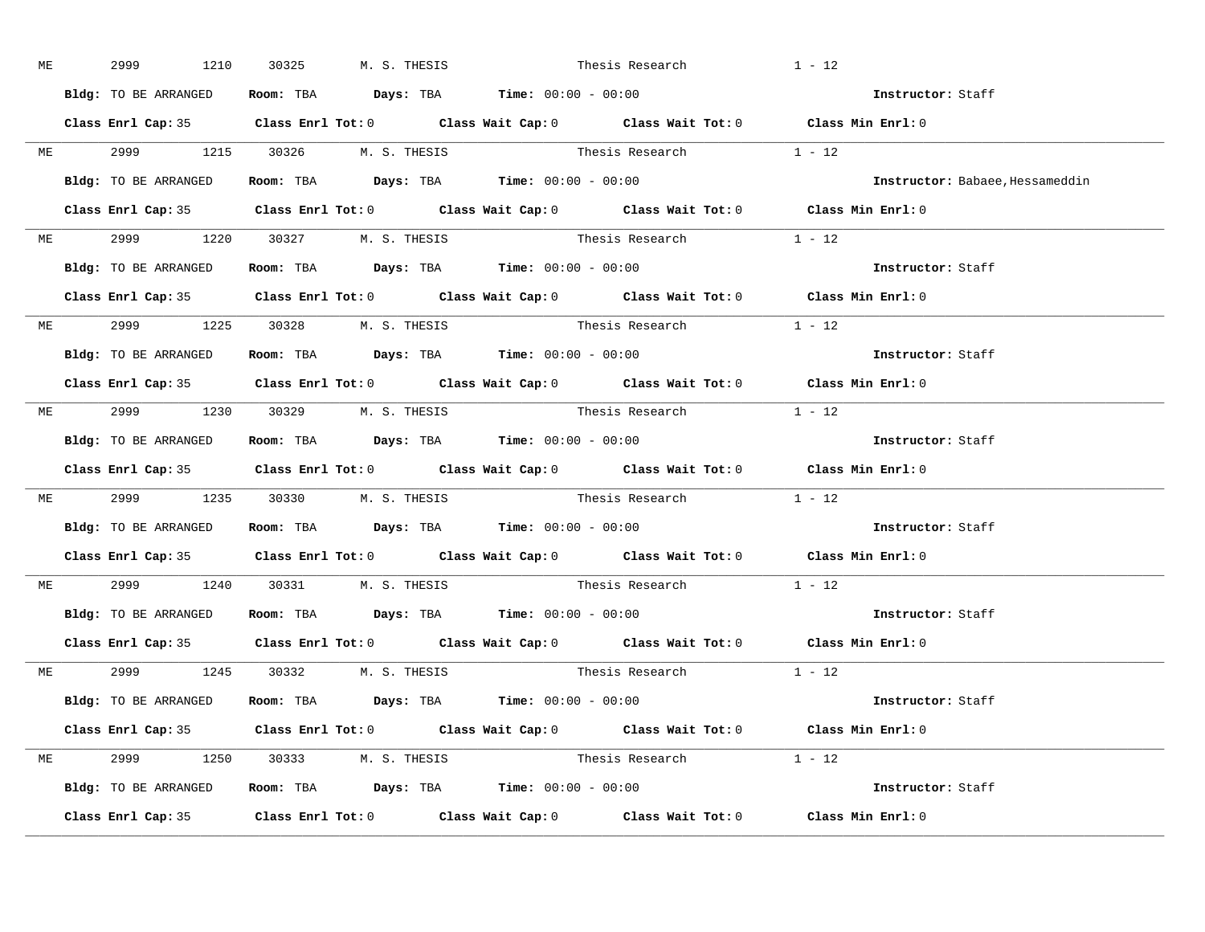ME 2999 1210 30325 M. S. THESIS Thesis Research 1 - 12

**Bldg:** TO BE ARRANGED **Room:** TBA **Days:** TBA **Time:** 00:00 - 00:00 **Instructor:** Staff

**Class Enrl Cap:** 35 **Class Enrl Tot:** 0 **Class Wait Cap:** 0 **Class Wait Tot:** 0 **Class Min Enrl:** 0

---

ME 2999 1215 30326 M. S. THESIS Thesis Research 1 - 12

**Bldg:** TO BE ARRANGED **Room:** TBA **Days:** TBA **Time:** 00:00 - 00:00 **Instructor:** Babaee,Hessameddin

**Class Enrl Cap:** 35 **Class Enrl Tot:** 0 **Class Wait Cap:** 0 **Class Wait Tot:** 0 **Class Min Enrl:** 0

---

ME 2999 1220 30327 M. S. THESIS Thesis Research 1 - 12

**Bldg:** TO BE ARRANGED **Room:** TBA **Days:** TBA **Time:** 00:00 - 00:00 **Instructor:** Staff

**Class Enrl Cap:** 35 **Class Enrl Tot:** 0 **Class Wait Cap:** 0 **Class Wait Tot:** 0 **Class Min Enrl:** 0

---

ME 2999 1225 30328 M. S. THESIS Thesis Research 1 - 12

**Bldg:** TO BE ARRANGED **Room:** TBA **Days:** TBA **Time:** 00:00 - 00:00 **Instructor:** Staff

**Class Enrl Cap:** 35 **Class Enrl Tot:** 0 **Class Wait Cap:** 0 **Class Wait Tot:** 0 **Class Min Enrl:** 0

---

ME 2999 1230 30329 M. S. THESIS Thesis Research 1 - 12

**Bldg:** TO BE ARRANGED **Room:** TBA **Days:** TBA **Time:** 00:00 - 00:00 **Instructor:** Staff

**Class Enrl Cap:** 35 **Class Enrl Tot:** 0 **Class Wait Cap:** 0 **Class Wait Tot:** 0 **Class Min Enrl:** 0

---

ME 2999 1235 30330 M. S. THESIS Thesis Research 1 - 12

**Bldg:** TO BE ARRANGED **Room:** TBA **Days:** TBA **Time:** 00:00 - 00:00 **Instructor:** Staff

**Class Enrl Cap:** 35 **Class Enrl Tot:** 0 **Class Wait Cap:** 0 **Class Wait Tot:** 0 **Class Min Enrl:** 0

---

ME 2999 1240 30331 M. S. THESIS Thesis Research 1 - 12

**Bldg:** TO BE ARRANGED **Room:** TBA **Days:** TBA **Time:** 00:00 - 00:00 **Instructor:** Staff

**Class Enrl Cap:** 35 **Class Enrl Tot:** 0 **Class Wait Cap:** 0 **Class Wait Tot:** 0 **Class Min Enrl:** 0

---

ME 2999 1245 30332 M. S. THESIS Thesis Research 1 - 12

**Bldg:** TO BE ARRANGED **Room:** TBA **Days:** TBA **Time:** 00:00 - 00:00 **Instructor:** Staff

**Class Enrl Cap:** 35 **Class Enrl Tot:** 0 **Class Wait Cap:** 0 **Class Wait Tot:** 0 **Class Min Enrl:** 0

---

ME 2999 1250 30333 M. S. THESIS Thesis Research 1 - 12

**Bldg:** TO BE ARRANGED **Room:** TBA **Days:** TBA **Time:** 00:00 - 00:00 **Instructor:** Staff

**Class Enrl Cap:** 35 **Class Enrl Tot:** 0 **Class Wait Cap:** 0 **Class Wait Tot:** 0 **Class Min Enrl:** 0

---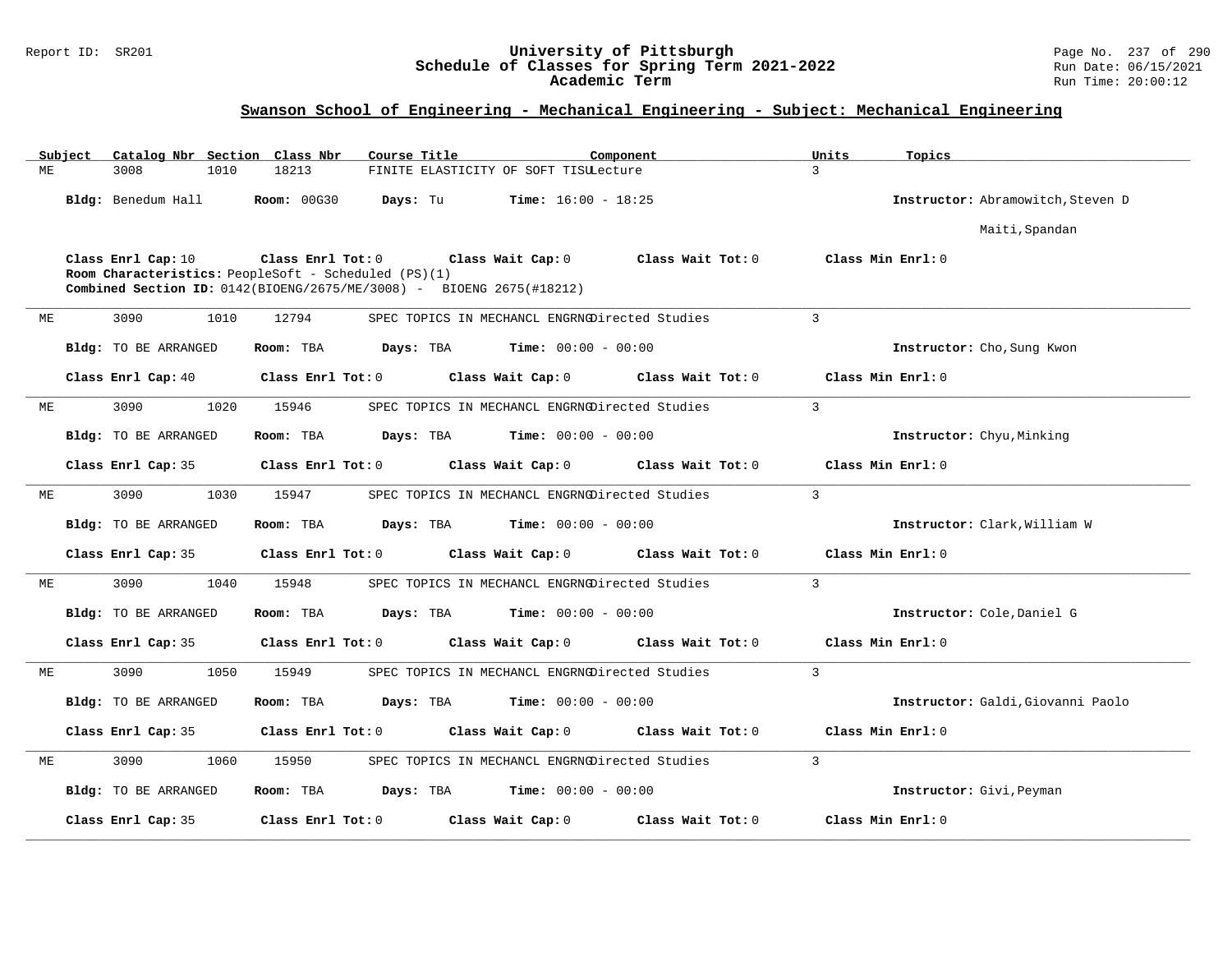## Swanson School of Engineering - Mechanical Engineering - Subject: Mechanical Engineering

| Subject | Catalog Nbr | Section | Class Nbr | Course Title | Component | Units | Topics |
|---|---|---|---|---|---|---|---|
| ME | 3008 | 1010 | 18213 | FINITE ELASTICITY OF SOFT TISU | Lecture | 3 | |

**Bldg:** Benedum Hall **Room:** 00G30 **Days:** Tu **Time:** 16:00 - 18:25 **Instructor:** Abramowitch,Steven D; Maiti,Spandan

**Class Enrl Cap:** 10 **Class Enrl Tot:** 0 **Class Wait Cap:** 0 **Class Wait Tot:** 0 **Class Min Enrl:** 0

**Room Characteristics:** PeopleSoft - Scheduled (PS)(1)

**Combined Section ID:** 0142(BIOENG/2675/ME/3008) - BIOENG 2675(#18212)

---

| Subject | Catalog Nbr | Section | Class Nbr | Course Title | Component | Units | Topics |
|---|---|---|---|---|---|---|---|
| ME | 3090 | 1010 | 12794 | SPEC TOPICS IN MECHANCL ENGRNG | Directed Studies | 3 | |

**Bldg:** TO BE ARRANGED **Room:** TBA **Days:** TBA **Time:** 00:00 - 00:00 **Instructor:** Cho,Sung Kwon

**Class Enrl Cap:** 40 **Class Enrl Tot:** 0 **Class Wait Cap:** 0 **Class Wait Tot:** 0 **Class Min Enrl:** 0

---

| Subject | Catalog Nbr | Section | Class Nbr | Course Title | Component | Units | Topics |
|---|---|---|---|---|---|---|---|
| ME | 3090 | 1020 | 15946 | SPEC TOPICS IN MECHANCL ENGRNG | Directed Studies | 3 | |

**Bldg:** TO BE ARRANGED **Room:** TBA **Days:** TBA **Time:** 00:00 - 00:00 **Instructor:** Chyu,Minking

**Class Enrl Cap:** 35 **Class Enrl Tot:** 0 **Class Wait Cap:** 0 **Class Wait Tot:** 0 **Class Min Enrl:** 0

---

| Subject | Catalog Nbr | Section | Class Nbr | Course Title | Component | Units | Topics |
|---|---|---|---|---|---|---|---|
| ME | 3090 | 1030 | 15947 | SPEC TOPICS IN MECHANCL ENGRNG | Directed Studies | 3 | |

**Bldg:** TO BE ARRANGED **Room:** TBA **Days:** TBA **Time:** 00:00 - 00:00 **Instructor:** Clark,William W

**Class Enrl Cap:** 35 **Class Enrl Tot:** 0 **Class Wait Cap:** 0 **Class Wait Tot:** 0 **Class Min Enrl:** 0

---

| Subject | Catalog Nbr | Section | Class Nbr | Course Title | Component | Units | Topics |
|---|---|---|---|---|---|---|---|
| ME | 3090 | 1040 | 15948 | SPEC TOPICS IN MECHANCL ENGRNG | Directed Studies | 3 | |

**Bldg:** TO BE ARRANGED **Room:** TBA **Days:** TBA **Time:** 00:00 - 00:00 **Instructor:** Cole,Daniel G

**Class Enrl Cap:** 35 **Class Enrl Tot:** 0 **Class Wait Cap:** 0 **Class Wait Tot:** 0 **Class Min Enrl:** 0

---

| Subject | Catalog Nbr | Section | Class Nbr | Course Title | Component | Units | Topics |
|---|---|---|---|---|---|---|---|
| ME | 3090 | 1050 | 15949 | SPEC TOPICS IN MECHANCL ENGRNG | Directed Studies | 3 | |

**Bldg:** TO BE ARRANGED **Room:** TBA **Days:** TBA **Time:** 00:00 - 00:00 **Instructor:** Galdi,Giovanni Paolo

**Class Enrl Cap:** 35 **Class Enrl Tot:** 0 **Class Wait Cap:** 0 **Class Wait Tot:** 0 **Class Min Enrl:** 0

---

| Subject | Catalog Nbr | Section | Class Nbr | Course Title | Component | Units | Topics |
|---|---|---|---|---|---|---|---|
| ME | 3090 | 1060 | 15950 | SPEC TOPICS IN MECHANCL ENGRNG | Directed Studies | 3 | |

**Bldg:** TO BE ARRANGED **Room:** TBA **Days:** TBA **Time:** 00:00 - 00:00 **Instructor:** Givi,Peyman

**Class Enrl Cap:** 35 **Class Enrl Tot:** 0 **Class Wait Cap:** 0 **Class Wait Tot:** 0 **Class Min Enrl:** 0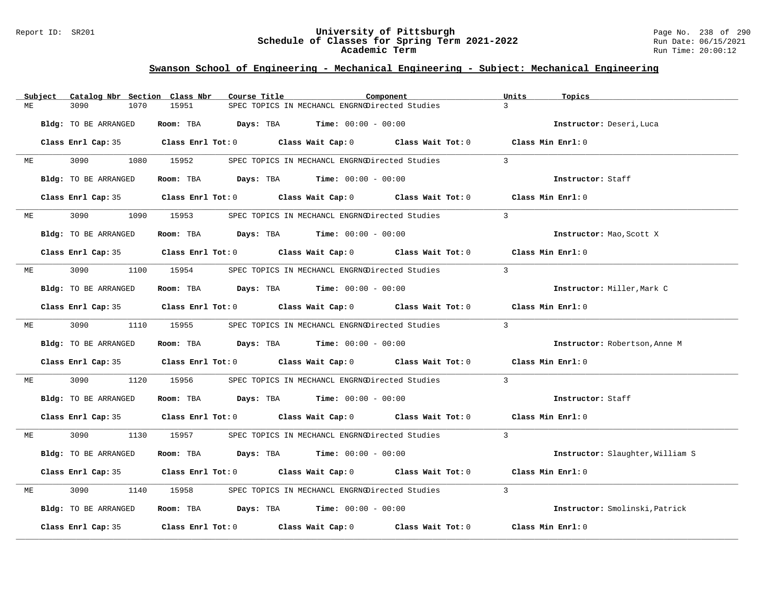## Swanson School of Engineering - Mechanical Engineering - Subject: Mechanical Engineering

| Subject | Catalog Nbr | Section | Class Nbr | Course Title | Component | Units | Topics |
|---|---|---|---|---|---|---|---|
| ME | 3090 | 1070 | 15951 | SPEC TOPICS IN MECHANCL ENGRNG | Directed Studies | 3 | |

**Bldg:** TO BE ARRANGED **Room:** TBA **Days:** TBA **Time:** 00:00 - 00:00 **Instructor:** Deseri,Luca

**Class Enrl Cap:** 35 **Class Enrl Tot:** 0 **Class Wait Cap:** 0 **Class Wait Tot:** 0 **Class Min Enrl:** 0

| Subject | Catalog Nbr | Section | Class Nbr | Course Title | Component | Units | Topics |
|---|---|---|---|---|---|---|---|
| ME | 3090 | 1080 | 15952 | SPEC TOPICS IN MECHANCL ENGRNG | Directed Studies | 3 | |

**Bldg:** TO BE ARRANGED **Room:** TBA **Days:** TBA **Time:** 00:00 - 00:00 **Instructor:** Staff

**Class Enrl Cap:** 35 **Class Enrl Tot:** 0 **Class Wait Cap:** 0 **Class Wait Tot:** 0 **Class Min Enrl:** 0

| Subject | Catalog Nbr | Section | Class Nbr | Course Title | Component | Units | Topics |
|---|---|---|---|---|---|---|---|
| ME | 3090 | 1090 | 15953 | SPEC TOPICS IN MECHANCL ENGRNG | Directed Studies | 3 | |

**Bldg:** TO BE ARRANGED **Room:** TBA **Days:** TBA **Time:** 00:00 - 00:00 **Instructor:** Mao,Scott X

**Class Enrl Cap:** 35 **Class Enrl Tot:** 0 **Class Wait Cap:** 0 **Class Wait Tot:** 0 **Class Min Enrl:** 0

| Subject | Catalog Nbr | Section | Class Nbr | Course Title | Component | Units | Topics |
|---|---|---|---|---|---|---|---|
| ME | 3090 | 1100 | 15954 | SPEC TOPICS IN MECHANCL ENGRNG | Directed Studies | 3 | |

**Bldg:** TO BE ARRANGED **Room:** TBA **Days:** TBA **Time:** 00:00 - 00:00 **Instructor:** Miller,Mark C

**Class Enrl Cap:** 35 **Class Enrl Tot:** 0 **Class Wait Cap:** 0 **Class Wait Tot:** 0 **Class Min Enrl:** 0

| Subject | Catalog Nbr | Section | Class Nbr | Course Title | Component | Units | Topics |
|---|---|---|---|---|---|---|---|
| ME | 3090 | 1110 | 15955 | SPEC TOPICS IN MECHANCL ENGRNG | Directed Studies | 3 | |

**Bldg:** TO BE ARRANGED **Room:** TBA **Days:** TBA **Time:** 00:00 - 00:00 **Instructor:** Robertson,Anne M

**Class Enrl Cap:** 35 **Class Enrl Tot:** 0 **Class Wait Cap:** 0 **Class Wait Tot:** 0 **Class Min Enrl:** 0

| Subject | Catalog Nbr | Section | Class Nbr | Course Title | Component | Units | Topics |
|---|---|---|---|---|---|---|---|
| ME | 3090 | 1120 | 15956 | SPEC TOPICS IN MECHANCL ENGRNG | Directed Studies | 3 | |

**Bldg:** TO BE ARRANGED **Room:** TBA **Days:** TBA **Time:** 00:00 - 00:00 **Instructor:** Staff

**Class Enrl Cap:** 35 **Class Enrl Tot:** 0 **Class Wait Cap:** 0 **Class Wait Tot:** 0 **Class Min Enrl:** 0

| Subject | Catalog Nbr | Section | Class Nbr | Course Title | Component | Units | Topics |
|---|---|---|---|---|---|---|---|
| ME | 3090 | 1130 | 15957 | SPEC TOPICS IN MECHANCL ENGRNG | Directed Studies | 3 | |

**Bldg:** TO BE ARRANGED **Room:** TBA **Days:** TBA **Time:** 00:00 - 00:00 **Instructor:** Slaughter,William S

**Class Enrl Cap:** 35 **Class Enrl Tot:** 0 **Class Wait Cap:** 0 **Class Wait Tot:** 0 **Class Min Enrl:** 0

| Subject | Catalog Nbr | Section | Class Nbr | Course Title | Component | Units | Topics |
|---|---|---|---|---|---|---|---|
| ME | 3090 | 1140 | 15958 | SPEC TOPICS IN MECHANCL ENGRNG | Directed Studies | 3 | |

**Bldg:** TO BE ARRANGED **Room:** TBA **Days:** TBA **Time:** 00:00 - 00:00 **Instructor:** Smolinski,Patrick

**Class Enrl Cap:** 35 **Class Enrl Tot:** 0 **Class Wait Cap:** 0 **Class Wait Tot:** 0 **Class Min Enrl:** 0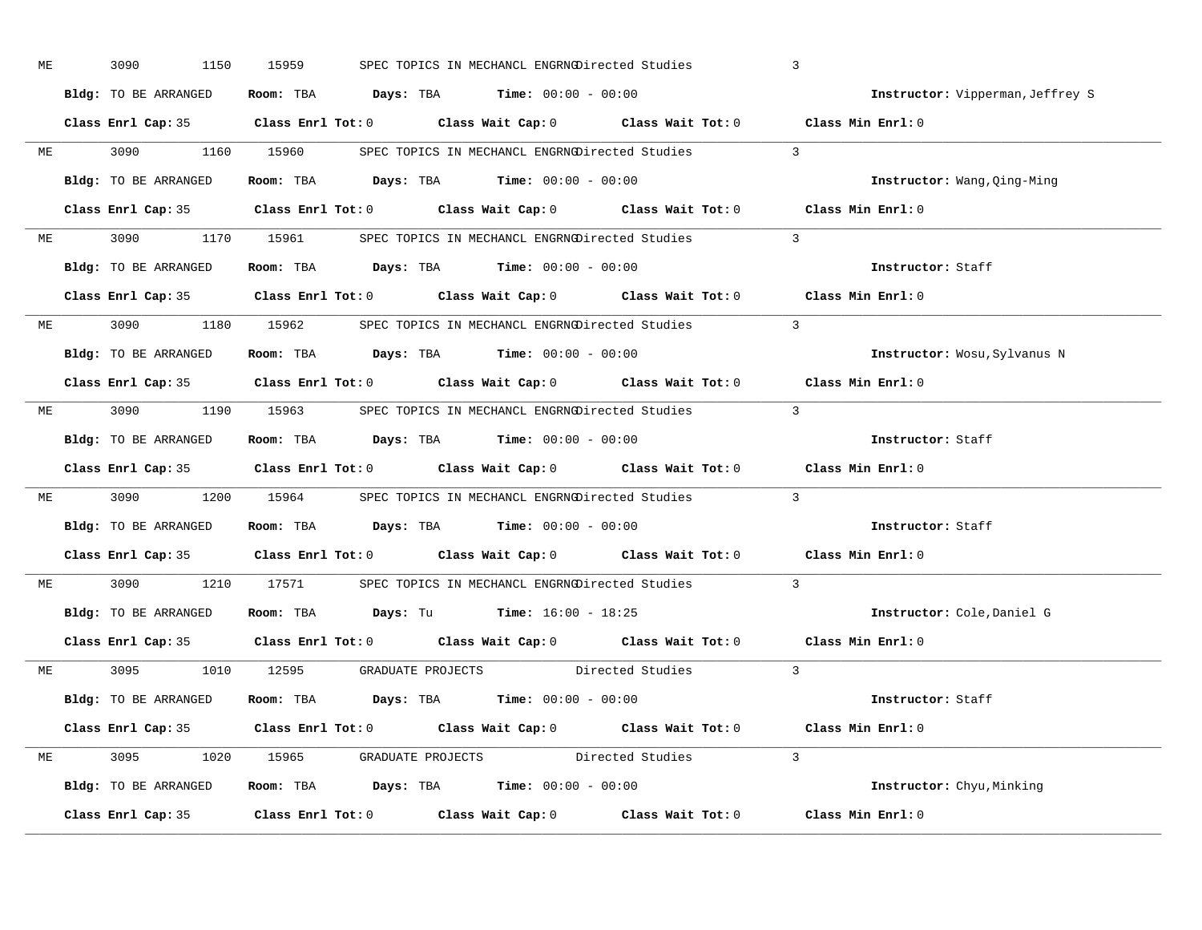ME 3090 1150 15959 SPEC TOPICS IN MECHANCL ENGRNG Directed Studies 3

**Bldg:** TO BE ARRANGED **Room:** TBA **Days:** TBA **Time:** 00:00 - 00:00 **Instructor:** Vipperman,Jeffrey S

**Class Enrl Cap:** 35 **Class Enrl Tot:** 0 **Class Wait Cap:** 0 **Class Wait Tot:** 0 **Class Min Enrl:** 0

---

ME 3090 1160 15960 SPEC TOPICS IN MECHANCL ENGRNG Directed Studies 3

**Bldg:** TO BE ARRANGED **Room:** TBA **Days:** TBA **Time:** 00:00 - 00:00 **Instructor:** Wang,Qing-Ming

**Class Enrl Cap:** 35 **Class Enrl Tot:** 0 **Class Wait Cap:** 0 **Class Wait Tot:** 0 **Class Min Enrl:** 0

---

ME 3090 1170 15961 SPEC TOPICS IN MECHANCL ENGRNG Directed Studies 3

**Bldg:** TO BE ARRANGED **Room:** TBA **Days:** TBA **Time:** 00:00 - 00:00 **Instructor:** Staff

**Class Enrl Cap:** 35 **Class Enrl Tot:** 0 **Class Wait Cap:** 0 **Class Wait Tot:** 0 **Class Min Enrl:** 0

---

ME 3090 1180 15962 SPEC TOPICS IN MECHANCL ENGRNG Directed Studies 3

**Bldg:** TO BE ARRANGED **Room:** TBA **Days:** TBA **Time:** 00:00 - 00:00 **Instructor:** Wosu,Sylvanus N

**Class Enrl Cap:** 35 **Class Enrl Tot:** 0 **Class Wait Cap:** 0 **Class Wait Tot:** 0 **Class Min Enrl:** 0

---

ME 3090 1190 15963 SPEC TOPICS IN MECHANCL ENGRNG Directed Studies 3

**Bldg:** TO BE ARRANGED **Room:** TBA **Days:** TBA **Time:** 00:00 - 00:00 **Instructor:** Staff

**Class Enrl Cap:** 35 **Class Enrl Tot:** 0 **Class Wait Cap:** 0 **Class Wait Tot:** 0 **Class Min Enrl:** 0

---

ME 3090 1200 15964 SPEC TOPICS IN MECHANCL ENGRNG Directed Studies 3

**Bldg:** TO BE ARRANGED **Room:** TBA **Days:** TBA **Time:** 00:00 - 00:00 **Instructor:** Staff

**Class Enrl Cap:** 35 **Class Enrl Tot:** 0 **Class Wait Cap:** 0 **Class Wait Tot:** 0 **Class Min Enrl:** 0

---

ME 3090 1210 17571 SPEC TOPICS IN MECHANCL ENGRNG Directed Studies 3

**Bldg:** TO BE ARRANGED **Room:** TBA **Days:** Tu **Time:** 16:00 - 18:25 **Instructor:** Cole,Daniel G

**Class Enrl Cap:** 35 **Class Enrl Tot:** 0 **Class Wait Cap:** 0 **Class Wait Tot:** 0 **Class Min Enrl:** 0

---

ME 3095 1010 12595 GRADUATE PROJECTS Directed Studies 3

**Bldg:** TO BE ARRANGED **Room:** TBA **Days:** TBA **Time:** 00:00 - 00:00 **Instructor:** Staff

**Class Enrl Cap:** 35 **Class Enrl Tot:** 0 **Class Wait Cap:** 0 **Class Wait Tot:** 0 **Class Min Enrl:** 0

---

ME 3095 1020 15965 GRADUATE PROJECTS Directed Studies 3

**Bldg:** TO BE ARRANGED **Room:** TBA **Days:** TBA **Time:** 00:00 - 00:00 **Instructor:** Chyu,Minking

**Class Enrl Cap:** 35 **Class Enrl Tot:** 0 **Class Wait Cap:** 0 **Class Wait Tot:** 0 **Class Min Enrl:** 0

---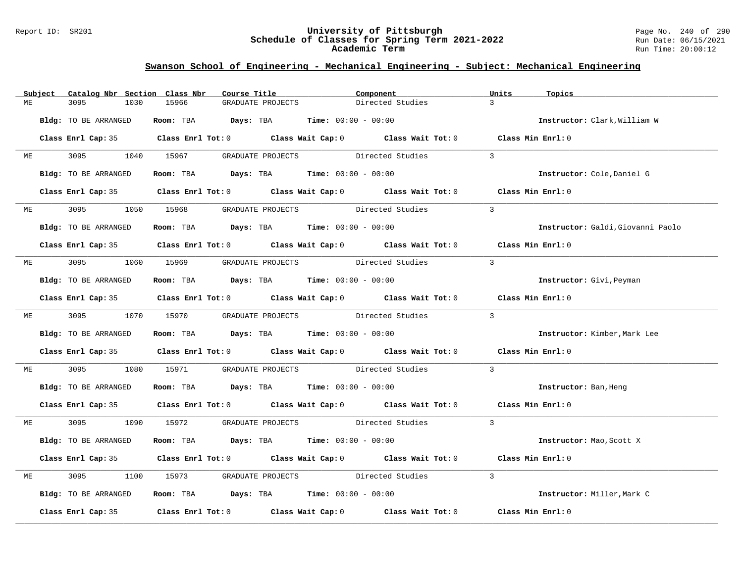## Swanson School of Engineering - Mechanical Engineering - Subject: Mechanical Engineering

| Subject | Catalog Nbr | Section | Class Nbr | Course Title | Component | Units | Topics |
|---|---|---|---|---|---|---|---|
| ME | 3095 | 1030 | 15966 | GRADUATE PROJECTS | Directed Studies | 3 | |

**Bldg:** TO BE ARRANGED **Room:** TBA **Days:** TBA **Time:** 00:00 - 00:00 **Instructor:** Clark,William W

**Class Enrl Cap:** 35 **Class Enrl Tot:** 0 **Class Wait Cap:** 0 **Class Wait Tot:** 0 **Class Min Enrl:** 0

| Subject | Catalog Nbr | Section | Class Nbr | Course Title | Component | Units | Topics |
|---|---|---|---|---|---|---|---|
| ME | 3095 | 1040 | 15967 | GRADUATE PROJECTS | Directed Studies | 3 | |

**Bldg:** TO BE ARRANGED **Room:** TBA **Days:** TBA **Time:** 00:00 - 00:00 **Instructor:** Cole,Daniel G

**Class Enrl Cap:** 35 **Class Enrl Tot:** 0 **Class Wait Cap:** 0 **Class Wait Tot:** 0 **Class Min Enrl:** 0

| Subject | Catalog Nbr | Section | Class Nbr | Course Title | Component | Units | Topics |
|---|---|---|---|---|---|---|---|
| ME | 3095 | 1050 | 15968 | GRADUATE PROJECTS | Directed Studies | 3 | |

**Bldg:** TO BE ARRANGED **Room:** TBA **Days:** TBA **Time:** 00:00 - 00:00 **Instructor:** Galdi,Giovanni Paolo

**Class Enrl Cap:** 35 **Class Enrl Tot:** 0 **Class Wait Cap:** 0 **Class Wait Tot:** 0 **Class Min Enrl:** 0

| Subject | Catalog Nbr | Section | Class Nbr | Course Title | Component | Units | Topics |
|---|---|---|---|---|---|---|---|
| ME | 3095 | 1060 | 15969 | GRADUATE PROJECTS | Directed Studies | 3 | |

**Bldg:** TO BE ARRANGED **Room:** TBA **Days:** TBA **Time:** 00:00 - 00:00 **Instructor:** Givi,Peyman

**Class Enrl Cap:** 35 **Class Enrl Tot:** 0 **Class Wait Cap:** 0 **Class Wait Tot:** 0 **Class Min Enrl:** 0

| Subject | Catalog Nbr | Section | Class Nbr | Course Title | Component | Units | Topics |
|---|---|---|---|---|---|---|---|
| ME | 3095 | 1070 | 15970 | GRADUATE PROJECTS | Directed Studies | 3 | |

**Bldg:** TO BE ARRANGED **Room:** TBA **Days:** TBA **Time:** 00:00 - 00:00 **Instructor:** Kimber,Mark Lee

**Class Enrl Cap:** 35 **Class Enrl Tot:** 0 **Class Wait Cap:** 0 **Class Wait Tot:** 0 **Class Min Enrl:** 0

| Subject | Catalog Nbr | Section | Class Nbr | Course Title | Component | Units | Topics |
|---|---|---|---|---|---|---|---|
| ME | 3095 | 1080 | 15971 | GRADUATE PROJECTS | Directed Studies | 3 | |

**Bldg:** TO BE ARRANGED **Room:** TBA **Days:** TBA **Time:** 00:00 - 00:00 **Instructor:** Ban,Heng

**Class Enrl Cap:** 35 **Class Enrl Tot:** 0 **Class Wait Cap:** 0 **Class Wait Tot:** 0 **Class Min Enrl:** 0

| Subject | Catalog Nbr | Section | Class Nbr | Course Title | Component | Units | Topics |
|---|---|---|---|---|---|---|---|
| ME | 3095 | 1090 | 15972 | GRADUATE PROJECTS | Directed Studies | 3 | |

**Bldg:** TO BE ARRANGED **Room:** TBA **Days:** TBA **Time:** 00:00 - 00:00 **Instructor:** Mao,Scott X

**Class Enrl Cap:** 35 **Class Enrl Tot:** 0 **Class Wait Cap:** 0 **Class Wait Tot:** 0 **Class Min Enrl:** 0

| Subject | Catalog Nbr | Section | Class Nbr | Course Title | Component | Units | Topics |
|---|---|---|---|---|---|---|---|
| ME | 3095 | 1100 | 15973 | GRADUATE PROJECTS | Directed Studies | 3 | |

**Bldg:** TO BE ARRANGED **Room:** TBA **Days:** TBA **Time:** 00:00 - 00:00 **Instructor:** Miller,Mark C

**Class Enrl Cap:** 35 **Class Enrl Tot:** 0 **Class Wait Cap:** 0 **Class Wait Tot:** 0 **Class Min Enrl:** 0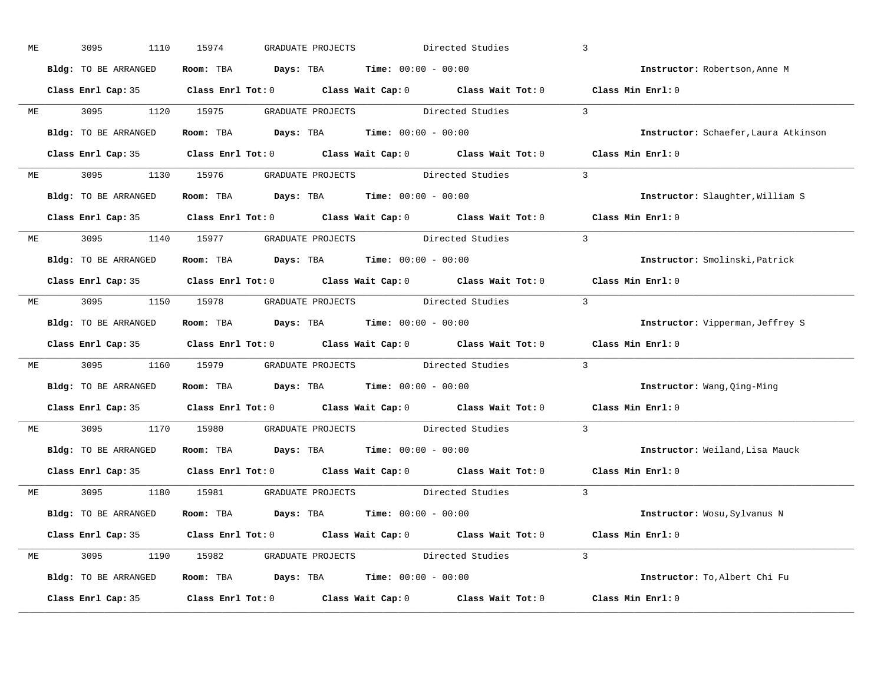ME 3095 1110 15974 GRADUATE PROJECTS Directed Studies 3

**Bldg:** TO BE ARRANGED **Room:** TBA **Days:** TBA **Time:** 00:00 - 00:00 **Instructor:** Robertson,Anne M

**Class Enrl Cap:** 35 **Class Enrl Tot:** 0 **Class Wait Cap:** 0 **Class Wait Tot:** 0 **Class Min Enrl:** 0

---

ME 3095 1120 15975 GRADUATE PROJECTS Directed Studies 3

**Bldg:** TO BE ARRANGED **Room:** TBA **Days:** TBA **Time:** 00:00 - 00:00 **Instructor:** Schaefer,Laura Atkinson

**Class Enrl Cap:** 35 **Class Enrl Tot:** 0 **Class Wait Cap:** 0 **Class Wait Tot:** 0 **Class Min Enrl:** 0

---

ME 3095 1130 15976 GRADUATE PROJECTS Directed Studies 3

**Bldg:** TO BE ARRANGED **Room:** TBA **Days:** TBA **Time:** 00:00 - 00:00 **Instructor:** Slaughter,William S

**Class Enrl Cap:** 35 **Class Enrl Tot:** 0 **Class Wait Cap:** 0 **Class Wait Tot:** 0 **Class Min Enrl:** 0

---

ME 3095 1140 15977 GRADUATE PROJECTS Directed Studies 3

**Bldg:** TO BE ARRANGED **Room:** TBA **Days:** TBA **Time:** 00:00 - 00:00 **Instructor:** Smolinski,Patrick

**Class Enrl Cap:** 35 **Class Enrl Tot:** 0 **Class Wait Cap:** 0 **Class Wait Tot:** 0 **Class Min Enrl:** 0

---

ME 3095 1150 15978 GRADUATE PROJECTS Directed Studies 3

**Bldg:** TO BE ARRANGED **Room:** TBA **Days:** TBA **Time:** 00:00 - 00:00 **Instructor:** Vipperman,Jeffrey S

**Class Enrl Cap:** 35 **Class Enrl Tot:** 0 **Class Wait Cap:** 0 **Class Wait Tot:** 0 **Class Min Enrl:** 0

---

ME 3095 1160 15979 GRADUATE PROJECTS Directed Studies 3

**Bldg:** TO BE ARRANGED **Room:** TBA **Days:** TBA **Time:** 00:00 - 00:00 **Instructor:** Wang,Qing-Ming

**Class Enrl Cap:** 35 **Class Enrl Tot:** 0 **Class Wait Cap:** 0 **Class Wait Tot:** 0 **Class Min Enrl:** 0

---

ME 3095 1170 15980 GRADUATE PROJECTS Directed Studies 3

**Bldg:** TO BE ARRANGED **Room:** TBA **Days:** TBA **Time:** 00:00 - 00:00 **Instructor:** Weiland,Lisa Mauck

**Class Enrl Cap:** 35 **Class Enrl Tot:** 0 **Class Wait Cap:** 0 **Class Wait Tot:** 0 **Class Min Enrl:** 0

---

ME 3095 1180 15981 GRADUATE PROJECTS Directed Studies 3

**Bldg:** TO BE ARRANGED **Room:** TBA **Days:** TBA **Time:** 00:00 - 00:00 **Instructor:** Wosu,Sylvanus N

**Class Enrl Cap:** 35 **Class Enrl Tot:** 0 **Class Wait Cap:** 0 **Class Wait Tot:** 0 **Class Min Enrl:** 0

---

ME 3095 1190 15982 GRADUATE PROJECTS Directed Studies 3

**Bldg:** TO BE ARRANGED **Room:** TBA **Days:** TBA **Time:** 00:00 - 00:00 **Instructor:** To,Albert Chi Fu

**Class Enrl Cap:** 35 **Class Enrl Tot:** 0 **Class Wait Cap:** 0 **Class Wait Tot:** 0 **Class Min Enrl:** 0

---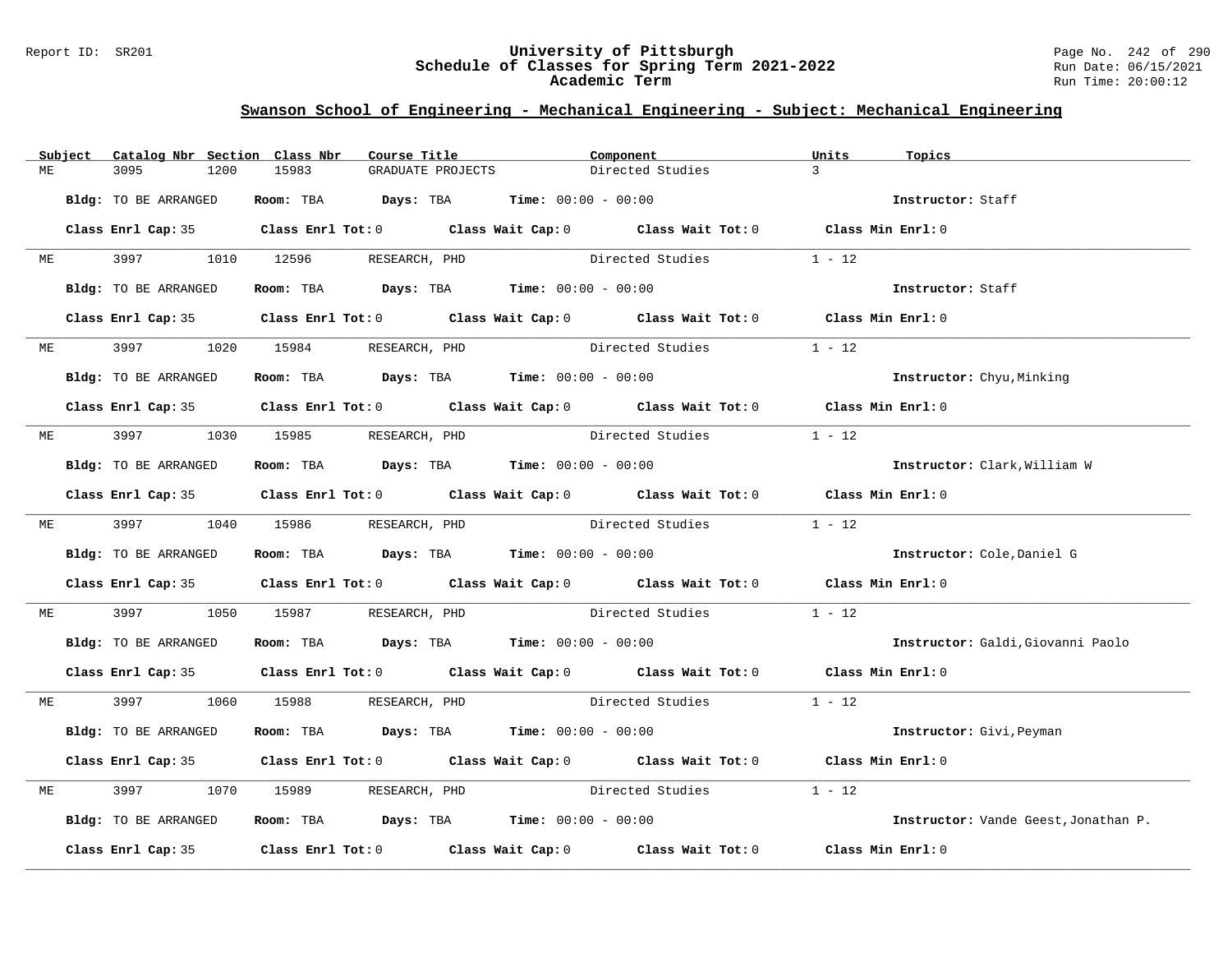# University of Pittsburgh
## Schedule of Classes for Spring Term 2021-2022
### Academic Term

Report ID: SR201

Run Date: 06/15/2021
Run Time: 20:00:12

## Swanson School of Engineering - Mechanical Engineering - Subject: Mechanical Engineering

| Subject | Catalog Nbr | Section | Class Nbr | Course Title | Component | Units | Topics |
|---|---|---|---|---|---|---|---|
| ME | 3095 | 1200 | 15983 | GRADUATE PROJECTS | Directed Studies | 3 | |

**Bldg:** TO BE ARRANGED **Room:** TBA **Days:** TBA **Time:** 00:00 - 00:00 **Instructor:** Staff

**Class Enrl Cap:** 35 **Class Enrl Tot:** 0 **Class Wait Cap:** 0 **Class Wait Tot:** 0 **Class Min Enrl:** 0

| Subject | Catalog Nbr | Section | Class Nbr | Course Title | Component | Units | Topics |
|---|---|---|---|---|---|---|---|
| ME | 3997 | 1010 | 12596 | RESEARCH, PHD | Directed Studies | 1 - 12 | |

**Bldg:** TO BE ARRANGED **Room:** TBA **Days:** TBA **Time:** 00:00 - 00:00 **Instructor:** Staff

**Class Enrl Cap:** 35 **Class Enrl Tot:** 0 **Class Wait Cap:** 0 **Class Wait Tot:** 0 **Class Min Enrl:** 0

| Subject | Catalog Nbr | Section | Class Nbr | Course Title | Component | Units | Topics |
|---|---|---|---|---|---|---|---|
| ME | 3997 | 1020 | 15984 | RESEARCH, PHD | Directed Studies | 1 - 12 | |

**Bldg:** TO BE ARRANGED **Room:** TBA **Days:** TBA **Time:** 00:00 - 00:00 **Instructor:** Chyu,Minking

**Class Enrl Cap:** 35 **Class Enrl Tot:** 0 **Class Wait Cap:** 0 **Class Wait Tot:** 0 **Class Min Enrl:** 0

| Subject | Catalog Nbr | Section | Class Nbr | Course Title | Component | Units | Topics |
|---|---|---|---|---|---|---|---|
| ME | 3997 | 1030 | 15985 | RESEARCH, PHD | Directed Studies | 1 - 12 | |

**Bldg:** TO BE ARRANGED **Room:** TBA **Days:** TBA **Time:** 00:00 - 00:00 **Instructor:** Clark,William W

**Class Enrl Cap:** 35 **Class Enrl Tot:** 0 **Class Wait Cap:** 0 **Class Wait Tot:** 0 **Class Min Enrl:** 0

| Subject | Catalog Nbr | Section | Class Nbr | Course Title | Component | Units | Topics |
|---|---|---|---|---|---|---|---|
| ME | 3997 | 1040 | 15986 | RESEARCH, PHD | Directed Studies | 1 - 12 | |

**Bldg:** TO BE ARRANGED **Room:** TBA **Days:** TBA **Time:** 00:00 - 00:00 **Instructor:** Cole,Daniel G

**Class Enrl Cap:** 35 **Class Enrl Tot:** 0 **Class Wait Cap:** 0 **Class Wait Tot:** 0 **Class Min Enrl:** 0

| Subject | Catalog Nbr | Section | Class Nbr | Course Title | Component | Units | Topics |
|---|---|---|---|---|---|---|---|
| ME | 3997 | 1050 | 15987 | RESEARCH, PHD | Directed Studies | 1 - 12 | |

**Bldg:** TO BE ARRANGED **Room:** TBA **Days:** TBA **Time:** 00:00 - 00:00 **Instructor:** Galdi,Giovanni Paolo

**Class Enrl Cap:** 35 **Class Enrl Tot:** 0 **Class Wait Cap:** 0 **Class Wait Tot:** 0 **Class Min Enrl:** 0

| Subject | Catalog Nbr | Section | Class Nbr | Course Title | Component | Units | Topics |
|---|---|---|---|---|---|---|---|
| ME | 3997 | 1060 | 15988 | RESEARCH, PHD | Directed Studies | 1 - 12 | |

**Bldg:** TO BE ARRANGED **Room:** TBA **Days:** TBA **Time:** 00:00 - 00:00 **Instructor:** Givi,Peyman

**Class Enrl Cap:** 35 **Class Enrl Tot:** 0 **Class Wait Cap:** 0 **Class Wait Tot:** 0 **Class Min Enrl:** 0

| Subject | Catalog Nbr | Section | Class Nbr | Course Title | Component | Units | Topics |
|---|---|---|---|---|---|---|---|
| ME | 3997 | 1070 | 15989 | RESEARCH, PHD | Directed Studies | 1 - 12 | |

**Bldg:** TO BE ARRANGED **Room:** TBA **Days:** TBA **Time:** 00:00 - 00:00 **Instructor:** Vande Geest,Jonathan P.

**Class Enrl Cap:** 35 **Class Enrl Tot:** 0 **Class Wait Cap:** 0 **Class Wait Tot:** 0 **Class Min Enrl:** 0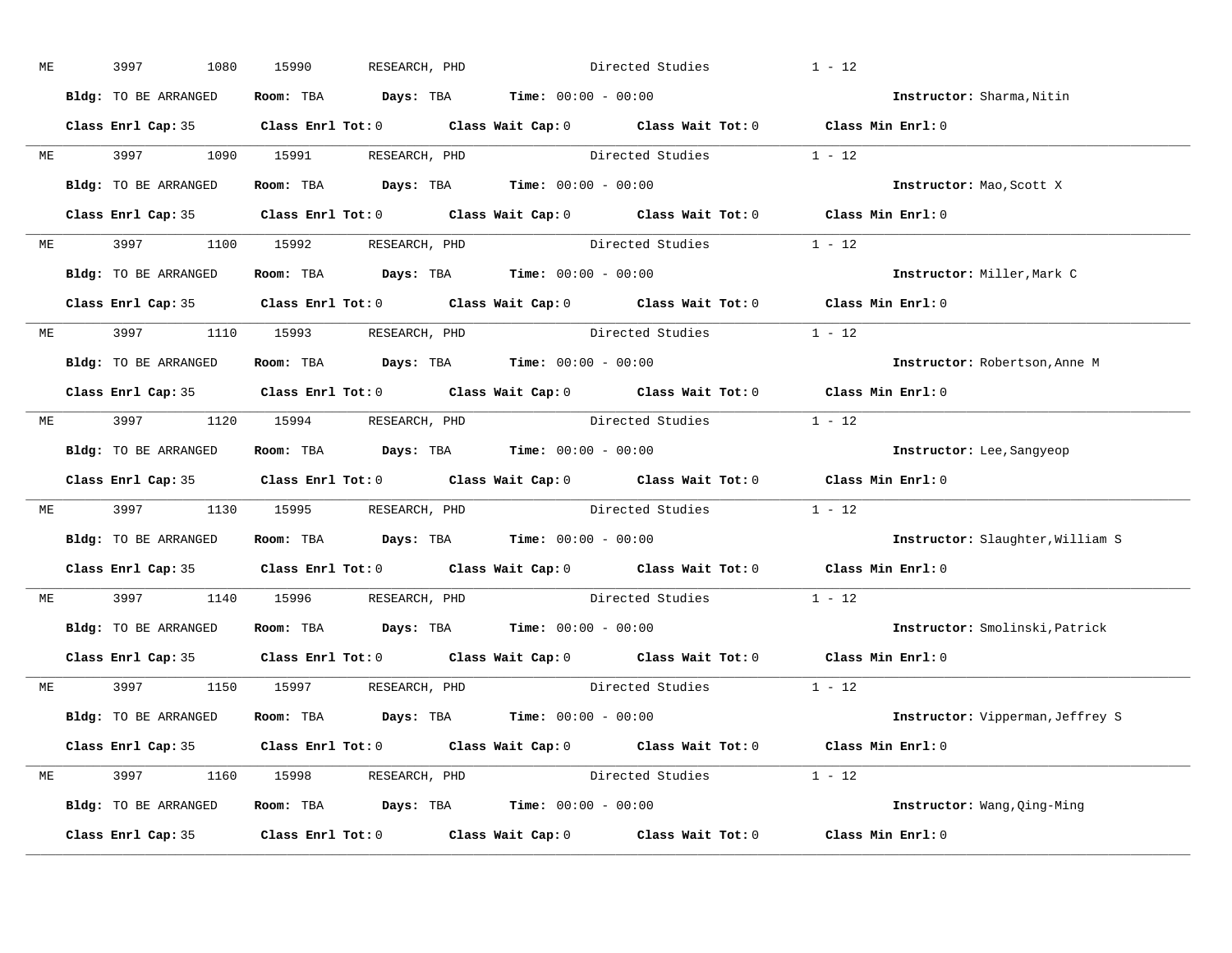ME 3997 1080 15990 RESEARCH, PHD Directed Studies 1 - 12

**Bldg:** TO BE ARRANGED **Room:** TBA **Days:** TBA **Time:** 00:00 - 00:00 **Instructor:** Sharma,Nitin

**Class Enrl Cap:** 35 **Class Enrl Tot:** 0 **Class Wait Cap:** 0 **Class Wait Tot:** 0 **Class Min Enrl:** 0

---

ME 3997 1090 15991 RESEARCH, PHD Directed Studies 1 - 12

**Bldg:** TO BE ARRANGED **Room:** TBA **Days:** TBA **Time:** 00:00 - 00:00 **Instructor:** Mao,Scott X

**Class Enrl Cap:** 35 **Class Enrl Tot:** 0 **Class Wait Cap:** 0 **Class Wait Tot:** 0 **Class Min Enrl:** 0

---

ME 3997 1100 15992 RESEARCH, PHD Directed Studies 1 - 12

**Bldg:** TO BE ARRANGED **Room:** TBA **Days:** TBA **Time:** 00:00 - 00:00 **Instructor:** Miller,Mark C

**Class Enrl Cap:** 35 **Class Enrl Tot:** 0 **Class Wait Cap:** 0 **Class Wait Tot:** 0 **Class Min Enrl:** 0

---

ME 3997 1110 15993 RESEARCH, PHD Directed Studies 1 - 12

**Bldg:** TO BE ARRANGED **Room:** TBA **Days:** TBA **Time:** 00:00 - 00:00 **Instructor:** Robertson,Anne M

**Class Enrl Cap:** 35 **Class Enrl Tot:** 0 **Class Wait Cap:** 0 **Class Wait Tot:** 0 **Class Min Enrl:** 0

---

ME 3997 1120 15994 RESEARCH, PHD Directed Studies 1 - 12

**Bldg:** TO BE ARRANGED **Room:** TBA **Days:** TBA **Time:** 00:00 - 00:00 **Instructor:** Lee,Sangyeop

**Class Enrl Cap:** 35 **Class Enrl Tot:** 0 **Class Wait Cap:** 0 **Class Wait Tot:** 0 **Class Min Enrl:** 0

---

ME 3997 1130 15995 RESEARCH, PHD Directed Studies 1 - 12

**Bldg:** TO BE ARRANGED **Room:** TBA **Days:** TBA **Time:** 00:00 - 00:00 **Instructor:** Slaughter,William S

**Class Enrl Cap:** 35 **Class Enrl Tot:** 0 **Class Wait Cap:** 0 **Class Wait Tot:** 0 **Class Min Enrl:** 0

---

ME 3997 1140 15996 RESEARCH, PHD Directed Studies 1 - 12

**Bldg:** TO BE ARRANGED **Room:** TBA **Days:** TBA **Time:** 00:00 - 00:00 **Instructor:** Smolinski,Patrick

**Class Enrl Cap:** 35 **Class Enrl Tot:** 0 **Class Wait Cap:** 0 **Class Wait Tot:** 0 **Class Min Enrl:** 0

---

ME 3997 1150 15997 RESEARCH, PHD Directed Studies 1 - 12

**Bldg:** TO BE ARRANGED **Room:** TBA **Days:** TBA **Time:** 00:00 - 00:00 **Instructor:** Vipperman,Jeffrey S

**Class Enrl Cap:** 35 **Class Enrl Tot:** 0 **Class Wait Cap:** 0 **Class Wait Tot:** 0 **Class Min Enrl:** 0

---

ME 3997 1160 15998 RESEARCH, PHD Directed Studies 1 - 12

**Bldg:** TO BE ARRANGED **Room:** TBA **Days:** TBA **Time:** 00:00 - 00:00 **Instructor:** Wang,Qing-Ming

**Class Enrl Cap:** 35 **Class Enrl Tot:** 0 **Class Wait Cap:** 0 **Class Wait Tot:** 0 **Class Min Enrl:** 0

---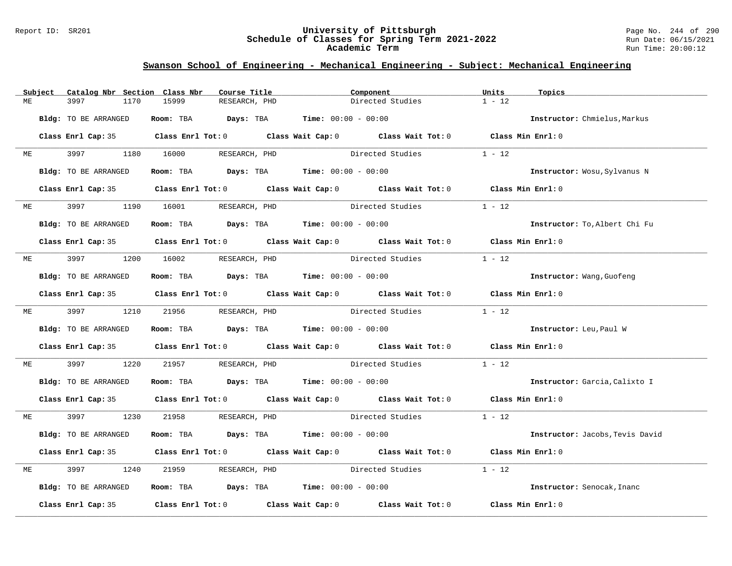## Swanson School of Engineering - Mechanical Engineering - Subject: Mechanical Engineering

| Subject | Catalog Nbr | Section | Class Nbr | Course Title | Component | Units | Topics |
|---|---|---|---|---|---|---|---|
| ME | 3997 | 1170 | 15999 | RESEARCH, PHD | Directed Studies | 1 - 12 | |

**Bldg:** TO BE ARRANGED **Room:** TBA **Days:** TBA **Time:** 00:00 - 00:00 **Instructor:** Chmielus,Markus

**Class Enrl Cap:** 35 **Class Enrl Tot:** 0 **Class Wait Cap:** 0 **Class Wait Tot:** 0 **Class Min Enrl:** 0

---

| Subject | Catalog Nbr | Section | Class Nbr | Course Title | Component | Units | Topics |
|---|---|---|---|---|---|---|---|
| ME | 3997 | 1180 | 16000 | RESEARCH, PHD | Directed Studies | 1 - 12 | |

**Bldg:** TO BE ARRANGED **Room:** TBA **Days:** TBA **Time:** 00:00 - 00:00 **Instructor:** Wosu,Sylvanus N

**Class Enrl Cap:** 35 **Class Enrl Tot:** 0 **Class Wait Cap:** 0 **Class Wait Tot:** 0 **Class Min Enrl:** 0

---

| Subject | Catalog Nbr | Section | Class Nbr | Course Title | Component | Units | Topics |
|---|---|---|---|---|---|---|---|
| ME | 3997 | 1190 | 16001 | RESEARCH, PHD | Directed Studies | 1 - 12 | |

**Bldg:** TO BE ARRANGED **Room:** TBA **Days:** TBA **Time:** 00:00 - 00:00 **Instructor:** To,Albert Chi Fu

**Class Enrl Cap:** 35 **Class Enrl Tot:** 0 **Class Wait Cap:** 0 **Class Wait Tot:** 0 **Class Min Enrl:** 0

---

| Subject | Catalog Nbr | Section | Class Nbr | Course Title | Component | Units | Topics |
|---|---|---|---|---|---|---|---|
| ME | 3997 | 1200 | 16002 | RESEARCH, PHD | Directed Studies | 1 - 12 | |

**Bldg:** TO BE ARRANGED **Room:** TBA **Days:** TBA **Time:** 00:00 - 00:00 **Instructor:** Wang,Guofeng

**Class Enrl Cap:** 35 **Class Enrl Tot:** 0 **Class Wait Cap:** 0 **Class Wait Tot:** 0 **Class Min Enrl:** 0

---

| Subject | Catalog Nbr | Section | Class Nbr | Course Title | Component | Units | Topics |
|---|---|---|---|---|---|---|---|
| ME | 3997 | 1210 | 21956 | RESEARCH, PHD | Directed Studies | 1 - 12 | |

**Bldg:** TO BE ARRANGED **Room:** TBA **Days:** TBA **Time:** 00:00 - 00:00 **Instructor:** Leu,Paul W

**Class Enrl Cap:** 35 **Class Enrl Tot:** 0 **Class Wait Cap:** 0 **Class Wait Tot:** 0 **Class Min Enrl:** 0

---

| Subject | Catalog Nbr | Section | Class Nbr | Course Title | Component | Units | Topics |
|---|---|---|---|---|---|---|---|
| ME | 3997 | 1220 | 21957 | RESEARCH, PHD | Directed Studies | 1 - 12 | |

**Bldg:** TO BE ARRANGED **Room:** TBA **Days:** TBA **Time:** 00:00 - 00:00 **Instructor:** Garcia,Calixto I

**Class Enrl Cap:** 35 **Class Enrl Tot:** 0 **Class Wait Cap:** 0 **Class Wait Tot:** 0 **Class Min Enrl:** 0

---

| Subject | Catalog Nbr | Section | Class Nbr | Course Title | Component | Units | Topics |
|---|---|---|---|---|---|---|---|
| ME | 3997 | 1230 | 21958 | RESEARCH, PHD | Directed Studies | 1 - 12 | |

**Bldg:** TO BE ARRANGED **Room:** TBA **Days:** TBA **Time:** 00:00 - 00:00 **Instructor:** Jacobs,Tevis David

**Class Enrl Cap:** 35 **Class Enrl Tot:** 0 **Class Wait Cap:** 0 **Class Wait Tot:** 0 **Class Min Enrl:** 0

---

| Subject | Catalog Nbr | Section | Class Nbr | Course Title | Component | Units | Topics |
|---|---|---|---|---|---|---|---|
| ME | 3997 | 1240 | 21959 | RESEARCH, PHD | Directed Studies | 1 - 12 | |

**Bldg:** TO BE ARRANGED **Room:** TBA **Days:** TBA **Time:** 00:00 - 00:00 **Instructor:** Senocak,Inanc

**Class Enrl Cap:** 35 **Class Enrl Tot:** 0 **Class Wait Cap:** 0 **Class Wait Tot:** 0 **Class Min Enrl:** 0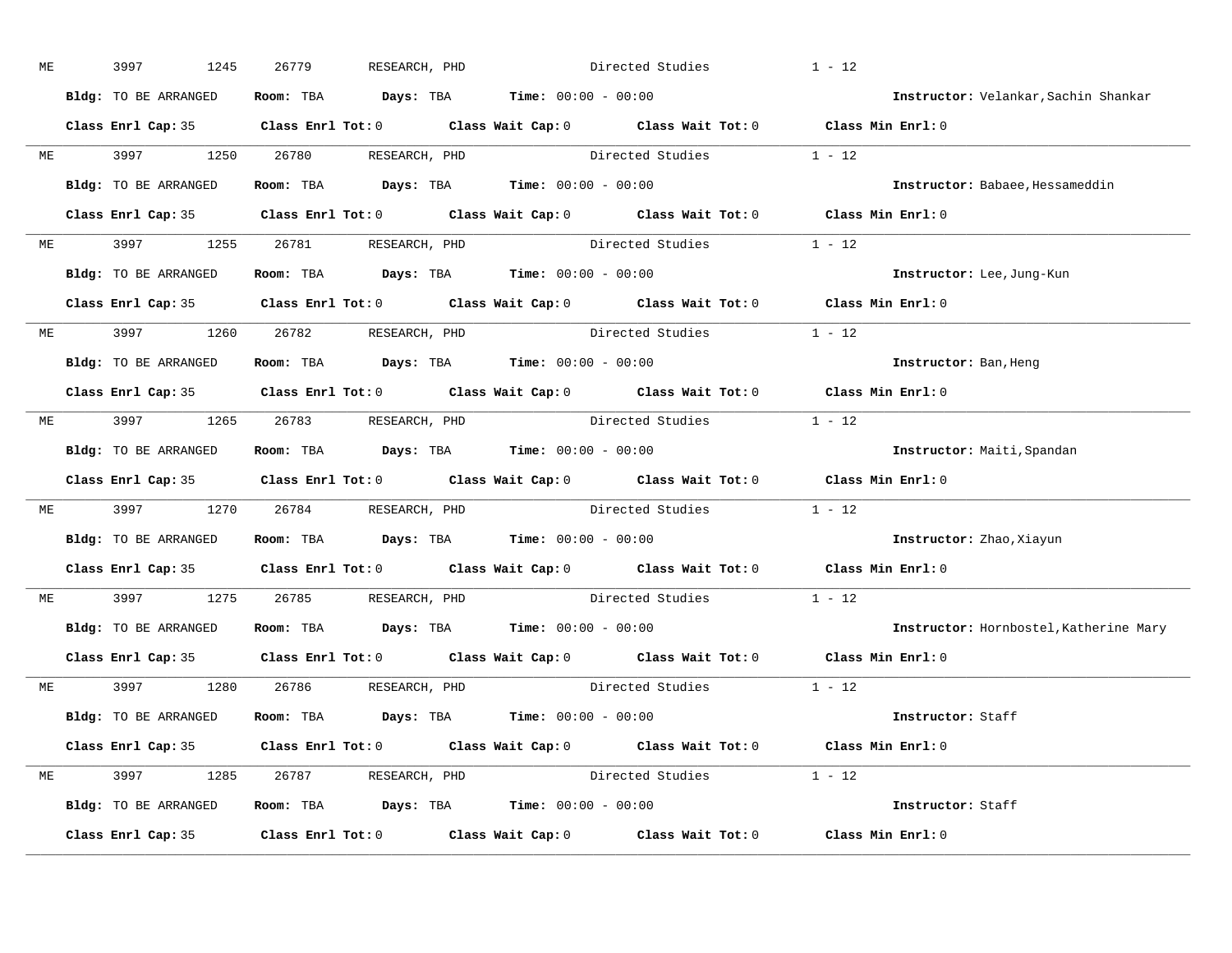ME 3997 1245 26779 RESEARCH, PHD Directed Studies 1 - 12

**Bldg:** TO BE ARRANGED **Room:** TBA **Days:** TBA **Time:** 00:00 - 00:00 **Instructor:** Velankar,Sachin Shankar

**Class Enrl Cap:** 35 **Class Enrl Tot:** 0 **Class Wait Cap:** 0 **Class Wait Tot:** 0 **Class Min Enrl:** 0

---

ME 3997 1250 26780 RESEARCH, PHD Directed Studies 1 - 12

**Bldg:** TO BE ARRANGED **Room:** TBA **Days:** TBA **Time:** 00:00 - 00:00 **Instructor:** Babaee,Hessameddin

**Class Enrl Cap:** 35 **Class Enrl Tot:** 0 **Class Wait Cap:** 0 **Class Wait Tot:** 0 **Class Min Enrl:** 0

---

ME 3997 1255 26781 RESEARCH, PHD Directed Studies 1 - 12

**Bldg:** TO BE ARRANGED **Room:** TBA **Days:** TBA **Time:** 00:00 - 00:00 **Instructor:** Lee,Jung-Kun

**Class Enrl Cap:** 35 **Class Enrl Tot:** 0 **Class Wait Cap:** 0 **Class Wait Tot:** 0 **Class Min Enrl:** 0

---

ME 3997 1260 26782 RESEARCH, PHD Directed Studies 1 - 12

**Bldg:** TO BE ARRANGED **Room:** TBA **Days:** TBA **Time:** 00:00 - 00:00 **Instructor:** Ban,Heng

**Class Enrl Cap:** 35 **Class Enrl Tot:** 0 **Class Wait Cap:** 0 **Class Wait Tot:** 0 **Class Min Enrl:** 0

---

ME 3997 1265 26783 RESEARCH, PHD Directed Studies 1 - 12

**Bldg:** TO BE ARRANGED **Room:** TBA **Days:** TBA **Time:** 00:00 - 00:00 **Instructor:** Maiti,Spandan

**Class Enrl Cap:** 35 **Class Enrl Tot:** 0 **Class Wait Cap:** 0 **Class Wait Tot:** 0 **Class Min Enrl:** 0

---

ME 3997 1270 26784 RESEARCH, PHD Directed Studies 1 - 12

**Bldg:** TO BE ARRANGED **Room:** TBA **Days:** TBA **Time:** 00:00 - 00:00 **Instructor:** Zhao,Xiayun

**Class Enrl Cap:** 35 **Class Enrl Tot:** 0 **Class Wait Cap:** 0 **Class Wait Tot:** 0 **Class Min Enrl:** 0

---

ME 3997 1275 26785 RESEARCH, PHD Directed Studies 1 - 12

**Bldg:** TO BE ARRANGED **Room:** TBA **Days:** TBA **Time:** 00:00 - 00:00 **Instructor:** Hornbostel,Katherine Mary

**Class Enrl Cap:** 35 **Class Enrl Tot:** 0 **Class Wait Cap:** 0 **Class Wait Tot:** 0 **Class Min Enrl:** 0

---

ME 3997 1280 26786 RESEARCH, PHD Directed Studies 1 - 12

**Bldg:** TO BE ARRANGED **Room:** TBA **Days:** TBA **Time:** 00:00 - 00:00 **Instructor:** Staff

**Class Enrl Cap:** 35 **Class Enrl Tot:** 0 **Class Wait Cap:** 0 **Class Wait Tot:** 0 **Class Min Enrl:** 0

---

ME 3997 1285 26787 RESEARCH, PHD Directed Studies 1 - 12

**Bldg:** TO BE ARRANGED **Room:** TBA **Days:** TBA **Time:** 00:00 - 00:00 **Instructor:** Staff

**Class Enrl Cap:** 35 **Class Enrl Tot:** 0 **Class Wait Cap:** 0 **Class Wait Tot:** 0 **Class Min Enrl:** 0

---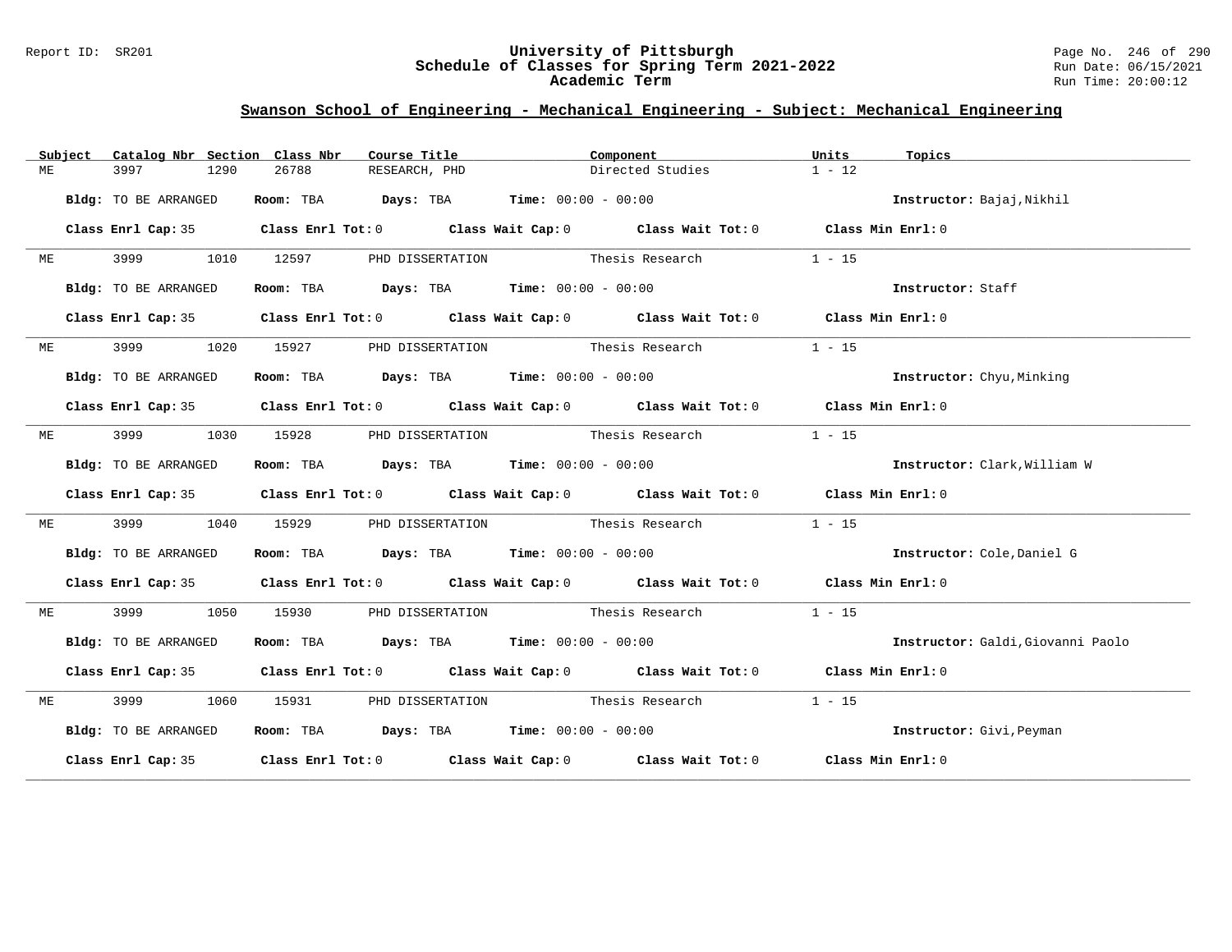## Swanson School of Engineering - Mechanical Engineering - Subject: Mechanical Engineering

| Subject | Catalog Nbr | Section | Class Nbr | Course Title | Component | Units | Topics |
|---|---|---|---|---|---|---|---|
| ME | 3997 | 1290 | 26788 | RESEARCH, PHD | Directed Studies | 1 - 12 | |

**Bldg:** TO BE ARRANGED **Room:** TBA **Days:** TBA **Time:** 00:00 - 00:00 **Instructor:** Bajaj,Nikhil

**Class Enrl Cap:** 35 **Class Enrl Tot:** 0 **Class Wait Cap:** 0 **Class Wait Tot:** 0 **Class Min Enrl:** 0

---

| Subject | Catalog Nbr | Section | Class Nbr | Course Title | Component | Units | Topics |
|---|---|---|---|---|---|---|---|
| ME | 3999 | 1010 | 12597 | PHD DISSERTATION | Thesis Research | 1 - 15 | |

**Bldg:** TO BE ARRANGED **Room:** TBA **Days:** TBA **Time:** 00:00 - 00:00 **Instructor:** Staff

**Class Enrl Cap:** 35 **Class Enrl Tot:** 0 **Class Wait Cap:** 0 **Class Wait Tot:** 0 **Class Min Enrl:** 0

---

| Subject | Catalog Nbr | Section | Class Nbr | Course Title | Component | Units | Topics |
|---|---|---|---|---|---|---|---|
| ME | 3999 | 1020 | 15927 | PHD DISSERTATION | Thesis Research | 1 - 15 | |

**Bldg:** TO BE ARRANGED **Room:** TBA **Days:** TBA **Time:** 00:00 - 00:00 **Instructor:** Chyu,Minking

**Class Enrl Cap:** 35 **Class Enrl Tot:** 0 **Class Wait Cap:** 0 **Class Wait Tot:** 0 **Class Min Enrl:** 0

---

| Subject | Catalog Nbr | Section | Class Nbr | Course Title | Component | Units | Topics |
|---|---|---|---|---|---|---|---|
| ME | 3999 | 1030 | 15928 | PHD DISSERTATION | Thesis Research | 1 - 15 | |

**Bldg:** TO BE ARRANGED **Room:** TBA **Days:** TBA **Time:** 00:00 - 00:00 **Instructor:** Clark,William W

**Class Enrl Cap:** 35 **Class Enrl Tot:** 0 **Class Wait Cap:** 0 **Class Wait Tot:** 0 **Class Min Enrl:** 0

---

| Subject | Catalog Nbr | Section | Class Nbr | Course Title | Component | Units | Topics |
|---|---|---|---|---|---|---|---|
| ME | 3999 | 1040 | 15929 | PHD DISSERTATION | Thesis Research | 1 - 15 | |

**Bldg:** TO BE ARRANGED **Room:** TBA **Days:** TBA **Time:** 00:00 - 00:00 **Instructor:** Cole,Daniel G

**Class Enrl Cap:** 35 **Class Enrl Tot:** 0 **Class Wait Cap:** 0 **Class Wait Tot:** 0 **Class Min Enrl:** 0

---

| Subject | Catalog Nbr | Section | Class Nbr | Course Title | Component | Units | Topics |
|---|---|---|---|---|---|---|---|
| ME | 3999 | 1050 | 15930 | PHD DISSERTATION | Thesis Research | 1 - 15 | |

**Bldg:** TO BE ARRANGED **Room:** TBA **Days:** TBA **Time:** 00:00 - 00:00 **Instructor:** Galdi,Giovanni Paolo

**Class Enrl Cap:** 35 **Class Enrl Tot:** 0 **Class Wait Cap:** 0 **Class Wait Tot:** 0 **Class Min Enrl:** 0

---

| Subject | Catalog Nbr | Section | Class Nbr | Course Title | Component | Units | Topics |
|---|---|---|---|---|---|---|---|
| ME | 3999 | 1060 | 15931 | PHD DISSERTATION | Thesis Research | 1 - 15 | |

**Bldg:** TO BE ARRANGED **Room:** TBA **Days:** TBA **Time:** 00:00 - 00:00 **Instructor:** Givi,Peyman

**Class Enrl Cap:** 35 **Class Enrl Tot:** 0 **Class Wait Cap:** 0 **Class Wait Tot:** 0 **Class Min Enrl:** 0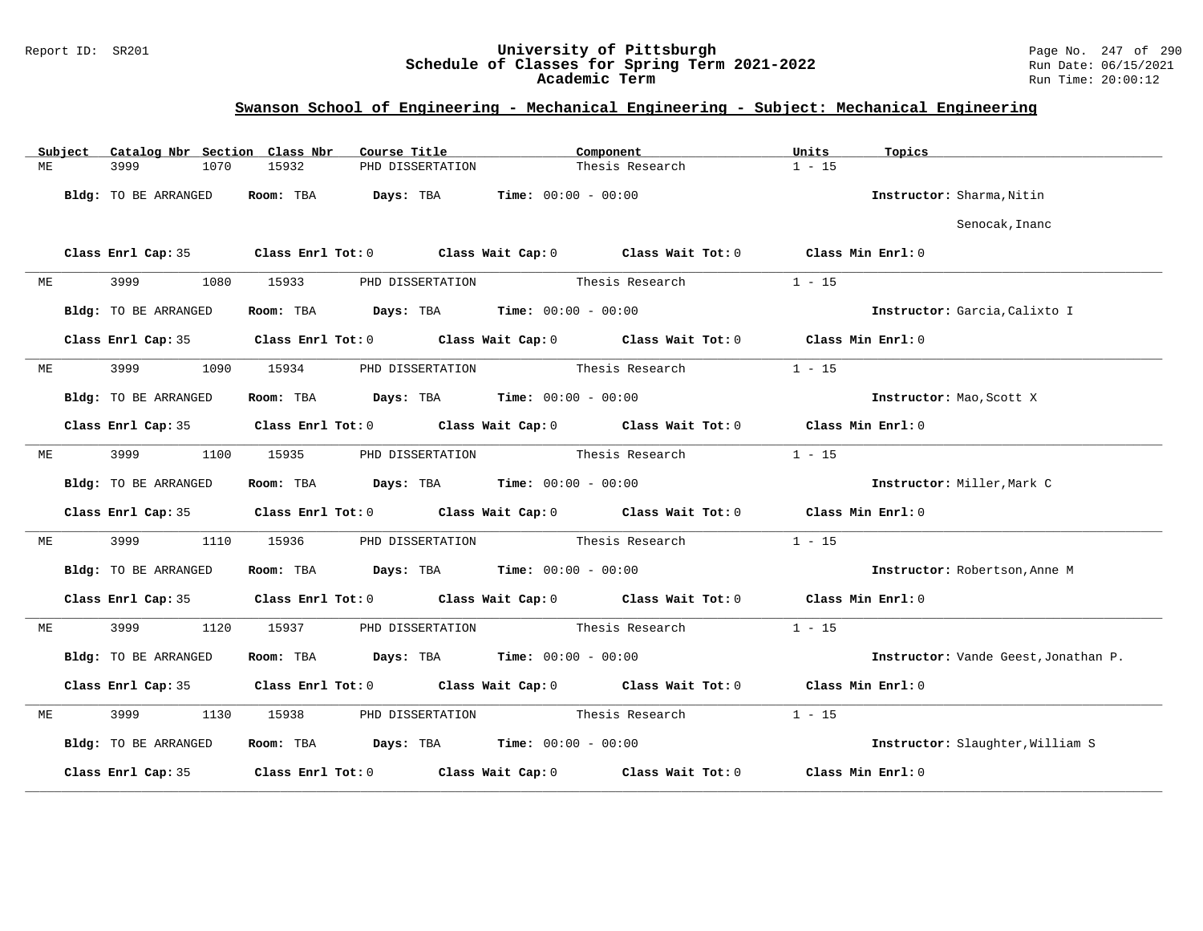University of Pittsburgh
Schedule of Classes for Spring Term 2021-2022
Academic Term

## Swanson School of Engineering - Mechanical Engineering - Subject: Mechanical Engineering

| Subject | Catalog Nbr | Section | Class Nbr | Course Title | Component | Units | Topics |
|---|---|---|---|---|---|---|---|
| ME | 3999 | 1070 | 15932 | PHD DISSERTATION | Thesis Research | 1 - 15 | |

**Bldg:** TO BE ARRANGED **Room:** TBA **Days:** TBA **Time:** 00:00 - 00:00 **Instructor:** Sharma,Nitin; Senocak,Inanc

**Class Enrl Cap:** 35 **Class Enrl Tot:** 0 **Class Wait Cap:** 0 **Class Wait Tot:** 0 **Class Min Enrl:** 0

---

| Subject | Catalog Nbr | Section | Class Nbr | Course Title | Component | Units | Topics |
|---|---|---|---|---|---|---|---|
| ME | 3999 | 1080 | 15933 | PHD DISSERTATION | Thesis Research | 1 - 15 | |

**Bldg:** TO BE ARRANGED **Room:** TBA **Days:** TBA **Time:** 00:00 - 00:00 **Instructor:** Garcia,Calixto I

**Class Enrl Cap:** 35 **Class Enrl Tot:** 0 **Class Wait Cap:** 0 **Class Wait Tot:** 0 **Class Min Enrl:** 0

---

| Subject | Catalog Nbr | Section | Class Nbr | Course Title | Component | Units | Topics |
|---|---|---|---|---|---|---|---|
| ME | 3999 | 1090 | 15934 | PHD DISSERTATION | Thesis Research | 1 - 15 | |

**Bldg:** TO BE ARRANGED **Room:** TBA **Days:** TBA **Time:** 00:00 - 00:00 **Instructor:** Mao,Scott X

**Class Enrl Cap:** 35 **Class Enrl Tot:** 0 **Class Wait Cap:** 0 **Class Wait Tot:** 0 **Class Min Enrl:** 0

---

| Subject | Catalog Nbr | Section | Class Nbr | Course Title | Component | Units | Topics |
|---|---|---|---|---|---|---|---|
| ME | 3999 | 1100 | 15935 | PHD DISSERTATION | Thesis Research | 1 - 15 | |

**Bldg:** TO BE ARRANGED **Room:** TBA **Days:** TBA **Time:** 00:00 - 00:00 **Instructor:** Miller,Mark C

**Class Enrl Cap:** 35 **Class Enrl Tot:** 0 **Class Wait Cap:** 0 **Class Wait Tot:** 0 **Class Min Enrl:** 0

---

| Subject | Catalog Nbr | Section | Class Nbr | Course Title | Component | Units | Topics |
|---|---|---|---|---|---|---|---|
| ME | 3999 | 1110 | 15936 | PHD DISSERTATION | Thesis Research | 1 - 15 | |

**Bldg:** TO BE ARRANGED **Room:** TBA **Days:** TBA **Time:** 00:00 - 00:00 **Instructor:** Robertson,Anne M

**Class Enrl Cap:** 35 **Class Enrl Tot:** 0 **Class Wait Cap:** 0 **Class Wait Tot:** 0 **Class Min Enrl:** 0

---

| Subject | Catalog Nbr | Section | Class Nbr | Course Title | Component | Units | Topics |
|---|---|---|---|---|---|---|---|
| ME | 3999 | 1120 | 15937 | PHD DISSERTATION | Thesis Research | 1 - 15 | |

**Bldg:** TO BE ARRANGED **Room:** TBA **Days:** TBA **Time:** 00:00 - 00:00 **Instructor:** Vande Geest,Jonathan P.

**Class Enrl Cap:** 35 **Class Enrl Tot:** 0 **Class Wait Cap:** 0 **Class Wait Tot:** 0 **Class Min Enrl:** 0

---

| Subject | Catalog Nbr | Section | Class Nbr | Course Title | Component | Units | Topics |
|---|---|---|---|---|---|---|---|
| ME | 3999 | 1130 | 15938 | PHD DISSERTATION | Thesis Research | 1 - 15 | |

**Bldg:** TO BE ARRANGED **Room:** TBA **Days:** TBA **Time:** 00:00 - 00:00 **Instructor:** Slaughter,William S

**Class Enrl Cap:** 35 **Class Enrl Tot:** 0 **Class Wait Cap:** 0 **Class Wait Tot:** 0 **Class Min Enrl:** 0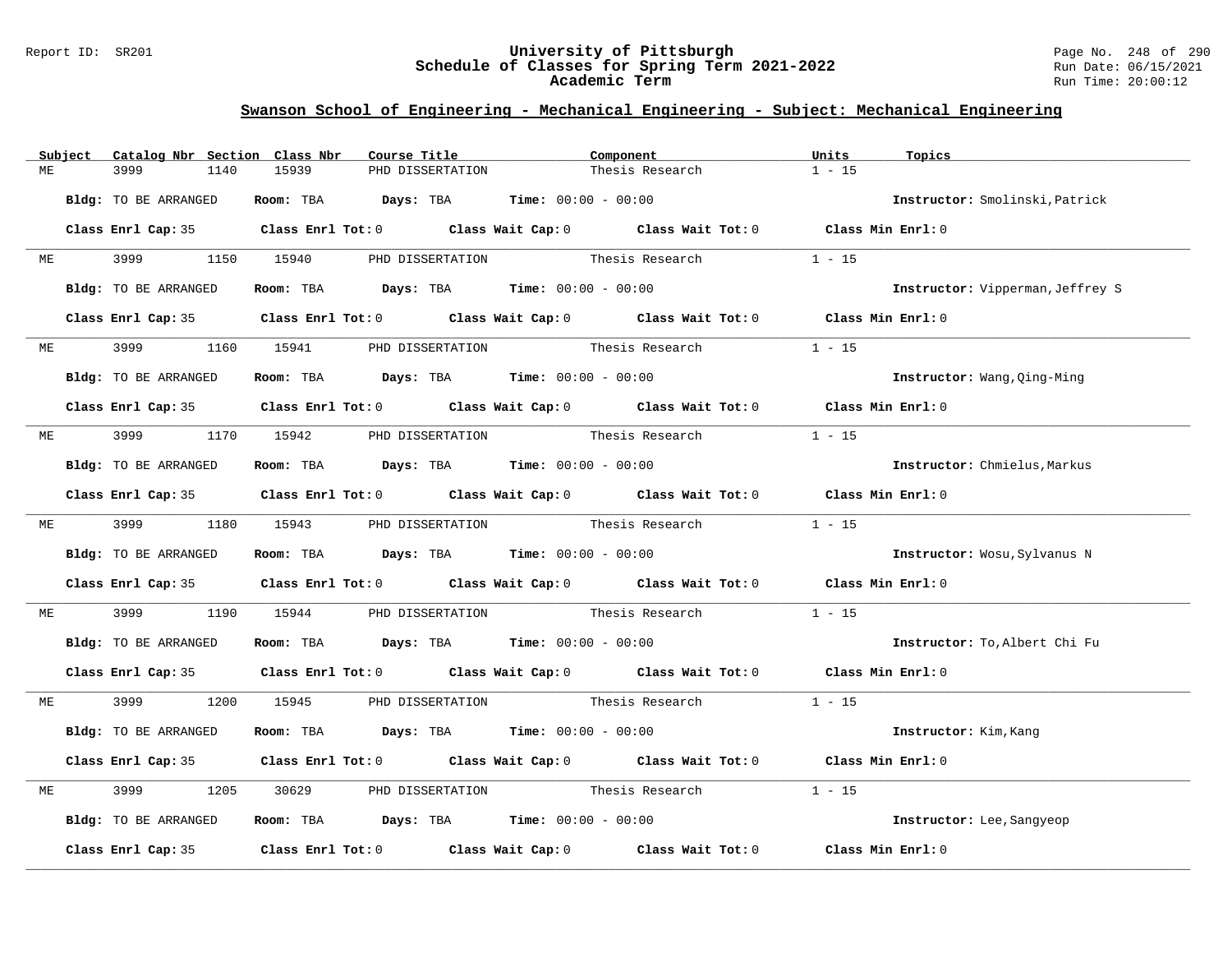# University of Pittsburgh
## Schedule of Classes for Spring Term 2021-2022
### Academic Term

Report ID: SR201

Run Date: 06/15/2021
Run Time: 20:00:12

## Swanson School of Engineering - Mechanical Engineering - Subject: Mechanical Engineering

| Subject | Catalog Nbr | Section | Class Nbr | Course Title | Component | Units | Topics |
|---|---|---|---|---|---|---|---|
| ME | 3999 | 1140 | 15939 | PHD DISSERTATION | Thesis Research | 1 - 15 | |

**Bldg:** TO BE ARRANGED **Room:** TBA **Days:** TBA **Time:** 00:00 - 00:00 **Instructor:** Smolinski,Patrick

**Class Enrl Cap:** 35 **Class Enrl Tot:** 0 **Class Wait Cap:** 0 **Class Wait Tot:** 0 **Class Min Enrl:** 0

| Subject | Catalog Nbr | Section | Class Nbr | Course Title | Component | Units | Topics |
|---|---|---|---|---|---|---|---|
| ME | 3999 | 1150 | 15940 | PHD DISSERTATION | Thesis Research | 1 - 15 | |

**Bldg:** TO BE ARRANGED **Room:** TBA **Days:** TBA **Time:** 00:00 - 00:00 **Instructor:** Vipperman,Jeffrey S

**Class Enrl Cap:** 35 **Class Enrl Tot:** 0 **Class Wait Cap:** 0 **Class Wait Tot:** 0 **Class Min Enrl:** 0

| Subject | Catalog Nbr | Section | Class Nbr | Course Title | Component | Units | Topics |
|---|---|---|---|---|---|---|---|
| ME | 3999 | 1160 | 15941 | PHD DISSERTATION | Thesis Research | 1 - 15 | |

**Bldg:** TO BE ARRANGED **Room:** TBA **Days:** TBA **Time:** 00:00 - 00:00 **Instructor:** Wang,Qing-Ming

**Class Enrl Cap:** 35 **Class Enrl Tot:** 0 **Class Wait Cap:** 0 **Class Wait Tot:** 0 **Class Min Enrl:** 0

| Subject | Catalog Nbr | Section | Class Nbr | Course Title | Component | Units | Topics |
|---|---|---|---|---|---|---|---|
| ME | 3999 | 1170 | 15942 | PHD DISSERTATION | Thesis Research | 1 - 15 | |

**Bldg:** TO BE ARRANGED **Room:** TBA **Days:** TBA **Time:** 00:00 - 00:00 **Instructor:** Chmielus,Markus

**Class Enrl Cap:** 35 **Class Enrl Tot:** 0 **Class Wait Cap:** 0 **Class Wait Tot:** 0 **Class Min Enrl:** 0

| Subject | Catalog Nbr | Section | Class Nbr | Course Title | Component | Units | Topics |
|---|---|---|---|---|---|---|---|
| ME | 3999 | 1180 | 15943 | PHD DISSERTATION | Thesis Research | 1 - 15 | |

**Bldg:** TO BE ARRANGED **Room:** TBA **Days:** TBA **Time:** 00:00 - 00:00 **Instructor:** Wosu,Sylvanus N

**Class Enrl Cap:** 35 **Class Enrl Tot:** 0 **Class Wait Cap:** 0 **Class Wait Tot:** 0 **Class Min Enrl:** 0

| Subject | Catalog Nbr | Section | Class Nbr | Course Title | Component | Units | Topics |
|---|---|---|---|---|---|---|---|
| ME | 3999 | 1190 | 15944 | PHD DISSERTATION | Thesis Research | 1 - 15 | |

**Bldg:** TO BE ARRANGED **Room:** TBA **Days:** TBA **Time:** 00:00 - 00:00 **Instructor:** To,Albert Chi Fu

**Class Enrl Cap:** 35 **Class Enrl Tot:** 0 **Class Wait Cap:** 0 **Class Wait Tot:** 0 **Class Min Enrl:** 0

| Subject | Catalog Nbr | Section | Class Nbr | Course Title | Component | Units | Topics |
|---|---|---|---|---|---|---|---|
| ME | 3999 | 1200 | 15945 | PHD DISSERTATION | Thesis Research | 1 - 15 | |

**Bldg:** TO BE ARRANGED **Room:** TBA **Days:** TBA **Time:** 00:00 - 00:00 **Instructor:** Kim,Kang

**Class Enrl Cap:** 35 **Class Enrl Tot:** 0 **Class Wait Cap:** 0 **Class Wait Tot:** 0 **Class Min Enrl:** 0

| Subject | Catalog Nbr | Section | Class Nbr | Course Title | Component | Units | Topics |
|---|---|---|---|---|---|---|---|
| ME | 3999 | 1205 | 30629 | PHD DISSERTATION | Thesis Research | 1 - 15 | |

**Bldg:** TO BE ARRANGED **Room:** TBA **Days:** TBA **Time:** 00:00 - 00:00 **Instructor:** Lee,Sangyeop

**Class Enrl Cap:** 35 **Class Enrl Tot:** 0 **Class Wait Cap:** 0 **Class Wait Tot:** 0 **Class Min Enrl:** 0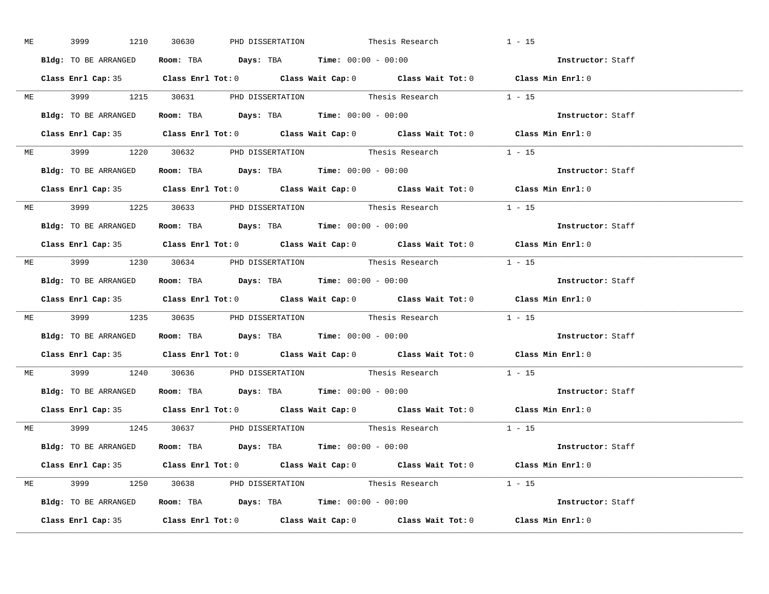ME 3999 1210 30630 PHD DISSERTATION Thesis Research 1 - 15

**Bldg:** TO BE ARRANGED **Room:** TBA **Days:** TBA **Time:** 00:00 - 00:00 **Instructor:** Staff

**Class Enrl Cap:** 35 **Class Enrl Tot:** 0 **Class Wait Cap:** 0 **Class Wait Tot:** 0 **Class Min Enrl:** 0

---

ME 3999 1215 30631 PHD DISSERTATION Thesis Research 1 - 15

**Bldg:** TO BE ARRANGED **Room:** TBA **Days:** TBA **Time:** 00:00 - 00:00 **Instructor:** Staff

**Class Enrl Cap:** 35 **Class Enrl Tot:** 0 **Class Wait Cap:** 0 **Class Wait Tot:** 0 **Class Min Enrl:** 0

---

ME 3999 1220 30632 PHD DISSERTATION Thesis Research 1 - 15

**Bldg:** TO BE ARRANGED **Room:** TBA **Days:** TBA **Time:** 00:00 - 00:00 **Instructor:** Staff

**Class Enrl Cap:** 35 **Class Enrl Tot:** 0 **Class Wait Cap:** 0 **Class Wait Tot:** 0 **Class Min Enrl:** 0

---

ME 3999 1225 30633 PHD DISSERTATION Thesis Research 1 - 15

**Bldg:** TO BE ARRANGED **Room:** TBA **Days:** TBA **Time:** 00:00 - 00:00 **Instructor:** Staff

**Class Enrl Cap:** 35 **Class Enrl Tot:** 0 **Class Wait Cap:** 0 **Class Wait Tot:** 0 **Class Min Enrl:** 0

---

ME 3999 1230 30634 PHD DISSERTATION Thesis Research 1 - 15

**Bldg:** TO BE ARRANGED **Room:** TBA **Days:** TBA **Time:** 00:00 - 00:00 **Instructor:** Staff

**Class Enrl Cap:** 35 **Class Enrl Tot:** 0 **Class Wait Cap:** 0 **Class Wait Tot:** 0 **Class Min Enrl:** 0

---

ME 3999 1235 30635 PHD DISSERTATION Thesis Research 1 - 15

**Bldg:** TO BE ARRANGED **Room:** TBA **Days:** TBA **Time:** 00:00 - 00:00 **Instructor:** Staff

**Class Enrl Cap:** 35 **Class Enrl Tot:** 0 **Class Wait Cap:** 0 **Class Wait Tot:** 0 **Class Min Enrl:** 0

---

ME 3999 1240 30636 PHD DISSERTATION Thesis Research 1 - 15

**Bldg:** TO BE ARRANGED **Room:** TBA **Days:** TBA **Time:** 00:00 - 00:00 **Instructor:** Staff

**Class Enrl Cap:** 35 **Class Enrl Tot:** 0 **Class Wait Cap:** 0 **Class Wait Tot:** 0 **Class Min Enrl:** 0

---

ME 3999 1245 30637 PHD DISSERTATION Thesis Research 1 - 15

**Bldg:** TO BE ARRANGED **Room:** TBA **Days:** TBA **Time:** 00:00 - 00:00 **Instructor:** Staff

**Class Enrl Cap:** 35 **Class Enrl Tot:** 0 **Class Wait Cap:** 0 **Class Wait Tot:** 0 **Class Min Enrl:** 0

---

ME 3999 1250 30638 PHD DISSERTATION Thesis Research 1 - 15

**Bldg:** TO BE ARRANGED **Room:** TBA **Days:** TBA **Time:** 00:00 - 00:00 **Instructor:** Staff

**Class Enrl Cap:** 35 **Class Enrl Tot:** 0 **Class Wait Cap:** 0 **Class Wait Tot:** 0 **Class Min Enrl:** 0

---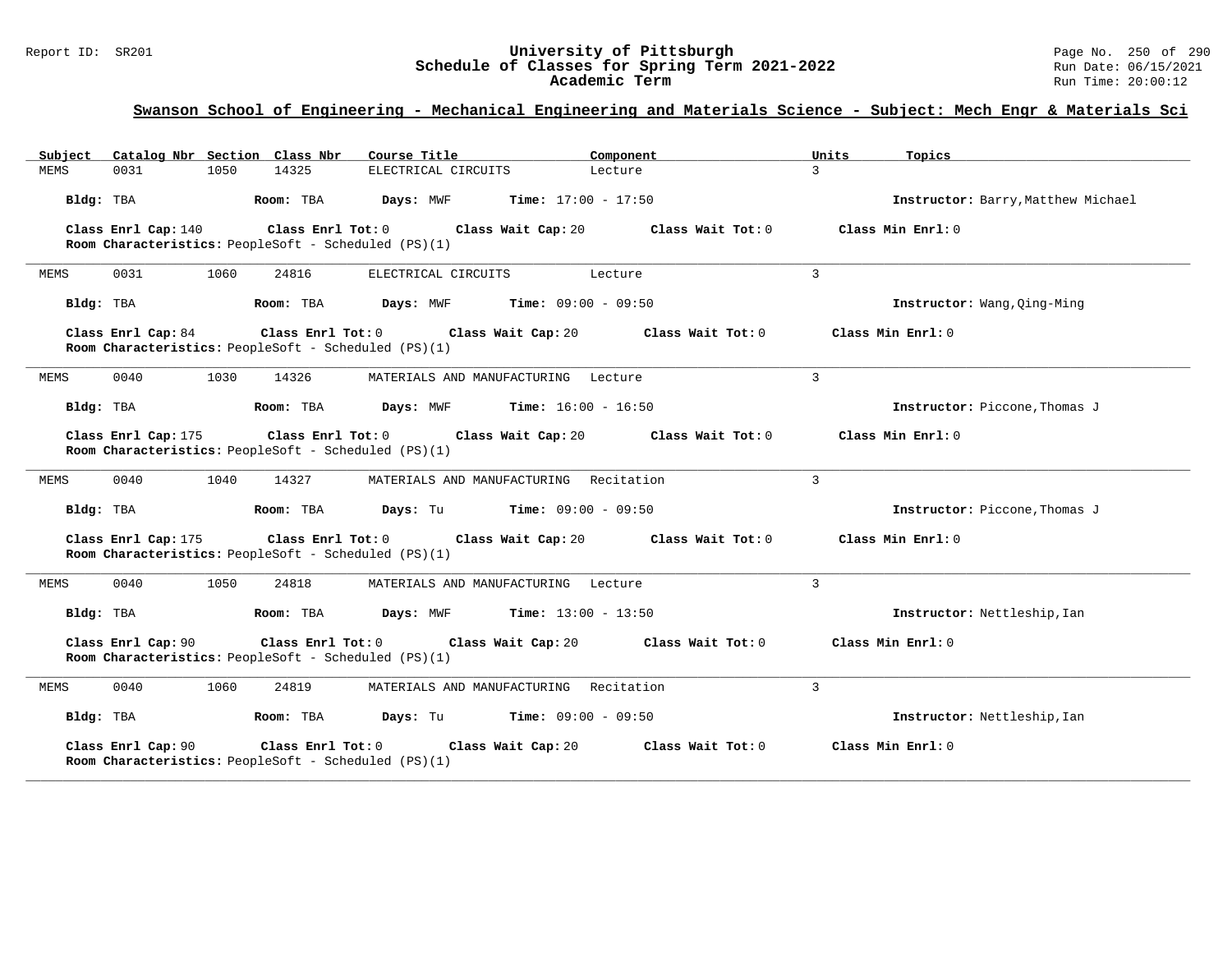## Swanson School of Engineering - Mechanical Engineering and Materials Science - Subject: Mech Engr & Materials Sci

| Subject | Catalog Nbr | Section | Class Nbr | Course Title | Component | Units | Topics |
|---|---|---|---|---|---|---|---|
| MEMS | 0031 | 1050 | 14325 | ELECTRICAL CIRCUITS | Lecture | 3 | |

**Bldg:** TBA **Room:** TBA **Days:** MWF **Time:** 17:00 - 17:50 **Instructor:** Barry,Matthew Michael

**Class Enrl Cap:** 140 **Class Enrl Tot:** 0 **Class Wait Cap:** 20 **Class Wait Tot:** 0 **Class Min Enrl:** 0
**Room Characteristics:** PeopleSoft - Scheduled (PS)(1)

---

| Subject | Catalog Nbr | Section | Class Nbr | Course Title | Component | Units | Topics |
|---|---|---|---|---|---|---|---|
| MEMS | 0031 | 1060 | 24816 | ELECTRICAL CIRCUITS | Lecture | 3 | |

**Bldg:** TBA **Room:** TBA **Days:** MWF **Time:** 09:00 - 09:50 **Instructor:** Wang,Qing-Ming

**Class Enrl Cap:** 84 **Class Enrl Tot:** 0 **Class Wait Cap:** 20 **Class Wait Tot:** 0 **Class Min Enrl:** 0
**Room Characteristics:** PeopleSoft - Scheduled (PS)(1)

---

| Subject | Catalog Nbr | Section | Class Nbr | Course Title | Component | Units | Topics |
|---|---|---|---|---|---|---|---|
| MEMS | 0040 | 1030 | 14326 | MATERIALS AND MANUFACTURING | Lecture | 3 | |

**Bldg:** TBA **Room:** TBA **Days:** MWF **Time:** 16:00 - 16:50 **Instructor:** Piccone,Thomas J

**Class Enrl Cap:** 175 **Class Enrl Tot:** 0 **Class Wait Cap:** 20 **Class Wait Tot:** 0 **Class Min Enrl:** 0
**Room Characteristics:** PeopleSoft - Scheduled (PS)(1)

---

| Subject | Catalog Nbr | Section | Class Nbr | Course Title | Component | Units | Topics |
|---|---|---|---|---|---|---|---|
| MEMS | 0040 | 1040 | 14327 | MATERIALS AND MANUFACTURING | Recitation | 3 | |

**Bldg:** TBA **Room:** TBA **Days:** Tu **Time:** 09:00 - 09:50 **Instructor:** Piccone,Thomas J

**Class Enrl Cap:** 175 **Class Enrl Tot:** 0 **Class Wait Cap:** 20 **Class Wait Tot:** 0 **Class Min Enrl:** 0
**Room Characteristics:** PeopleSoft - Scheduled (PS)(1)

---

| Subject | Catalog Nbr | Section | Class Nbr | Course Title | Component | Units | Topics |
|---|---|---|---|---|---|---|---|
| MEMS | 0040 | 1050 | 24818 | MATERIALS AND MANUFACTURING | Lecture | 3 | |

**Bldg:** TBA **Room:** TBA **Days:** MWF **Time:** 13:00 - 13:50 **Instructor:** Nettleship,Ian

**Class Enrl Cap:** 90 **Class Enrl Tot:** 0 **Class Wait Cap:** 20 **Class Wait Tot:** 0 **Class Min Enrl:** 0
**Room Characteristics:** PeopleSoft - Scheduled (PS)(1)

---

| Subject | Catalog Nbr | Section | Class Nbr | Course Title | Component | Units | Topics |
|---|---|---|---|---|---|---|---|
| MEMS | 0040 | 1060 | 24819 | MATERIALS AND MANUFACTURING | Recitation | 3 | |

**Bldg:** TBA **Room:** TBA **Days:** Tu **Time:** 09:00 - 09:50 **Instructor:** Nettleship,Ian

**Class Enrl Cap:** 90 **Class Enrl Tot:** 0 **Class Wait Cap:** 20 **Class Wait Tot:** 0 **Class Min Enrl:** 0
**Room Characteristics:** PeopleSoft - Scheduled (PS)(1)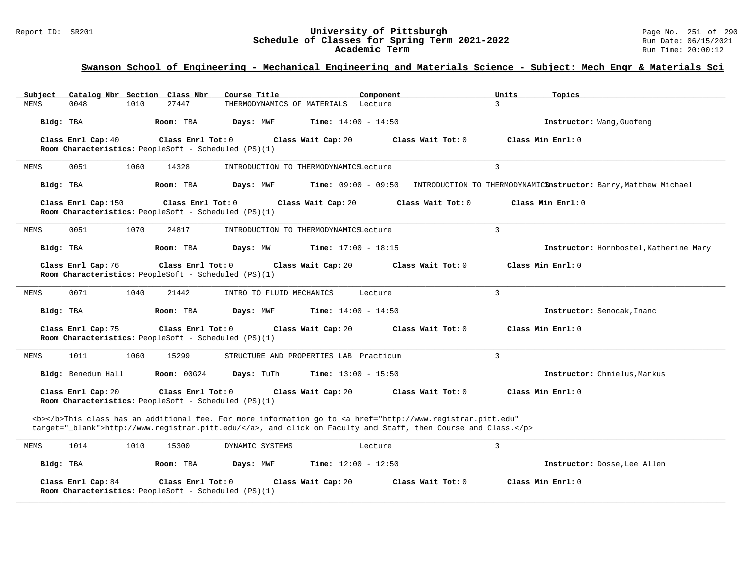## Swanson School of Engineering - Mechanical Engineering and Materials Science - Subject: Mech Engr & Materials Sci

| Subject | Catalog Nbr | Section | Class Nbr | Course Title | Component | Units | Topics |
|---|---|---|---|---|---|---|---|
| MEMS | 0048 | 1010 | 27447 | THERMODYNAMICS OF MATERIALS | Lecture | 3 | |

**Bldg:** TBA **Room:** TBA **Days:** MWF **Time:** 14:00 - 14:50 **Instructor:** Wang,Guofeng

**Class Enrl Cap:** 40 **Class Enrl Tot:** 0 **Class Wait Cap:** 20 **Class Wait Tot:** 0 **Class Min Enrl:** 0
**Room Characteristics:** PeopleSoft - Scheduled (PS)(1)

---

| Subject | Catalog Nbr | Section | Class Nbr | Course Title | Component | Units | Topics |
|---|---|---|---|---|---|---|---|
| MEMS | 0051 | 1060 | 14328 | INTRODUCTION TO THERMODYNAMICS | Lecture | 3 | |

**Bldg:** TBA **Room:** TBA **Days:** MWF **Time:** 09:00 - 09:50 INTRODUCTION TO THERMODYNAMICS **Instructor:** Barry,Matthew Michael

**Class Enrl Cap:** 150 **Class Enrl Tot:** 0 **Class Wait Cap:** 20 **Class Wait Tot:** 0 **Class Min Enrl:** 0
**Room Characteristics:** PeopleSoft - Scheduled (PS)(1)

---

| Subject | Catalog Nbr | Section | Class Nbr | Course Title | Component | Units | Topics |
|---|---|---|---|---|---|---|---|
| MEMS | 0051 | 1070 | 24817 | INTRODUCTION TO THERMODYNAMICS | Lecture | 3 | |

**Bldg:** TBA **Room:** TBA **Days:** MW **Time:** 17:00 - 18:15 **Instructor:** Hornbostel,Katherine Mary

**Class Enrl Cap:** 76 **Class Enrl Tot:** 0 **Class Wait Cap:** 20 **Class Wait Tot:** 0 **Class Min Enrl:** 0
**Room Characteristics:** PeopleSoft - Scheduled (PS)(1)

---

| Subject | Catalog Nbr | Section | Class Nbr | Course Title | Component | Units | Topics |
|---|---|---|---|---|---|---|---|
| MEMS | 0071 | 1040 | 21442 | INTRO TO FLUID MECHANICS | Lecture | 3 | |

**Bldg:** TBA **Room:** TBA **Days:** MWF **Time:** 14:00 - 14:50 **Instructor:** Senocak,Inanc

**Class Enrl Cap:** 75 **Class Enrl Tot:** 0 **Class Wait Cap:** 20 **Class Wait Tot:** 0 **Class Min Enrl:** 0
**Room Characteristics:** PeopleSoft - Scheduled (PS)(1)

---

| Subject | Catalog Nbr | Section | Class Nbr | Course Title | Component | Units | Topics |
|---|---|---|---|---|---|---|---|
| MEMS | 1011 | 1060 | 15299 | STRUCTURE AND PROPERTIES LAB | Practicum | 3 | |

**Bldg:** Benedum Hall **Room:** 00G24 **Days:** TuTh **Time:** 13:00 - 15:50 **Instructor:** Chmielus,Markus

**Class Enrl Cap:** 20 **Class Enrl Tot:** 0 **Class Wait Cap:** 20 **Class Wait Tot:** 0 **Class Min Enrl:** 0
**Room Characteristics:** PeopleSoft - Scheduled (PS)(1)

<b></b>This class has an additional fee. For more information go to <a href="http://www.registrar.pitt.edu" target="_blank">http://www.registrar.pitt.edu/</a>, and click on Faculty and Staff, then Course and Class.</p>

---

| Subject | Catalog Nbr | Section | Class Nbr | Course Title | Component | Units | Topics |
|---|---|---|---|---|---|---|---|
| MEMS | 1014 | 1010 | 15300 | DYNAMIC SYSTEMS | Lecture | 3 | |

**Bldg:** TBA **Room:** TBA **Days:** MWF **Time:** 12:00 - 12:50 **Instructor:** Dosse,Lee Allen

**Class Enrl Cap:** 84 **Class Enrl Tot:** 0 **Class Wait Cap:** 20 **Class Wait Tot:** 0 **Class Min Enrl:** 0
**Room Characteristics:** PeopleSoft - Scheduled (PS)(1)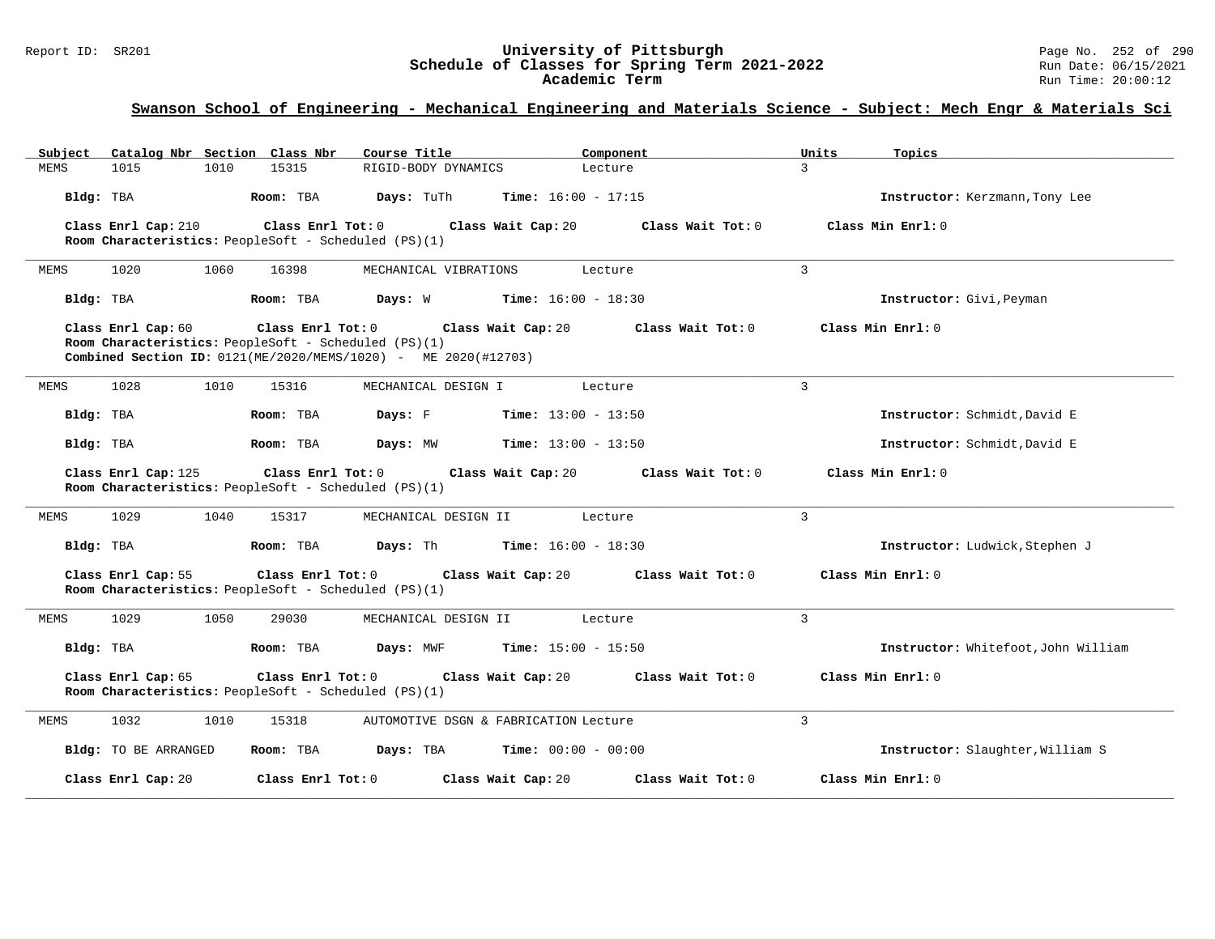## Swanson School of Engineering - Mechanical Engineering and Materials Science - Subject: Mech Engr & Materials Sci

| Subject | Catalog Nbr | Section | Class Nbr | Course Title | Component | Units | Topics |
|---|---|---|---|---|---|---|---|
| MEMS | 1015 | 1010 | 15315 | RIGID-BODY DYNAMICS | Lecture | 3 | |

**Bldg:** TBA **Room:** TBA **Days:** TuTh **Time:** 16:00 - 17:15 **Instructor:** Kerzmann,Tony Lee

**Class Enrl Cap:** 210 **Class Enrl Tot:** 0 **Class Wait Cap:** 20 **Class Wait Tot:** 0 **Class Min Enrl:** 0
**Room Characteristics:** PeopleSoft - Scheduled (PS)(1)

---

| Subject | Catalog Nbr | Section | Class Nbr | Course Title | Component | Units | Topics |
|---|---|---|---|---|---|---|---|
| MEMS | 1020 | 1060 | 16398 | MECHANICAL VIBRATIONS | Lecture | 3 | |

**Bldg:** TBA **Room:** TBA **Days:** W **Time:** 16:00 - 18:30 **Instructor:** Givi,Peyman

**Class Enrl Cap:** 60 **Class Enrl Tot:** 0 **Class Wait Cap:** 20 **Class Wait Tot:** 0 **Class Min Enrl:** 0
**Room Characteristics:** PeopleSoft - Scheduled (PS)(1)
**Combined Section ID:** 0121(ME/2020/MEMS/1020) - ME 2020(#12703)

---

| Subject | Catalog Nbr | Section | Class Nbr | Course Title | Component | Units | Topics |
|---|---|---|---|---|---|---|---|
| MEMS | 1028 | 1010 | 15316 | MECHANICAL DESIGN I | Lecture | 3 | |

**Bldg:** TBA **Room:** TBA **Days:** F **Time:** 13:00 - 13:50 **Instructor:** Schmidt,David E

**Bldg:** TBA **Room:** TBA **Days:** MW **Time:** 13:00 - 13:50 **Instructor:** Schmidt,David E

**Class Enrl Cap:** 125 **Class Enrl Tot:** 0 **Class Wait Cap:** 20 **Class Wait Tot:** 0 **Class Min Enrl:** 0
**Room Characteristics:** PeopleSoft - Scheduled (PS)(1)

---

| Subject | Catalog Nbr | Section | Class Nbr | Course Title | Component | Units | Topics |
|---|---|---|---|---|---|---|---|
| MEMS | 1029 | 1040 | 15317 | MECHANICAL DESIGN II | Lecture | 3 | |

**Bldg:** TBA **Room:** TBA **Days:** Th **Time:** 16:00 - 18:30 **Instructor:** Ludwick,Stephen J

**Class Enrl Cap:** 55 **Class Enrl Tot:** 0 **Class Wait Cap:** 20 **Class Wait Tot:** 0 **Class Min Enrl:** 0
**Room Characteristics:** PeopleSoft - Scheduled (PS)(1)

---

| Subject | Catalog Nbr | Section | Class Nbr | Course Title | Component | Units | Topics |
|---|---|---|---|---|---|---|---|
| MEMS | 1029 | 1050 | 29030 | MECHANICAL DESIGN II | Lecture | 3 | |

**Bldg:** TBA **Room:** TBA **Days:** MWF **Time:** 15:00 - 15:50 **Instructor:** Whitefoot,John William

**Class Enrl Cap:** 65 **Class Enrl Tot:** 0 **Class Wait Cap:** 20 **Class Wait Tot:** 0 **Class Min Enrl:** 0
**Room Characteristics:** PeopleSoft - Scheduled (PS)(1)

---

| Subject | Catalog Nbr | Section | Class Nbr | Course Title | Component | Units | Topics |
|---|---|---|---|---|---|---|---|
| MEMS | 1032 | 1010 | 15318 | AUTOMOTIVE DSGN & FABRICATION | Lecture | 3 | |

**Bldg:** TO BE ARRANGED **Room:** TBA **Days:** TBA **Time:** 00:00 - 00:00 **Instructor:** Slaughter,William S

**Class Enrl Cap:** 20 **Class Enrl Tot:** 0 **Class Wait Cap:** 20 **Class Wait Tot:** 0 **Class Min Enrl:** 0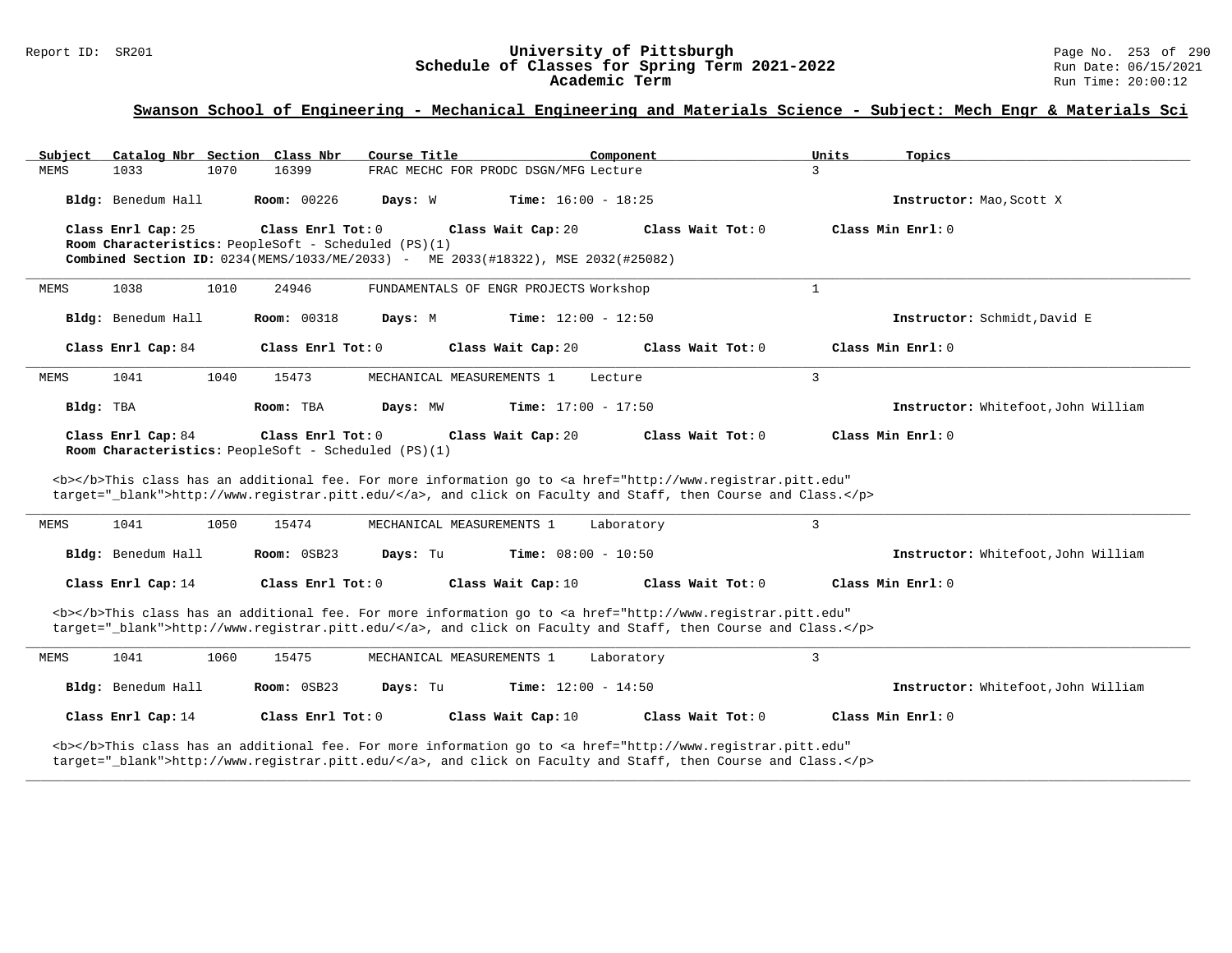## Swanson School of Engineering - Mechanical Engineering and Materials Science - Subject: Mech Engr & Materials Sci

| Subject | Catalog Nbr | Section | Class Nbr | Course Title | Component | Units | Topics |
|---|---|---|---|---|---|---|---|
| MEMS | 1033 | 1070 | 16399 | FRAC MECHC FOR PRODC DSGN/MFG | Lecture | 3 | |

**Bldg:** Benedum Hall **Room:** 00226 **Days:** W **Time:** 16:00 - 18:25 **Instructor:** Mao,Scott X

**Class Enrl Cap:** 25 **Class Enrl Tot:** 0 **Class Wait Cap:** 20 **Class Wait Tot:** 0 **Class Min Enrl:** 0

**Room Characteristics:** PeopleSoft - Scheduled (PS)(1)

**Combined Section ID:** 0234(MEMS/1033/ME/2033) - ME 2033(#18322), MSE 2032(#25082)

---

| Subject | Catalog Nbr | Section | Class Nbr | Course Title | Component | Units | Topics |
|---|---|---|---|---|---|---|---|
| MEMS | 1038 | 1010 | 24946 | FUNDAMENTALS OF ENGR PROJECTS | Workshop | 1 | |

**Bldg:** Benedum Hall **Room:** 00318 **Days:** M **Time:** 12:00 - 12:50 **Instructor:** Schmidt,David E

**Class Enrl Cap:** 84 **Class Enrl Tot:** 0 **Class Wait Cap:** 20 **Class Wait Tot:** 0 **Class Min Enrl:** 0

---

| Subject | Catalog Nbr | Section | Class Nbr | Course Title | Component | Units | Topics |
|---|---|---|---|---|---|---|---|
| MEMS | 1041 | 1040 | 15473 | MECHANICAL MEASUREMENTS 1 | Lecture | 3 | |

**Bldg:** TBA **Room:** TBA **Days:** MW **Time:** 17:00 - 17:50 **Instructor:** Whitefoot,John William

**Class Enrl Cap:** 84 **Class Enrl Tot:** 0 **Class Wait Cap:** 20 **Class Wait Tot:** 0 **Class Min Enrl:** 0

**Room Characteristics:** PeopleSoft - Scheduled (PS)(1)

<b></b>This class has an additional fee. For more information go to <a href="http://www.registrar.pitt.edu" target="_blank">http://www.registrar.pitt.edu/</a>, and click on Faculty and Staff, then Course and Class.</p>

---

| Subject | Catalog Nbr | Section | Class Nbr | Course Title | Component | Units | Topics |
|---|---|---|---|---|---|---|---|
| MEMS | 1041 | 1050 | 15474 | MECHANICAL MEASUREMENTS 1 | Laboratory | 3 | |

**Bldg:** Benedum Hall **Room:** 0SB23 **Days:** Tu **Time:** 08:00 - 10:50 **Instructor:** Whitefoot,John William

**Class Enrl Cap:** 14 **Class Enrl Tot:** 0 **Class Wait Cap:** 10 **Class Wait Tot:** 0 **Class Min Enrl:** 0

<b></b>This class has an additional fee. For more information go to <a href="http://www.registrar.pitt.edu" target="_blank">http://www.registrar.pitt.edu/</a>, and click on Faculty and Staff, then Course and Class.</p>

---

| Subject | Catalog Nbr | Section | Class Nbr | Course Title | Component | Units | Topics |
|---|---|---|---|---|---|---|---|
| MEMS | 1041 | 1060 | 15475 | MECHANICAL MEASUREMENTS 1 | Laboratory | 3 | |

**Bldg:** Benedum Hall **Room:** 0SB23 **Days:** Tu **Time:** 12:00 - 14:50 **Instructor:** Whitefoot,John William

**Class Enrl Cap:** 14 **Class Enrl Tot:** 0 **Class Wait Cap:** 10 **Class Wait Tot:** 0 **Class Min Enrl:** 0

<b></b>This class has an additional fee. For more information go to <a href="http://www.registrar.pitt.edu" target="_blank">http://www.registrar.pitt.edu/</a>, and click on Faculty and Staff, then Course and Class.</p>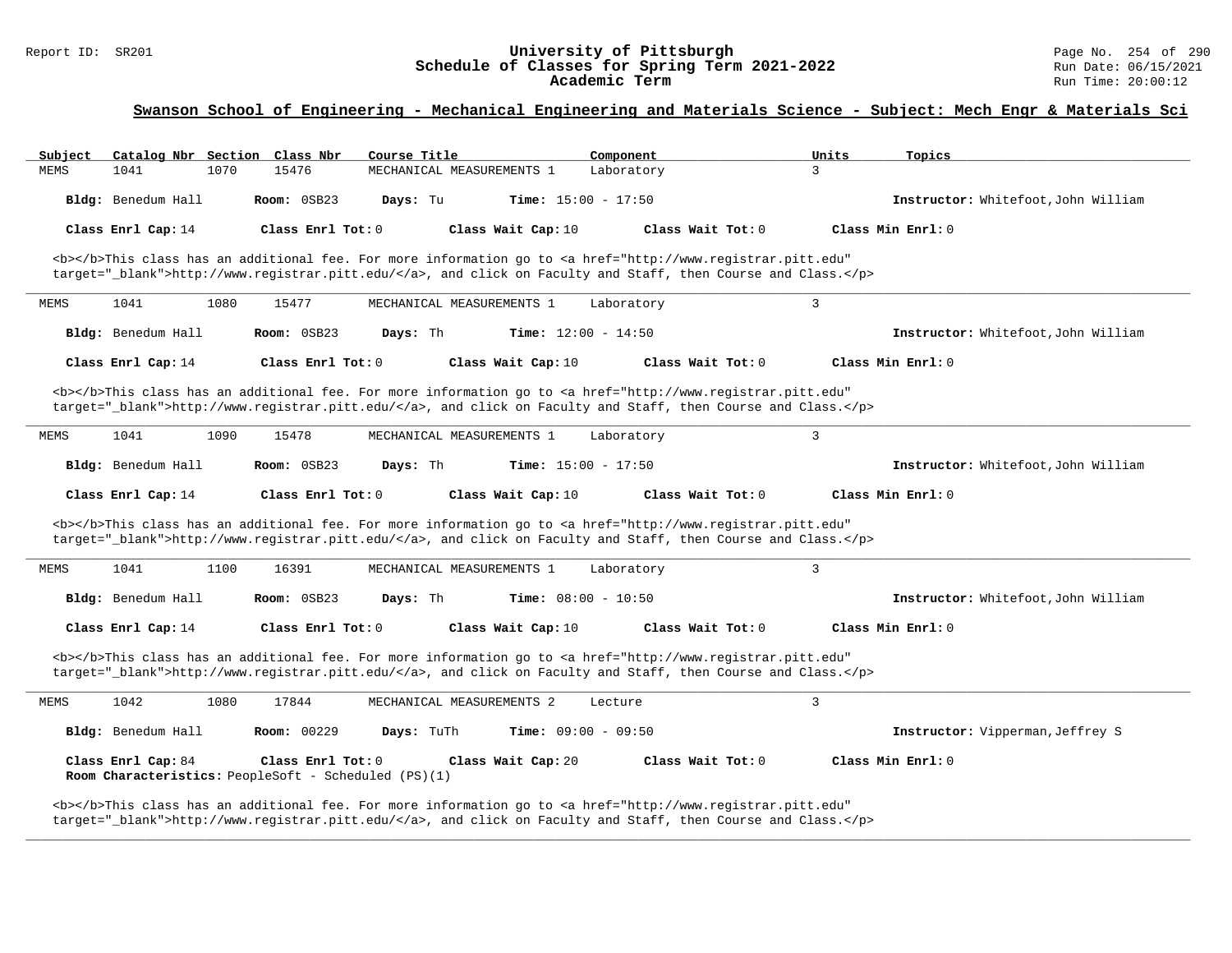## Swanson School of Engineering - Mechanical Engineering and Materials Science - Subject: Mech Engr & Materials Sci

| Subject | Catalog Nbr | Section | Class Nbr | Course Title | Component | Units | Topics |
|---|---|---|---|---|---|---|---|
| MEMS | 1041 | 1070 | 15476 | MECHANICAL MEASUREMENTS 1 | Laboratory | 3 | |

**Bldg:** Benedum Hall **Room:** 0SB23 **Days:** Tu **Time:** 15:00 - 17:50 **Instructor:** Whitefoot,John William

**Class Enrl Cap:** 14 **Class Enrl Tot:** 0 **Class Wait Cap:** 10 **Class Wait Tot:** 0 **Class Min Enrl:** 0

<b></b>This class has an additional fee. For more information go to <a href="http://www.registrar.pitt.edu" target="_blank">http://www.registrar.pitt.edu/</a>, and click on Faculty and Staff, then Course and Class.</p>

---

| Subject | Catalog Nbr | Section | Class Nbr | Course Title | Component | Units | Topics |
|---|---|---|---|---|---|---|---|
| MEMS | 1041 | 1080 | 15477 | MECHANICAL MEASUREMENTS 1 | Laboratory | 3 | |

**Bldg:** Benedum Hall **Room:** 0SB23 **Days:** Th **Time:** 12:00 - 14:50 **Instructor:** Whitefoot,John William

**Class Enrl Cap:** 14 **Class Enrl Tot:** 0 **Class Wait Cap:** 10 **Class Wait Tot:** 0 **Class Min Enrl:** 0

<b></b>This class has an additional fee. For more information go to <a href="http://www.registrar.pitt.edu" target="_blank">http://www.registrar.pitt.edu/</a>, and click on Faculty and Staff, then Course and Class.</p>

---

| Subject | Catalog Nbr | Section | Class Nbr | Course Title | Component | Units | Topics |
|---|---|---|---|---|---|---|---|
| MEMS | 1041 | 1090 | 15478 | MECHANICAL MEASUREMENTS 1 | Laboratory | 3 | |

**Bldg:** Benedum Hall **Room:** 0SB23 **Days:** Th **Time:** 15:00 - 17:50 **Instructor:** Whitefoot,John William

**Class Enrl Cap:** 14 **Class Enrl Tot:** 0 **Class Wait Cap:** 10 **Class Wait Tot:** 0 **Class Min Enrl:** 0

<b></b>This class has an additional fee. For more information go to <a href="http://www.registrar.pitt.edu" target="_blank">http://www.registrar.pitt.edu/</a>, and click on Faculty and Staff, then Course and Class.</p>

---

| Subject | Catalog Nbr | Section | Class Nbr | Course Title | Component | Units | Topics |
|---|---|---|---|---|---|---|---|
| MEMS | 1041 | 1100 | 16391 | MECHANICAL MEASUREMENTS 1 | Laboratory | 3 | |

**Bldg:** Benedum Hall **Room:** 0SB23 **Days:** Th **Time:** 08:00 - 10:50 **Instructor:** Whitefoot,John William

**Class Enrl Cap:** 14 **Class Enrl Tot:** 0 **Class Wait Cap:** 10 **Class Wait Tot:** 0 **Class Min Enrl:** 0

<b></b>This class has an additional fee. For more information go to <a href="http://www.registrar.pitt.edu" target="_blank">http://www.registrar.pitt.edu/</a>, and click on Faculty and Staff, then Course and Class.</p>

---

| Subject | Catalog Nbr | Section | Class Nbr | Course Title | Component | Units | Topics |
|---|---|---|---|---|---|---|---|
| MEMS | 1042 | 1080 | 17844 | MECHANICAL MEASUREMENTS 2 | Lecture | 3 | |

**Bldg:** Benedum Hall **Room:** 00229 **Days:** TuTh **Time:** 09:00 - 09:50 **Instructor:** Vipperman,Jeffrey S

**Class Enrl Cap:** 84 **Class Enrl Tot:** 0 **Class Wait Cap:** 20 **Class Wait Tot:** 0 **Class Min Enrl:** 0
**Room Characteristics:** PeopleSoft - Scheduled (PS)(1)

<b></b>This class has an additional fee. For more information go to <a href="http://www.registrar.pitt.edu" target="_blank">http://www.registrar.pitt.edu/</a>, and click on Faculty and Staff, then Course and Class.</p>

---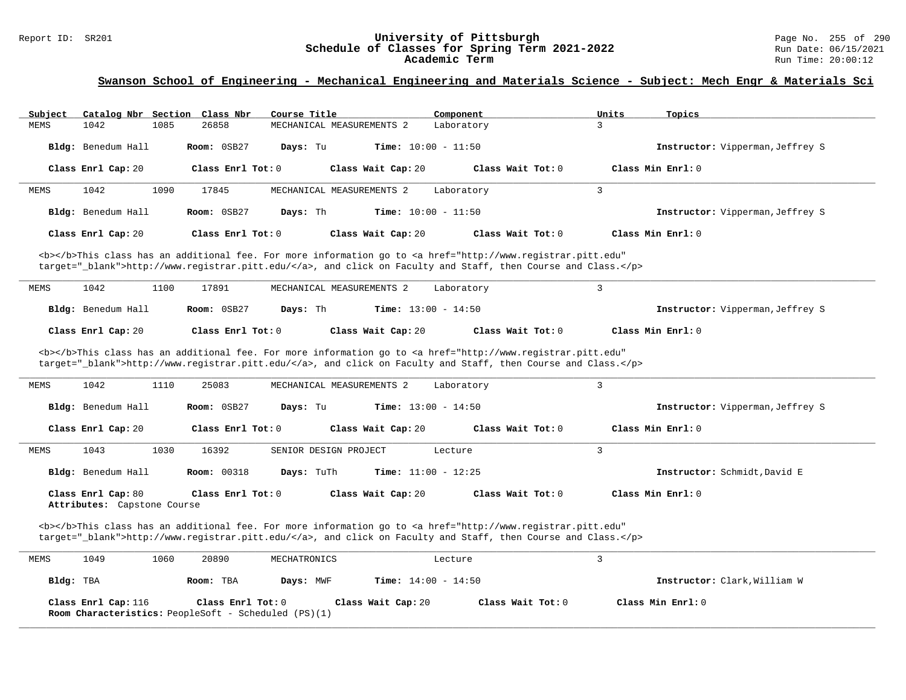## Swanson School of Engineering - Mechanical Engineering and Materials Science - Subject: Mech Engr & Materials Sci

| Subject | Catalog Nbr | Section | Class Nbr | Course Title | Component | Units | Topics |
|---|---|---|---|---|---|---|---|
| MEMS | 1042 | 1085 | 26858 | MECHANICAL MEASUREMENTS 2 | Laboratory | 3 | |

**Bldg:** Benedum Hall **Room:** 0SB27 **Days:** Tu **Time:** 10:00 - 11:50 **Instructor:** Vipperman,Jeffrey S

**Class Enrl Cap:** 20 **Class Enrl Tot:** 0 **Class Wait Cap:** 20 **Class Wait Tot:** 0 **Class Min Enrl:** 0

---

| Subject | Catalog Nbr | Section | Class Nbr | Course Title | Component | Units | Topics |
|---|---|---|---|---|---|---|---|
| MEMS | 1042 | 1090 | 17845 | MECHANICAL MEASUREMENTS 2 | Laboratory | 3 | |

**Bldg:** Benedum Hall **Room:** 0SB27 **Days:** Th **Time:** 10:00 - 11:50 **Instructor:** Vipperman,Jeffrey S

**Class Enrl Cap:** 20 **Class Enrl Tot:** 0 **Class Wait Cap:** 20 **Class Wait Tot:** 0 **Class Min Enrl:** 0

<b></b>This class has an additional fee. For more information go to <a href="http://www.registrar.pitt.edu" target="_blank">http://www.registrar.pitt.edu/</a>, and click on Faculty and Staff, then Course and Class.</p>

---

| Subject | Catalog Nbr | Section | Class Nbr | Course Title | Component | Units | Topics |
|---|---|---|---|---|---|---|---|
| MEMS | 1042 | 1100 | 17891 | MECHANICAL MEASUREMENTS 2 | Laboratory | 3 | |

**Bldg:** Benedum Hall **Room:** 0SB27 **Days:** Th **Time:** 13:00 - 14:50 **Instructor:** Vipperman,Jeffrey S

**Class Enrl Cap:** 20 **Class Enrl Tot:** 0 **Class Wait Cap:** 20 **Class Wait Tot:** 0 **Class Min Enrl:** 0

<b></b>This class has an additional fee. For more information go to <a href="http://www.registrar.pitt.edu" target="_blank">http://www.registrar.pitt.edu/</a>, and click on Faculty and Staff, then Course and Class.</p>

---

| Subject | Catalog Nbr | Section | Class Nbr | Course Title | Component | Units | Topics |
|---|---|---|---|---|---|---|---|
| MEMS | 1042 | 1110 | 25083 | MECHANICAL MEASUREMENTS 2 | Laboratory | 3 | |

**Bldg:** Benedum Hall **Room:** 0SB27 **Days:** Tu **Time:** 13:00 - 14:50 **Instructor:** Vipperman,Jeffrey S

**Class Enrl Cap:** 20 **Class Enrl Tot:** 0 **Class Wait Cap:** 20 **Class Wait Tot:** 0 **Class Min Enrl:** 0

---

| Subject | Catalog Nbr | Section | Class Nbr | Course Title | Component | Units | Topics |
|---|---|---|---|---|---|---|---|
| MEMS | 1043 | 1030 | 16392 | SENIOR DESIGN PROJECT | Lecture | 3 | |

**Bldg:** Benedum Hall **Room:** 00318 **Days:** TuTh **Time:** 11:00 - 12:25 **Instructor:** Schmidt,David E

**Class Enrl Cap:** 80 **Class Enrl Tot:** 0 **Class Wait Cap:** 20 **Class Wait Tot:** 0 **Class Min Enrl:** 0
**Attributes:** Capstone Course

<b></b>This class has an additional fee. For more information go to <a href="http://www.registrar.pitt.edu" target="_blank">http://www.registrar.pitt.edu/</a>, and click on Faculty and Staff, then Course and Class.</p>

---

| Subject | Catalog Nbr | Section | Class Nbr | Course Title | Component | Units | Topics |
|---|---|---|---|---|---|---|---|
| MEMS | 1049 | 1060 | 20890 | MECHATRONICS | Lecture | 3 | |

**Bldg:** TBA **Room:** TBA **Days:** MWF **Time:** 14:00 - 14:50 **Instructor:** Clark,William W

**Class Enrl Cap:** 116 **Class Enrl Tot:** 0 **Class Wait Cap:** 20 **Class Wait Tot:** 0 **Class Min Enrl:** 0
**Room Characteristics:** PeopleSoft - Scheduled (PS)(1)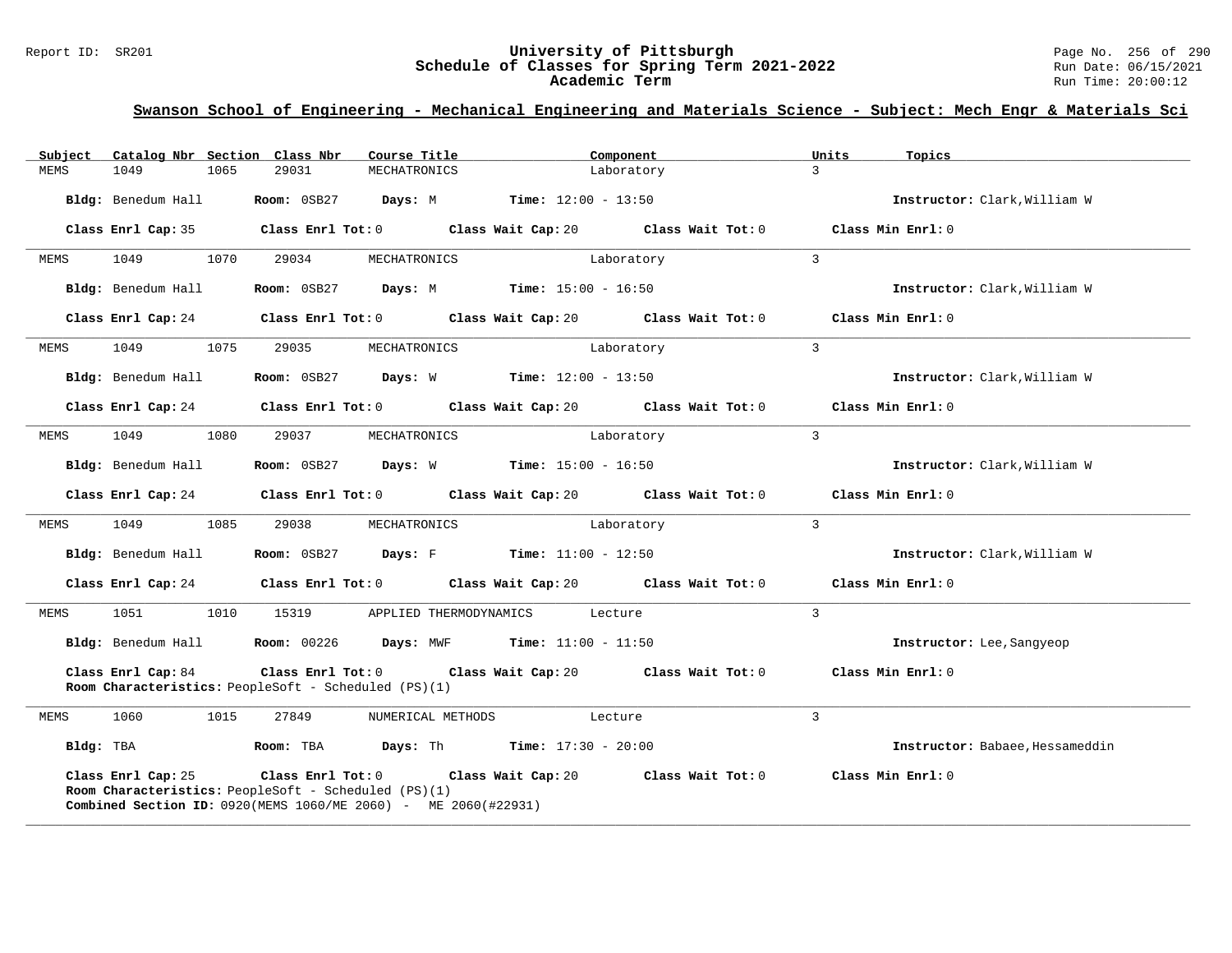## Swanson School of Engineering - Mechanical Engineering and Materials Science - Subject: Mech Engr & Materials Sci

| Subject | Catalog Nbr | Section | Class Nbr | Course Title | Component | Units | Topics |
|---|---|---|---|---|---|---|---|
| MEMS | 1049 | 1065 | 29031 | MECHATRONICS | Laboratory | 3 | |

**Bldg:** Benedum Hall **Room:** 0SB27 **Days:** M **Time:** 12:00 - 13:50 **Instructor:** Clark,William W

**Class Enrl Cap:** 35 **Class Enrl Tot:** 0 **Class Wait Cap:** 20 **Class Wait Tot:** 0 **Class Min Enrl:** 0

---

| Subject | Catalog Nbr | Section | Class Nbr | Course Title | Component | Units | Topics |
|---|---|---|---|---|---|---|---|
| MEMS | 1049 | 1070 | 29034 | MECHATRONICS | Laboratory | 3 | |

**Bldg:** Benedum Hall **Room:** 0SB27 **Days:** M **Time:** 15:00 - 16:50 **Instructor:** Clark,William W

**Class Enrl Cap:** 24 **Class Enrl Tot:** 0 **Class Wait Cap:** 20 **Class Wait Tot:** 0 **Class Min Enrl:** 0

---

| Subject | Catalog Nbr | Section | Class Nbr | Course Title | Component | Units | Topics |
|---|---|---|---|---|---|---|---|
| MEMS | 1049 | 1075 | 29035 | MECHATRONICS | Laboratory | 3 | |

**Bldg:** Benedum Hall **Room:** 0SB27 **Days:** W **Time:** 12:00 - 13:50 **Instructor:** Clark,William W

**Class Enrl Cap:** 24 **Class Enrl Tot:** 0 **Class Wait Cap:** 20 **Class Wait Tot:** 0 **Class Min Enrl:** 0

---

| Subject | Catalog Nbr | Section | Class Nbr | Course Title | Component | Units | Topics |
|---|---|---|---|---|---|---|---|
| MEMS | 1049 | 1080 | 29037 | MECHATRONICS | Laboratory | 3 | |

**Bldg:** Benedum Hall **Room:** 0SB27 **Days:** W **Time:** 15:00 - 16:50 **Instructor:** Clark,William W

**Class Enrl Cap:** 24 **Class Enrl Tot:** 0 **Class Wait Cap:** 20 **Class Wait Tot:** 0 **Class Min Enrl:** 0

---

| Subject | Catalog Nbr | Section | Class Nbr | Course Title | Component | Units | Topics |
|---|---|---|---|---|---|---|---|
| MEMS | 1049 | 1085 | 29038 | MECHATRONICS | Laboratory | 3 | |

**Bldg:** Benedum Hall **Room:** 0SB27 **Days:** F **Time:** 11:00 - 12:50 **Instructor:** Clark,William W

**Class Enrl Cap:** 24 **Class Enrl Tot:** 0 **Class Wait Cap:** 20 **Class Wait Tot:** 0 **Class Min Enrl:** 0

---

| Subject | Catalog Nbr | Section | Class Nbr | Course Title | Component | Units | Topics |
|---|---|---|---|---|---|---|---|
| MEMS | 1051 | 1010 | 15319 | APPLIED THERMODYNAMICS | Lecture | 3 | |

**Bldg:** Benedum Hall **Room:** 00226 **Days:** MWF **Time:** 11:00 - 11:50 **Instructor:** Lee,Sangyeop

**Class Enrl Cap:** 84 **Class Enrl Tot:** 0 **Class Wait Cap:** 20 **Class Wait Tot:** 0 **Class Min Enrl:** 0
**Room Characteristics:** PeopleSoft - Scheduled (PS)(1)

---

| Subject | Catalog Nbr | Section | Class Nbr | Course Title | Component | Units | Topics |
|---|---|---|---|---|---|---|---|
| MEMS | 1060 | 1015 | 27849 | NUMERICAL METHODS | Lecture | 3 | |

**Bldg:** TBA **Room:** TBA **Days:** Th **Time:** 17:30 - 20:00 **Instructor:** Babaee,Hessameddin

**Class Enrl Cap:** 25 **Class Enrl Tot:** 0 **Class Wait Cap:** 20 **Class Wait Tot:** 0 **Class Min Enrl:** 0
**Room Characteristics:** PeopleSoft - Scheduled (PS)(1)
**Combined Section ID:** 0920(MEMS 1060/ME 2060) - ME 2060(#22931)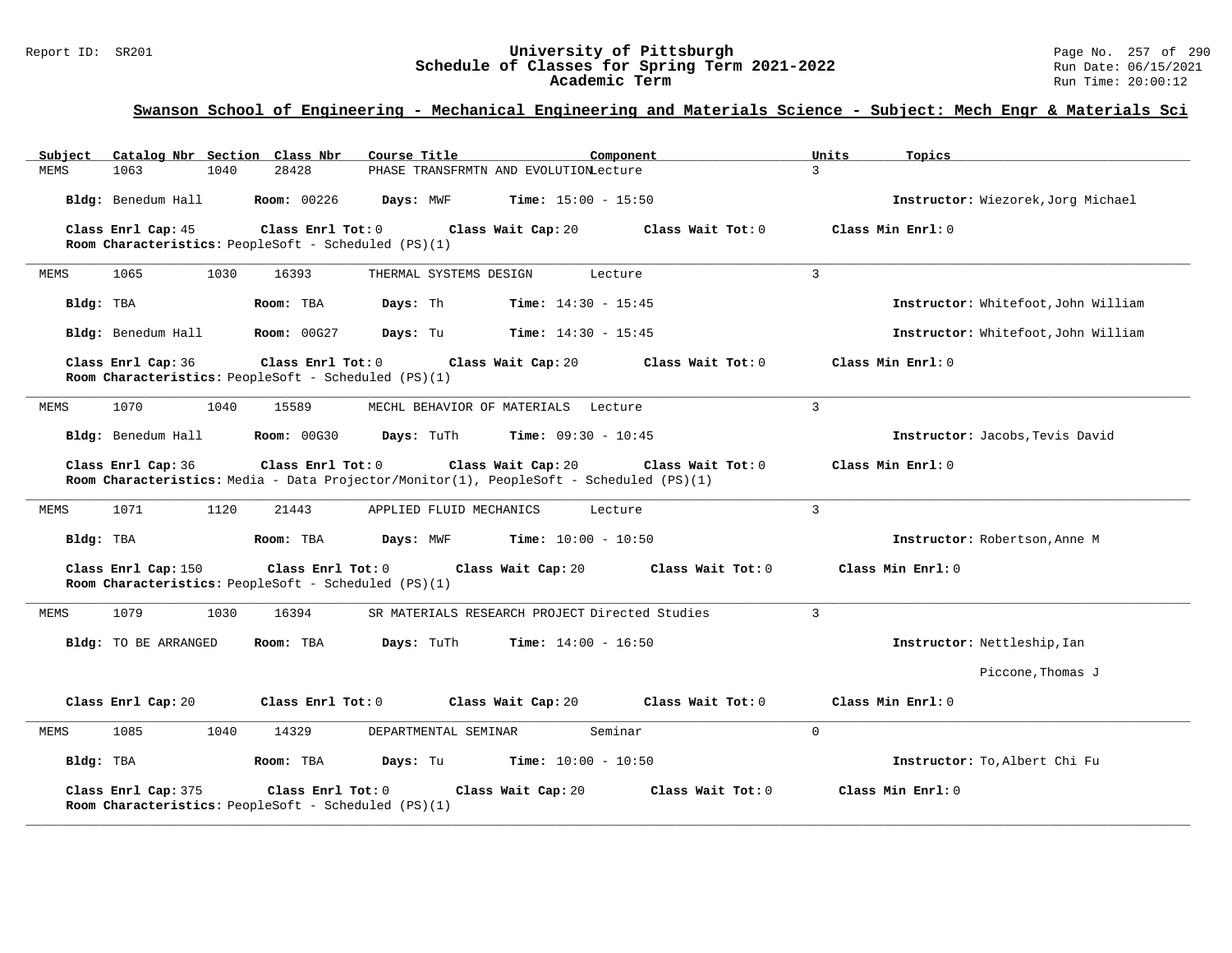## Swanson School of Engineering - Mechanical Engineering and Materials Science - Subject: Mech Engr & Materials Sci

| Subject | Catalog Nbr | Section | Class Nbr | Course Title | Component | Units | Topics |
|---|---|---|---|---|---|---|---|
| MEMS | 1063 | 1040 | 28428 | PHASE TRANSFRMTN AND EVOLUTION | Lecture | 3 | |

**Bldg:** Benedum Hall **Room:** 00226 **Days:** MWF **Time:** 15:00 - 15:50 **Instructor:** Wiezorek,Jorg Michael

**Class Enrl Cap:** 45 **Class Enrl Tot:** 0 **Class Wait Cap:** 20 **Class Wait Tot:** 0 **Class Min Enrl:** 0
**Room Characteristics:** PeopleSoft - Scheduled (PS)(1)

---

| Subject | Catalog Nbr | Section | Class Nbr | Course Title | Component | Units | Topics |
|---|---|---|---|---|---|---|---|
| MEMS | 1065 | 1030 | 16393 | THERMAL SYSTEMS DESIGN | Lecture | 3 | |

**Bldg:** TBA **Room:** TBA **Days:** Th **Time:** 14:30 - 15:45 **Instructor:** Whitefoot,John William

**Bldg:** Benedum Hall **Room:** 00G27 **Days:** Tu **Time:** 14:30 - 15:45 **Instructor:** Whitefoot,John William

**Class Enrl Cap:** 36 **Class Enrl Tot:** 0 **Class Wait Cap:** 20 **Class Wait Tot:** 0 **Class Min Enrl:** 0
**Room Characteristics:** PeopleSoft - Scheduled (PS)(1)

---

| Subject | Catalog Nbr | Section | Class Nbr | Course Title | Component | Units | Topics |
|---|---|---|---|---|---|---|---|
| MEMS | 1070 | 1040 | 15589 | MECHL BEHAVIOR OF MATERIALS | Lecture | 3 | |

**Bldg:** Benedum Hall **Room:** 00G30 **Days:** TuTh **Time:** 09:30 - 10:45 **Instructor:** Jacobs,Tevis David

**Class Enrl Cap:** 36 **Class Enrl Tot:** 0 **Class Wait Cap:** 20 **Class Wait Tot:** 0 **Class Min Enrl:** 0
**Room Characteristics:** Media - Data Projector/Monitor(1), PeopleSoft - Scheduled (PS)(1)

---

| Subject | Catalog Nbr | Section | Class Nbr | Course Title | Component | Units | Topics |
|---|---|---|---|---|---|---|---|
| MEMS | 1071 | 1120 | 21443 | APPLIED FLUID MECHANICS | Lecture | 3 | |

**Bldg:** TBA **Room:** TBA **Days:** MWF **Time:** 10:00 - 10:50 **Instructor:** Robertson,Anne M

**Class Enrl Cap:** 150 **Class Enrl Tot:** 0 **Class Wait Cap:** 20 **Class Wait Tot:** 0 **Class Min Enrl:** 0
**Room Characteristics:** PeopleSoft - Scheduled (PS)(1)

---

| Subject | Catalog Nbr | Section | Class Nbr | Course Title | Component | Units | Topics |
|---|---|---|---|---|---|---|---|
| MEMS | 1079 | 1030 | 16394 | SR MATERIALS RESEARCH PROJECT | Directed Studies | 3 | |

**Bldg:** TO BE ARRANGED **Room:** TBA **Days:** TuTh **Time:** 14:00 - 16:50 **Instructor:** Nettleship,Ian
Piccone,Thomas J

**Class Enrl Cap:** 20 **Class Enrl Tot:** 0 **Class Wait Cap:** 20 **Class Wait Tot:** 0 **Class Min Enrl:** 0

---

| Subject | Catalog Nbr | Section | Class Nbr | Course Title | Component | Units | Topics |
|---|---|---|---|---|---|---|---|
| MEMS | 1085 | 1040 | 14329 | DEPARTMENTAL SEMINAR | Seminar | 0 | |

**Bldg:** TBA **Room:** TBA **Days:** Tu **Time:** 10:00 - 10:50 **Instructor:** To,Albert Chi Fu

**Class Enrl Cap:** 375 **Class Enrl Tot:** 0 **Class Wait Cap:** 20 **Class Wait Tot:** 0 **Class Min Enrl:** 0
**Room Characteristics:** PeopleSoft - Scheduled (PS)(1)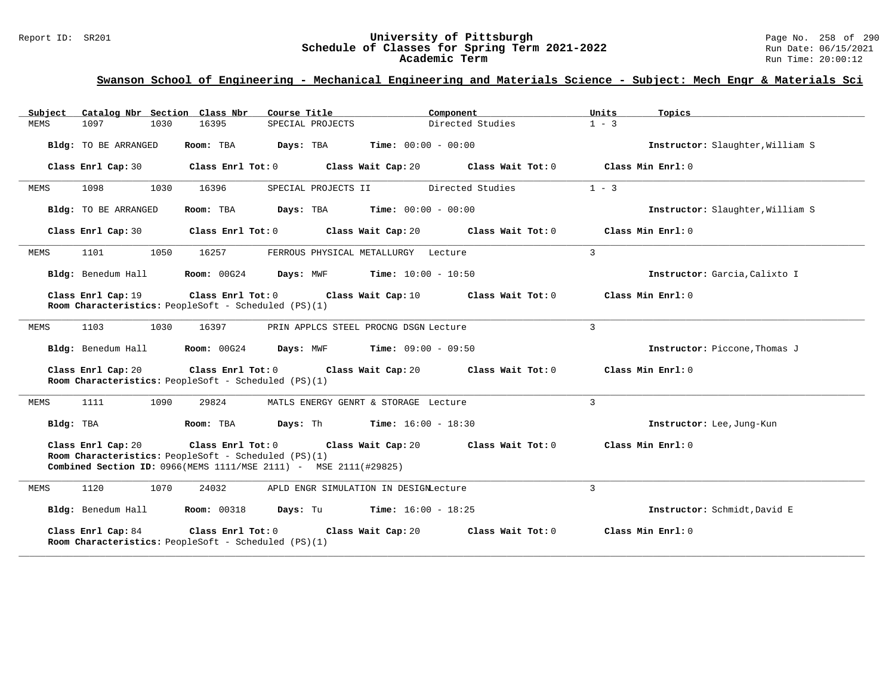## Swanson School of Engineering - Mechanical Engineering and Materials Science - Subject: Mech Engr & Materials Sci

| Subject | Catalog Nbr | Section | Class Nbr | Course Title | Component | Units | Topics |
|---|---|---|---|---|---|---|---|
| MEMS | 1097 | 1030 | 16395 | SPECIAL PROJECTS | Directed Studies | 1 - 3 | |

**Bldg:** TO BE ARRANGED **Room:** TBA **Days:** TBA **Time:** 00:00 - 00:00 **Instructor:** Slaughter,William S

**Class Enrl Cap:** 30 **Class Enrl Tot:** 0 **Class Wait Cap:** 20 **Class Wait Tot:** 0 **Class Min Enrl:** 0

---

| Subject | Catalog Nbr | Section | Class Nbr | Course Title | Component | Units | Topics |
|---|---|---|---|---|---|---|---|
| MEMS | 1098 | 1030 | 16396 | SPECIAL PROJECTS II | Directed Studies | 1 - 3 | |

**Bldg:** TO BE ARRANGED **Room:** TBA **Days:** TBA **Time:** 00:00 - 00:00 **Instructor:** Slaughter,William S

**Class Enrl Cap:** 30 **Class Enrl Tot:** 0 **Class Wait Cap:** 20 **Class Wait Tot:** 0 **Class Min Enrl:** 0

---

| Subject | Catalog Nbr | Section | Class Nbr | Course Title | Component | Units | Topics |
|---|---|---|---|---|---|---|---|
| MEMS | 1101 | 1050 | 16257 | FERROUS PHYSICAL METALLURGY | Lecture | 3 | |

**Bldg:** Benedum Hall **Room:** 00G24 **Days:** MWF **Time:** 10:00 - 10:50 **Instructor:** Garcia,Calixto I

**Class Enrl Cap:** 19 **Class Enrl Tot:** 0 **Class Wait Cap:** 10 **Class Wait Tot:** 0 **Class Min Enrl:** 0

**Room Characteristics:** PeopleSoft - Scheduled (PS)(1)

---

| Subject | Catalog Nbr | Section | Class Nbr | Course Title | Component | Units | Topics |
|---|---|---|---|---|---|---|---|
| MEMS | 1103 | 1030 | 16397 | PRIN APPLCS STEEL PROCNG DSGN | Lecture | 3 | |

**Bldg:** Benedum Hall **Room:** 00G24 **Days:** MWF **Time:** 09:00 - 09:50 **Instructor:** Piccone,Thomas J

**Class Enrl Cap:** 20 **Class Enrl Tot:** 0 **Class Wait Cap:** 20 **Class Wait Tot:** 0 **Class Min Enrl:** 0

**Room Characteristics:** PeopleSoft - Scheduled (PS)(1)

---

| Subject | Catalog Nbr | Section | Class Nbr | Course Title | Component | Units | Topics |
|---|---|---|---|---|---|---|---|
| MEMS | 1111 | 1090 | 29824 | MATLS ENERGY GENRT & STORAGE | Lecture | 3 | |

**Bldg:** TBA **Room:** TBA **Days:** Th **Time:** 16:00 - 18:30 **Instructor:** Lee,Jung-Kun

**Class Enrl Cap:** 20 **Class Enrl Tot:** 0 **Class Wait Cap:** 20 **Class Wait Tot:** 0 **Class Min Enrl:** 0

**Room Characteristics:** PeopleSoft - Scheduled (PS)(1)

**Combined Section ID:** 0966(MEMS 1111/MSE 2111) - MSE 2111(#29825)

---

| Subject | Catalog Nbr | Section | Class Nbr | Course Title | Component | Units | Topics |
|---|---|---|---|---|---|---|---|
| MEMS | 1120 | 1070 | 24032 | APLD ENGR SIMULATION IN DESIGN | Lecture | 3 | |

**Bldg:** Benedum Hall **Room:** 00318 **Days:** Tu **Time:** 16:00 - 18:25 **Instructor:** Schmidt,David E

**Class Enrl Cap:** 84 **Class Enrl Tot:** 0 **Class Wait Cap:** 20 **Class Wait Tot:** 0 **Class Min Enrl:** 0

**Room Characteristics:** PeopleSoft - Scheduled (PS)(1)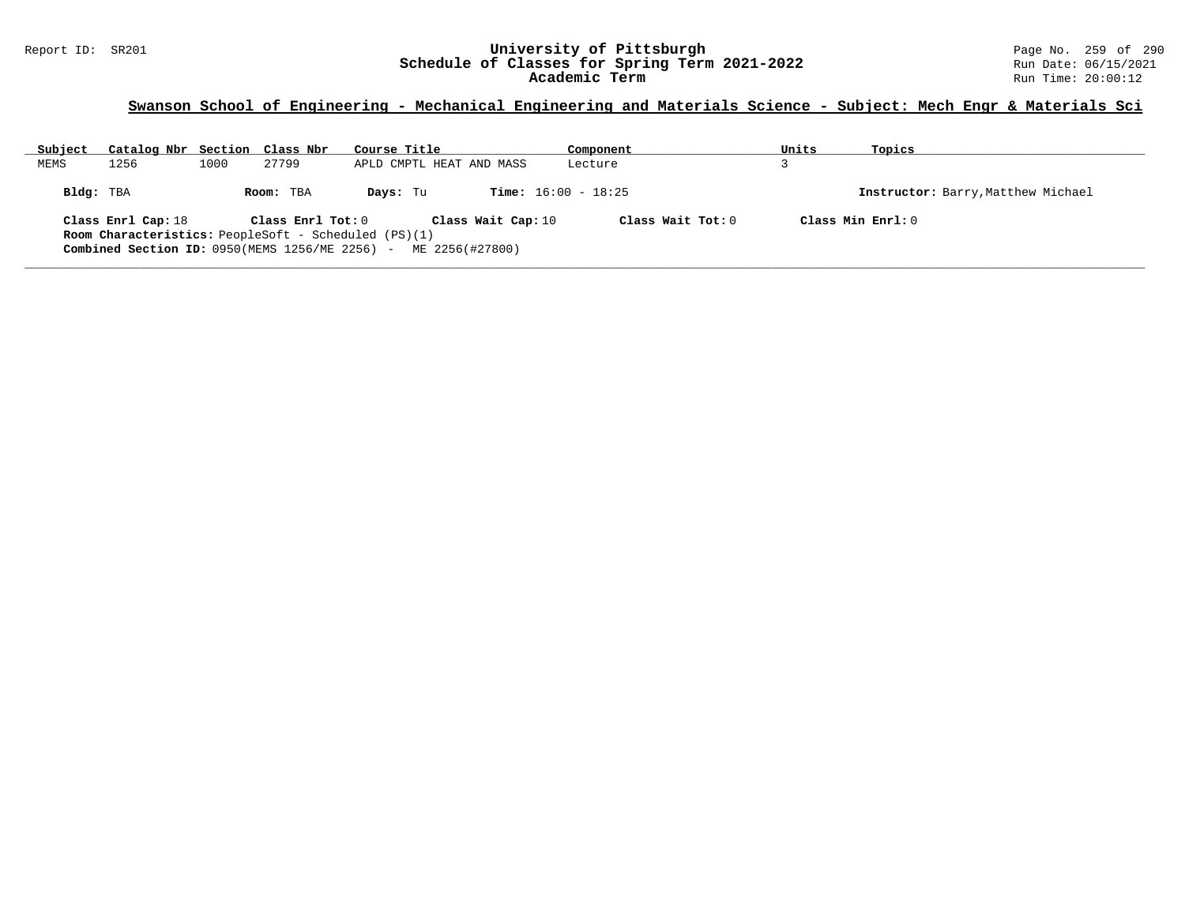## Swanson School of Engineering - Mechanical Engineering and Materials Science - Subject: Mech Engr & Materials Sci

| Subject | Catalog Nbr | Section | Class Nbr | Course Title | Component | Units | Topics |
|---|---|---|---|---|---|---|---|
| MEMS | 1256 | 1000 | 27799 | APLD CMPTL HEAT AND MASS | Lecture | 3 | |

**Bldg:** TBA **Room:** TBA **Days:** Tu **Time:** 16:00 - 18:25 **Instructor:** Barry,Matthew Michael

**Class Enrl Cap:** 18 **Class Enrl Tot:** 0 **Class Wait Cap:** 10 **Class Wait Tot:** 0 **Class Min Enrl:** 0

**Room Characteristics:** PeopleSoft - Scheduled (PS)(1)

**Combined Section ID:** 0950(MEMS 1256/ME 2256) - ME 2256(#27800)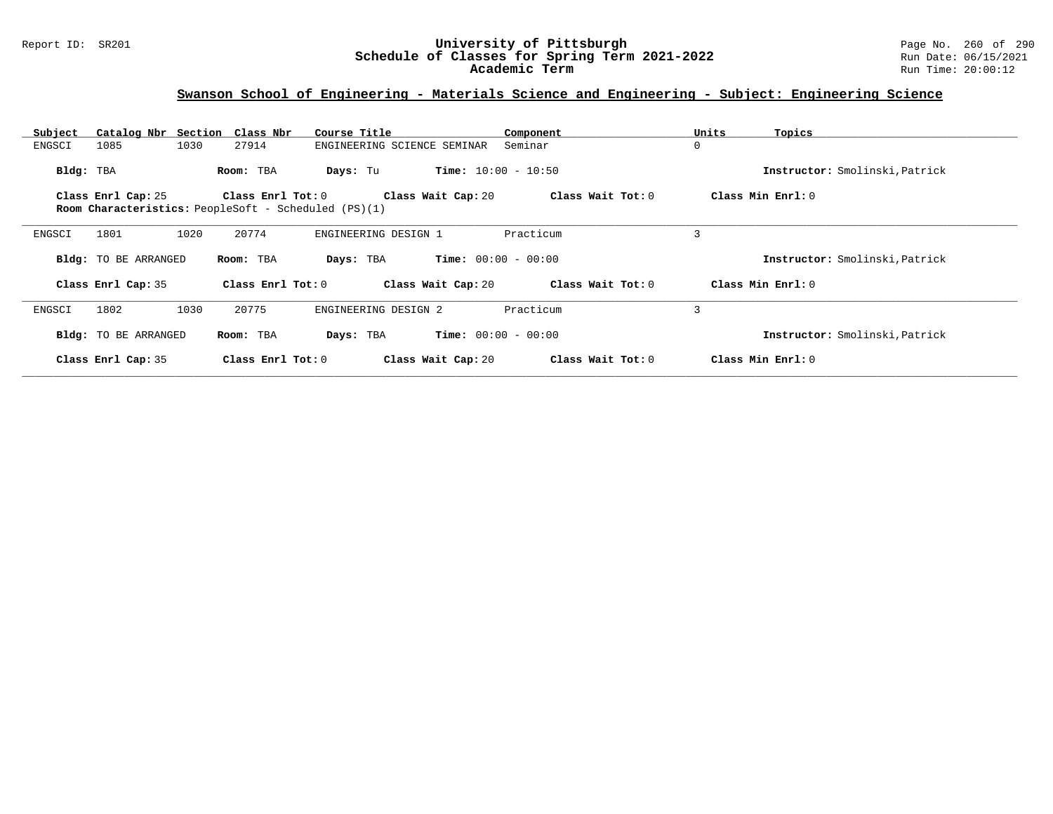## Swanson School of Engineering - Materials Science and Engineering - Subject: Engineering Science

| Subject | Catalog Nbr | Section | Class Nbr | Course Title | Component | Units | Topics |
|---|---|---|---|---|---|---|---|
| ENGSCI | 1085 | 1030 | 27914 | ENGINEERING SCIENCE SEMINAR | Seminar | 0 | |

**Bldg:** TBA **Room:** TBA **Days:** Tu **Time:** 10:00 - 10:50 **Instructor:** Smolinski,Patrick

**Class Enrl Cap:** 25 **Class Enrl Tot:** 0 **Class Wait Cap:** 20 **Class Wait Tot:** 0 **Class Min Enrl:** 0

**Room Characteristics:** PeopleSoft - Scheduled (PS)(1)

---

| Subject | Catalog Nbr | Section | Class Nbr | Course Title | Component | Units | Topics |
|---|---|---|---|---|---|---|---|
| ENGSCI | 1801 | 1020 | 20774 | ENGINEERING DESIGN 1 | Practicum | 3 | |

**Bldg:** TO BE ARRANGED **Room:** TBA **Days:** TBA **Time:** 00:00 - 00:00 **Instructor:** Smolinski,Patrick

**Class Enrl Cap:** 35 **Class Enrl Tot:** 0 **Class Wait Cap:** 20 **Class Wait Tot:** 0 **Class Min Enrl:** 0

---

| Subject | Catalog Nbr | Section | Class Nbr | Course Title | Component | Units | Topics |
|---|---|---|---|---|---|---|---|
| ENGSCI | 1802 | 1030 | 20775 | ENGINEERING DESIGN 2 | Practicum | 3 | |

**Bldg:** TO BE ARRANGED **Room:** TBA **Days:** TBA **Time:** 00:00 - 00:00 **Instructor:** Smolinski,Patrick

**Class Enrl Cap:** 35 **Class Enrl Tot:** 0 **Class Wait Cap:** 20 **Class Wait Tot:** 0 **Class Min Enrl:** 0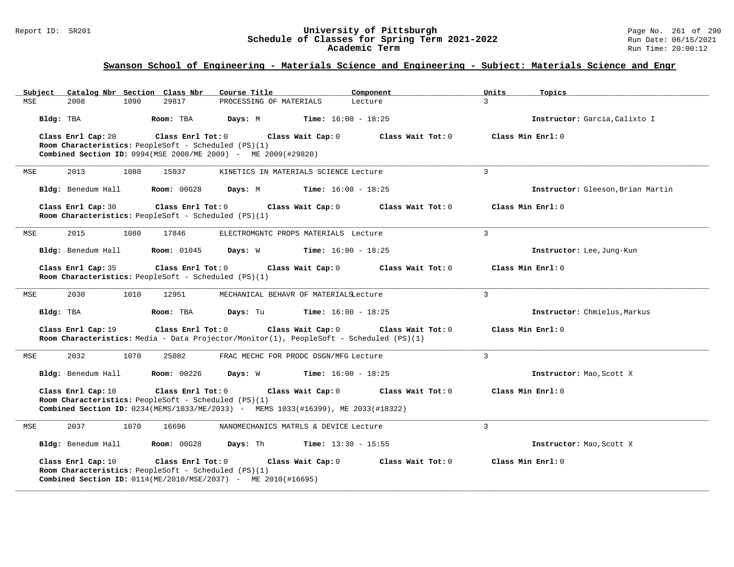## Swanson School of Engineering - Materials Science and Engineering - Subject: Materials Science and Engr

| Subject | Catalog Nbr | Section | Class Nbr | Course Title | Component | Units | Topics |
|---|---|---|---|---|---|---|---|
| MSE | 2008 | 1090 | 29817 | PROCESSING OF MATERIALS | Lecture | 3 | |

**Bldg:** TBA **Room:** TBA **Days:** M **Time:** 16:00 - 18:25 **Instructor:** Garcia,Calixto I

**Class Enrl Cap:** 20 **Class Enrl Tot:** 0 **Class Wait Cap:** 0 **Class Wait Tot:** 0 **Class Min Enrl:** 0
**Room Characteristics:** PeopleSoft - Scheduled (PS)(1)
**Combined Section ID:** 0994(MSE 2008/ME 2009) - ME 2009(#29820)

---

| Subject | Catalog Nbr | Section | Class Nbr | Course Title | Component | Units | Topics |
|---|---|---|---|---|---|---|---|
| MSE | 2013 | 1080 | 15037 | KINETICS IN MATERIALS SCIENCE | Lecture | 3 | |

**Bldg:** Benedum Hall **Room:** 00G28 **Days:** M **Time:** 16:00 - 18:25 **Instructor:** Gleeson,Brian Martin

**Class Enrl Cap:** 30 **Class Enrl Tot:** 0 **Class Wait Cap:** 0 **Class Wait Tot:** 0 **Class Min Enrl:** 0
**Room Characteristics:** PeopleSoft - Scheduled (PS)(1)

---

| Subject | Catalog Nbr | Section | Class Nbr | Course Title | Component | Units | Topics |
|---|---|---|---|---|---|---|---|
| MSE | 2015 | 1080 | 17846 | ELECTROMGNTC PROPS MATERIALS | Lecture | 3 | |

**Bldg:** Benedum Hall **Room:** 01045 **Days:** W **Time:** 16:00 - 18:25 **Instructor:** Lee,Jung-Kun

**Class Enrl Cap:** 35 **Class Enrl Tot:** 0 **Class Wait Cap:** 0 **Class Wait Tot:** 0 **Class Min Enrl:** 0
**Room Characteristics:** PeopleSoft - Scheduled (PS)(1)

---

| Subject | Catalog Nbr | Section | Class Nbr | Course Title | Component | Units | Topics |
|---|---|---|---|---|---|---|---|
| MSE | 2030 | 1010 | 12951 | MECHANICAL BEHAVR OF MATERIALS | Lecture | 3 | |

**Bldg:** TBA **Room:** TBA **Days:** Tu **Time:** 16:00 - 18:25 **Instructor:** Chmielus,Markus

**Class Enrl Cap:** 19 **Class Enrl Tot:** 0 **Class Wait Cap:** 0 **Class Wait Tot:** 0 **Class Min Enrl:** 0
**Room Characteristics:** Media - Data Projector/Monitor(1), PeopleSoft - Scheduled (PS)(1)

---

| Subject | Catalog Nbr | Section | Class Nbr | Course Title | Component | Units | Topics |
|---|---|---|---|---|---|---|---|
| MSE | 2032 | 1070 | 25082 | FRAC MECHC FOR PRODC DSGN/MFG | Lecture | 3 | |

**Bldg:** Benedum Hall **Room:** 00226 **Days:** W **Time:** 16:00 - 18:25 **Instructor:** Mao,Scott X

**Class Enrl Cap:** 10 **Class Enrl Tot:** 0 **Class Wait Cap:** 0 **Class Wait Tot:** 0 **Class Min Enrl:** 0
**Room Characteristics:** PeopleSoft - Scheduled (PS)(1)
**Combined Section ID:** 0234(MEMS/1033/ME/2033) - MEMS 1033(#16399), ME 2033(#18322)

---

| Subject | Catalog Nbr | Section | Class Nbr | Course Title | Component | Units | Topics |
|---|---|---|---|---|---|---|---|
| MSE | 2037 | 1070 | 16696 | NANOMECHANICS MATRLS & DEVICE | Lecture | 3 | |

**Bldg:** Benedum Hall **Room:** 00G28 **Days:** Th **Time:** 13:30 - 15:55 **Instructor:** Mao,Scott X

**Class Enrl Cap:** 10 **Class Enrl Tot:** 0 **Class Wait Cap:** 0 **Class Wait Tot:** 0 **Class Min Enrl:** 0
**Room Characteristics:** PeopleSoft - Scheduled (PS)(1)
**Combined Section ID:** 0114(ME/2010/MSE/2037) - ME 2010(#16695)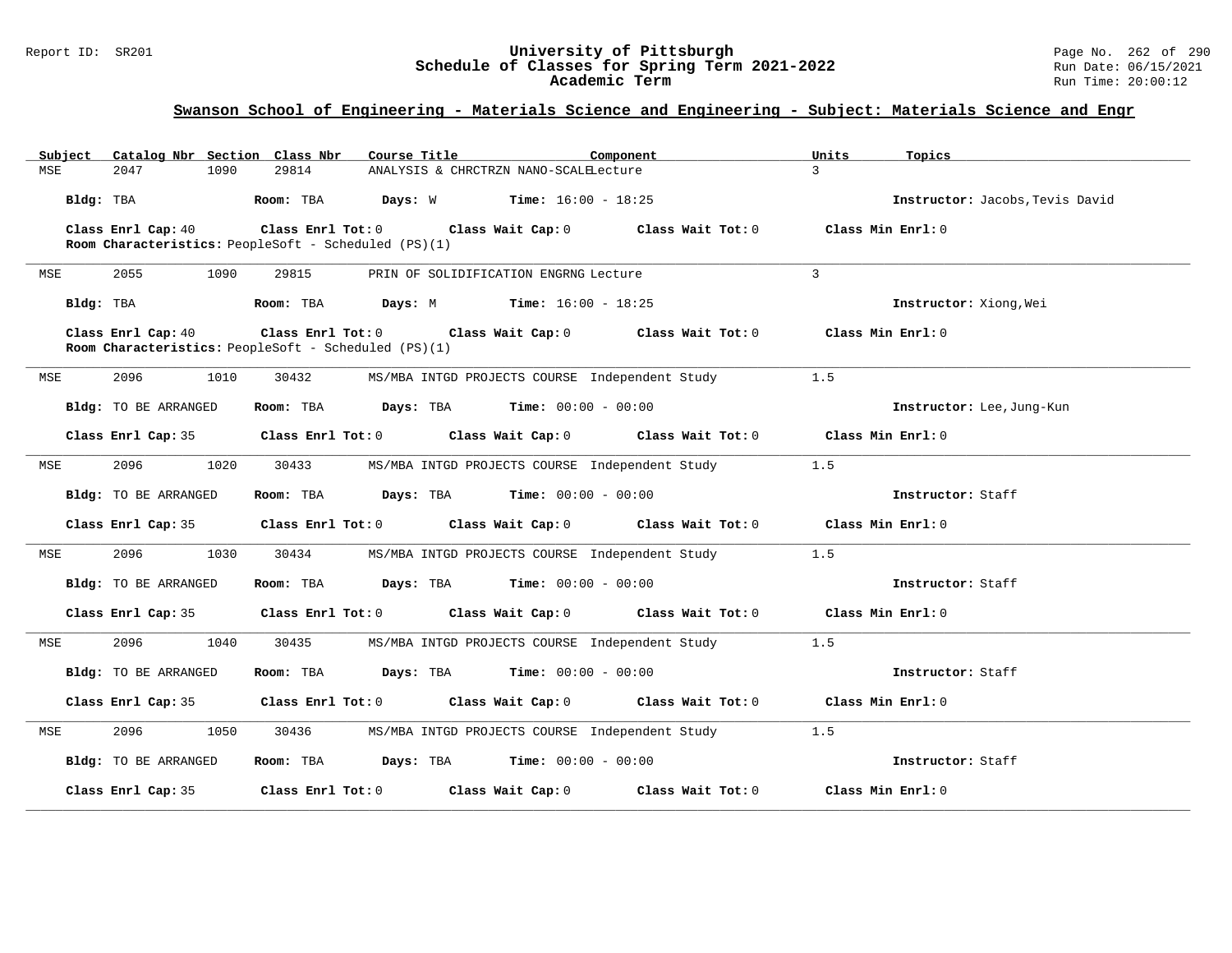## Swanson School of Engineering - Materials Science and Engineering - Subject: Materials Science and Engr

| Subject | Catalog Nbr | Section | Class Nbr | Course Title | Component | Units | Topics |
|---|---|---|---|---|---|---|---|
| MSE | 2047 | 1090 | 29814 | ANALYSIS & CHRCTRZN NANO-SCALE | Lecture | 3 | |

**Bldg:** TBA **Room:** TBA **Days:** W **Time:** 16:00 - 18:25 **Instructor:** Jacobs,Tevis David

**Class Enrl Cap:** 40 **Class Enrl Tot:** 0 **Class Wait Cap:** 0 **Class Wait Tot:** 0 **Class Min Enrl:** 0

**Room Characteristics:** PeopleSoft - Scheduled (PS)(1)

---

| Subject | Catalog Nbr | Section | Class Nbr | Course Title | Component | Units | Topics |
|---|---|---|---|---|---|---|---|
| MSE | 2055 | 1090 | 29815 | PRIN OF SOLIDIFICATION ENGRNG | Lecture | 3 | |

**Bldg:** TBA **Room:** TBA **Days:** M **Time:** 16:00 - 18:25 **Instructor:** Xiong,Wei

**Class Enrl Cap:** 40 **Class Enrl Tot:** 0 **Class Wait Cap:** 0 **Class Wait Tot:** 0 **Class Min Enrl:** 0

**Room Characteristics:** PeopleSoft - Scheduled (PS)(1)

---

| Subject | Catalog Nbr | Section | Class Nbr | Course Title | Component | Units | Topics |
|---|---|---|---|---|---|---|---|
| MSE | 2096 | 1010 | 30432 | MS/MBA INTGD PROJECTS COURSE | Independent Study | 1.5 | |

**Bldg:** TO BE ARRANGED **Room:** TBA **Days:** TBA **Time:** 00:00 - 00:00 **Instructor:** Lee, Jung-Kun

**Class Enrl Cap:** 35 **Class Enrl Tot:** 0 **Class Wait Cap:** 0 **Class Wait Tot:** 0 **Class Min Enrl:** 0

---

| Subject | Catalog Nbr | Section | Class Nbr | Course Title | Component | Units | Topics |
|---|---|---|---|---|---|---|---|
| MSE | 2096 | 1020 | 30433 | MS/MBA INTGD PROJECTS COURSE | Independent Study | 1.5 | |

**Bldg:** TO BE ARRANGED **Room:** TBA **Days:** TBA **Time:** 00:00 - 00:00 **Instructor:** Staff

**Class Enrl Cap:** 35 **Class Enrl Tot:** 0 **Class Wait Cap:** 0 **Class Wait Tot:** 0 **Class Min Enrl:** 0

---

| Subject | Catalog Nbr | Section | Class Nbr | Course Title | Component | Units | Topics |
|---|---|---|---|---|---|---|---|
| MSE | 2096 | 1030 | 30434 | MS/MBA INTGD PROJECTS COURSE | Independent Study | 1.5 | |

**Bldg:** TO BE ARRANGED **Room:** TBA **Days:** TBA **Time:** 00:00 - 00:00 **Instructor:** Staff

**Class Enrl Cap:** 35 **Class Enrl Tot:** 0 **Class Wait Cap:** 0 **Class Wait Tot:** 0 **Class Min Enrl:** 0

---

| Subject | Catalog Nbr | Section | Class Nbr | Course Title | Component | Units | Topics |
|---|---|---|---|---|---|---|---|
| MSE | 2096 | 1040 | 30435 | MS/MBA INTGD PROJECTS COURSE | Independent Study | 1.5 | |

**Bldg:** TO BE ARRANGED **Room:** TBA **Days:** TBA **Time:** 00:00 - 00:00 **Instructor:** Staff

**Class Enrl Cap:** 35 **Class Enrl Tot:** 0 **Class Wait Cap:** 0 **Class Wait Tot:** 0 **Class Min Enrl:** 0

---

| Subject | Catalog Nbr | Section | Class Nbr | Course Title | Component | Units | Topics |
|---|---|---|---|---|---|---|---|
| MSE | 2096 | 1050 | 30436 | MS/MBA INTGD PROJECTS COURSE | Independent Study | 1.5 | |

**Bldg:** TO BE ARRANGED **Room:** TBA **Days:** TBA **Time:** 00:00 - 00:00 **Instructor:** Staff

**Class Enrl Cap:** 35 **Class Enrl Tot:** 0 **Class Wait Cap:** 0 **Class Wait Tot:** 0 **Class Min Enrl:** 0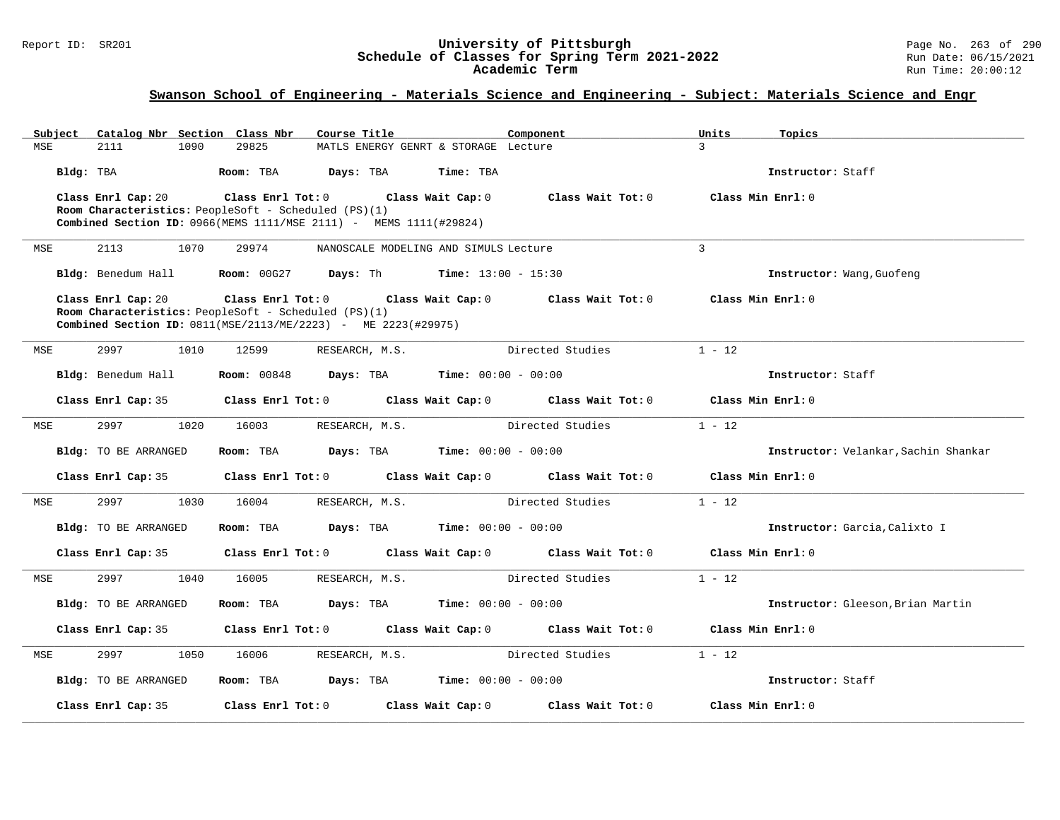## Swanson School of Engineering - Materials Science and Engineering - Subject: Materials Science and Engr

| Subject | Catalog Nbr | Section | Class Nbr | Course Title | Component | Units | Topics |
|---|---|---|---|---|---|---|---|
| MSE | 2111 | 1090 | 29825 | MATLS ENERGY GENRT & STORAGE | Lecture | 3 | |

**Bldg:** TBA **Room:** TBA **Days:** TBA **Time:** TBA **Instructor:** Staff

**Class Enrl Cap:** 20 **Class Enrl Tot:** 0 **Class Wait Cap:** 0 **Class Wait Tot:** 0 **Class Min Enrl:** 0

**Room Characteristics:** PeopleSoft - Scheduled (PS)(1)

**Combined Section ID:** 0966(MEMS 1111/MSE 2111) - MEMS 1111(#29824)

---

| Subject | Catalog Nbr | Section | Class Nbr | Course Title | Component | Units | Topics |
|---|---|---|---|---|---|---|---|
| MSE | 2113 | 1070 | 29974 | NANOSCALE MODELING AND SIMULS | Lecture | 3 | |

**Bldg:** Benedum Hall **Room:** 00G27 **Days:** Th **Time:** 13:00 - 15:30 **Instructor:** Wang,Guofeng

**Class Enrl Cap:** 20 **Class Enrl Tot:** 0 **Class Wait Cap:** 0 **Class Wait Tot:** 0 **Class Min Enrl:** 0

**Room Characteristics:** PeopleSoft - Scheduled (PS)(1)

**Combined Section ID:** 0811(MSE/2113/ME/2223) - ME 2223(#29975)

---

| Subject | Catalog Nbr | Section | Class Nbr | Course Title | Component | Units | Topics |
|---|---|---|---|---|---|---|---|
| MSE | 2997 | 1010 | 12599 | RESEARCH, M.S. | Directed Studies | 1 - 12 | |

**Bldg:** Benedum Hall **Room:** 00848 **Days:** TBA **Time:** 00:00 - 00:00 **Instructor:** Staff

**Class Enrl Cap:** 35 **Class Enrl Tot:** 0 **Class Wait Cap:** 0 **Class Wait Tot:** 0 **Class Min Enrl:** 0

---

| Subject | Catalog Nbr | Section | Class Nbr | Course Title | Component | Units | Topics |
|---|---|---|---|---|---|---|---|
| MSE | 2997 | 1020 | 16003 | RESEARCH, M.S. | Directed Studies | 1 - 12 | |

**Bldg:** TO BE ARRANGED **Room:** TBA **Days:** TBA **Time:** 00:00 - 00:00 **Instructor:** Velankar,Sachin Shankar

**Class Enrl Cap:** 35 **Class Enrl Tot:** 0 **Class Wait Cap:** 0 **Class Wait Tot:** 0 **Class Min Enrl:** 0

---

| Subject | Catalog Nbr | Section | Class Nbr | Course Title | Component | Units | Topics |
|---|---|---|---|---|---|---|---|
| MSE | 2997 | 1030 | 16004 | RESEARCH, M.S. | Directed Studies | 1 - 12 | |

**Bldg:** TO BE ARRANGED **Room:** TBA **Days:** TBA **Time:** 00:00 - 00:00 **Instructor:** Garcia,Calixto I

**Class Enrl Cap:** 35 **Class Enrl Tot:** 0 **Class Wait Cap:** 0 **Class Wait Tot:** 0 **Class Min Enrl:** 0

---

| Subject | Catalog Nbr | Section | Class Nbr | Course Title | Component | Units | Topics |
|---|---|---|---|---|---|---|---|
| MSE | 2997 | 1040 | 16005 | RESEARCH, M.S. | Directed Studies | 1 - 12 | |

**Bldg:** TO BE ARRANGED **Room:** TBA **Days:** TBA **Time:** 00:00 - 00:00 **Instructor:** Gleeson,Brian Martin

**Class Enrl Cap:** 35 **Class Enrl Tot:** 0 **Class Wait Cap:** 0 **Class Wait Tot:** 0 **Class Min Enrl:** 0

---

| Subject | Catalog Nbr | Section | Class Nbr | Course Title | Component | Units | Topics |
|---|---|---|---|---|---|---|---|
| MSE | 2997 | 1050 | 16006 | RESEARCH, M.S. | Directed Studies | 1 - 12 | |

**Bldg:** TO BE ARRANGED **Room:** TBA **Days:** TBA **Time:** 00:00 - 00:00 **Instructor:** Staff

**Class Enrl Cap:** 35 **Class Enrl Tot:** 0 **Class Wait Cap:** 0 **Class Wait Tot:** 0 **Class Min Enrl:** 0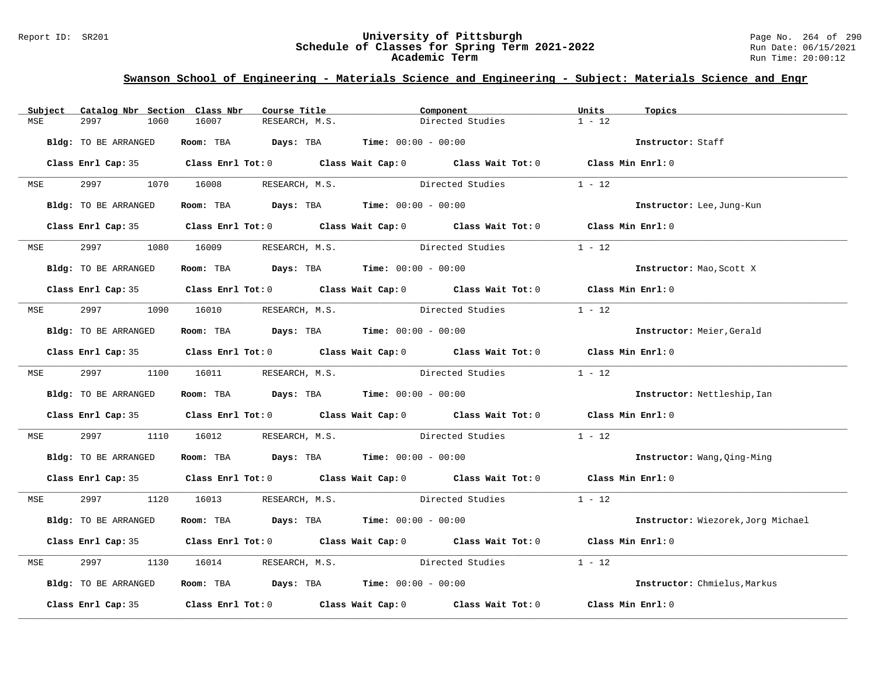## Swanson School of Engineering - Materials Science and Engineering - Subject: Materials Science and Engr

| Subject | Catalog Nbr | Section | Class Nbr | Course Title | Component | Units | Topics |
|---|---|---|---|---|---|---|---|
| MSE | 2997 | 1060 | 16007 | RESEARCH, M.S. | Directed Studies | 1 - 12 | |

**Bldg:** TO BE ARRANGED **Room:** TBA **Days:** TBA **Time:** 00:00 - 00:00 **Instructor:** Staff

**Class Enrl Cap:** 35 **Class Enrl Tot:** 0 **Class Wait Cap:** 0 **Class Wait Tot:** 0 **Class Min Enrl:** 0

---

| Subject | Catalog Nbr | Section | Class Nbr | Course Title | Component | Units | Topics |
|---|---|---|---|---|---|---|---|
| MSE | 2997 | 1070 | 16008 | RESEARCH, M.S. | Directed Studies | 1 - 12 | |

**Bldg:** TO BE ARRANGED **Room:** TBA **Days:** TBA **Time:** 00:00 - 00:00 **Instructor:** Lee,Jung-Kun

**Class Enrl Cap:** 35 **Class Enrl Tot:** 0 **Class Wait Cap:** 0 **Class Wait Tot:** 0 **Class Min Enrl:** 0

---

| Subject | Catalog Nbr | Section | Class Nbr | Course Title | Component | Units | Topics |
|---|---|---|---|---|---|---|---|
| MSE | 2997 | 1080 | 16009 | RESEARCH, M.S. | Directed Studies | 1 - 12 | |

**Bldg:** TO BE ARRANGED **Room:** TBA **Days:** TBA **Time:** 00:00 - 00:00 **Instructor:** Mao,Scott X

**Class Enrl Cap:** 35 **Class Enrl Tot:** 0 **Class Wait Cap:** 0 **Class Wait Tot:** 0 **Class Min Enrl:** 0

---

| Subject | Catalog Nbr | Section | Class Nbr | Course Title | Component | Units | Topics |
|---|---|---|---|---|---|---|---|
| MSE | 2997 | 1090 | 16010 | RESEARCH, M.S. | Directed Studies | 1 - 12 | |

**Bldg:** TO BE ARRANGED **Room:** TBA **Days:** TBA **Time:** 00:00 - 00:00 **Instructor:** Meier,Gerald

**Class Enrl Cap:** 35 **Class Enrl Tot:** 0 **Class Wait Cap:** 0 **Class Wait Tot:** 0 **Class Min Enrl:** 0

---

| Subject | Catalog Nbr | Section | Class Nbr | Course Title | Component | Units | Topics |
|---|---|---|---|---|---|---|---|
| MSE | 2997 | 1100 | 16011 | RESEARCH, M.S. | Directed Studies | 1 - 12 | |

**Bldg:** TO BE ARRANGED **Room:** TBA **Days:** TBA **Time:** 00:00 - 00:00 **Instructor:** Nettleship,Ian

**Class Enrl Cap:** 35 **Class Enrl Tot:** 0 **Class Wait Cap:** 0 **Class Wait Tot:** 0 **Class Min Enrl:** 0

---

| Subject | Catalog Nbr | Section | Class Nbr | Course Title | Component | Units | Topics |
|---|---|---|---|---|---|---|---|
| MSE | 2997 | 1110 | 16012 | RESEARCH, M.S. | Directed Studies | 1 - 12 | |

**Bldg:** TO BE ARRANGED **Room:** TBA **Days:** TBA **Time:** 00:00 - 00:00 **Instructor:** Wang,Qing-Ming

**Class Enrl Cap:** 35 **Class Enrl Tot:** 0 **Class Wait Cap:** 0 **Class Wait Tot:** 0 **Class Min Enrl:** 0

---

| Subject | Catalog Nbr | Section | Class Nbr | Course Title | Component | Units | Topics |
|---|---|---|---|---|---|---|---|
| MSE | 2997 | 1120 | 16013 | RESEARCH, M.S. | Directed Studies | 1 - 12 | |

**Bldg:** TO BE ARRANGED **Room:** TBA **Days:** TBA **Time:** 00:00 - 00:00 **Instructor:** Wiezorek,Jorg Michael

**Class Enrl Cap:** 35 **Class Enrl Tot:** 0 **Class Wait Cap:** 0 **Class Wait Tot:** 0 **Class Min Enrl:** 0

---

| Subject | Catalog Nbr | Section | Class Nbr | Course Title | Component | Units | Topics |
|---|---|---|---|---|---|---|---|
| MSE | 2997 | 1130 | 16014 | RESEARCH, M.S. | Directed Studies | 1 - 12 | |

**Bldg:** TO BE ARRANGED **Room:** TBA **Days:** TBA **Time:** 00:00 - 00:00 **Instructor:** Chmielus,Markus

**Class Enrl Cap:** 35 **Class Enrl Tot:** 0 **Class Wait Cap:** 0 **Class Wait Tot:** 0 **Class Min Enrl:** 0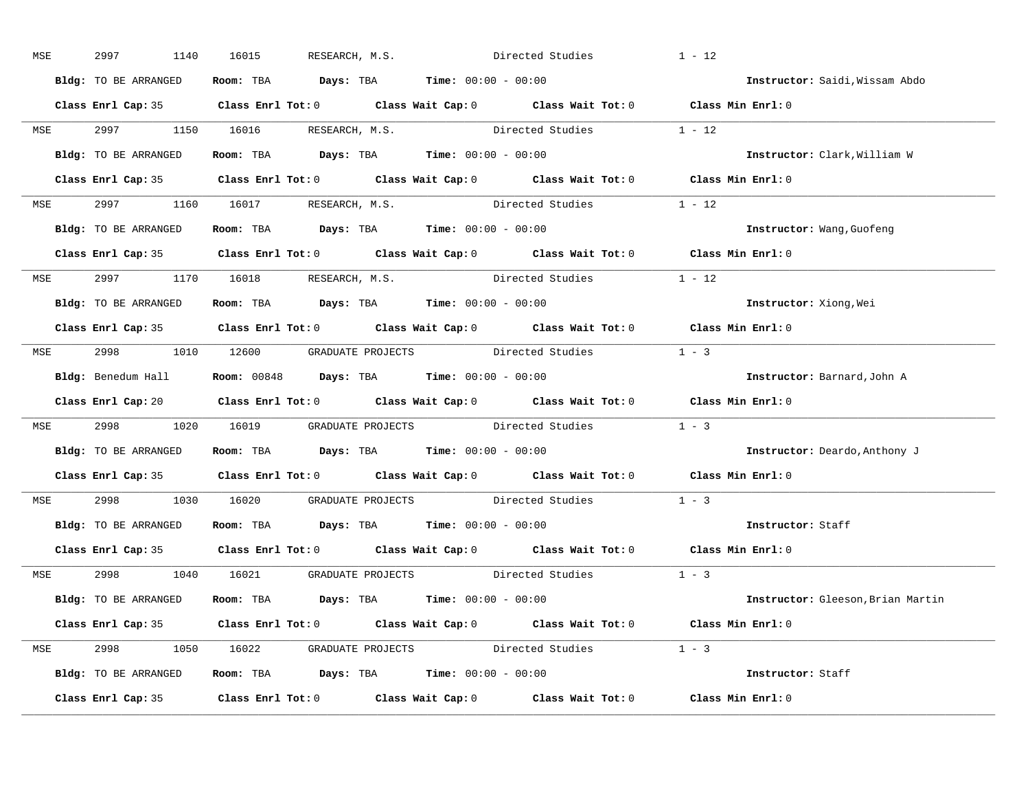MSE 2997 1140 16015 RESEARCH, M.S. Directed Studies 1 - 12

**Bldg:** TO BE ARRANGED **Room:** TBA **Days:** TBA **Time:** 00:00 - 00:00 **Instructor:** Saidi,Wissam Abdo

**Class Enrl Cap:** 35 **Class Enrl Tot:** 0 **Class Wait Cap:** 0 **Class Wait Tot:** 0 **Class Min Enrl:** 0

---

MSE 2997 1150 16016 RESEARCH, M.S. Directed Studies 1 - 12

**Bldg:** TO BE ARRANGED **Room:** TBA **Days:** TBA **Time:** 00:00 - 00:00 **Instructor:** Clark,William W

**Class Enrl Cap:** 35 **Class Enrl Tot:** 0 **Class Wait Cap:** 0 **Class Wait Tot:** 0 **Class Min Enrl:** 0

---

MSE 2997 1160 16017 RESEARCH, M.S. Directed Studies 1 - 12

**Bldg:** TO BE ARRANGED **Room:** TBA **Days:** TBA **Time:** 00:00 - 00:00 **Instructor:** Wang,Guofeng

**Class Enrl Cap:** 35 **Class Enrl Tot:** 0 **Class Wait Cap:** 0 **Class Wait Tot:** 0 **Class Min Enrl:** 0

---

MSE 2997 1170 16018 RESEARCH, M.S. Directed Studies 1 - 12

**Bldg:** TO BE ARRANGED **Room:** TBA **Days:** TBA **Time:** 00:00 - 00:00 **Instructor:** Xiong,Wei

**Class Enrl Cap:** 35 **Class Enrl Tot:** 0 **Class Wait Cap:** 0 **Class Wait Tot:** 0 **Class Min Enrl:** 0

---

MSE 2998 1010 12600 GRADUATE PROJECTS Directed Studies 1 - 3

**Bldg:** Benedum Hall **Room:** 00848 **Days:** TBA **Time:** 00:00 - 00:00 **Instructor:** Barnard,John A

**Class Enrl Cap:** 20 **Class Enrl Tot:** 0 **Class Wait Cap:** 0 **Class Wait Tot:** 0 **Class Min Enrl:** 0

---

MSE 2998 1020 16019 GRADUATE PROJECTS Directed Studies 1 - 3

**Bldg:** TO BE ARRANGED **Room:** TBA **Days:** TBA **Time:** 00:00 - 00:00 **Instructor:** Deardo,Anthony J

**Class Enrl Cap:** 35 **Class Enrl Tot:** 0 **Class Wait Cap:** 0 **Class Wait Tot:** 0 **Class Min Enrl:** 0

---

MSE 2998 1030 16020 GRADUATE PROJECTS Directed Studies 1 - 3

**Bldg:** TO BE ARRANGED **Room:** TBA **Days:** TBA **Time:** 00:00 - 00:00 **Instructor:** Staff

**Class Enrl Cap:** 35 **Class Enrl Tot:** 0 **Class Wait Cap:** 0 **Class Wait Tot:** 0 **Class Min Enrl:** 0

---

MSE 2998 1040 16021 GRADUATE PROJECTS Directed Studies 1 - 3

**Bldg:** TO BE ARRANGED **Room:** TBA **Days:** TBA **Time:** 00:00 - 00:00 **Instructor:** Gleeson,Brian Martin

**Class Enrl Cap:** 35 **Class Enrl Tot:** 0 **Class Wait Cap:** 0 **Class Wait Tot:** 0 **Class Min Enrl:** 0

---

MSE 2998 1050 16022 GRADUATE PROJECTS Directed Studies 1 - 3

**Bldg:** TO BE ARRANGED **Room:** TBA **Days:** TBA **Time:** 00:00 - 00:00 **Instructor:** Staff

**Class Enrl Cap:** 35 **Class Enrl Tot:** 0 **Class Wait Cap:** 0 **Class Wait Tot:** 0 **Class Min Enrl:** 0

---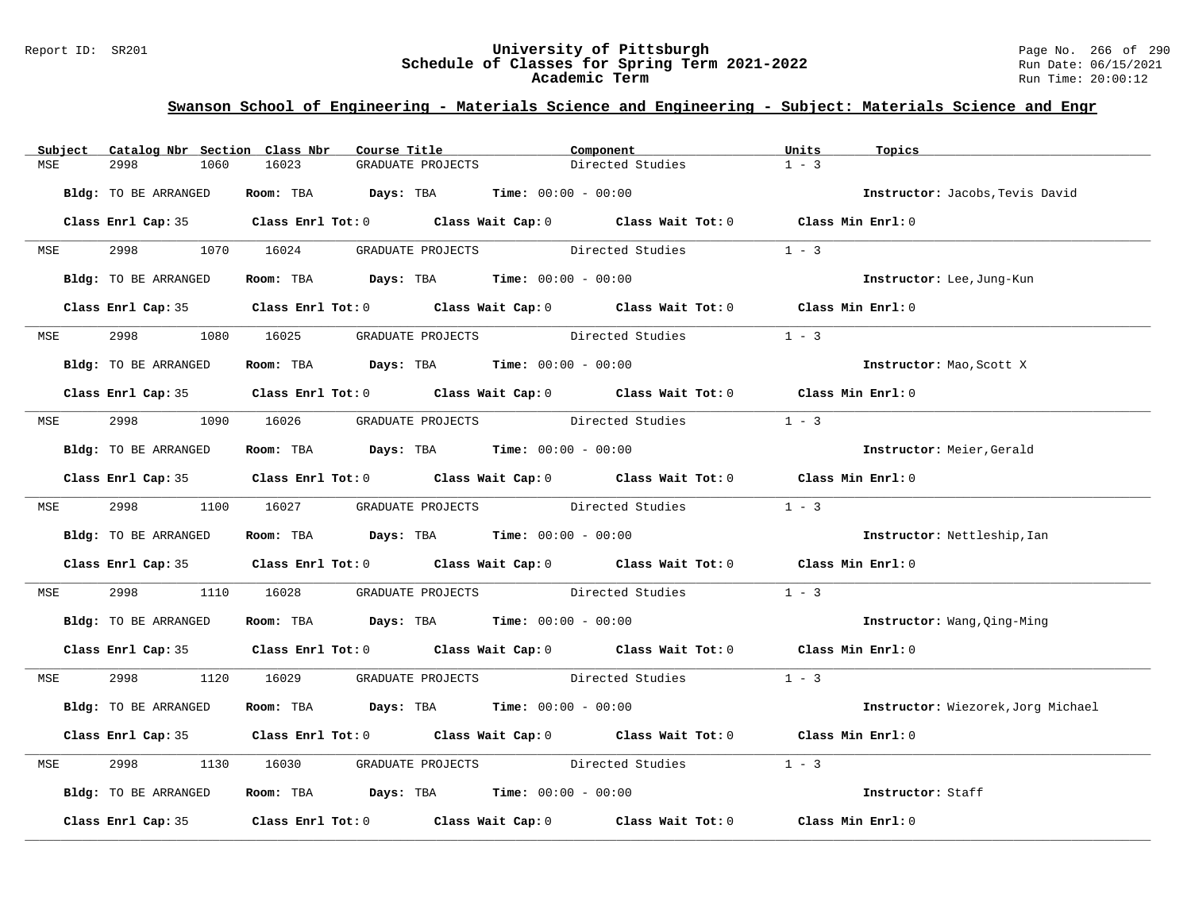## Swanson School of Engineering - Materials Science and Engineering - Subject: Materials Science and Engr

| Subject | Catalog Nbr | Section | Class Nbr | Course Title | Component | Units | Topics |
|---|---|---|---|---|---|---|---|
| MSE | 2998 | 1060 | 16023 | GRADUATE PROJECTS | Directed Studies | 1 - 3 | |

**Bldg:** TO BE ARRANGED **Room:** TBA **Days:** TBA **Time:** 00:00 - 00:00 **Instructor:** Jacobs,Tevis David

**Class Enrl Cap:** 35 **Class Enrl Tot:** 0 **Class Wait Cap:** 0 **Class Wait Tot:** 0 **Class Min Enrl:** 0

| Subject | Catalog Nbr | Section | Class Nbr | Course Title | Component | Units | Topics |
|---|---|---|---|---|---|---|---|
| MSE | 2998 | 1070 | 16024 | GRADUATE PROJECTS | Directed Studies | 1 - 3 | |

**Bldg:** TO BE ARRANGED **Room:** TBA **Days:** TBA **Time:** 00:00 - 00:00 **Instructor:** Lee,Jung-Kun

**Class Enrl Cap:** 35 **Class Enrl Tot:** 0 **Class Wait Cap:** 0 **Class Wait Tot:** 0 **Class Min Enrl:** 0

| Subject | Catalog Nbr | Section | Class Nbr | Course Title | Component | Units | Topics |
|---|---|---|---|---|---|---|---|
| MSE | 2998 | 1080 | 16025 | GRADUATE PROJECTS | Directed Studies | 1 - 3 | |

**Bldg:** TO BE ARRANGED **Room:** TBA **Days:** TBA **Time:** 00:00 - 00:00 **Instructor:** Mao,Scott X

**Class Enrl Cap:** 35 **Class Enrl Tot:** 0 **Class Wait Cap:** 0 **Class Wait Tot:** 0 **Class Min Enrl:** 0

| Subject | Catalog Nbr | Section | Class Nbr | Course Title | Component | Units | Topics |
|---|---|---|---|---|---|---|---|
| MSE | 2998 | 1090 | 16026 | GRADUATE PROJECTS | Directed Studies | 1 - 3 | |

**Bldg:** TO BE ARRANGED **Room:** TBA **Days:** TBA **Time:** 00:00 - 00:00 **Instructor:** Meier,Gerald

**Class Enrl Cap:** 35 **Class Enrl Tot:** 0 **Class Wait Cap:** 0 **Class Wait Tot:** 0 **Class Min Enrl:** 0

| Subject | Catalog Nbr | Section | Class Nbr | Course Title | Component | Units | Topics |
|---|---|---|---|---|---|---|---|
| MSE | 2998 | 1100 | 16027 | GRADUATE PROJECTS | Directed Studies | 1 - 3 | |

**Bldg:** TO BE ARRANGED **Room:** TBA **Days:** TBA **Time:** 00:00 - 00:00 **Instructor:** Nettleship,Ian

**Class Enrl Cap:** 35 **Class Enrl Tot:** 0 **Class Wait Cap:** 0 **Class Wait Tot:** 0 **Class Min Enrl:** 0

| Subject | Catalog Nbr | Section | Class Nbr | Course Title | Component | Units | Topics |
|---|---|---|---|---|---|---|---|
| MSE | 2998 | 1110 | 16028 | GRADUATE PROJECTS | Directed Studies | 1 - 3 | |

**Bldg:** TO BE ARRANGED **Room:** TBA **Days:** TBA **Time:** 00:00 - 00:00 **Instructor:** Wang,Qing-Ming

**Class Enrl Cap:** 35 **Class Enrl Tot:** 0 **Class Wait Cap:** 0 **Class Wait Tot:** 0 **Class Min Enrl:** 0

| Subject | Catalog Nbr | Section | Class Nbr | Course Title | Component | Units | Topics |
|---|---|---|---|---|---|---|---|
| MSE | 2998 | 1120 | 16029 | GRADUATE PROJECTS | Directed Studies | 1 - 3 | |

**Bldg:** TO BE ARRANGED **Room:** TBA **Days:** TBA **Time:** 00:00 - 00:00 **Instructor:** Wiezorek,Jorg Michael

**Class Enrl Cap:** 35 **Class Enrl Tot:** 0 **Class Wait Cap:** 0 **Class Wait Tot:** 0 **Class Min Enrl:** 0

| Subject | Catalog Nbr | Section | Class Nbr | Course Title | Component | Units | Topics |
|---|---|---|---|---|---|---|---|
| MSE | 2998 | 1130 | 16030 | GRADUATE PROJECTS | Directed Studies | 1 - 3 | |

**Bldg:** TO BE ARRANGED **Room:** TBA **Days:** TBA **Time:** 00:00 - 00:00 **Instructor:** Staff

**Class Enrl Cap:** 35 **Class Enrl Tot:** 0 **Class Wait Cap:** 0 **Class Wait Tot:** 0 **Class Min Enrl:** 0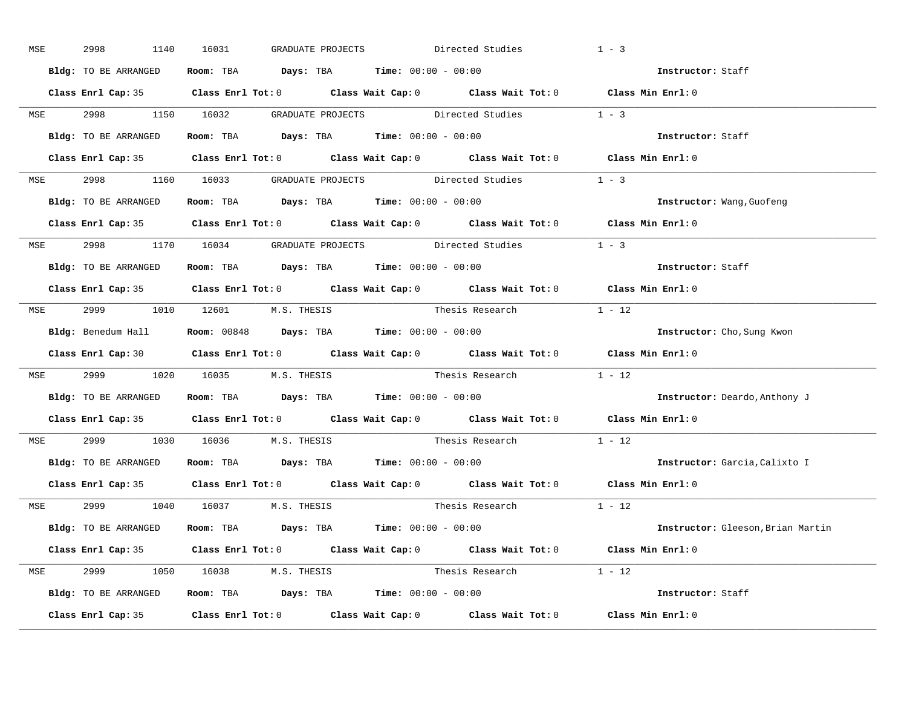MSE 2998 1140 16031 GRADUATE PROJECTS Directed Studies 1 - 3

**Bldg:** TO BE ARRANGED **Room:** TBA **Days:** TBA **Time:** 00:00 - 00:00 **Instructor:** Staff

**Class Enrl Cap:** 35 **Class Enrl Tot:** 0 **Class Wait Cap:** 0 **Class Wait Tot:** 0 **Class Min Enrl:** 0

---

MSE 2998 1150 16032 GRADUATE PROJECTS Directed Studies 1 - 3

**Bldg:** TO BE ARRANGED **Room:** TBA **Days:** TBA **Time:** 00:00 - 00:00 **Instructor:** Staff

**Class Enrl Cap:** 35 **Class Enrl Tot:** 0 **Class Wait Cap:** 0 **Class Wait Tot:** 0 **Class Min Enrl:** 0

---

MSE 2998 1160 16033 GRADUATE PROJECTS Directed Studies 1 - 3

**Bldg:** TO BE ARRANGED **Room:** TBA **Days:** TBA **Time:** 00:00 - 00:00 **Instructor:** Wang,Guofeng

**Class Enrl Cap:** 35 **Class Enrl Tot:** 0 **Class Wait Cap:** 0 **Class Wait Tot:** 0 **Class Min Enrl:** 0

---

MSE 2998 1170 16034 GRADUATE PROJECTS Directed Studies 1 - 3

**Bldg:** TO BE ARRANGED **Room:** TBA **Days:** TBA **Time:** 00:00 - 00:00 **Instructor:** Staff

**Class Enrl Cap:** 35 **Class Enrl Tot:** 0 **Class Wait Cap:** 0 **Class Wait Tot:** 0 **Class Min Enrl:** 0

---

MSE 2999 1010 12601 M.S. THESIS Thesis Research 1 - 12

**Bldg:** Benedum Hall **Room:** 00848 **Days:** TBA **Time:** 00:00 - 00:00 **Instructor:** Cho,Sung Kwon

**Class Enrl Cap:** 30 **Class Enrl Tot:** 0 **Class Wait Cap:** 0 **Class Wait Tot:** 0 **Class Min Enrl:** 0

---

MSE 2999 1020 16035 M.S. THESIS Thesis Research 1 - 12

**Bldg:** TO BE ARRANGED **Room:** TBA **Days:** TBA **Time:** 00:00 - 00:00 **Instructor:** Deardo,Anthony J

**Class Enrl Cap:** 35 **Class Enrl Tot:** 0 **Class Wait Cap:** 0 **Class Wait Tot:** 0 **Class Min Enrl:** 0

---

MSE 2999 1030 16036 M.S. THESIS Thesis Research 1 - 12

**Bldg:** TO BE ARRANGED **Room:** TBA **Days:** TBA **Time:** 00:00 - 00:00 **Instructor:** Garcia,Calixto I

**Class Enrl Cap:** 35 **Class Enrl Tot:** 0 **Class Wait Cap:** 0 **Class Wait Tot:** 0 **Class Min Enrl:** 0

---

MSE 2999 1040 16037 M.S. THESIS Thesis Research 1 - 12

**Bldg:** TO BE ARRANGED **Room:** TBA **Days:** TBA **Time:** 00:00 - 00:00 **Instructor:** Gleeson,Brian Martin

**Class Enrl Cap:** 35 **Class Enrl Tot:** 0 **Class Wait Cap:** 0 **Class Wait Tot:** 0 **Class Min Enrl:** 0

---

MSE 2999 1050 16038 M.S. THESIS Thesis Research 1 - 12

**Bldg:** TO BE ARRANGED **Room:** TBA **Days:** TBA **Time:** 00:00 - 00:00 **Instructor:** Staff

**Class Enrl Cap:** 35 **Class Enrl Tot:** 0 **Class Wait Cap:** 0 **Class Wait Tot:** 0 **Class Min Enrl:** 0

---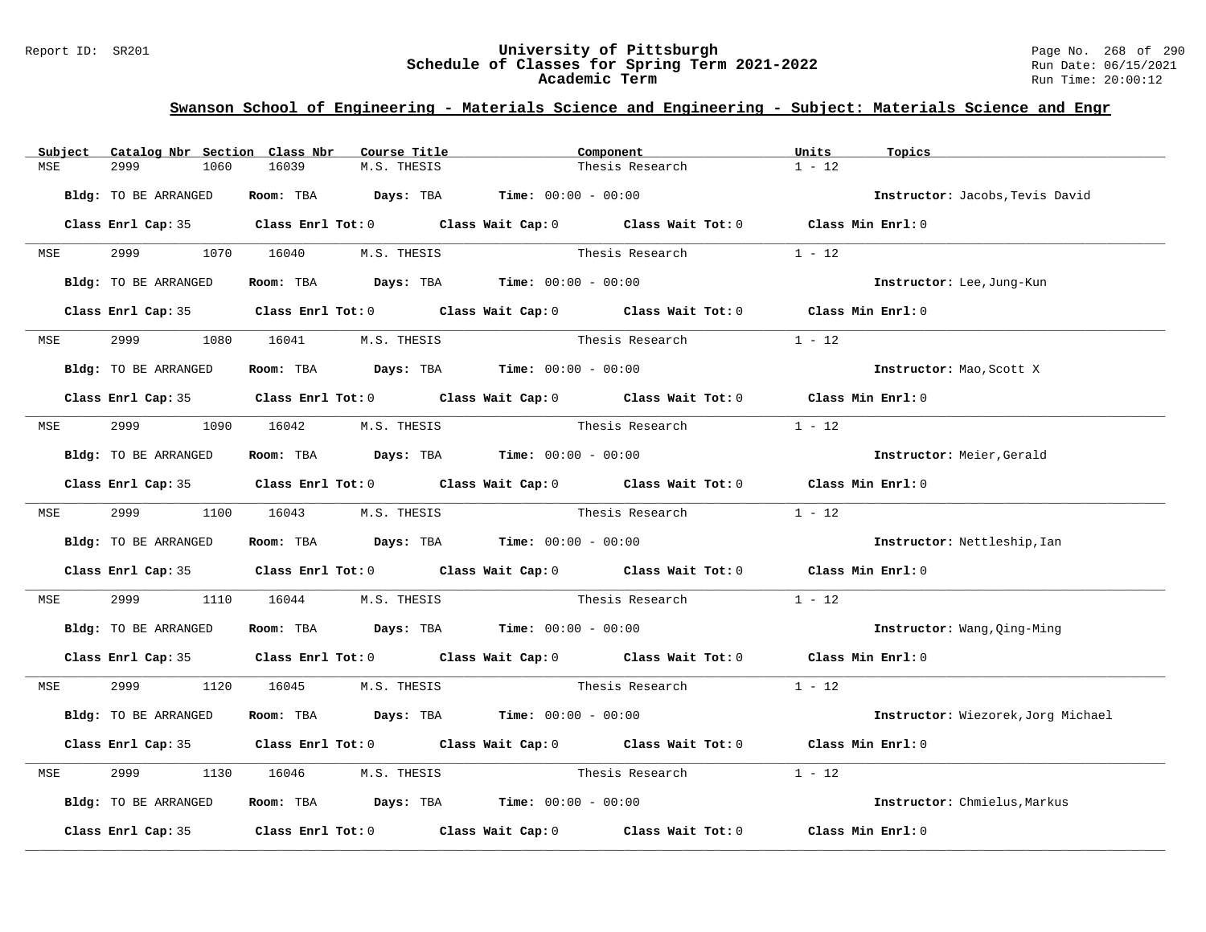## Swanson School of Engineering - Materials Science and Engineering - Subject: Materials Science and Engr

| Subject | Catalog Nbr | Section | Class Nbr | Course Title | Component | Units | Topics |
|---|---|---|---|---|---|---|---|
| MSE | 2999 | 1060 | 16039 | M.S. THESIS | Thesis Research | 1 - 12 | |

**Bldg:** TO BE ARRANGED **Room:** TBA **Days:** TBA **Time:** 00:00 - 00:00 **Instructor:** Jacobs,Tevis David

**Class Enrl Cap:** 35 **Class Enrl Tot:** 0 **Class Wait Cap:** 0 **Class Wait Tot:** 0 **Class Min Enrl:** 0

| Subject | Catalog Nbr | Section | Class Nbr | Course Title | Component | Units | Topics |
|---|---|---|---|---|---|---|---|
| MSE | 2999 | 1070 | 16040 | M.S. THESIS | Thesis Research | 1 - 12 | |

**Bldg:** TO BE ARRANGED **Room:** TBA **Days:** TBA **Time:** 00:00 - 00:00 **Instructor:** Lee,Jung-Kun

**Class Enrl Cap:** 35 **Class Enrl Tot:** 0 **Class Wait Cap:** 0 **Class Wait Tot:** 0 **Class Min Enrl:** 0

| Subject | Catalog Nbr | Section | Class Nbr | Course Title | Component | Units | Topics |
|---|---|---|---|---|---|---|---|
| MSE | 2999 | 1080 | 16041 | M.S. THESIS | Thesis Research | 1 - 12 | |

**Bldg:** TO BE ARRANGED **Room:** TBA **Days:** TBA **Time:** 00:00 - 00:00 **Instructor:** Mao,Scott X

**Class Enrl Cap:** 35 **Class Enrl Tot:** 0 **Class Wait Cap:** 0 **Class Wait Tot:** 0 **Class Min Enrl:** 0

| Subject | Catalog Nbr | Section | Class Nbr | Course Title | Component | Units | Topics |
|---|---|---|---|---|---|---|---|
| MSE | 2999 | 1090 | 16042 | M.S. THESIS | Thesis Research | 1 - 12 | |

**Bldg:** TO BE ARRANGED **Room:** TBA **Days:** TBA **Time:** 00:00 - 00:00 **Instructor:** Meier,Gerald

**Class Enrl Cap:** 35 **Class Enrl Tot:** 0 **Class Wait Cap:** 0 **Class Wait Tot:** 0 **Class Min Enrl:** 0

| Subject | Catalog Nbr | Section | Class Nbr | Course Title | Component | Units | Topics |
|---|---|---|---|---|---|---|---|
| MSE | 2999 | 1100 | 16043 | M.S. THESIS | Thesis Research | 1 - 12 | |

**Bldg:** TO BE ARRANGED **Room:** TBA **Days:** TBA **Time:** 00:00 - 00:00 **Instructor:** Nettleship,Ian

**Class Enrl Cap:** 35 **Class Enrl Tot:** 0 **Class Wait Cap:** 0 **Class Wait Tot:** 0 **Class Min Enrl:** 0

| Subject | Catalog Nbr | Section | Class Nbr | Course Title | Component | Units | Topics |
|---|---|---|---|---|---|---|---|
| MSE | 2999 | 1110 | 16044 | M.S. THESIS | Thesis Research | 1 - 12 | |

**Bldg:** TO BE ARRANGED **Room:** TBA **Days:** TBA **Time:** 00:00 - 00:00 **Instructor:** Wang,Qing-Ming

**Class Enrl Cap:** 35 **Class Enrl Tot:** 0 **Class Wait Cap:** 0 **Class Wait Tot:** 0 **Class Min Enrl:** 0

| Subject | Catalog Nbr | Section | Class Nbr | Course Title | Component | Units | Topics |
|---|---|---|---|---|---|---|---|
| MSE | 2999 | 1120 | 16045 | M.S. THESIS | Thesis Research | 1 - 12 | |

**Bldg:** TO BE ARRANGED **Room:** TBA **Days:** TBA **Time:** 00:00 - 00:00 **Instructor:** Wiezorek,Jorg Michael

**Class Enrl Cap:** 35 **Class Enrl Tot:** 0 **Class Wait Cap:** 0 **Class Wait Tot:** 0 **Class Min Enrl:** 0

| Subject | Catalog Nbr | Section | Class Nbr | Course Title | Component | Units | Topics |
|---|---|---|---|---|---|---|---|
| MSE | 2999 | 1130 | 16046 | M.S. THESIS | Thesis Research | 1 - 12 | |

**Bldg:** TO BE ARRANGED **Room:** TBA **Days:** TBA **Time:** 00:00 - 00:00 **Instructor:** Chmielus,Markus

**Class Enrl Cap:** 35 **Class Enrl Tot:** 0 **Class Wait Cap:** 0 **Class Wait Tot:** 0 **Class Min Enrl:** 0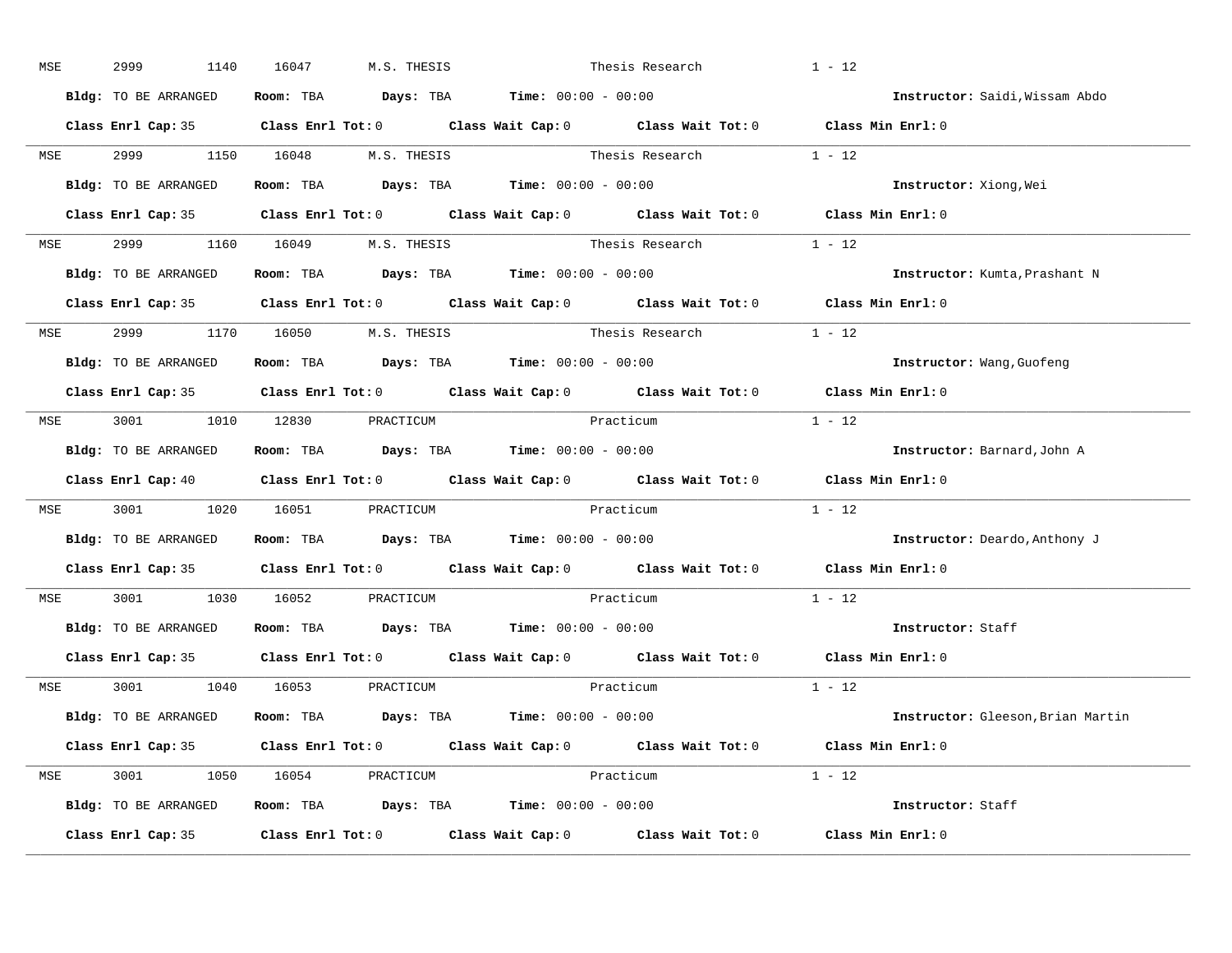MSE 2999 1140 16047 M.S. THESIS Thesis Research 1 - 12

**Bldg:** TO BE ARRANGED **Room:** TBA **Days:** TBA **Time:** 00:00 - 00:00 **Instructor:** Saidi,Wissam Abdo

**Class Enrl Cap:** 35 **Class Enrl Tot:** 0 **Class Wait Cap:** 0 **Class Wait Tot:** 0 **Class Min Enrl:** 0

---

MSE 2999 1150 16048 M.S. THESIS Thesis Research 1 - 12

**Bldg:** TO BE ARRANGED **Room:** TBA **Days:** TBA **Time:** 00:00 - 00:00 **Instructor:** Xiong,Wei

**Class Enrl Cap:** 35 **Class Enrl Tot:** 0 **Class Wait Cap:** 0 **Class Wait Tot:** 0 **Class Min Enrl:** 0

---

MSE 2999 1160 16049 M.S. THESIS Thesis Research 1 - 12

**Bldg:** TO BE ARRANGED **Room:** TBA **Days:** TBA **Time:** 00:00 - 00:00 **Instructor:** Kumta,Prashant N

**Class Enrl Cap:** 35 **Class Enrl Tot:** 0 **Class Wait Cap:** 0 **Class Wait Tot:** 0 **Class Min Enrl:** 0

---

MSE 2999 1170 16050 M.S. THESIS Thesis Research 1 - 12

**Bldg:** TO BE ARRANGED **Room:** TBA **Days:** TBA **Time:** 00:00 - 00:00 **Instructor:** Wang,Guofeng

**Class Enrl Cap:** 35 **Class Enrl Tot:** 0 **Class Wait Cap:** 0 **Class Wait Tot:** 0 **Class Min Enrl:** 0

---

MSE 3001 1010 12830 PRACTICUM Practicum 1 - 12

**Bldg:** TO BE ARRANGED **Room:** TBA **Days:** TBA **Time:** 00:00 - 00:00 **Instructor:** Barnard,John A

**Class Enrl Cap:** 40 **Class Enrl Tot:** 0 **Class Wait Cap:** 0 **Class Wait Tot:** 0 **Class Min Enrl:** 0

---

MSE 3001 1020 16051 PRACTICUM Practicum 1 - 12

**Bldg:** TO BE ARRANGED **Room:** TBA **Days:** TBA **Time:** 00:00 - 00:00 **Instructor:** Deardo,Anthony J

**Class Enrl Cap:** 35 **Class Enrl Tot:** 0 **Class Wait Cap:** 0 **Class Wait Tot:** 0 **Class Min Enrl:** 0

---

MSE 3001 1030 16052 PRACTICUM Practicum 1 - 12

**Bldg:** TO BE ARRANGED **Room:** TBA **Days:** TBA **Time:** 00:00 - 00:00 **Instructor:** Staff

**Class Enrl Cap:** 35 **Class Enrl Tot:** 0 **Class Wait Cap:** 0 **Class Wait Tot:** 0 **Class Min Enrl:** 0

---

MSE 3001 1040 16053 PRACTICUM Practicum 1 - 12

**Bldg:** TO BE ARRANGED **Room:** TBA **Days:** TBA **Time:** 00:00 - 00:00 **Instructor:** Gleeson,Brian Martin

**Class Enrl Cap:** 35 **Class Enrl Tot:** 0 **Class Wait Cap:** 0 **Class Wait Tot:** 0 **Class Min Enrl:** 0

---

MSE 3001 1050 16054 PRACTICUM Practicum 1 - 12

**Bldg:** TO BE ARRANGED **Room:** TBA **Days:** TBA **Time:** 00:00 - 00:00 **Instructor:** Staff

**Class Enrl Cap:** 35 **Class Enrl Tot:** 0 **Class Wait Cap:** 0 **Class Wait Tot:** 0 **Class Min Enrl:** 0

---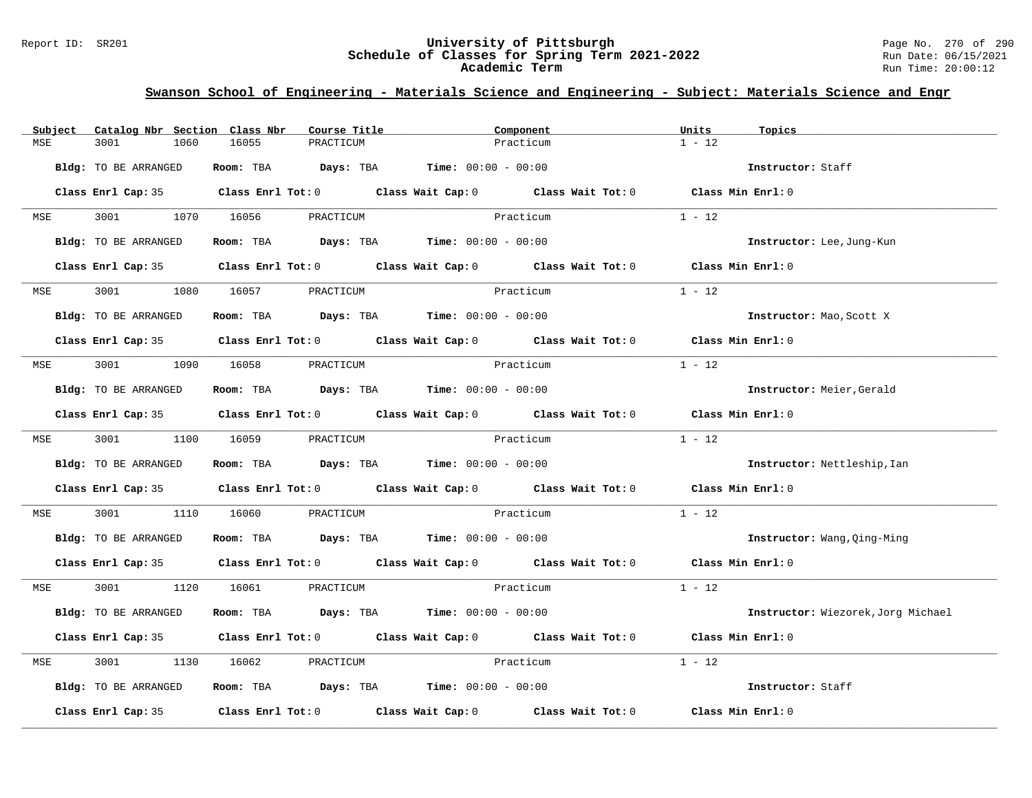## Swanson School of Engineering - Materials Science and Engineering - Subject: Materials Science and Engr

| Subject | Catalog Nbr | Section | Class Nbr | Course Title | Component | Units | Topics |
|---|---|---|---|---|---|---|---|
| MSE | 3001 | 1060 | 16055 | PRACTICUM | Practicum | 1 - 12 | |

**Bldg:** TO BE ARRANGED **Room:** TBA **Days:** TBA **Time:** 00:00 - 00:00 **Instructor:** Staff

**Class Enrl Cap:** 35 **Class Enrl Tot:** 0 **Class Wait Cap:** 0 **Class Wait Tot:** 0 **Class Min Enrl:** 0

---

| Subject | Catalog Nbr | Section | Class Nbr | Course Title | Component | Units | Topics |
|---|---|---|---|---|---|---|---|
| MSE | 3001 | 1070 | 16056 | PRACTICUM | Practicum | 1 - 12 | |

**Bldg:** TO BE ARRANGED **Room:** TBA **Days:** TBA **Time:** 00:00 - 00:00 **Instructor:** Lee,Jung-Kun

**Class Enrl Cap:** 35 **Class Enrl Tot:** 0 **Class Wait Cap:** 0 **Class Wait Tot:** 0 **Class Min Enrl:** 0

---

| Subject | Catalog Nbr | Section | Class Nbr | Course Title | Component | Units | Topics |
|---|---|---|---|---|---|---|---|
| MSE | 3001 | 1080 | 16057 | PRACTICUM | Practicum | 1 - 12 | |

**Bldg:** TO BE ARRANGED **Room:** TBA **Days:** TBA **Time:** 00:00 - 00:00 **Instructor:** Mao,Scott X

**Class Enrl Cap:** 35 **Class Enrl Tot:** 0 **Class Wait Cap:** 0 **Class Wait Tot:** 0 **Class Min Enrl:** 0

---

| Subject | Catalog Nbr | Section | Class Nbr | Course Title | Component | Units | Topics |
|---|---|---|---|---|---|---|---|
| MSE | 3001 | 1090 | 16058 | PRACTICUM | Practicum | 1 - 12 | |

**Bldg:** TO BE ARRANGED **Room:** TBA **Days:** TBA **Time:** 00:00 - 00:00 **Instructor:** Meier,Gerald

**Class Enrl Cap:** 35 **Class Enrl Tot:** 0 **Class Wait Cap:** 0 **Class Wait Tot:** 0 **Class Min Enrl:** 0

---

| Subject | Catalog Nbr | Section | Class Nbr | Course Title | Component | Units | Topics |
|---|---|---|---|---|---|---|---|
| MSE | 3001 | 1100 | 16059 | PRACTICUM | Practicum | 1 - 12 | |

**Bldg:** TO BE ARRANGED **Room:** TBA **Days:** TBA **Time:** 00:00 - 00:00 **Instructor:** Nettleship,Ian

**Class Enrl Cap:** 35 **Class Enrl Tot:** 0 **Class Wait Cap:** 0 **Class Wait Tot:** 0 **Class Min Enrl:** 0

---

| Subject | Catalog Nbr | Section | Class Nbr | Course Title | Component | Units | Topics |
|---|---|---|---|---|---|---|---|
| MSE | 3001 | 1110 | 16060 | PRACTICUM | Practicum | 1 - 12 | |

**Bldg:** TO BE ARRANGED **Room:** TBA **Days:** TBA **Time:** 00:00 - 00:00 **Instructor:** Wang,Qing-Ming

**Class Enrl Cap:** 35 **Class Enrl Tot:** 0 **Class Wait Cap:** 0 **Class Wait Tot:** 0 **Class Min Enrl:** 0

---

| Subject | Catalog Nbr | Section | Class Nbr | Course Title | Component | Units | Topics |
|---|---|---|---|---|---|---|---|
| MSE | 3001 | 1120 | 16061 | PRACTICUM | Practicum | 1 - 12 | |

**Bldg:** TO BE ARRANGED **Room:** TBA **Days:** TBA **Time:** 00:00 - 00:00 **Instructor:** Wiezorek,Jorg Michael

**Class Enrl Cap:** 35 **Class Enrl Tot:** 0 **Class Wait Cap:** 0 **Class Wait Tot:** 0 **Class Min Enrl:** 0

---

| Subject | Catalog Nbr | Section | Class Nbr | Course Title | Component | Units | Topics |
|---|---|---|---|---|---|---|---|
| MSE | 3001 | 1130 | 16062 | PRACTICUM | Practicum | 1 - 12 | |

**Bldg:** TO BE ARRANGED **Room:** TBA **Days:** TBA **Time:** 00:00 - 00:00 **Instructor:** Staff

**Class Enrl Cap:** 35 **Class Enrl Tot:** 0 **Class Wait Cap:** 0 **Class Wait Tot:** 0 **Class Min Enrl:** 0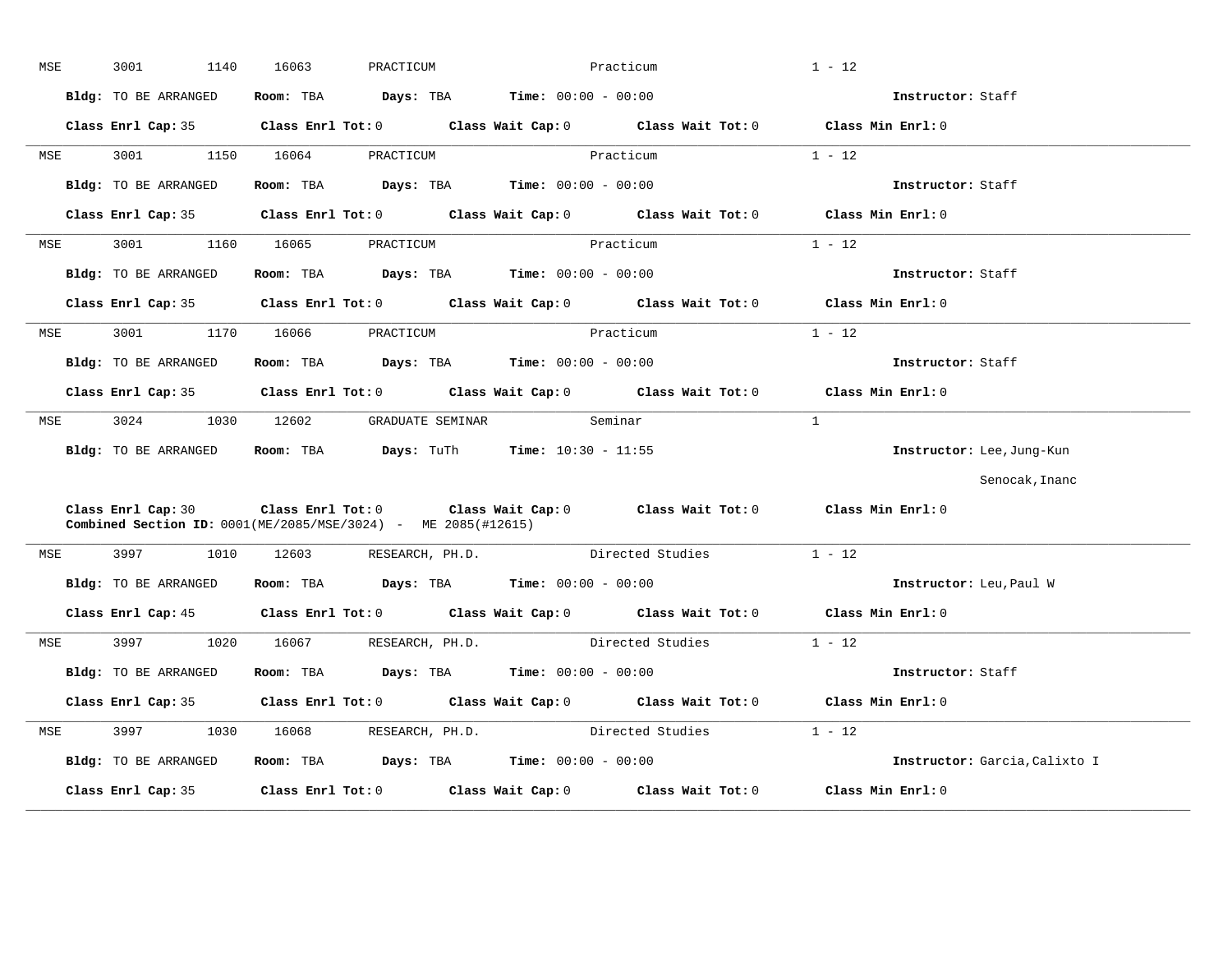MSE 3001 1140 16063 PRACTICUM Practicum 1 - 12

**Bldg:** TO BE ARRANGED **Room:** TBA **Days:** TBA **Time:** 00:00 - 00:00 **Instructor:** Staff

**Class Enrl Cap:** 35 **Class Enrl Tot:** 0 **Class Wait Cap:** 0 **Class Wait Tot:** 0 **Class Min Enrl:** 0

---

MSE 3001 1150 16064 PRACTICUM Practicum 1 - 12

**Bldg:** TO BE ARRANGED **Room:** TBA **Days:** TBA **Time:** 00:00 - 00:00 **Instructor:** Staff

**Class Enrl Cap:** 35 **Class Enrl Tot:** 0 **Class Wait Cap:** 0 **Class Wait Tot:** 0 **Class Min Enrl:** 0

---

MSE 3001 1160 16065 PRACTICUM Practicum 1 - 12

**Bldg:** TO BE ARRANGED **Room:** TBA **Days:** TBA **Time:** 00:00 - 00:00 **Instructor:** Staff

**Class Enrl Cap:** 35 **Class Enrl Tot:** 0 **Class Wait Cap:** 0 **Class Wait Tot:** 0 **Class Min Enrl:** 0

---

MSE 3001 1170 16066 PRACTICUM Practicum 1 - 12

**Bldg:** TO BE ARRANGED **Room:** TBA **Days:** TBA **Time:** 00:00 - 00:00 **Instructor:** Staff

**Class Enrl Cap:** 35 **Class Enrl Tot:** 0 **Class Wait Cap:** 0 **Class Wait Tot:** 0 **Class Min Enrl:** 0

---

MSE 3024 1030 12602 GRADUATE SEMINAR Seminar 1

**Bldg:** TO BE ARRANGED **Room:** TBA **Days:** TuTh **Time:** 10:30 - 11:55 **Instructor:** Lee,Jung-Kun
Senocak,Inanc

**Class Enrl Cap:** 30 **Class Enrl Tot:** 0 **Class Wait Cap:** 0 **Class Wait Tot:** 0 **Class Min Enrl:** 0
**Combined Section ID:** 0001(ME/2085/MSE/3024) - ME 2085(#12615)

---

MSE 3997 1010 12603 RESEARCH, PH.D. Directed Studies 1 - 12

**Bldg:** TO BE ARRANGED **Room:** TBA **Days:** TBA **Time:** 00:00 - 00:00 **Instructor:** Leu,Paul W

**Class Enrl Cap:** 45 **Class Enrl Tot:** 0 **Class Wait Cap:** 0 **Class Wait Tot:** 0 **Class Min Enrl:** 0

---

MSE 3997 1020 16067 RESEARCH, PH.D. Directed Studies 1 - 12

**Bldg:** TO BE ARRANGED **Room:** TBA **Days:** TBA **Time:** 00:00 - 00:00 **Instructor:** Staff

**Class Enrl Cap:** 35 **Class Enrl Tot:** 0 **Class Wait Cap:** 0 **Class Wait Tot:** 0 **Class Min Enrl:** 0

---

MSE 3997 1030 16068 RESEARCH, PH.D. Directed Studies 1 - 12

**Bldg:** TO BE ARRANGED **Room:** TBA **Days:** TBA **Time:** 00:00 - 00:00 **Instructor:** Garcia,Calixto I

**Class Enrl Cap:** 35 **Class Enrl Tot:** 0 **Class Wait Cap:** 0 **Class Wait Tot:** 0 **Class Min Enrl:** 0

---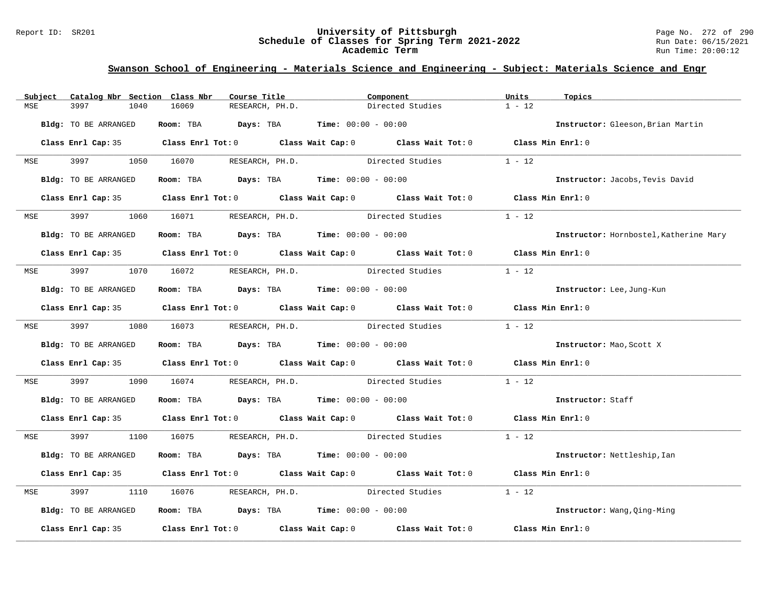## Swanson School of Engineering - Materials Science and Engineering - Subject: Materials Science and Engr

| Subject | Catalog Nbr | Section | Class Nbr | Course Title | Component | Units | Topics |
|---|---|---|---|---|---|---|---|
| MSE | 3997 | 1040 | 16069 | RESEARCH, PH.D. | Directed Studies | 1 - 12 | |

**Bldg:** TO BE ARRANGED **Room:** TBA **Days:** TBA **Time:** 00:00 - 00:00 **Instructor:** Gleeson,Brian Martin

**Class Enrl Cap:** 35 **Class Enrl Tot:** 0 **Class Wait Cap:** 0 **Class Wait Tot:** 0 **Class Min Enrl:** 0

| Subject | Catalog Nbr | Section | Class Nbr | Course Title | Component | Units | Topics |
|---|---|---|---|---|---|---|---|
| MSE | 3997 | 1050 | 16070 | RESEARCH, PH.D. | Directed Studies | 1 - 12 | |

**Bldg:** TO BE ARRANGED **Room:** TBA **Days:** TBA **Time:** 00:00 - 00:00 **Instructor:** Jacobs,Tevis David

**Class Enrl Cap:** 35 **Class Enrl Tot:** 0 **Class Wait Cap:** 0 **Class Wait Tot:** 0 **Class Min Enrl:** 0

| Subject | Catalog Nbr | Section | Class Nbr | Course Title | Component | Units | Topics |
|---|---|---|---|---|---|---|---|
| MSE | 3997 | 1060 | 16071 | RESEARCH, PH.D. | Directed Studies | 1 - 12 | |

**Bldg:** TO BE ARRANGED **Room:** TBA **Days:** TBA **Time:** 00:00 - 00:00 **Instructor:** Hornbostel,Katherine Mary

**Class Enrl Cap:** 35 **Class Enrl Tot:** 0 **Class Wait Cap:** 0 **Class Wait Tot:** 0 **Class Min Enrl:** 0

| Subject | Catalog Nbr | Section | Class Nbr | Course Title | Component | Units | Topics |
|---|---|---|---|---|---|---|---|
| MSE | 3997 | 1070 | 16072 | RESEARCH, PH.D. | Directed Studies | 1 - 12 | |

**Bldg:** TO BE ARRANGED **Room:** TBA **Days:** TBA **Time:** 00:00 - 00:00 **Instructor:** Lee,Jung-Kun

**Class Enrl Cap:** 35 **Class Enrl Tot:** 0 **Class Wait Cap:** 0 **Class Wait Tot:** 0 **Class Min Enrl:** 0

| Subject | Catalog Nbr | Section | Class Nbr | Course Title | Component | Units | Topics |
|---|---|---|---|---|---|---|---|
| MSE | 3997 | 1080 | 16073 | RESEARCH, PH.D. | Directed Studies | 1 - 12 | |

**Bldg:** TO BE ARRANGED **Room:** TBA **Days:** TBA **Time:** 00:00 - 00:00 **Instructor:** Mao,Scott X

**Class Enrl Cap:** 35 **Class Enrl Tot:** 0 **Class Wait Cap:** 0 **Class Wait Tot:** 0 **Class Min Enrl:** 0

| Subject | Catalog Nbr | Section | Class Nbr | Course Title | Component | Units | Topics |
|---|---|---|---|---|---|---|---|
| MSE | 3997 | 1090 | 16074 | RESEARCH, PH.D. | Directed Studies | 1 - 12 | |

**Bldg:** TO BE ARRANGED **Room:** TBA **Days:** TBA **Time:** 00:00 - 00:00 **Instructor:** Staff

**Class Enrl Cap:** 35 **Class Enrl Tot:** 0 **Class Wait Cap:** 0 **Class Wait Tot:** 0 **Class Min Enrl:** 0

| Subject | Catalog Nbr | Section | Class Nbr | Course Title | Component | Units | Topics |
|---|---|---|---|---|---|---|---|
| MSE | 3997 | 1100 | 16075 | RESEARCH, PH.D. | Directed Studies | 1 - 12 | |

**Bldg:** TO BE ARRANGED **Room:** TBA **Days:** TBA **Time:** 00:00 - 00:00 **Instructor:** Nettleship,Ian

**Class Enrl Cap:** 35 **Class Enrl Tot:** 0 **Class Wait Cap:** 0 **Class Wait Tot:** 0 **Class Min Enrl:** 0

| Subject | Catalog Nbr | Section | Class Nbr | Course Title | Component | Units | Topics |
|---|---|---|---|---|---|---|---|
| MSE | 3997 | 1110 | 16076 | RESEARCH, PH.D. | Directed Studies | 1 - 12 | |

**Bldg:** TO BE ARRANGED **Room:** TBA **Days:** TBA **Time:** 00:00 - 00:00 **Instructor:** Wang,Qing-Ming

**Class Enrl Cap:** 35 **Class Enrl Tot:** 0 **Class Wait Cap:** 0 **Class Wait Tot:** 0 **Class Min Enrl:** 0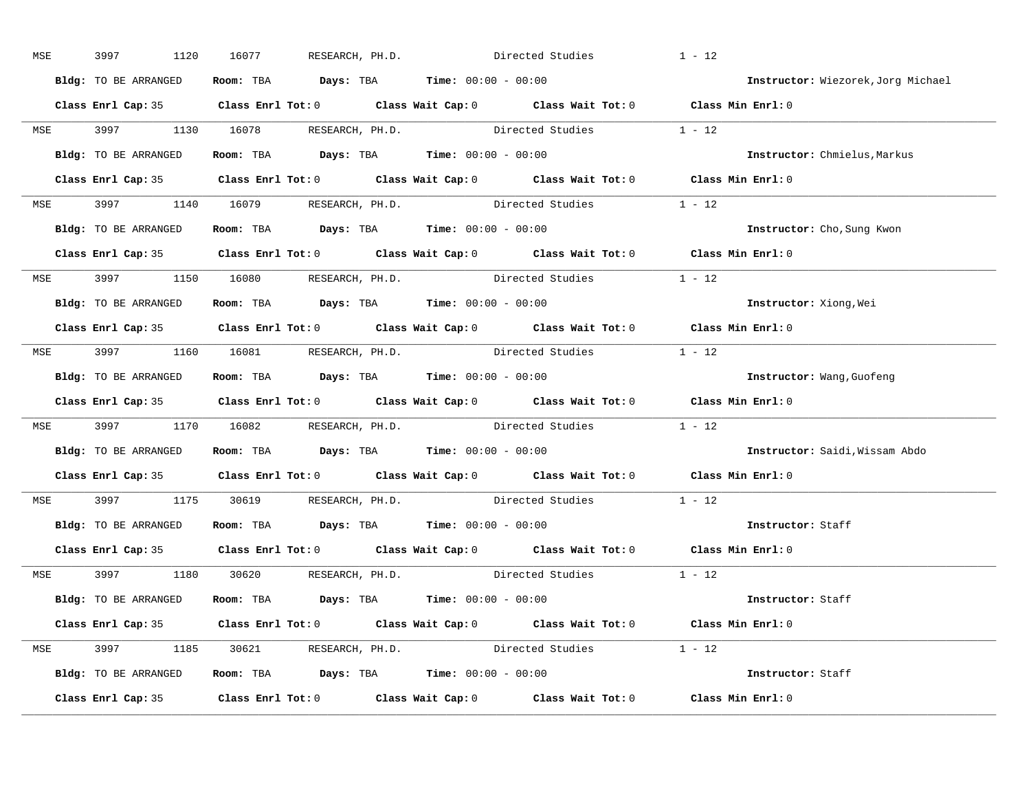MSE 3997 1120 16077 RESEARCH, PH.D. Directed Studies 1 - 12

**Bldg:** TO BE ARRANGED **Room:** TBA **Days:** TBA **Time:** 00:00 - 00:00 **Instructor:** Wiezorek,Jorg Michael

**Class Enrl Cap:** 35 **Class Enrl Tot:** 0 **Class Wait Cap:** 0 **Class Wait Tot:** 0 **Class Min Enrl:** 0

---

MSE 3997 1130 16078 RESEARCH, PH.D. Directed Studies 1 - 12

**Bldg:** TO BE ARRANGED **Room:** TBA **Days:** TBA **Time:** 00:00 - 00:00 **Instructor:** Chmielus,Markus

**Class Enrl Cap:** 35 **Class Enrl Tot:** 0 **Class Wait Cap:** 0 **Class Wait Tot:** 0 **Class Min Enrl:** 0

---

MSE 3997 1140 16079 RESEARCH, PH.D. Directed Studies 1 - 12

**Bldg:** TO BE ARRANGED **Room:** TBA **Days:** TBA **Time:** 00:00 - 00:00 **Instructor:** Cho,Sung Kwon

**Class Enrl Cap:** 35 **Class Enrl Tot:** 0 **Class Wait Cap:** 0 **Class Wait Tot:** 0 **Class Min Enrl:** 0

---

MSE 3997 1150 16080 RESEARCH, PH.D. Directed Studies 1 - 12

**Bldg:** TO BE ARRANGED **Room:** TBA **Days:** TBA **Time:** 00:00 - 00:00 **Instructor:** Xiong,Wei

**Class Enrl Cap:** 35 **Class Enrl Tot:** 0 **Class Wait Cap:** 0 **Class Wait Tot:** 0 **Class Min Enrl:** 0

---

MSE 3997 1160 16081 RESEARCH, PH.D. Directed Studies 1 - 12

**Bldg:** TO BE ARRANGED **Room:** TBA **Days:** TBA **Time:** 00:00 - 00:00 **Instructor:** Wang,Guofeng

**Class Enrl Cap:** 35 **Class Enrl Tot:** 0 **Class Wait Cap:** 0 **Class Wait Tot:** 0 **Class Min Enrl:** 0

---

MSE 3997 1170 16082 RESEARCH, PH.D. Directed Studies 1 - 12

**Bldg:** TO BE ARRANGED **Room:** TBA **Days:** TBA **Time:** 00:00 - 00:00 **Instructor:** Saidi,Wissam Abdo

**Class Enrl Cap:** 35 **Class Enrl Tot:** 0 **Class Wait Cap:** 0 **Class Wait Tot:** 0 **Class Min Enrl:** 0

---

MSE 3997 1175 30619 RESEARCH, PH.D. Directed Studies 1 - 12

**Bldg:** TO BE ARRANGED **Room:** TBA **Days:** TBA **Time:** 00:00 - 00:00 **Instructor:** Staff

**Class Enrl Cap:** 35 **Class Enrl Tot:** 0 **Class Wait Cap:** 0 **Class Wait Tot:** 0 **Class Min Enrl:** 0

---

MSE 3997 1180 30620 RESEARCH, PH.D. Directed Studies 1 - 12

**Bldg:** TO BE ARRANGED **Room:** TBA **Days:** TBA **Time:** 00:00 - 00:00 **Instructor:** Staff

**Class Enrl Cap:** 35 **Class Enrl Tot:** 0 **Class Wait Cap:** 0 **Class Wait Tot:** 0 **Class Min Enrl:** 0

---

MSE 3997 1185 30621 RESEARCH, PH.D. Directed Studies 1 - 12

**Bldg:** TO BE ARRANGED **Room:** TBA **Days:** TBA **Time:** 00:00 - 00:00 **Instructor:** Staff

**Class Enrl Cap:** 35 **Class Enrl Tot:** 0 **Class Wait Cap:** 0 **Class Wait Tot:** 0 **Class Min Enrl:** 0

---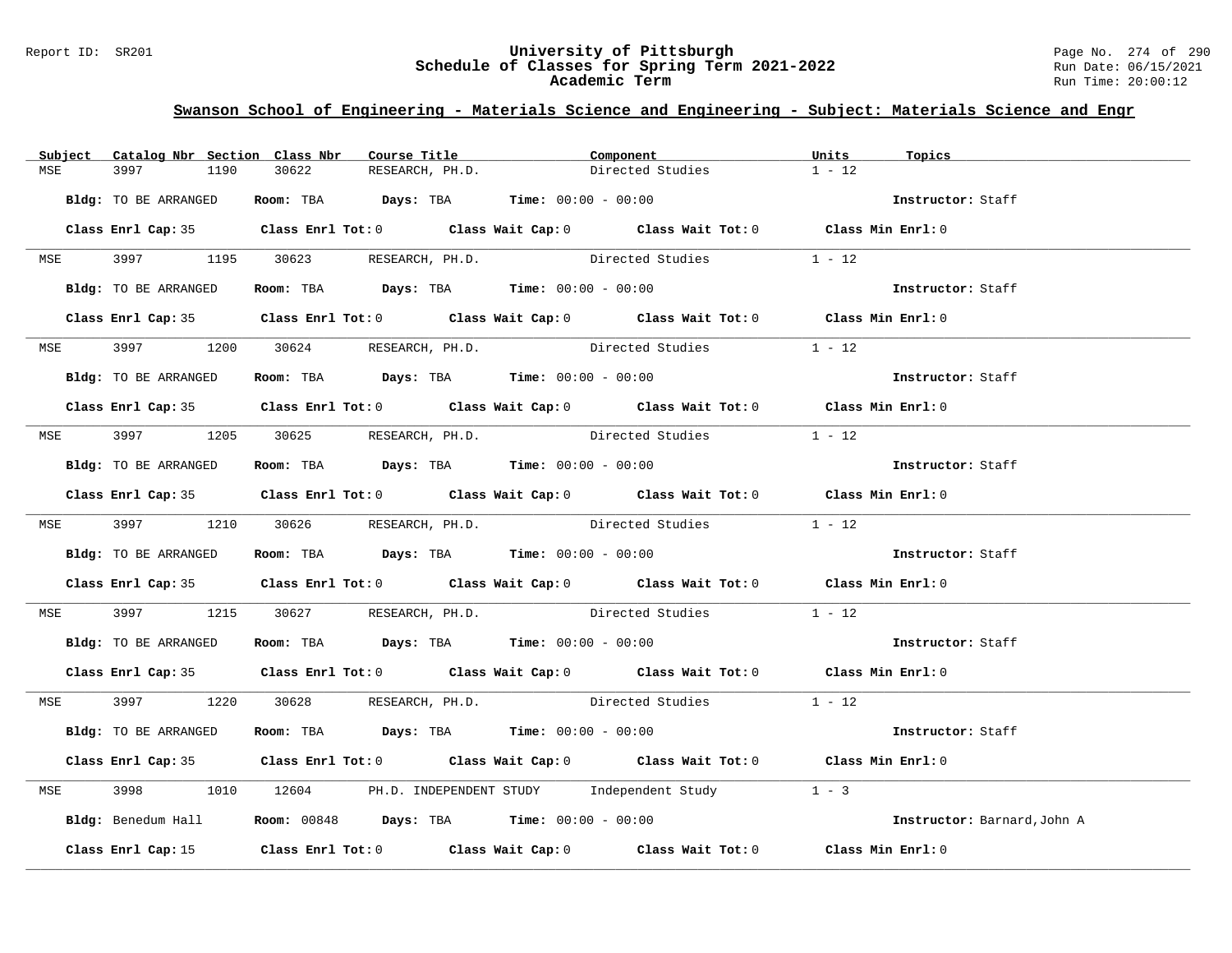## Swanson School of Engineering - Materials Science and Engineering - Subject: Materials Science and Engr

| Subject | Catalog Nbr | Section | Class Nbr | Course Title | Component | Units | Topics |
|---|---|---|---|---|---|---|---|
| MSE | 3997 | 1190 | 30622 | RESEARCH, PH.D. | Directed Studies | 1 - 12 | |

**Bldg:** TO BE ARRANGED **Room:** TBA **Days:** TBA **Time:** 00:00 - 00:00 **Instructor:** Staff

**Class Enrl Cap:** 35 **Class Enrl Tot:** 0 **Class Wait Cap:** 0 **Class Wait Tot:** 0 **Class Min Enrl:** 0

---

| Subject | Catalog Nbr | Section | Class Nbr | Course Title | Component | Units | Topics |
|---|---|---|---|---|---|---|---|
| MSE | 3997 | 1195 | 30623 | RESEARCH, PH.D. | Directed Studies | 1 - 12 | |

**Bldg:** TO BE ARRANGED **Room:** TBA **Days:** TBA **Time:** 00:00 - 00:00 **Instructor:** Staff

**Class Enrl Cap:** 35 **Class Enrl Tot:** 0 **Class Wait Cap:** 0 **Class Wait Tot:** 0 **Class Min Enrl:** 0

---

| Subject | Catalog Nbr | Section | Class Nbr | Course Title | Component | Units | Topics |
|---|---|---|---|---|---|---|---|
| MSE | 3997 | 1200 | 30624 | RESEARCH, PH.D. | Directed Studies | 1 - 12 | |

**Bldg:** TO BE ARRANGED **Room:** TBA **Days:** TBA **Time:** 00:00 - 00:00 **Instructor:** Staff

**Class Enrl Cap:** 35 **Class Enrl Tot:** 0 **Class Wait Cap:** 0 **Class Wait Tot:** 0 **Class Min Enrl:** 0

---

| Subject | Catalog Nbr | Section | Class Nbr | Course Title | Component | Units | Topics |
|---|---|---|---|---|---|---|---|
| MSE | 3997 | 1205 | 30625 | RESEARCH, PH.D. | Directed Studies | 1 - 12 | |

**Bldg:** TO BE ARRANGED **Room:** TBA **Days:** TBA **Time:** 00:00 - 00:00 **Instructor:** Staff

**Class Enrl Cap:** 35 **Class Enrl Tot:** 0 **Class Wait Cap:** 0 **Class Wait Tot:** 0 **Class Min Enrl:** 0

---

| Subject | Catalog Nbr | Section | Class Nbr | Course Title | Component | Units | Topics |
|---|---|---|---|---|---|---|---|
| MSE | 3997 | 1210 | 30626 | RESEARCH, PH.D. | Directed Studies | 1 - 12 | |

**Bldg:** TO BE ARRANGED **Room:** TBA **Days:** TBA **Time:** 00:00 - 00:00 **Instructor:** Staff

**Class Enrl Cap:** 35 **Class Enrl Tot:** 0 **Class Wait Cap:** 0 **Class Wait Tot:** 0 **Class Min Enrl:** 0

---

| Subject | Catalog Nbr | Section | Class Nbr | Course Title | Component | Units | Topics |
|---|---|---|---|---|---|---|---|
| MSE | 3997 | 1215 | 30627 | RESEARCH, PH.D. | Directed Studies | 1 - 12 | |

**Bldg:** TO BE ARRANGED **Room:** TBA **Days:** TBA **Time:** 00:00 - 00:00 **Instructor:** Staff

**Class Enrl Cap:** 35 **Class Enrl Tot:** 0 **Class Wait Cap:** 0 **Class Wait Tot:** 0 **Class Min Enrl:** 0

---

| Subject | Catalog Nbr | Section | Class Nbr | Course Title | Component | Units | Topics |
|---|---|---|---|---|---|---|---|
| MSE | 3997 | 1220 | 30628 | RESEARCH, PH.D. | Directed Studies | 1 - 12 | |

**Bldg:** TO BE ARRANGED **Room:** TBA **Days:** TBA **Time:** 00:00 - 00:00 **Instructor:** Staff

**Class Enrl Cap:** 35 **Class Enrl Tot:** 0 **Class Wait Cap:** 0 **Class Wait Tot:** 0 **Class Min Enrl:** 0

---

| Subject | Catalog Nbr | Section | Class Nbr | Course Title | Component | Units | Topics |
|---|---|---|---|---|---|---|---|
| MSE | 3998 | 1010 | 12604 | PH.D. INDEPENDENT STUDY | Independent Study | 1 - 3 | |

**Bldg:** Benedum Hall **Room:** 00848 **Days:** TBA **Time:** 00:00 - 00:00 **Instructor:** Barnard,John A

**Class Enrl Cap:** 15 **Class Enrl Tot:** 0 **Class Wait Cap:** 0 **Class Wait Tot:** 0 **Class Min Enrl:** 0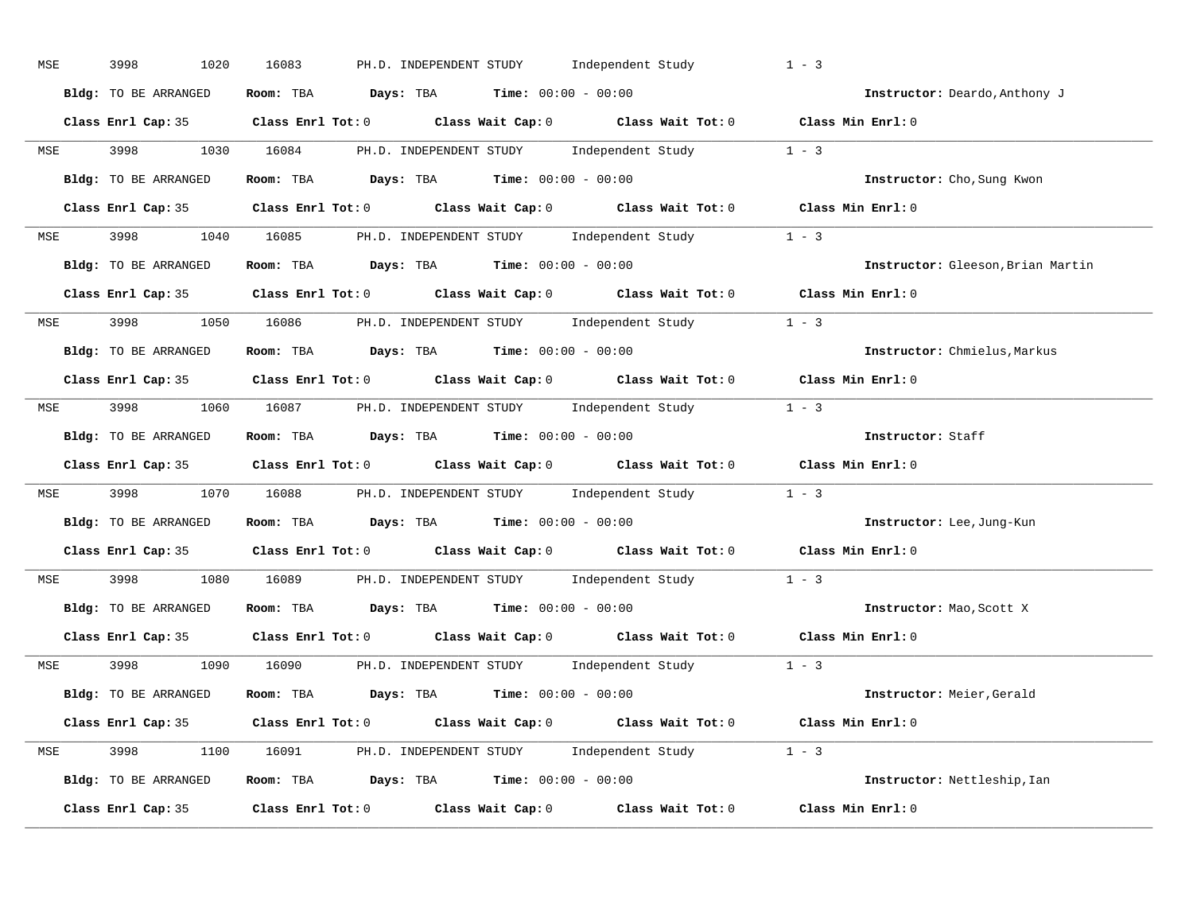MSE 3998 1020 16083 PH.D. INDEPENDENT STUDY Independent Study 1 - 3

**Bldg:** TO BE ARRANGED **Room:** TBA **Days:** TBA **Time:** 00:00 - 00:00 **Instructor:** Deardo,Anthony J

**Class Enrl Cap:** 35 **Class Enrl Tot:** 0 **Class Wait Cap:** 0 **Class Wait Tot:** 0 **Class Min Enrl:** 0

---

MSE 3998 1030 16084 PH.D. INDEPENDENT STUDY Independent Study 1 - 3

**Bldg:** TO BE ARRANGED **Room:** TBA **Days:** TBA **Time:** 00:00 - 00:00 **Instructor:** Cho,Sung Kwon

**Class Enrl Cap:** 35 **Class Enrl Tot:** 0 **Class Wait Cap:** 0 **Class Wait Tot:** 0 **Class Min Enrl:** 0

---

MSE 3998 1040 16085 PH.D. INDEPENDENT STUDY Independent Study 1 - 3

**Bldg:** TO BE ARRANGED **Room:** TBA **Days:** TBA **Time:** 00:00 - 00:00 **Instructor:** Gleeson,Brian Martin

**Class Enrl Cap:** 35 **Class Enrl Tot:** 0 **Class Wait Cap:** 0 **Class Wait Tot:** 0 **Class Min Enrl:** 0

---

MSE 3998 1050 16086 PH.D. INDEPENDENT STUDY Independent Study 1 - 3

**Bldg:** TO BE ARRANGED **Room:** TBA **Days:** TBA **Time:** 00:00 - 00:00 **Instructor:** Chmielus,Markus

**Class Enrl Cap:** 35 **Class Enrl Tot:** 0 **Class Wait Cap:** 0 **Class Wait Tot:** 0 **Class Min Enrl:** 0

---

MSE 3998 1060 16087 PH.D. INDEPENDENT STUDY Independent Study 1 - 3

**Bldg:** TO BE ARRANGED **Room:** TBA **Days:** TBA **Time:** 00:00 - 00:00 **Instructor:** Staff

**Class Enrl Cap:** 35 **Class Enrl Tot:** 0 **Class Wait Cap:** 0 **Class Wait Tot:** 0 **Class Min Enrl:** 0

---

MSE 3998 1070 16088 PH.D. INDEPENDENT STUDY Independent Study 1 - 3

**Bldg:** TO BE ARRANGED **Room:** TBA **Days:** TBA **Time:** 00:00 - 00:00 **Instructor:** Lee,Jung-Kun

**Class Enrl Cap:** 35 **Class Enrl Tot:** 0 **Class Wait Cap:** 0 **Class Wait Tot:** 0 **Class Min Enrl:** 0

---

MSE 3998 1080 16089 PH.D. INDEPENDENT STUDY Independent Study 1 - 3

**Bldg:** TO BE ARRANGED **Room:** TBA **Days:** TBA **Time:** 00:00 - 00:00 **Instructor:** Mao,Scott X

**Class Enrl Cap:** 35 **Class Enrl Tot:** 0 **Class Wait Cap:** 0 **Class Wait Tot:** 0 **Class Min Enrl:** 0

---

MSE 3998 1090 16090 PH.D. INDEPENDENT STUDY Independent Study 1 - 3

**Bldg:** TO BE ARRANGED **Room:** TBA **Days:** TBA **Time:** 00:00 - 00:00 **Instructor:** Meier,Gerald

**Class Enrl Cap:** 35 **Class Enrl Tot:** 0 **Class Wait Cap:** 0 **Class Wait Tot:** 0 **Class Min Enrl:** 0

---

MSE 3998 1100 16091 PH.D. INDEPENDENT STUDY Independent Study 1 - 3

**Bldg:** TO BE ARRANGED **Room:** TBA **Days:** TBA **Time:** 00:00 - 00:00 **Instructor:** Nettleship,Ian

**Class Enrl Cap:** 35 **Class Enrl Tot:** 0 **Class Wait Cap:** 0 **Class Wait Tot:** 0 **Class Min Enrl:** 0

---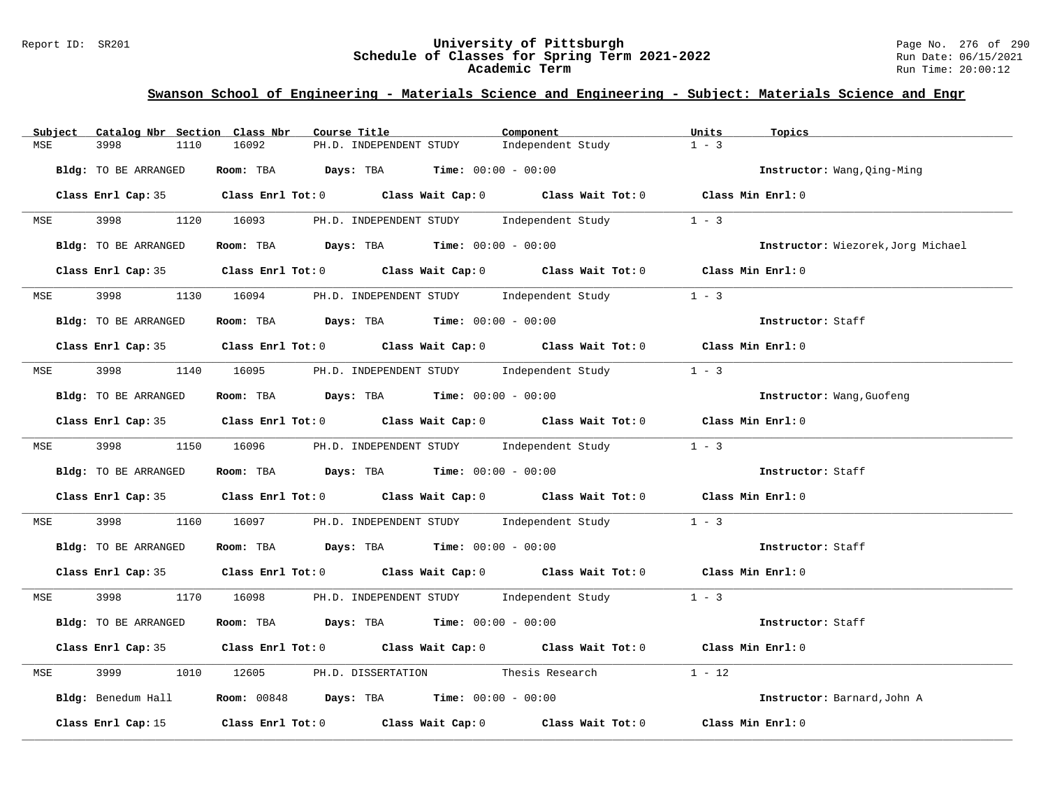## Swanson School of Engineering - Materials Science and Engineering - Subject: Materials Science and Engr

| Subject | Catalog Nbr | Section | Class Nbr | Course Title | Component | Units | Topics |
|---|---|---|---|---|---|---|---|
| MSE | 3998 | 1110 | 16092 | PH.D. INDEPENDENT STUDY | Independent Study | 1 - 3 | |

**Bldg:** TO BE ARRANGED **Room:** TBA **Days:** TBA **Time:** 00:00 - 00:00 **Instructor:** Wang,Qing-Ming

**Class Enrl Cap:** 35 **Class Enrl Tot:** 0 **Class Wait Cap:** 0 **Class Wait Tot:** 0 **Class Min Enrl:** 0

| Subject | Catalog Nbr | Section | Class Nbr | Course Title | Component | Units | Topics |
|---|---|---|---|---|---|---|---|
| MSE | 3998 | 1120 | 16093 | PH.D. INDEPENDENT STUDY | Independent Study | 1 - 3 | |

**Bldg:** TO BE ARRANGED **Room:** TBA **Days:** TBA **Time:** 00:00 - 00:00 **Instructor:** Wiezorek,Jorg Michael

**Class Enrl Cap:** 35 **Class Enrl Tot:** 0 **Class Wait Cap:** 0 **Class Wait Tot:** 0 **Class Min Enrl:** 0

| Subject | Catalog Nbr | Section | Class Nbr | Course Title | Component | Units | Topics |
|---|---|---|---|---|---|---|---|
| MSE | 3998 | 1130 | 16094 | PH.D. INDEPENDENT STUDY | Independent Study | 1 - 3 | |

**Bldg:** TO BE ARRANGED **Room:** TBA **Days:** TBA **Time:** 00:00 - 00:00 **Instructor:** Staff

**Class Enrl Cap:** 35 **Class Enrl Tot:** 0 **Class Wait Cap:** 0 **Class Wait Tot:** 0 **Class Min Enrl:** 0

| Subject | Catalog Nbr | Section | Class Nbr | Course Title | Component | Units | Topics |
|---|---|---|---|---|---|---|---|
| MSE | 3998 | 1140 | 16095 | PH.D. INDEPENDENT STUDY | Independent Study | 1 - 3 | |

**Bldg:** TO BE ARRANGED **Room:** TBA **Days:** TBA **Time:** 00:00 - 00:00 **Instructor:** Wang,Guofeng

**Class Enrl Cap:** 35 **Class Enrl Tot:** 0 **Class Wait Cap:** 0 **Class Wait Tot:** 0 **Class Min Enrl:** 0

| Subject | Catalog Nbr | Section | Class Nbr | Course Title | Component | Units | Topics |
|---|---|---|---|---|---|---|---|
| MSE | 3998 | 1150 | 16096 | PH.D. INDEPENDENT STUDY | Independent Study | 1 - 3 | |

**Bldg:** TO BE ARRANGED **Room:** TBA **Days:** TBA **Time:** 00:00 - 00:00 **Instructor:** Staff

**Class Enrl Cap:** 35 **Class Enrl Tot:** 0 **Class Wait Cap:** 0 **Class Wait Tot:** 0 **Class Min Enrl:** 0

| Subject | Catalog Nbr | Section | Class Nbr | Course Title | Component | Units | Topics |
|---|---|---|---|---|---|---|---|
| MSE | 3998 | 1160 | 16097 | PH.D. INDEPENDENT STUDY | Independent Study | 1 - 3 | |

**Bldg:** TO BE ARRANGED **Room:** TBA **Days:** TBA **Time:** 00:00 - 00:00 **Instructor:** Staff

**Class Enrl Cap:** 35 **Class Enrl Tot:** 0 **Class Wait Cap:** 0 **Class Wait Tot:** 0 **Class Min Enrl:** 0

| Subject | Catalog Nbr | Section | Class Nbr | Course Title | Component | Units | Topics |
|---|---|---|---|---|---|---|---|
| MSE | 3998 | 1170 | 16098 | PH.D. INDEPENDENT STUDY | Independent Study | 1 - 3 | |

**Bldg:** TO BE ARRANGED **Room:** TBA **Days:** TBA **Time:** 00:00 - 00:00 **Instructor:** Staff

**Class Enrl Cap:** 35 **Class Enrl Tot:** 0 **Class Wait Cap:** 0 **Class Wait Tot:** 0 **Class Min Enrl:** 0

| Subject | Catalog Nbr | Section | Class Nbr | Course Title | Component | Units | Topics |
|---|---|---|---|---|---|---|---|
| MSE | 3999 | 1010 | 12605 | PH.D. DISSERTATION | Thesis Research | 1 - 12 | |

**Bldg:** Benedum Hall **Room:** 00848 **Days:** TBA **Time:** 00:00 - 00:00 **Instructor:** Barnard,John A

**Class Enrl Cap:** 15 **Class Enrl Tot:** 0 **Class Wait Cap:** 0 **Class Wait Tot:** 0 **Class Min Enrl:** 0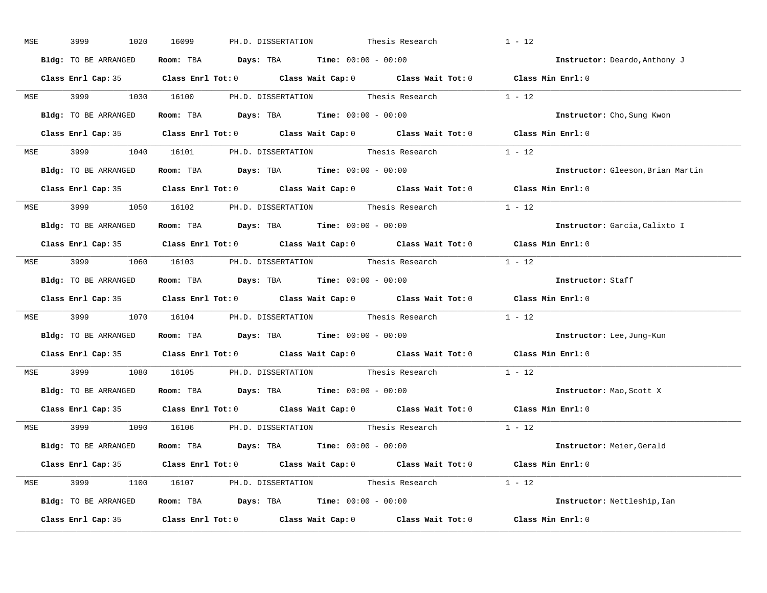MSE 3999 1020 16099 PH.D. DISSERTATION Thesis Research 1 - 12

**Bldg:** TO BE ARRANGED **Room:** TBA **Days:** TBA **Time:** 00:00 - 00:00 **Instructor:** Deardo,Anthony J

**Class Enrl Cap:** 35 **Class Enrl Tot:** 0 **Class Wait Cap:** 0 **Class Wait Tot:** 0 **Class Min Enrl:** 0

---

MSE 3999 1030 16100 PH.D. DISSERTATION Thesis Research 1 - 12

**Bldg:** TO BE ARRANGED **Room:** TBA **Days:** TBA **Time:** 00:00 - 00:00 **Instructor:** Cho,Sung Kwon

**Class Enrl Cap:** 35 **Class Enrl Tot:** 0 **Class Wait Cap:** 0 **Class Wait Tot:** 0 **Class Min Enrl:** 0

---

MSE 3999 1040 16101 PH.D. DISSERTATION Thesis Research 1 - 12

**Bldg:** TO BE ARRANGED **Room:** TBA **Days:** TBA **Time:** 00:00 - 00:00 **Instructor:** Gleeson,Brian Martin

**Class Enrl Cap:** 35 **Class Enrl Tot:** 0 **Class Wait Cap:** 0 **Class Wait Tot:** 0 **Class Min Enrl:** 0

---

MSE 3999 1050 16102 PH.D. DISSERTATION Thesis Research 1 - 12

**Bldg:** TO BE ARRANGED **Room:** TBA **Days:** TBA **Time:** 00:00 - 00:00 **Instructor:** Garcia,Calixto I

**Class Enrl Cap:** 35 **Class Enrl Tot:** 0 **Class Wait Cap:** 0 **Class Wait Tot:** 0 **Class Min Enrl:** 0

---

MSE 3999 1060 16103 PH.D. DISSERTATION Thesis Research 1 - 12

**Bldg:** TO BE ARRANGED **Room:** TBA **Days:** TBA **Time:** 00:00 - 00:00 **Instructor:** Staff

**Class Enrl Cap:** 35 **Class Enrl Tot:** 0 **Class Wait Cap:** 0 **Class Wait Tot:** 0 **Class Min Enrl:** 0

---

MSE 3999 1070 16104 PH.D. DISSERTATION Thesis Research 1 - 12

**Bldg:** TO BE ARRANGED **Room:** TBA **Days:** TBA **Time:** 00:00 - 00:00 **Instructor:** Lee,Jung-Kun

**Class Enrl Cap:** 35 **Class Enrl Tot:** 0 **Class Wait Cap:** 0 **Class Wait Tot:** 0 **Class Min Enrl:** 0

---

MSE 3999 1080 16105 PH.D. DISSERTATION Thesis Research 1 - 12

**Bldg:** TO BE ARRANGED **Room:** TBA **Days:** TBA **Time:** 00:00 - 00:00 **Instructor:** Mao,Scott X

**Class Enrl Cap:** 35 **Class Enrl Tot:** 0 **Class Wait Cap:** 0 **Class Wait Tot:** 0 **Class Min Enrl:** 0

---

MSE 3999 1090 16106 PH.D. DISSERTATION Thesis Research 1 - 12

**Bldg:** TO BE ARRANGED **Room:** TBA **Days:** TBA **Time:** 00:00 - 00:00 **Instructor:** Meier,Gerald

**Class Enrl Cap:** 35 **Class Enrl Tot:** 0 **Class Wait Cap:** 0 **Class Wait Tot:** 0 **Class Min Enrl:** 0

---

MSE 3999 1100 16107 PH.D. DISSERTATION Thesis Research 1 - 12

**Bldg:** TO BE ARRANGED **Room:** TBA **Days:** TBA **Time:** 00:00 - 00:00 **Instructor:** Nettleship,Ian

**Class Enrl Cap:** 35 **Class Enrl Tot:** 0 **Class Wait Cap:** 0 **Class Wait Tot:** 0 **Class Min Enrl:** 0

---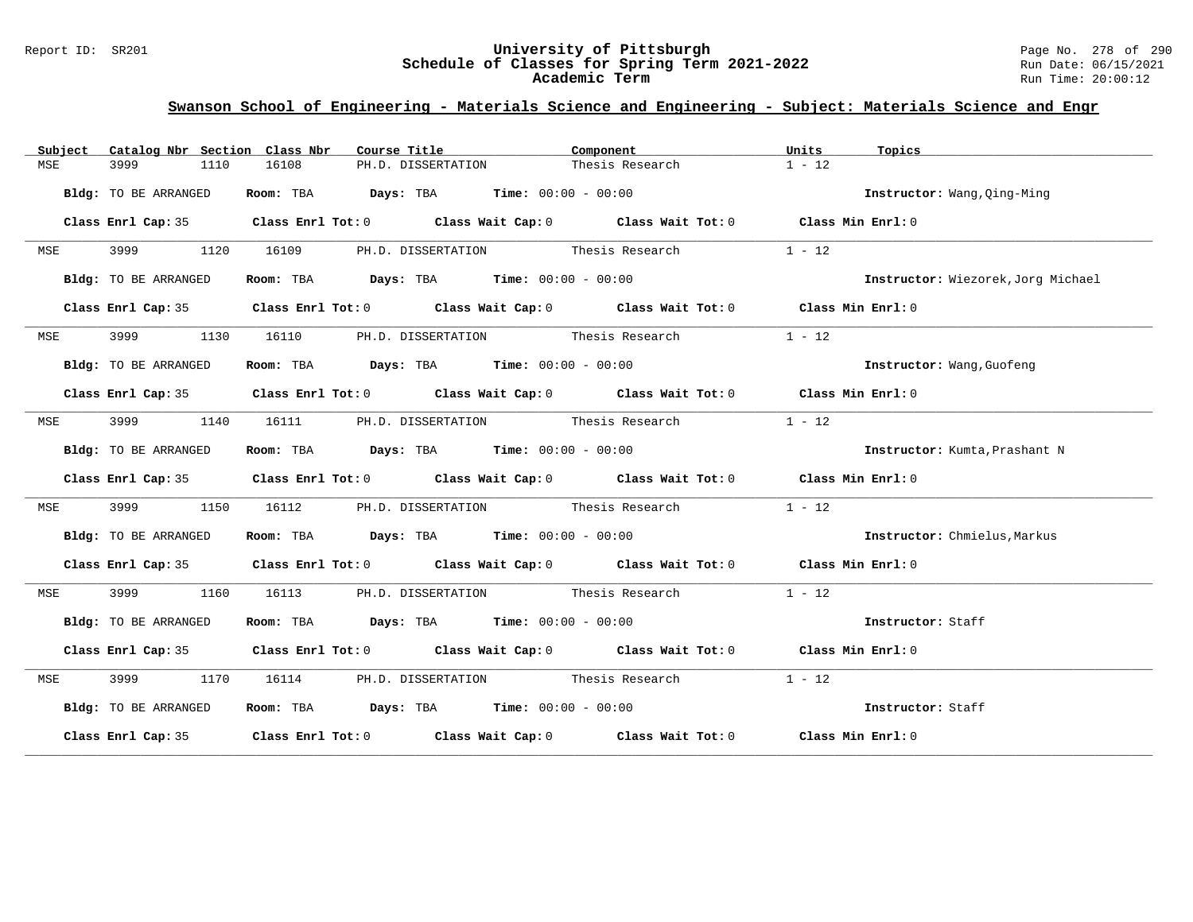## Swanson School of Engineering - Materials Science and Engineering - Subject: Materials Science and Engr

| Subject | Catalog Nbr | Section | Class Nbr | Course Title | Component | Units | Topics |
|---|---|---|---|---|---|---|---|
| MSE | 3999 | 1110 | 16108 | PH.D. DISSERTATION | Thesis Research | 1 - 12 | |

**Bldg:** TO BE ARRANGED **Room:** TBA **Days:** TBA **Time:** 00:00 - 00:00 **Instructor:** Wang,Qing-Ming

**Class Enrl Cap:** 35 **Class Enrl Tot:** 0 **Class Wait Cap:** 0 **Class Wait Tot:** 0 **Class Min Enrl:** 0

| Subject | Catalog Nbr | Section | Class Nbr | Course Title | Component | Units | Topics |
|---|---|---|---|---|---|---|---|
| MSE | 3999 | 1120 | 16109 | PH.D. DISSERTATION | Thesis Research | 1 - 12 | |

**Bldg:** TO BE ARRANGED **Room:** TBA **Days:** TBA **Time:** 00:00 - 00:00 **Instructor:** Wiezorek,Jorg Michael

**Class Enrl Cap:** 35 **Class Enrl Tot:** 0 **Class Wait Cap:** 0 **Class Wait Tot:** 0 **Class Min Enrl:** 0

| Subject | Catalog Nbr | Section | Class Nbr | Course Title | Component | Units | Topics |
|---|---|---|---|---|---|---|---|
| MSE | 3999 | 1130 | 16110 | PH.D. DISSERTATION | Thesis Research | 1 - 12 | |

**Bldg:** TO BE ARRANGED **Room:** TBA **Days:** TBA **Time:** 00:00 - 00:00 **Instructor:** Wang,Guofeng

**Class Enrl Cap:** 35 **Class Enrl Tot:** 0 **Class Wait Cap:** 0 **Class Wait Tot:** 0 **Class Min Enrl:** 0

| Subject | Catalog Nbr | Section | Class Nbr | Course Title | Component | Units | Topics |
|---|---|---|---|---|---|---|---|
| MSE | 3999 | 1140 | 16111 | PH.D. DISSERTATION | Thesis Research | 1 - 12 | |

**Bldg:** TO BE ARRANGED **Room:** TBA **Days:** TBA **Time:** 00:00 - 00:00 **Instructor:** Kumta,Prashant N

**Class Enrl Cap:** 35 **Class Enrl Tot:** 0 **Class Wait Cap:** 0 **Class Wait Tot:** 0 **Class Min Enrl:** 0

| Subject | Catalog Nbr | Section | Class Nbr | Course Title | Component | Units | Topics |
|---|---|---|---|---|---|---|---|
| MSE | 3999 | 1150 | 16112 | PH.D. DISSERTATION | Thesis Research | 1 - 12 | |

**Bldg:** TO BE ARRANGED **Room:** TBA **Days:** TBA **Time:** 00:00 - 00:00 **Instructor:** Chmielus,Markus

**Class Enrl Cap:** 35 **Class Enrl Tot:** 0 **Class Wait Cap:** 0 **Class Wait Tot:** 0 **Class Min Enrl:** 0

| Subject | Catalog Nbr | Section | Class Nbr | Course Title | Component | Units | Topics |
|---|---|---|---|---|---|---|---|
| MSE | 3999 | 1160 | 16113 | PH.D. DISSERTATION | Thesis Research | 1 - 12 | |

**Bldg:** TO BE ARRANGED **Room:** TBA **Days:** TBA **Time:** 00:00 - 00:00 **Instructor:** Staff

**Class Enrl Cap:** 35 **Class Enrl Tot:** 0 **Class Wait Cap:** 0 **Class Wait Tot:** 0 **Class Min Enrl:** 0

| Subject | Catalog Nbr | Section | Class Nbr | Course Title | Component | Units | Topics |
|---|---|---|---|---|---|---|---|
| MSE | 3999 | 1170 | 16114 | PH.D. DISSERTATION | Thesis Research | 1 - 12 | |

**Bldg:** TO BE ARRANGED **Room:** TBA **Days:** TBA **Time:** 00:00 - 00:00 **Instructor:** Staff

**Class Enrl Cap:** 35 **Class Enrl Tot:** 0 **Class Wait Cap:** 0 **Class Wait Tot:** 0 **Class Min Enrl:** 0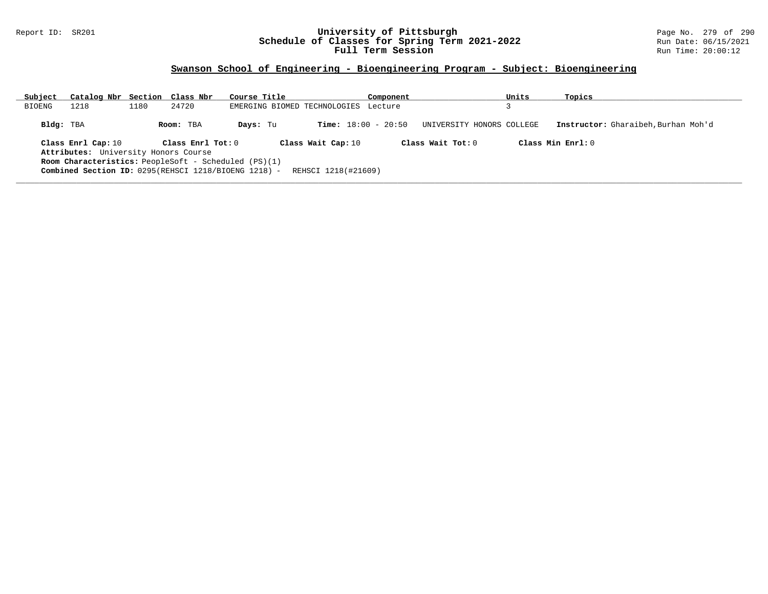## Swanson School of Engineering - Bioengineering Program - Subject: Bioengineering

| Subject | Catalog Nbr | Section | Class Nbr | Course Title | Component | Units | Topics |
|---|---|---|---|---|---|---|---|
| BIOENG | 1218 | 1180 | 24720 | EMERGING BIOMED TECHNOLOGIES | Lecture | 3 | |

**Bldg:** TBA **Room:** TBA **Days:** Tu **Time:** 18:00 - 20:50 UNIVERSITY HONORS COLLEGE **Instructor:** Gharaibeh,Burhan Moh'd

**Class Enrl Cap:** 10 **Class Enrl Tot:** 0 **Class Wait Cap:** 10 **Class Wait Tot:** 0 **Class Min Enrl:** 0

**Attributes:** University Honors Course

**Room Characteristics:** PeopleSoft - Scheduled (PS)(1)

**Combined Section ID:** 0295(REHSCI 1218/BIOENG 1218) - REHSCI 1218(#21609)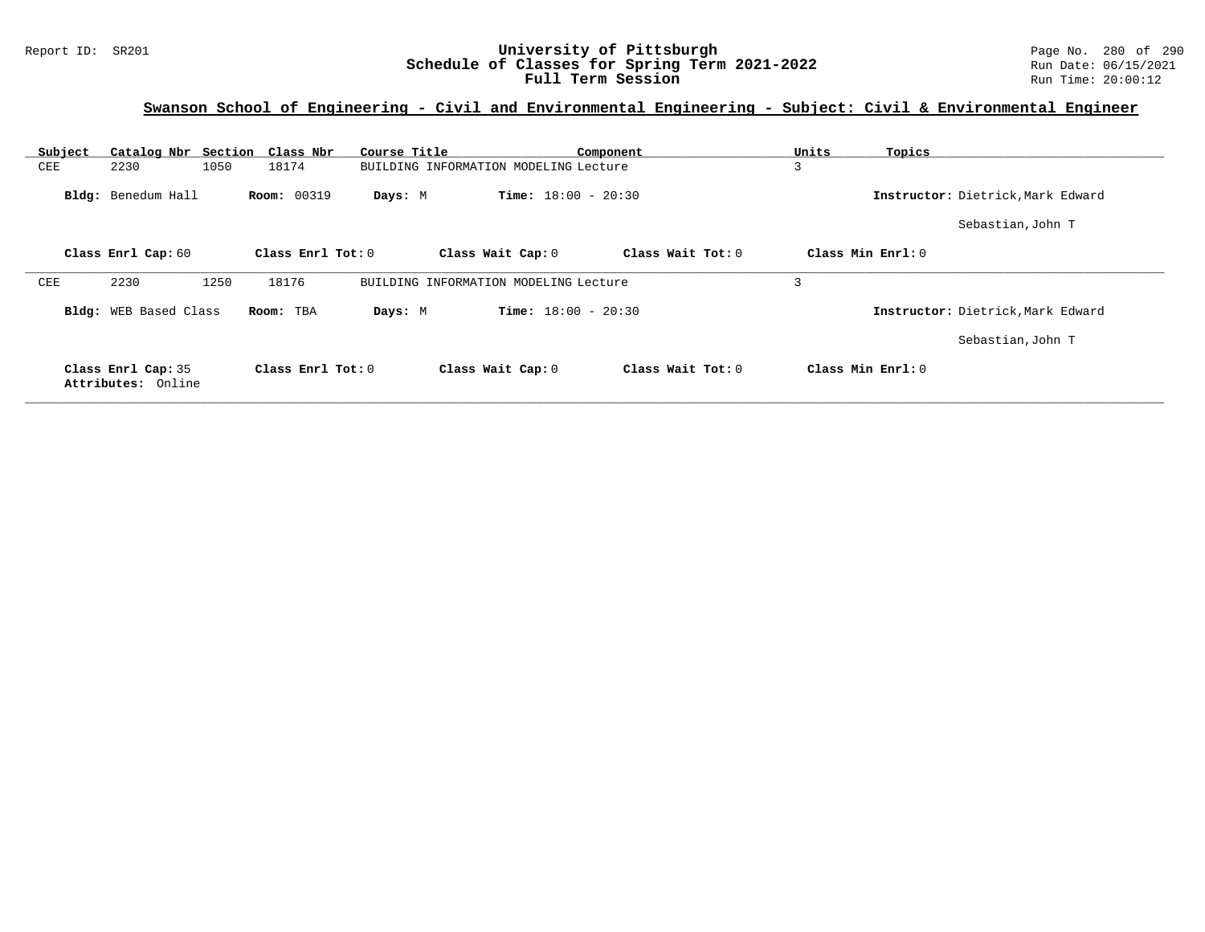## Swanson School of Engineering - Civil and Environmental Engineering - Subject: Civil & Environmental Engineer

| Subject | Catalog Nbr | Section | Class Nbr | Course Title | Component | Units | Topics |
|---|---|---|---|---|---|---|---|
| CEE | 2230 | 1050 | 18174 | BUILDING INFORMATION MODELING | Lecture | 3 | |

**Bldg:** Benedum Hall **Room:** 00319 **Days:** M **Time:** 18:00 - 20:30 **Instructor:** Dietrick,Mark Edward

Sebastian,John T

**Class Enrl Cap:** 60 **Class Enrl Tot:** 0 **Class Wait Cap:** 0 **Class Wait Tot:** 0 **Class Min Enrl:** 0

---

| Subject | Catalog Nbr | Section | Class Nbr | Course Title | Component | Units | Topics |
|---|---|---|---|---|---|---|---|
| CEE | 2230 | 1250 | 18176 | BUILDING INFORMATION MODELING | Lecture | 3 | |

**Bldg:** WEB Based Class **Room:** TBA **Days:** M **Time:** 18:00 - 20:30 **Instructor:** Dietrick,Mark Edward

Sebastian,John T

**Class Enrl Cap:** 35 **Class Enrl Tot:** 0 **Class Wait Cap:** 0 **Class Wait Tot:** 0 **Class Min Enrl:** 0
**Attributes:** Online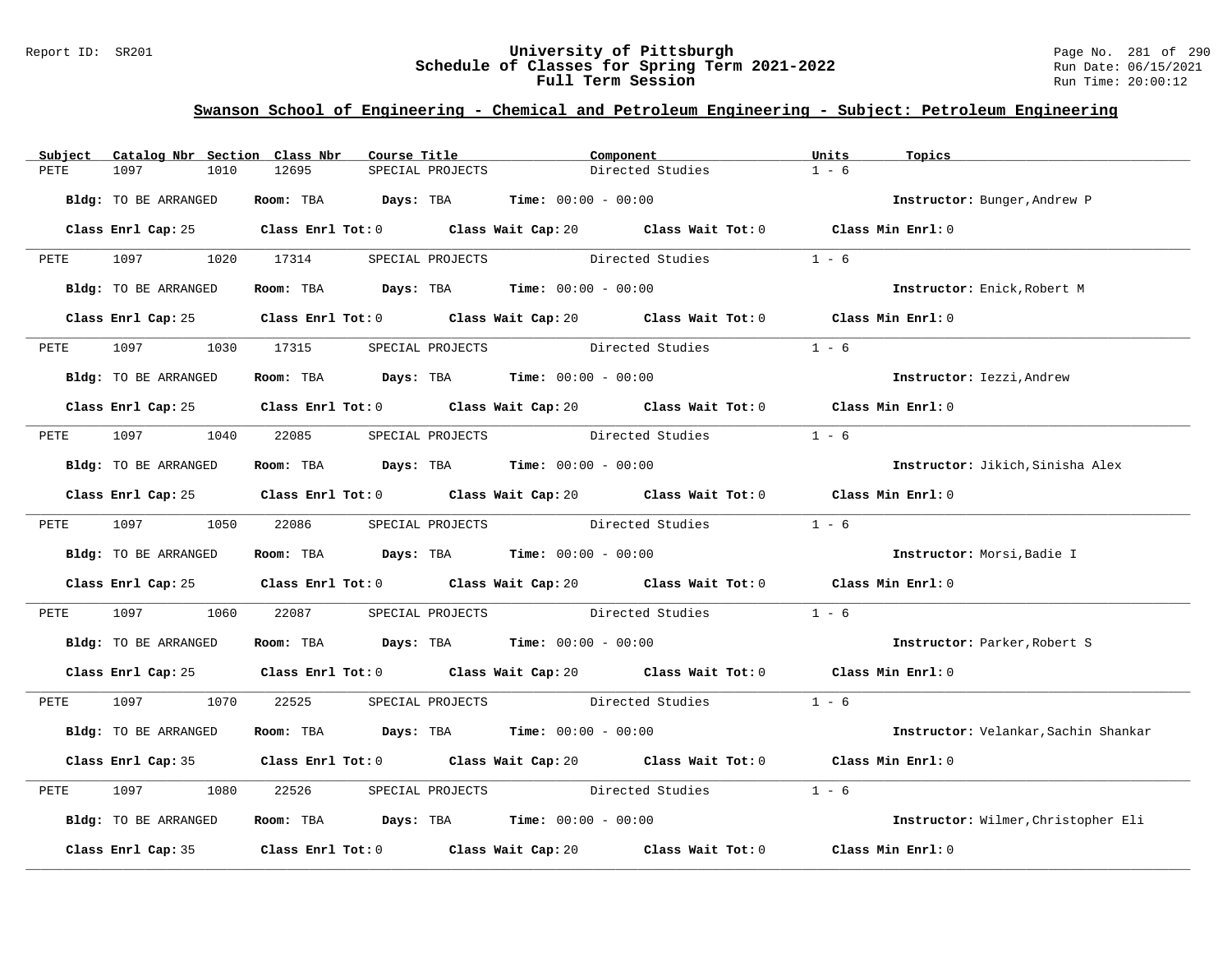## Swanson School of Engineering - Chemical and Petroleum Engineering - Subject: Petroleum Engineering

| Subject | Catalog Nbr | Section | Class Nbr | Course Title | Component | Units | Topics |
|---|---|---|---|---|---|---|---|
| PETE | 1097 | 1010 | 12695 | SPECIAL PROJECTS | Directed Studies | 1 - 6 | |

**Bldg:** TO BE ARRANGED **Room:** TBA **Days:** TBA **Time:** 00:00 - 00:00 **Instructor:** Bunger,Andrew P

**Class Enrl Cap:** 25 **Class Enrl Tot:** 0 **Class Wait Cap:** 20 **Class Wait Tot:** 0 **Class Min Enrl:** 0

---

| Subject | Catalog Nbr | Section | Class Nbr | Course Title | Component | Units | Topics |
|---|---|---|---|---|---|---|---|
| PETE | 1097 | 1020 | 17314 | SPECIAL PROJECTS | Directed Studies | 1 - 6 | |

**Bldg:** TO BE ARRANGED **Room:** TBA **Days:** TBA **Time:** 00:00 - 00:00 **Instructor:** Enick,Robert M

**Class Enrl Cap:** 25 **Class Enrl Tot:** 0 **Class Wait Cap:** 20 **Class Wait Tot:** 0 **Class Min Enrl:** 0

---

| Subject | Catalog Nbr | Section | Class Nbr | Course Title | Component | Units | Topics |
|---|---|---|---|---|---|---|---|
| PETE | 1097 | 1030 | 17315 | SPECIAL PROJECTS | Directed Studies | 1 - 6 | |

**Bldg:** TO BE ARRANGED **Room:** TBA **Days:** TBA **Time:** 00:00 - 00:00 **Instructor:** Iezzi,Andrew

**Class Enrl Cap:** 25 **Class Enrl Tot:** 0 **Class Wait Cap:** 20 **Class Wait Tot:** 0 **Class Min Enrl:** 0

---

| Subject | Catalog Nbr | Section | Class Nbr | Course Title | Component | Units | Topics |
|---|---|---|---|---|---|---|---|
| PETE | 1097 | 1040 | 22085 | SPECIAL PROJECTS | Directed Studies | 1 - 6 | |

**Bldg:** TO BE ARRANGED **Room:** TBA **Days:** TBA **Time:** 00:00 - 00:00 **Instructor:** Jikich,Sinisha Alex

**Class Enrl Cap:** 25 **Class Enrl Tot:** 0 **Class Wait Cap:** 20 **Class Wait Tot:** 0 **Class Min Enrl:** 0

---

| Subject | Catalog Nbr | Section | Class Nbr | Course Title | Component | Units | Topics |
|---|---|---|---|---|---|---|---|
| PETE | 1097 | 1050 | 22086 | SPECIAL PROJECTS | Directed Studies | 1 - 6 | |

**Bldg:** TO BE ARRANGED **Room:** TBA **Days:** TBA **Time:** 00:00 - 00:00 **Instructor:** Morsi,Badie I

**Class Enrl Cap:** 25 **Class Enrl Tot:** 0 **Class Wait Cap:** 20 **Class Wait Tot:** 0 **Class Min Enrl:** 0

---

| Subject | Catalog Nbr | Section | Class Nbr | Course Title | Component | Units | Topics |
|---|---|---|---|---|---|---|---|
| PETE | 1097 | 1060 | 22087 | SPECIAL PROJECTS | Directed Studies | 1 - 6 | |

**Bldg:** TO BE ARRANGED **Room:** TBA **Days:** TBA **Time:** 00:00 - 00:00 **Instructor:** Parker,Robert S

**Class Enrl Cap:** 25 **Class Enrl Tot:** 0 **Class Wait Cap:** 20 **Class Wait Tot:** 0 **Class Min Enrl:** 0

---

| Subject | Catalog Nbr | Section | Class Nbr | Course Title | Component | Units | Topics |
|---|---|---|---|---|---|---|---|
| PETE | 1097 | 1070 | 22525 | SPECIAL PROJECTS | Directed Studies | 1 - 6 | |

**Bldg:** TO BE ARRANGED **Room:** TBA **Days:** TBA **Time:** 00:00 - 00:00 **Instructor:** Velankar,Sachin Shankar

**Class Enrl Cap:** 35 **Class Enrl Tot:** 0 **Class Wait Cap:** 20 **Class Wait Tot:** 0 **Class Min Enrl:** 0

---

| Subject | Catalog Nbr | Section | Class Nbr | Course Title | Component | Units | Topics |
|---|---|---|---|---|---|---|---|
| PETE | 1097 | 1080 | 22526 | SPECIAL PROJECTS | Directed Studies | 1 - 6 | |

**Bldg:** TO BE ARRANGED **Room:** TBA **Days:** TBA **Time:** 00:00 - 00:00 **Instructor:** Wilmer,Christopher Eli

**Class Enrl Cap:** 35 **Class Enrl Tot:** 0 **Class Wait Cap:** 20 **Class Wait Tot:** 0 **Class Min Enrl:** 0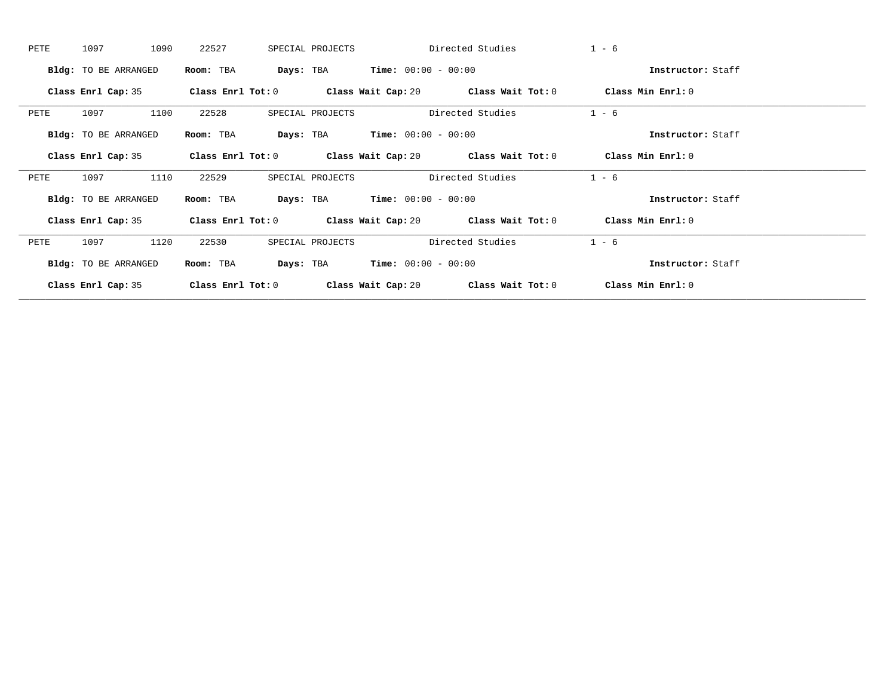PETE 1097 1090 22527 SPECIAL PROJECTS Directed Studies 1 - 6

**Bldg:** TO BE ARRANGED **Room:** TBA **Days:** TBA **Time:** 00:00 - 00:00 **Instructor:** Staff

**Class Enrl Cap:** 35 **Class Enrl Tot:** 0 **Class Wait Cap:** 20 **Class Wait Tot:** 0 **Class Min Enrl:** 0

---

PETE 1097 1100 22528 SPECIAL PROJECTS Directed Studies 1 - 6

**Bldg:** TO BE ARRANGED **Room:** TBA **Days:** TBA **Time:** 00:00 - 00:00 **Instructor:** Staff

**Class Enrl Cap:** 35 **Class Enrl Tot:** 0 **Class Wait Cap:** 20 **Class Wait Tot:** 0 **Class Min Enrl:** 0

---

PETE 1097 1110 22529 SPECIAL PROJECTS Directed Studies 1 - 6

**Bldg:** TO BE ARRANGED **Room:** TBA **Days:** TBA **Time:** 00:00 - 00:00 **Instructor:** Staff

**Class Enrl Cap:** 35 **Class Enrl Tot:** 0 **Class Wait Cap:** 20 **Class Wait Tot:** 0 **Class Min Enrl:** 0

---

PETE 1097 1120 22530 SPECIAL PROJECTS Directed Studies 1 - 6

**Bldg:** TO BE ARRANGED **Room:** TBA **Days:** TBA **Time:** 00:00 - 00:00 **Instructor:** Staff

**Class Enrl Cap:** 35 **Class Enrl Tot:** 0 **Class Wait Cap:** 20 **Class Wait Tot:** 0 **Class Min Enrl:** 0

---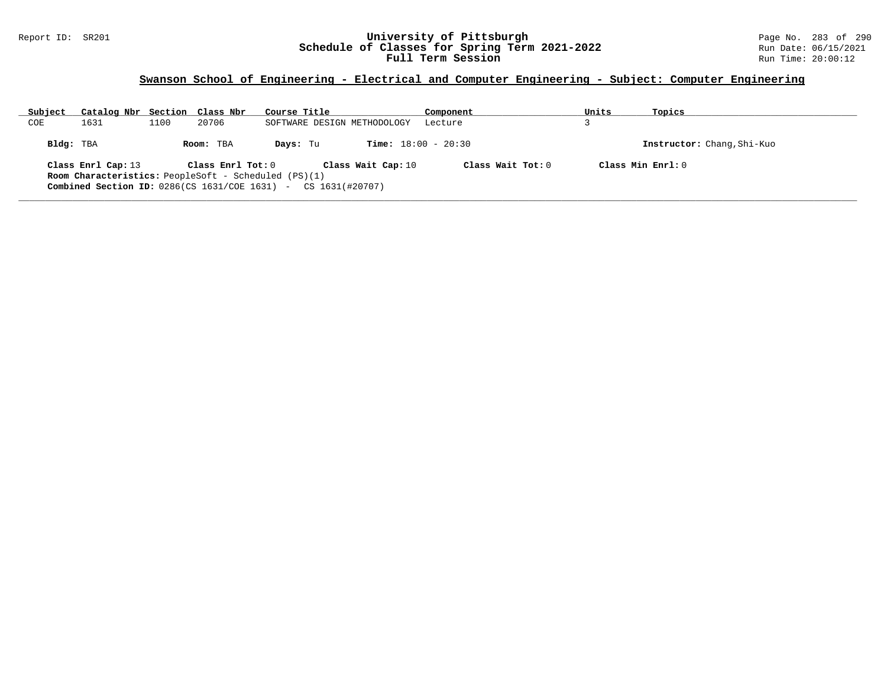## Swanson School of Engineering - Electrical and Computer Engineering - Subject: Computer Engineering

| Subject | Catalog Nbr | Section | Class Nbr | Course Title | Component | Units | Topics |
|---|---|---|---|---|---|---|---|
| COE | 1631 | 1100 | 20706 | SOFTWARE DESIGN METHODOLOGY | Lecture | 3 | |

**Bldg:** TBA **Room:** TBA **Days:** Tu **Time:** 18:00 - 20:30 **Instructor:** Chang,Shi-Kuo

**Class Enrl Cap:** 13 **Class Enrl Tot:** 0 **Class Wait Cap:** 10 **Class Wait Tot:** 0 **Class Min Enrl:** 0

**Room Characteristics:** PeopleSoft - Scheduled (PS)(1)

**Combined Section ID:** 0286(CS 1631/COE 1631) - CS 1631(#20707)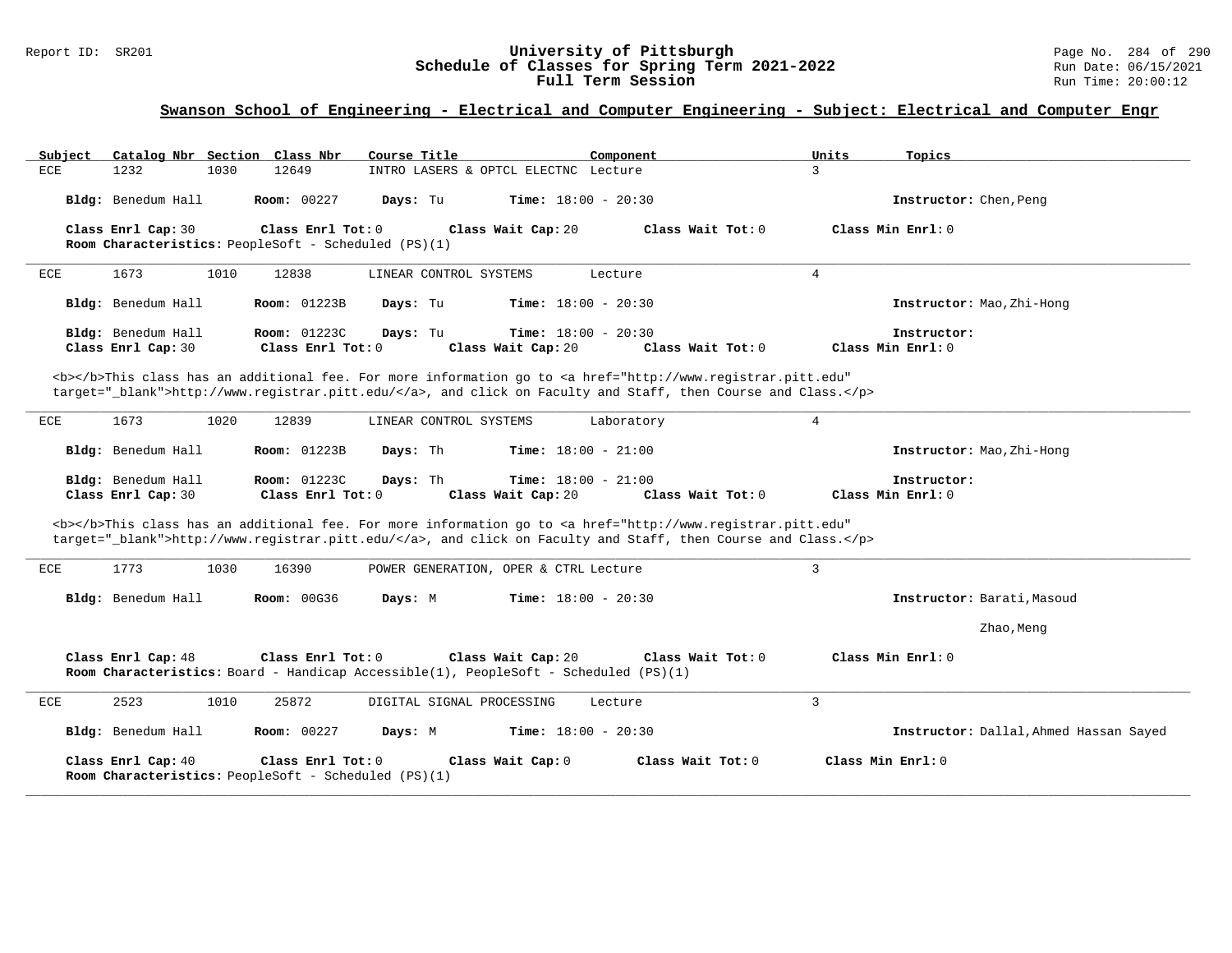## Swanson School of Engineering - Electrical and Computer Engineering - Subject: Electrical and Computer Engr

| Subject | Catalog Nbr | Section | Class Nbr | Course Title | Component | Units | Topics |
|---|---|---|---|---|---|---|---|
| ECE | 1232 | 1030 | 12649 | INTRO LASERS & OPTCL ELECTNC | Lecture | 3 | |

**Bldg:** Benedum Hall **Room:** 00227 **Days:** Tu **Time:** 18:00 - 20:30 **Instructor:** Chen,Peng

**Class Enrl Cap:** 30 **Class Enrl Tot:** 0 **Class Wait Cap:** 20 **Class Wait Tot:** 0 **Class Min Enrl:** 0

**Room Characteristics:** PeopleSoft - Scheduled (PS)(1)

---

| Subject | Catalog Nbr | Section | Class Nbr | Course Title | Component | Units | Topics |
|---|---|---|---|---|---|---|---|
| ECE | 1673 | 1010 | 12838 | LINEAR CONTROL SYSTEMS | Lecture | 4 | |

**Bldg:** Benedum Hall **Room:** 01223B **Days:** Tu **Time:** 18:00 - 20:30 **Instructor:** Mao,Zhi-Hong

**Bldg:** Benedum Hall **Room:** 01223C **Days:** Tu **Time:** 18:00 - 20:30 **Instructor:**

**Class Enrl Cap:** 30 **Class Enrl Tot:** 0 **Class Wait Cap:** 20 **Class Wait Tot:** 0 **Class Min Enrl:** 0

<b></b>This class has an additional fee. For more information go to <a href="http://www.registrar.pitt.edu" target="_blank">http://www.registrar.pitt.edu/</a>, and click on Faculty and Staff, then Course and Class.</p>

---

| Subject | Catalog Nbr | Section | Class Nbr | Course Title | Component | Units | Topics |
|---|---|---|---|---|---|---|---|
| ECE | 1673 | 1020 | 12839 | LINEAR CONTROL SYSTEMS | Laboratory | 4 | |

**Bldg:** Benedum Hall **Room:** 01223B **Days:** Th **Time:** 18:00 - 21:00 **Instructor:** Mao,Zhi-Hong

**Bldg:** Benedum Hall **Room:** 01223C **Days:** Th **Time:** 18:00 - 21:00 **Instructor:**

**Class Enrl Cap:** 30 **Class Enrl Tot:** 0 **Class Wait Cap:** 20 **Class Wait Tot:** 0 **Class Min Enrl:** 0

<b></b>This class has an additional fee. For more information go to <a href="http://www.registrar.pitt.edu" target="_blank">http://www.registrar.pitt.edu/</a>, and click on Faculty and Staff, then Course and Class.</p>

---

| Subject | Catalog Nbr | Section | Class Nbr | Course Title | Component | Units | Topics |
|---|---|---|---|---|---|---|---|
| ECE | 1773 | 1030 | 16390 | POWER GENERATION, OPER & CTRL | Lecture | 3 | |

**Bldg:** Benedum Hall **Room:** 00G36 **Days:** M **Time:** 18:00 - 20:30 **Instructor:** Barati,Masoud

Zhao,Meng

**Class Enrl Cap:** 48 **Class Enrl Tot:** 0 **Class Wait Cap:** 20 **Class Wait Tot:** 0 **Class Min Enrl:** 0

**Room Characteristics:** Board - Handicap Accessible(1), PeopleSoft - Scheduled (PS)(1)

---

| Subject | Catalog Nbr | Section | Class Nbr | Course Title | Component | Units | Topics |
|---|---|---|---|---|---|---|---|
| ECE | 2523 | 1010 | 25872 | DIGITAL SIGNAL PROCESSING | Lecture | 3 | |

**Bldg:** Benedum Hall **Room:** 00227 **Days:** M **Time:** 18:00 - 20:30 **Instructor:** Dallal,Ahmed Hassan Sayed

**Class Enrl Cap:** 40 **Class Enrl Tot:** 0 **Class Wait Cap:** 0 **Class Wait Tot:** 0 **Class Min Enrl:** 0

**Room Characteristics:** PeopleSoft - Scheduled (PS)(1)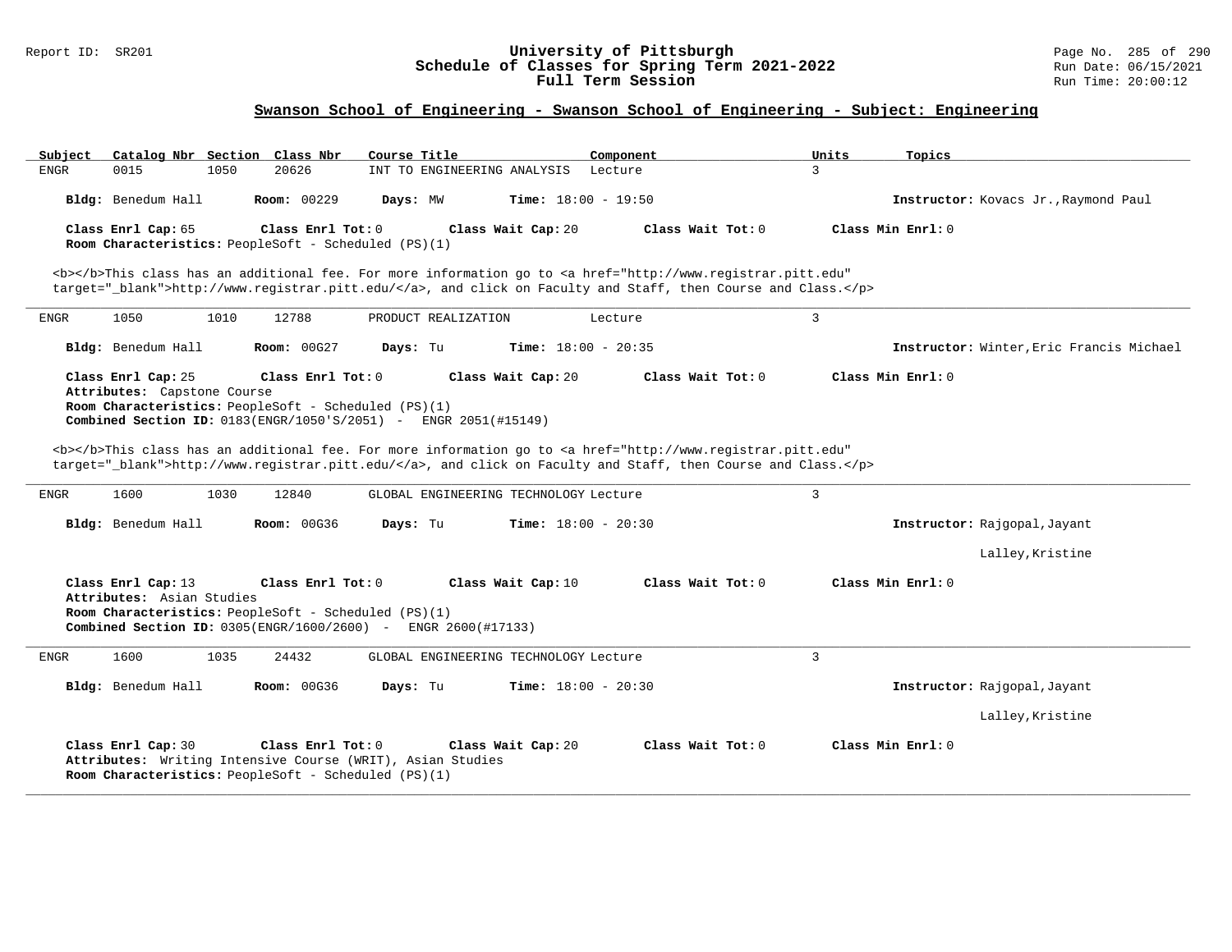## Swanson School of Engineering - Swanson School of Engineering - Subject: Engineering

| Subject | Catalog Nbr | Section | Class Nbr | Course Title | Component | Units | Topics |
|---|---|---|---|---|---|---|---|
| ENGR | 0015 | 1050 | 20626 | INT TO ENGINEERING ANALYSIS | Lecture | 3 | |

**Bldg:** Benedum Hall **Room:** 00229 **Days:** MW **Time:** 18:00 - 19:50 **Instructor:** Kovacs Jr.,Raymond Paul

**Class Enrl Cap:** 65 **Class Enrl Tot:** 0 **Class Wait Cap:** 20 **Class Wait Tot:** 0 **Class Min Enrl:** 0
**Room Characteristics:** PeopleSoft - Scheduled (PS)(1)

<b></b>This class has an additional fee. For more information go to <a href="http://www.registrar.pitt.edu" target="_blank">http://www.registrar.pitt.edu/</a>, and click on Faculty and Staff, then Course and Class.</p>

---

| Subject | Catalog Nbr | Section | Class Nbr | Course Title | Component | Units | Topics |
|---|---|---|---|---|---|---|---|
| ENGR | 1050 | 1010 | 12788 | PRODUCT REALIZATION | Lecture | 3 | |

**Bldg:** Benedum Hall **Room:** 00G27 **Days:** Tu **Time:** 18:00 - 20:35 **Instructor:** Winter,Eric Francis Michael

**Class Enrl Cap:** 25 **Class Enrl Tot:** 0 **Class Wait Cap:** 20 **Class Wait Tot:** 0 **Class Min Enrl:** 0
**Attributes:** Capstone Course
**Room Characteristics:** PeopleSoft - Scheduled (PS)(1)
**Combined Section ID:** 0183(ENGR/1050'S/2051) - ENGR 2051(#15149)

<b></b>This class has an additional fee. For more information go to <a href="http://www.registrar.pitt.edu" target="_blank">http://www.registrar.pitt.edu/</a>, and click on Faculty and Staff, then Course and Class.</p>

---

| Subject | Catalog Nbr | Section | Class Nbr | Course Title | Component | Units | Topics |
|---|---|---|---|---|---|---|---|
| ENGR | 1600 | 1030 | 12840 | GLOBAL ENGINEERING TECHNOLOGY | Lecture | 3 | |

**Bldg:** Benedum Hall **Room:** 00G36 **Days:** Tu **Time:** 18:00 - 20:30 **Instructor:** Rajgopal,Jayant
Lalley,Kristine

**Class Enrl Cap:** 13 **Class Enrl Tot:** 0 **Class Wait Cap:** 10 **Class Wait Tot:** 0 **Class Min Enrl:** 0
**Attributes:** Asian Studies
**Room Characteristics:** PeopleSoft - Scheduled (PS)(1)
**Combined Section ID:** 0305(ENGR/1600/2600) - ENGR 2600(#17133)

---

| Subject | Catalog Nbr | Section | Class Nbr | Course Title | Component | Units | Topics |
|---|---|---|---|---|---|---|---|
| ENGR | 1600 | 1035 | 24432 | GLOBAL ENGINEERING TECHNOLOGY | Lecture | 3 | |

**Bldg:** Benedum Hall **Room:** 00G36 **Days:** Tu **Time:** 18:00 - 20:30 **Instructor:** Rajgopal,Jayant
Lalley,Kristine

**Class Enrl Cap:** 30 **Class Enrl Tot:** 0 **Class Wait Cap:** 20 **Class Wait Tot:** 0 **Class Min Enrl:** 0
**Attributes:** Writing Intensive Course (WRIT), Asian Studies
**Room Characteristics:** PeopleSoft - Scheduled (PS)(1)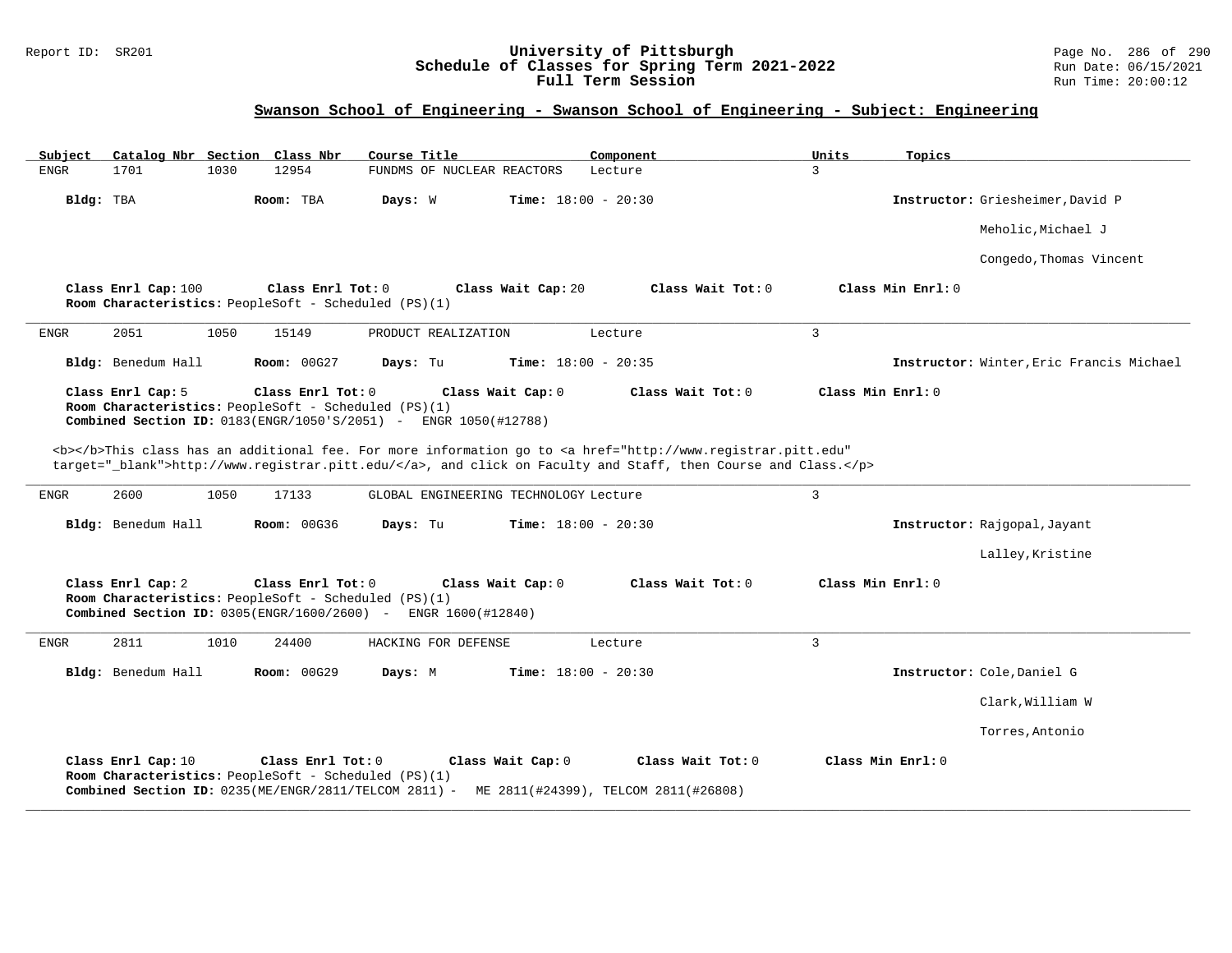## Swanson School of Engineering - Swanson School of Engineering - Subject: Engineering

| Subject | Catalog Nbr | Section | Class Nbr | Course Title | Component | Units | Topics |
|---|---|---|---|---|---|---|---|
| ENGR | 1701 | 1030 | 12954 | FUNDMS OF NUCLEAR REACTORS | Lecture | 3 | |

**Bldg:** TBA **Room:** TBA **Days:** W **Time:** 18:00 - 20:30 **Instructor:** Griesheimer,David P; Meholic,Michael J; Congedo,Thomas Vincent

**Class Enrl Cap:** 100 **Class Enrl Tot:** 0 **Class Wait Cap:** 20 **Class Wait Tot:** 0 **Class Min Enrl:** 0
**Room Characteristics:** PeopleSoft - Scheduled (PS)(1)

---

| Subject | Catalog Nbr | Section | Class Nbr | Course Title | Component | Units | Topics |
|---|---|---|---|---|---|---|---|
| ENGR | 2051 | 1050 | 15149 | PRODUCT REALIZATION | Lecture | 3 | |

**Bldg:** Benedum Hall **Room:** 00G27 **Days:** Tu **Time:** 18:00 - 20:35 **Instructor:** Winter,Eric Francis Michael

**Class Enrl Cap:** 5 **Class Enrl Tot:** 0 **Class Wait Cap:** 0 **Class Wait Tot:** 0 **Class Min Enrl:** 0
**Room Characteristics:** PeopleSoft - Scheduled (PS)(1)
**Combined Section ID:** 0183(ENGR/1050'S/2051) - ENGR 1050(#12788)

<b></b>This class has an additional fee. For more information go to <a href="http://www.registrar.pitt.edu" target="_blank">http://www.registrar.pitt.edu/</a>, and click on Faculty and Staff, then Course and Class.</p>

---

| Subject | Catalog Nbr | Section | Class Nbr | Course Title | Component | Units | Topics |
|---|---|---|---|---|---|---|---|
| ENGR | 2600 | 1050 | 17133 | GLOBAL ENGINEERING TECHNOLOGY | Lecture | 3 | |

**Bldg:** Benedum Hall **Room:** 00G36 **Days:** Tu **Time:** 18:00 - 20:30 **Instructor:** Rajgopal,Jayant; Lalley,Kristine

**Class Enrl Cap:** 2 **Class Enrl Tot:** 0 **Class Wait Cap:** 0 **Class Wait Tot:** 0 **Class Min Enrl:** 0
**Room Characteristics:** PeopleSoft - Scheduled (PS)(1)
**Combined Section ID:** 0305(ENGR/1600/2600) - ENGR 1600(#12840)

---

| Subject | Catalog Nbr | Section | Class Nbr | Course Title | Component | Units | Topics |
|---|---|---|---|---|---|---|---|
| ENGR | 2811 | 1010 | 24400 | HACKING FOR DEFENSE | Lecture | 3 | |

**Bldg:** Benedum Hall **Room:** 00G29 **Days:** M **Time:** 18:00 - 20:30 **Instructor:** Cole,Daniel G; Clark,William W; Torres,Antonio

**Class Enrl Cap:** 10 **Class Enrl Tot:** 0 **Class Wait Cap:** 0 **Class Wait Tot:** 0 **Class Min Enrl:** 0
**Room Characteristics:** PeopleSoft - Scheduled (PS)(1)
**Combined Section ID:** 0235(ME/ENGR/2811/TELCOM 2811) - ME 2811(#24399), TELCOM 2811(#26808)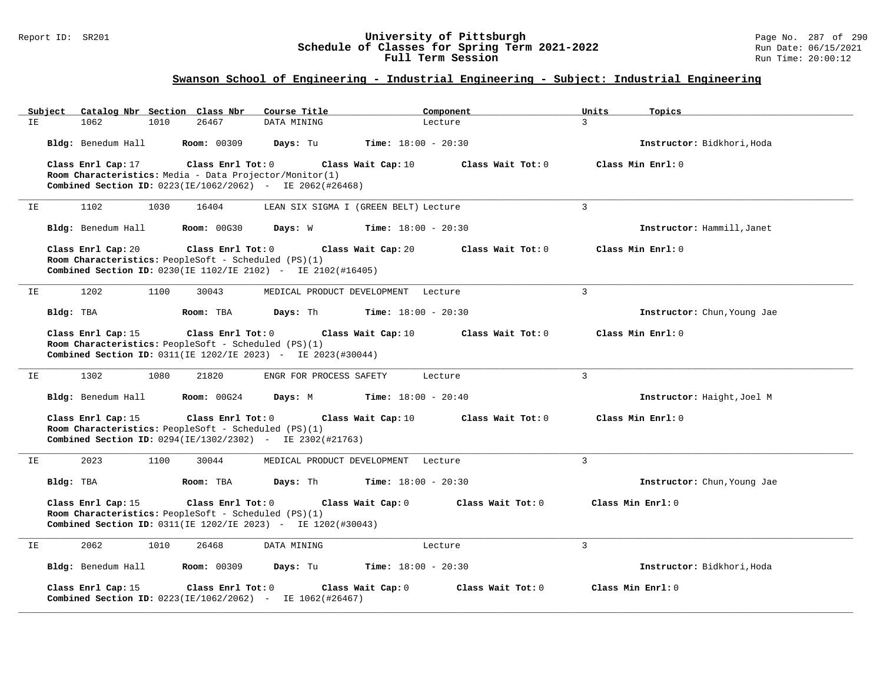## Swanson School of Engineering - Industrial Engineering - Subject: Industrial Engineering

| Subject | Catalog Nbr | Section | Class Nbr | Course Title | Component | Units | Topics |
|---|---|---|---|---|---|---|---|
| IE | 1062 | 1010 | 26467 | DATA MINING | Lecture | 3 | |

**Bldg:** Benedum Hall **Room:** 00309 **Days:** Tu **Time:** 18:00 - 20:30 **Instructor:** Bidkhori,Hoda

**Class Enrl Cap:** 17 **Class Enrl Tot:** 0 **Class Wait Cap:** 10 **Class Wait Tot:** 0 **Class Min Enrl:** 0
**Room Characteristics:** Media - Data Projector/Monitor(1)
**Combined Section ID:** 0223(IE/1062/2062) - IE 2062(#26468)

---

| Subject | Catalog Nbr | Section | Class Nbr | Course Title | Component | Units | Topics |
|---|---|---|---|---|---|---|---|
| IE | 1102 | 1030 | 16404 | LEAN SIX SIGMA I (GREEN BELT) | Lecture | 3 | |

**Bldg:** Benedum Hall **Room:** 00G30 **Days:** W **Time:** 18:00 - 20:30 **Instructor:** Hammill,Janet

**Class Enrl Cap:** 20 **Class Enrl Tot:** 0 **Class Wait Cap:** 20 **Class Wait Tot:** 0 **Class Min Enrl:** 0
**Room Characteristics:** PeopleSoft - Scheduled (PS)(1)
**Combined Section ID:** 0230(IE 1102/IE 2102) - IE 2102(#16405)

---

| Subject | Catalog Nbr | Section | Class Nbr | Course Title | Component | Units | Topics |
|---|---|---|---|---|---|---|---|
| IE | 1202 | 1100 | 30043 | MEDICAL PRODUCT DEVELOPMENT | Lecture | 3 | |

**Bldg:** TBA **Room:** TBA **Days:** Th **Time:** 18:00 - 20:30 **Instructor:** Chun,Young Jae

**Class Enrl Cap:** 15 **Class Enrl Tot:** 0 **Class Wait Cap:** 10 **Class Wait Tot:** 0 **Class Min Enrl:** 0
**Room Characteristics:** PeopleSoft - Scheduled (PS)(1)
**Combined Section ID:** 0311(IE 1202/IE 2023) - IE 2023(#30044)

---

| Subject | Catalog Nbr | Section | Class Nbr | Course Title | Component | Units | Topics |
|---|---|---|---|---|---|---|---|
| IE | 1302 | 1080 | 21820 | ENGR FOR PROCESS SAFETY | Lecture | 3 | |

**Bldg:** Benedum Hall **Room:** 00G24 **Days:** M **Time:** 18:00 - 20:40 **Instructor:** Haight,Joel M

**Class Enrl Cap:** 15 **Class Enrl Tot:** 0 **Class Wait Cap:** 10 **Class Wait Tot:** 0 **Class Min Enrl:** 0
**Room Characteristics:** PeopleSoft - Scheduled (PS)(1)
**Combined Section ID:** 0294(IE/1302/2302) - IE 2302(#21763)

---

| Subject | Catalog Nbr | Section | Class Nbr | Course Title | Component | Units | Topics |
|---|---|---|---|---|---|---|---|
| IE | 2023 | 1100 | 30044 | MEDICAL PRODUCT DEVELOPMENT | Lecture | 3 | |

**Bldg:** TBA **Room:** TBA **Days:** Th **Time:** 18:00 - 20:30 **Instructor:** Chun,Young Jae

**Class Enrl Cap:** 15 **Class Enrl Tot:** 0 **Class Wait Cap:** 0 **Class Wait Tot:** 0 **Class Min Enrl:** 0
**Room Characteristics:** PeopleSoft - Scheduled (PS)(1)
**Combined Section ID:** 0311(IE 1202/IE 2023) - IE 1202(#30043)

---

| Subject | Catalog Nbr | Section | Class Nbr | Course Title | Component | Units | Topics |
|---|---|---|---|---|---|---|---|
| IE | 2062 | 1010 | 26468 | DATA MINING | Lecture | 3 | |

**Bldg:** Benedum Hall **Room:** 00309 **Days:** Tu **Time:** 18:00 - 20:30 **Instructor:** Bidkhori,Hoda

**Class Enrl Cap:** 15 **Class Enrl Tot:** 0 **Class Wait Cap:** 0 **Class Wait Tot:** 0 **Class Min Enrl:** 0
**Combined Section ID:** 0223(IE/1062/2062) - IE 1062(#26467)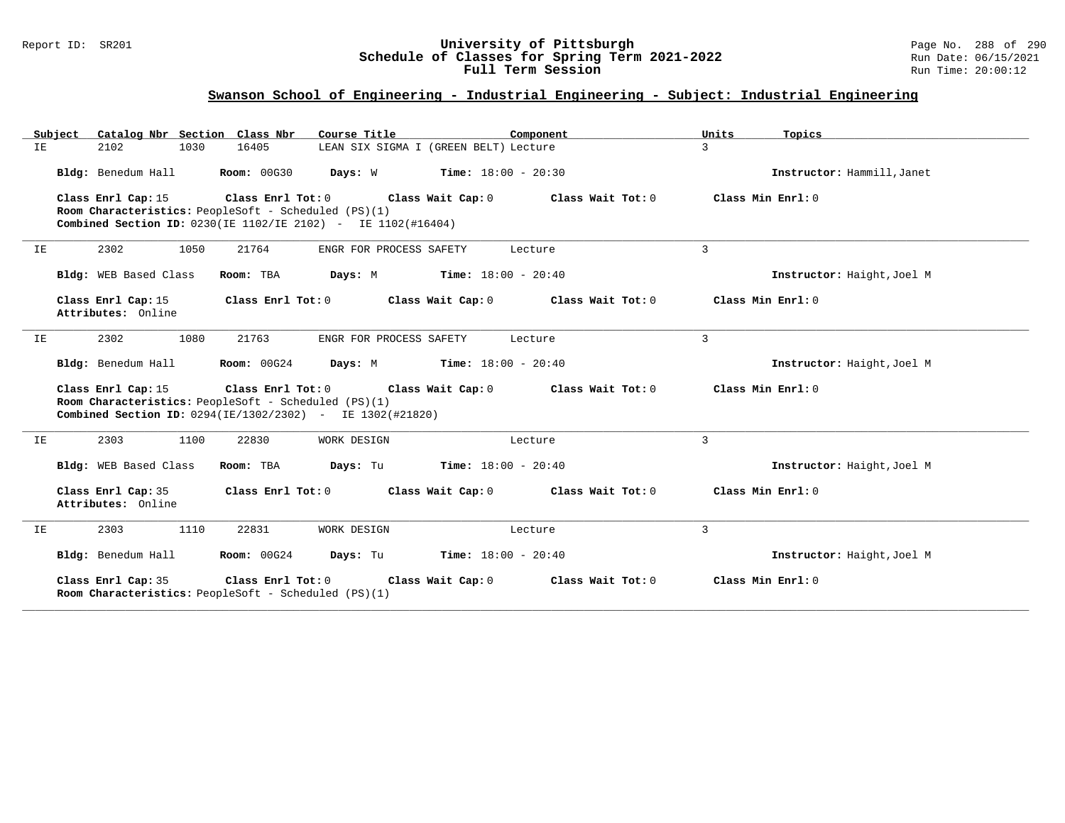## Swanson School of Engineering - Industrial Engineering - Subject: Industrial Engineering

| Subject | Catalog Nbr | Section | Class Nbr | Course Title | Component | Units | Topics |
|---|---|---|---|---|---|---|---|
| IE | 2102 | 1030 | 16405 | LEAN SIX SIGMA I (GREEN BELT) | Lecture | 3 | |

**Bldg:** Benedum Hall **Room:** 00G30 **Days:** W **Time:** 18:00 - 20:30 **Instructor:** Hammill,Janet

**Class Enrl Cap:** 15 **Class Enrl Tot:** 0 **Class Wait Cap:** 0 **Class Wait Tot:** 0 **Class Min Enrl:** 0
**Room Characteristics:** PeopleSoft - Scheduled (PS)(1)
**Combined Section ID:** 0230(IE 1102/IE 2102) - IE 1102(#16404)

---

| Subject | Catalog Nbr | Section | Class Nbr | Course Title | Component | Units | Topics |
|---|---|---|---|---|---|---|---|
| IE | 2302 | 1050 | 21764 | ENGR FOR PROCESS SAFETY | Lecture | 3 | |

**Bldg:** WEB Based Class **Room:** TBA **Days:** M **Time:** 18:00 - 20:40 **Instructor:** Haight,Joel M

**Class Enrl Cap:** 15 **Class Enrl Tot:** 0 **Class Wait Cap:** 0 **Class Wait Tot:** 0 **Class Min Enrl:** 0
**Attributes:** Online

---

| Subject | Catalog Nbr | Section | Class Nbr | Course Title | Component | Units | Topics |
|---|---|---|---|---|---|---|---|
| IE | 2302 | 1080 | 21763 | ENGR FOR PROCESS SAFETY | Lecture | 3 | |

**Bldg:** Benedum Hall **Room:** 00G24 **Days:** M **Time:** 18:00 - 20:40 **Instructor:** Haight,Joel M

**Class Enrl Cap:** 15 **Class Enrl Tot:** 0 **Class Wait Cap:** 0 **Class Wait Tot:** 0 **Class Min Enrl:** 0
**Room Characteristics:** PeopleSoft - Scheduled (PS)(1)
**Combined Section ID:** 0294(IE/1302/2302) - IE 1302(#21820)

---

| Subject | Catalog Nbr | Section | Class Nbr | Course Title | Component | Units | Topics |
|---|---|---|---|---|---|---|---|
| IE | 2303 | 1100 | 22830 | WORK DESIGN | Lecture | 3 | |

**Bldg:** WEB Based Class **Room:** TBA **Days:** Tu **Time:** 18:00 - 20:40 **Instructor:** Haight,Joel M

**Class Enrl Cap:** 35 **Class Enrl Tot:** 0 **Class Wait Cap:** 0 **Class Wait Tot:** 0 **Class Min Enrl:** 0
**Attributes:** Online

---

| Subject | Catalog Nbr | Section | Class Nbr | Course Title | Component | Units | Topics |
|---|---|---|---|---|---|---|---|
| IE | 2303 | 1110 | 22831 | WORK DESIGN | Lecture | 3 | |

**Bldg:** Benedum Hall **Room:** 00G24 **Days:** Tu **Time:** 18:00 - 20:40 **Instructor:** Haight,Joel M

**Class Enrl Cap:** 35 **Class Enrl Tot:** 0 **Class Wait Cap:** 0 **Class Wait Tot:** 0 **Class Min Enrl:** 0
**Room Characteristics:** PeopleSoft - Scheduled (PS)(1)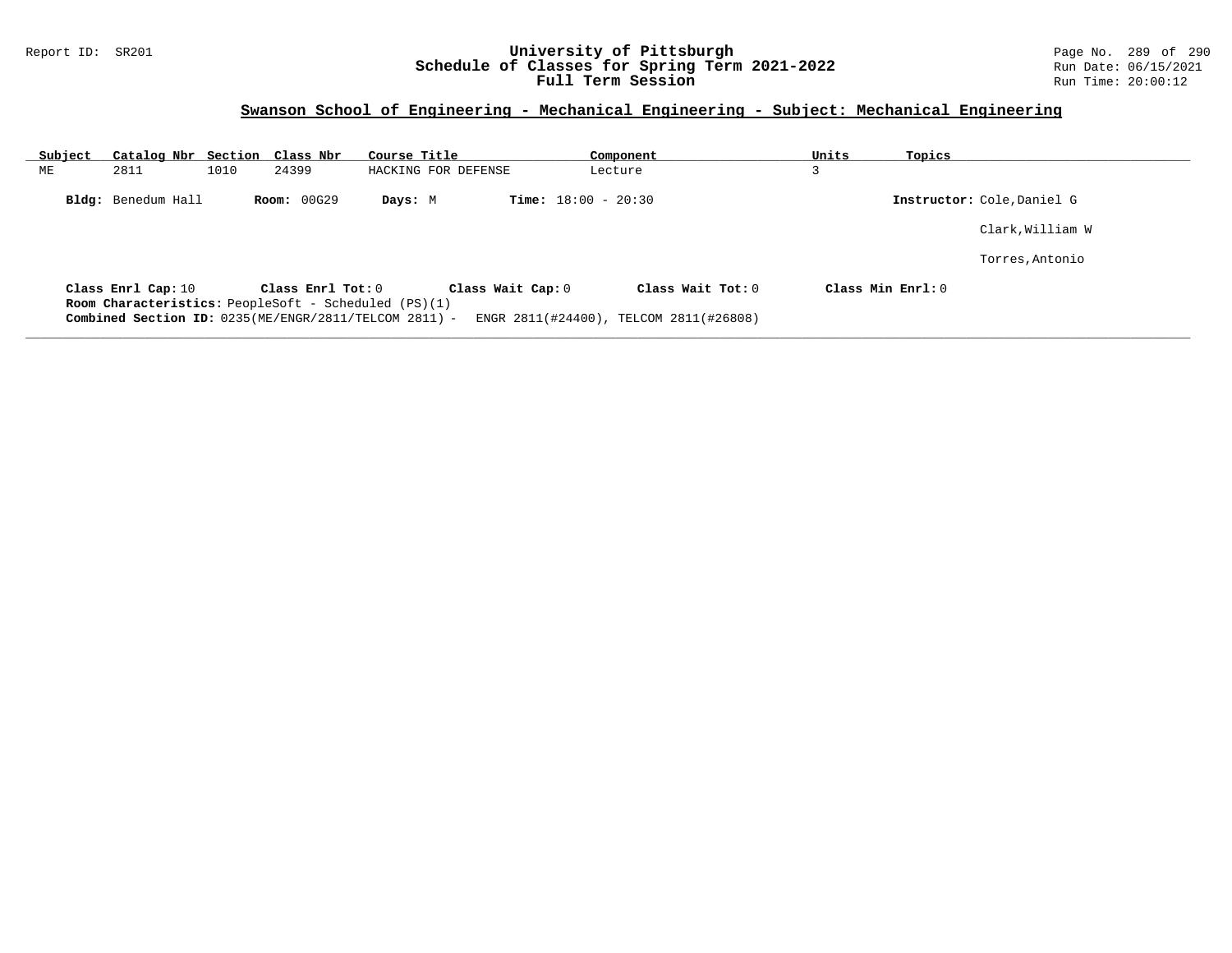## Swanson School of Engineering - Mechanical Engineering - Subject: Mechanical Engineering

| Subject | Catalog Nbr | Section | Class Nbr | Course Title | Component | Units | Topics |
|---|---|---|---|---|---|---|---|
| ME | 2811 | 1010 | 24399 | HACKING FOR DEFENSE | Lecture | 3 | |

**Bldg:** Benedum Hall **Room:** 00G29 **Days:** M **Time:** 18:00 - 20:30 **Instructor:** Cole,Daniel G

Clark,William W

Torres,Antonio

**Class Enrl Cap:** 10 **Class Enrl Tot:** 0 **Class Wait Cap:** 0 **Class Wait Tot:** 0 **Class Min Enrl:** 0

**Room Characteristics:** PeopleSoft - Scheduled (PS)(1)

**Combined Section ID:** 0235(ME/ENGR/2811/TELCOM 2811) - ENGR 2811(#24400), TELCOM 2811(#26808)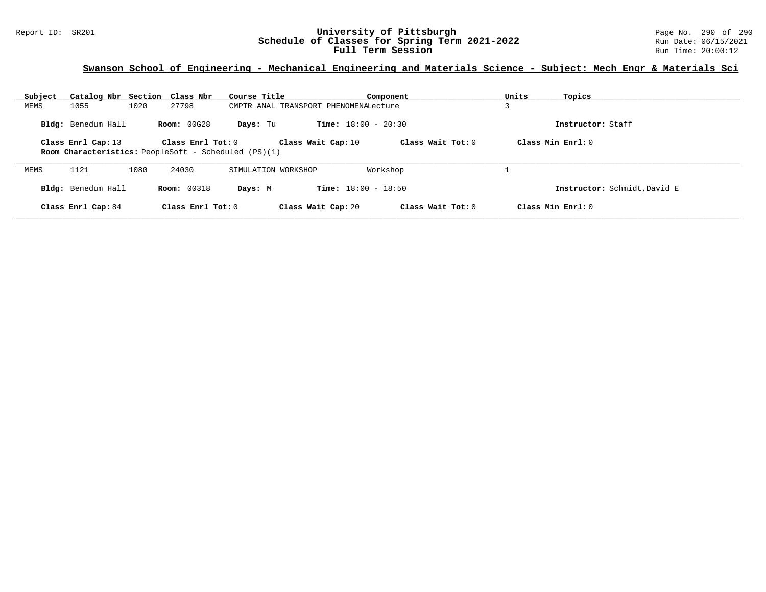## Swanson School of Engineering - Mechanical Engineering and Materials Science - Subject: Mech Engr & Materials Sci

| Subject | Catalog Nbr | Section | Class Nbr | Course Title | Component | Units | Topics |
|---|---|---|---|---|---|---|---|
| MEMS | 1055 | 1020 | 27798 | CMPTR ANAL TRANSPORT PHENOMENA | Lecture | 3 | |

**Bldg:** Benedum Hall **Room:** 00G28 **Days:** Tu **Time:** 18:00 - 20:30 **Instructor:** Staff

**Class Enrl Cap:** 13 **Class Enrl Tot:** 0 **Class Wait Cap:** 10 **Class Wait Tot:** 0 **Class Min Enrl:** 0

**Room Characteristics:** PeopleSoft - Scheduled (PS)(1)

| Subject | Catalog Nbr | Section | Class Nbr | Course Title | Component | Units | Topics |
|---|---|---|---|---|---|---|---|
| MEMS | 1121 | 1080 | 24030 | SIMULATION WORKSHOP | Workshop | 1 | |

**Bldg:** Benedum Hall **Room:** 00318 **Days:** M **Time:** 18:00 - 18:50 **Instructor:** Schmidt,David E

**Class Enrl Cap:** 84 **Class Enrl Tot:** 0 **Class Wait Cap:** 20 **Class Wait Tot:** 0 **Class Min Enrl:** 0